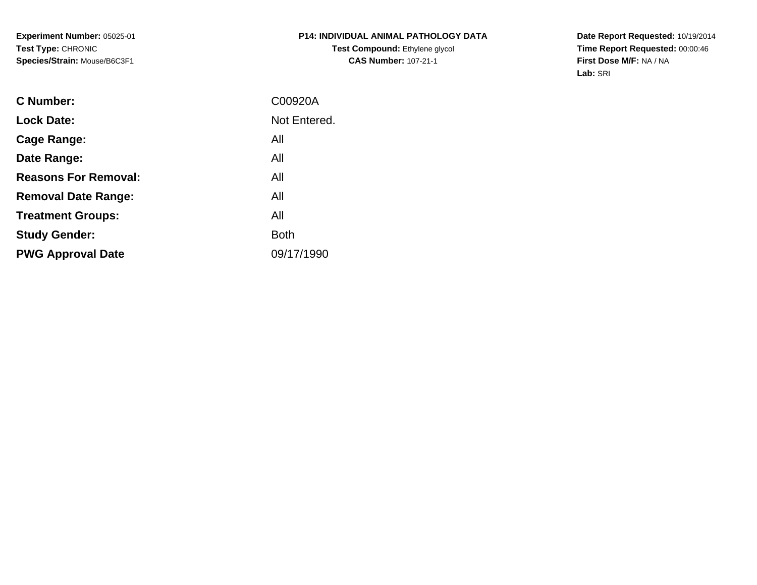**Experiment Number:** 05025-01
**Test Type:** CHRONIC
**Species/Strain:** Mouse/B6C3F1

**P14: INDIVIDUAL ANIMAL PATHOLOGY DATA**
**Test Compound:** Ethylene glycol
**CAS Number:** 107-21-1

**Date Report Requested:** 10/19/2014
**Time Report Requested:** 00:00:46
**First Dose M/F:** NA / NA
**Lab:** SRI

| | |
|---|---|
| **C Number:** | C00920A |
| **Lock Date:** | Not Entered. |
| **Cage Range:** | All |
| **Date Range:** | All |
| **Reasons For Removal:** | All |
| **Removal Date Range:** | All |
| **Treatment Groups:** | All |
| **Study Gender:** | Both |
| **PWG Approval Date** | 09/17/1990 |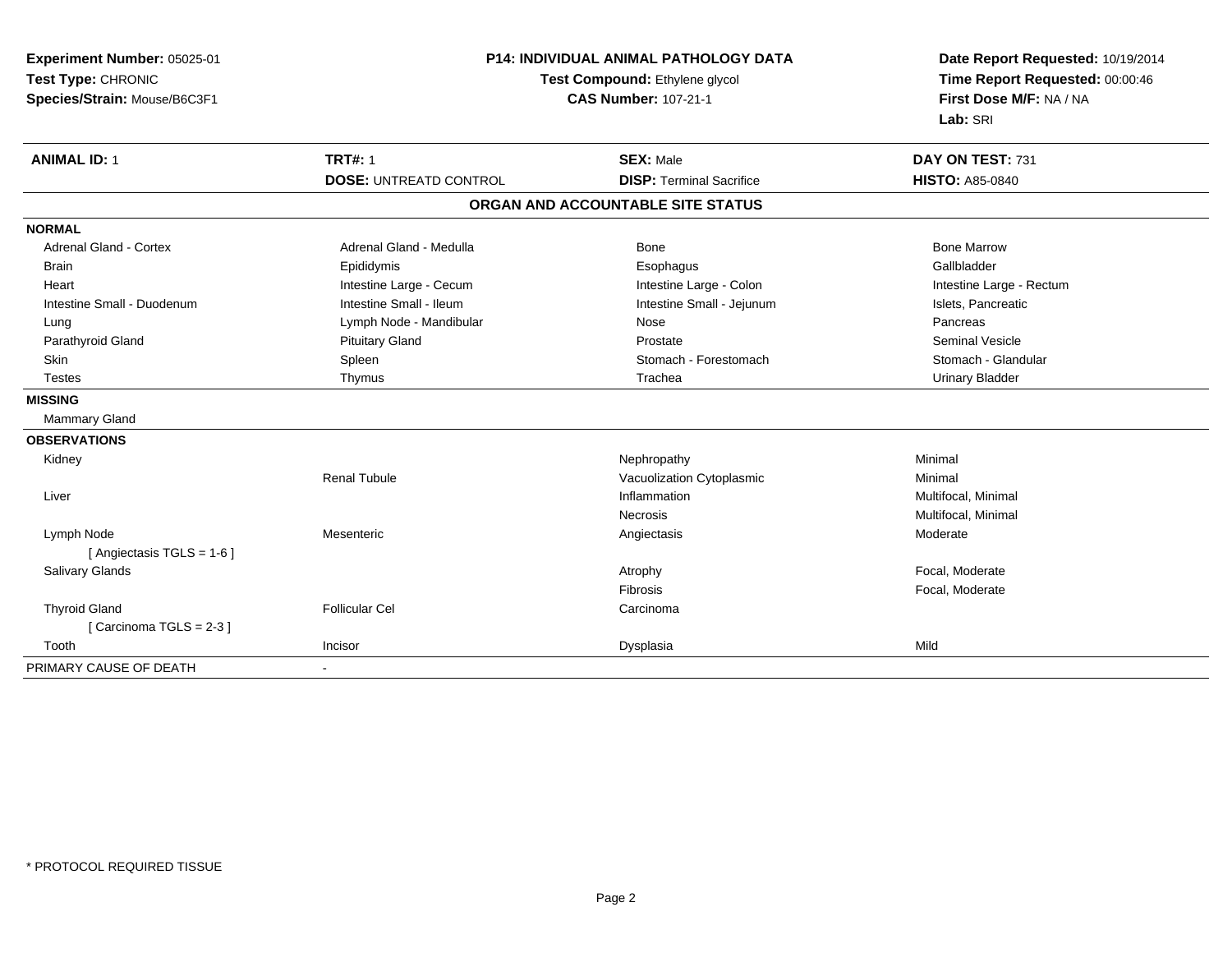**Experiment Number:** 05025-01
**Test Type:** CHRONIC
**Species/Strain:** Mouse/B6C3F1

**P14: INDIVIDUAL ANIMAL PATHOLOGY DATA**
**Test Compound:** Ethylene glycol
**CAS Number:** 107-21-1

**Date Report Requested:** 10/19/2014
**Time Report Requested:** 00:00:46
**First Dose M/F:** NA / NA
**Lab:** SRI

| **ANIMAL ID:** 1 | **TRT#:** 1 | **SEX:** Male | **DAY ON TEST:** 731 |
|---|---|---|---|
| | **DOSE:** UNTREATD CONTROL | **DISP:** Terminal Sacrifice | **HISTO:** A85-0840 |

## ORGAN AND ACCOUNTABLE SITE STATUS

**NORMAL**

| | | | |
|---|---|---|---|
| Adrenal Gland - Cortex | Adrenal Gland - Medulla | Bone | Bone Marrow |
| Brain | Epididymis | Esophagus | Gallbladder |
| Heart | Intestine Large - Cecum | Intestine Large - Colon | Intestine Large - Rectum |
| Intestine Small - Duodenum | Intestine Small - Ileum | Intestine Small - Jejunum | Islets, Pancreatic |
| Lung | Lymph Node - Mandibular | Nose | Pancreas |
| Parathyroid Gland | Pituitary Gland | Prostate | Seminal Vesicle |
| Skin | Spleen | Stomach - Forestomach | Stomach - Glandular |
| Testes | Thymus | Trachea | Urinary Bladder |

**MISSING**

Mammary Gland

**OBSERVATIONS**

| | | | |
|---|---|---|---|
| Kidney | | Nephropathy | Minimal |
| | Renal Tubule | Vacuolization Cytoplasmic | Minimal |
| Liver | | Inflammation | Multifocal, Minimal |
| | | Necrosis | Multifocal, Minimal |
| Lymph Node | Mesenteric | Angiectasis | Moderate |
| [ Angiectasis TGLS = 1-6 ] | | | |
| Salivary Glands | | Atrophy | Focal, Moderate |
| | | Fibrosis | Focal, Moderate |
| Thyroid Gland | Follicular Cel | Carcinoma | |
| [ Carcinoma TGLS = 2-3 ] | | | |
| Tooth | Incisor | Dysplasia | Mild |

PRIMARY CAUSE OF DEATH -

* PROTOCOL REQUIRED TISSUE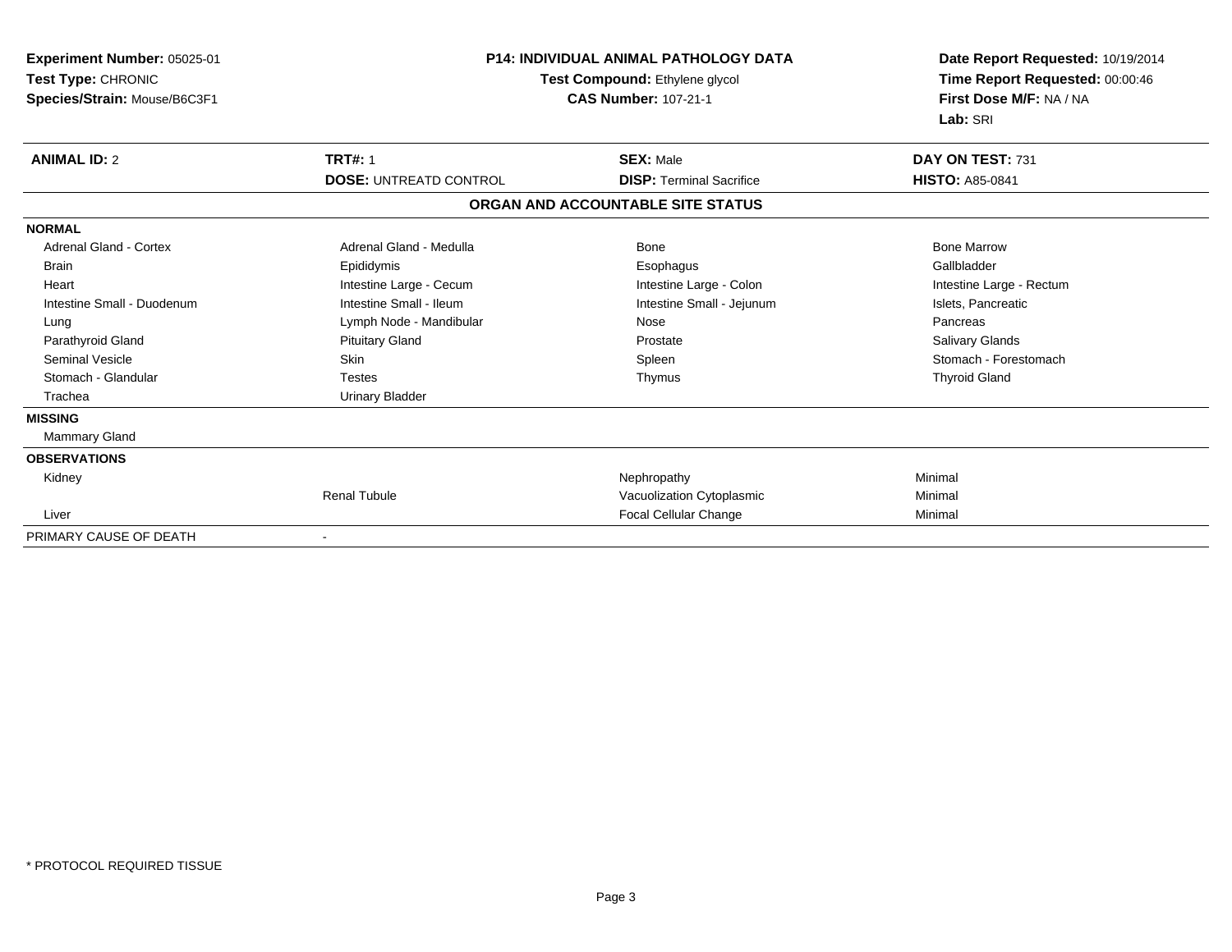**Experiment Number:** 05025-01
**Test Type:** CHRONIC
**Species/Strain:** Mouse/B6C3F1

**P14: INDIVIDUAL ANIMAL PATHOLOGY DATA**
**Test Compound:** Ethylene glycol
**CAS Number:** 107-21-1

**Date Report Requested:** 10/19/2014
**Time Report Requested:** 00:00:46
**First Dose M/F:** NA / NA
**Lab:** SRI

| **ANIMAL ID:** 2 | **TRT#:** 1 | **SEX:** Male | **DAY ON TEST:** 731 |
|---|---|---|---|
| | **DOSE:** UNTREATD CONTROL | **DISP:** Terminal Sacrifice | **HISTO:** A85-0841 |

**ORGAN AND ACCOUNTABLE SITE STATUS**

| | | | |
|---|---|---|---|
| **NORMAL** | | | |
| Adrenal Gland - Cortex | Adrenal Gland - Medulla | Bone | Bone Marrow |
| Brain | Epididymis | Esophagus | Gallbladder |
| Heart | Intestine Large - Cecum | Intestine Large - Colon | Intestine Large - Rectum |
| Intestine Small - Duodenum | Intestine Small - Ileum | Intestine Small - Jejunum | Islets, Pancreatic |
| Lung | Lymph Node - Mandibular | Nose | Pancreas |
| Parathyroid Gland | Pituitary Gland | Prostate | Salivary Glands |
| Seminal Vesicle | Skin | Spleen | Stomach - Forestomach |
| Stomach - Glandular | Testes | Thymus | Thyroid Gland |
| Trachea | Urinary Bladder | | |
| **MISSING** | | | |
| Mammary Gland | | | |
| **OBSERVATIONS** | | | |
| Kidney | | Nephropathy | Minimal |
| | Renal Tubule | Vacuolization Cytoplasmic | Minimal |
| Liver | | Focal Cellular Change | Minimal |
| PRIMARY CAUSE OF DEATH | - | | |

\* PROTOCOL REQUIRED TISSUE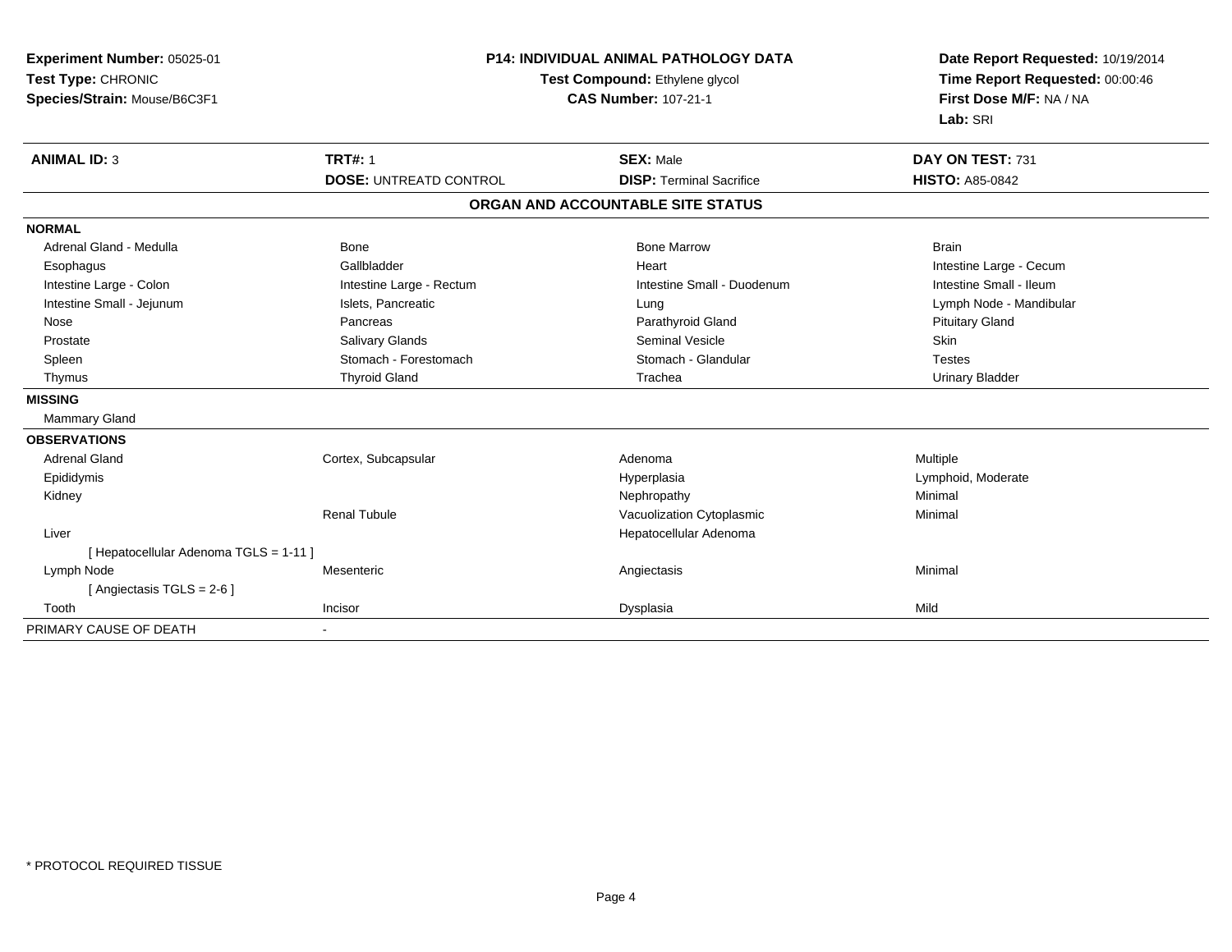**Experiment Number:** 05025-01
**Test Type:** CHRONIC
**Species/Strain:** Mouse/B6C3F1

**P14: INDIVIDUAL ANIMAL PATHOLOGY DATA**
**Test Compound:** Ethylene glycol
**CAS Number:** 107-21-1

**Date Report Requested:** 10/19/2014
**Time Report Requested:** 00:00:46
**First Dose M/F:** NA / NA
**Lab:** SRI

| **ANIMAL ID:** 3 | **TRT#:** 1 | **SEX:** Male | **DAY ON TEST:** 731 |
|---|---|---|---|
| | **DOSE:** UNTREATD CONTROL | **DISP:** Terminal Sacrifice | **HISTO:** A85-0842 |

**ORGAN AND ACCOUNTABLE SITE STATUS**

| | | | |
|---|---|---|---|
| **NORMAL** | | | |
| Adrenal Gland - Medulla | Bone | Bone Marrow | Brain |
| Esophagus | Gallbladder | Heart | Intestine Large - Cecum |
| Intestine Large - Colon | Intestine Large - Rectum | Intestine Small - Duodenum | Intestine Small - Ileum |
| Intestine Small - Jejunum | Islets, Pancreatic | Lung | Lymph Node - Mandibular |
| Nose | Pancreas | Parathyroid Gland | Pituitary Gland |
| Prostate | Salivary Glands | Seminal Vesicle | Skin |
| Spleen | Stomach - Forestomach | Stomach - Glandular | Testes |
| Thymus | Thyroid Gland | Trachea | Urinary Bladder |
| **MISSING** | | | |
| Mammary Gland | | | |
| **OBSERVATIONS** | | | |
| Adrenal Gland | Cortex, Subcapsular | Adenoma | Multiple |
| Epididymis | | Hyperplasia | Lymphoid, Moderate |
| Kidney | | Nephropathy | Minimal |
| | Renal Tubule | Vacuolization Cytoplasmic | Minimal |
| Liver | | Hepatocellular Adenoma | |
| [ Hepatocellular Adenoma TGLS = 1-11 ] | | | |
| Lymph Node | Mesenteric | Angiectasis | Minimal |
| [ Angiectasis TGLS = 2-6 ] | | | |
| Tooth | Incisor | Dysplasia | Mild |
| PRIMARY CAUSE OF DEATH | - | | |

\* PROTOCOL REQUIRED TISSUE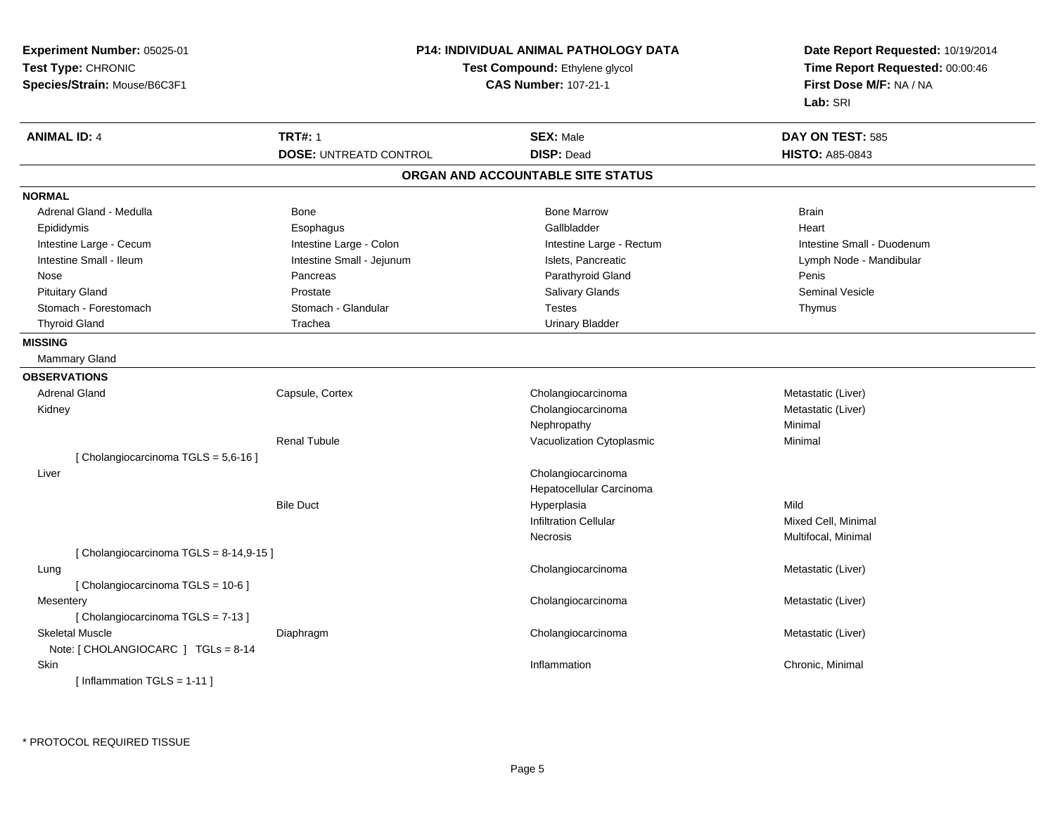**Experiment Number:** 05025-01
**Test Type:** CHRONIC
**Species/Strain:** Mouse/B6C3F1

**P14: INDIVIDUAL ANIMAL PATHOLOGY DATA**
**Test Compound:** Ethylene glycol
**CAS Number:** 107-21-1

**Date Report Requested:** 10/19/2014
**Time Report Requested:** 00:00:46
**First Dose M/F:** NA / NA
**Lab:** SRI

| **ANIMAL ID:** 4 | **TRT#:** 1 | **SEX:** Male | **DAY ON TEST:** 585 |
|---|---|---|---|
| | **DOSE:** UNTREATD CONTROL | **DISP:** Dead | **HISTO:** A85-0843 |

## ORGAN AND ACCOUNTABLE SITE STATUS

**NORMAL**

| | | | |
|---|---|---|---|
| Adrenal Gland - Medulla | Bone | Bone Marrow | Brain |
| Epididymis | Esophagus | Gallbladder | Heart |
| Intestine Large - Cecum | Intestine Large - Colon | Intestine Large - Rectum | Intestine Small - Duodenum |
| Intestine Small - Ileum | Intestine Small - Jejunum | Islets, Pancreatic | Lymph Node - Mandibular |
| Nose | Pancreas | Parathyroid Gland | Penis |
| Pituitary Gland | Prostate | Salivary Glands | Seminal Vesicle |
| Stomach - Forestomach | Stomach - Glandular | Testes | Thymus |
| Thyroid Gland | Trachea | Urinary Bladder | |

**MISSING**

Mammary Gland

**OBSERVATIONS**

| | | | |
|---|---|---|---|
| Adrenal Gland | Capsule, Cortex | Cholangiocarcinoma | Metastatic (Liver) |
| Kidney | | Cholangiocarcinoma | Metastatic (Liver) |
| | | Nephropathy | Minimal |
| | Renal Tubule | Vacuolization Cytoplasmic | Minimal |
| [ Cholangiocarcinoma TGLS = 5,6-16 ] | | | |
| Liver | | Cholangiocarcinoma | |
| | | Hepatocellular Carcinoma | |
| | Bile Duct | Hyperplasia | Mild |
| | | Infiltration Cellular | Mixed Cell, Minimal |
| | | Necrosis | Multifocal, Minimal |
| [ Cholangiocarcinoma TGLS = 8-14,9-15 ] | | | |
| Lung | | Cholangiocarcinoma | Metastatic (Liver) |
| [ Cholangiocarcinoma TGLS = 10-6 ] | | | |
| Mesentery | | Cholangiocarcinoma | Metastatic (Liver) |
| [ Cholangiocarcinoma TGLS = 7-13 ] | | | |
| Skeletal Muscle | Diaphragm | Cholangiocarcinoma | Metastatic (Liver) |
| Note: [ CHOLANGIOCARC ] TGLs = 8-14 | | | |
| Skin | | Inflammation | Chronic, Minimal |
| [ Inflammation TGLS = 1-11 ] | | | |

* PROTOCOL REQUIRED TISSUE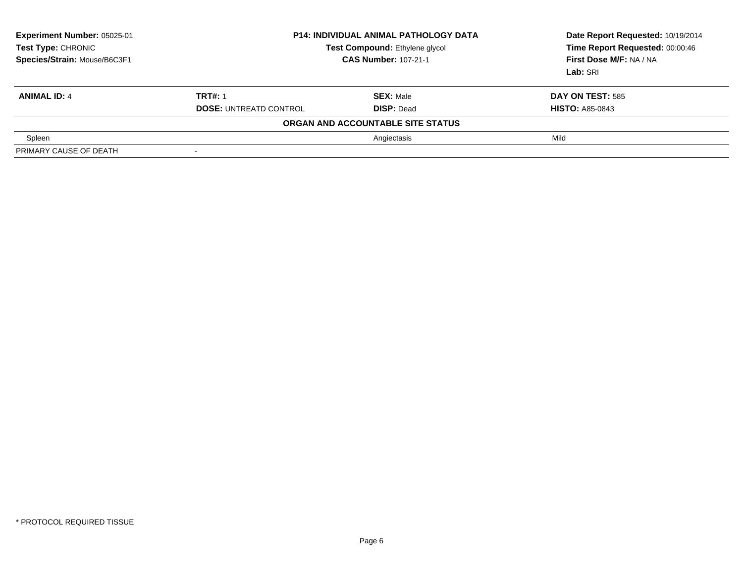**Experiment Number:** 05025-01
**Test Type:** CHRONIC
**Species/Strain:** Mouse/B6C3F1

**P14: INDIVIDUAL ANIMAL PATHOLOGY DATA**
**Test Compound:** Ethylene glycol
**CAS Number:** 107-21-1

**Date Report Requested:** 10/19/2014
**Time Report Requested:** 00:00:46
**First Dose M/F:** NA / NA
**Lab:** SRI

| **ANIMAL ID:** 4 | **TRT#:** 1 | **SEX:** Male | **DAY ON TEST:** 585 |
|---|---|---|---|
| | **DOSE:** UNTREATD CONTROL | **DISP:** Dead | **HISTO:** A85-0843 |

**ORGAN AND ACCOUNTABLE SITE STATUS**

| | | | |
|---|---|---|---|
| Spleen | | Angiectasis | Mild |
| PRIMARY CAUSE OF DEATH | - | | |

* PROTOCOL REQUIRED TISSUE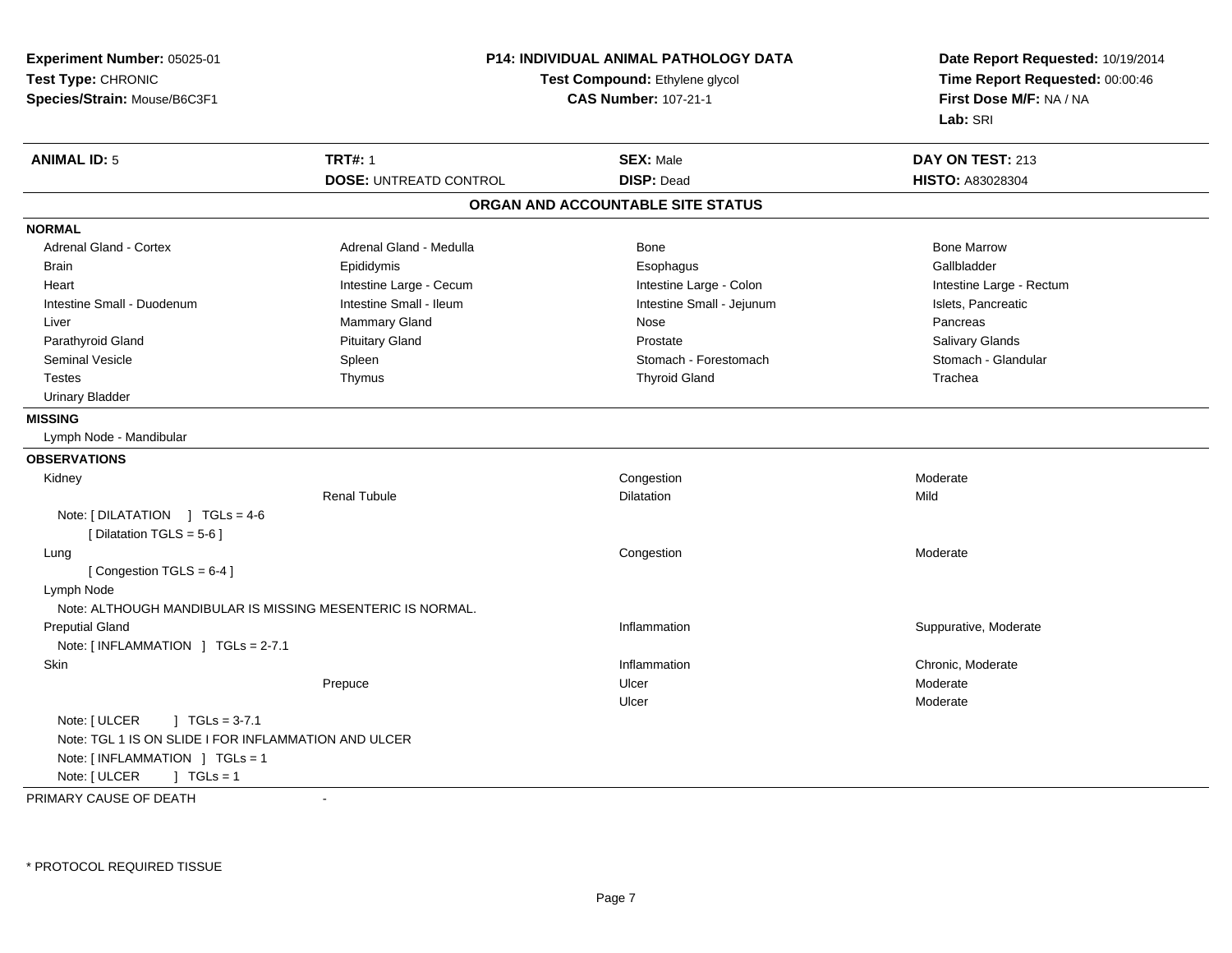**Experiment Number:** 05025-01
**Test Type:** CHRONIC
**Species/Strain:** Mouse/B6C3F1

**P14: INDIVIDUAL ANIMAL PATHOLOGY DATA**
**Test Compound:** Ethylene glycol
**CAS Number:** 107-21-1

**Date Report Requested:** 10/19/2014
**Time Report Requested:** 00:00:46
**First Dose M/F:** NA / NA
**Lab:** SRI

| **ANIMAL ID:** 5 | **TRT#:** 1 | **SEX:** Male | **DAY ON TEST:** 213 |
|---|---|---|---|
| | **DOSE:** UNTREATD CONTROL | **DISP:** Dead | **HISTO:** A83028304 |

## ORGAN AND ACCOUNTABLE SITE STATUS

**NORMAL**

| | | | |
|---|---|---|---|
| Adrenal Gland - Cortex | Adrenal Gland - Medulla | Bone | Bone Marrow |
| Brain | Epididymis | Esophagus | Gallbladder |
| Heart | Intestine Large - Cecum | Intestine Large - Colon | Intestine Large - Rectum |
| Intestine Small - Duodenum | Intestine Small - Ileum | Intestine Small - Jejunum | Islets, Pancreatic |
| Liver | Mammary Gland | Nose | Pancreas |
| Parathyroid Gland | Pituitary Gland | Prostate | Salivary Glands |
| Seminal Vesicle | Spleen | Stomach - Forestomach | Stomach - Glandular |
| Testes | Thymus | Thyroid Gland | Trachea |
| Urinary Bladder | | | |

**MISSING**

Lymph Node - Mandibular

**OBSERVATIONS**

| | | | |
|---|---|---|---|
| Kidney | | Congestion | Moderate |
| | Renal Tubule | Dilatation | Mild |
| Note: [ DILATATION ] TGLs = 4-6 | | | |
| [ Dilatation TGLS = 5-6 ] | | | |
| Lung | | Congestion | Moderate |
| [ Congestion TGLS = 6-4 ] | | | |
| Lymph Node | | | |
| Note: ALTHOUGH MANDIBULAR IS MISSING MESENTERIC IS NORMAL. | | | |
| Preputial Gland | | Inflammation | Suppurative, Moderate |
| Note: [ INFLAMMATION ] TGLs = 2-7.1 | | | |
| Skin | | Inflammation | Chronic, Moderate |
| | Prepuce | Ulcer | Moderate |
| | | Ulcer | Moderate |
| Note: [ ULCER ] TGLs = 3-7.1 | | | |
| Note: TGL 1 IS ON SLIDE I FOR INFLAMMATION AND ULCER | | | |
| Note: [ INFLAMMATION ] TGLs = 1 | | | |
| Note: [ ULCER ] TGLs = 1 | | | |

PRIMARY CAUSE OF DEATH -

\* PROTOCOL REQUIRED TISSUE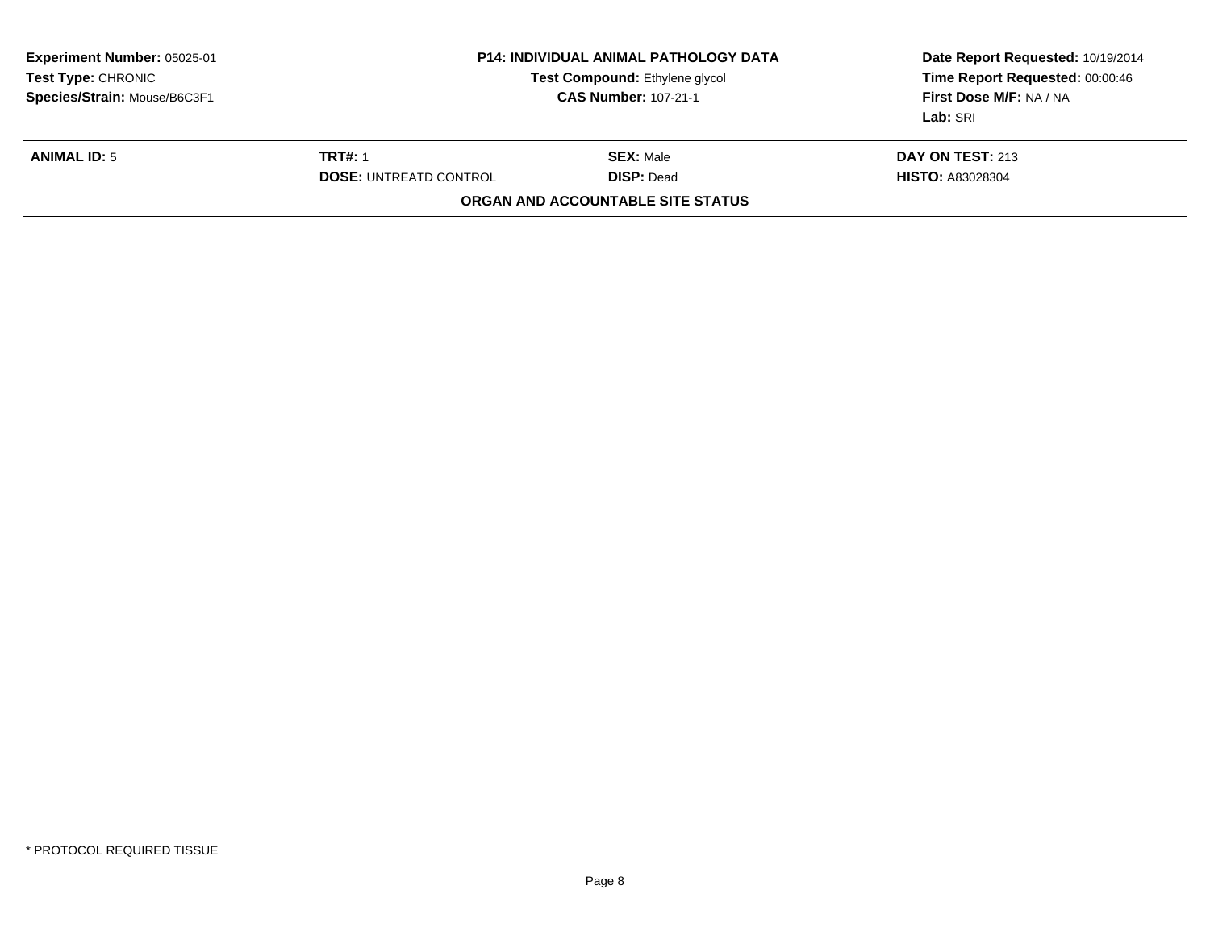**Experiment Number:** 05025-01
**Test Type:** CHRONIC
**Species/Strain:** Mouse/B6C3F1

**P14: INDIVIDUAL ANIMAL PATHOLOGY DATA**
**Test Compound:** Ethylene glycol
**CAS Number:** 107-21-1

**Date Report Requested:** 10/19/2014
**Time Report Requested:** 00:00:46
**First Dose M/F:** NA / NA
**Lab:** SRI

| **ANIMAL ID:** 5 | **TRT#:** 1 | **SEX:** Male | **DAY ON TEST:** 213 |
|---|---|---|---|
| | **DOSE:** UNTREATD CONTROL | **DISP:** Dead | **HISTO:** A83028304 |

**ORGAN AND ACCOUNTABLE SITE STATUS**

* PROTOCOL REQUIRED TISSUE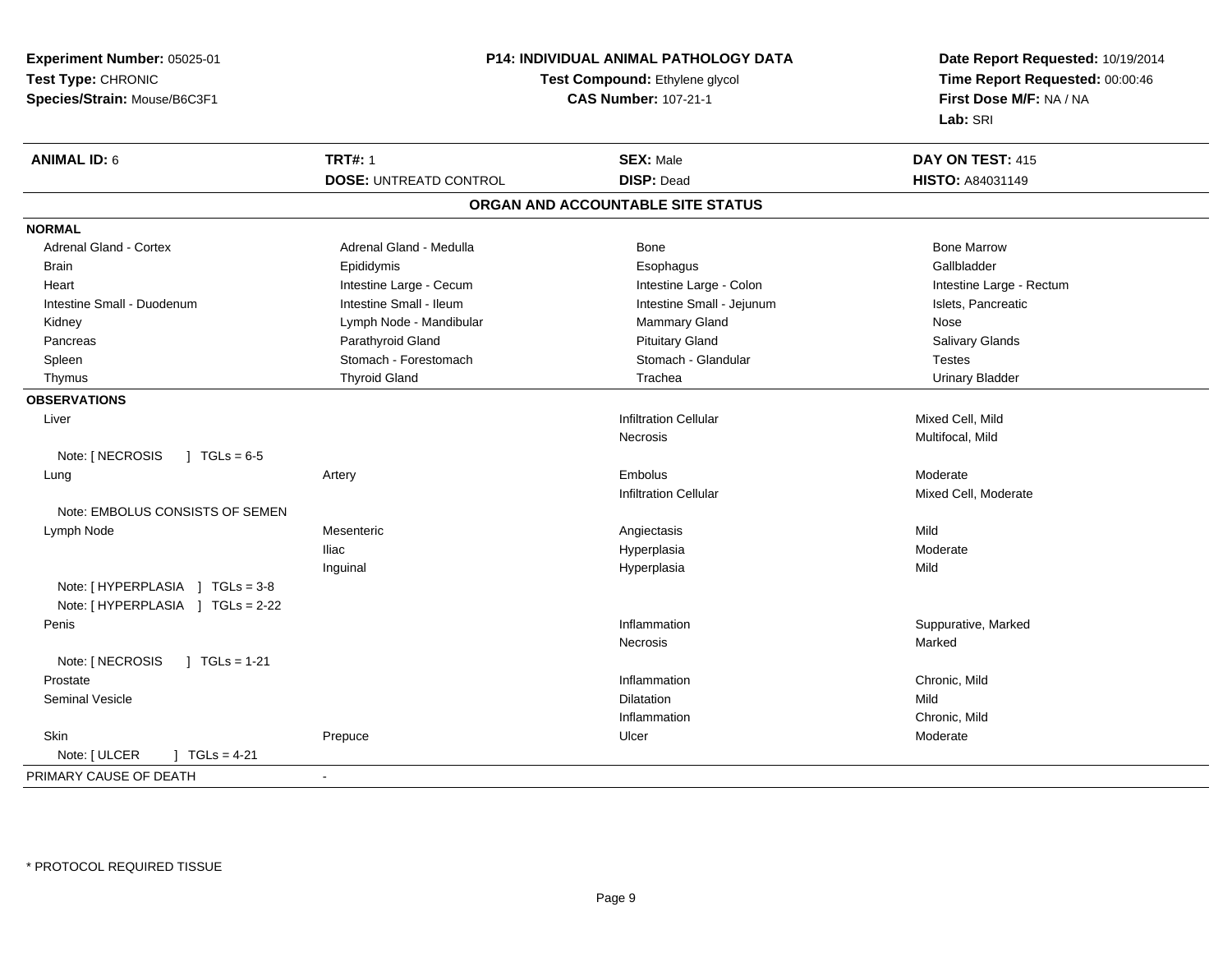**Experiment Number:** 05025-01
**Test Type:** CHRONIC
**Species/Strain:** Mouse/B6C3F1

**P14: INDIVIDUAL ANIMAL PATHOLOGY DATA**
**Test Compound:** Ethylene glycol
**CAS Number:** 107-21-1

**Date Report Requested:** 10/19/2014
**Time Report Requested:** 00:00:46
**First Dose M/F:** NA / NA
**Lab:** SRI

| **ANIMAL ID:** 6 | **TRT#:** 1 | **SEX:** Male | **DAY ON TEST:** 415 |
|---|---|---|---|
| | **DOSE:** UNTREATD CONTROL | **DISP:** Dead | **HISTO:** A84031149 |

## ORGAN AND ACCOUNTABLE SITE STATUS

**NORMAL**

| | | | |
|---|---|---|---|
| Adrenal Gland - Cortex | Adrenal Gland - Medulla | Bone | Bone Marrow |
| Brain | Epididymis | Esophagus | Gallbladder |
| Heart | Intestine Large - Cecum | Intestine Large - Colon | Intestine Large - Rectum |
| Intestine Small - Duodenum | Intestine Small - Ileum | Intestine Small - Jejunum | Islets, Pancreatic |
| Kidney | Lymph Node - Mandibular | Mammary Gland | Nose |
| Pancreas | Parathyroid Gland | Pituitary Gland | Salivary Glands |
| Spleen | Stomach - Forestomach | Stomach - Glandular | Testes |
| Thymus | Thyroid Gland | Trachea | Urinary Bladder |

**OBSERVATIONS**

| | | | |
|---|---|---|---|
| Liver | | Infiltration Cellular | Mixed Cell, Mild |
| | | Necrosis | Multifocal, Mild |
| Note: [ NECROSIS ] TGLs = 6-5 | | | |
| Lung | Artery | Embolus | Moderate |
| | | Infiltration Cellular | Mixed Cell, Moderate |
| Note: EMBOLUS CONSISTS OF SEMEN | | | |
| Lymph Node | Mesenteric | Angiectasis | Mild |
| | Iliac | Hyperplasia | Moderate |
| | Inguinal | Hyperplasia | Mild |
| Note: [ HYPERPLASIA ] TGLs = 3-8 | | | |
| Note: [ HYPERPLASIA ] TGLs = 2-22 | | | |
| Penis | | Inflammation | Suppurative, Marked |
| | | Necrosis | Marked |
| Note: [ NECROSIS ] TGLs = 1-21 | | | |
| Prostate | | Inflammation | Chronic, Mild |
| Seminal Vesicle | | Dilatation | Mild |
| | | Inflammation | Chronic, Mild |
| Skin | Prepuce | Ulcer | Moderate |
| Note: [ ULCER ] TGLs = 4-21 | | | |

PRIMARY CAUSE OF DEATH -

* PROTOCOL REQUIRED TISSUE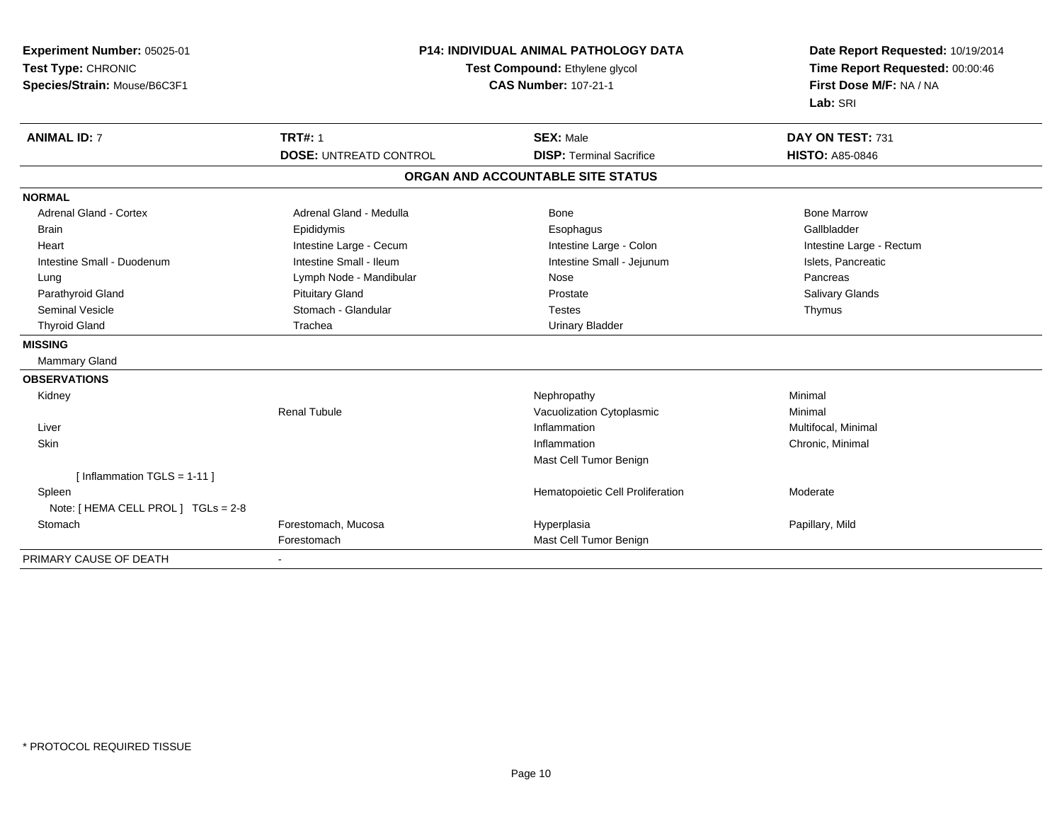**Experiment Number:** 05025-01
**Test Type:** CHRONIC
**Species/Strain:** Mouse/B6C3F1

**P14: INDIVIDUAL ANIMAL PATHOLOGY DATA**
**Test Compound:** Ethylene glycol
**CAS Number:** 107-21-1

**Date Report Requested:** 10/19/2014
**Time Report Requested:** 00:00:46
**First Dose M/F:** NA / NA
**Lab:** SRI

| **ANIMAL ID:** 7 | **TRT#:** 1 | **SEX:** Male | **DAY ON TEST:** 731 |
|---|---|---|---|
| | **DOSE:** UNTREATD CONTROL | **DISP:** Terminal Sacrifice | **HISTO:** A85-0846 |

## ORGAN AND ACCOUNTABLE SITE STATUS

| | | | |
|---|---|---|---|
| **NORMAL** | | | |
| Adrenal Gland - Cortex | Adrenal Gland - Medulla | Bone | Bone Marrow |
| Brain | Epididymis | Esophagus | Gallbladder |
| Heart | Intestine Large - Cecum | Intestine Large - Colon | Intestine Large - Rectum |
| Intestine Small - Duodenum | Intestine Small - Ileum | Intestine Small - Jejunum | Islets, Pancreatic |
| Lung | Lymph Node - Mandibular | Nose | Pancreas |
| Parathyroid Gland | Pituitary Gland | Prostate | Salivary Glands |
| Seminal Vesicle | Stomach - Glandular | Testes | Thymus |
| Thyroid Gland | Trachea | Urinary Bladder | |
| **MISSING** | | | |
| Mammary Gland | | | |
| **OBSERVATIONS** | | | |
| Kidney | | Nephropathy | Minimal |
| | Renal Tubule | Vacuolization Cytoplasmic | Minimal |
| Liver | | Inflammation | Multifocal, Minimal |
| Skin | | Inflammation | Chronic, Minimal |
| | | Mast Cell Tumor Benign | |
| [ Inflammation TGLS = 1-11 ] | | | |
| Spleen | | Hematopoietic Cell Proliferation | Moderate |
| Note: [ HEMA CELL PROL ] TGLs = 2-8 | | | |
| Stomach | Forestomach, Mucosa | Hyperplasia | Papillary, Mild |
| | Forestomach | Mast Cell Tumor Benign | |
| PRIMARY CAUSE OF DEATH | - | | |

* PROTOCOL REQUIRED TISSUE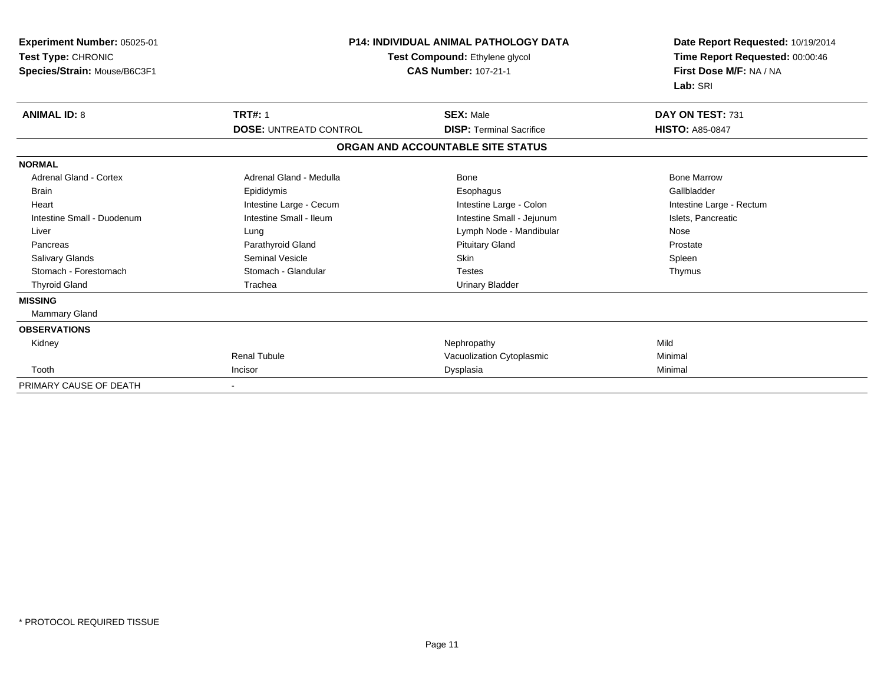**Experiment Number:** 05025-01
**Test Type:** CHRONIC
**Species/Strain:** Mouse/B6C3F1

**P14: INDIVIDUAL ANIMAL PATHOLOGY DATA**
**Test Compound:** Ethylene glycol
**CAS Number:** 107-21-1

**Date Report Requested:** 10/19/2014
**Time Report Requested:** 00:00:46
**First Dose M/F:** NA / NA
**Lab:** SRI

| **ANIMAL ID:** 8 | **TRT#:** 1 | **SEX:** Male | **DAY ON TEST:** 731 |
|---|---|---|---|
| | **DOSE:** UNTREATD CONTROL | **DISP:** Terminal Sacrifice | **HISTO:** A85-0847 |

**ORGAN AND ACCOUNTABLE SITE STATUS**

| | | | |
|---|---|---|---|
| **NORMAL** | | | |
| Adrenal Gland - Cortex | Adrenal Gland - Medulla | Bone | Bone Marrow |
| Brain | Epididymis | Esophagus | Gallbladder |
| Heart | Intestine Large - Cecum | Intestine Large - Colon | Intestine Large - Rectum |
| Intestine Small - Duodenum | Intestine Small - Ileum | Intestine Small - Jejunum | Islets, Pancreatic |
| Liver | Lung | Lymph Node - Mandibular | Nose |
| Pancreas | Parathyroid Gland | Pituitary Gland | Prostate |
| Salivary Glands | Seminal Vesicle | Skin | Spleen |
| Stomach - Forestomach | Stomach - Glandular | Testes | Thymus |
| Thyroid Gland | Trachea | Urinary Bladder | |
| **MISSING** | | | |
| Mammary Gland | | | |
| **OBSERVATIONS** | | | |
| Kidney | | Nephropathy | Mild |
| | Renal Tubule | Vacuolization Cytoplasmic | Minimal |
| Tooth | Incisor | Dysplasia | Minimal |
| PRIMARY CAUSE OF DEATH | - | | |

* PROTOCOL REQUIRED TISSUE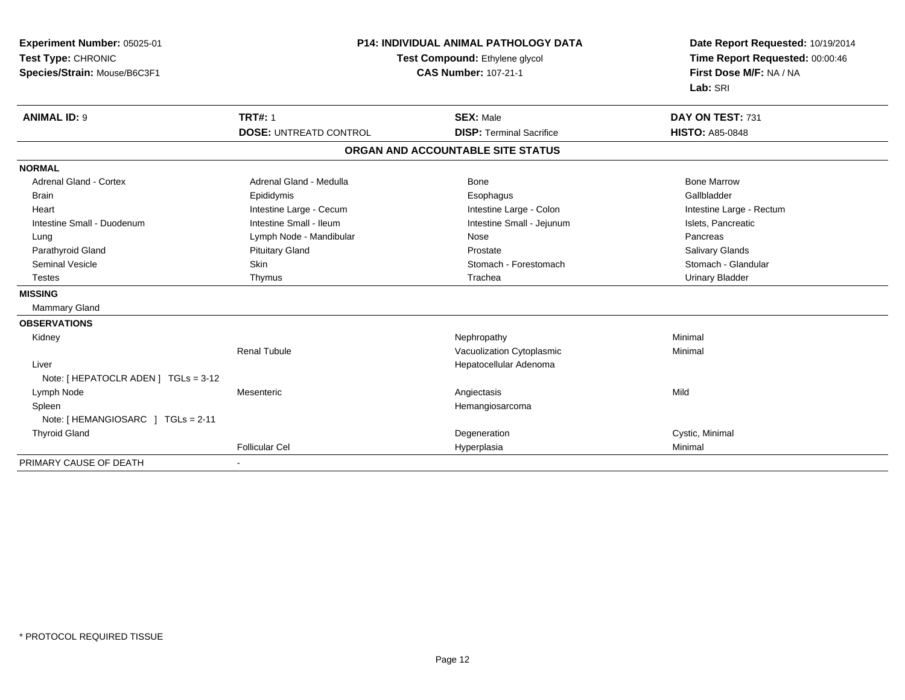**Experiment Number:** 05025-01
**Test Type:** CHRONIC
**Species/Strain:** Mouse/B6C3F1

**P14: INDIVIDUAL ANIMAL PATHOLOGY DATA**
**Test Compound:** Ethylene glycol
**CAS Number:** 107-21-1

**Date Report Requested:** 10/19/2014
**Time Report Requested:** 00:00:46
**First Dose M/F:** NA / NA
**Lab:** SRI

| **ANIMAL ID:** 9 | **TRT#:** 1 | **SEX:** Male | **DAY ON TEST:** 731 |
|---|---|---|---|
| | **DOSE:** UNTREATD CONTROL | **DISP:** Terminal Sacrifice | **HISTO:** A85-0848 |

**ORGAN AND ACCOUNTABLE SITE STATUS**

| | | | |
|---|---|---|---|
| **NORMAL** | | | |
| Adrenal Gland - Cortex | Adrenal Gland - Medulla | Bone | Bone Marrow |
| Brain | Epididymis | Esophagus | Gallbladder |
| Heart | Intestine Large - Cecum | Intestine Large - Colon | Intestine Large - Rectum |
| Intestine Small - Duodenum | Intestine Small - Ileum | Intestine Small - Jejunum | Islets, Pancreatic |
| Lung | Lymph Node - Mandibular | Nose | Pancreas |
| Parathyroid Gland | Pituitary Gland | Prostate | Salivary Glands |
| Seminal Vesicle | Skin | Stomach - Forestomach | Stomach - Glandular |
| Testes | Thymus | Trachea | Urinary Bladder |
| **MISSING** | | | |
| Mammary Gland | | | |
| **OBSERVATIONS** | | | |
| Kidney | | Nephropathy | Minimal |
| | Renal Tubule | Vacuolization Cytoplasmic | Minimal |
| Liver | | Hepatocellular Adenoma | |
| Note: [ HEPATOCLR ADEN ] TGLs = 3-12 | | | |
| Lymph Node | Mesenteric | Angiectasis | Mild |
| Spleen | | Hemangiosarcoma | |
| Note: [ HEMANGIOSARC ] TGLs = 2-11 | | | |
| Thyroid Gland | | Degeneration | Cystic, Minimal |
| | Follicular Cel | Hyperplasia | Minimal |
| PRIMARY CAUSE OF DEATH | - | | |

* PROTOCOL REQUIRED TISSUE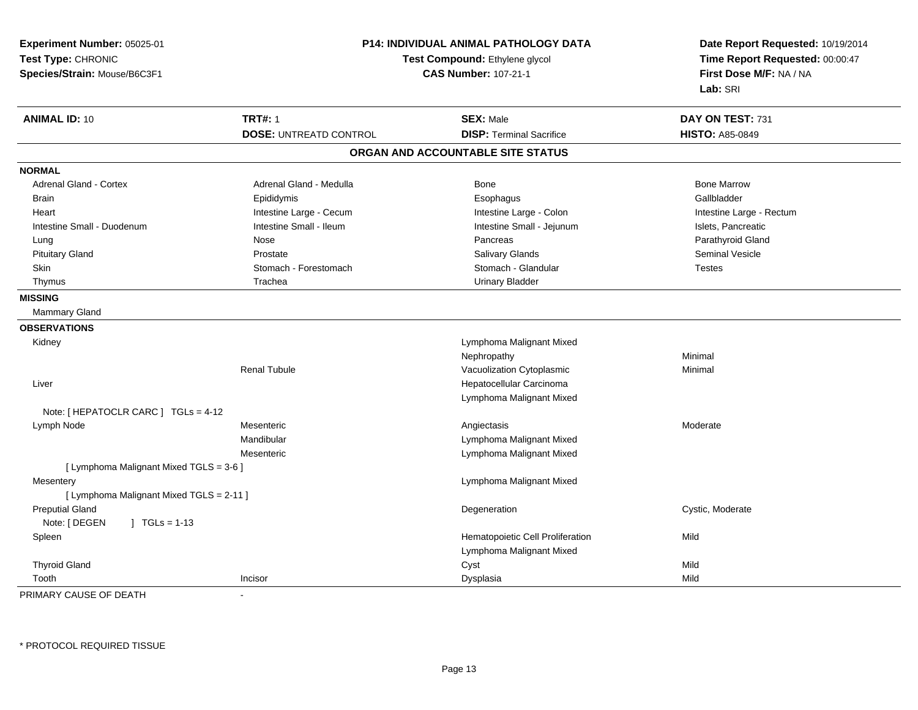**Experiment Number:** 05025-01
**Test Type:** CHRONIC
**Species/Strain:** Mouse/B6C3F1

**P14: INDIVIDUAL ANIMAL PATHOLOGY DATA**
**Test Compound:** Ethylene glycol
**CAS Number:** 107-21-1

**Date Report Requested:** 10/19/2014
**Time Report Requested:** 00:00:47
**First Dose M/F:** NA / NA
**Lab:** SRI

| **ANIMAL ID:** 10 | **TRT#:** 1 | **SEX:** Male | **DAY ON TEST:** 731 |
|---|---|---|---|
| | **DOSE:** UNTREATD CONTROL | **DISP:** Terminal Sacrifice | **HISTO:** A85-0849 |

## ORGAN AND ACCOUNTABLE SITE STATUS

**NORMAL**

| | | | |
|---|---|---|---|
| Adrenal Gland - Cortex | Adrenal Gland - Medulla | Bone | Bone Marrow |
| Brain | Epididymis | Esophagus | Gallbladder |
| Heart | Intestine Large - Cecum | Intestine Large - Colon | Intestine Large - Rectum |
| Intestine Small - Duodenum | Intestine Small - Ileum | Intestine Small - Jejunum | Islets, Pancreatic |
| Lung | Nose | Pancreas | Parathyroid Gland |
| Pituitary Gland | Prostate | Salivary Glands | Seminal Vesicle |
| Skin | Stomach - Forestomach | Stomach - Glandular | Testes |
| Thymus | Trachea | Urinary Bladder | |

**MISSING**

Mammary Gland

**OBSERVATIONS**

| | | | |
|---|---|---|---|
| Kidney | | Lymphoma Malignant Mixed | |
| | | Nephropathy | Minimal |
| | Renal Tubule | Vacuolization Cytoplasmic | Minimal |
| Liver | | Hepatocellular Carcinoma | |
| | | Lymphoma Malignant Mixed | |
| Note: [ HEPATOCLR CARC ] TGLs = 4-12 | | | |
| Lymph Node | Mesenteric | Angiectasis | Moderate |
| | Mandibular | Lymphoma Malignant Mixed | |
| | Mesenteric | Lymphoma Malignant Mixed | |
| [ Lymphoma Malignant Mixed TGLS = 3-6 ] | | | |
| Mesentery | | Lymphoma Malignant Mixed | |
| [ Lymphoma Malignant Mixed TGLS = 2-11 ] | | | |
| Preputial Gland | | Degeneration | Cystic, Moderate |
| Note: [ DEGEN ] TGLs = 1-13 | | | |
| Spleen | | Hematopoietic Cell Proliferation | Mild |
| | | Lymphoma Malignant Mixed | |
| Thyroid Gland | | Cyst | Mild |
| Tooth | Incisor | Dysplasia | Mild |

PRIMARY CAUSE OF DEATH -

* PROTOCOL REQUIRED TISSUE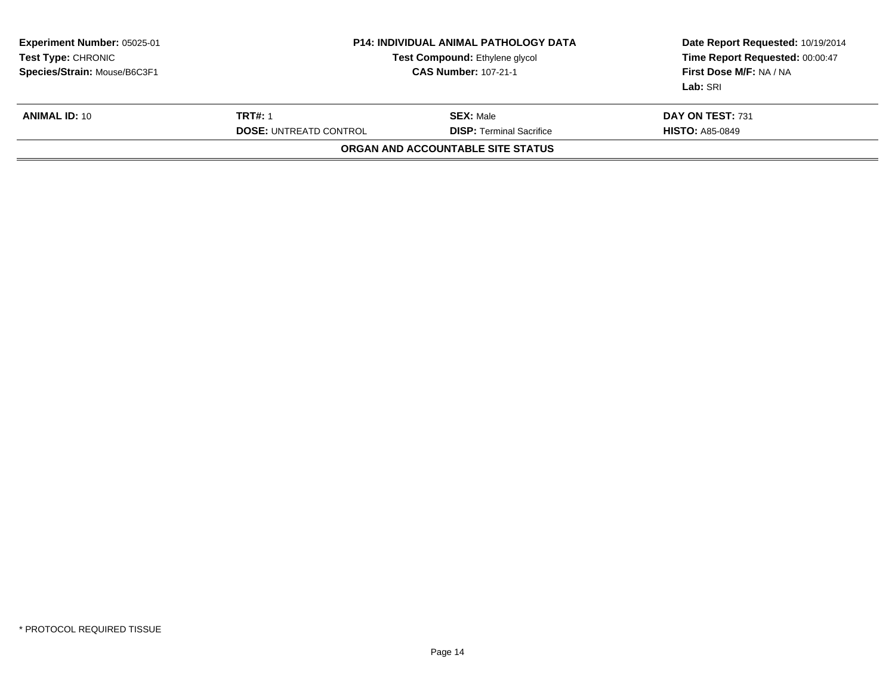**Experiment Number:** 05025-01
**Test Type:** CHRONIC
**Species/Strain:** Mouse/B6C3F1

**P14: INDIVIDUAL ANIMAL PATHOLOGY DATA**
**Test Compound:** Ethylene glycol
**CAS Number:** 107-21-1

**Date Report Requested:** 10/19/2014
**Time Report Requested:** 00:00:47
**First Dose M/F:** NA / NA
**Lab:** SRI

| **ANIMAL ID:** 10 | **TRT#:** 1 | **SEX:** Male | **DAY ON TEST:** 731 |
|---|---|---|---|
| | **DOSE:** UNTREATD CONTROL | **DISP:** Terminal Sacrifice | **HISTO:** A85-0849 |

**ORGAN AND ACCOUNTABLE SITE STATUS**

* PROTOCOL REQUIRED TISSUE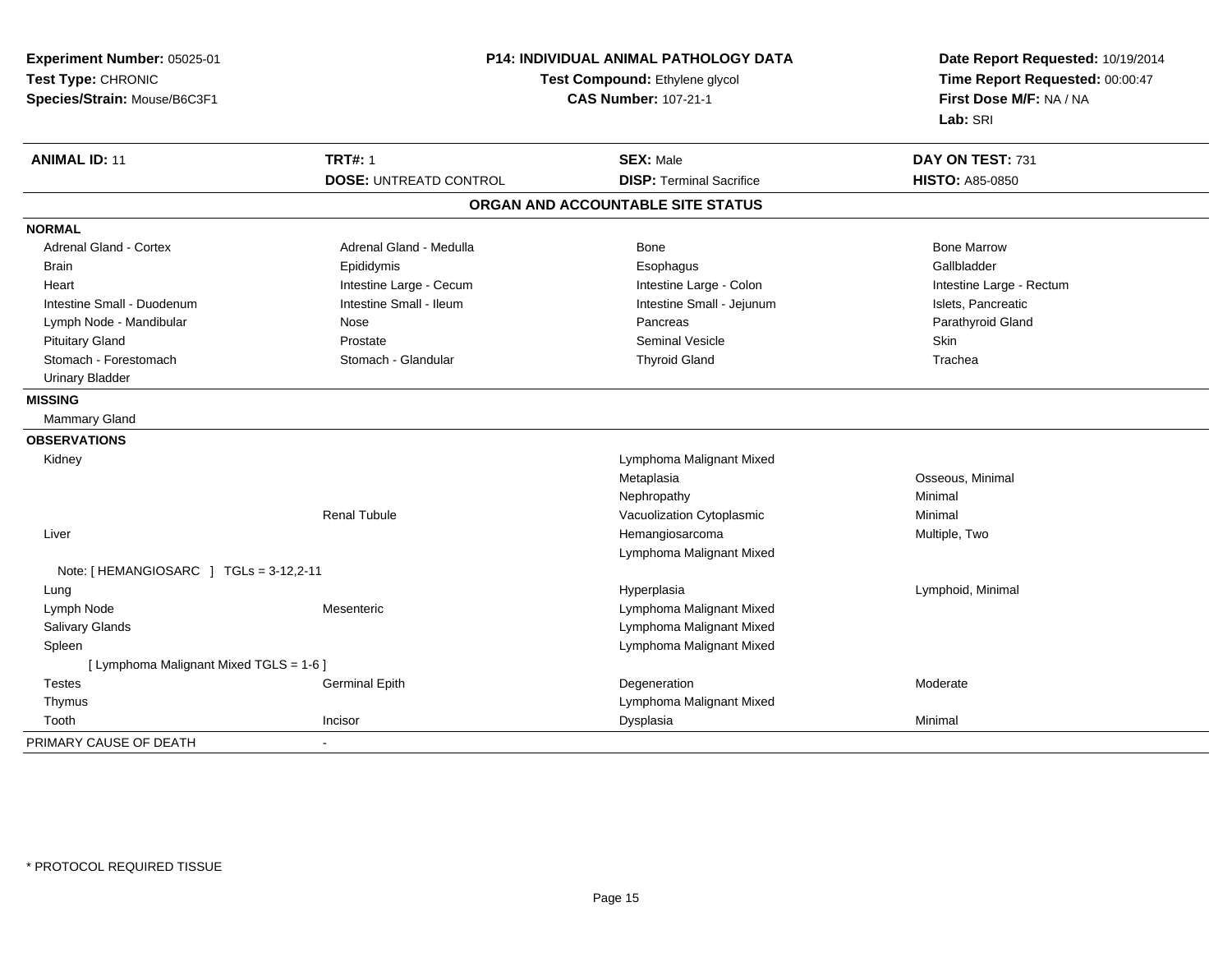**Experiment Number:** 05025-01
**Test Type:** CHRONIC
**Species/Strain:** Mouse/B6C3F1

**P14: INDIVIDUAL ANIMAL PATHOLOGY DATA**
**Test Compound:** Ethylene glycol
**CAS Number:** 107-21-1

**Date Report Requested:** 10/19/2014
**Time Report Requested:** 00:00:47
**First Dose M/F:** NA / NA
**Lab:** SRI

| **ANIMAL ID:** 11 | **TRT#:** 1 | **SEX:** Male | **DAY ON TEST:** 731 |
|---|---|---|---|
| | **DOSE:** UNTREATD CONTROL | **DISP:** Terminal Sacrifice | **HISTO:** A85-0850 |

## ORGAN AND ACCOUNTABLE SITE STATUS

**NORMAL**

| | | | |
|---|---|---|---|
| Adrenal Gland - Cortex | Adrenal Gland - Medulla | Bone | Bone Marrow |
| Brain | Epididymis | Esophagus | Gallbladder |
| Heart | Intestine Large - Cecum | Intestine Large - Colon | Intestine Large - Rectum |
| Intestine Small - Duodenum | Intestine Small - Ileum | Intestine Small - Jejunum | Islets, Pancreatic |
| Lymph Node - Mandibular | Nose | Pancreas | Parathyroid Gland |
| Pituitary Gland | Prostate | Seminal Vesicle | Skin |
| Stomach - Forestomach | Stomach - Glandular | Thyroid Gland | Trachea |
| Urinary Bladder | | | |

**MISSING**

Mammary Gland

**OBSERVATIONS**

| | | | |
|---|---|---|---|
| Kidney | | Lymphoma Malignant Mixed | |
| | | Metaplasia | Osseous, Minimal |
| | | Nephropathy | Minimal |
| | Renal Tubule | Vacuolization Cytoplasmic | Minimal |
| Liver | | Hemangiosarcoma | Multiple, Two |
| | | Lymphoma Malignant Mixed | |
| Note: [ HEMANGIOSARC ] TGLs = 3-12,2-11 | | | |
| Lung | | Hyperplasia | Lymphoid, Minimal |
| Lymph Node | Mesenteric | Lymphoma Malignant Mixed | |
| Salivary Glands | | Lymphoma Malignant Mixed | |
| Spleen | | Lymphoma Malignant Mixed | |
| [ Lymphoma Malignant Mixed TGLS = 1-6 ] | | | |
| Testes | Germinal Epith | Degeneration | Moderate |
| Thymus | | Lymphoma Malignant Mixed | |
| Tooth | Incisor | Dysplasia | Minimal |

PRIMARY CAUSE OF DEATH -

* PROTOCOL REQUIRED TISSUE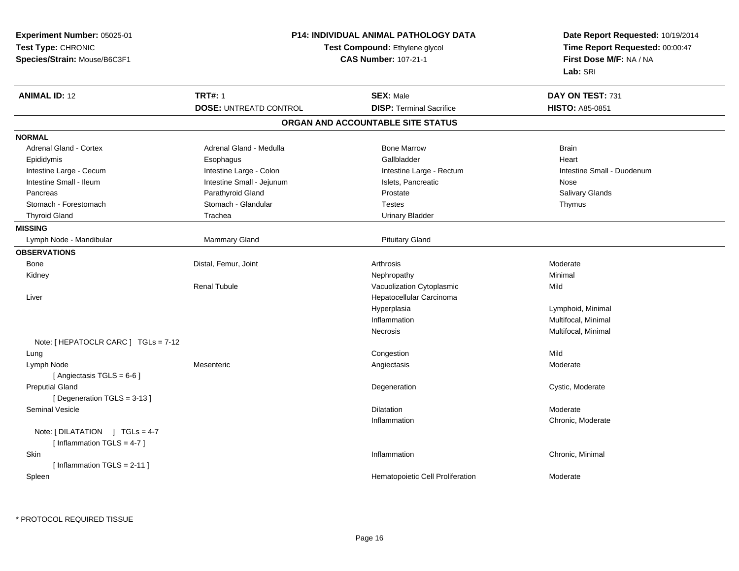**Experiment Number:** 05025-01
**Test Type:** CHRONIC
**Species/Strain:** Mouse/B6C3F1

**P14: INDIVIDUAL ANIMAL PATHOLOGY DATA**
**Test Compound:** Ethylene glycol
**CAS Number:** 107-21-1

**Date Report Requested:** 10/19/2014
**Time Report Requested:** 00:00:47
**First Dose M/F:** NA / NA
**Lab:** SRI

| **ANIMAL ID:** 12 | **TRT#:** 1 | **SEX:** Male | **DAY ON TEST:** 731 |
|---|---|---|---|
| | **DOSE:** UNTREATD CONTROL | **DISP:** Terminal Sacrifice | **HISTO:** A85-0851 |

## ORGAN AND ACCOUNTABLE SITE STATUS

**NORMAL**

| | | | |
|---|---|---|---|
| Adrenal Gland - Cortex | Adrenal Gland - Medulla | Bone Marrow | Brain |
| Epididymis | Esophagus | Gallbladder | Heart |
| Intestine Large - Cecum | Intestine Large - Colon | Intestine Large - Rectum | Intestine Small - Duodenum |
| Intestine Small - Ileum | Intestine Small - Jejunum | Islets, Pancreatic | Nose |
| Pancreas | Parathyroid Gland | Prostate | Salivary Glands |
| Stomach - Forestomach | Stomach - Glandular | Testes | Thymus |
| Thyroid Gland | Trachea | Urinary Bladder | |

**MISSING**

| | | | |
|---|---|---|---|
| Lymph Node - Mandibular | Mammary Gland | Pituitary Gland | |

**OBSERVATIONS**

| | | | |
|---|---|---|---|
| Bone | Distal, Femur, Joint | Arthrosis | Moderate |
| Kidney | | Nephropathy | Minimal |
| | Renal Tubule | Vacuolization Cytoplasmic | Mild |
| Liver | | Hepatocellular Carcinoma | |
| | | Hyperplasia | Lymphoid, Minimal |
| | | Inflammation | Multifocal, Minimal |
| | | Necrosis | Multifocal, Minimal |
| Note: [ HEPATOCLR CARC ] TGLs = 7-12 | | | |
| Lung | | Congestion | Mild |
| Lymph Node | Mesenteric | Angiectasis | Moderate |
| [ Angiectasis TGLS = 6-6 ] | | | |
| Preputial Gland | | Degeneration | Cystic, Moderate |
| [ Degeneration TGLS = 3-13 ] | | | |
| Seminal Vesicle | | Dilatation | Moderate |
| | | Inflammation | Chronic, Moderate |
| Note: [ DILATATION ] TGLs = 4-7 | | | |
| [ Inflammation TGLS = 4-7 ] | | | |
| Skin | | Inflammation | Chronic, Minimal |
| [ Inflammation TGLS = 2-11 ] | | | |
| Spleen | | Hematopoietic Cell Proliferation | Moderate |

* PROTOCOL REQUIRED TISSUE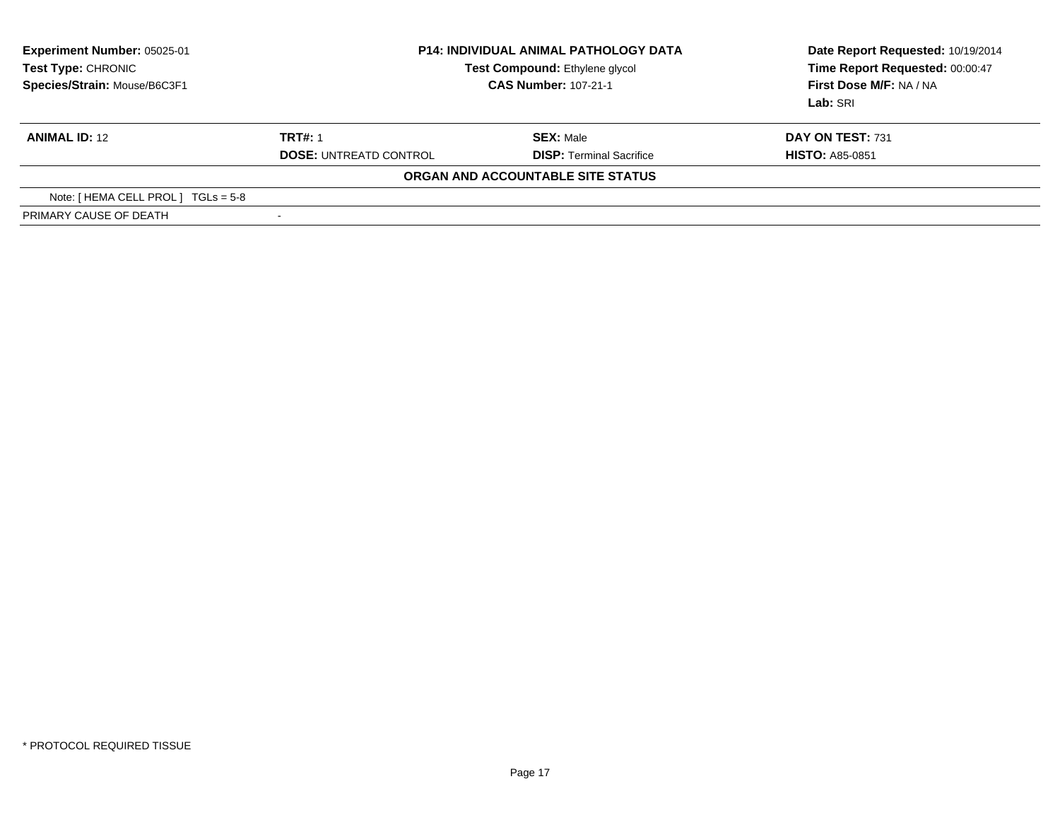**Experiment Number:** 05025-01
**Test Type:** CHRONIC
**Species/Strain:** Mouse/B6C3F1

**P14: INDIVIDUAL ANIMAL PATHOLOGY DATA**
**Test Compound:** Ethylene glycol
**CAS Number:** 107-21-1

**Date Report Requested:** 10/19/2014
**Time Report Requested:** 00:00:47
**First Dose M/F:** NA / NA
**Lab:** SRI

| **ANIMAL ID:** 12 | **TRT#:** 1 | **SEX:** Male | **DAY ON TEST:** 731 |
|---|---|---|---|
| | **DOSE:** UNTREATD CONTROL | **DISP:** Terminal Sacrifice | **HISTO:** A85-0851 |

**ORGAN AND ACCOUNTABLE SITE STATUS**

| | |
|---|---|
| Note: [ HEMA CELL PROL ] TGLs = 5-8 | |
| PRIMARY CAUSE OF DEATH | - |

* PROTOCOL REQUIRED TISSUE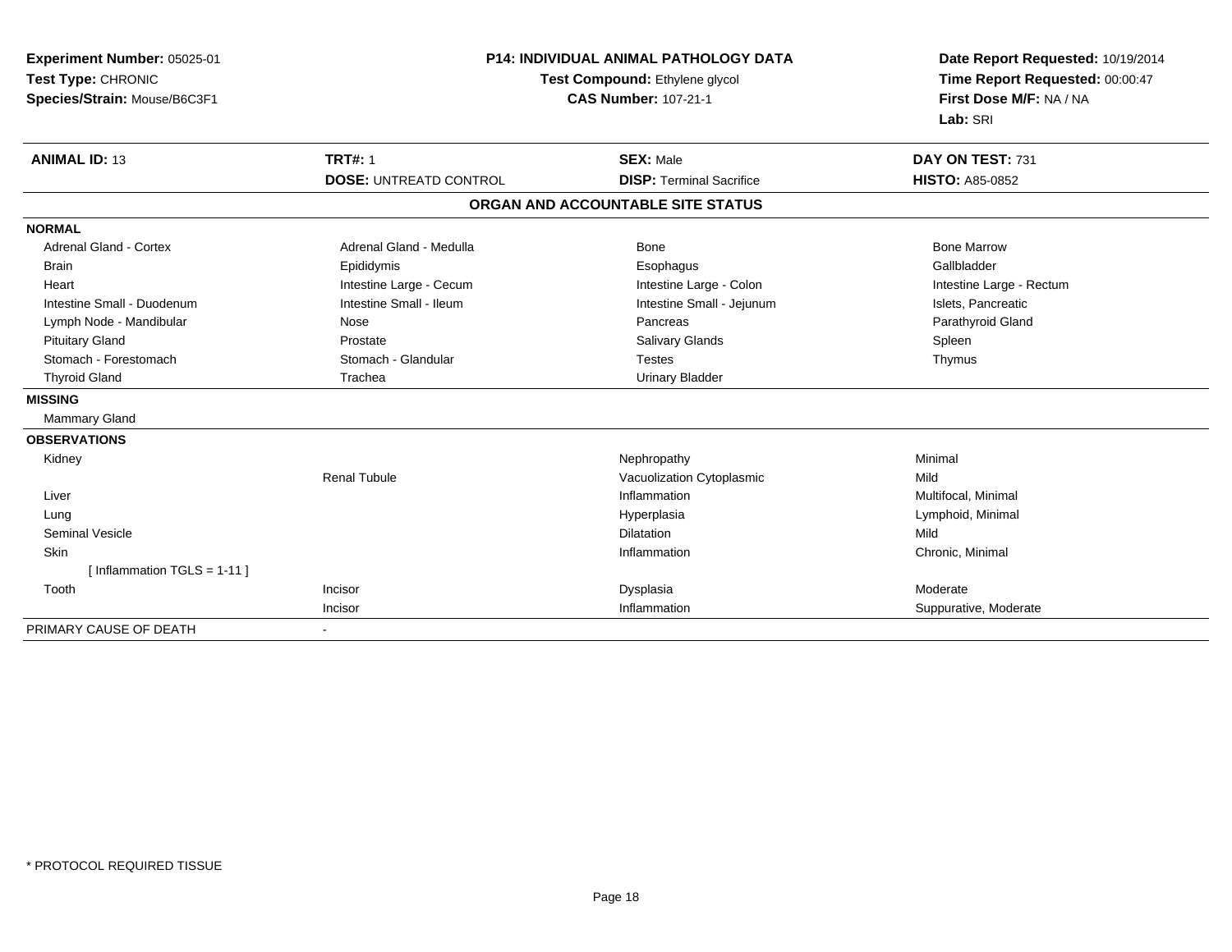**Experiment Number:** 05025-01
**Test Type:** CHRONIC
**Species/Strain:** Mouse/B6C3F1

**P14: INDIVIDUAL ANIMAL PATHOLOGY DATA**
**Test Compound:** Ethylene glycol
**CAS Number:** 107-21-1

**Date Report Requested:** 10/19/2014
**Time Report Requested:** 00:00:47
**First Dose M/F:** NA / NA
**Lab:** SRI

| **ANIMAL ID:** 13 | **TRT#:** 1 | **SEX:** Male | **DAY ON TEST:** 731 |
|---|---|---|---|
| | **DOSE:** UNTREATD CONTROL | **DISP:** Terminal Sacrifice | **HISTO:** A85-0852 |

## ORGAN AND ACCOUNTABLE SITE STATUS

| | | | |
|---|---|---|---|
| **NORMAL** | | | |
| Adrenal Gland - Cortex | Adrenal Gland - Medulla | Bone | Bone Marrow |
| Brain | Epididymis | Esophagus | Gallbladder |
| Heart | Intestine Large - Cecum | Intestine Large - Colon | Intestine Large - Rectum |
| Intestine Small - Duodenum | Intestine Small - Ileum | Intestine Small - Jejunum | Islets, Pancreatic |
| Lymph Node - Mandibular | Nose | Pancreas | Parathyroid Gland |
| Pituitary Gland | Prostate | Salivary Glands | Spleen |
| Stomach - Forestomach | Stomach - Glandular | Testes | Thymus |
| Thyroid Gland | Trachea | Urinary Bladder | |
| **MISSING** | | | |
| Mammary Gland | | | |
| **OBSERVATIONS** | | | |
| Kidney | | Nephropathy | Minimal |
| | Renal Tubule | Vacuolization Cytoplasmic | Mild |
| Liver | | Inflammation | Multifocal, Minimal |
| Lung | | Hyperplasia | Lymphoid, Minimal |
| Seminal Vesicle | | Dilatation | Mild |
| Skin | | Inflammation | Chronic, Minimal |
| [ Inflammation TGLS = 1-11 ] | | | |
| Tooth | Incisor | Dysplasia | Moderate |
| | Incisor | Inflammation | Suppurative, Moderate |
| PRIMARY CAUSE OF DEATH | - | | |

* PROTOCOL REQUIRED TISSUE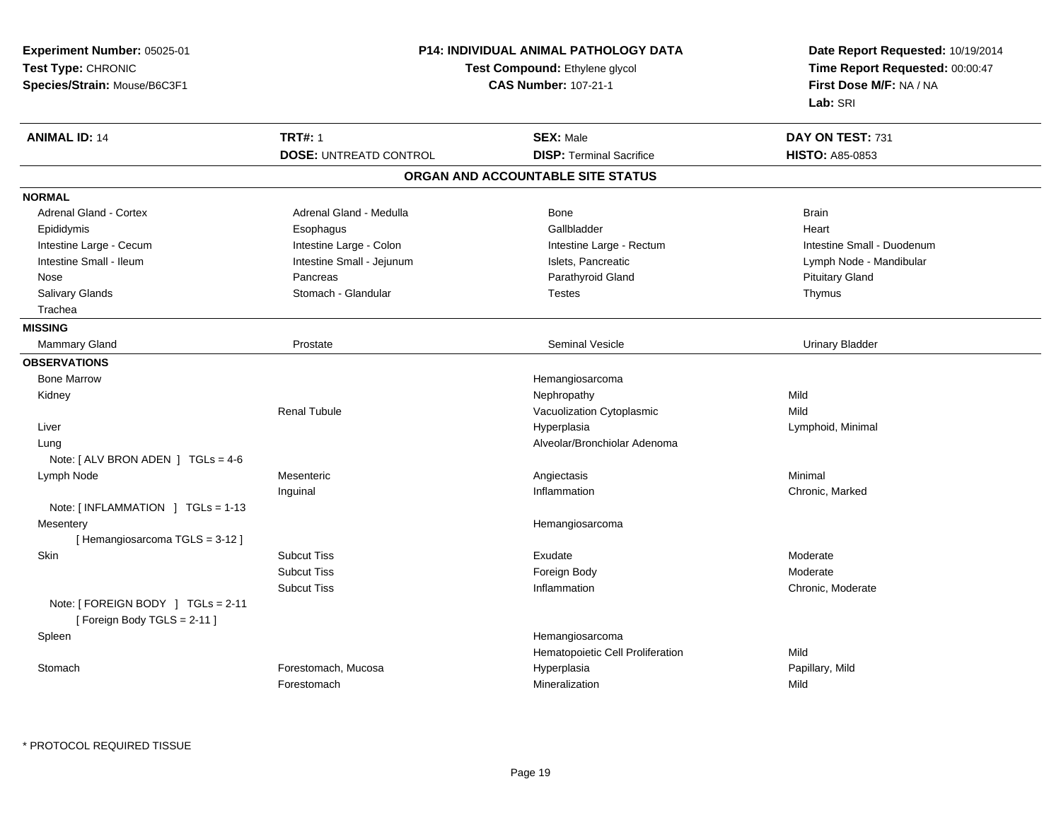**Experiment Number:** 05025-01
**Test Type:** CHRONIC
**Species/Strain:** Mouse/B6C3F1

**P14: INDIVIDUAL ANIMAL PATHOLOGY DATA**
**Test Compound:** Ethylene glycol
**CAS Number:** 107-21-1

**Date Report Requested:** 10/19/2014
**Time Report Requested:** 00:00:47
**First Dose M/F:** NA / NA
**Lab:** SRI

| **ANIMAL ID:** 14 | **TRT#:** 1 | **SEX:** Male | **DAY ON TEST:** 731 |
|---|---|---|---|
| | **DOSE:** UNTREATD CONTROL | **DISP:** Terminal Sacrifice | **HISTO:** A85-0853 |

## ORGAN AND ACCOUNTABLE SITE STATUS

| | | | |
|---|---|---|---|
| **NORMAL** | | | |
| Adrenal Gland - Cortex | Adrenal Gland - Medulla | Bone | Brain |
| Epididymis | Esophagus | Gallbladder | Heart |
| Intestine Large - Cecum | Intestine Large - Colon | Intestine Large - Rectum | Intestine Small - Duodenum |
| Intestine Small - Ileum | Intestine Small - Jejunum | Islets, Pancreatic | Lymph Node - Mandibular |
| Nose | Pancreas | Parathyroid Gland | Pituitary Gland |
| Salivary Glands | Stomach - Glandular | Testes | Thymus |
| Trachea | | | |
| **MISSING** | | | |
| Mammary Gland | Prostate | Seminal Vesicle | Urinary Bladder |
| **OBSERVATIONS** | | | |
| Bone Marrow | | Hemangiosarcoma | |
| Kidney | | Nephropathy | Mild |
| | Renal Tubule | Vacuolization Cytoplasmic | Mild |
| Liver | | Hyperplasia | Lymphoid, Minimal |
| Lung | | Alveolar/Bronchiolar Adenoma | |
| Note: [ ALV BRON ADEN ] TGLs = 4-6 | | | |
| Lymph Node | Mesenteric | Angiectasis | Minimal |
| | Inguinal | Inflammation | Chronic, Marked |
| Note: [ INFLAMMATION ] TGLs = 1-13 | | | |
| Mesentery | | Hemangiosarcoma | |
| [ Hemangiosarcoma TGLS = 3-12 ] | | | |
| Skin | Subcut Tiss | Exudate | Moderate |
| | Subcut Tiss | Foreign Body | Moderate |
| | Subcut Tiss | Inflammation | Chronic, Moderate |
| Note: [ FOREIGN BODY ] TGLs = 2-11 | | | |
| [ Foreign Body TGLS = 2-11 ] | | | |
| Spleen | | Hemangiosarcoma | |
| | | Hematopoietic Cell Proliferation | Mild |
| Stomach | Forestomach, Mucosa | Hyperplasia | Papillary, Mild |
| | Forestomach | Mineralization | Mild |

* PROTOCOL REQUIRED TISSUE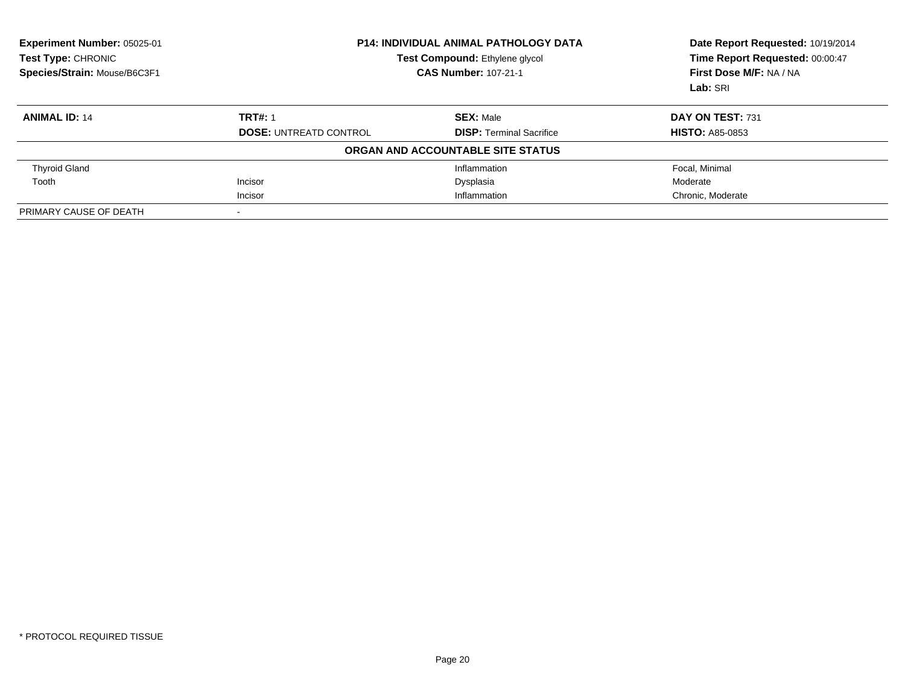**Experiment Number:** 05025-01
**Test Type:** CHRONIC
**Species/Strain:** Mouse/B6C3F1

**P14: INDIVIDUAL ANIMAL PATHOLOGY DATA**
**Test Compound:** Ethylene glycol
**CAS Number:** 107-21-1

**Date Report Requested:** 10/19/2014
**Time Report Requested:** 00:00:47
**First Dose M/F:** NA / NA
**Lab:** SRI

| **ANIMAL ID:** 14 | **TRT#:** 1 | **SEX:** Male | **DAY ON TEST:** 731 |
|---|---|---|---|
| | **DOSE:** UNTREATD CONTROL | **DISP:** Terminal Sacrifice | **HISTO:** A85-0853 |

**ORGAN AND ACCOUNTABLE SITE STATUS**

| | | | |
|---|---|---|---|
| Thyroid Gland | | Inflammation | Focal, Minimal |
| Tooth | Incisor | Dysplasia | Moderate |
| | Incisor | Inflammation | Chronic, Moderate |
| PRIMARY CAUSE OF DEATH | - | | |

* PROTOCOL REQUIRED TISSUE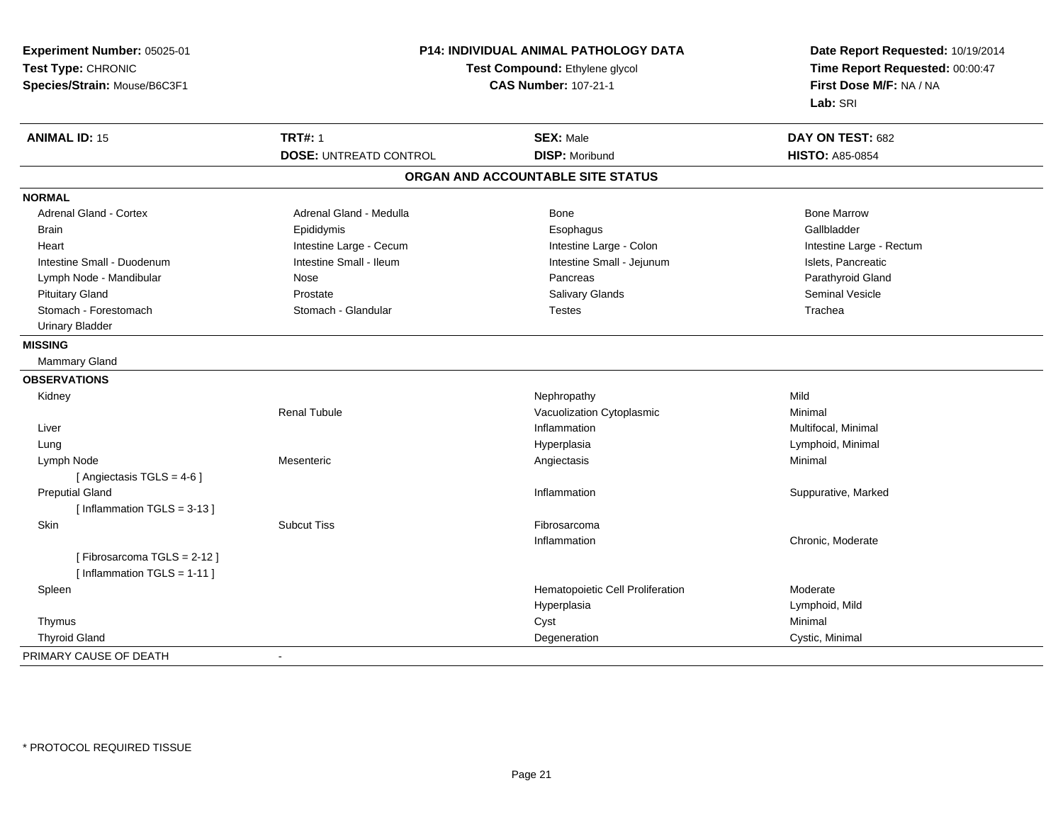**Experiment Number:** 05025-01
**Test Type:** CHRONIC
**Species/Strain:** Mouse/B6C3F1

**P14: INDIVIDUAL ANIMAL PATHOLOGY DATA**
**Test Compound:** Ethylene glycol
**CAS Number:** 107-21-1

**Date Report Requested:** 10/19/2014
**Time Report Requested:** 00:00:47
**First Dose M/F:** NA / NA
**Lab:** SRI

| **ANIMAL ID:** 15 | **TRT#:** 1 | **SEX:** Male | **DAY ON TEST:** 682 |
|---|---|---|---|
| | **DOSE:** UNTREATD CONTROL | **DISP:** Moribund | **HISTO:** A85-0854 |

## ORGAN AND ACCOUNTABLE SITE STATUS

**NORMAL**

| | | | |
|---|---|---|---|
| Adrenal Gland - Cortex | Adrenal Gland - Medulla | Bone | Bone Marrow |
| Brain | Epididymis | Esophagus | Gallbladder |
| Heart | Intestine Large - Cecum | Intestine Large - Colon | Intestine Large - Rectum |
| Intestine Small - Duodenum | Intestine Small - Ileum | Intestine Small - Jejunum | Islets, Pancreatic |
| Lymph Node - Mandibular | Nose | Pancreas | Parathyroid Gland |
| Pituitary Gland | Prostate | Salivary Glands | Seminal Vesicle |
| Stomach - Forestomach | Stomach - Glandular | Testes | Trachea |
| Urinary Bladder | | | |

**MISSING**

Mammary Gland

**OBSERVATIONS**

| | | | |
|---|---|---|---|
| Kidney | | Nephropathy | Mild |
| | Renal Tubule | Vacuolization Cytoplasmic | Minimal |
| Liver | | Inflammation | Multifocal, Minimal |
| Lung | | Hyperplasia | Lymphoid, Minimal |
| Lymph Node | Mesenteric | Angiectasis | Minimal |
| [ Angiectasis TGLS = 4-6 ] | | | |
| Preputial Gland | | Inflammation | Suppurative, Marked |
| [ Inflammation TGLS = 3-13 ] | | | |
| Skin | Subcut Tiss | Fibrosarcoma | |
| | | Inflammation | Chronic, Moderate |
| [ Fibrosarcoma TGLS = 2-12 ] | | | |
| [ Inflammation TGLS = 1-11 ] | | | |
| Spleen | | Hematopoietic Cell Proliferation | Moderate |
| | | Hyperplasia | Lymphoid, Mild |
| Thymus | | Cyst | Minimal |
| Thyroid Gland | | Degeneration | Cystic, Minimal |

PRIMARY CAUSE OF DEATH -

\* PROTOCOL REQUIRED TISSUE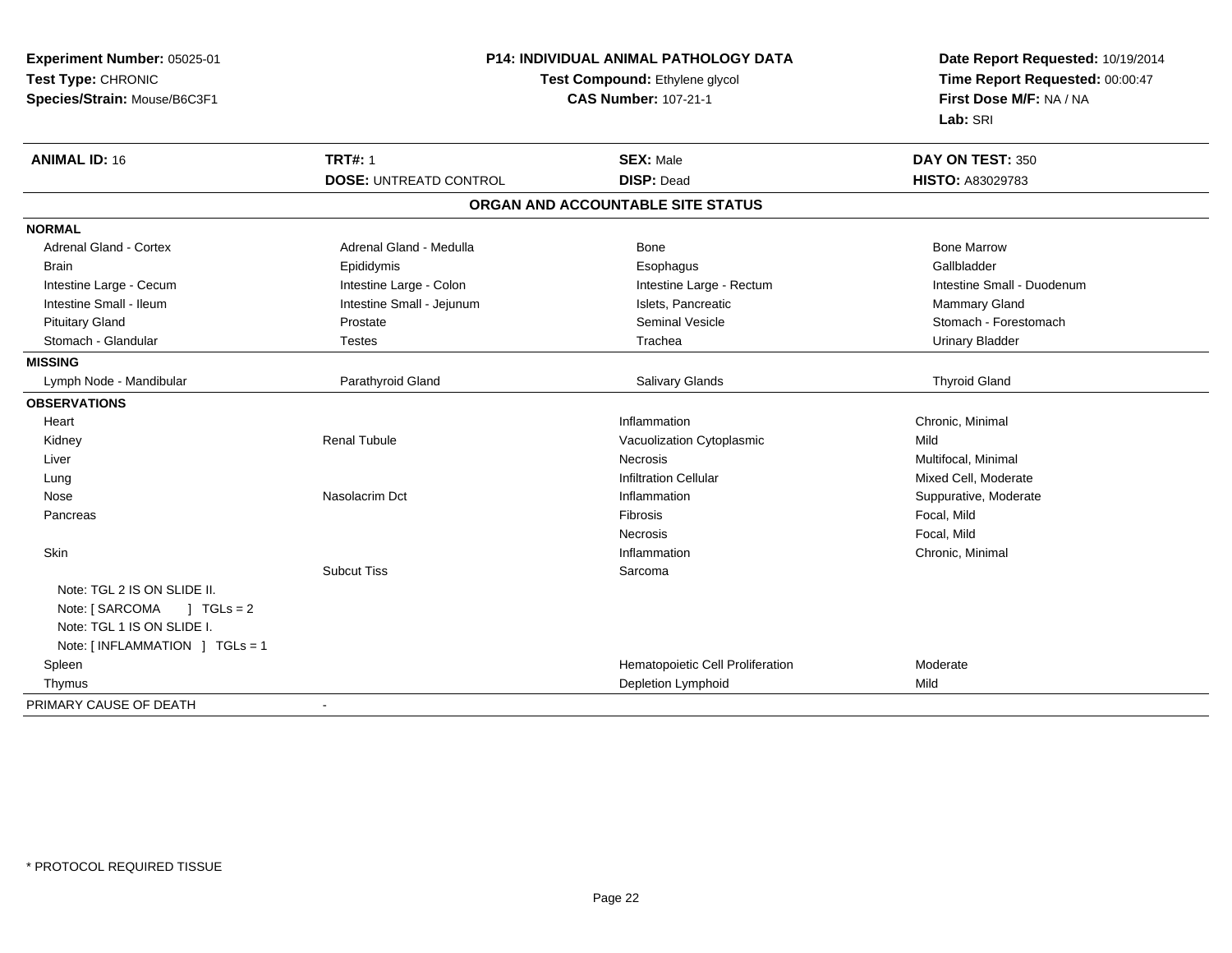**Experiment Number:** 05025-01
**Test Type:** CHRONIC
**Species/Strain:** Mouse/B6C3F1

**P14: INDIVIDUAL ANIMAL PATHOLOGY DATA**
**Test Compound:** Ethylene glycol
**CAS Number:** 107-21-1

**Date Report Requested:** 10/19/2014
**Time Report Requested:** 00:00:47
**First Dose M/F:** NA / NA
**Lab:** SRI

| **ANIMAL ID:** 16 | **TRT#:** 1 | **SEX:** Male | **DAY ON TEST:** 350 |
|---|---|---|---|
| | **DOSE:** UNTREATD CONTROL | **DISP:** Dead | **HISTO:** A83029783 |

## ORGAN AND ACCOUNTABLE SITE STATUS

| | | | |
|---|---|---|---|
| **NORMAL** | | | |
| Adrenal Gland - Cortex | Adrenal Gland - Medulla | Bone | Bone Marrow |
| Brain | Epididymis | Esophagus | Gallbladder |
| Intestine Large - Cecum | Intestine Large - Colon | Intestine Large - Rectum | Intestine Small - Duodenum |
| Intestine Small - Ileum | Intestine Small - Jejunum | Islets, Pancreatic | Mammary Gland |
| Pituitary Gland | Prostate | Seminal Vesicle | Stomach - Forestomach |
| Stomach - Glandular | Testes | Trachea | Urinary Bladder |
| **MISSING** | | | |
| Lymph Node - Mandibular | Parathyroid Gland | Salivary Glands | Thyroid Gland |
| **OBSERVATIONS** | | | |
| Heart | | Inflammation | Chronic, Minimal |
| Kidney | Renal Tubule | Vacuolization Cytoplasmic | Mild |
| Liver | | Necrosis | Multifocal, Minimal |
| Lung | | Infiltration Cellular | Mixed Cell, Moderate |
| Nose | Nasolacrim Dct | Inflammation | Suppurative, Moderate |
| Pancreas | | Fibrosis | Focal, Mild |
| | | Necrosis | Focal, Mild |
| Skin | | Inflammation | Chronic, Minimal |
| | Subcut Tiss | Sarcoma | |
| Note: TGL 2 IS ON SLIDE II. | | | |
| Note: [ SARCOMA ] TGLs = 2 | | | |
| Note: TGL 1 IS ON SLIDE I. | | | |
| Note: [ INFLAMMATION ] TGLs = 1 | | | |
| Spleen | | Hematopoietic Cell Proliferation | Moderate |
| Thymus | | Depletion Lymphoid | Mild |
| PRIMARY CAUSE OF DEATH | - | | |

\* PROTOCOL REQUIRED TISSUE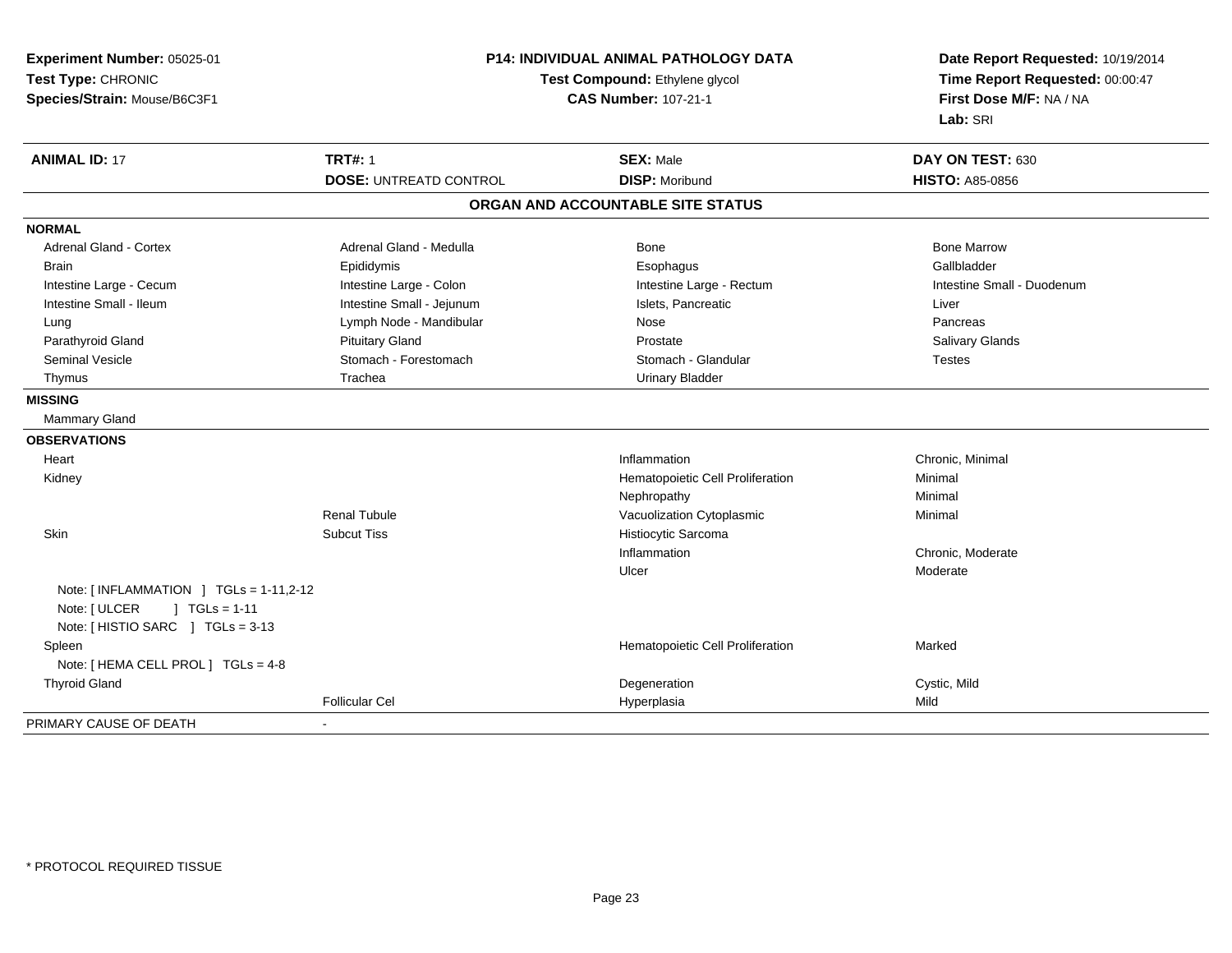**Experiment Number:** 05025-01
**Test Type:** CHRONIC
**Species/Strain:** Mouse/B6C3F1

**P14: INDIVIDUAL ANIMAL PATHOLOGY DATA**
**Test Compound:** Ethylene glycol
**CAS Number:** 107-21-1

**Date Report Requested:** 10/19/2014
**Time Report Requested:** 00:00:47
**First Dose M/F:** NA / NA
**Lab:** SRI

| **ANIMAL ID:** 17 | **TRT#:** 1 | **SEX:** Male | **DAY ON TEST:** 630 |
|---|---|---|---|
| | **DOSE:** UNTREATD CONTROL | **DISP:** Moribund | **HISTO:** A85-0856 |

## ORGAN AND ACCOUNTABLE SITE STATUS

**NORMAL**

| | | | |
|---|---|---|---|
| Adrenal Gland - Cortex | Adrenal Gland - Medulla | Bone | Bone Marrow |
| Brain | Epididymis | Esophagus | Gallbladder |
| Intestine Large - Cecum | Intestine Large - Colon | Intestine Large - Rectum | Intestine Small - Duodenum |
| Intestine Small - Ileum | Intestine Small - Jejunum | Islets, Pancreatic | Liver |
| Lung | Lymph Node - Mandibular | Nose | Pancreas |
| Parathyroid Gland | Pituitary Gland | Prostate | Salivary Glands |
| Seminal Vesicle | Stomach - Forestomach | Stomach - Glandular | Testes |
| Thymus | Trachea | Urinary Bladder | |

**MISSING**

Mammary Gland

**OBSERVATIONS**

| | | | |
|---|---|---|---|
| Heart | | Inflammation | Chronic, Minimal |
| Kidney | | Hematopoietic Cell Proliferation | Minimal |
| | | Nephropathy | Minimal |
| | Renal Tubule | Vacuolization Cytoplasmic | Minimal |
| Skin | Subcut Tiss | Histiocytic Sarcoma | |
| | | Inflammation | Chronic, Moderate |
| | | Ulcer | Moderate |
| Note: [ INFLAMMATION ] TGLs = 1-11,2-12 | | | |
| Note: [ ULCER ] TGLs = 1-11 | | | |
| Note: [ HISTIO SARC ] TGLs = 3-13 | | | |
| Spleen | | Hematopoietic Cell Proliferation | Marked |
| Note: [ HEMA CELL PROL ] TGLs = 4-8 | | | |
| Thyroid Gland | | Degeneration | Cystic, Mild |
| | Follicular Cel | Hyperplasia | Mild |

PRIMARY CAUSE OF DEATH -

* PROTOCOL REQUIRED TISSUE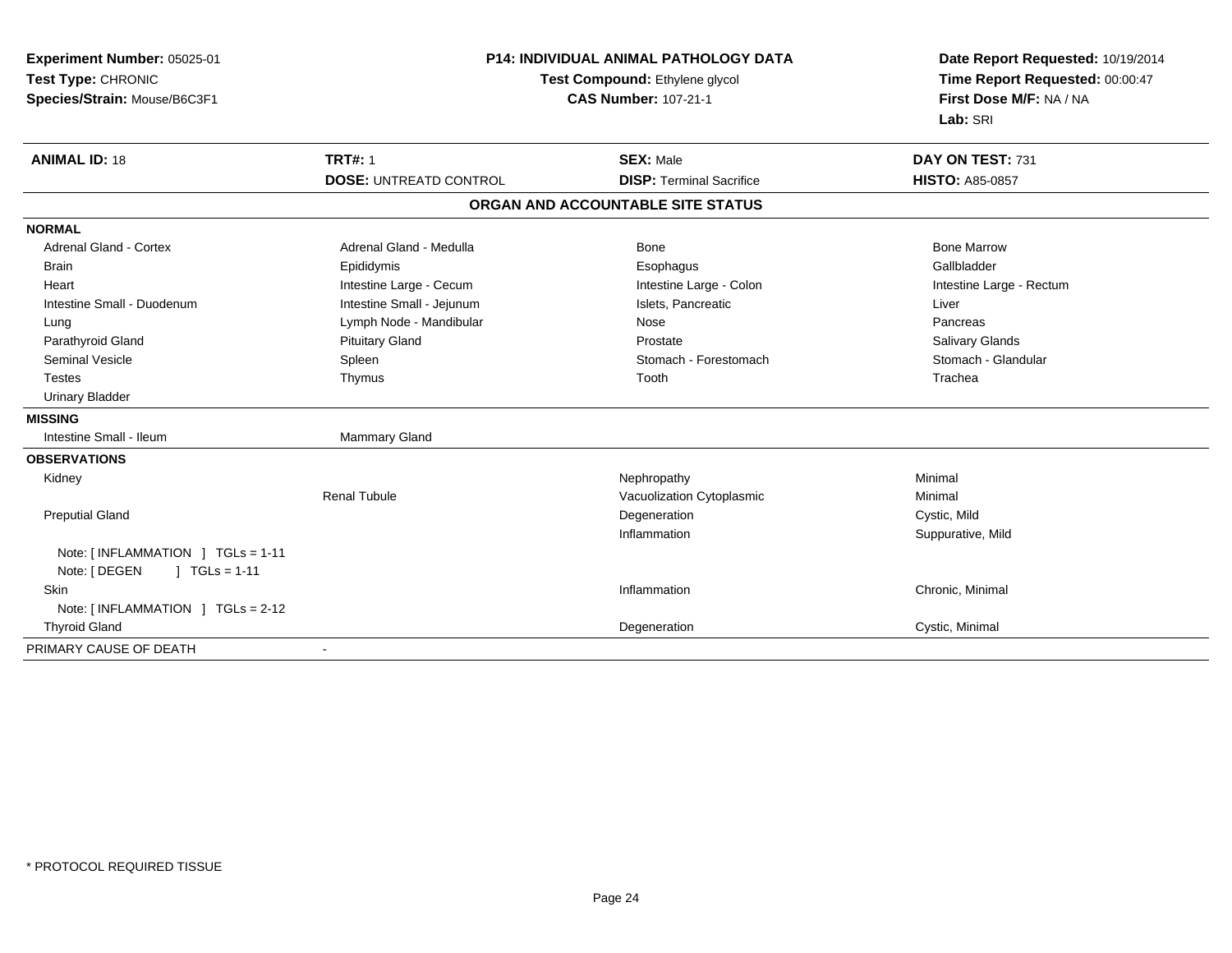**Experiment Number:** 05025-01
**Test Type:** CHRONIC
**Species/Strain:** Mouse/B6C3F1

**P14: INDIVIDUAL ANIMAL PATHOLOGY DATA**
**Test Compound:** Ethylene glycol
**CAS Number:** 107-21-1

**Date Report Requested:** 10/19/2014
**Time Report Requested:** 00:00:47
**First Dose M/F:** NA / NA
**Lab:** SRI

| **ANIMAL ID:** 18 | **TRT#:** 1 | **SEX:** Male | **DAY ON TEST:** 731 |
|---|---|---|---|
| | **DOSE:** UNTREATD CONTROL | **DISP:** Terminal Sacrifice | **HISTO:** A85-0857 |

## ORGAN AND ACCOUNTABLE SITE STATUS

| | | | |
|---|---|---|---|
| **NORMAL** | | | |
| Adrenal Gland - Cortex | Adrenal Gland - Medulla | Bone | Bone Marrow |
| Brain | Epididymis | Esophagus | Gallbladder |
| Heart | Intestine Large - Cecum | Intestine Large - Colon | Intestine Large - Rectum |
| Intestine Small - Duodenum | Intestine Small - Jejunum | Islets, Pancreatic | Liver |
| Lung | Lymph Node - Mandibular | Nose | Pancreas |
| Parathyroid Gland | Pituitary Gland | Prostate | Salivary Glands |
| Seminal Vesicle | Spleen | Stomach - Forestomach | Stomach - Glandular |
| Testes | Thymus | Tooth | Trachea |
| Urinary Bladder | | | |
| **MISSING** | | | |
| Intestine Small - Ileum | Mammary Gland | | |
| **OBSERVATIONS** | | | |
| Kidney | | Nephropathy | Minimal |
| | Renal Tubule | Vacuolization Cytoplasmic | Minimal |
| Preputial Gland | | Degeneration | Cystic, Mild |
| | | Inflammation | Suppurative, Mild |
| Note: [ INFLAMMATION ] TGLs = 1-11 | | | |
| Note: [ DEGEN ] TGLs = 1-11 | | | |
| Skin | | Inflammation | Chronic, Minimal |
| Note: [ INFLAMMATION ] TGLs = 2-12 | | | |
| Thyroid Gland | | Degeneration | Cystic, Minimal |
| PRIMARY CAUSE OF DEATH | - | | |

* PROTOCOL REQUIRED TISSUE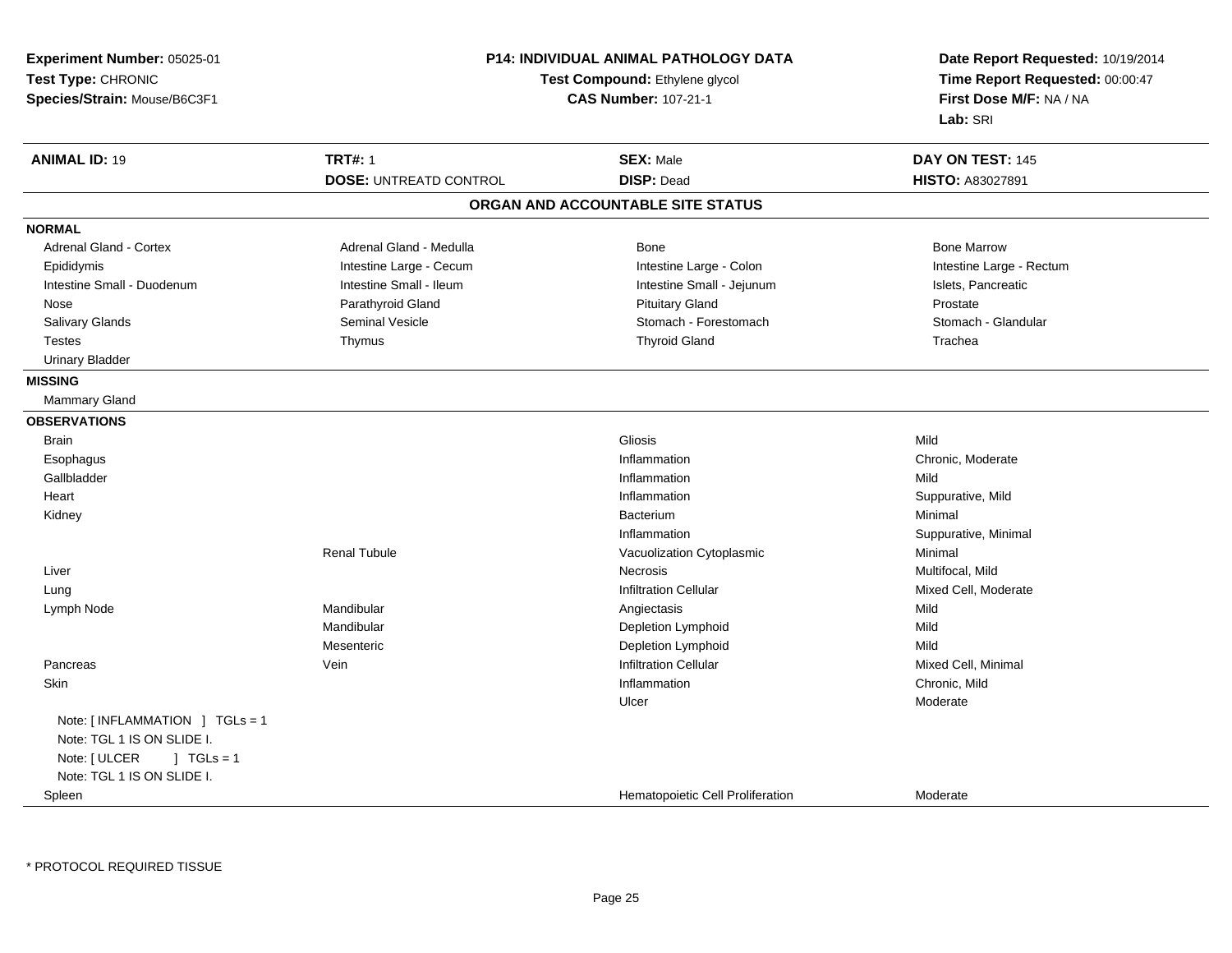**Experiment Number:** 05025-01
**Test Type:** CHRONIC
**Species/Strain:** Mouse/B6C3F1

**P14: INDIVIDUAL ANIMAL PATHOLOGY DATA**
**Test Compound:** Ethylene glycol
**CAS Number:** 107-21-1

**Date Report Requested:** 10/19/2014
**Time Report Requested:** 00:00:47
**First Dose M/F:** NA / NA
**Lab:** SRI

| **ANIMAL ID:** 19 | **TRT#:** 1 | **SEX:** Male | **DAY ON TEST:** 145 |
|---|---|---|---|
| | **DOSE:** UNTREATD CONTROL | **DISP:** Dead | **HISTO:** A83027891 |

## ORGAN AND ACCOUNTABLE SITE STATUS

**NORMAL**

| | | | |
|---|---|---|---|
| Adrenal Gland - Cortex | Adrenal Gland - Medulla | Bone | Bone Marrow |
| Epididymis | Intestine Large - Cecum | Intestine Large - Colon | Intestine Large - Rectum |
| Intestine Small - Duodenum | Intestine Small - Ileum | Intestine Small - Jejunum | Islets, Pancreatic |
| Nose | Parathyroid Gland | Pituitary Gland | Prostate |
| Salivary Glands | Seminal Vesicle | Stomach - Forestomach | Stomach - Glandular |
| Testes | Thymus | Thyroid Gland | Trachea |
| Urinary Bladder | | | |

**MISSING**

Mammary Gland

**OBSERVATIONS**

| Organ | Site | Observation | Severity |
|---|---|---|---|
| Brain | | Gliosis | Mild |
| Esophagus | | Inflammation | Chronic, Moderate |
| Gallbladder | | Inflammation | Mild |
| Heart | | Inflammation | Suppurative, Mild |
| Kidney | | Bacterium | Minimal |
| | | Inflammation | Suppurative, Minimal |
| | Renal Tubule | Vacuolization Cytoplasmic | Minimal |
| Liver | | Necrosis | Multifocal, Mild |
| Lung | | Infiltration Cellular | Mixed Cell, Moderate |
| Lymph Node | Mandibular | Angiectasis | Mild |
| | Mandibular | Depletion Lymphoid | Mild |
| | Mesenteric | Depletion Lymphoid | Mild |
| Pancreas | Vein | Infiltration Cellular | Mixed Cell, Minimal |
| Skin | | Inflammation | Chronic, Mild |
| | | Ulcer | Moderate |

Note: [ INFLAMMATION ] TGLs = 1
Note: TGL 1 IS ON SLIDE I.
Note: [ ULCER ] TGLs = 1
Note: TGL 1 IS ON SLIDE I.

| Organ | Site | Observation | Severity |
|---|---|---|---|
| Spleen | | Hematopoietic Cell Proliferation | Moderate |

* PROTOCOL REQUIRED TISSUE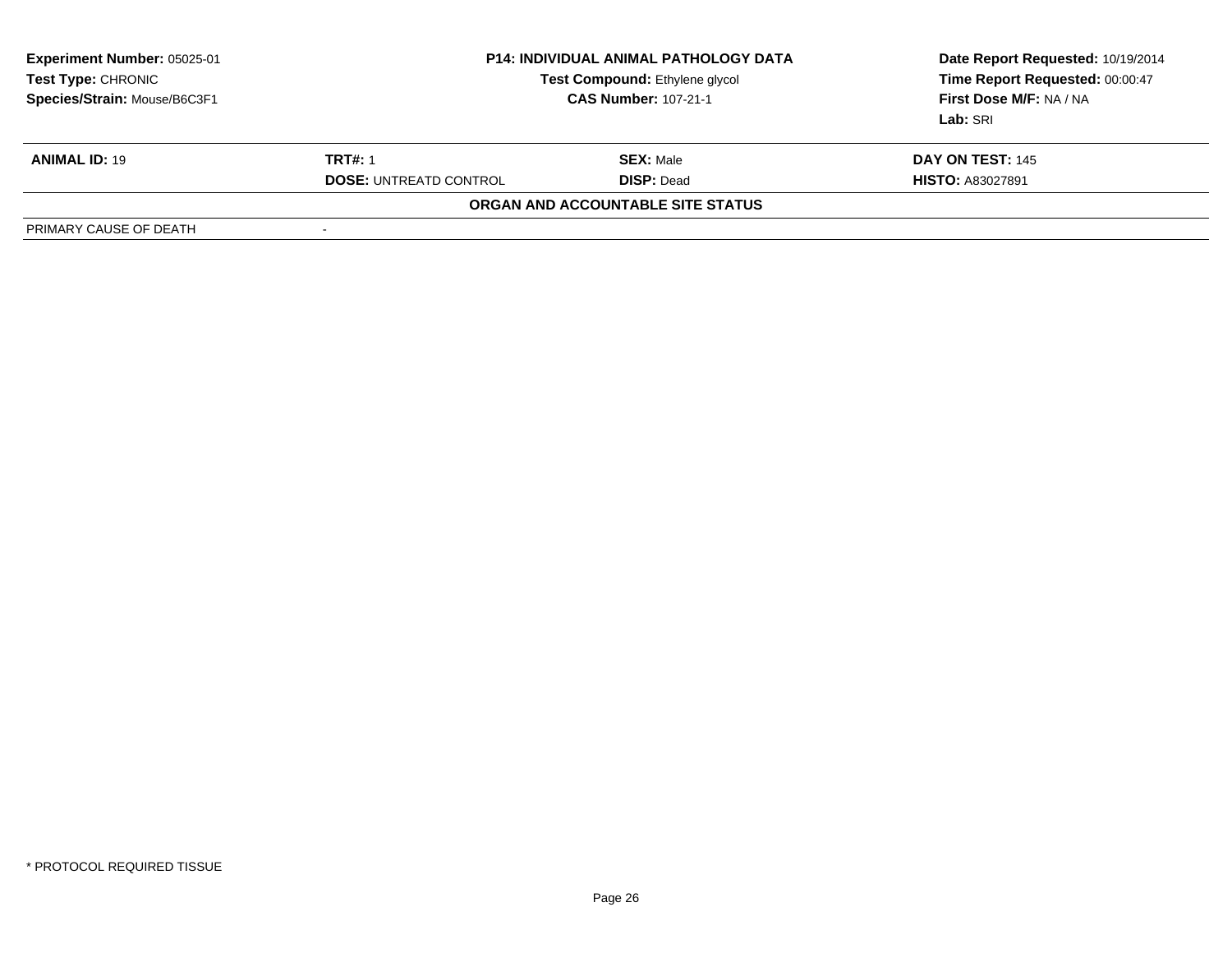| Experiment Number: 05025-01 | P14: INDIVIDUAL ANIMAL PATHOLOGY DATA | | Date Report Requested: 10/19/2014 |
|---|---|---|---|
| Test Type: CHRONIC | Test Compound: Ethylene glycol | | Time Report Requested: 00:00:47 |
| Species/Strain: Mouse/B6C3F1 | CAS Number: 107-21-1 | | First Dose M/F: NA / NA |
| | | | Lab: SRI |

| ANIMAL ID: 19 | TRT#: 1 | SEX: Male | DAY ON TEST: 145 |
|---|---|---|---|
| | DOSE: UNTREATD CONTROL | DISP: Dead | HISTO: A83027891 |

**ORGAN AND ACCOUNTABLE SITE STATUS**

| PRIMARY CAUSE OF DEATH | - |
|---|---|

* PROTOCOL REQUIRED TISSUE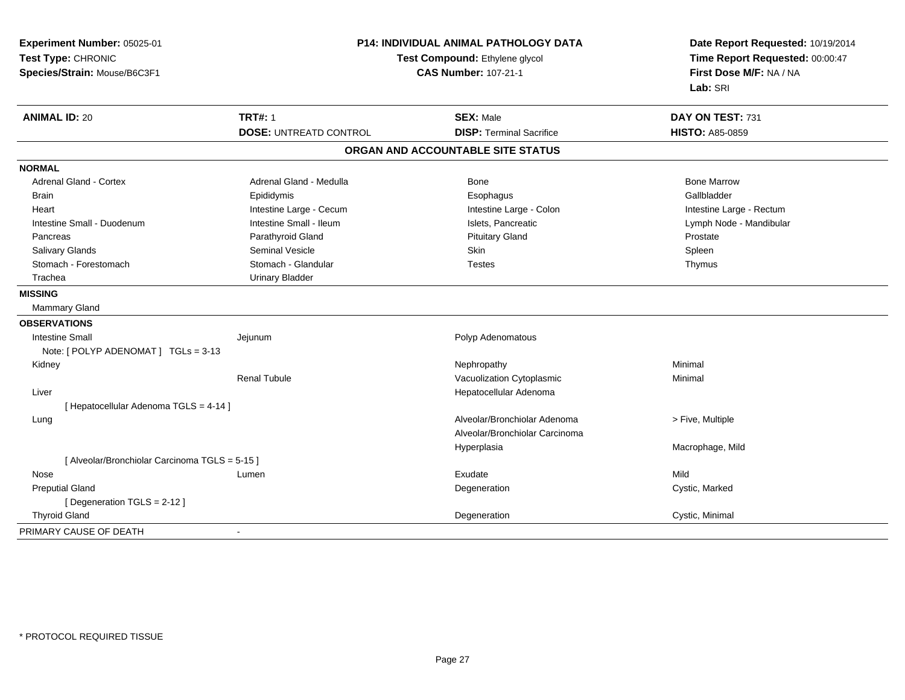**Experiment Number:** 05025-01
**Test Type:** CHRONIC
**Species/Strain:** Mouse/B6C3F1

**P14: INDIVIDUAL ANIMAL PATHOLOGY DATA**
**Test Compound:** Ethylene glycol
**CAS Number:** 107-21-1

**Date Report Requested:** 10/19/2014
**Time Report Requested:** 00:00:47
**First Dose M/F:** NA / NA
**Lab:** SRI

| **ANIMAL ID:** 20 | **TRT#:** 1 | **SEX:** Male | **DAY ON TEST:** 731 |
|---|---|---|---|
| | **DOSE:** UNTREATD CONTROL | **DISP:** Terminal Sacrifice | **HISTO:** A85-0859 |

## ORGAN AND ACCOUNTABLE SITE STATUS

**NORMAL**

| | | | |
|---|---|---|---|
| Adrenal Gland - Cortex | Adrenal Gland - Medulla | Bone | Bone Marrow |
| Brain | Epididymis | Esophagus | Gallbladder |
| Heart | Intestine Large - Cecum | Intestine Large - Colon | Intestine Large - Rectum |
| Intestine Small - Duodenum | Intestine Small - Ileum | Islets, Pancreatic | Lymph Node - Mandibular |
| Pancreas | Parathyroid Gland | Pituitary Gland | Prostate |
| Salivary Glands | Seminal Vesicle | Skin | Spleen |
| Stomach - Forestomach | Stomach - Glandular | Testes | Thymus |
| Trachea | Urinary Bladder | | |

**MISSING**

Mammary Gland

**OBSERVATIONS**

| | | | |
|---|---|---|---|
| Intestine Small | Jejunum | Polyp Adenomatous | |
| Note: [ POLYP ADENOMAT ] TGLs = 3-13 | | | |
| Kidney | | Nephropathy | Minimal |
| | Renal Tubule | Vacuolization Cytoplasmic | Minimal |
| Liver | | Hepatocellular Adenoma | |
| [ Hepatocellular Adenoma TGLS = 4-14 ] | | | |
| Lung | | Alveolar/Bronchiolar Adenoma | > Five, Multiple |
| | | Alveolar/Bronchiolar Carcinoma | |
| | | Hyperplasia | Macrophage, Mild |
| [ Alveolar/Bronchiolar Carcinoma TGLS = 5-15 ] | | | |
| Nose | Lumen | Exudate | Mild |
| Preputial Gland | | Degeneration | Cystic, Marked |
| [ Degeneration TGLS = 2-12 ] | | | |
| Thyroid Gland | | Degeneration | Cystic, Minimal |

PRIMARY CAUSE OF DEATH -

* PROTOCOL REQUIRED TISSUE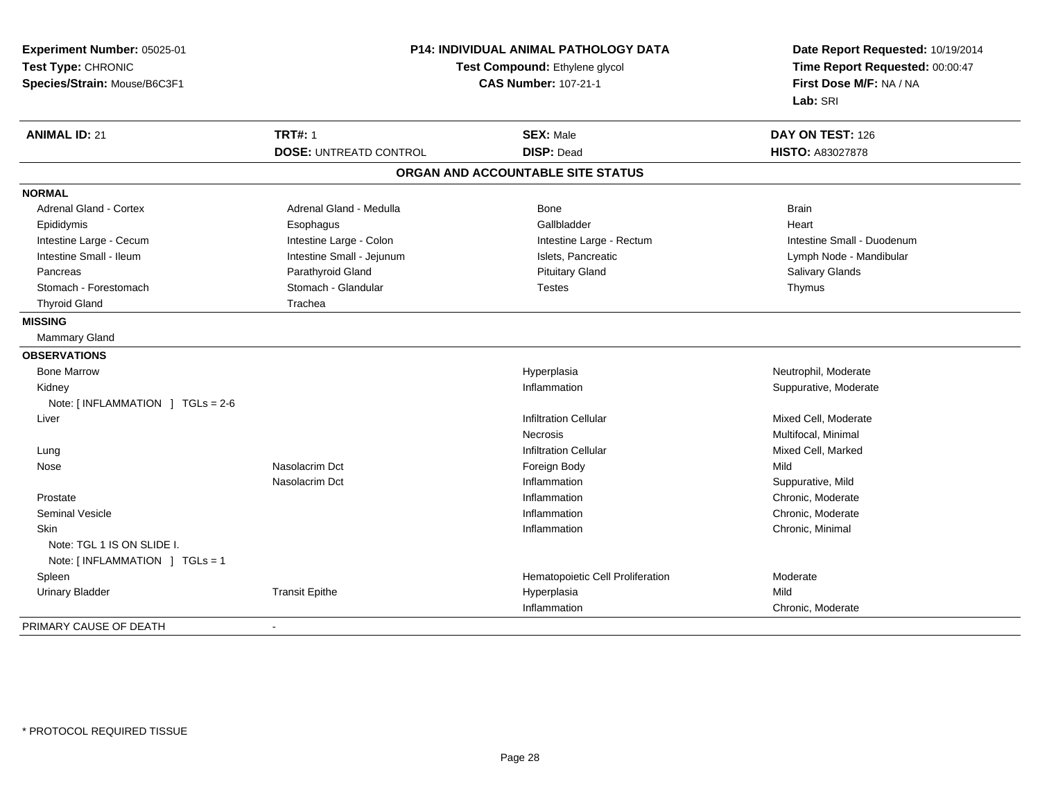**Experiment Number:** 05025-01
**Test Type:** CHRONIC
**Species/Strain:** Mouse/B6C3F1

**P14: INDIVIDUAL ANIMAL PATHOLOGY DATA**
**Test Compound:** Ethylene glycol
**CAS Number:** 107-21-1

**Date Report Requested:** 10/19/2014
**Time Report Requested:** 00:00:47
**First Dose M/F:** NA / NA
**Lab:** SRI

| **ANIMAL ID:** 21 | **TRT#:** 1 | **SEX:** Male | **DAY ON TEST:** 126 |
|---|---|---|---|
| | **DOSE:** UNTREATD CONTROL | **DISP:** Dead | **HISTO:** A83027878 |

## ORGAN AND ACCOUNTABLE SITE STATUS

**NORMAL**

| | | | |
|---|---|---|---|
| Adrenal Gland - Cortex | Adrenal Gland - Medulla | Bone | Brain |
| Epididymis | Esophagus | Gallbladder | Heart |
| Intestine Large - Cecum | Intestine Large - Colon | Intestine Large - Rectum | Intestine Small - Duodenum |
| Intestine Small - Ileum | Intestine Small - Jejunum | Islets, Pancreatic | Lymph Node - Mandibular |
| Pancreas | Parathyroid Gland | Pituitary Gland | Salivary Glands |
| Stomach - Forestomach | Stomach - Glandular | Testes | Thymus |
| Thyroid Gland | Trachea | | |

**MISSING**

Mammary Gland

**OBSERVATIONS**

| | | | |
|---|---|---|---|
| Bone Marrow | | Hyperplasia | Neutrophil, Moderate |
| Kidney | | Inflammation | Suppurative, Moderate |
| Note: [ INFLAMMATION ] TGLs = 2-6 | | | |
| Liver | | Infiltration Cellular | Mixed Cell, Moderate |
| | | Necrosis | Multifocal, Minimal |
| Lung | | Infiltration Cellular | Mixed Cell, Marked |
| Nose | Nasolacrim Dct | Foreign Body | Mild |
| | Nasolacrim Dct | Inflammation | Suppurative, Mild |
| Prostate | | Inflammation | Chronic, Moderate |
| Seminal Vesicle | | Inflammation | Chronic, Moderate |
| Skin | | Inflammation | Chronic, Minimal |
| Note: TGL 1 IS ON SLIDE I. | | | |
| Note: [ INFLAMMATION ] TGLs = 1 | | | |
| Spleen | | Hematopoietic Cell Proliferation | Moderate |
| Urinary Bladder | Transit Epithe | Hyperplasia | Mild |
| | | Inflammation | Chronic, Moderate |

PRIMARY CAUSE OF DEATH -

* PROTOCOL REQUIRED TISSUE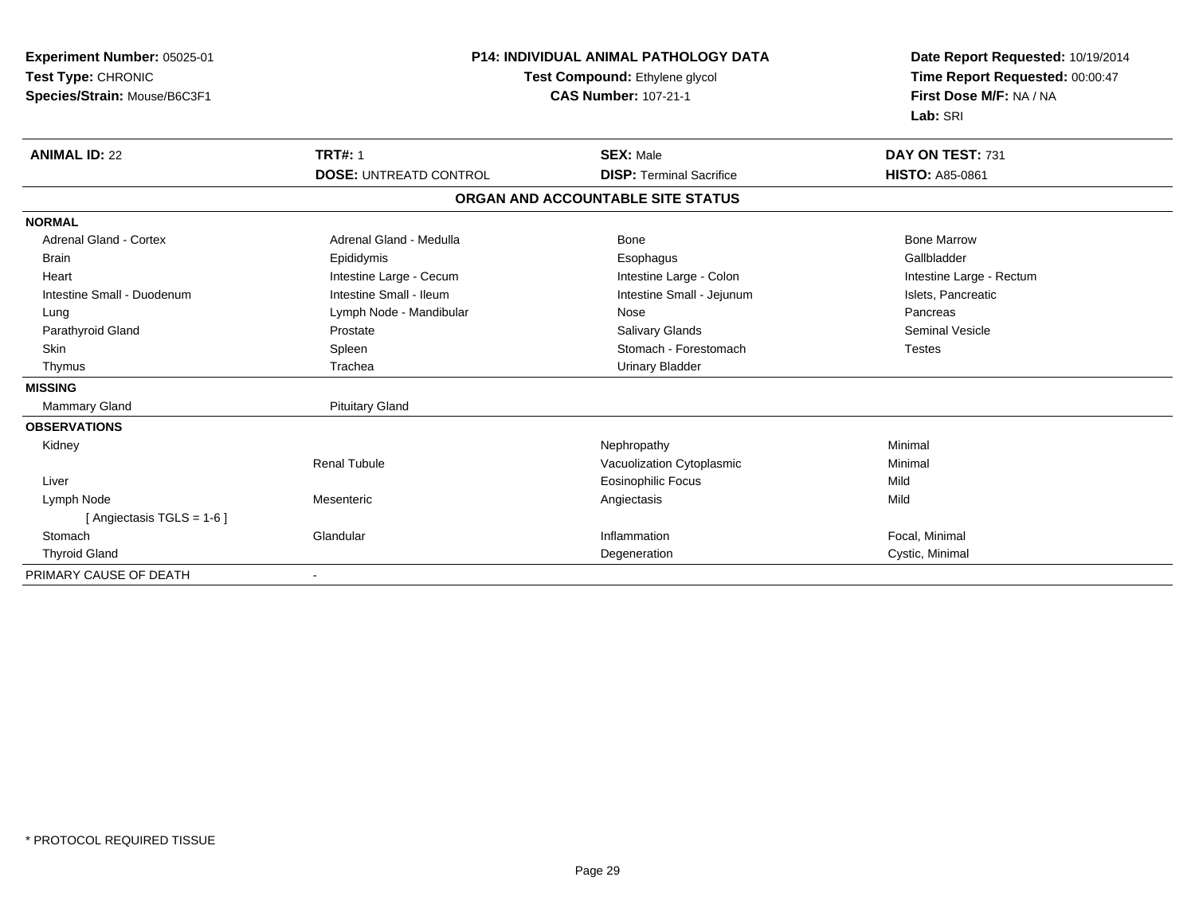**Experiment Number:** 05025-01
**Test Type:** CHRONIC
**Species/Strain:** Mouse/B6C3F1

**P14: INDIVIDUAL ANIMAL PATHOLOGY DATA**
**Test Compound:** Ethylene glycol
**CAS Number:** 107-21-1

**Date Report Requested:** 10/19/2014
**Time Report Requested:** 00:00:47
**First Dose M/F:** NA / NA
**Lab:** SRI

| **ANIMAL ID:** 22 | **TRT#:** 1 | **SEX:** Male | **DAY ON TEST:** 731 |
|---|---|---|---|
| | **DOSE:** UNTREATD CONTROL | **DISP:** Terminal Sacrifice | **HISTO:** A85-0861 |

## ORGAN AND ACCOUNTABLE SITE STATUS

| | | | |
|---|---|---|---|
| **NORMAL** | | | |
| Adrenal Gland - Cortex | Adrenal Gland - Medulla | Bone | Bone Marrow |
| Brain | Epididymis | Esophagus | Gallbladder |
| Heart | Intestine Large - Cecum | Intestine Large - Colon | Intestine Large - Rectum |
| Intestine Small - Duodenum | Intestine Small - Ileum | Intestine Small - Jejunum | Islets, Pancreatic |
| Lung | Lymph Node - Mandibular | Nose | Pancreas |
| Parathyroid Gland | Prostate | Salivary Glands | Seminal Vesicle |
| Skin | Spleen | Stomach - Forestomach | Testes |
| Thymus | Trachea | Urinary Bladder | |
| **MISSING** | | | |
| Mammary Gland | Pituitary Gland | | |
| **OBSERVATIONS** | | | |
| Kidney | | Nephropathy | Minimal |
| | Renal Tubule | Vacuolization Cytoplasmic | Minimal |
| Liver | | Eosinophilic Focus | Mild |
| Lymph Node | Mesenteric | Angiectasis | Mild |
| [ Angiectasis TGLS = 1-6 ] | | | |
| Stomach | Glandular | Inflammation | Focal, Minimal |
| Thyroid Gland | | Degeneration | Cystic, Minimal |
| PRIMARY CAUSE OF DEATH | - | | |

* PROTOCOL REQUIRED TISSUE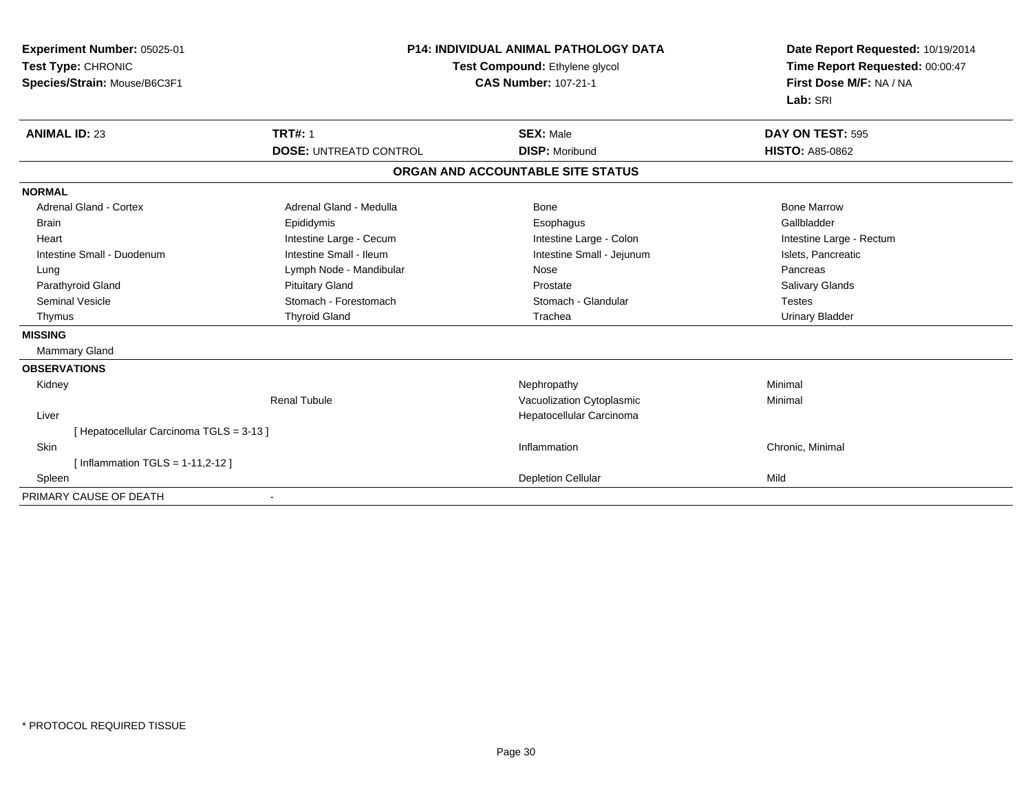**Experiment Number:** 05025-01
**Test Type:** CHRONIC
**Species/Strain:** Mouse/B6C3F1

**P14: INDIVIDUAL ANIMAL PATHOLOGY DATA**
**Test Compound:** Ethylene glycol
**CAS Number:** 107-21-1

**Date Report Requested:** 10/19/2014
**Time Report Requested:** 00:00:47
**First Dose M/F:** NA / NA
**Lab:** SRI

| **ANIMAL ID:** 23 | **TRT#:** 1 | **SEX:** Male | **DAY ON TEST:** 595 |
|---|---|---|---|
| | **DOSE:** UNTREATD CONTROL | **DISP:** Moribund | **HISTO:** A85-0862 |

**ORGAN AND ACCOUNTABLE SITE STATUS**

| | | | |
|---|---|---|---|
| **NORMAL** | | | |
| Adrenal Gland - Cortex | Adrenal Gland - Medulla | Bone | Bone Marrow |
| Brain | Epididymis | Esophagus | Gallbladder |
| Heart | Intestine Large - Cecum | Intestine Large - Colon | Intestine Large - Rectum |
| Intestine Small - Duodenum | Intestine Small - Ileum | Intestine Small - Jejunum | Islets, Pancreatic |
| Lung | Lymph Node - Mandibular | Nose | Pancreas |
| Parathyroid Gland | Pituitary Gland | Prostate | Salivary Glands |
| Seminal Vesicle | Stomach - Forestomach | Stomach - Glandular | Testes |
| Thymus | Thyroid Gland | Trachea | Urinary Bladder |
| **MISSING** | | | |
| Mammary Gland | | | |
| **OBSERVATIONS** | | | |
| Kidney | | Nephropathy | Minimal |
| | Renal Tubule | Vacuolization Cytoplasmic | Minimal |
| Liver | | Hepatocellular Carcinoma | |
| [ Hepatocellular Carcinoma TGLS = 3-13 ] | | | |
| Skin | | Inflammation | Chronic, Minimal |
| [ Inflammation TGLS = 1-11,2-12 ] | | | |
| Spleen | | Depletion Cellular | Mild |
| PRIMARY CAUSE OF DEATH | - | | |

* PROTOCOL REQUIRED TISSUE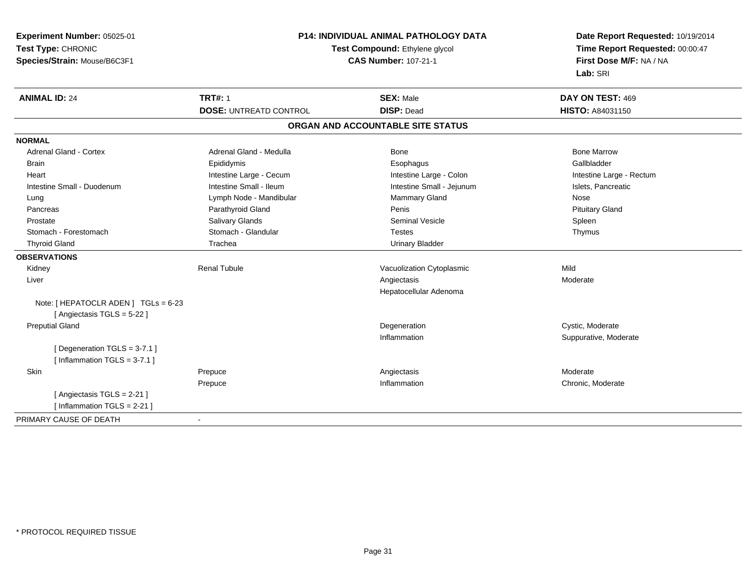**Experiment Number:** 05025-01
**Test Type:** CHRONIC
**Species/Strain:** Mouse/B6C3F1

**P14: INDIVIDUAL ANIMAL PATHOLOGY DATA**
**Test Compound:** Ethylene glycol
**CAS Number:** 107-21-1

**Date Report Requested:** 10/19/2014
**Time Report Requested:** 00:00:47
**First Dose M/F:** NA / NA
**Lab:** SRI

| **ANIMAL ID:** 24 | **TRT#:** 1 | **SEX:** Male | **DAY ON TEST:** 469 |
|---|---|---|---|
| | **DOSE:** UNTREATD CONTROL | **DISP:** Dead | **HISTO:** A84031150 |

## ORGAN AND ACCOUNTABLE SITE STATUS

**NORMAL**

| | | | |
|---|---|---|---|
| Adrenal Gland - Cortex | Adrenal Gland - Medulla | Bone | Bone Marrow |
| Brain | Epididymis | Esophagus | Gallbladder |
| Heart | Intestine Large - Cecum | Intestine Large - Colon | Intestine Large - Rectum |
| Intestine Small - Duodenum | Intestine Small - Ileum | Intestine Small - Jejunum | Islets, Pancreatic |
| Lung | Lymph Node - Mandibular | Mammary Gland | Nose |
| Pancreas | Parathyroid Gland | Penis | Pituitary Gland |
| Prostate | Salivary Glands | Seminal Vesicle | Spleen |
| Stomach - Forestomach | Stomach - Glandular | Testes | Thymus |
| Thyroid Gland | Trachea | Urinary Bladder | |

**OBSERVATIONS**

| | | | |
|---|---|---|---|
| Kidney | Renal Tubule | Vacuolization Cytoplasmic | Mild |
| Liver | | Angiectasis | Moderate |
| | | Hepatocellular Adenoma | |
| Note: [ HEPATOCLR ADEN ] TGLs = 6-23 | | | |
| [ Angiectasis TGLS = 5-22 ] | | | |
| Preputial Gland | | Degeneration | Cystic, Moderate |
| | | Inflammation | Suppurative, Moderate |
| [ Degeneration TGLS = 3-7.1 ] | | | |
| [ Inflammation TGLS = 3-7.1 ] | | | |
| Skin | Prepuce | Angiectasis | Moderate |
| | Prepuce | Inflammation | Chronic, Moderate |
| [ Angiectasis TGLS = 2-21 ] | | | |
| [ Inflammation TGLS = 2-21 ] | | | |

PRIMARY CAUSE OF DEATH -

\* PROTOCOL REQUIRED TISSUE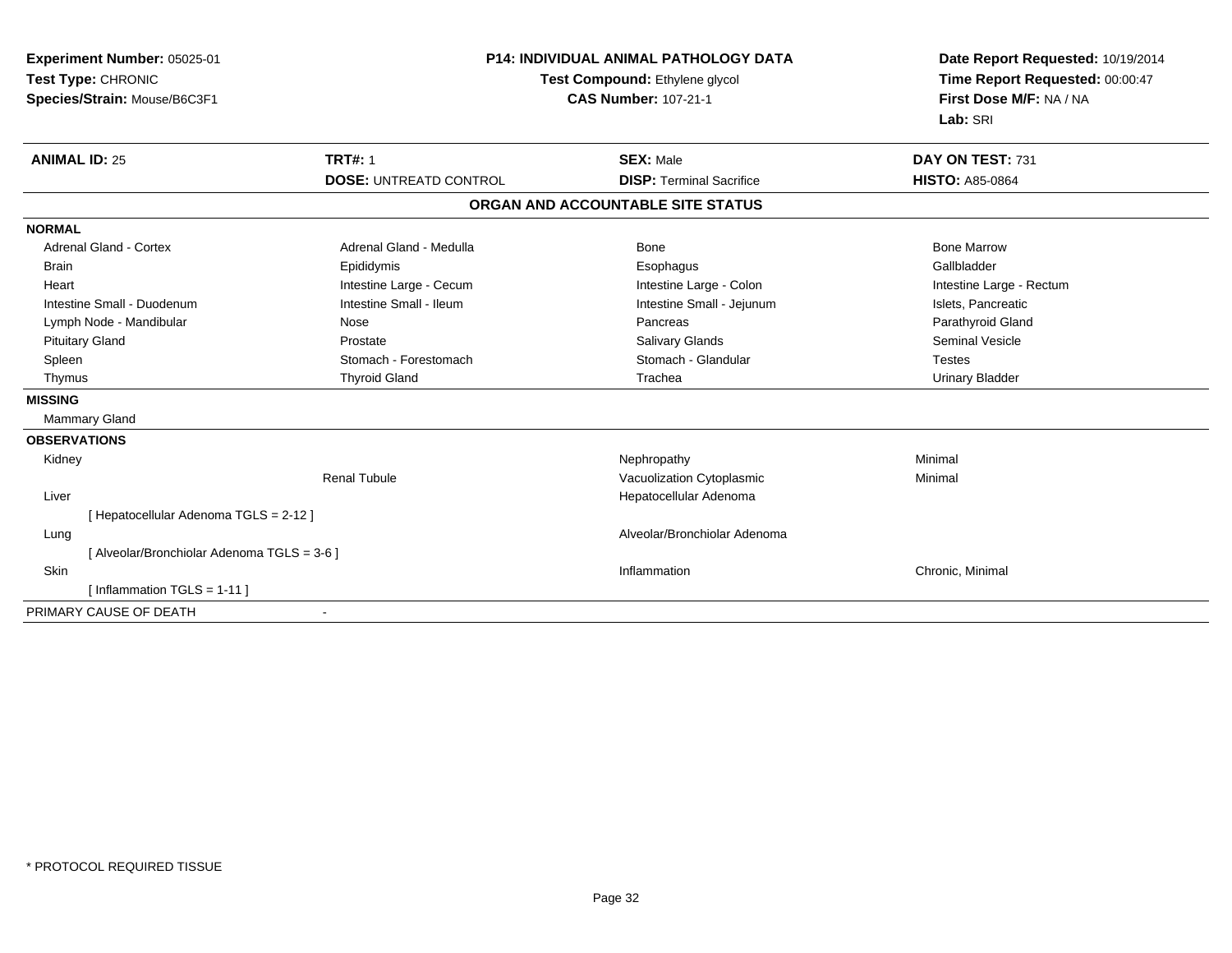**Experiment Number:** 05025-01
**Test Type:** CHRONIC
**Species/Strain:** Mouse/B6C3F1

**P14: INDIVIDUAL ANIMAL PATHOLOGY DATA**
**Test Compound:** Ethylene glycol
**CAS Number:** 107-21-1

**Date Report Requested:** 10/19/2014
**Time Report Requested:** 00:00:47
**First Dose M/F:** NA / NA
**Lab:** SRI

| **ANIMAL ID:** 25 | **TRT#:** 1 | **SEX:** Male | **DAY ON TEST:** 731 |
|---|---|---|---|
| | **DOSE:** UNTREATD CONTROL | **DISP:** Terminal Sacrifice | **HISTO:** A85-0864 |

## ORGAN AND ACCOUNTABLE SITE STATUS

**NORMAL**

| | | | |
|---|---|---|---|
| Adrenal Gland - Cortex | Adrenal Gland - Medulla | Bone | Bone Marrow |
| Brain | Epididymis | Esophagus | Gallbladder |
| Heart | Intestine Large - Cecum | Intestine Large - Colon | Intestine Large - Rectum |
| Intestine Small - Duodenum | Intestine Small - Ileum | Intestine Small - Jejunum | Islets, Pancreatic |
| Lymph Node - Mandibular | Nose | Pancreas | Parathyroid Gland |
| Pituitary Gland | Prostate | Salivary Glands | Seminal Vesicle |
| Spleen | Stomach - Forestomach | Stomach - Glandular | Testes |
| Thymus | Thyroid Gland | Trachea | Urinary Bladder |

**MISSING**

Mammary Gland

**OBSERVATIONS**

| | | | |
|---|---|---|---|
| Kidney | | Nephropathy | Minimal |
| | Renal Tubule | Vacuolization Cytoplasmic | Minimal |
| Liver | | Hepatocellular Adenoma | |
| [ Hepatocellular Adenoma TGLS = 2-12 ] | | | |
| Lung | | Alveolar/Bronchiolar Adenoma | |
| [ Alveolar/Bronchiolar Adenoma TGLS = 3-6 ] | | | |
| Skin | | Inflammation | Chronic, Minimal |
| [ Inflammation TGLS = 1-11 ] | | | |

PRIMARY CAUSE OF DEATH -

* PROTOCOL REQUIRED TISSUE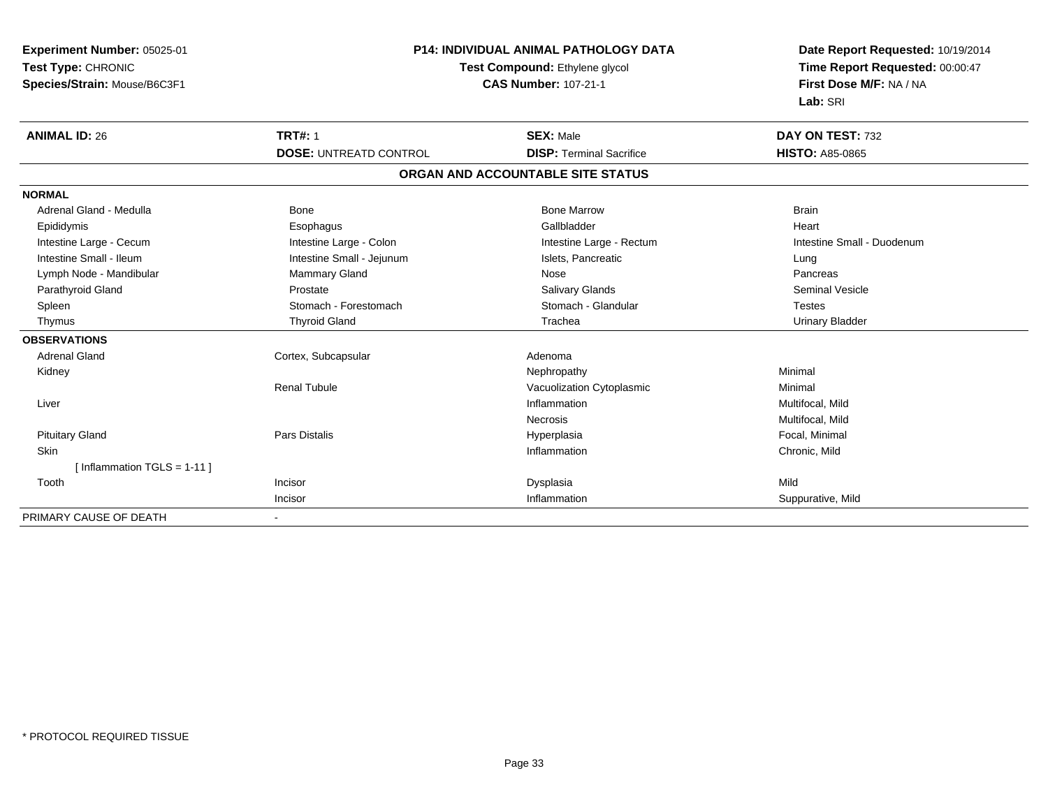**Experiment Number:** 05025-01
**Test Type:** CHRONIC
**Species/Strain:** Mouse/B6C3F1

**P14: INDIVIDUAL ANIMAL PATHOLOGY DATA**
**Test Compound:** Ethylene glycol
**CAS Number:** 107-21-1

**Date Report Requested:** 10/19/2014
**Time Report Requested:** 00:00:47
**First Dose M/F:** NA / NA
**Lab:** SRI

| **ANIMAL ID:** 26 | **TRT#:** 1 | **SEX:** Male | **DAY ON TEST:** 732 |
|---|---|---|---|
| | **DOSE:** UNTREATD CONTROL | **DISP:** Terminal Sacrifice | **HISTO:** A85-0865 |

## ORGAN AND ACCOUNTABLE SITE STATUS

| | | | |
|---|---|---|---|
| **NORMAL** | | | |
| Adrenal Gland - Medulla | Bone | Bone Marrow | Brain |
| Epididymis | Esophagus | Gallbladder | Heart |
| Intestine Large - Cecum | Intestine Large - Colon | Intestine Large - Rectum | Intestine Small - Duodenum |
| Intestine Small - Ileum | Intestine Small - Jejunum | Islets, Pancreatic | Lung |
| Lymph Node - Mandibular | Mammary Gland | Nose | Pancreas |
| Parathyroid Gland | Prostate | Salivary Glands | Seminal Vesicle |
| Spleen | Stomach - Forestomach | Stomach - Glandular | Testes |
| Thymus | Thyroid Gland | Trachea | Urinary Bladder |
| **OBSERVATIONS** | | | |
| Adrenal Gland | Cortex, Subcapsular | Adenoma | |
| Kidney | | Nephropathy | Minimal |
| | Renal Tubule | Vacuolization Cytoplasmic | Minimal |
| Liver | | Inflammation | Multifocal, Mild |
| | | Necrosis | Multifocal, Mild |
| Pituitary Gland | Pars Distalis | Hyperplasia | Focal, Minimal |
| Skin | | Inflammation | Chronic, Mild |
| [ Inflammation TGLS = 1-11 ] | | | |
| Tooth | Incisor | Dysplasia | Mild |
| | Incisor | Inflammation | Suppurative, Mild |
| PRIMARY CAUSE OF DEATH | - | | |

* PROTOCOL REQUIRED TISSUE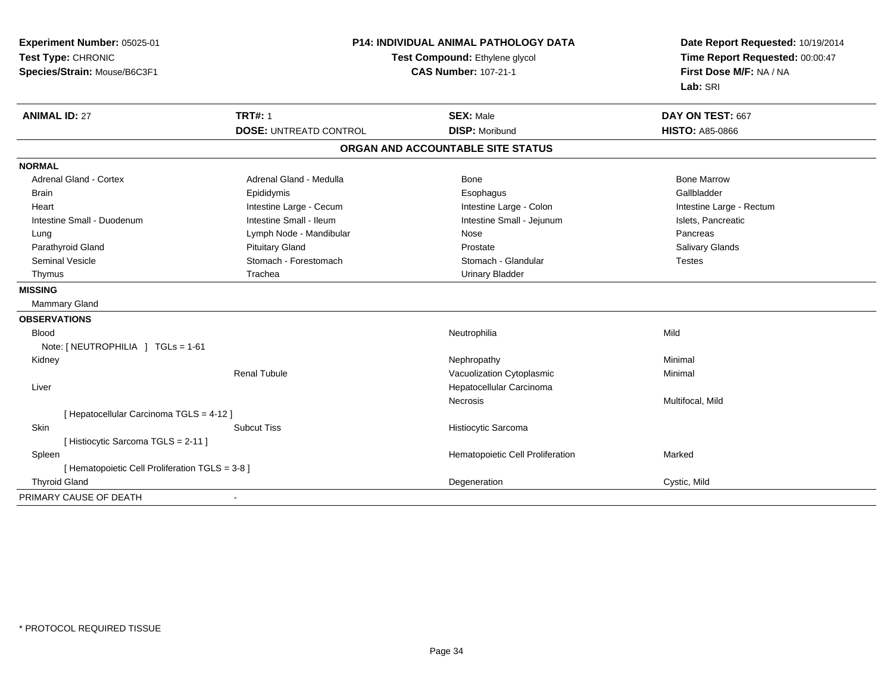**Experiment Number:** 05025-01
**Test Type:** CHRONIC
**Species/Strain:** Mouse/B6C3F1

**P14: INDIVIDUAL ANIMAL PATHOLOGY DATA**
**Test Compound:** Ethylene glycol
**CAS Number:** 107-21-1

**Date Report Requested:** 10/19/2014
**Time Report Requested:** 00:00:47
**First Dose M/F:** NA / NA
**Lab:** SRI

| **ANIMAL ID:** 27 | **TRT#:** 1 | **SEX:** Male | **DAY ON TEST:** 667 |
|---|---|---|---|
| | **DOSE:** UNTREATD CONTROL | **DISP:** Moribund | **HISTO:** A85-0866 |

## ORGAN AND ACCOUNTABLE SITE STATUS

**NORMAL**

| | | | |
|---|---|---|---|
| Adrenal Gland - Cortex | Adrenal Gland - Medulla | Bone | Bone Marrow |
| Brain | Epididymis | Esophagus | Gallbladder |
| Heart | Intestine Large - Cecum | Intestine Large - Colon | Intestine Large - Rectum |
| Intestine Small - Duodenum | Intestine Small - Ileum | Intestine Small - Jejunum | Islets, Pancreatic |
| Lung | Lymph Node - Mandibular | Nose | Pancreas |
| Parathyroid Gland | Pituitary Gland | Prostate | Salivary Glands |
| Seminal Vesicle | Stomach - Forestomach | Stomach - Glandular | Testes |
| Thymus | Trachea | Urinary Bladder | |

**MISSING**

Mammary Gland

**OBSERVATIONS**

| | | | |
|---|---|---|---|
| Blood | | Neutrophilia | Mild |
| Note: [ NEUTROPHILIA ] TGLs = 1-61 | | | |
| Kidney | | Nephropathy | Minimal |
| | Renal Tubule | Vacuolization Cytoplasmic | Minimal |
| Liver | | Hepatocellular Carcinoma | |
| | | Necrosis | Multifocal, Mild |
| [ Hepatocellular Carcinoma TGLS = 4-12 ] | | | |
| Skin | Subcut Tiss | Histiocytic Sarcoma | |
| [ Histiocytic Sarcoma TGLS = 2-11 ] | | | |
| Spleen | | Hematopoietic Cell Proliferation | Marked |
| [ Hematopoietic Cell Proliferation TGLS = 3-8 ] | | | |
| Thyroid Gland | | Degeneration | Cystic, Mild |

PRIMARY CAUSE OF DEATH -

* PROTOCOL REQUIRED TISSUE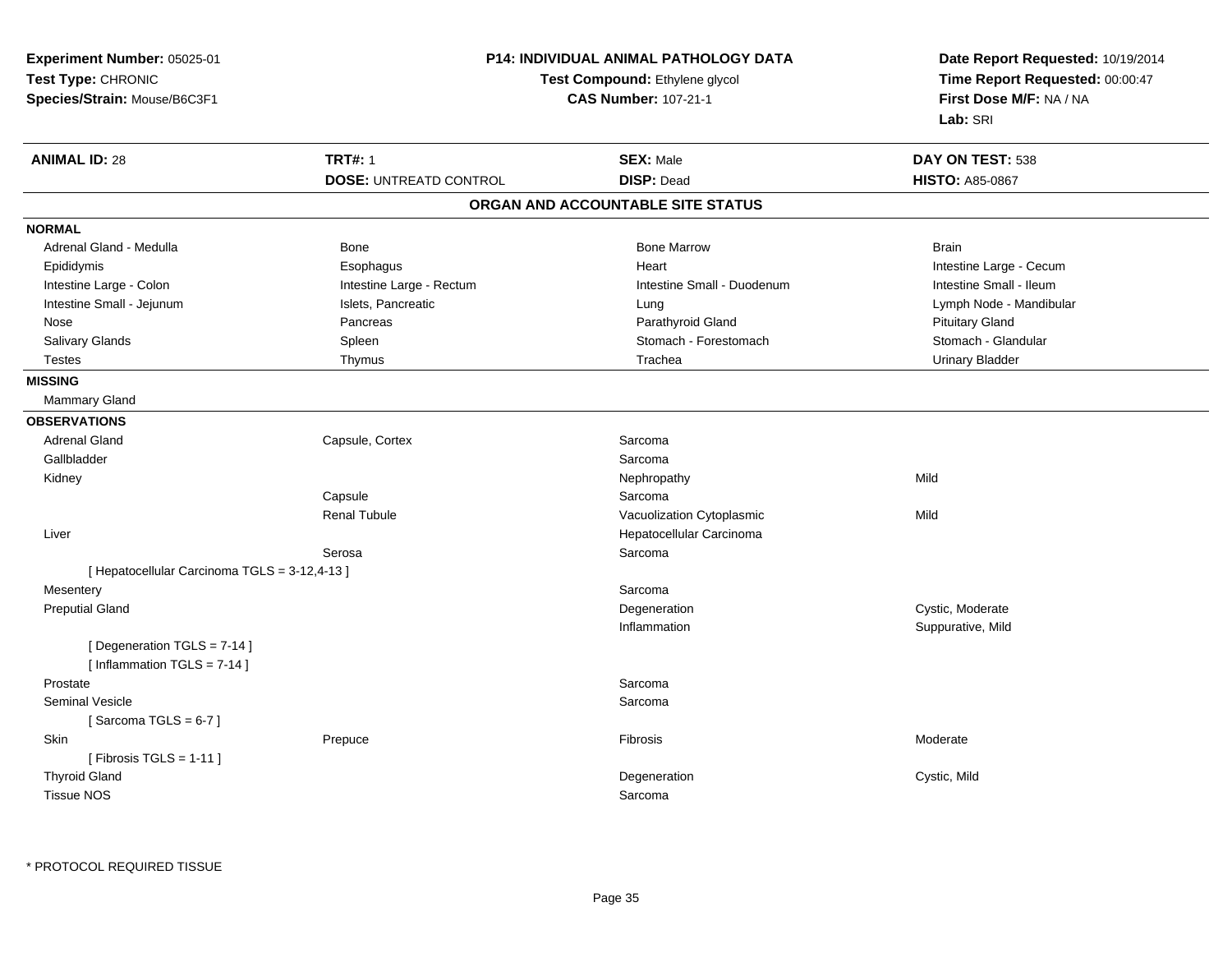**Experiment Number:** 05025-01
**Test Type:** CHRONIC
**Species/Strain:** Mouse/B6C3F1

**P14: INDIVIDUAL ANIMAL PATHOLOGY DATA**
**Test Compound:** Ethylene glycol
**CAS Number:** 107-21-1

**Date Report Requested:** 10/19/2014
**Time Report Requested:** 00:00:47
**First Dose M/F:** NA / NA
**Lab:** SRI

| **ANIMAL ID:** 28 | **TRT#:** 1 | **SEX:** Male | **DAY ON TEST:** 538 |
|---|---|---|---|
| | **DOSE:** UNTREATD CONTROL | **DISP:** Dead | **HISTO:** A85-0867 |

## ORGAN AND ACCOUNTABLE SITE STATUS

**NORMAL**

| | | | |
|---|---|---|---|
| Adrenal Gland - Medulla | Bone | Bone Marrow | Brain |
| Epididymis | Esophagus | Heart | Intestine Large - Cecum |
| Intestine Large - Colon | Intestine Large - Rectum | Intestine Small - Duodenum | Intestine Small - Ileum |
| Intestine Small - Jejunum | Islets, Pancreatic | Lung | Lymph Node - Mandibular |
| Nose | Pancreas | Parathyroid Gland | Pituitary Gland |
| Salivary Glands | Spleen | Stomach - Forestomach | Stomach - Glandular |
| Testes | Thymus | Trachea | Urinary Bladder |

**MISSING**

Mammary Gland

**OBSERVATIONS**

| | | | |
|---|---|---|---|
| Adrenal Gland | Capsule, Cortex | Sarcoma | |
| Gallbladder | | Sarcoma | |
| Kidney | | Nephropathy | Mild |
| | Capsule | Sarcoma | |
| | Renal Tubule | Vacuolization Cytoplasmic | Mild |
| Liver | | Hepatocellular Carcinoma | |
| | Serosa | Sarcoma | |
| [ Hepatocellular Carcinoma TGLS = 3-12,4-13 ] | | | |
| Mesentery | | Sarcoma | |
| Preputial Gland | | Degeneration | Cystic, Moderate |
| | | Inflammation | Suppurative, Mild |
| [ Degeneration TGLS = 7-14 ] | | | |
| [ Inflammation TGLS = 7-14 ] | | | |
| Prostate | | Sarcoma | |
| Seminal Vesicle | | Sarcoma | |
| [ Sarcoma TGLS = 6-7 ] | | | |
| Skin | Prepuce | Fibrosis | Moderate |
| [ Fibrosis TGLS = 1-11 ] | | | |
| Thyroid Gland | | Degeneration | Cystic, Mild |
| Tissue NOS | | Sarcoma | |

* PROTOCOL REQUIRED TISSUE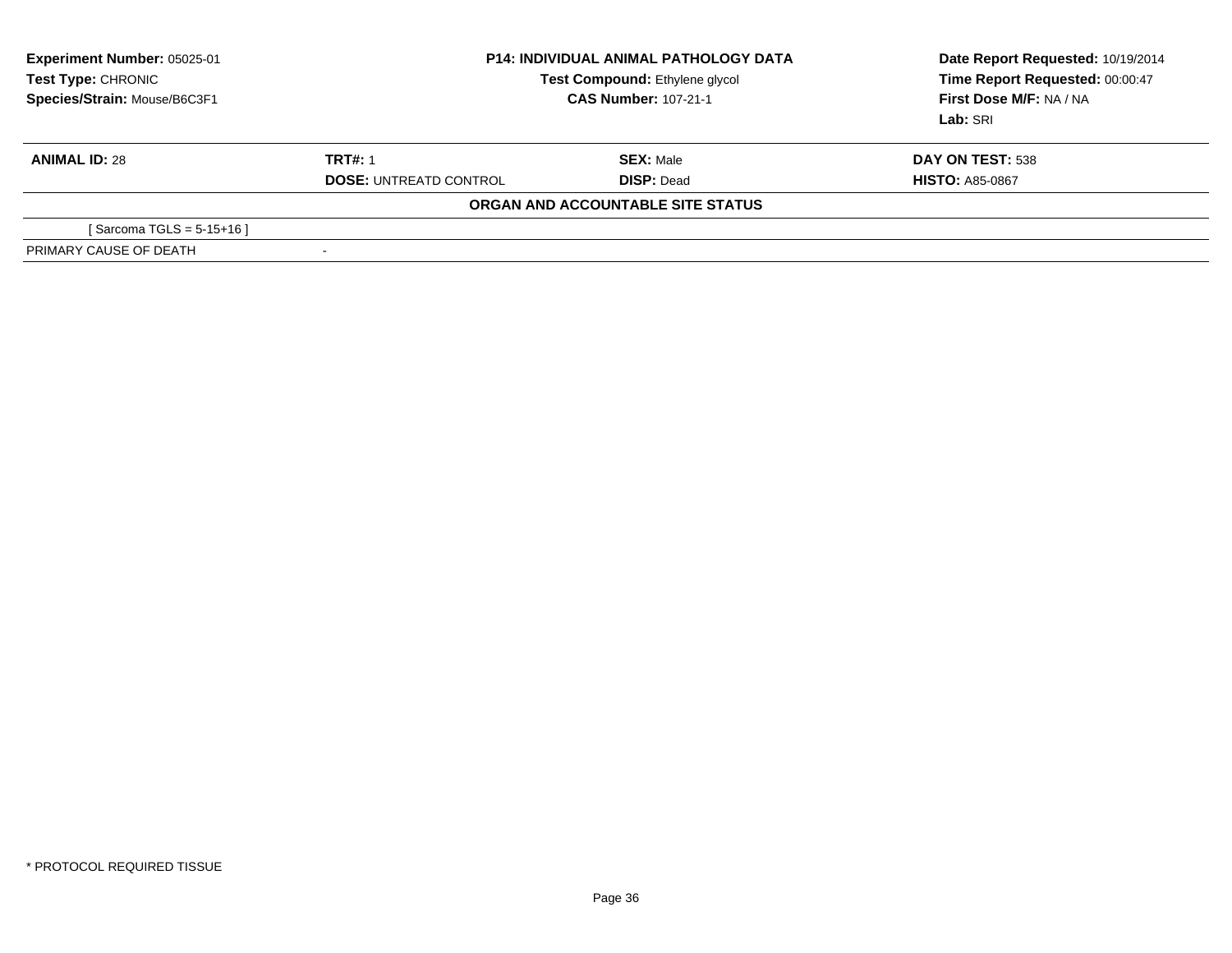**Experiment Number:** 05025-01
**Test Type:** CHRONIC
**Species/Strain:** Mouse/B6C3F1

**P14: INDIVIDUAL ANIMAL PATHOLOGY DATA**
**Test Compound:** Ethylene glycol
**CAS Number:** 107-21-1

**Date Report Requested:** 10/19/2014
**Time Report Requested:** 00:00:47
**First Dose M/F:** NA / NA
**Lab:** SRI

| **ANIMAL ID:** 28 | **TRT#:** 1 | **SEX:** Male | **DAY ON TEST:** 538 |
|---|---|---|---|
| | **DOSE:** UNTREATD CONTROL | **DISP:** Dead | **HISTO:** A85-0867 |

**ORGAN AND ACCOUNTABLE SITE STATUS**

| | |
|---|---|
| [ Sarcoma TGLS = 5-15+16 ] | |
| PRIMARY CAUSE OF DEATH | - |

* PROTOCOL REQUIRED TISSUE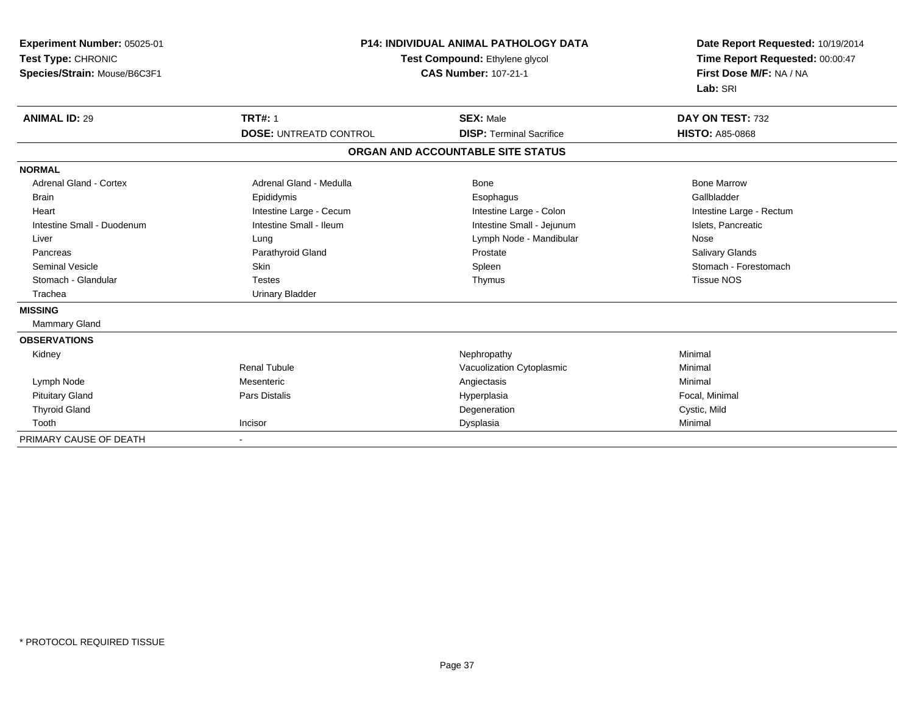**Experiment Number:** 05025-01
**Test Type:** CHRONIC
**Species/Strain:** Mouse/B6C3F1

**P14: INDIVIDUAL ANIMAL PATHOLOGY DATA**
**Test Compound:** Ethylene glycol
**CAS Number:** 107-21-1

**Date Report Requested:** 10/19/2014
**Time Report Requested:** 00:00:47
**First Dose M/F:** NA / NA
**Lab:** SRI

| **ANIMAL ID:** 29 | **TRT#:** 1 | **SEX:** Male | **DAY ON TEST:** 732 |
|---|---|---|---|
| | **DOSE:** UNTREATD CONTROL | **DISP:** Terminal Sacrifice | **HISTO:** A85-0868 |

**ORGAN AND ACCOUNTABLE SITE STATUS**

| | | | |
|---|---|---|---|
| **NORMAL** | | | |
| Adrenal Gland - Cortex | Adrenal Gland - Medulla | Bone | Bone Marrow |
| Brain | Epididymis | Esophagus | Gallbladder |
| Heart | Intestine Large - Cecum | Intestine Large - Colon | Intestine Large - Rectum |
| Intestine Small - Duodenum | Intestine Small - Ileum | Intestine Small - Jejunum | Islets, Pancreatic |
| Liver | Lung | Lymph Node - Mandibular | Nose |
| Pancreas | Parathyroid Gland | Prostate | Salivary Glands |
| Seminal Vesicle | Skin | Spleen | Stomach - Forestomach |
| Stomach - Glandular | Testes | Thymus | Tissue NOS |
| Trachea | Urinary Bladder | | |
| **MISSING** | | | |
| Mammary Gland | | | |
| **OBSERVATIONS** | | | |
| Kidney | | Nephropathy | Minimal |
| | Renal Tubule | Vacuolization Cytoplasmic | Minimal |
| Lymph Node | Mesenteric | Angiectasis | Minimal |
| Pituitary Gland | Pars Distalis | Hyperplasia | Focal, Minimal |
| Thyroid Gland | | Degeneration | Cystic, Mild |
| Tooth | Incisor | Dysplasia | Minimal |
| PRIMARY CAUSE OF DEATH | - | | |

\* PROTOCOL REQUIRED TISSUE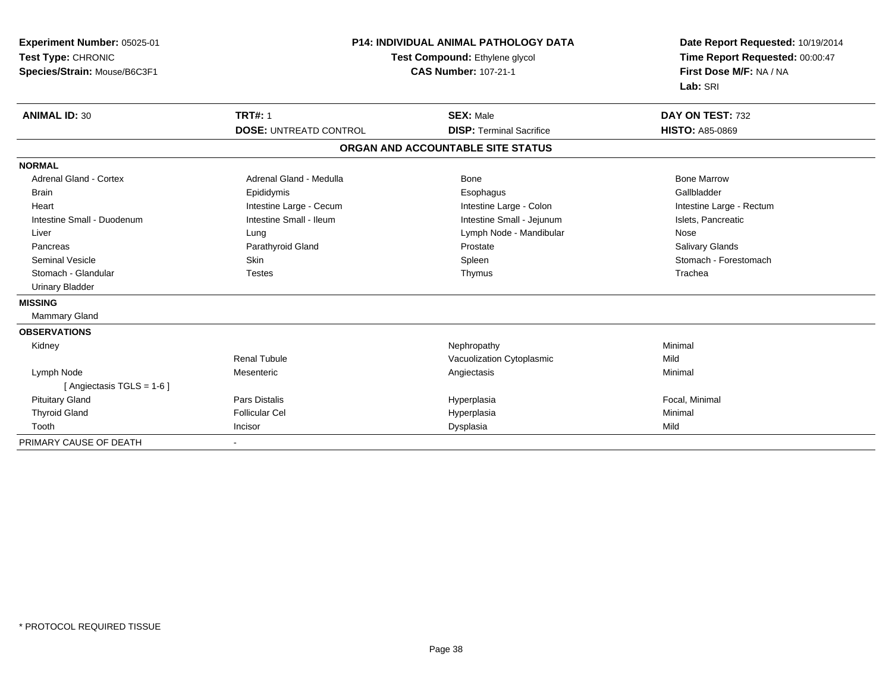**Experiment Number:** 05025-01
**Test Type:** CHRONIC
**Species/Strain:** Mouse/B6C3F1

**P14: INDIVIDUAL ANIMAL PATHOLOGY DATA**
**Test Compound:** Ethylene glycol
**CAS Number:** 107-21-1

**Date Report Requested:** 10/19/2014
**Time Report Requested:** 00:00:47
**First Dose M/F:** NA / NA
**Lab:** SRI

| **ANIMAL ID:** 30 | **TRT#:** 1 | **SEX:** Male | **DAY ON TEST:** 732 |
|---|---|---|---|
| | **DOSE:** UNTREATD CONTROL | **DISP:** Terminal Sacrifice | **HISTO:** A85-0869 |

**ORGAN AND ACCOUNTABLE SITE STATUS**

| | | | |
|---|---|---|---|
| **NORMAL** | | | |
| Adrenal Gland - Cortex | Adrenal Gland - Medulla | Bone | Bone Marrow |
| Brain | Epididymis | Esophagus | Gallbladder |
| Heart | Intestine Large - Cecum | Intestine Large - Colon | Intestine Large - Rectum |
| Intestine Small - Duodenum | Intestine Small - Ileum | Intestine Small - Jejunum | Islets, Pancreatic |
| Liver | Lung | Lymph Node - Mandibular | Nose |
| Pancreas | Parathyroid Gland | Prostate | Salivary Glands |
| Seminal Vesicle | Skin | Spleen | Stomach - Forestomach |
| Stomach - Glandular | Testes | Thymus | Trachea |
| Urinary Bladder | | | |
| **MISSING** | | | |
| Mammary Gland | | | |
| **OBSERVATIONS** | | | |
| Kidney | | Nephropathy | Minimal |
| | Renal Tubule | Vacuolization Cytoplasmic | Mild |
| Lymph Node | Mesenteric | Angiectasis | Minimal |
| [ Angiectasis TGLS = 1-6 ] | | | |
| Pituitary Gland | Pars Distalis | Hyperplasia | Focal, Minimal |
| Thyroid Gland | Follicular Cel | Hyperplasia | Minimal |
| Tooth | Incisor | Dysplasia | Mild |
| PRIMARY CAUSE OF DEATH | - | | |

* PROTOCOL REQUIRED TISSUE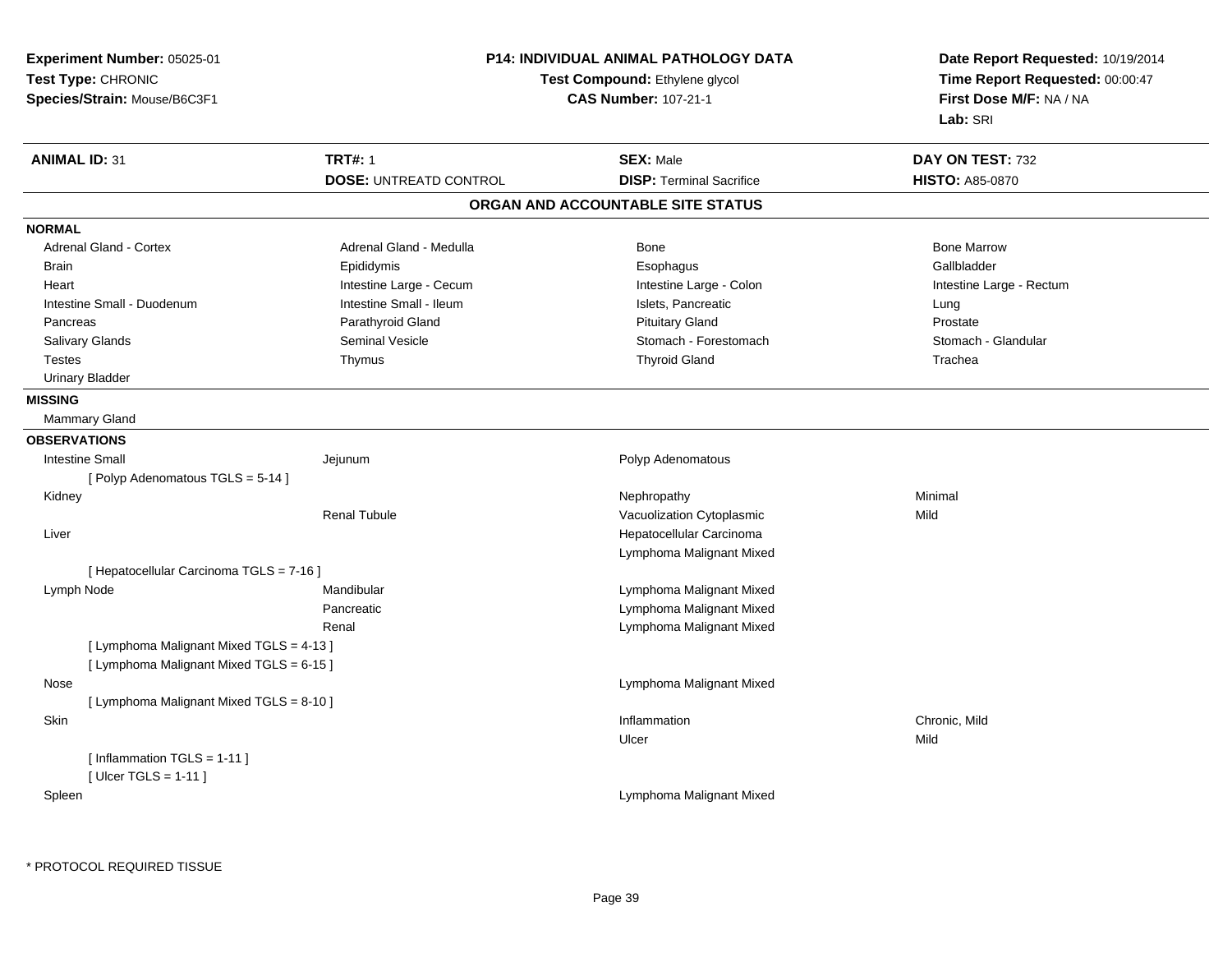**Experiment Number:** 05025-01
**Test Type:** CHRONIC
**Species/Strain:** Mouse/B6C3F1

**P14: INDIVIDUAL ANIMAL PATHOLOGY DATA**
**Test Compound:** Ethylene glycol
**CAS Number:** 107-21-1

**Date Report Requested:** 10/19/2014
**Time Report Requested:** 00:00:47
**First Dose M/F:** NA / NA
**Lab:** SRI

| **ANIMAL ID:** 31 | **TRT#:** 1 | **SEX:** Male | **DAY ON TEST:** 732 |
|---|---|---|---|
| | **DOSE:** UNTREATD CONTROL | **DISP:** Terminal Sacrifice | **HISTO:** A85-0870 |

## ORGAN AND ACCOUNTABLE SITE STATUS

**NORMAL**

| | | | |
|---|---|---|---|
| Adrenal Gland - Cortex | Adrenal Gland - Medulla | Bone | Bone Marrow |
| Brain | Epididymis | Esophagus | Gallbladder |
| Heart | Intestine Large - Cecum | Intestine Large - Colon | Intestine Large - Rectum |
| Intestine Small - Duodenum | Intestine Small - Ileum | Islets, Pancreatic | Lung |
| Pancreas | Parathyroid Gland | Pituitary Gland | Prostate |
| Salivary Glands | Seminal Vesicle | Stomach - Forestomach | Stomach - Glandular |
| Testes | Thymus | Thyroid Gland | Trachea |
| Urinary Bladder | | | |

**MISSING**

Mammary Gland

**OBSERVATIONS**

| | | | |
|---|---|---|---|
| Intestine Small | Jejunum | Polyp Adenomatous | |
| [ Polyp Adenomatous TGLS = 5-14 ] | | | |
| Kidney | | Nephropathy | Minimal |
| | Renal Tubule | Vacuolization Cytoplasmic | Mild |
| Liver | | Hepatocellular Carcinoma | |
| | | Lymphoma Malignant Mixed | |
| [ Hepatocellular Carcinoma TGLS = 7-16 ] | | | |
| Lymph Node | Mandibular | Lymphoma Malignant Mixed | |
| | Pancreatic | Lymphoma Malignant Mixed | |
| | Renal | Lymphoma Malignant Mixed | |
| [ Lymphoma Malignant Mixed TGLS = 4-13 ] | | | |
| [ Lymphoma Malignant Mixed TGLS = 6-15 ] | | | |
| Nose | | Lymphoma Malignant Mixed | |
| [ Lymphoma Malignant Mixed TGLS = 8-10 ] | | | |
| Skin | | Inflammation | Chronic, Mild |
| | | Ulcer | Mild |
| [ Inflammation TGLS = 1-11 ] | | | |
| [ Ulcer TGLS = 1-11 ] | | | |
| Spleen | | Lymphoma Malignant Mixed | |

* PROTOCOL REQUIRED TISSUE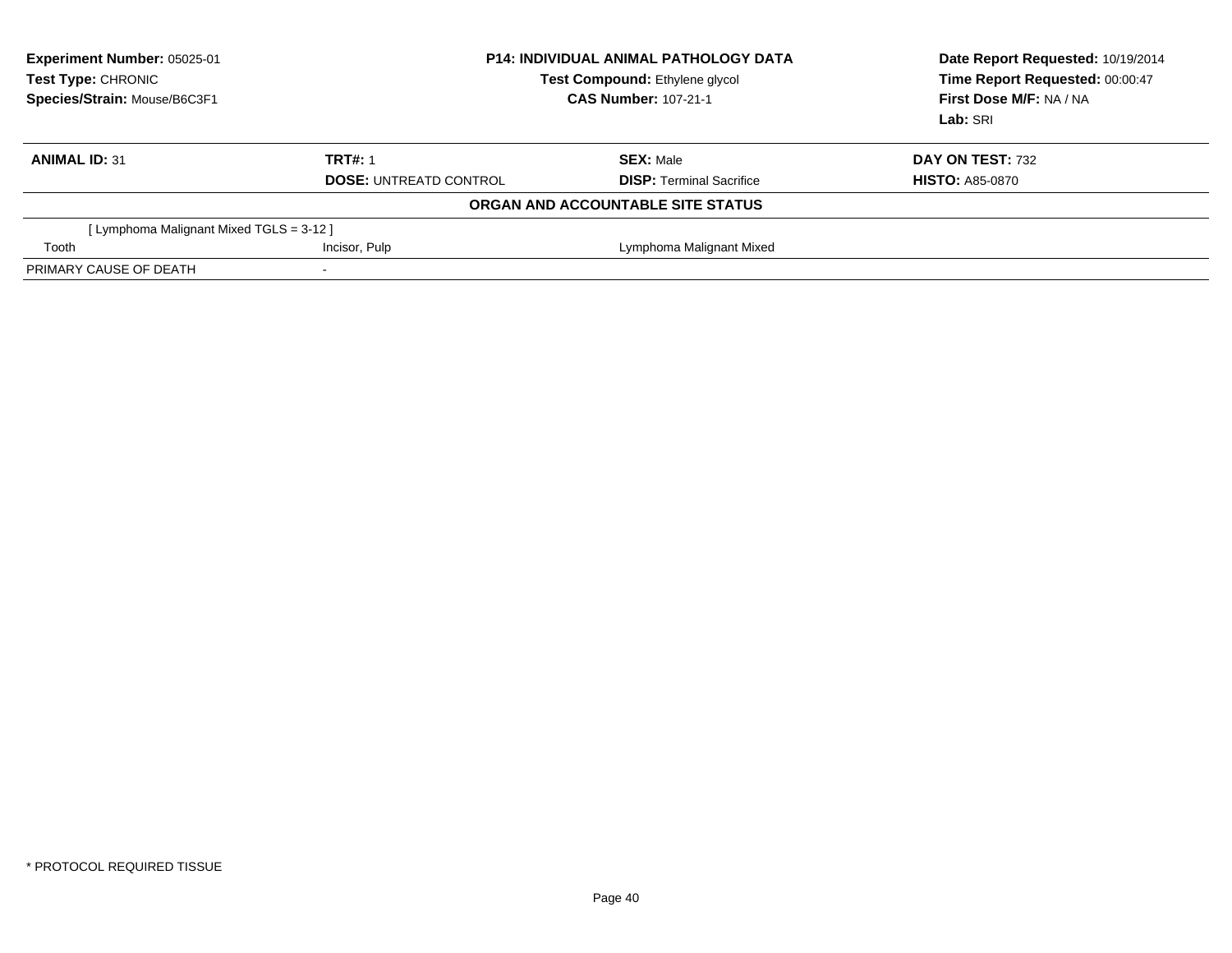**Experiment Number:** 05025-01
**Test Type:** CHRONIC
**Species/Strain:** Mouse/B6C3F1

**P14: INDIVIDUAL ANIMAL PATHOLOGY DATA**
**Test Compound:** Ethylene glycol
**CAS Number:** 107-21-1

**Date Report Requested:** 10/19/2014
**Time Report Requested:** 00:00:47
**First Dose M/F:** NA / NA
**Lab:** SRI

| **ANIMAL ID:** 31 | **TRT#:** 1 | **SEX:** Male | **DAY ON TEST:** 732 |
|---|---|---|---|
| | **DOSE:** UNTREATD CONTROL | **DISP:** Terminal Sacrifice | **HISTO:** A85-0870 |

**ORGAN AND ACCOUNTABLE SITE STATUS**

| | | | |
|---|---|---|---|
| [ Lymphoma Malignant Mixed TGLS = 3-12 ] | | | |
| Tooth | Incisor, Pulp | Lymphoma Malignant Mixed | |
| PRIMARY CAUSE OF DEATH | - | | |

* PROTOCOL REQUIRED TISSUE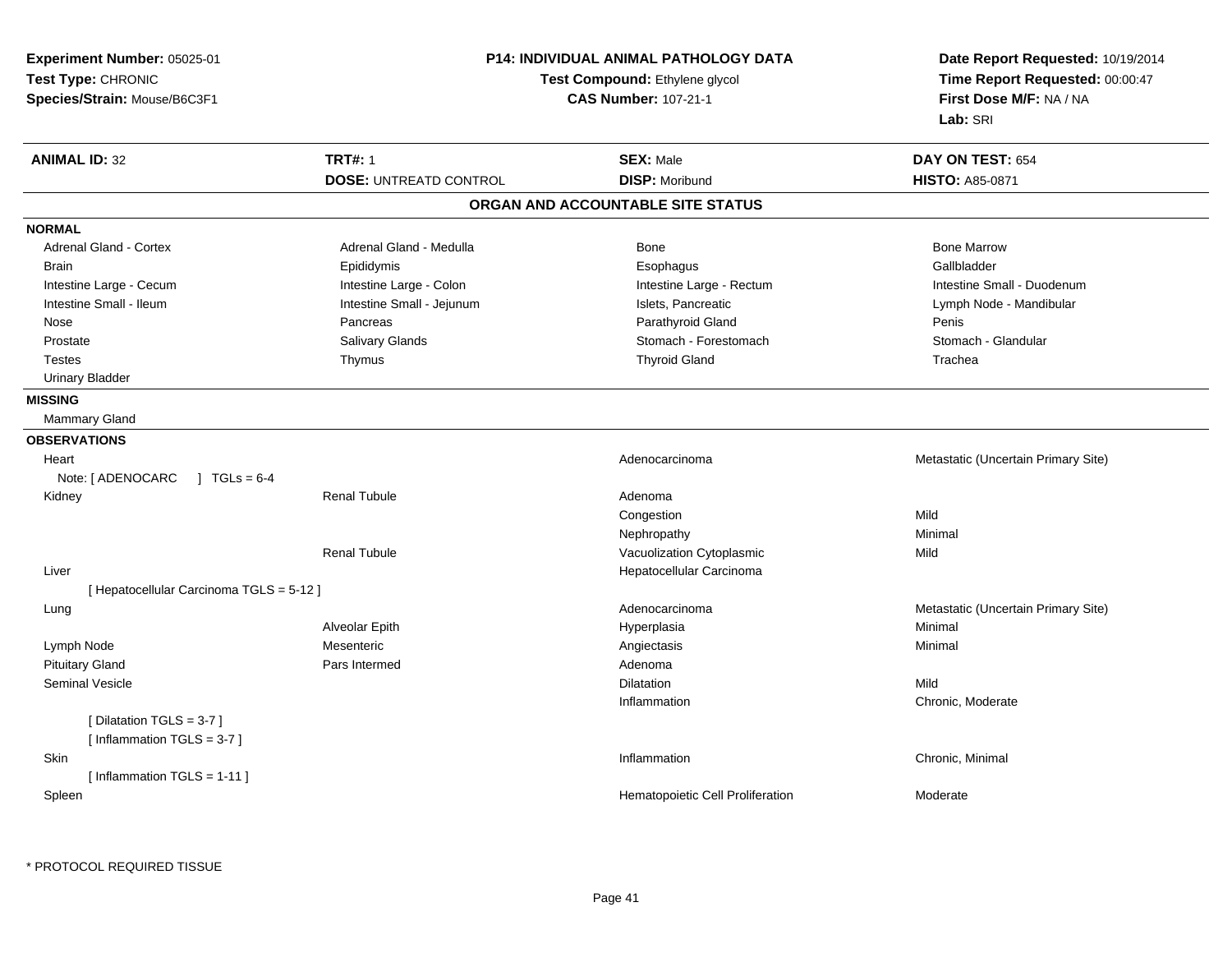**Experiment Number:** 05025-01
**Test Type:** CHRONIC
**Species/Strain:** Mouse/B6C3F1

**P14: INDIVIDUAL ANIMAL PATHOLOGY DATA**
**Test Compound:** Ethylene glycol
**CAS Number:** 107-21-1

**Date Report Requested:** 10/19/2014
**Time Report Requested:** 00:00:47
**First Dose M/F:** NA / NA
**Lab:** SRI

| **ANIMAL ID:** 32 | **TRT#:** 1 | **SEX:** Male | **DAY ON TEST:** 654 |
|---|---|---|---|
| | **DOSE:** UNTREATD CONTROL | **DISP:** Moribund | **HISTO:** A85-0871 |

## ORGAN AND ACCOUNTABLE SITE STATUS

**NORMAL**

| | | | |
|---|---|---|---|
| Adrenal Gland - Cortex | Adrenal Gland - Medulla | Bone | Bone Marrow |
| Brain | Epididymis | Esophagus | Gallbladder |
| Intestine Large - Cecum | Intestine Large - Colon | Intestine Large - Rectum | Intestine Small - Duodenum |
| Intestine Small - Ileum | Intestine Small - Jejunum | Islets, Pancreatic | Lymph Node - Mandibular |
| Nose | Pancreas | Parathyroid Gland | Penis |
| Prostate | Salivary Glands | Stomach - Forestomach | Stomach - Glandular |
| Testes | Thymus | Thyroid Gland | Trachea |
| Urinary Bladder | | | |

**MISSING**

Mammary Gland

**OBSERVATIONS**

| Organ | Site | Observation | Qualifier |
|---|---|---|---|
| Heart | | Adenocarcinoma | Metastatic (Uncertain Primary Site) |
| Note: [ ADENOCARC ] TGLs = 6-4 | | | |
| Kidney | Renal Tubule | Adenoma | |
| | | Congestion | Mild |
| | | Nephropathy | Minimal |
| | Renal Tubule | Vacuolization Cytoplasmic | Mild |
| Liver | | Hepatocellular Carcinoma | |
| [ Hepatocellular Carcinoma TGLS = 5-12 ] | | | |
| Lung | | Adenocarcinoma | Metastatic (Uncertain Primary Site) |
| | Alveolar Epith | Hyperplasia | Minimal |
| Lymph Node | Mesenteric | Angiectasis | Minimal |
| Pituitary Gland | Pars Intermed | Adenoma | |
| Seminal Vesicle | | Dilatation | Mild |
| | | Inflammation | Chronic, Moderate |
| [ Dilatation TGLS = 3-7 ] | | | |
| [ Inflammation TGLS = 3-7 ] | | | |
| Skin | | Inflammation | Chronic, Minimal |
| [ Inflammation TGLS = 1-11 ] | | | |
| Spleen | | Hematopoietic Cell Proliferation | Moderate |

\* PROTOCOL REQUIRED TISSUE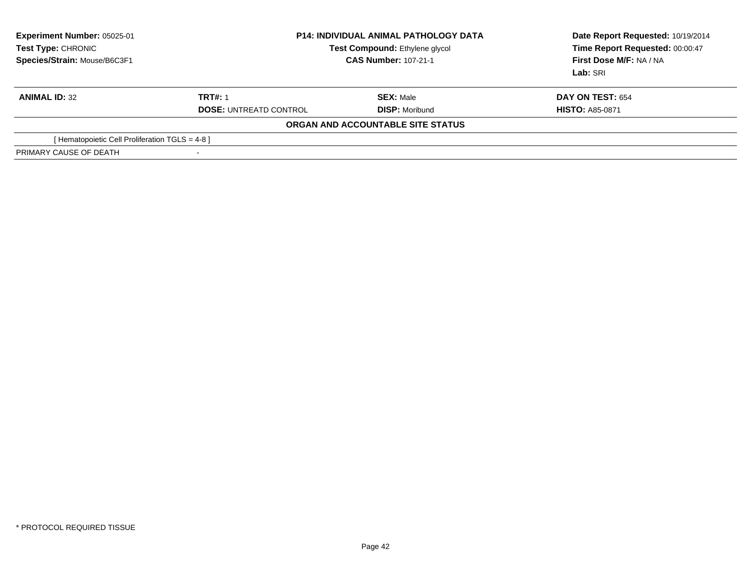| Experiment Number: 05025-01 | P14: INDIVIDUAL ANIMAL PATHOLOGY DATA | Date Report Requested: 10/19/2014 |
|---|---|---|
| Test Type: CHRONIC | Test Compound: Ethylene glycol | Time Report Requested: 00:00:47 |
| Species/Strain: Mouse/B6C3F1 | CAS Number: 107-21-1 | First Dose M/F: NA / NA |
| | | Lab: SRI |

| ANIMAL ID: 32 | TRT#: 1 | SEX: Male | DAY ON TEST: 654 |
|---|---|---|---|
| | DOSE: UNTREATD CONTROL | DISP: Moribund | HISTO: A85-0871 |

**ORGAN AND ACCOUNTABLE SITE STATUS**

| | |
|---|---|
| [ Hematopoietic Cell Proliferation TGLS = 4-8 ] | |
| PRIMARY CAUSE OF DEATH | - |

* PROTOCOL REQUIRED TISSUE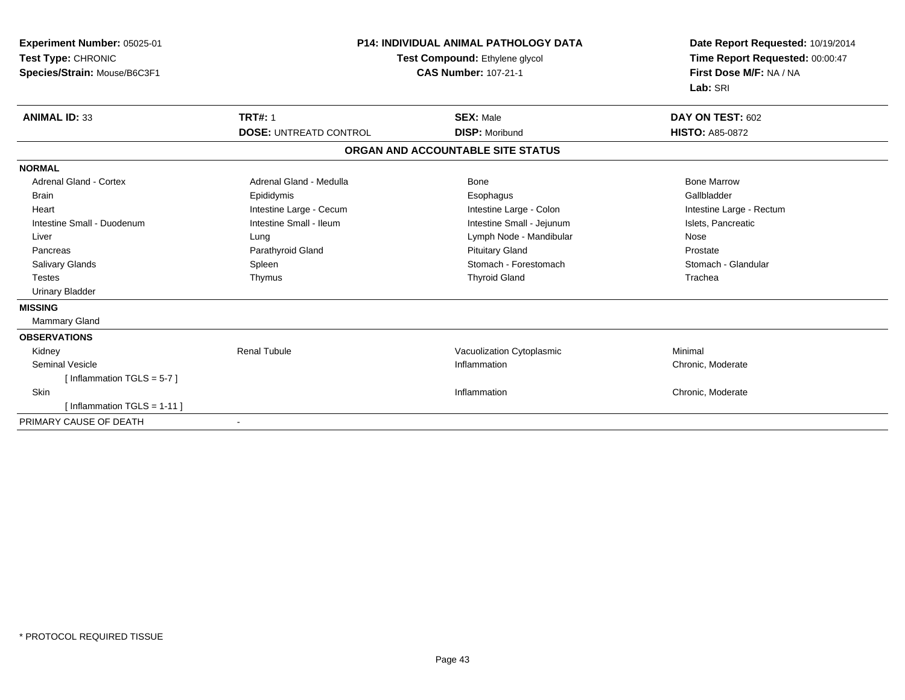**Experiment Number:** 05025-01
**Test Type:** CHRONIC
**Species/Strain:** Mouse/B6C3F1

**P14: INDIVIDUAL ANIMAL PATHOLOGY DATA**
**Test Compound:** Ethylene glycol
**CAS Number:** 107-21-1

**Date Report Requested:** 10/19/2014
**Time Report Requested:** 00:00:47
**First Dose M/F:** NA / NA
**Lab:** SRI

| **ANIMAL ID:** 33 | **TRT#:** 1 | **SEX:** Male | **DAY ON TEST:** 602 |
|---|---|---|---|
| | **DOSE:** UNTREATD CONTROL | **DISP:** Moribund | **HISTO:** A85-0872 |

## ORGAN AND ACCOUNTABLE SITE STATUS

**NORMAL**

| | | | |
|---|---|---|---|
| Adrenal Gland - Cortex | Adrenal Gland - Medulla | Bone | Bone Marrow |
| Brain | Epididymis | Esophagus | Gallbladder |
| Heart | Intestine Large - Cecum | Intestine Large - Colon | Intestine Large - Rectum |
| Intestine Small - Duodenum | Intestine Small - Ileum | Intestine Small - Jejunum | Islets, Pancreatic |
| Liver | Lung | Lymph Node - Mandibular | Nose |
| Pancreas | Parathyroid Gland | Pituitary Gland | Prostate |
| Salivary Glands | Spleen | Stomach - Forestomach | Stomach - Glandular |
| Testes | Thymus | Thyroid Gland | Trachea |
| Urinary Bladder | | | |

**MISSING**

Mammary Gland

**OBSERVATIONS**

| | | | |
|---|---|---|---|
| Kidney | Renal Tubule | Vacuolization Cytoplasmic | Minimal |
| Seminal Vesicle | | Inflammation | Chronic, Moderate |
| [ Inflammation TGLS = 5-7 ] | | | |
| Skin | | Inflammation | Chronic, Moderate |
| [ Inflammation TGLS = 1-11 ] | | | |

PRIMARY CAUSE OF DEATH -

* PROTOCOL REQUIRED TISSUE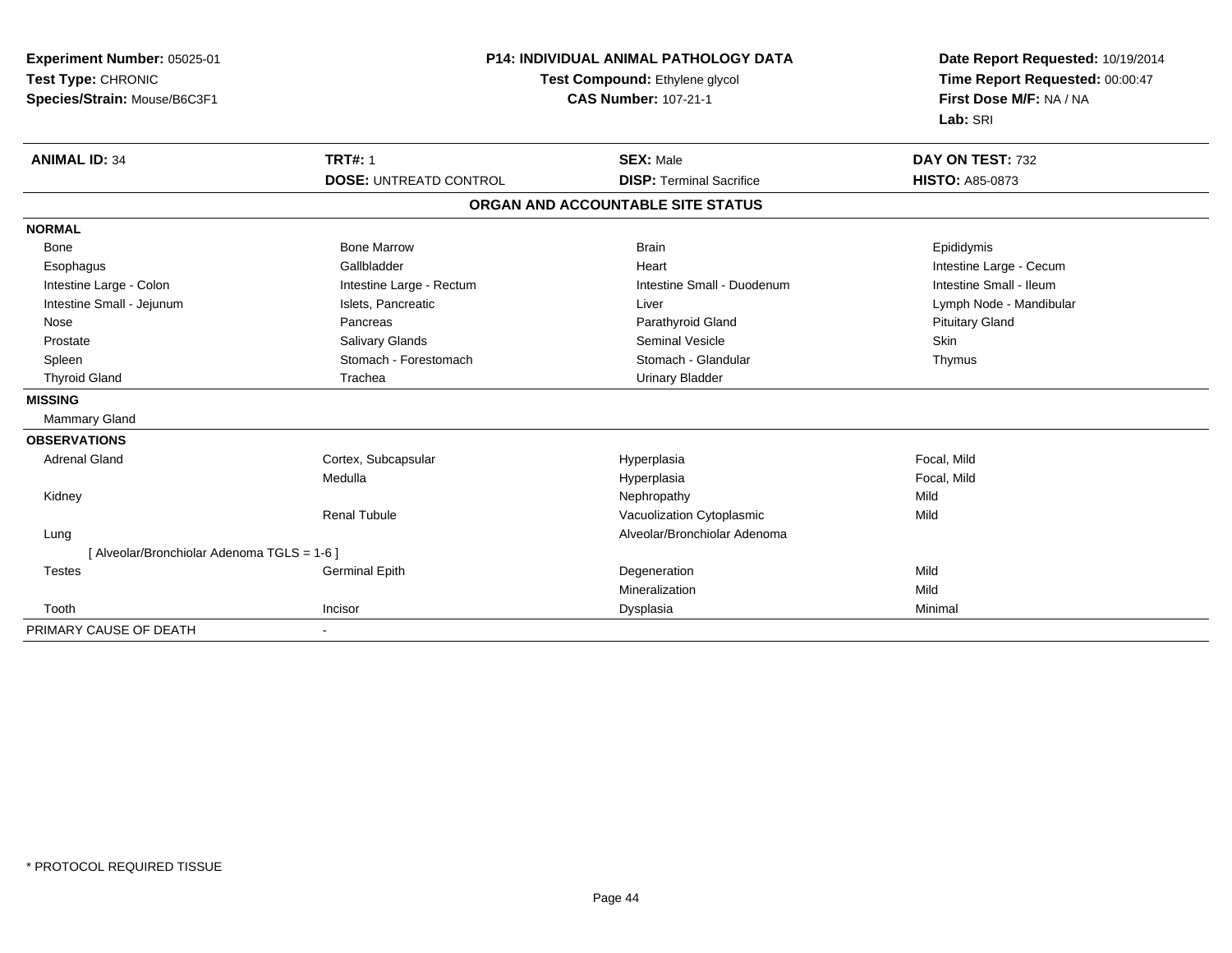**Experiment Number:** 05025-01
**Test Type:** CHRONIC
**Species/Strain:** Mouse/B6C3F1

**P14: INDIVIDUAL ANIMAL PATHOLOGY DATA**
**Test Compound:** Ethylene glycol
**CAS Number:** 107-21-1

**Date Report Requested:** 10/19/2014
**Time Report Requested:** 00:00:47
**First Dose M/F:** NA / NA
**Lab:** SRI

| **ANIMAL ID:** 34 | **TRT#:** 1 | **SEX:** Male | **DAY ON TEST:** 732 |
|---|---|---|---|
| | **DOSE:** UNTREATD CONTROL | **DISP:** Terminal Sacrifice | **HISTO:** A85-0873 |

**ORGAN AND ACCOUNTABLE SITE STATUS**

| | | | |
|---|---|---|---|
| **NORMAL** | | | |
| Bone | Bone Marrow | Brain | Epididymis |
| Esophagus | Gallbladder | Heart | Intestine Large - Cecum |
| Intestine Large - Colon | Intestine Large - Rectum | Intestine Small - Duodenum | Intestine Small - Ileum |
| Intestine Small - Jejunum | Islets, Pancreatic | Liver | Lymph Node - Mandibular |
| Nose | Pancreas | Parathyroid Gland | Pituitary Gland |
| Prostate | Salivary Glands | Seminal Vesicle | Skin |
| Spleen | Stomach - Forestomach | Stomach - Glandular | Thymus |
| Thyroid Gland | Trachea | Urinary Bladder | |
| **MISSING** | | | |
| Mammary Gland | | | |
| **OBSERVATIONS** | | | |
| Adrenal Gland | Cortex, Subcapsular | Hyperplasia | Focal, Mild |
| | Medulla | Hyperplasia | Focal, Mild |
| Kidney | | Nephropathy | Mild |
| | Renal Tubule | Vacuolization Cytoplasmic | Mild |
| Lung | | Alveolar/Bronchiolar Adenoma | |
| [ Alveolar/Bronchiolar Adenoma TGLS = 1-6 ] | | | |
| Testes | Germinal Epith | Degeneration | Mild |
| | | Mineralization | Mild |
| Tooth | Incisor | Dysplasia | Minimal |
| PRIMARY CAUSE OF DEATH | - | | |

* PROTOCOL REQUIRED TISSUE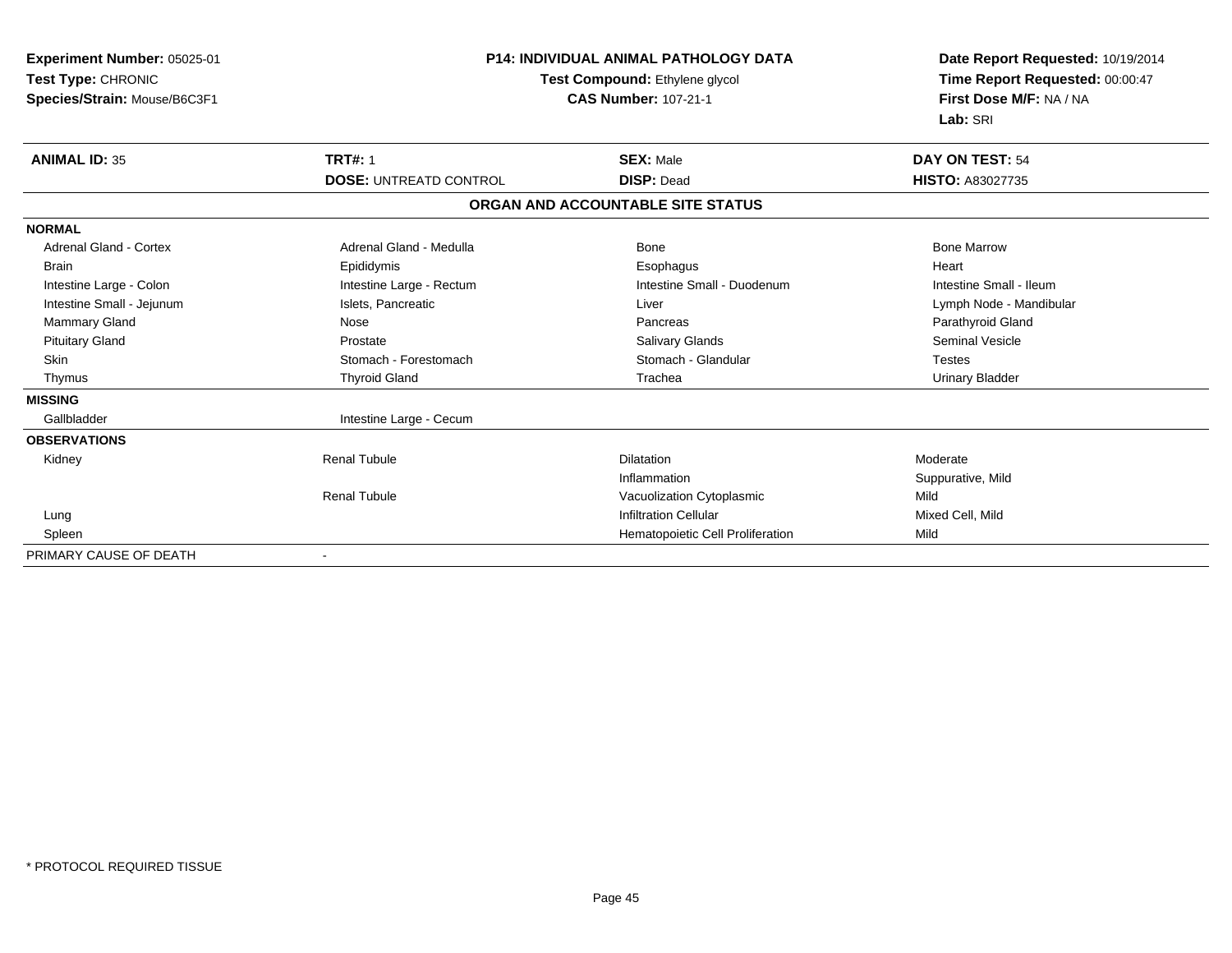**Experiment Number:** 05025-01
**Test Type:** CHRONIC
**Species/Strain:** Mouse/B6C3F1

**P14: INDIVIDUAL ANIMAL PATHOLOGY DATA**
**Test Compound:** Ethylene glycol
**CAS Number:** 107-21-1

**Date Report Requested:** 10/19/2014
**Time Report Requested:** 00:00:47
**First Dose M/F:** NA / NA
**Lab:** SRI

| **ANIMAL ID:** 35 | **TRT#:** 1 | **SEX:** Male | **DAY ON TEST:** 54 |
|---|---|---|---|
| | **DOSE:** UNTREATD CONTROL | **DISP:** Dead | **HISTO:** A83027735 |

**ORGAN AND ACCOUNTABLE SITE STATUS**

| | | | |
|---|---|---|---|
| **NORMAL** | | | |
| Adrenal Gland - Cortex | Adrenal Gland - Medulla | Bone | Bone Marrow |
| Brain | Epididymis | Esophagus | Heart |
| Intestine Large - Colon | Intestine Large - Rectum | Intestine Small - Duodenum | Intestine Small - Ileum |
| Intestine Small - Jejunum | Islets, Pancreatic | Liver | Lymph Node - Mandibular |
| Mammary Gland | Nose | Pancreas | Parathyroid Gland |
| Pituitary Gland | Prostate | Salivary Glands | Seminal Vesicle |
| Skin | Stomach - Forestomach | Stomach - Glandular | Testes |
| Thymus | Thyroid Gland | Trachea | Urinary Bladder |
| **MISSING** | | | |
| Gallbladder | Intestine Large - Cecum | | |
| **OBSERVATIONS** | | | |
| Kidney | Renal Tubule | Dilatation | Moderate |
| | | Inflammation | Suppurative, Mild |
| | Renal Tubule | Vacuolization Cytoplasmic | Mild |
| Lung | | Infiltration Cellular | Mixed Cell, Mild |
| Spleen | | Hematopoietic Cell Proliferation | Mild |
| PRIMARY CAUSE OF DEATH | - | | |

\* PROTOCOL REQUIRED TISSUE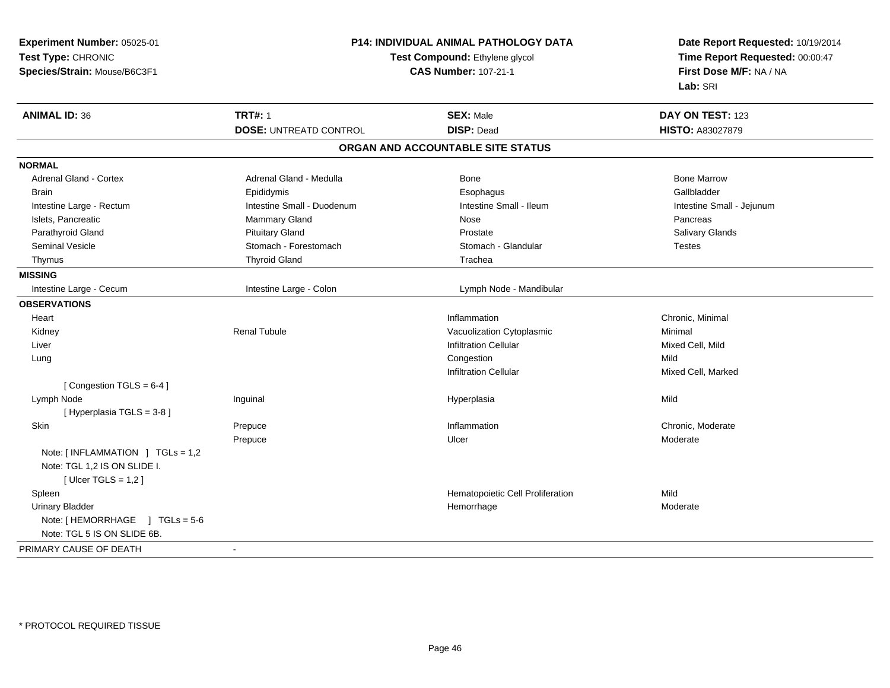**Experiment Number:** 05025-01
**Test Type:** CHRONIC
**Species/Strain:** Mouse/B6C3F1

**P14: INDIVIDUAL ANIMAL PATHOLOGY DATA**
**Test Compound:** Ethylene glycol
**CAS Number:** 107-21-1

**Date Report Requested:** 10/19/2014
**Time Report Requested:** 00:00:47
**First Dose M/F:** NA / NA
**Lab:** SRI

| **ANIMAL ID:** 36 | **TRT#:** 1 | **SEX:** Male | **DAY ON TEST:** 123 |
|---|---|---|---|
| | **DOSE:** UNTREATD CONTROL | **DISP:** Dead | **HISTO:** A83027879 |

## ORGAN AND ACCOUNTABLE SITE STATUS

| | | | |
|---|---|---|---|
| **NORMAL** | | | |
| Adrenal Gland - Cortex | Adrenal Gland - Medulla | Bone | Bone Marrow |
| Brain | Epididymis | Esophagus | Gallbladder |
| Intestine Large - Rectum | Intestine Small - Duodenum | Intestine Small - Ileum | Intestine Small - Jejunum |
| Islets, Pancreatic | Mammary Gland | Nose | Pancreas |
| Parathyroid Gland | Pituitary Gland | Prostate | Salivary Glands |
| Seminal Vesicle | Stomach - Forestomach | Stomach - Glandular | Testes |
| Thymus | Thyroid Gland | Trachea | |
| **MISSING** | | | |
| Intestine Large - Cecum | Intestine Large - Colon | Lymph Node - Mandibular | |
| **OBSERVATIONS** | | | |
| Heart | | Inflammation | Chronic, Minimal |
| Kidney | Renal Tubule | Vacuolization Cytoplasmic | Minimal |
| Liver | | Infiltration Cellular | Mixed Cell, Mild |
| Lung | | Congestion | Mild |
| | | Infiltration Cellular | Mixed Cell, Marked |
| [ Congestion TGLS = 6-4 ] | | | |
| Lymph Node | Inguinal | Hyperplasia | Mild |
| [ Hyperplasia TGLS = 3-8 ] | | | |
| Skin | Prepuce | Inflammation | Chronic, Moderate |
| | Prepuce | Ulcer | Moderate |
| Note: [ INFLAMMATION ] TGLs = 1,2 | | | |
| Note: TGL 1,2 IS ON SLIDE I. | | | |
| [ Ulcer TGLS = 1,2 ] | | | |
| Spleen | | Hematopoietic Cell Proliferation | Mild |
| Urinary Bladder | | Hemorrhage | Moderate |
| Note: [ HEMORRHAGE ] TGLs = 5-6 | | | |
| Note: TGL 5 IS ON SLIDE 6B. | | | |
| PRIMARY CAUSE OF DEATH | - | | |

* PROTOCOL REQUIRED TISSUE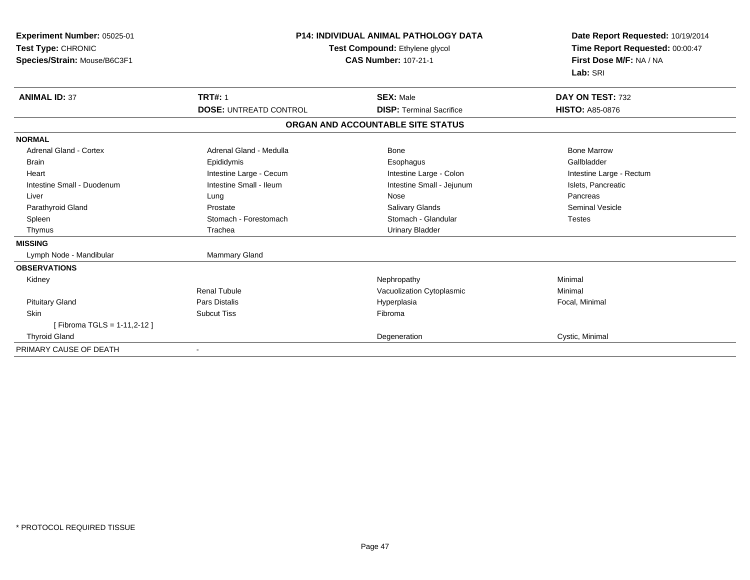**Experiment Number:** 05025-01
**Test Type:** CHRONIC
**Species/Strain:** Mouse/B6C3F1

**P14: INDIVIDUAL ANIMAL PATHOLOGY DATA**
**Test Compound:** Ethylene glycol
**CAS Number:** 107-21-1

**Date Report Requested:** 10/19/2014
**Time Report Requested:** 00:00:47
**First Dose M/F:** NA / NA
**Lab:** SRI

| **ANIMAL ID:** 37 | **TRT#:** 1 | **SEX:** Male | **DAY ON TEST:** 732 |
|---|---|---|---|
| | **DOSE:** UNTREATD CONTROL | **DISP:** Terminal Sacrifice | **HISTO:** A85-0876 |

## ORGAN AND ACCOUNTABLE SITE STATUS

| | | | |
|---|---|---|---|
| **NORMAL** | | | |
| Adrenal Gland - Cortex | Adrenal Gland - Medulla | Bone | Bone Marrow |
| Brain | Epididymis | Esophagus | Gallbladder |
| Heart | Intestine Large - Cecum | Intestine Large - Colon | Intestine Large - Rectum |
| Intestine Small - Duodenum | Intestine Small - Ileum | Intestine Small - Jejunum | Islets, Pancreatic |
| Liver | Lung | Nose | Pancreas |
| Parathyroid Gland | Prostate | Salivary Glands | Seminal Vesicle |
| Spleen | Stomach - Forestomach | Stomach - Glandular | Testes |
| Thymus | Trachea | Urinary Bladder | |
| **MISSING** | | | |
| Lymph Node - Mandibular | Mammary Gland | | |
| **OBSERVATIONS** | | | |
| Kidney | | Nephropathy | Minimal |
| | Renal Tubule | Vacuolization Cytoplasmic | Minimal |
| Pituitary Gland | Pars Distalis | Hyperplasia | Focal, Minimal |
| Skin | Subcut Tiss | Fibroma | |
| [ Fibroma TGLS = 1-11,2-12 ] | | | |
| Thyroid Gland | | Degeneration | Cystic, Minimal |
| PRIMARY CAUSE OF DEATH | - | | |

\* PROTOCOL REQUIRED TISSUE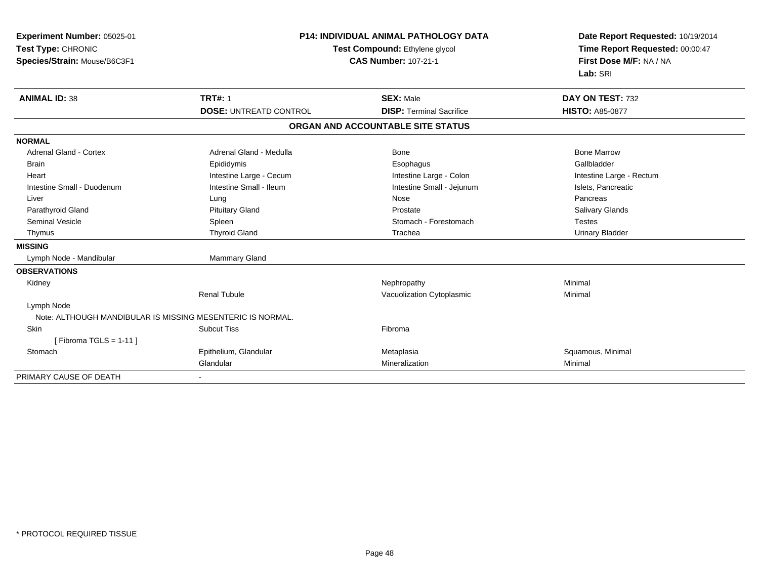**Experiment Number:** 05025-01
**Test Type:** CHRONIC
**Species/Strain:** Mouse/B6C3F1

**P14: INDIVIDUAL ANIMAL PATHOLOGY DATA**
**Test Compound:** Ethylene glycol
**CAS Number:** 107-21-1

**Date Report Requested:** 10/19/2014
**Time Report Requested:** 00:00:47
**First Dose M/F:** NA / NA
**Lab:** SRI

| **ANIMAL ID:** 38 | **TRT#:** 1 | **SEX:** Male | **DAY ON TEST:** 732 |
|---|---|---|---|
| | **DOSE:** UNTREATD CONTROL | **DISP:** Terminal Sacrifice | **HISTO:** A85-0877 |

**ORGAN AND ACCOUNTABLE SITE STATUS**

| | | | |
|---|---|---|---|
| **NORMAL** | | | |
| Adrenal Gland - Cortex | Adrenal Gland - Medulla | Bone | Bone Marrow |
| Brain | Epididymis | Esophagus | Gallbladder |
| Heart | Intestine Large - Cecum | Intestine Large - Colon | Intestine Large - Rectum |
| Intestine Small - Duodenum | Intestine Small - Ileum | Intestine Small - Jejunum | Islets, Pancreatic |
| Liver | Lung | Nose | Pancreas |
| Parathyroid Gland | Pituitary Gland | Prostate | Salivary Glands |
| Seminal Vesicle | Spleen | Stomach - Forestomach | Testes |
| Thymus | Thyroid Gland | Trachea | Urinary Bladder |
| **MISSING** | | | |
| Lymph Node - Mandibular | Mammary Gland | | |
| **OBSERVATIONS** | | | |
| Kidney | | Nephropathy | Minimal |
| | Renal Tubule | Vacuolization Cytoplasmic | Minimal |
| Lymph Node | | | |
| Note: ALTHOUGH MANDIBULAR IS MISSING MESENTERIC IS NORMAL. | | | |
| Skin | Subcut Tiss | Fibroma | |
| [ Fibroma TGLS = 1-11 ] | | | |
| Stomach | Epithelium, Glandular | Metaplasia | Squamous, Minimal |
| | Glandular | Mineralization | Minimal |
| PRIMARY CAUSE OF DEATH | - | | |

* PROTOCOL REQUIRED TISSUE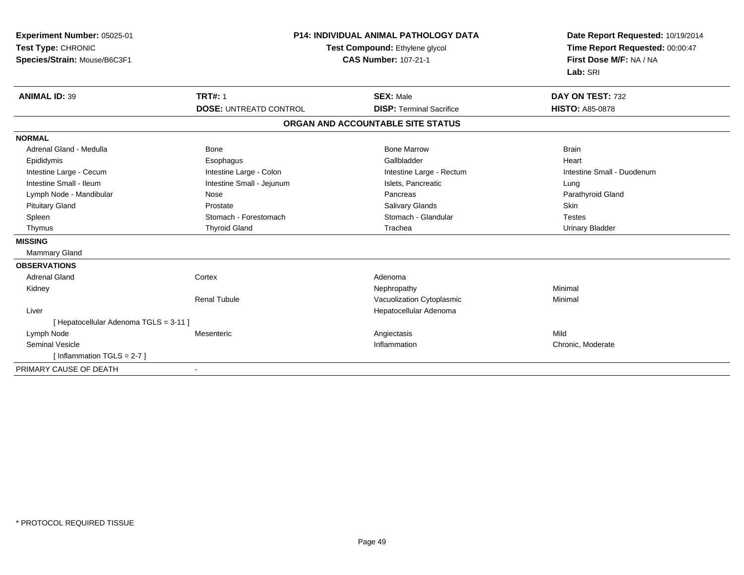**Experiment Number:** 05025-01
**Test Type:** CHRONIC
**Species/Strain:** Mouse/B6C3F1

**P14: INDIVIDUAL ANIMAL PATHOLOGY DATA**
**Test Compound:** Ethylene glycol
**CAS Number:** 107-21-1

**Date Report Requested:** 10/19/2014
**Time Report Requested:** 00:00:47
**First Dose M/F:** NA / NA
**Lab:** SRI

| **ANIMAL ID:** 39 | **TRT#:** 1 | **SEX:** Male | **DAY ON TEST:** 732 |
|---|---|---|---|
| | **DOSE:** UNTREATD CONTROL | **DISP:** Terminal Sacrifice | **HISTO:** A85-0878 |

**ORGAN AND ACCOUNTABLE SITE STATUS**

**NORMAL**

| | | | |
|---|---|---|---|
| Adrenal Gland - Medulla | Bone | Bone Marrow | Brain |
| Epididymis | Esophagus | Gallbladder | Heart |
| Intestine Large - Cecum | Intestine Large - Colon | Intestine Large - Rectum | Intestine Small - Duodenum |
| Intestine Small - Ileum | Intestine Small - Jejunum | Islets, Pancreatic | Lung |
| Lymph Node - Mandibular | Nose | Pancreas | Parathyroid Gland |
| Pituitary Gland | Prostate | Salivary Glands | Skin |
| Spleen | Stomach - Forestomach | Stomach - Glandular | Testes |
| Thymus | Thyroid Gland | Trachea | Urinary Bladder |

**MISSING**

Mammary Gland

**OBSERVATIONS**

| | | | |
|---|---|---|---|
| Adrenal Gland | Cortex | Adenoma | |
| Kidney | | Nephropathy | Minimal |
| | Renal Tubule | Vacuolization Cytoplasmic | Minimal |
| Liver | | Hepatocellular Adenoma | |
| [ Hepatocellular Adenoma TGLS = 3-11 ] | | | |
| Lymph Node | Mesenteric | Angiectasis | Mild |
| Seminal Vesicle | | Inflammation | Chronic, Moderate |
| [ Inflammation TGLS = 2-7 ] | | | |

PRIMARY CAUSE OF DEATH -

* PROTOCOL REQUIRED TISSUE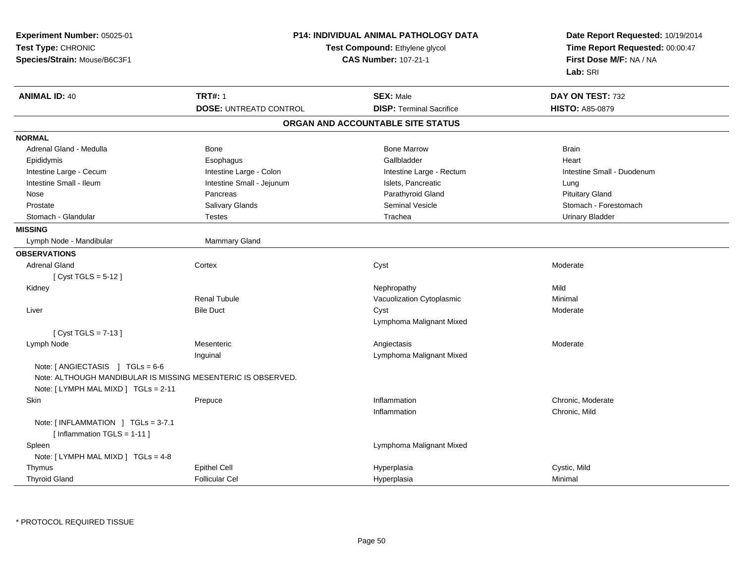**Experiment Number:** 05025-01
**Test Type:** CHRONIC
**Species/Strain:** Mouse/B6C3F1

**P14: INDIVIDUAL ANIMAL PATHOLOGY DATA**
**Test Compound:** Ethylene glycol
**CAS Number:** 107-21-1

**Date Report Requested:** 10/19/2014
**Time Report Requested:** 00:00:47
**First Dose M/F:** NA / NA
**Lab:** SRI

| **ANIMAL ID:** 40 | **TRT#:** 1 | **SEX:** Male | **DAY ON TEST:** 732 |
|---|---|---|---|
| | **DOSE:** UNTREATD CONTROL | **DISP:** Terminal Sacrifice | **HISTO:** A85-0879 |

## ORGAN AND ACCOUNTABLE SITE STATUS

| | | | |
|---|---|---|---|
| **NORMAL** | | | |
| Adrenal Gland - Medulla | Bone | Bone Marrow | Brain |
| Epididymis | Esophagus | Gallbladder | Heart |
| Intestine Large - Cecum | Intestine Large - Colon | Intestine Large - Rectum | Intestine Small - Duodenum |
| Intestine Small - Ileum | Intestine Small - Jejunum | Islets, Pancreatic | Lung |
| Nose | Pancreas | Parathyroid Gland | Pituitary Gland |
| Prostate | Salivary Glands | Seminal Vesicle | Stomach - Forestomach |
| Stomach - Glandular | Testes | Trachea | Urinary Bladder |
| **MISSING** | | | |
| Lymph Node - Mandibular | Mammary Gland | | |
| **OBSERVATIONS** | | | |
| Adrenal Gland | Cortex | Cyst | Moderate |
| [ Cyst TGLS = 5-12 ] | | | |
| Kidney | | Nephropathy | Mild |
| | Renal Tubule | Vacuolization Cytoplasmic | Minimal |
| Liver | Bile Duct | Cyst | Moderate |
| | | Lymphoma Malignant Mixed | |
| [ Cyst TGLS = 7-13 ] | | | |
| Lymph Node | Mesenteric | Angiectasis | Moderate |
| | Inguinal | Lymphoma Malignant Mixed | |
| Note: [ ANGIECTASIS ] TGLs = 6-6 | | | |
| Note: ALTHOUGH MANDIBULAR IS MISSING MESENTERIC IS OBSERVED. | | | |
| Note: [ LYMPH MAL MIXD ] TGLs = 2-11 | | | |
| Skin | Prepuce | Inflammation | Chronic, Moderate |
| | | Inflammation | Chronic, Mild |
| Note: [ INFLAMMATION ] TGLs = 3-7.1 | | | |
| [ Inflammation TGLS = 1-11 ] | | | |
| Spleen | | Lymphoma Malignant Mixed | |
| Note: [ LYMPH MAL MIXD ] TGLs = 4-8 | | | |
| Thymus | Epithel Cell | Hyperplasia | Cystic, Mild |
| Thyroid Gland | Follicular Cel | Hyperplasia | Minimal |

* PROTOCOL REQUIRED TISSUE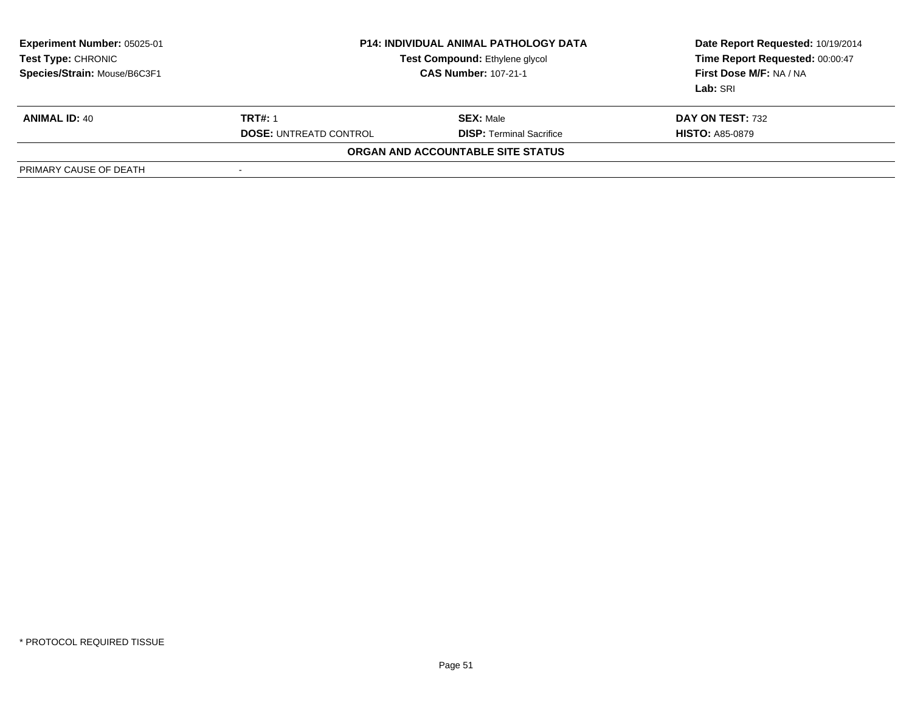**Experiment Number:** 05025-01
**Test Type:** CHRONIC
**Species/Strain:** Mouse/B6C3F1

**P14: INDIVIDUAL ANIMAL PATHOLOGY DATA**
**Test Compound:** Ethylene glycol
**CAS Number:** 107-21-1

**Date Report Requested:** 10/19/2014
**Time Report Requested:** 00:00:47
**First Dose M/F:** NA / NA
**Lab:** SRI

| **ANIMAL ID:** 40 | **TRT#:** 1 | **SEX:** Male | **DAY ON TEST:** 732 |
|---|---|---|---|
| | **DOSE:** UNTREATD CONTROL | **DISP:** Terminal Sacrifice | **HISTO:** A85-0879 |

**ORGAN AND ACCOUNTABLE SITE STATUS**

| PRIMARY CAUSE OF DEATH | - |
|---|---|

* PROTOCOL REQUIRED TISSUE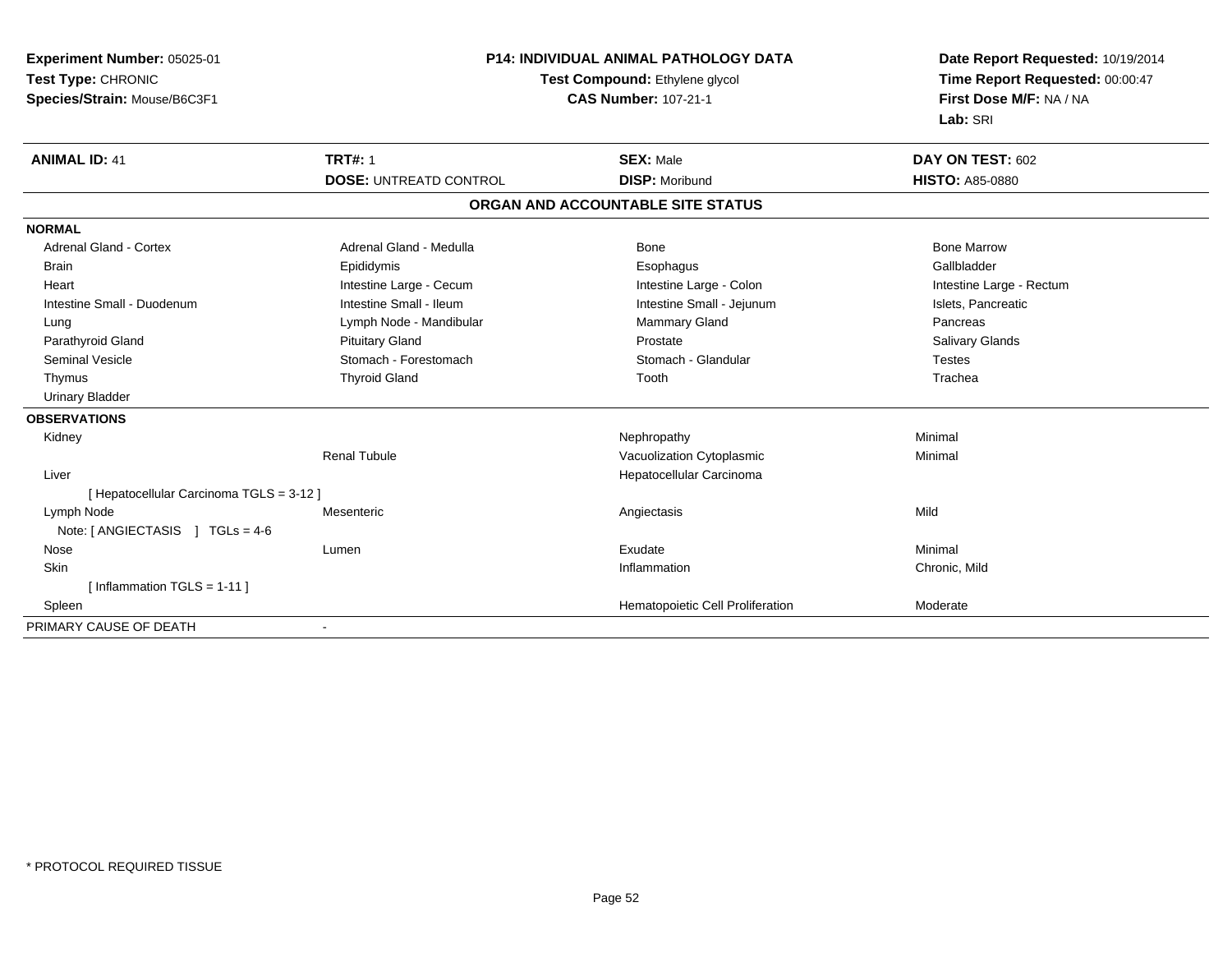**Experiment Number:** 05025-01
**Test Type:** CHRONIC
**Species/Strain:** Mouse/B6C3F1

**P14: INDIVIDUAL ANIMAL PATHOLOGY DATA**
**Test Compound:** Ethylene glycol
**CAS Number:** 107-21-1

**Date Report Requested:** 10/19/2014
**Time Report Requested:** 00:00:47
**First Dose M/F:** NA / NA
**Lab:** SRI

| **ANIMAL ID:** 41 | **TRT#:** 1 | **SEX:** Male | **DAY ON TEST:** 602 |
|---|---|---|---|
| | **DOSE:** UNTREATD CONTROL | **DISP:** Moribund | **HISTO:** A85-0880 |

## ORGAN AND ACCOUNTABLE SITE STATUS

| | | | |
|---|---|---|---|
| **NORMAL** | | | |
| Adrenal Gland - Cortex | Adrenal Gland - Medulla | Bone | Bone Marrow |
| Brain | Epididymis | Esophagus | Gallbladder |
| Heart | Intestine Large - Cecum | Intestine Large - Colon | Intestine Large - Rectum |
| Intestine Small - Duodenum | Intestine Small - Ileum | Intestine Small - Jejunum | Islets, Pancreatic |
| Lung | Lymph Node - Mandibular | Mammary Gland | Pancreas |
| Parathyroid Gland | Pituitary Gland | Prostate | Salivary Glands |
| Seminal Vesicle | Stomach - Forestomach | Stomach - Glandular | Testes |
| Thymus | Thyroid Gland | Tooth | Trachea |
| Urinary Bladder | | | |
| **OBSERVATIONS** | | | |
| Kidney | | Nephropathy | Minimal |
| | Renal Tubule | Vacuolization Cytoplasmic | Minimal |
| Liver | | Hepatocellular Carcinoma | |
| [ Hepatocellular Carcinoma TGLS = 3-12 ] | | | |
| Lymph Node | Mesenteric | Angiectasis | Mild |
| Note: [ ANGIECTASIS ] TGLs = 4-6 | | | |
| Nose | Lumen | Exudate | Minimal |
| Skin | | Inflammation | Chronic, Mild |
| [ Inflammation TGLS = 1-11 ] | | | |
| Spleen | | Hematopoietic Cell Proliferation | Moderate |
| PRIMARY CAUSE OF DEATH | - | | |

\* PROTOCOL REQUIRED TISSUE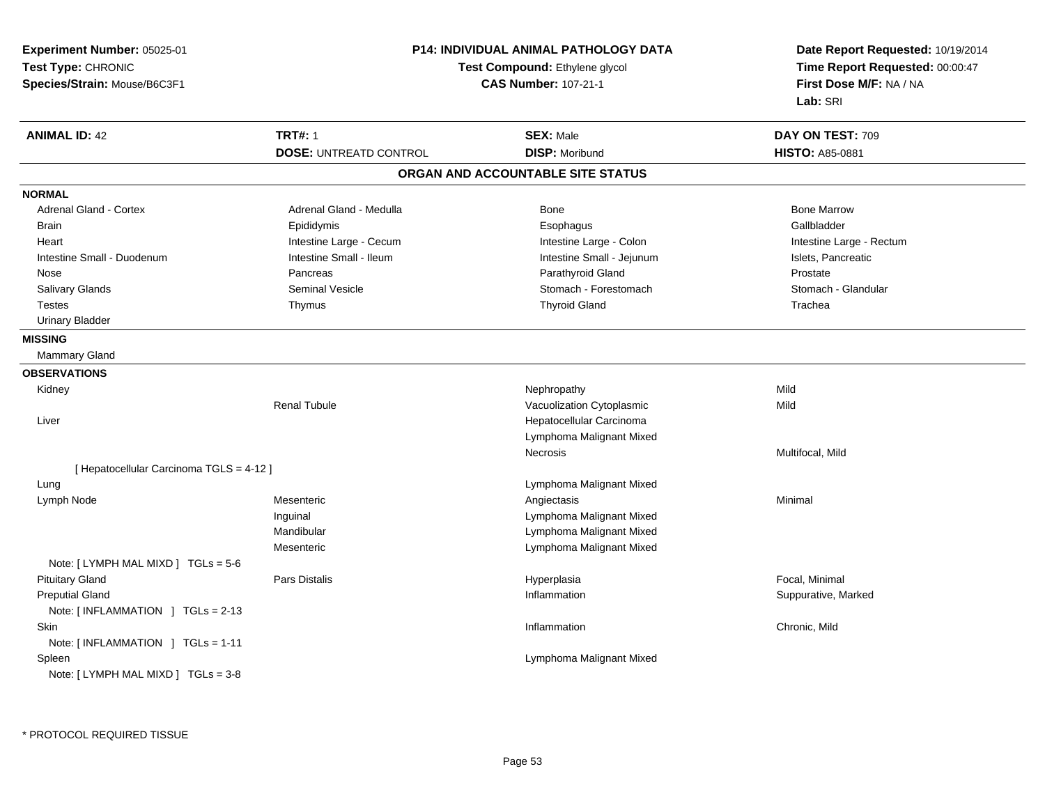**Experiment Number:** 05025-01
**Test Type:** CHRONIC
**Species/Strain:** Mouse/B6C3F1

**P14: INDIVIDUAL ANIMAL PATHOLOGY DATA**
**Test Compound:** Ethylene glycol
**CAS Number:** 107-21-1

**Date Report Requested:** 10/19/2014
**Time Report Requested:** 00:00:47
**First Dose M/F:** NA / NA
**Lab:** SRI

| **ANIMAL ID:** 42 | **TRT#:** 1 | **SEX:** Male | **DAY ON TEST:** 709 |
|---|---|---|---|
| | **DOSE:** UNTREATD CONTROL | **DISP:** Moribund | **HISTO:** A85-0881 |

## ORGAN AND ACCOUNTABLE SITE STATUS

**NORMAL**

| | | | |
|---|---|---|---|
| Adrenal Gland - Cortex | Adrenal Gland - Medulla | Bone | Bone Marrow |
| Brain | Epididymis | Esophagus | Gallbladder |
| Heart | Intestine Large - Cecum | Intestine Large - Colon | Intestine Large - Rectum |
| Intestine Small - Duodenum | Intestine Small - Ileum | Intestine Small - Jejunum | Islets, Pancreatic |
| Nose | Pancreas | Parathyroid Gland | Prostate |
| Salivary Glands | Seminal Vesicle | Stomach - Forestomach | Stomach - Glandular |
| Testes | Thymus | Thyroid Gland | Trachea |
| Urinary Bladder | | | |

**MISSING**

Mammary Gland

**OBSERVATIONS**

| Organ | Site | Observation | Severity |
|---|---|---|---|
| Kidney | | Nephropathy | Mild |
| | Renal Tubule | Vacuolization Cytoplasmic | Mild |
| Liver | | Hepatocellular Carcinoma | |
| | | Lymphoma Malignant Mixed | |
| | | Necrosis | Multifocal, Mild |
| [ Hepatocellular Carcinoma TGLS = 4-12 ] | | | |
| Lung | | Lymphoma Malignant Mixed | |
| Lymph Node | Mesenteric | Angiectasis | Minimal |
| | Inguinal | Lymphoma Malignant Mixed | |
| | Mandibular | Lymphoma Malignant Mixed | |
| | Mesenteric | Lymphoma Malignant Mixed | |
| Note: [ LYMPH MAL MIXD ] TGLs = 5-6 | | | |
| Pituitary Gland | Pars Distalis | Hyperplasia | Focal, Minimal |
| Preputial Gland | | Inflammation | Suppurative, Marked |
| Note: [ INFLAMMATION ] TGLs = 2-13 | | | |
| Skin | | Inflammation | Chronic, Mild |
| Note: [ INFLAMMATION ] TGLs = 1-11 | | | |
| Spleen | | Lymphoma Malignant Mixed | |
| Note: [ LYMPH MAL MIXD ] TGLs = 3-8 | | | |

* PROTOCOL REQUIRED TISSUE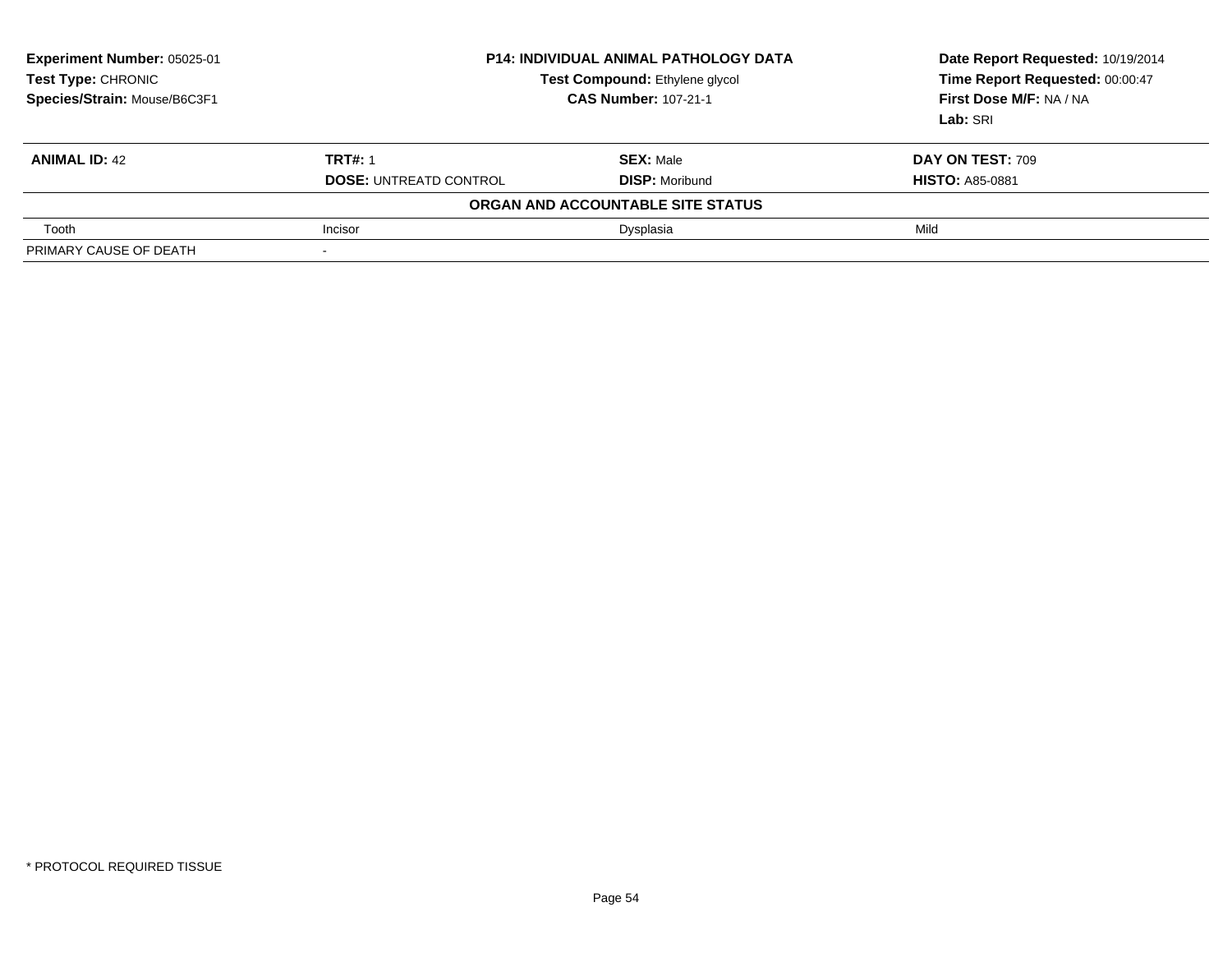**Experiment Number:** 05025-01
**Test Type:** CHRONIC
**Species/Strain:** Mouse/B6C3F1

**P14: INDIVIDUAL ANIMAL PATHOLOGY DATA**
**Test Compound:** Ethylene glycol
**CAS Number:** 107-21-1

**Date Report Requested:** 10/19/2014
**Time Report Requested:** 00:00:47
**First Dose M/F:** NA / NA
**Lab:** SRI

| **ANIMAL ID:** 42 | **TRT#:** 1 | **SEX:** Male | **DAY ON TEST:** 709 |
|---|---|---|---|
| | **DOSE:** UNTREATD CONTROL | **DISP:** Moribund | **HISTO:** A85-0881 |
| | | **ORGAN AND ACCOUNTABLE SITE STATUS** | |
| Tooth | Incisor | Dysplasia | Mild |
| PRIMARY CAUSE OF DEATH | - | | |

* PROTOCOL REQUIRED TISSUE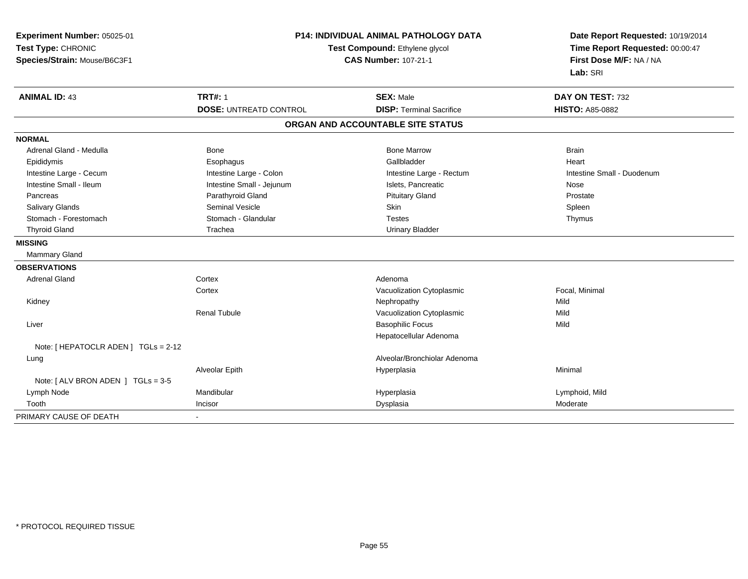**Experiment Number:** 05025-01
**Test Type:** CHRONIC
**Species/Strain:** Mouse/B6C3F1

**P14: INDIVIDUAL ANIMAL PATHOLOGY DATA**
**Test Compound:** Ethylene glycol
**CAS Number:** 107-21-1

**Date Report Requested:** 10/19/2014
**Time Report Requested:** 00:00:47
**First Dose M/F:** NA / NA
**Lab:** SRI

| **ANIMAL ID:** 43 | **TRT#:** 1 | **SEX:** Male | **DAY ON TEST:** 732 |
|---|---|---|---|
| | **DOSE:** UNTREATD CONTROL | **DISP:** Terminal Sacrifice | **HISTO:** A85-0882 |

## ORGAN AND ACCOUNTABLE SITE STATUS

**NORMAL**

| | | | |
|---|---|---|---|
| Adrenal Gland - Medulla | Bone | Bone Marrow | Brain |
| Epididymis | Esophagus | Gallbladder | Heart |
| Intestine Large - Cecum | Intestine Large - Colon | Intestine Large - Rectum | Intestine Small - Duodenum |
| Intestine Small - Ileum | Intestine Small - Jejunum | Islets, Pancreatic | Nose |
| Pancreas | Parathyroid Gland | Pituitary Gland | Prostate |
| Salivary Glands | Seminal Vesicle | Skin | Spleen |
| Stomach - Forestomach | Stomach - Glandular | Testes | Thymus |
| Thyroid Gland | Trachea | Urinary Bladder | |

**MISSING**

Mammary Gland

**OBSERVATIONS**

| | | | |
|---|---|---|---|
| Adrenal Gland | Cortex | Adenoma | |
| | Cortex | Vacuolization Cytoplasmic | Focal, Minimal |
| Kidney | | Nephropathy | Mild |
| | Renal Tubule | Vacuolization Cytoplasmic | Mild |
| Liver | | Basophilic Focus | Mild |
| | | Hepatocellular Adenoma | |
| Note: [ HEPATOCLR ADEN ] TGLs = 2-12 | | | |
| Lung | | Alveolar/Bronchiolar Adenoma | |
| | Alveolar Epith | Hyperplasia | Minimal |
| Note: [ ALV BRON ADEN ] TGLs = 3-5 | | | |
| Lymph Node | Mandibular | Hyperplasia | Lymphoid, Mild |
| Tooth | Incisor | Dysplasia | Moderate |

PRIMARY CAUSE OF DEATH -

* PROTOCOL REQUIRED TISSUE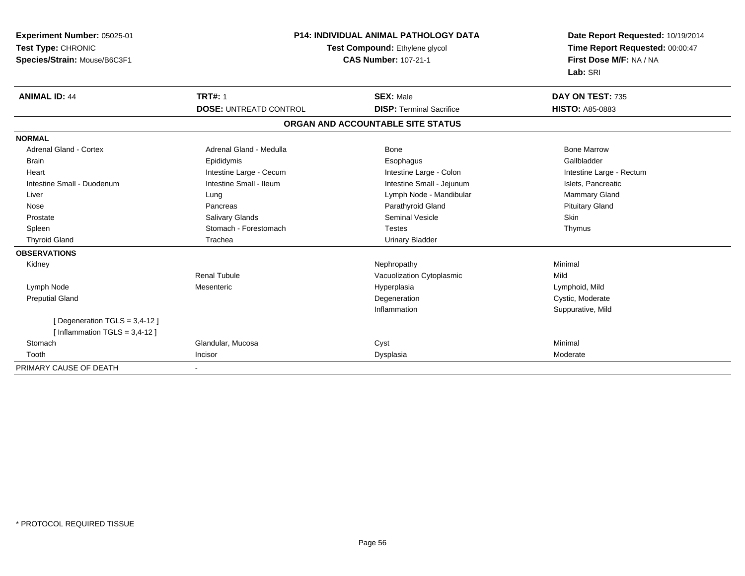**Experiment Number:** 05025-01
**Test Type:** CHRONIC
**Species/Strain:** Mouse/B6C3F1

**P14: INDIVIDUAL ANIMAL PATHOLOGY DATA**
**Test Compound:** Ethylene glycol
**CAS Number:** 107-21-1

**Date Report Requested:** 10/19/2014
**Time Report Requested:** 00:00:47
**First Dose M/F:** NA / NA
**Lab:** SRI

| **ANIMAL ID:** 44 | **TRT#:** 1 | **SEX:** Male | **DAY ON TEST:** 735 |
|---|---|---|---|
| | **DOSE:** UNTREATD CONTROL | **DISP:** Terminal Sacrifice | **HISTO:** A85-0883 |

## ORGAN AND ACCOUNTABLE SITE STATUS

| | | | |
|---|---|---|---|
| **NORMAL** | | | |
| Adrenal Gland - Cortex | Adrenal Gland - Medulla | Bone | Bone Marrow |
| Brain | Epididymis | Esophagus | Gallbladder |
| Heart | Intestine Large - Cecum | Intestine Large - Colon | Intestine Large - Rectum |
| Intestine Small - Duodenum | Intestine Small - Ileum | Intestine Small - Jejunum | Islets, Pancreatic |
| Liver | Lung | Lymph Node - Mandibular | Mammary Gland |
| Nose | Pancreas | Parathyroid Gland | Pituitary Gland |
| Prostate | Salivary Glands | Seminal Vesicle | Skin |
| Spleen | Stomach - Forestomach | Testes | Thymus |
| Thyroid Gland | Trachea | Urinary Bladder | |
| **OBSERVATIONS** | | | |
| Kidney | | Nephropathy | Minimal |
| | Renal Tubule | Vacuolization Cytoplasmic | Mild |
| Lymph Node | Mesenteric | Hyperplasia | Lymphoid, Mild |
| Preputial Gland | | Degeneration | Cystic, Moderate |
| | | Inflammation | Suppurative, Mild |
| [ Degeneration TGLS = 3,4-12 ] | | | |
| [ Inflammation TGLS = 3,4-12 ] | | | |
| Stomach | Glandular, Mucosa | Cyst | Minimal |
| Tooth | Incisor | Dysplasia | Moderate |
| PRIMARY CAUSE OF DEATH | - | | |

* PROTOCOL REQUIRED TISSUE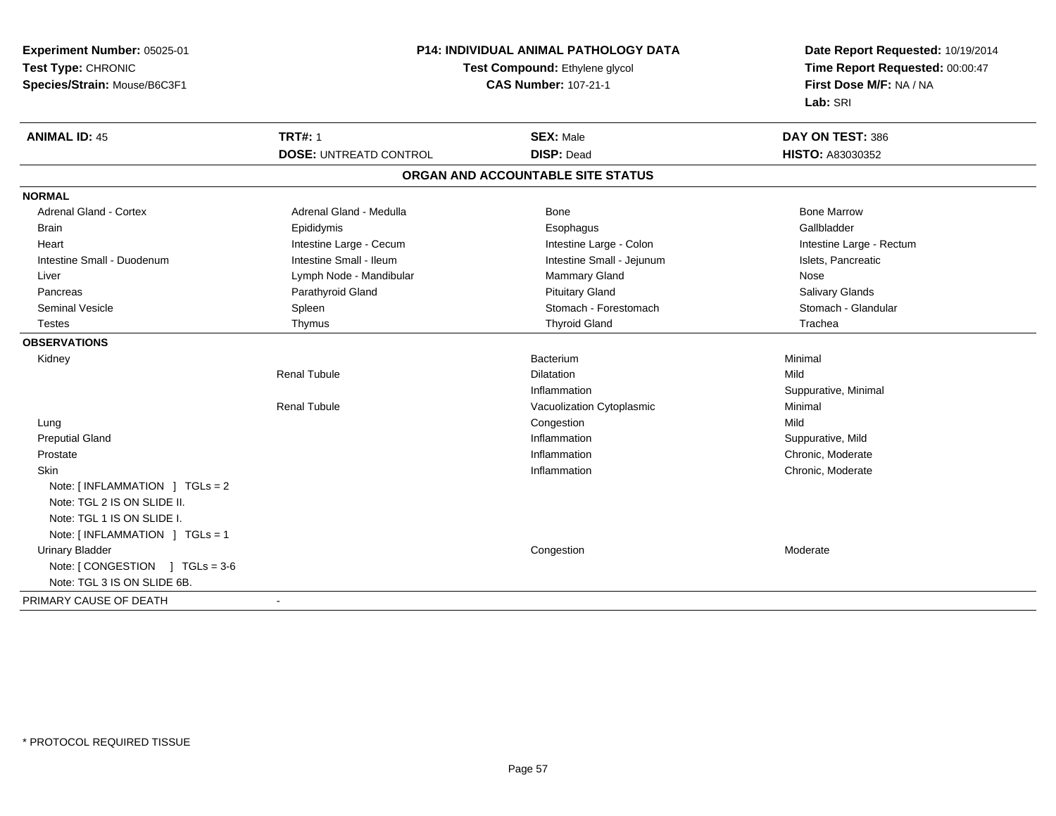**Experiment Number:** 05025-01
**Test Type:** CHRONIC
**Species/Strain:** Mouse/B6C3F1

**P14: INDIVIDUAL ANIMAL PATHOLOGY DATA**
**Test Compound:** Ethylene glycol
**CAS Number:** 107-21-1

**Date Report Requested:** 10/19/2014
**Time Report Requested:** 00:00:47
**First Dose M/F:** NA / NA
**Lab:** SRI

| **ANIMAL ID:** 45 | **TRT#:** 1 | **SEX:** Male | **DAY ON TEST:** 386 |
|---|---|---|---|
| | **DOSE:** UNTREATD CONTROL | **DISP:** Dead | **HISTO:** A83030352 |

## ORGAN AND ACCOUNTABLE SITE STATUS

**NORMAL**

| | | | |
|---|---|---|---|
| Adrenal Gland - Cortex | Adrenal Gland - Medulla | Bone | Bone Marrow |
| Brain | Epididymis | Esophagus | Gallbladder |
| Heart | Intestine Large - Cecum | Intestine Large - Colon | Intestine Large - Rectum |
| Intestine Small - Duodenum | Intestine Small - Ileum | Intestine Small - Jejunum | Islets, Pancreatic |
| Liver | Lymph Node - Mandibular | Mammary Gland | Nose |
| Pancreas | Parathyroid Gland | Pituitary Gland | Salivary Glands |
| Seminal Vesicle | Spleen | Stomach - Forestomach | Stomach - Glandular |
| Testes | Thymus | Thyroid Gland | Trachea |

**OBSERVATIONS**

| | | | |
|---|---|---|---|
| Kidney | | Bacterium | Minimal |
| | Renal Tubule | Dilatation | Mild |
| | | Inflammation | Suppurative, Minimal |
| | Renal Tubule | Vacuolization Cytoplasmic | Minimal |
| Lung | | Congestion | Mild |
| Preputial Gland | | Inflammation | Suppurative, Mild |
| Prostate | | Inflammation | Chronic, Moderate |
| Skin | | Inflammation | Chronic, Moderate |
| Note: [ INFLAMMATION ] TGLs = 2 | | | |
| Note: TGL 2 IS ON SLIDE II. | | | |
| Note: TGL 1 IS ON SLIDE I. | | | |
| Note: [ INFLAMMATION ] TGLs = 1 | | | |
| Urinary Bladder | | Congestion | Moderate |
| Note: [ CONGESTION ] TGLs = 3-6 | | | |
| Note: TGL 3 IS ON SLIDE 6B. | | | |

PRIMARY CAUSE OF DEATH -

* PROTOCOL REQUIRED TISSUE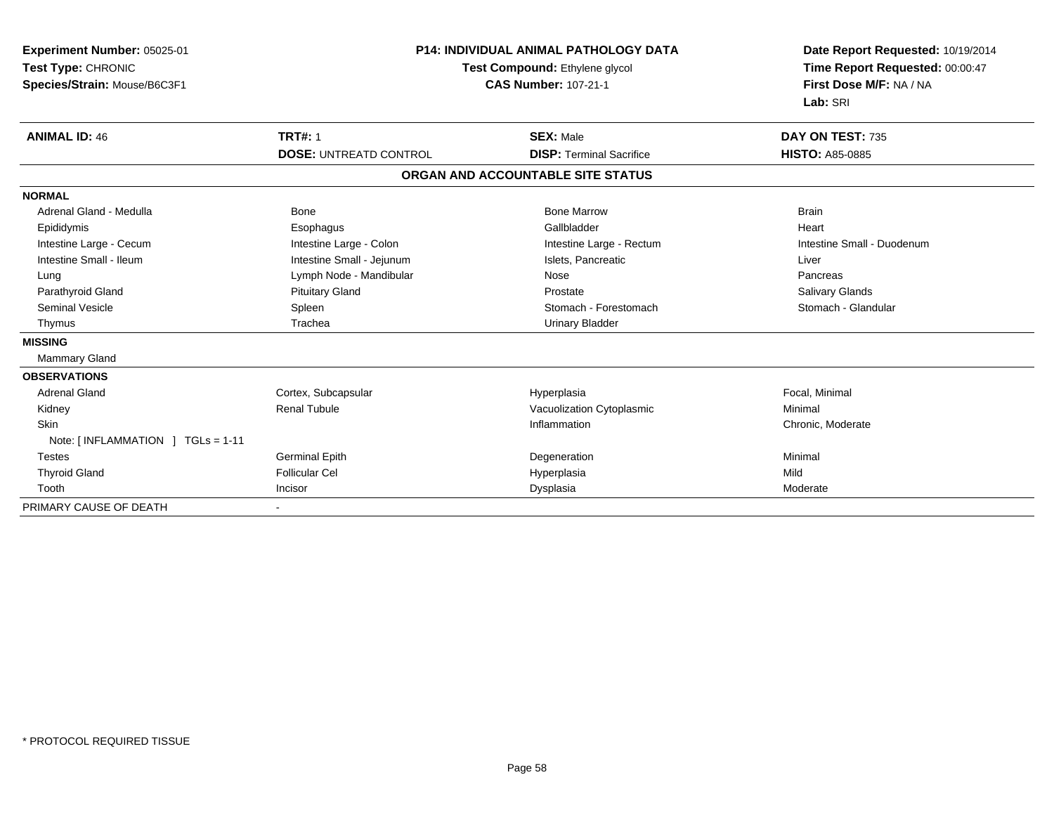**Experiment Number:** 05025-01
**Test Type:** CHRONIC
**Species/Strain:** Mouse/B6C3F1

**P14: INDIVIDUAL ANIMAL PATHOLOGY DATA**
**Test Compound:** Ethylene glycol
**CAS Number:** 107-21-1

**Date Report Requested:** 10/19/2014
**Time Report Requested:** 00:00:47
**First Dose M/F:** NA / NA
**Lab:** SRI

| **ANIMAL ID:** 46 | **TRT#:** 1 | **SEX:** Male | **DAY ON TEST:** 735 |
|---|---|---|---|
| | **DOSE:** UNTREATD CONTROL | **DISP:** Terminal Sacrifice | **HISTO:** A85-0885 |

## ORGAN AND ACCOUNTABLE SITE STATUS

| | | | |
|---|---|---|---|
| **NORMAL** | | | |
| Adrenal Gland - Medulla | Bone | Bone Marrow | Brain |
| Epididymis | Esophagus | Gallbladder | Heart |
| Intestine Large - Cecum | Intestine Large - Colon | Intestine Large - Rectum | Intestine Small - Duodenum |
| Intestine Small - Ileum | Intestine Small - Jejunum | Islets, Pancreatic | Liver |
| Lung | Lymph Node - Mandibular | Nose | Pancreas |
| Parathyroid Gland | Pituitary Gland | Prostate | Salivary Glands |
| Seminal Vesicle | Spleen | Stomach - Forestomach | Stomach - Glandular |
| Thymus | Trachea | Urinary Bladder | |
| **MISSING** | | | |
| Mammary Gland | | | |
| **OBSERVATIONS** | | | |
| Adrenal Gland | Cortex, Subcapsular | Hyperplasia | Focal, Minimal |
| Kidney | Renal Tubule | Vacuolization Cytoplasmic | Minimal |
| Skin | | Inflammation | Chronic, Moderate |
| Note: [ INFLAMMATION ] TGLs = 1-11 | | | |
| Testes | Germinal Epith | Degeneration | Minimal |
| Thyroid Gland | Follicular Cel | Hyperplasia | Mild |
| Tooth | Incisor | Dysplasia | Moderate |
| PRIMARY CAUSE OF DEATH | - | | |

* PROTOCOL REQUIRED TISSUE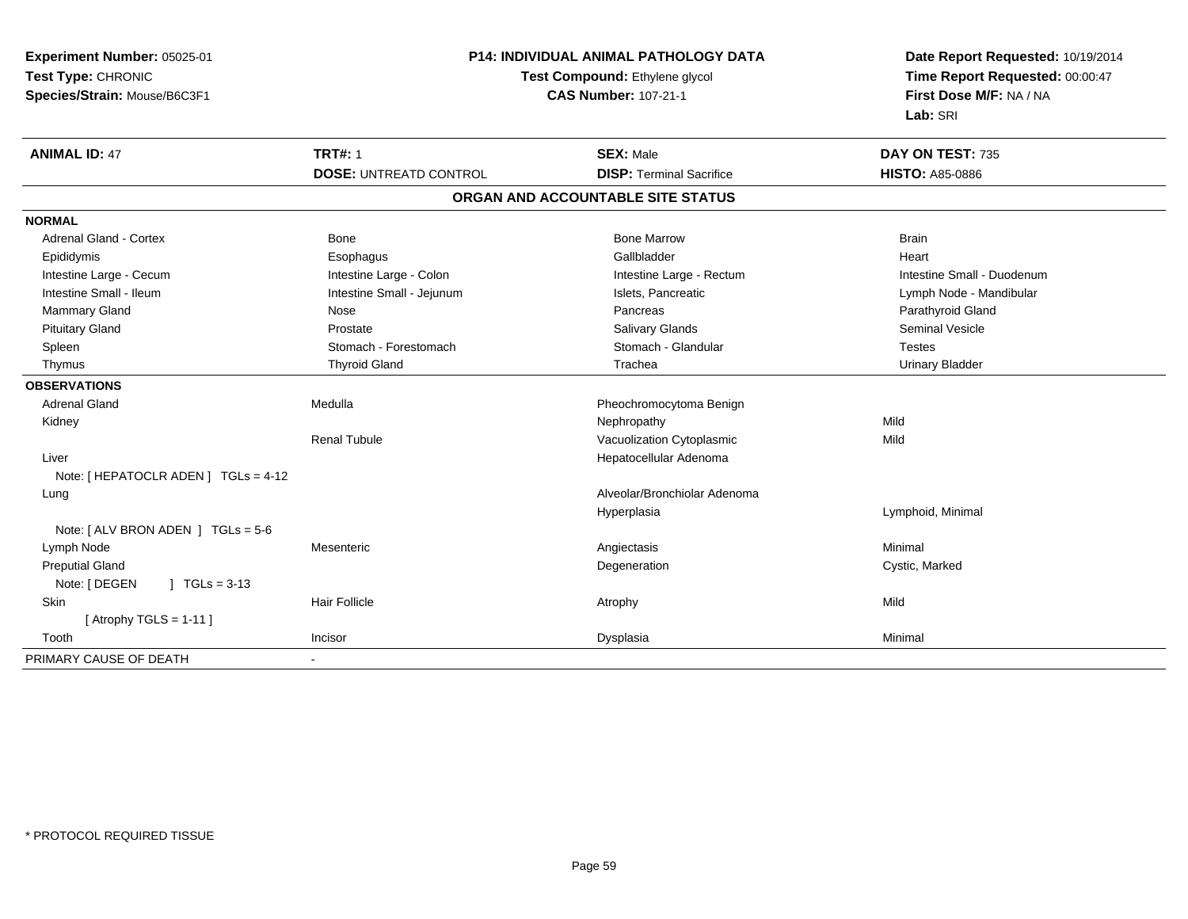**Experiment Number:** 05025-01
**Test Type:** CHRONIC
**Species/Strain:** Mouse/B6C3F1

**P14: INDIVIDUAL ANIMAL PATHOLOGY DATA**
**Test Compound:** Ethylene glycol
**CAS Number:** 107-21-1

**Date Report Requested:** 10/19/2014
**Time Report Requested:** 00:00:47
**First Dose M/F:** NA / NA
**Lab:** SRI

| **ANIMAL ID:** 47 | **TRT#:** 1 | **SEX:** Male | **DAY ON TEST:** 735 |
|---|---|---|---|
| | **DOSE:** UNTREATD CONTROL | **DISP:** Terminal Sacrifice | **HISTO:** A85-0886 |

## ORGAN AND ACCOUNTABLE SITE STATUS

| | | | |
|---|---|---|---|
| **NORMAL** | | | |
| Adrenal Gland - Cortex | Bone | Bone Marrow | Brain |
| Epididymis | Esophagus | Gallbladder | Heart |
| Intestine Large - Cecum | Intestine Large - Colon | Intestine Large - Rectum | Intestine Small - Duodenum |
| Intestine Small - Ileum | Intestine Small - Jejunum | Islets, Pancreatic | Lymph Node - Mandibular |
| Mammary Gland | Nose | Pancreas | Parathyroid Gland |
| Pituitary Gland | Prostate | Salivary Glands | Seminal Vesicle |
| Spleen | Stomach - Forestomach | Stomach - Glandular | Testes |
| Thymus | Thyroid Gland | Trachea | Urinary Bladder |
| **OBSERVATIONS** | | | |
| Adrenal Gland | Medulla | Pheochromocytoma Benign | |
| Kidney | | Nephropathy | Mild |
| | Renal Tubule | Vacuolization Cytoplasmic | Mild |
| Liver | | Hepatocellular Adenoma | |
| Note: [ HEPATOCLR ADEN ] TGLs = 4-12 | | | |
| Lung | | Alveolar/Bronchiolar Adenoma | |
| | | Hyperplasia | Lymphoid, Minimal |
| Note: [ ALV BRON ADEN ] TGLs = 5-6 | | | |
| Lymph Node | Mesenteric | Angiectasis | Minimal |
| Preputial Gland | | Degeneration | Cystic, Marked |
| Note: [ DEGEN ] TGLs = 3-13 | | | |
| Skin | Hair Follicle | Atrophy | Mild |
| [ Atrophy TGLS = 1-11 ] | | | |
| Tooth | Incisor | Dysplasia | Minimal |
| PRIMARY CAUSE OF DEATH | - | | |

* PROTOCOL REQUIRED TISSUE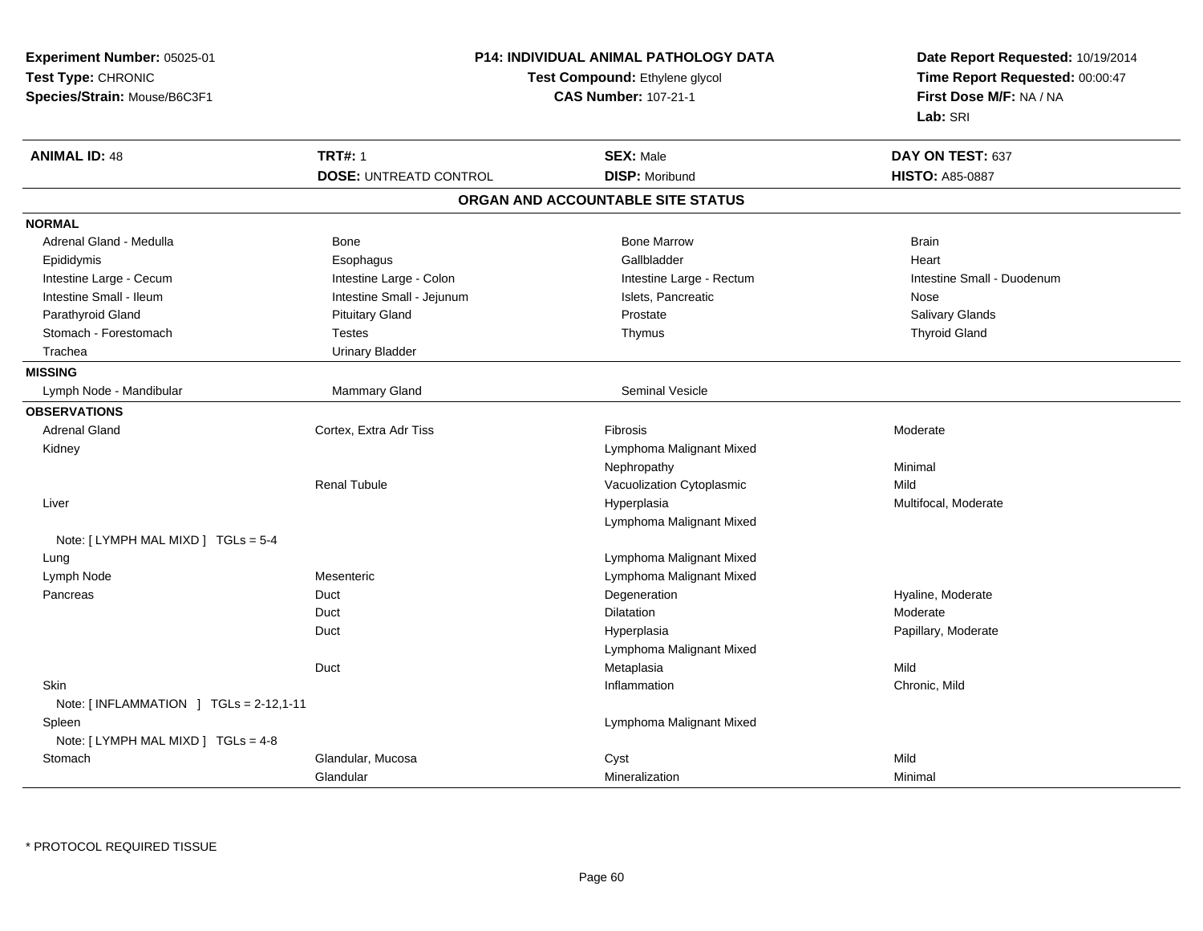**Experiment Number:** 05025-01
**Test Type:** CHRONIC
**Species/Strain:** Mouse/B6C3F1

**P14: INDIVIDUAL ANIMAL PATHOLOGY DATA**
**Test Compound:** Ethylene glycol
**CAS Number:** 107-21-1

**Date Report Requested:** 10/19/2014
**Time Report Requested:** 00:00:47
**First Dose M/F:** NA / NA
**Lab:** SRI

| **ANIMAL ID:** 48 | **TRT#:** 1 | **SEX:** Male | **DAY ON TEST:** 637 |
|---|---|---|---|
| | **DOSE:** UNTREATD CONTROL | **DISP:** Moribund | **HISTO:** A85-0887 |

## ORGAN AND ACCOUNTABLE SITE STATUS

| | | | |
|---|---|---|---|
| **NORMAL** | | | |
| Adrenal Gland - Medulla | Bone | Bone Marrow | Brain |
| Epididymis | Esophagus | Gallbladder | Heart |
| Intestine Large - Cecum | Intestine Large - Colon | Intestine Large - Rectum | Intestine Small - Duodenum |
| Intestine Small - Ileum | Intestine Small - Jejunum | Islets, Pancreatic | Nose |
| Parathyroid Gland | Pituitary Gland | Prostate | Salivary Glands |
| Stomach - Forestomach | Testes | Thymus | Thyroid Gland |
| Trachea | Urinary Bladder | | |
| **MISSING** | | | |
| Lymph Node - Mandibular | Mammary Gland | Seminal Vesicle | |
| **OBSERVATIONS** | | | |
| Adrenal Gland | Cortex, Extra Adr Tiss | Fibrosis | Moderate |
| Kidney | | Lymphoma Malignant Mixed | |
| | | Nephropathy | Minimal |
| | Renal Tubule | Vacuolization Cytoplasmic | Mild |
| Liver | | Hyperplasia | Multifocal, Moderate |
| | | Lymphoma Malignant Mixed | |
| Note: [ LYMPH MAL MIXD ] TGLs = 5-4 | | | |
| Lung | | Lymphoma Malignant Mixed | |
| Lymph Node | Mesenteric | Lymphoma Malignant Mixed | |
| Pancreas | Duct | Degeneration | Hyaline, Moderate |
| | Duct | Dilatation | Moderate |
| | Duct | Hyperplasia | Papillary, Moderate |
| | | Lymphoma Malignant Mixed | |
| | Duct | Metaplasia | Mild |
| Skin | | Inflammation | Chronic, Mild |
| Note: [ INFLAMMATION ] TGLs = 2-12,1-11 | | | |
| Spleen | | Lymphoma Malignant Mixed | |
| Note: [ LYMPH MAL MIXD ] TGLs = 4-8 | | | |
| Stomach | Glandular, Mucosa | Cyst | Mild |
| | Glandular | Mineralization | Minimal |

* PROTOCOL REQUIRED TISSUE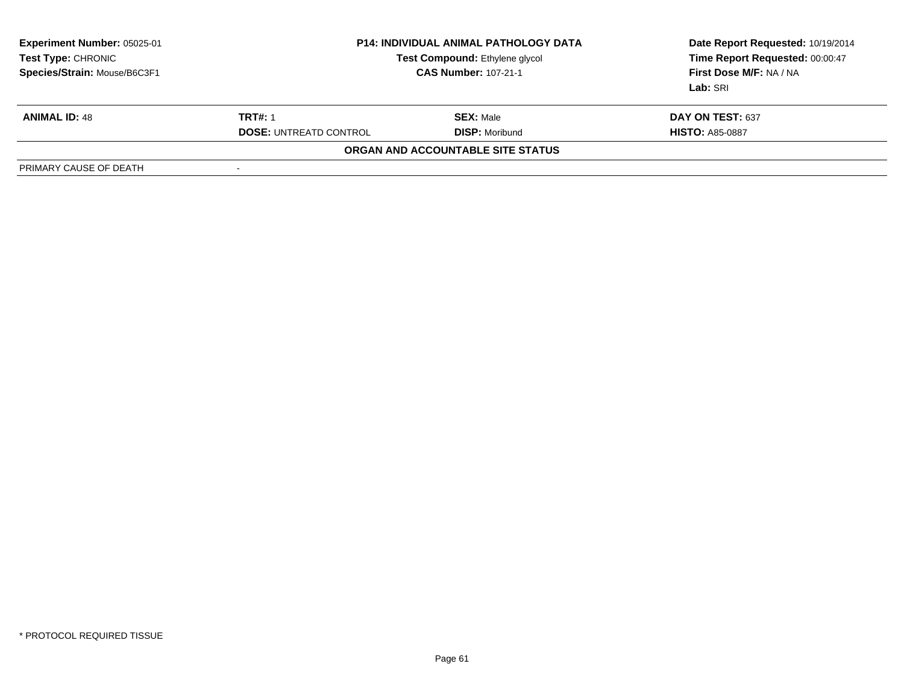| **Experiment Number:** 05025-01 | **P14: INDIVIDUAL ANIMAL PATHOLOGY DATA** | **Date Report Requested:** 10/19/2014 |
|---|---|---|
| **Test Type:** CHRONIC | **Test Compound:** Ethylene glycol | **Time Report Requested:** 00:00:47 |
| **Species/Strain:** Mouse/B6C3F1 | **CAS Number:** 107-21-1 | **First Dose M/F:** NA / NA |
| | | **Lab:** SRI |

| **ANIMAL ID:** 48 | **TRT#:** 1 | **SEX:** Male | **DAY ON TEST:** 637 |
|---|---|---|---|
| | **DOSE:** UNTREATD CONTROL | **DISP:** Moribund | **HISTO:** A85-0887 |

**ORGAN AND ACCOUNTABLE SITE STATUS**

| PRIMARY CAUSE OF DEATH | - |
|---|---|

\* PROTOCOL REQUIRED TISSUE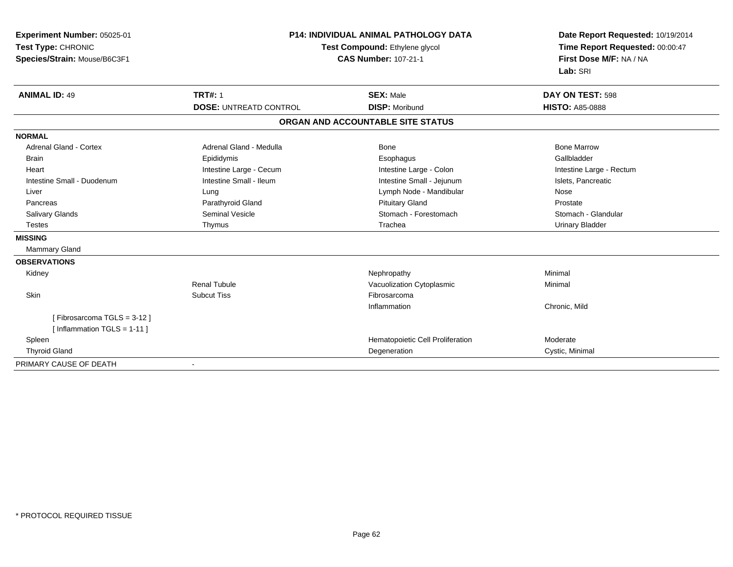**Experiment Number:** 05025-01
**Test Type:** CHRONIC
**Species/Strain:** Mouse/B6C3F1

**P14: INDIVIDUAL ANIMAL PATHOLOGY DATA**
**Test Compound:** Ethylene glycol
**CAS Number:** 107-21-1

**Date Report Requested:** 10/19/2014
**Time Report Requested:** 00:00:47
**First Dose M/F:** NA / NA
**Lab:** SRI

| **ANIMAL ID:** 49 | **TRT#:** 1 | **SEX:** Male | **DAY ON TEST:** 598 |
|---|---|---|---|
| | **DOSE:** UNTREATD CONTROL | **DISP:** Moribund | **HISTO:** A85-0888 |

## ORGAN AND ACCOUNTABLE SITE STATUS

| | | | |
|---|---|---|---|
| **NORMAL** | | | |
| Adrenal Gland - Cortex | Adrenal Gland - Medulla | Bone | Bone Marrow |
| Brain | Epididymis | Esophagus | Gallbladder |
| Heart | Intestine Large - Cecum | Intestine Large - Colon | Intestine Large - Rectum |
| Intestine Small - Duodenum | Intestine Small - Ileum | Intestine Small - Jejunum | Islets, Pancreatic |
| Liver | Lung | Lymph Node - Mandibular | Nose |
| Pancreas | Parathyroid Gland | Pituitary Gland | Prostate |
| Salivary Glands | Seminal Vesicle | Stomach - Forestomach | Stomach - Glandular |
| Testes | Thymus | Trachea | Urinary Bladder |
| **MISSING** | | | |
| Mammary Gland | | | |
| **OBSERVATIONS** | | | |
| Kidney | | Nephropathy | Minimal |
| | Renal Tubule | Vacuolization Cytoplasmic | Minimal |
| Skin | Subcut Tiss | Fibrosarcoma | |
| | | Inflammation | Chronic, Mild |
| [ Fibrosarcoma TGLS = 3-12 ] | | | |
| [ Inflammation TGLS = 1-11 ] | | | |
| Spleen | | Hematopoietic Cell Proliferation | Moderate |
| Thyroid Gland | | Degeneration | Cystic, Minimal |
| PRIMARY CAUSE OF DEATH | - | | |

* PROTOCOL REQUIRED TISSUE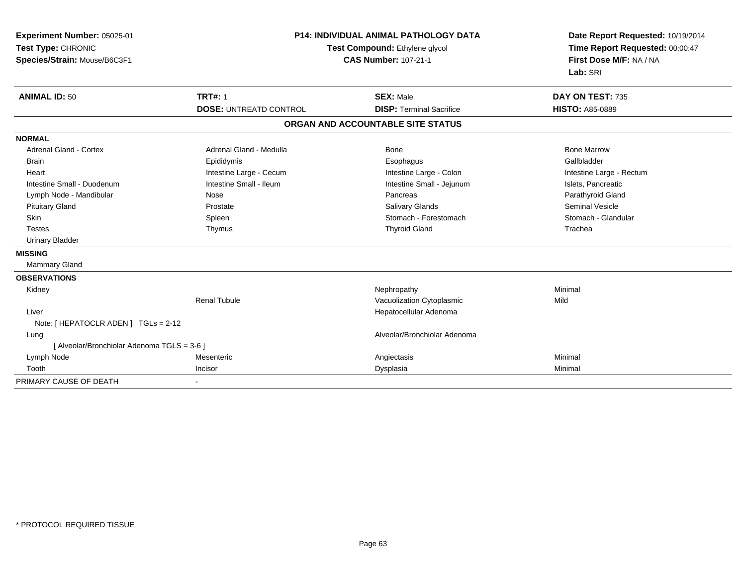**Experiment Number:** 05025-01
**Test Type:** CHRONIC
**Species/Strain:** Mouse/B6C3F1

**P14: INDIVIDUAL ANIMAL PATHOLOGY DATA**
**Test Compound:** Ethylene glycol
**CAS Number:** 107-21-1

**Date Report Requested:** 10/19/2014
**Time Report Requested:** 00:00:47
**First Dose M/F:** NA / NA
**Lab:** SRI

| **ANIMAL ID:** 50 | **TRT#:** 1 | **SEX:** Male | **DAY ON TEST:** 735 |
|---|---|---|---|
| | **DOSE:** UNTREATD CONTROL | **DISP:** Terminal Sacrifice | **HISTO:** A85-0889 |

**ORGAN AND ACCOUNTABLE SITE STATUS**

| | | | |
|---|---|---|---|
| **NORMAL** | | | |
| Adrenal Gland - Cortex | Adrenal Gland - Medulla | Bone | Bone Marrow |
| Brain | Epididymis | Esophagus | Gallbladder |
| Heart | Intestine Large - Cecum | Intestine Large - Colon | Intestine Large - Rectum |
| Intestine Small - Duodenum | Intestine Small - Ileum | Intestine Small - Jejunum | Islets, Pancreatic |
| Lymph Node - Mandibular | Nose | Pancreas | Parathyroid Gland |
| Pituitary Gland | Prostate | Salivary Glands | Seminal Vesicle |
| Skin | Spleen | Stomach - Forestomach | Stomach - Glandular |
| Testes | Thymus | Thyroid Gland | Trachea |
| Urinary Bladder | | | |
| **MISSING** | | | |
| Mammary Gland | | | |
| **OBSERVATIONS** | | | |
| Kidney | | Nephropathy | Minimal |
| | Renal Tubule | Vacuolization Cytoplasmic | Mild |
| Liver | | Hepatocellular Adenoma | |
| Note: [ HEPATOCLR ADEN ] TGLs = 2-12 | | | |
| Lung | | Alveolar/Bronchiolar Adenoma | |
| [ Alveolar/Bronchiolar Adenoma TGLS = 3-6 ] | | | |
| Lymph Node | Mesenteric | Angiectasis | Minimal |
| Tooth | Incisor | Dysplasia | Minimal |
| PRIMARY CAUSE OF DEATH | - | | |

* PROTOCOL REQUIRED TISSUE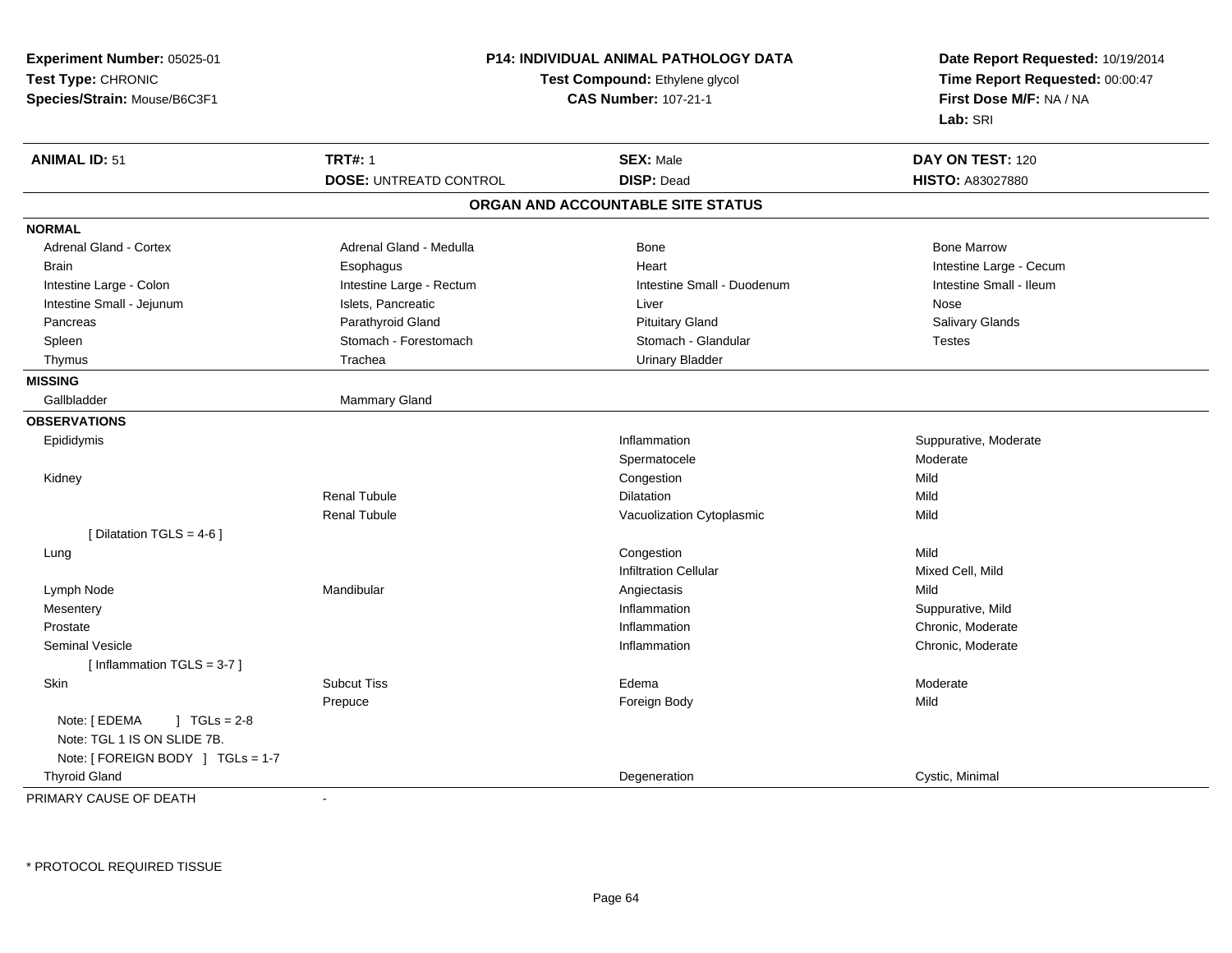**Experiment Number:** 05025-01
**Test Type:** CHRONIC
**Species/Strain:** Mouse/B6C3F1

**P14: INDIVIDUAL ANIMAL PATHOLOGY DATA**
**Test Compound:** Ethylene glycol
**CAS Number:** 107-21-1

**Date Report Requested:** 10/19/2014
**Time Report Requested:** 00:00:47
**First Dose M/F:** NA / NA
**Lab:** SRI

| **ANIMAL ID:** 51 | **TRT#:** 1 | **SEX:** Male | **DAY ON TEST:** 120 |
|---|---|---|---|
| | **DOSE:** UNTREATD CONTROL | **DISP:** Dead | **HISTO:** A83027880 |

## ORGAN AND ACCOUNTABLE SITE STATUS

**NORMAL**

| | | | |
|---|---|---|---|
| Adrenal Gland - Cortex | Adrenal Gland - Medulla | Bone | Bone Marrow |
| Brain | Esophagus | Heart | Intestine Large - Cecum |
| Intestine Large - Colon | Intestine Large - Rectum | Intestine Small - Duodenum | Intestine Small - Ileum |
| Intestine Small - Jejunum | Islets, Pancreatic | Liver | Nose |
| Pancreas | Parathyroid Gland | Pituitary Gland | Salivary Glands |
| Spleen | Stomach - Forestomach | Stomach - Glandular | Testes |
| Thymus | Trachea | Urinary Bladder | |

**MISSING**

| | |
|---|---|
| Gallbladder | Mammary Gland |

**OBSERVATIONS**

| Organ | Site | Observation | Qualifier |
|---|---|---|---|
| Epididymis | | Inflammation | Suppurative, Moderate |
| | | Spermatocele | Moderate |
| Kidney | | Congestion | Mild |
| | Renal Tubule | Dilatation | Mild |
| | Renal Tubule | Vacuolization Cytoplasmic | Mild |
| [ Dilatation TGLS = 4-6 ] | | | |
| Lung | | Congestion | Mild |
| | | Infiltration Cellular | Mixed Cell, Mild |
| Lymph Node | Mandibular | Angiectasis | Mild |
| Mesentery | | Inflammation | Suppurative, Mild |
| Prostate | | Inflammation | Chronic, Moderate |
| Seminal Vesicle | | Inflammation | Chronic, Moderate |
| [ Inflammation TGLS = 3-7 ] | | | |
| Skin | Subcut Tiss | Edema | Moderate |
| | Prepuce | Foreign Body | Mild |
| Note: [ EDEMA ] TGLs = 2-8 | | | |
| Note: TGL 1 IS ON SLIDE 7B. | | | |
| Note: [ FOREIGN BODY ] TGLs = 1-7 | | | |
| Thyroid Gland | | Degeneration | Cystic, Minimal |

PRIMARY CAUSE OF DEATH -

* PROTOCOL REQUIRED TISSUE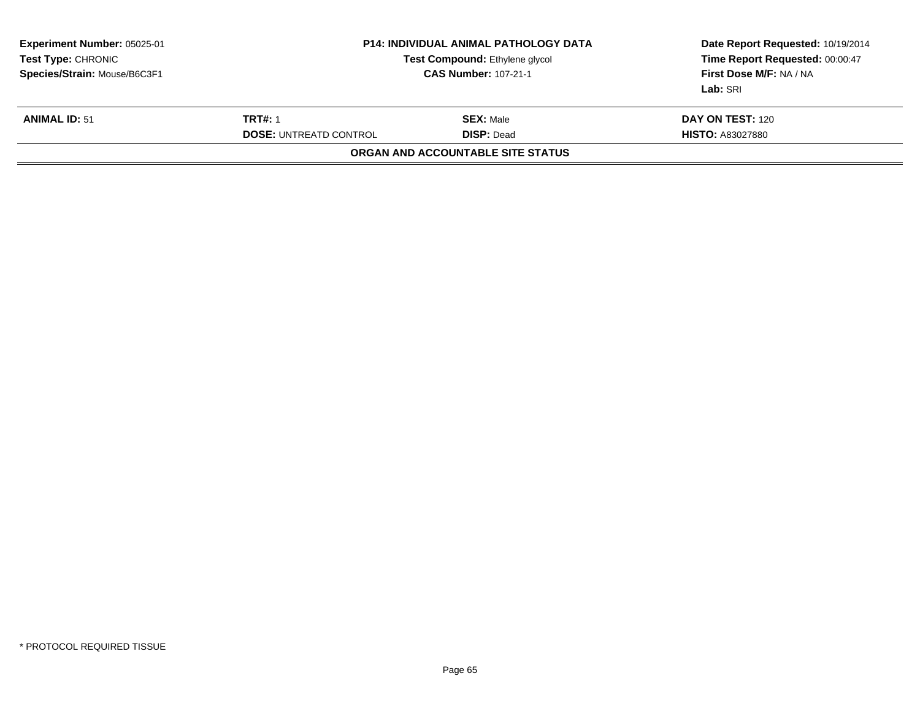**Experiment Number:** 05025-01
**Test Type:** CHRONIC
**Species/Strain:** Mouse/B6C3F1

**P14: INDIVIDUAL ANIMAL PATHOLOGY DATA**
**Test Compound:** Ethylene glycol
**CAS Number:** 107-21-1

**Date Report Requested:** 10/19/2014
**Time Report Requested:** 00:00:47
**First Dose M/F:** NA / NA
**Lab:** SRI

| **ANIMAL ID:** 51 | **TRT#:** 1 | **SEX:** Male | **DAY ON TEST:** 120 |
|---|---|---|---|
| | **DOSE:** UNTREATD CONTROL | **DISP:** Dead | **HISTO:** A83027880 |

**ORGAN AND ACCOUNTABLE SITE STATUS**

* PROTOCOL REQUIRED TISSUE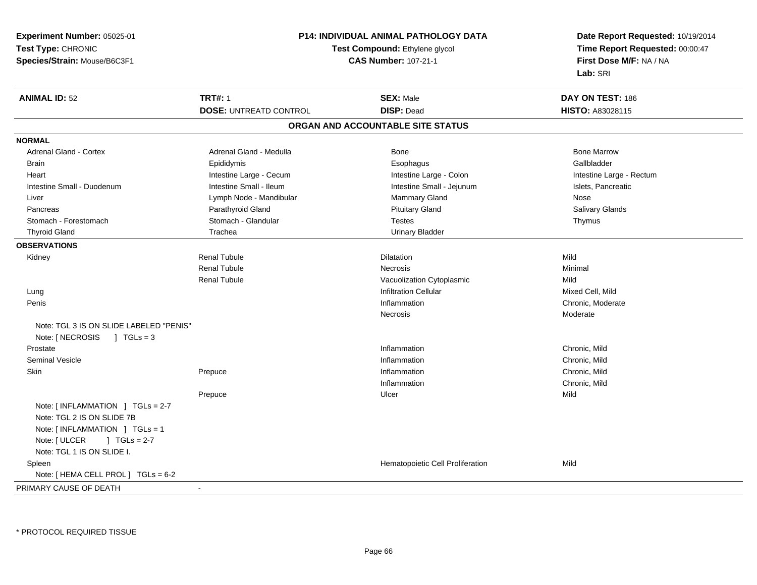**Experiment Number:** 05025-01
**Test Type:** CHRONIC
**Species/Strain:** Mouse/B6C3F1

## P14: INDIVIDUAL ANIMAL PATHOLOGY DATA

**Test Compound:** Ethylene glycol
**CAS Number:** 107-21-1

**Date Report Requested:** 10/19/2014
**Time Report Requested:** 00:00:47
**First Dose M/F:** NA / NA
**Lab:** SRI

| **ANIMAL ID:** 52 | **TRT#:** 1 | **SEX:** Male | **DAY ON TEST:** 186 |
|---|---|---|---|
| | **DOSE:** UNTREATD CONTROL | **DISP:** Dead | **HISTO:** A83028115 |

### ORGAN AND ACCOUNTABLE SITE STATUS

**NORMAL**

| | | | |
|---|---|---|---|
| Adrenal Gland - Cortex | Adrenal Gland - Medulla | Bone | Bone Marrow |
| Brain | Epididymis | Esophagus | Gallbladder |
| Heart | Intestine Large - Cecum | Intestine Large - Colon | Intestine Large - Rectum |
| Intestine Small - Duodenum | Intestine Small - Ileum | Intestine Small - Jejunum | Islets, Pancreatic |
| Liver | Lymph Node - Mandibular | Mammary Gland | Nose |
| Pancreas | Parathyroid Gland | Pituitary Gland | Salivary Glands |
| Stomach - Forestomach | Stomach - Glandular | Testes | Thymus |
| Thyroid Gland | Trachea | Urinary Bladder | |

**OBSERVATIONS**

| | | | |
|---|---|---|---|
| Kidney | Renal Tubule | Dilatation | Mild |
| | Renal Tubule | Necrosis | Minimal |
| | Renal Tubule | Vacuolization Cytoplasmic | Mild |
| Lung | | Infiltration Cellular | Mixed Cell, Mild |
| Penis | | Inflammation | Chronic, Moderate |
| | | Necrosis | Moderate |
| Note: TGL 3 IS ON SLIDE LABELED "PENIS" | | | |
| Note: [ NECROSIS ] TGLs = 3 | | | |
| Prostate | | Inflammation | Chronic, Mild |
| Seminal Vesicle | | Inflammation | Chronic, Mild |
| Skin | Prepuce | Inflammation | Chronic, Mild |
| | | Inflammation | Chronic, Mild |
| | Prepuce | Ulcer | Mild |
| Note: [ INFLAMMATION ] TGLs = 2-7 | | | |
| Note: TGL 2 IS ON SLIDE 7B | | | |
| Note: [ INFLAMMATION ] TGLs = 1 | | | |
| Note: [ ULCER ] TGLs = 2-7 | | | |
| Note: TGL 1 IS ON SLIDE I. | | | |
| Spleen | | Hematopoietic Cell Proliferation | Mild |
| Note: [ HEMA CELL PROL ] TGLs = 6-2 | | | |

PRIMARY CAUSE OF DEATH -

\* PROTOCOL REQUIRED TISSUE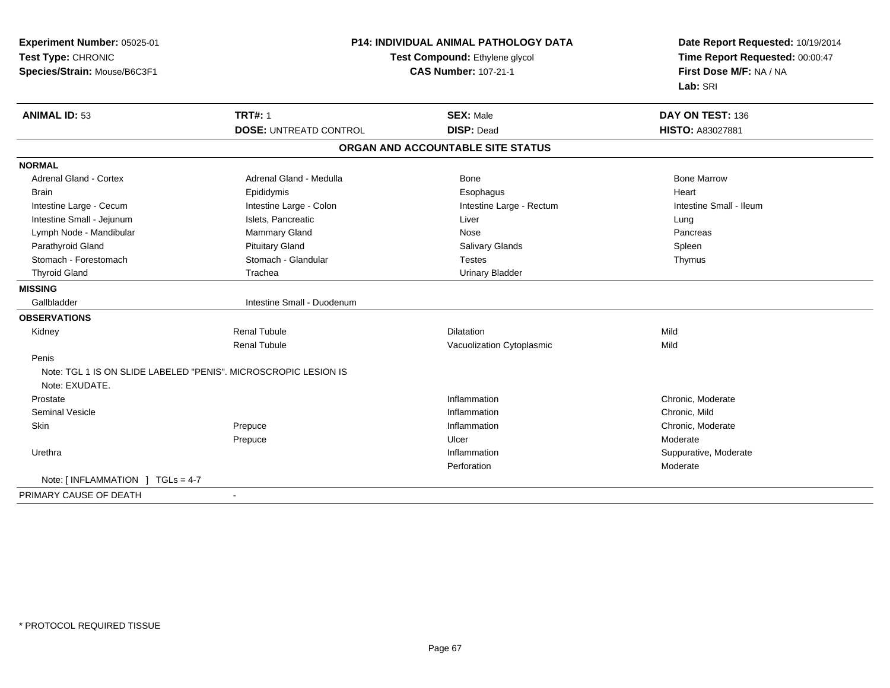**Experiment Number:** 05025-01
**Test Type:** CHRONIC
**Species/Strain:** Mouse/B6C3F1

**P14: INDIVIDUAL ANIMAL PATHOLOGY DATA**
**Test Compound:** Ethylene glycol
**CAS Number:** 107-21-1

**Date Report Requested:** 10/19/2014
**Time Report Requested:** 00:00:47
**First Dose M/F:** NA / NA
**Lab:** SRI

| **ANIMAL ID:** 53 | **TRT#:** 1 | **SEX:** Male | **DAY ON TEST:** 136 |
|---|---|---|---|
| | **DOSE:** UNTREATD CONTROL | **DISP:** Dead | **HISTO:** A83027881 |

## ORGAN AND ACCOUNTABLE SITE STATUS

**NORMAL**

| | | | |
|---|---|---|---|
| Adrenal Gland - Cortex | Adrenal Gland - Medulla | Bone | Bone Marrow |
| Brain | Epididymis | Esophagus | Heart |
| Intestine Large - Cecum | Intestine Large - Colon | Intestine Large - Rectum | Intestine Small - Ileum |
| Intestine Small - Jejunum | Islets, Pancreatic | Liver | Lung |
| Lymph Node - Mandibular | Mammary Gland | Nose | Pancreas |
| Parathyroid Gland | Pituitary Gland | Salivary Glands | Spleen |
| Stomach - Forestomach | Stomach - Glandular | Testes | Thymus |
| Thyroid Gland | Trachea | Urinary Bladder | |

**MISSING**

| | |
|---|---|
| Gallbladder | Intestine Small - Duodenum |

**OBSERVATIONS**

| Organ | Site | Observation | Severity |
|---|---|---|---|
| Kidney | Renal Tubule | Dilatation | Mild |
| | Renal Tubule | Vacuolization Cytoplasmic | Mild |
| Penis | | | |
| Note: TGL 1 IS ON SLIDE LABELED "PENIS". MICROSCROPIC LESION IS | | | |
| Note: EXUDATE. | | | |
| Prostate | | Inflammation | Chronic, Moderate |
| Seminal Vesicle | | Inflammation | Chronic, Mild |
| Skin | Prepuce | Inflammation | Chronic, Moderate |
| | Prepuce | Ulcer | Moderate |
| Urethra | | Inflammation | Suppurative, Moderate |
| | | Perforation | Moderate |
| Note: [ INFLAMMATION ] TGLs = 4-7 | | | |

PRIMARY CAUSE OF DEATH -

* PROTOCOL REQUIRED TISSUE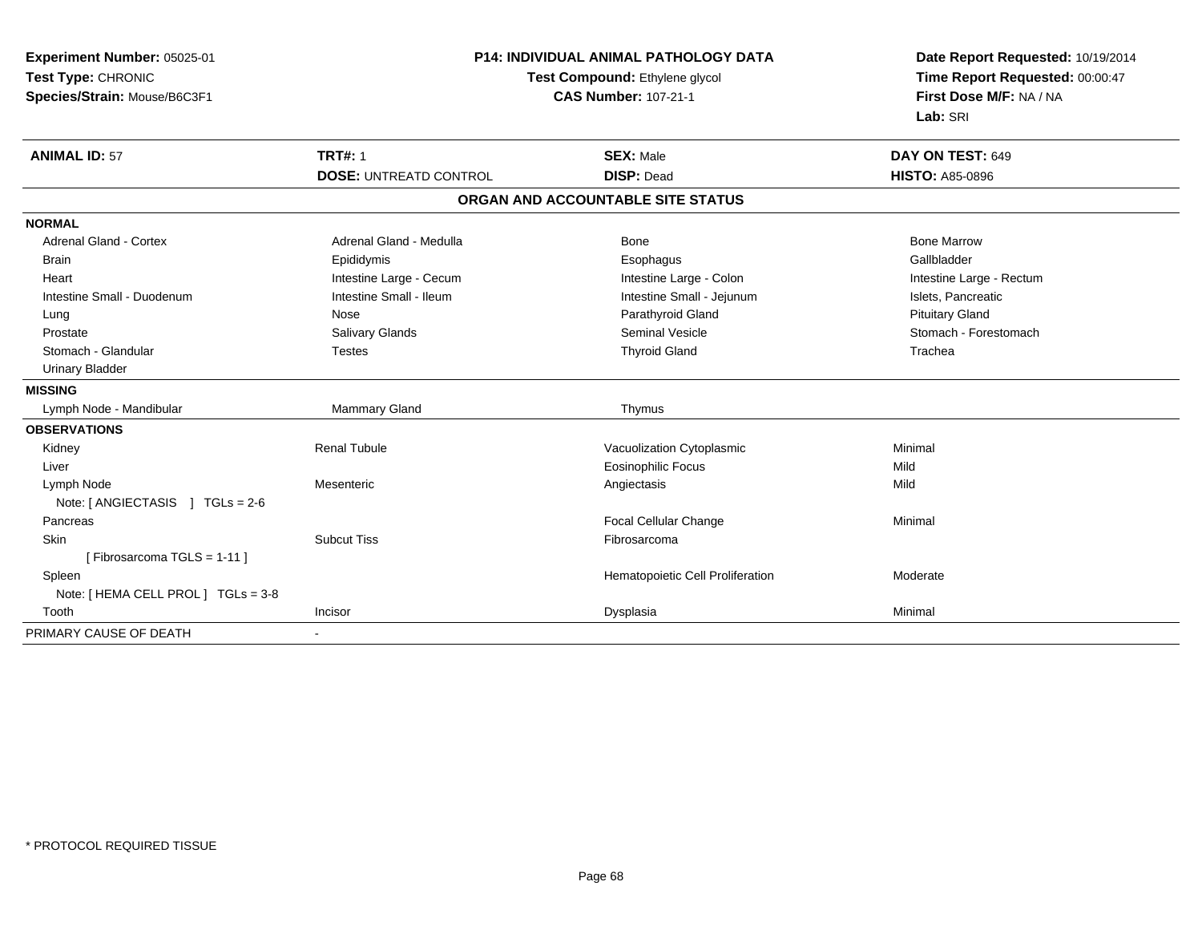**Experiment Number:** 05025-01
**Test Type:** CHRONIC
**Species/Strain:** Mouse/B6C3F1

**P14: INDIVIDUAL ANIMAL PATHOLOGY DATA**
**Test Compound:** Ethylene glycol
**CAS Number:** 107-21-1

**Date Report Requested:** 10/19/2014
**Time Report Requested:** 00:00:47
**First Dose M/F:** NA / NA
**Lab:** SRI

| **ANIMAL ID:** 57 | **TRT#:** 1 | **SEX:** Male | **DAY ON TEST:** 649 |
|---|---|---|---|
| | **DOSE:** UNTREATD CONTROL | **DISP:** Dead | **HISTO:** A85-0896 |

**ORGAN AND ACCOUNTABLE SITE STATUS**

**NORMAL**

| | | | |
|---|---|---|---|
| Adrenal Gland - Cortex | Adrenal Gland - Medulla | Bone | Bone Marrow |
| Brain | Epididymis | Esophagus | Gallbladder |
| Heart | Intestine Large - Cecum | Intestine Large - Colon | Intestine Large - Rectum |
| Intestine Small - Duodenum | Intestine Small - Ileum | Intestine Small - Jejunum | Islets, Pancreatic |
| Lung | Nose | Parathyroid Gland | Pituitary Gland |
| Prostate | Salivary Glands | Seminal Vesicle | Stomach - Forestomach |
| Stomach - Glandular | Testes | Thyroid Gland | Trachea |
| Urinary Bladder | | | |

**MISSING**

| | | |
|---|---|---|
| Lymph Node - Mandibular | Mammary Gland | Thymus |

**OBSERVATIONS**

| | | | |
|---|---|---|---|
| Kidney | Renal Tubule | Vacuolization Cytoplasmic | Minimal |
| Liver | | Eosinophilic Focus | Mild |
| Lymph Node | Mesenteric | Angiectasis | Mild |
| Note: [ ANGIECTASIS ] TGLs = 2-6 | | | |
| Pancreas | | Focal Cellular Change | Minimal |
| Skin | Subcut Tiss | Fibrosarcoma | |
| [ Fibrosarcoma TGLS = 1-11 ] | | | |
| Spleen | | Hematopoietic Cell Proliferation | Moderate |
| Note: [ HEMA CELL PROL ] TGLs = 3-8 | | | |
| Tooth | Incisor | Dysplasia | Minimal |

PRIMARY CAUSE OF DEATH -

* PROTOCOL REQUIRED TISSUE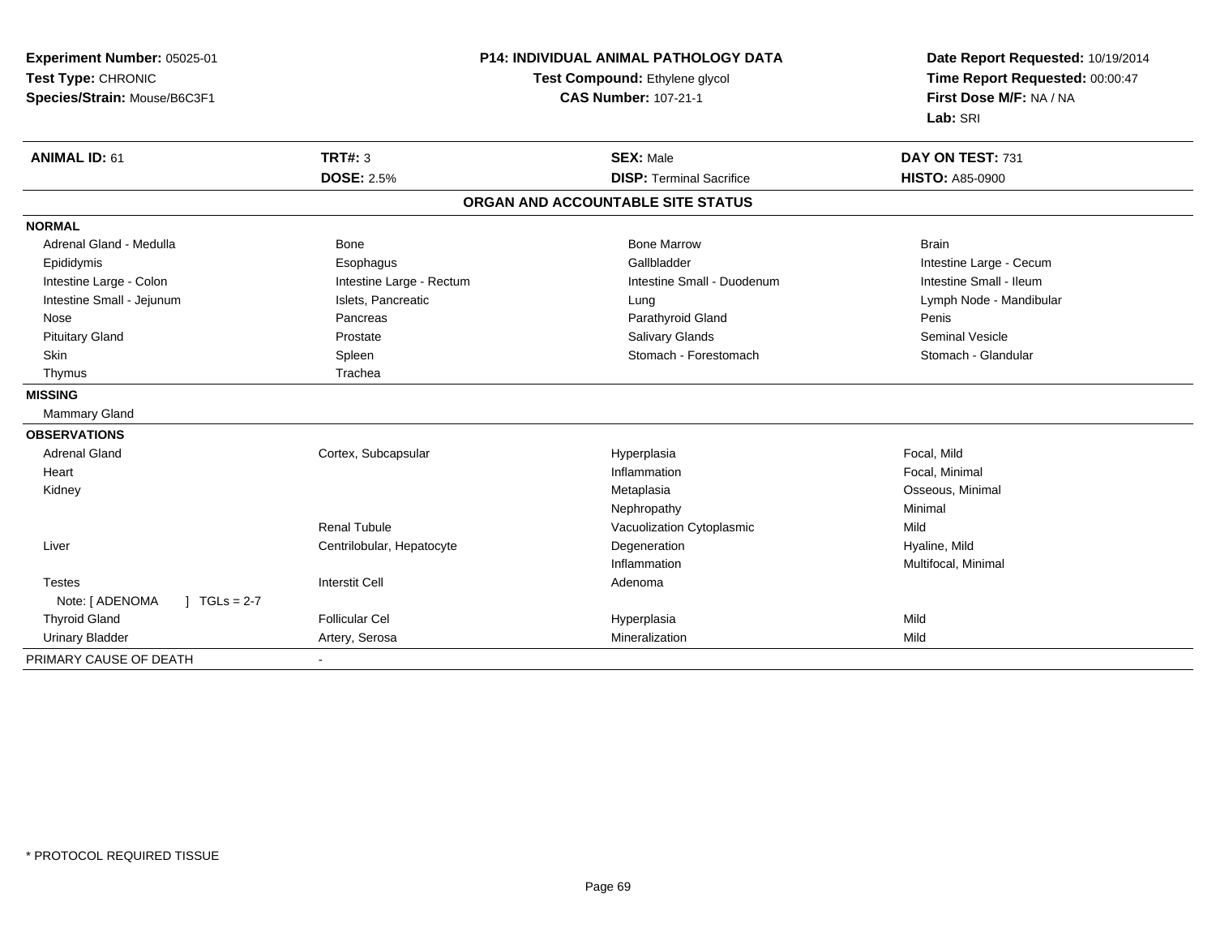**Experiment Number:** 05025-01
**Test Type:** CHRONIC
**Species/Strain:** Mouse/B6C3F1

**P14: INDIVIDUAL ANIMAL PATHOLOGY DATA**
**Test Compound:** Ethylene glycol
**CAS Number:** 107-21-1

**Date Report Requested:** 10/19/2014
**Time Report Requested:** 00:00:47
**First Dose M/F:** NA / NA
**Lab:** SRI

| **ANIMAL ID:** 61 | **TRT#:** 3 | **SEX:** Male | **DAY ON TEST:** 731 |
|---|---|---|---|
| | **DOSE:** 2.5% | **DISP:** Terminal Sacrifice | **HISTO:** A85-0900 |

## ORGAN AND ACCOUNTABLE SITE STATUS

| | | | |
|---|---|---|---|
| **NORMAL** | | | |
| Adrenal Gland - Medulla | Bone | Bone Marrow | Brain |
| Epididymis | Esophagus | Gallbladder | Intestine Large - Cecum |
| Intestine Large - Colon | Intestine Large - Rectum | Intestine Small - Duodenum | Intestine Small - Ileum |
| Intestine Small - Jejunum | Islets, Pancreatic | Lung | Lymph Node - Mandibular |
| Nose | Pancreas | Parathyroid Gland | Penis |
| Pituitary Gland | Prostate | Salivary Glands | Seminal Vesicle |
| Skin | Spleen | Stomach - Forestomach | Stomach - Glandular |
| Thymus | Trachea | | |
| **MISSING** | | | |
| Mammary Gland | | | |
| **OBSERVATIONS** | | | |
| Adrenal Gland | Cortex, Subcapsular | Hyperplasia | Focal, Mild |
| Heart | | Inflammation | Focal, Minimal |
| Kidney | | Metaplasia | Osseous, Minimal |
| | | Nephropathy | Minimal |
| | Renal Tubule | Vacuolization Cytoplasmic | Mild |
| Liver | Centrilobular, Hepatocyte | Degeneration | Hyaline, Mild |
| | | Inflammation | Multifocal, Minimal |
| Testes | Interstit Cell | Adenoma | |
| Note: [ ADENOMA ] TGLs = 2-7 | | | |
| Thyroid Gland | Follicular Cel | Hyperplasia | Mild |
| Urinary Bladder | Artery, Serosa | Mineralization | Mild |
| PRIMARY CAUSE OF DEATH | - | | |

* PROTOCOL REQUIRED TISSUE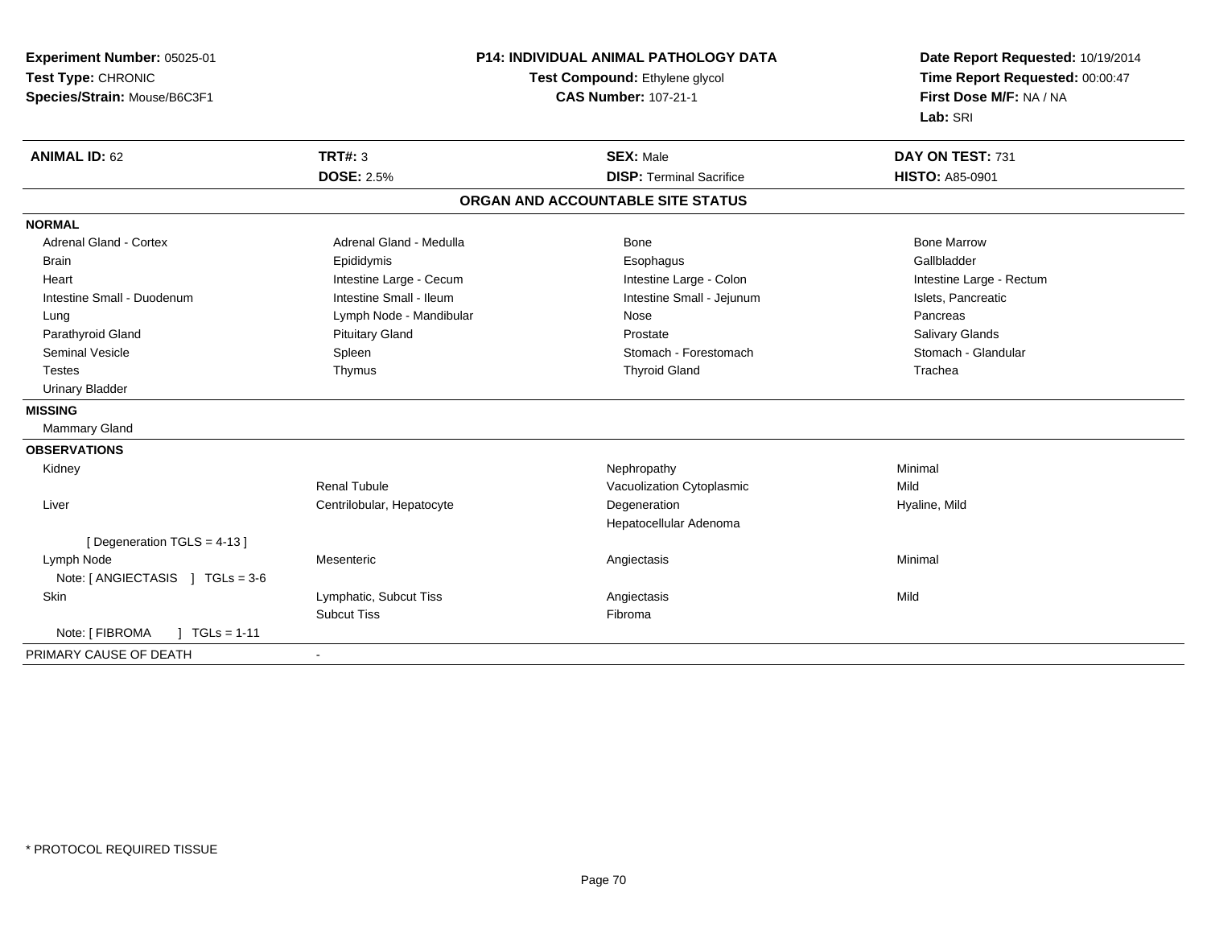**Experiment Number:** 05025-01
**Test Type:** CHRONIC
**Species/Strain:** Mouse/B6C3F1

**P14: INDIVIDUAL ANIMAL PATHOLOGY DATA**
**Test Compound:** Ethylene glycol
**CAS Number:** 107-21-1

**Date Report Requested:** 10/19/2014
**Time Report Requested:** 00:00:47
**First Dose M/F:** NA / NA
**Lab:** SRI

| **ANIMAL ID:** 62 | **TRT#:** 3 | **SEX:** Male | **DAY ON TEST:** 731 |
|---|---|---|---|
| | **DOSE:** 2.5% | **DISP:** Terminal Sacrifice | **HISTO:** A85-0901 |

## ORGAN AND ACCOUNTABLE SITE STATUS

| | | | |
|---|---|---|---|
| **NORMAL** | | | |
| Adrenal Gland - Cortex | Adrenal Gland - Medulla | Bone | Bone Marrow |
| Brain | Epididymis | Esophagus | Gallbladder |
| Heart | Intestine Large - Cecum | Intestine Large - Colon | Intestine Large - Rectum |
| Intestine Small - Duodenum | Intestine Small - Ileum | Intestine Small - Jejunum | Islets, Pancreatic |
| Lung | Lymph Node - Mandibular | Nose | Pancreas |
| Parathyroid Gland | Pituitary Gland | Prostate | Salivary Glands |
| Seminal Vesicle | Spleen | Stomach - Forestomach | Stomach - Glandular |
| Testes | Thymus | Thyroid Gland | Trachea |
| Urinary Bladder | | | |
| **MISSING** | | | |
| Mammary Gland | | | |
| **OBSERVATIONS** | | | |
| Kidney | | Nephropathy | Minimal |
| | Renal Tubule | Vacuolization Cytoplasmic | Mild |
| Liver | Centrilobular, Hepatocyte | Degeneration | Hyaline, Mild |
| | | Hepatocellular Adenoma | |
| [ Degeneration TGLS = 4-13 ] | | | |
| Lymph Node | Mesenteric | Angiectasis | Minimal |
| Note: [ ANGIECTASIS ] TGLs = 3-6 | | | |
| Skin | Lymphatic, Subcut Tiss | Angiectasis | Mild |
| | Subcut Tiss | Fibroma | |
| Note: [ FIBROMA ] TGLs = 1-11 | | | |
| PRIMARY CAUSE OF DEATH | - | | |

* PROTOCOL REQUIRED TISSUE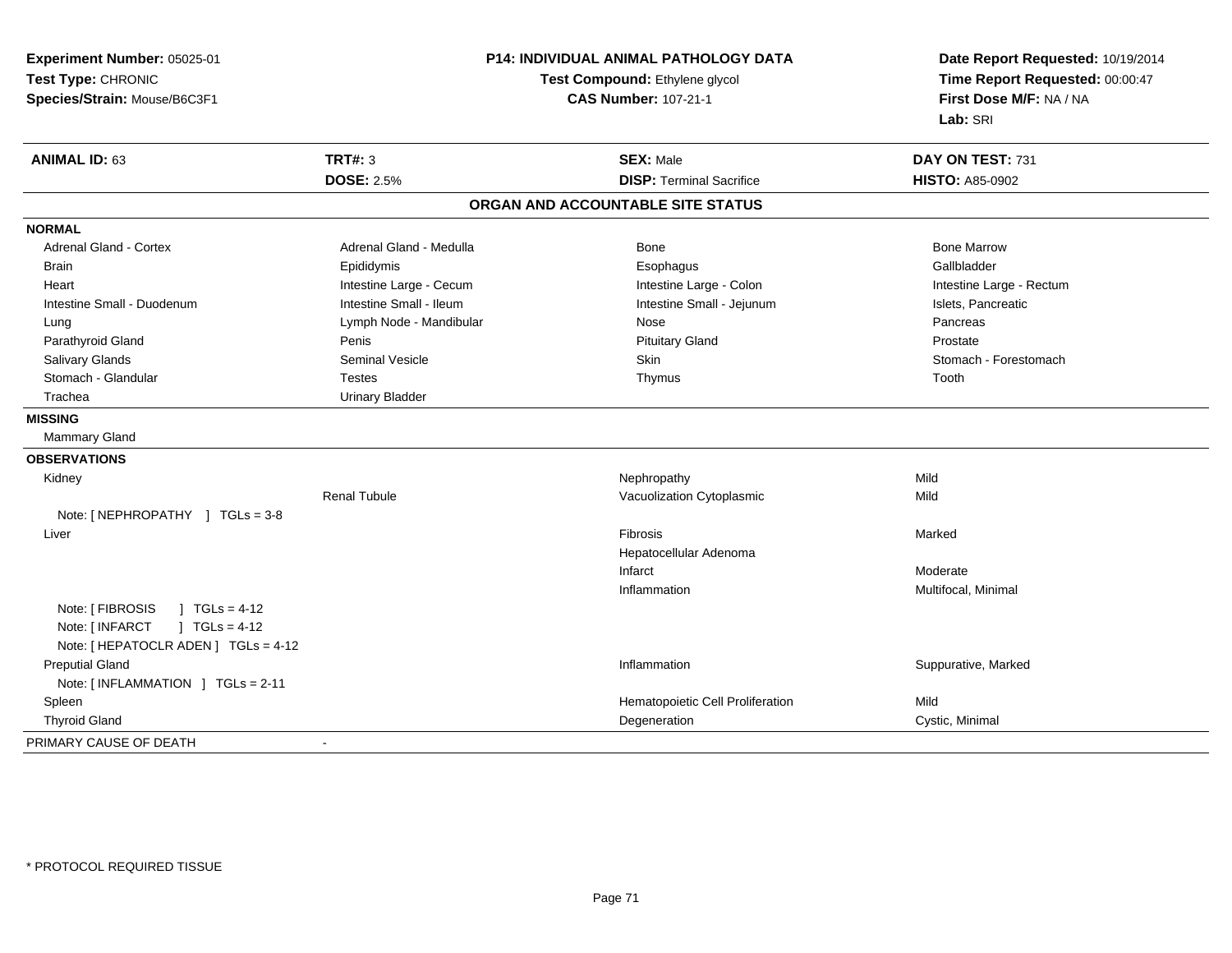**Experiment Number:** 05025-01
**Test Type:** CHRONIC
**Species/Strain:** Mouse/B6C3F1

**P14: INDIVIDUAL ANIMAL PATHOLOGY DATA**
**Test Compound:** Ethylene glycol
**CAS Number:** 107-21-1

**Date Report Requested:** 10/19/2014
**Time Report Requested:** 00:00:47
**First Dose M/F:** NA / NA
**Lab:** SRI

| **ANIMAL ID:** 63 | **TRT#:** 3 | **SEX:** Male | **DAY ON TEST:** 731 |
|---|---|---|---|
| | **DOSE:** 2.5% | **DISP:** Terminal Sacrifice | **HISTO:** A85-0902 |

## ORGAN AND ACCOUNTABLE SITE STATUS

| | | | |
|---|---|---|---|
| **NORMAL** | | | |
| Adrenal Gland - Cortex | Adrenal Gland - Medulla | Bone | Bone Marrow |
| Brain | Epididymis | Esophagus | Gallbladder |
| Heart | Intestine Large - Cecum | Intestine Large - Colon | Intestine Large - Rectum |
| Intestine Small - Duodenum | Intestine Small - Ileum | Intestine Small - Jejunum | Islets, Pancreatic |
| Lung | Lymph Node - Mandibular | Nose | Pancreas |
| Parathyroid Gland | Penis | Pituitary Gland | Prostate |
| Salivary Glands | Seminal Vesicle | Skin | Stomach - Forestomach |
| Stomach - Glandular | Testes | Thymus | Tooth |
| Trachea | Urinary Bladder | | |
| **MISSING** | | | |
| Mammary Gland | | | |
| **OBSERVATIONS** | | | |
| Kidney | | Nephropathy | Mild |
| | Renal Tubule | Vacuolization Cytoplasmic | Mild |
| Note: [ NEPHROPATHY ] TGLs = 3-8 | | | |
| Liver | | Fibrosis | Marked |
| | | Hepatocellular Adenoma | |
| | | Infarct | Moderate |
| | | Inflammation | Multifocal, Minimal |
| Note: [ FIBROSIS ] TGLs = 4-12 | | | |
| Note: [ INFARCT ] TGLs = 4-12 | | | |
| Note: [ HEPATOCLR ADEN ] TGLs = 4-12 | | | |
| Preputial Gland | | Inflammation | Suppurative, Marked |
| Note: [ INFLAMMATION ] TGLs = 2-11 | | | |
| Spleen | | Hematopoietic Cell Proliferation | Mild |
| Thyroid Gland | | Degeneration | Cystic, Minimal |
| PRIMARY CAUSE OF DEATH | - | | |

* PROTOCOL REQUIRED TISSUE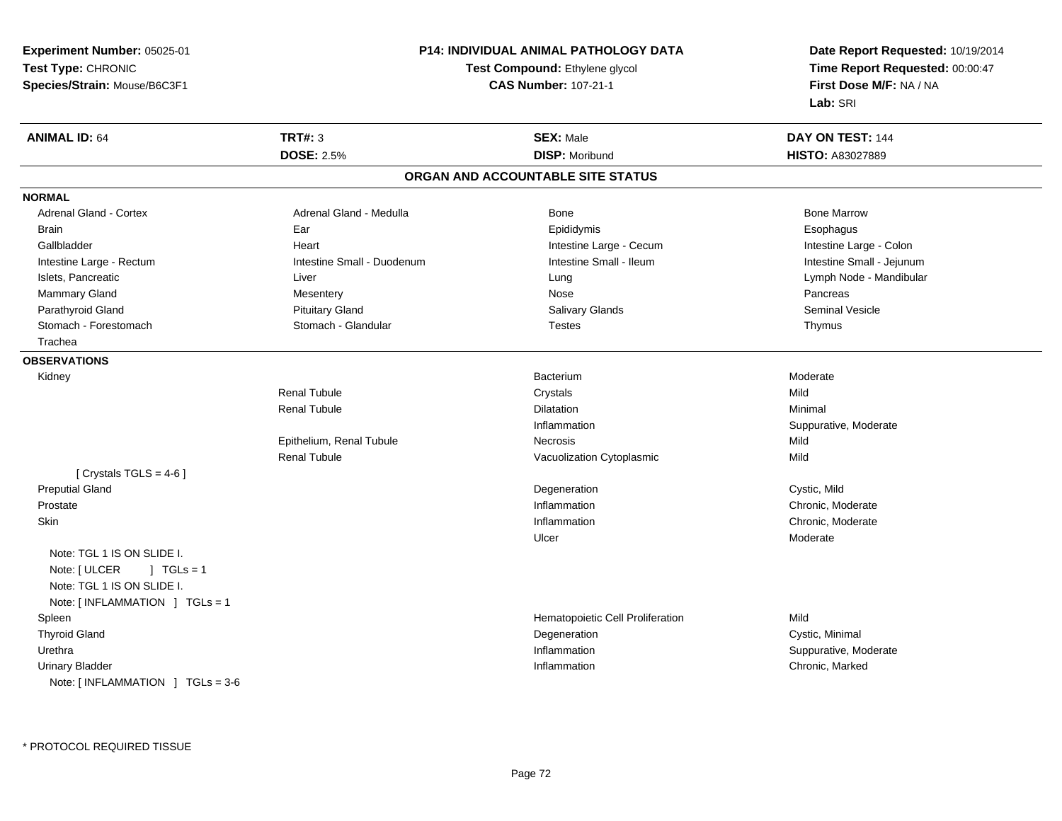**Experiment Number:** 05025-01
**Test Type:** CHRONIC
**Species/Strain:** Mouse/B6C3F1

**P14: INDIVIDUAL ANIMAL PATHOLOGY DATA**
**Test Compound:** Ethylene glycol
**CAS Number:** 107-21-1

**Date Report Requested:** 10/19/2014
**Time Report Requested:** 00:00:47
**First Dose M/F:** NA / NA
**Lab:** SRI

| **ANIMAL ID:** 64 | **TRT#:** 3 | **SEX:** Male | **DAY ON TEST:** 144 |
|---|---|---|---|
| | **DOSE:** 2.5% | **DISP:** Moribund | **HISTO:** A83027889 |

## ORGAN AND ACCOUNTABLE SITE STATUS

**NORMAL**

| | | | |
|---|---|---|---|
| Adrenal Gland - Cortex | Adrenal Gland - Medulla | Bone | Bone Marrow |
| Brain | Ear | Epididymis | Esophagus |
| Gallbladder | Heart | Intestine Large - Cecum | Intestine Large - Colon |
| Intestine Large - Rectum | Intestine Small - Duodenum | Intestine Small - Ileum | Intestine Small - Jejunum |
| Islets, Pancreatic | Liver | Lung | Lymph Node - Mandibular |
| Mammary Gland | Mesentery | Nose | Pancreas |
| Parathyroid Gland | Pituitary Gland | Salivary Glands | Seminal Vesicle |
| Stomach - Forestomach | Stomach - Glandular | Testes | Thymus |
| Trachea | | | |

**OBSERVATIONS**

| | | | |
|---|---|---|---|
| Kidney | | Bacterium | Moderate |
| | Renal Tubule | Crystals | Mild |
| | Renal Tubule | Dilatation | Minimal |
| | | Inflammation | Suppurative, Moderate |
| | Epithelium, Renal Tubule | Necrosis | Mild |
| | Renal Tubule | Vacuolization Cytoplasmic | Mild |
| [ Crystals TGLS = 4-6 ] | | | |
| Preputial Gland | | Degeneration | Cystic, Mild |
| Prostate | | Inflammation | Chronic, Moderate |
| Skin | | Inflammation | Chronic, Moderate |
| | | Ulcer | Moderate |
| Note: TGL 1 IS ON SLIDE I. | | | |
| Note: [ ULCER ] TGLs = 1 | | | |
| Note: TGL 1 IS ON SLIDE I. | | | |
| Note: [ INFLAMMATION ] TGLs = 1 | | | |
| Spleen | | Hematopoietic Cell Proliferation | Mild |
| Thyroid Gland | | Degeneration | Cystic, Minimal |
| Urethra | | Inflammation | Suppurative, Moderate |
| Urinary Bladder | | Inflammation | Chronic, Marked |
| Note: [ INFLAMMATION ] TGLs = 3-6 | | | |

* PROTOCOL REQUIRED TISSUE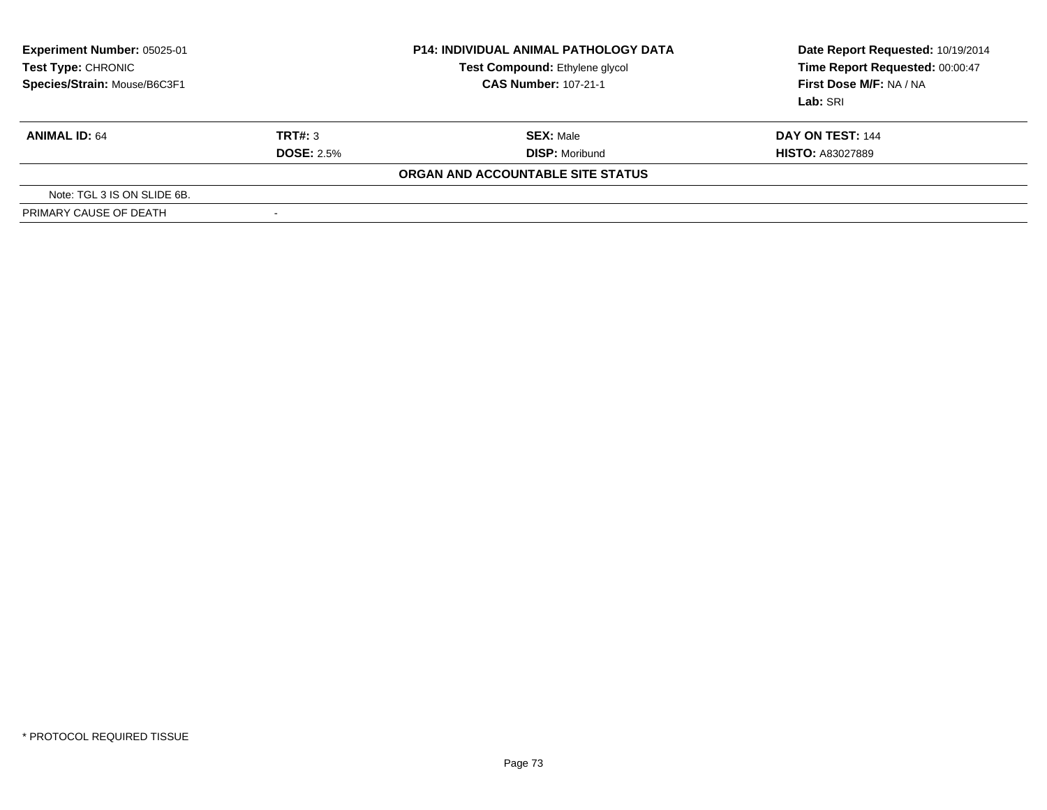**Experiment Number:** 05025-01
**Test Type:** CHRONIC
**Species/Strain:** Mouse/B6C3F1

**P14: INDIVIDUAL ANIMAL PATHOLOGY DATA**
**Test Compound:** Ethylene glycol
**CAS Number:** 107-21-1

**Date Report Requested:** 10/19/2014
**Time Report Requested:** 00:00:47
**First Dose M/F:** NA / NA
**Lab:** SRI

| **ANIMAL ID:** 64 | **TRT#:** 3 | **SEX:** Male | **DAY ON TEST:** 144 |
|---|---|---|---|
| | **DOSE:** 2.5% | **DISP:** Moribund | **HISTO:** A83027889 |

**ORGAN AND ACCOUNTABLE SITE STATUS**

| | |
|---|---|
| Note: TGL 3 IS ON SLIDE 6B. | |
| PRIMARY CAUSE OF DEATH | - |

* PROTOCOL REQUIRED TISSUE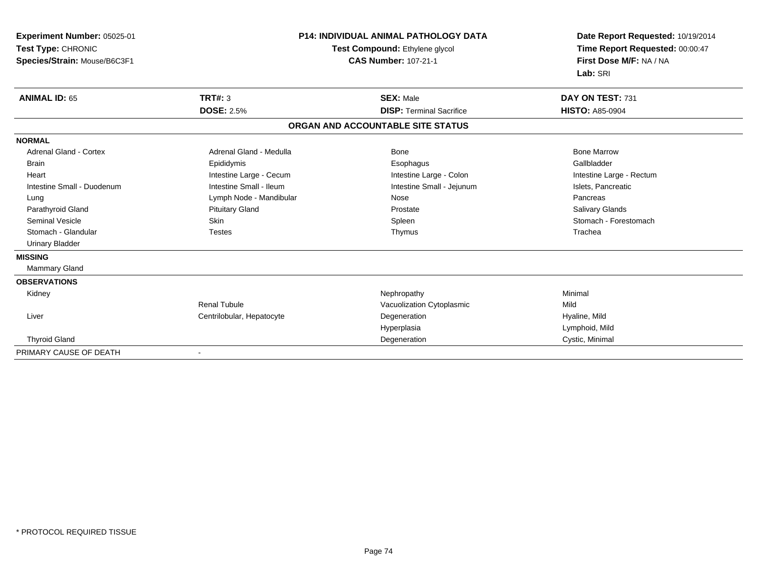**Experiment Number:** 05025-01
**Test Type:** CHRONIC
**Species/Strain:** Mouse/B6C3F1

**P14: INDIVIDUAL ANIMAL PATHOLOGY DATA**
**Test Compound:** Ethylene glycol
**CAS Number:** 107-21-1

**Date Report Requested:** 10/19/2014
**Time Report Requested:** 00:00:47
**First Dose M/F:** NA / NA
**Lab:** SRI

| **ANIMAL ID:** 65 | **TRT#:** 3 | **SEX:** Male | **DAY ON TEST:** 731 |
|---|---|---|---|
| | **DOSE:** 2.5% | **DISP:** Terminal Sacrifice | **HISTO:** A85-0904 |

**ORGAN AND ACCOUNTABLE SITE STATUS**

| | | | |
|---|---|---|---|
| **NORMAL** | | | |
| Adrenal Gland - Cortex | Adrenal Gland - Medulla | Bone | Bone Marrow |
| Brain | Epididymis | Esophagus | Gallbladder |
| Heart | Intestine Large - Cecum | Intestine Large - Colon | Intestine Large - Rectum |
| Intestine Small - Duodenum | Intestine Small - Ileum | Intestine Small - Jejunum | Islets, Pancreatic |
| Lung | Lymph Node - Mandibular | Nose | Pancreas |
| Parathyroid Gland | Pituitary Gland | Prostate | Salivary Glands |
| Seminal Vesicle | Skin | Spleen | Stomach - Forestomach |
| Stomach - Glandular | Testes | Thymus | Trachea |
| Urinary Bladder | | | |
| **MISSING** | | | |
| Mammary Gland | | | |
| **OBSERVATIONS** | | | |
| Kidney | | Nephropathy | Minimal |
| | Renal Tubule | Vacuolization Cytoplasmic | Mild |
| Liver | Centrilobular, Hepatocyte | Degeneration | Hyaline, Mild |
| | | Hyperplasia | Lymphoid, Mild |
| Thyroid Gland | | Degeneration | Cystic, Minimal |
| PRIMARY CAUSE OF DEATH | - | | |

* PROTOCOL REQUIRED TISSUE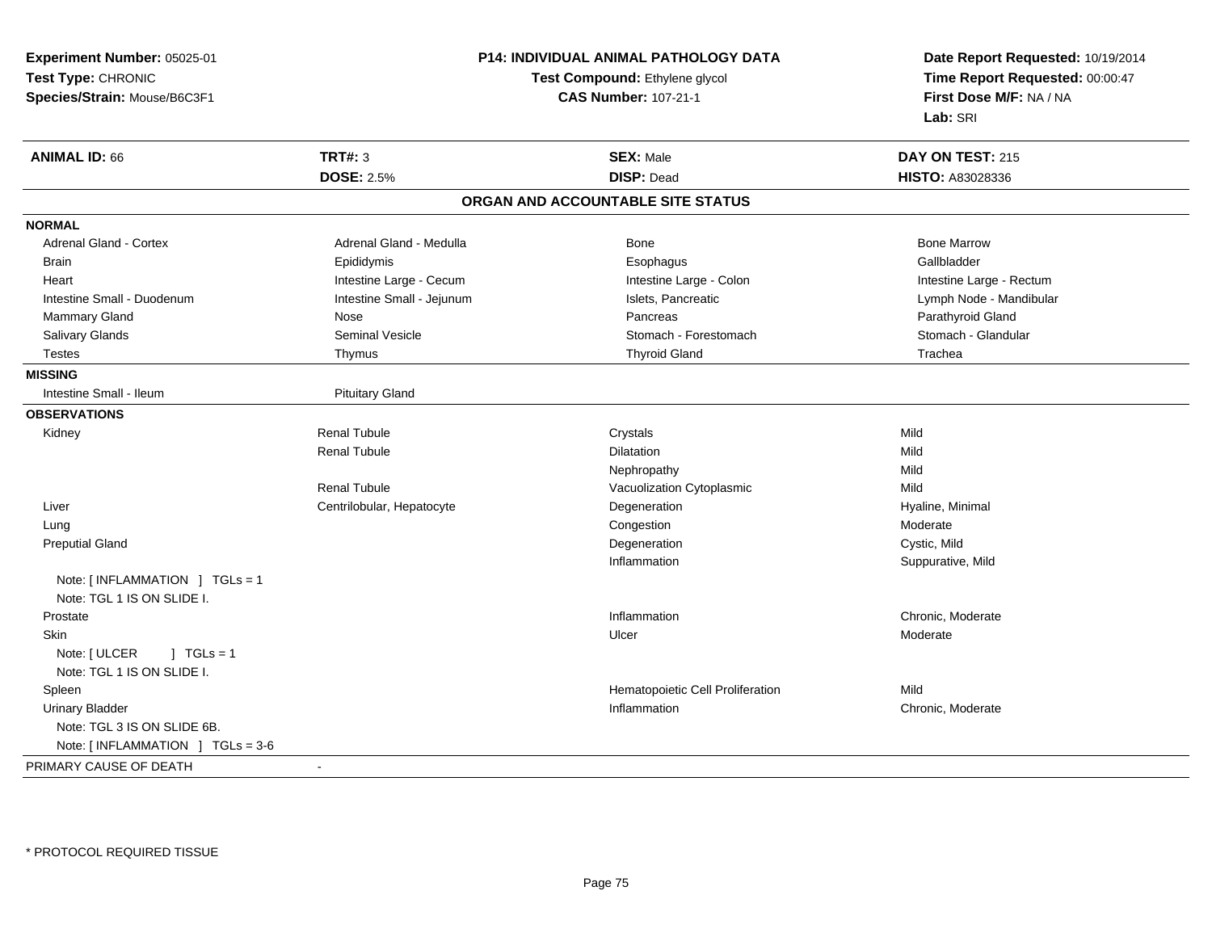**Experiment Number:** 05025-01
**Test Type:** CHRONIC
**Species/Strain:** Mouse/B6C3F1

**P14: INDIVIDUAL ANIMAL PATHOLOGY DATA**
**Test Compound:** Ethylene glycol
**CAS Number:** 107-21-1

**Date Report Requested:** 10/19/2014
**Time Report Requested:** 00:00:47
**First Dose M/F:** NA / NA
**Lab:** SRI

| **ANIMAL ID:** 66 | **TRT#:** 3 | **SEX:** Male | **DAY ON TEST:** 215 |
|---|---|---|---|
| | **DOSE:** 2.5% | **DISP:** Dead | **HISTO:** A83028336 |

**ORGAN AND ACCOUNTABLE SITE STATUS**

| | | | |
|---|---|---|---|
| **NORMAL** | | | |
| Adrenal Gland - Cortex | Adrenal Gland - Medulla | Bone | Bone Marrow |
| Brain | Epididymis | Esophagus | Gallbladder |
| Heart | Intestine Large - Cecum | Intestine Large - Colon | Intestine Large - Rectum |
| Intestine Small - Duodenum | Intestine Small - Jejunum | Islets, Pancreatic | Lymph Node - Mandibular |
| Mammary Gland | Nose | Pancreas | Parathyroid Gland |
| Salivary Glands | Seminal Vesicle | Stomach - Forestomach | Stomach - Glandular |
| Testes | Thymus | Thyroid Gland | Trachea |
| **MISSING** | | | |
| Intestine Small - Ileum | Pituitary Gland | | |
| **OBSERVATIONS** | | | |
| Kidney | Renal Tubule | Crystals | Mild |
| | Renal Tubule | Dilatation | Mild |
| | | Nephropathy | Mild |
| | Renal Tubule | Vacuolization Cytoplasmic | Mild |
| Liver | Centrilobular, Hepatocyte | Degeneration | Hyaline, Minimal |
| Lung | | Congestion | Moderate |
| Preputial Gland | | Degeneration | Cystic, Mild |
| | | Inflammation | Suppurative, Mild |
| Note: [ INFLAMMATION ] TGLs = 1 | | | |
| Note: TGL 1 IS ON SLIDE I. | | | |
| Prostate | | Inflammation | Chronic, Moderate |
| Skin | | Ulcer | Moderate |
| Note: [ ULCER ] TGLs = 1 | | | |
| Note: TGL 1 IS ON SLIDE I. | | | |
| Spleen | | Hematopoietic Cell Proliferation | Mild |
| Urinary Bladder | | Inflammation | Chronic, Moderate |
| Note: TGL 3 IS ON SLIDE 6B. | | | |
| Note: [ INFLAMMATION ] TGLs = 3-6 | | | |
| PRIMARY CAUSE OF DEATH | - | | |

* PROTOCOL REQUIRED TISSUE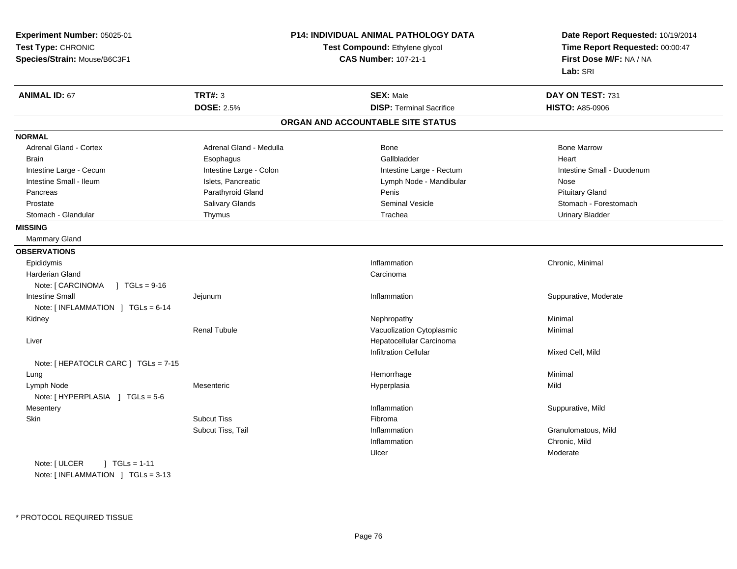**Experiment Number:** 05025-01
**Test Type:** CHRONIC
**Species/Strain:** Mouse/B6C3F1

**P14: INDIVIDUAL ANIMAL PATHOLOGY DATA**
**Test Compound:** Ethylene glycol
**CAS Number:** 107-21-1

**Date Report Requested:** 10/19/2014
**Time Report Requested:** 00:00:47
**First Dose M/F:** NA / NA
**Lab:** SRI

| **ANIMAL ID:** 67 | **TRT#:** 3 | **SEX:** Male | **DAY ON TEST:** 731 |
|---|---|---|---|
| | **DOSE:** 2.5% | **DISP:** Terminal Sacrifice | **HISTO:** A85-0906 |

## ORGAN AND ACCOUNTABLE SITE STATUS

**NORMAL**

| | | | |
|---|---|---|---|
| Adrenal Gland - Cortex | Adrenal Gland - Medulla | Bone | Bone Marrow |
| Brain | Esophagus | Gallbladder | Heart |
| Intestine Large - Cecum | Intestine Large - Colon | Intestine Large - Rectum | Intestine Small - Duodenum |
| Intestine Small - Ileum | Islets, Pancreatic | Lymph Node - Mandibular | Nose |
| Pancreas | Parathyroid Gland | Penis | Pituitary Gland |
| Prostate | Salivary Glands | Seminal Vesicle | Stomach - Forestomach |
| Stomach - Glandular | Thymus | Trachea | Urinary Bladder |

**MISSING**

Mammary Gland

**OBSERVATIONS**

| | | | |
|---|---|---|---|
| Epididymis | | Inflammation | Chronic, Minimal |
| Harderian Gland | | Carcinoma | |
| Note: [ CARCINOMA ] TGLs = 9-16 | | | |
| Intestine Small | Jejunum | Inflammation | Suppurative, Moderate |
| Note: [ INFLAMMATION ] TGLs = 6-14 | | | |
| Kidney | | Nephropathy | Minimal |
| | Renal Tubule | Vacuolization Cytoplasmic | Minimal |
| Liver | | Hepatocellular Carcinoma | |
| | | Infiltration Cellular | Mixed Cell, Mild |
| Note: [ HEPATOCLR CARC ] TGLs = 7-15 | | | |
| Lung | | Hemorrhage | Minimal |
| Lymph Node | Mesenteric | Hyperplasia | Mild |
| Note: [ HYPERPLASIA ] TGLs = 5-6 | | | |
| Mesentery | | Inflammation | Suppurative, Mild |
| Skin | Subcut Tiss | Fibroma | |
| | Subcut Tiss, Tail | Inflammation | Granulomatous, Mild |
| | | Inflammation | Chronic, Mild |
| | | Ulcer | Moderate |
| Note: [ ULCER ] TGLs = 1-11 | | | |
| Note: [ INFLAMMATION ] TGLs = 3-13 | | | |

* PROTOCOL REQUIRED TISSUE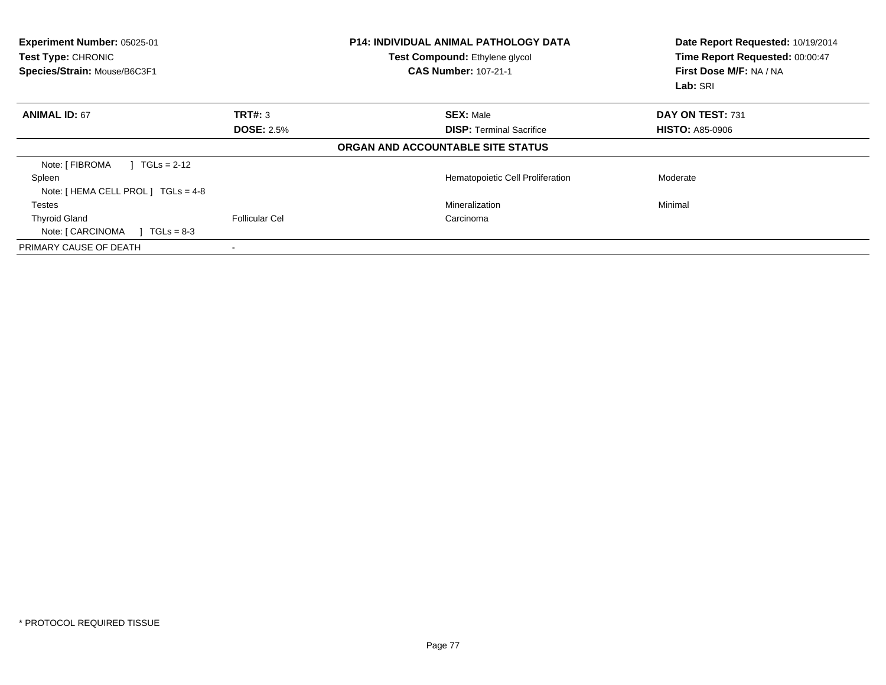**Experiment Number:** 05025-01
**Test Type:** CHRONIC
**Species/Strain:** Mouse/B6C3F1

**P14: INDIVIDUAL ANIMAL PATHOLOGY DATA**
**Test Compound:** Ethylene glycol
**CAS Number:** 107-21-1

**Date Report Requested:** 10/19/2014
**Time Report Requested:** 00:00:47
**First Dose M/F:** NA / NA
**Lab:** SRI

| **ANIMAL ID:** 67 | **TRT#:** 3 | **SEX:** Male | **DAY ON TEST:** 731 |
|---|---|---|---|
| | **DOSE:** 2.5% | **DISP:** Terminal Sacrifice | **HISTO:** A85-0906 |

**ORGAN AND ACCOUNTABLE SITE STATUS**

| | | | |
|---|---|---|---|
| Note: [ FIBROMA ] TGLs = 2-12 | | | |
| Spleen | | Hematopoietic Cell Proliferation | Moderate |
| Note: [ HEMA CELL PROL ] TGLs = 4-8 | | | |
| Testes | | Mineralization | Minimal |
| Thyroid Gland | Follicular Cel | Carcinoma | |
| Note: [ CARCINOMA ] TGLs = 8-3 | | | |
| PRIMARY CAUSE OF DEATH | - | | |

* PROTOCOL REQUIRED TISSUE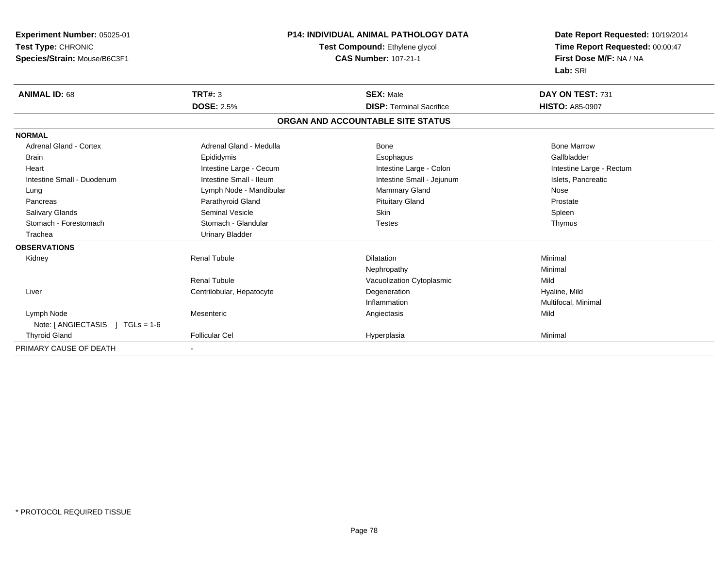**Experiment Number:** 05025-01
**Test Type:** CHRONIC
**Species/Strain:** Mouse/B6C3F1

**P14: INDIVIDUAL ANIMAL PATHOLOGY DATA**
**Test Compound:** Ethylene glycol
**CAS Number:** 107-21-1

**Date Report Requested:** 10/19/2014
**Time Report Requested:** 00:00:47
**First Dose M/F:** NA / NA
**Lab:** SRI

| **ANIMAL ID:** 68 | **TRT#:** 3 | **SEX:** Male | **DAY ON TEST:** 731 |
|---|---|---|---|
| | **DOSE:** 2.5% | **DISP:** Terminal Sacrifice | **HISTO:** A85-0907 |

## ORGAN AND ACCOUNTABLE SITE STATUS

**NORMAL**

| | | | |
|---|---|---|---|
| Adrenal Gland - Cortex | Adrenal Gland - Medulla | Bone | Bone Marrow |
| Brain | Epididymis | Esophagus | Gallbladder |
| Heart | Intestine Large - Cecum | Intestine Large - Colon | Intestine Large - Rectum |
| Intestine Small - Duodenum | Intestine Small - Ileum | Intestine Small - Jejunum | Islets, Pancreatic |
| Lung | Lymph Node - Mandibular | Mammary Gland | Nose |
| Pancreas | Parathyroid Gland | Pituitary Gland | Prostate |
| Salivary Glands | Seminal Vesicle | Skin | Spleen |
| Stomach - Forestomach | Stomach - Glandular | Testes | Thymus |
| Trachea | Urinary Bladder | | |

**OBSERVATIONS**

| | | | |
|---|---|---|---|
| Kidney | Renal Tubule | Dilatation | Minimal |
| | | Nephropathy | Minimal |
| | Renal Tubule | Vacuolization Cytoplasmic | Mild |
| Liver | Centrilobular, Hepatocyte | Degeneration | Hyaline, Mild |
| | | Inflammation | Multifocal, Minimal |
| Lymph Node | Mesenteric | Angiectasis | Mild |
| Note: [ ANGIECTASIS ] TGLs = 1-6 | | | |
| Thyroid Gland | Follicular Cel | Hyperplasia | Minimal |

PRIMARY CAUSE OF DEATH -

\* PROTOCOL REQUIRED TISSUE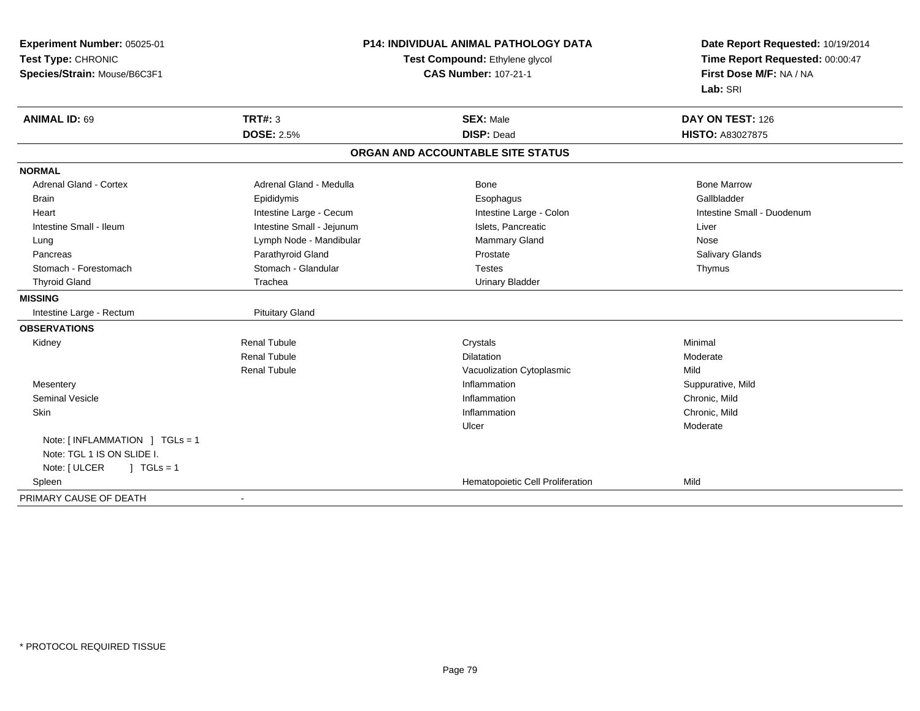**Experiment Number:** 05025-01
**Test Type:** CHRONIC
**Species/Strain:** Mouse/B6C3F1

**P14: INDIVIDUAL ANIMAL PATHOLOGY DATA**
**Test Compound:** Ethylene glycol
**CAS Number:** 107-21-1

**Date Report Requested:** 10/19/2014
**Time Report Requested:** 00:00:47
**First Dose M/F:** NA / NA
**Lab:** SRI

| **ANIMAL ID:** 69 | **TRT#:** 3 | **SEX:** Male | **DAY ON TEST:** 126 |
|---|---|---|---|
| | **DOSE:** 2.5% | **DISP:** Dead | **HISTO:** A83027875 |

## ORGAN AND ACCOUNTABLE SITE STATUS

| | | | |
|---|---|---|---|
| **NORMAL** | | | |
| Adrenal Gland - Cortex | Adrenal Gland - Medulla | Bone | Bone Marrow |
| Brain | Epididymis | Esophagus | Gallbladder |
| Heart | Intestine Large - Cecum | Intestine Large - Colon | Intestine Small - Duodenum |
| Intestine Small - Ileum | Intestine Small - Jejunum | Islets, Pancreatic | Liver |
| Lung | Lymph Node - Mandibular | Mammary Gland | Nose |
| Pancreas | Parathyroid Gland | Prostate | Salivary Glands |
| Stomach - Forestomach | Stomach - Glandular | Testes | Thymus |
| Thyroid Gland | Trachea | Urinary Bladder | |
| **MISSING** | | | |
| Intestine Large - Rectum | Pituitary Gland | | |
| **OBSERVATIONS** | | | |
| Kidney | Renal Tubule | Crystals | Minimal |
| | Renal Tubule | Dilatation | Moderate |
| | Renal Tubule | Vacuolization Cytoplasmic | Mild |
| Mesentery | | Inflammation | Suppurative, Mild |
| Seminal Vesicle | | Inflammation | Chronic, Mild |
| Skin | | Inflammation | Chronic, Mild |
| | | Ulcer | Moderate |
| Note: [ INFLAMMATION ] TGLs = 1 | | | |
| Note: TGL 1 IS ON SLIDE I. | | | |
| Note: [ ULCER ] TGLs = 1 | | | |
| Spleen | | Hematopoietic Cell Proliferation | Mild |
| PRIMARY CAUSE OF DEATH | - | | |

\* PROTOCOL REQUIRED TISSUE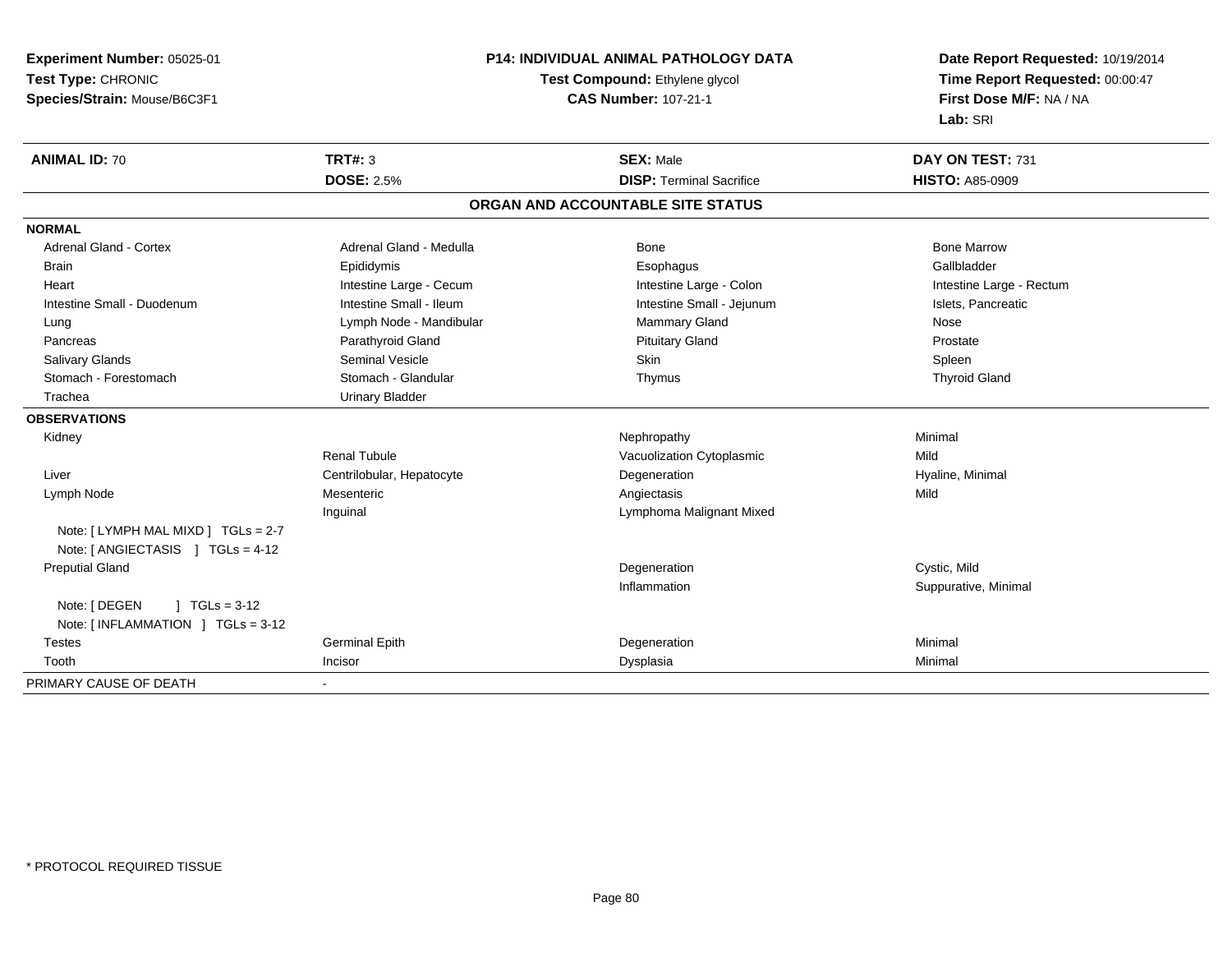**Experiment Number:** 05025-01
**Test Type:** CHRONIC
**Species/Strain:** Mouse/B6C3F1

**P14: INDIVIDUAL ANIMAL PATHOLOGY DATA**
**Test Compound:** Ethylene glycol
**CAS Number:** 107-21-1

**Date Report Requested:** 10/19/2014
**Time Report Requested:** 00:00:47
**First Dose M/F:** NA / NA
**Lab:** SRI

| **ANIMAL ID:** 70 | **TRT#:** 3 | **SEX:** Male | **DAY ON TEST:** 731 |
|---|---|---|---|
| | **DOSE:** 2.5% | **DISP:** Terminal Sacrifice | **HISTO:** A85-0909 |

## ORGAN AND ACCOUNTABLE SITE STATUS

| | | | |
|---|---|---|---|
| **NORMAL** | | | |
| Adrenal Gland - Cortex | Adrenal Gland - Medulla | Bone | Bone Marrow |
| Brain | Epididymis | Esophagus | Gallbladder |
| Heart | Intestine Large - Cecum | Intestine Large - Colon | Intestine Large - Rectum |
| Intestine Small - Duodenum | Intestine Small - Ileum | Intestine Small - Jejunum | Islets, Pancreatic |
| Lung | Lymph Node - Mandibular | Mammary Gland | Nose |
| Pancreas | Parathyroid Gland | Pituitary Gland | Prostate |
| Salivary Glands | Seminal Vesicle | Skin | Spleen |
| Stomach - Forestomach | Stomach - Glandular | Thymus | Thyroid Gland |
| Trachea | Urinary Bladder | | |
| **OBSERVATIONS** | | | |
| Kidney | | Nephropathy | Minimal |
| | Renal Tubule | Vacuolization Cytoplasmic | Mild |
| Liver | Centrilobular, Hepatocyte | Degeneration | Hyaline, Minimal |
| Lymph Node | Mesenteric | Angiectasis | Mild |
| | Inguinal | Lymphoma Malignant Mixed | |
| Note: [ LYMPH MAL MIXD ] TGLs = 2-7 | | | |
| Note: [ ANGIECTASIS ] TGLs = 4-12 | | | |
| Preputial Gland | | Degeneration | Cystic, Mild |
| | | Inflammation | Suppurative, Minimal |
| Note: [ DEGEN ] TGLs = 3-12 | | | |
| Note: [ INFLAMMATION ] TGLs = 3-12 | | | |
| Testes | Germinal Epith | Degeneration | Minimal |
| Tooth | Incisor | Dysplasia | Minimal |
| PRIMARY CAUSE OF DEATH | - | | |

* PROTOCOL REQUIRED TISSUE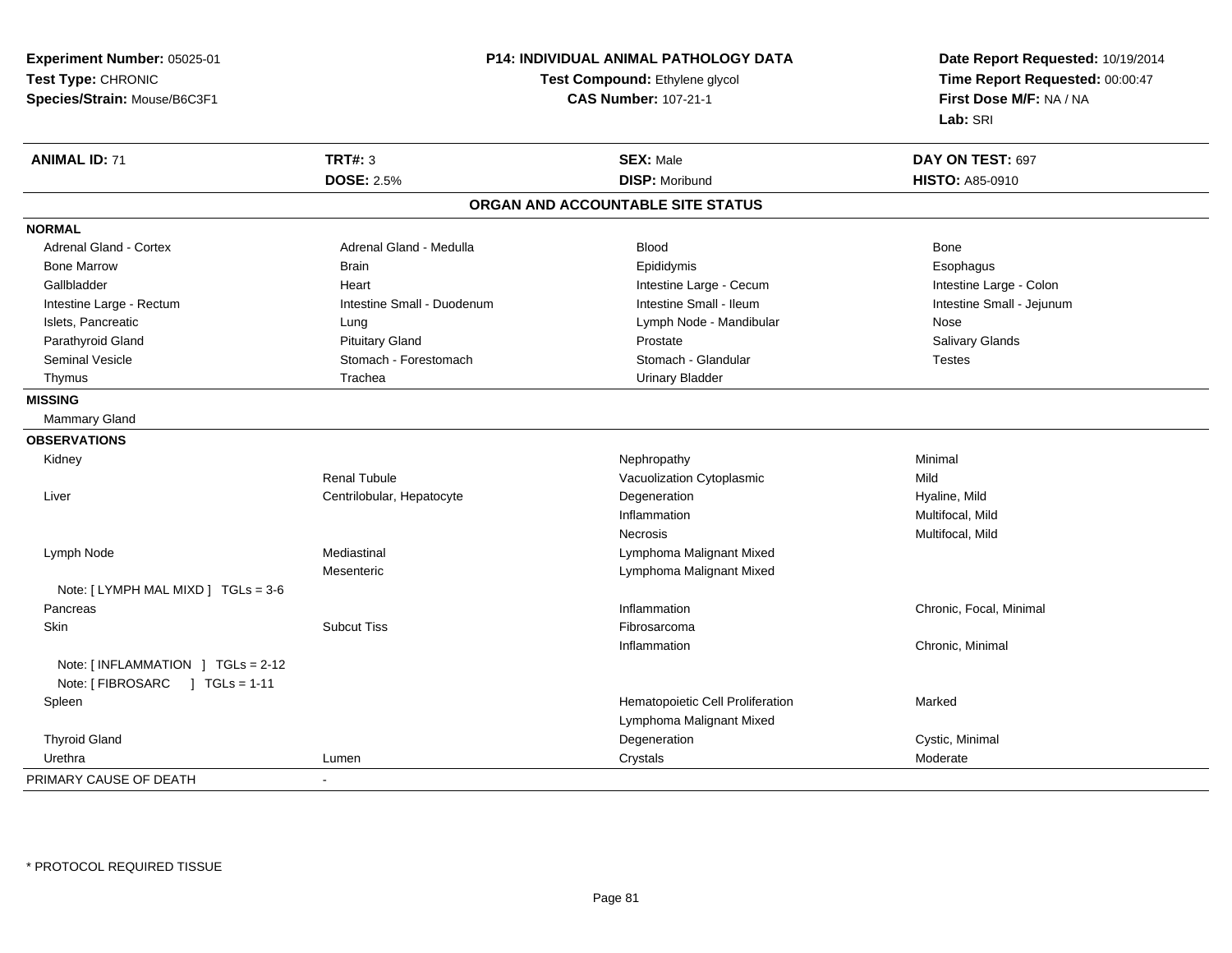**Experiment Number:** 05025-01
**Test Type:** CHRONIC
**Species/Strain:** Mouse/B6C3F1

**P14: INDIVIDUAL ANIMAL PATHOLOGY DATA**
**Test Compound:** Ethylene glycol
**CAS Number:** 107-21-1

**Date Report Requested:** 10/19/2014
**Time Report Requested:** 00:00:47
**First Dose M/F:** NA / NA
**Lab:** SRI

| **ANIMAL ID:** 71 | **TRT#:** 3 | **SEX:** Male | **DAY ON TEST:** 697 |
|---|---|---|---|
| | **DOSE:** 2.5% | **DISP:** Moribund | **HISTO:** A85-0910 |

## ORGAN AND ACCOUNTABLE SITE STATUS

| | | | |
|---|---|---|---|
| **NORMAL** | | | |
| Adrenal Gland - Cortex | Adrenal Gland - Medulla | Blood | Bone |
| Bone Marrow | Brain | Epididymis | Esophagus |
| Gallbladder | Heart | Intestine Large - Cecum | Intestine Large - Colon |
| Intestine Large - Rectum | Intestine Small - Duodenum | Intestine Small - Ileum | Intestine Small - Jejunum |
| Islets, Pancreatic | Lung | Lymph Node - Mandibular | Nose |
| Parathyroid Gland | Pituitary Gland | Prostate | Salivary Glands |
| Seminal Vesicle | Stomach - Forestomach | Stomach - Glandular | Testes |
| Thymus | Trachea | Urinary Bladder | |
| **MISSING** | | | |
| Mammary Gland | | | |
| **OBSERVATIONS** | | | |
| Kidney | | Nephropathy | Minimal |
| | Renal Tubule | Vacuolization Cytoplasmic | Mild |
| Liver | Centrilobular, Hepatocyte | Degeneration | Hyaline, Mild |
| | | Inflammation | Multifocal, Mild |
| | | Necrosis | Multifocal, Mild |
| Lymph Node | Mediastinal | Lymphoma Malignant Mixed | |
| | Mesenteric | Lymphoma Malignant Mixed | |
| Note: [ LYMPH MAL MIXD ] TGLs = 3-6 | | | |
| Pancreas | | Inflammation | Chronic, Focal, Minimal |
| Skin | Subcut Tiss | Fibrosarcoma | |
| | | Inflammation | Chronic, Minimal |
| Note: [ INFLAMMATION ] TGLs = 2-12 | | | |
| Note: [ FIBROSARC ] TGLs = 1-11 | | | |
| Spleen | | Hematopoietic Cell Proliferation | Marked |
| | | Lymphoma Malignant Mixed | |
| Thyroid Gland | | Degeneration | Cystic, Minimal |
| Urethra | Lumen | Crystals | Moderate |
| PRIMARY CAUSE OF DEATH | - | | |

\* PROTOCOL REQUIRED TISSUE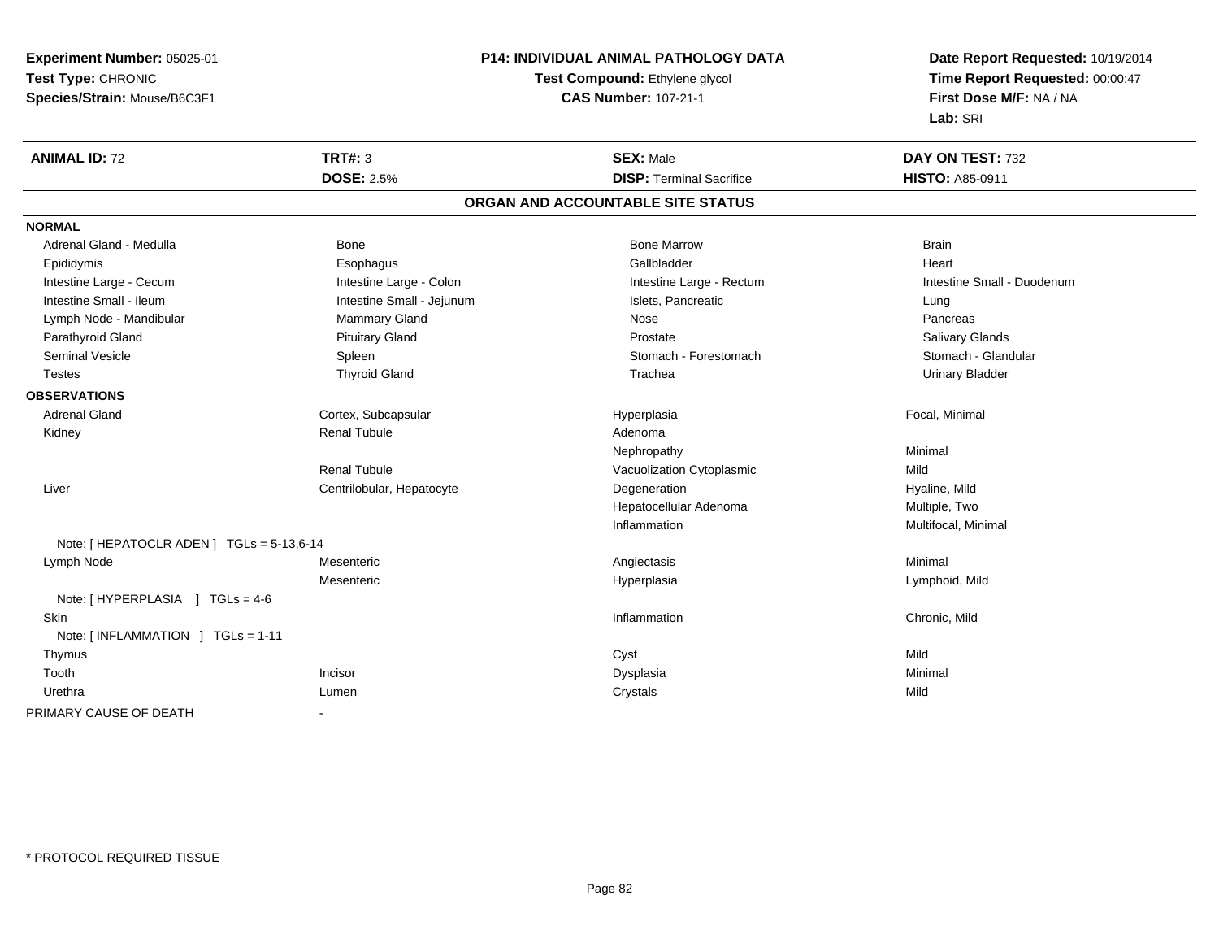**Experiment Number:** 05025-01
**Test Type:** CHRONIC
**Species/Strain:** Mouse/B6C3F1

**P14: INDIVIDUAL ANIMAL PATHOLOGY DATA**
**Test Compound:** Ethylene glycol
**CAS Number:** 107-21-1

**Date Report Requested:** 10/19/2014
**Time Report Requested:** 00:00:47
**First Dose M/F:** NA / NA
**Lab:** SRI

| **ANIMAL ID:** 72 | **TRT#:** 3 | **SEX:** Male | **DAY ON TEST:** 732 |
|---|---|---|---|
| | **DOSE:** 2.5% | **DISP:** Terminal Sacrifice | **HISTO:** A85-0911 |

## ORGAN AND ACCOUNTABLE SITE STATUS

| | | | |
|---|---|---|---|
| **NORMAL** | | | |
| Adrenal Gland - Medulla | Bone | Bone Marrow | Brain |
| Epididymis | Esophagus | Gallbladder | Heart |
| Intestine Large - Cecum | Intestine Large - Colon | Intestine Large - Rectum | Intestine Small - Duodenum |
| Intestine Small - Ileum | Intestine Small - Jejunum | Islets, Pancreatic | Lung |
| Lymph Node - Mandibular | Mammary Gland | Nose | Pancreas |
| Parathyroid Gland | Pituitary Gland | Prostate | Salivary Glands |
| Seminal Vesicle | Spleen | Stomach - Forestomach | Stomach - Glandular |
| Testes | Thyroid Gland | Trachea | Urinary Bladder |
| **OBSERVATIONS** | | | |
| Adrenal Gland | Cortex, Subcapsular | Hyperplasia | Focal, Minimal |
| Kidney | Renal Tubule | Adenoma | |
| | | Nephropathy | Minimal |
| | Renal Tubule | Vacuolization Cytoplasmic | Mild |
| Liver | Centrilobular, Hepatocyte | Degeneration | Hyaline, Mild |
| | | Hepatocellular Adenoma | Multiple, Two |
| | | Inflammation | Multifocal, Minimal |
| Note: [ HEPATOCLR ADEN ] TGLs = 5-13,6-14 | | | |
| Lymph Node | Mesenteric | Angiectasis | Minimal |
| | Mesenteric | Hyperplasia | Lymphoid, Mild |
| Note: [ HYPERPLASIA ] TGLs = 4-6 | | | |
| Skin | | Inflammation | Chronic, Mild |
| Note: [ INFLAMMATION ] TGLs = 1-11 | | | |
| Thymus | | Cyst | Mild |
| Tooth | Incisor | Dysplasia | Minimal |
| Urethra | Lumen | Crystals | Mild |
| PRIMARY CAUSE OF DEATH | - | | |

* PROTOCOL REQUIRED TISSUE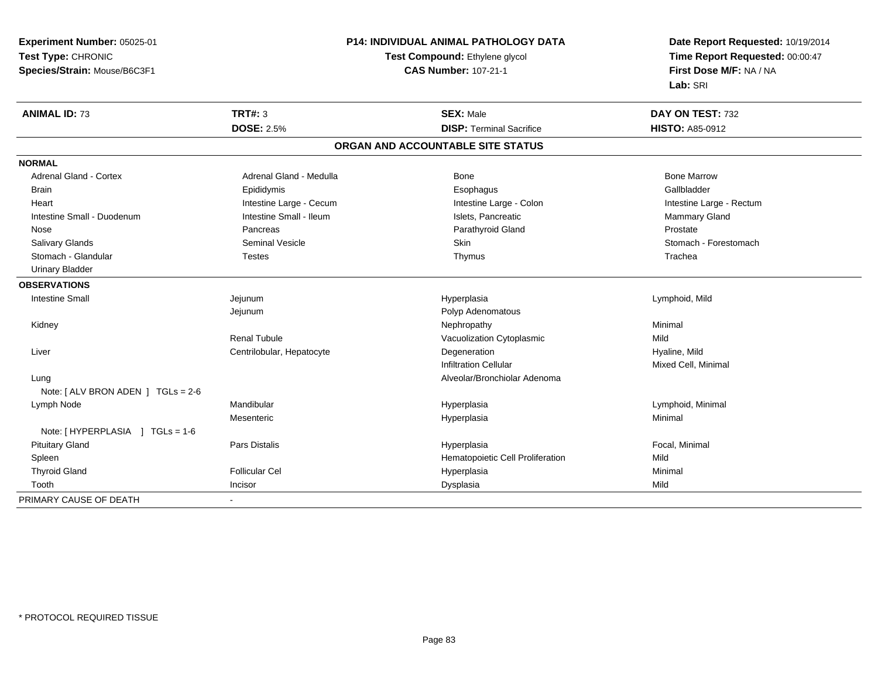**Experiment Number:** 05025-01
**Test Type:** CHRONIC
**Species/Strain:** Mouse/B6C3F1

**P14: INDIVIDUAL ANIMAL PATHOLOGY DATA**
**Test Compound:** Ethylene glycol
**CAS Number:** 107-21-1

**Date Report Requested:** 10/19/2014
**Time Report Requested:** 00:00:47
**First Dose M/F:** NA / NA
**Lab:** SRI

| **ANIMAL ID:** 73 | **TRT#:** 3 | **SEX:** Male | **DAY ON TEST:** 732 |
|---|---|---|---|
| | **DOSE:** 2.5% | **DISP:** Terminal Sacrifice | **HISTO:** A85-0912 |

## ORGAN AND ACCOUNTABLE SITE STATUS

| | | | |
|---|---|---|---|
| **NORMAL** | | | |
| Adrenal Gland - Cortex | Adrenal Gland - Medulla | Bone | Bone Marrow |
| Brain | Epididymis | Esophagus | Gallbladder |
| Heart | Intestine Large - Cecum | Intestine Large - Colon | Intestine Large - Rectum |
| Intestine Small - Duodenum | Intestine Small - Ileum | Islets, Pancreatic | Mammary Gland |
| Nose | Pancreas | Parathyroid Gland | Prostate |
| Salivary Glands | Seminal Vesicle | Skin | Stomach - Forestomach |
| Stomach - Glandular | Testes | Thymus | Trachea |
| Urinary Bladder | | | |
| **OBSERVATIONS** | | | |
| Intestine Small | Jejunum | Hyperplasia | Lymphoid, Mild |
| | Jejunum | Polyp Adenomatous | |
| Kidney | | Nephropathy | Minimal |
| | Renal Tubule | Vacuolization Cytoplasmic | Mild |
| Liver | Centrilobular, Hepatocyte | Degeneration | Hyaline, Mild |
| | | Infiltration Cellular | Mixed Cell, Minimal |
| Lung | | Alveolar/Bronchiolar Adenoma | |
| Note: [ ALV BRON ADEN ] TGLs = 2-6 | | | |
| Lymph Node | Mandibular | Hyperplasia | Lymphoid, Minimal |
| | Mesenteric | Hyperplasia | Minimal |
| Note: [ HYPERPLASIA ] TGLs = 1-6 | | | |
| Pituitary Gland | Pars Distalis | Hyperplasia | Focal, Minimal |
| Spleen | | Hematopoietic Cell Proliferation | Mild |
| Thyroid Gland | Follicular Cel | Hyperplasia | Minimal |
| Tooth | Incisor | Dysplasia | Mild |
| PRIMARY CAUSE OF DEATH | - | | |

* PROTOCOL REQUIRED TISSUE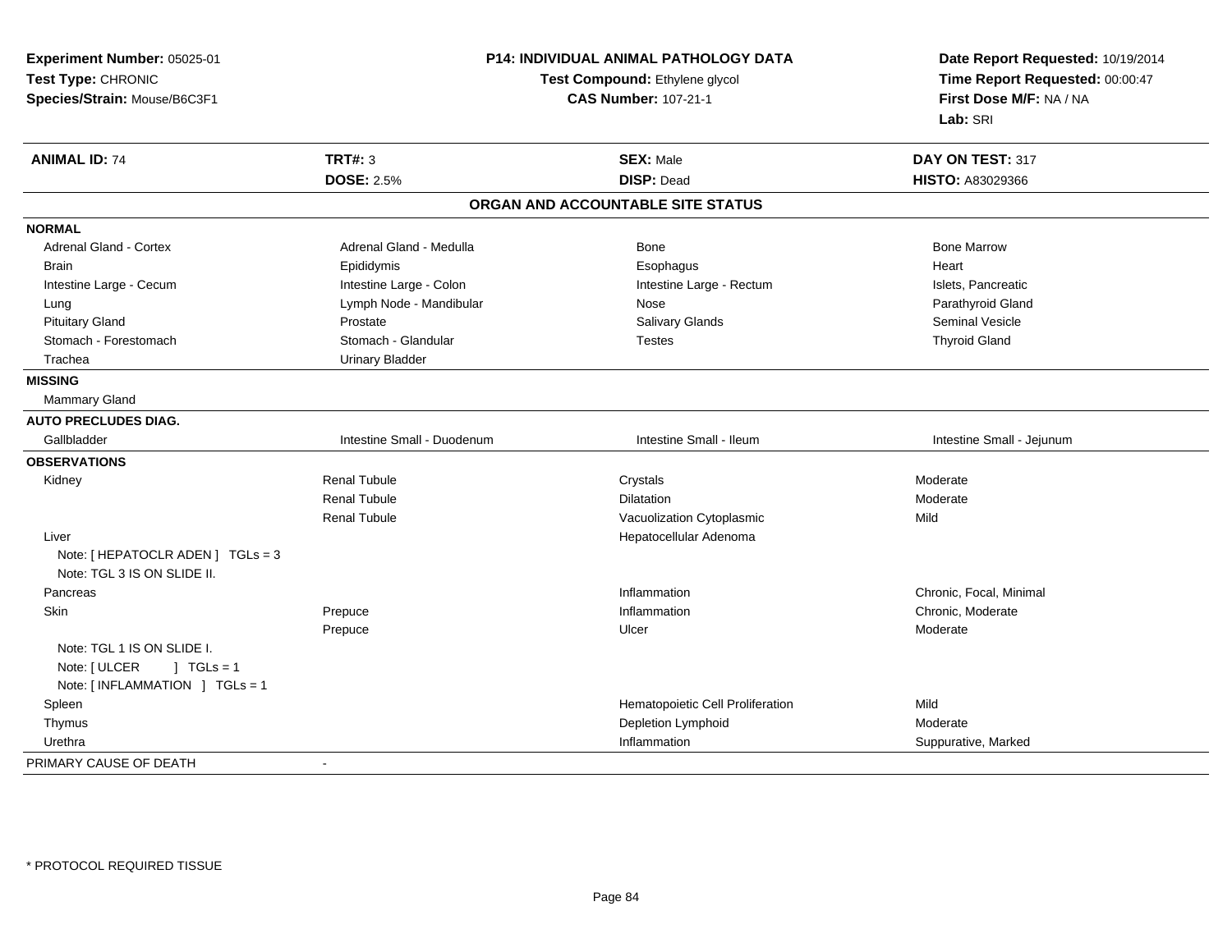**Experiment Number:** 05025-01
**Test Type:** CHRONIC
**Species/Strain:** Mouse/B6C3F1

**P14: INDIVIDUAL ANIMAL PATHOLOGY DATA**
**Test Compound:** Ethylene glycol
**CAS Number:** 107-21-1

**Date Report Requested:** 10/19/2014
**Time Report Requested:** 00:00:47
**First Dose M/F:** NA / NA
**Lab:** SRI

| **ANIMAL ID:** 74 | **TRT#:** 3 | **SEX:** Male | **DAY ON TEST:** 317 |
|---|---|---|---|
| | **DOSE:** 2.5% | **DISP:** Dead | **HISTO:** A83029366 |

## ORGAN AND ACCOUNTABLE SITE STATUS

| | | | |
|---|---|---|---|
| **NORMAL** | | | |
| Adrenal Gland - Cortex | Adrenal Gland - Medulla | Bone | Bone Marrow |
| Brain | Epididymis | Esophagus | Heart |
| Intestine Large - Cecum | Intestine Large - Colon | Intestine Large - Rectum | Islets, Pancreatic |
| Lung | Lymph Node - Mandibular | Nose | Parathyroid Gland |
| Pituitary Gland | Prostate | Salivary Glands | Seminal Vesicle |
| Stomach - Forestomach | Stomach - Glandular | Testes | Thyroid Gland |
| Trachea | Urinary Bladder | | |
| **MISSING** | | | |
| Mammary Gland | | | |
| **AUTO PRECLUDES DIAG.** | | | |
| Gallbladder | Intestine Small - Duodenum | Intestine Small - Ileum | Intestine Small - Jejunum |
| **OBSERVATIONS** | | | |
| Kidney | Renal Tubule | Crystals | Moderate |
| | Renal Tubule | Dilatation | Moderate |
| | Renal Tubule | Vacuolization Cytoplasmic | Mild |
| Liver | | Hepatocellular Adenoma | |
| Note: [ HEPATOCLR ADEN ] TGLs = 3 | | | |
| Note: TGL 3 IS ON SLIDE II. | | | |
| Pancreas | | Inflammation | Chronic, Focal, Minimal |
| Skin | Prepuce | Inflammation | Chronic, Moderate |
| | Prepuce | Ulcer | Moderate |
| Note: TGL 1 IS ON SLIDE I. | | | |
| Note: [ ULCER ] TGLs = 1 | | | |
| Note: [ INFLAMMATION ] TGLs = 1 | | | |
| Spleen | | Hematopoietic Cell Proliferation | Mild |
| Thymus | | Depletion Lymphoid | Moderate |
| Urethra | | Inflammation | Suppurative, Marked |
| PRIMARY CAUSE OF DEATH | - | | |

* PROTOCOL REQUIRED TISSUE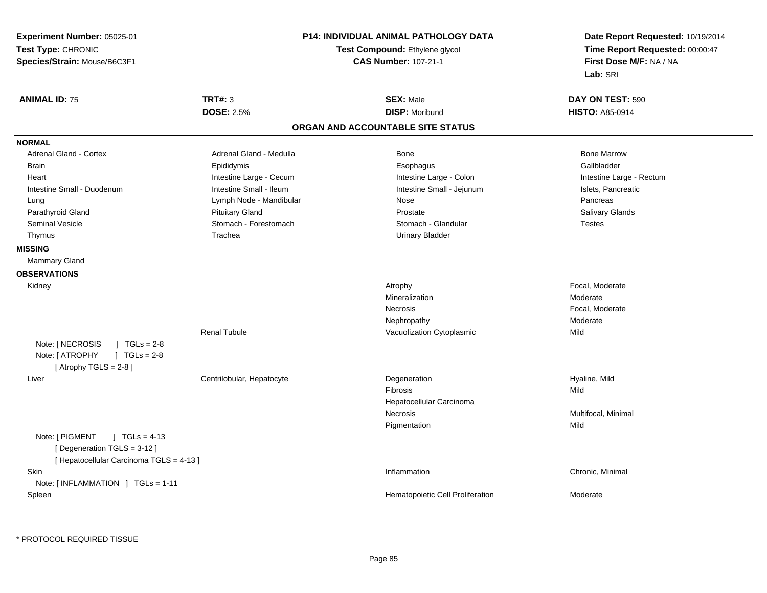**Experiment Number:** 05025-01
**Test Type:** CHRONIC
**Species/Strain:** Mouse/B6C3F1

**P14: INDIVIDUAL ANIMAL PATHOLOGY DATA**
**Test Compound:** Ethylene glycol
**CAS Number:** 107-21-1

**Date Report Requested:** 10/19/2014
**Time Report Requested:** 00:00:47
**First Dose M/F:** NA / NA
**Lab:** SRI

| **ANIMAL ID:** 75 | **TRT#:** 3 | **SEX:** Male | **DAY ON TEST:** 590 |
|---|---|---|---|
| | **DOSE:** 2.5% | **DISP:** Moribund | **HISTO:** A85-0914 |

## ORGAN AND ACCOUNTABLE SITE STATUS

**NORMAL**

| | | | |
|---|---|---|---|
| Adrenal Gland - Cortex | Adrenal Gland - Medulla | Bone | Bone Marrow |
| Brain | Epididymis | Esophagus | Gallbladder |
| Heart | Intestine Large - Cecum | Intestine Large - Colon | Intestine Large - Rectum |
| Intestine Small - Duodenum | Intestine Small - Ileum | Intestine Small - Jejunum | Islets, Pancreatic |
| Lung | Lymph Node - Mandibular | Nose | Pancreas |
| Parathyroid Gland | Pituitary Gland | Prostate | Salivary Glands |
| Seminal Vesicle | Stomach - Forestomach | Stomach - Glandular | Testes |
| Thymus | Trachea | Urinary Bladder | |

**MISSING**

Mammary Gland

**OBSERVATIONS**

| Organ | Site | Observation | Qualifier |
|---|---|---|---|
| Kidney | | Atrophy | Focal, Moderate |
| | | Mineralization | Moderate |
| | | Necrosis | Focal, Moderate |
| | | Nephropathy | Moderate |
| | Renal Tubule | Vacuolization Cytoplasmic | Mild |
| Note: [ NECROSIS ] TGLs = 2-8 | | | |
| Note: [ ATROPHY ] TGLs = 2-8 | | | |
| [ Atrophy TGLS = 2-8 ] | | | |
| Liver | Centrilobular, Hepatocyte | Degeneration | Hyaline, Mild |
| | | Fibrosis | Mild |
| | | Hepatocellular Carcinoma | |
| | | Necrosis | Multifocal, Minimal |
| | | Pigmentation | Mild |
| Note: [ PIGMENT ] TGLs = 4-13 | | | |
| [ Degeneration TGLS = 3-12 ] | | | |
| [ Hepatocellular Carcinoma TGLS = 4-13 ] | | | |
| Skin | | Inflammation | Chronic, Minimal |
| Note: [ INFLAMMATION ] TGLs = 1-11 | | | |
| Spleen | | Hematopoietic Cell Proliferation | Moderate |

* PROTOCOL REQUIRED TISSUE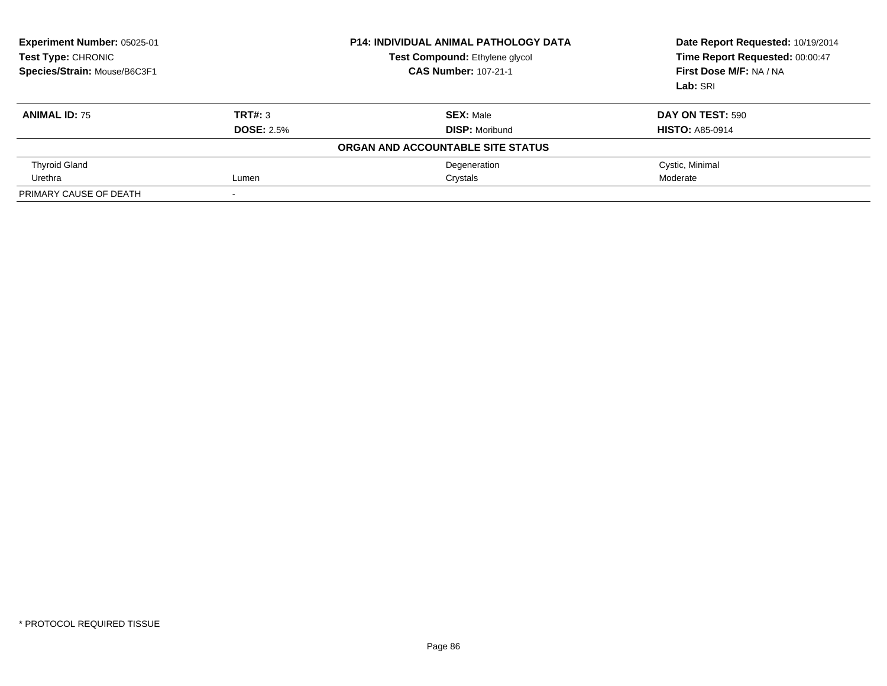**Experiment Number:** 05025-01
**Test Type:** CHRONIC
**Species/Strain:** Mouse/B6C3F1

**P14: INDIVIDUAL ANIMAL PATHOLOGY DATA**
**Test Compound:** Ethylene glycol
**CAS Number:** 107-21-1

**Date Report Requested:** 10/19/2014
**Time Report Requested:** 00:00:47
**First Dose M/F:** NA / NA
**Lab:** SRI

| **ANIMAL ID:** 75 | **TRT#:** 3 | **SEX:** Male | **DAY ON TEST:** 590 |
|---|---|---|---|
| | **DOSE:** 2.5% | **DISP:** Moribund | **HISTO:** A85-0914 |
| | | **ORGAN AND ACCOUNTABLE SITE STATUS** | |
| Thyroid Gland | | Degeneration | Cystic, Minimal |
| Urethra | Lumen | Crystals | Moderate |
| PRIMARY CAUSE OF DEATH | - | | |

\* PROTOCOL REQUIRED TISSUE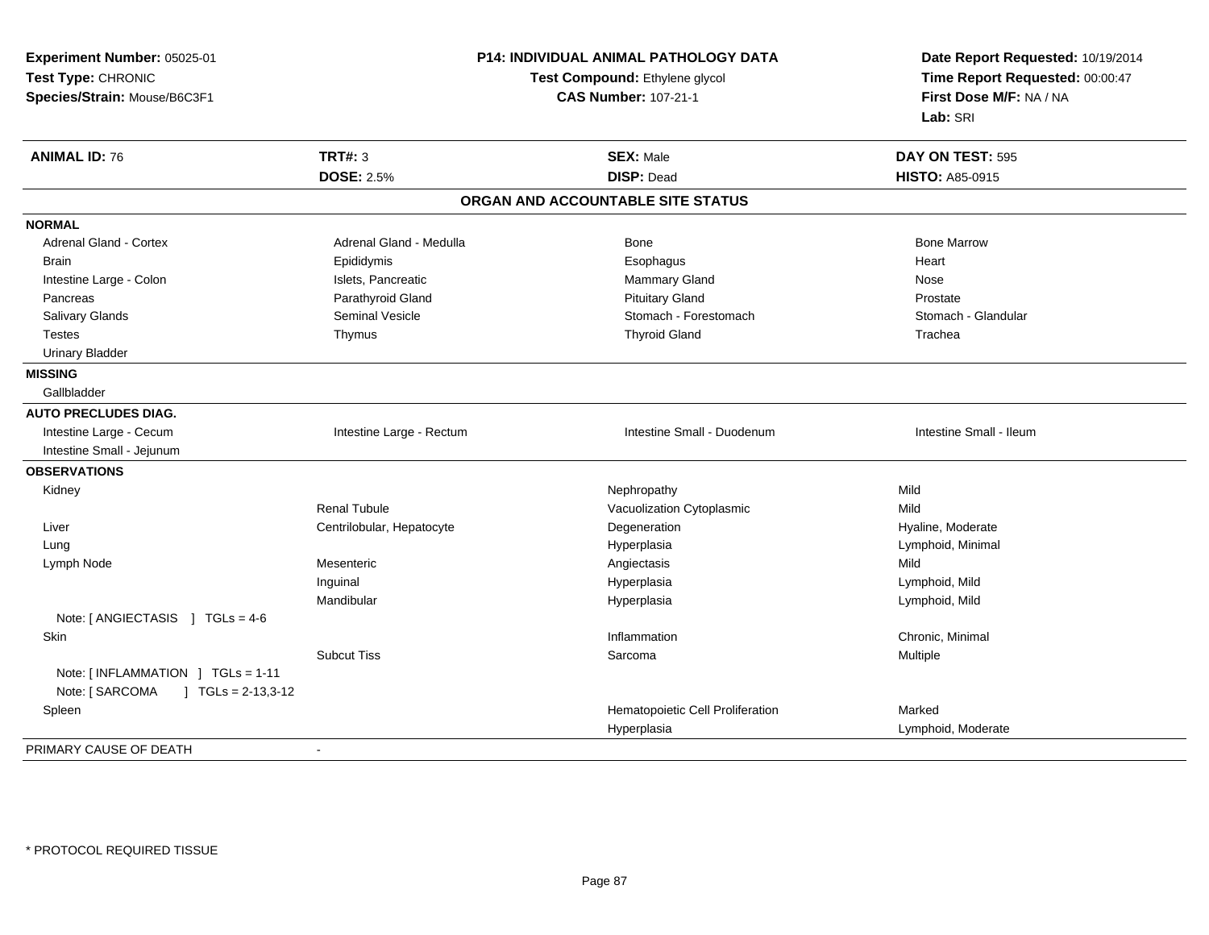**Experiment Number:** 05025-01
**Test Type:** CHRONIC
**Species/Strain:** Mouse/B6C3F1

**P14: INDIVIDUAL ANIMAL PATHOLOGY DATA**
**Test Compound:** Ethylene glycol
**CAS Number:** 107-21-1

**Date Report Requested:** 10/19/2014
**Time Report Requested:** 00:00:47
**First Dose M/F:** NA / NA
**Lab:** SRI

| **ANIMAL ID:** 76 | **TRT#:** 3 | **SEX:** Male | **DAY ON TEST:** 595 |
|---|---|---|---|
| | **DOSE:** 2.5% | **DISP:** Dead | **HISTO:** A85-0915 |

## ORGAN AND ACCOUNTABLE SITE STATUS

| | | | |
|---|---|---|---|
| **NORMAL** | | | |
| Adrenal Gland - Cortex | Adrenal Gland - Medulla | Bone | Bone Marrow |
| Brain | Epididymis | Esophagus | Heart |
| Intestine Large - Colon | Islets, Pancreatic | Mammary Gland | Nose |
| Pancreas | Parathyroid Gland | Pituitary Gland | Prostate |
| Salivary Glands | Seminal Vesicle | Stomach - Forestomach | Stomach - Glandular |
| Testes | Thymus | Thyroid Gland | Trachea |
| Urinary Bladder | | | |
| **MISSING** | | | |
| Gallbladder | | | |
| **AUTO PRECLUDES DIAG.** | | | |
| Intestine Large - Cecum | Intestine Large - Rectum | Intestine Small - Duodenum | Intestine Small - Ileum |
| Intestine Small - Jejunum | | | |
| **OBSERVATIONS** | | | |
| Kidney | | Nephropathy | Mild |
| | Renal Tubule | Vacuolization Cytoplasmic | Mild |
| Liver | Centrilobular, Hepatocyte | Degeneration | Hyaline, Moderate |
| Lung | | Hyperplasia | Lymphoid, Minimal |
| Lymph Node | Mesenteric | Angiectasis | Mild |
| | Inguinal | Hyperplasia | Lymphoid, Mild |
| | Mandibular | Hyperplasia | Lymphoid, Mild |
| Note: [ ANGIECTASIS ] TGLs = 4-6 | | | |
| Skin | | Inflammation | Chronic, Minimal |
| | Subcut Tiss | Sarcoma | Multiple |
| Note: [ INFLAMMATION ] TGLs = 1-11 | | | |
| Note: [ SARCOMA ] TGLs = 2-13,3-12 | | | |
| Spleen | | Hematopoietic Cell Proliferation | Marked |
| | | Hyperplasia | Lymphoid, Moderate |
| PRIMARY CAUSE OF DEATH | - | | |

* PROTOCOL REQUIRED TISSUE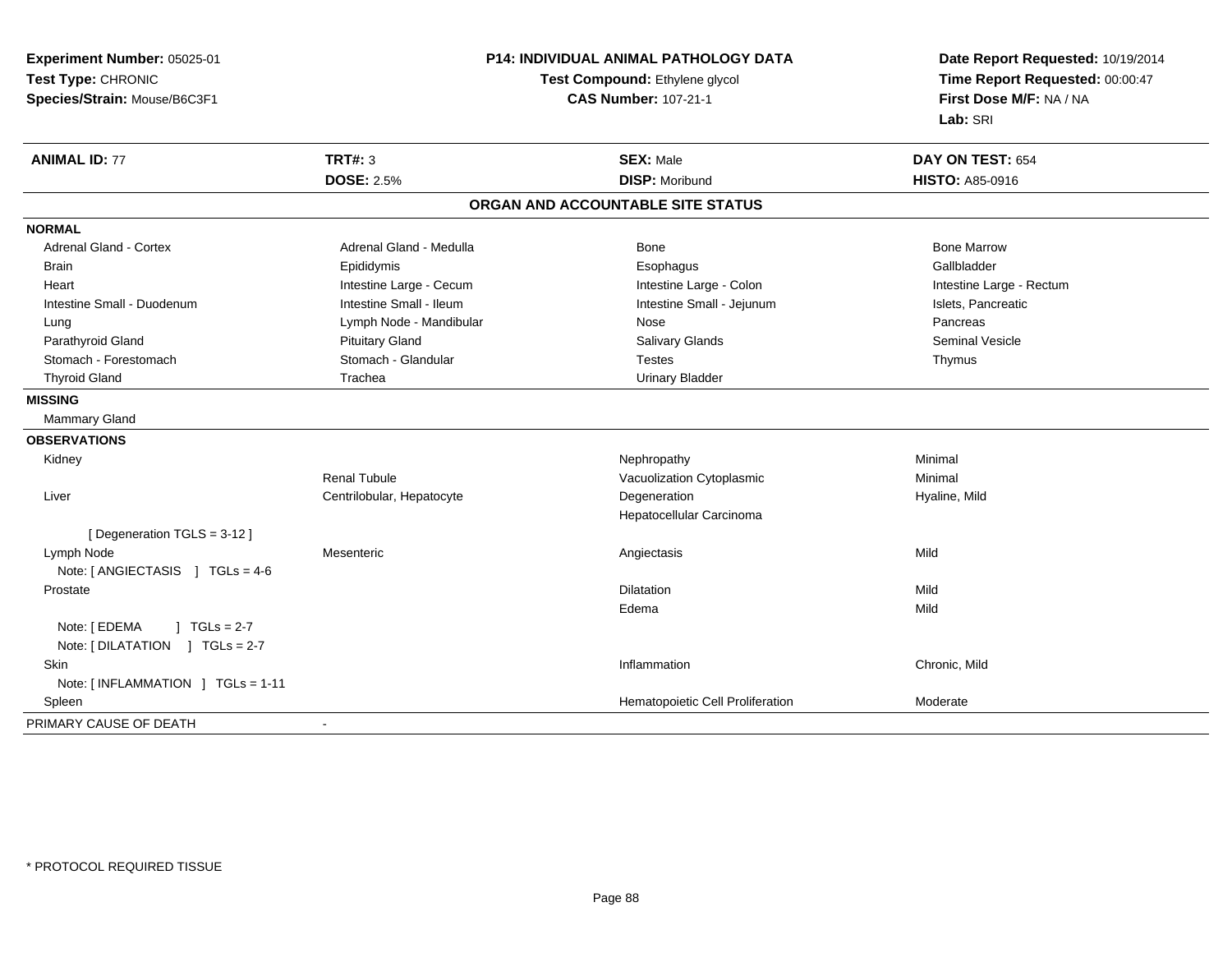**Experiment Number:** 05025-01
**Test Type:** CHRONIC
**Species/Strain:** Mouse/B6C3F1

**P14: INDIVIDUAL ANIMAL PATHOLOGY DATA**
**Test Compound:** Ethylene glycol
**CAS Number:** 107-21-1

**Date Report Requested:** 10/19/2014
**Time Report Requested:** 00:00:47
**First Dose M/F:** NA / NA
**Lab:** SRI

| **ANIMAL ID:** 77 | **TRT#:** 3 | **SEX:** Male | **DAY ON TEST:** 654 |
|---|---|---|---|
| | **DOSE:** 2.5% | **DISP:** Moribund | **HISTO:** A85-0916 |

## ORGAN AND ACCOUNTABLE SITE STATUS

| | | | |
|---|---|---|---|
| **NORMAL** | | | |
| Adrenal Gland - Cortex | Adrenal Gland - Medulla | Bone | Bone Marrow |
| Brain | Epididymis | Esophagus | Gallbladder |
| Heart | Intestine Large - Cecum | Intestine Large - Colon | Intestine Large - Rectum |
| Intestine Small - Duodenum | Intestine Small - Ileum | Intestine Small - Jejunum | Islets, Pancreatic |
| Lung | Lymph Node - Mandibular | Nose | Pancreas |
| Parathyroid Gland | Pituitary Gland | Salivary Glands | Seminal Vesicle |
| Stomach - Forestomach | Stomach - Glandular | Testes | Thymus |
| Thyroid Gland | Trachea | Urinary Bladder | |
| **MISSING** | | | |
| Mammary Gland | | | |
| **OBSERVATIONS** | | | |
| Kidney | | Nephropathy | Minimal |
| | Renal Tubule | Vacuolization Cytoplasmic | Minimal |
| Liver | Centrilobular, Hepatocyte | Degeneration | Hyaline, Mild |
| | | Hepatocellular Carcinoma | |
| [ Degeneration TGLS = 3-12 ] | | | |
| Lymph Node | Mesenteric | Angiectasis | Mild |
| Note: [ ANGIECTASIS ] TGLs = 4-6 | | | |
| Prostate | | Dilatation | Mild |
| | | Edema | Mild |
| Note: [ EDEMA ] TGLs = 2-7 | | | |
| Note: [ DILATATION ] TGLs = 2-7 | | | |
| Skin | | Inflammation | Chronic, Mild |
| Note: [ INFLAMMATION ] TGLs = 1-11 | | | |
| Spleen | | Hematopoietic Cell Proliferation | Moderate |
| PRIMARY CAUSE OF DEATH | - | | |

* PROTOCOL REQUIRED TISSUE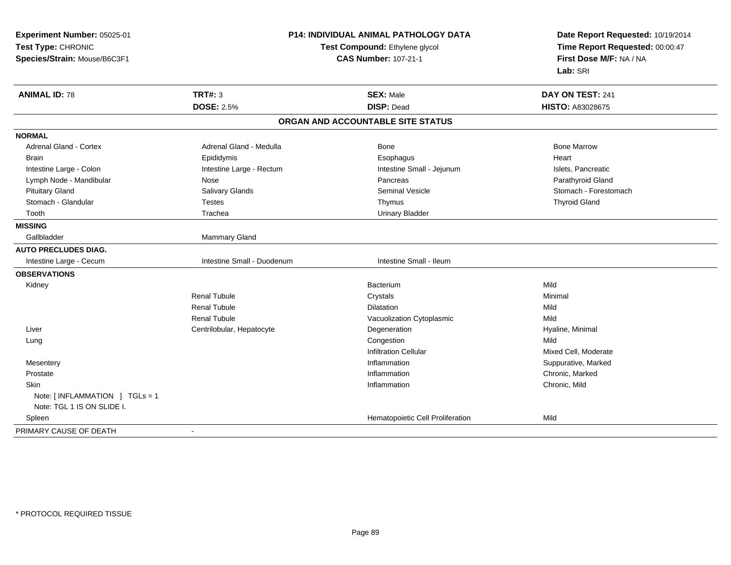**Experiment Number:** 05025-01
**Test Type:** CHRONIC
**Species/Strain:** Mouse/B6C3F1

**P14: INDIVIDUAL ANIMAL PATHOLOGY DATA**
**Test Compound:** Ethylene glycol
**CAS Number:** 107-21-1

**Date Report Requested:** 10/19/2014
**Time Report Requested:** 00:00:47
**First Dose M/F:** NA / NA
**Lab:** SRI

| **ANIMAL ID:** 78 | **TRT#:** 3 | **SEX:** Male | **DAY ON TEST:** 241 |
|---|---|---|---|
| | **DOSE:** 2.5% | **DISP:** Dead | **HISTO:** A83028675 |

## ORGAN AND ACCOUNTABLE SITE STATUS

| | | | |
|---|---|---|---|
| **NORMAL** | | | |
| Adrenal Gland - Cortex | Adrenal Gland - Medulla | Bone | Bone Marrow |
| Brain | Epididymis | Esophagus | Heart |
| Intestine Large - Colon | Intestine Large - Rectum | Intestine Small - Jejunum | Islets, Pancreatic |
| Lymph Node - Mandibular | Nose | Pancreas | Parathyroid Gland |
| Pituitary Gland | Salivary Glands | Seminal Vesicle | Stomach - Forestomach |
| Stomach - Glandular | Testes | Thymus | Thyroid Gland |
| Tooth | Trachea | Urinary Bladder | |
| **MISSING** | | | |
| Gallbladder | Mammary Gland | | |
| **AUTO PRECLUDES DIAG.** | | | |
| Intestine Large - Cecum | Intestine Small - Duodenum | Intestine Small - Ileum | |
| **OBSERVATIONS** | | | |
| Kidney | | Bacterium | Mild |
| | Renal Tubule | Crystals | Minimal |
| | Renal Tubule | Dilatation | Mild |
| | Renal Tubule | Vacuolization Cytoplasmic | Mild |
| Liver | Centrilobular, Hepatocyte | Degeneration | Hyaline, Minimal |
| Lung | | Congestion | Mild |
| | | Infiltration Cellular | Mixed Cell, Moderate |
| Mesentery | | Inflammation | Suppurative, Marked |
| Prostate | | Inflammation | Chronic, Marked |
| Skin | | Inflammation | Chronic, Mild |
| Note: [ INFLAMMATION ] TGLs = 1 | | | |
| Note: TGL 1 IS ON SLIDE I. | | | |
| Spleen | | Hematopoietic Cell Proliferation | Mild |
| PRIMARY CAUSE OF DEATH | - | | |

\* PROTOCOL REQUIRED TISSUE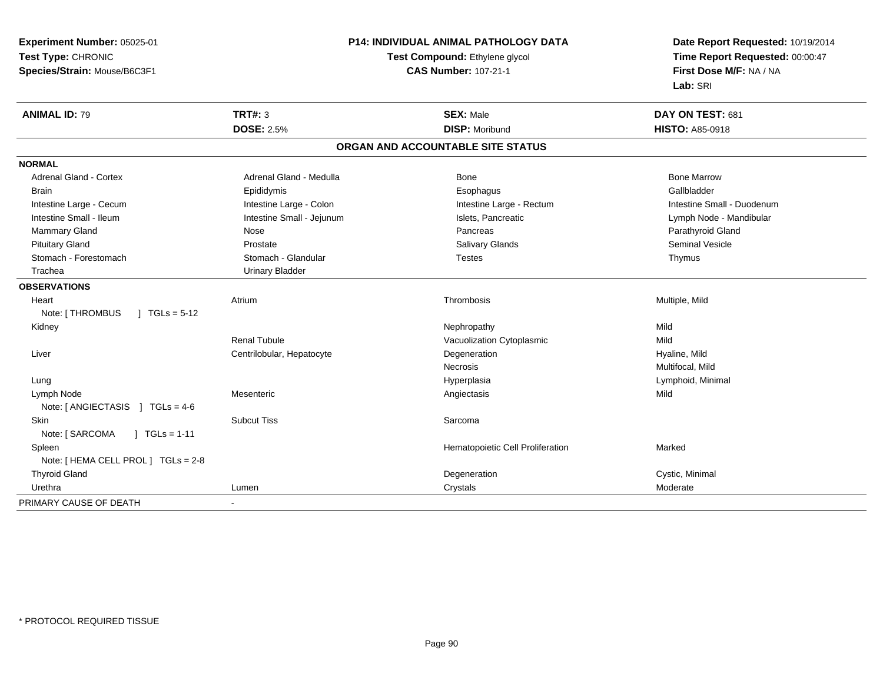**Experiment Number:** 05025-01
**Test Type:** CHRONIC
**Species/Strain:** Mouse/B6C3F1

**P14: INDIVIDUAL ANIMAL PATHOLOGY DATA**
**Test Compound:** Ethylene glycol
**CAS Number:** 107-21-1

**Date Report Requested:** 10/19/2014
**Time Report Requested:** 00:00:47
**First Dose M/F:** NA / NA
**Lab:** SRI

| **ANIMAL ID:** 79 | **TRT#:** 3 | **SEX:** Male | **DAY ON TEST:** 681 |
|---|---|---|---|
| | **DOSE:** 2.5% | **DISP:** Moribund | **HISTO:** A85-0918 |

## ORGAN AND ACCOUNTABLE SITE STATUS

| | | | |
|---|---|---|---|
| **NORMAL** | | | |
| Adrenal Gland - Cortex | Adrenal Gland - Medulla | Bone | Bone Marrow |
| Brain | Epididymis | Esophagus | Gallbladder |
| Intestine Large - Cecum | Intestine Large - Colon | Intestine Large - Rectum | Intestine Small - Duodenum |
| Intestine Small - Ileum | Intestine Small - Jejunum | Islets, Pancreatic | Lymph Node - Mandibular |
| Mammary Gland | Nose | Pancreas | Parathyroid Gland |
| Pituitary Gland | Prostate | Salivary Glands | Seminal Vesicle |
| Stomach - Forestomach | Stomach - Glandular | Testes | Thymus |
| Trachea | Urinary Bladder | | |
| **OBSERVATIONS** | | | |
| Heart | Atrium | Thrombosis | Multiple, Mild |
| Note: [ THROMBUS ] TGLs = 5-12 | | | |
| Kidney | | Nephropathy | Mild |
| | Renal Tubule | Vacuolization Cytoplasmic | Mild |
| Liver | Centrilobular, Hepatocyte | Degeneration | Hyaline, Mild |
| | | Necrosis | Multifocal, Mild |
| Lung | | Hyperplasia | Lymphoid, Minimal |
| Lymph Node | Mesenteric | Angiectasis | Mild |
| Note: [ ANGIECTASIS ] TGLs = 4-6 | | | |
| Skin | Subcut Tiss | Sarcoma | |
| Note: [ SARCOMA ] TGLs = 1-11 | | | |
| Spleen | | Hematopoietic Cell Proliferation | Marked |
| Note: [ HEMA CELL PROL ] TGLs = 2-8 | | | |
| Thyroid Gland | | Degeneration | Cystic, Minimal |
| Urethra | Lumen | Crystals | Moderate |
| PRIMARY CAUSE OF DEATH | - | | |

\* PROTOCOL REQUIRED TISSUE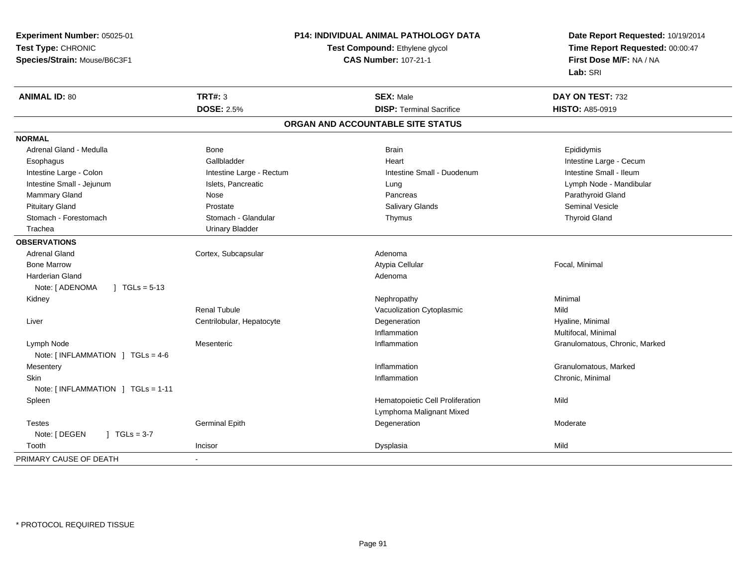**Experiment Number:** 05025-01
**Test Type:** CHRONIC
**Species/Strain:** Mouse/B6C3F1

**P14: INDIVIDUAL ANIMAL PATHOLOGY DATA**
**Test Compound:** Ethylene glycol
**CAS Number:** 107-21-1

**Date Report Requested:** 10/19/2014
**Time Report Requested:** 00:00:47
**First Dose M/F:** NA / NA
**Lab:** SRI

| **ANIMAL ID:** 80 | **TRT#:** 3 | **SEX:** Male | **DAY ON TEST:** 732 |
|---|---|---|---|
| | **DOSE:** 2.5% | **DISP:** Terminal Sacrifice | **HISTO:** A85-0919 |

## ORGAN AND ACCOUNTABLE SITE STATUS

| | | | |
|---|---|---|---|
| **NORMAL** | | | |
| Adrenal Gland - Medulla | Bone | Brain | Epididymis |
| Esophagus | Gallbladder | Heart | Intestine Large - Cecum |
| Intestine Large - Colon | Intestine Large - Rectum | Intestine Small - Duodenum | Intestine Small - Ileum |
| Intestine Small - Jejunum | Islets, Pancreatic | Lung | Lymph Node - Mandibular |
| Mammary Gland | Nose | Pancreas | Parathyroid Gland |
| Pituitary Gland | Prostate | Salivary Glands | Seminal Vesicle |
| Stomach - Forestomach | Stomach - Glandular | Thymus | Thyroid Gland |
| Trachea | Urinary Bladder | | |
| **OBSERVATIONS** | | | |
| Adrenal Gland | Cortex, Subcapsular | Adenoma | |
| Bone Marrow | | Atypia Cellular | Focal, Minimal |
| Harderian Gland | | Adenoma | |
| Note: [ ADENOMA ] TGLs = 5-13 | | | |
| Kidney | | Nephropathy | Minimal |
| | Renal Tubule | Vacuolization Cytoplasmic | Mild |
| Liver | Centrilobular, Hepatocyte | Degeneration | Hyaline, Minimal |
| | | Inflammation | Multifocal, Minimal |
| Lymph Node | Mesenteric | Inflammation | Granulomatous, Chronic, Marked |
| Note: [ INFLAMMATION ] TGLs = 4-6 | | | |
| Mesentery | | Inflammation | Granulomatous, Marked |
| Skin | | Inflammation | Chronic, Minimal |
| Note: [ INFLAMMATION ] TGLs = 1-11 | | | |
| Spleen | | Hematopoietic Cell Proliferation | Mild |
| | | Lymphoma Malignant Mixed | |
| Testes | Germinal Epith | Degeneration | Moderate |
| Note: [ DEGEN ] TGLs = 3-7 | | | |
| Tooth | Incisor | Dysplasia | Mild |
| PRIMARY CAUSE OF DEATH | - | | |

\* PROTOCOL REQUIRED TISSUE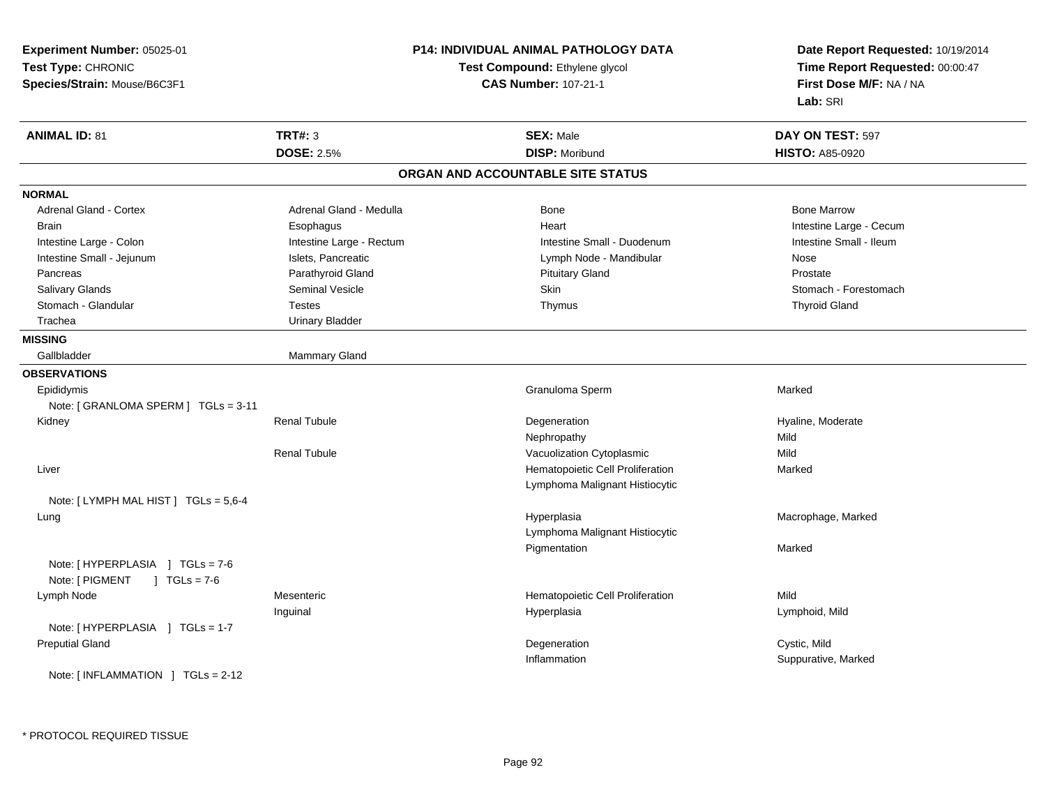**Experiment Number:** 05025-01
**Test Type:** CHRONIC
**Species/Strain:** Mouse/B6C3F1

**P14: INDIVIDUAL ANIMAL PATHOLOGY DATA**
**Test Compound:** Ethylene glycol
**CAS Number:** 107-21-1

**Date Report Requested:** 10/19/2014
**Time Report Requested:** 00:00:47
**First Dose M/F:** NA / NA
**Lab:** SRI

| **ANIMAL ID:** 81 | **TRT#:** 3 | **SEX:** Male | **DAY ON TEST:** 597 |
|---|---|---|---|
| | **DOSE:** 2.5% | **DISP:** Moribund | **HISTO:** A85-0920 |

## ORGAN AND ACCOUNTABLE SITE STATUS

**NORMAL**

| | | | |
|---|---|---|---|
| Adrenal Gland - Cortex | Adrenal Gland - Medulla | Bone | Bone Marrow |
| Brain | Esophagus | Heart | Intestine Large - Cecum |
| Intestine Large - Colon | Intestine Large - Rectum | Intestine Small - Duodenum | Intestine Small - Ileum |
| Intestine Small - Jejunum | Islets, Pancreatic | Lymph Node - Mandibular | Nose |
| Pancreas | Parathyroid Gland | Pituitary Gland | Prostate |
| Salivary Glands | Seminal Vesicle | Skin | Stomach - Forestomach |
| Stomach - Glandular | Testes | Thymus | Thyroid Gland |
| Trachea | Urinary Bladder | | |

**MISSING**

| | |
|---|---|
| Gallbladder | Mammary Gland |

**OBSERVATIONS**

| Organ | Site | Observation | Severity |
|---|---|---|---|
| Epididymis | | Granuloma Sperm | Marked |
| Note: [ GRANLOMA SPERM ] TGLs = 3-11 | | | |
| Kidney | Renal Tubule | Degeneration | Hyaline, Moderate |
| | | Nephropathy | Mild |
| | Renal Tubule | Vacuolization Cytoplasmic | Mild |
| Liver | | Hematopoietic Cell Proliferation | Marked |
| | | Lymphoma Malignant Histiocytic | |
| Note: [ LYMPH MAL HIST ] TGLs = 5,6-4 | | | |
| Lung | | Hyperplasia | Macrophage, Marked |
| | | Lymphoma Malignant Histiocytic | |
| | | Pigmentation | Marked |
| Note: [ HYPERPLASIA ] TGLs = 7-6 | | | |
| Note: [ PIGMENT ] TGLs = 7-6 | | | |
| Lymph Node | Mesenteric | Hematopoietic Cell Proliferation | Mild |
| | Inguinal | Hyperplasia | Lymphoid, Mild |
| Note: [ HYPERPLASIA ] TGLs = 1-7 | | | |
| Preputial Gland | | Degeneration | Cystic, Mild |
| | | Inflammation | Suppurative, Marked |
| Note: [ INFLAMMATION ] TGLs = 2-12 | | | |

* PROTOCOL REQUIRED TISSUE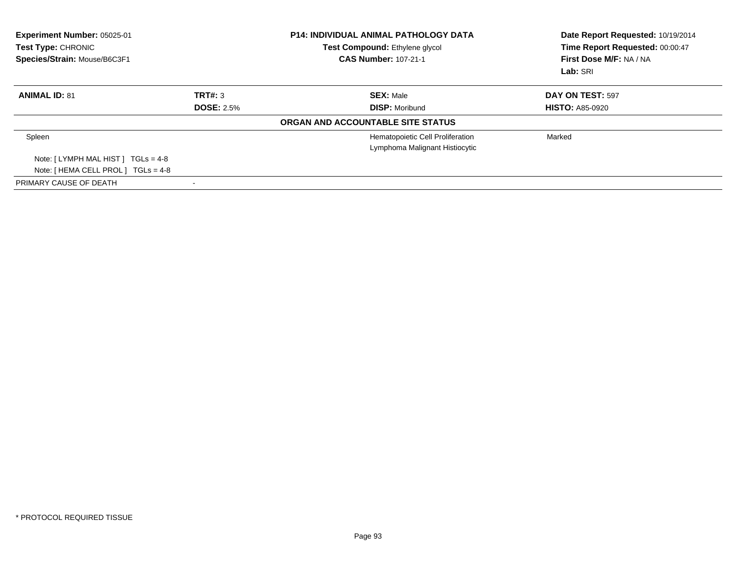| **Experiment Number:** 05025-01 | **P14: INDIVIDUAL ANIMAL PATHOLOGY DATA** | **Date Report Requested:** 10/19/2014 |
|---|---|---|
| **Test Type:** CHRONIC | **Test Compound:** Ethylene glycol | **Time Report Requested:** 00:00:47 |
| **Species/Strain:** Mouse/B6C3F1 | **CAS Number:** 107-21-1 | **First Dose M/F:** NA / NA |
| | | **Lab:** SRI |

| **ANIMAL ID:** 81 | **TRT#:** 3 | **SEX:** Male | **DAY ON TEST:** 597 |
|---|---|---|---|
| | **DOSE:** 2.5% | **DISP:** Moribund | **HISTO:** A85-0920 |

**ORGAN AND ACCOUNTABLE SITE STATUS**

| | | | |
|---|---|---|---|
| Spleen | | Hematopoietic Cell Proliferation | Marked |
| | | Lymphoma Malignant Histiocytic | |
| Note: [ LYMPH MAL HIST ] TGLs = 4-8 | | | |
| Note: [ HEMA CELL PROL ] TGLs = 4-8 | | | |
| PRIMARY CAUSE OF DEATH | - | | |

* PROTOCOL REQUIRED TISSUE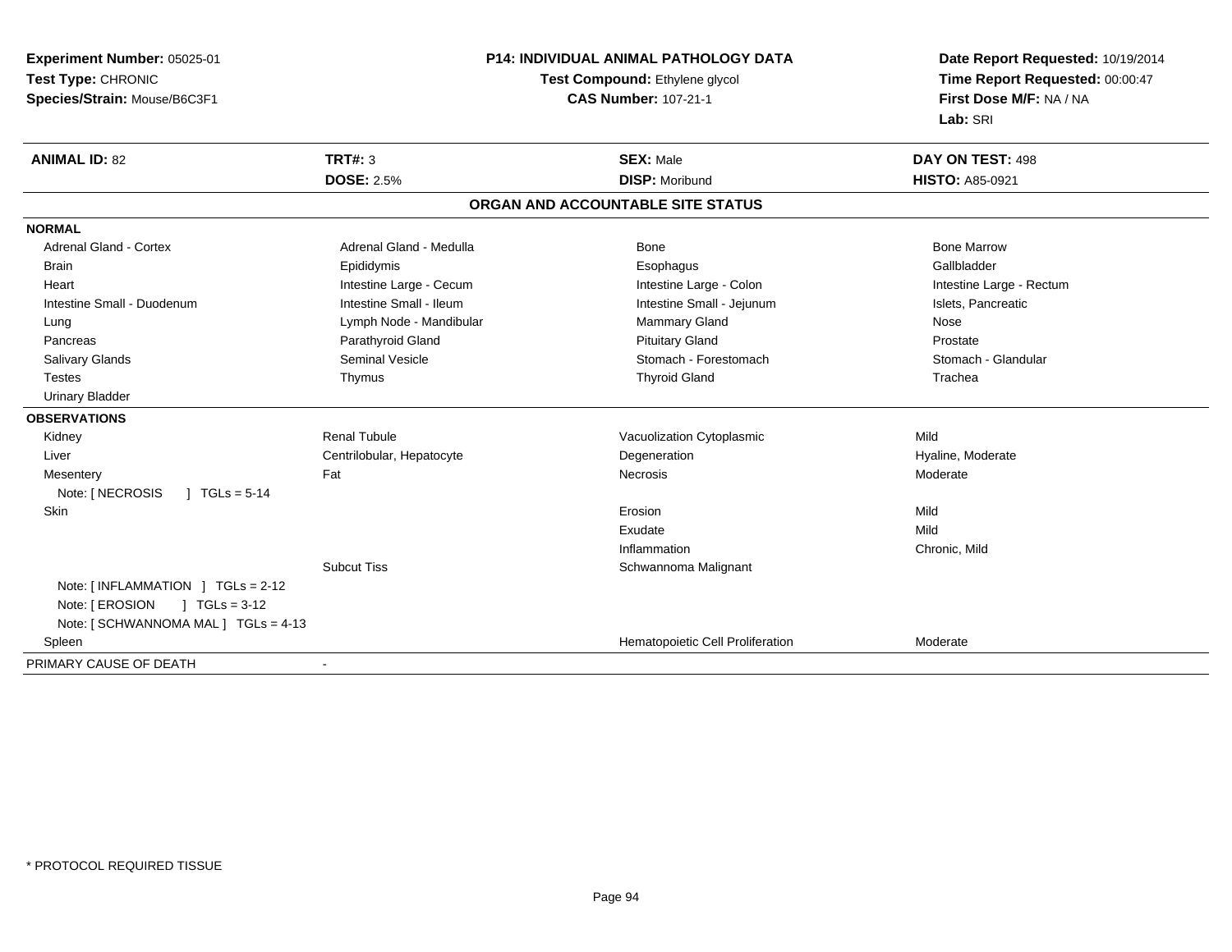**Experiment Number:** 05025-01
**Test Type:** CHRONIC
**Species/Strain:** Mouse/B6C3F1

**P14: INDIVIDUAL ANIMAL PATHOLOGY DATA**
**Test Compound:** Ethylene glycol
**CAS Number:** 107-21-1

**Date Report Requested:** 10/19/2014
**Time Report Requested:** 00:00:47
**First Dose M/F:** NA / NA
**Lab:** SRI

| **ANIMAL ID:** 82 | **TRT#:** 3 | **SEX:** Male | **DAY ON TEST:** 498 |
|---|---|---|---|
| | **DOSE:** 2.5% | **DISP:** Moribund | **HISTO:** A85-0921 |

## ORGAN AND ACCOUNTABLE SITE STATUS

**NORMAL**

| | | | |
|---|---|---|---|
| Adrenal Gland - Cortex | Adrenal Gland - Medulla | Bone | Bone Marrow |
| Brain | Epididymis | Esophagus | Gallbladder |
| Heart | Intestine Large - Cecum | Intestine Large - Colon | Intestine Large - Rectum |
| Intestine Small - Duodenum | Intestine Small - Ileum | Intestine Small - Jejunum | Islets, Pancreatic |
| Lung | Lymph Node - Mandibular | Mammary Gland | Nose |
| Pancreas | Parathyroid Gland | Pituitary Gland | Prostate |
| Salivary Glands | Seminal Vesicle | Stomach - Forestomach | Stomach - Glandular |
| Testes | Thymus | Thyroid Gland | Trachea |
| Urinary Bladder | | | |

**OBSERVATIONS**

| | | | |
|---|---|---|---|
| Kidney | Renal Tubule | Vacuolization Cytoplasmic | Mild |
| Liver | Centrilobular, Hepatocyte | Degeneration | Hyaline, Moderate |
| Mesentery | Fat | Necrosis | Moderate |
| Note: [ NECROSIS ] TGLs = 5-14 | | | |
| Skin | | Erosion | Mild |
| | | Exudate | Mild |
| | | Inflammation | Chronic, Mild |
| | Subcut Tiss | Schwannoma Malignant | |
| Note: [ INFLAMMATION ] TGLs = 2-12 | | | |
| Note: [ EROSION ] TGLs = 3-12 | | | |
| Note: [ SCHWANNOMA MAL ] TGLs = 4-13 | | | |
| Spleen | | Hematopoietic Cell Proliferation | Moderate |

PRIMARY CAUSE OF DEATH -

* PROTOCOL REQUIRED TISSUE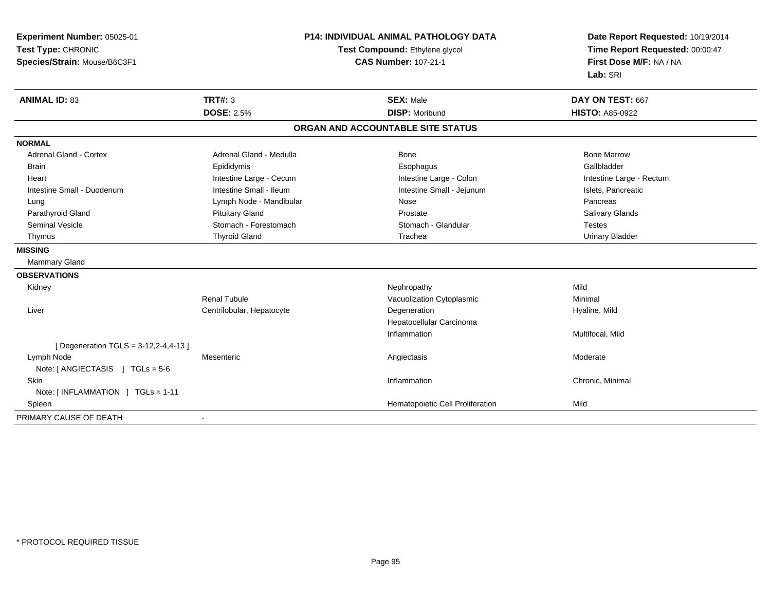**Experiment Number:** 05025-01
**Test Type:** CHRONIC
**Species/Strain:** Mouse/B6C3F1

**P14: INDIVIDUAL ANIMAL PATHOLOGY DATA**
**Test Compound:** Ethylene glycol
**CAS Number:** 107-21-1

**Date Report Requested:** 10/19/2014
**Time Report Requested:** 00:00:47
**First Dose M/F:** NA / NA
**Lab:** SRI

| **ANIMAL ID:** 83 | **TRT#:** 3 | **SEX:** Male | **DAY ON TEST:** 667 |
|---|---|---|---|
| | **DOSE:** 2.5% | **DISP:** Moribund | **HISTO:** A85-0922 |

## ORGAN AND ACCOUNTABLE SITE STATUS

**NORMAL**

| | | | |
|---|---|---|---|
| Adrenal Gland - Cortex | Adrenal Gland - Medulla | Bone | Bone Marrow |
| Brain | Epididymis | Esophagus | Gallbladder |
| Heart | Intestine Large - Cecum | Intestine Large - Colon | Intestine Large - Rectum |
| Intestine Small - Duodenum | Intestine Small - Ileum | Intestine Small - Jejunum | Islets, Pancreatic |
| Lung | Lymph Node - Mandibular | Nose | Pancreas |
| Parathyroid Gland | Pituitary Gland | Prostate | Salivary Glands |
| Seminal Vesicle | Stomach - Forestomach | Stomach - Glandular | Testes |
| Thymus | Thyroid Gland | Trachea | Urinary Bladder |

**MISSING**

Mammary Gland

**OBSERVATIONS**

| | | | |
|---|---|---|---|
| Kidney | | Nephropathy | Mild |
| | Renal Tubule | Vacuolization Cytoplasmic | Minimal |
| Liver | Centrilobular, Hepatocyte | Degeneration | Hyaline, Mild |
| | | Hepatocellular Carcinoma | |
| | | Inflammation | Multifocal, Mild |
| [ Degeneration TGLS = 3-12,2-4,4-13 ] | | | |
| Lymph Node | Mesenteric | Angiectasis | Moderate |
| Note: [ ANGIECTASIS ] TGLs = 5-6 | | | |
| Skin | | Inflammation | Chronic, Minimal |
| Note: [ INFLAMMATION ] TGLs = 1-11 | | | |
| Spleen | | Hematopoietic Cell Proliferation | Mild |

PRIMARY CAUSE OF DEATH -

* PROTOCOL REQUIRED TISSUE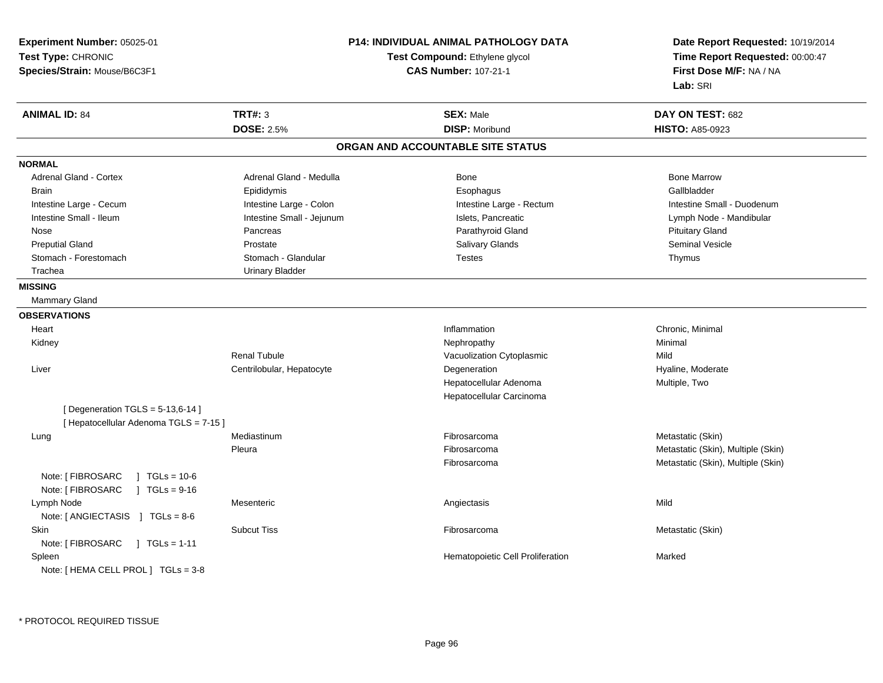**Experiment Number:** 05025-01
**Test Type:** CHRONIC
**Species/Strain:** Mouse/B6C3F1

**P14: INDIVIDUAL ANIMAL PATHOLOGY DATA**
**Test Compound:** Ethylene glycol
**CAS Number:** 107-21-1

**Date Report Requested:** 10/19/2014
**Time Report Requested:** 00:00:47
**First Dose M/F:** NA / NA
**Lab:** SRI

| **ANIMAL ID:** 84 | **TRT#:** 3 | **SEX:** Male | **DAY ON TEST:** 682 |
|---|---|---|---|
| | **DOSE:** 2.5% | **DISP:** Moribund | **HISTO:** A85-0923 |

## ORGAN AND ACCOUNTABLE SITE STATUS

**NORMAL**

| | | | |
|---|---|---|---|
| Adrenal Gland - Cortex | Adrenal Gland - Medulla | Bone | Bone Marrow |
| Brain | Epididymis | Esophagus | Gallbladder |
| Intestine Large - Cecum | Intestine Large - Colon | Intestine Large - Rectum | Intestine Small - Duodenum |
| Intestine Small - Ileum | Intestine Small - Jejunum | Islets, Pancreatic | Lymph Node - Mandibular |
| Nose | Pancreas | Parathyroid Gland | Pituitary Gland |
| Preputial Gland | Prostate | Salivary Glands | Seminal Vesicle |
| Stomach - Forestomach | Stomach - Glandular | Testes | Thymus |
| Trachea | Urinary Bladder | | |

**MISSING**

Mammary Gland

**OBSERVATIONS**

| | | | |
|---|---|---|---|
| Heart | | Inflammation | Chronic, Minimal |
| Kidney | | Nephropathy | Minimal |
| | Renal Tubule | Vacuolization Cytoplasmic | Mild |
| Liver | Centrilobular, Hepatocyte | Degeneration | Hyaline, Moderate |
| | | Hepatocellular Adenoma | Multiple, Two |
| | | Hepatocellular Carcinoma | |
| [ Degeneration TGLS = 5-13,6-14 ] | | | |
| [ Hepatocellular Adenoma TGLS = 7-15 ] | | | |
| Lung | Mediastinum | Fibrosarcoma | Metastatic (Skin) |
| | Pleura | Fibrosarcoma | Metastatic (Skin), Multiple (Skin) |
| | | Fibrosarcoma | Metastatic (Skin), Multiple (Skin) |
| Note: [ FIBROSARC ] TGLs = 10-6 | | | |
| Note: [ FIBROSARC ] TGLs = 9-16 | | | |
| Lymph Node | Mesenteric | Angiectasis | Mild |
| Note: [ ANGIECTASIS ] TGLs = 8-6 | | | |
| Skin | Subcut Tiss | Fibrosarcoma | Metastatic (Skin) |
| Note: [ FIBROSARC ] TGLs = 1-11 | | | |
| Spleen | | Hematopoietic Cell Proliferation | Marked |
| Note: [ HEMA CELL PROL ] TGLs = 3-8 | | | |

* PROTOCOL REQUIRED TISSUE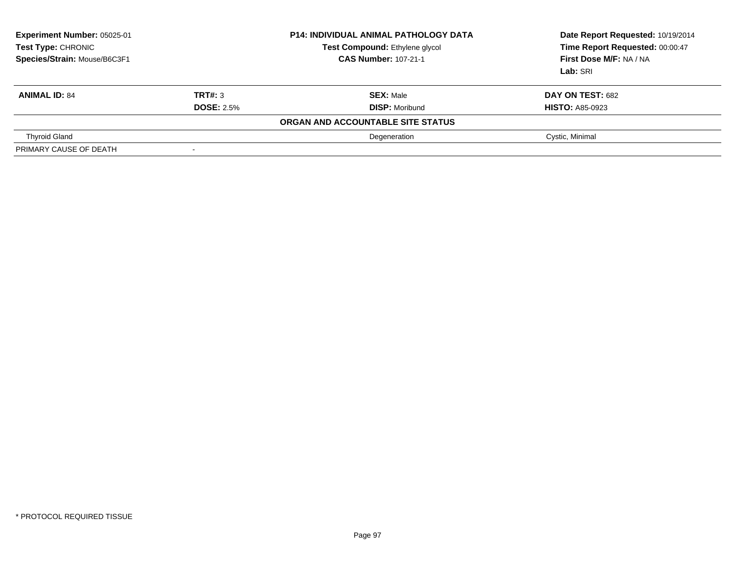**Experiment Number:** 05025-01
**Test Type:** CHRONIC
**Species/Strain:** Mouse/B6C3F1

**P14: INDIVIDUAL ANIMAL PATHOLOGY DATA**
**Test Compound:** Ethylene glycol
**CAS Number:** 107-21-1

**Date Report Requested:** 10/19/2014
**Time Report Requested:** 00:00:47
**First Dose M/F:** NA / NA
**Lab:** SRI

| **ANIMAL ID:** 84 | **TRT#:** 3 | **SEX:** Male | **DAY ON TEST:** 682 |
|---|---|---|---|
| | **DOSE:** 2.5% | **DISP:** Moribund | **HISTO:** A85-0923 |
| | | **ORGAN AND ACCOUNTABLE SITE STATUS** | |
| Thyroid Gland | | Degeneration | Cystic, Minimal |
| PRIMARY CAUSE OF DEATH | - | | |

\* PROTOCOL REQUIRED TISSUE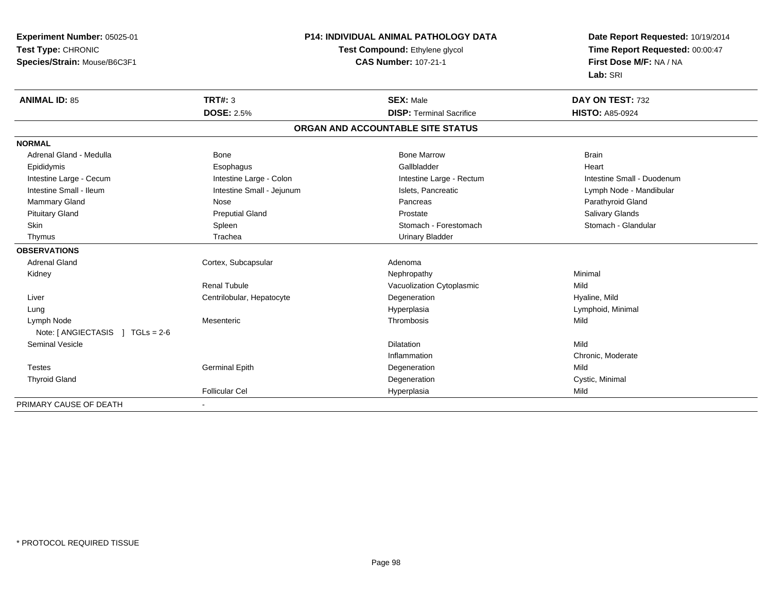**Experiment Number:** 05025-01
**Test Type:** CHRONIC
**Species/Strain:** Mouse/B6C3F1

**P14: INDIVIDUAL ANIMAL PATHOLOGY DATA**
**Test Compound:** Ethylene glycol
**CAS Number:** 107-21-1

**Date Report Requested:** 10/19/2014
**Time Report Requested:** 00:00:47
**First Dose M/F:** NA / NA
**Lab:** SRI

| **ANIMAL ID:** 85 | **TRT#:** 3 | **SEX:** Male | **DAY ON TEST:** 732 |
|---|---|---|---|
| | **DOSE:** 2.5% | **DISP:** Terminal Sacrifice | **HISTO:** A85-0924 |

## ORGAN AND ACCOUNTABLE SITE STATUS

| | | | |
|---|---|---|---|
| **NORMAL** | | | |
| Adrenal Gland - Medulla | Bone | Bone Marrow | Brain |
| Epididymis | Esophagus | Gallbladder | Heart |
| Intestine Large - Cecum | Intestine Large - Colon | Intestine Large - Rectum | Intestine Small - Duodenum |
| Intestine Small - Ileum | Intestine Small - Jejunum | Islets, Pancreatic | Lymph Node - Mandibular |
| Mammary Gland | Nose | Pancreas | Parathyroid Gland |
| Pituitary Gland | Preputial Gland | Prostate | Salivary Glands |
| Skin | Spleen | Stomach - Forestomach | Stomach - Glandular |
| Thymus | Trachea | Urinary Bladder | |
| **OBSERVATIONS** | | | |
| Adrenal Gland | Cortex, Subcapsular | Adenoma | |
| Kidney | | Nephropathy | Minimal |
| | Renal Tubule | Vacuolization Cytoplasmic | Mild |
| Liver | Centrilobular, Hepatocyte | Degeneration | Hyaline, Mild |
| Lung | | Hyperplasia | Lymphoid, Minimal |
| Lymph Node | Mesenteric | Thrombosis | Mild |
| Note: [ ANGIECTASIS ] TGLs = 2-6 | | | |
| Seminal Vesicle | | Dilatation | Mild |
| | | Inflammation | Chronic, Moderate |
| Testes | Germinal Epith | Degeneration | Mild |
| Thyroid Gland | | Degeneration | Cystic, Minimal |
| | Follicular Cel | Hyperplasia | Mild |
| PRIMARY CAUSE OF DEATH | - | | |

* PROTOCOL REQUIRED TISSUE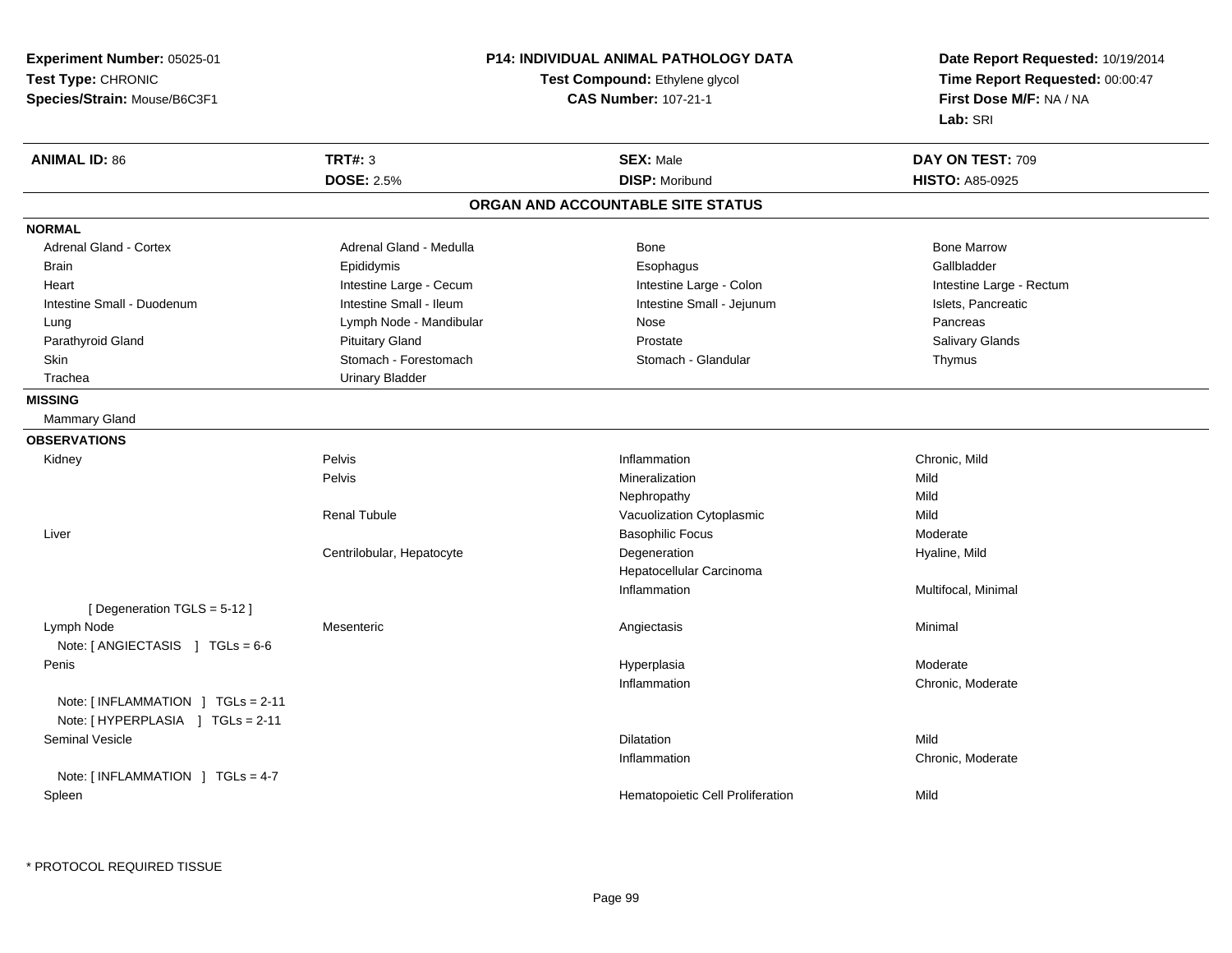**Experiment Number:** 05025-01
**Test Type:** CHRONIC
**Species/Strain:** Mouse/B6C3F1

**P14: INDIVIDUAL ANIMAL PATHOLOGY DATA**
**Test Compound:** Ethylene glycol
**CAS Number:** 107-21-1

**Date Report Requested:** 10/19/2014
**Time Report Requested:** 00:00:47
**First Dose M/F:** NA / NA
**Lab:** SRI

| **ANIMAL ID:** 86 | **TRT#:** 3 | **SEX:** Male | **DAY ON TEST:** 709 |
|---|---|---|---|
| | **DOSE:** 2.5% | **DISP:** Moribund | **HISTO:** A85-0925 |

## ORGAN AND ACCOUNTABLE SITE STATUS

**NORMAL**

| | | | |
|---|---|---|---|
| Adrenal Gland - Cortex | Adrenal Gland - Medulla | Bone | Bone Marrow |
| Brain | Epididymis | Esophagus | Gallbladder |
| Heart | Intestine Large - Cecum | Intestine Large - Colon | Intestine Large - Rectum |
| Intestine Small - Duodenum | Intestine Small - Ileum | Intestine Small - Jejunum | Islets, Pancreatic |
| Lung | Lymph Node - Mandibular | Nose | Pancreas |
| Parathyroid Gland | Pituitary Gland | Prostate | Salivary Glands |
| Skin | Stomach - Forestomach | Stomach - Glandular | Thymus |
| Trachea | Urinary Bladder | | |

**MISSING**

Mammary Gland

**OBSERVATIONS**

| | | | |
|---|---|---|---|
| Kidney | Pelvis | Inflammation | Chronic, Mild |
| | Pelvis | Mineralization | Mild |
| | | Nephropathy | Mild |
| | Renal Tubule | Vacuolization Cytoplasmic | Mild |
| Liver | | Basophilic Focus | Moderate |
| | Centrilobular, Hepatocyte | Degeneration | Hyaline, Mild |
| | | Hepatocellular Carcinoma | |
| | | Inflammation | Multifocal, Minimal |
| [ Degeneration TGLS = 5-12 ] | | | |
| Lymph Node | Mesenteric | Angiectasis | Minimal |
| Note: [ ANGIECTASIS ] TGLs = 6-6 | | | |
| Penis | | Hyperplasia | Moderate |
| | | Inflammation | Chronic, Moderate |
| Note: [ INFLAMMATION ] TGLs = 2-11 | | | |
| Note: [ HYPERPLASIA ] TGLs = 2-11 | | | |
| Seminal Vesicle | | Dilatation | Mild |
| | | Inflammation | Chronic, Moderate |
| Note: [ INFLAMMATION ] TGLs = 4-7 | | | |
| Spleen | | Hematopoietic Cell Proliferation | Mild |

* PROTOCOL REQUIRED TISSUE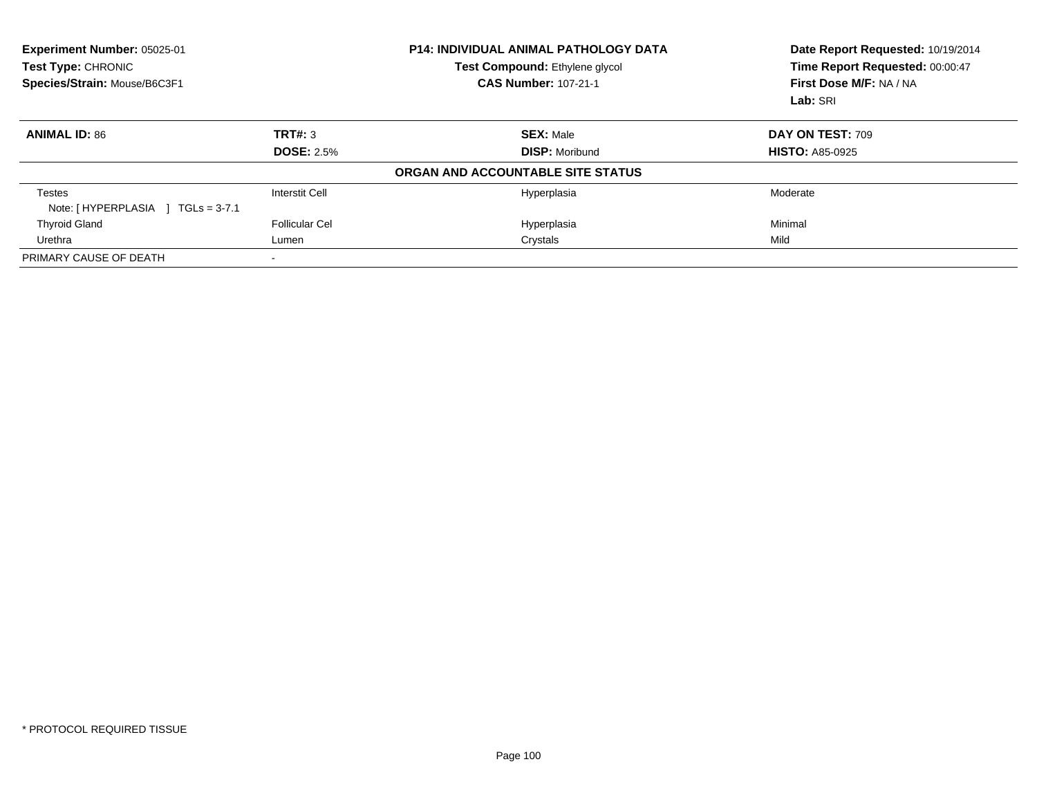**Experiment Number:** 05025-01
**Test Type:** CHRONIC
**Species/Strain:** Mouse/B6C3F1

**P14: INDIVIDUAL ANIMAL PATHOLOGY DATA**
**Test Compound:** Ethylene glycol
**CAS Number:** 107-21-1

**Date Report Requested:** 10/19/2014
**Time Report Requested:** 00:00:47
**First Dose M/F:** NA / NA
**Lab:** SRI

| **ANIMAL ID:** 86 | **TRT#:** 3 | **SEX:** Male | **DAY ON TEST:** 709 |
|---|---|---|---|
| | **DOSE:** 2.5% | **DISP:** Moribund | **HISTO:** A85-0925 |

**ORGAN AND ACCOUNTABLE SITE STATUS**

| | | | |
|---|---|---|---|
| Testes | Interstit Cell | Hyperplasia | Moderate |
| Note: [ HYPERPLASIA ] TGLs = 3-7.1 | | | |
| Thyroid Gland | Follicular Cel | Hyperplasia | Minimal |
| Urethra | Lumen | Crystals | Mild |
| PRIMARY CAUSE OF DEATH | - | | |

* PROTOCOL REQUIRED TISSUE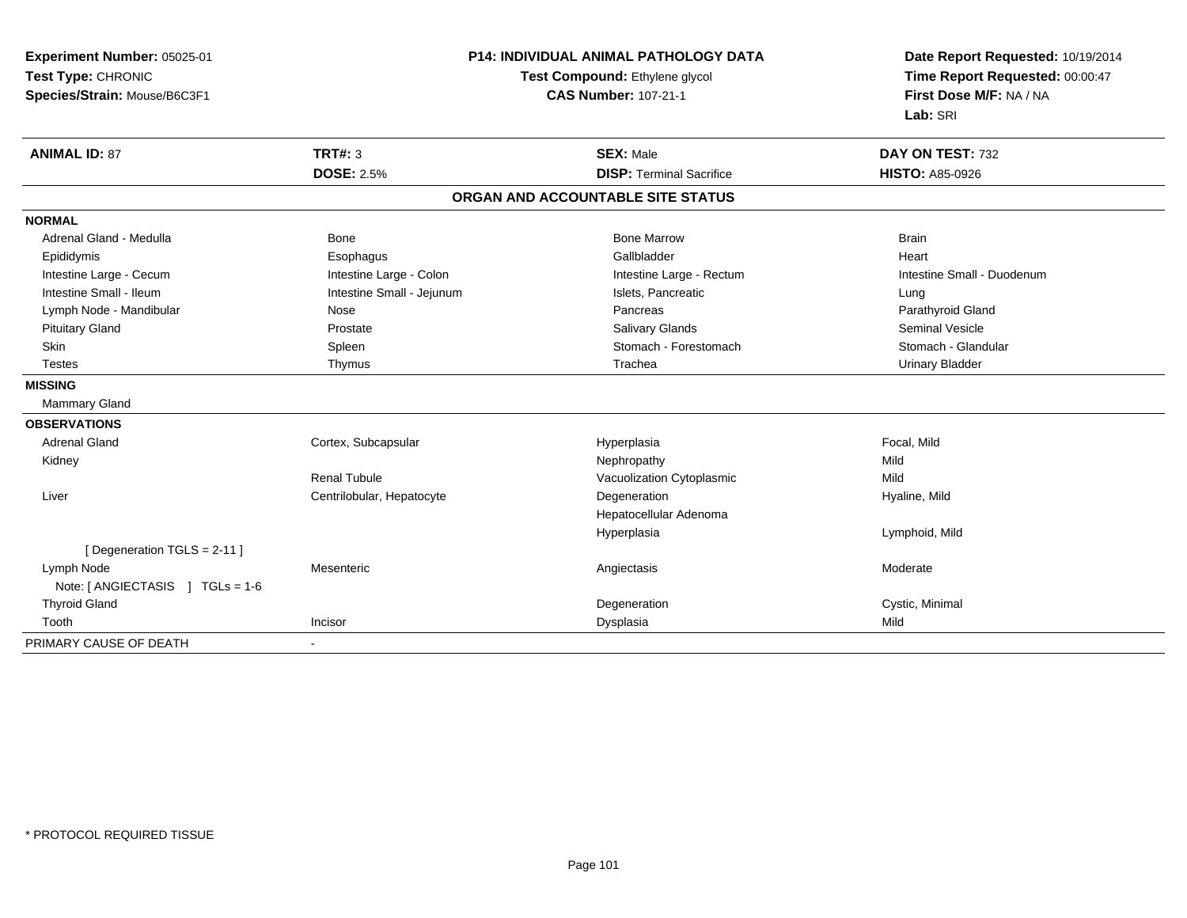**Experiment Number:** 05025-01
**Test Type:** CHRONIC
**Species/Strain:** Mouse/B6C3F1

**P14: INDIVIDUAL ANIMAL PATHOLOGY DATA**
**Test Compound:** Ethylene glycol
**CAS Number:** 107-21-1

**Date Report Requested:** 10/19/2014
**Time Report Requested:** 00:00:47
**First Dose M/F:** NA / NA
**Lab:** SRI

| **ANIMAL ID:** 87 | **TRT#:** 3 | **SEX:** Male | **DAY ON TEST:** 732 |
|---|---|---|---|
| | **DOSE:** 2.5% | **DISP:** Terminal Sacrifice | **HISTO:** A85-0926 |

**ORGAN AND ACCOUNTABLE SITE STATUS**

| | | | |
|---|---|---|---|
| **NORMAL** | | | |
| Adrenal Gland - Medulla | Bone | Bone Marrow | Brain |
| Epididymis | Esophagus | Gallbladder | Heart |
| Intestine Large - Cecum | Intestine Large - Colon | Intestine Large - Rectum | Intestine Small - Duodenum |
| Intestine Small - Ileum | Intestine Small - Jejunum | Islets, Pancreatic | Lung |
| Lymph Node - Mandibular | Nose | Pancreas | Parathyroid Gland |
| Pituitary Gland | Prostate | Salivary Glands | Seminal Vesicle |
| Skin | Spleen | Stomach - Forestomach | Stomach - Glandular |
| Testes | Thymus | Trachea | Urinary Bladder |
| **MISSING** | | | |
| Mammary Gland | | | |
| **OBSERVATIONS** | | | |
| Adrenal Gland | Cortex, Subcapsular | Hyperplasia | Focal, Mild |
| Kidney | | Nephropathy | Mild |
| | Renal Tubule | Vacuolization Cytoplasmic | Mild |
| Liver | Centrilobular, Hepatocyte | Degeneration | Hyaline, Mild |
| | | Hepatocellular Adenoma | |
| | | Hyperplasia | Lymphoid, Mild |
| [ Degeneration TGLS = 2-11 ] | | | |
| Lymph Node | Mesenteric | Angiectasis | Moderate |
| Note: [ ANGIECTASIS ] TGLs = 1-6 | | | |
| Thyroid Gland | | Degeneration | Cystic, Minimal |
| Tooth | Incisor | Dysplasia | Mild |
| PRIMARY CAUSE OF DEATH | - | | |

* PROTOCOL REQUIRED TISSUE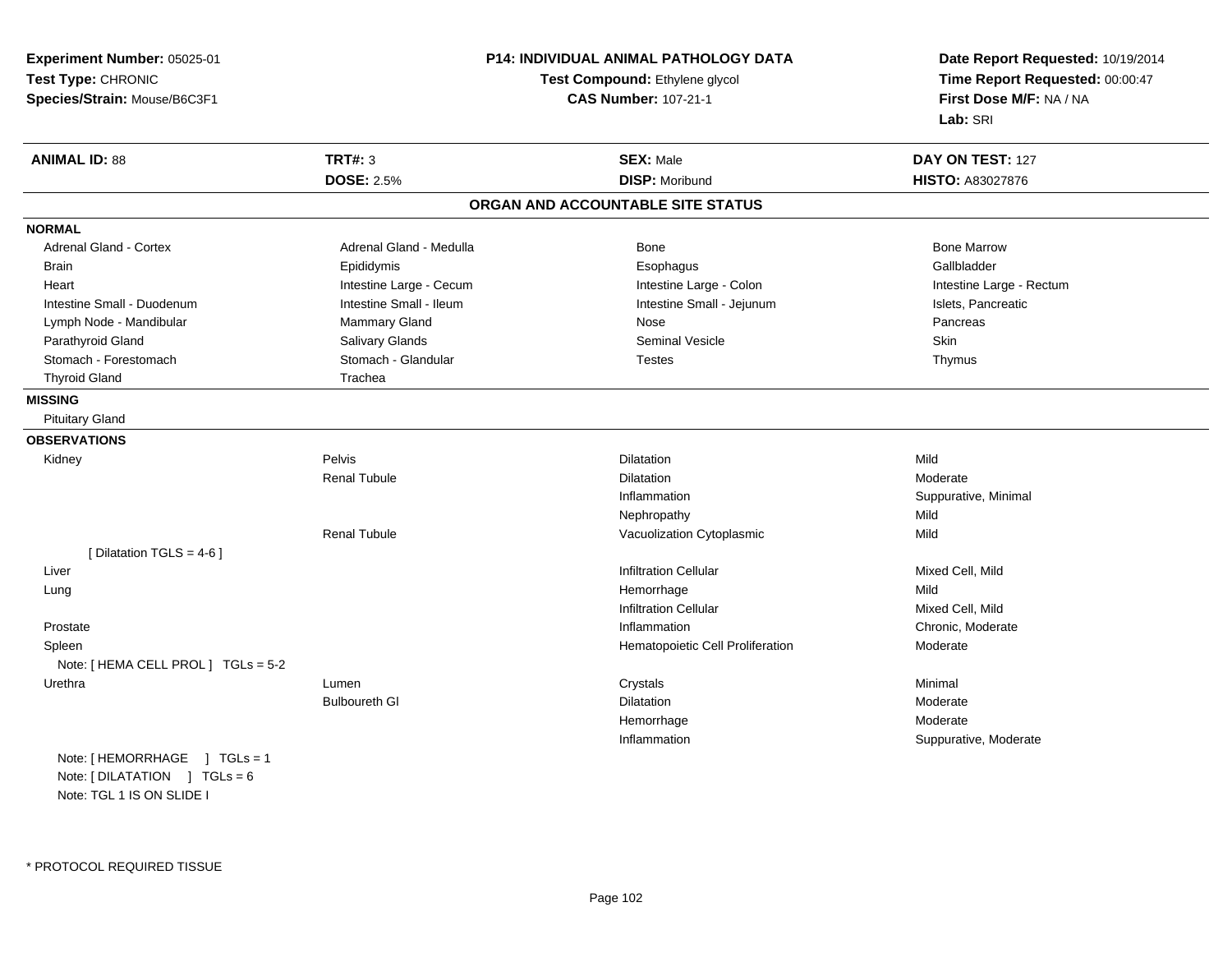**Experiment Number:** 05025-01
**Test Type:** CHRONIC
**Species/Strain:** Mouse/B6C3F1

**P14: INDIVIDUAL ANIMAL PATHOLOGY DATA**
**Test Compound:** Ethylene glycol
**CAS Number:** 107-21-1

**Date Report Requested:** 10/19/2014
**Time Report Requested:** 00:00:47
**First Dose M/F:** NA / NA
**Lab:** SRI

| **ANIMAL ID:** 88 | **TRT#:** 3 | **SEX:** Male | **DAY ON TEST:** 127 |
|---|---|---|---|
| | **DOSE:** 2.5% | **DISP:** Moribund | **HISTO:** A83027876 |

## ORGAN AND ACCOUNTABLE SITE STATUS

**NORMAL**

| | | | |
|---|---|---|---|
| Adrenal Gland - Cortex | Adrenal Gland - Medulla | Bone | Bone Marrow |
| Brain | Epididymis | Esophagus | Gallbladder |
| Heart | Intestine Large - Cecum | Intestine Large - Colon | Intestine Large - Rectum |
| Intestine Small - Duodenum | Intestine Small - Ileum | Intestine Small - Jejunum | Islets, Pancreatic |
| Lymph Node - Mandibular | Mammary Gland | Nose | Pancreas |
| Parathyroid Gland | Salivary Glands | Seminal Vesicle | Skin |
| Stomach - Forestomach | Stomach - Glandular | Testes | Thymus |
| Thyroid Gland | Trachea | | |

**MISSING**

Pituitary Gland

**OBSERVATIONS**

| | | | |
|---|---|---|---|
| Kidney | Pelvis | Dilatation | Mild |
| | Renal Tubule | Dilatation | Moderate |
| | | Inflammation | Suppurative, Minimal |
| | | Nephropathy | Mild |
| | Renal Tubule | Vacuolization Cytoplasmic | Mild |
| [ Dilatation TGLS = 4-6 ] | | | |
| Liver | | Infiltration Cellular | Mixed Cell, Mild |
| Lung | | Hemorrhage | Mild |
| | | Infiltration Cellular | Mixed Cell, Mild |
| Prostate | | Inflammation | Chronic, Moderate |
| Spleen | | Hematopoietic Cell Proliferation | Moderate |
| Note: [ HEMA CELL PROL ] TGLs = 5-2 | | | |
| Urethra | Lumen | Crystals | Minimal |
| | Bulboureth Gl | Dilatation | Moderate |
| | | Hemorrhage | Moderate |
| | | Inflammation | Suppurative, Moderate |

Note: [ HEMORRHAGE ] TGLs = 1
Note: [ DILATATION ] TGLs = 6
Note: TGL 1 IS ON SLIDE I

* PROTOCOL REQUIRED TISSUE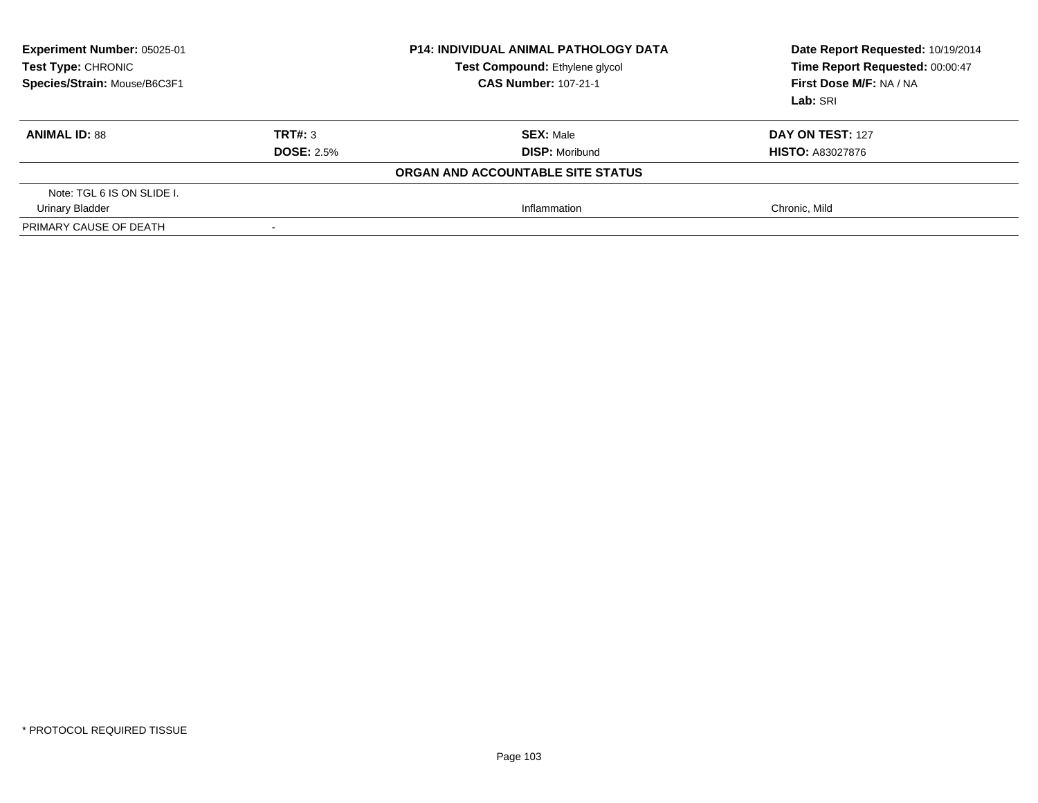**Experiment Number:** 05025-01
**Test Type:** CHRONIC
**Species/Strain:** Mouse/B6C3F1

**P14: INDIVIDUAL ANIMAL PATHOLOGY DATA**
**Test Compound:** Ethylene glycol
**CAS Number:** 107-21-1

**Date Report Requested:** 10/19/2014
**Time Report Requested:** 00:00:47
**First Dose M/F:** NA / NA
**Lab:** SRI

| **ANIMAL ID:** 88 | **TRT#:** 3 | **SEX:** Male | **DAY ON TEST:** 127 |
|---|---|---|---|
| | **DOSE:** 2.5% | **DISP:** Moribund | **HISTO:** A83027876 |

**ORGAN AND ACCOUNTABLE SITE STATUS**

| | | | |
|---|---|---|---|
| Note: TGL 6 IS ON SLIDE I. | | | |
| Urinary Bladder | | Inflammation | Chronic, Mild |
| PRIMARY CAUSE OF DEATH | - | | |

* PROTOCOL REQUIRED TISSUE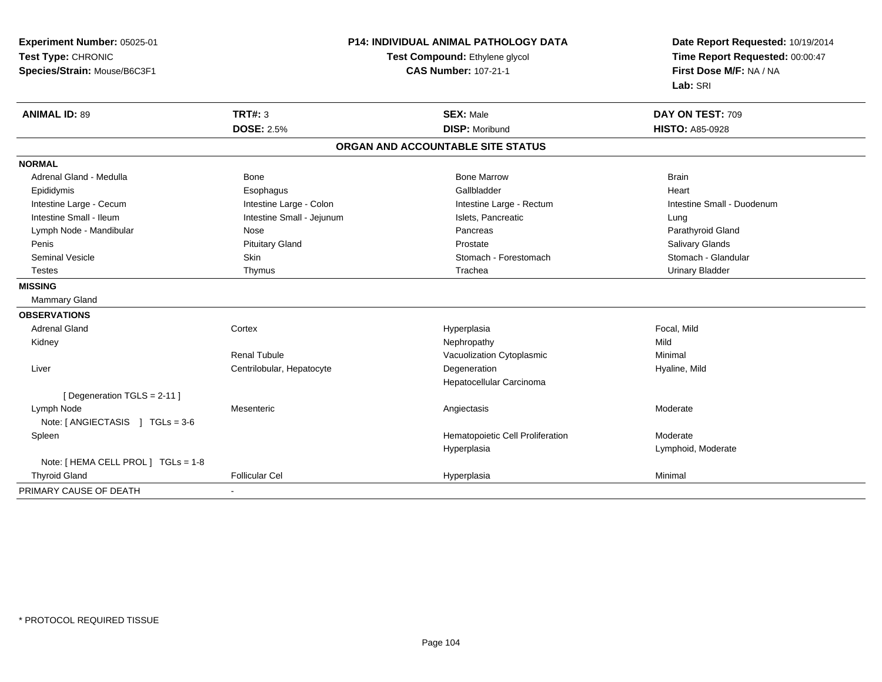**Experiment Number:** 05025-01
**Test Type:** CHRONIC
**Species/Strain:** Mouse/B6C3F1

**P14: INDIVIDUAL ANIMAL PATHOLOGY DATA**
**Test Compound:** Ethylene glycol
**CAS Number:** 107-21-1

**Date Report Requested:** 10/19/2014
**Time Report Requested:** 00:00:47
**First Dose M/F:** NA / NA
**Lab:** SRI

| **ANIMAL ID:** 89 | **TRT#:** 3 | **SEX:** Male | **DAY ON TEST:** 709 |
|---|---|---|---|
| | **DOSE:** 2.5% | **DISP:** Moribund | **HISTO:** A85-0928 |

## ORGAN AND ACCOUNTABLE SITE STATUS

| | | | |
|---|---|---|---|
| **NORMAL** | | | |
| Adrenal Gland - Medulla | Bone | Bone Marrow | Brain |
| Epididymis | Esophagus | Gallbladder | Heart |
| Intestine Large - Cecum | Intestine Large - Colon | Intestine Large - Rectum | Intestine Small - Duodenum |
| Intestine Small - Ileum | Intestine Small - Jejunum | Islets, Pancreatic | Lung |
| Lymph Node - Mandibular | Nose | Pancreas | Parathyroid Gland |
| Penis | Pituitary Gland | Prostate | Salivary Glands |
| Seminal Vesicle | Skin | Stomach - Forestomach | Stomach - Glandular |
| Testes | Thymus | Trachea | Urinary Bladder |
| **MISSING** | | | |
| Mammary Gland | | | |
| **OBSERVATIONS** | | | |
| Adrenal Gland | Cortex | Hyperplasia | Focal, Mild |
| Kidney | | Nephropathy | Mild |
| | Renal Tubule | Vacuolization Cytoplasmic | Minimal |
| Liver | Centrilobular, Hepatocyte | Degeneration | Hyaline, Mild |
| | | Hepatocellular Carcinoma | |
| [ Degeneration TGLS = 2-11 ] | | | |
| Lymph Node | Mesenteric | Angiectasis | Moderate |
| Note: [ ANGIECTASIS ] TGLs = 3-6 | | | |
| Spleen | | Hematopoietic Cell Proliferation | Moderate |
| | | Hyperplasia | Lymphoid, Moderate |
| Note: [ HEMA CELL PROL ] TGLs = 1-8 | | | |
| Thyroid Gland | Follicular Cel | Hyperplasia | Minimal |
| PRIMARY CAUSE OF DEATH | - | | |

* PROTOCOL REQUIRED TISSUE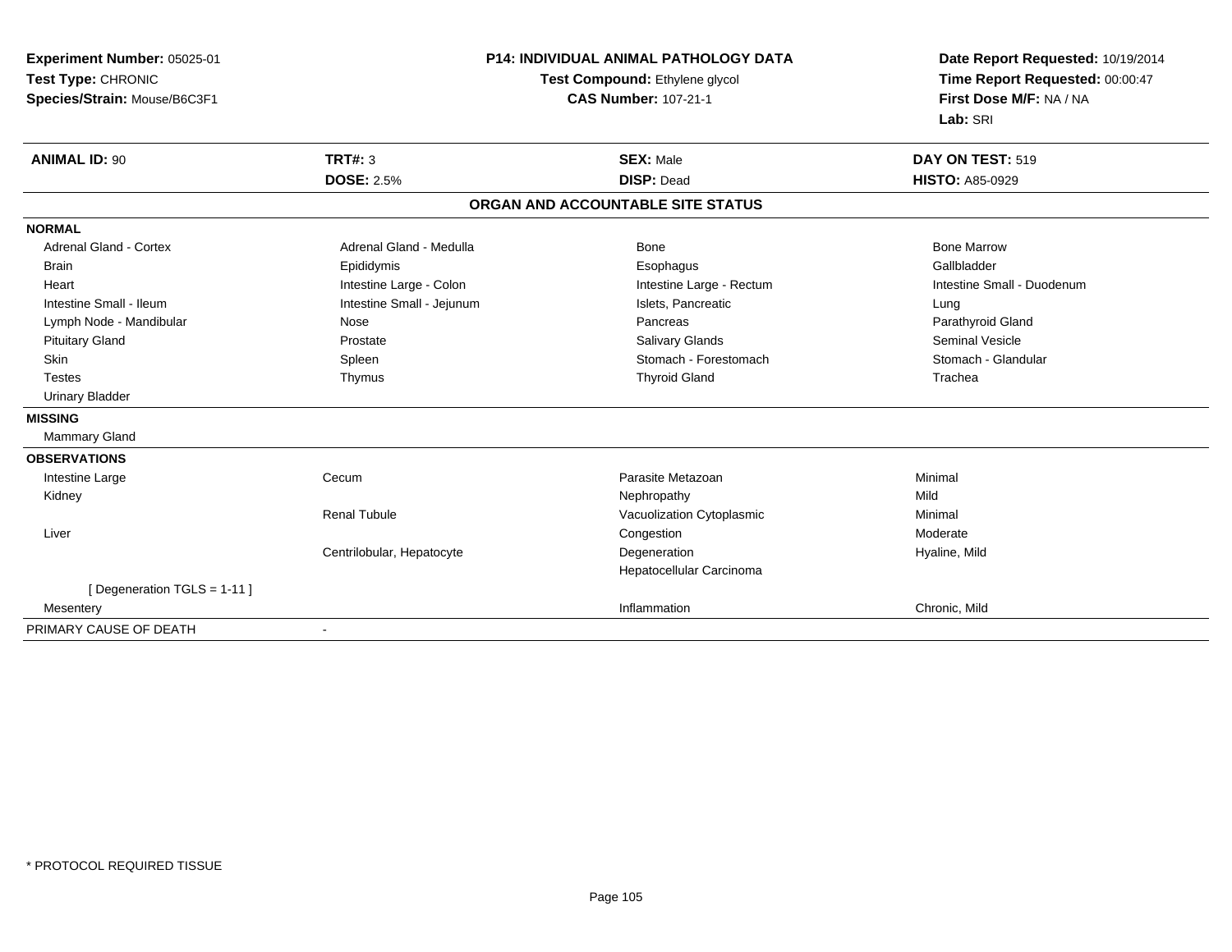**Experiment Number:** 05025-01
**Test Type:** CHRONIC
**Species/Strain:** Mouse/B6C3F1

**P14: INDIVIDUAL ANIMAL PATHOLOGY DATA**
**Test Compound:** Ethylene glycol
**CAS Number:** 107-21-1

**Date Report Requested:** 10/19/2014
**Time Report Requested:** 00:00:47
**First Dose M/F:** NA / NA
**Lab:** SRI

| **ANIMAL ID:** 90 | **TRT#:** 3 | **SEX:** Male | **DAY ON TEST:** 519 |
|---|---|---|---|
| | **DOSE:** 2.5% | **DISP:** Dead | **HISTO:** A85-0929 |

## ORGAN AND ACCOUNTABLE SITE STATUS

| | | | |
|---|---|---|---|
| **NORMAL** | | | |
| Adrenal Gland - Cortex | Adrenal Gland - Medulla | Bone | Bone Marrow |
| Brain | Epididymis | Esophagus | Gallbladder |
| Heart | Intestine Large - Colon | Intestine Large - Rectum | Intestine Small - Duodenum |
| Intestine Small - Ileum | Intestine Small - Jejunum | Islets, Pancreatic | Lung |
| Lymph Node - Mandibular | Nose | Pancreas | Parathyroid Gland |
| Pituitary Gland | Prostate | Salivary Glands | Seminal Vesicle |
| Skin | Spleen | Stomach - Forestomach | Stomach - Glandular |
| Testes | Thymus | Thyroid Gland | Trachea |
| Urinary Bladder | | | |
| **MISSING** | | | |
| Mammary Gland | | | |
| **OBSERVATIONS** | | | |
| Intestine Large | Cecum | Parasite Metazoan | Minimal |
| Kidney | | Nephropathy | Mild |
| | Renal Tubule | Vacuolization Cytoplasmic | Minimal |
| Liver | | Congestion | Moderate |
| | Centrilobular, Hepatocyte | Degeneration | Hyaline, Mild |
| | | Hepatocellular Carcinoma | |
| [ Degeneration TGLS = 1-11 ] | | | |
| Mesentery | | Inflammation | Chronic, Mild |
| PRIMARY CAUSE OF DEATH | - | | |

* PROTOCOL REQUIRED TISSUE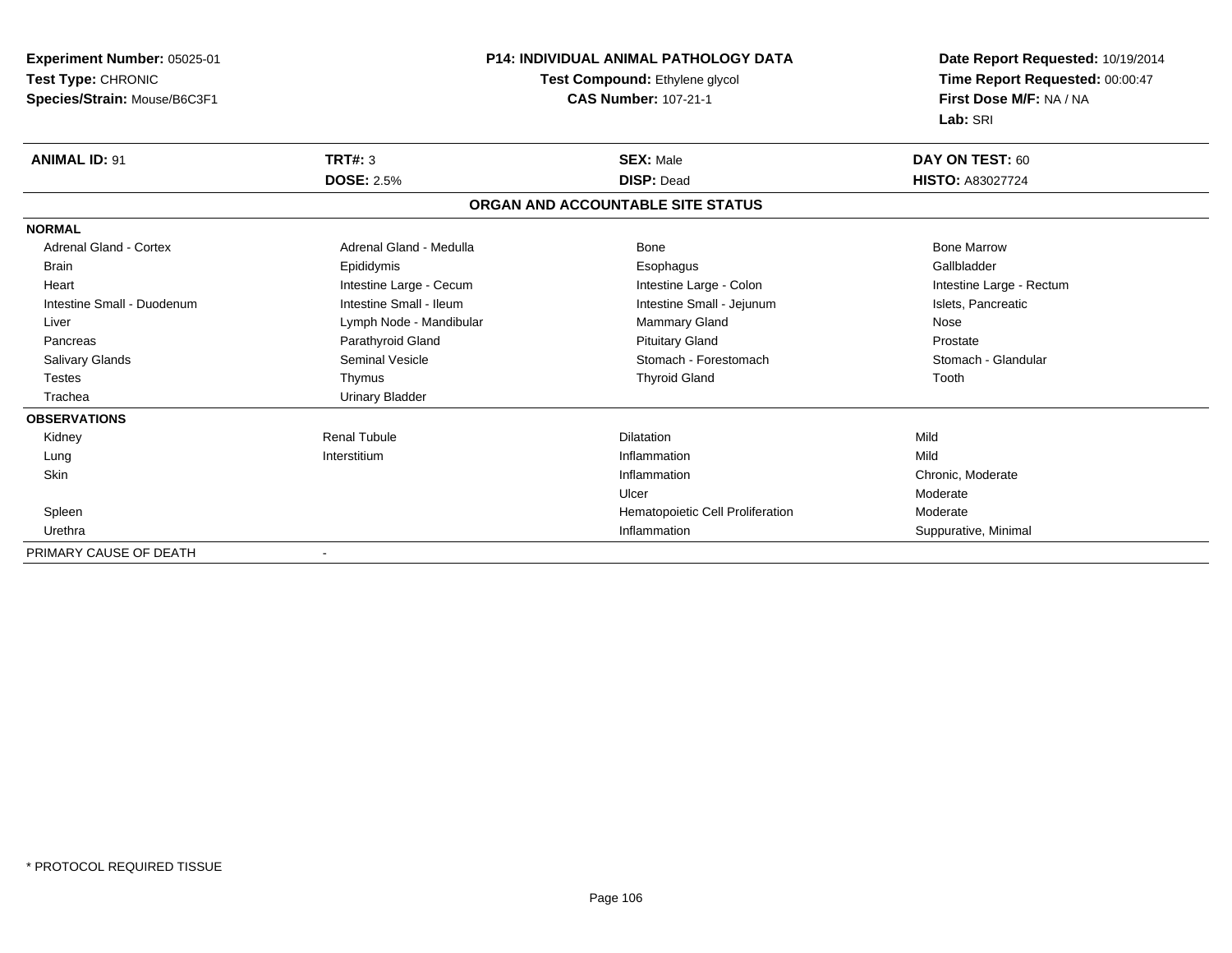**Experiment Number:** 05025-01
**Test Type:** CHRONIC
**Species/Strain:** Mouse/B6C3F1

**P14: INDIVIDUAL ANIMAL PATHOLOGY DATA**
**Test Compound:** Ethylene glycol
**CAS Number:** 107-21-1

**Date Report Requested:** 10/19/2014
**Time Report Requested:** 00:00:47
**First Dose M/F:** NA / NA
**Lab:** SRI

| **ANIMAL ID:** 91 | **TRT#:** 3 | **SEX:** Male | **DAY ON TEST:** 60 |
|---|---|---|---|
| | **DOSE:** 2.5% | **DISP:** Dead | **HISTO:** A83027724 |

## ORGAN AND ACCOUNTABLE SITE STATUS

| | | | |
|---|---|---|---|
| **NORMAL** | | | |
| Adrenal Gland - Cortex | Adrenal Gland - Medulla | Bone | Bone Marrow |
| Brain | Epididymis | Esophagus | Gallbladder |
| Heart | Intestine Large - Cecum | Intestine Large - Colon | Intestine Large - Rectum |
| Intestine Small - Duodenum | Intestine Small - Ileum | Intestine Small - Jejunum | Islets, Pancreatic |
| Liver | Lymph Node - Mandibular | Mammary Gland | Nose |
| Pancreas | Parathyroid Gland | Pituitary Gland | Prostate |
| Salivary Glands | Seminal Vesicle | Stomach - Forestomach | Stomach - Glandular |
| Testes | Thymus | Thyroid Gland | Tooth |
| Trachea | Urinary Bladder | | |
| **OBSERVATIONS** | | | |
| Kidney | Renal Tubule | Dilatation | Mild |
| Lung | Interstitium | Inflammation | Mild |
| Skin | | Inflammation | Chronic, Moderate |
| | | Ulcer | Moderate |
| Spleen | | Hematopoietic Cell Proliferation | Moderate |
| Urethra | | Inflammation | Suppurative, Minimal |
| PRIMARY CAUSE OF DEATH | - | | |

* PROTOCOL REQUIRED TISSUE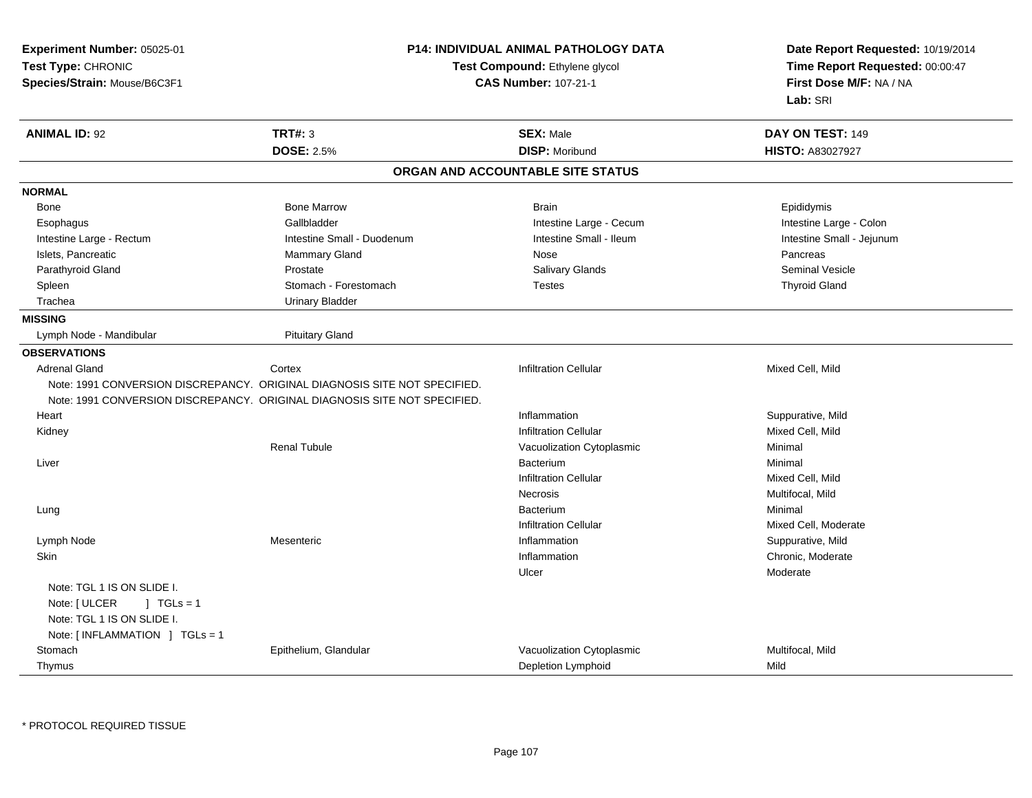**Experiment Number:** 05025-01
**Test Type:** CHRONIC
**Species/Strain:** Mouse/B6C3F1

**P14: INDIVIDUAL ANIMAL PATHOLOGY DATA**
**Test Compound:** Ethylene glycol
**CAS Number:** 107-21-1

**Date Report Requested:** 10/19/2014
**Time Report Requested:** 00:00:47
**First Dose M/F:** NA / NA
**Lab:** SRI

| **ANIMAL ID:** 92 | **TRT#:** 3 | **SEX:** Male | **DAY ON TEST:** 149 |
|---|---|---|---|
| | **DOSE:** 2.5% | **DISP:** Moribund | **HISTO:** A83027927 |

## ORGAN AND ACCOUNTABLE SITE STATUS

| | | | |
|---|---|---|---|
| **NORMAL** | | | |
| Bone | Bone Marrow | Brain | Epididymis |
| Esophagus | Gallbladder | Intestine Large - Cecum | Intestine Large - Colon |
| Intestine Large - Rectum | Intestine Small - Duodenum | Intestine Small - Ileum | Intestine Small - Jejunum |
| Islets, Pancreatic | Mammary Gland | Nose | Pancreas |
| Parathyroid Gland | Prostate | Salivary Glands | Seminal Vesicle |
| Spleen | Stomach - Forestomach | Testes | Thyroid Gland |
| Trachea | Urinary Bladder | | |
| **MISSING** | | | |
| Lymph Node - Mandibular | Pituitary Gland | | |
| **OBSERVATIONS** | | | |
| Adrenal Gland | Cortex | Infiltration Cellular | Mixed Cell, Mild |
| Note: 1991 CONVERSION DISCREPANCY. ORIGINAL DIAGNOSIS SITE NOT SPECIFIED. | | | |
| Note: 1991 CONVERSION DISCREPANCY. ORIGINAL DIAGNOSIS SITE NOT SPECIFIED. | | | |
| Heart | | Inflammation | Suppurative, Mild |
| Kidney | | Infiltration Cellular | Mixed Cell, Mild |
| | Renal Tubule | Vacuolization Cytoplasmic | Minimal |
| Liver | | Bacterium | Minimal |
| | | Infiltration Cellular | Mixed Cell, Mild |
| | | Necrosis | Multifocal, Mild |
| Lung | | Bacterium | Minimal |
| | | Infiltration Cellular | Mixed Cell, Moderate |
| Lymph Node | Mesenteric | Inflammation | Suppurative, Mild |
| Skin | | Inflammation | Chronic, Moderate |
| | | Ulcer | Moderate |
| Note: TGL 1 IS ON SLIDE I. | | | |
| Note: [ ULCER ] TGLs = 1 | | | |
| Note: TGL 1 IS ON SLIDE I. | | | |
| Note: [ INFLAMMATION ] TGLs = 1 | | | |
| Stomach | Epithelium, Glandular | Vacuolization Cytoplasmic | Multifocal, Mild |
| Thymus | | Depletion Lymphoid | Mild |

* PROTOCOL REQUIRED TISSUE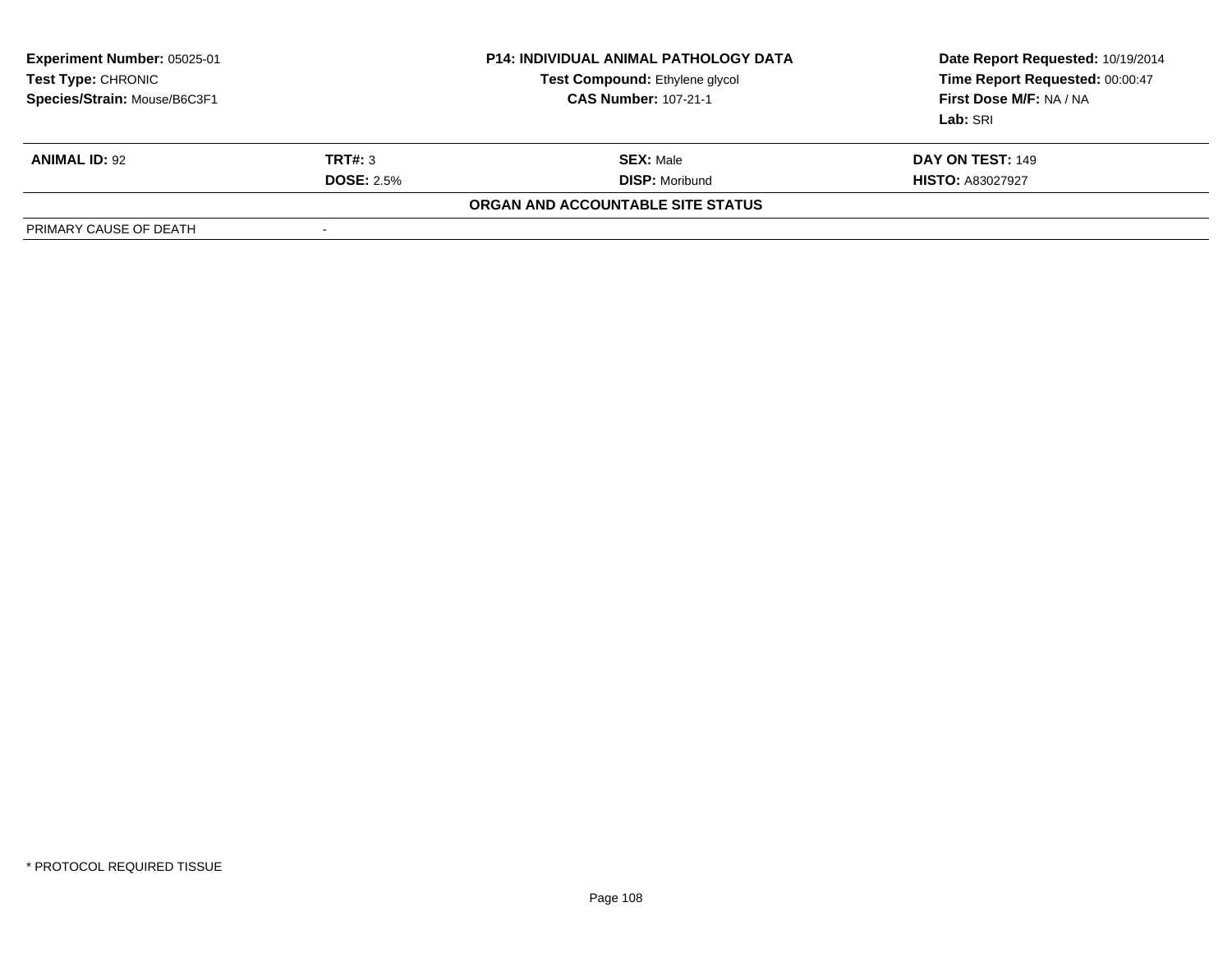**Experiment Number:** 05025-01
**Test Type:** CHRONIC
**Species/Strain:** Mouse/B6C3F1

**P14: INDIVIDUAL ANIMAL PATHOLOGY DATA**
**Test Compound:** Ethylene glycol
**CAS Number:** 107-21-1

**Date Report Requested:** 10/19/2014
**Time Report Requested:** 00:00:47
**First Dose M/F:** NA / NA
**Lab:** SRI

| **ANIMAL ID:** 92 | **TRT#:** 3 | **SEX:** Male | **DAY ON TEST:** 149 |
|---|---|---|---|
| | **DOSE:** 2.5% | **DISP:** Moribund | **HISTO:** A83027927 |

**ORGAN AND ACCOUNTABLE SITE STATUS**

| PRIMARY CAUSE OF DEATH | - |
|---|---|

* PROTOCOL REQUIRED TISSUE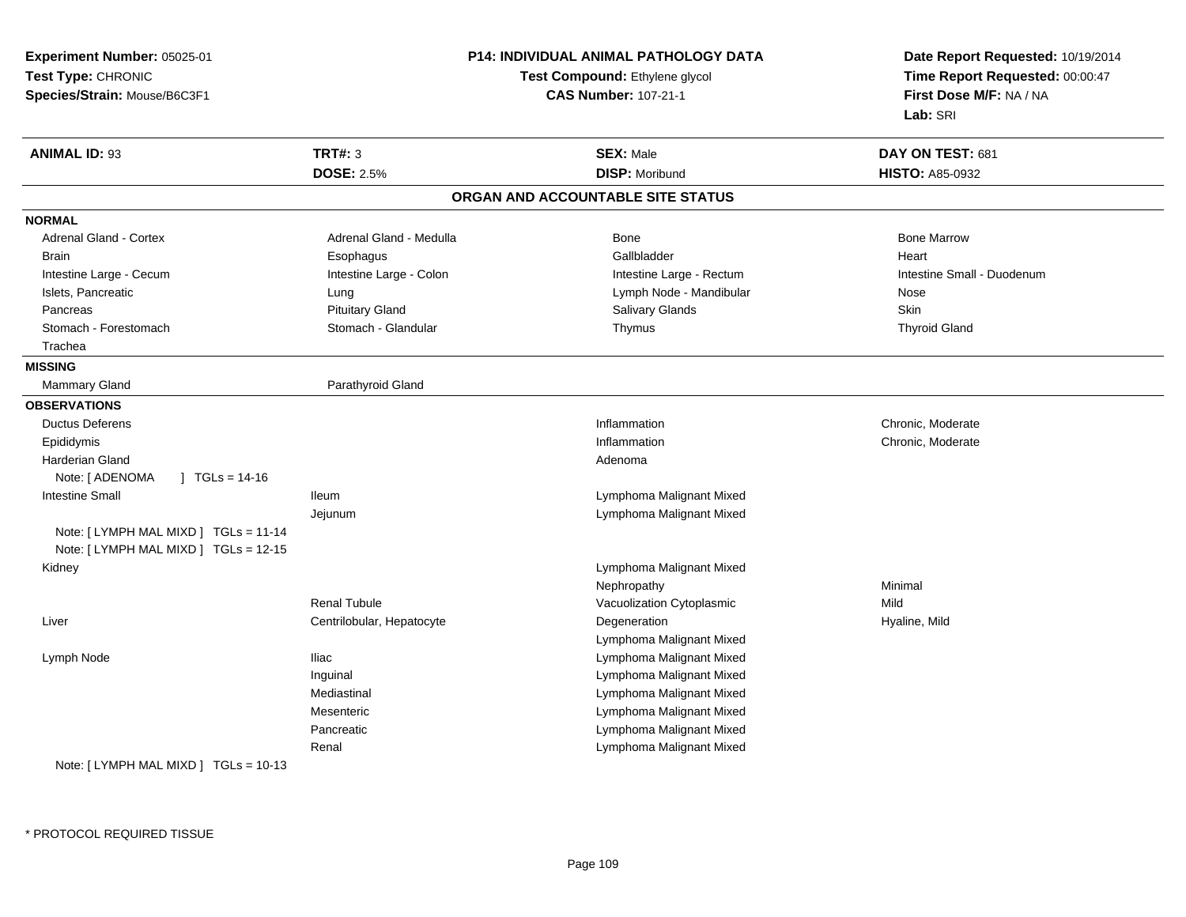**Experiment Number:** 05025-01
**Test Type:** CHRONIC
**Species/Strain:** Mouse/B6C3F1

**P14: INDIVIDUAL ANIMAL PATHOLOGY DATA**
**Test Compound:** Ethylene glycol
**CAS Number:** 107-21-1

**Date Report Requested:** 10/19/2014
**Time Report Requested:** 00:00:47
**First Dose M/F:** NA / NA
**Lab:** SRI

| **ANIMAL ID:** 93 | **TRT#:** 3 | **SEX:** Male | **DAY ON TEST:** 681 |
|---|---|---|---|
| | **DOSE:** 2.5% | **DISP:** Moribund | **HISTO:** A85-0932 |

## ORGAN AND ACCOUNTABLE SITE STATUS

**NORMAL**

| | | | |
|---|---|---|---|
| Adrenal Gland - Cortex | Adrenal Gland - Medulla | Bone | Bone Marrow |
| Brain | Esophagus | Gallbladder | Heart |
| Intestine Large - Cecum | Intestine Large - Colon | Intestine Large - Rectum | Intestine Small - Duodenum |
| Islets, Pancreatic | Lung | Lymph Node - Mandibular | Nose |
| Pancreas | Pituitary Gland | Salivary Glands | Skin |
| Stomach - Forestomach | Stomach - Glandular | Thymus | Thyroid Gland |
| Trachea | | | |

**MISSING**

| | |
|---|---|
| Mammary Gland | Parathyroid Gland |

**OBSERVATIONS**

| Organ | Site | Observation | Qualifier |
|---|---|---|---|
| Ductus Deferens | | Inflammation | Chronic, Moderate |
| Epididymis | | Inflammation | Chronic, Moderate |
| Harderian Gland | | Adenoma | |
| Note: [ ADENOMA ] TGLs = 14-16 | | | |
| Intestine Small | Ileum | Lymphoma Malignant Mixed | |
| | Jejunum | Lymphoma Malignant Mixed | |
| Note: [ LYMPH MAL MIXD ] TGLs = 11-14 | | | |
| Note: [ LYMPH MAL MIXD ] TGLs = 12-15 | | | |
| Kidney | | Lymphoma Malignant Mixed | |
| | | Nephropathy | Minimal |
| | Renal Tubule | Vacuolization Cytoplasmic | Mild |
| Liver | Centrilobular, Hepatocyte | Degeneration | Hyaline, Mild |
| | | Lymphoma Malignant Mixed | |
| Lymph Node | Iliac | Lymphoma Malignant Mixed | |
| | Inguinal | Lymphoma Malignant Mixed | |
| | Mediastinal | Lymphoma Malignant Mixed | |
| | Mesenteric | Lymphoma Malignant Mixed | |
| | Pancreatic | Lymphoma Malignant Mixed | |
| | Renal | Lymphoma Malignant Mixed | |
| Note: [ LYMPH MAL MIXD ] TGLs = 10-13 | | | |

* PROTOCOL REQUIRED TISSUE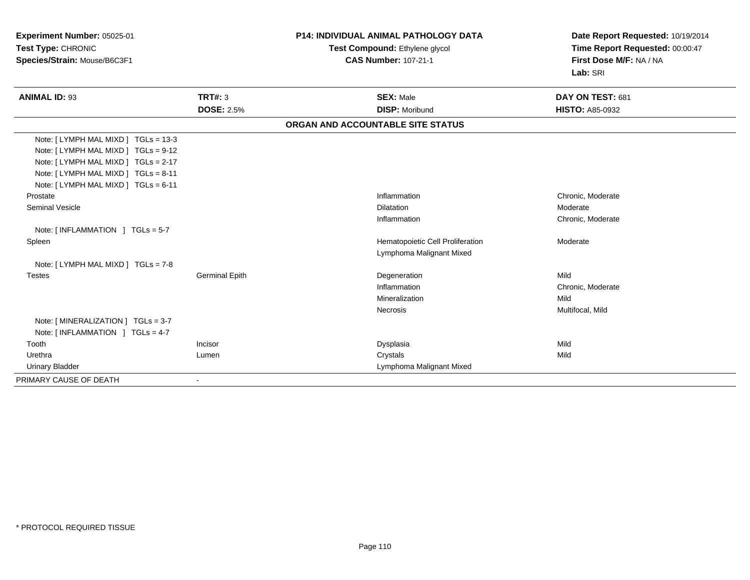**Experiment Number:** 05025-01
**Test Type:** CHRONIC
**Species/Strain:** Mouse/B6C3F1

**P14: INDIVIDUAL ANIMAL PATHOLOGY DATA**
**Test Compound:** Ethylene glycol
**CAS Number:** 107-21-1

**Date Report Requested:** 10/19/2014
**Time Report Requested:** 00:00:47
**First Dose M/F:** NA / NA
**Lab:** SRI

| **ANIMAL ID:** 93 | **TRT#:** 3 | **SEX:** Male | **DAY ON TEST:** 681 |
|---|---|---|---|
| | **DOSE:** 2.5% | **DISP:** Moribund | **HISTO:** A85-0932 |

## ORGAN AND ACCOUNTABLE SITE STATUS

| | | | |
|---|---|---|---|
| Note: [ LYMPH MAL MIXD ] TGLs = 13-3 | | | |
| Note: [ LYMPH MAL MIXD ] TGLs = 9-12 | | | |
| Note: [ LYMPH MAL MIXD ] TGLs = 2-17 | | | |
| Note: [ LYMPH MAL MIXD ] TGLs = 8-11 | | | |
| Note: [ LYMPH MAL MIXD ] TGLs = 6-11 | | | |
| Prostate | | Inflammation | Chronic, Moderate |
| Seminal Vesicle | | Dilatation | Moderate |
| | | Inflammation | Chronic, Moderate |
| Note: [ INFLAMMATION ] TGLs = 5-7 | | | |
| Spleen | | Hematopoietic Cell Proliferation | Moderate |
| | | Lymphoma Malignant Mixed | |
| Note: [ LYMPH MAL MIXD ] TGLs = 7-8 | | | |
| Testes | Germinal Epith | Degeneration | Mild |
| | | Inflammation | Chronic, Moderate |
| | | Mineralization | Mild |
| | | Necrosis | Multifocal, Mild |
| Note: [ MINERALIZATION ] TGLs = 3-7 | | | |
| Note: [ INFLAMMATION ] TGLs = 4-7 | | | |
| Tooth | Incisor | Dysplasia | Mild |
| Urethra | Lumen | Crystals | Mild |
| Urinary Bladder | | Lymphoma Malignant Mixed | |
| PRIMARY CAUSE OF DEATH | - | | |

* PROTOCOL REQUIRED TISSUE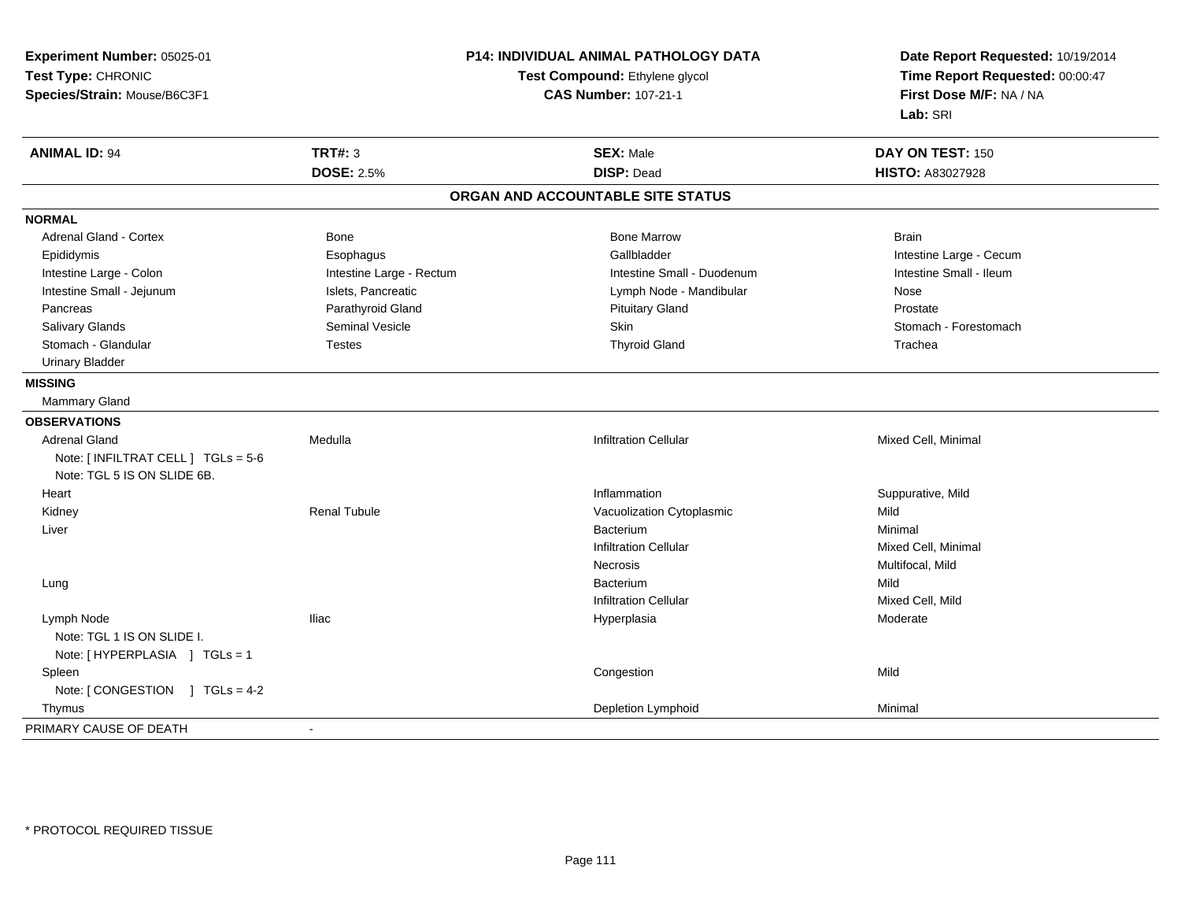**Experiment Number:** 05025-01
**Test Type:** CHRONIC
**Species/Strain:** Mouse/B6C3F1

**P14: INDIVIDUAL ANIMAL PATHOLOGY DATA**
**Test Compound:** Ethylene glycol
**CAS Number:** 107-21-1

**Date Report Requested:** 10/19/2014
**Time Report Requested:** 00:00:47
**First Dose M/F:** NA / NA
**Lab:** SRI

| **ANIMAL ID:** 94 | **TRT#:** 3 | **SEX:** Male | **DAY ON TEST:** 150 |
|---|---|---|---|
| | **DOSE:** 2.5% | **DISP:** Dead | **HISTO:** A83027928 |

## ORGAN AND ACCOUNTABLE SITE STATUS

**NORMAL**

| | | | |
|---|---|---|---|
| Adrenal Gland - Cortex | Bone | Bone Marrow | Brain |
| Epididymis | Esophagus | Gallbladder | Intestine Large - Cecum |
| Intestine Large - Colon | Intestine Large - Rectum | Intestine Small - Duodenum | Intestine Small - Ileum |
| Intestine Small - Jejunum | Islets, Pancreatic | Lymph Node - Mandibular | Nose |
| Pancreas | Parathyroid Gland | Pituitary Gland | Prostate |
| Salivary Glands | Seminal Vesicle | Skin | Stomach - Forestomach |
| Stomach - Glandular | Testes | Thyroid Gland | Trachea |
| Urinary Bladder | | | |

**MISSING**

Mammary Gland

**OBSERVATIONS**

| | | | |
|---|---|---|---|
| Adrenal Gland | Medulla | Infiltration Cellular | Mixed Cell, Minimal |
| Note: [ INFILTRAT CELL ] TGLs = 5-6 | | | |
| Note: TGL 5 IS ON SLIDE 6B. | | | |
| Heart | | Inflammation | Suppurative, Mild |
| Kidney | Renal Tubule | Vacuolization Cytoplasmic | Mild |
| Liver | | Bacterium | Minimal |
| | | Infiltration Cellular | Mixed Cell, Minimal |
| | | Necrosis | Multifocal, Mild |
| Lung | | Bacterium | Mild |
| | | Infiltration Cellular | Mixed Cell, Mild |
| Lymph Node | Iliac | Hyperplasia | Moderate |
| Note: TGL 1 IS ON SLIDE I. | | | |
| Note: [ HYPERPLASIA ] TGLs = 1 | | | |
| Spleen | | Congestion | Mild |
| Note: [ CONGESTION ] TGLs = 4-2 | | | |
| Thymus | | Depletion Lymphoid | Minimal |

PRIMARY CAUSE OF DEATH -

* PROTOCOL REQUIRED TISSUE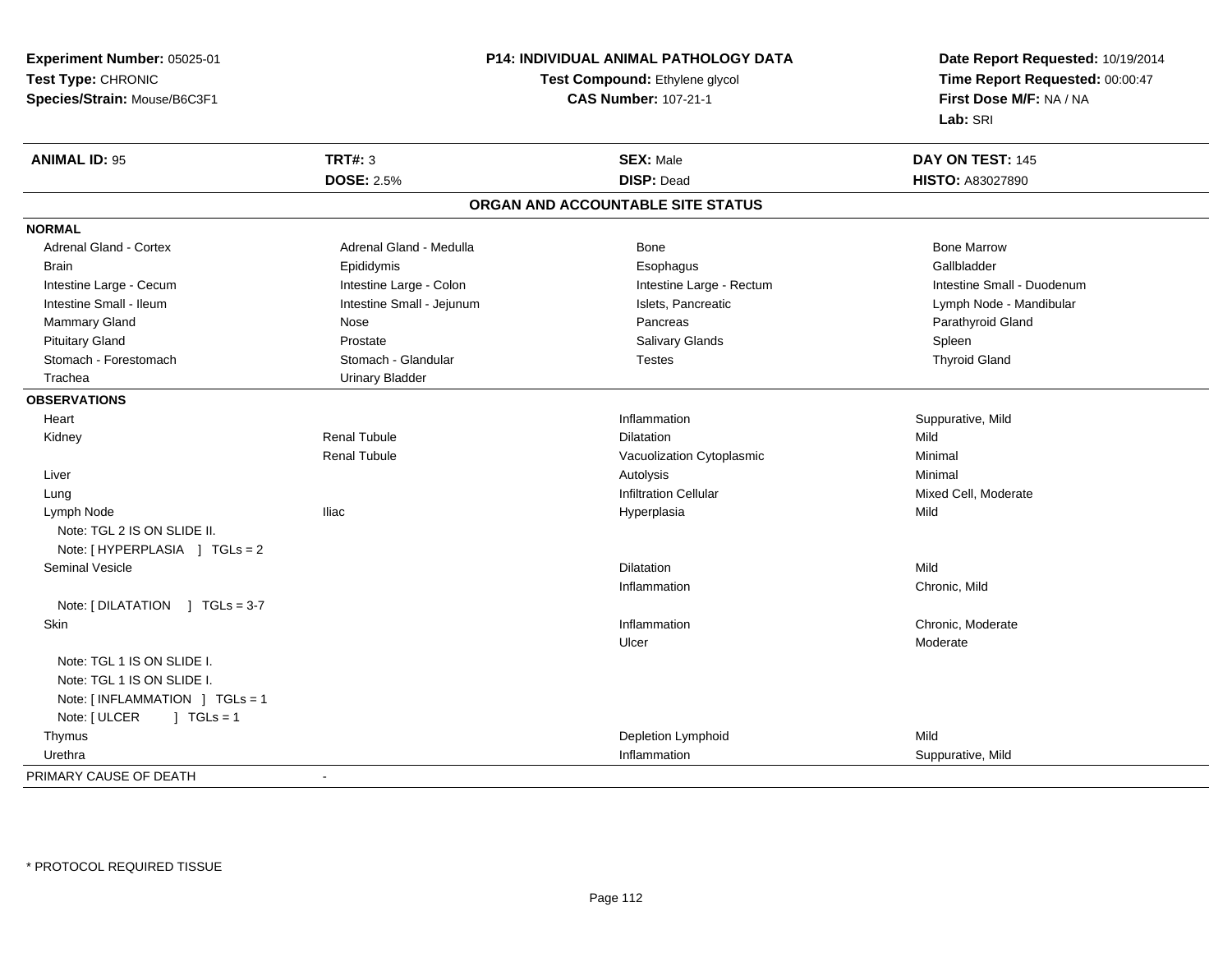**Experiment Number:** 05025-01
**Test Type:** CHRONIC
**Species/Strain:** Mouse/B6C3F1

**P14: INDIVIDUAL ANIMAL PATHOLOGY DATA**
**Test Compound:** Ethylene glycol
**CAS Number:** 107-21-1

**Date Report Requested:** 10/19/2014
**Time Report Requested:** 00:00:47
**First Dose M/F:** NA / NA
**Lab:** SRI

| **ANIMAL ID:** 95 | **TRT#:** 3 | **SEX:** Male | **DAY ON TEST:** 145 |
|---|---|---|---|
| | **DOSE:** 2.5% | **DISP:** Dead | **HISTO:** A83027890 |

## ORGAN AND ACCOUNTABLE SITE STATUS

| | | | |
|---|---|---|---|
| **NORMAL** | | | |
| Adrenal Gland - Cortex | Adrenal Gland - Medulla | Bone | Bone Marrow |
| Brain | Epididymis | Esophagus | Gallbladder |
| Intestine Large - Cecum | Intestine Large - Colon | Intestine Large - Rectum | Intestine Small - Duodenum |
| Intestine Small - Ileum | Intestine Small - Jejunum | Islets, Pancreatic | Lymph Node - Mandibular |
| Mammary Gland | Nose | Pancreas | Parathyroid Gland |
| Pituitary Gland | Prostate | Salivary Glands | Spleen |
| Stomach - Forestomach | Stomach - Glandular | Testes | Thyroid Gland |
| Trachea | Urinary Bladder | | |
| **OBSERVATIONS** | | | |
| Heart | | Inflammation | Suppurative, Mild |
| Kidney | Renal Tubule | Dilatation | Mild |
| | Renal Tubule | Vacuolization Cytoplasmic | Minimal |
| Liver | | Autolysis | Minimal |
| Lung | | Infiltration Cellular | Mixed Cell, Moderate |
| Lymph Node | Iliac | Hyperplasia | Mild |
| Note: TGL 2 IS ON SLIDE II. | | | |
| Note: [ HYPERPLASIA ] TGLs = 2 | | | |
| Seminal Vesicle | | Dilatation | Mild |
| | | Inflammation | Chronic, Mild |
| Note: [ DILATATION ] TGLs = 3-7 | | | |
| Skin | | Inflammation | Chronic, Moderate |
| | | Ulcer | Moderate |
| Note: TGL 1 IS ON SLIDE I. | | | |
| Note: TGL 1 IS ON SLIDE I. | | | |
| Note: [ INFLAMMATION ] TGLs = 1 | | | |
| Note: [ ULCER ] TGLs = 1 | | | |
| Thymus | | Depletion Lymphoid | Mild |
| Urethra | | Inflammation | Suppurative, Mild |
| PRIMARY CAUSE OF DEATH | - | | |

\* PROTOCOL REQUIRED TISSUE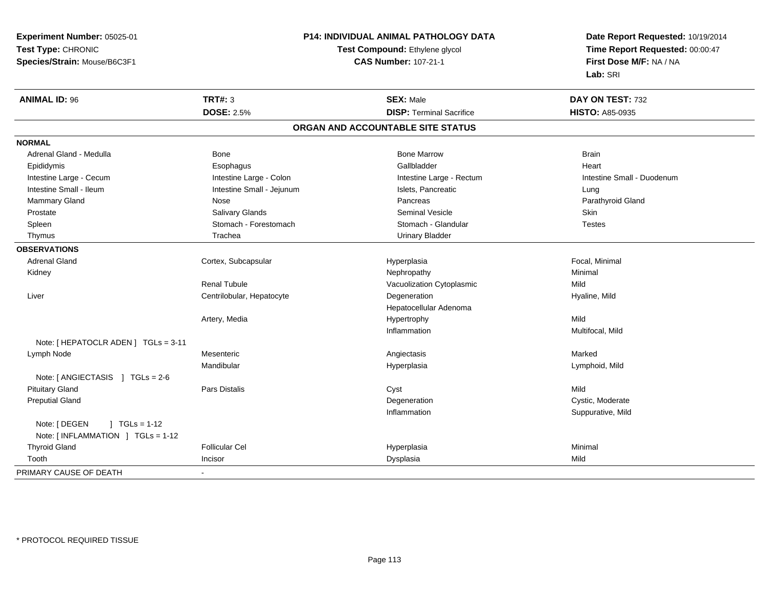**Experiment Number:** 05025-01
**Test Type:** CHRONIC
**Species/Strain:** Mouse/B6C3F1

**P14: INDIVIDUAL ANIMAL PATHOLOGY DATA**
**Test Compound:** Ethylene glycol
**CAS Number:** 107-21-1

**Date Report Requested:** 10/19/2014
**Time Report Requested:** 00:00:47
**First Dose M/F:** NA / NA
**Lab:** SRI

| **ANIMAL ID:** 96 | **TRT#:** 3 | **SEX:** Male | **DAY ON TEST:** 732 |
|---|---|---|---|
| | **DOSE:** 2.5% | **DISP:** Terminal Sacrifice | **HISTO:** A85-0935 |

## ORGAN AND ACCOUNTABLE SITE STATUS

| | | | |
|---|---|---|---|
| **NORMAL** | | | |
| Adrenal Gland - Medulla | Bone | Bone Marrow | Brain |
| Epididymis | Esophagus | Gallbladder | Heart |
| Intestine Large - Cecum | Intestine Large - Colon | Intestine Large - Rectum | Intestine Small - Duodenum |
| Intestine Small - Ileum | Intestine Small - Jejunum | Islets, Pancreatic | Lung |
| Mammary Gland | Nose | Pancreas | Parathyroid Gland |
| Prostate | Salivary Glands | Seminal Vesicle | Skin |
| Spleen | Stomach - Forestomach | Stomach - Glandular | Testes |
| Thymus | Trachea | Urinary Bladder | |
| **OBSERVATIONS** | | | |
| Adrenal Gland | Cortex, Subcapsular | Hyperplasia | Focal, Minimal |
| Kidney | | Nephropathy | Minimal |
| | Renal Tubule | Vacuolization Cytoplasmic | Mild |
| Liver | Centrilobular, Hepatocyte | Degeneration | Hyaline, Mild |
| | | Hepatocellular Adenoma | |
| | Artery, Media | Hypertrophy | Mild |
| | | Inflammation | Multifocal, Mild |
| Note: [ HEPATOCLR ADEN ] TGLs = 3-11 | | | |
| Lymph Node | Mesenteric | Angiectasis | Marked |
| | Mandibular | Hyperplasia | Lymphoid, Mild |
| Note: [ ANGIECTASIS ] TGLs = 2-6 | | | |
| Pituitary Gland | Pars Distalis | Cyst | Mild |
| Preputial Gland | | Degeneration | Cystic, Moderate |
| | | Inflammation | Suppurative, Mild |
| Note: [ DEGEN ] TGLs = 1-12 | | | |
| Note: [ INFLAMMATION ] TGLs = 1-12 | | | |
| Thyroid Gland | Follicular Cel | Hyperplasia | Minimal |
| Tooth | Incisor | Dysplasia | Mild |
| PRIMARY CAUSE OF DEATH | - | | |

* PROTOCOL REQUIRED TISSUE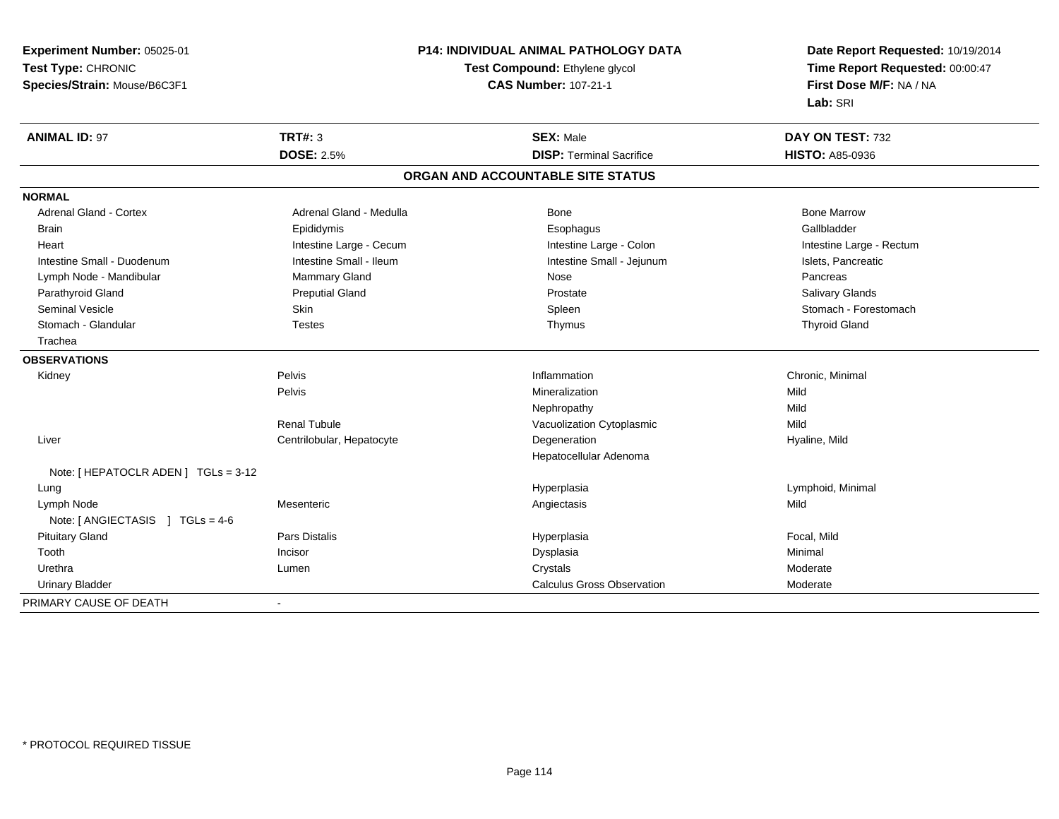**Experiment Number:** 05025-01
**Test Type:** CHRONIC
**Species/Strain:** Mouse/B6C3F1

**P14: INDIVIDUAL ANIMAL PATHOLOGY DATA**
**Test Compound:** Ethylene glycol
**CAS Number:** 107-21-1

**Date Report Requested:** 10/19/2014
**Time Report Requested:** 00:00:47
**First Dose M/F:** NA / NA
**Lab:** SRI

| **ANIMAL ID:** 97 | **TRT#:** 3 | **SEX:** Male | **DAY ON TEST:** 732 |
|---|---|---|---|
| | **DOSE:** 2.5% | **DISP:** Terminal Sacrifice | **HISTO:** A85-0936 |

## ORGAN AND ACCOUNTABLE SITE STATUS

**NORMAL**

| | | | |
|---|---|---|---|
| Adrenal Gland - Cortex | Adrenal Gland - Medulla | Bone | Bone Marrow |
| Brain | Epididymis | Esophagus | Gallbladder |
| Heart | Intestine Large - Cecum | Intestine Large - Colon | Intestine Large - Rectum |
| Intestine Small - Duodenum | Intestine Small - Ileum | Intestine Small - Jejunum | Islets, Pancreatic |
| Lymph Node - Mandibular | Mammary Gland | Nose | Pancreas |
| Parathyroid Gland | Preputial Gland | Prostate | Salivary Glands |
| Seminal Vesicle | Skin | Spleen | Stomach - Forestomach |
| Stomach - Glandular | Testes | Thymus | Thyroid Gland |
| Trachea | | | |

**OBSERVATIONS**

| | | | |
|---|---|---|---|
| Kidney | Pelvis | Inflammation | Chronic, Minimal |
| | Pelvis | Mineralization | Mild |
| | | Nephropathy | Mild |
| | Renal Tubule | Vacuolization Cytoplasmic | Mild |
| Liver | Centrilobular, Hepatocyte | Degeneration | Hyaline, Mild |
| | | Hepatocellular Adenoma | |
| Note: [ HEPATOCLR ADEN ] TGLs = 3-12 | | | |
| Lung | | Hyperplasia | Lymphoid, Minimal |
| Lymph Node | Mesenteric | Angiectasis | Mild |
| Note: [ ANGIECTASIS ] TGLs = 4-6 | | | |
| Pituitary Gland | Pars Distalis | Hyperplasia | Focal, Mild |
| Tooth | Incisor | Dysplasia | Minimal |
| Urethra | Lumen | Crystals | Moderate |
| Urinary Bladder | | Calculus Gross Observation | Moderate |

PRIMARY CAUSE OF DEATH -

* PROTOCOL REQUIRED TISSUE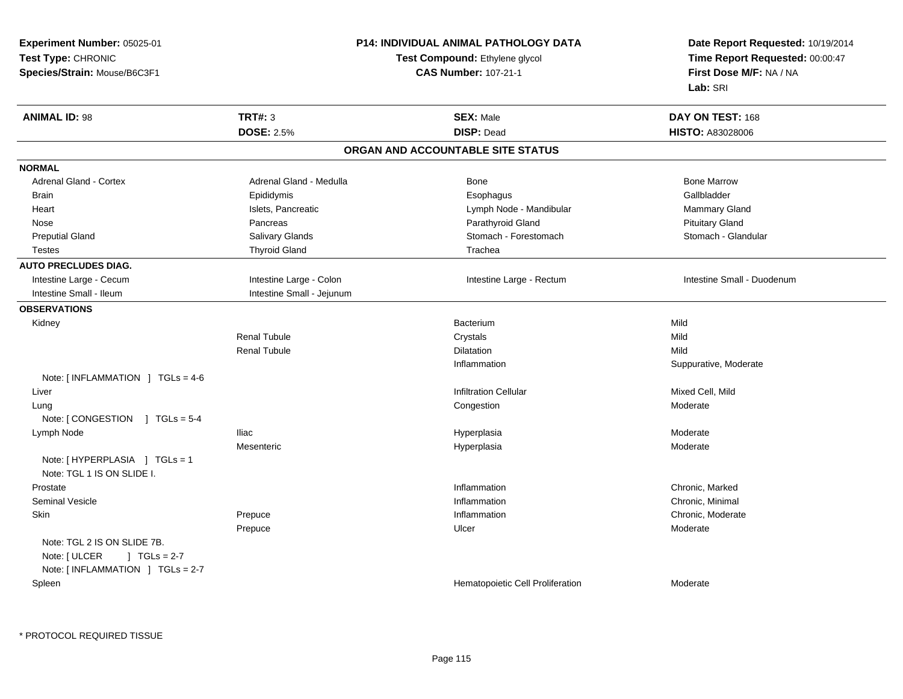**Experiment Number:** 05025-01
**Test Type:** CHRONIC
**Species/Strain:** Mouse/B6C3F1

**P14: INDIVIDUAL ANIMAL PATHOLOGY DATA**
**Test Compound:** Ethylene glycol
**CAS Number:** 107-21-1

**Date Report Requested:** 10/19/2014
**Time Report Requested:** 00:00:47
**First Dose M/F:** NA / NA
**Lab:** SRI

| **ANIMAL ID:** 98 | **TRT#:** 3 | **SEX:** Male | **DAY ON TEST:** 168 |
|---|---|---|---|
| | **DOSE:** 2.5% | **DISP:** Dead | **HISTO:** A83028006 |

## ORGAN AND ACCOUNTABLE SITE STATUS

**NORMAL**

| | | | |
|---|---|---|---|
| Adrenal Gland - Cortex | Adrenal Gland - Medulla | Bone | Bone Marrow |
| Brain | Epididymis | Esophagus | Gallbladder |
| Heart | Islets, Pancreatic | Lymph Node - Mandibular | Mammary Gland |
| Nose | Pancreas | Parathyroid Gland | Pituitary Gland |
| Preputial Gland | Salivary Glands | Stomach - Forestomach | Stomach - Glandular |
| Testes | Thyroid Gland | Trachea | |

**AUTO PRECLUDES DIAG.**

| | | | |
|---|---|---|---|
| Intestine Large - Cecum | Intestine Large - Colon | Intestine Large - Rectum | Intestine Small - Duodenum |
| Intestine Small - Ileum | Intestine Small - Jejunum | | |

**OBSERVATIONS**

| | | | |
|---|---|---|---|
| Kidney | | Bacterium | Mild |
| | Renal Tubule | Crystals | Mild |
| | Renal Tubule | Dilatation | Mild |
| | | Inflammation | Suppurative, Moderate |
| Note: [ INFLAMMATION ] TGLs = 4-6 | | | |
| Liver | | Infiltration Cellular | Mixed Cell, Mild |
| Lung | | Congestion | Moderate |
| Note: [ CONGESTION ] TGLs = 5-4 | | | |
| Lymph Node | Iliac | Hyperplasia | Moderate |
| | Mesenteric | Hyperplasia | Moderate |
| Note: [ HYPERPLASIA ] TGLs = 1 | | | |
| Note: TGL 1 IS ON SLIDE I. | | | |
| Prostate | | Inflammation | Chronic, Marked |
| Seminal Vesicle | | Inflammation | Chronic, Minimal |
| Skin | Prepuce | Inflammation | Chronic, Moderate |
| | Prepuce | Ulcer | Moderate |
| Note: TGL 2 IS ON SLIDE 7B. | | | |
| Note: [ ULCER ] TGLs = 2-7 | | | |
| Note: [ INFLAMMATION ] TGLs = 2-7 | | | |
| Spleen | | Hematopoietic Cell Proliferation | Moderate |

* PROTOCOL REQUIRED TISSUE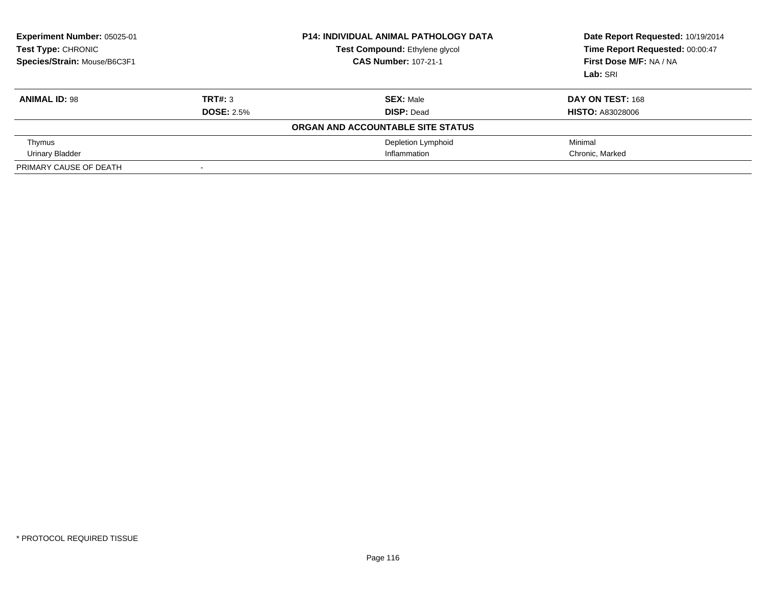**Experiment Number:** 05025-01
**Test Type:** CHRONIC
**Species/Strain:** Mouse/B6C3F1

**P14: INDIVIDUAL ANIMAL PATHOLOGY DATA**
**Test Compound:** Ethylene glycol
**CAS Number:** 107-21-1

**Date Report Requested:** 10/19/2014
**Time Report Requested:** 00:00:47
**First Dose M/F:** NA / NA
**Lab:** SRI

| **ANIMAL ID:** 98 | **TRT#:** 3 | **SEX:** Male | **DAY ON TEST:** 168 |
|---|---|---|---|
| | **DOSE:** 2.5% | **DISP:** Dead | **HISTO:** A83028006 |
| | | **ORGAN AND ACCOUNTABLE SITE STATUS** | |
| Thymus | | Depletion Lymphoid | Minimal |
| Urinary Bladder | | Inflammation | Chronic, Marked |
| PRIMARY CAUSE OF DEATH | - | | |

\* PROTOCOL REQUIRED TISSUE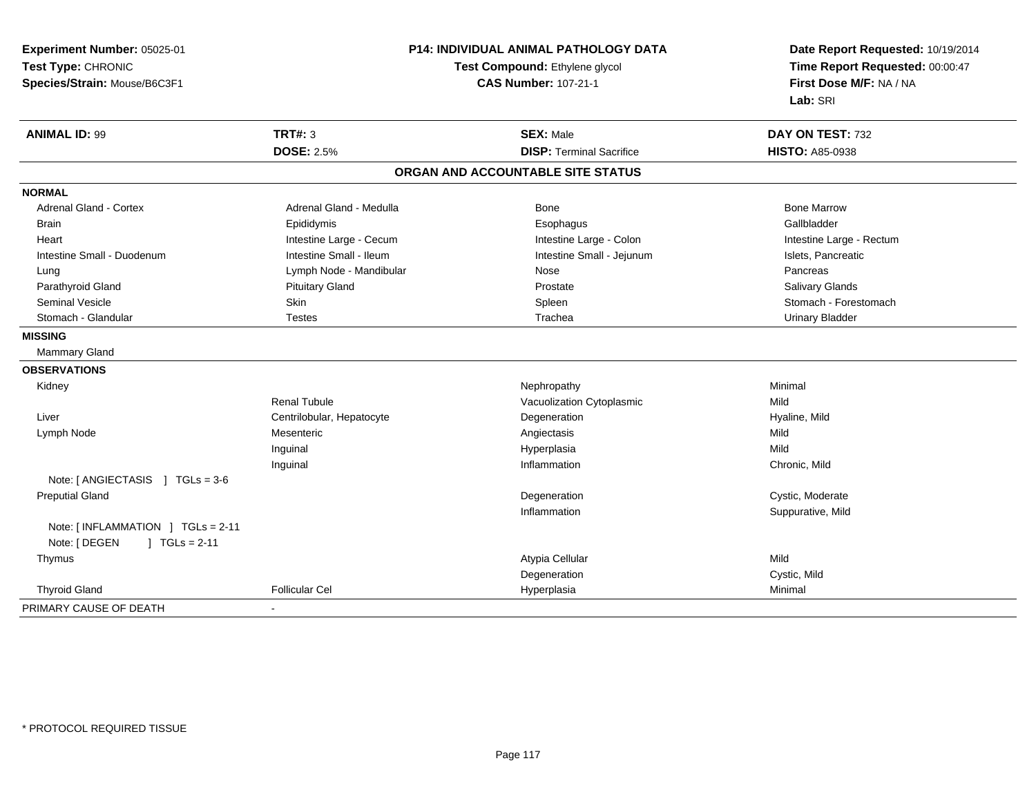**Experiment Number:** 05025-01
**Test Type:** CHRONIC
**Species/Strain:** Mouse/B6C3F1

**P14: INDIVIDUAL ANIMAL PATHOLOGY DATA**
**Test Compound:** Ethylene glycol
**CAS Number:** 107-21-1

**Date Report Requested:** 10/19/2014
**Time Report Requested:** 00:00:47
**First Dose M/F:** NA / NA
**Lab:** SRI

| **ANIMAL ID:** 99 | **TRT#:** 3 | **SEX:** Male | **DAY ON TEST:** 732 |
|---|---|---|---|
| | **DOSE:** 2.5% | **DISP:** Terminal Sacrifice | **HISTO:** A85-0938 |

## ORGAN AND ACCOUNTABLE SITE STATUS

| | | | |
|---|---|---|---|
| **NORMAL** | | | |
| Adrenal Gland - Cortex | Adrenal Gland - Medulla | Bone | Bone Marrow |
| Brain | Epididymis | Esophagus | Gallbladder |
| Heart | Intestine Large - Cecum | Intestine Large - Colon | Intestine Large - Rectum |
| Intestine Small - Duodenum | Intestine Small - Ileum | Intestine Small - Jejunum | Islets, Pancreatic |
| Lung | Lymph Node - Mandibular | Nose | Pancreas |
| Parathyroid Gland | Pituitary Gland | Prostate | Salivary Glands |
| Seminal Vesicle | Skin | Spleen | Stomach - Forestomach |
| Stomach - Glandular | Testes | Trachea | Urinary Bladder |
| **MISSING** | | | |
| Mammary Gland | | | |
| **OBSERVATIONS** | | | |
| Kidney | | Nephropathy | Minimal |
| | Renal Tubule | Vacuolization Cytoplasmic | Mild |
| Liver | Centrilobular, Hepatocyte | Degeneration | Hyaline, Mild |
| Lymph Node | Mesenteric | Angiectasis | Mild |
| | Inguinal | Hyperplasia | Mild |
| | Inguinal | Inflammation | Chronic, Mild |
| Note: [ ANGIECTASIS ] TGLs = 3-6 | | | |
| Preputial Gland | | Degeneration | Cystic, Moderate |
| | | Inflammation | Suppurative, Mild |
| Note: [ INFLAMMATION ] TGLs = 2-11 | | | |
| Note: [ DEGEN ] TGLs = 2-11 | | | |
| Thymus | | Atypia Cellular | Mild |
| | | Degeneration | Cystic, Mild |
| Thyroid Gland | Follicular Cel | Hyperplasia | Minimal |
| PRIMARY CAUSE OF DEATH | - | | |

* PROTOCOL REQUIRED TISSUE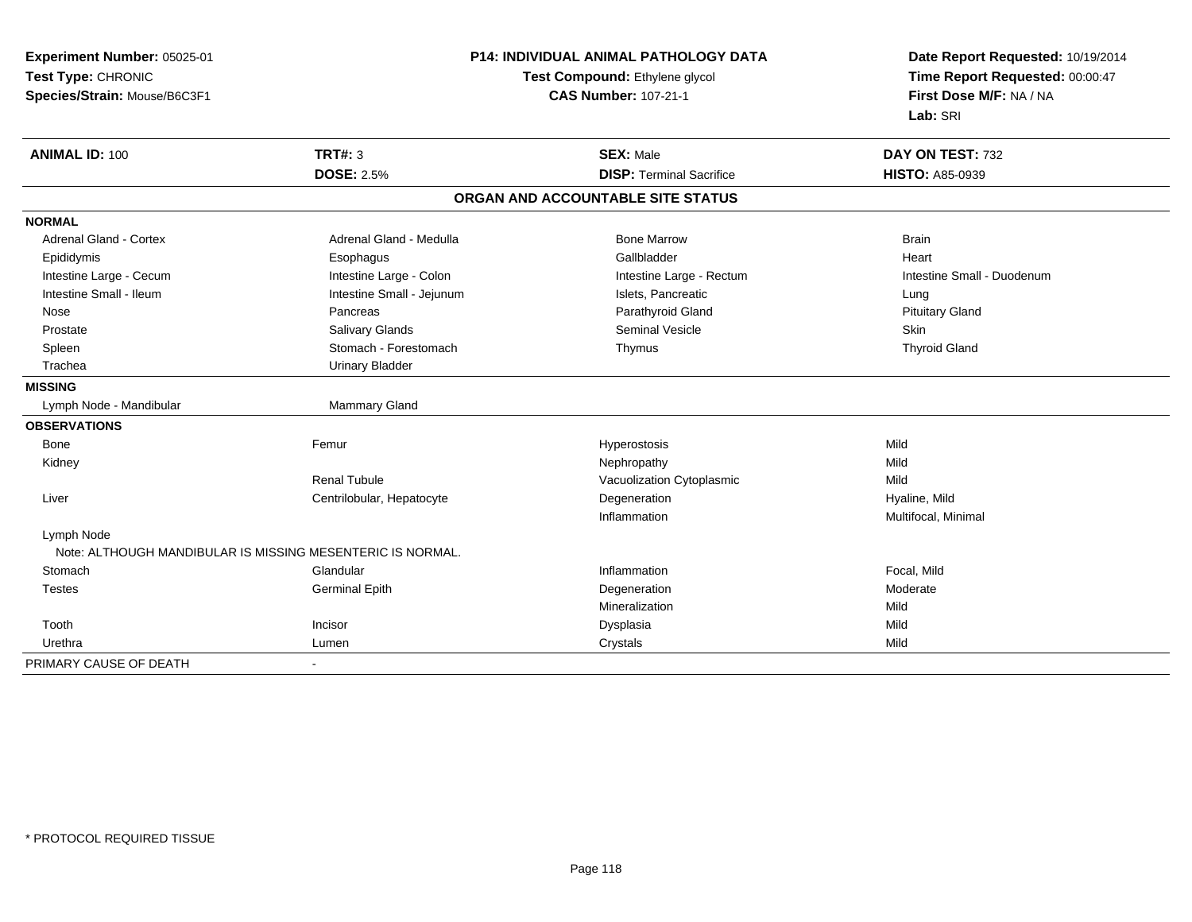**Experiment Number:** 05025-01
**Test Type:** CHRONIC
**Species/Strain:** Mouse/B6C3F1

**P14: INDIVIDUAL ANIMAL PATHOLOGY DATA**
**Test Compound:** Ethylene glycol
**CAS Number:** 107-21-1

**Date Report Requested:** 10/19/2014
**Time Report Requested:** 00:00:47
**First Dose M/F:** NA / NA
**Lab:** SRI

| **ANIMAL ID:** 100 | **TRT#:** 3 | **SEX:** Male | **DAY ON TEST:** 732 |
|---|---|---|---|
| | **DOSE:** 2.5% | **DISP:** Terminal Sacrifice | **HISTO:** A85-0939 |

## ORGAN AND ACCOUNTABLE SITE STATUS

| | | | |
|---|---|---|---|
| **NORMAL** | | | |
| Adrenal Gland - Cortex | Adrenal Gland - Medulla | Bone Marrow | Brain |
| Epididymis | Esophagus | Gallbladder | Heart |
| Intestine Large - Cecum | Intestine Large - Colon | Intestine Large - Rectum | Intestine Small - Duodenum |
| Intestine Small - Ileum | Intestine Small - Jejunum | Islets, Pancreatic | Lung |
| Nose | Pancreas | Parathyroid Gland | Pituitary Gland |
| Prostate | Salivary Glands | Seminal Vesicle | Skin |
| Spleen | Stomach - Forestomach | Thymus | Thyroid Gland |
| Trachea | Urinary Bladder | | |
| **MISSING** | | | |
| Lymph Node - Mandibular | Mammary Gland | | |
| **OBSERVATIONS** | | | |
| Bone | Femur | Hyperostosis | Mild |
| Kidney | | Nephropathy | Mild |
| | Renal Tubule | Vacuolization Cytoplasmic | Mild |
| Liver | Centrilobular, Hepatocyte | Degeneration | Hyaline, Mild |
| | | Inflammation | Multifocal, Minimal |
| Lymph Node | | | |
| Note: ALTHOUGH MANDIBULAR IS MISSING MESENTERIC IS NORMAL. | | | |
| Stomach | Glandular | Inflammation | Focal, Mild |
| Testes | Germinal Epith | Degeneration | Moderate |
| | | Mineralization | Mild |
| Tooth | Incisor | Dysplasia | Mild |
| Urethra | Lumen | Crystals | Mild |
| PRIMARY CAUSE OF DEATH | - | | |

\* PROTOCOL REQUIRED TISSUE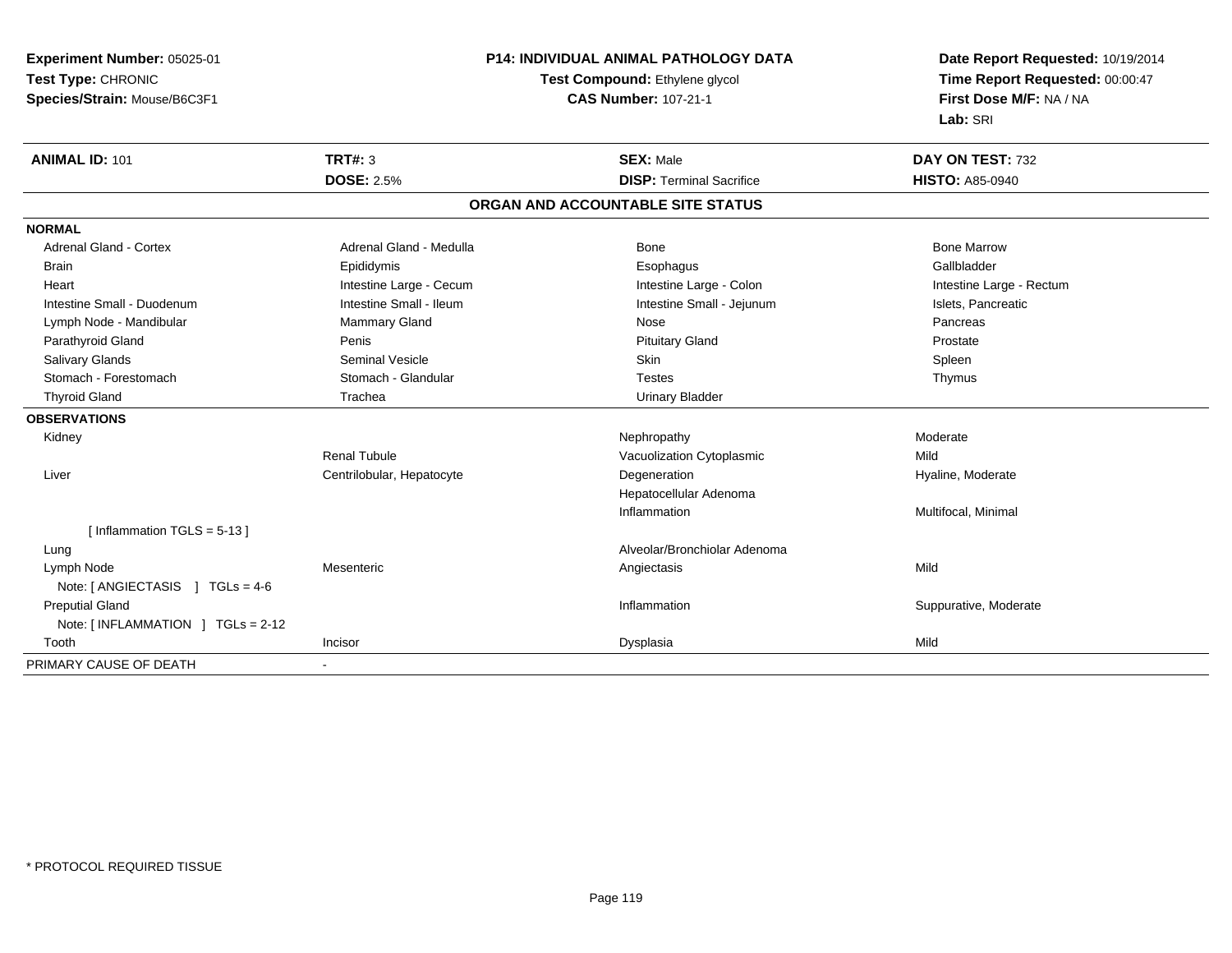**Experiment Number:** 05025-01
**Test Type:** CHRONIC
**Species/Strain:** Mouse/B6C3F1

**P14: INDIVIDUAL ANIMAL PATHOLOGY DATA**
**Test Compound:** Ethylene glycol
**CAS Number:** 107-21-1

**Date Report Requested:** 10/19/2014
**Time Report Requested:** 00:00:47
**First Dose M/F:** NA / NA
**Lab:** SRI

| **ANIMAL ID:** 101 | **TRT#:** 3 | **SEX:** Male | **DAY ON TEST:** 732 |
|---|---|---|---|
| | **DOSE:** 2.5% | **DISP:** Terminal Sacrifice | **HISTO:** A85-0940 |

## ORGAN AND ACCOUNTABLE SITE STATUS

| | | | |
|---|---|---|---|
| **NORMAL** | | | |
| Adrenal Gland - Cortex | Adrenal Gland - Medulla | Bone | Bone Marrow |
| Brain | Epididymis | Esophagus | Gallbladder |
| Heart | Intestine Large - Cecum | Intestine Large - Colon | Intestine Large - Rectum |
| Intestine Small - Duodenum | Intestine Small - Ileum | Intestine Small - Jejunum | Islets, Pancreatic |
| Lymph Node - Mandibular | Mammary Gland | Nose | Pancreas |
| Parathyroid Gland | Penis | Pituitary Gland | Prostate |
| Salivary Glands | Seminal Vesicle | Skin | Spleen |
| Stomach - Forestomach | Stomach - Glandular | Testes | Thymus |
| Thyroid Gland | Trachea | Urinary Bladder | |
| **OBSERVATIONS** | | | |
| Kidney | | Nephropathy | Moderate |
| | Renal Tubule | Vacuolization Cytoplasmic | Mild |
| Liver | Centrilobular, Hepatocyte | Degeneration | Hyaline, Moderate |
| | | Hepatocellular Adenoma | |
| | | Inflammation | Multifocal, Minimal |
| [ Inflammation TGLS = 5-13 ] | | | |
| Lung | | Alveolar/Bronchiolar Adenoma | |
| Lymph Node | Mesenteric | Angiectasis | Mild |
| Note: [ ANGIECTASIS ] TGLs = 4-6 | | | |
| Preputial Gland | | Inflammation | Suppurative, Moderate |
| Note: [ INFLAMMATION ] TGLs = 2-12 | | | |
| Tooth | Incisor | Dysplasia | Mild |
| PRIMARY CAUSE OF DEATH | - | | |

\* PROTOCOL REQUIRED TISSUE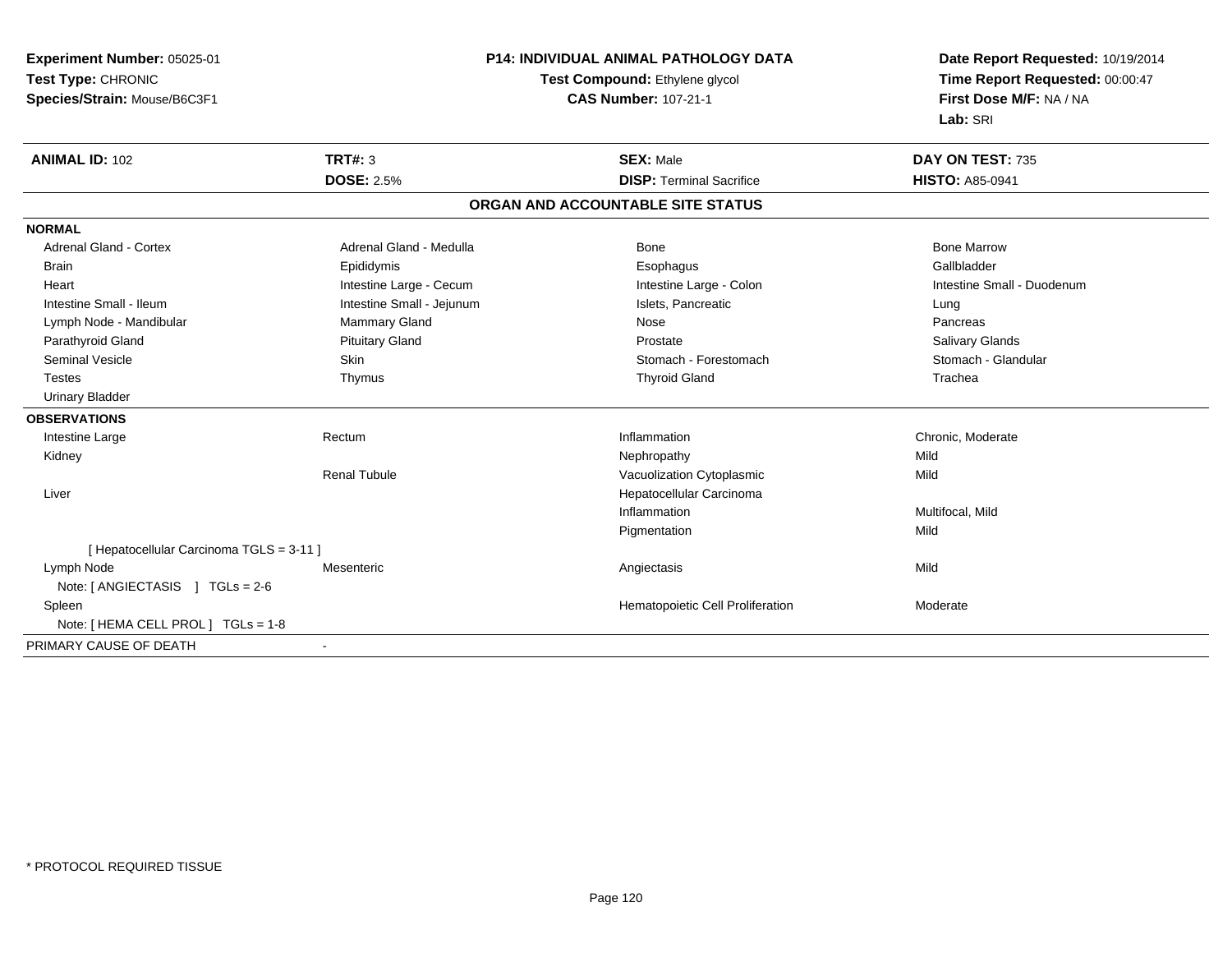**Experiment Number:** 05025-01
**Test Type:** CHRONIC
**Species/Strain:** Mouse/B6C3F1

**P14: INDIVIDUAL ANIMAL PATHOLOGY DATA**
**Test Compound:** Ethylene glycol
**CAS Number:** 107-21-1

**Date Report Requested:** 10/19/2014
**Time Report Requested:** 00:00:47
**First Dose M/F:** NA / NA
**Lab:** SRI

| **ANIMAL ID:** 102 | **TRT#:** 3 | **SEX:** Male | **DAY ON TEST:** 735 |
|---|---|---|---|
| | **DOSE:** 2.5% | **DISP:** Terminal Sacrifice | **HISTO:** A85-0941 |

## ORGAN AND ACCOUNTABLE SITE STATUS

**NORMAL**

| | | | |
|---|---|---|---|
| Adrenal Gland - Cortex | Adrenal Gland - Medulla | Bone | Bone Marrow |
| Brain | Epididymis | Esophagus | Gallbladder |
| Heart | Intestine Large - Cecum | Intestine Large - Colon | Intestine Small - Duodenum |
| Intestine Small - Ileum | Intestine Small - Jejunum | Islets, Pancreatic | Lung |
| Lymph Node - Mandibular | Mammary Gland | Nose | Pancreas |
| Parathyroid Gland | Pituitary Gland | Prostate | Salivary Glands |
| Seminal Vesicle | Skin | Stomach - Forestomach | Stomach - Glandular |
| Testes | Thymus | Thyroid Gland | Trachea |
| Urinary Bladder | | | |

**OBSERVATIONS**

| | | | |
|---|---|---|---|
| Intestine Large | Rectum | Inflammation | Chronic, Moderate |
| Kidney | | Nephropathy | Mild |
| | Renal Tubule | Vacuolization Cytoplasmic | Mild |
| Liver | | Hepatocellular Carcinoma | |
| | | Inflammation | Multifocal, Mild |
| | | Pigmentation | Mild |
| [ Hepatocellular Carcinoma TGLS = 3-11 ] | | | |
| Lymph Node | Mesenteric | Angiectasis | Mild |
| Note: [ ANGIECTASIS ] TGLs = 2-6 | | | |
| Spleen | | Hematopoietic Cell Proliferation | Moderate |
| Note: [ HEMA CELL PROL ] TGLs = 1-8 | | | |

PRIMARY CAUSE OF DEATH -

* PROTOCOL REQUIRED TISSUE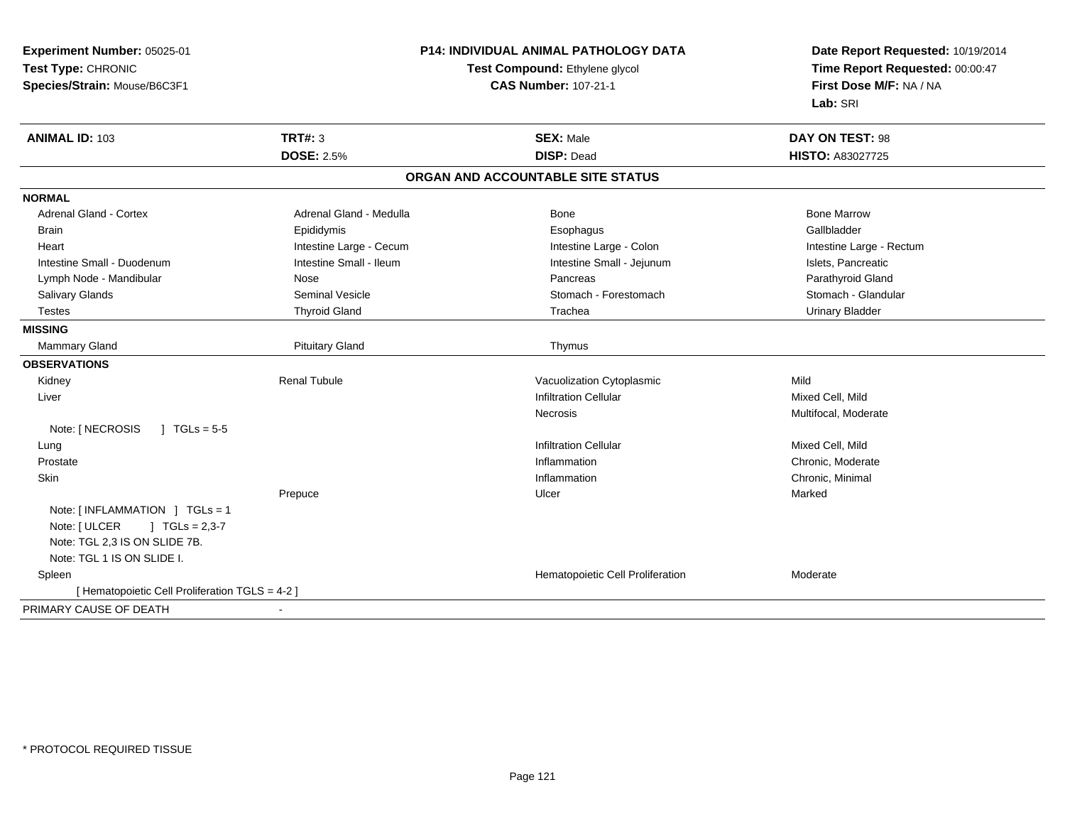**Experiment Number:** 05025-01
**Test Type:** CHRONIC
**Species/Strain:** Mouse/B6C3F1

**P14: INDIVIDUAL ANIMAL PATHOLOGY DATA**
**Test Compound:** Ethylene glycol
**CAS Number:** 107-21-1

**Date Report Requested:** 10/19/2014
**Time Report Requested:** 00:00:47
**First Dose M/F:** NA / NA
**Lab:** SRI

| **ANIMAL ID:** 103 | **TRT#:** 3 | **SEX:** Male | **DAY ON TEST:** 98 |
|---|---|---|---|
| | **DOSE:** 2.5% | **DISP:** Dead | **HISTO:** A83027725 |

## ORGAN AND ACCOUNTABLE SITE STATUS

| | | | |
|---|---|---|---|
| **NORMAL** | | | |
| Adrenal Gland - Cortex | Adrenal Gland - Medulla | Bone | Bone Marrow |
| Brain | Epididymis | Esophagus | Gallbladder |
| Heart | Intestine Large - Cecum | Intestine Large - Colon | Intestine Large - Rectum |
| Intestine Small - Duodenum | Intestine Small - Ileum | Intestine Small - Jejunum | Islets, Pancreatic |
| Lymph Node - Mandibular | Nose | Pancreas | Parathyroid Gland |
| Salivary Glands | Seminal Vesicle | Stomach - Forestomach | Stomach - Glandular |
| Testes | Thyroid Gland | Trachea | Urinary Bladder |
| **MISSING** | | | |
| Mammary Gland | Pituitary Gland | Thymus | |
| **OBSERVATIONS** | | | |
| Kidney | Renal Tubule | Vacuolization Cytoplasmic | Mild |
| Liver | | Infiltration Cellular | Mixed Cell, Mild |
| | | Necrosis | Multifocal, Moderate |
| Note: [ NECROSIS ] TGLs = 5-5 | | | |
| Lung | | Infiltration Cellular | Mixed Cell, Mild |
| Prostate | | Inflammation | Chronic, Moderate |
| Skin | | Inflammation | Chronic, Minimal |
| | Prepuce | Ulcer | Marked |
| Note: [ INFLAMMATION ] TGLs = 1 | | | |
| Note: [ ULCER ] TGLs = 2,3-7 | | | |
| Note: TGL 2,3 IS ON SLIDE 7B. | | | |
| Note: TGL 1 IS ON SLIDE I. | | | |
| Spleen | | Hematopoietic Cell Proliferation | Moderate |
| [ Hematopoietic Cell Proliferation TGLS = 4-2 ] | | | |
| PRIMARY CAUSE OF DEATH | - | | |

* PROTOCOL REQUIRED TISSUE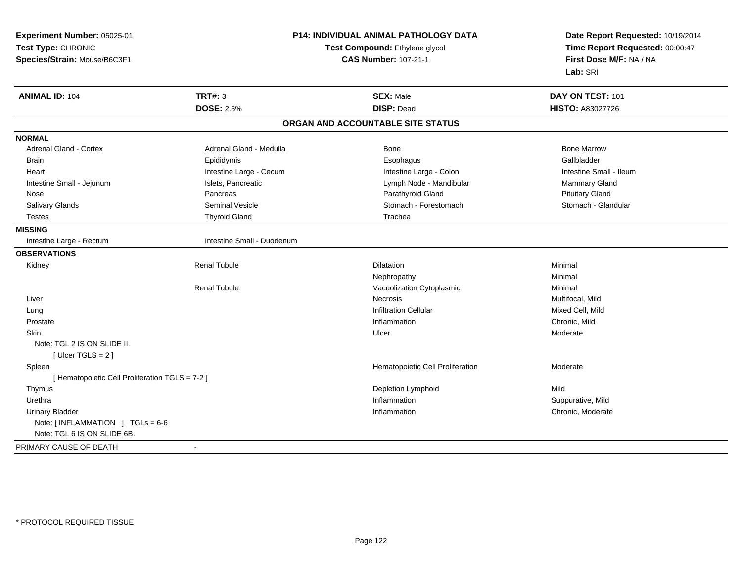**Experiment Number:** 05025-01
**Test Type:** CHRONIC
**Species/Strain:** Mouse/B6C3F1

**P14: INDIVIDUAL ANIMAL PATHOLOGY DATA**
**Test Compound:** Ethylene glycol
**CAS Number:** 107-21-1

**Date Report Requested:** 10/19/2014
**Time Report Requested:** 00:00:47
**First Dose M/F:** NA / NA
**Lab:** SRI

| **ANIMAL ID:** 104 | **TRT#:** 3 | **SEX:** Male | **DAY ON TEST:** 101 |
|---|---|---|---|
| | **DOSE:** 2.5% | **DISP:** Dead | **HISTO:** A83027726 |

## ORGAN AND ACCOUNTABLE SITE STATUS

**NORMAL**

| | | | |
|---|---|---|---|
| Adrenal Gland - Cortex | Adrenal Gland - Medulla | Bone | Bone Marrow |
| Brain | Epididymis | Esophagus | Gallbladder |
| Heart | Intestine Large - Cecum | Intestine Large - Colon | Intestine Small - Ileum |
| Intestine Small - Jejunum | Islets, Pancreatic | Lymph Node - Mandibular | Mammary Gland |
| Nose | Pancreas | Parathyroid Gland | Pituitary Gland |
| Salivary Glands | Seminal Vesicle | Stomach - Forestomach | Stomach - Glandular |
| Testes | Thyroid Gland | Trachea | |

**MISSING**

| | |
|---|---|
| Intestine Large - Rectum | Intestine Small - Duodenum |

**OBSERVATIONS**

| Organ | Site | Observation | Severity |
|---|---|---|---|
| Kidney | Renal Tubule | Dilatation | Minimal |
| | | Nephropathy | Minimal |
| | Renal Tubule | Vacuolization Cytoplasmic | Minimal |
| Liver | | Necrosis | Multifocal, Mild |
| Lung | | Infiltration Cellular | Mixed Cell, Mild |
| Prostate | | Inflammation | Chronic, Mild |
| Skin | | Ulcer | Moderate |
| Note: TGL 2 IS ON SLIDE II. | | | |
| [ Ulcer TGLS = 2 ] | | | |
| Spleen | | Hematopoietic Cell Proliferation | Moderate |
| [ Hematopoietic Cell Proliferation TGLS = 7-2 ] | | | |
| Thymus | | Depletion Lymphoid | Mild |
| Urethra | | Inflammation | Suppurative, Mild |
| Urinary Bladder | | Inflammation | Chronic, Moderate |
| Note: [ INFLAMMATION ] TGLs = 6-6 | | | |
| Note: TGL 6 IS ON SLIDE 6B. | | | |

PRIMARY CAUSE OF DEATH -

* PROTOCOL REQUIRED TISSUE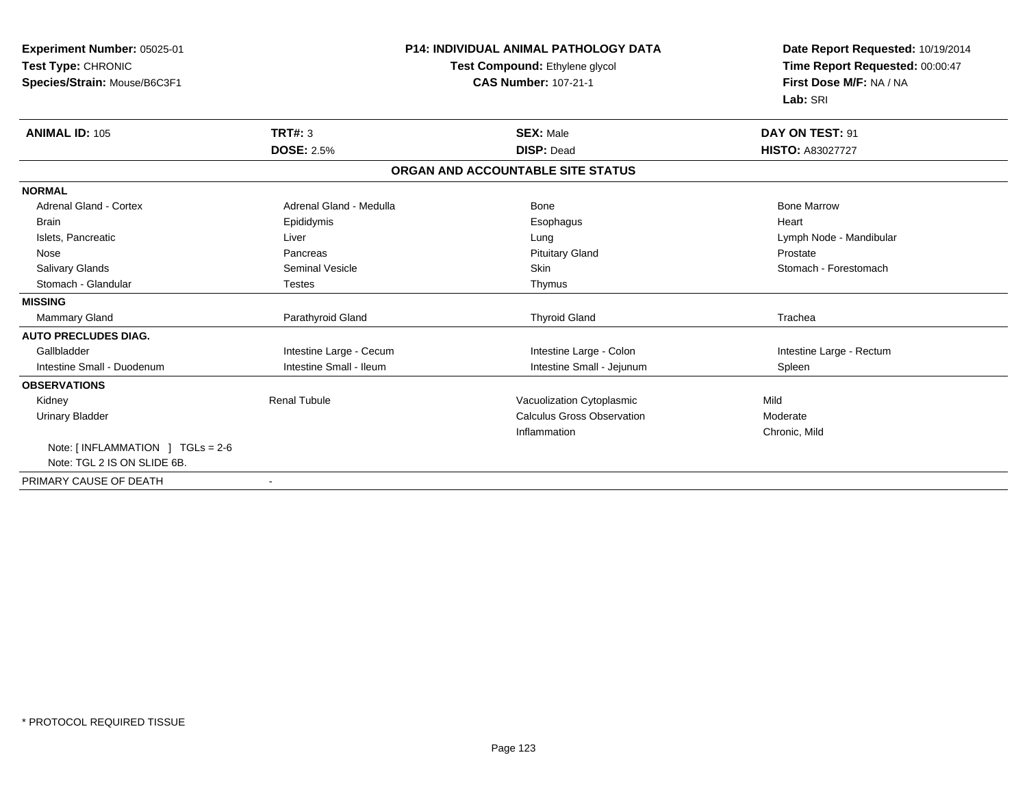**Experiment Number:** 05025-01
**Test Type:** CHRONIC
**Species/Strain:** Mouse/B6C3F1

**P14: INDIVIDUAL ANIMAL PATHOLOGY DATA**
**Test Compound:** Ethylene glycol
**CAS Number:** 107-21-1

**Date Report Requested:** 10/19/2014
**Time Report Requested:** 00:00:47
**First Dose M/F:** NA / NA
**Lab:** SRI

| **ANIMAL ID:** 105 | **TRT#:** 3 | **SEX:** Male | **DAY ON TEST:** 91 |
|---|---|---|---|
| | **DOSE:** 2.5% | **DISP:** Dead | **HISTO:** A83027727 |

## ORGAN AND ACCOUNTABLE SITE STATUS

| | | | |
|---|---|---|---|
| **NORMAL** | | | |
| Adrenal Gland - Cortex | Adrenal Gland - Medulla | Bone | Bone Marrow |
| Brain | Epididymis | Esophagus | Heart |
| Islets, Pancreatic | Liver | Lung | Lymph Node - Mandibular |
| Nose | Pancreas | Pituitary Gland | Prostate |
| Salivary Glands | Seminal Vesicle | Skin | Stomach - Forestomach |
| Stomach - Glandular | Testes | Thymus | |
| **MISSING** | | | |
| Mammary Gland | Parathyroid Gland | Thyroid Gland | Trachea |
| **AUTO PRECLUDES DIAG.** | | | |
| Gallbladder | Intestine Large - Cecum | Intestine Large - Colon | Intestine Large - Rectum |
| Intestine Small - Duodenum | Intestine Small - Ileum | Intestine Small - Jejunum | Spleen |
| **OBSERVATIONS** | | | |
| Kidney | Renal Tubule | Vacuolization Cytoplasmic | Mild |
| Urinary Bladder | | Calculus Gross Observation | Moderate |
| | | Inflammation | Chronic, Mild |
| Note: [ INFLAMMATION ] TGLs = 2-6 | | | |
| Note: TGL 2 IS ON SLIDE 6B. | | | |
| PRIMARY CAUSE OF DEATH | - | | |

* PROTOCOL REQUIRED TISSUE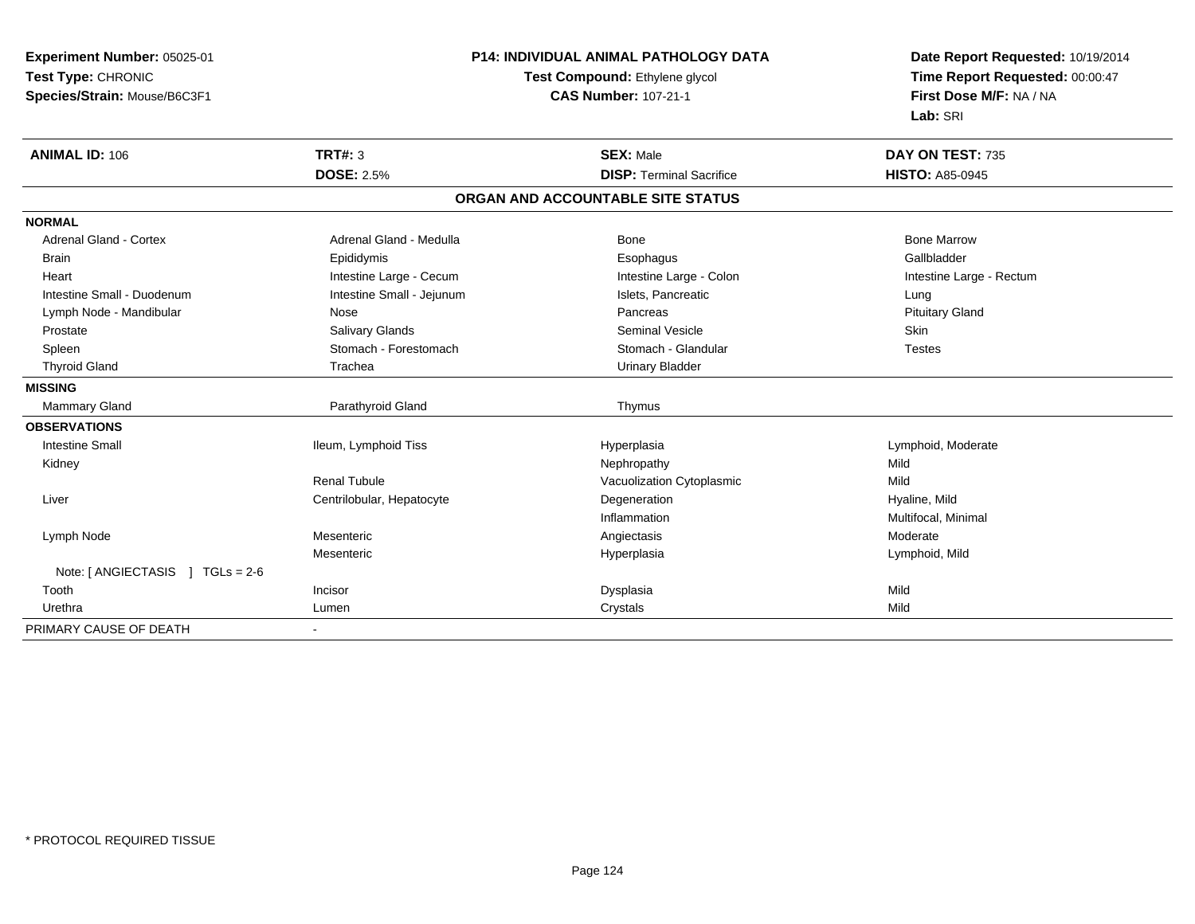**Experiment Number:** 05025-01
**Test Type:** CHRONIC
**Species/Strain:** Mouse/B6C3F1

**P14: INDIVIDUAL ANIMAL PATHOLOGY DATA**
**Test Compound:** Ethylene glycol
**CAS Number:** 107-21-1

**Date Report Requested:** 10/19/2014
**Time Report Requested:** 00:00:47
**First Dose M/F:** NA / NA
**Lab:** SRI

| **ANIMAL ID:** 106 | **TRT#:** 3 | **SEX:** Male | **DAY ON TEST:** 735 |
|---|---|---|---|
| | **DOSE:** 2.5% | **DISP:** Terminal Sacrifice | **HISTO:** A85-0945 |

## ORGAN AND ACCOUNTABLE SITE STATUS

| | | | |
|---|---|---|---|
| **NORMAL** | | | |
| Adrenal Gland - Cortex | Adrenal Gland - Medulla | Bone | Bone Marrow |
| Brain | Epididymis | Esophagus | Gallbladder |
| Heart | Intestine Large - Cecum | Intestine Large - Colon | Intestine Large - Rectum |
| Intestine Small - Duodenum | Intestine Small - Jejunum | Islets, Pancreatic | Lung |
| Lymph Node - Mandibular | Nose | Pancreas | Pituitary Gland |
| Prostate | Salivary Glands | Seminal Vesicle | Skin |
| Spleen | Stomach - Forestomach | Stomach - Glandular | Testes |
| Thyroid Gland | Trachea | Urinary Bladder | |
| **MISSING** | | | |
| Mammary Gland | Parathyroid Gland | Thymus | |
| **OBSERVATIONS** | | | |
| Intestine Small | Ileum, Lymphoid Tiss | Hyperplasia | Lymphoid, Moderate |
| Kidney | | Nephropathy | Mild |
| | Renal Tubule | Vacuolization Cytoplasmic | Mild |
| Liver | Centrilobular, Hepatocyte | Degeneration | Hyaline, Mild |
| | | Inflammation | Multifocal, Minimal |
| Lymph Node | Mesenteric | Angiectasis | Moderate |
| | Mesenteric | Hyperplasia | Lymphoid, Mild |
| Note: [ ANGIECTASIS ] TGLs = 2-6 | | | |
| Tooth | Incisor | Dysplasia | Mild |
| Urethra | Lumen | Crystals | Mild |
| PRIMARY CAUSE OF DEATH | - | | |

* PROTOCOL REQUIRED TISSUE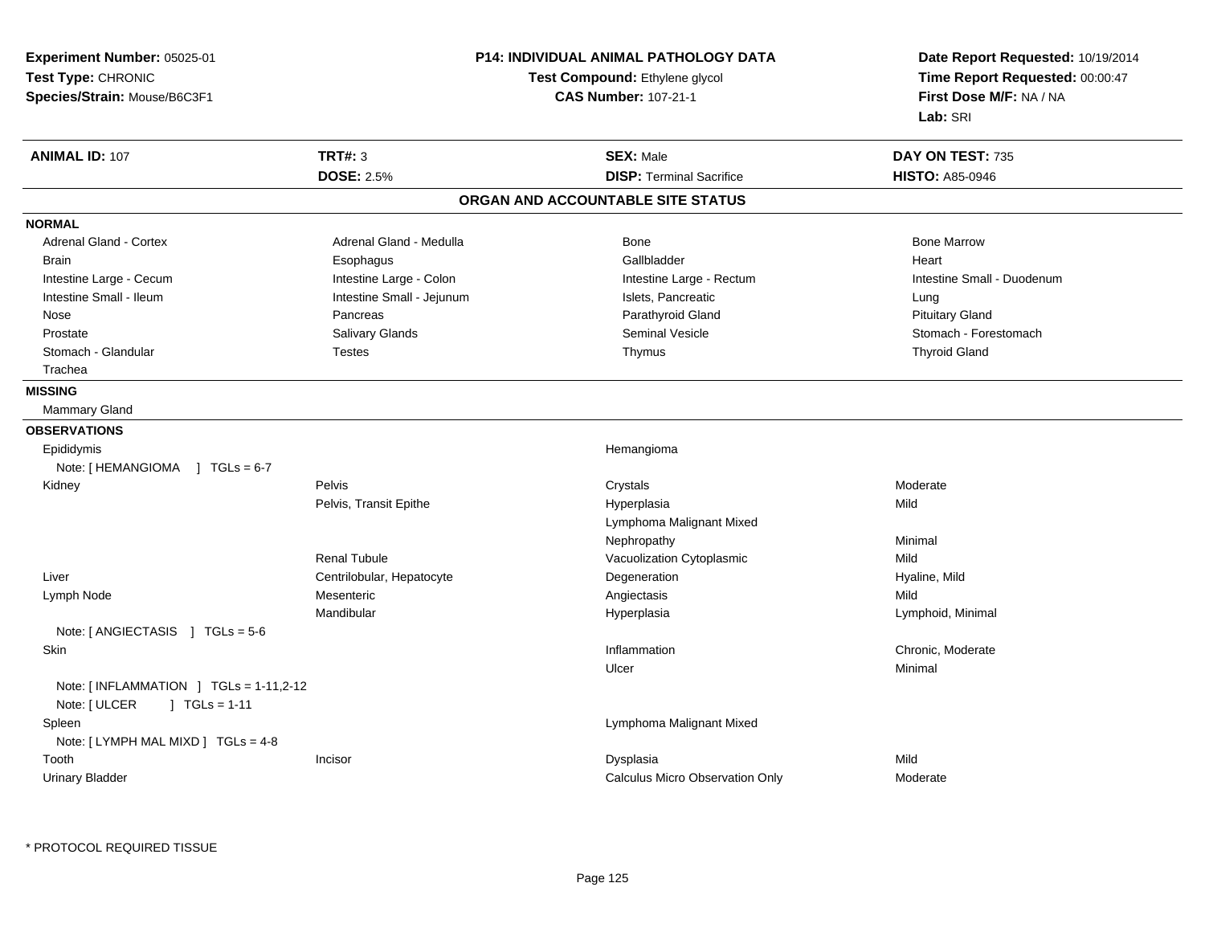**Experiment Number:** 05025-01
**Test Type:** CHRONIC
**Species/Strain:** Mouse/B6C3F1

**P14: INDIVIDUAL ANIMAL PATHOLOGY DATA**
**Test Compound:** Ethylene glycol
**CAS Number:** 107-21-1

**Date Report Requested:** 10/19/2014
**Time Report Requested:** 00:00:47
**First Dose M/F:** NA / NA
**Lab:** SRI

| **ANIMAL ID:** 107 | **TRT#:** 3 | **SEX:** Male | **DAY ON TEST:** 735 |
|---|---|---|---|
| | **DOSE:** 2.5% | **DISP:** Terminal Sacrifice | **HISTO:** A85-0946 |

## ORGAN AND ACCOUNTABLE SITE STATUS

**NORMAL**

| | | | |
|---|---|---|---|
| Adrenal Gland - Cortex | Adrenal Gland - Medulla | Bone | Bone Marrow |
| Brain | Esophagus | Gallbladder | Heart |
| Intestine Large - Cecum | Intestine Large - Colon | Intestine Large - Rectum | Intestine Small - Duodenum |
| Intestine Small - Ileum | Intestine Small - Jejunum | Islets, Pancreatic | Lung |
| Nose | Pancreas | Parathyroid Gland | Pituitary Gland |
| Prostate | Salivary Glands | Seminal Vesicle | Stomach - Forestomach |
| Stomach - Glandular | Testes | Thymus | Thyroid Gland |
| Trachea | | | |

**MISSING**

Mammary Gland

**OBSERVATIONS**

| Organ | Site | Observation | Severity |
|---|---|---|---|
| Epididymis | | Hemangioma | |
| Note: [ HEMANGIOMA ] TGLs = 6-7 | | | |
| Kidney | Pelvis | Crystals | Moderate |
| | Pelvis, Transit Epithe | Hyperplasia | Mild |
| | | Lymphoma Malignant Mixed | |
| | | Nephropathy | Minimal |
| | Renal Tubule | Vacuolization Cytoplasmic | Mild |
| Liver | Centrilobular, Hepatocyte | Degeneration | Hyaline, Mild |
| Lymph Node | Mesenteric | Angiectasis | Mild |
| | Mandibular | Hyperplasia | Lymphoid, Minimal |
| Note: [ ANGIECTASIS ] TGLs = 5-6 | | | |
| Skin | | Inflammation | Chronic, Moderate |
| | | Ulcer | Minimal |
| Note: [ INFLAMMATION ] TGLs = 1-11,2-12 | | | |
| Note: [ ULCER ] TGLs = 1-11 | | | |
| Spleen | | Lymphoma Malignant Mixed | |
| Note: [ LYMPH MAL MIXD ] TGLs = 4-8 | | | |
| Tooth | Incisor | Dysplasia | Mild |
| Urinary Bladder | | Calculus Micro Observation Only | Moderate |

* PROTOCOL REQUIRED TISSUE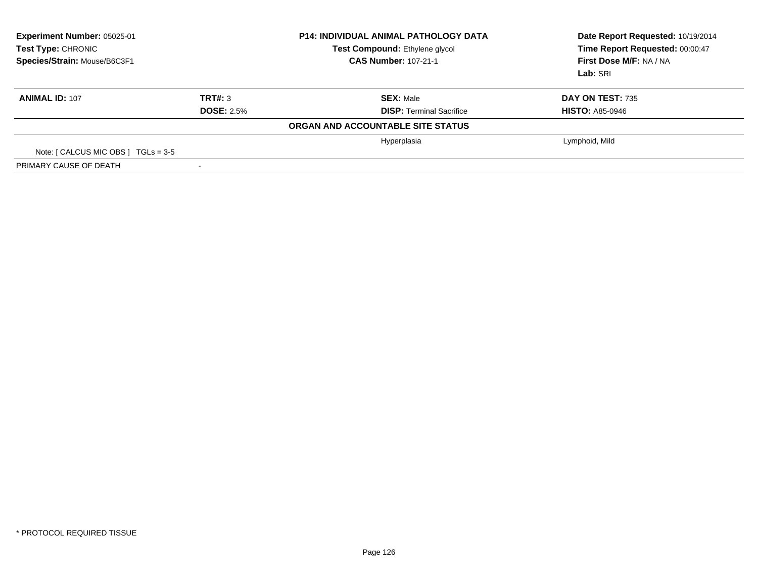**Experiment Number:** 05025-01
**Test Type:** CHRONIC
**Species/Strain:** Mouse/B6C3F1

**P14: INDIVIDUAL ANIMAL PATHOLOGY DATA**
**Test Compound:** Ethylene glycol
**CAS Number:** 107-21-1

**Date Report Requested:** 10/19/2014
**Time Report Requested:** 00:00:47
**First Dose M/F:** NA / NA
**Lab:** SRI

| **ANIMAL ID:** 107 | **TRT#:** 3 | **SEX:** Male | **DAY ON TEST:** 735 |
|---|---|---|---|
| | **DOSE:** 2.5% | **DISP:** Terminal Sacrifice | **HISTO:** A85-0946 |

**ORGAN AND ACCOUNTABLE SITE STATUS**

| | | | |
|---|---|---|---|
| | | Hyperplasia | Lymphoid, Mild |
| Note: [ CALCUS MIC OBS ] TGLs = 3-5 | | | |
| PRIMARY CAUSE OF DEATH | - | | |

* PROTOCOL REQUIRED TISSUE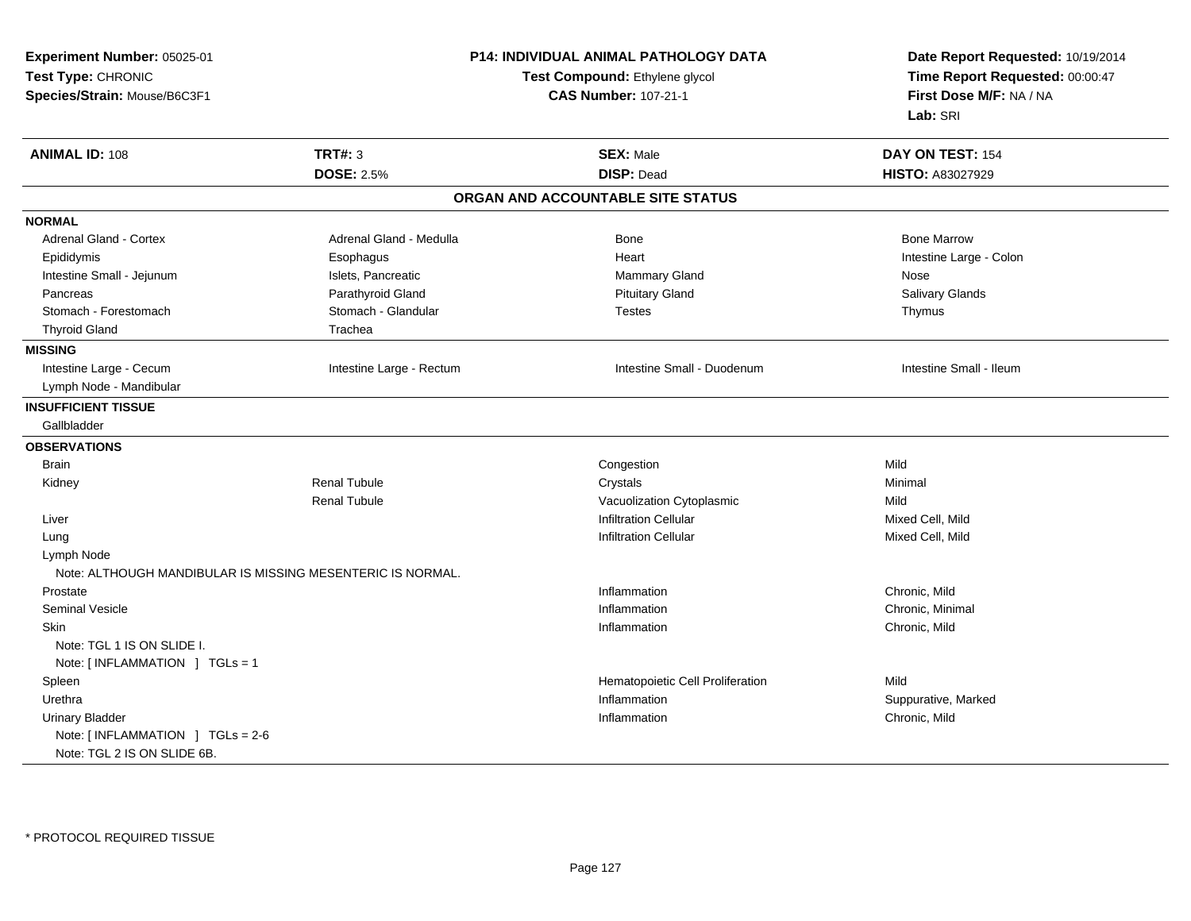**Experiment Number:** 05025-01
**Test Type:** CHRONIC
**Species/Strain:** Mouse/B6C3F1

**P14: INDIVIDUAL ANIMAL PATHOLOGY DATA**
**Test Compound:** Ethylene glycol
**CAS Number:** 107-21-1

**Date Report Requested:** 10/19/2014
**Time Report Requested:** 00:00:47
**First Dose M/F:** NA / NA
**Lab:** SRI

| **ANIMAL ID:** 108 | **TRT#:** 3 | **SEX:** Male | **DAY ON TEST:** 154 |
|---|---|---|---|
| | **DOSE:** 2.5% | **DISP:** Dead | **HISTO:** A83027929 |

## ORGAN AND ACCOUNTABLE SITE STATUS

**NORMAL**

| | | | |
|---|---|---|---|
| Adrenal Gland - Cortex | Adrenal Gland - Medulla | Bone | Bone Marrow |
| Epididymis | Esophagus | Heart | Intestine Large - Colon |
| Intestine Small - Jejunum | Islets, Pancreatic | Mammary Gland | Nose |
| Pancreas | Parathyroid Gland | Pituitary Gland | Salivary Glands |
| Stomach - Forestomach | Stomach - Glandular | Testes | Thymus |
| Thyroid Gland | Trachea | | |

**MISSING**

| | | | |
|---|---|---|---|
| Intestine Large - Cecum | Intestine Large - Rectum | Intestine Small - Duodenum | Intestine Small - Ileum |
| Lymph Node - Mandibular | | | |

**INSUFFICIENT TISSUE**

Gallbladder

**OBSERVATIONS**

| | | | |
|---|---|---|---|
| Brain | | Congestion | Mild |
| Kidney | Renal Tubule | Crystals | Minimal |
| | Renal Tubule | Vacuolization Cytoplasmic | Mild |
| Liver | | Infiltration Cellular | Mixed Cell, Mild |
| Lung | | Infiltration Cellular | Mixed Cell, Mild |
| Lymph Node | | | |
| Note: ALTHOUGH MANDIBULAR IS MISSING MESENTERIC IS NORMAL. | | | |
| Prostate | | Inflammation | Chronic, Mild |
| Seminal Vesicle | | Inflammation | Chronic, Minimal |
| Skin | | Inflammation | Chronic, Mild |
| Note: TGL 1 IS ON SLIDE I. | | | |
| Note: [ INFLAMMATION ] TGLs = 1 | | | |
| Spleen | | Hematopoietic Cell Proliferation | Mild |
| Urethra | | Inflammation | Suppurative, Marked |
| Urinary Bladder | | Inflammation | Chronic, Mild |
| Note: [ INFLAMMATION ] TGLs = 2-6 | | | |
| Note: TGL 2 IS ON SLIDE 6B. | | | |

* PROTOCOL REQUIRED TISSUE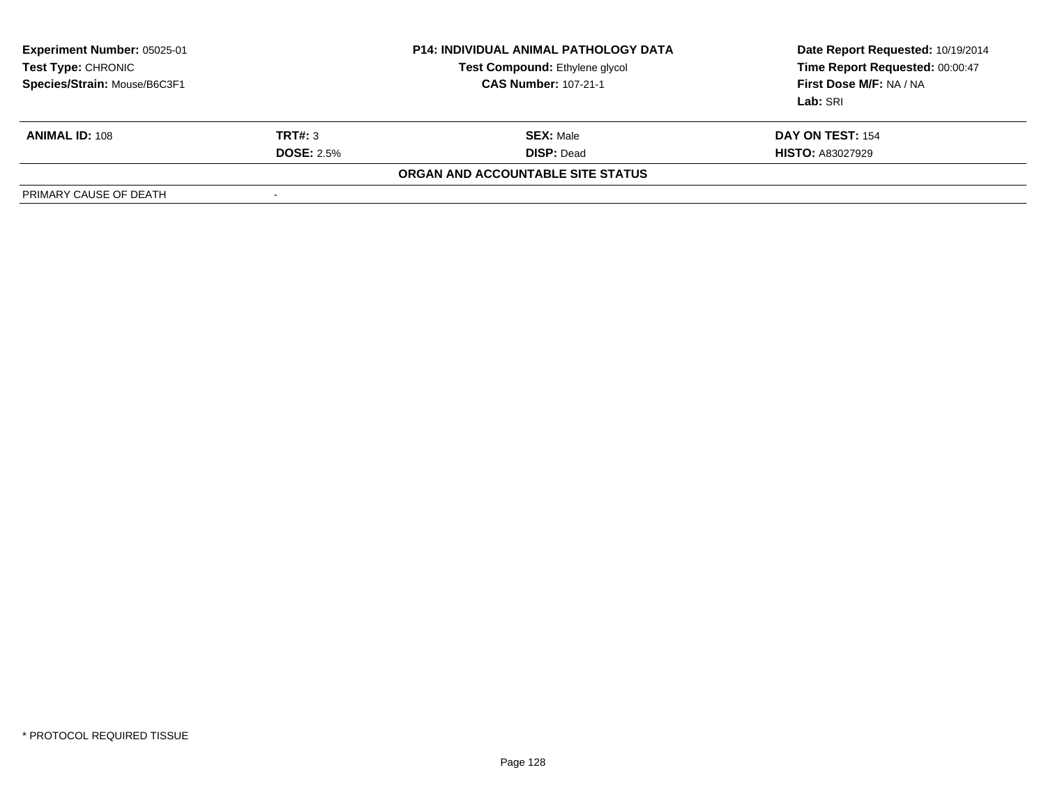**Experiment Number:** 05025-01
**Test Type:** CHRONIC
**Species/Strain:** Mouse/B6C3F1

**P14: INDIVIDUAL ANIMAL PATHOLOGY DATA**
**Test Compound:** Ethylene glycol
**CAS Number:** 107-21-1

**Date Report Requested:** 10/19/2014
**Time Report Requested:** 00:00:47
**First Dose M/F:** NA / NA
**Lab:** SRI

| **ANIMAL ID:** 108 | **TRT#:** 3 | **SEX:** Male | **DAY ON TEST:** 154 |
|---|---|---|---|
| | **DOSE:** 2.5% | **DISP:** Dead | **HISTO:** A83027929 |

**ORGAN AND ACCOUNTABLE SITE STATUS**

| | |
|---|---|
| PRIMARY CAUSE OF DEATH | - |

* PROTOCOL REQUIRED TISSUE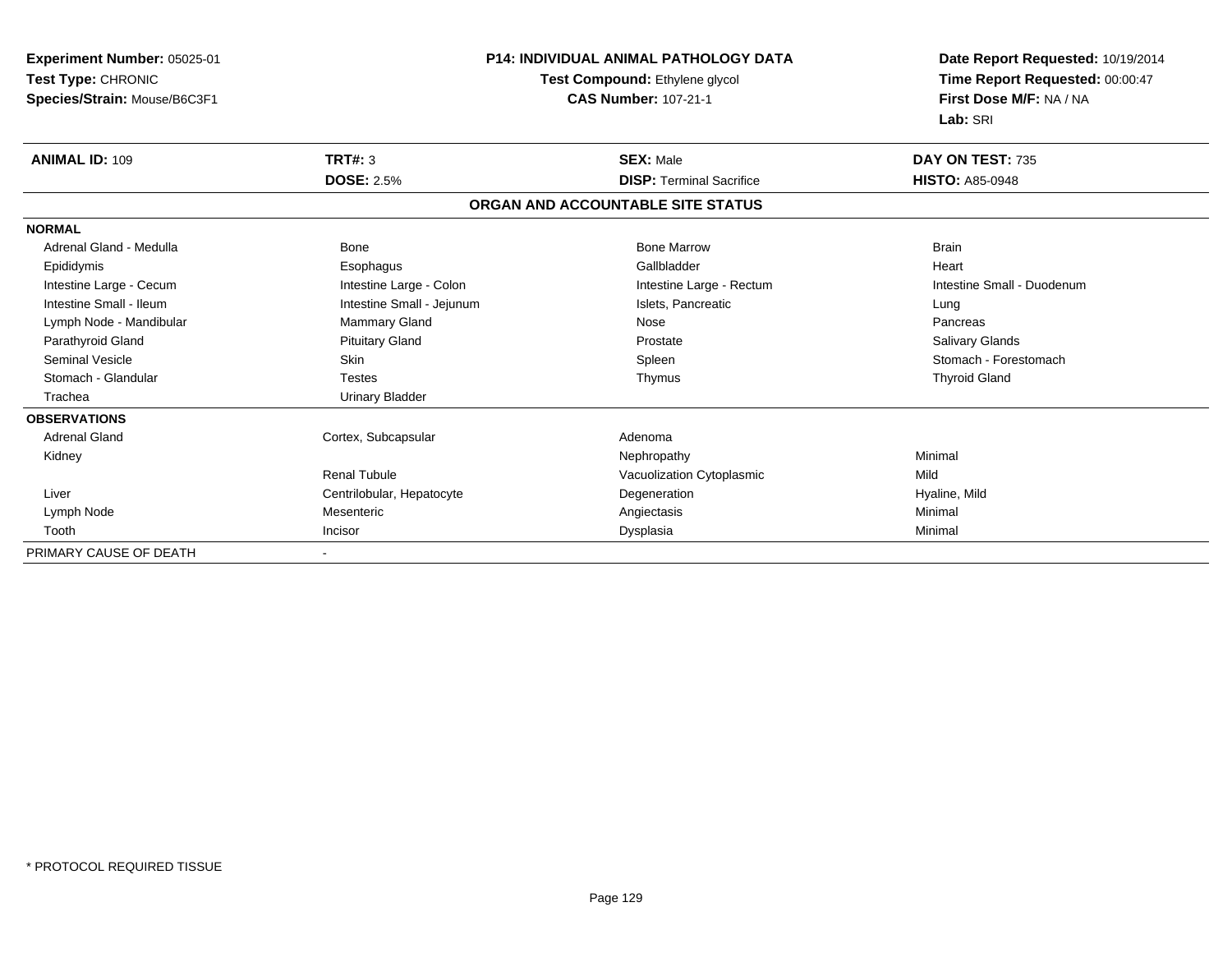**Experiment Number:** 05025-01
**Test Type:** CHRONIC
**Species/Strain:** Mouse/B6C3F1

**P14: INDIVIDUAL ANIMAL PATHOLOGY DATA**
**Test Compound:** Ethylene glycol
**CAS Number:** 107-21-1

**Date Report Requested:** 10/19/2014
**Time Report Requested:** 00:00:47
**First Dose M/F:** NA / NA
**Lab:** SRI

| **ANIMAL ID:** 109 | **TRT#:** 3 | **SEX:** Male | **DAY ON TEST:** 735 |
|---|---|---|---|
| | **DOSE:** 2.5% | **DISP:** Terminal Sacrifice | **HISTO:** A85-0948 |

## ORGAN AND ACCOUNTABLE SITE STATUS

| | | | |
|---|---|---|---|
| **NORMAL** | | | |
| Adrenal Gland - Medulla | Bone | Bone Marrow | Brain |
| Epididymis | Esophagus | Gallbladder | Heart |
| Intestine Large - Cecum | Intestine Large - Colon | Intestine Large - Rectum | Intestine Small - Duodenum |
| Intestine Small - Ileum | Intestine Small - Jejunum | Islets, Pancreatic | Lung |
| Lymph Node - Mandibular | Mammary Gland | Nose | Pancreas |
| Parathyroid Gland | Pituitary Gland | Prostate | Salivary Glands |
| Seminal Vesicle | Skin | Spleen | Stomach - Forestomach |
| Stomach - Glandular | Testes | Thymus | Thyroid Gland |
| Trachea | Urinary Bladder | | |
| **OBSERVATIONS** | | | |
| Adrenal Gland | Cortex, Subcapsular | Adenoma | |
| Kidney | | Nephropathy | Minimal |
| | Renal Tubule | Vacuolization Cytoplasmic | Mild |
| Liver | Centrilobular, Hepatocyte | Degeneration | Hyaline, Mild |
| Lymph Node | Mesenteric | Angiectasis | Minimal |
| Tooth | Incisor | Dysplasia | Minimal |
| PRIMARY CAUSE OF DEATH | - | | |

\* PROTOCOL REQUIRED TISSUE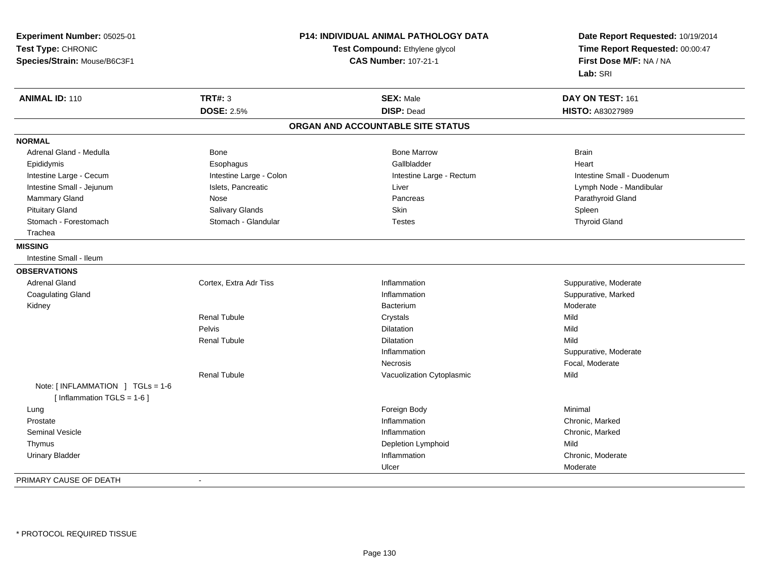**Experiment Number:** 05025-01
**Test Type:** CHRONIC
**Species/Strain:** Mouse/B6C3F1

**P14: INDIVIDUAL ANIMAL PATHOLOGY DATA**
**Test Compound:** Ethylene glycol
**CAS Number:** 107-21-1

**Date Report Requested:** 10/19/2014
**Time Report Requested:** 00:00:47
**First Dose M/F:** NA / NA
**Lab:** SRI

| **ANIMAL ID:** 110 | **TRT#:** 3 | **SEX:** Male | **DAY ON TEST:** 161 |
|---|---|---|---|
| | **DOSE:** 2.5% | **DISP:** Dead | **HISTO:** A83027989 |

## ORGAN AND ACCOUNTABLE SITE STATUS

**NORMAL**

| | | | |
|---|---|---|---|
| Adrenal Gland - Medulla | Bone | Bone Marrow | Brain |
| Epididymis | Esophagus | Gallbladder | Heart |
| Intestine Large - Cecum | Intestine Large - Colon | Intestine Large - Rectum | Intestine Small - Duodenum |
| Intestine Small - Jejunum | Islets, Pancreatic | Liver | Lymph Node - Mandibular |
| Mammary Gland | Nose | Pancreas | Parathyroid Gland |
| Pituitary Gland | Salivary Glands | Skin | Spleen |
| Stomach - Forestomach | Stomach - Glandular | Testes | Thyroid Gland |
| Trachea | | | |

**MISSING**

Intestine Small - Ileum

**OBSERVATIONS**

| | | | |
|---|---|---|---|
| Adrenal Gland | Cortex, Extra Adr Tiss | Inflammation | Suppurative, Moderate |
| Coagulating Gland | | Inflammation | Suppurative, Marked |
| Kidney | | Bacterium | Moderate |
| | Renal Tubule | Crystals | Mild |
| | Pelvis | Dilatation | Mild |
| | Renal Tubule | Dilatation | Mild |
| | | Inflammation | Suppurative, Moderate |
| | | Necrosis | Focal, Moderate |
| | Renal Tubule | Vacuolization Cytoplasmic | Mild |
| Note: [ INFLAMMATION ] TGLs = 1-6 [ Inflammation TGLS = 1-6 ] | | | |
| Lung | | Foreign Body | Minimal |
| Prostate | | Inflammation | Chronic, Marked |
| Seminal Vesicle | | Inflammation | Chronic, Marked |
| Thymus | | Depletion Lymphoid | Mild |
| Urinary Bladder | | Inflammation | Chronic, Moderate |
| | | Ulcer | Moderate |

PRIMARY CAUSE OF DEATH -

\* PROTOCOL REQUIRED TISSUE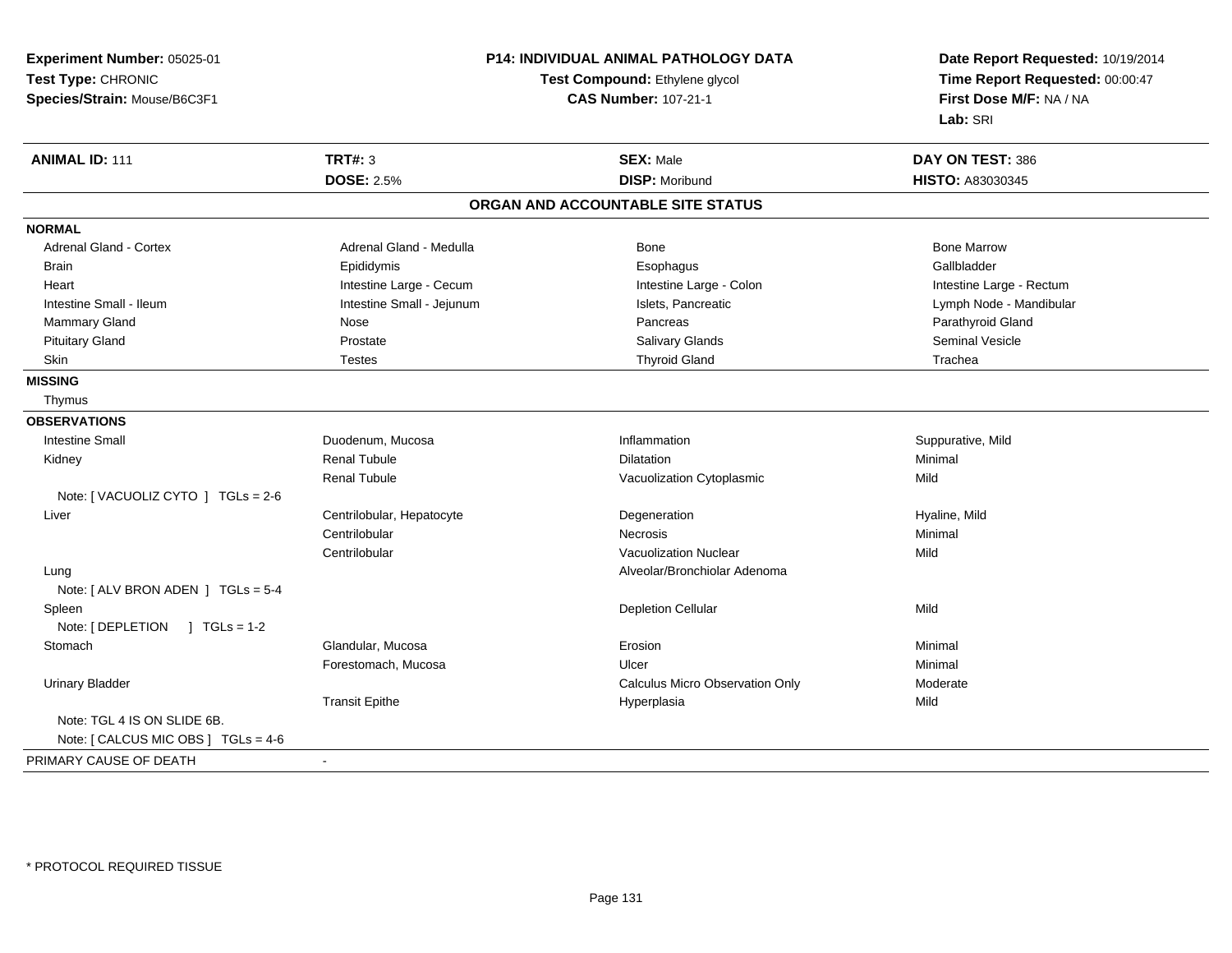**Experiment Number:** 05025-01
**Test Type:** CHRONIC
**Species/Strain:** Mouse/B6C3F1

**P14: INDIVIDUAL ANIMAL PATHOLOGY DATA**
**Test Compound:** Ethylene glycol
**CAS Number:** 107-21-1

**Date Report Requested:** 10/19/2014
**Time Report Requested:** 00:00:47
**First Dose M/F:** NA / NA
**Lab:** SRI

| **ANIMAL ID:** 111 | **TRT#:** 3 | **SEX:** Male | **DAY ON TEST:** 386 |
|---|---|---|---|
| | **DOSE:** 2.5% | **DISP:** Moribund | **HISTO:** A83030345 |

## ORGAN AND ACCOUNTABLE SITE STATUS

| | | | |
|---|---|---|---|
| **NORMAL** | | | |
| Adrenal Gland - Cortex | Adrenal Gland - Medulla | Bone | Bone Marrow |
| Brain | Epididymis | Esophagus | Gallbladder |
| Heart | Intestine Large - Cecum | Intestine Large - Colon | Intestine Large - Rectum |
| Intestine Small - Ileum | Intestine Small - Jejunum | Islets, Pancreatic | Lymph Node - Mandibular |
| Mammary Gland | Nose | Pancreas | Parathyroid Gland |
| Pituitary Gland | Prostate | Salivary Glands | Seminal Vesicle |
| Skin | Testes | Thyroid Gland | Trachea |
| **MISSING** | | | |
| Thymus | | | |
| **OBSERVATIONS** | | | |
| Intestine Small | Duodenum, Mucosa | Inflammation | Suppurative, Mild |
| Kidney | Renal Tubule | Dilatation | Minimal |
| | Renal Tubule | Vacuolization Cytoplasmic | Mild |
| Note: [ VACUOLIZ CYTO ] TGLs = 2-6 | | | |
| Liver | Centrilobular, Hepatocyte | Degeneration | Hyaline, Mild |
| | Centrilobular | Necrosis | Minimal |
| | Centrilobular | Vacuolization Nuclear | Mild |
| Lung | | Alveolar/Bronchiolar Adenoma | |
| Note: [ ALV BRON ADEN ] TGLs = 5-4 | | | |
| Spleen | | Depletion Cellular | Mild |
| Note: [ DEPLETION ] TGLs = 1-2 | | | |
| Stomach | Glandular, Mucosa | Erosion | Minimal |
| | Forestomach, Mucosa | Ulcer | Minimal |
| Urinary Bladder | | Calculus Micro Observation Only | Moderate |
| | Transit Epithe | Hyperplasia | Mild |
| Note: TGL 4 IS ON SLIDE 6B. | | | |
| Note: [ CALCUS MIC OBS ] TGLs = 4-6 | | | |
| PRIMARY CAUSE OF DEATH | - | | |

* PROTOCOL REQUIRED TISSUE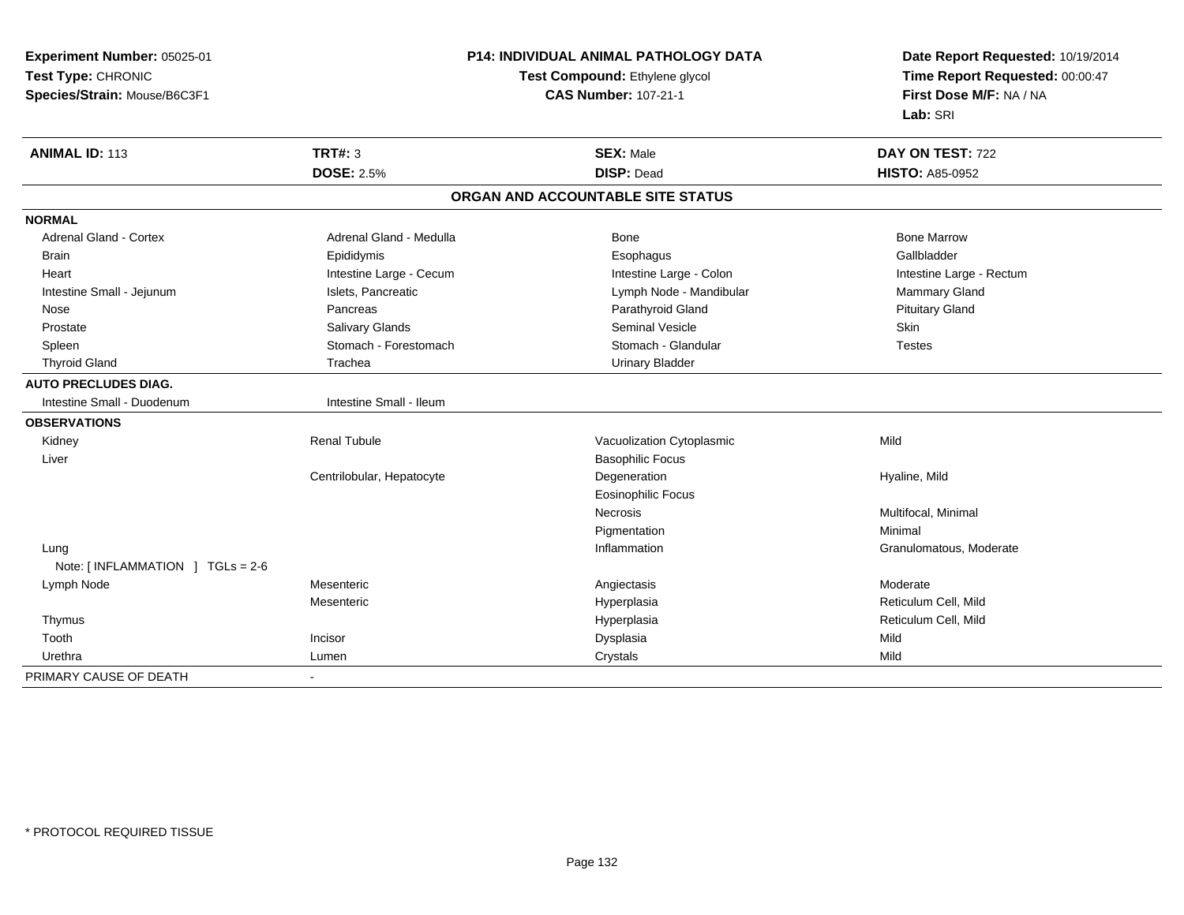**Experiment Number:** 05025-01
**Test Type:** CHRONIC
**Species/Strain:** Mouse/B6C3F1

**P14: INDIVIDUAL ANIMAL PATHOLOGY DATA**
**Test Compound:** Ethylene glycol
**CAS Number:** 107-21-1

**Date Report Requested:** 10/19/2014
**Time Report Requested:** 00:00:47
**First Dose M/F:** NA / NA
**Lab:** SRI

| **ANIMAL ID:** 113 | **TRT#:** 3 | **SEX:** Male | **DAY ON TEST:** 722 |
|---|---|---|---|
| | **DOSE:** 2.5% | **DISP:** Dead | **HISTO:** A85-0952 |

### ORGAN AND ACCOUNTABLE SITE STATUS

| | | | |
|---|---|---|---|
| **NORMAL** | | | |
| Adrenal Gland - Cortex | Adrenal Gland - Medulla | Bone | Bone Marrow |
| Brain | Epididymis | Esophagus | Gallbladder |
| Heart | Intestine Large - Cecum | Intestine Large - Colon | Intestine Large - Rectum |
| Intestine Small - Jejunum | Islets, Pancreatic | Lymph Node - Mandibular | Mammary Gland |
| Nose | Pancreas | Parathyroid Gland | Pituitary Gland |
| Prostate | Salivary Glands | Seminal Vesicle | Skin |
| Spleen | Stomach - Forestomach | Stomach - Glandular | Testes |
| Thyroid Gland | Trachea | Urinary Bladder | |
| **AUTO PRECLUDES DIAG.** | | | |
| Intestine Small - Duodenum | Intestine Small - Ileum | | |
| **OBSERVATIONS** | | | |
| Kidney | Renal Tubule | Vacuolization Cytoplasmic | Mild |
| Liver | | Basophilic Focus | |
| | Centrilobular, Hepatocyte | Degeneration | Hyaline, Mild |
| | | Eosinophilic Focus | |
| | | Necrosis | Multifocal, Minimal |
| | | Pigmentation | Minimal |
| Lung | | Inflammation | Granulomatous, Moderate |
| Note: [ INFLAMMATION ] TGLs = 2-6 | | | |
| Lymph Node | Mesenteric | Angiectasis | Moderate |
| | Mesenteric | Hyperplasia | Reticulum Cell, Mild |
| Thymus | | Hyperplasia | Reticulum Cell, Mild |
| Tooth | Incisor | Dysplasia | Mild |
| Urethra | Lumen | Crystals | Mild |
| PRIMARY CAUSE OF DEATH | - | | |

* PROTOCOL REQUIRED TISSUE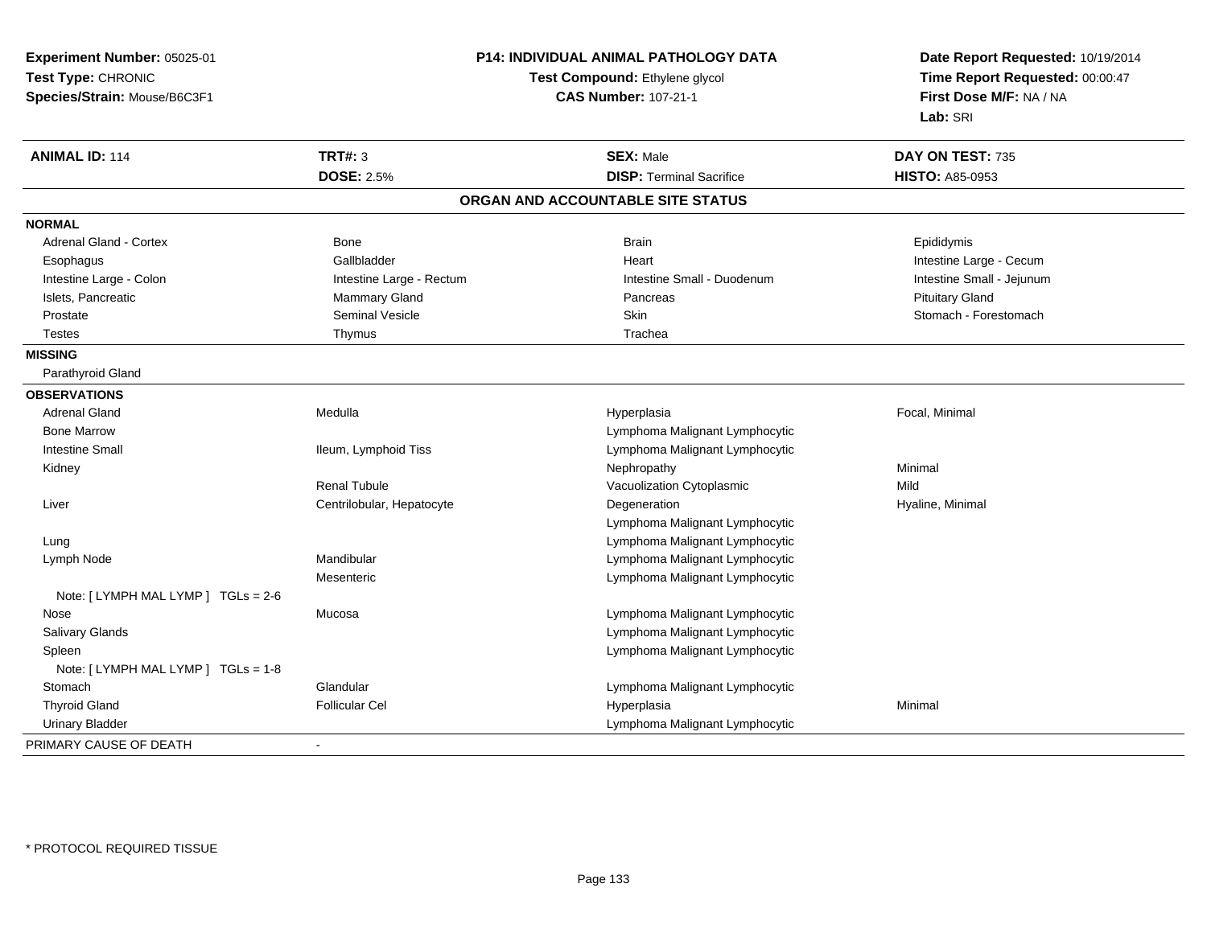**Experiment Number:** 05025-01
**Test Type:** CHRONIC
**Species/Strain:** Mouse/B6C3F1

**P14: INDIVIDUAL ANIMAL PATHOLOGY DATA**
**Test Compound:** Ethylene glycol
**CAS Number:** 107-21-1

**Date Report Requested:** 10/19/2014
**Time Report Requested:** 00:00:47
**First Dose M/F:** NA / NA
**Lab:** SRI

| **ANIMAL ID:** 114 | **TRT#:** 3 | **SEX:** Male | **DAY ON TEST:** 735 |
|---|---|---|---|
| | **DOSE:** 2.5% | **DISP:** Terminal Sacrifice | **HISTO:** A85-0953 |

## ORGAN AND ACCOUNTABLE SITE STATUS

| | | | |
|---|---|---|---|
| **NORMAL** | | | |
| Adrenal Gland - Cortex | Bone | Brain | Epididymis |
| Esophagus | Gallbladder | Heart | Intestine Large - Cecum |
| Intestine Large - Colon | Intestine Large - Rectum | Intestine Small - Duodenum | Intestine Small - Jejunum |
| Islets, Pancreatic | Mammary Gland | Pancreas | Pituitary Gland |
| Prostate | Seminal Vesicle | Skin | Stomach - Forestomach |
| Testes | Thymus | Trachea | |
| **MISSING** | | | |
| Parathyroid Gland | | | |
| **OBSERVATIONS** | | | |
| Adrenal Gland | Medulla | Hyperplasia | Focal, Minimal |
| Bone Marrow | | Lymphoma Malignant Lymphocytic | |
| Intestine Small | Ileum, Lymphoid Tiss | Lymphoma Malignant Lymphocytic | |
| Kidney | | Nephropathy | Minimal |
| | Renal Tubule | Vacuolization Cytoplasmic | Mild |
| Liver | Centrilobular, Hepatocyte | Degeneration | Hyaline, Minimal |
| | | Lymphoma Malignant Lymphocytic | |
| Lung | | Lymphoma Malignant Lymphocytic | |
| Lymph Node | Mandibular | Lymphoma Malignant Lymphocytic | |
| | Mesenteric | Lymphoma Malignant Lymphocytic | |
| Note: [ LYMPH MAL LYMP ] TGLs = 2-6 | | | |
| Nose | Mucosa | Lymphoma Malignant Lymphocytic | |
| Salivary Glands | | Lymphoma Malignant Lymphocytic | |
| Spleen | | Lymphoma Malignant Lymphocytic | |
| Note: [ LYMPH MAL LYMP ] TGLs = 1-8 | | | |
| Stomach | Glandular | Lymphoma Malignant Lymphocytic | |
| Thyroid Gland | Follicular Cel | Hyperplasia | Minimal |
| Urinary Bladder | | Lymphoma Malignant Lymphocytic | |
| PRIMARY CAUSE OF DEATH | - | | |

* PROTOCOL REQUIRED TISSUE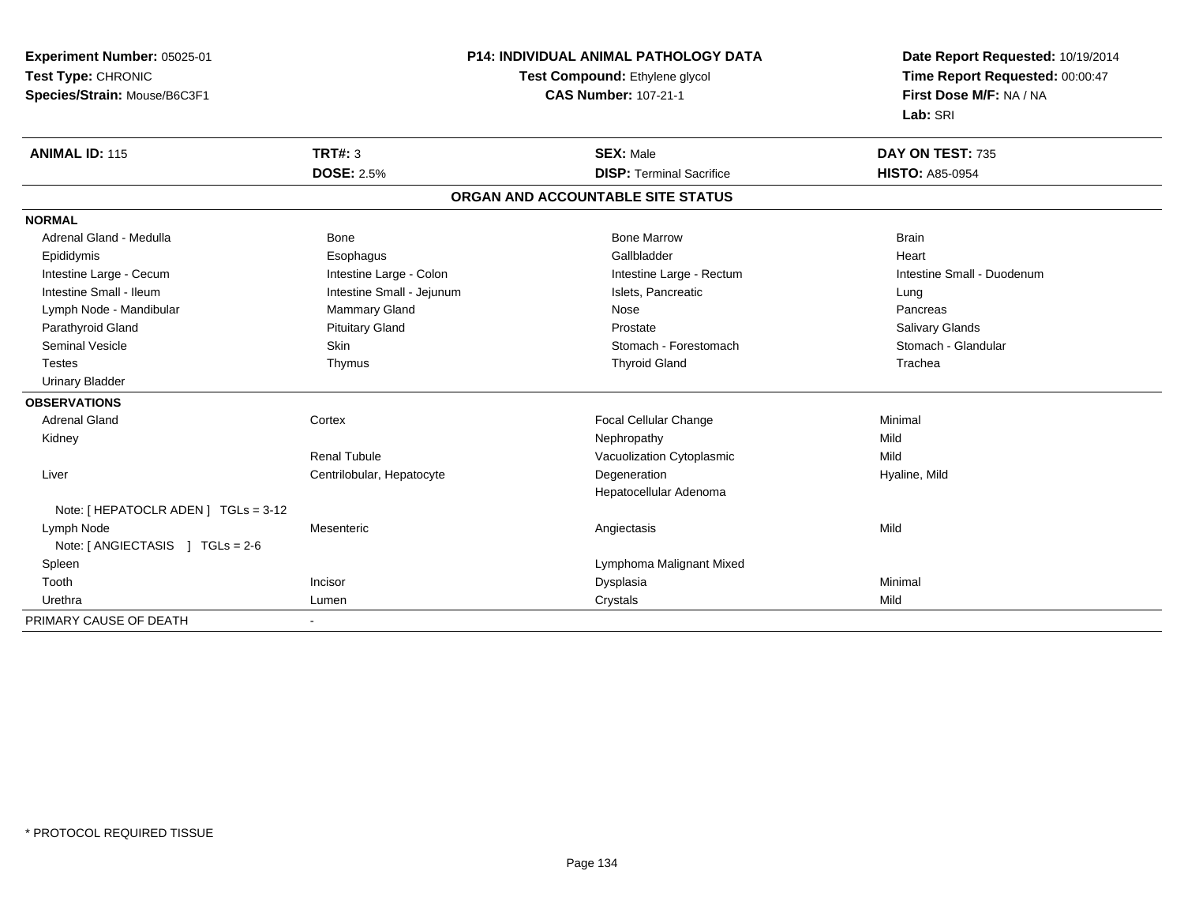**Experiment Number:** 05025-01
**Test Type:** CHRONIC
**Species/Strain:** Mouse/B6C3F1

**P14: INDIVIDUAL ANIMAL PATHOLOGY DATA**
**Test Compound:** Ethylene glycol
**CAS Number:** 107-21-1

**Date Report Requested:** 10/19/2014
**Time Report Requested:** 00:00:47
**First Dose M/F:** NA / NA
**Lab:** SRI

| **ANIMAL ID:** 115 | **TRT#:** 3 | **SEX:** Male | **DAY ON TEST:** 735 |
|---|---|---|---|
| | **DOSE:** 2.5% | **DISP:** Terminal Sacrifice | **HISTO:** A85-0954 |

## ORGAN AND ACCOUNTABLE SITE STATUS

| | | | |
|---|---|---|---|
| **NORMAL** | | | |
| Adrenal Gland - Medulla | Bone | Bone Marrow | Brain |
| Epididymis | Esophagus | Gallbladder | Heart |
| Intestine Large - Cecum | Intestine Large - Colon | Intestine Large - Rectum | Intestine Small - Duodenum |
| Intestine Small - Ileum | Intestine Small - Jejunum | Islets, Pancreatic | Lung |
| Lymph Node - Mandibular | Mammary Gland | Nose | Pancreas |
| Parathyroid Gland | Pituitary Gland | Prostate | Salivary Glands |
| Seminal Vesicle | Skin | Stomach - Forestomach | Stomach - Glandular |
| Testes | Thymus | Thyroid Gland | Trachea |
| Urinary Bladder | | | |
| **OBSERVATIONS** | | | |
| Adrenal Gland | Cortex | Focal Cellular Change | Minimal |
| Kidney | | Nephropathy | Mild |
| | Renal Tubule | Vacuolization Cytoplasmic | Mild |
| Liver | Centrilobular, Hepatocyte | Degeneration | Hyaline, Mild |
| | | Hepatocellular Adenoma | |
| Note: [ HEPATOCLR ADEN ] TGLs = 3-12 | | | |
| Lymph Node | Mesenteric | Angiectasis | Mild |
| Note: [ ANGIECTASIS ] TGLs = 2-6 | | | |
| Spleen | | Lymphoma Malignant Mixed | |
| Tooth | Incisor | Dysplasia | Minimal |
| Urethra | Lumen | Crystals | Mild |
| PRIMARY CAUSE OF DEATH | - | | |

\* PROTOCOL REQUIRED TISSUE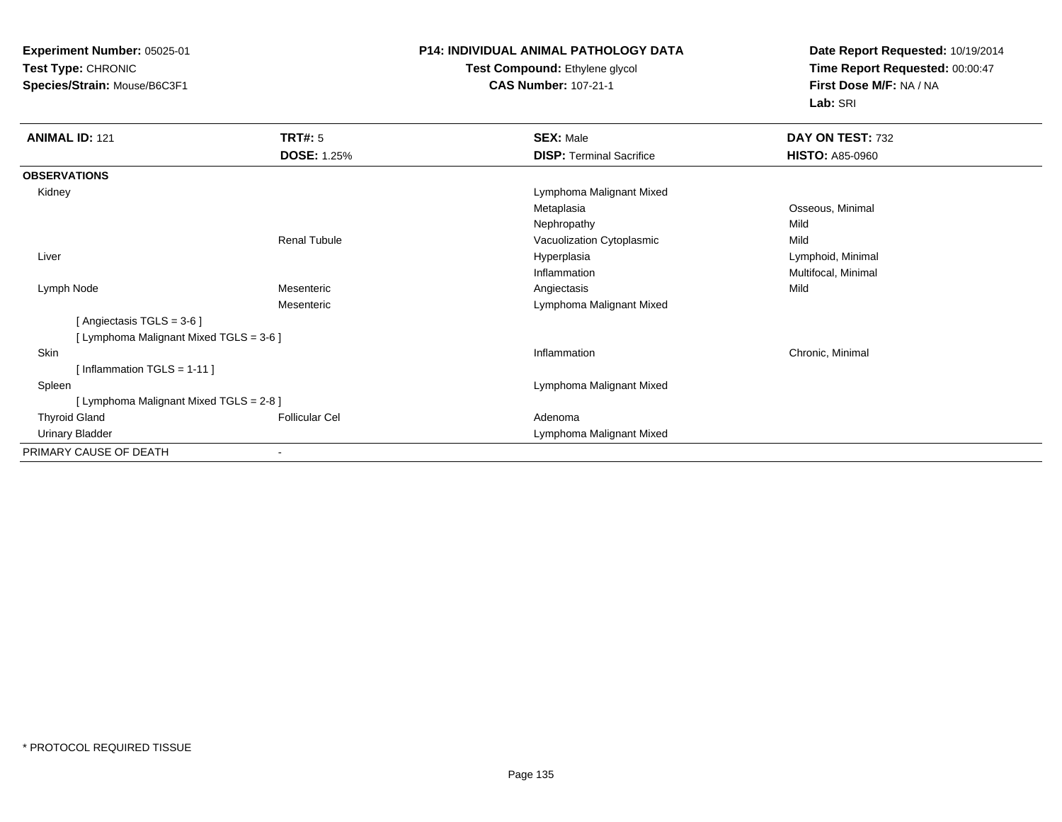**Experiment Number:** 05025-01
**Test Type:** CHRONIC
**Species/Strain:** Mouse/B6C3F1

**P14: INDIVIDUAL ANIMAL PATHOLOGY DATA**
**Test Compound:** Ethylene glycol
**CAS Number:** 107-21-1

**Date Report Requested:** 10/19/2014
**Time Report Requested:** 00:00:47
**First Dose M/F:** NA / NA
**Lab:** SRI

| **ANIMAL ID:** 121 | **TRT#:** 5 | **SEX:** Male | **DAY ON TEST:** 732 |
|---|---|---|---|
| | **DOSE:** 1.25% | **DISP:** Terminal Sacrifice | **HISTO:** A85-0960 |
| **OBSERVATIONS** | | | |
| Kidney | | Lymphoma Malignant Mixed | |
| | | Metaplasia | Osseous, Minimal |
| | | Nephropathy | Mild |
| | Renal Tubule | Vacuolization Cytoplasmic | Mild |
| Liver | | Hyperplasia | Lymphoid, Minimal |
| | | Inflammation | Multifocal, Minimal |
| Lymph Node | Mesenteric | Angiectasis | Mild |
| | Mesenteric | Lymphoma Malignant Mixed | |
| [ Angiectasis TGLS = 3-6 ] | | | |
| [ Lymphoma Malignant Mixed TGLS = 3-6 ] | | | |
| Skin | | Inflammation | Chronic, Minimal |
| [ Inflammation TGLS = 1-11 ] | | | |
| Spleen | | Lymphoma Malignant Mixed | |
| [ Lymphoma Malignant Mixed TGLS = 2-8 ] | | | |
| Thyroid Gland | Follicular Cel | Adenoma | |
| Urinary Bladder | | Lymphoma Malignant Mixed | |
| PRIMARY CAUSE OF DEATH | - | | |

* PROTOCOL REQUIRED TISSUE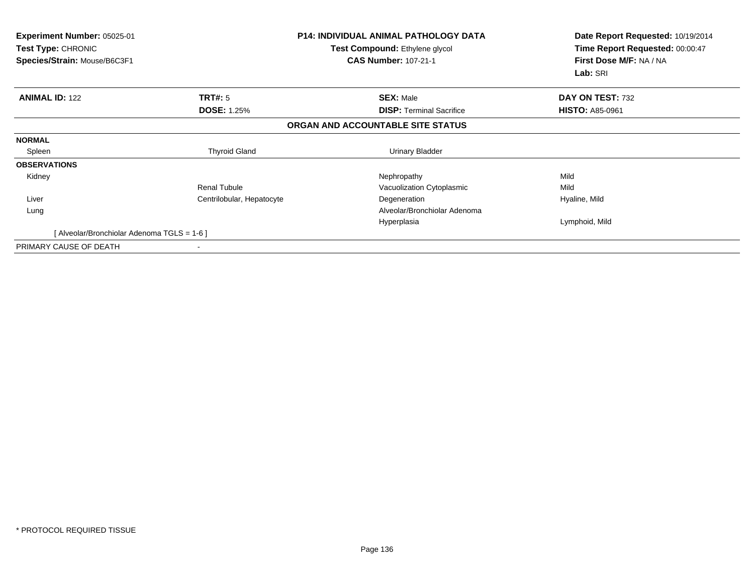**Experiment Number:** 05025-01
**Test Type:** CHRONIC
**Species/Strain:** Mouse/B6C3F1

**P14: INDIVIDUAL ANIMAL PATHOLOGY DATA**
**Test Compound:** Ethylene glycol
**CAS Number:** 107-21-1

**Date Report Requested:** 10/19/2014
**Time Report Requested:** 00:00:47
**First Dose M/F:** NA / NA
**Lab:** SRI

| **ANIMAL ID:** 122 | **TRT#:** 5 | **SEX:** Male | **DAY ON TEST:** 732 |
|---|---|---|---|
| | **DOSE:** 1.25% | **DISP:** Terminal Sacrifice | **HISTO:** A85-0961 |

## ORGAN AND ACCOUNTABLE SITE STATUS

| | | | |
|---|---|---|---|
| **NORMAL** | | | |
| Spleen | Thyroid Gland | Urinary Bladder | |
| **OBSERVATIONS** | | | |
| Kidney | | Nephropathy | Mild |
| | Renal Tubule | Vacuolization Cytoplasmic | Mild |
| Liver | Centrilobular, Hepatocyte | Degeneration | Hyaline, Mild |
| Lung | | Alveolar/Bronchiolar Adenoma | |
| | | Hyperplasia | Lymphoid, Mild |
| [ Alveolar/Bronchiolar Adenoma TGLS = 1-6 ] | | | |
| PRIMARY CAUSE OF DEATH | - | | |

* PROTOCOL REQUIRED TISSUE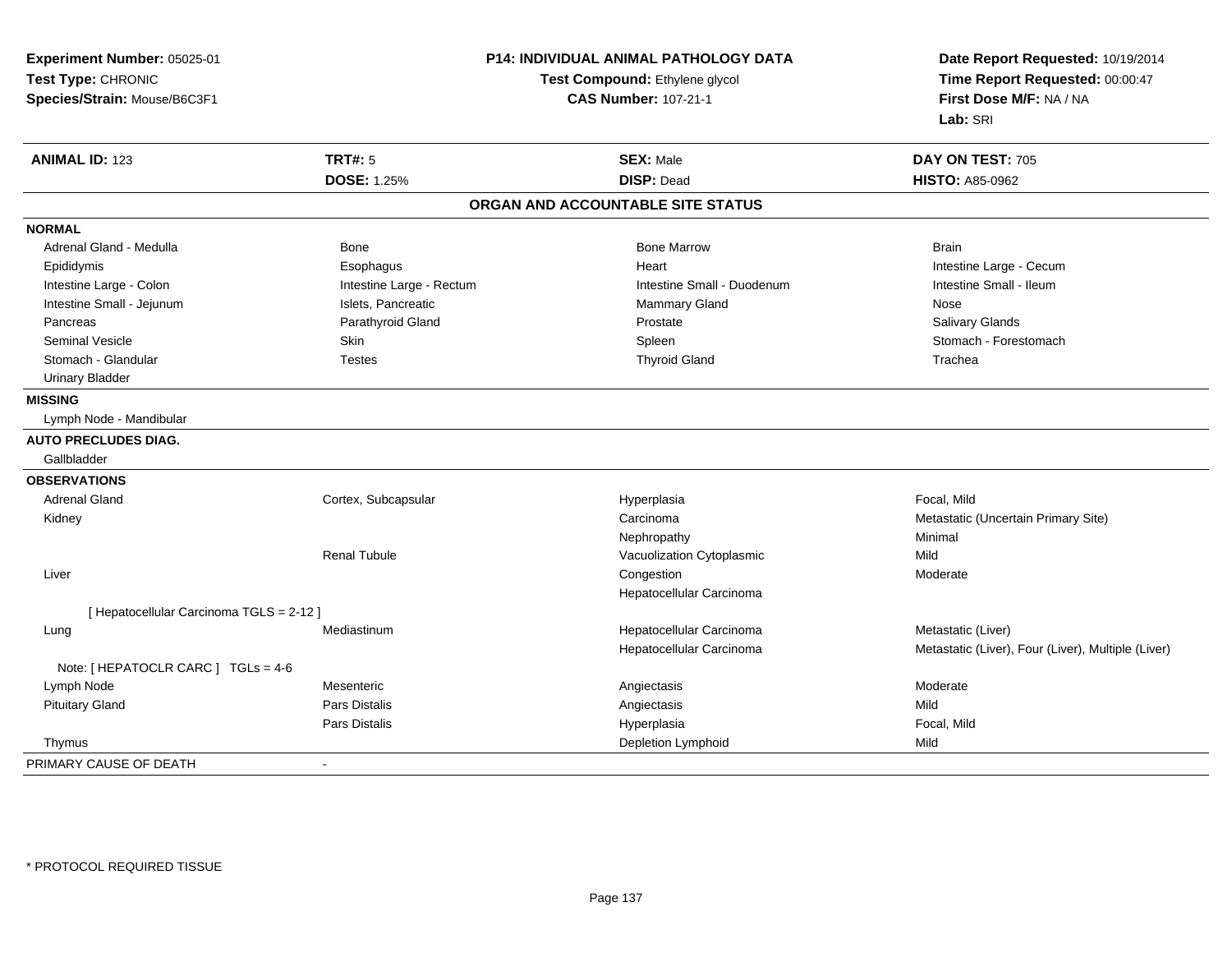**Experiment Number:** 05025-01
**Test Type:** CHRONIC
**Species/Strain:** Mouse/B6C3F1

**P14: INDIVIDUAL ANIMAL PATHOLOGY DATA**
**Test Compound:** Ethylene glycol
**CAS Number:** 107-21-1

**Date Report Requested:** 10/19/2014
**Time Report Requested:** 00:00:47
**First Dose M/F:** NA / NA
**Lab:** SRI

| **ANIMAL ID:** 123 | **TRT#:** 5 | **SEX:** Male | **DAY ON TEST:** 705 |
|---|---|---|---|
| | **DOSE:** 1.25% | **DISP:** Dead | **HISTO:** A85-0962 |

## ORGAN AND ACCOUNTABLE SITE STATUS

| | | | |
|---|---|---|---|
| **NORMAL** | | | |
| Adrenal Gland - Medulla | Bone | Bone Marrow | Brain |
| Epididymis | Esophagus | Heart | Intestine Large - Cecum |
| Intestine Large - Colon | Intestine Large - Rectum | Intestine Small - Duodenum | Intestine Small - Ileum |
| Intestine Small - Jejunum | Islets, Pancreatic | Mammary Gland | Nose |
| Pancreas | Parathyroid Gland | Prostate | Salivary Glands |
| Seminal Vesicle | Skin | Spleen | Stomach - Forestomach |
| Stomach - Glandular | Testes | Thyroid Gland | Trachea |
| Urinary Bladder | | | |
| **MISSING** | | | |
| Lymph Node - Mandibular | | | |
| **AUTO PRECLUDES DIAG.** | | | |
| Gallbladder | | | |
| **OBSERVATIONS** | | | |
| Adrenal Gland | Cortex, Subcapsular | Hyperplasia | Focal, Mild |
| Kidney | | Carcinoma | Metastatic (Uncertain Primary Site) |
| | | Nephropathy | Minimal |
| | Renal Tubule | Vacuolization Cytoplasmic | Mild |
| Liver | | Congestion | Moderate |
| | | Hepatocellular Carcinoma | |
| [ Hepatocellular Carcinoma TGLS = 2-12 ] | | | |
| Lung | Mediastinum | Hepatocellular Carcinoma | Metastatic (Liver) |
| | | Hepatocellular Carcinoma | Metastatic (Liver), Four (Liver), Multiple (Liver) |
| Note: [ HEPATOCLR CARC ] TGLs = 4-6 | | | |
| Lymph Node | Mesenteric | Angiectasis | Moderate |
| Pituitary Gland | Pars Distalis | Angiectasis | Mild |
| | Pars Distalis | Hyperplasia | Focal, Mild |
| Thymus | | Depletion Lymphoid | Mild |
| PRIMARY CAUSE OF DEATH | - | | |

* PROTOCOL REQUIRED TISSUE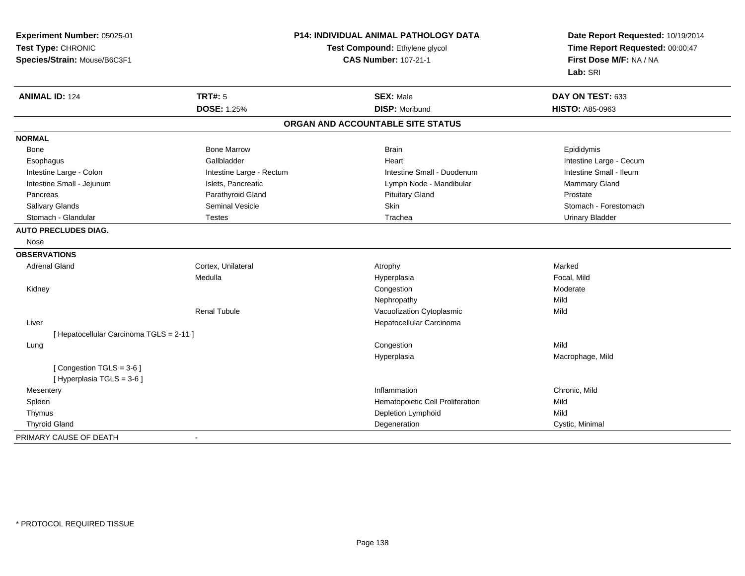**Experiment Number:** 05025-01
**Test Type:** CHRONIC
**Species/Strain:** Mouse/B6C3F1

**P14: INDIVIDUAL ANIMAL PATHOLOGY DATA**
**Test Compound:** Ethylene glycol
**CAS Number:** 107-21-1

**Date Report Requested:** 10/19/2014
**Time Report Requested:** 00:00:47
**First Dose M/F:** NA / NA
**Lab:** SRI

| **ANIMAL ID:** 124 | **TRT#:** 5 | **SEX:** Male | **DAY ON TEST:** 633 |
|---|---|---|---|
| | **DOSE:** 1.25% | **DISP:** Moribund | **HISTO:** A85-0963 |

## ORGAN AND ACCOUNTABLE SITE STATUS

| | | | |
|---|---|---|---|
| **NORMAL** | | | |
| Bone | Bone Marrow | Brain | Epididymis |
| Esophagus | Gallbladder | Heart | Intestine Large - Cecum |
| Intestine Large - Colon | Intestine Large - Rectum | Intestine Small - Duodenum | Intestine Small - Ileum |
| Intestine Small - Jejunum | Islets, Pancreatic | Lymph Node - Mandibular | Mammary Gland |
| Pancreas | Parathyroid Gland | Pituitary Gland | Prostate |
| Salivary Glands | Seminal Vesicle | Skin | Stomach - Forestomach |
| Stomach - Glandular | Testes | Trachea | Urinary Bladder |
| **AUTO PRECLUDES DIAG.** | | | |
| Nose | | | |
| **OBSERVATIONS** | | | |
| Adrenal Gland | Cortex, Unilateral | Atrophy | Marked |
| | Medulla | Hyperplasia | Focal, Mild |
| Kidney | | Congestion | Moderate |
| | | Nephropathy | Mild |
| | Renal Tubule | Vacuolization Cytoplasmic | Mild |
| Liver | | Hepatocellular Carcinoma | |
| [ Hepatocellular Carcinoma TGLS = 2-11 ] | | | |
| Lung | | Congestion | Mild |
| | | Hyperplasia | Macrophage, Mild |
| [ Congestion TGLS = 3-6 ] | | | |
| [ Hyperplasia TGLS = 3-6 ] | | | |
| Mesentery | | Inflammation | Chronic, Mild |
| Spleen | | Hematopoietic Cell Proliferation | Mild |
| Thymus | | Depletion Lymphoid | Mild |
| Thyroid Gland | | Degeneration | Cystic, Minimal |
| PRIMARY CAUSE OF DEATH | - | | |

\* PROTOCOL REQUIRED TISSUE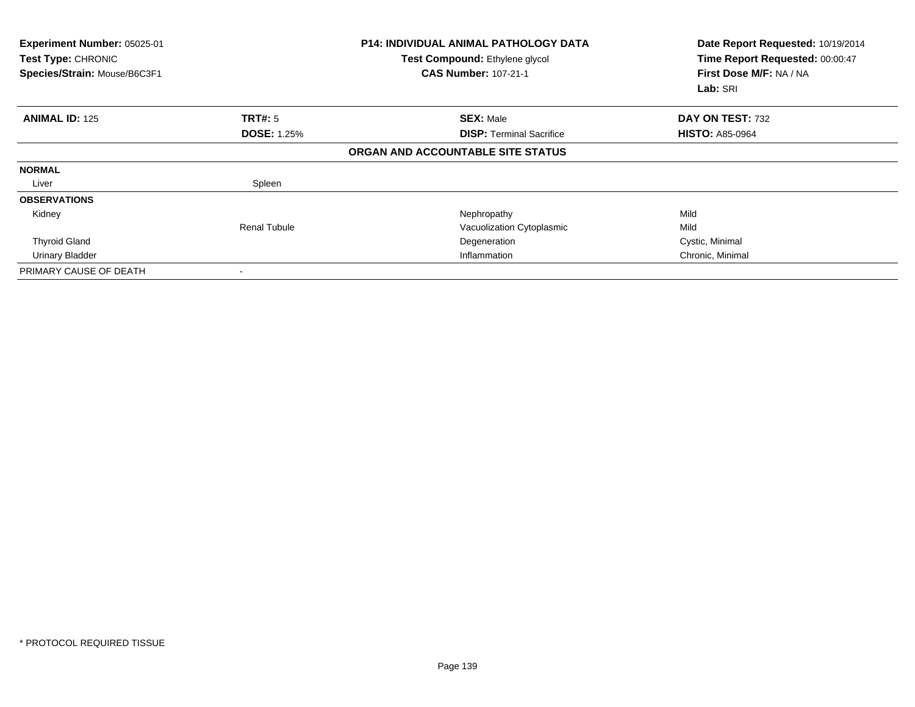**Experiment Number:** 05025-01
**Test Type:** CHRONIC
**Species/Strain:** Mouse/B6C3F1

**P14: INDIVIDUAL ANIMAL PATHOLOGY DATA**
**Test Compound:** Ethylene glycol
**CAS Number:** 107-21-1

**Date Report Requested:** 10/19/2014
**Time Report Requested:** 00:00:47
**First Dose M/F:** NA / NA
**Lab:** SRI

| **ANIMAL ID:** 125 | **TRT#:** 5 | **SEX:** Male | **DAY ON TEST:** 732 |
|---|---|---|---|
| | **DOSE:** 1.25% | **DISP:** Terminal Sacrifice | **HISTO:** A85-0964 |

**ORGAN AND ACCOUNTABLE SITE STATUS**

| | | | |
|---|---|---|---|
| **NORMAL** | | | |
| Liver | Spleen | | |
| **OBSERVATIONS** | | | |
| Kidney | | Nephropathy | Mild |
| | Renal Tubule | Vacuolization Cytoplasmic | Mild |
| Thyroid Gland | | Degeneration | Cystic, Minimal |
| Urinary Bladder | | Inflammation | Chronic, Minimal |
| PRIMARY CAUSE OF DEATH | - | | |

* PROTOCOL REQUIRED TISSUE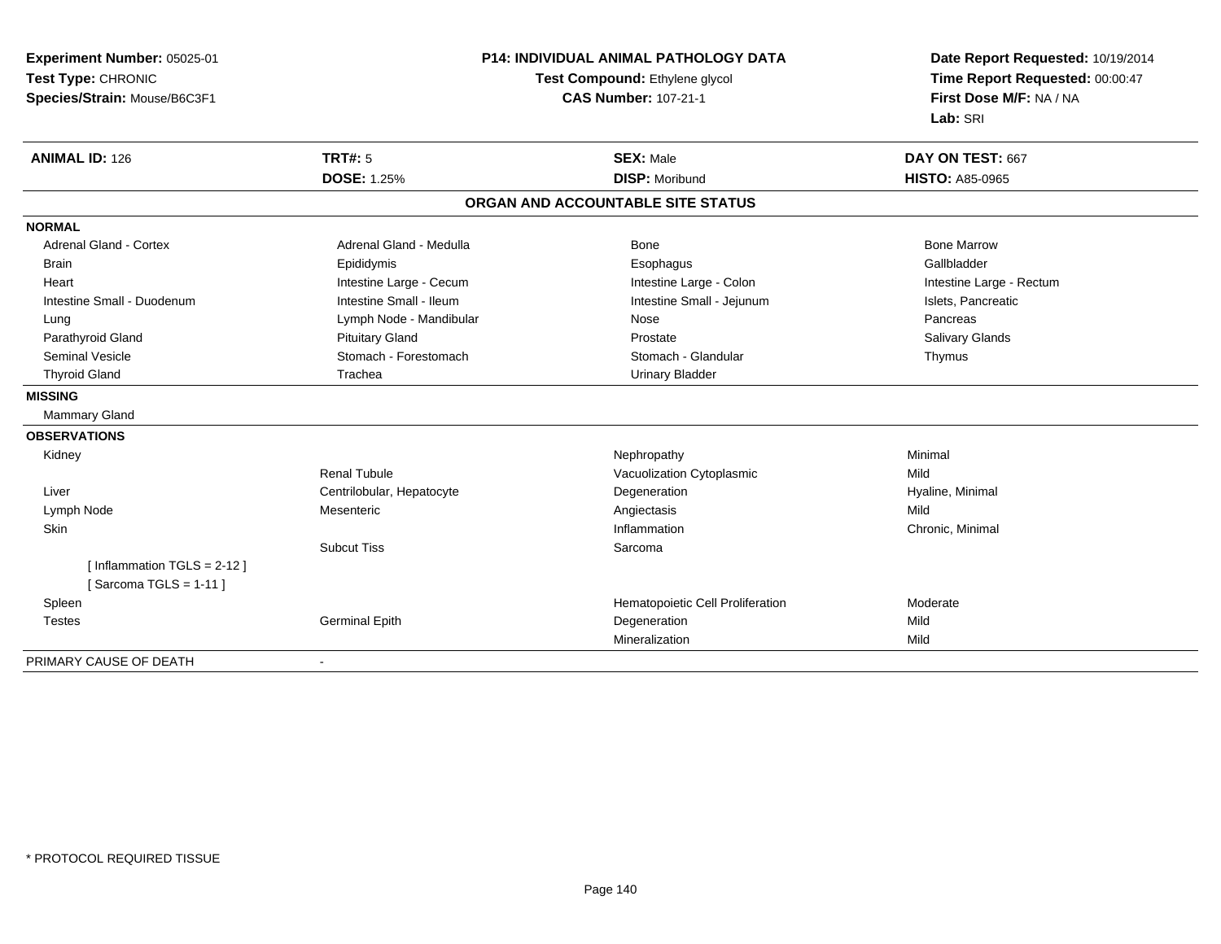**Experiment Number:** 05025-01
**Test Type:** CHRONIC
**Species/Strain:** Mouse/B6C3F1

**P14: INDIVIDUAL ANIMAL PATHOLOGY DATA**
**Test Compound:** Ethylene glycol
**CAS Number:** 107-21-1

**Date Report Requested:** 10/19/2014
**Time Report Requested:** 00:00:47
**First Dose M/F:** NA / NA
**Lab:** SRI

| **ANIMAL ID:** 126 | **TRT#:** 5 | **SEX:** Male | **DAY ON TEST:** 667 |
|---|---|---|---|
| | **DOSE:** 1.25% | **DISP:** Moribund | **HISTO:** A85-0965 |

## ORGAN AND ACCOUNTABLE SITE STATUS

**NORMAL**

| | | | |
|---|---|---|---|
| Adrenal Gland - Cortex | Adrenal Gland - Medulla | Bone | Bone Marrow |
| Brain | Epididymis | Esophagus | Gallbladder |
| Heart | Intestine Large - Cecum | Intestine Large - Colon | Intestine Large - Rectum |
| Intestine Small - Duodenum | Intestine Small - Ileum | Intestine Small - Jejunum | Islets, Pancreatic |
| Lung | Lymph Node - Mandibular | Nose | Pancreas |
| Parathyroid Gland | Pituitary Gland | Prostate | Salivary Glands |
| Seminal Vesicle | Stomach - Forestomach | Stomach - Glandular | Thymus |
| Thyroid Gland | Trachea | Urinary Bladder | |

**MISSING**

Mammary Gland

**OBSERVATIONS**

| | | | |
|---|---|---|---|
| Kidney | | Nephropathy | Minimal |
| | Renal Tubule | Vacuolization Cytoplasmic | Mild |
| Liver | Centrilobular, Hepatocyte | Degeneration | Hyaline, Minimal |
| Lymph Node | Mesenteric | Angiectasis | Mild |
| Skin | | Inflammation | Chronic, Minimal |
| | Subcut Tiss | Sarcoma | |
| [ Inflammation TGLS = 2-12 ] | | | |
| [ Sarcoma TGLS = 1-11 ] | | | |
| Spleen | | Hematopoietic Cell Proliferation | Moderate |
| Testes | Germinal Epith | Degeneration | Mild |
| | | Mineralization | Mild |

PRIMARY CAUSE OF DEATH -

* PROTOCOL REQUIRED TISSUE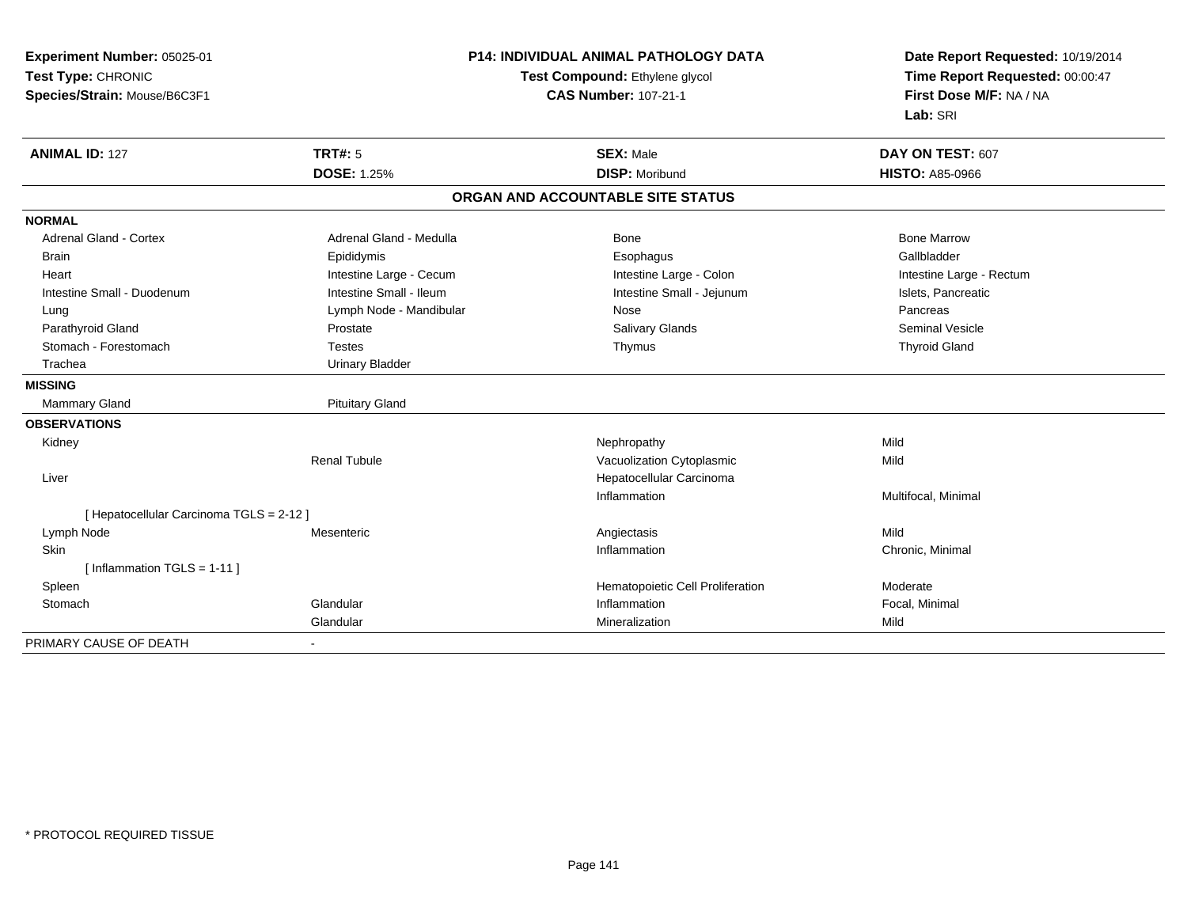**Experiment Number:** 05025-01
**Test Type:** CHRONIC
**Species/Strain:** Mouse/B6C3F1

**P14: INDIVIDUAL ANIMAL PATHOLOGY DATA**
**Test Compound:** Ethylene glycol
**CAS Number:** 107-21-1

**Date Report Requested:** 10/19/2014
**Time Report Requested:** 00:00:47
**First Dose M/F:** NA / NA
**Lab:** SRI

| **ANIMAL ID:** 127 | **TRT#:** 5 | **SEX:** Male | **DAY ON TEST:** 607 |
|---|---|---|---|
| | **DOSE:** 1.25% | **DISP:** Moribund | **HISTO:** A85-0966 |

**ORGAN AND ACCOUNTABLE SITE STATUS**

| | | | |
|---|---|---|---|
| **NORMAL** | | | |
| Adrenal Gland - Cortex | Adrenal Gland - Medulla | Bone | Bone Marrow |
| Brain | Epididymis | Esophagus | Gallbladder |
| Heart | Intestine Large - Cecum | Intestine Large - Colon | Intestine Large - Rectum |
| Intestine Small - Duodenum | Intestine Small - Ileum | Intestine Small - Jejunum | Islets, Pancreatic |
| Lung | Lymph Node - Mandibular | Nose | Pancreas |
| Parathyroid Gland | Prostate | Salivary Glands | Seminal Vesicle |
| Stomach - Forestomach | Testes | Thymus | Thyroid Gland |
| Trachea | Urinary Bladder | | |
| **MISSING** | | | |
| Mammary Gland | Pituitary Gland | | |
| **OBSERVATIONS** | | | |
| Kidney | | Nephropathy | Mild |
| | Renal Tubule | Vacuolization Cytoplasmic | Mild |
| Liver | | Hepatocellular Carcinoma | |
| | | Inflammation | Multifocal, Minimal |
| [ Hepatocellular Carcinoma TGLS = 2-12 ] | | | |
| Lymph Node | Mesenteric | Angiectasis | Mild |
| Skin | | Inflammation | Chronic, Minimal |
| [ Inflammation TGLS = 1-11 ] | | | |
| Spleen | | Hematopoietic Cell Proliferation | Moderate |
| Stomach | Glandular | Inflammation | Focal, Minimal |
| | Glandular | Mineralization | Mild |
| PRIMARY CAUSE OF DEATH | - | | |

* PROTOCOL REQUIRED TISSUE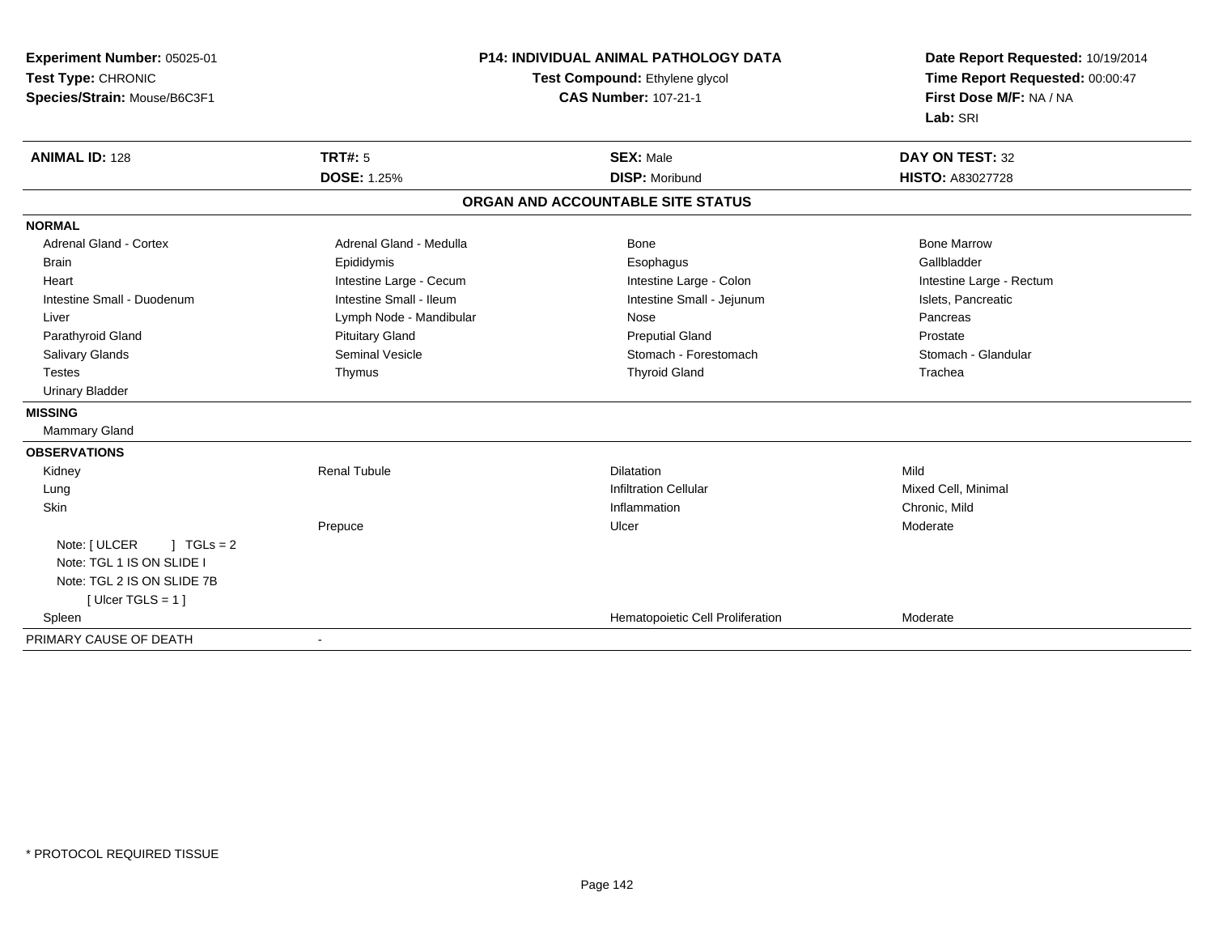**Experiment Number:** 05025-01
**Test Type:** CHRONIC
**Species/Strain:** Mouse/B6C3F1

**P14: INDIVIDUAL ANIMAL PATHOLOGY DATA**
**Test Compound:** Ethylene glycol
**CAS Number:** 107-21-1

**Date Report Requested:** 10/19/2014
**Time Report Requested:** 00:00:47
**First Dose M/F:** NA / NA
**Lab:** SRI

| **ANIMAL ID:** 128 | **TRT#:** 5 | **SEX:** Male | **DAY ON TEST:** 32 |
|---|---|---|---|
| | **DOSE:** 1.25% | **DISP:** Moribund | **HISTO:** A83027728 |

## ORGAN AND ACCOUNTABLE SITE STATUS

**NORMAL**

| | | | |
|---|---|---|---|
| Adrenal Gland - Cortex | Adrenal Gland - Medulla | Bone | Bone Marrow |
| Brain | Epididymis | Esophagus | Gallbladder |
| Heart | Intestine Large - Cecum | Intestine Large - Colon | Intestine Large - Rectum |
| Intestine Small - Duodenum | Intestine Small - Ileum | Intestine Small - Jejunum | Islets, Pancreatic |
| Liver | Lymph Node - Mandibular | Nose | Pancreas |
| Parathyroid Gland | Pituitary Gland | Preputial Gland | Prostate |
| Salivary Glands | Seminal Vesicle | Stomach - Forestomach | Stomach - Glandular |
| Testes | Thymus | Thyroid Gland | Trachea |
| Urinary Bladder | | | |

**MISSING**

Mammary Gland

**OBSERVATIONS**

| | | | |
|---|---|---|---|
| Kidney | Renal Tubule | Dilatation | Mild |
| Lung | | Infiltration Cellular | Mixed Cell, Minimal |
| Skin | | Inflammation | Chronic, Mild |
| | Prepuce | Ulcer | Moderate |
| Note: [ ULCER ] TGLs = 2 | | | |
| Note: TGL 1 IS ON SLIDE I | | | |
| Note: TGL 2 IS ON SLIDE 7B | | | |
| [ Ulcer TGLS = 1 ] | | | |
| Spleen | | Hematopoietic Cell Proliferation | Moderate |

PRIMARY CAUSE OF DEATH -

* PROTOCOL REQUIRED TISSUE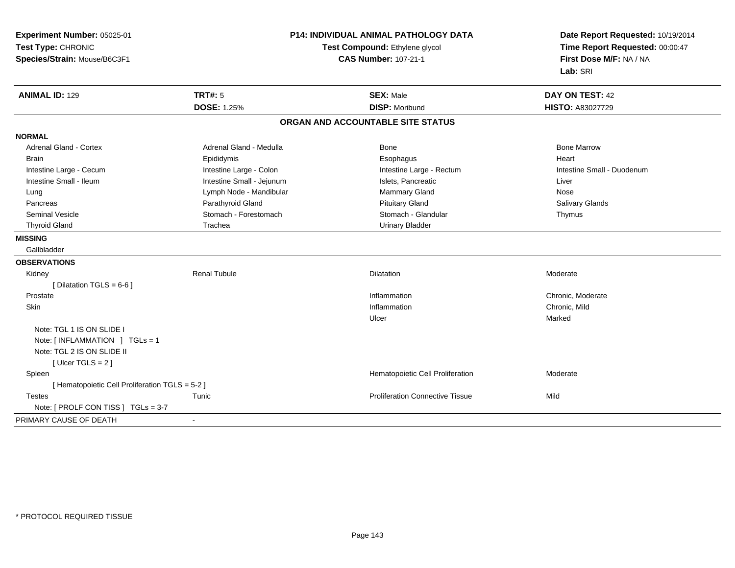**Experiment Number:** 05025-01
**Test Type:** CHRONIC
**Species/Strain:** Mouse/B6C3F1

**P14: INDIVIDUAL ANIMAL PATHOLOGY DATA**
**Test Compound:** Ethylene glycol
**CAS Number:** 107-21-1

**Date Report Requested:** 10/19/2014
**Time Report Requested:** 00:00:47
**First Dose M/F:** NA / NA
**Lab:** SRI

| **ANIMAL ID:** 129 | **TRT#:** 5 | **SEX:** Male | **DAY ON TEST:** 42 |
|---|---|---|---|
| | **DOSE:** 1.25% | **DISP:** Moribund | **HISTO:** A83027729 |

## ORGAN AND ACCOUNTABLE SITE STATUS

**NORMAL**

| | | | |
|---|---|---|---|
| Adrenal Gland - Cortex | Adrenal Gland - Medulla | Bone | Bone Marrow |
| Brain | Epididymis | Esophagus | Heart |
| Intestine Large - Cecum | Intestine Large - Colon | Intestine Large - Rectum | Intestine Small - Duodenum |
| Intestine Small - Ileum | Intestine Small - Jejunum | Islets, Pancreatic | Liver |
| Lung | Lymph Node - Mandibular | Mammary Gland | Nose |
| Pancreas | Parathyroid Gland | Pituitary Gland | Salivary Glands |
| Seminal Vesicle | Stomach - Forestomach | Stomach - Glandular | Thymus |
| Thyroid Gland | Trachea | Urinary Bladder | |

**MISSING**

Gallbladder

**OBSERVATIONS**

| | | | |
|---|---|---|---|
| Kidney | Renal Tubule | Dilatation | Moderate |
| [ Dilatation TGLS = 6-6 ] | | | |
| Prostate | | Inflammation | Chronic, Moderate |
| Skin | | Inflammation | Chronic, Mild |
| | | Ulcer | Marked |
| Note: TGL 1 IS ON SLIDE I | | | |
| Note: [ INFLAMMATION ] TGLs = 1 | | | |
| Note: TGL 2 IS ON SLIDE II | | | |
| [ Ulcer TGLS = 2 ] | | | |
| Spleen | | Hematopoietic Cell Proliferation | Moderate |
| [ Hematopoietic Cell Proliferation TGLS = 5-2 ] | | | |
| Testes | Tunic | Proliferation Connective Tissue | Mild |
| Note: [ PROLF CON TISS ] TGLs = 3-7 | | | |

PRIMARY CAUSE OF DEATH -

\* PROTOCOL REQUIRED TISSUE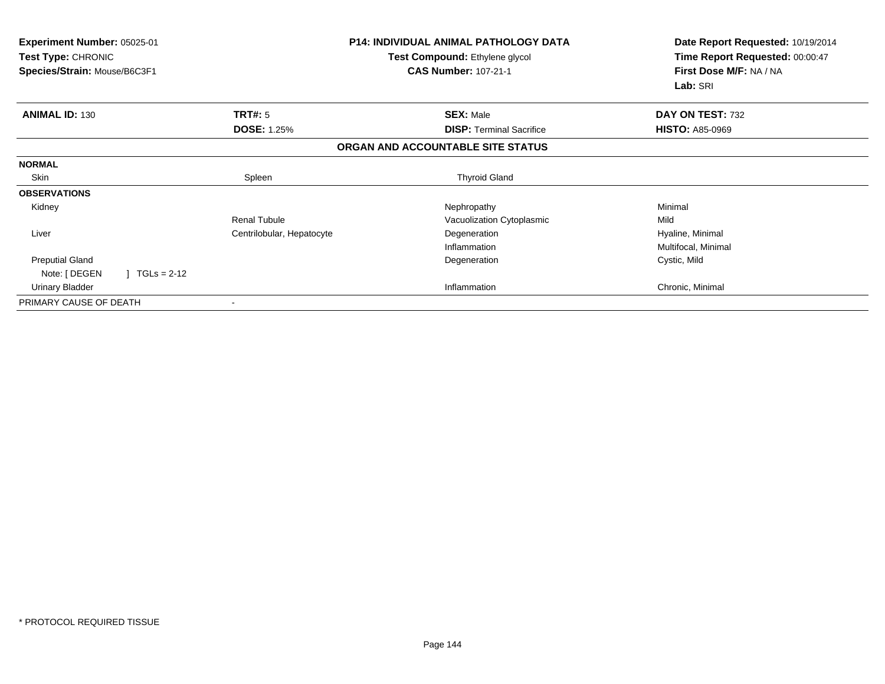**Experiment Number:** 05025-01
**Test Type:** CHRONIC
**Species/Strain:** Mouse/B6C3F1

**P14: INDIVIDUAL ANIMAL PATHOLOGY DATA**
**Test Compound:** Ethylene glycol
**CAS Number:** 107-21-1

**Date Report Requested:** 10/19/2014
**Time Report Requested:** 00:00:47
**First Dose M/F:** NA / NA
**Lab:** SRI

| **ANIMAL ID:** 130 | **TRT#:** 5 | **SEX:** Male | **DAY ON TEST:** 732 |
|---|---|---|---|
| | **DOSE:** 1.25% | **DISP:** Terminal Sacrifice | **HISTO:** A85-0969 |

**ORGAN AND ACCOUNTABLE SITE STATUS**

| | | | |
|---|---|---|---|
| **NORMAL** | | | |
| Skin | Spleen | Thyroid Gland | |
| **OBSERVATIONS** | | | |
| Kidney | | Nephropathy | Minimal |
| | Renal Tubule | Vacuolization Cytoplasmic | Mild |
| Liver | Centrilobular, Hepatocyte | Degeneration | Hyaline, Minimal |
| | | Inflammation | Multifocal, Minimal |
| Preputial Gland | | Degeneration | Cystic, Mild |
| Note: [ DEGEN ] TGLs = 2-12 | | | |
| Urinary Bladder | | Inflammation | Chronic, Minimal |
| PRIMARY CAUSE OF DEATH | - | | |

* PROTOCOL REQUIRED TISSUE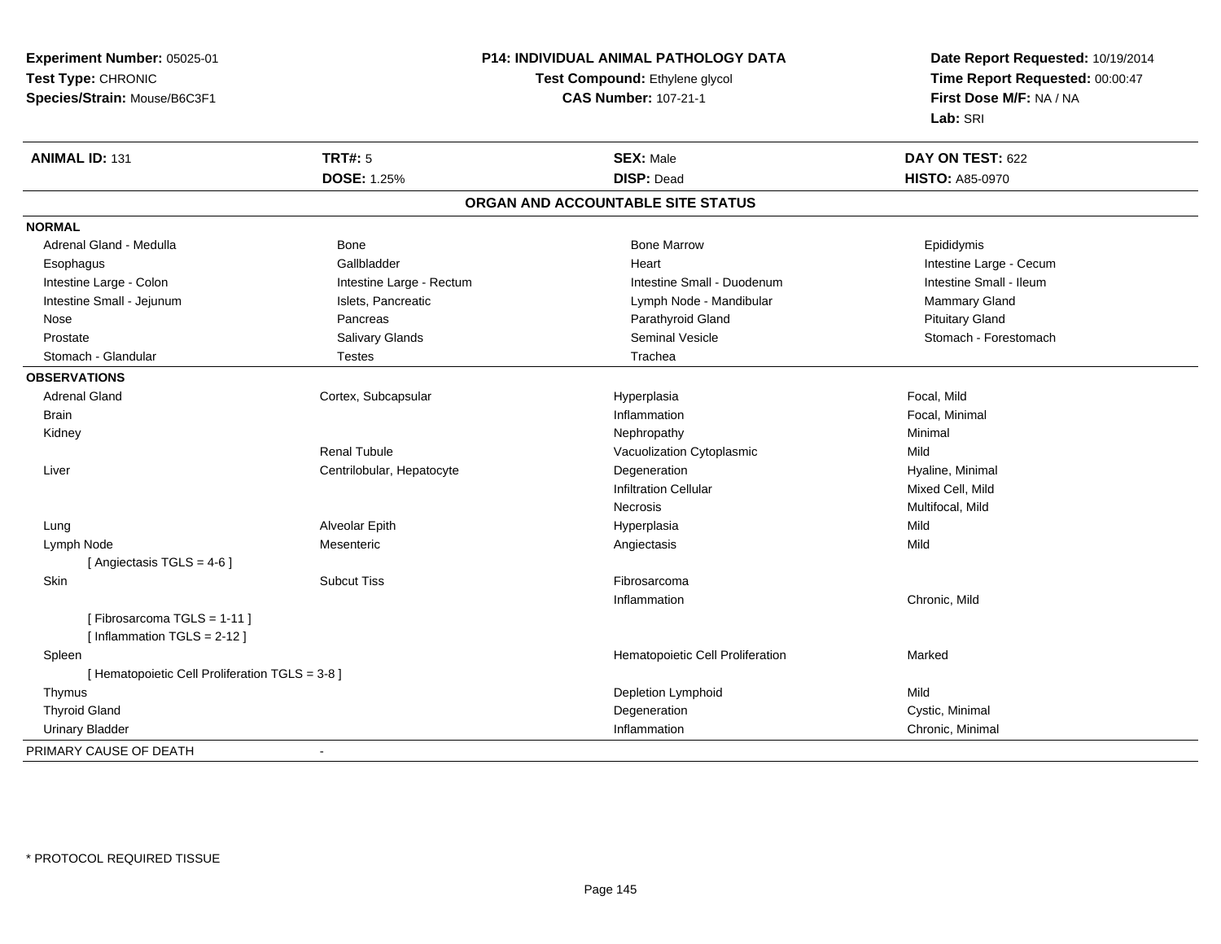**Experiment Number:** 05025-01
**Test Type:** CHRONIC
**Species/Strain:** Mouse/B6C3F1

**P14: INDIVIDUAL ANIMAL PATHOLOGY DATA**
**Test Compound:** Ethylene glycol
**CAS Number:** 107-21-1

**Date Report Requested:** 10/19/2014
**Time Report Requested:** 00:00:47
**First Dose M/F:** NA / NA
**Lab:** SRI

| **ANIMAL ID:** 131 | **TRT#:** 5 | **SEX:** Male | **DAY ON TEST:** 622 |
|---|---|---|---|
| | **DOSE:** 1.25% | **DISP:** Dead | **HISTO:** A85-0970 |

## ORGAN AND ACCOUNTABLE SITE STATUS

| | | | |
|---|---|---|---|
| **NORMAL** | | | |
| Adrenal Gland - Medulla | Bone | Bone Marrow | Epididymis |
| Esophagus | Gallbladder | Heart | Intestine Large - Cecum |
| Intestine Large - Colon | Intestine Large - Rectum | Intestine Small - Duodenum | Intestine Small - Ileum |
| Intestine Small - Jejunum | Islets, Pancreatic | Lymph Node - Mandibular | Mammary Gland |
| Nose | Pancreas | Parathyroid Gland | Pituitary Gland |
| Prostate | Salivary Glands | Seminal Vesicle | Stomach - Forestomach |
| Stomach - Glandular | Testes | Trachea | |
| **OBSERVATIONS** | | | |
| Adrenal Gland | Cortex, Subcapsular | Hyperplasia | Focal, Mild |
| Brain | | Inflammation | Focal, Minimal |
| Kidney | | Nephropathy | Minimal |
| | Renal Tubule | Vacuolization Cytoplasmic | Mild |
| Liver | Centrilobular, Hepatocyte | Degeneration | Hyaline, Minimal |
| | | Infiltration Cellular | Mixed Cell, Mild |
| | | Necrosis | Multifocal, Mild |
| Lung | Alveolar Epith | Hyperplasia | Mild |
| Lymph Node | Mesenteric | Angiectasis | Mild |
| [ Angiectasis TGLS = 4-6 ] | | | |
| Skin | Subcut Tiss | Fibrosarcoma | |
| | | Inflammation | Chronic, Mild |
| [ Fibrosarcoma TGLS = 1-11 ] | | | |
| [ Inflammation TGLS = 2-12 ] | | | |
| Spleen | | Hematopoietic Cell Proliferation | Marked |
| [ Hematopoietic Cell Proliferation TGLS = 3-8 ] | | | |
| Thymus | | Depletion Lymphoid | Mild |
| Thyroid Gland | | Degeneration | Cystic, Minimal |
| Urinary Bladder | | Inflammation | Chronic, Minimal |
| PRIMARY CAUSE OF DEATH | - | | |

* PROTOCOL REQUIRED TISSUE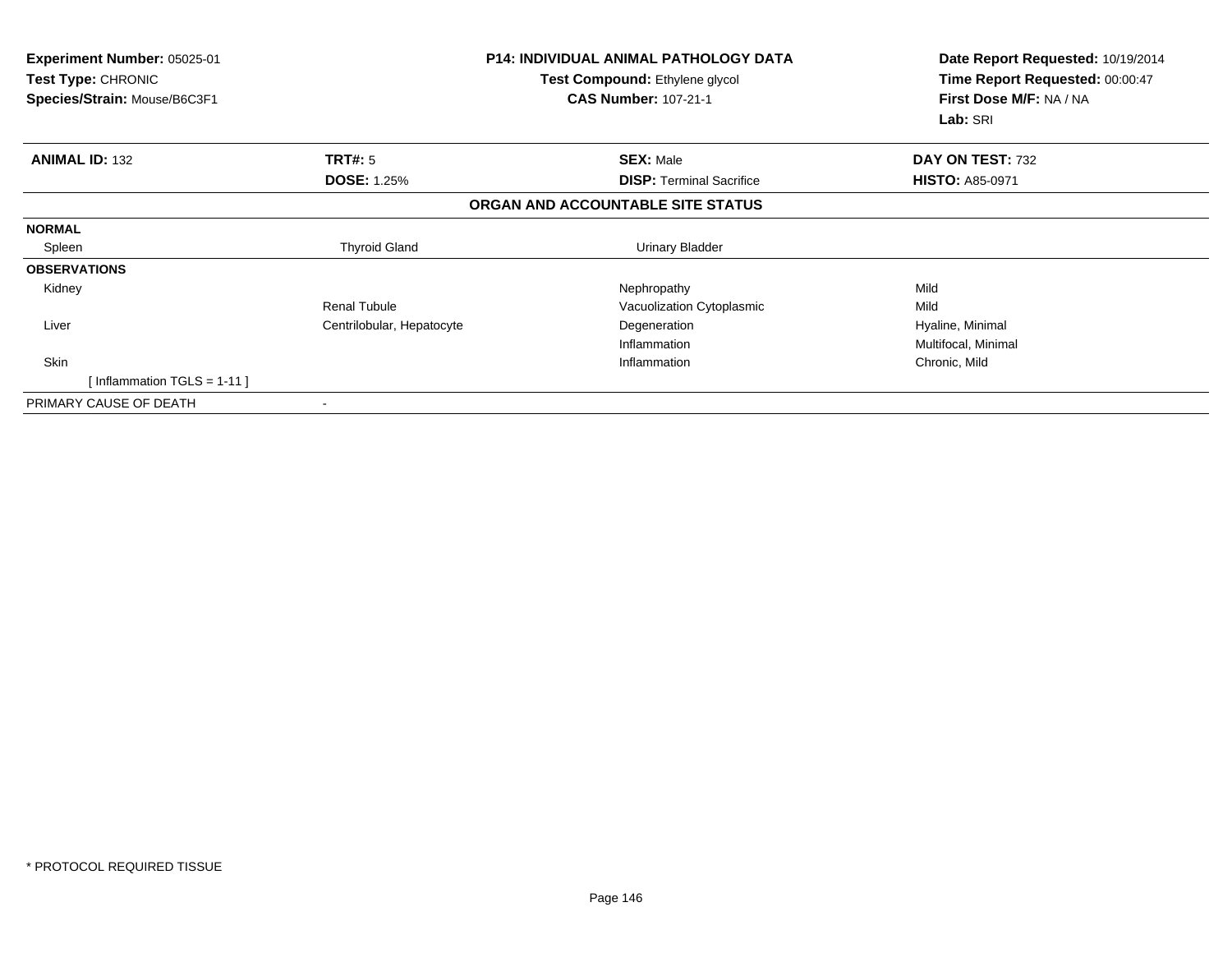**Experiment Number:** 05025-01
**Test Type:** CHRONIC
**Species/Strain:** Mouse/B6C3F1

**P14: INDIVIDUAL ANIMAL PATHOLOGY DATA**
**Test Compound:** Ethylene glycol
**CAS Number:** 107-21-1

**Date Report Requested:** 10/19/2014
**Time Report Requested:** 00:00:47
**First Dose M/F:** NA / NA
**Lab:** SRI

| **ANIMAL ID:** 132 | **TRT#:** 5 | **SEX:** Male | **DAY ON TEST:** 732 |
|---|---|---|---|
| | **DOSE:** 1.25% | **DISP:** Terminal Sacrifice | **HISTO:** A85-0971 |

## ORGAN AND ACCOUNTABLE SITE STATUS

| | | | |
|---|---|---|---|
| **NORMAL** | | | |
| Spleen | Thyroid Gland | Urinary Bladder | |
| **OBSERVATIONS** | | | |
| Kidney | | Nephropathy | Mild |
| | Renal Tubule | Vacuolization Cytoplasmic | Mild |
| Liver | Centrilobular, Hepatocyte | Degeneration | Hyaline, Minimal |
| | | Inflammation | Multifocal, Minimal |
| Skin | | Inflammation | Chronic, Mild |
| [ Inflammation TGLS = 1-11 ] | | | |
| PRIMARY CAUSE OF DEATH | - | | |

* PROTOCOL REQUIRED TISSUE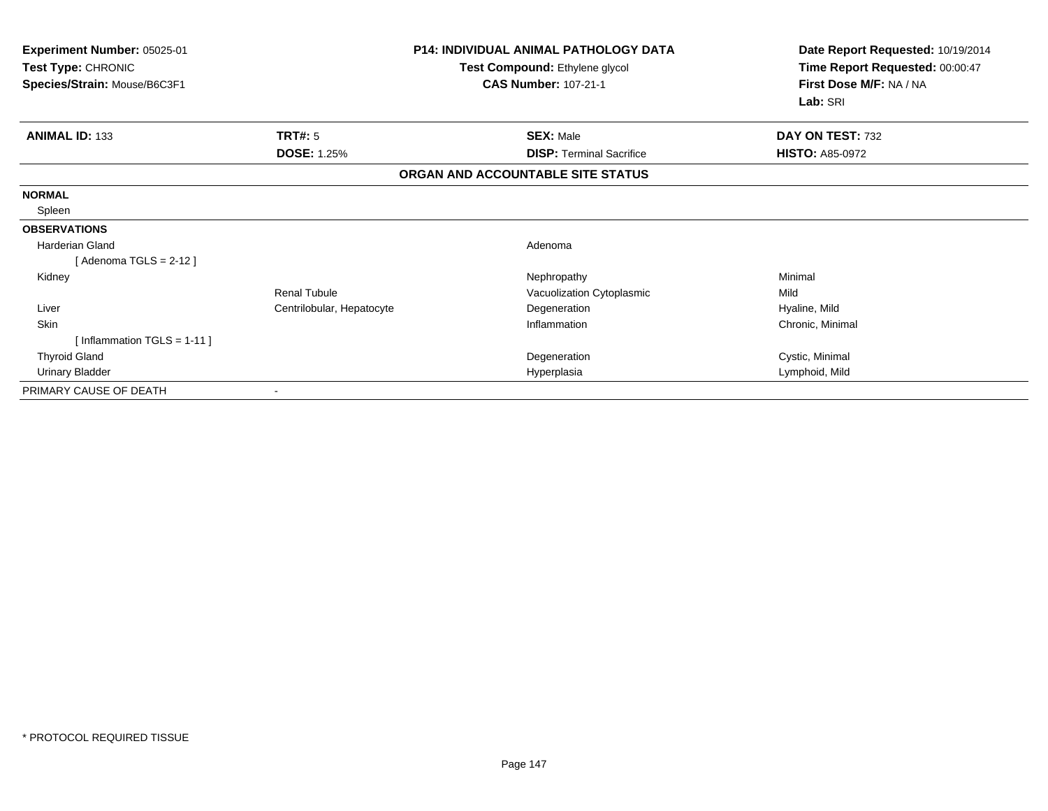**Experiment Number:** 05025-01
**Test Type:** CHRONIC
**Species/Strain:** Mouse/B6C3F1

**P14: INDIVIDUAL ANIMAL PATHOLOGY DATA**
**Test Compound:** Ethylene glycol
**CAS Number:** 107-21-1

**Date Report Requested:** 10/19/2014
**Time Report Requested:** 00:00:47
**First Dose M/F:** NA / NA
**Lab:** SRI

| **ANIMAL ID:** 133 | **TRT#:** 5 | **SEX:** Male | **DAY ON TEST:** 732 |
|---|---|---|---|
| | **DOSE:** 1.25% | **DISP:** Terminal Sacrifice | **HISTO:** A85-0972 |

**ORGAN AND ACCOUNTABLE SITE STATUS**

| | | | |
|---|---|---|---|
| **NORMAL** | | | |
| Spleen | | | |
| **OBSERVATIONS** | | | |
| Harderian Gland | | Adenoma | |
| [ Adenoma TGLS = 2-12 ] | | | |
| Kidney | | Nephropathy | Minimal |
| | Renal Tubule | Vacuolization Cytoplasmic | Mild |
| Liver | Centrilobular, Hepatocyte | Degeneration | Hyaline, Mild |
| Skin | | Inflammation | Chronic, Minimal |
| [ Inflammation TGLS = 1-11 ] | | | |
| Thyroid Gland | | Degeneration | Cystic, Minimal |
| Urinary Bladder | | Hyperplasia | Lymphoid, Mild |
| PRIMARY CAUSE OF DEATH | - | | |

* PROTOCOL REQUIRED TISSUE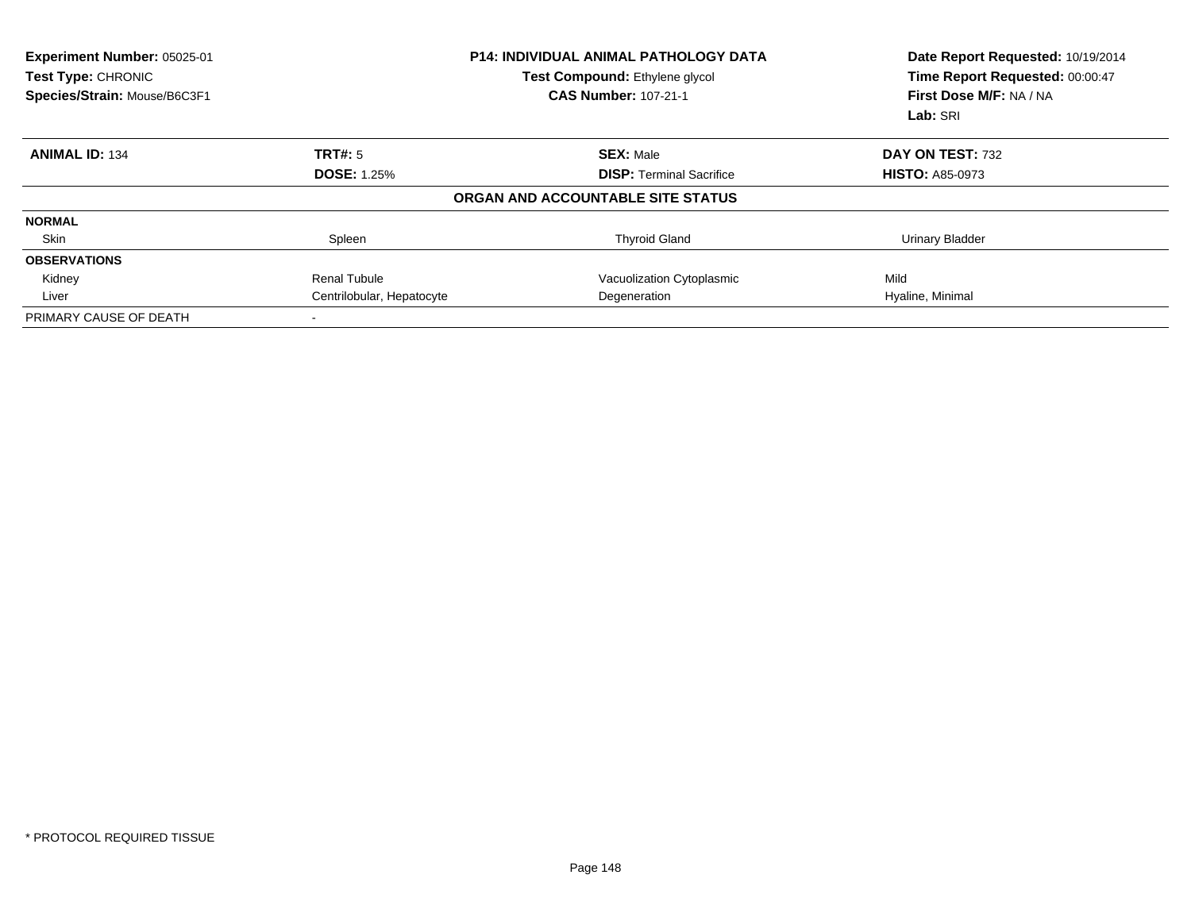**Experiment Number:** 05025-01
**Test Type:** CHRONIC
**Species/Strain:** Mouse/B6C3F1

**P14: INDIVIDUAL ANIMAL PATHOLOGY DATA**
**Test Compound:** Ethylene glycol
**CAS Number:** 107-21-1

**Date Report Requested:** 10/19/2014
**Time Report Requested:** 00:00:47
**First Dose M/F:** NA / NA
**Lab:** SRI

| **ANIMAL ID:** 134 | **TRT#:** 5 | **SEX:** Male | **DAY ON TEST:** 732 |
|---|---|---|---|
| | **DOSE:** 1.25% | **DISP:** Terminal Sacrifice | **HISTO:** A85-0973 |

**ORGAN AND ACCOUNTABLE SITE STATUS**

| | | | |
|---|---|---|---|
| **NORMAL** | | | |
| Skin | Spleen | Thyroid Gland | Urinary Bladder |
| **OBSERVATIONS** | | | |
| Kidney | Renal Tubule | Vacuolization Cytoplasmic | Mild |
| Liver | Centrilobular, Hepatocyte | Degeneration | Hyaline, Minimal |
| PRIMARY CAUSE OF DEATH | - | | |

\* PROTOCOL REQUIRED TISSUE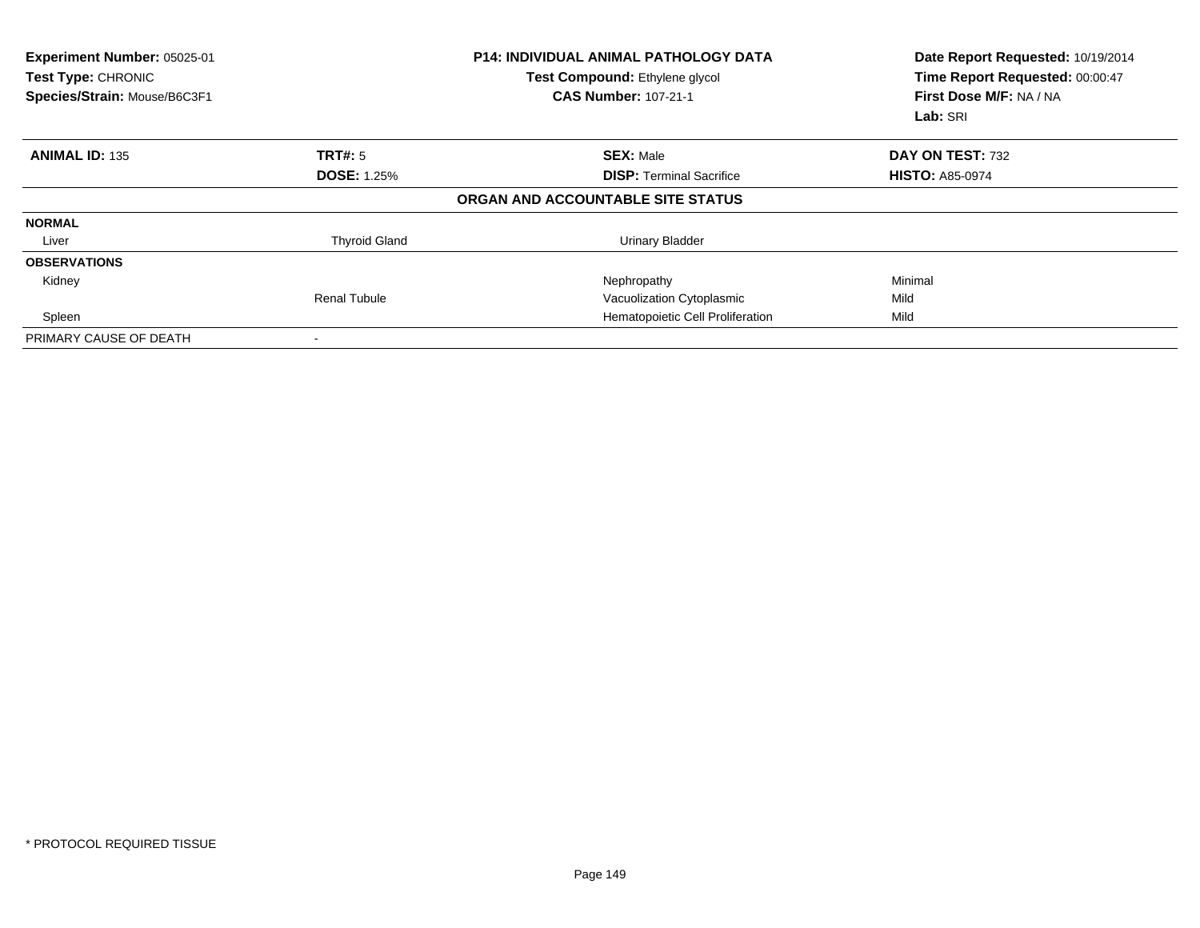**Experiment Number:** 05025-01
**Test Type:** CHRONIC
**Species/Strain:** Mouse/B6C3F1

**P14: INDIVIDUAL ANIMAL PATHOLOGY DATA**
**Test Compound:** Ethylene glycol
**CAS Number:** 107-21-1

**Date Report Requested:** 10/19/2014
**Time Report Requested:** 00:00:47
**First Dose M/F:** NA / NA
**Lab:** SRI

| **ANIMAL ID:** 135 | **TRT#:** 5 | **SEX:** Male | **DAY ON TEST:** 732 |
|---|---|---|---|
| | **DOSE:** 1.25% | **DISP:** Terminal Sacrifice | **HISTO:** A85-0974 |

**ORGAN AND ACCOUNTABLE SITE STATUS**

| | | | |
|---|---|---|---|
| **NORMAL** | | | |
| Liver | Thyroid Gland | Urinary Bladder | |
| **OBSERVATIONS** | | | |
| Kidney | | Nephropathy | Minimal |
| | Renal Tubule | Vacuolization Cytoplasmic | Mild |
| Spleen | | Hematopoietic Cell Proliferation | Mild |
| PRIMARY CAUSE OF DEATH | - | | |

\* PROTOCOL REQUIRED TISSUE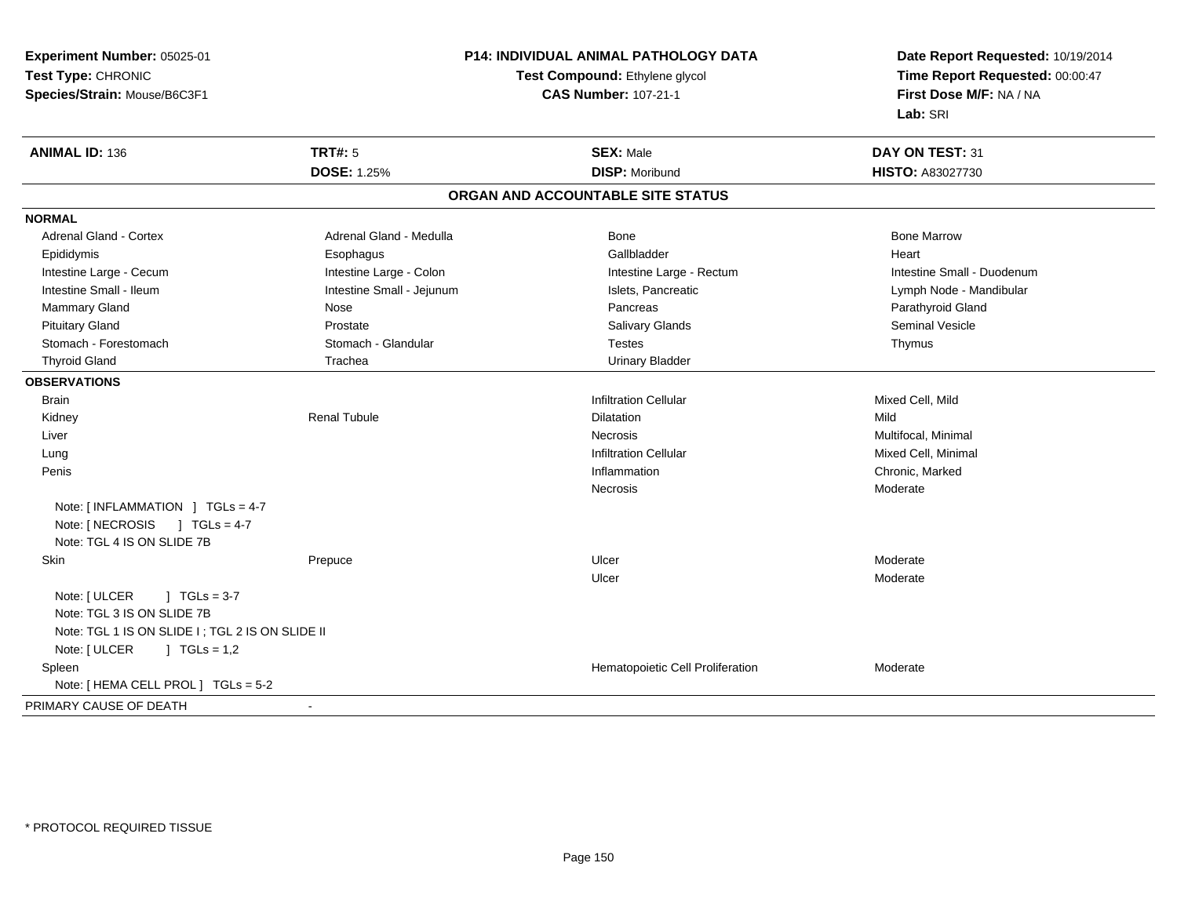**Experiment Number:** 05025-01
**Test Type:** CHRONIC
**Species/Strain:** Mouse/B6C3F1

**P14: INDIVIDUAL ANIMAL PATHOLOGY DATA**
**Test Compound:** Ethylene glycol
**CAS Number:** 107-21-1

**Date Report Requested:** 10/19/2014
**Time Report Requested:** 00:00:47
**First Dose M/F:** NA / NA
**Lab:** SRI

| **ANIMAL ID:** 136 | **TRT#:** 5 | **SEX:** Male | **DAY ON TEST:** 31 |
|---|---|---|---|
| | **DOSE:** 1.25% | **DISP:** Moribund | **HISTO:** A83027730 |

## ORGAN AND ACCOUNTABLE SITE STATUS

**NORMAL**

| | | | |
|---|---|---|---|
| Adrenal Gland - Cortex | Adrenal Gland - Medulla | Bone | Bone Marrow |
| Epididymis | Esophagus | Gallbladder | Heart |
| Intestine Large - Cecum | Intestine Large - Colon | Intestine Large - Rectum | Intestine Small - Duodenum |
| Intestine Small - Ileum | Intestine Small - Jejunum | Islets, Pancreatic | Lymph Node - Mandibular |
| Mammary Gland | Nose | Pancreas | Parathyroid Gland |
| Pituitary Gland | Prostate | Salivary Glands | Seminal Vesicle |
| Stomach - Forestomach | Stomach - Glandular | Testes | Thymus |
| Thyroid Gland | Trachea | Urinary Bladder | |

**OBSERVATIONS**

| | | | |
|---|---|---|---|
| Brain | | Infiltration Cellular | Mixed Cell, Mild |
| Kidney | Renal Tubule | Dilatation | Mild |
| Liver | | Necrosis | Multifocal, Minimal |
| Lung | | Infiltration Cellular | Mixed Cell, Minimal |
| Penis | | Inflammation | Chronic, Marked |
| | | Necrosis | Moderate |
| Note: [ INFLAMMATION ] TGLs = 4-7 | | | |
| Note: [ NECROSIS ] TGLs = 4-7 | | | |
| Note: TGL 4 IS ON SLIDE 7B | | | |
| Skin | Prepuce | Ulcer | Moderate |
| | | Ulcer | Moderate |
| Note: [ ULCER ] TGLs = 3-7 | | | |
| Note: TGL 3 IS ON SLIDE 7B | | | |
| Note: TGL 1 IS ON SLIDE I ; TGL 2 IS ON SLIDE II | | | |
| Note: [ ULCER ] TGLs = 1,2 | | | |
| Spleen | | Hematopoietic Cell Proliferation | Moderate |
| Note: [ HEMA CELL PROL ] TGLs = 5-2 | | | |

PRIMARY CAUSE OF DEATH -

* PROTOCOL REQUIRED TISSUE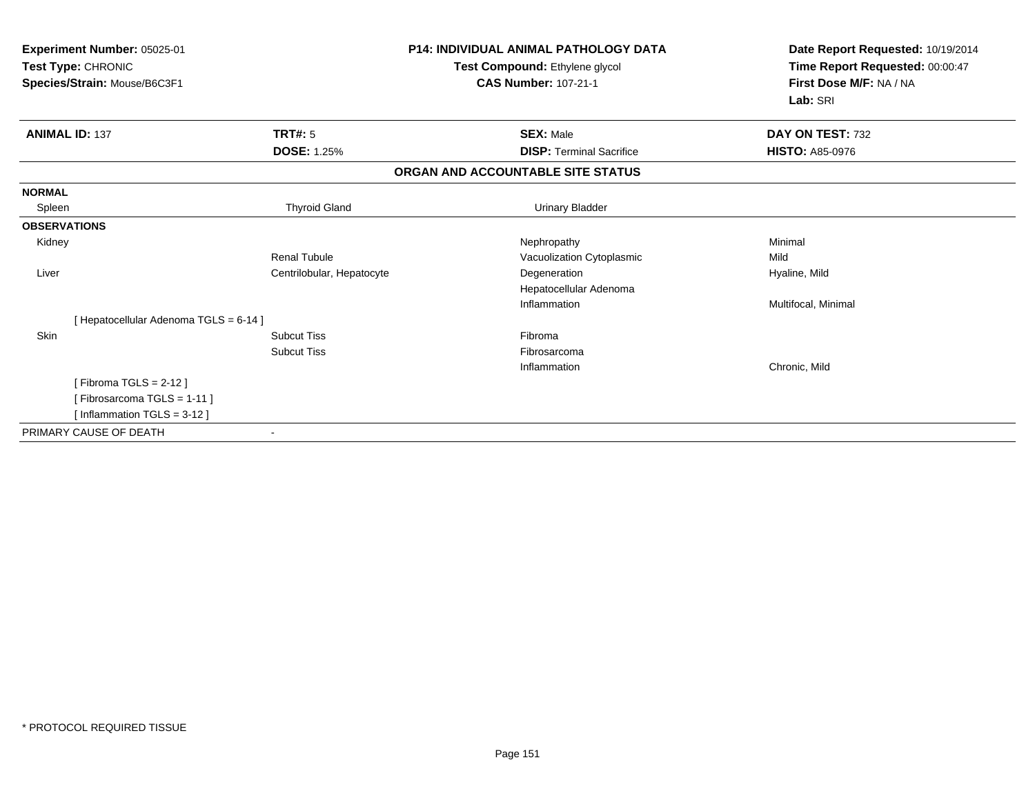**Experiment Number:** 05025-01
**Test Type:** CHRONIC
**Species/Strain:** Mouse/B6C3F1

**P14: INDIVIDUAL ANIMAL PATHOLOGY DATA**
**Test Compound:** Ethylene glycol
**CAS Number:** 107-21-1

**Date Report Requested:** 10/19/2014
**Time Report Requested:** 00:00:47
**First Dose M/F:** NA / NA
**Lab:** SRI

| **ANIMAL ID:** 137 | **TRT#:** 5 | **SEX:** Male | **DAY ON TEST:** 732 |
|---|---|---|---|
| | **DOSE:** 1.25% | **DISP:** Terminal Sacrifice | **HISTO:** A85-0976 |

## ORGAN AND ACCOUNTABLE SITE STATUS

| | | | |
|---|---|---|---|
| **NORMAL** | | | |
| Spleen | Thyroid Gland | Urinary Bladder | |
| **OBSERVATIONS** | | | |
| Kidney | | Nephropathy | Minimal |
| | Renal Tubule | Vacuolization Cytoplasmic | Mild |
| Liver | Centrilobular, Hepatocyte | Degeneration | Hyaline, Mild |
| | | Hepatocellular Adenoma | |
| | | Inflammation | Multifocal, Minimal |
| [ Hepatocellular Adenoma TGLS = 6-14 ] | | | |
| Skin | Subcut Tiss | Fibroma | |
| | Subcut Tiss | Fibrosarcoma | |
| | | Inflammation | Chronic, Mild |
| [ Fibroma TGLS = 2-12 ] | | | |
| [ Fibrosarcoma TGLS = 1-11 ] | | | |
| [ Inflammation TGLS = 3-12 ] | | | |
| PRIMARY CAUSE OF DEATH | - | | |

* PROTOCOL REQUIRED TISSUE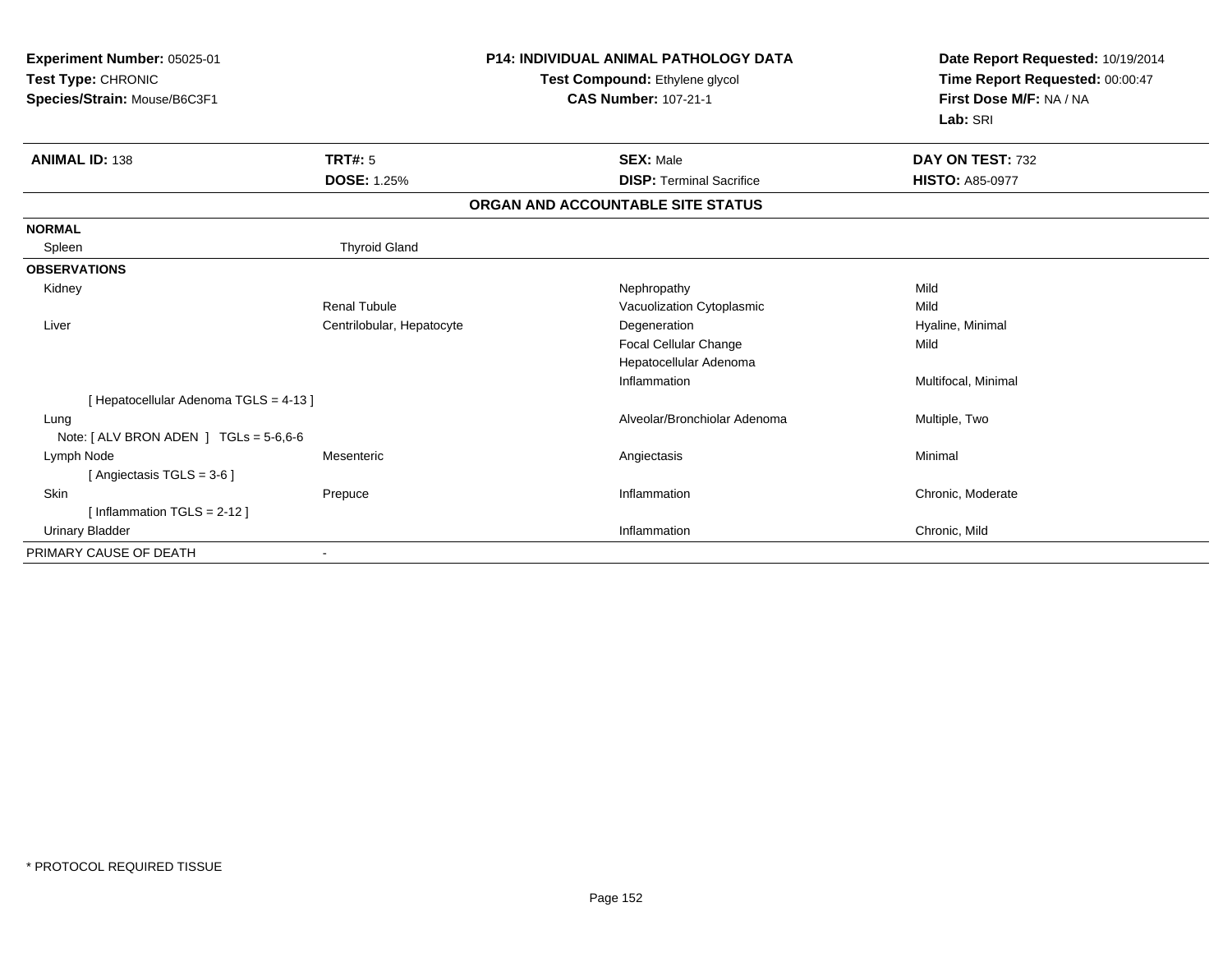**Experiment Number:** 05025-01
**Test Type:** CHRONIC
**Species/Strain:** Mouse/B6C3F1

**P14: INDIVIDUAL ANIMAL PATHOLOGY DATA**
**Test Compound:** Ethylene glycol
**CAS Number:** 107-21-1

**Date Report Requested:** 10/19/2014
**Time Report Requested:** 00:00:47
**First Dose M/F:** NA / NA
**Lab:** SRI

| **ANIMAL ID:** 138 | **TRT#:** 5 | **SEX:** Male | **DAY ON TEST:** 732 |
|---|---|---|---|
| | **DOSE:** 1.25% | **DISP:** Terminal Sacrifice | **HISTO:** A85-0977 |

**ORGAN AND ACCOUNTABLE SITE STATUS**

| | | | |
|---|---|---|---|
| **NORMAL** | | | |
| Spleen | Thyroid Gland | | |
| **OBSERVATIONS** | | | |
| Kidney | | Nephropathy | Mild |
| | Renal Tubule | Vacuolization Cytoplasmic | Mild |
| Liver | Centrilobular, Hepatocyte | Degeneration | Hyaline, Minimal |
| | | Focal Cellular Change | Mild |
| | | Hepatocellular Adenoma | |
| | | Inflammation | Multifocal, Minimal |
| [ Hepatocellular Adenoma TGLS = 4-13 ] | | | |
| Lung | | Alveolar/Bronchiolar Adenoma | Multiple, Two |
| Note: [ ALV BRON ADEN ] TGLs = 5-6,6-6 | | | |
| Lymph Node | Mesenteric | Angiectasis | Minimal |
| [ Angiectasis TGLS = 3-6 ] | | | |
| Skin | Prepuce | Inflammation | Chronic, Moderate |
| [ Inflammation TGLS = 2-12 ] | | | |
| Urinary Bladder | | Inflammation | Chronic, Mild |
| PRIMARY CAUSE OF DEATH | - | | |

* PROTOCOL REQUIRED TISSUE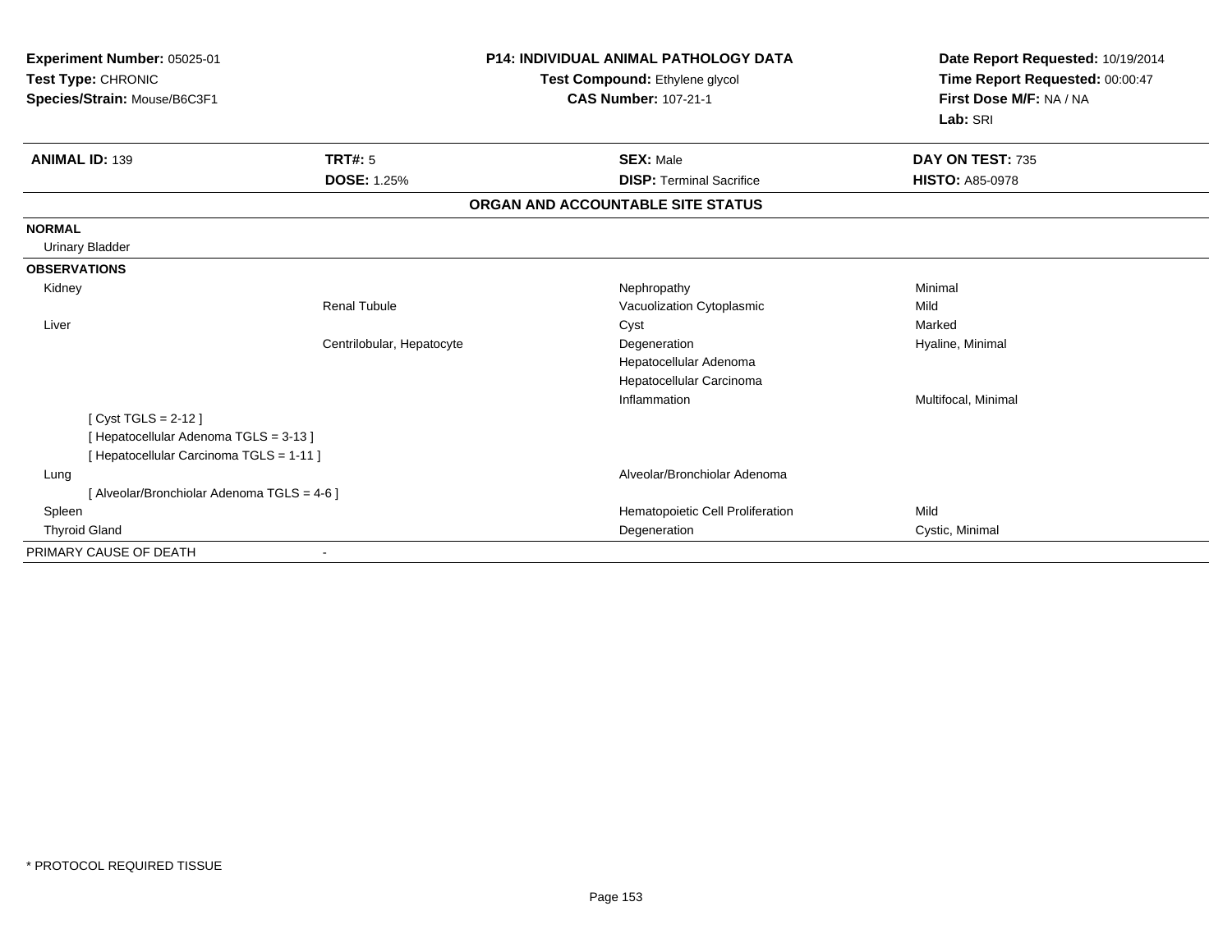**Experiment Number:** 05025-01
**Test Type:** CHRONIC
**Species/Strain:** Mouse/B6C3F1

**P14: INDIVIDUAL ANIMAL PATHOLOGY DATA**
**Test Compound:** Ethylene glycol
**CAS Number:** 107-21-1

**Date Report Requested:** 10/19/2014
**Time Report Requested:** 00:00:47
**First Dose M/F:** NA / NA
**Lab:** SRI

| **ANIMAL ID:** 139 | **TRT#:** 5 | **SEX:** Male | **DAY ON TEST:** 735 |
|---|---|---|---|
| | **DOSE:** 1.25% | **DISP:** Terminal Sacrifice | **HISTO:** A85-0978 |

**ORGAN AND ACCOUNTABLE SITE STATUS**

| | | | |
|---|---|---|---|
| **NORMAL** | | | |
| Urinary Bladder | | | |
| **OBSERVATIONS** | | | |
| Kidney | | Nephropathy | Minimal |
| | Renal Tubule | Vacuolization Cytoplasmic | Mild |
| Liver | | Cyst | Marked |
| | Centrilobular, Hepatocyte | Degeneration | Hyaline, Minimal |
| | | Hepatocellular Adenoma | |
| | | Hepatocellular Carcinoma | |
| | | Inflammation | Multifocal, Minimal |
| [ Cyst TGLS = 2-12 ] | | | |
| [ Hepatocellular Adenoma TGLS = 3-13 ] | | | |
| [ Hepatocellular Carcinoma TGLS = 1-11 ] | | | |
| Lung | | Alveolar/Bronchiolar Adenoma | |
| [ Alveolar/Bronchiolar Adenoma TGLS = 4-6 ] | | | |
| Spleen | | Hematopoietic Cell Proliferation | Mild |
| Thyroid Gland | | Degeneration | Cystic, Minimal |
| PRIMARY CAUSE OF DEATH | - | | |

* PROTOCOL REQUIRED TISSUE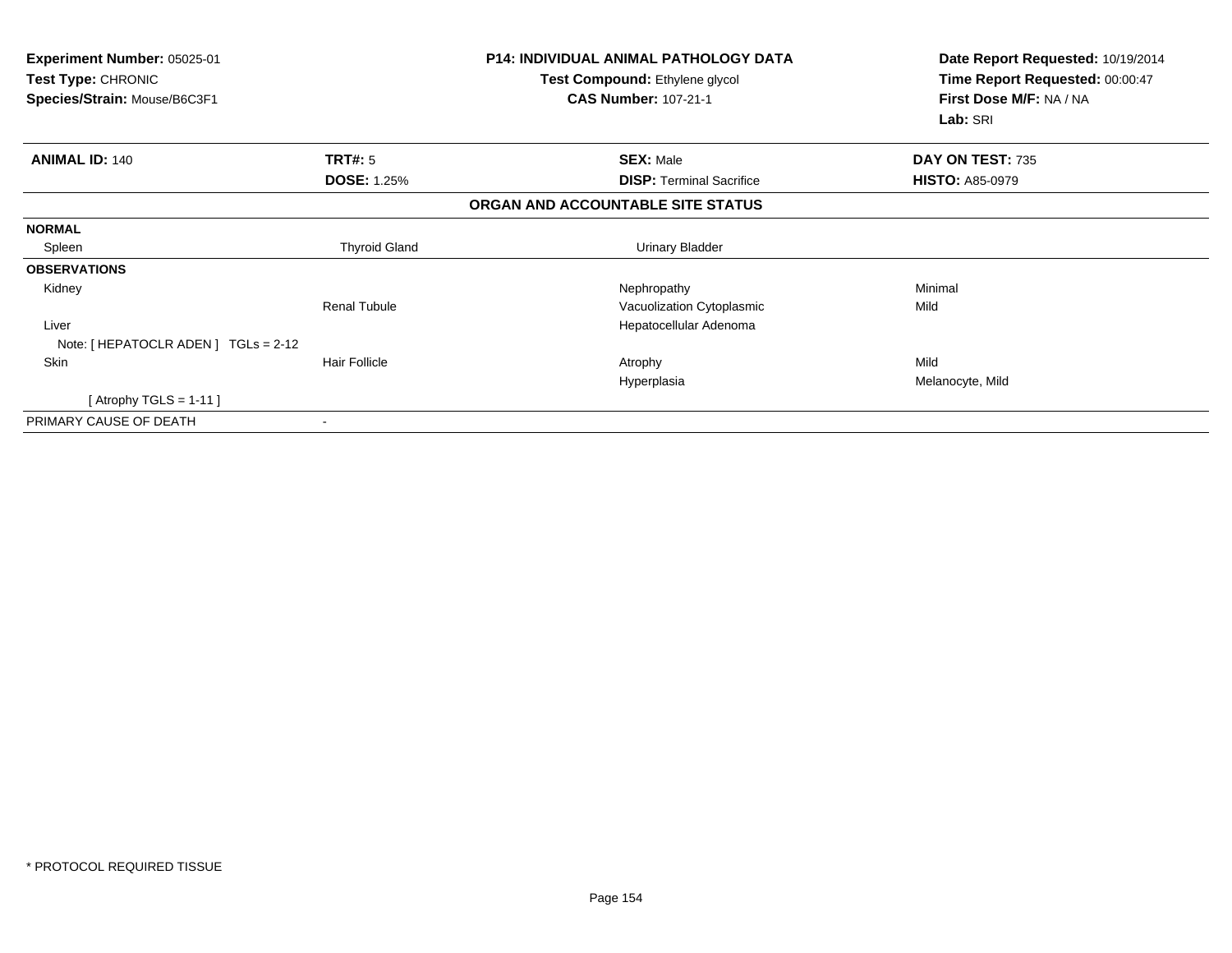**Experiment Number:** 05025-01
**Test Type:** CHRONIC
**Species/Strain:** Mouse/B6C3F1

**P14: INDIVIDUAL ANIMAL PATHOLOGY DATA**
**Test Compound:** Ethylene glycol
**CAS Number:** 107-21-1

**Date Report Requested:** 10/19/2014
**Time Report Requested:** 00:00:47
**First Dose M/F:** NA / NA
**Lab:** SRI

| **ANIMAL ID:** 140 | **TRT#:** 5 | **SEX:** Male | **DAY ON TEST:** 735 |
|---|---|---|---|
| | **DOSE:** 1.25% | **DISP:** Terminal Sacrifice | **HISTO:** A85-0979 |

**ORGAN AND ACCOUNTABLE SITE STATUS**

| | | | |
|---|---|---|---|
| **NORMAL** | | | |
| Spleen | Thyroid Gland | Urinary Bladder | |
| **OBSERVATIONS** | | | |
| Kidney | | Nephropathy | Minimal |
| | Renal Tubule | Vacuolization Cytoplasmic | Mild |
| Liver | | Hepatocellular Adenoma | |
| Note: [ HEPATOCLR ADEN ] TGLs = 2-12 | | | |
| Skin | Hair Follicle | Atrophy | Mild |
| | | Hyperplasia | Melanocyte, Mild |
| [ Atrophy TGLS = 1-11 ] | | | |
| PRIMARY CAUSE OF DEATH | - | | |

* PROTOCOL REQUIRED TISSUE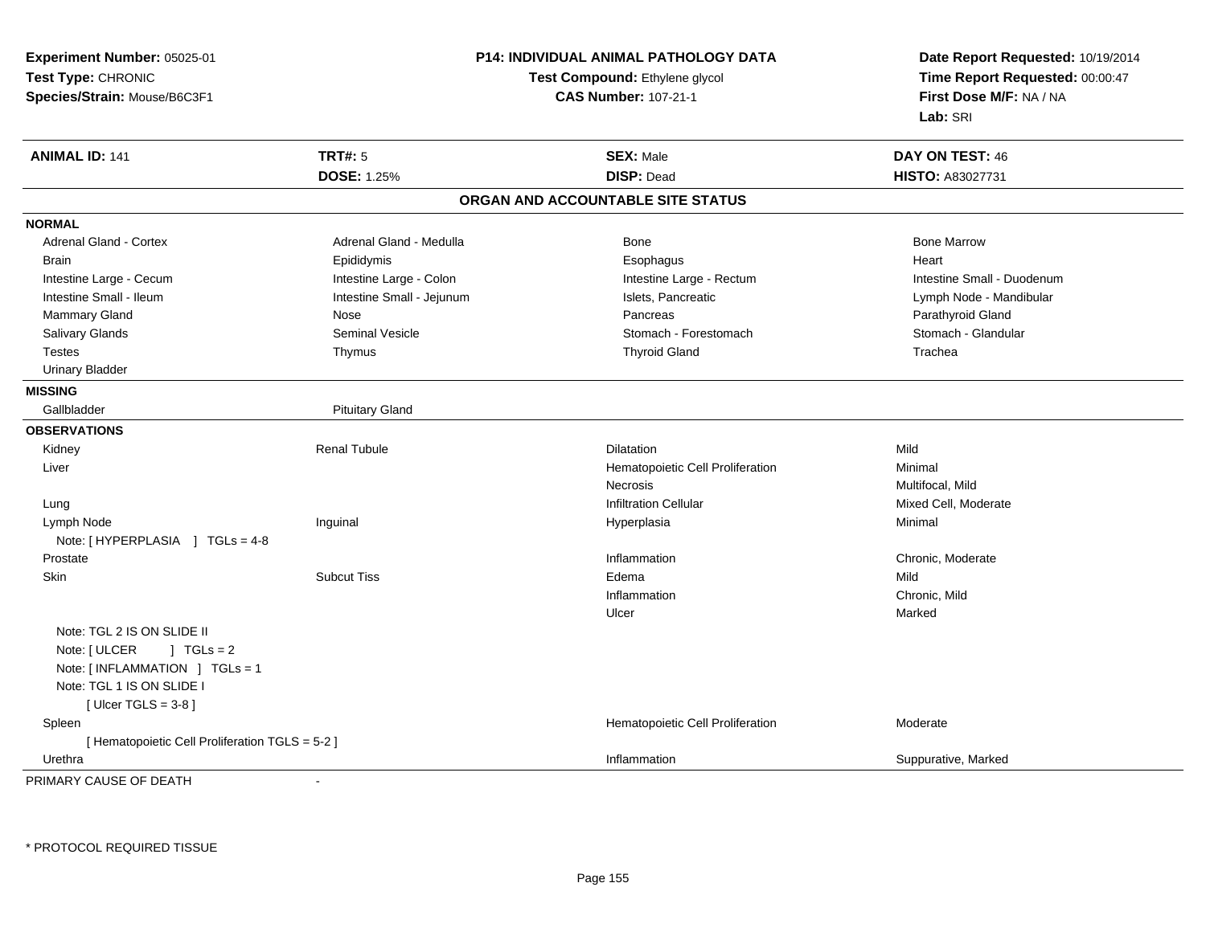**Experiment Number:** 05025-01
**Test Type:** CHRONIC
**Species/Strain:** Mouse/B6C3F1

**P14: INDIVIDUAL ANIMAL PATHOLOGY DATA**
**Test Compound:** Ethylene glycol
**CAS Number:** 107-21-1

**Date Report Requested:** 10/19/2014
**Time Report Requested:** 00:00:47
**First Dose M/F:** NA / NA
**Lab:** SRI

| **ANIMAL ID:** 141 | **TRT#:** 5 | **SEX:** Male | **DAY ON TEST:** 46 |
|---|---|---|---|
| | **DOSE:** 1.25% | **DISP:** Dead | **HISTO:** A83027731 |

## ORGAN AND ACCOUNTABLE SITE STATUS

**NORMAL**

| | | | |
|---|---|---|---|
| Adrenal Gland - Cortex | Adrenal Gland - Medulla | Bone | Bone Marrow |
| Brain | Epididymis | Esophagus | Heart |
| Intestine Large - Cecum | Intestine Large - Colon | Intestine Large - Rectum | Intestine Small - Duodenum |
| Intestine Small - Ileum | Intestine Small - Jejunum | Islets, Pancreatic | Lymph Node - Mandibular |
| Mammary Gland | Nose | Pancreas | Parathyroid Gland |
| Salivary Glands | Seminal Vesicle | Stomach - Forestomach | Stomach - Glandular |
| Testes | Thymus | Thyroid Gland | Trachea |
| Urinary Bladder | | | |

**MISSING**

| | |
|---|---|
| Gallbladder | Pituitary Gland |

**OBSERVATIONS**

| | | | |
|---|---|---|---|
| Kidney | Renal Tubule | Dilatation | Mild |
| Liver | | Hematopoietic Cell Proliferation | Minimal |
| | | Necrosis | Multifocal, Mild |
| Lung | | Infiltration Cellular | Mixed Cell, Moderate |
| Lymph Node | Inguinal | Hyperplasia | Minimal |
| Note: [ HYPERPLASIA ] TGLs = 4-8 | | | |
| Prostate | | Inflammation | Chronic, Moderate |
| Skin | Subcut Tiss | Edema | Mild |
| | | Inflammation | Chronic, Mild |
| | | Ulcer | Marked |
| Note: TGL 2 IS ON SLIDE II | | | |
| Note: [ ULCER ] TGLs = 2 | | | |
| Note: [ INFLAMMATION ] TGLs = 1 | | | |
| Note: TGL 1 IS ON SLIDE I | | | |
| [ Ulcer TGLS = 3-8 ] | | | |
| Spleen | | Hematopoietic Cell Proliferation | Moderate |
| [ Hematopoietic Cell Proliferation TGLS = 5-2 ] | | | |
| Urethra | | Inflammation | Suppurative, Marked |

PRIMARY CAUSE OF DEATH -

\* PROTOCOL REQUIRED TISSUE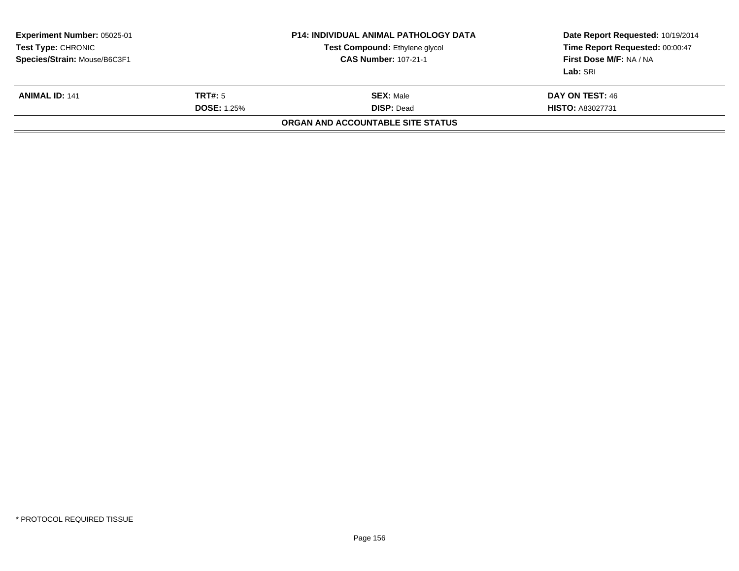**Experiment Number:** 05025-01
**Test Type:** CHRONIC
**Species/Strain:** Mouse/B6C3F1

**P14: INDIVIDUAL ANIMAL PATHOLOGY DATA**
**Test Compound:** Ethylene glycol
**CAS Number:** 107-21-1

**Date Report Requested:** 10/19/2014
**Time Report Requested:** 00:00:47
**First Dose M/F:** NA / NA
**Lab:** SRI

| **ANIMAL ID:** 141 | **TRT#:** 5 | **SEX:** Male | **DAY ON TEST:** 46 |
|---|---|---|---|
| | **DOSE:** 1.25% | **DISP:** Dead | **HISTO:** A83027731 |

**ORGAN AND ACCOUNTABLE SITE STATUS**

\* PROTOCOL REQUIRED TISSUE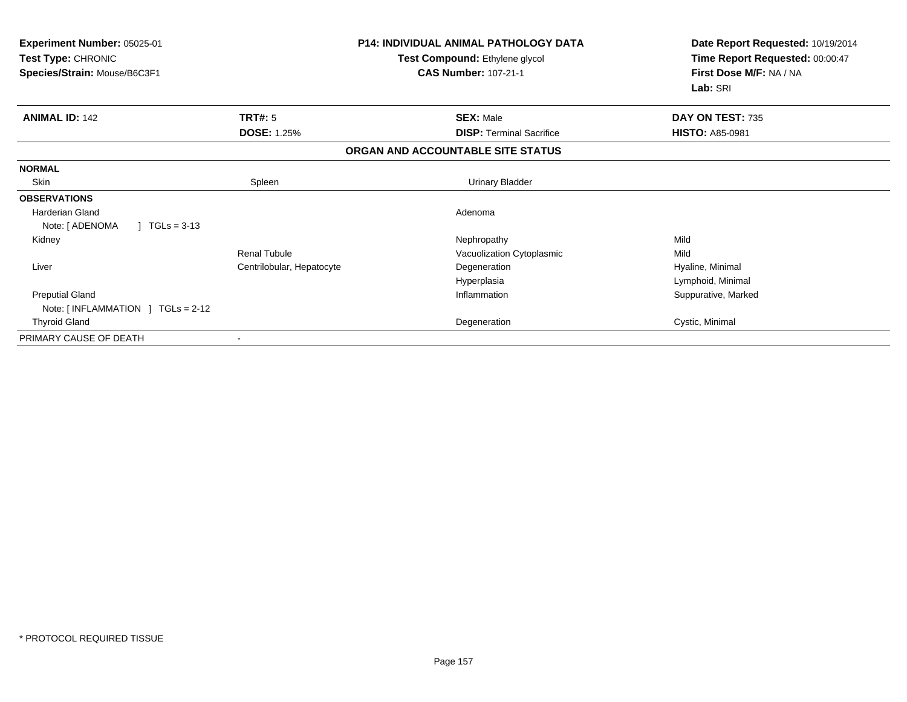**Experiment Number:** 05025-01
**Test Type:** CHRONIC
**Species/Strain:** Mouse/B6C3F1

**P14: INDIVIDUAL ANIMAL PATHOLOGY DATA**
**Test Compound:** Ethylene glycol
**CAS Number:** 107-21-1

**Date Report Requested:** 10/19/2014
**Time Report Requested:** 00:00:47
**First Dose M/F:** NA / NA
**Lab:** SRI

| **ANIMAL ID:** 142 | **TRT#:** 5 | **SEX:** Male | **DAY ON TEST:** 735 |
|---|---|---|---|
| | **DOSE:** 1.25% | **DISP:** Terminal Sacrifice | **HISTO:** A85-0981 |

**ORGAN AND ACCOUNTABLE SITE STATUS**

| | | | |
|---|---|---|---|
| **NORMAL** | | | |
| Skin | Spleen | Urinary Bladder | |
| **OBSERVATIONS** | | | |
| Harderian Gland | | Adenoma | |
| Note: [ ADENOMA ] TGLs = 3-13 | | | |
| Kidney | | Nephropathy | Mild |
| | Renal Tubule | Vacuolization Cytoplasmic | Mild |
| Liver | Centrilobular, Hepatocyte | Degeneration | Hyaline, Minimal |
| | | Hyperplasia | Lymphoid, Minimal |
| Preputial Gland | | Inflammation | Suppurative, Marked |
| Note: [ INFLAMMATION ] TGLs = 2-12 | | | |
| Thyroid Gland | | Degeneration | Cystic, Minimal |
| PRIMARY CAUSE OF DEATH | - | | |

* PROTOCOL REQUIRED TISSUE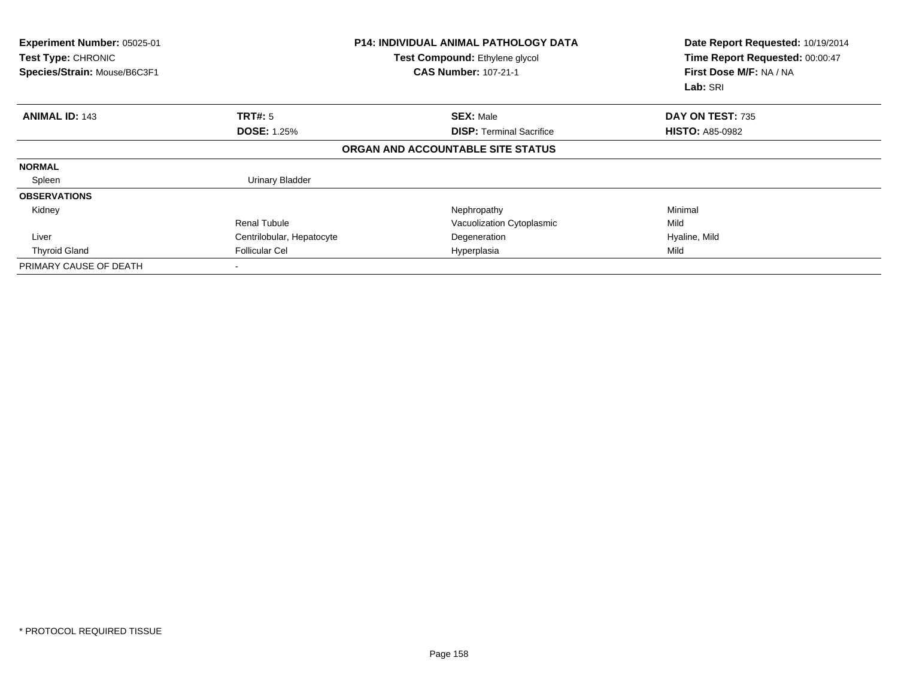| **Experiment Number:** 05025-01 | **P14: INDIVIDUAL ANIMAL PATHOLOGY DATA** | **Date Report Requested:** 10/19/2014 |
|---|---|---|
| **Test Type:** CHRONIC | **Test Compound:** Ethylene glycol | **Time Report Requested:** 00:00:47 |
| **Species/Strain:** Mouse/B6C3F1 | **CAS Number:** 107-21-1 | **First Dose M/F:** NA / NA |
| | | **Lab:** SRI |

| **ANIMAL ID:** 143 | **TRT#:** 5 | **SEX:** Male | **DAY ON TEST:** 735 |
|---|---|---|---|
| | **DOSE:** 1.25% | **DISP:** Terminal Sacrifice | **HISTO:** A85-0982 |
| | | **ORGAN AND ACCOUNTABLE SITE STATUS** | |
| **NORMAL** | | | |
| Spleen | Urinary Bladder | | |
| **OBSERVATIONS** | | | |
| Kidney | | Nephropathy | Minimal |
| | Renal Tubule | Vacuolization Cytoplasmic | Mild |
| Liver | Centrilobular, Hepatocyte | Degeneration | Hyaline, Mild |
| Thyroid Gland | Follicular Cel | Hyperplasia | Mild |
| PRIMARY CAUSE OF DEATH | - | | |

\* PROTOCOL REQUIRED TISSUE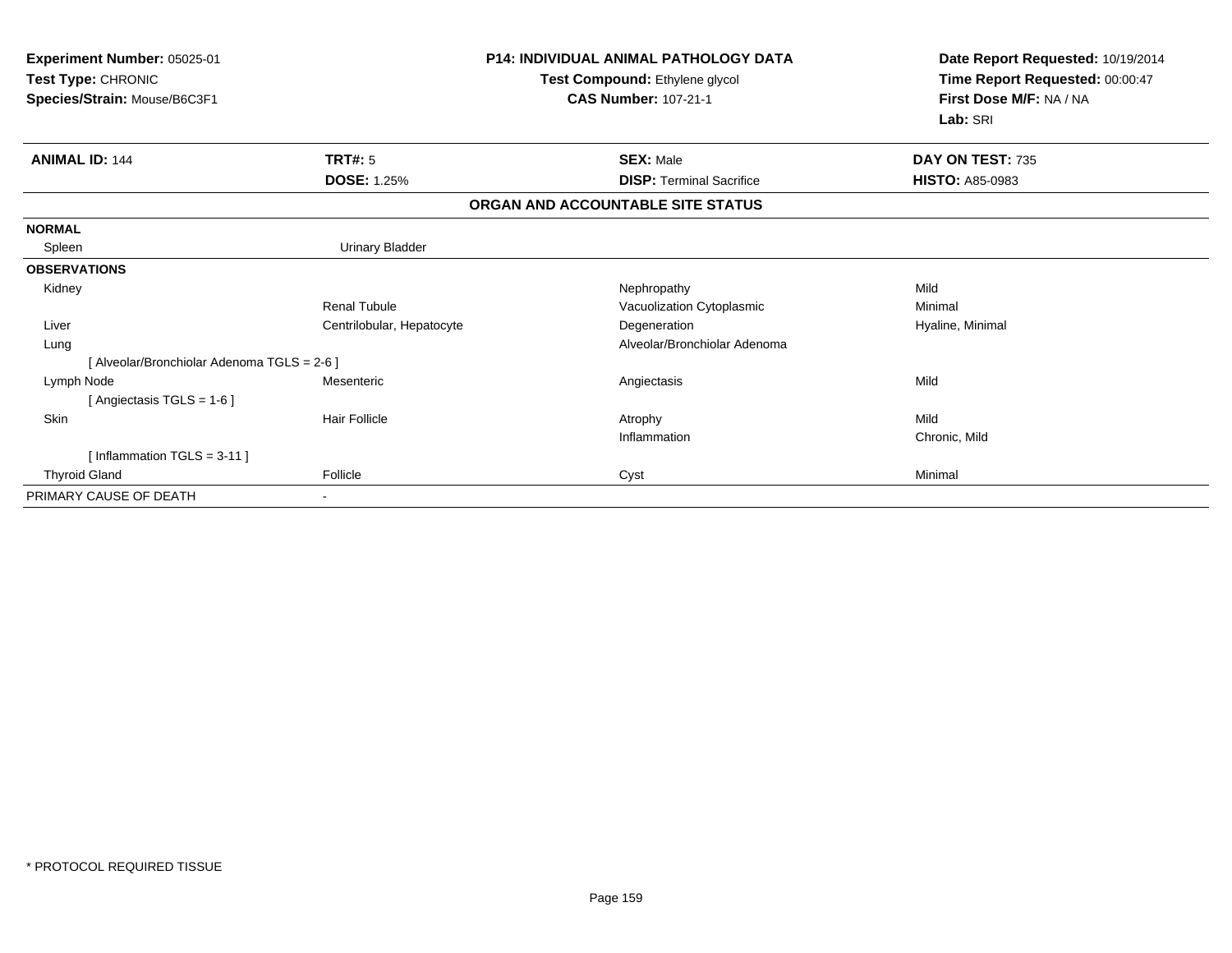**Experiment Number:** 05025-01
**Test Type:** CHRONIC
**Species/Strain:** Mouse/B6C3F1

**P14: INDIVIDUAL ANIMAL PATHOLOGY DATA**
**Test Compound:** Ethylene glycol
**CAS Number:** 107-21-1

**Date Report Requested:** 10/19/2014
**Time Report Requested:** 00:00:47
**First Dose M/F:** NA / NA
**Lab:** SRI

| **ANIMAL ID:** 144 | **TRT#:** 5 | **SEX:** Male | **DAY ON TEST:** 735 |
|---|---|---|---|
| | **DOSE:** 1.25% | **DISP:** Terminal Sacrifice | **HISTO:** A85-0983 |

**ORGAN AND ACCOUNTABLE SITE STATUS**

| | | | |
|---|---|---|---|
| **NORMAL** | | | |
| Spleen | Urinary Bladder | | |
| **OBSERVATIONS** | | | |
| Kidney | | Nephropathy | Mild |
| | Renal Tubule | Vacuolization Cytoplasmic | Minimal |
| Liver | Centrilobular, Hepatocyte | Degeneration | Hyaline, Minimal |
| Lung | | Alveolar/Bronchiolar Adenoma | |
| [ Alveolar/Bronchiolar Adenoma TGLS = 2-6 ] | | | |
| Lymph Node | Mesenteric | Angiectasis | Mild |
| [ Angiectasis TGLS = 1-6 ] | | | |
| Skin | Hair Follicle | Atrophy | Mild |
| | | Inflammation | Chronic, Mild |
| [ Inflammation TGLS = 3-11 ] | | | |
| Thyroid Gland | Follicle | Cyst | Minimal |
| PRIMARY CAUSE OF DEATH | - | | |

* PROTOCOL REQUIRED TISSUE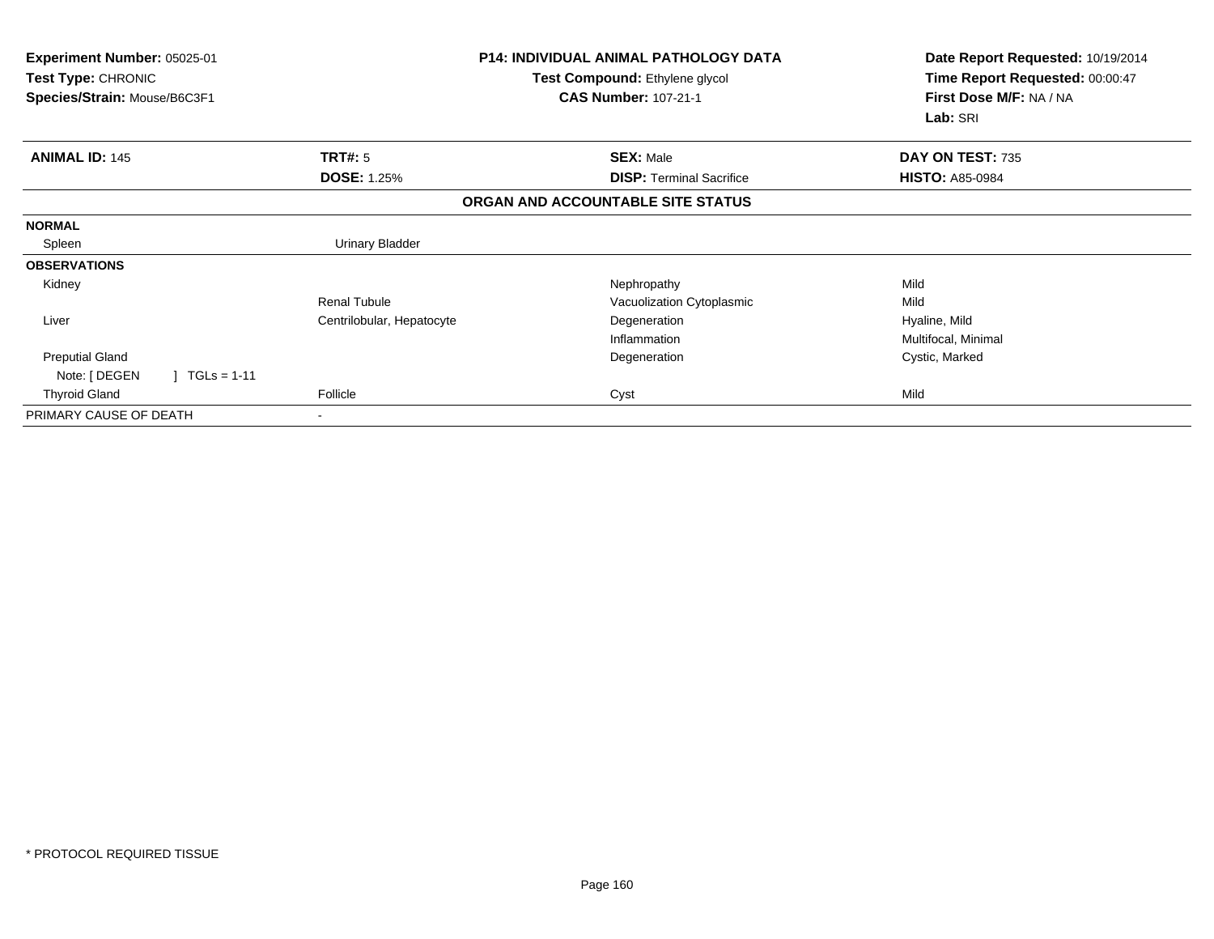**Experiment Number:** 05025-01
**Test Type:** CHRONIC
**Species/Strain:** Mouse/B6C3F1

**P14: INDIVIDUAL ANIMAL PATHOLOGY DATA**
**Test Compound:** Ethylene glycol
**CAS Number:** 107-21-1

**Date Report Requested:** 10/19/2014
**Time Report Requested:** 00:00:47
**First Dose M/F:** NA / NA
**Lab:** SRI

| **ANIMAL ID:** 145 | **TRT#:** 5 | **SEX:** Male | **DAY ON TEST:** 735 |
|---|---|---|---|
| | **DOSE:** 1.25% | **DISP:** Terminal Sacrifice | **HISTO:** A85-0984 |

**ORGAN AND ACCOUNTABLE SITE STATUS**

| | | | |
|---|---|---|---|
| **NORMAL** | | | |
| Spleen | Urinary Bladder | | |
| **OBSERVATIONS** | | | |
| Kidney | | Nephropathy | Mild |
| | Renal Tubule | Vacuolization Cytoplasmic | Mild |
| Liver | Centrilobular, Hepatocyte | Degeneration | Hyaline, Mild |
| | | Inflammation | Multifocal, Minimal |
| Preputial Gland | | Degeneration | Cystic, Marked |
| Note: [ DEGEN ] TGLs = 1-11 | | | |
| Thyroid Gland | Follicle | Cyst | Mild |
| PRIMARY CAUSE OF DEATH | - | | |

\* PROTOCOL REQUIRED TISSUE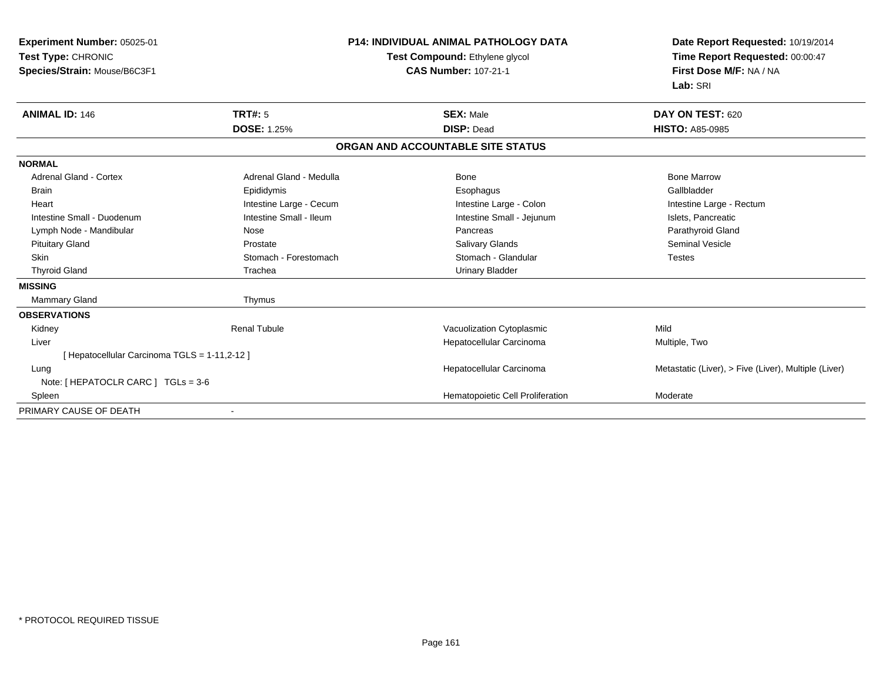**Experiment Number:** 05025-01
**Test Type:** CHRONIC
**Species/Strain:** Mouse/B6C3F1

**P14: INDIVIDUAL ANIMAL PATHOLOGY DATA**
**Test Compound:** Ethylene glycol
**CAS Number:** 107-21-1

**Date Report Requested:** 10/19/2014
**Time Report Requested:** 00:00:47
**First Dose M/F:** NA / NA
**Lab:** SRI

| **ANIMAL ID:** 146 | **TRT#:** 5 | **SEX:** Male | **DAY ON TEST:** 620 |
|---|---|---|---|
| | **DOSE:** 1.25% | **DISP:** Dead | **HISTO:** A85-0985 |

## ORGAN AND ACCOUNTABLE SITE STATUS

| | | | |
|---|---|---|---|
| **NORMAL** | | | |
| Adrenal Gland - Cortex | Adrenal Gland - Medulla | Bone | Bone Marrow |
| Brain | Epididymis | Esophagus | Gallbladder |
| Heart | Intestine Large - Cecum | Intestine Large - Colon | Intestine Large - Rectum |
| Intestine Small - Duodenum | Intestine Small - Ileum | Intestine Small - Jejunum | Islets, Pancreatic |
| Lymph Node - Mandibular | Nose | Pancreas | Parathyroid Gland |
| Pituitary Gland | Prostate | Salivary Glands | Seminal Vesicle |
| Skin | Stomach - Forestomach | Stomach - Glandular | Testes |
| Thyroid Gland | Trachea | Urinary Bladder | |
| **MISSING** | | | |
| Mammary Gland | Thymus | | |
| **OBSERVATIONS** | | | |
| Kidney | Renal Tubule | Vacuolization Cytoplasmic | Mild |
| Liver | | Hepatocellular Carcinoma | Multiple, Two |
| [ Hepatocellular Carcinoma TGLS = 1-11,2-12 ] | | | |
| Lung | | Hepatocellular Carcinoma | Metastatic (Liver), > Five (Liver), Multiple (Liver) |
| Note: [ HEPATOCLR CARC ] TGLs = 3-6 | | | |
| Spleen | | Hematopoietic Cell Proliferation | Moderate |
| PRIMARY CAUSE OF DEATH | - | | |

\* PROTOCOL REQUIRED TISSUE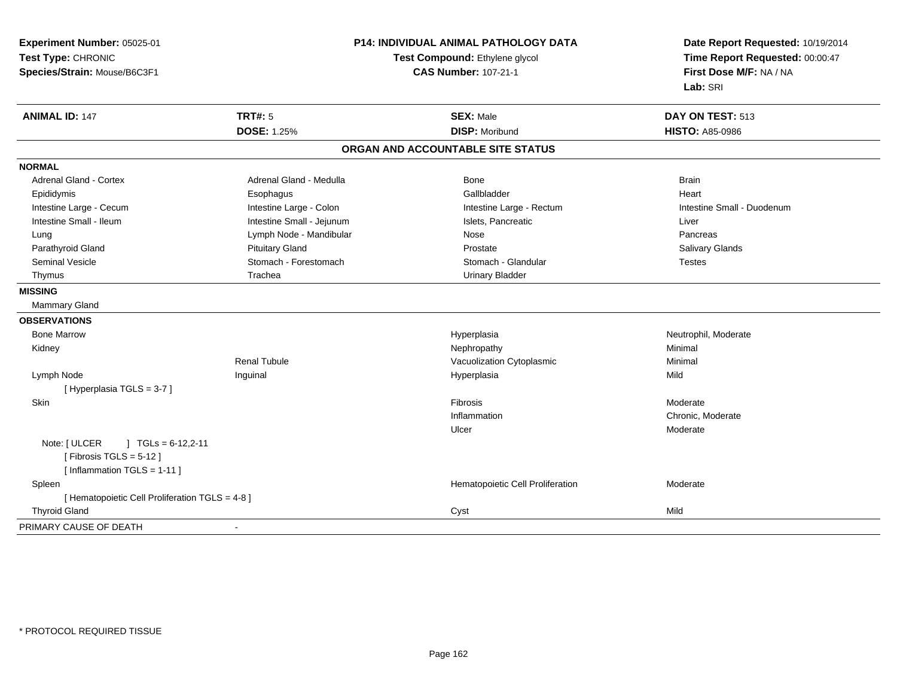**Experiment Number:** 05025-01
**Test Type:** CHRONIC
**Species/Strain:** Mouse/B6C3F1

**P14: INDIVIDUAL ANIMAL PATHOLOGY DATA**
**Test Compound:** Ethylene glycol
**CAS Number:** 107-21-1

**Date Report Requested:** 10/19/2014
**Time Report Requested:** 00:00:47
**First Dose M/F:** NA / NA
**Lab:** SRI

| **ANIMAL ID:** 147 | **TRT#:** 5 | **SEX:** Male | **DAY ON TEST:** 513 |
|---|---|---|---|
| | **DOSE:** 1.25% | **DISP:** Moribund | **HISTO:** A85-0986 |

## ORGAN AND ACCOUNTABLE SITE STATUS

**NORMAL**

| | | | |
|---|---|---|---|
| Adrenal Gland - Cortex | Adrenal Gland - Medulla | Bone | Brain |
| Epididymis | Esophagus | Gallbladder | Heart |
| Intestine Large - Cecum | Intestine Large - Colon | Intestine Large - Rectum | Intestine Small - Duodenum |
| Intestine Small - Ileum | Intestine Small - Jejunum | Islets, Pancreatic | Liver |
| Lung | Lymph Node - Mandibular | Nose | Pancreas |
| Parathyroid Gland | Pituitary Gland | Prostate | Salivary Glands |
| Seminal Vesicle | Stomach - Forestomach | Stomach - Glandular | Testes |
| Thymus | Trachea | Urinary Bladder | |

**MISSING**

Mammary Gland

**OBSERVATIONS**

| | | | |
|---|---|---|---|
| Bone Marrow | | Hyperplasia | Neutrophil, Moderate |
| Kidney | | Nephropathy | Minimal |
| | Renal Tubule | Vacuolization Cytoplasmic | Minimal |
| Lymph Node | Inguinal | Hyperplasia | Mild |
| [ Hyperplasia TGLS = 3-7 ] | | | |
| Skin | | Fibrosis | Moderate |
| | | Inflammation | Chronic, Moderate |
| | | Ulcer | Moderate |
| Note: [ ULCER ] TGLs = 6-12,2-11 | | | |
| [ Fibrosis TGLS = 5-12 ] | | | |
| [ Inflammation TGLS = 1-11 ] | | | |
| Spleen | | Hematopoietic Cell Proliferation | Moderate |
| [ Hematopoietic Cell Proliferation TGLS = 4-8 ] | | | |
| Thyroid Gland | | Cyst | Mild |

PRIMARY CAUSE OF DEATH -

\* PROTOCOL REQUIRED TISSUE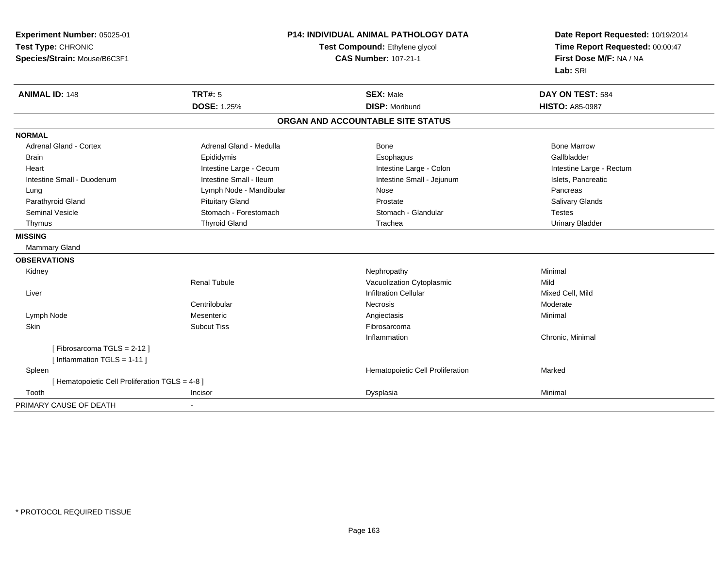**Experiment Number:** 05025-01
**Test Type:** CHRONIC
**Species/Strain:** Mouse/B6C3F1

**P14: INDIVIDUAL ANIMAL PATHOLOGY DATA**
**Test Compound:** Ethylene glycol
**CAS Number:** 107-21-1

**Date Report Requested:** 10/19/2014
**Time Report Requested:** 00:00:47
**First Dose M/F:** NA / NA
**Lab:** SRI

| **ANIMAL ID:** 148 | **TRT#:** 5 | **SEX:** Male | **DAY ON TEST:** 584 |
|---|---|---|---|
| | **DOSE:** 1.25% | **DISP:** Moribund | **HISTO:** A85-0987 |

**ORGAN AND ACCOUNTABLE SITE STATUS**

| | | | |
|---|---|---|---|
| **NORMAL** | | | |
| Adrenal Gland - Cortex | Adrenal Gland - Medulla | Bone | Bone Marrow |
| Brain | Epididymis | Esophagus | Gallbladder |
| Heart | Intestine Large - Cecum | Intestine Large - Colon | Intestine Large - Rectum |
| Intestine Small - Duodenum | Intestine Small - Ileum | Intestine Small - Jejunum | Islets, Pancreatic |
| Lung | Lymph Node - Mandibular | Nose | Pancreas |
| Parathyroid Gland | Pituitary Gland | Prostate | Salivary Glands |
| Seminal Vesicle | Stomach - Forestomach | Stomach - Glandular | Testes |
| Thymus | Thyroid Gland | Trachea | Urinary Bladder |
| **MISSING** | | | |
| Mammary Gland | | | |
| **OBSERVATIONS** | | | |
| Kidney | | Nephropathy | Minimal |
| | Renal Tubule | Vacuolization Cytoplasmic | Mild |
| Liver | | Infiltration Cellular | Mixed Cell, Mild |
| | Centrilobular | Necrosis | Moderate |
| Lymph Node | Mesenteric | Angiectasis | Minimal |
| Skin | Subcut Tiss | Fibrosarcoma | |
| | | Inflammation | Chronic, Minimal |
| [ Fibrosarcoma TGLS = 2-12 ] | | | |
| [ Inflammation TGLS = 1-11 ] | | | |
| Spleen | | Hematopoietic Cell Proliferation | Marked |
| [ Hematopoietic Cell Proliferation TGLS = 4-8 ] | | | |
| Tooth | Incisor | Dysplasia | Minimal |
| PRIMARY CAUSE OF DEATH | - | | |

* PROTOCOL REQUIRED TISSUE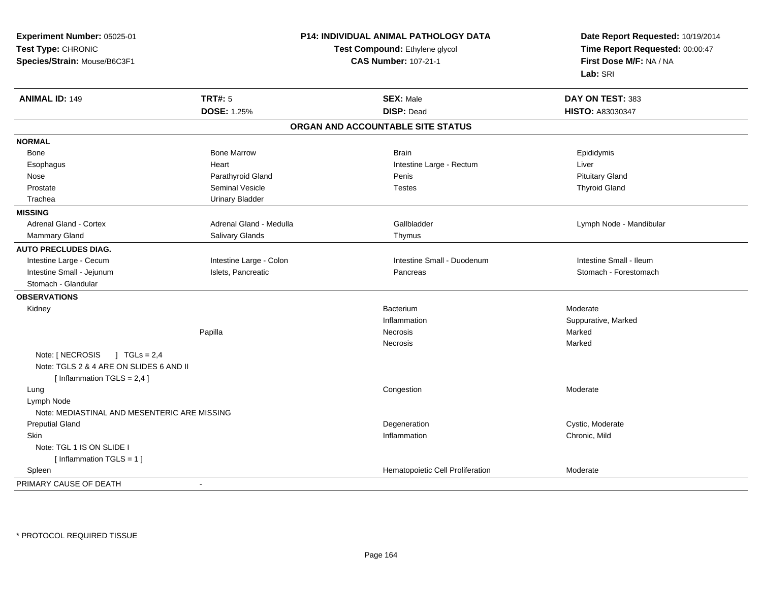**Experiment Number:** 05025-01
**Test Type:** CHRONIC
**Species/Strain:** Mouse/B6C3F1

**P14: INDIVIDUAL ANIMAL PATHOLOGY DATA**
**Test Compound:** Ethylene glycol
**CAS Number:** 107-21-1

**Date Report Requested:** 10/19/2014
**Time Report Requested:** 00:00:47
**First Dose M/F:** NA / NA
**Lab:** SRI

| **ANIMAL ID:** 149 | **TRT#:** 5 | **SEX:** Male | **DAY ON TEST:** 383 |
|---|---|---|---|
| | **DOSE:** 1.25% | **DISP:** Dead | **HISTO:** A83030347 |

## ORGAN AND ACCOUNTABLE SITE STATUS

| | | | |
|---|---|---|---|
| **NORMAL** | | | |
| Bone | Bone Marrow | Brain | Epididymis |
| Esophagus | Heart | Intestine Large - Rectum | Liver |
| Nose | Parathyroid Gland | Penis | Pituitary Gland |
| Prostate | Seminal Vesicle | Testes | Thyroid Gland |
| Trachea | Urinary Bladder | | |
| **MISSING** | | | |
| Adrenal Gland - Cortex | Adrenal Gland - Medulla | Gallbladder | Lymph Node - Mandibular |
| Mammary Gland | Salivary Glands | Thymus | |
| **AUTO PRECLUDES DIAG.** | | | |
| Intestine Large - Cecum | Intestine Large - Colon | Intestine Small - Duodenum | Intestine Small - Ileum |
| Intestine Small - Jejunum | Islets, Pancreatic | Pancreas | Stomach - Forestomach |
| Stomach - Glandular | | | |
| **OBSERVATIONS** | | | |
| Kidney | | Bacterium | Moderate |
| | | Inflammation | Suppurative, Marked |
| | Papilla | Necrosis | Marked |
| | | Necrosis | Marked |
| Note: [ NECROSIS ] TGLs = 2,4 | | | |
| Note: TGLS 2 & 4 ARE ON SLIDES 6 AND II | | | |
| [ Inflammation TGLS = 2,4 ] | | | |
| Lung | | Congestion | Moderate |
| Lymph Node | | | |
| Note: MEDIASTINAL AND MESENTERIC ARE MISSING | | | |
| Preputial Gland | | Degeneration | Cystic, Moderate |
| Skin | | Inflammation | Chronic, Mild |
| Note: TGL 1 IS ON SLIDE I | | | |
| [ Inflammation TGLS = 1 ] | | | |
| Spleen | | Hematopoietic Cell Proliferation | Moderate |
| PRIMARY CAUSE OF DEATH | - | | |

\* PROTOCOL REQUIRED TISSUE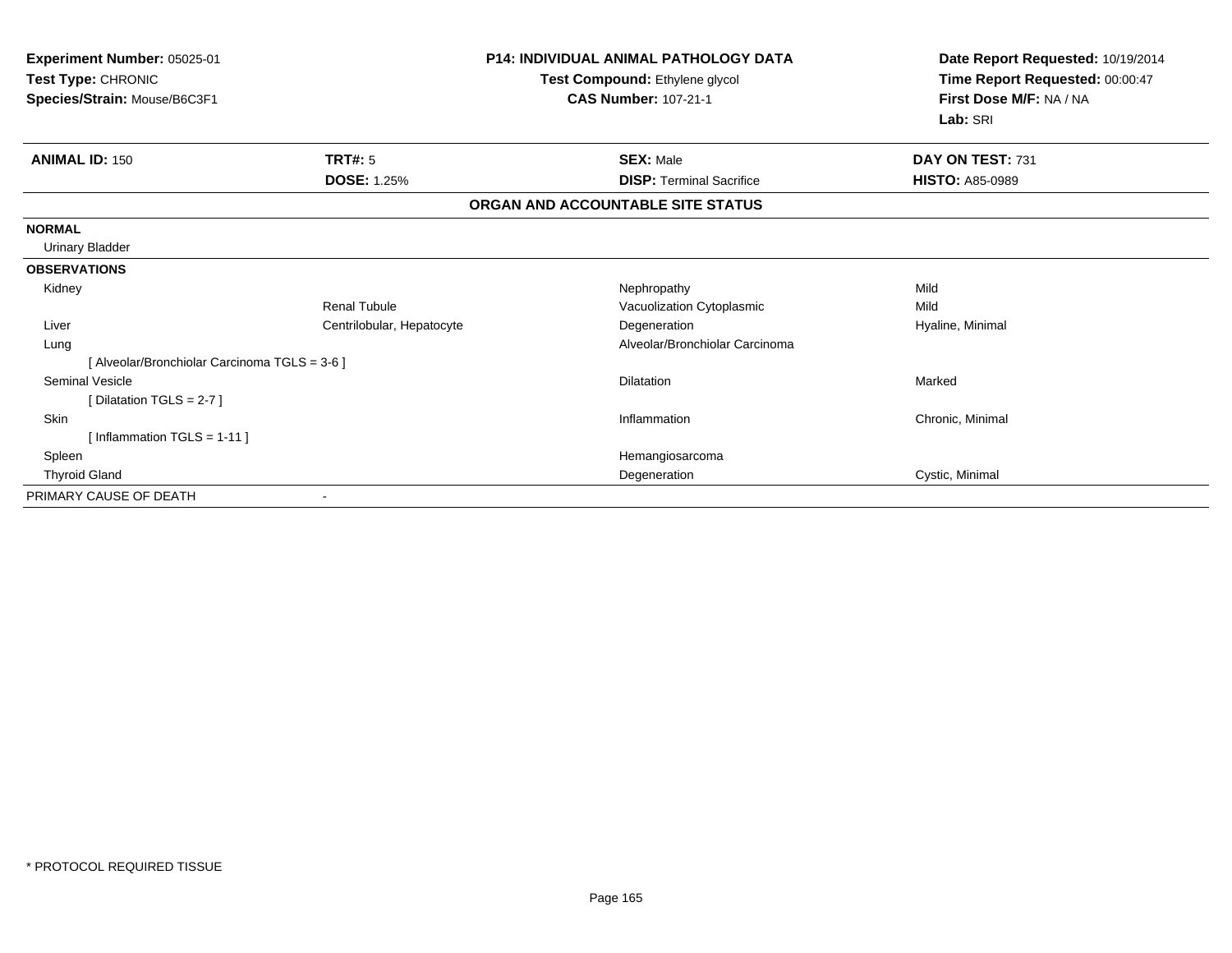**Experiment Number:** 05025-01
**Test Type:** CHRONIC
**Species/Strain:** Mouse/B6C3F1

**P14: INDIVIDUAL ANIMAL PATHOLOGY DATA**
**Test Compound:** Ethylene glycol
**CAS Number:** 107-21-1

**Date Report Requested:** 10/19/2014
**Time Report Requested:** 00:00:47
**First Dose M/F:** NA / NA
**Lab:** SRI

| **ANIMAL ID:** 150 | **TRT#:** 5 | **SEX:** Male | **DAY ON TEST:** 731 |
|---|---|---|---|
| | **DOSE:** 1.25% | **DISP:** Terminal Sacrifice | **HISTO:** A85-0989 |

**ORGAN AND ACCOUNTABLE SITE STATUS**

| | | | |
|---|---|---|---|
| **NORMAL** | | | |
| Urinary Bladder | | | |
| **OBSERVATIONS** | | | |
| Kidney | | Nephropathy | Mild |
| | Renal Tubule | Vacuolization Cytoplasmic | Mild |
| Liver | Centrilobular, Hepatocyte | Degeneration | Hyaline, Minimal |
| Lung | | Alveolar/Bronchiolar Carcinoma | |
| [ Alveolar/Bronchiolar Carcinoma TGLS = 3-6 ] | | | |
| Seminal Vesicle | | Dilatation | Marked |
| [ Dilatation TGLS = 2-7 ] | | | |
| Skin | | Inflammation | Chronic, Minimal |
| [ Inflammation TGLS = 1-11 ] | | | |
| Spleen | | Hemangiosarcoma | |
| Thyroid Gland | | Degeneration | Cystic, Minimal |
| PRIMARY CAUSE OF DEATH | - | | |

* PROTOCOL REQUIRED TISSUE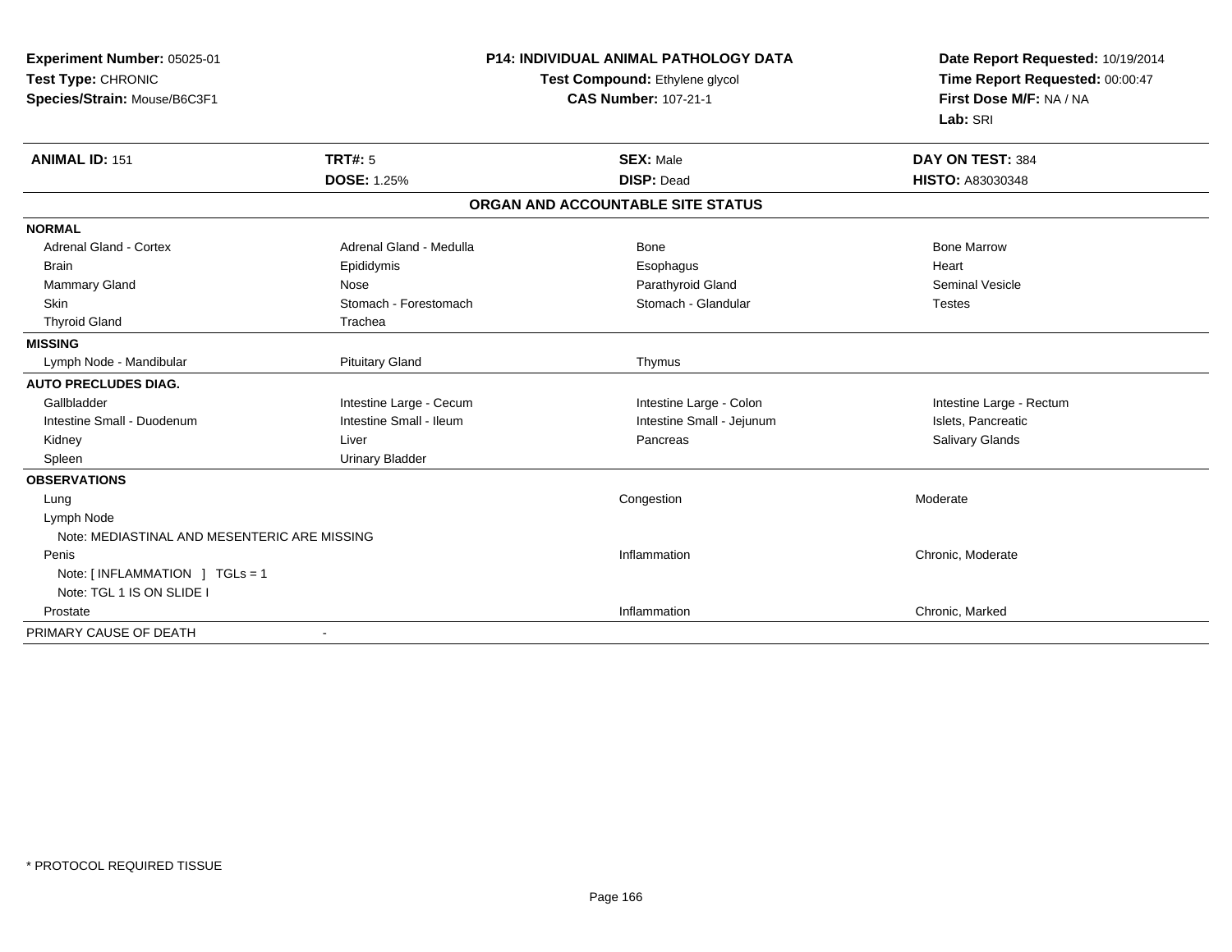**Experiment Number:** 05025-01
**Test Type:** CHRONIC
**Species/Strain:** Mouse/B6C3F1

**P14: INDIVIDUAL ANIMAL PATHOLOGY DATA**
**Test Compound:** Ethylene glycol
**CAS Number:** 107-21-1

**Date Report Requested:** 10/19/2014
**Time Report Requested:** 00:00:47
**First Dose M/F:** NA / NA
**Lab:** SRI

| **ANIMAL ID:** 151 | **TRT#:** 5 | **SEX:** Male | **DAY ON TEST:** 384 |
|---|---|---|---|
| | **DOSE:** 1.25% | **DISP:** Dead | **HISTO:** A83030348 |

## ORGAN AND ACCOUNTABLE SITE STATUS

| | | | |
|---|---|---|---|
| **NORMAL** | | | |
| Adrenal Gland - Cortex | Adrenal Gland - Medulla | Bone | Bone Marrow |
| Brain | Epididymis | Esophagus | Heart |
| Mammary Gland | Nose | Parathyroid Gland | Seminal Vesicle |
| Skin | Stomach - Forestomach | Stomach - Glandular | Testes |
| Thyroid Gland | Trachea | | |
| **MISSING** | | | |
| Lymph Node - Mandibular | Pituitary Gland | Thymus | |
| **AUTO PRECLUDES DIAG.** | | | |
| Gallbladder | Intestine Large - Cecum | Intestine Large - Colon | Intestine Large - Rectum |
| Intestine Small - Duodenum | Intestine Small - Ileum | Intestine Small - Jejunum | Islets, Pancreatic |
| Kidney | Liver | Pancreas | Salivary Glands |
| Spleen | Urinary Bladder | | |
| **OBSERVATIONS** | | | |
| Lung | | Congestion | Moderate |
| Lymph Node | | | |
| Note: MEDIASTINAL AND MESENTERIC ARE MISSING | | | |
| Penis | | Inflammation | Chronic, Moderate |
| Note: [ INFLAMMATION ] TGLs = 1 | | | |
| Note: TGL 1 IS ON SLIDE I | | | |
| Prostate | | Inflammation | Chronic, Marked |
| PRIMARY CAUSE OF DEATH | - | | |

\* PROTOCOL REQUIRED TISSUE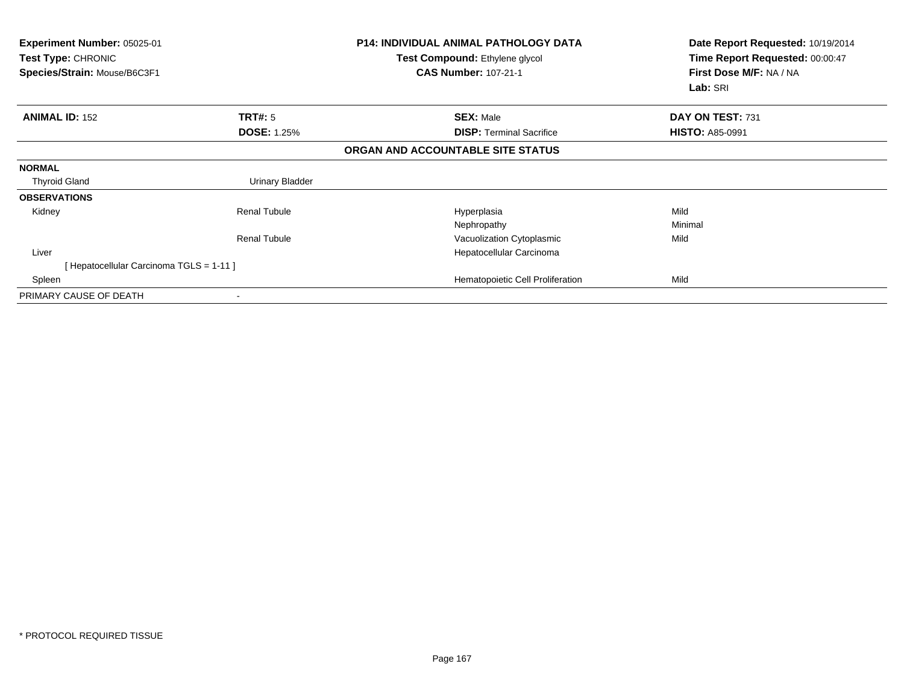**Experiment Number:** 05025-01
**Test Type:** CHRONIC
**Species/Strain:** Mouse/B6C3F1

**P14: INDIVIDUAL ANIMAL PATHOLOGY DATA**
**Test Compound:** Ethylene glycol
**CAS Number:** 107-21-1

**Date Report Requested:** 10/19/2014
**Time Report Requested:** 00:00:47
**First Dose M/F:** NA / NA
**Lab:** SRI

| **ANIMAL ID:** 152 | **TRT#:** 5 | **SEX:** Male | **DAY ON TEST:** 731 |
|---|---|---|---|
| | **DOSE:** 1.25% | **DISP:** Terminal Sacrifice | **HISTO:** A85-0991 |

**ORGAN AND ACCOUNTABLE SITE STATUS**

| | | | |
|---|---|---|---|
| **NORMAL** | | | |
| Thyroid Gland | Urinary Bladder | | |
| **OBSERVATIONS** | | | |
| Kidney | Renal Tubule | Hyperplasia | Mild |
| | | Nephropathy | Minimal |
| | Renal Tubule | Vacuolization Cytoplasmic | Mild |
| Liver | | Hepatocellular Carcinoma | |
| [ Hepatocellular Carcinoma TGLS = 1-11 ] | | | |
| Spleen | | Hematopoietic Cell Proliferation | Mild |
| PRIMARY CAUSE OF DEATH | - | | |

* PROTOCOL REQUIRED TISSUE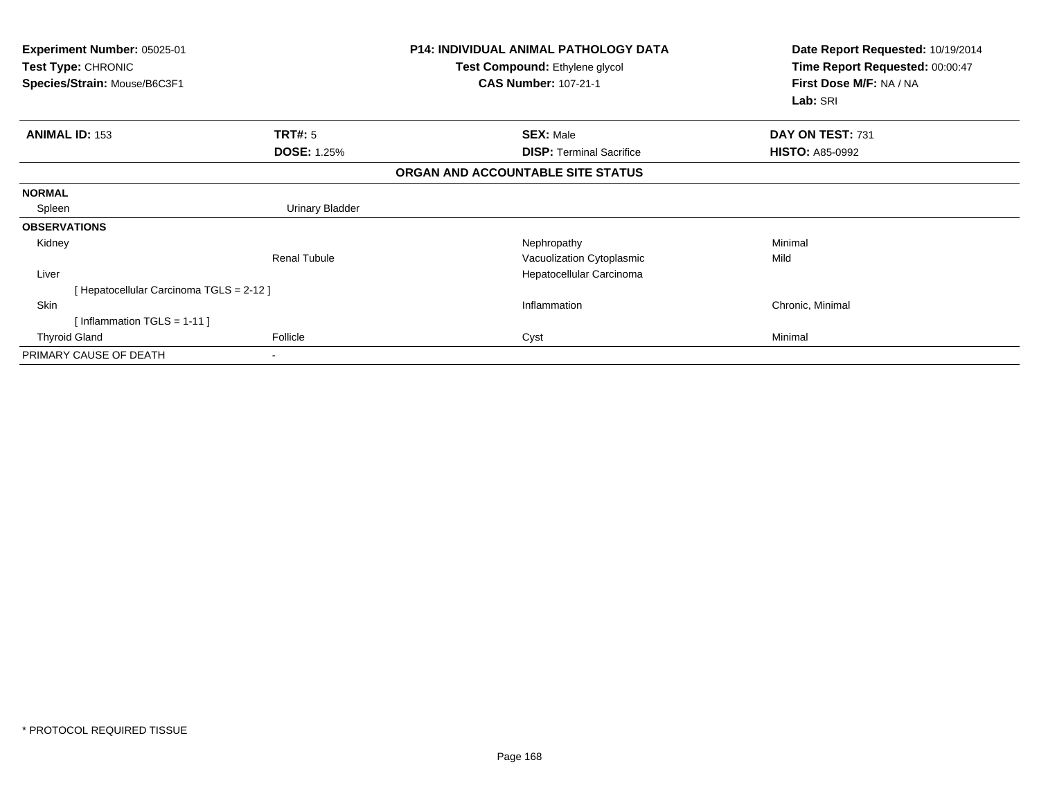**Experiment Number:** 05025-01
**Test Type:** CHRONIC
**Species/Strain:** Mouse/B6C3F1

**P14: INDIVIDUAL ANIMAL PATHOLOGY DATA**
**Test Compound:** Ethylene glycol
**CAS Number:** 107-21-1

**Date Report Requested:** 10/19/2014
**Time Report Requested:** 00:00:47
**First Dose M/F:** NA / NA
**Lab:** SRI

| **ANIMAL ID:** 153 | **TRT#:** 5 | **SEX:** Male | **DAY ON TEST:** 731 |
|---|---|---|---|
| | **DOSE:** 1.25% | **DISP:** Terminal Sacrifice | **HISTO:** A85-0992 |

**ORGAN AND ACCOUNTABLE SITE STATUS**

| | | | |
|---|---|---|---|
| **NORMAL** | | | |
| Spleen | Urinary Bladder | | |
| **OBSERVATIONS** | | | |
| Kidney | | Nephropathy | Minimal |
| | Renal Tubule | Vacuolization Cytoplasmic | Mild |
| Liver | | Hepatocellular Carcinoma | |
| [ Hepatocellular Carcinoma TGLS = 2-12 ] | | | |
| Skin | | Inflammation | Chronic, Minimal |
| [ Inflammation TGLS = 1-11 ] | | | |
| Thyroid Gland | Follicle | Cyst | Minimal |
| PRIMARY CAUSE OF DEATH | - | | |

\* PROTOCOL REQUIRED TISSUE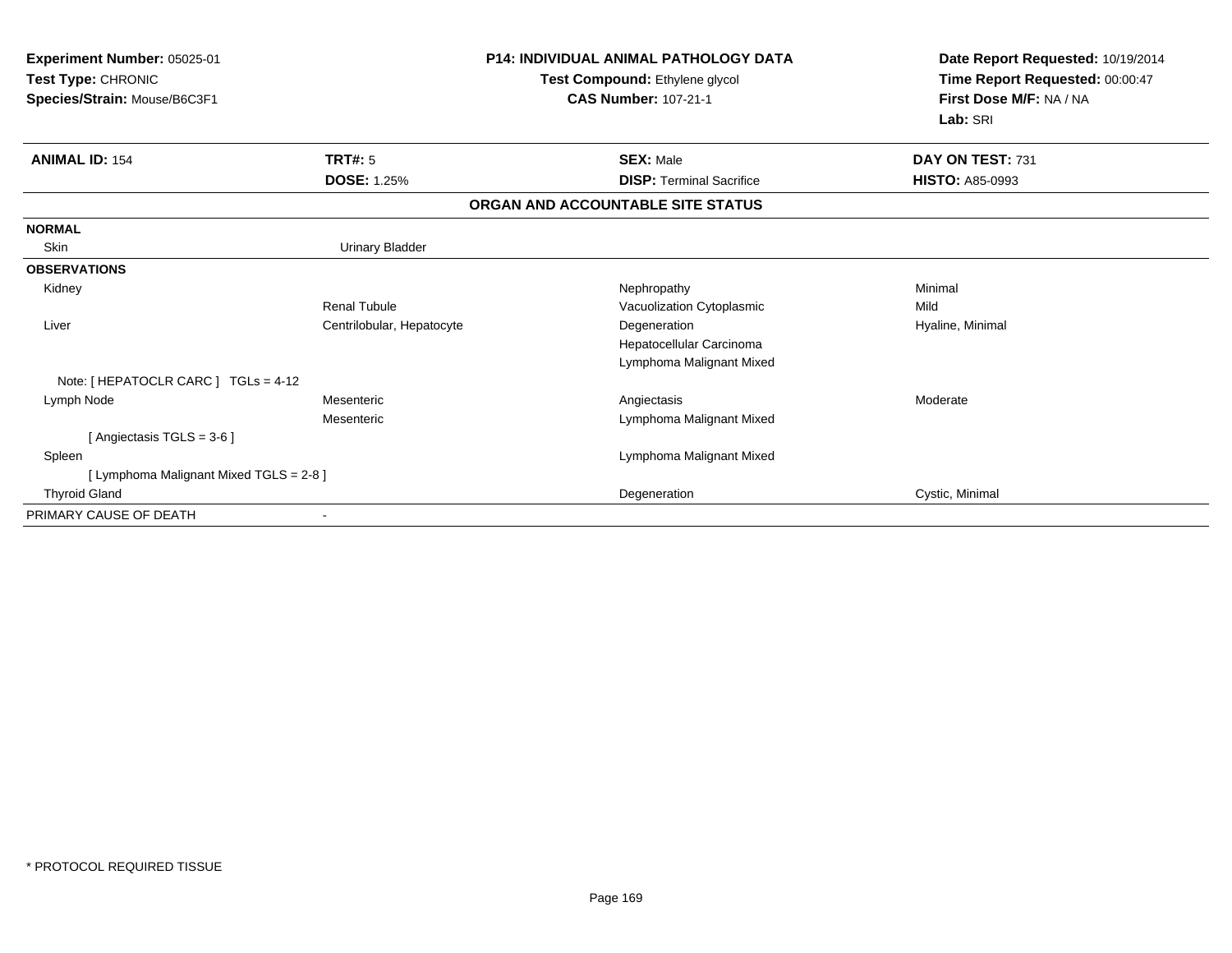**Experiment Number:** 05025-01
**Test Type:** CHRONIC
**Species/Strain:** Mouse/B6C3F1

**P14: INDIVIDUAL ANIMAL PATHOLOGY DATA**
**Test Compound:** Ethylene glycol
**CAS Number:** 107-21-1

**Date Report Requested:** 10/19/2014
**Time Report Requested:** 00:00:47
**First Dose M/F:** NA / NA
**Lab:** SRI

| **ANIMAL ID:** 154 | **TRT#:** 5 | **SEX:** Male | **DAY ON TEST:** 731 |
|---|---|---|---|
| | **DOSE:** 1.25% | **DISP:** Terminal Sacrifice | **HISTO:** A85-0993 |

**ORGAN AND ACCOUNTABLE SITE STATUS**

| | | | |
|---|---|---|---|
| **NORMAL** | | | |
| Skin | Urinary Bladder | | |
| **OBSERVATIONS** | | | |
| Kidney | | Nephropathy | Minimal |
| | Renal Tubule | Vacuolization Cytoplasmic | Mild |
| Liver | Centrilobular, Hepatocyte | Degeneration | Hyaline, Minimal |
| | | Hepatocellular Carcinoma | |
| | | Lymphoma Malignant Mixed | |
| Note: [ HEPATOCLR CARC ] TGLs = 4-12 | | | |
| Lymph Node | Mesenteric | Angiectasis | Moderate |
| | Mesenteric | Lymphoma Malignant Mixed | |
| [ Angiectasis TGLS = 3-6 ] | | | |
| Spleen | | Lymphoma Malignant Mixed | |
| [ Lymphoma Malignant Mixed TGLS = 2-8 ] | | | |
| Thyroid Gland | | Degeneration | Cystic, Minimal |
| PRIMARY CAUSE OF DEATH | - | | |

* PROTOCOL REQUIRED TISSUE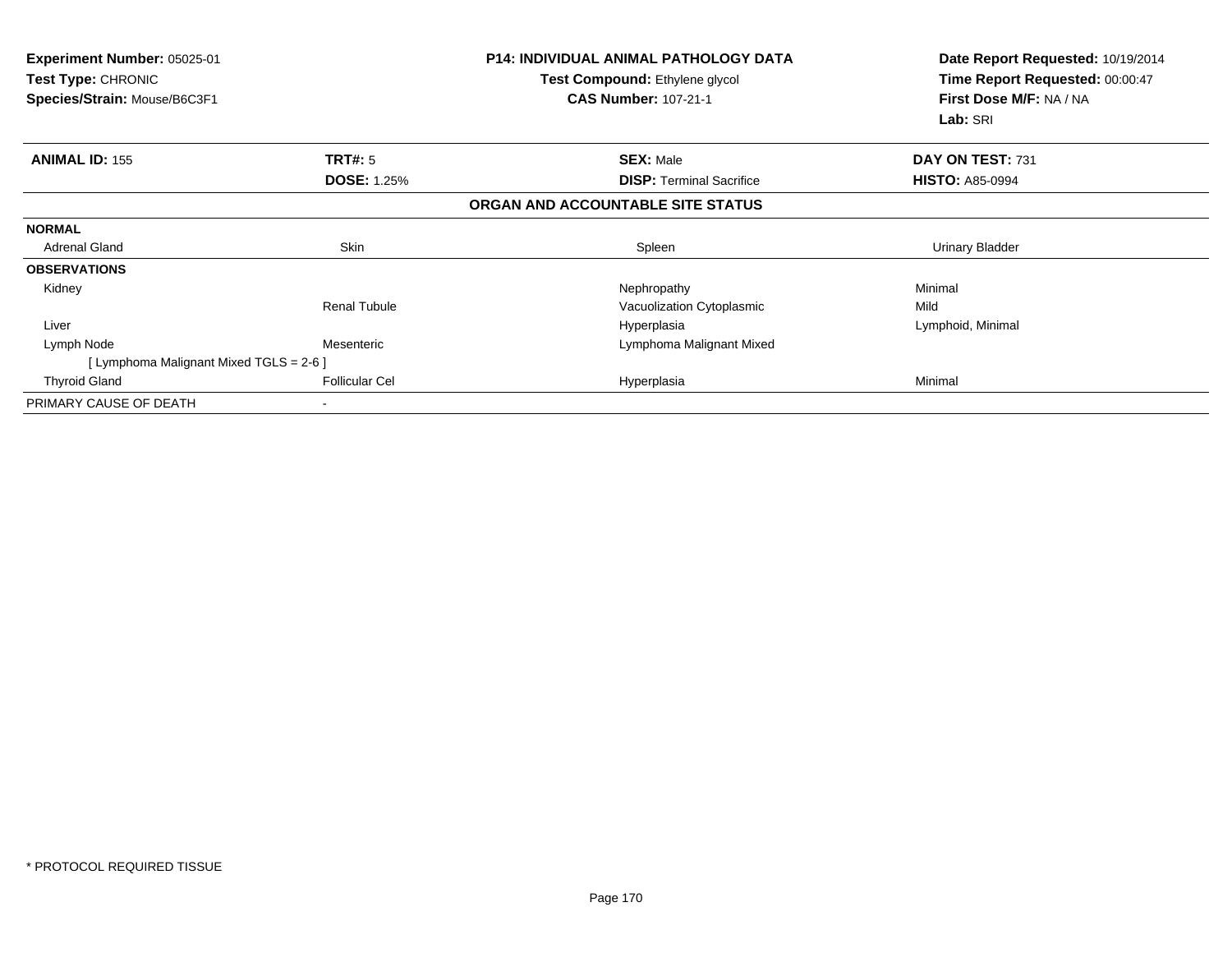**Experiment Number:** 05025-01
**Test Type:** CHRONIC
**Species/Strain:** Mouse/B6C3F1

**P14: INDIVIDUAL ANIMAL PATHOLOGY DATA**
**Test Compound:** Ethylene glycol
**CAS Number:** 107-21-1

**Date Report Requested:** 10/19/2014
**Time Report Requested:** 00:00:47
**First Dose M/F:** NA / NA
**Lab:** SRI

| **ANIMAL ID:** 155 | **TRT#:** 5 | **SEX:** Male | **DAY ON TEST:** 731 |
|---|---|---|---|
| | **DOSE:** 1.25% | **DISP:** Terminal Sacrifice | **HISTO:** A85-0994 |

**ORGAN AND ACCOUNTABLE SITE STATUS**

| | | | |
|---|---|---|---|
| **NORMAL** | | | |
| Adrenal Gland | Skin | Spleen | Urinary Bladder |
| **OBSERVATIONS** | | | |
| Kidney | | Nephropathy | Minimal |
| | Renal Tubule | Vacuolization Cytoplasmic | Mild |
| Liver | | Hyperplasia | Lymphoid, Minimal |
| Lymph Node | Mesenteric | Lymphoma Malignant Mixed | |
| [ Lymphoma Malignant Mixed TGLS = 2-6 ] | | | |
| Thyroid Gland | Follicular Cel | Hyperplasia | Minimal |
| PRIMARY CAUSE OF DEATH | - | | |

* PROTOCOL REQUIRED TISSUE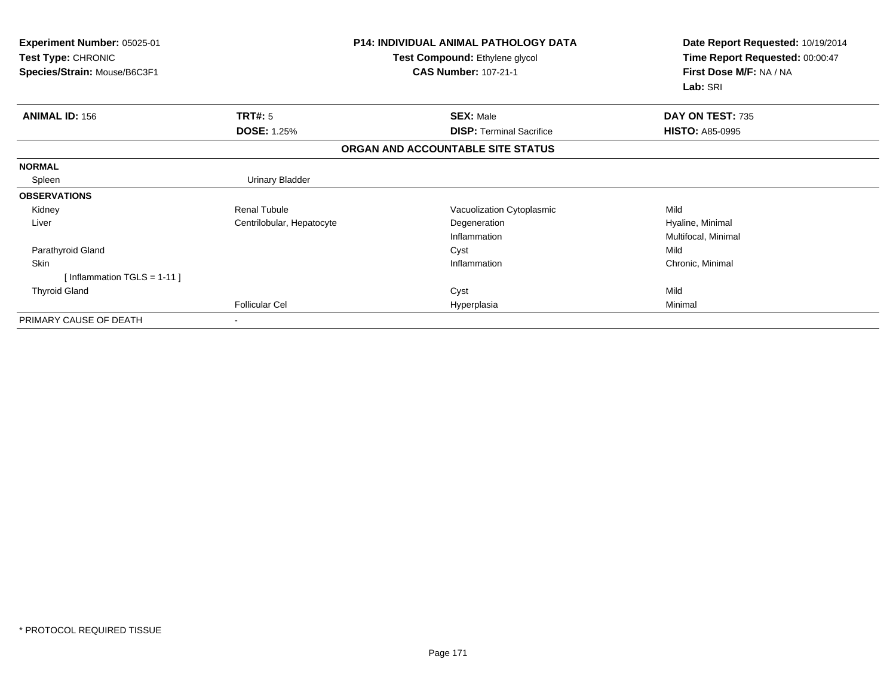**Experiment Number:** 05025-01
**Test Type:** CHRONIC
**Species/Strain:** Mouse/B6C3F1

**P14: INDIVIDUAL ANIMAL PATHOLOGY DATA**
**Test Compound:** Ethylene glycol
**CAS Number:** 107-21-1

**Date Report Requested:** 10/19/2014
**Time Report Requested:** 00:00:47
**First Dose M/F:** NA / NA
**Lab:** SRI

| **ANIMAL ID:** 156 | **TRT#:** 5 | **SEX:** Male | **DAY ON TEST:** 735 |
|---|---|---|---|
| | **DOSE:** 1.25% | **DISP:** Terminal Sacrifice | **HISTO:** A85-0995 |

**ORGAN AND ACCOUNTABLE SITE STATUS**

| | | | |
|---|---|---|---|
| **NORMAL** | | | |
| Spleen | Urinary Bladder | | |
| **OBSERVATIONS** | | | |
| Kidney | Renal Tubule | Vacuolization Cytoplasmic | Mild |
| Liver | Centrilobular, Hepatocyte | Degeneration | Hyaline, Minimal |
| | | Inflammation | Multifocal, Minimal |
| Parathyroid Gland | | Cyst | Mild |
| Skin | | Inflammation | Chronic, Minimal |
| [ Inflammation TGLS = 1-11 ] | | | |
| Thyroid Gland | | Cyst | Mild |
| | Follicular Cel | Hyperplasia | Minimal |
| PRIMARY CAUSE OF DEATH | - | | |

* PROTOCOL REQUIRED TISSUE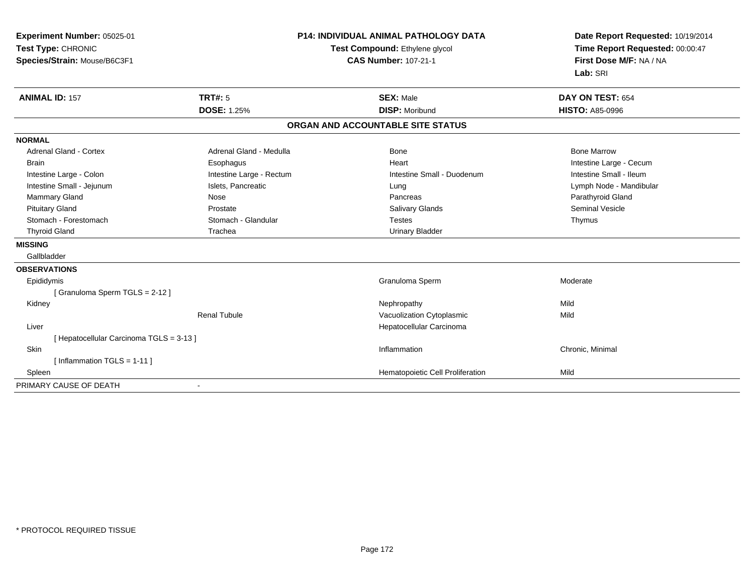**Experiment Number:** 05025-01
**Test Type:** CHRONIC
**Species/Strain:** Mouse/B6C3F1

**P14: INDIVIDUAL ANIMAL PATHOLOGY DATA**
**Test Compound:** Ethylene glycol
**CAS Number:** 107-21-1

**Date Report Requested:** 10/19/2014
**Time Report Requested:** 00:00:47
**First Dose M/F:** NA / NA
**Lab:** SRI

| **ANIMAL ID:** 157 | **TRT#:** 5 | **SEX:** Male | **DAY ON TEST:** 654 |
|---|---|---|---|
| | **DOSE:** 1.25% | **DISP:** Moribund | **HISTO:** A85-0996 |

## ORGAN AND ACCOUNTABLE SITE STATUS

**NORMAL**

| | | | |
|---|---|---|---|
| Adrenal Gland - Cortex | Adrenal Gland - Medulla | Bone | Bone Marrow |
| Brain | Esophagus | Heart | Intestine Large - Cecum |
| Intestine Large - Colon | Intestine Large - Rectum | Intestine Small - Duodenum | Intestine Small - Ileum |
| Intestine Small - Jejunum | Islets, Pancreatic | Lung | Lymph Node - Mandibular |
| Mammary Gland | Nose | Pancreas | Parathyroid Gland |
| Pituitary Gland | Prostate | Salivary Glands | Seminal Vesicle |
| Stomach - Forestomach | Stomach - Glandular | Testes | Thymus |
| Thyroid Gland | Trachea | Urinary Bladder | |

**MISSING**

Gallbladder

**OBSERVATIONS**

| | | | |
|---|---|---|---|
| Epididymis | | Granuloma Sperm | Moderate |
| [ Granuloma Sperm TGLS = 2-12 ] | | | |
| Kidney | | Nephropathy | Mild |
| | Renal Tubule | Vacuolization Cytoplasmic | Mild |
| Liver | | Hepatocellular Carcinoma | |
| [ Hepatocellular Carcinoma TGLS = 3-13 ] | | | |
| Skin | | Inflammation | Chronic, Minimal |
| [ Inflammation TGLS = 1-11 ] | | | |
| Spleen | | Hematopoietic Cell Proliferation | Mild |

PRIMARY CAUSE OF DEATH -

* PROTOCOL REQUIRED TISSUE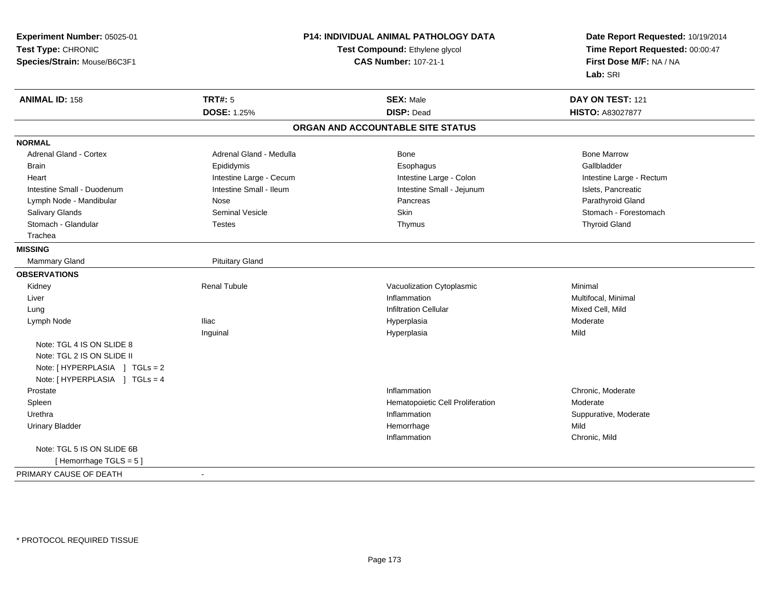**Experiment Number:** 05025-01
**Test Type:** CHRONIC
**Species/Strain:** Mouse/B6C3F1

**P14: INDIVIDUAL ANIMAL PATHOLOGY DATA**
**Test Compound:** Ethylene glycol
**CAS Number:** 107-21-1

**Date Report Requested:** 10/19/2014
**Time Report Requested:** 00:00:47
**First Dose M/F:** NA / NA
**Lab:** SRI

| **ANIMAL ID:** 158 | **TRT#:** 5 | **SEX:** Male | **DAY ON TEST:** 121 |
|---|---|---|---|
| | **DOSE:** 1.25% | **DISP:** Dead | **HISTO:** A83027877 |

## ORGAN AND ACCOUNTABLE SITE STATUS

| | | | |
|---|---|---|---|
| **NORMAL** | | | |
| Adrenal Gland - Cortex | Adrenal Gland - Medulla | Bone | Bone Marrow |
| Brain | Epididymis | Esophagus | Gallbladder |
| Heart | Intestine Large - Cecum | Intestine Large - Colon | Intestine Large - Rectum |
| Intestine Small - Duodenum | Intestine Small - Ileum | Intestine Small - Jejunum | Islets, Pancreatic |
| Lymph Node - Mandibular | Nose | Pancreas | Parathyroid Gland |
| Salivary Glands | Seminal Vesicle | Skin | Stomach - Forestomach |
| Stomach - Glandular | Testes | Thymus | Thyroid Gland |
| Trachea | | | |
| **MISSING** | | | |
| Mammary Gland | Pituitary Gland | | |
| **OBSERVATIONS** | | | |
| Kidney | Renal Tubule | Vacuolization Cytoplasmic | Minimal |
| Liver | | Inflammation | Multifocal, Minimal |
| Lung | | Infiltration Cellular | Mixed Cell, Mild |
| Lymph Node | Iliac | Hyperplasia | Moderate |
| | Inguinal | Hyperplasia | Mild |
| Note: TGL 4 IS ON SLIDE 8 | | | |
| Note: TGL 2 IS ON SLIDE II | | | |
| Note: [ HYPERPLASIA ] TGLs = 2 | | | |
| Note: [ HYPERPLASIA ] TGLs = 4 | | | |
| Prostate | | Inflammation | Chronic, Moderate |
| Spleen | | Hematopoietic Cell Proliferation | Moderate |
| Urethra | | Inflammation | Suppurative, Moderate |
| Urinary Bladder | | Hemorrhage | Mild |
| | | Inflammation | Chronic, Mild |
| Note: TGL 5 IS ON SLIDE 6B | | | |
| [ Hemorrhage TGLS = 5 ] | | | |
| PRIMARY CAUSE OF DEATH | - | | |

* PROTOCOL REQUIRED TISSUE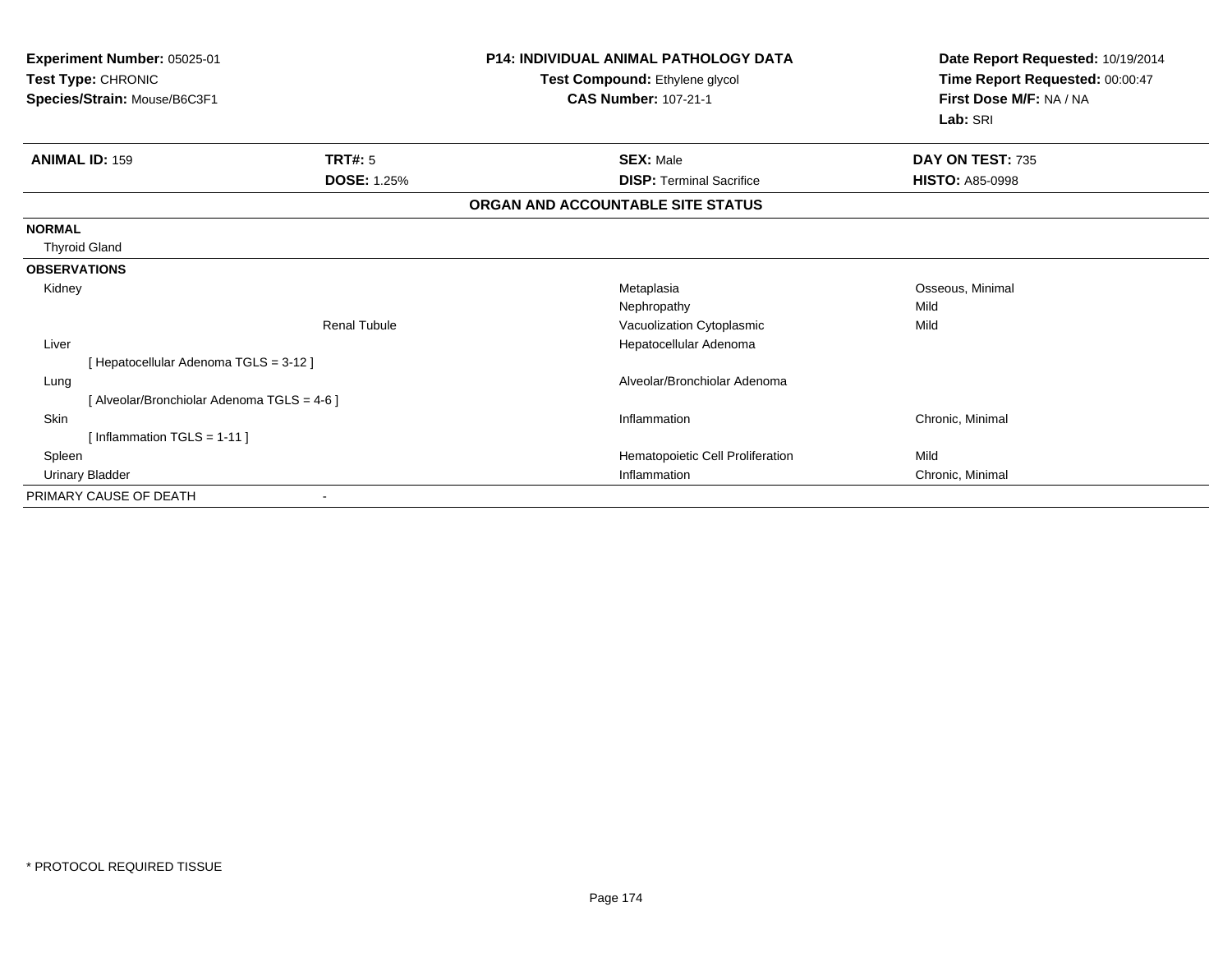**Experiment Number:** 05025-01
**Test Type:** CHRONIC
**Species/Strain:** Mouse/B6C3F1

**P14: INDIVIDUAL ANIMAL PATHOLOGY DATA**
**Test Compound:** Ethylene glycol
**CAS Number:** 107-21-1

**Date Report Requested:** 10/19/2014
**Time Report Requested:** 00:00:47
**First Dose M/F:** NA / NA
**Lab:** SRI

| **ANIMAL ID:** 159 | **TRT#:** 5 | **SEX:** Male | **DAY ON TEST:** 735 |
|---|---|---|---|
| | **DOSE:** 1.25% | **DISP:** Terminal Sacrifice | **HISTO:** A85-0998 |

**ORGAN AND ACCOUNTABLE SITE STATUS**

| | | | |
|---|---|---|---|
| **NORMAL** | | | |
| Thyroid Gland | | | |
| **OBSERVATIONS** | | | |
| Kidney | | Metaplasia | Osseous, Minimal |
| | | Nephropathy | Mild |
| | Renal Tubule | Vacuolization Cytoplasmic | Mild |
| Liver | | Hepatocellular Adenoma | |
| [ Hepatocellular Adenoma TGLS = 3-12 ] | | | |
| Lung | | Alveolar/Bronchiolar Adenoma | |
| [ Alveolar/Bronchiolar Adenoma TGLS = 4-6 ] | | | |
| Skin | | Inflammation | Chronic, Minimal |
| [ Inflammation TGLS = 1-11 ] | | | |
| Spleen | | Hematopoietic Cell Proliferation | Mild |
| Urinary Bladder | | Inflammation | Chronic, Minimal |
| PRIMARY CAUSE OF DEATH | - | | |

* PROTOCOL REQUIRED TISSUE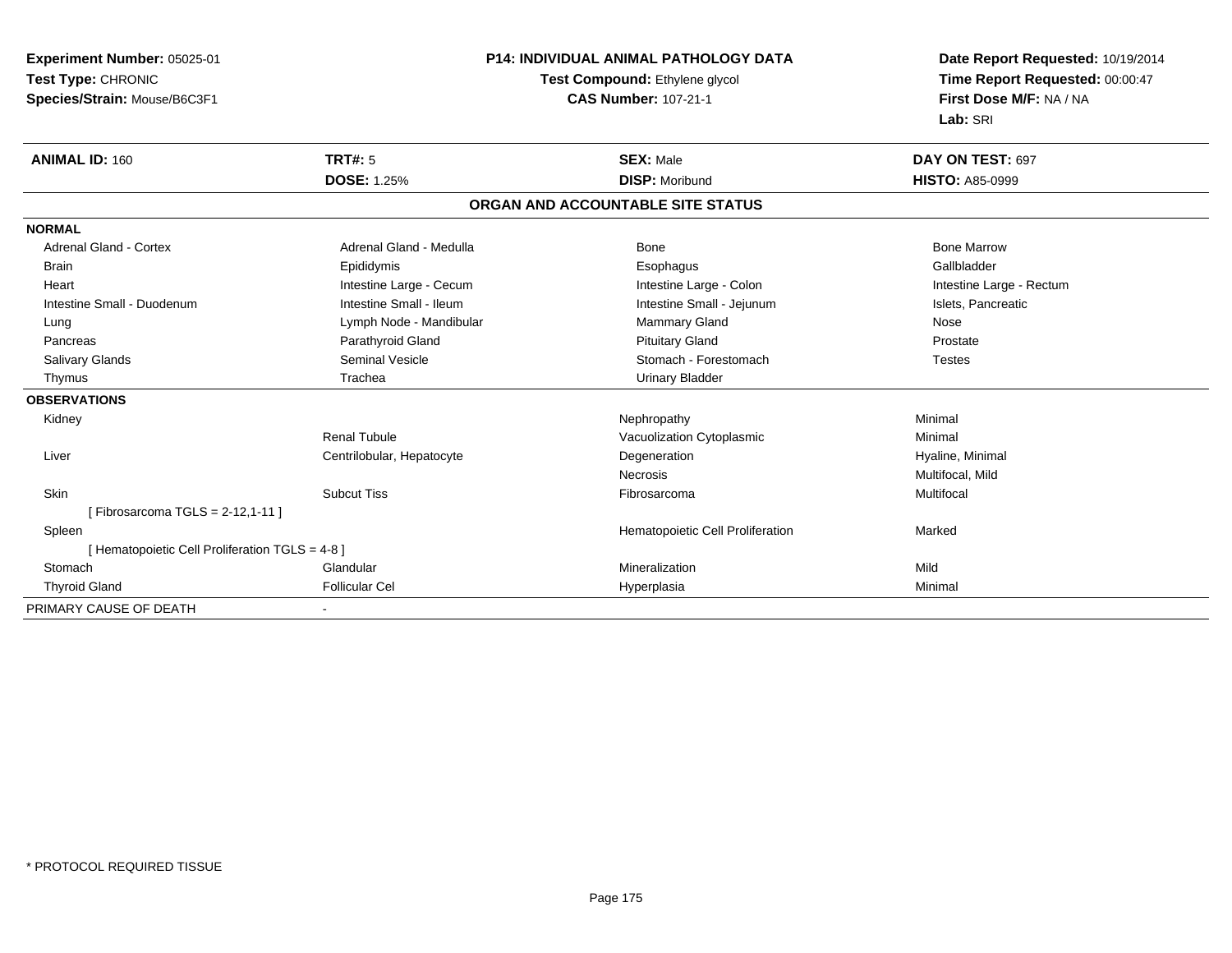**Experiment Number:** 05025-01
**Test Type:** CHRONIC
**Species/Strain:** Mouse/B6C3F1

**P14: INDIVIDUAL ANIMAL PATHOLOGY DATA**
**Test Compound:** Ethylene glycol
**CAS Number:** 107-21-1

**Date Report Requested:** 10/19/2014
**Time Report Requested:** 00:00:47
**First Dose M/F:** NA / NA
**Lab:** SRI

| **ANIMAL ID:** 160 | **TRT#:** 5 | **SEX:** Male | **DAY ON TEST:** 697 |
|---|---|---|---|
| | **DOSE:** 1.25% | **DISP:** Moribund | **HISTO:** A85-0999 |

**ORGAN AND ACCOUNTABLE SITE STATUS**

**NORMAL**

| | | | |
|---|---|---|---|
| Adrenal Gland - Cortex | Adrenal Gland - Medulla | Bone | Bone Marrow |
| Brain | Epididymis | Esophagus | Gallbladder |
| Heart | Intestine Large - Cecum | Intestine Large - Colon | Intestine Large - Rectum |
| Intestine Small - Duodenum | Intestine Small - Ileum | Intestine Small - Jejunum | Islets, Pancreatic |
| Lung | Lymph Node - Mandibular | Mammary Gland | Nose |
| Pancreas | Parathyroid Gland | Pituitary Gland | Prostate |
| Salivary Glands | Seminal Vesicle | Stomach - Forestomach | Testes |
| Thymus | Trachea | Urinary Bladder | |

**OBSERVATIONS**

| | | | |
|---|---|---|---|
| Kidney | | Nephropathy | Minimal |
| | Renal Tubule | Vacuolization Cytoplasmic | Minimal |
| Liver | Centrilobular, Hepatocyte | Degeneration | Hyaline, Minimal |
| | | Necrosis | Multifocal, Mild |
| Skin | Subcut Tiss | Fibrosarcoma | Multifocal |
| [ Fibrosarcoma TGLS = 2-12,1-11 ] | | | |
| Spleen | | Hematopoietic Cell Proliferation | Marked |
| [ Hematopoietic Cell Proliferation TGLS = 4-8 ] | | | |
| Stomach | Glandular | Mineralization | Mild |
| Thyroid Gland | Follicular Cel | Hyperplasia | Minimal |

PRIMARY CAUSE OF DEATH -

\* PROTOCOL REQUIRED TISSUE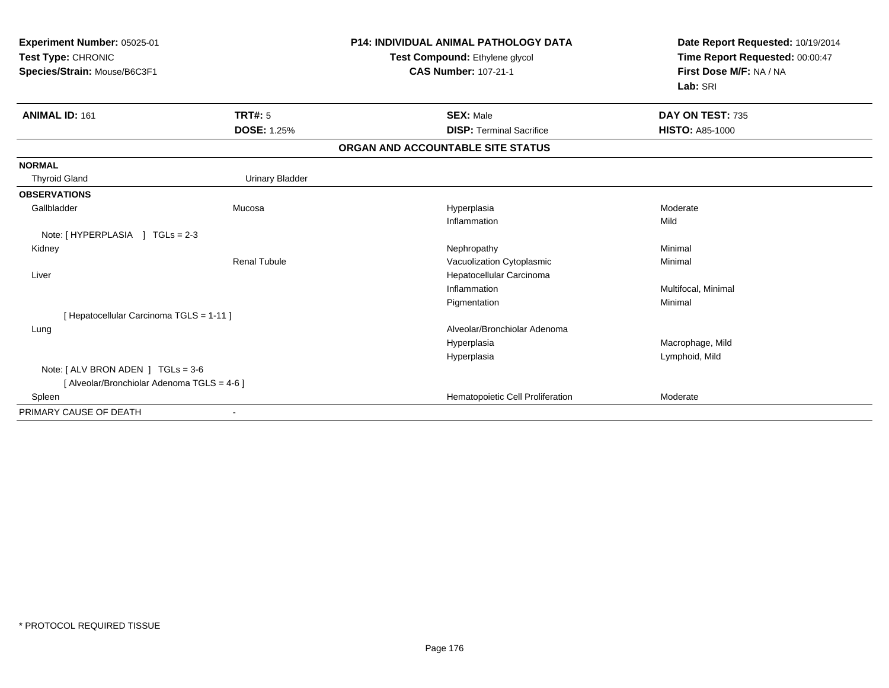**Experiment Number:** 05025-01
**Test Type:** CHRONIC
**Species/Strain:** Mouse/B6C3F1

**P14: INDIVIDUAL ANIMAL PATHOLOGY DATA**
**Test Compound:** Ethylene glycol
**CAS Number:** 107-21-1

**Date Report Requested:** 10/19/2014
**Time Report Requested:** 00:00:47
**First Dose M/F:** NA / NA
**Lab:** SRI

| **ANIMAL ID:** 161 | **TRT#:** 5 | **SEX:** Male | **DAY ON TEST:** 735 |
|---|---|---|---|
| | **DOSE:** 1.25% | **DISP:** Terminal Sacrifice | **HISTO:** A85-1000 |

**ORGAN AND ACCOUNTABLE SITE STATUS**

| | | | |
|---|---|---|---|
| **NORMAL** | | | |
| Thyroid Gland | Urinary Bladder | | |
| **OBSERVATIONS** | | | |
| Gallbladder | Mucosa | Hyperplasia | Moderate |
| | | Inflammation | Mild |
| Note: [ HYPERPLASIA ] TGLs = 2-3 | | | |
| Kidney | | Nephropathy | Minimal |
| | Renal Tubule | Vacuolization Cytoplasmic | Minimal |
| Liver | | Hepatocellular Carcinoma | |
| | | Inflammation | Multifocal, Minimal |
| | | Pigmentation | Minimal |
| [ Hepatocellular Carcinoma TGLS = 1-11 ] | | | |
| Lung | | Alveolar/Bronchiolar Adenoma | |
| | | Hyperplasia | Macrophage, Mild |
| | | Hyperplasia | Lymphoid, Mild |
| Note: [ ALV BRON ADEN ] TGLs = 3-6 | | | |
| [ Alveolar/Bronchiolar Adenoma TGLS = 4-6 ] | | | |
| Spleen | | Hematopoietic Cell Proliferation | Moderate |
| PRIMARY CAUSE OF DEATH | - | | |

* PROTOCOL REQUIRED TISSUE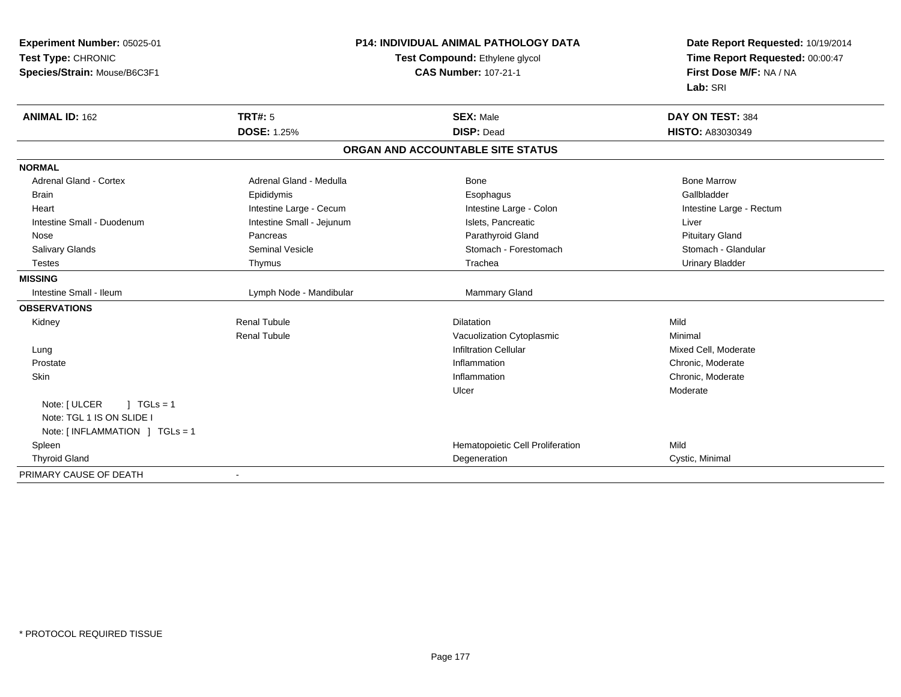**Experiment Number:** 05025-01
**Test Type:** CHRONIC
**Species/Strain:** Mouse/B6C3F1

**P14: INDIVIDUAL ANIMAL PATHOLOGY DATA**
**Test Compound:** Ethylene glycol
**CAS Number:** 107-21-1

**Date Report Requested:** 10/19/2014
**Time Report Requested:** 00:00:47
**First Dose M/F:** NA / NA
**Lab:** SRI

| **ANIMAL ID:** 162 | **TRT#:** 5 | **SEX:** Male | **DAY ON TEST:** 384 |
|---|---|---|---|
| | **DOSE:** 1.25% | **DISP:** Dead | **HISTO:** A83030349 |

**ORGAN AND ACCOUNTABLE SITE STATUS**

| | | | |
|---|---|---|---|
| **NORMAL** | | | |
| Adrenal Gland - Cortex | Adrenal Gland - Medulla | Bone | Bone Marrow |
| Brain | Epididymis | Esophagus | Gallbladder |
| Heart | Intestine Large - Cecum | Intestine Large - Colon | Intestine Large - Rectum |
| Intestine Small - Duodenum | Intestine Small - Jejunum | Islets, Pancreatic | Liver |
| Nose | Pancreas | Parathyroid Gland | Pituitary Gland |
| Salivary Glands | Seminal Vesicle | Stomach - Forestomach | Stomach - Glandular |
| Testes | Thymus | Trachea | Urinary Bladder |
| **MISSING** | | | |
| Intestine Small - Ileum | Lymph Node - Mandibular | Mammary Gland | |
| **OBSERVATIONS** | | | |
| Kidney | Renal Tubule | Dilatation | Mild |
| | Renal Tubule | Vacuolization Cytoplasmic | Minimal |
| Lung | | Infiltration Cellular | Mixed Cell, Moderate |
| Prostate | | Inflammation | Chronic, Moderate |
| Skin | | Inflammation | Chronic, Moderate |
| | | Ulcer | Moderate |
| Note: [ ULCER ] TGLs = 1 | | | |
| Note: TGL 1 IS ON SLIDE I | | | |
| Note: [ INFLAMMATION ] TGLs = 1 | | | |
| Spleen | | Hematopoietic Cell Proliferation | Mild |
| Thyroid Gland | | Degeneration | Cystic, Minimal |
| PRIMARY CAUSE OF DEATH | - | | |

\* PROTOCOL REQUIRED TISSUE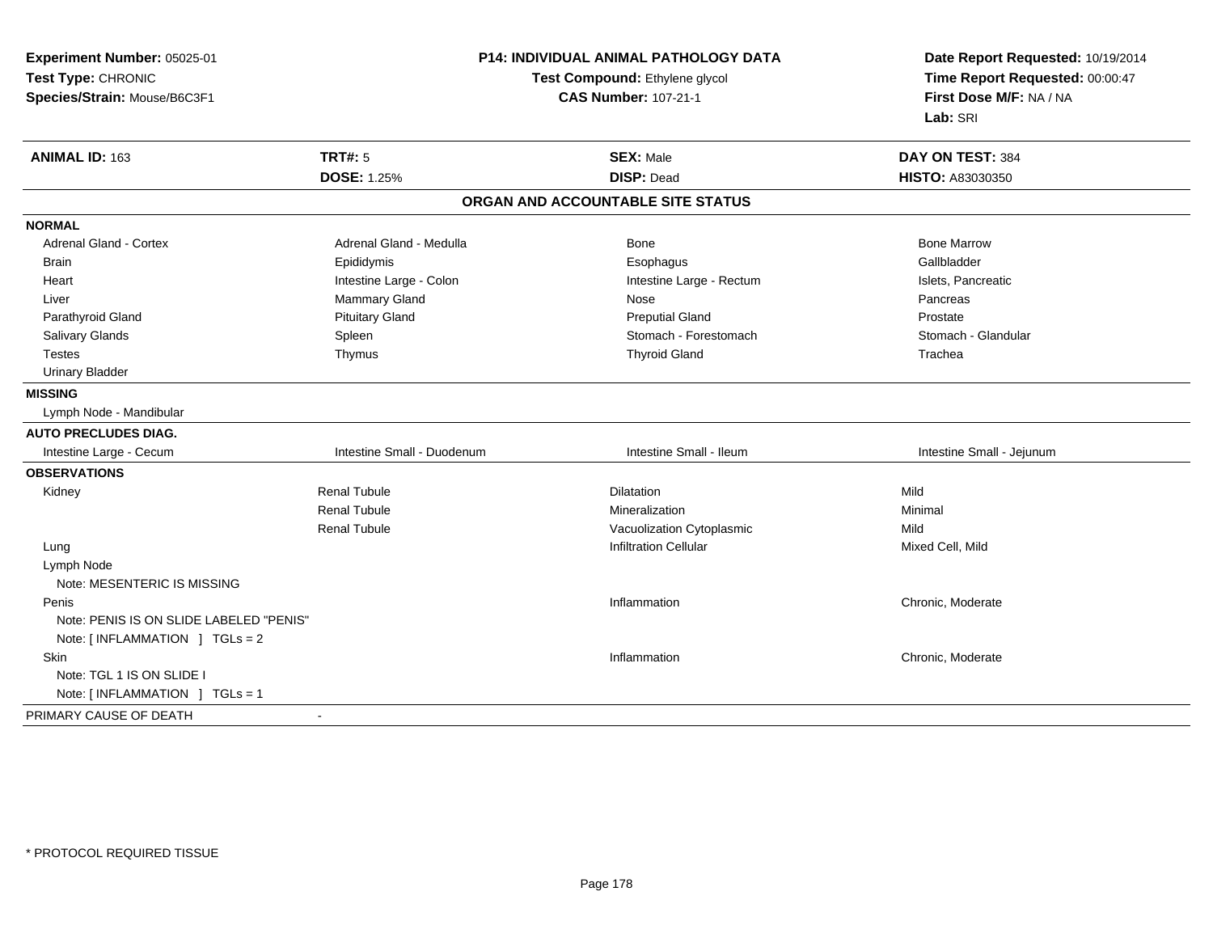**Experiment Number:** 05025-01
**Test Type:** CHRONIC
**Species/Strain:** Mouse/B6C3F1

**P14: INDIVIDUAL ANIMAL PATHOLOGY DATA**
**Test Compound:** Ethylene glycol
**CAS Number:** 107-21-1

**Date Report Requested:** 10/19/2014
**Time Report Requested:** 00:00:47
**First Dose M/F:** NA / NA
**Lab:** SRI

| **ANIMAL ID:** 163 | **TRT#:** 5 | **SEX:** Male | **DAY ON TEST:** 384 |
|---|---|---|---|
| | **DOSE:** 1.25% | **DISP:** Dead | **HISTO:** A83030350 |

## ORGAN AND ACCOUNTABLE SITE STATUS

| | | | |
|---|---|---|---|
| **NORMAL** | | | |
| Adrenal Gland - Cortex | Adrenal Gland - Medulla | Bone | Bone Marrow |
| Brain | Epididymis | Esophagus | Gallbladder |
| Heart | Intestine Large - Colon | Intestine Large - Rectum | Islets, Pancreatic |
| Liver | Mammary Gland | Nose | Pancreas |
| Parathyroid Gland | Pituitary Gland | Preputial Gland | Prostate |
| Salivary Glands | Spleen | Stomach - Forestomach | Stomach - Glandular |
| Testes | Thymus | Thyroid Gland | Trachea |
| Urinary Bladder | | | |
| **MISSING** | | | |
| Lymph Node - Mandibular | | | |
| **AUTO PRECLUDES DIAG.** | | | |
| Intestine Large - Cecum | Intestine Small - Duodenum | Intestine Small - Ileum | Intestine Small - Jejunum |
| **OBSERVATIONS** | | | |
| Kidney | Renal Tubule | Dilatation | Mild |
| | Renal Tubule | Mineralization | Minimal |
| | Renal Tubule | Vacuolization Cytoplasmic | Mild |
| Lung | | Infiltration Cellular | Mixed Cell, Mild |
| Lymph Node | | | |
| Note: MESENTERIC IS MISSING | | | |
| Penis | | Inflammation | Chronic, Moderate |
| Note: PENIS IS ON SLIDE LABELED "PENIS" | | | |
| Note: [ INFLAMMATION ] TGLs = 2 | | | |
| Skin | | Inflammation | Chronic, Moderate |
| Note: TGL 1 IS ON SLIDE I | | | |
| Note: [ INFLAMMATION ] TGLs = 1 | | | |
| PRIMARY CAUSE OF DEATH | - | | |

* PROTOCOL REQUIRED TISSUE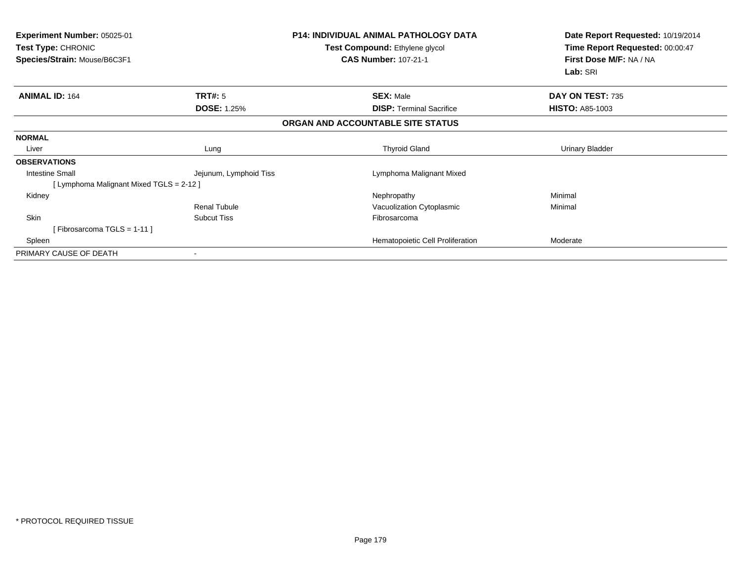**Experiment Number:** 05025-01
**Test Type:** CHRONIC
**Species/Strain:** Mouse/B6C3F1

**P14: INDIVIDUAL ANIMAL PATHOLOGY DATA**
**Test Compound:** Ethylene glycol
**CAS Number:** 107-21-1

**Date Report Requested:** 10/19/2014
**Time Report Requested:** 00:00:47
**First Dose M/F:** NA / NA
**Lab:** SRI

| **ANIMAL ID:** 164 | **TRT#:** 5 | **SEX:** Male | **DAY ON TEST:** 735 |
|---|---|---|---|
| | **DOSE:** 1.25% | **DISP:** Terminal Sacrifice | **HISTO:** A85-1003 |

**ORGAN AND ACCOUNTABLE SITE STATUS**

| | | | |
|---|---|---|---|
| **NORMAL** | | | |
| Liver | Lung | Thyroid Gland | Urinary Bladder |
| **OBSERVATIONS** | | | |
| Intestine Small | Jejunum, Lymphoid Tiss | Lymphoma Malignant Mixed | |
| [ Lymphoma Malignant Mixed TGLS = 2-12 ] | | | |
| Kidney | | Nephropathy | Minimal |
| | Renal Tubule | Vacuolization Cytoplasmic | Minimal |
| Skin | Subcut Tiss | Fibrosarcoma | |
| [ Fibrosarcoma TGLS = 1-11 ] | | | |
| Spleen | | Hematopoietic Cell Proliferation | Moderate |
| PRIMARY CAUSE OF DEATH | - | | |

* PROTOCOL REQUIRED TISSUE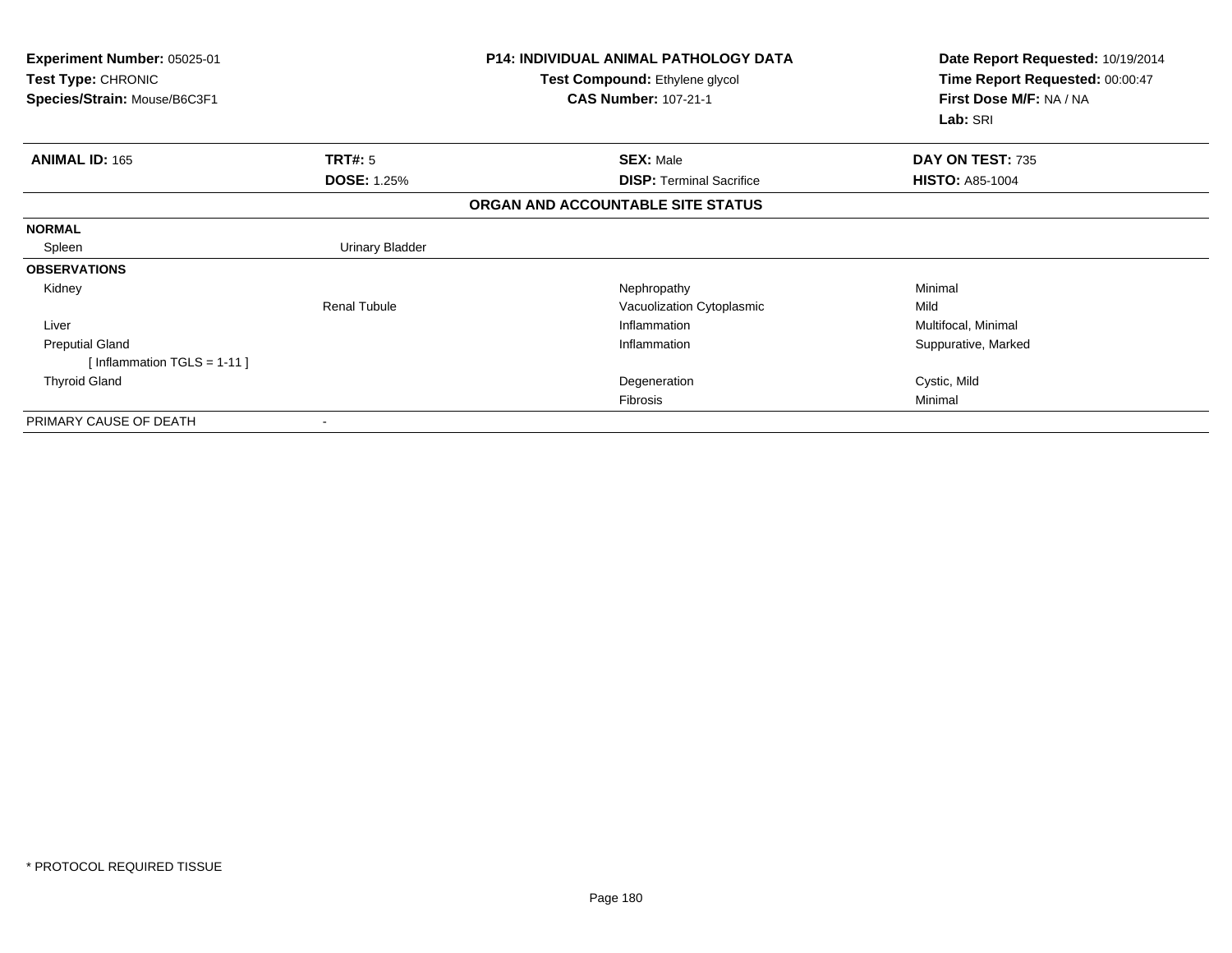**Experiment Number:** 05025-01
**Test Type:** CHRONIC
**Species/Strain:** Mouse/B6C3F1

**P14: INDIVIDUAL ANIMAL PATHOLOGY DATA**
**Test Compound:** Ethylene glycol
**CAS Number:** 107-21-1

**Date Report Requested:** 10/19/2014
**Time Report Requested:** 00:00:47
**First Dose M/F:** NA / NA
**Lab:** SRI

| **ANIMAL ID:** 165 | **TRT#:** 5 | **SEX:** Male | **DAY ON TEST:** 735 |
|---|---|---|---|
| | **DOSE:** 1.25% | **DISP:** Terminal Sacrifice | **HISTO:** A85-1004 |

**ORGAN AND ACCOUNTABLE SITE STATUS**

| | | | |
|---|---|---|---|
| **NORMAL** | | | |
| Spleen | Urinary Bladder | | |
| **OBSERVATIONS** | | | |
| Kidney | | Nephropathy | Minimal |
| | Renal Tubule | Vacuolization Cytoplasmic | Mild |
| Liver | | Inflammation | Multifocal, Minimal |
| Preputial Gland | | Inflammation | Suppurative, Marked |
| [ Inflammation TGLS = 1-11 ] | | | |
| Thyroid Gland | | Degeneration | Cystic, Mild |
| | | Fibrosis | Minimal |
| PRIMARY CAUSE OF DEATH | - | | |

* PROTOCOL REQUIRED TISSUE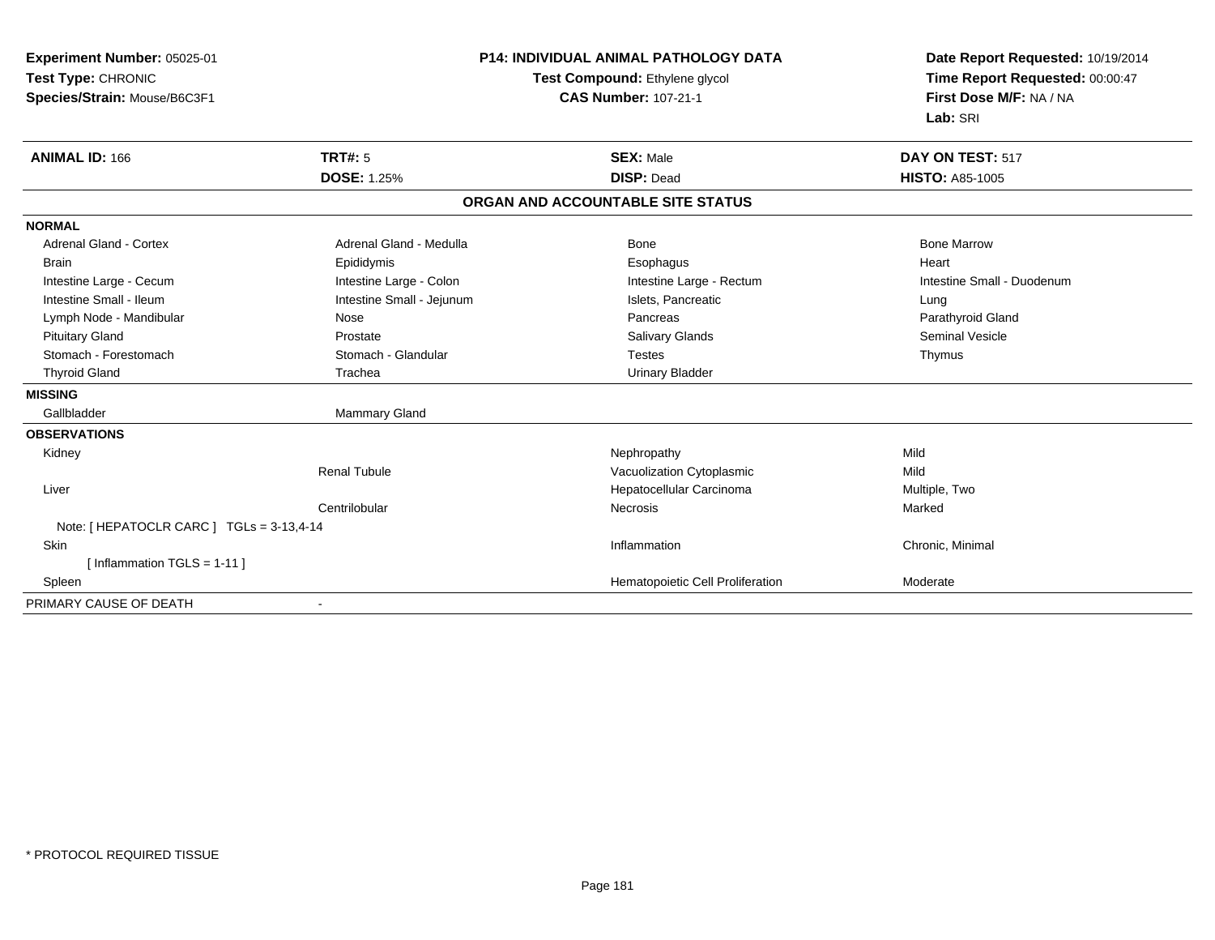**Experiment Number:** 05025-01
**Test Type:** CHRONIC
**Species/Strain:** Mouse/B6C3F1

**P14: INDIVIDUAL ANIMAL PATHOLOGY DATA**
**Test Compound:** Ethylene glycol
**CAS Number:** 107-21-1

**Date Report Requested:** 10/19/2014
**Time Report Requested:** 00:00:47
**First Dose M/F:** NA / NA
**Lab:** SRI

| **ANIMAL ID:** 166 | **TRT#:** 5 | **SEX:** Male | **DAY ON TEST:** 517 |
|---|---|---|---|
| | **DOSE:** 1.25% | **DISP:** Dead | **HISTO:** A85-1005 |

**ORGAN AND ACCOUNTABLE SITE STATUS**

| | | | |
|---|---|---|---|
| **NORMAL** | | | |
| Adrenal Gland - Cortex | Adrenal Gland - Medulla | Bone | Bone Marrow |
| Brain | Epididymis | Esophagus | Heart |
| Intestine Large - Cecum | Intestine Large - Colon | Intestine Large - Rectum | Intestine Small - Duodenum |
| Intestine Small - Ileum | Intestine Small - Jejunum | Islets, Pancreatic | Lung |
| Lymph Node - Mandibular | Nose | Pancreas | Parathyroid Gland |
| Pituitary Gland | Prostate | Salivary Glands | Seminal Vesicle |
| Stomach - Forestomach | Stomach - Glandular | Testes | Thymus |
| Thyroid Gland | Trachea | Urinary Bladder | |
| **MISSING** | | | |
| Gallbladder | Mammary Gland | | |
| **OBSERVATIONS** | | | |
| Kidney | | Nephropathy | Mild |
| | Renal Tubule | Vacuolization Cytoplasmic | Mild |
| Liver | | Hepatocellular Carcinoma | Multiple, Two |
| | Centrilobular | Necrosis | Marked |
| Note: [ HEPATOCLR CARC ] TGLs = 3-13,4-14 | | | |
| Skin | | Inflammation | Chronic, Minimal |
| [ Inflammation TGLS = 1-11 ] | | | |
| Spleen | | Hematopoietic Cell Proliferation | Moderate |
| PRIMARY CAUSE OF DEATH | - | | |

\* PROTOCOL REQUIRED TISSUE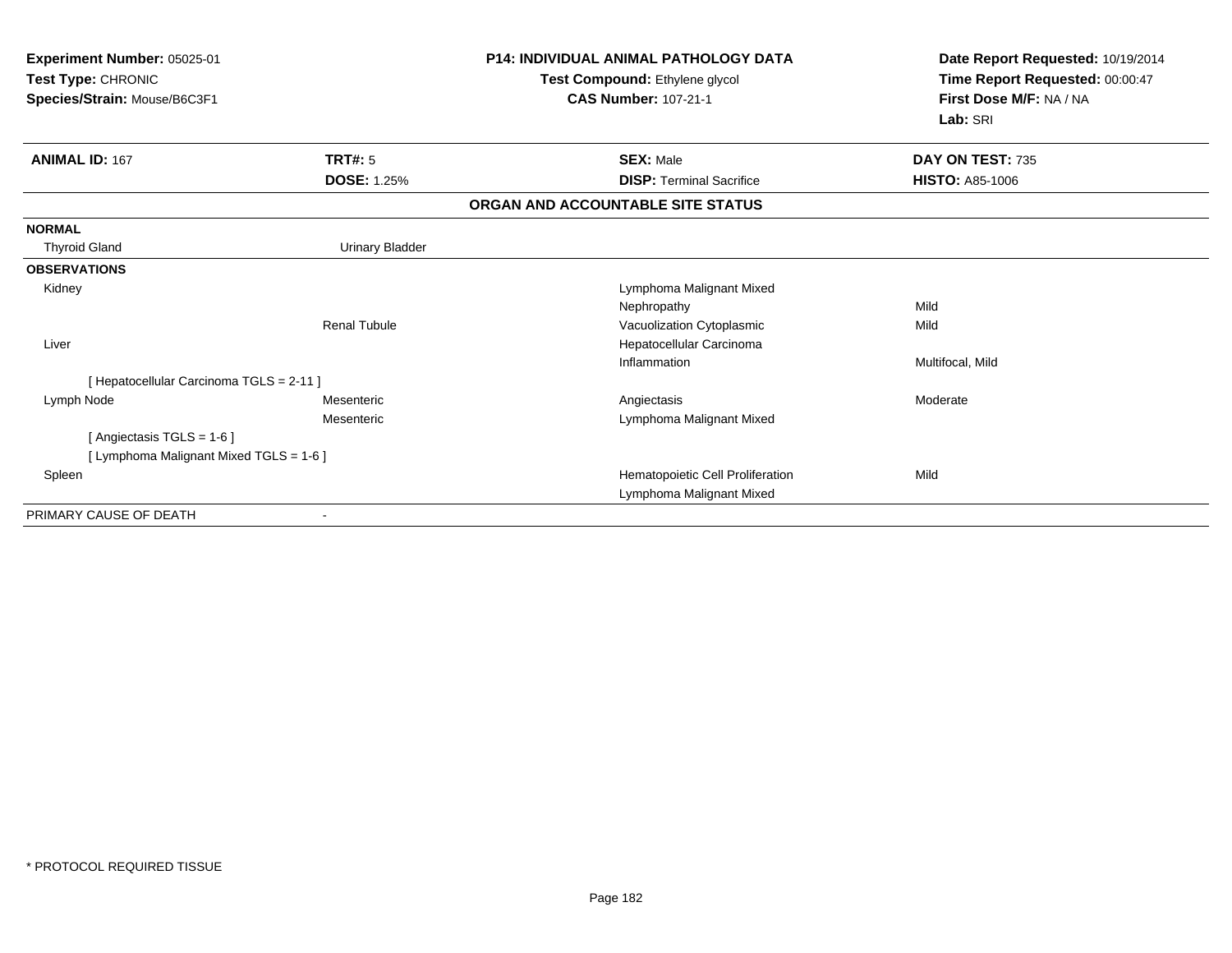**Experiment Number:** 05025-01
**Test Type:** CHRONIC
**Species/Strain:** Mouse/B6C3F1

**P14: INDIVIDUAL ANIMAL PATHOLOGY DATA**
**Test Compound:** Ethylene glycol
**CAS Number:** 107-21-1

**Date Report Requested:** 10/19/2014
**Time Report Requested:** 00:00:47
**First Dose M/F:** NA / NA
**Lab:** SRI

| **ANIMAL ID:** 167 | **TRT#:** 5 | **SEX:** Male | **DAY ON TEST:** 735 |
|---|---|---|---|
| | **DOSE:** 1.25% | **DISP:** Terminal Sacrifice | **HISTO:** A85-1006 |

**ORGAN AND ACCOUNTABLE SITE STATUS**

| | | | |
|---|---|---|---|
| **NORMAL** | | | |
| Thyroid Gland | Urinary Bladder | | |
| **OBSERVATIONS** | | | |
| Kidney | | Lymphoma Malignant Mixed | |
| | | Nephropathy | Mild |
| | Renal Tubule | Vacuolization Cytoplasmic | Mild |
| Liver | | Hepatocellular Carcinoma | |
| | | Inflammation | Multifocal, Mild |
| [ Hepatocellular Carcinoma TGLS = 2-11 ] | | | |
| Lymph Node | Mesenteric | Angiectasis | Moderate |
| | Mesenteric | Lymphoma Malignant Mixed | |
| [ Angiectasis TGLS = 1-6 ] | | | |
| [ Lymphoma Malignant Mixed TGLS = 1-6 ] | | | |
| Spleen | | Hematopoietic Cell Proliferation | Mild |
| | | Lymphoma Malignant Mixed | |
| PRIMARY CAUSE OF DEATH | - | | |

* PROTOCOL REQUIRED TISSUE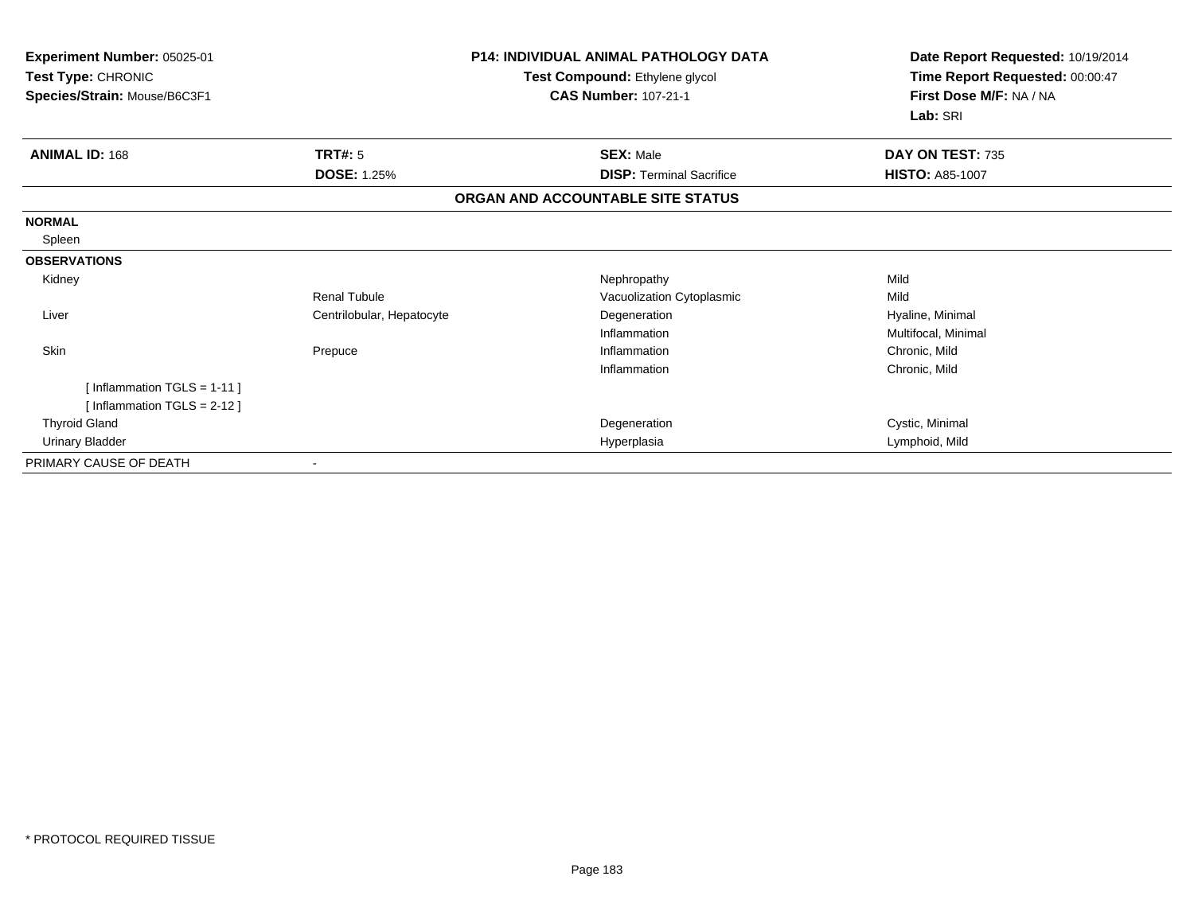**Experiment Number:** 05025-01
**Test Type:** CHRONIC
**Species/Strain:** Mouse/B6C3F1

**P14: INDIVIDUAL ANIMAL PATHOLOGY DATA**
**Test Compound:** Ethylene glycol
**CAS Number:** 107-21-1

**Date Report Requested:** 10/19/2014
**Time Report Requested:** 00:00:47
**First Dose M/F:** NA / NA
**Lab:** SRI

| **ANIMAL ID:** 168 | **TRT#:** 5 | **SEX:** Male | **DAY ON TEST:** 735 |
|---|---|---|---|
| | **DOSE:** 1.25% | **DISP:** Terminal Sacrifice | **HISTO:** A85-1007 |

**ORGAN AND ACCOUNTABLE SITE STATUS**

| | | | |
|---|---|---|---|
| **NORMAL** | | | |
| Spleen | | | |
| **OBSERVATIONS** | | | |
| Kidney | | Nephropathy | Mild |
| | Renal Tubule | Vacuolization Cytoplasmic | Mild |
| Liver | Centrilobular, Hepatocyte | Degeneration | Hyaline, Minimal |
| | | Inflammation | Multifocal, Minimal |
| Skin | Prepuce | Inflammation | Chronic, Mild |
| | | Inflammation | Chronic, Mild |
| [ Inflammation TGLS = 1-11 ] | | | |
| [ Inflammation TGLS = 2-12 ] | | | |
| Thyroid Gland | | Degeneration | Cystic, Minimal |
| Urinary Bladder | | Hyperplasia | Lymphoid, Mild |
| PRIMARY CAUSE OF DEATH | - | | |

* PROTOCOL REQUIRED TISSUE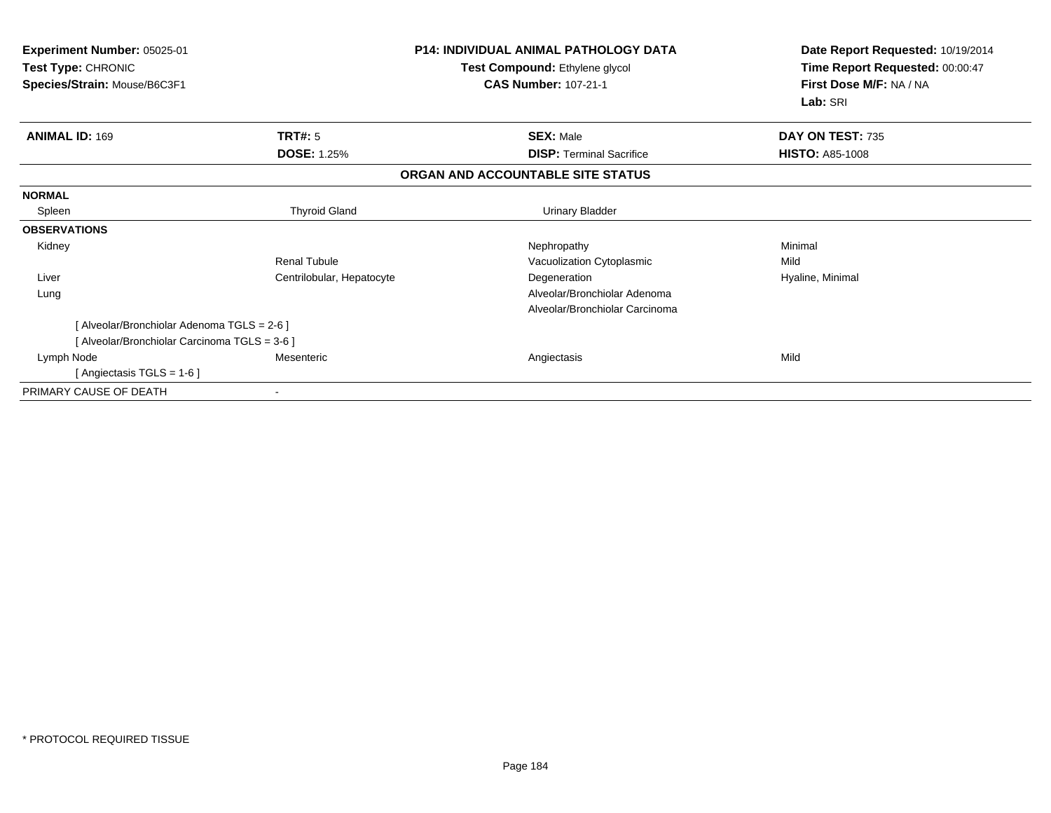**Experiment Number:** 05025-01
**Test Type:** CHRONIC
**Species/Strain:** Mouse/B6C3F1

**P14: INDIVIDUAL ANIMAL PATHOLOGY DATA**
**Test Compound:** Ethylene glycol
**CAS Number:** 107-21-1

**Date Report Requested:** 10/19/2014
**Time Report Requested:** 00:00:47
**First Dose M/F:** NA / NA
**Lab:** SRI

| **ANIMAL ID:** 169 | **TRT#:** 5 | **SEX:** Male | **DAY ON TEST:** 735 |
|---|---|---|---|
| | **DOSE:** 1.25% | **DISP:** Terminal Sacrifice | **HISTO:** A85-1008 |

## ORGAN AND ACCOUNTABLE SITE STATUS

| | | | |
|---|---|---|---|
| **NORMAL** | | | |
| Spleen | Thyroid Gland | Urinary Bladder | |
| **OBSERVATIONS** | | | |
| Kidney | | Nephropathy | Minimal |
| | Renal Tubule | Vacuolization Cytoplasmic | Mild |
| Liver | Centrilobular, Hepatocyte | Degeneration | Hyaline, Minimal |
| Lung | | Alveolar/Bronchiolar Adenoma | |
| | | Alveolar/Bronchiolar Carcinoma | |
| [ Alveolar/Bronchiolar Adenoma TGLS = 2-6 ] | | | |
| [ Alveolar/Bronchiolar Carcinoma TGLS = 3-6 ] | | | |
| Lymph Node | Mesenteric | Angiectasis | Mild |
| [ Angiectasis TGLS = 1-6 ] | | | |
| PRIMARY CAUSE OF DEATH | - | | |

* PROTOCOL REQUIRED TISSUE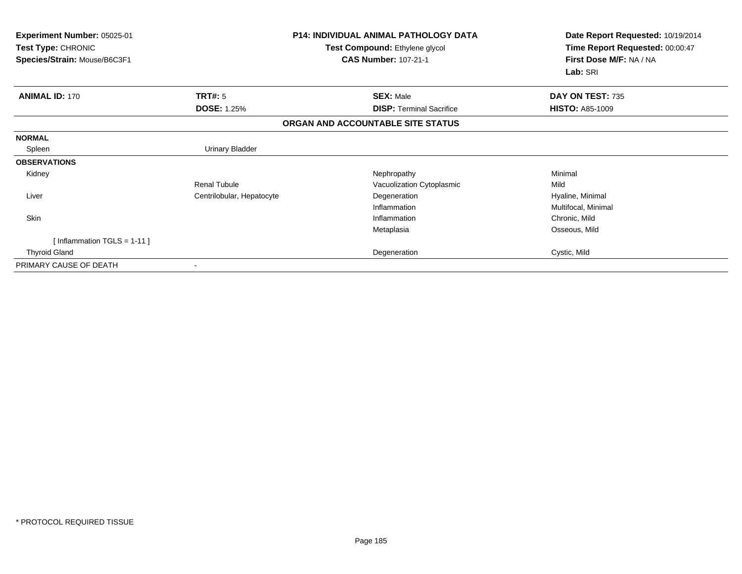**Experiment Number:** 05025-01
**Test Type:** CHRONIC
**Species/Strain:** Mouse/B6C3F1

**P14: INDIVIDUAL ANIMAL PATHOLOGY DATA**
**Test Compound:** Ethylene glycol
**CAS Number:** 107-21-1

**Date Report Requested:** 10/19/2014
**Time Report Requested:** 00:00:47
**First Dose M/F:** NA / NA
**Lab:** SRI

| **ANIMAL ID:** 170 | **TRT#:** 5 | **SEX:** Male | **DAY ON TEST:** 735 |
|---|---|---|---|
| | **DOSE:** 1.25% | **DISP:** Terminal Sacrifice | **HISTO:** A85-1009 |

**ORGAN AND ACCOUNTABLE SITE STATUS**

| | | | |
|---|---|---|---|
| **NORMAL** | | | |
| Spleen | Urinary Bladder | | |
| **OBSERVATIONS** | | | |
| Kidney | | Nephropathy | Minimal |
| | Renal Tubule | Vacuolization Cytoplasmic | Mild |
| Liver | Centrilobular, Hepatocyte | Degeneration | Hyaline, Minimal |
| | | Inflammation | Multifocal, Minimal |
| Skin | | Inflammation | Chronic, Mild |
| | | Metaplasia | Osseous, Mild |
| [ Inflammation TGLS = 1-11 ] | | | |
| Thyroid Gland | | Degeneration | Cystic, Mild |
| PRIMARY CAUSE OF DEATH | - | | |

\* PROTOCOL REQUIRED TISSUE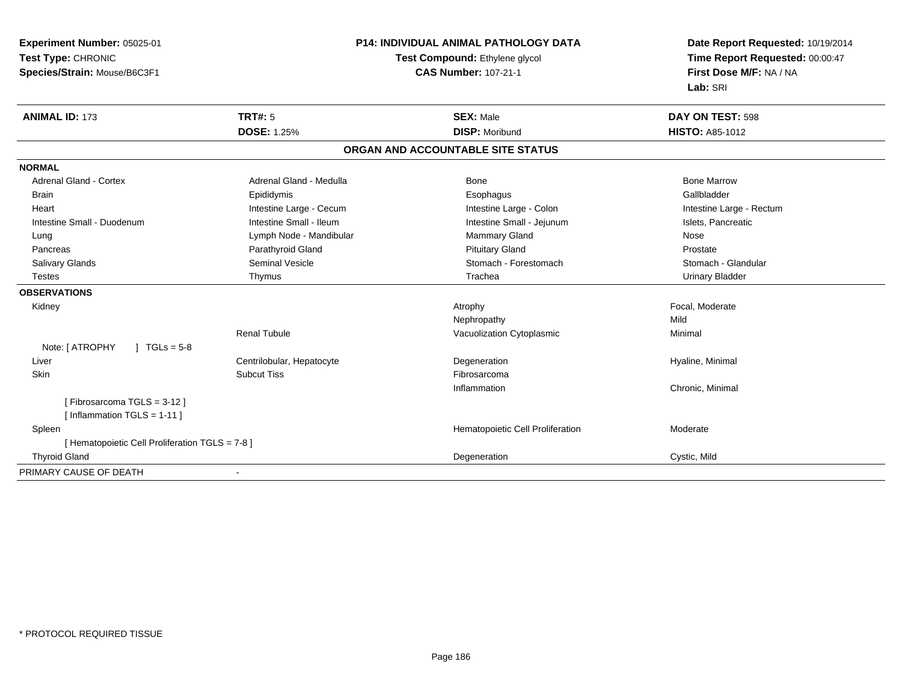**Experiment Number:** 05025-01
**Test Type:** CHRONIC
**Species/Strain:** Mouse/B6C3F1

**P14: INDIVIDUAL ANIMAL PATHOLOGY DATA**
**Test Compound:** Ethylene glycol
**CAS Number:** 107-21-1

**Date Report Requested:** 10/19/2014
**Time Report Requested:** 00:00:47
**First Dose M/F:** NA / NA
**Lab:** SRI

| **ANIMAL ID:** 173 | **TRT#:** 5 | **SEX:** Male | **DAY ON TEST:** 598 |
|---|---|---|---|
| | **DOSE:** 1.25% | **DISP:** Moribund | **HISTO:** A85-1012 |

## ORGAN AND ACCOUNTABLE SITE STATUS

**NORMAL**

| | | | |
|---|---|---|---|
| Adrenal Gland - Cortex | Adrenal Gland - Medulla | Bone | Bone Marrow |
| Brain | Epididymis | Esophagus | Gallbladder |
| Heart | Intestine Large - Cecum | Intestine Large - Colon | Intestine Large - Rectum |
| Intestine Small - Duodenum | Intestine Small - Ileum | Intestine Small - Jejunum | Islets, Pancreatic |
| Lung | Lymph Node - Mandibular | Mammary Gland | Nose |
| Pancreas | Parathyroid Gland | Pituitary Gland | Prostate |
| Salivary Glands | Seminal Vesicle | Stomach - Forestomach | Stomach - Glandular |
| Testes | Thymus | Trachea | Urinary Bladder |

**OBSERVATIONS**

| | | | |
|---|---|---|---|
| Kidney | | Atrophy | Focal, Moderate |
| | | Nephropathy | Mild |
| | Renal Tubule | Vacuolization Cytoplasmic | Minimal |
| Note: [ ATROPHY ] TGLs = 5-8 | | | |
| Liver | Centrilobular, Hepatocyte | Degeneration | Hyaline, Minimal |
| Skin | Subcut Tiss | Fibrosarcoma | |
| | | Inflammation | Chronic, Minimal |
| [ Fibrosarcoma TGLS = 3-12 ] | | | |
| [ Inflammation TGLS = 1-11 ] | | | |
| Spleen | | Hematopoietic Cell Proliferation | Moderate |
| [ Hematopoietic Cell Proliferation TGLS = 7-8 ] | | | |
| Thyroid Gland | | Degeneration | Cystic, Mild |

PRIMARY CAUSE OF DEATH -

* PROTOCOL REQUIRED TISSUE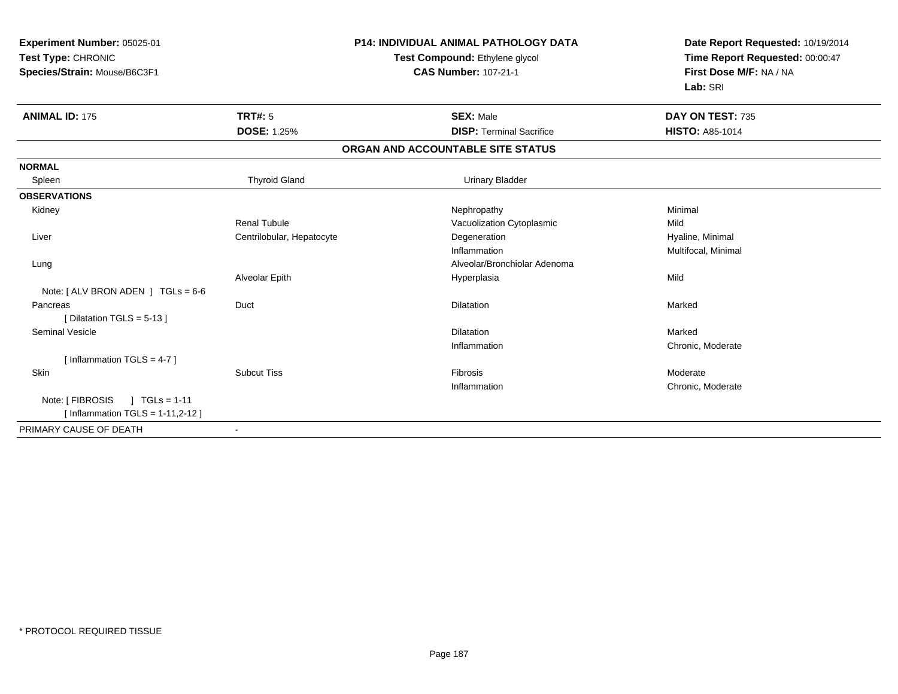**Experiment Number:** 05025-01
**Test Type:** CHRONIC
**Species/Strain:** Mouse/B6C3F1

**P14: INDIVIDUAL ANIMAL PATHOLOGY DATA**
**Test Compound:** Ethylene glycol
**CAS Number:** 107-21-1

**Date Report Requested:** 10/19/2014
**Time Report Requested:** 00:00:47
**First Dose M/F:** NA / NA
**Lab:** SRI

| **ANIMAL ID:** 175 | **TRT#:** 5 | **SEX:** Male | **DAY ON TEST:** 735 |
|---|---|---|---|
| | **DOSE:** 1.25% | **DISP:** Terminal Sacrifice | **HISTO:** A85-1014 |

**ORGAN AND ACCOUNTABLE SITE STATUS**

| | | | |
|---|---|---|---|
| **NORMAL** | | | |
| Spleen | Thyroid Gland | Urinary Bladder | |
| **OBSERVATIONS** | | | |
| Kidney | | Nephropathy | Minimal |
| | Renal Tubule | Vacuolization Cytoplasmic | Mild |
| Liver | Centrilobular, Hepatocyte | Degeneration | Hyaline, Minimal |
| | | Inflammation | Multifocal, Minimal |
| Lung | | Alveolar/Bronchiolar Adenoma | |
| | Alveolar Epith | Hyperplasia | Mild |
| Note: [ ALV BRON ADEN ] TGLs = 6-6 | | | |
| Pancreas | Duct | Dilatation | Marked |
| [ Dilatation TGLS = 5-13 ] | | | |
| Seminal Vesicle | | Dilatation | Marked |
| | | Inflammation | Chronic, Moderate |
| [ Inflammation TGLS = 4-7 ] | | | |
| Skin | Subcut Tiss | Fibrosis | Moderate |
| | | Inflammation | Chronic, Moderate |
| Note: [ FIBROSIS ] TGLs = 1-11 | | | |
| [ Inflammation TGLS = 1-11,2-12 ] | | | |
| PRIMARY CAUSE OF DEATH | - | | |

\* PROTOCOL REQUIRED TISSUE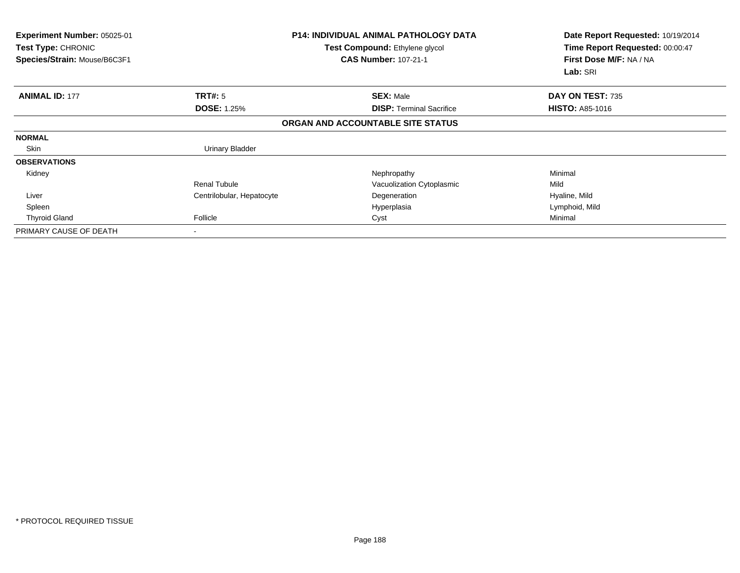**Experiment Number:** 05025-01
**Test Type:** CHRONIC
**Species/Strain:** Mouse/B6C3F1

**P14: INDIVIDUAL ANIMAL PATHOLOGY DATA**
**Test Compound:** Ethylene glycol
**CAS Number:** 107-21-1

**Date Report Requested:** 10/19/2014
**Time Report Requested:** 00:00:47
**First Dose M/F:** NA / NA
**Lab:** SRI

| **ANIMAL ID:** 177 | **TRT#:** 5 | **SEX:** Male | **DAY ON TEST:** 735 |
|---|---|---|---|
| | **DOSE:** 1.25% | **DISP:** Terminal Sacrifice | **HISTO:** A85-1016 |

**ORGAN AND ACCOUNTABLE SITE STATUS**

| | | | |
|---|---|---|---|
| **NORMAL** | | | |
| Skin | Urinary Bladder | | |
| **OBSERVATIONS** | | | |
| Kidney | | Nephropathy | Minimal |
| | Renal Tubule | Vacuolization Cytoplasmic | Mild |
| Liver | Centrilobular, Hepatocyte | Degeneration | Hyaline, Mild |
| Spleen | | Hyperplasia | Lymphoid, Mild |
| Thyroid Gland | Follicle | Cyst | Minimal |
| PRIMARY CAUSE OF DEATH | - | | |

* PROTOCOL REQUIRED TISSUE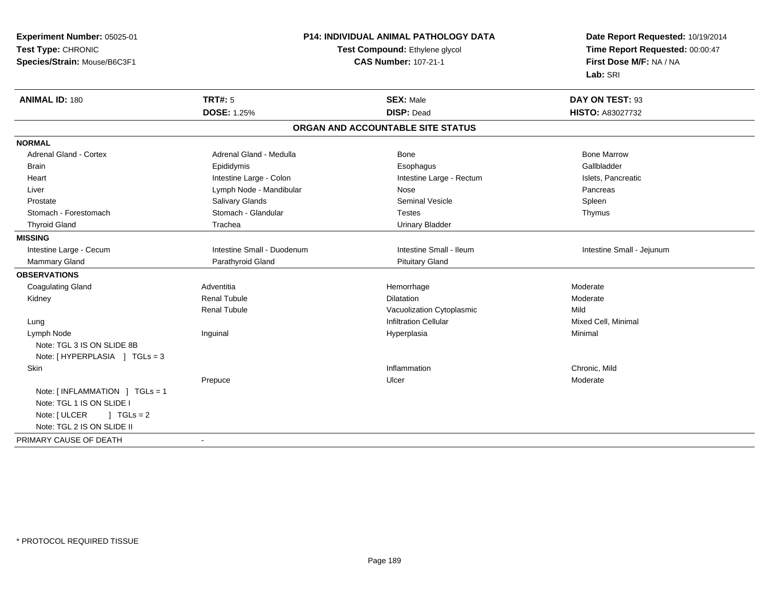**Experiment Number:** 05025-01
**Test Type:** CHRONIC
**Species/Strain:** Mouse/B6C3F1

**P14: INDIVIDUAL ANIMAL PATHOLOGY DATA**
**Test Compound:** Ethylene glycol
**CAS Number:** 107-21-1

**Date Report Requested:** 10/19/2014
**Time Report Requested:** 00:00:47
**First Dose M/F:** NA / NA
**Lab:** SRI

| **ANIMAL ID:** 180 | **TRT#:** 5 | **SEX:** Male | **DAY ON TEST:** 93 |
|---|---|---|---|
| | **DOSE:** 1.25% | **DISP:** Dead | **HISTO:** A83027732 |

## ORGAN AND ACCOUNTABLE SITE STATUS

| | | | |
|---|---|---|---|
| **NORMAL** | | | |
| Adrenal Gland - Cortex | Adrenal Gland - Medulla | Bone | Bone Marrow |
| Brain | Epididymis | Esophagus | Gallbladder |
| Heart | Intestine Large - Colon | Intestine Large - Rectum | Islets, Pancreatic |
| Liver | Lymph Node - Mandibular | Nose | Pancreas |
| Prostate | Salivary Glands | Seminal Vesicle | Spleen |
| Stomach - Forestomach | Stomach - Glandular | Testes | Thymus |
| Thyroid Gland | Trachea | Urinary Bladder | |
| **MISSING** | | | |
| Intestine Large - Cecum | Intestine Small - Duodenum | Intestine Small - Ileum | Intestine Small - Jejunum |
| Mammary Gland | Parathyroid Gland | Pituitary Gland | |
| **OBSERVATIONS** | | | |
| Coagulating Gland | Adventitia | Hemorrhage | Moderate |
| Kidney | Renal Tubule | Dilatation | Moderate |
| | Renal Tubule | Vacuolization Cytoplasmic | Mild |
| Lung | | Infiltration Cellular | Mixed Cell, Minimal |
| Lymph Node | Inguinal | Hyperplasia | Minimal |
| Note: TGL 3 IS ON SLIDE 8B | | | |
| Note: [ HYPERPLASIA ] TGLs = 3 | | | |
| Skin | | Inflammation | Chronic, Mild |
| | Prepuce | Ulcer | Moderate |
| Note: [ INFLAMMATION ] TGLs = 1 | | | |
| Note: TGL 1 IS ON SLIDE I | | | |
| Note: [ ULCER ] TGLs = 2 | | | |
| Note: TGL 2 IS ON SLIDE II | | | |
| PRIMARY CAUSE OF DEATH | - | | |

\* PROTOCOL REQUIRED TISSUE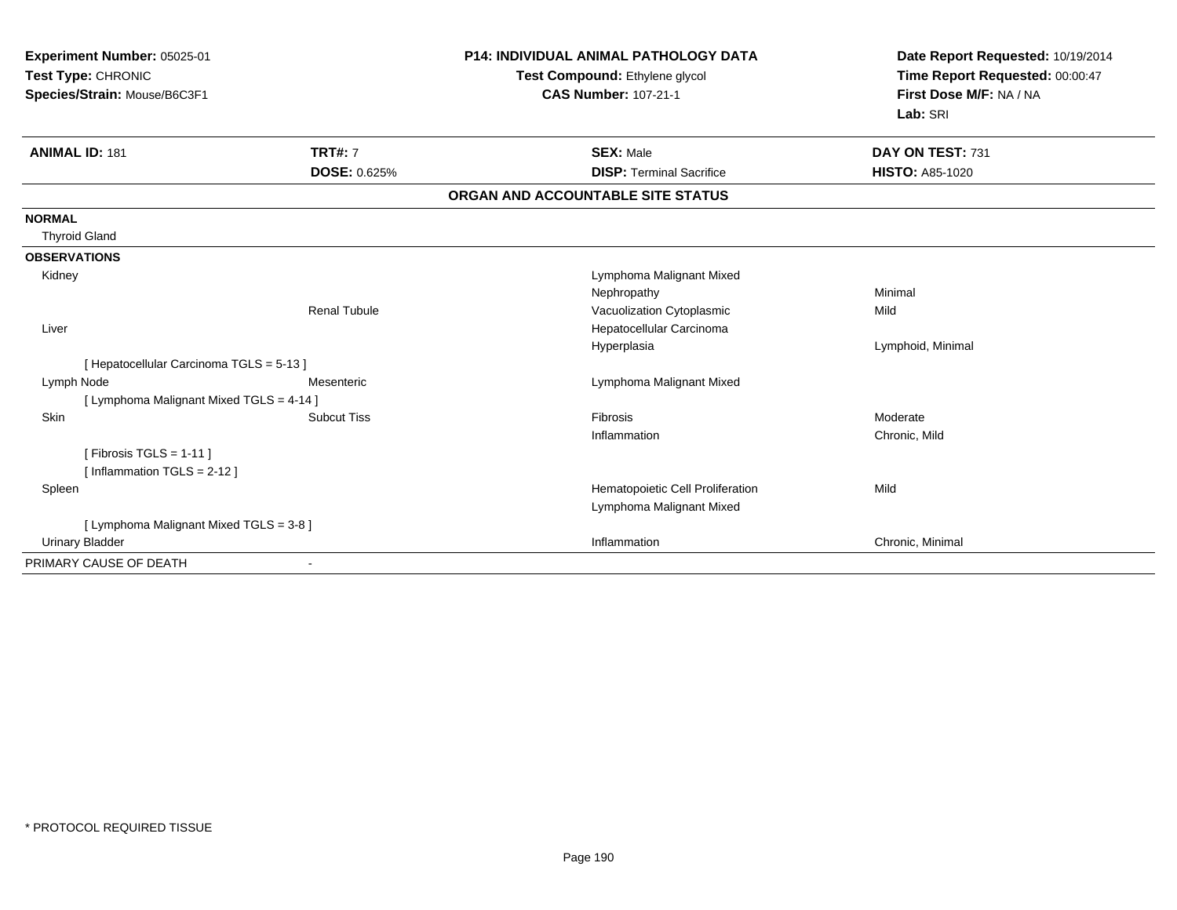**Experiment Number:** 05025-01
**Test Type:** CHRONIC
**Species/Strain:** Mouse/B6C3F1

**P14: INDIVIDUAL ANIMAL PATHOLOGY DATA**
**Test Compound:** Ethylene glycol
**CAS Number:** 107-21-1

**Date Report Requested:** 10/19/2014
**Time Report Requested:** 00:00:47
**First Dose M/F:** NA / NA
**Lab:** SRI

| **ANIMAL ID:** 181 | **TRT#:** 7 | **SEX:** Male | **DAY ON TEST:** 731 |
|---|---|---|---|
| | **DOSE:** 0.625% | **DISP:** Terminal Sacrifice | **HISTO:** A85-1020 |

**ORGAN AND ACCOUNTABLE SITE STATUS**

| | | | |
|---|---|---|---|
| **NORMAL** | | | |
| Thyroid Gland | | | |
| **OBSERVATIONS** | | | |
| Kidney | | Lymphoma Malignant Mixed | |
| | | Nephropathy | Minimal |
| | Renal Tubule | Vacuolization Cytoplasmic | Mild |
| Liver | | Hepatocellular Carcinoma | |
| | | Hyperplasia | Lymphoid, Minimal |
| [ Hepatocellular Carcinoma TGLS = 5-13 ] | | | |
| Lymph Node | Mesenteric | Lymphoma Malignant Mixed | |
| [ Lymphoma Malignant Mixed TGLS = 4-14 ] | | | |
| Skin | Subcut Tiss | Fibrosis | Moderate |
| | | Inflammation | Chronic, Mild |
| [ Fibrosis TGLS = 1-11 ] | | | |
| [ Inflammation TGLS = 2-12 ] | | | |
| Spleen | | Hematopoietic Cell Proliferation | Mild |
| | | Lymphoma Malignant Mixed | |
| [ Lymphoma Malignant Mixed TGLS = 3-8 ] | | | |
| Urinary Bladder | | Inflammation | Chronic, Minimal |
| PRIMARY CAUSE OF DEATH | - | | |

* PROTOCOL REQUIRED TISSUE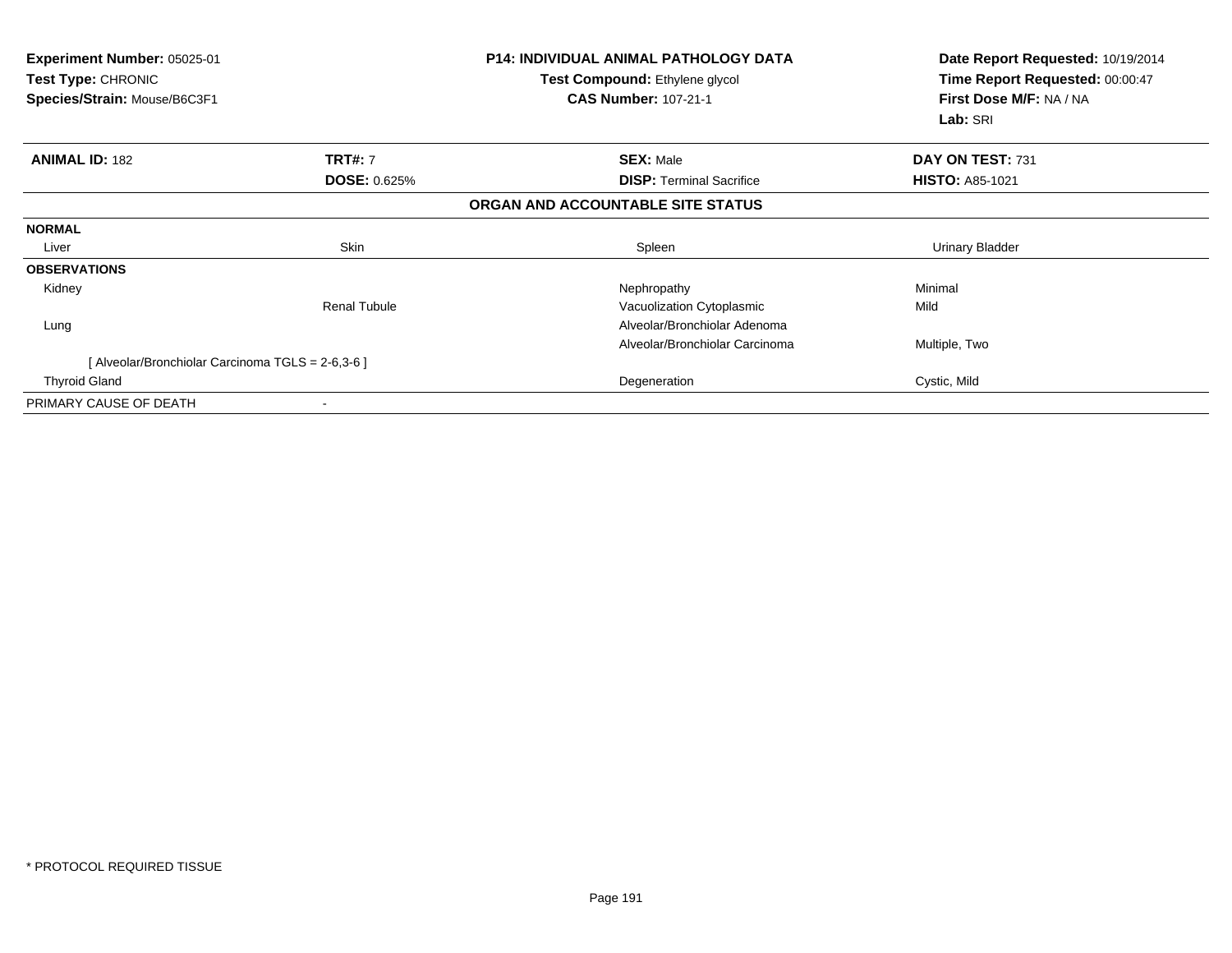**Experiment Number:** 05025-01
**Test Type:** CHRONIC
**Species/Strain:** Mouse/B6C3F1

**P14: INDIVIDUAL ANIMAL PATHOLOGY DATA**
**Test Compound:** Ethylene glycol
**CAS Number:** 107-21-1

**Date Report Requested:** 10/19/2014
**Time Report Requested:** 00:00:47
**First Dose M/F:** NA / NA
**Lab:** SRI

| **ANIMAL ID:** 182 | **TRT#:** 7 | **SEX:** Male | **DAY ON TEST:** 731 |
|---|---|---|---|
| | **DOSE:** 0.625% | **DISP:** Terminal Sacrifice | **HISTO:** A85-1021 |

**ORGAN AND ACCOUNTABLE SITE STATUS**

| | | | |
|---|---|---|---|
| **NORMAL** | | | |
| Liver | Skin | Spleen | Urinary Bladder |
| **OBSERVATIONS** | | | |
| Kidney | | Nephropathy | Minimal |
| | Renal Tubule | Vacuolization Cytoplasmic | Mild |
| Lung | | Alveolar/Bronchiolar Adenoma | |
| | | Alveolar/Bronchiolar Carcinoma | Multiple, Two |
| [ Alveolar/Bronchiolar Carcinoma TGLS = 2-6,3-6 ] | | | |
| Thyroid Gland | | Degeneration | Cystic, Mild |
| PRIMARY CAUSE OF DEATH | - | | |

* PROTOCOL REQUIRED TISSUE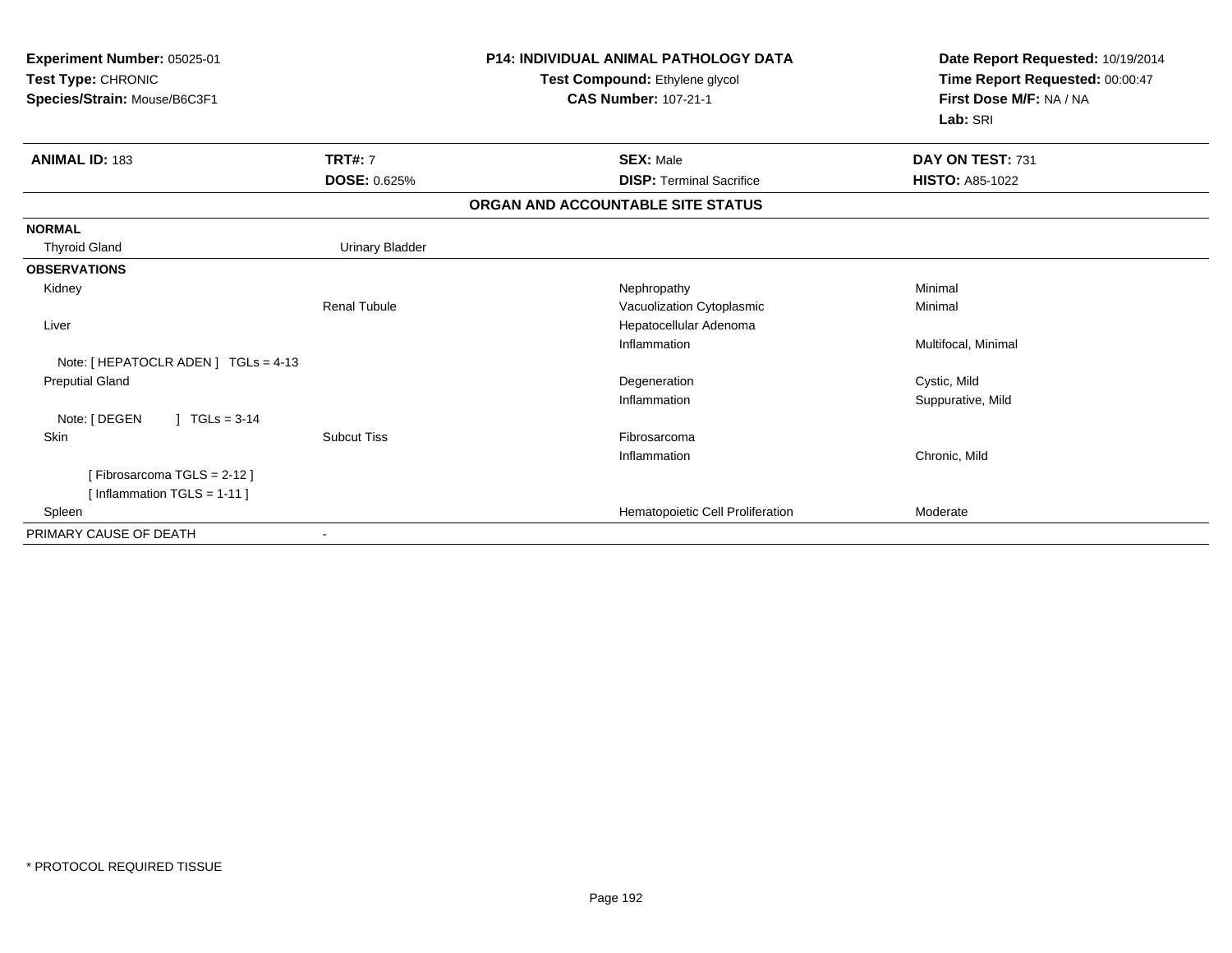**Experiment Number:** 05025-01
**Test Type:** CHRONIC
**Species/Strain:** Mouse/B6C3F1

**P14: INDIVIDUAL ANIMAL PATHOLOGY DATA**
**Test Compound:** Ethylene glycol
**CAS Number:** 107-21-1

**Date Report Requested:** 10/19/2014
**Time Report Requested:** 00:00:47
**First Dose M/F:** NA / NA
**Lab:** SRI

| **ANIMAL ID:** 183 | **TRT#:** 7 | **SEX:** Male | **DAY ON TEST:** 731 |
|---|---|---|---|
| | **DOSE:** 0.625% | **DISP:** Terminal Sacrifice | **HISTO:** A85-1022 |

**ORGAN AND ACCOUNTABLE SITE STATUS**

| | | | |
|---|---|---|---|
| **NORMAL** | | | |
| Thyroid Gland | Urinary Bladder | | |
| **OBSERVATIONS** | | | |
| Kidney | | Nephropathy | Minimal |
| | Renal Tubule | Vacuolization Cytoplasmic | Minimal |
| Liver | | Hepatocellular Adenoma | |
| | | Inflammation | Multifocal, Minimal |
| Note: [ HEPATOCLR ADEN ] TGLs = 4-13 | | | |
| Preputial Gland | | Degeneration | Cystic, Mild |
| | | Inflammation | Suppurative, Mild |
| Note: [ DEGEN ] TGLs = 3-14 | | | |
| Skin | Subcut Tiss | Fibrosarcoma | |
| | | Inflammation | Chronic, Mild |
| [ Fibrosarcoma TGLS = 2-12 ] | | | |
| [ Inflammation TGLS = 1-11 ] | | | |
| Spleen | | Hematopoietic Cell Proliferation | Moderate |
| PRIMARY CAUSE OF DEATH | - | | |

* PROTOCOL REQUIRED TISSUE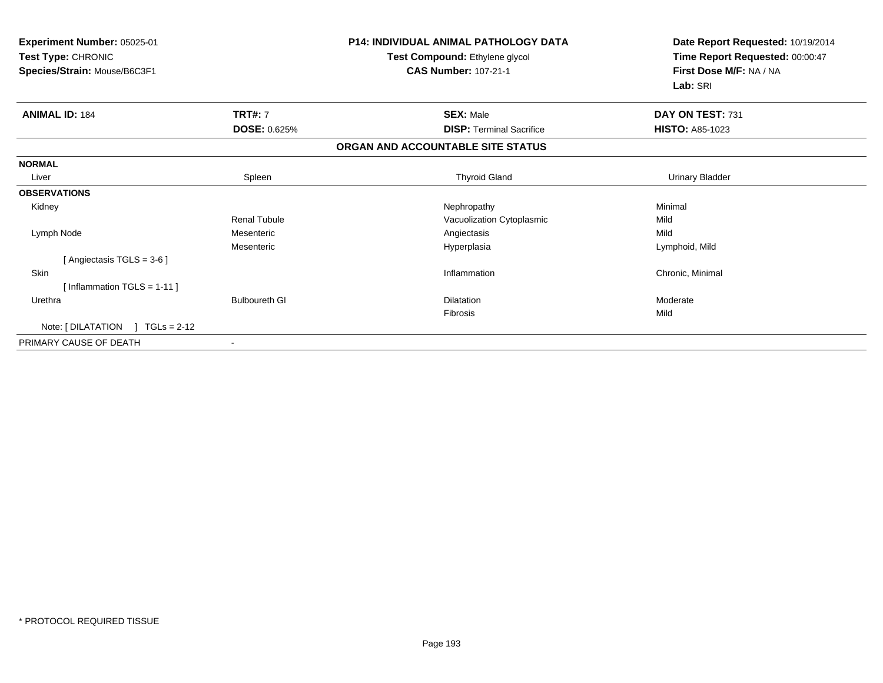**Experiment Number:** 05025-01
**Test Type:** CHRONIC
**Species/Strain:** Mouse/B6C3F1

**P14: INDIVIDUAL ANIMAL PATHOLOGY DATA**
**Test Compound:** Ethylene glycol
**CAS Number:** 107-21-1

**Date Report Requested:** 10/19/2014
**Time Report Requested:** 00:00:47
**First Dose M/F:** NA / NA
**Lab:** SRI

| **ANIMAL ID:** 184 | **TRT#:** 7 | **SEX:** Male | **DAY ON TEST:** 731 |
|---|---|---|---|
| | **DOSE:** 0.625% | **DISP:** Terminal Sacrifice | **HISTO:** A85-1023 |

**ORGAN AND ACCOUNTABLE SITE STATUS**

| | | | |
|---|---|---|---|
| **NORMAL** | | | |
| Liver | Spleen | Thyroid Gland | Urinary Bladder |
| **OBSERVATIONS** | | | |
| Kidney | | Nephropathy | Minimal |
| | Renal Tubule | Vacuolization Cytoplasmic | Mild |
| Lymph Node | Mesenteric | Angiectasis | Mild |
| | Mesenteric | Hyperplasia | Lymphoid, Mild |
| [ Angiectasis TGLS = 3-6 ] | | | |
| Skin | | Inflammation | Chronic, Minimal |
| [ Inflammation TGLS = 1-11 ] | | | |
| Urethra | Bulboureth Gl | Dilatation | Moderate |
| | | Fibrosis | Mild |
| Note: [ DILATATION ] TGLs = 2-12 | | | |
| PRIMARY CAUSE OF DEATH | - | | |

* PROTOCOL REQUIRED TISSUE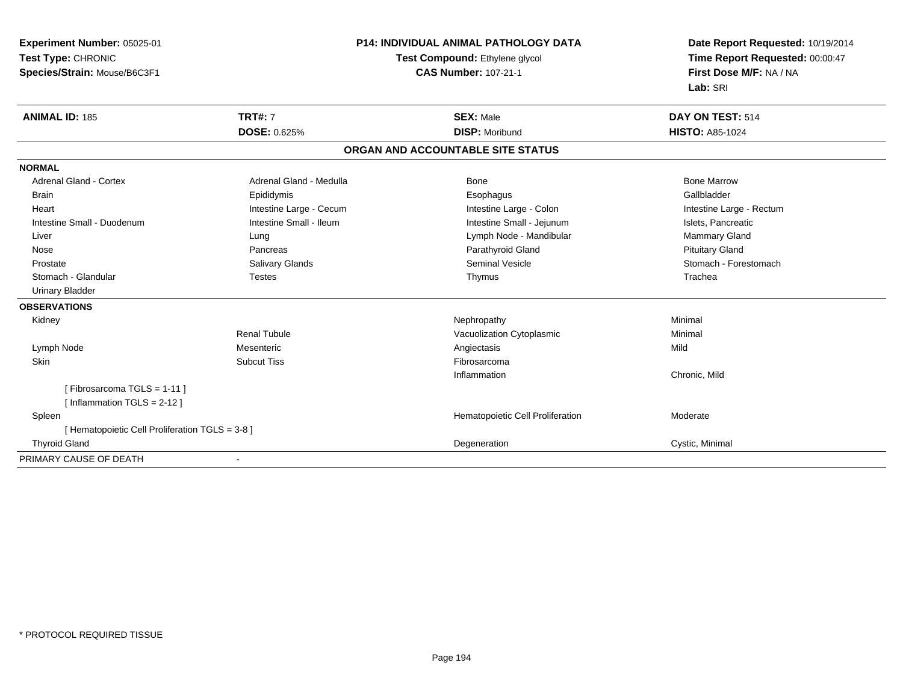**Experiment Number:** 05025-01
**Test Type:** CHRONIC
**Species/Strain:** Mouse/B6C3F1

**P14: INDIVIDUAL ANIMAL PATHOLOGY DATA**
**Test Compound:** Ethylene glycol
**CAS Number:** 107-21-1

**Date Report Requested:** 10/19/2014
**Time Report Requested:** 00:00:47
**First Dose M/F:** NA / NA
**Lab:** SRI

| **ANIMAL ID:** 185 | **TRT#:** 7 | **SEX:** Male | **DAY ON TEST:** 514 |
|---|---|---|---|
| | **DOSE:** 0.625% | **DISP:** Moribund | **HISTO:** A85-1024 |

## ORGAN AND ACCOUNTABLE SITE STATUS

**NORMAL**

| | | | |
|---|---|---|---|
| Adrenal Gland - Cortex | Adrenal Gland - Medulla | Bone | Bone Marrow |
| Brain | Epididymis | Esophagus | Gallbladder |
| Heart | Intestine Large - Cecum | Intestine Large - Colon | Intestine Large - Rectum |
| Intestine Small - Duodenum | Intestine Small - Ileum | Intestine Small - Jejunum | Islets, Pancreatic |
| Liver | Lung | Lymph Node - Mandibular | Mammary Gland |
| Nose | Pancreas | Parathyroid Gland | Pituitary Gland |
| Prostate | Salivary Glands | Seminal Vesicle | Stomach - Forestomach |
| Stomach - Glandular | Testes | Thymus | Trachea |
| Urinary Bladder | | | |

**OBSERVATIONS**

| | | | |
|---|---|---|---|
| Kidney | | Nephropathy | Minimal |
| | Renal Tubule | Vacuolization Cytoplasmic | Minimal |
| Lymph Node | Mesenteric | Angiectasis | Mild |
| Skin | Subcut Tiss | Fibrosarcoma | |
| | | Inflammation | Chronic, Mild |
| [ Fibrosarcoma TGLS = 1-11 ] | | | |
| [ Inflammation TGLS = 2-12 ] | | | |
| Spleen | | Hematopoietic Cell Proliferation | Moderate |
| [ Hematopoietic Cell Proliferation TGLS = 3-8 ] | | | |
| Thyroid Gland | | Degeneration | Cystic, Minimal |

PRIMARY CAUSE OF DEATH -

* PROTOCOL REQUIRED TISSUE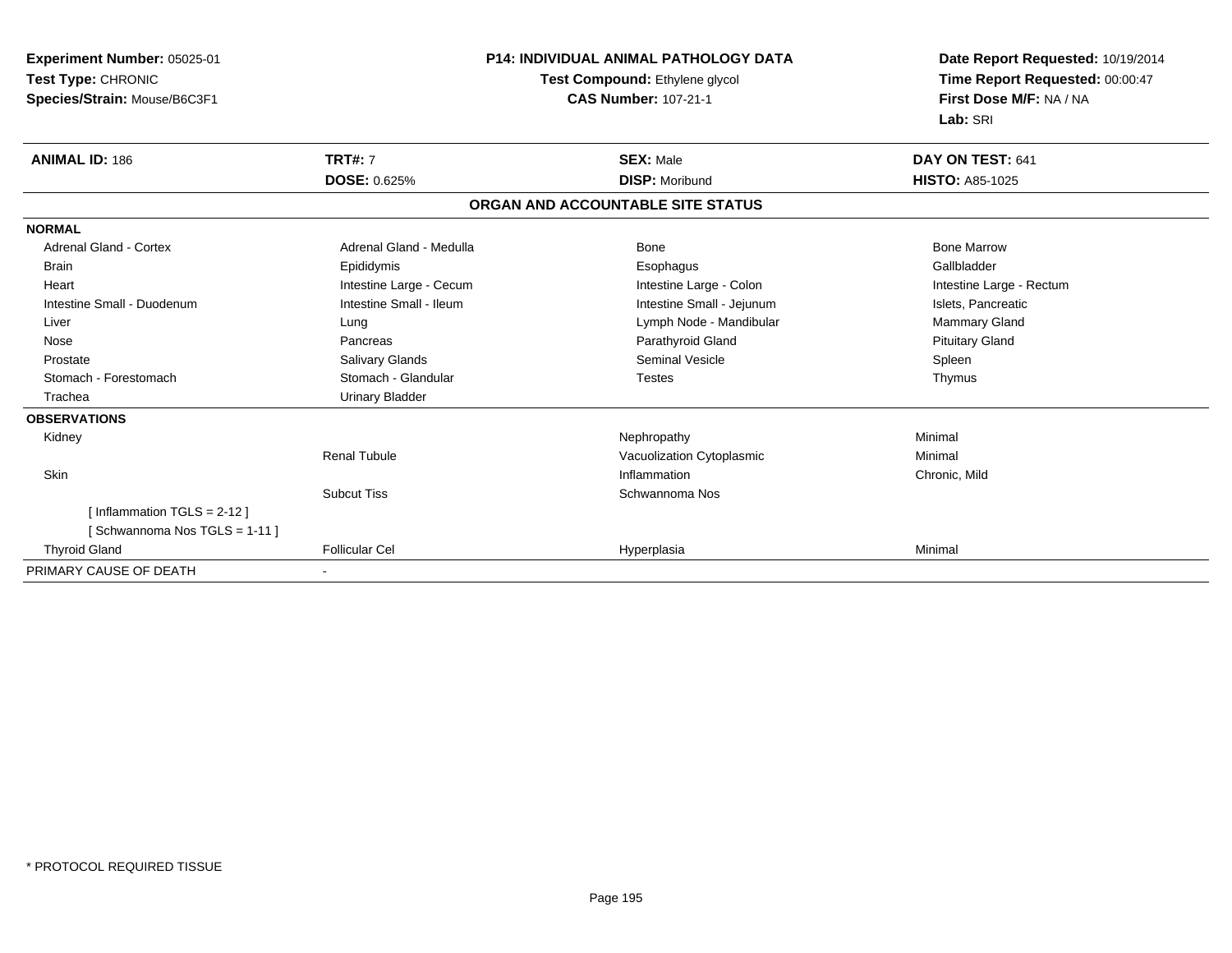**Experiment Number:** 05025-01
**Test Type:** CHRONIC
**Species/Strain:** Mouse/B6C3F1

**P14: INDIVIDUAL ANIMAL PATHOLOGY DATA**
**Test Compound:** Ethylene glycol
**CAS Number:** 107-21-1

**Date Report Requested:** 10/19/2014
**Time Report Requested:** 00:00:47
**First Dose M/F:** NA / NA
**Lab:** SRI

| **ANIMAL ID:** 186 | **TRT#:** 7 | **SEX:** Male | **DAY ON TEST:** 641 |
|---|---|---|---|
| | **DOSE:** 0.625% | **DISP:** Moribund | **HISTO:** A85-1025 |

**ORGAN AND ACCOUNTABLE SITE STATUS**

| | | | |
|---|---|---|---|
| **NORMAL** | | | |
| Adrenal Gland - Cortex | Adrenal Gland - Medulla | Bone | Bone Marrow |
| Brain | Epididymis | Esophagus | Gallbladder |
| Heart | Intestine Large - Cecum | Intestine Large - Colon | Intestine Large - Rectum |
| Intestine Small - Duodenum | Intestine Small - Ileum | Intestine Small - Jejunum | Islets, Pancreatic |
| Liver | Lung | Lymph Node - Mandibular | Mammary Gland |
| Nose | Pancreas | Parathyroid Gland | Pituitary Gland |
| Prostate | Salivary Glands | Seminal Vesicle | Spleen |
| Stomach - Forestomach | Stomach - Glandular | Testes | Thymus |
| Trachea | Urinary Bladder | | |
| **OBSERVATIONS** | | | |
| Kidney | | Nephropathy | Minimal |
| | Renal Tubule | Vacuolization Cytoplasmic | Minimal |
| Skin | | Inflammation | Chronic, Mild |
| | Subcut Tiss | Schwannoma Nos | |
| [ Inflammation TGLS = 2-12 ] | | | |
| [ Schwannoma Nos TGLS = 1-11 ] | | | |
| Thyroid Gland | Follicular Cel | Hyperplasia | Minimal |
| PRIMARY CAUSE OF DEATH | - | | |

\* PROTOCOL REQUIRED TISSUE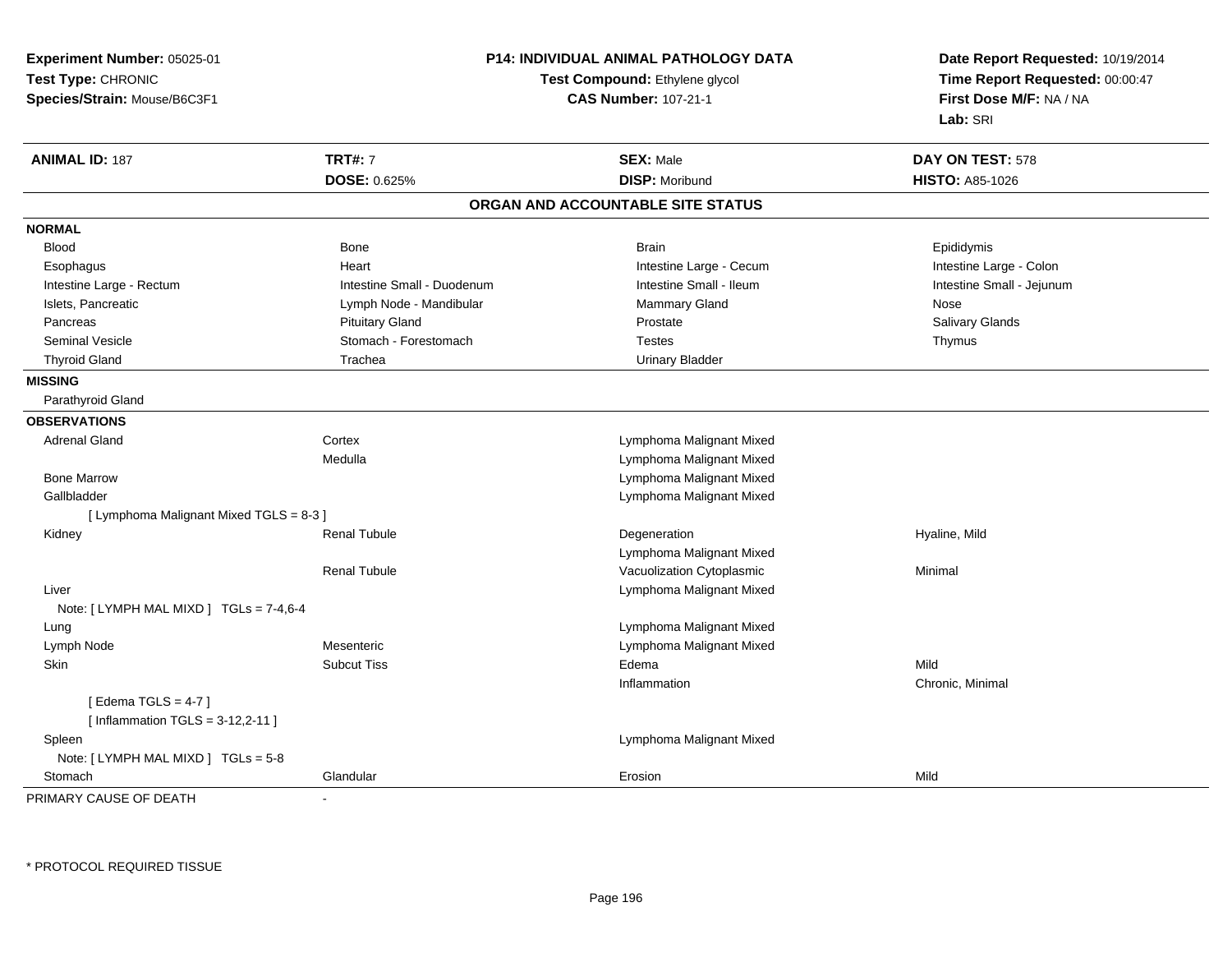**Experiment Number:** 05025-01
**Test Type:** CHRONIC
**Species/Strain:** Mouse/B6C3F1

**P14: INDIVIDUAL ANIMAL PATHOLOGY DATA**
**Test Compound:** Ethylene glycol
**CAS Number:** 107-21-1

**Date Report Requested:** 10/19/2014
**Time Report Requested:** 00:00:47
**First Dose M/F:** NA / NA
**Lab:** SRI

| **ANIMAL ID:** 187 | **TRT#:** 7 | **SEX:** Male | **DAY ON TEST:** 578 |
|---|---|---|---|
| | **DOSE:** 0.625% | **DISP:** Moribund | **HISTO:** A85-1026 |

## ORGAN AND ACCOUNTABLE SITE STATUS

**NORMAL**

| | | | |
|---|---|---|---|
| Blood | Bone | Brain | Epididymis |
| Esophagus | Heart | Intestine Large - Cecum | Intestine Large - Colon |
| Intestine Large - Rectum | Intestine Small - Duodenum | Intestine Small - Ileum | Intestine Small - Jejunum |
| Islets, Pancreatic | Lymph Node - Mandibular | Mammary Gland | Nose |
| Pancreas | Pituitary Gland | Prostate | Salivary Glands |
| Seminal Vesicle | Stomach - Forestomach | Testes | Thymus |
| Thyroid Gland | Trachea | Urinary Bladder | |

**MISSING**

Parathyroid Gland

**OBSERVATIONS**

| | | | |
|---|---|---|---|
| Adrenal Gland | Cortex | Lymphoma Malignant Mixed | |
| | Medulla | Lymphoma Malignant Mixed | |
| Bone Marrow | | Lymphoma Malignant Mixed | |
| Gallbladder | | Lymphoma Malignant Mixed | |
| [ Lymphoma Malignant Mixed TGLS = 8-3 ] | | | |
| Kidney | Renal Tubule | Degeneration | Hyaline, Mild |
| | | Lymphoma Malignant Mixed | |
| | Renal Tubule | Vacuolization Cytoplasmic | Minimal |
| Liver | | Lymphoma Malignant Mixed | |
| Note: [ LYMPH MAL MIXD ] TGLs = 7-4,6-4 | | | |
| Lung | | Lymphoma Malignant Mixed | |
| Lymph Node | Mesenteric | Lymphoma Malignant Mixed | |
| Skin | Subcut Tiss | Edema | Mild |
| | | Inflammation | Chronic, Minimal |
| [ Edema TGLS = 4-7 ] | | | |
| [ Inflammation TGLS = 3-12,2-11 ] | | | |
| Spleen | | Lymphoma Malignant Mixed | |
| Note: [ LYMPH MAL MIXD ] TGLs = 5-8 | | | |
| Stomach | Glandular | Erosion | Mild |

PRIMARY CAUSE OF DEATH -

* PROTOCOL REQUIRED TISSUE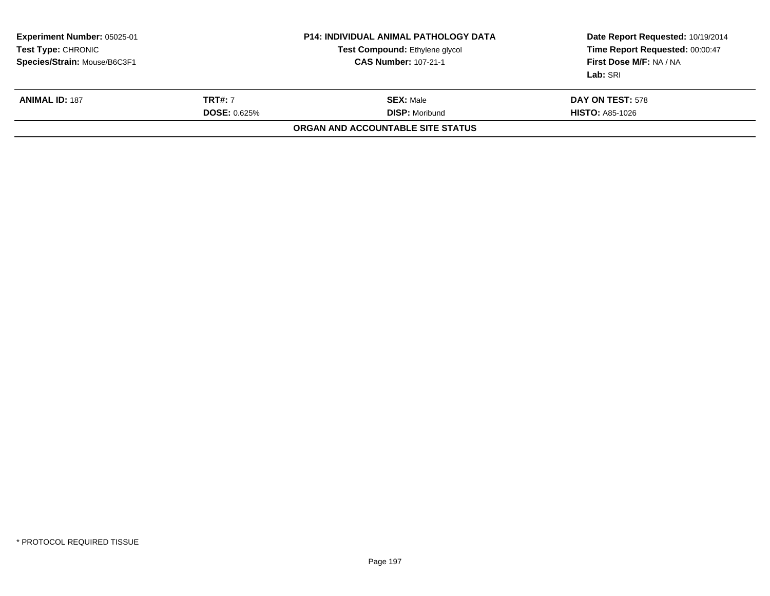**Experiment Number:** 05025-01
**Test Type:** CHRONIC
**Species/Strain:** Mouse/B6C3F1

**P14: INDIVIDUAL ANIMAL PATHOLOGY DATA**
**Test Compound:** Ethylene glycol
**CAS Number:** 107-21-1

**Date Report Requested:** 10/19/2014
**Time Report Requested:** 00:00:47
**First Dose M/F:** NA / NA
**Lab:** SRI

| **ANIMAL ID:** 187 | **TRT#:** 7 | **SEX:** Male | **DAY ON TEST:** 578 |
|---|---|---|---|
| | **DOSE:** 0.625% | **DISP:** Moribund | **HISTO:** A85-1026 |

**ORGAN AND ACCOUNTABLE SITE STATUS**

* PROTOCOL REQUIRED TISSUE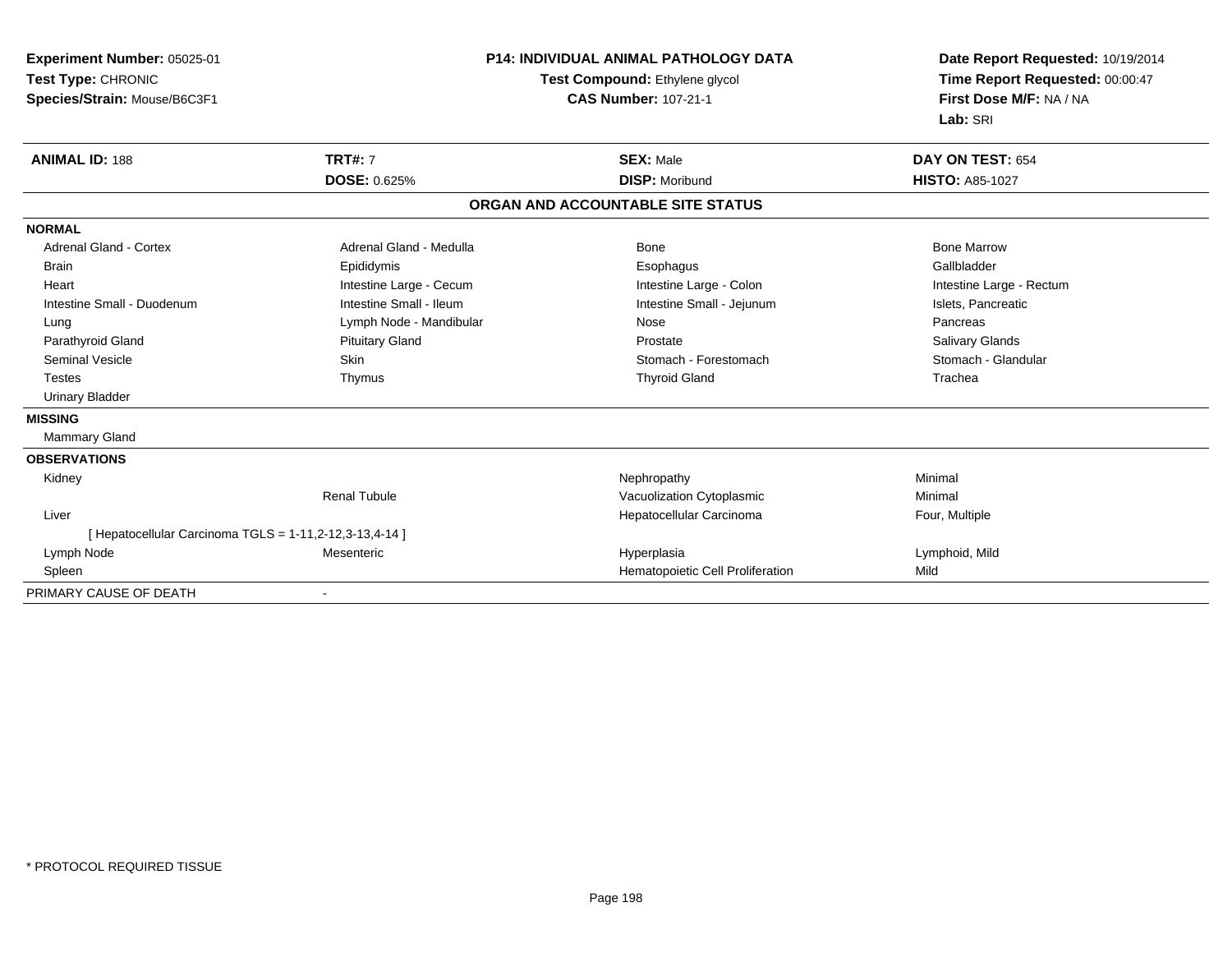**Experiment Number:** 05025-01
**Test Type:** CHRONIC
**Species/Strain:** Mouse/B6C3F1

**P14: INDIVIDUAL ANIMAL PATHOLOGY DATA**
**Test Compound:** Ethylene glycol
**CAS Number:** 107-21-1

**Date Report Requested:** 10/19/2014
**Time Report Requested:** 00:00:47
**First Dose M/F:** NA / NA
**Lab:** SRI

| **ANIMAL ID:** 188 | **TRT#:** 7 | **SEX:** Male | **DAY ON TEST:** 654 |
|---|---|---|---|
| | **DOSE:** 0.625% | **DISP:** Moribund | **HISTO:** A85-1027 |

## ORGAN AND ACCOUNTABLE SITE STATUS

| | | | |
|---|---|---|---|
| **NORMAL** | | | |
| Adrenal Gland - Cortex | Adrenal Gland - Medulla | Bone | Bone Marrow |
| Brain | Epididymis | Esophagus | Gallbladder |
| Heart | Intestine Large - Cecum | Intestine Large - Colon | Intestine Large - Rectum |
| Intestine Small - Duodenum | Intestine Small - Ileum | Intestine Small - Jejunum | Islets, Pancreatic |
| Lung | Lymph Node - Mandibular | Nose | Pancreas |
| Parathyroid Gland | Pituitary Gland | Prostate | Salivary Glands |
| Seminal Vesicle | Skin | Stomach - Forestomach | Stomach - Glandular |
| Testes | Thymus | Thyroid Gland | Trachea |
| Urinary Bladder | | | |
| **MISSING** | | | |
| Mammary Gland | | | |
| **OBSERVATIONS** | | | |
| Kidney | | Nephropathy | Minimal |
| | Renal Tubule | Vacuolization Cytoplasmic | Minimal |
| Liver | | Hepatocellular Carcinoma | Four, Multiple |
| [ Hepatocellular Carcinoma TGLS = 1-11,2-12,3-13,4-14 ] | | | |
| Lymph Node | Mesenteric | Hyperplasia | Lymphoid, Mild |
| Spleen | | Hematopoietic Cell Proliferation | Mild |
| PRIMARY CAUSE OF DEATH | - | | |

\* PROTOCOL REQUIRED TISSUE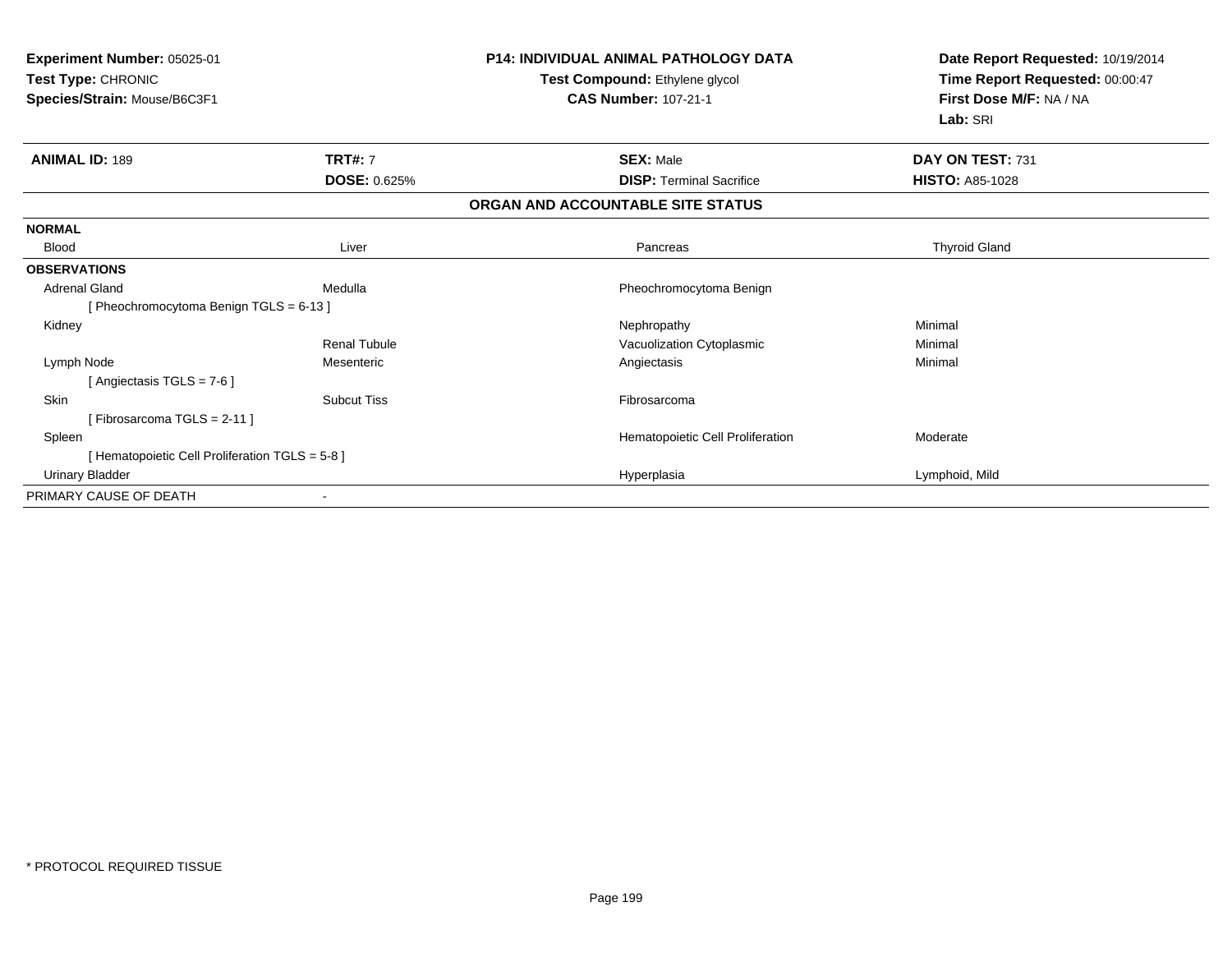**Experiment Number:** 05025-01
**Test Type:** CHRONIC
**Species/Strain:** Mouse/B6C3F1

**P14: INDIVIDUAL ANIMAL PATHOLOGY DATA**
**Test Compound:** Ethylene glycol
**CAS Number:** 107-21-1

**Date Report Requested:** 10/19/2014
**Time Report Requested:** 00:00:47
**First Dose M/F:** NA / NA
**Lab:** SRI

| **ANIMAL ID:** 189 | **TRT#:** 7 | **SEX:** Male | **DAY ON TEST:** 731 |
|---|---|---|---|
| | **DOSE:** 0.625% | **DISP:** Terminal Sacrifice | **HISTO:** A85-1028 |

**ORGAN AND ACCOUNTABLE SITE STATUS**

| | | | |
|---|---|---|---|
| **NORMAL** | | | |
| Blood | Liver | Pancreas | Thyroid Gland |
| **OBSERVATIONS** | | | |
| Adrenal Gland | Medulla | Pheochromocytoma Benign | |
| [ Pheochromocytoma Benign TGLS = 6-13 ] | | | |
| Kidney | | Nephropathy | Minimal |
| | Renal Tubule | Vacuolization Cytoplasmic | Minimal |
| Lymph Node | Mesenteric | Angiectasis | Minimal |
| [ Angiectasis TGLS = 7-6 ] | | | |
| Skin | Subcut Tiss | Fibrosarcoma | |
| [ Fibrosarcoma TGLS = 2-11 ] | | | |
| Spleen | | Hematopoietic Cell Proliferation | Moderate |
| [ Hematopoietic Cell Proliferation TGLS = 5-8 ] | | | |
| Urinary Bladder | | Hyperplasia | Lymphoid, Mild |
| PRIMARY CAUSE OF DEATH | - | | |

* PROTOCOL REQUIRED TISSUE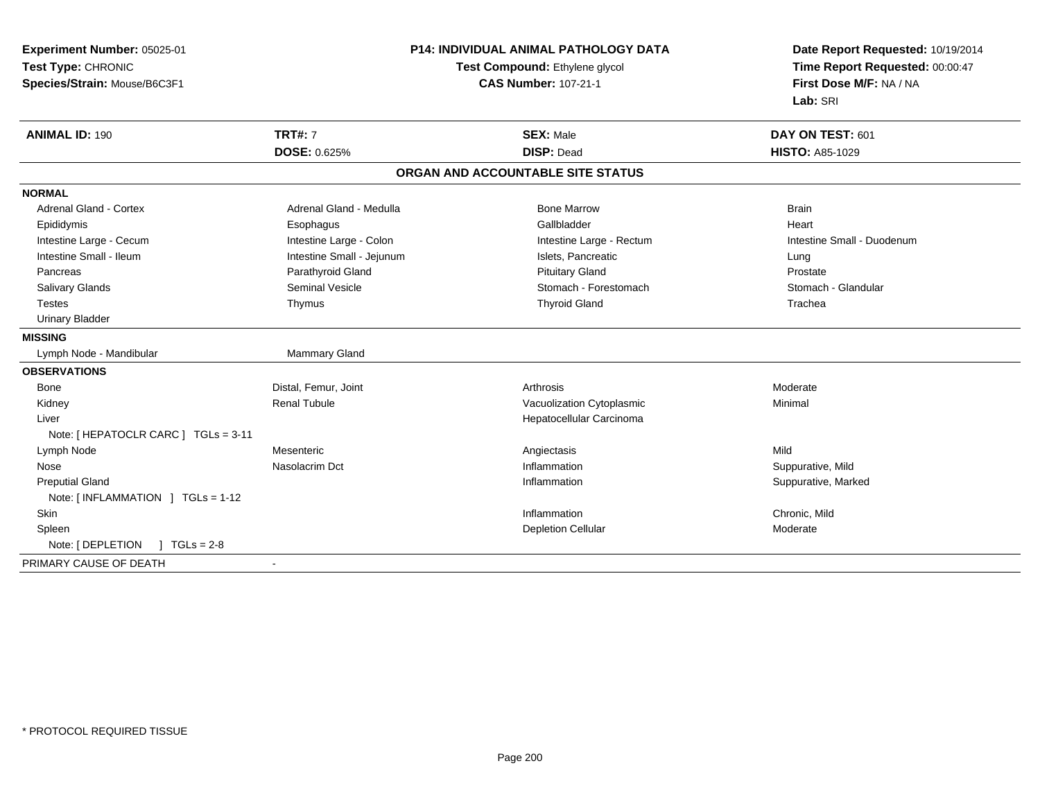**Experiment Number:** 05025-01
**Test Type:** CHRONIC
**Species/Strain:** Mouse/B6C3F1

**P14: INDIVIDUAL ANIMAL PATHOLOGY DATA**
**Test Compound:** Ethylene glycol
**CAS Number:** 107-21-1

**Date Report Requested:** 10/19/2014
**Time Report Requested:** 00:00:47
**First Dose M/F:** NA / NA
**Lab:** SRI

| **ANIMAL ID:** 190 | **TRT#:** 7 | **SEX:** Male | **DAY ON TEST:** 601 |
|---|---|---|---|
| | **DOSE:** 0.625% | **DISP:** Dead | **HISTO:** A85-1029 |

## ORGAN AND ACCOUNTABLE SITE STATUS

| | | | |
|---|---|---|---|
| **NORMAL** | | | |
| Adrenal Gland - Cortex | Adrenal Gland - Medulla | Bone Marrow | Brain |
| Epididymis | Esophagus | Gallbladder | Heart |
| Intestine Large - Cecum | Intestine Large - Colon | Intestine Large - Rectum | Intestine Small - Duodenum |
| Intestine Small - Ileum | Intestine Small - Jejunum | Islets, Pancreatic | Lung |
| Pancreas | Parathyroid Gland | Pituitary Gland | Prostate |
| Salivary Glands | Seminal Vesicle | Stomach - Forestomach | Stomach - Glandular |
| Testes | Thymus | Thyroid Gland | Trachea |
| Urinary Bladder | | | |
| **MISSING** | | | |
| Lymph Node - Mandibular | Mammary Gland | | |
| **OBSERVATIONS** | | | |
| Bone | Distal, Femur, Joint | Arthrosis | Moderate |
| Kidney | Renal Tubule | Vacuolization Cytoplasmic | Minimal |
| Liver | | Hepatocellular Carcinoma | |
| Note: [ HEPATOCLR CARC ] TGLs = 3-11 | | | |
| Lymph Node | Mesenteric | Angiectasis | Mild |
| Nose | Nasolacrim Dct | Inflammation | Suppurative, Mild |
| Preputial Gland | | Inflammation | Suppurative, Marked |
| Note: [ INFLAMMATION ] TGLs = 1-12 | | | |
| Skin | | Inflammation | Chronic, Mild |
| Spleen | | Depletion Cellular | Moderate |
| Note: [ DEPLETION ] TGLs = 2-8 | | | |
| PRIMARY CAUSE OF DEATH | - | | |

* PROTOCOL REQUIRED TISSUE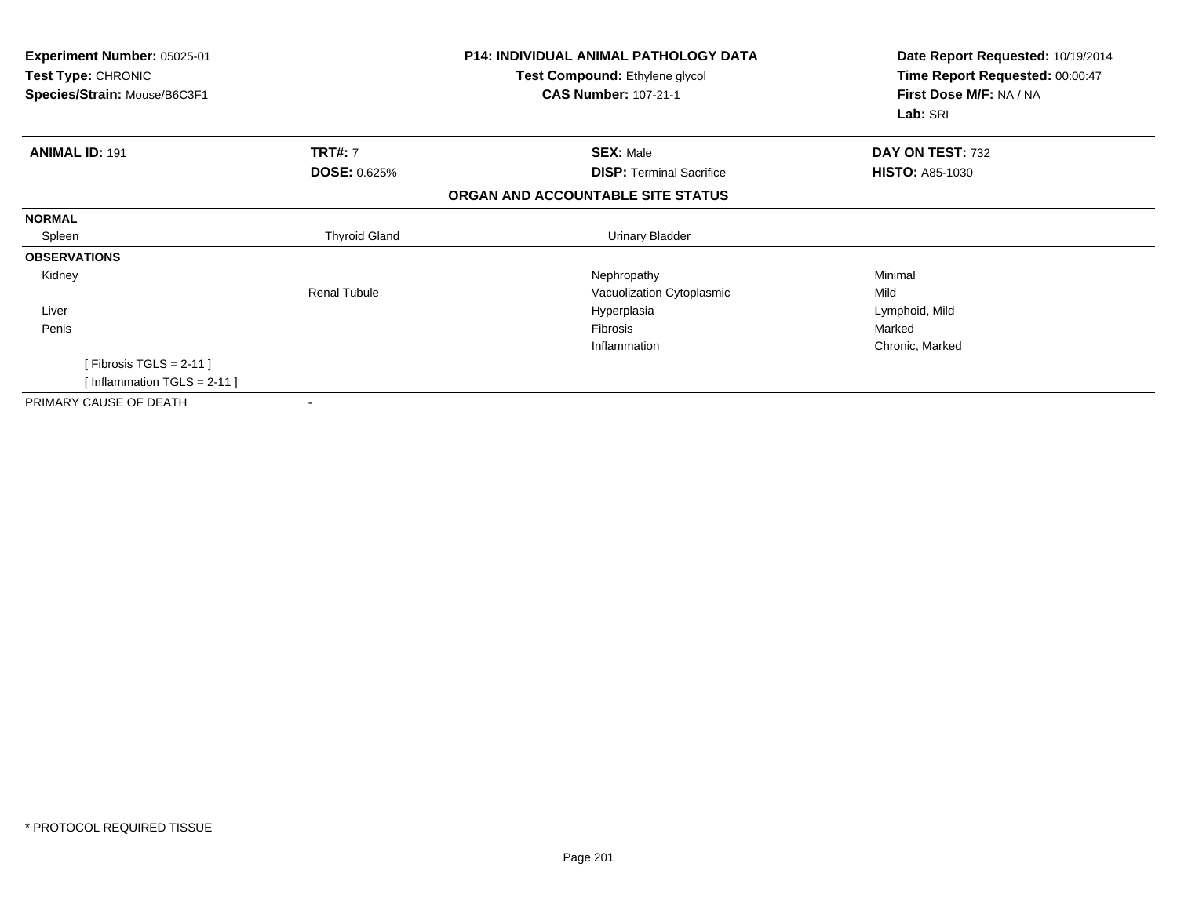**Experiment Number:** 05025-01
**Test Type:** CHRONIC
**Species/Strain:** Mouse/B6C3F1

**P14: INDIVIDUAL ANIMAL PATHOLOGY DATA**
**Test Compound:** Ethylene glycol
**CAS Number:** 107-21-1

**Date Report Requested:** 10/19/2014
**Time Report Requested:** 00:00:47
**First Dose M/F:** NA / NA
**Lab:** SRI

| **ANIMAL ID:** 191 | **TRT#:** 7 | **SEX:** Male | **DAY ON TEST:** 732 |
|---|---|---|---|
| | **DOSE:** 0.625% | **DISP:** Terminal Sacrifice | **HISTO:** A85-1030 |

## ORGAN AND ACCOUNTABLE SITE STATUS

| | | | |
|---|---|---|---|
| **NORMAL** | | | |
| Spleen | Thyroid Gland | Urinary Bladder | |
| **OBSERVATIONS** | | | |
| Kidney | | Nephropathy | Minimal |
| | Renal Tubule | Vacuolization Cytoplasmic | Mild |
| Liver | | Hyperplasia | Lymphoid, Mild |
| Penis | | Fibrosis | Marked |
| | | Inflammation | Chronic, Marked |
| [ Fibrosis TGLS = 2-11 ] | | | |
| [ Inflammation TGLS = 2-11 ] | | | |
| PRIMARY CAUSE OF DEATH | - | | |

* PROTOCOL REQUIRED TISSUE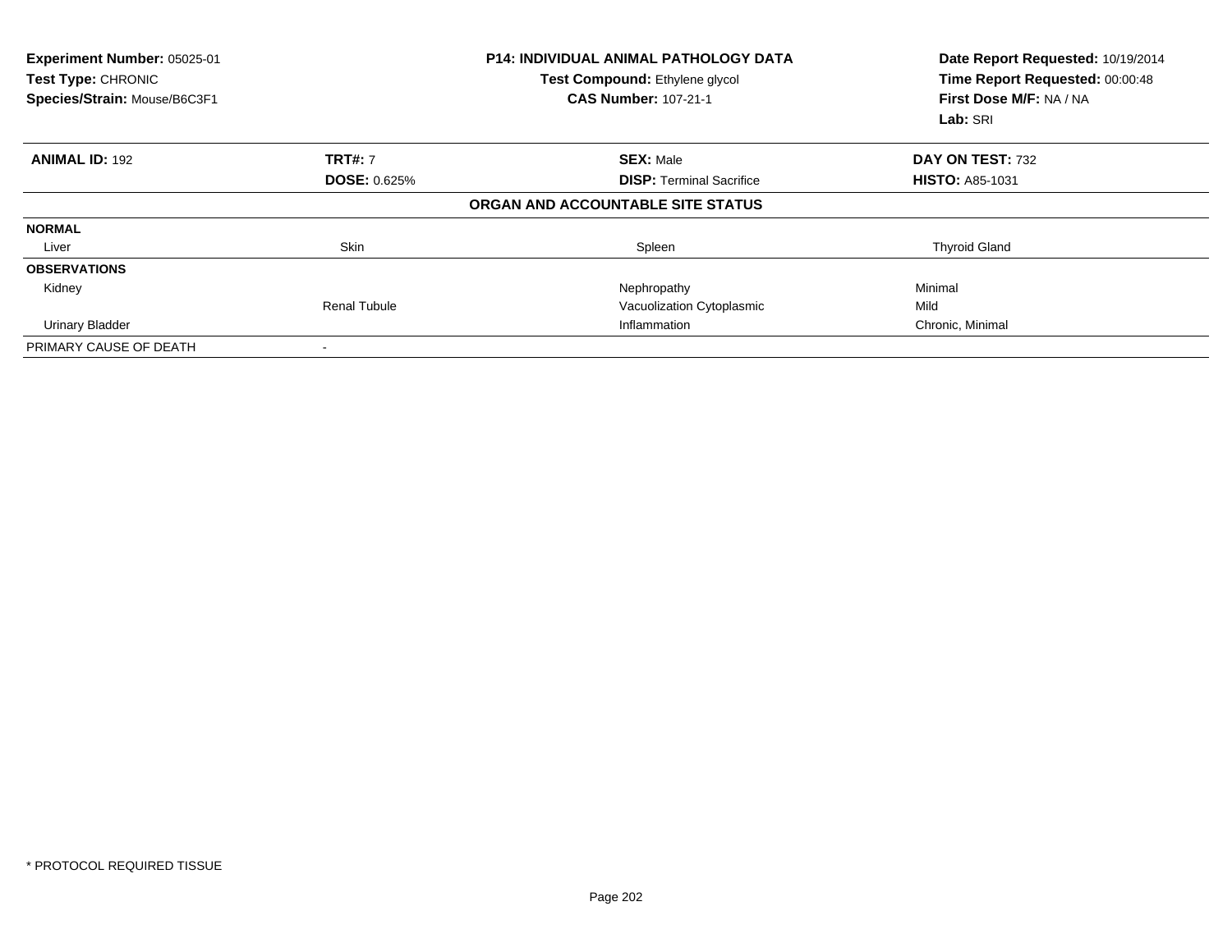**Experiment Number:** 05025-01
**Test Type:** CHRONIC
**Species/Strain:** Mouse/B6C3F1

**P14: INDIVIDUAL ANIMAL PATHOLOGY DATA**
**Test Compound:** Ethylene glycol
**CAS Number:** 107-21-1

**Date Report Requested:** 10/19/2014
**Time Report Requested:** 00:00:48
**First Dose M/F:** NA / NA
**Lab:** SRI

| **ANIMAL ID:** 192 | **TRT#:** 7 | **SEX:** Male | **DAY ON TEST:** 732 |
|---|---|---|---|
| | **DOSE:** 0.625% | **DISP:** Terminal Sacrifice | **HISTO:** A85-1031 |

**ORGAN AND ACCOUNTABLE SITE STATUS**

| | | | |
|---|---|---|---|
| **NORMAL** | | | |
| Liver | Skin | Spleen | Thyroid Gland |
| **OBSERVATIONS** | | | |
| Kidney | | Nephropathy | Minimal |
| | Renal Tubule | Vacuolization Cytoplasmic | Mild |
| Urinary Bladder | | Inflammation | Chronic, Minimal |
| PRIMARY CAUSE OF DEATH | - | | |

\* PROTOCOL REQUIRED TISSUE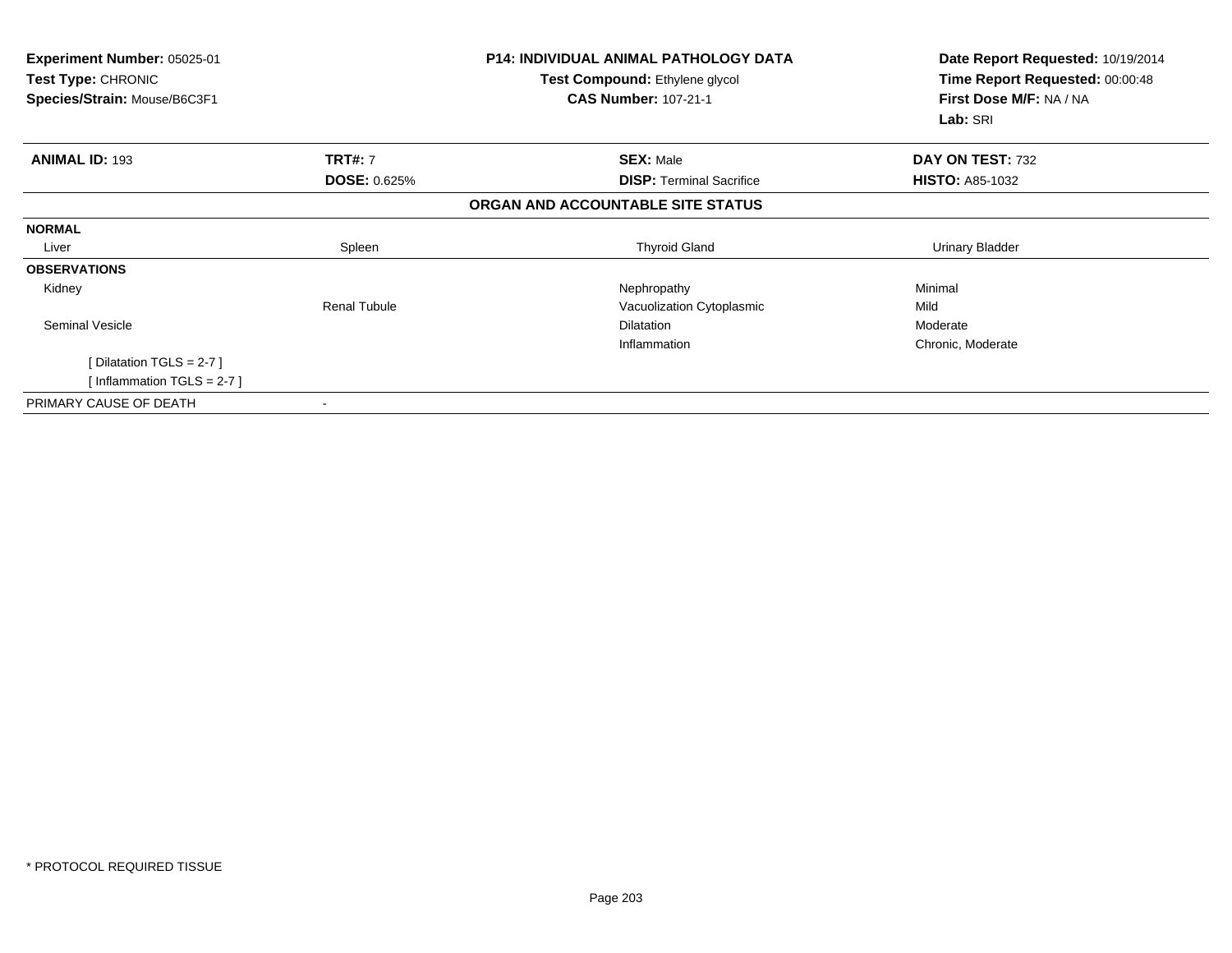**Experiment Number:** 05025-01
**Test Type:** CHRONIC
**Species/Strain:** Mouse/B6C3F1

**P14: INDIVIDUAL ANIMAL PATHOLOGY DATA**
**Test Compound:** Ethylene glycol
**CAS Number:** 107-21-1

**Date Report Requested:** 10/19/2014
**Time Report Requested:** 00:00:48
**First Dose M/F:** NA / NA
**Lab:** SRI

| **ANIMAL ID:** 193 | **TRT#:** 7 | **SEX:** Male | **DAY ON TEST:** 732 |
|---|---|---|---|
| | **DOSE:** 0.625% | **DISP:** Terminal Sacrifice | **HISTO:** A85-1032 |

**ORGAN AND ACCOUNTABLE SITE STATUS**

| | | | |
|---|---|---|---|
| **NORMAL** | | | |
| Liver | Spleen | Thyroid Gland | Urinary Bladder |
| **OBSERVATIONS** | | | |
| Kidney | | Nephropathy | Minimal |
| | Renal Tubule | Vacuolization Cytoplasmic | Mild |
| Seminal Vesicle | | Dilatation | Moderate |
| | | Inflammation | Chronic, Moderate |
| [ Dilatation TGLS = 2-7 ] | | | |
| [ Inflammation TGLS = 2-7 ] | | | |
| PRIMARY CAUSE OF DEATH | - | | |

* PROTOCOL REQUIRED TISSUE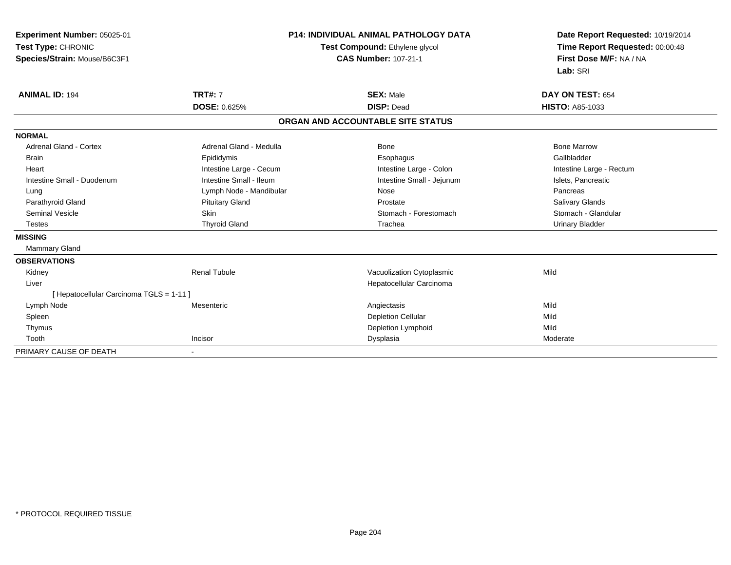**Experiment Number:** 05025-01
**Test Type:** CHRONIC
**Species/Strain:** Mouse/B6C3F1

**P14: INDIVIDUAL ANIMAL PATHOLOGY DATA**
**Test Compound:** Ethylene glycol
**CAS Number:** 107-21-1

**Date Report Requested:** 10/19/2014
**Time Report Requested:** 00:00:48
**First Dose M/F:** NA / NA
**Lab:** SRI

| **ANIMAL ID:** 194 | **TRT#:** 7 | **SEX:** Male | **DAY ON TEST:** 654 |
|---|---|---|---|
| | **DOSE:** 0.625% | **DISP:** Dead | **HISTO:** A85-1033 |

**ORGAN AND ACCOUNTABLE SITE STATUS**

| | | | |
|---|---|---|---|
| **NORMAL** | | | |
| Adrenal Gland - Cortex | Adrenal Gland - Medulla | Bone | Bone Marrow |
| Brain | Epididymis | Esophagus | Gallbladder |
| Heart | Intestine Large - Cecum | Intestine Large - Colon | Intestine Large - Rectum |
| Intestine Small - Duodenum | Intestine Small - Ileum | Intestine Small - Jejunum | Islets, Pancreatic |
| Lung | Lymph Node - Mandibular | Nose | Pancreas |
| Parathyroid Gland | Pituitary Gland | Prostate | Salivary Glands |
| Seminal Vesicle | Skin | Stomach - Forestomach | Stomach - Glandular |
| Testes | Thyroid Gland | Trachea | Urinary Bladder |
| **MISSING** | | | |
| Mammary Gland | | | |
| **OBSERVATIONS** | | | |
| Kidney | Renal Tubule | Vacuolization Cytoplasmic | Mild |
| Liver | | Hepatocellular Carcinoma | |
| [ Hepatocellular Carcinoma TGLS = 1-11 ] | | | |
| Lymph Node | Mesenteric | Angiectasis | Mild |
| Spleen | | Depletion Cellular | Mild |
| Thymus | | Depletion Lymphoid | Mild |
| Tooth | Incisor | Dysplasia | Moderate |
| PRIMARY CAUSE OF DEATH | - | | |

\* PROTOCOL REQUIRED TISSUE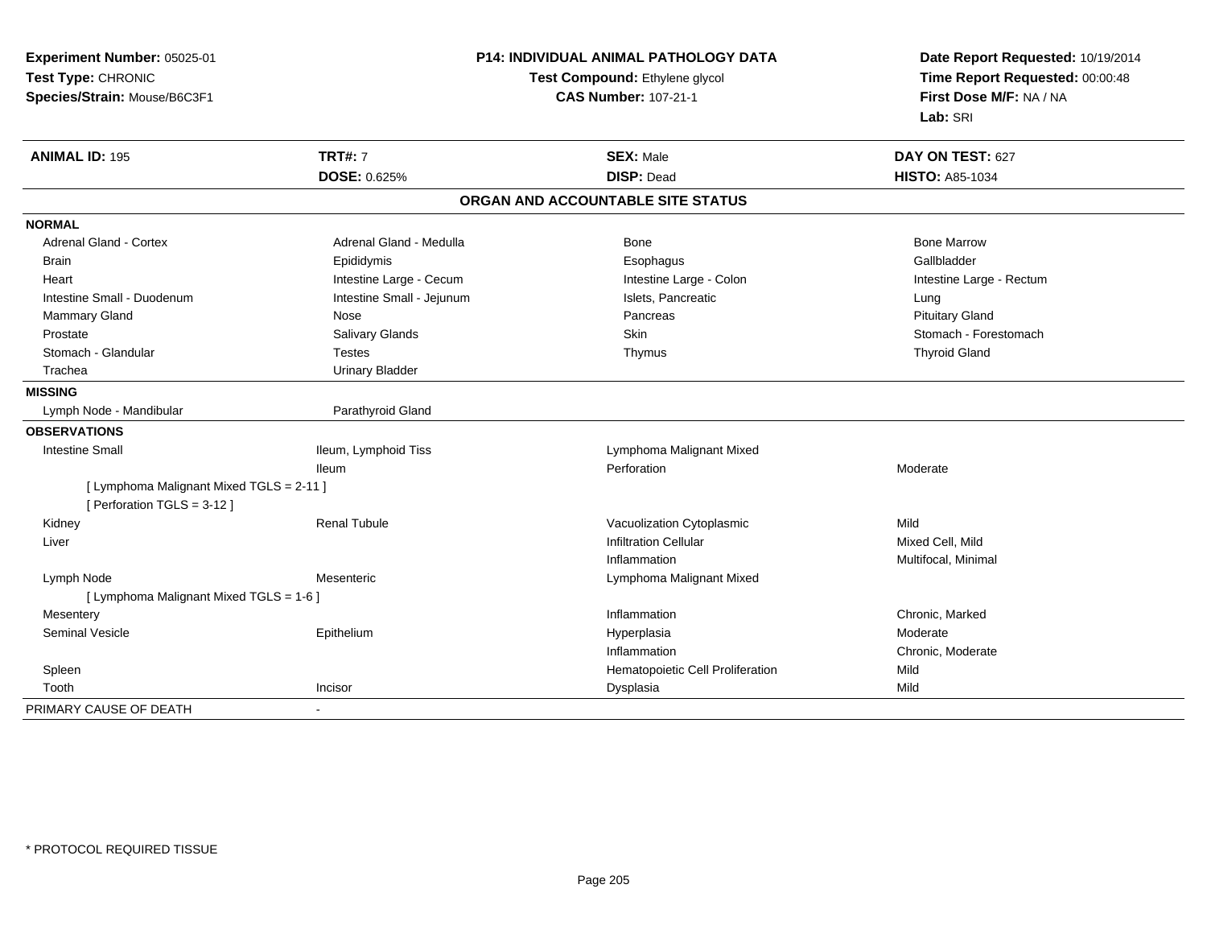**Experiment Number:** 05025-01
**Test Type:** CHRONIC
**Species/Strain:** Mouse/B6C3F1

**P14: INDIVIDUAL ANIMAL PATHOLOGY DATA**
**Test Compound:** Ethylene glycol
**CAS Number:** 107-21-1

**Date Report Requested:** 10/19/2014
**Time Report Requested:** 00:00:48
**First Dose M/F:** NA / NA
**Lab:** SRI

| **ANIMAL ID:** 195 | **TRT#:** 7 | **SEX:** Male | **DAY ON TEST:** 627 |
|---|---|---|---|
| | **DOSE:** 0.625% | **DISP:** Dead | **HISTO:** A85-1034 |

**ORGAN AND ACCOUNTABLE SITE STATUS**

**NORMAL**

| | | | |
|---|---|---|---|
| Adrenal Gland - Cortex | Adrenal Gland - Medulla | Bone | Bone Marrow |
| Brain | Epididymis | Esophagus | Gallbladder |
| Heart | Intestine Large - Cecum | Intestine Large - Colon | Intestine Large - Rectum |
| Intestine Small - Duodenum | Intestine Small - Jejunum | Islets, Pancreatic | Lung |
| Mammary Gland | Nose | Pancreas | Pituitary Gland |
| Prostate | Salivary Glands | Skin | Stomach - Forestomach |
| Stomach - Glandular | Testes | Thymus | Thyroid Gland |
| Trachea | Urinary Bladder | | |

**MISSING**

| | |
|---|---|
| Lymph Node - Mandibular | Parathyroid Gland |

**OBSERVATIONS**

| | | | |
|---|---|---|---|
| Intestine Small | Ileum, Lymphoid Tiss | Lymphoma Malignant Mixed | |
| | Ileum | Perforation | Moderate |
| [ Lymphoma Malignant Mixed TGLS = 2-11 ] | | | |
| [ Perforation TGLS = 3-12 ] | | | |
| Kidney | Renal Tubule | Vacuolization Cytoplasmic | Mild |
| Liver | | Infiltration Cellular | Mixed Cell, Mild |
| | | Inflammation | Multifocal, Minimal |
| Lymph Node | Mesenteric | Lymphoma Malignant Mixed | |
| [ Lymphoma Malignant Mixed TGLS = 1-6 ] | | | |
| Mesentery | | Inflammation | Chronic, Marked |
| Seminal Vesicle | Epithelium | Hyperplasia | Moderate |
| | | Inflammation | Chronic, Moderate |
| Spleen | | Hematopoietic Cell Proliferation | Mild |
| Tooth | Incisor | Dysplasia | Mild |

PRIMARY CAUSE OF DEATH -

* PROTOCOL REQUIRED TISSUE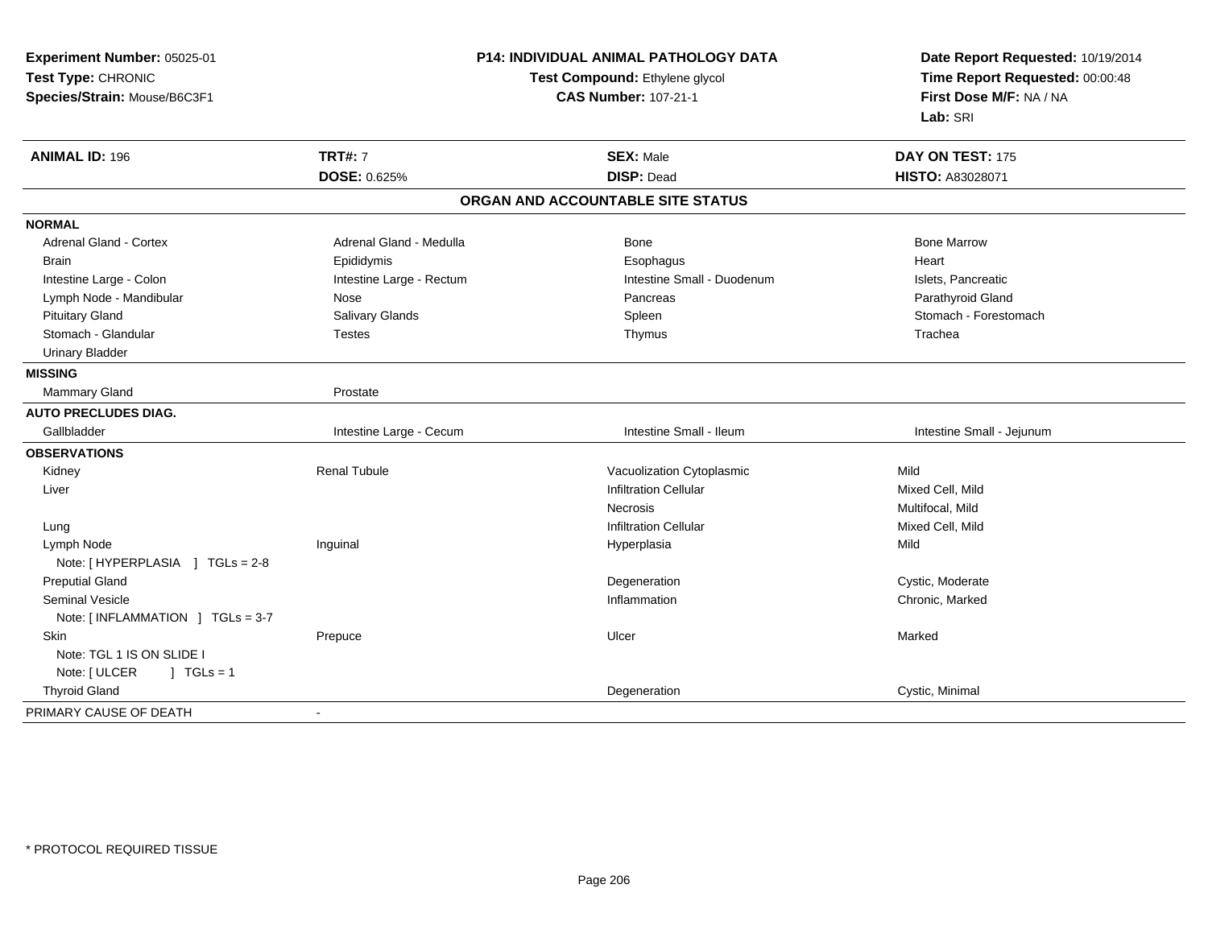**Experiment Number:** 05025-01
**Test Type:** CHRONIC
**Species/Strain:** Mouse/B6C3F1

**P14: INDIVIDUAL ANIMAL PATHOLOGY DATA**
**Test Compound:** Ethylene glycol
**CAS Number:** 107-21-1

**Date Report Requested:** 10/19/2014
**Time Report Requested:** 00:00:48
**First Dose M/F:** NA / NA
**Lab:** SRI

| **ANIMAL ID:** 196 | **TRT#:** 7 | **SEX:** Male | **DAY ON TEST:** 175 |
|---|---|---|---|
| | **DOSE:** 0.625% | **DISP:** Dead | **HISTO:** A83028071 |

## ORGAN AND ACCOUNTABLE SITE STATUS

| | | | |
|---|---|---|---|
| **NORMAL** | | | |
| Adrenal Gland - Cortex | Adrenal Gland - Medulla | Bone | Bone Marrow |
| Brain | Epididymis | Esophagus | Heart |
| Intestine Large - Colon | Intestine Large - Rectum | Intestine Small - Duodenum | Islets, Pancreatic |
| Lymph Node - Mandibular | Nose | Pancreas | Parathyroid Gland |
| Pituitary Gland | Salivary Glands | Spleen | Stomach - Forestomach |
| Stomach - Glandular | Testes | Thymus | Trachea |
| Urinary Bladder | | | |
| **MISSING** | | | |
| Mammary Gland | Prostate | | |
| **AUTO PRECLUDES DIAG.** | | | |
| Gallbladder | Intestine Large - Cecum | Intestine Small - Ileum | Intestine Small - Jejunum |
| **OBSERVATIONS** | | | |
| Kidney | Renal Tubule | Vacuolization Cytoplasmic | Mild |
| Liver | | Infiltration Cellular | Mixed Cell, Mild |
| | | Necrosis | Multifocal, Mild |
| Lung | | Infiltration Cellular | Mixed Cell, Mild |
| Lymph Node | Inguinal | Hyperplasia | Mild |
| Note: [ HYPERPLASIA ] TGLs = 2-8 | | | |
| Preputial Gland | | Degeneration | Cystic, Moderate |
| Seminal Vesicle | | Inflammation | Chronic, Marked |
| Note: [ INFLAMMATION ] TGLs = 3-7 | | | |
| Skin | Prepuce | Ulcer | Marked |
| Note: TGL 1 IS ON SLIDE I | | | |
| Note: [ ULCER ] TGLs = 1 | | | |
| Thyroid Gland | | Degeneration | Cystic, Minimal |
| PRIMARY CAUSE OF DEATH | - | | |

\* PROTOCOL REQUIRED TISSUE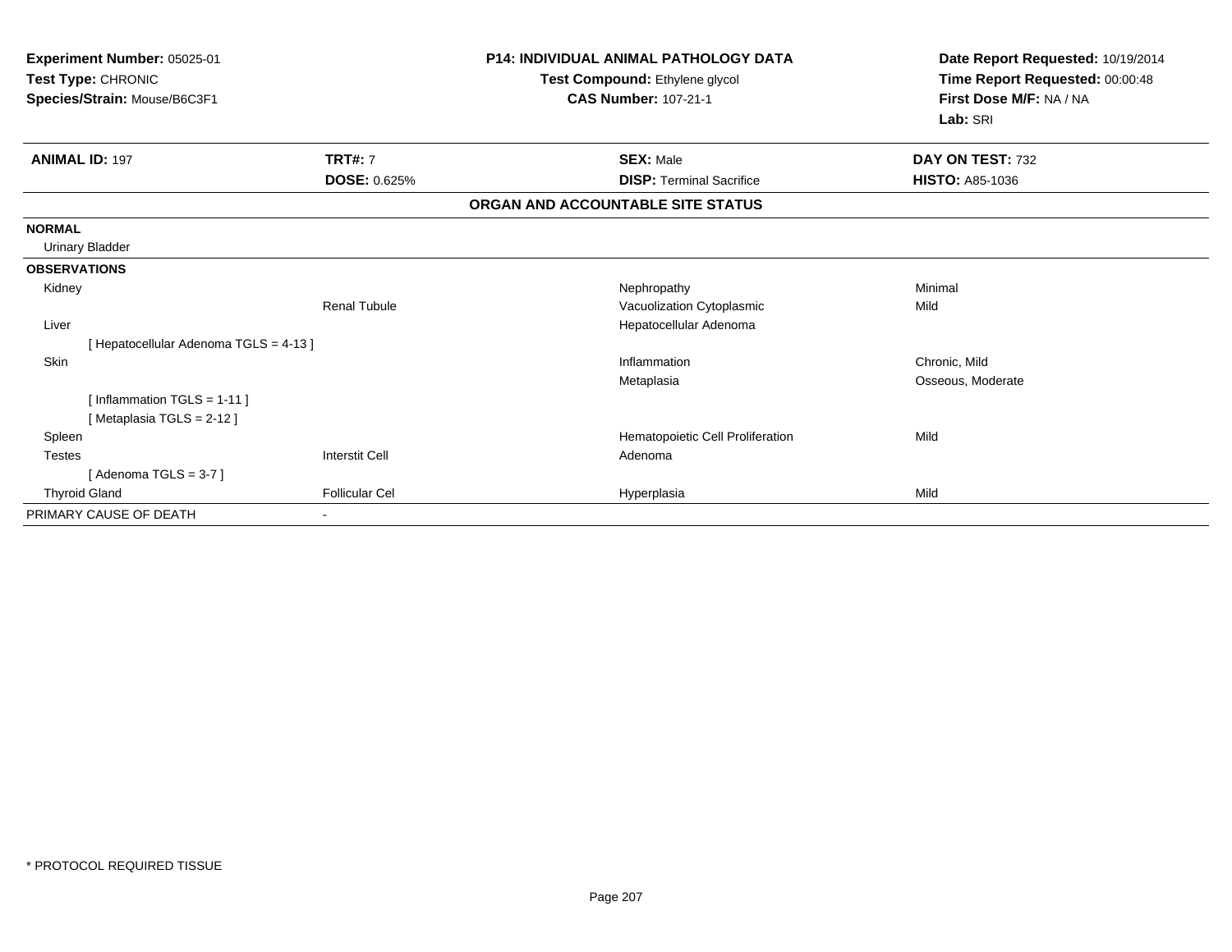**Experiment Number:** 05025-01
**Test Type:** CHRONIC
**Species/Strain:** Mouse/B6C3F1

**P14: INDIVIDUAL ANIMAL PATHOLOGY DATA**
**Test Compound:** Ethylene glycol
**CAS Number:** 107-21-1

**Date Report Requested:** 10/19/2014
**Time Report Requested:** 00:00:48
**First Dose M/F:** NA / NA
**Lab:** SRI

| **ANIMAL ID:** 197 | **TRT#:** 7 | **SEX:** Male | **DAY ON TEST:** 732 |
|---|---|---|---|
| | **DOSE:** 0.625% | **DISP:** Terminal Sacrifice | **HISTO:** A85-1036 |

**ORGAN AND ACCOUNTABLE SITE STATUS**

| | | | |
|---|---|---|---|
| **NORMAL** | | | |
| Urinary Bladder | | | |
| **OBSERVATIONS** | | | |
| Kidney | | Nephropathy | Minimal |
| | Renal Tubule | Vacuolization Cytoplasmic | Mild |
| Liver | | Hepatocellular Adenoma | |
| [ Hepatocellular Adenoma TGLS = 4-13 ] | | | |
| Skin | | Inflammation | Chronic, Mild |
| | | Metaplasia | Osseous, Moderate |
| [ Inflammation TGLS = 1-11 ] | | | |
| [ Metaplasia TGLS = 2-12 ] | | | |
| Spleen | | Hematopoietic Cell Proliferation | Mild |
| Testes | Interstit Cell | Adenoma | |
| [ Adenoma TGLS = 3-7 ] | | | |
| Thyroid Gland | Follicular Cel | Hyperplasia | Mild |
| PRIMARY CAUSE OF DEATH | - | | |

* PROTOCOL REQUIRED TISSUE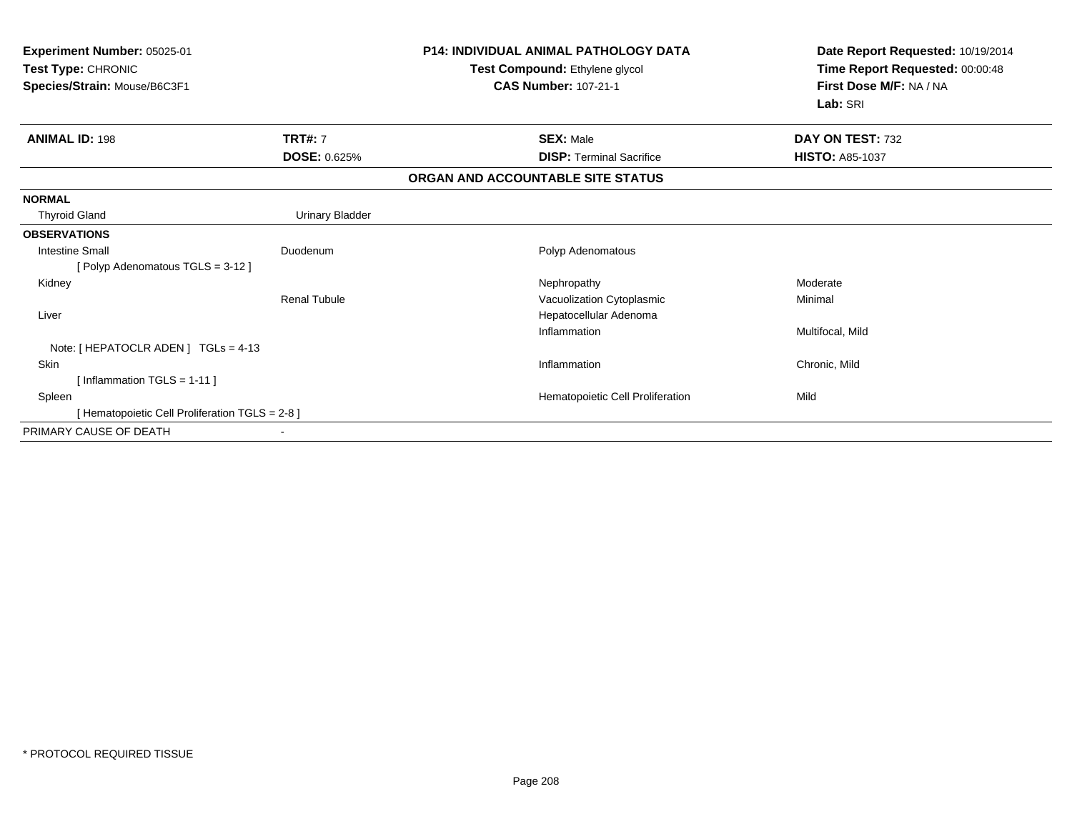**Experiment Number:** 05025-01
**Test Type:** CHRONIC
**Species/Strain:** Mouse/B6C3F1

**P14: INDIVIDUAL ANIMAL PATHOLOGY DATA**
**Test Compound:** Ethylene glycol
**CAS Number:** 107-21-1

**Date Report Requested:** 10/19/2014
**Time Report Requested:** 00:00:48
**First Dose M/F:** NA / NA
**Lab:** SRI

| **ANIMAL ID:** 198 | **TRT#:** 7 | **SEX:** Male | **DAY ON TEST:** 732 |
|---|---|---|---|
| | **DOSE:** 0.625% | **DISP:** Terminal Sacrifice | **HISTO:** A85-1037 |

**ORGAN AND ACCOUNTABLE SITE STATUS**

| | | | |
|---|---|---|---|
| **NORMAL** | | | |
| Thyroid Gland | Urinary Bladder | | |
| **OBSERVATIONS** | | | |
| Intestine Small | Duodenum | Polyp Adenomatous | |
| [ Polyp Adenomatous TGLS = 3-12 ] | | | |
| Kidney | | Nephropathy | Moderate |
| | Renal Tubule | Vacuolization Cytoplasmic | Minimal |
| Liver | | Hepatocellular Adenoma | |
| | | Inflammation | Multifocal, Mild |
| Note: [ HEPATOCLR ADEN ] TGLs = 4-13 | | | |
| Skin | | Inflammation | Chronic, Mild |
| [ Inflammation TGLS = 1-11 ] | | | |
| Spleen | | Hematopoietic Cell Proliferation | Mild |
| [ Hematopoietic Cell Proliferation TGLS = 2-8 ] | | | |
| PRIMARY CAUSE OF DEATH | - | | |

* PROTOCOL REQUIRED TISSUE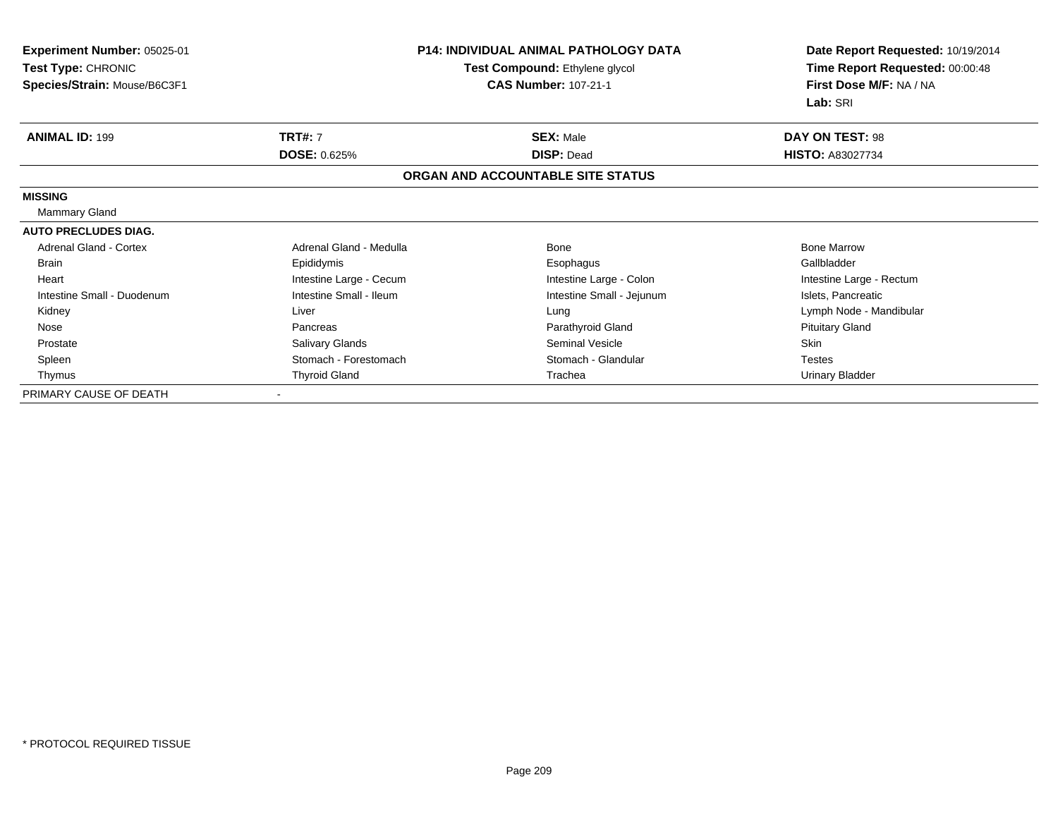**Experiment Number:** 05025-01
**Test Type:** CHRONIC
**Species/Strain:** Mouse/B6C3F1

**P14: INDIVIDUAL ANIMAL PATHOLOGY DATA**
**Test Compound:** Ethylene glycol
**CAS Number:** 107-21-1

**Date Report Requested:** 10/19/2014
**Time Report Requested:** 00:00:48
**First Dose M/F:** NA / NA
**Lab:** SRI

| **ANIMAL ID:** 199 | **TRT#:** 7 | **SEX:** Male | **DAY ON TEST:** 98 |
|---|---|---|---|
| | **DOSE:** 0.625% | **DISP:** Dead | **HISTO:** A83027734 |

## ORGAN AND ACCOUNTABLE SITE STATUS

**MISSING**

Mammary Gland

**AUTO PRECLUDES DIAG.**

| | | | |
|---|---|---|---|
| Adrenal Gland - Cortex | Adrenal Gland - Medulla | Bone | Bone Marrow |
| Brain | Epididymis | Esophagus | Gallbladder |
| Heart | Intestine Large - Cecum | Intestine Large - Colon | Intestine Large - Rectum |
| Intestine Small - Duodenum | Intestine Small - Ileum | Intestine Small - Jejunum | Islets, Pancreatic |
| Kidney | Liver | Lung | Lymph Node - Mandibular |
| Nose | Pancreas | Parathyroid Gland | Pituitary Gland |
| Prostate | Salivary Glands | Seminal Vesicle | Skin |
| Spleen | Stomach - Forestomach | Stomach - Glandular | Testes |
| Thymus | Thyroid Gland | Trachea | Urinary Bladder |

PRIMARY CAUSE OF DEATH -

* PROTOCOL REQUIRED TISSUE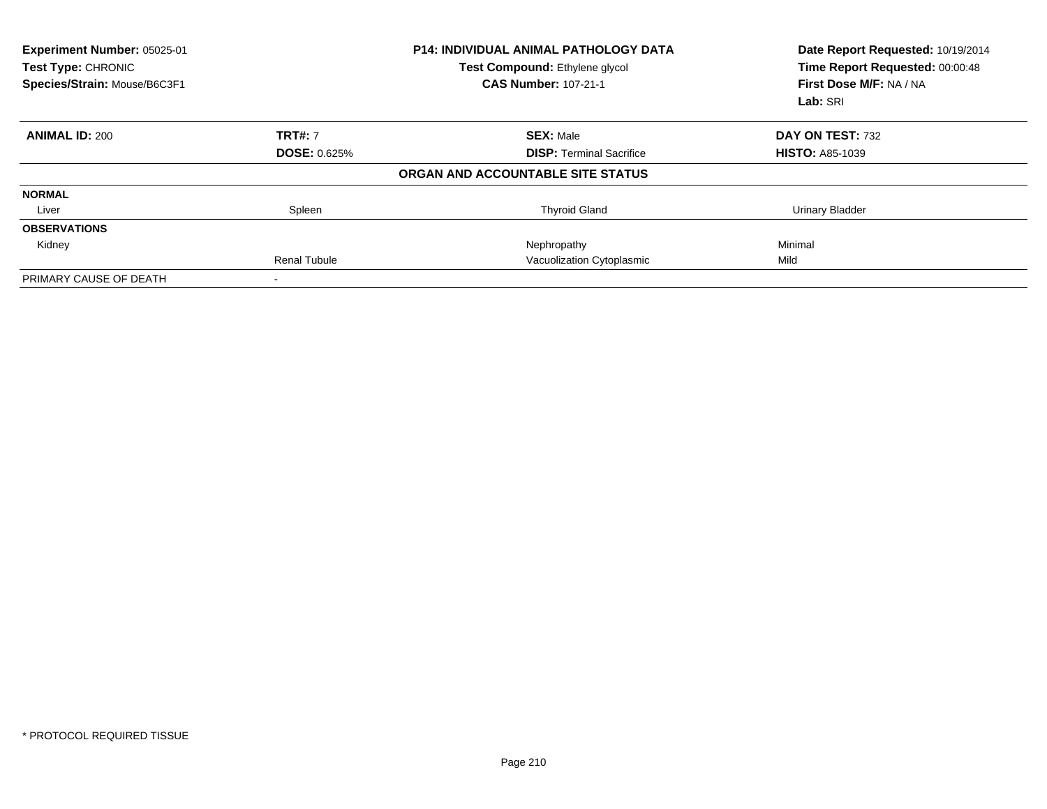| **Experiment Number:** 05025-01 | **P14: INDIVIDUAL ANIMAL PATHOLOGY DATA** | | **Date Report Requested:** 10/19/2014 |
|---|---|---|---|
| **Test Type:** CHRONIC | **Test Compound:** Ethylene glycol | | **Time Report Requested:** 00:00:48 |
| **Species/Strain:** Mouse/B6C3F1 | **CAS Number:** 107-21-1 | | **First Dose M/F:** NA / NA |
| | | | **Lab:** SRI |

| **ANIMAL ID:** 200 | **TRT#:** 7 | **SEX:** Male | **DAY ON TEST:** 732 |
|---|---|---|---|
| | **DOSE:** 0.625% | **DISP:** Terminal Sacrifice | **HISTO:** A85-1039 |
| | | **ORGAN AND ACCOUNTABLE SITE STATUS** | |
| **NORMAL** | | | |
| Liver | Spleen | Thyroid Gland | Urinary Bladder |
| **OBSERVATIONS** | | | |
| Kidney | | Nephropathy | Minimal |
| | Renal Tubule | Vacuolization Cytoplasmic | Mild |
| PRIMARY CAUSE OF DEATH | - | | |

* PROTOCOL REQUIRED TISSUE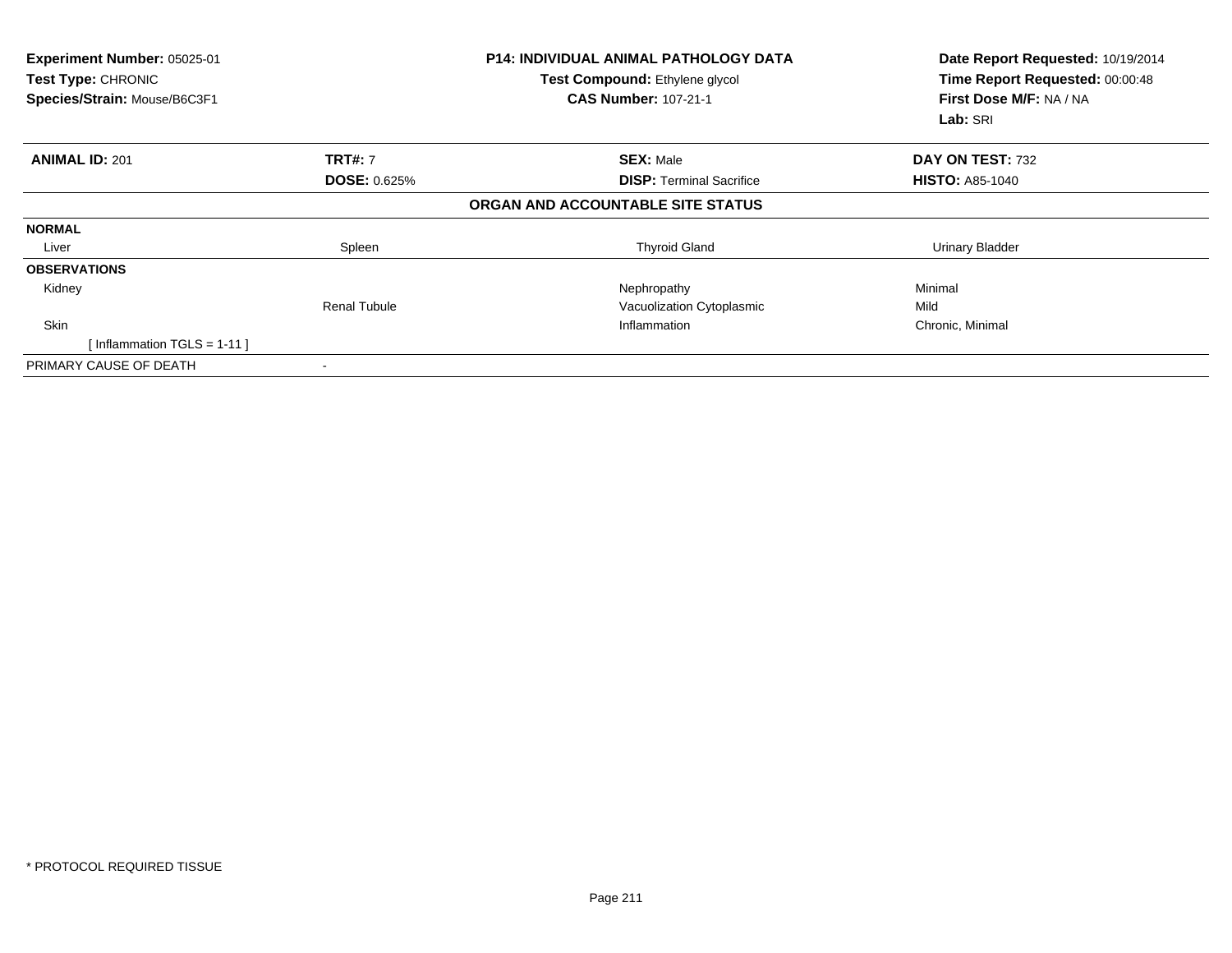**Experiment Number:** 05025-01
**Test Type:** CHRONIC
**Species/Strain:** Mouse/B6C3F1

**P14: INDIVIDUAL ANIMAL PATHOLOGY DATA**
**Test Compound:** Ethylene glycol
**CAS Number:** 107-21-1

**Date Report Requested:** 10/19/2014
**Time Report Requested:** 00:00:48
**First Dose M/F:** NA / NA
**Lab:** SRI

| **ANIMAL ID:** 201 | **TRT#:** 7 | **SEX:** Male | **DAY ON TEST:** 732 |
|---|---|---|---|
| | **DOSE:** 0.625% | **DISP:** Terminal Sacrifice | **HISTO:** A85-1040 |

**ORGAN AND ACCOUNTABLE SITE STATUS**

| | | | |
|---|---|---|---|
| **NORMAL** | | | |
| Liver | Spleen | Thyroid Gland | Urinary Bladder |
| **OBSERVATIONS** | | | |
| Kidney | | Nephropathy | Minimal |
| | Renal Tubule | Vacuolization Cytoplasmic | Mild |
| Skin | | Inflammation | Chronic, Minimal |
| [ Inflammation TGLS = 1-11 ] | | | |
| PRIMARY CAUSE OF DEATH | - | | |

* PROTOCOL REQUIRED TISSUE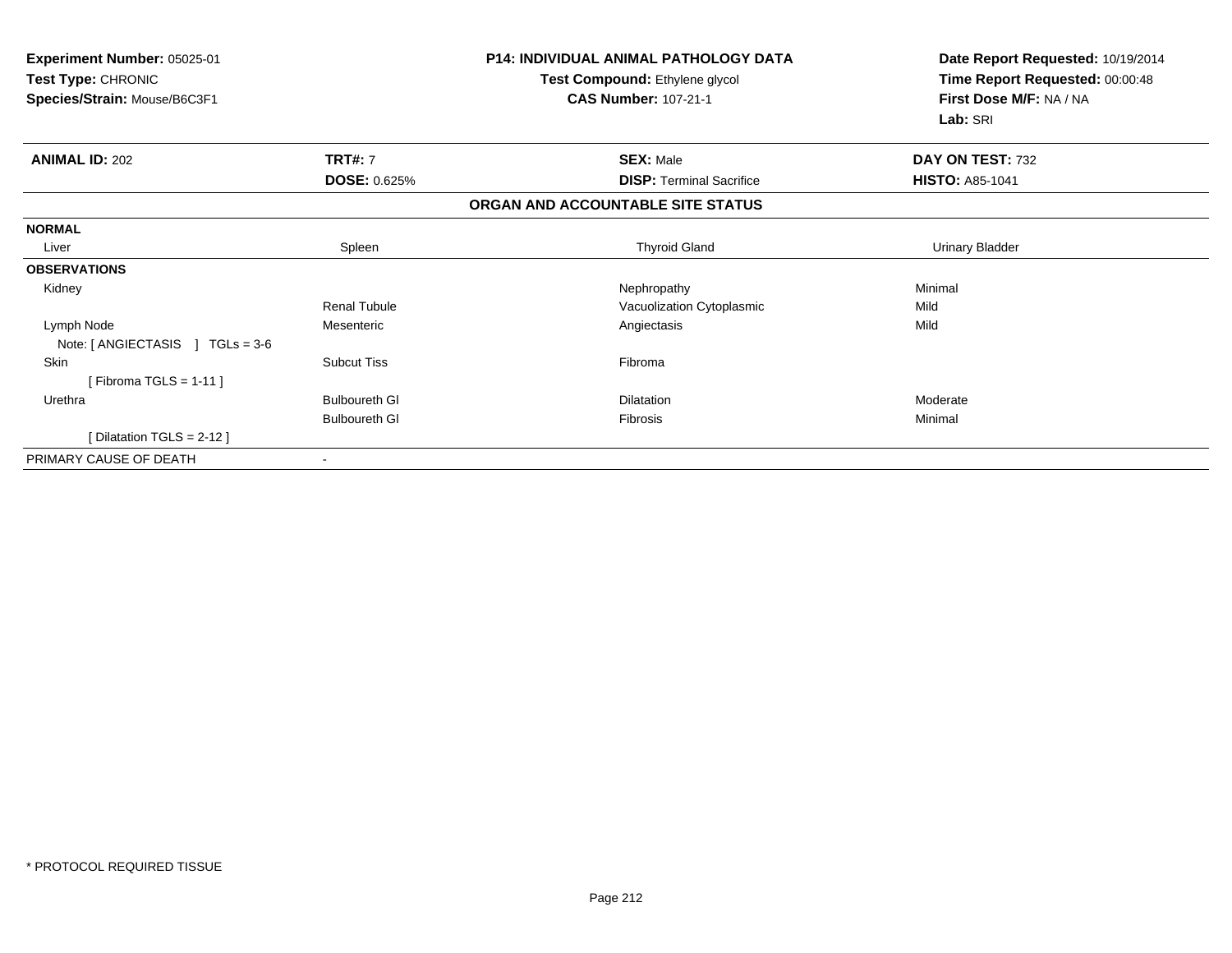**Experiment Number:** 05025-01
**Test Type:** CHRONIC
**Species/Strain:** Mouse/B6C3F1

**P14: INDIVIDUAL ANIMAL PATHOLOGY DATA**
**Test Compound:** Ethylene glycol
**CAS Number:** 107-21-1

**Date Report Requested:** 10/19/2014
**Time Report Requested:** 00:00:48
**First Dose M/F:** NA / NA
**Lab:** SRI

| **ANIMAL ID:** 202 | **TRT#:** 7 | **SEX:** Male | **DAY ON TEST:** 732 |
|---|---|---|---|
| | **DOSE:** 0.625% | **DISP:** Terminal Sacrifice | **HISTO:** A85-1041 |

**ORGAN AND ACCOUNTABLE SITE STATUS**

| | | | |
|---|---|---|---|
| **NORMAL** | | | |
| Liver | Spleen | Thyroid Gland | Urinary Bladder |
| **OBSERVATIONS** | | | |
| Kidney | | Nephropathy | Minimal |
| | Renal Tubule | Vacuolization Cytoplasmic | Mild |
| Lymph Node | Mesenteric | Angiectasis | Mild |
| Note: [ ANGIECTASIS ] TGLs = 3-6 | | | |
| Skin | Subcut Tiss | Fibroma | |
| [ Fibroma TGLS = 1-11 ] | | | |
| Urethra | Bulboureth Gl | Dilatation | Moderate |
| | Bulboureth Gl | Fibrosis | Minimal |
| [ Dilatation TGLS = 2-12 ] | | | |
| PRIMARY CAUSE OF DEATH | - | | |

* PROTOCOL REQUIRED TISSUE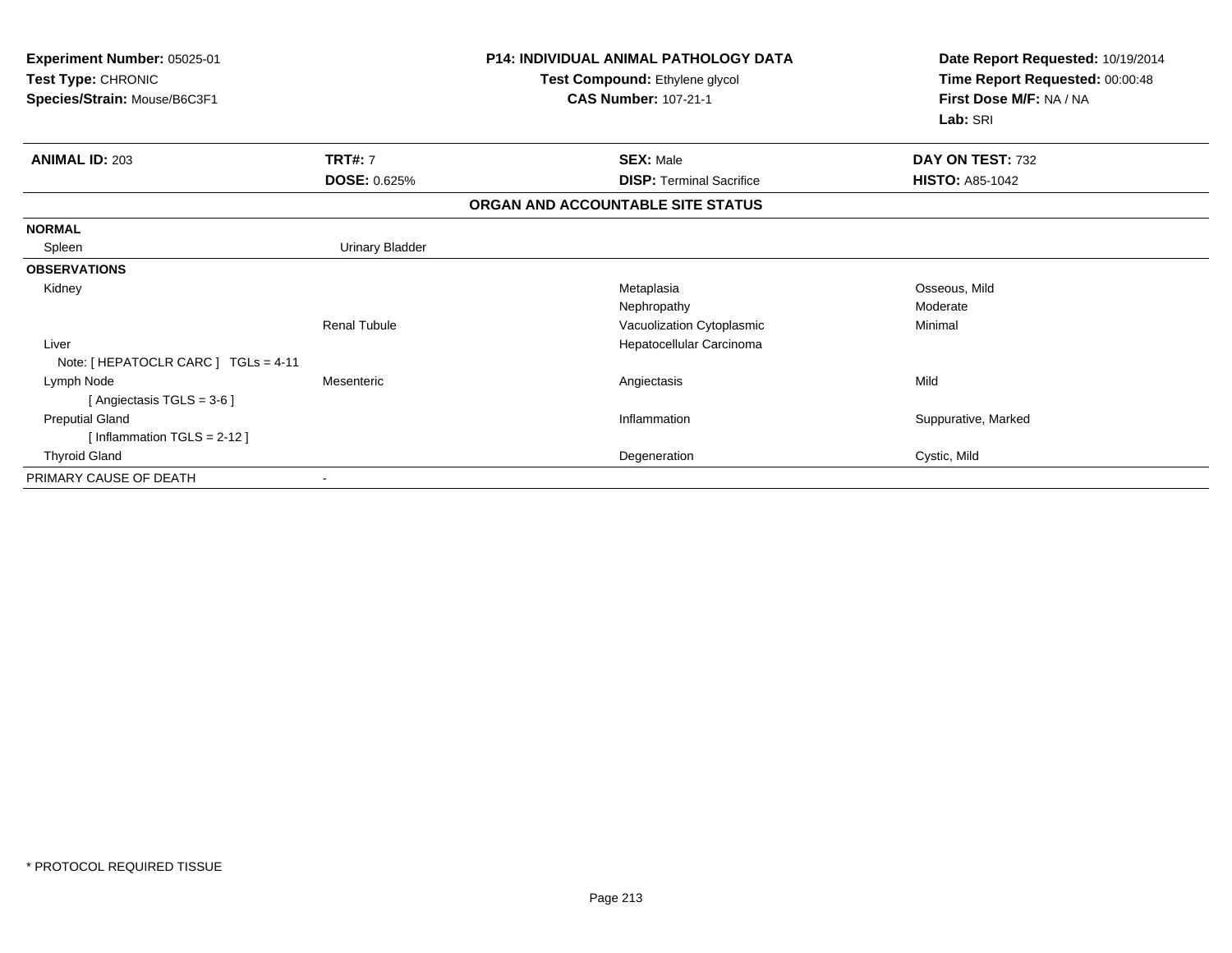**Experiment Number:** 05025-01
**Test Type:** CHRONIC
**Species/Strain:** Mouse/B6C3F1

**P14: INDIVIDUAL ANIMAL PATHOLOGY DATA**
**Test Compound:** Ethylene glycol
**CAS Number:** 107-21-1

**Date Report Requested:** 10/19/2014
**Time Report Requested:** 00:00:48
**First Dose M/F:** NA / NA
**Lab:** SRI

| **ANIMAL ID:** 203 | **TRT#:** 7 | **SEX:** Male | **DAY ON TEST:** 732 |
|---|---|---|---|
| | **DOSE:** 0.625% | **DISP:** Terminal Sacrifice | **HISTO:** A85-1042 |

**ORGAN AND ACCOUNTABLE SITE STATUS**

| | | | |
|---|---|---|---|
| **NORMAL** | | | |
| Spleen | Urinary Bladder | | |
| **OBSERVATIONS** | | | |
| Kidney | | Metaplasia | Osseous, Mild |
| | | Nephropathy | Moderate |
| | Renal Tubule | Vacuolization Cytoplasmic | Minimal |
| Liver | | Hepatocellular Carcinoma | |
| Note: [ HEPATOCLR CARC ] TGLs = 4-11 | | | |
| Lymph Node | Mesenteric | Angiectasis | Mild |
| [ Angiectasis TGLS = 3-6 ] | | | |
| Preputial Gland | | Inflammation | Suppurative, Marked |
| [ Inflammation TGLS = 2-12 ] | | | |
| Thyroid Gland | | Degeneration | Cystic, Mild |
| PRIMARY CAUSE OF DEATH | - | | |

* PROTOCOL REQUIRED TISSUE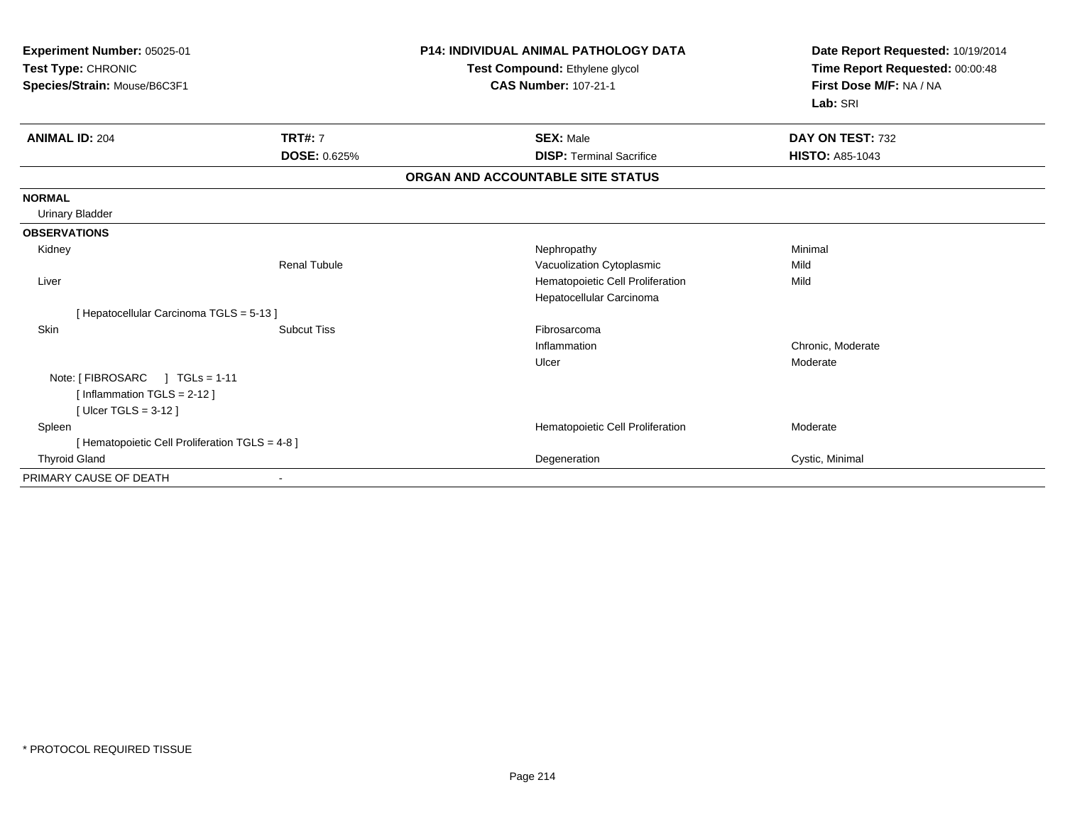**Experiment Number:** 05025-01
**Test Type:** CHRONIC
**Species/Strain:** Mouse/B6C3F1

**P14: INDIVIDUAL ANIMAL PATHOLOGY DATA**
**Test Compound:** Ethylene glycol
**CAS Number:** 107-21-1

**Date Report Requested:** 10/19/2014
**Time Report Requested:** 00:00:48
**First Dose M/F:** NA / NA
**Lab:** SRI

| **ANIMAL ID:** 204 | **TRT#:** 7 | **SEX:** Male | **DAY ON TEST:** 732 |
|---|---|---|---|
| | **DOSE:** 0.625% | **DISP:** Terminal Sacrifice | **HISTO:** A85-1043 |

**ORGAN AND ACCOUNTABLE SITE STATUS**

| | | | |
|---|---|---|---|
| **NORMAL** | | | |
| Urinary Bladder | | | |
| **OBSERVATIONS** | | | |
| Kidney | | Nephropathy | Minimal |
| | Renal Tubule | Vacuolization Cytoplasmic | Mild |
| Liver | | Hematopoietic Cell Proliferation | Mild |
| | | Hepatocellular Carcinoma | |
| [ Hepatocellular Carcinoma TGLS = 5-13 ] | | | |
| Skin | Subcut Tiss | Fibrosarcoma | |
| | | Inflammation | Chronic, Moderate |
| | | Ulcer | Moderate |
| Note: [ FIBROSARC ] TGLs = 1-11 | | | |
| [ Inflammation TGLS = 2-12 ] | | | |
| [ Ulcer TGLS = 3-12 ] | | | |
| Spleen | | Hematopoietic Cell Proliferation | Moderate |
| [ Hematopoietic Cell Proliferation TGLS = 4-8 ] | | | |
| Thyroid Gland | | Degeneration | Cystic, Minimal |
| PRIMARY CAUSE OF DEATH | - | | |

* PROTOCOL REQUIRED TISSUE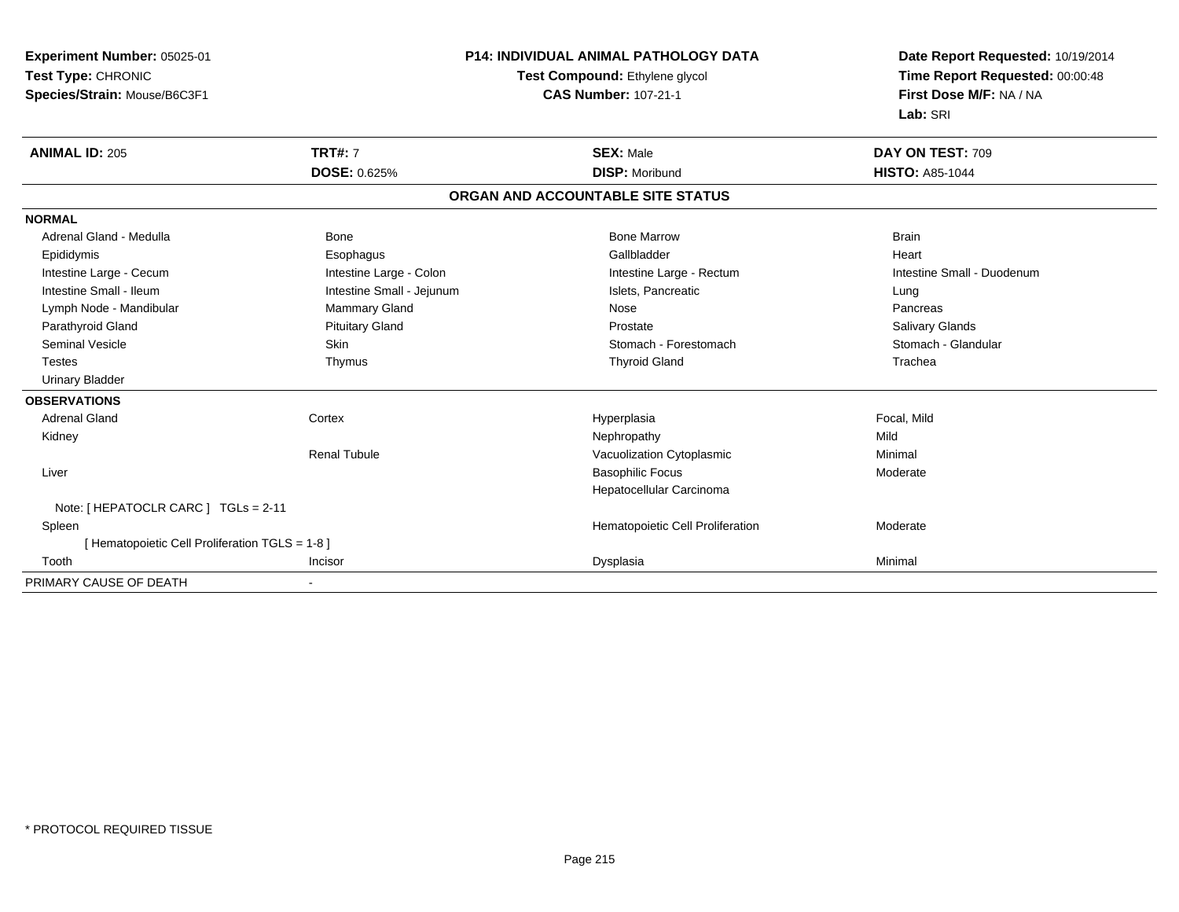**Experiment Number:** 05025-01
**Test Type:** CHRONIC
**Species/Strain:** Mouse/B6C3F1

**P14: INDIVIDUAL ANIMAL PATHOLOGY DATA**
**Test Compound:** Ethylene glycol
**CAS Number:** 107-21-1

**Date Report Requested:** 10/19/2014
**Time Report Requested:** 00:00:48
**First Dose M/F:** NA / NA
**Lab:** SRI

| **ANIMAL ID:** 205 | **TRT#:** 7 | **SEX:** Male | **DAY ON TEST:** 709 |
|---|---|---|---|
| | **DOSE:** 0.625% | **DISP:** Moribund | **HISTO:** A85-1044 |

## ORGAN AND ACCOUNTABLE SITE STATUS

| | | | |
|---|---|---|---|
| **NORMAL** | | | |
| Adrenal Gland - Medulla | Bone | Bone Marrow | Brain |
| Epididymis | Esophagus | Gallbladder | Heart |
| Intestine Large - Cecum | Intestine Large - Colon | Intestine Large - Rectum | Intestine Small - Duodenum |
| Intestine Small - Ileum | Intestine Small - Jejunum | Islets, Pancreatic | Lung |
| Lymph Node - Mandibular | Mammary Gland | Nose | Pancreas |
| Parathyroid Gland | Pituitary Gland | Prostate | Salivary Glands |
| Seminal Vesicle | Skin | Stomach - Forestomach | Stomach - Glandular |
| Testes | Thymus | Thyroid Gland | Trachea |
| Urinary Bladder | | | |
| **OBSERVATIONS** | | | |
| Adrenal Gland | Cortex | Hyperplasia | Focal, Mild |
| Kidney | | Nephropathy | Mild |
| | Renal Tubule | Vacuolization Cytoplasmic | Minimal |
| Liver | | Basophilic Focus | Moderate |
| | | Hepatocellular Carcinoma | |
| Note: [ HEPATOCLR CARC ] TGLs = 2-11 | | | |
| Spleen | | Hematopoietic Cell Proliferation | Moderate |
| [ Hematopoietic Cell Proliferation TGLS = 1-8 ] | | | |
| Tooth | Incisor | Dysplasia | Minimal |
| PRIMARY CAUSE OF DEATH | - | | |

\* PROTOCOL REQUIRED TISSUE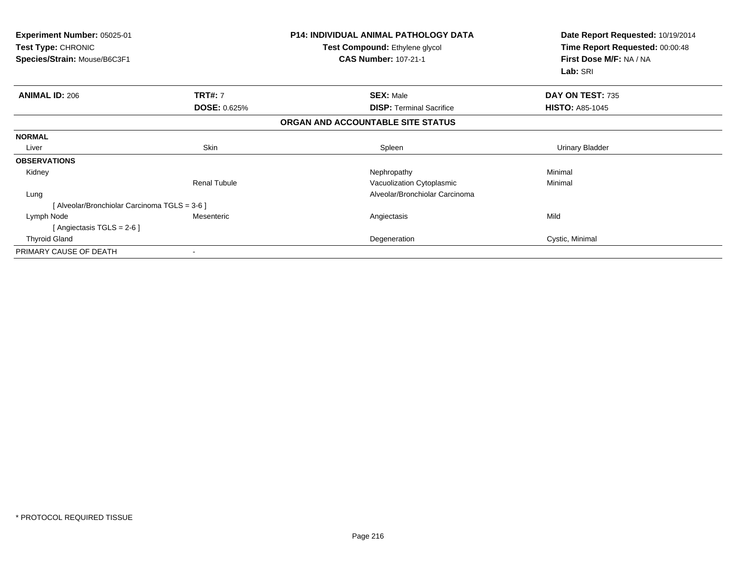**Experiment Number:** 05025-01
**Test Type:** CHRONIC
**Species/Strain:** Mouse/B6C3F1

**P14: INDIVIDUAL ANIMAL PATHOLOGY DATA**
**Test Compound:** Ethylene glycol
**CAS Number:** 107-21-1

**Date Report Requested:** 10/19/2014
**Time Report Requested:** 00:00:48
**First Dose M/F:** NA / NA
**Lab:** SRI

| **ANIMAL ID:** 206 | **TRT#:** 7 | **SEX:** Male | **DAY ON TEST:** 735 |
|---|---|---|---|
| | **DOSE:** 0.625% | **DISP:** Terminal Sacrifice | **HISTO:** A85-1045 |

**ORGAN AND ACCOUNTABLE SITE STATUS**

| | | | |
|---|---|---|---|
| **NORMAL** | | | |
| Liver | Skin | Spleen | Urinary Bladder |
| **OBSERVATIONS** | | | |
| Kidney | | Nephropathy | Minimal |
| | Renal Tubule | Vacuolization Cytoplasmic | Minimal |
| Lung | | Alveolar/Bronchiolar Carcinoma | |
| [ Alveolar/Bronchiolar Carcinoma TGLS = 3-6 ] | | | |
| Lymph Node | Mesenteric | Angiectasis | Mild |
| [ Angiectasis TGLS = 2-6 ] | | | |
| Thyroid Gland | | Degeneration | Cystic, Minimal |
| PRIMARY CAUSE OF DEATH | - | | |

* PROTOCOL REQUIRED TISSUE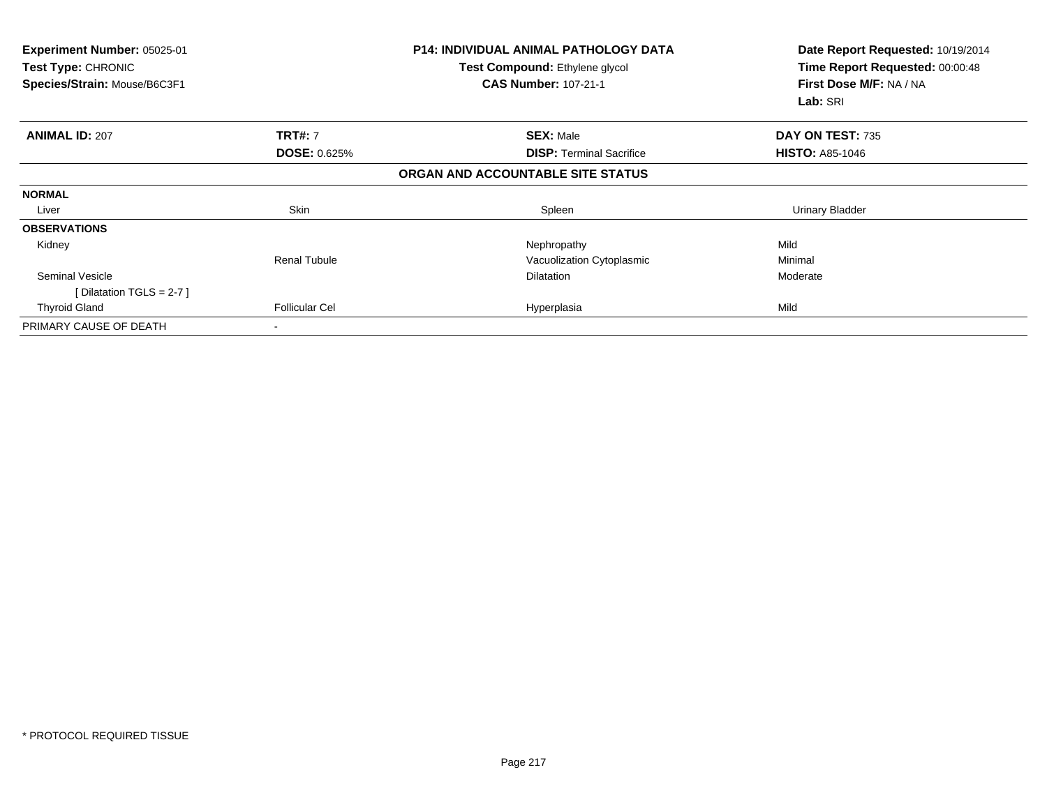**Experiment Number:** 05025-01
**Test Type:** CHRONIC
**Species/Strain:** Mouse/B6C3F1

**P14: INDIVIDUAL ANIMAL PATHOLOGY DATA**
**Test Compound:** Ethylene glycol
**CAS Number:** 107-21-1

**Date Report Requested:** 10/19/2014
**Time Report Requested:** 00:00:48
**First Dose M/F:** NA / NA
**Lab:** SRI

| **ANIMAL ID:** 207 | **TRT#:** 7 | **SEX:** Male | **DAY ON TEST:** 735 |
|---|---|---|---|
| | **DOSE:** 0.625% | **DISP:** Terminal Sacrifice | **HISTO:** A85-1046 |

**ORGAN AND ACCOUNTABLE SITE STATUS**

| | | | |
|---|---|---|---|
| **NORMAL** | | | |
| Liver | Skin | Spleen | Urinary Bladder |
| **OBSERVATIONS** | | | |
| Kidney | | Nephropathy | Mild |
| | Renal Tubule | Vacuolization Cytoplasmic | Minimal |
| Seminal Vesicle | | Dilatation | Moderate |
| [ Dilatation TGLS = 2-7 ] | | | |
| Thyroid Gland | Follicular Cel | Hyperplasia | Mild |
| PRIMARY CAUSE OF DEATH | - | | |

* PROTOCOL REQUIRED TISSUE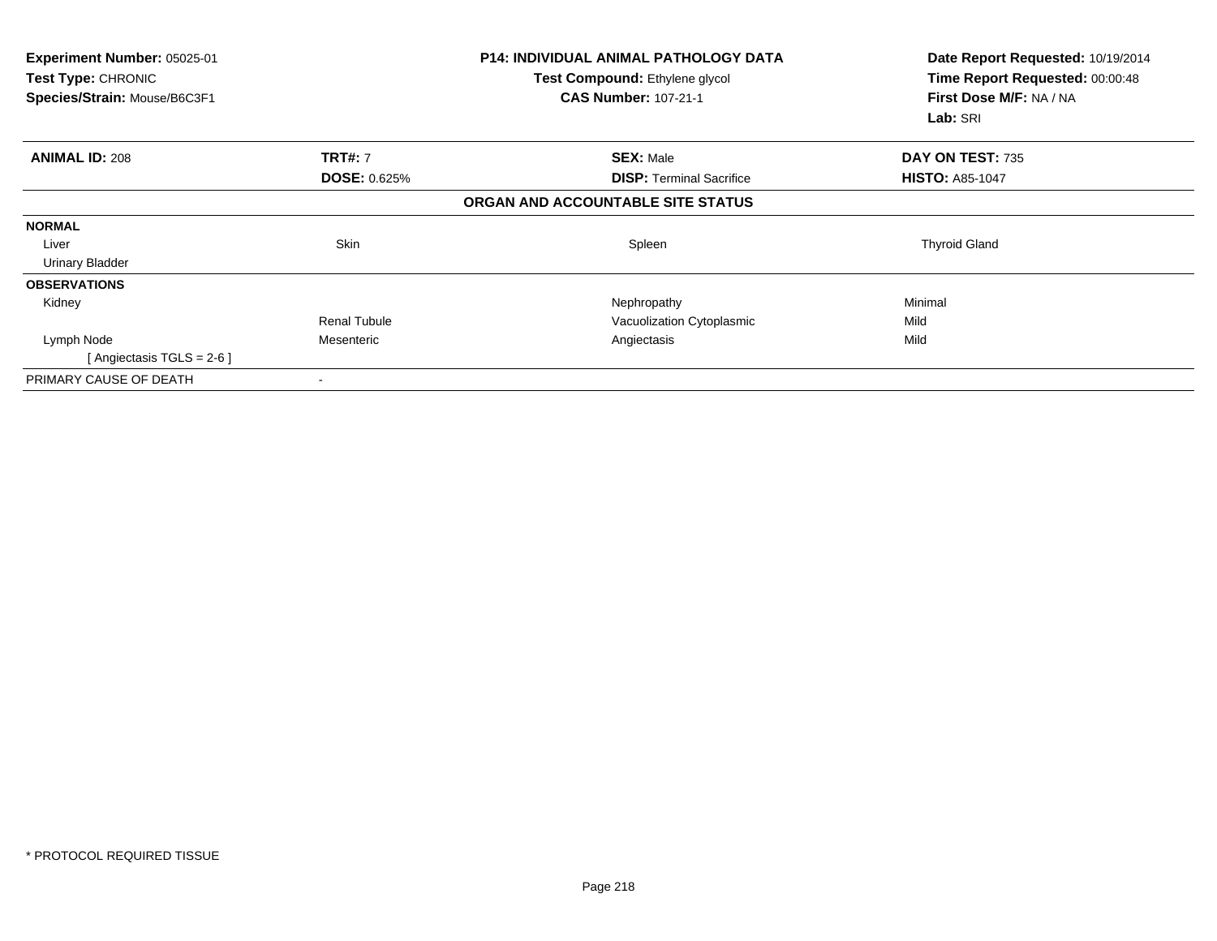**Experiment Number:** 05025-01
**Test Type:** CHRONIC
**Species/Strain:** Mouse/B6C3F1

**P14: INDIVIDUAL ANIMAL PATHOLOGY DATA**
**Test Compound:** Ethylene glycol
**CAS Number:** 107-21-1

**Date Report Requested:** 10/19/2014
**Time Report Requested:** 00:00:48
**First Dose M/F:** NA / NA
**Lab:** SRI

| **ANIMAL ID:** 208 | **TRT#:** 7 | **SEX:** Male | **DAY ON TEST:** 735 |
|---|---|---|---|
| | **DOSE:** 0.625% | **DISP:** Terminal Sacrifice | **HISTO:** A85-1047 |

**ORGAN AND ACCOUNTABLE SITE STATUS**

| | | | |
|---|---|---|---|
| **NORMAL** | | | |
| Liver | Skin | Spleen | Thyroid Gland |
| Urinary Bladder | | | |
| **OBSERVATIONS** | | | |
| Kidney | | Nephropathy | Minimal |
| | Renal Tubule | Vacuolization Cytoplasmic | Mild |
| Lymph Node | Mesenteric | Angiectasis | Mild |
| [ Angiectasis TGLS = 2-6 ] | | | |
| PRIMARY CAUSE OF DEATH | - | | |

* PROTOCOL REQUIRED TISSUE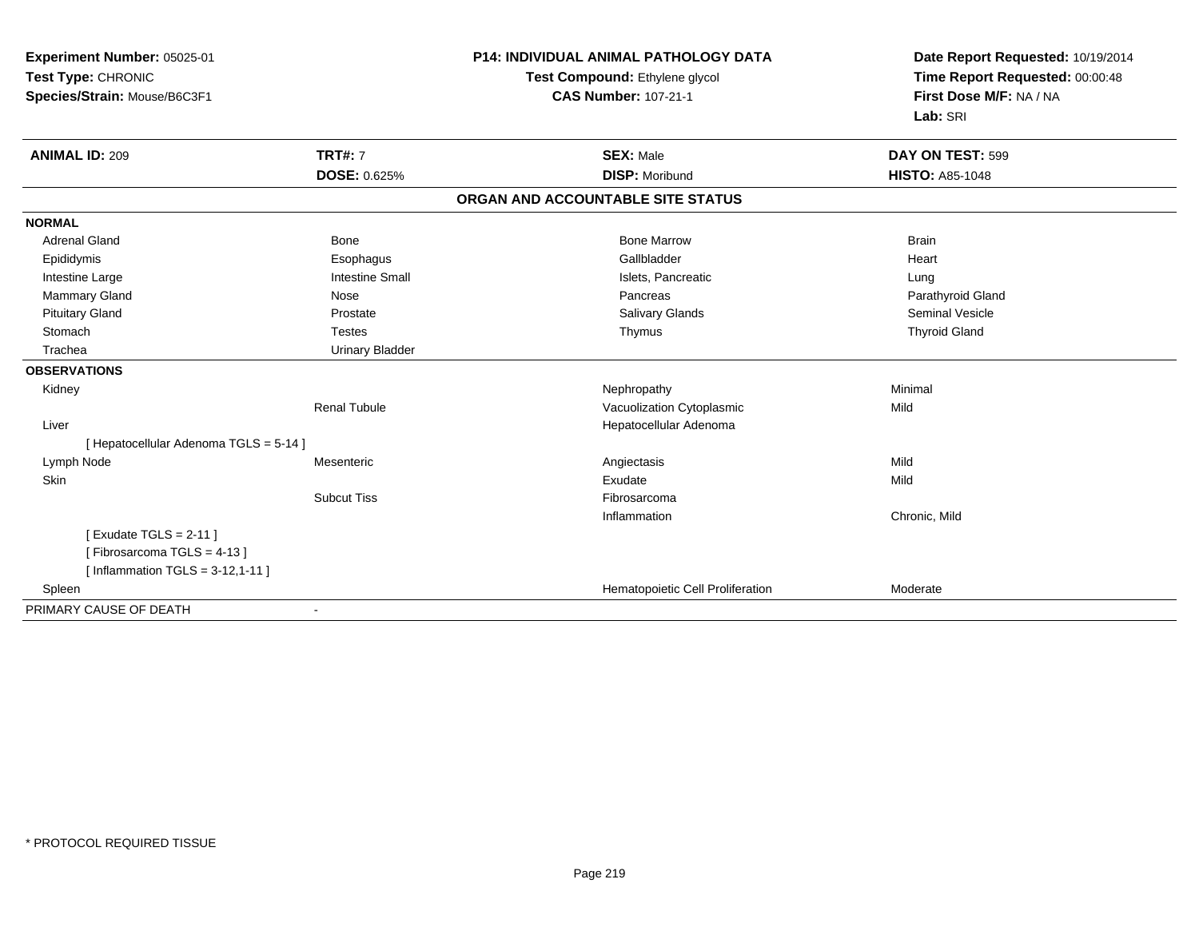**Experiment Number:** 05025-01
**Test Type:** CHRONIC
**Species/Strain:** Mouse/B6C3F1

**P14: INDIVIDUAL ANIMAL PATHOLOGY DATA**
**Test Compound:** Ethylene glycol
**CAS Number:** 107-21-1

**Date Report Requested:** 10/19/2014
**Time Report Requested:** 00:00:48
**First Dose M/F:** NA / NA
**Lab:** SRI

| **ANIMAL ID:** 209 | **TRT#:** 7 | **SEX:** Male | **DAY ON TEST:** 599 |
|---|---|---|---|
| | **DOSE:** 0.625% | **DISP:** Moribund | **HISTO:** A85-1048 |

## ORGAN AND ACCOUNTABLE SITE STATUS

| | | | |
|---|---|---|---|
| **NORMAL** | | | |
| Adrenal Gland | Bone | Bone Marrow | Brain |
| Epididymis | Esophagus | Gallbladder | Heart |
| Intestine Large | Intestine Small | Islets, Pancreatic | Lung |
| Mammary Gland | Nose | Pancreas | Parathyroid Gland |
| Pituitary Gland | Prostate | Salivary Glands | Seminal Vesicle |
| Stomach | Testes | Thymus | Thyroid Gland |
| Trachea | Urinary Bladder | | |
| **OBSERVATIONS** | | | |
| Kidney | | Nephropathy | Minimal |
| | Renal Tubule | Vacuolization Cytoplasmic | Mild |
| Liver | | Hepatocellular Adenoma | |
| [ Hepatocellular Adenoma TGLS = 5-14 ] | | | |
| Lymph Node | Mesenteric | Angiectasis | Mild |
| Skin | | Exudate | Mild |
| | Subcut Tiss | Fibrosarcoma | |
| | | Inflammation | Chronic, Mild |
| [ Exudate TGLS = 2-11 ] | | | |
| [ Fibrosarcoma TGLS = 4-13 ] | | | |
| [ Inflammation TGLS = 3-12,1-11 ] | | | |
| Spleen | | Hematopoietic Cell Proliferation | Moderate |
| PRIMARY CAUSE OF DEATH | - | | |

* PROTOCOL REQUIRED TISSUE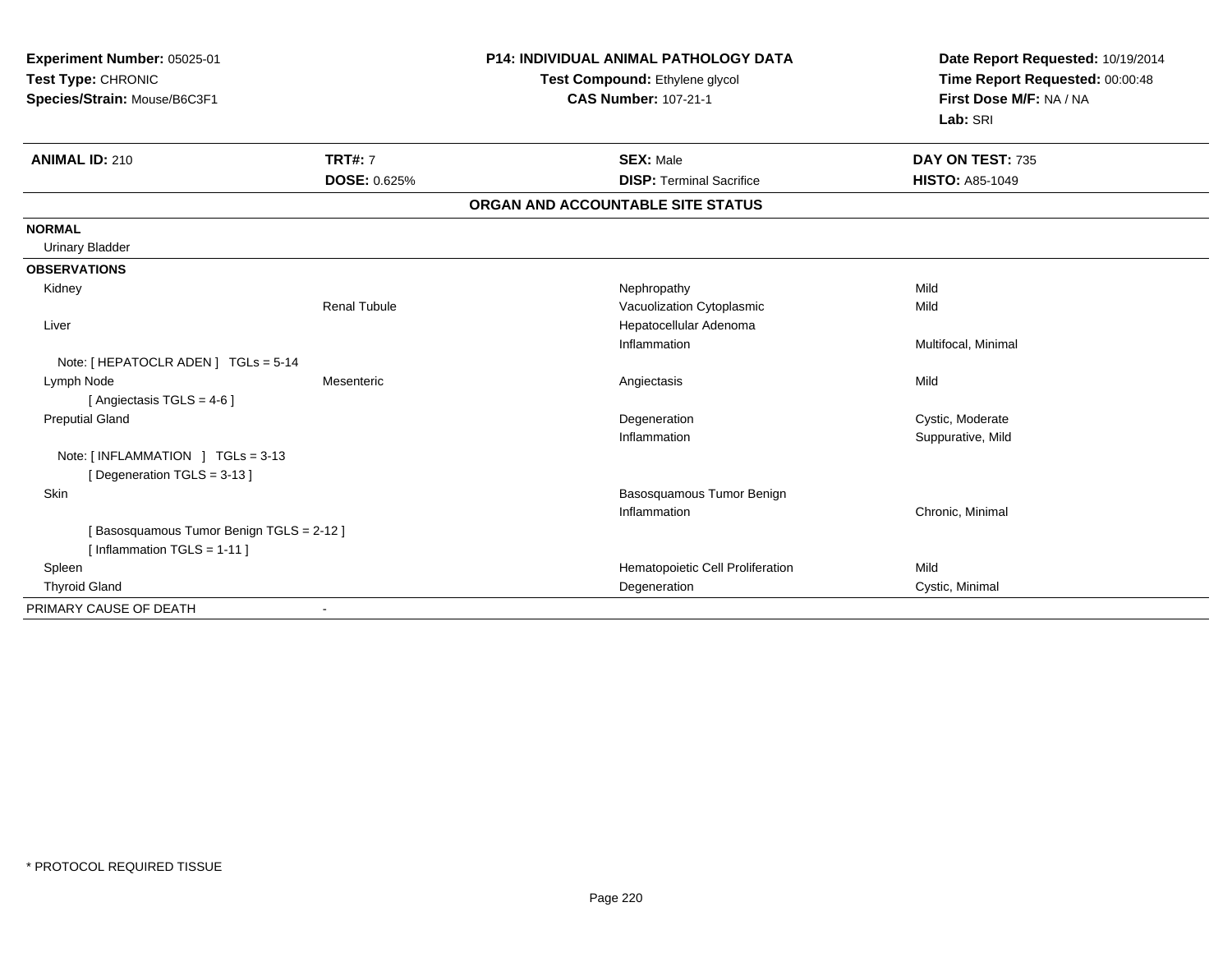**Experiment Number:** 05025-01
**Test Type:** CHRONIC
**Species/Strain:** Mouse/B6C3F1

**P14: INDIVIDUAL ANIMAL PATHOLOGY DATA**
**Test Compound:** Ethylene glycol
**CAS Number:** 107-21-1

**Date Report Requested:** 10/19/2014
**Time Report Requested:** 00:00:48
**First Dose M/F:** NA / NA
**Lab:** SRI

| **ANIMAL ID:** 210 | **TRT#:** 7 | **SEX:** Male | **DAY ON TEST:** 735 |
|---|---|---|---|
| | **DOSE:** 0.625% | **DISP:** Terminal Sacrifice | **HISTO:** A85-1049 |

## ORGAN AND ACCOUNTABLE SITE STATUS

| | | | |
|---|---|---|---|
| **NORMAL** | | | |
| Urinary Bladder | | | |
| **OBSERVATIONS** | | | |
| Kidney | | Nephropathy | Mild |
| | Renal Tubule | Vacuolization Cytoplasmic | Mild |
| Liver | | Hepatocellular Adenoma | |
| | | Inflammation | Multifocal, Minimal |
| Note: [ HEPATOCLR ADEN ] TGLs = 5-14 | | | |
| Lymph Node | Mesenteric | Angiectasis | Mild |
| [ Angiectasis TGLS = 4-6 ] | | | |
| Preputial Gland | | Degeneration | Cystic, Moderate |
| | | Inflammation | Suppurative, Mild |
| Note: [ INFLAMMATION ] TGLs = 3-13 | | | |
| [ Degeneration TGLS = 3-13 ] | | | |
| Skin | | Basosquamous Tumor Benign | |
| | | Inflammation | Chronic, Minimal |
| [ Basosquamous Tumor Benign TGLS = 2-12 ] | | | |
| [ Inflammation TGLS = 1-11 ] | | | |
| Spleen | | Hematopoietic Cell Proliferation | Mild |
| Thyroid Gland | | Degeneration | Cystic, Minimal |
| PRIMARY CAUSE OF DEATH | - | | |

* PROTOCOL REQUIRED TISSUE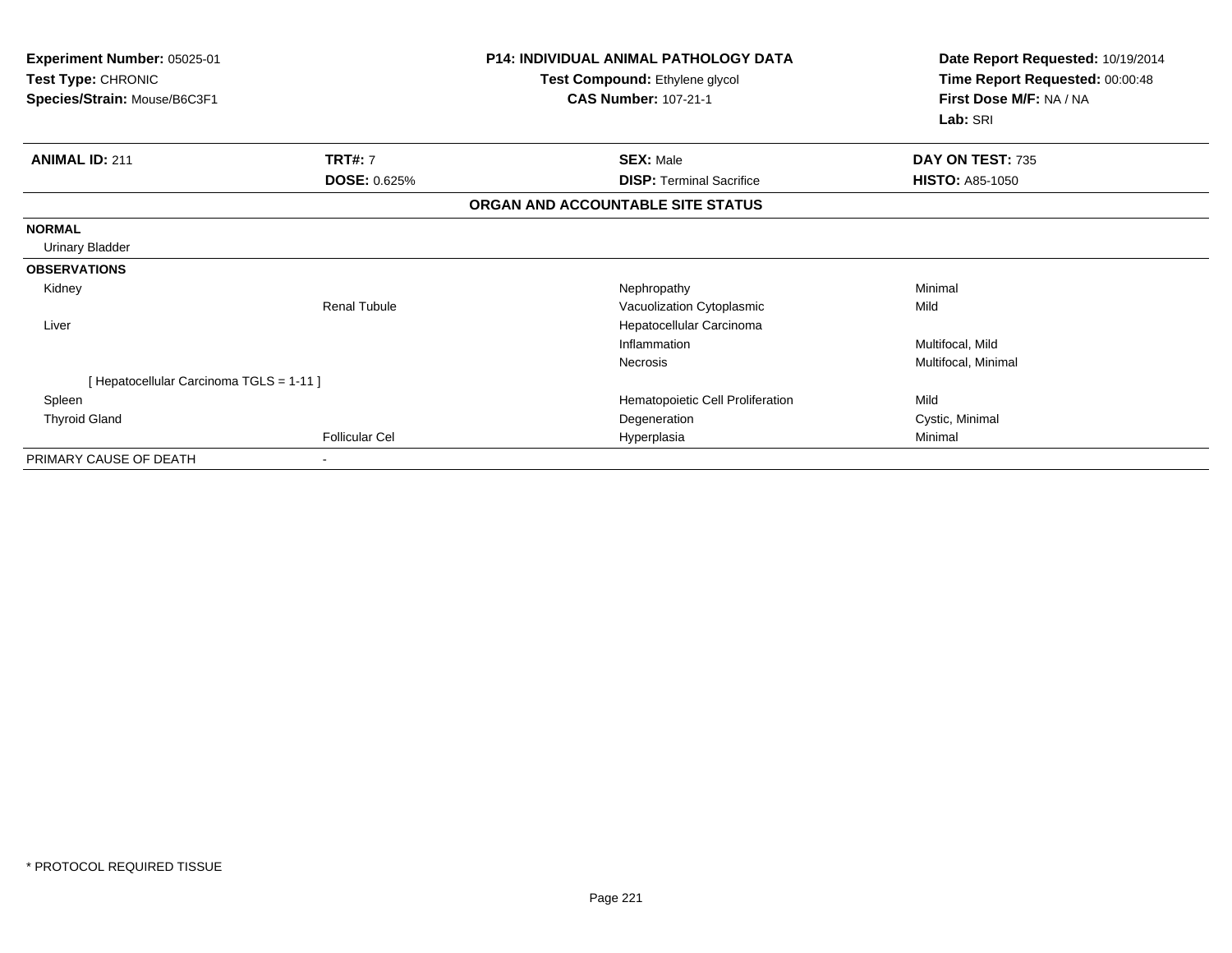**Experiment Number:** 05025-01
**Test Type:** CHRONIC
**Species/Strain:** Mouse/B6C3F1

**P14: INDIVIDUAL ANIMAL PATHOLOGY DATA**
**Test Compound:** Ethylene glycol
**CAS Number:** 107-21-1

**Date Report Requested:** 10/19/2014
**Time Report Requested:** 00:00:48
**First Dose M/F:** NA / NA
**Lab:** SRI

| **ANIMAL ID:** 211 | **TRT#:** 7 | **SEX:** Male | **DAY ON TEST:** 735 |
|---|---|---|---|
| | **DOSE:** 0.625% | **DISP:** Terminal Sacrifice | **HISTO:** A85-1050 |

**ORGAN AND ACCOUNTABLE SITE STATUS**

| | | | |
|---|---|---|---|
| **NORMAL** | | | |
| Urinary Bladder | | | |
| **OBSERVATIONS** | | | |
| Kidney | | Nephropathy | Minimal |
| | Renal Tubule | Vacuolization Cytoplasmic | Mild |
| Liver | | Hepatocellular Carcinoma | |
| | | Inflammation | Multifocal, Mild |
| | | Necrosis | Multifocal, Minimal |
| [ Hepatocellular Carcinoma TGLS = 1-11 ] | | | |
| Spleen | | Hematopoietic Cell Proliferation | Mild |
| Thyroid Gland | | Degeneration | Cystic, Minimal |
| | Follicular Cel | Hyperplasia | Minimal |
| PRIMARY CAUSE OF DEATH | - | | |

* PROTOCOL REQUIRED TISSUE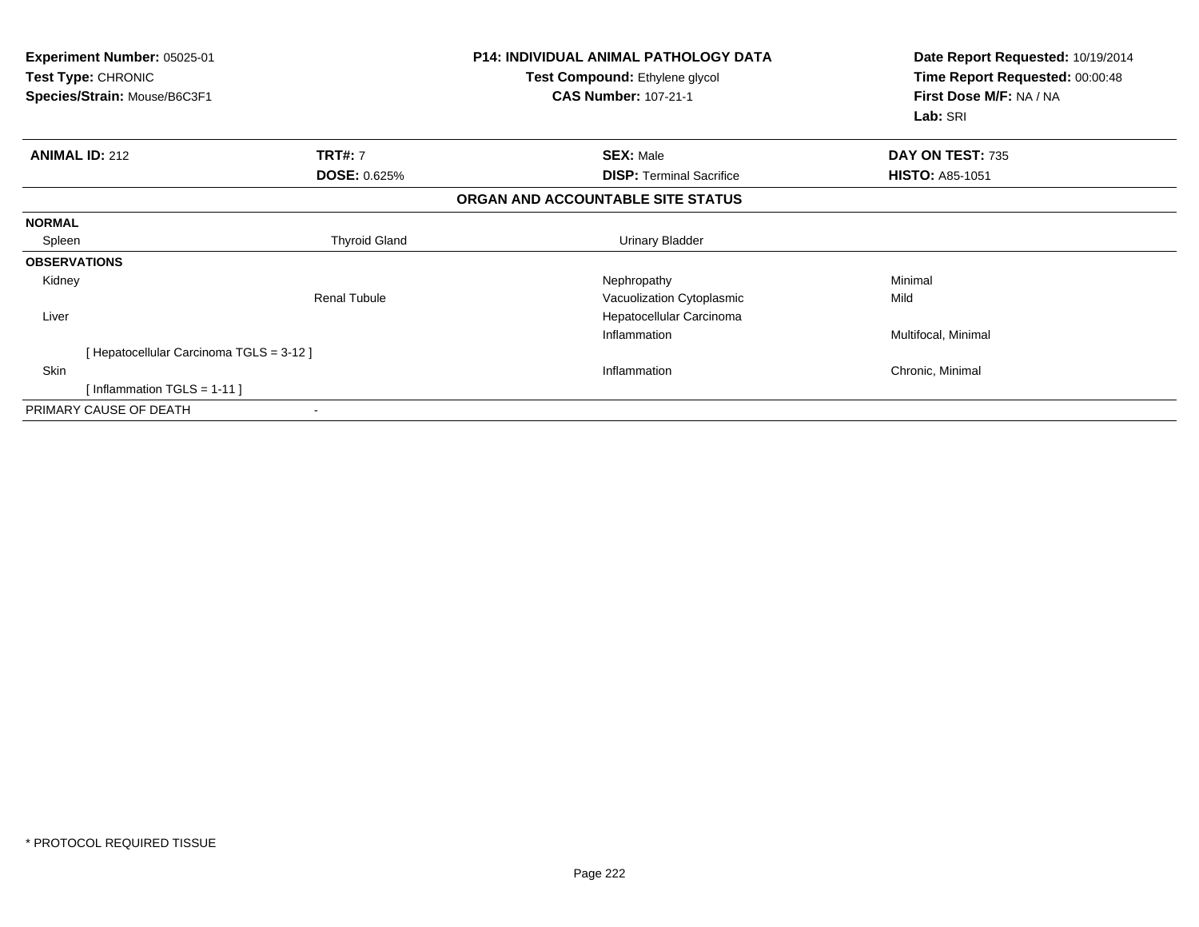**Experiment Number:** 05025-01
**Test Type:** CHRONIC
**Species/Strain:** Mouse/B6C3F1

**P14: INDIVIDUAL ANIMAL PATHOLOGY DATA**
**Test Compound:** Ethylene glycol
**CAS Number:** 107-21-1

**Date Report Requested:** 10/19/2014
**Time Report Requested:** 00:00:48
**First Dose M/F:** NA / NA
**Lab:** SRI

| **ANIMAL ID:** 212 | **TRT#:** 7 | **SEX:** Male | **DAY ON TEST:** 735 |
|---|---|---|---|
| | **DOSE:** 0.625% | **DISP:** Terminal Sacrifice | **HISTO:** A85-1051 |

## ORGAN AND ACCOUNTABLE SITE STATUS

| | | | |
|---|---|---|---|
| **NORMAL** | | | |
| Spleen | Thyroid Gland | Urinary Bladder | |
| **OBSERVATIONS** | | | |
| Kidney | | Nephropathy | Minimal |
| | Renal Tubule | Vacuolization Cytoplasmic | Mild |
| Liver | | Hepatocellular Carcinoma | |
| | | Inflammation | Multifocal, Minimal |
| [ Hepatocellular Carcinoma TGLS = 3-12 ] | | | |
| Skin | | Inflammation | Chronic, Minimal |
| [ Inflammation TGLS = 1-11 ] | | | |
| PRIMARY CAUSE OF DEATH | - | | |

* PROTOCOL REQUIRED TISSUE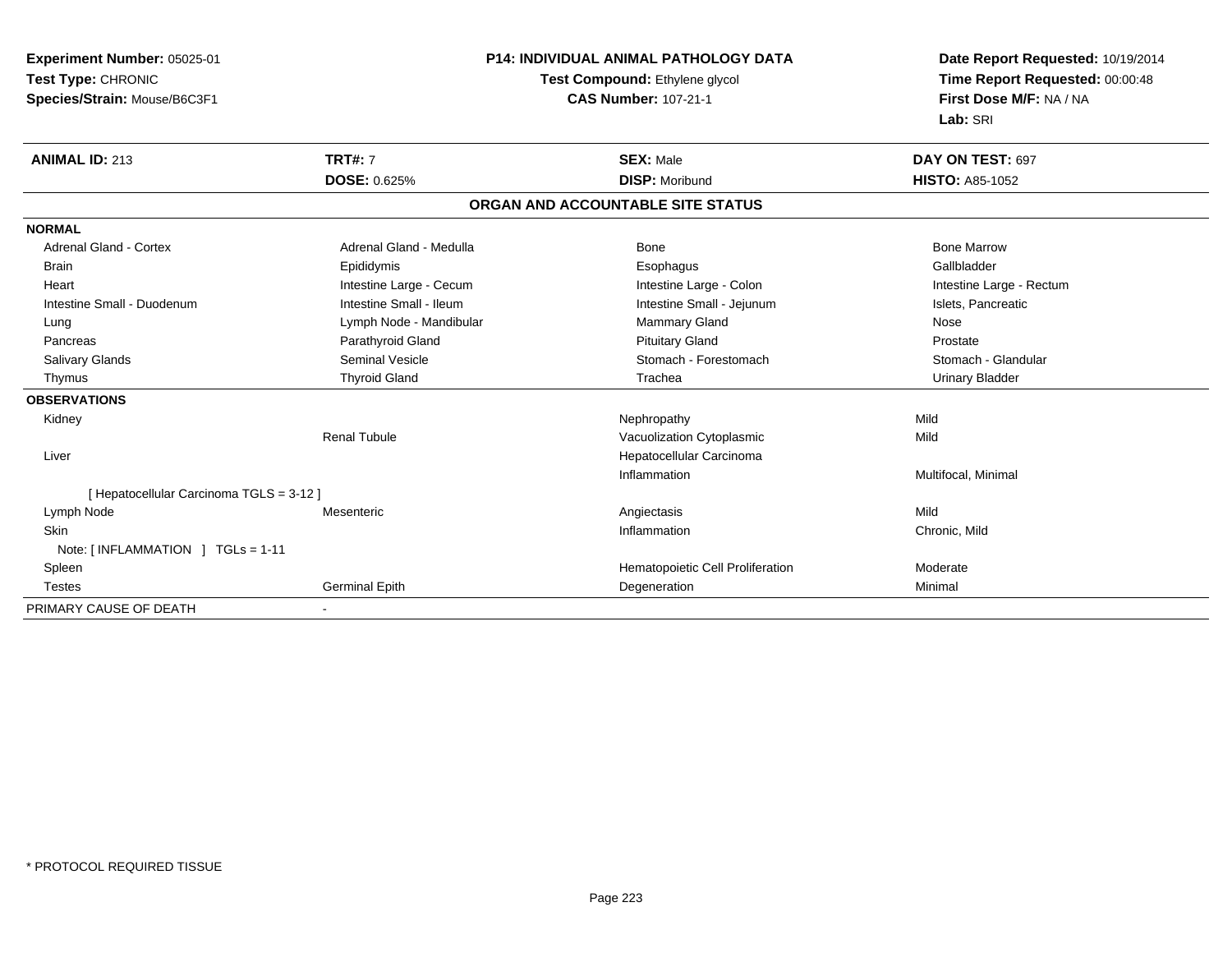**Experiment Number:** 05025-01
**Test Type:** CHRONIC
**Species/Strain:** Mouse/B6C3F1

**P14: INDIVIDUAL ANIMAL PATHOLOGY DATA**
**Test Compound:** Ethylene glycol
**CAS Number:** 107-21-1

**Date Report Requested:** 10/19/2014
**Time Report Requested:** 00:00:48
**First Dose M/F:** NA / NA
**Lab:** SRI

| **ANIMAL ID:** 213 | **TRT#:** 7 | **SEX:** Male | **DAY ON TEST:** 697 |
|---|---|---|---|
| | **DOSE:** 0.625% | **DISP:** Moribund | **HISTO:** A85-1052 |

## ORGAN AND ACCOUNTABLE SITE STATUS

**NORMAL**

| | | | |
|---|---|---|---|
| Adrenal Gland - Cortex | Adrenal Gland - Medulla | Bone | Bone Marrow |
| Brain | Epididymis | Esophagus | Gallbladder |
| Heart | Intestine Large - Cecum | Intestine Large - Colon | Intestine Large - Rectum |
| Intestine Small - Duodenum | Intestine Small - Ileum | Intestine Small - Jejunum | Islets, Pancreatic |
| Lung | Lymph Node - Mandibular | Mammary Gland | Nose |
| Pancreas | Parathyroid Gland | Pituitary Gland | Prostate |
| Salivary Glands | Seminal Vesicle | Stomach - Forestomach | Stomach - Glandular |
| Thymus | Thyroid Gland | Trachea | Urinary Bladder |

**OBSERVATIONS**

| | | | |
|---|---|---|---|
| Kidney | | Nephropathy | Mild |
| | Renal Tubule | Vacuolization Cytoplasmic | Mild |
| Liver | | Hepatocellular Carcinoma | |
| | | Inflammation | Multifocal, Minimal |
| [ Hepatocellular Carcinoma TGLS = 3-12 ] | | | |
| Lymph Node | Mesenteric | Angiectasis | Mild |
| Skin | | Inflammation | Chronic, Mild |
| Note: [ INFLAMMATION ] TGLs = 1-11 | | | |
| Spleen | | Hematopoietic Cell Proliferation | Moderate |
| Testes | Germinal Epith | Degeneration | Minimal |

PRIMARY CAUSE OF DEATH -

* PROTOCOL REQUIRED TISSUE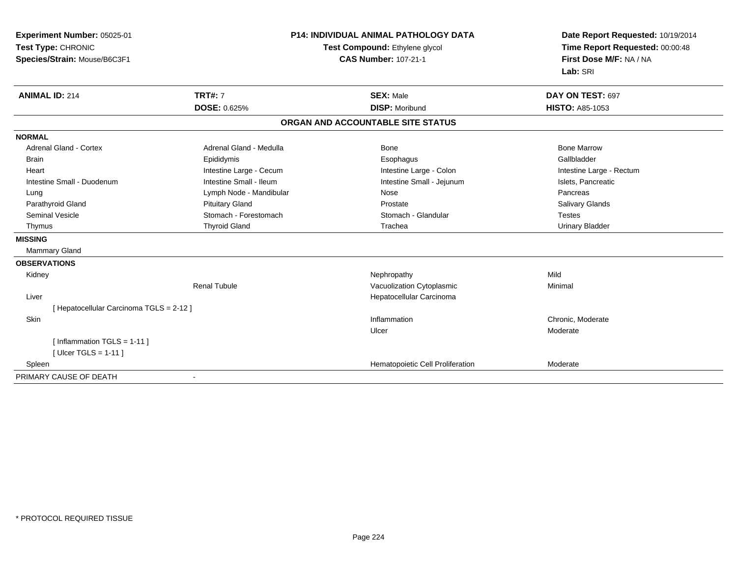**Experiment Number:** 05025-01
**Test Type:** CHRONIC
**Species/Strain:** Mouse/B6C3F1

**P14: INDIVIDUAL ANIMAL PATHOLOGY DATA**
**Test Compound:** Ethylene glycol
**CAS Number:** 107-21-1

**Date Report Requested:** 10/19/2014
**Time Report Requested:** 00:00:48
**First Dose M/F:** NA / NA
**Lab:** SRI

| **ANIMAL ID:** 214 | **TRT#:** 7 | **SEX:** Male | **DAY ON TEST:** 697 |
|---|---|---|---|
| | **DOSE:** 0.625% | **DISP:** Moribund | **HISTO:** A85-1053 |

## ORGAN AND ACCOUNTABLE SITE STATUS

| | | | |
|---|---|---|---|
| **NORMAL** | | | |
| Adrenal Gland - Cortex | Adrenal Gland - Medulla | Bone | Bone Marrow |
| Brain | Epididymis | Esophagus | Gallbladder |
| Heart | Intestine Large - Cecum | Intestine Large - Colon | Intestine Large - Rectum |
| Intestine Small - Duodenum | Intestine Small - Ileum | Intestine Small - Jejunum | Islets, Pancreatic |
| Lung | Lymph Node - Mandibular | Nose | Pancreas |
| Parathyroid Gland | Pituitary Gland | Prostate | Salivary Glands |
| Seminal Vesicle | Stomach - Forestomach | Stomach - Glandular | Testes |
| Thymus | Thyroid Gland | Trachea | Urinary Bladder |
| **MISSING** | | | |
| Mammary Gland | | | |
| **OBSERVATIONS** | | | |
| Kidney | | Nephropathy | Mild |
| | Renal Tubule | Vacuolization Cytoplasmic | Minimal |
| Liver | | Hepatocellular Carcinoma | |
| [ Hepatocellular Carcinoma TGLS = 2-12 ] | | | |
| Skin | | Inflammation | Chronic, Moderate |
| | | Ulcer | Moderate |
| [ Inflammation TGLS = 1-11 ] | | | |
| [ Ulcer TGLS = 1-11 ] | | | |
| Spleen | | Hematopoietic Cell Proliferation | Moderate |
| PRIMARY CAUSE OF DEATH | - | | |

* PROTOCOL REQUIRED TISSUE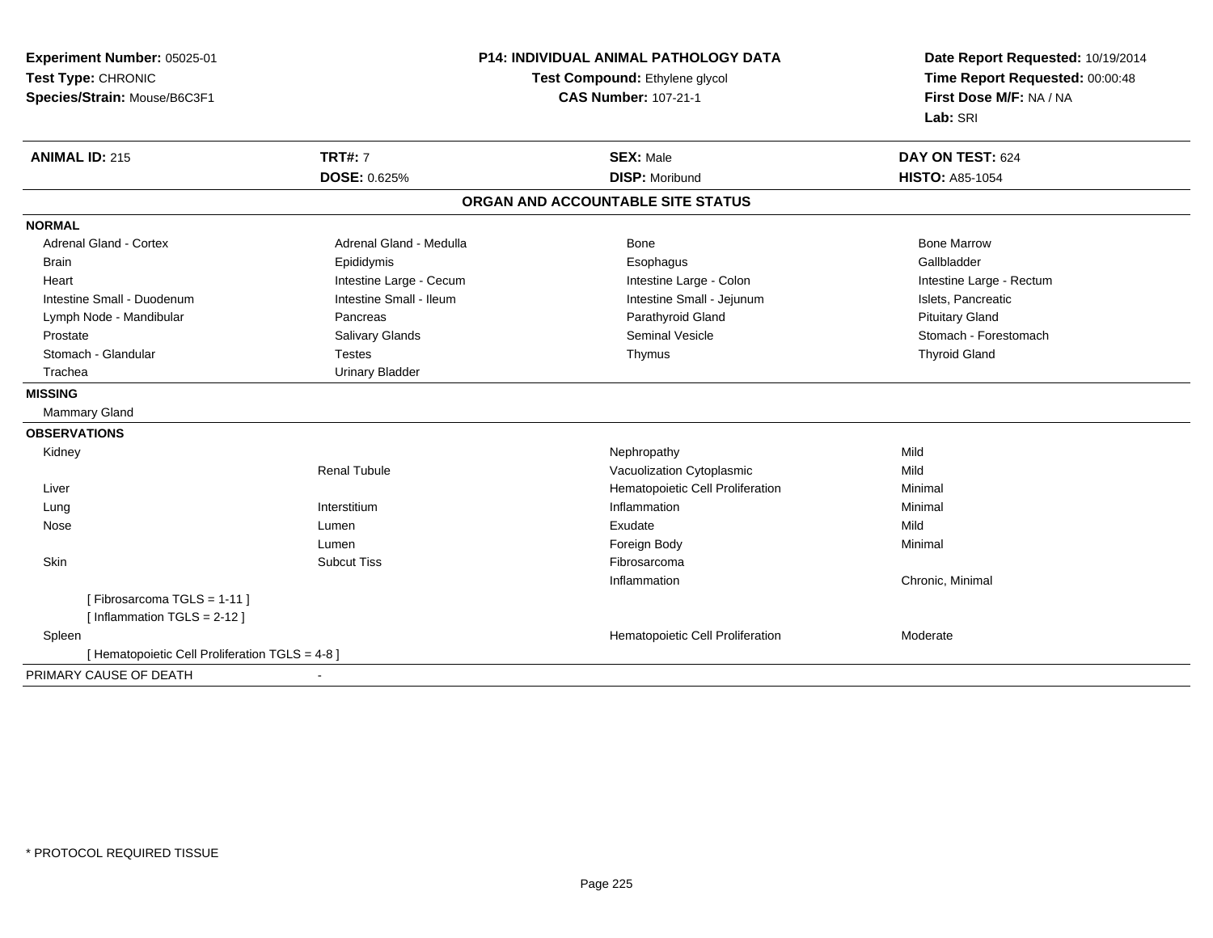**Experiment Number:** 05025-01
**Test Type:** CHRONIC
**Species/Strain:** Mouse/B6C3F1

**P14: INDIVIDUAL ANIMAL PATHOLOGY DATA**
**Test Compound:** Ethylene glycol
**CAS Number:** 107-21-1

**Date Report Requested:** 10/19/2014
**Time Report Requested:** 00:00:48
**First Dose M/F:** NA / NA
**Lab:** SRI

| **ANIMAL ID:** 215 | **TRT#:** 7 | **SEX:** Male | **DAY ON TEST:** 624 |
|---|---|---|---|
| | **DOSE:** 0.625% | **DISP:** Moribund | **HISTO:** A85-1054 |

## ORGAN AND ACCOUNTABLE SITE STATUS

**NORMAL**

| | | | |
|---|---|---|---|
| Adrenal Gland - Cortex | Adrenal Gland - Medulla | Bone | Bone Marrow |
| Brain | Epididymis | Esophagus | Gallbladder |
| Heart | Intestine Large - Cecum | Intestine Large - Colon | Intestine Large - Rectum |
| Intestine Small - Duodenum | Intestine Small - Ileum | Intestine Small - Jejunum | Islets, Pancreatic |
| Lymph Node - Mandibular | Pancreas | Parathyroid Gland | Pituitary Gland |
| Prostate | Salivary Glands | Seminal Vesicle | Stomach - Forestomach |
| Stomach - Glandular | Testes | Thymus | Thyroid Gland |
| Trachea | Urinary Bladder | | |

**MISSING**

Mammary Gland

**OBSERVATIONS**

| | | | |
|---|---|---|---|
| Kidney | | Nephropathy | Mild |
| | Renal Tubule | Vacuolization Cytoplasmic | Mild |
| Liver | | Hematopoietic Cell Proliferation | Minimal |
| Lung | Interstitium | Inflammation | Minimal |
| Nose | Lumen | Exudate | Mild |
| | Lumen | Foreign Body | Minimal |
| Skin | Subcut Tiss | Fibrosarcoma | |
| | | Inflammation | Chronic, Minimal |
| [ Fibrosarcoma TGLS = 1-11 ] | | | |
| [ Inflammation TGLS = 2-12 ] | | | |
| Spleen | | Hematopoietic Cell Proliferation | Moderate |
| [ Hematopoietic Cell Proliferation TGLS = 4-8 ] | | | |

PRIMARY CAUSE OF DEATH -

\* PROTOCOL REQUIRED TISSUE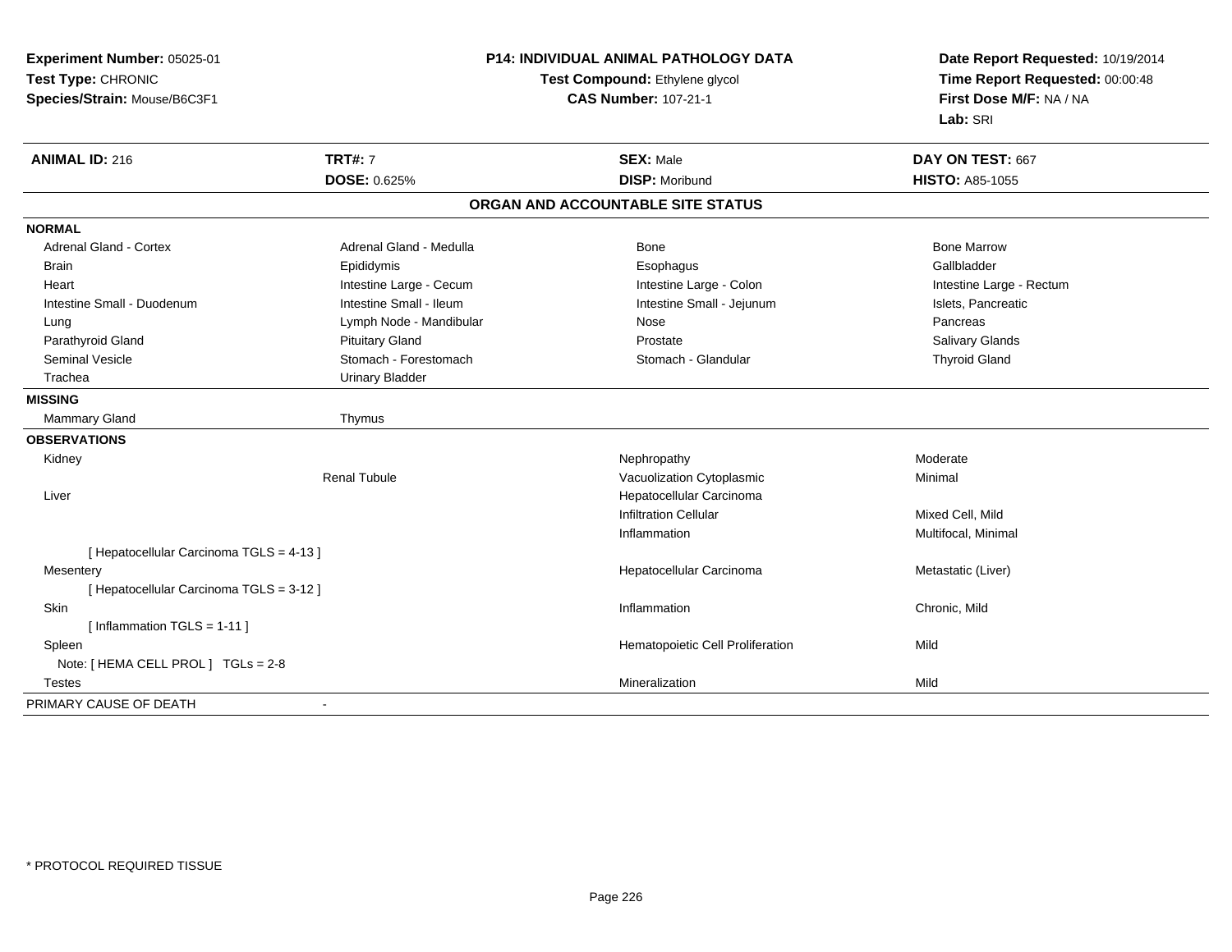**Experiment Number:** 05025-01
**Test Type:** CHRONIC
**Species/Strain:** Mouse/B6C3F1

**P14: INDIVIDUAL ANIMAL PATHOLOGY DATA**
**Test Compound:** Ethylene glycol
**CAS Number:** 107-21-1

**Date Report Requested:** 10/19/2014
**Time Report Requested:** 00:00:48
**First Dose M/F:** NA / NA
**Lab:** SRI

| **ANIMAL ID:** 216 | **TRT#:** 7 | **SEX:** Male | **DAY ON TEST:** 667 |
|---|---|---|---|
| | **DOSE:** 0.625% | **DISP:** Moribund | **HISTO:** A85-1055 |

## ORGAN AND ACCOUNTABLE SITE STATUS

| | | | |
|---|---|---|---|
| **NORMAL** | | | |
| Adrenal Gland - Cortex | Adrenal Gland - Medulla | Bone | Bone Marrow |
| Brain | Epididymis | Esophagus | Gallbladder |
| Heart | Intestine Large - Cecum | Intestine Large - Colon | Intestine Large - Rectum |
| Intestine Small - Duodenum | Intestine Small - Ileum | Intestine Small - Jejunum | Islets, Pancreatic |
| Lung | Lymph Node - Mandibular | Nose | Pancreas |
| Parathyroid Gland | Pituitary Gland | Prostate | Salivary Glands |
| Seminal Vesicle | Stomach - Forestomach | Stomach - Glandular | Thyroid Gland |
| Trachea | Urinary Bladder | | |
| **MISSING** | | | |
| Mammary Gland | Thymus | | |
| **OBSERVATIONS** | | | |
| Kidney | | Nephropathy | Moderate |
| | Renal Tubule | Vacuolization Cytoplasmic | Minimal |
| Liver | | Hepatocellular Carcinoma | |
| | | Infiltration Cellular | Mixed Cell, Mild |
| | | Inflammation | Multifocal, Minimal |
| [ Hepatocellular Carcinoma TGLS = 4-13 ] | | | |
| Mesentery | | Hepatocellular Carcinoma | Metastatic (Liver) |
| [ Hepatocellular Carcinoma TGLS = 3-12 ] | | | |
| Skin | | Inflammation | Chronic, Mild |
| [ Inflammation TGLS = 1-11 ] | | | |
| Spleen | | Hematopoietic Cell Proliferation | Mild |
| Note: [ HEMA CELL PROL ] TGLs = 2-8 | | | |
| Testes | | Mineralization | Mild |
| PRIMARY CAUSE OF DEATH | - | | |

* PROTOCOL REQUIRED TISSUE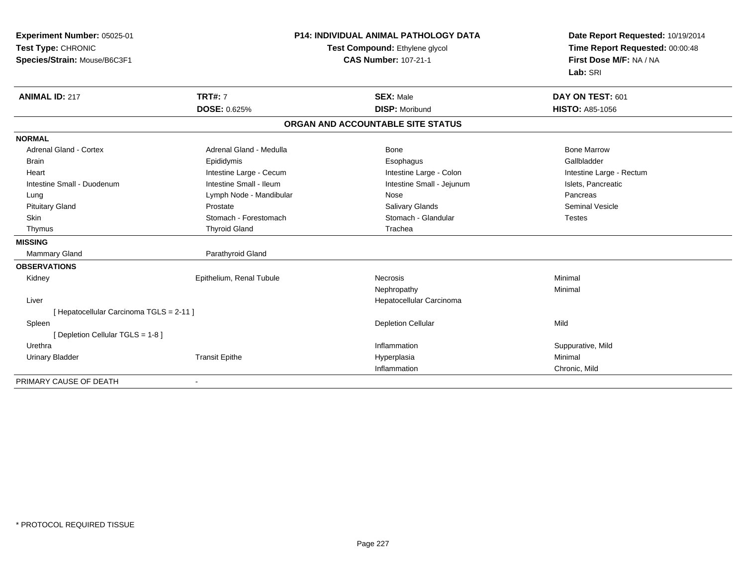**Experiment Number:** 05025-01
**Test Type:** CHRONIC
**Species/Strain:** Mouse/B6C3F1

**P14: INDIVIDUAL ANIMAL PATHOLOGY DATA**
**Test Compound:** Ethylene glycol
**CAS Number:** 107-21-1

**Date Report Requested:** 10/19/2014
**Time Report Requested:** 00:00:48
**First Dose M/F:** NA / NA
**Lab:** SRI

| **ANIMAL ID:** 217 | **TRT#:** 7 | **SEX:** Male | **DAY ON TEST:** 601 |
|---|---|---|---|
| | **DOSE:** 0.625% | **DISP:** Moribund | **HISTO:** A85-1056 |

## ORGAN AND ACCOUNTABLE SITE STATUS

| | | | |
|---|---|---|---|
| **NORMAL** | | | |
| Adrenal Gland - Cortex | Adrenal Gland - Medulla | Bone | Bone Marrow |
| Brain | Epididymis | Esophagus | Gallbladder |
| Heart | Intestine Large - Cecum | Intestine Large - Colon | Intestine Large - Rectum |
| Intestine Small - Duodenum | Intestine Small - Ileum | Intestine Small - Jejunum | Islets, Pancreatic |
| Lung | Lymph Node - Mandibular | Nose | Pancreas |
| Pituitary Gland | Prostate | Salivary Glands | Seminal Vesicle |
| Skin | Stomach - Forestomach | Stomach - Glandular | Testes |
| Thymus | Thyroid Gland | Trachea | |
| **MISSING** | | | |
| Mammary Gland | Parathyroid Gland | | |
| **OBSERVATIONS** | | | |
| Kidney | Epithelium, Renal Tubule | Necrosis | Minimal |
| | | Nephropathy | Minimal |
| Liver | | Hepatocellular Carcinoma | |
| [ Hepatocellular Carcinoma TGLS = 2-11 ] | | | |
| Spleen | | Depletion Cellular | Mild |
| [ Depletion Cellular TGLS = 1-8 ] | | | |
| Urethra | | Inflammation | Suppurative, Mild |
| Urinary Bladder | Transit Epithe | Hyperplasia | Minimal |
| | | Inflammation | Chronic, Mild |
| PRIMARY CAUSE OF DEATH | - | | |

* PROTOCOL REQUIRED TISSUE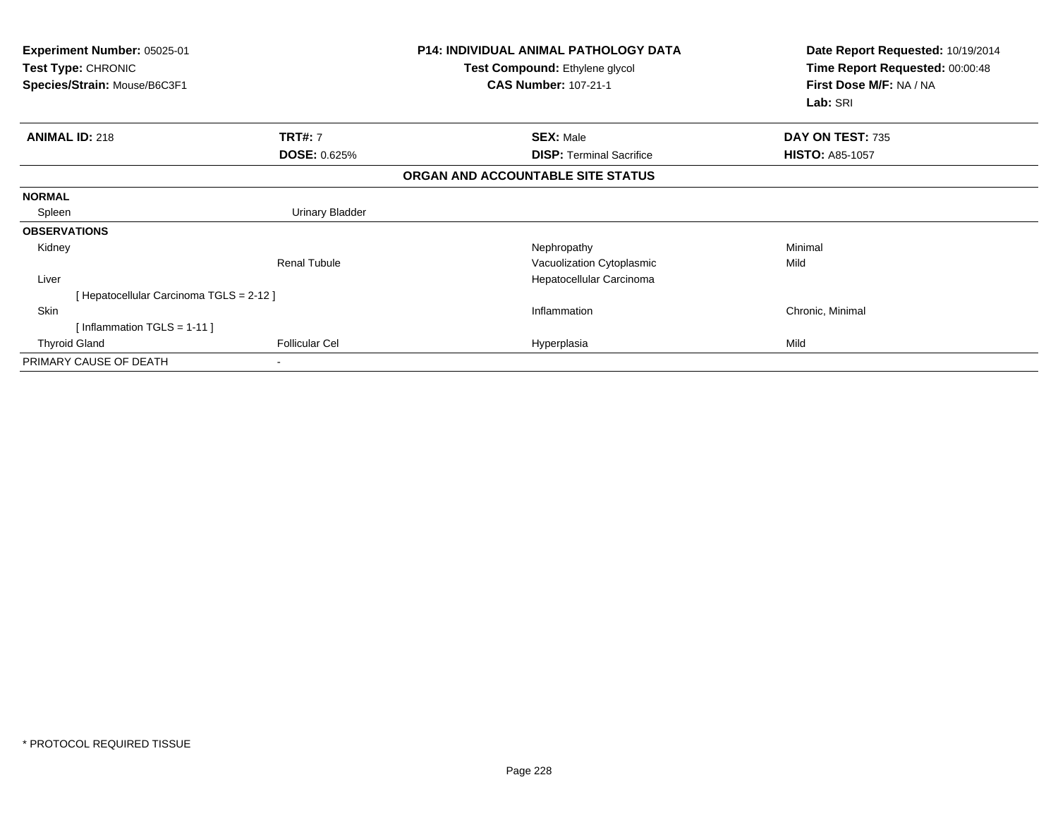**Experiment Number:** 05025-01
**Test Type:** CHRONIC
**Species/Strain:** Mouse/B6C3F1

**P14: INDIVIDUAL ANIMAL PATHOLOGY DATA**
**Test Compound:** Ethylene glycol
**CAS Number:** 107-21-1

**Date Report Requested:** 10/19/2014
**Time Report Requested:** 00:00:48
**First Dose M/F:** NA / NA
**Lab:** SRI

| **ANIMAL ID:** 218 | **TRT#:** 7 | **SEX:** Male | **DAY ON TEST:** 735 |
|---|---|---|---|
| | **DOSE:** 0.625% | **DISP:** Terminal Sacrifice | **HISTO:** A85-1057 |

**ORGAN AND ACCOUNTABLE SITE STATUS**

| | | | |
|---|---|---|---|
| **NORMAL** | | | |
| Spleen | Urinary Bladder | | |
| **OBSERVATIONS** | | | |
| Kidney | | Nephropathy | Minimal |
| | Renal Tubule | Vacuolization Cytoplasmic | Mild |
| Liver | | Hepatocellular Carcinoma | |
| [ Hepatocellular Carcinoma TGLS = 2-12 ] | | | |
| Skin | | Inflammation | Chronic, Minimal |
| [ Inflammation TGLS = 1-11 ] | | | |
| Thyroid Gland | Follicular Cel | Hyperplasia | Mild |
| PRIMARY CAUSE OF DEATH | - | | |

* PROTOCOL REQUIRED TISSUE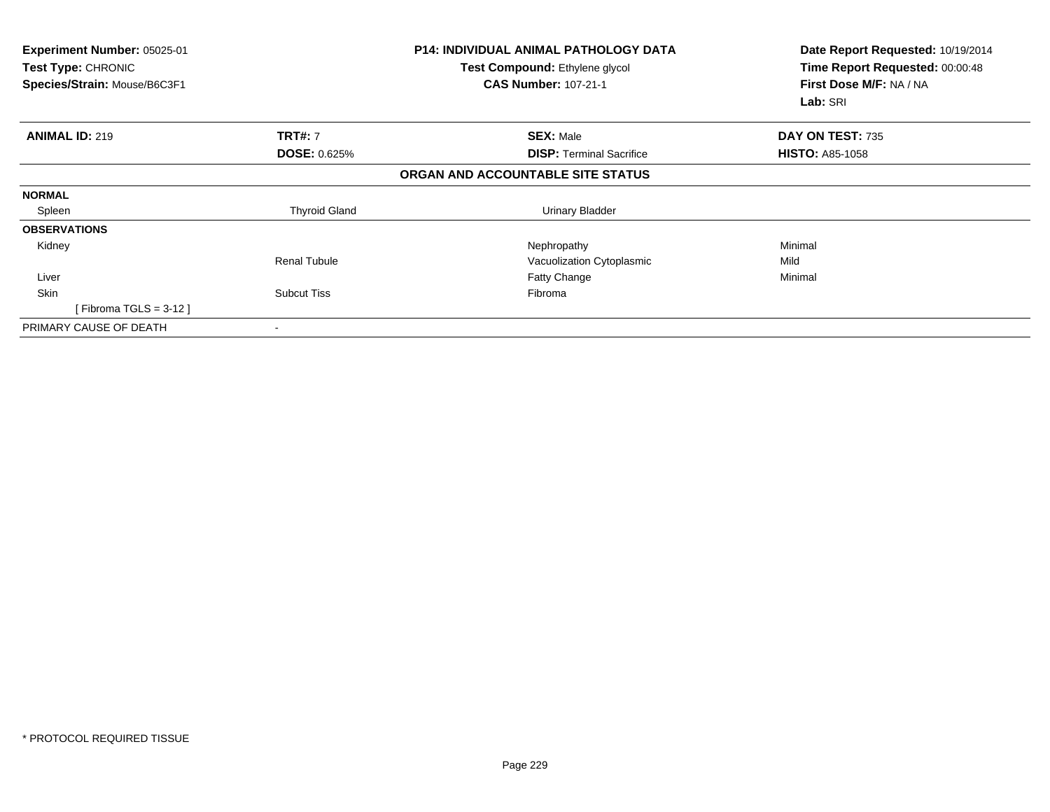**Experiment Number:** 05025-01
**Test Type:** CHRONIC
**Species/Strain:** Mouse/B6C3F1

**P14: INDIVIDUAL ANIMAL PATHOLOGY DATA**
**Test Compound:** Ethylene glycol
**CAS Number:** 107-21-1

**Date Report Requested:** 10/19/2014
**Time Report Requested:** 00:00:48
**First Dose M/F:** NA / NA
**Lab:** SRI

| **ANIMAL ID:** 219 | **TRT#:** 7 | **SEX:** Male | **DAY ON TEST:** 735 |
|---|---|---|---|
| | **DOSE:** 0.625% | **DISP:** Terminal Sacrifice | **HISTO:** A85-1058 |

## ORGAN AND ACCOUNTABLE SITE STATUS

| | | | |
|---|---|---|---|
| **NORMAL** | | | |
| Spleen | Thyroid Gland | Urinary Bladder | |
| **OBSERVATIONS** | | | |
| Kidney | | Nephropathy | Minimal |
| | Renal Tubule | Vacuolization Cytoplasmic | Mild |
| Liver | | Fatty Change | Minimal |
| Skin | Subcut Tiss | Fibroma | |
| [ Fibroma TGLS = 3-12 ] | | | |
| PRIMARY CAUSE OF DEATH | - | | |

* PROTOCOL REQUIRED TISSUE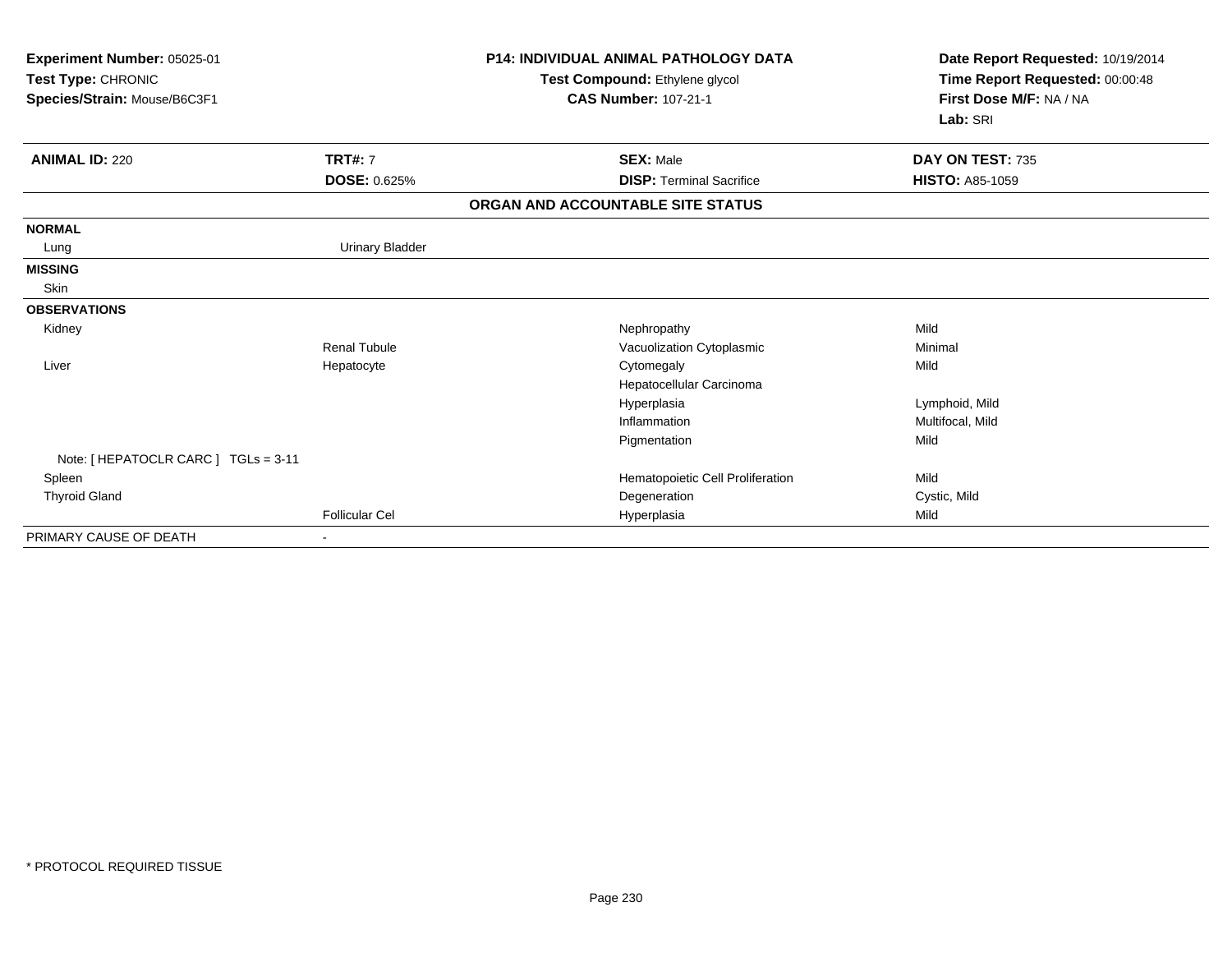**Experiment Number:** 05025-01
**Test Type:** CHRONIC
**Species/Strain:** Mouse/B6C3F1

**P14: INDIVIDUAL ANIMAL PATHOLOGY DATA**
**Test Compound:** Ethylene glycol
**CAS Number:** 107-21-1

**Date Report Requested:** 10/19/2014
**Time Report Requested:** 00:00:48
**First Dose M/F:** NA / NA
**Lab:** SRI

| **ANIMAL ID:** 220 | **TRT#:** 7 | **SEX:** Male | **DAY ON TEST:** 735 |
|---|---|---|---|
| | **DOSE:** 0.625% | **DISP:** Terminal Sacrifice | **HISTO:** A85-1059 |

**ORGAN AND ACCOUNTABLE SITE STATUS**

| | | | |
|---|---|---|---|
| **NORMAL** | | | |
| Lung | Urinary Bladder | | |
| **MISSING** | | | |
| Skin | | | |
| **OBSERVATIONS** | | | |
| Kidney | | Nephropathy | Mild |
| | Renal Tubule | Vacuolization Cytoplasmic | Minimal |
| Liver | Hepatocyte | Cytomegaly | Mild |
| | | Hepatocellular Carcinoma | |
| | | Hyperplasia | Lymphoid, Mild |
| | | Inflammation | Multifocal, Mild |
| | | Pigmentation | Mild |
| Note: [ HEPATOCLR CARC ] TGLs = 3-11 | | | |
| Spleen | | Hematopoietic Cell Proliferation | Mild |
| Thyroid Gland | | Degeneration | Cystic, Mild |
| | Follicular Cel | Hyperplasia | Mild |
| PRIMARY CAUSE OF DEATH | - | | |

* PROTOCOL REQUIRED TISSUE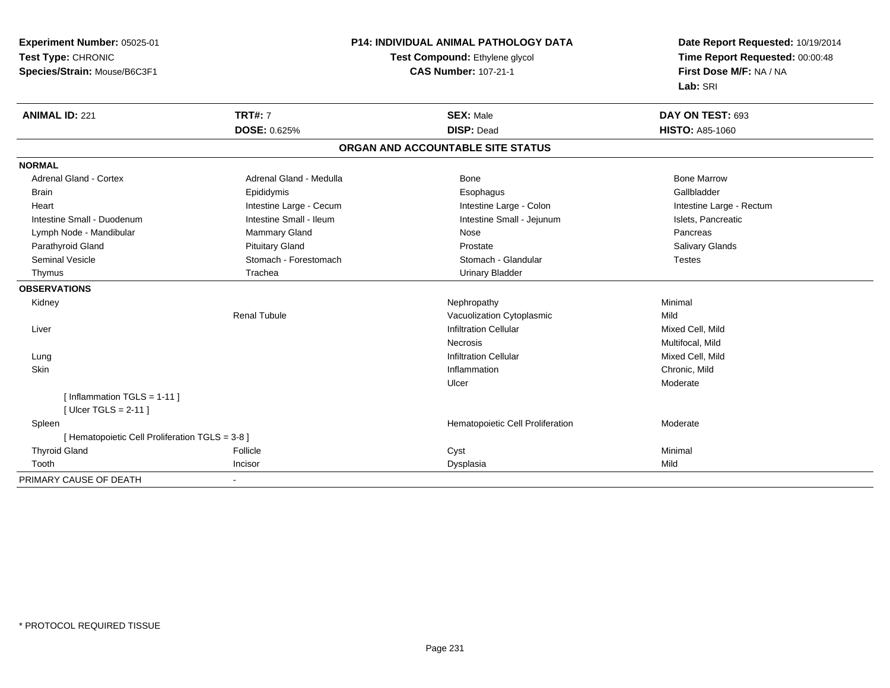**Experiment Number:** 05025-01
**Test Type:** CHRONIC
**Species/Strain:** Mouse/B6C3F1

**P14: INDIVIDUAL ANIMAL PATHOLOGY DATA**
**Test Compound:** Ethylene glycol
**CAS Number:** 107-21-1

**Date Report Requested:** 10/19/2014
**Time Report Requested:** 00:00:48
**First Dose M/F:** NA / NA
**Lab:** SRI

| **ANIMAL ID:** 221 | **TRT#:** 7 | **SEX:** Male | **DAY ON TEST:** 693 |
|---|---|---|---|
| | **DOSE:** 0.625% | **DISP:** Dead | **HISTO:** A85-1060 |

## ORGAN AND ACCOUNTABLE SITE STATUS

**NORMAL**

| | | | |
|---|---|---|---|
| Adrenal Gland - Cortex | Adrenal Gland - Medulla | Bone | Bone Marrow |
| Brain | Epididymis | Esophagus | Gallbladder |
| Heart | Intestine Large - Cecum | Intestine Large - Colon | Intestine Large - Rectum |
| Intestine Small - Duodenum | Intestine Small - Ileum | Intestine Small - Jejunum | Islets, Pancreatic |
| Lymph Node - Mandibular | Mammary Gland | Nose | Pancreas |
| Parathyroid Gland | Pituitary Gland | Prostate | Salivary Glands |
| Seminal Vesicle | Stomach - Forestomach | Stomach - Glandular | Testes |
| Thymus | Trachea | Urinary Bladder | |

**OBSERVATIONS**

| | | | |
|---|---|---|---|
| Kidney | | Nephropathy | Minimal |
| | Renal Tubule | Vacuolization Cytoplasmic | Mild |
| Liver | | Infiltration Cellular | Mixed Cell, Mild |
| | | Necrosis | Multifocal, Mild |
| Lung | | Infiltration Cellular | Mixed Cell, Mild |
| Skin | | Inflammation | Chronic, Mild |
| | | Ulcer | Moderate |
| [ Inflammation TGLS = 1-11 ] | | | |
| [ Ulcer TGLS = 2-11 ] | | | |
| Spleen | | Hematopoietic Cell Proliferation | Moderate |
| [ Hematopoietic Cell Proliferation TGLS = 3-8 ] | | | |
| Thyroid Gland | Follicle | Cyst | Minimal |
| Tooth | Incisor | Dysplasia | Mild |

PRIMARY CAUSE OF DEATH -

* PROTOCOL REQUIRED TISSUE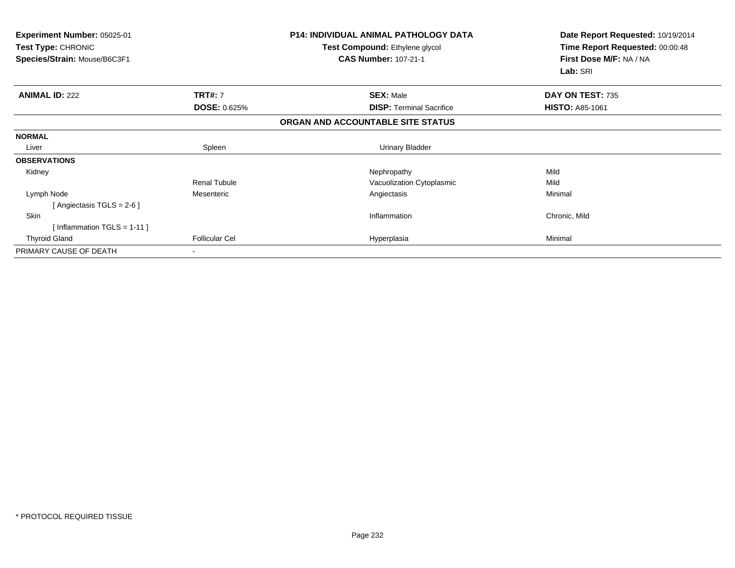**Experiment Number:** 05025-01
**Test Type:** CHRONIC
**Species/Strain:** Mouse/B6C3F1

**P14: INDIVIDUAL ANIMAL PATHOLOGY DATA**
**Test Compound:** Ethylene glycol
**CAS Number:** 107-21-1

**Date Report Requested:** 10/19/2014
**Time Report Requested:** 00:00:48
**First Dose M/F:** NA / NA
**Lab:** SRI

| **ANIMAL ID:** 222 | **TRT#:** 7 | **SEX:** Male | **DAY ON TEST:** 735 |
|---|---|---|---|
| | **DOSE:** 0.625% | **DISP:** Terminal Sacrifice | **HISTO:** A85-1061 |

**ORGAN AND ACCOUNTABLE SITE STATUS**

| | | | |
|---|---|---|---|
| **NORMAL** | | | |
| Liver | Spleen | Urinary Bladder | |
| **OBSERVATIONS** | | | |
| Kidney | | Nephropathy | Mild |
| | Renal Tubule | Vacuolization Cytoplasmic | Mild |
| Lymph Node | Mesenteric | Angiectasis | Minimal |
| [ Angiectasis TGLS = 2-6 ] | | | |
| Skin | | Inflammation | Chronic, Mild |
| [ Inflammation TGLS = 1-11 ] | | | |
| Thyroid Gland | Follicular Cel | Hyperplasia | Minimal |
| PRIMARY CAUSE OF DEATH | - | | |

\* PROTOCOL REQUIRED TISSUE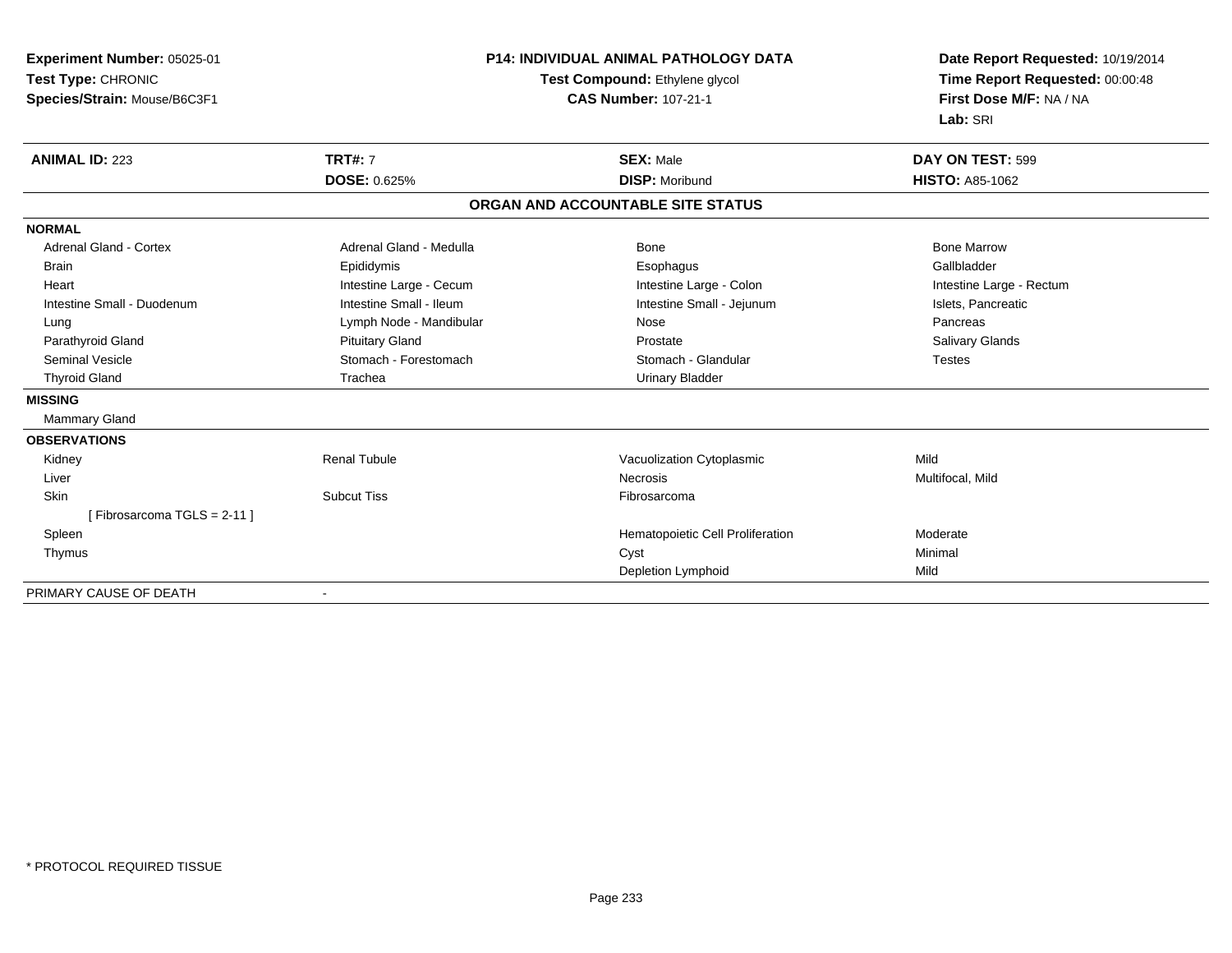**Experiment Number:** 05025-01
**Test Type:** CHRONIC
**Species/Strain:** Mouse/B6C3F1

**P14: INDIVIDUAL ANIMAL PATHOLOGY DATA**
**Test Compound:** Ethylene glycol
**CAS Number:** 107-21-1

**Date Report Requested:** 10/19/2014
**Time Report Requested:** 00:00:48
**First Dose M/F:** NA / NA
**Lab:** SRI

| **ANIMAL ID:** 223 | **TRT#:** 7 | **SEX:** Male | **DAY ON TEST:** 599 |
|---|---|---|---|
| | **DOSE:** 0.625% | **DISP:** Moribund | **HISTO:** A85-1062 |

## ORGAN AND ACCOUNTABLE SITE STATUS

| | | | |
|---|---|---|---|
| **NORMAL** | | | |
| Adrenal Gland - Cortex | Adrenal Gland - Medulla | Bone | Bone Marrow |
| Brain | Epididymis | Esophagus | Gallbladder |
| Heart | Intestine Large - Cecum | Intestine Large - Colon | Intestine Large - Rectum |
| Intestine Small - Duodenum | Intestine Small - Ileum | Intestine Small - Jejunum | Islets, Pancreatic |
| Lung | Lymph Node - Mandibular | Nose | Pancreas |
| Parathyroid Gland | Pituitary Gland | Prostate | Salivary Glands |
| Seminal Vesicle | Stomach - Forestomach | Stomach - Glandular | Testes |
| Thyroid Gland | Trachea | Urinary Bladder | |
| **MISSING** | | | |
| Mammary Gland | | | |
| **OBSERVATIONS** | | | |
| Kidney | Renal Tubule | Vacuolization Cytoplasmic | Mild |
| Liver | | Necrosis | Multifocal, Mild |
| Skin | Subcut Tiss | Fibrosarcoma | |
| [ Fibrosarcoma TGLS = 2-11 ] | | | |
| Spleen | | Hematopoietic Cell Proliferation | Moderate |
| Thymus | | Cyst | Minimal |
| | | Depletion Lymphoid | Mild |
| PRIMARY CAUSE OF DEATH | - | | |

\* PROTOCOL REQUIRED TISSUE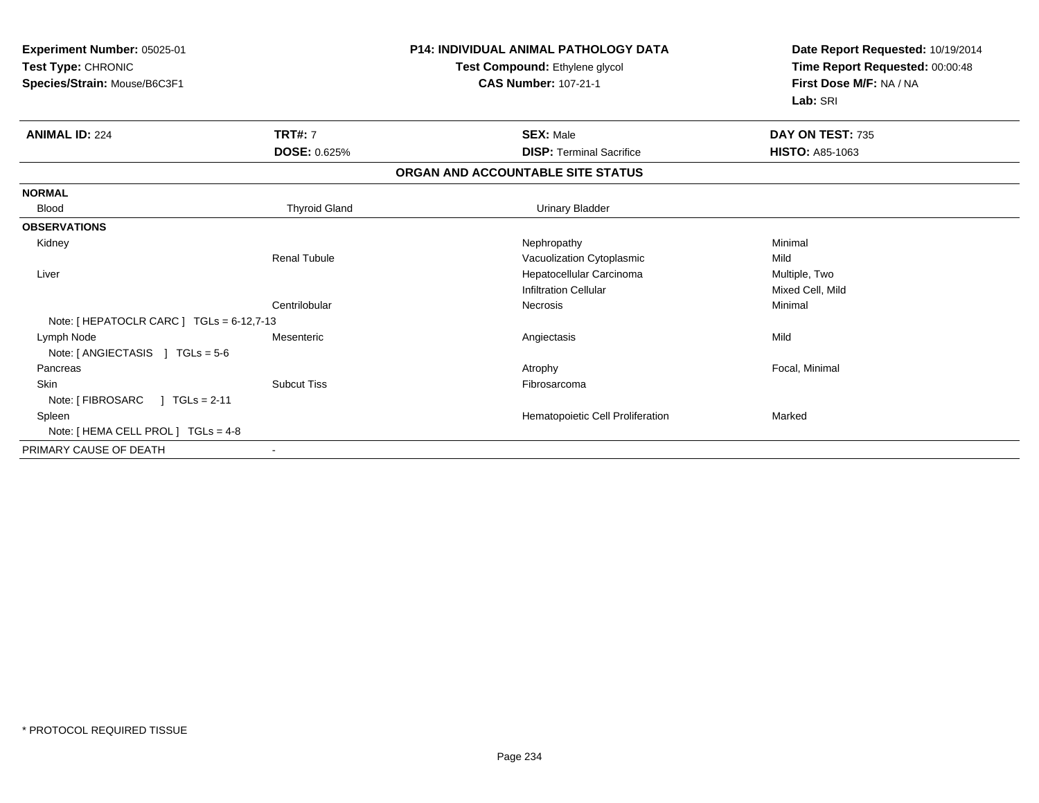**Experiment Number:** 05025-01
**Test Type:** CHRONIC
**Species/Strain:** Mouse/B6C3F1

**P14: INDIVIDUAL ANIMAL PATHOLOGY DATA**
**Test Compound:** Ethylene glycol
**CAS Number:** 107-21-1

**Date Report Requested:** 10/19/2014
**Time Report Requested:** 00:00:48
**First Dose M/F:** NA / NA
**Lab:** SRI

| **ANIMAL ID:** 224 | **TRT#:** 7 | **SEX:** Male | **DAY ON TEST:** 735 |
|---|---|---|---|
| | **DOSE:** 0.625% | **DISP:** Terminal Sacrifice | **HISTO:** A85-1063 |

**ORGAN AND ACCOUNTABLE SITE STATUS**

| | | | |
|---|---|---|---|
| **NORMAL** | | | |
| Blood | Thyroid Gland | Urinary Bladder | |
| **OBSERVATIONS** | | | |
| Kidney | | Nephropathy | Minimal |
| | Renal Tubule | Vacuolization Cytoplasmic | Mild |
| Liver | | Hepatocellular Carcinoma | Multiple, Two |
| | | Infiltration Cellular | Mixed Cell, Mild |
| | Centrilobular | Necrosis | Minimal |
| Note: [ HEPATOCLR CARC ] TGLs = 6-12,7-13 | | | |
| Lymph Node | Mesenteric | Angiectasis | Mild |
| Note: [ ANGIECTASIS ] TGLs = 5-6 | | | |
| Pancreas | | Atrophy | Focal, Minimal |
| Skin | Subcut Tiss | Fibrosarcoma | |
| Note: [ FIBROSARC ] TGLs = 2-11 | | | |
| Spleen | | Hematopoietic Cell Proliferation | Marked |
| Note: [ HEMA CELL PROL ] TGLs = 4-8 | | | |
| PRIMARY CAUSE OF DEATH | - | | |

* PROTOCOL REQUIRED TISSUE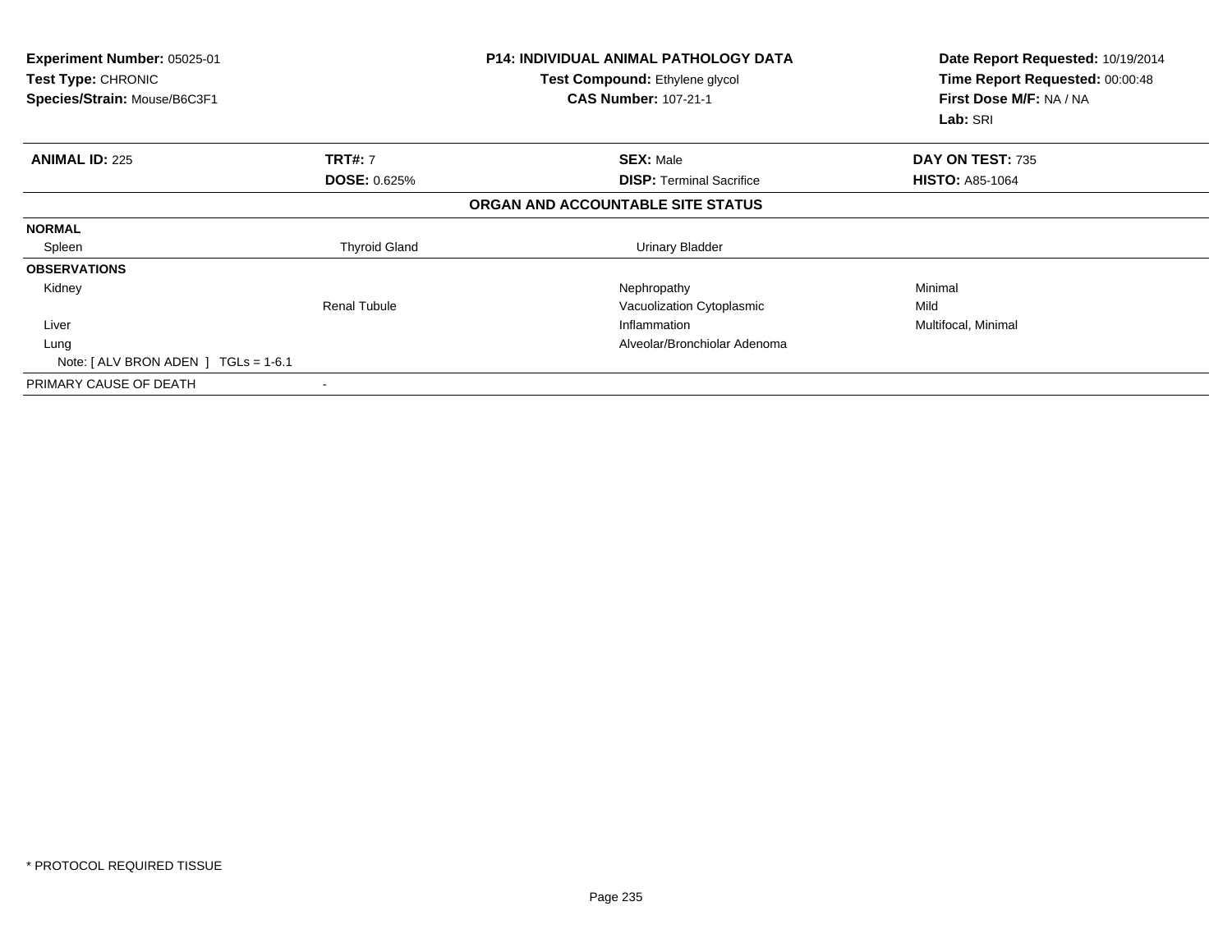**Experiment Number:** 05025-01
**Test Type:** CHRONIC
**Species/Strain:** Mouse/B6C3F1

**P14: INDIVIDUAL ANIMAL PATHOLOGY DATA**
**Test Compound:** Ethylene glycol
**CAS Number:** 107-21-1

**Date Report Requested:** 10/19/2014
**Time Report Requested:** 00:00:48
**First Dose M/F:** NA / NA
**Lab:** SRI

| **ANIMAL ID:** 225 | **TRT#:** 7 | **SEX:** Male | **DAY ON TEST:** 735 |
|---|---|---|---|
| | **DOSE:** 0.625% | **DISP:** Terminal Sacrifice | **HISTO:** A85-1064 |

**ORGAN AND ACCOUNTABLE SITE STATUS**

| | | | |
|---|---|---|---|
| **NORMAL** | | | |
| Spleen | Thyroid Gland | Urinary Bladder | |
| **OBSERVATIONS** | | | |
| Kidney | | Nephropathy | Minimal |
| | Renal Tubule | Vacuolization Cytoplasmic | Mild |
| Liver | | Inflammation | Multifocal, Minimal |
| Lung | | Alveolar/Bronchiolar Adenoma | |
| Note: [ ALV BRON ADEN ] TGLs = 1-6.1 | | | |
| PRIMARY CAUSE OF DEATH | - | | |

* PROTOCOL REQUIRED TISSUE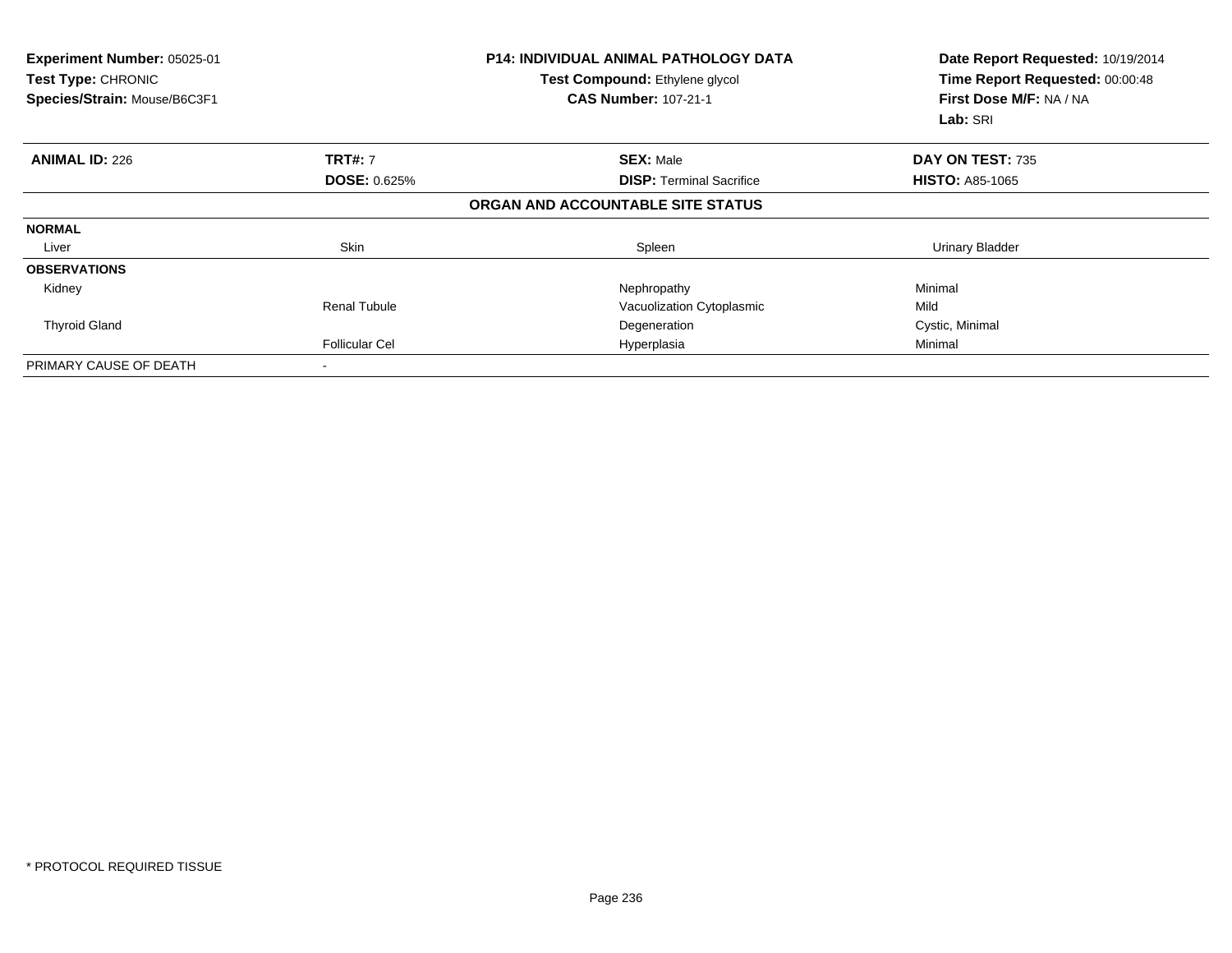**Experiment Number:** 05025-01
**Test Type:** CHRONIC
**Species/Strain:** Mouse/B6C3F1

**P14: INDIVIDUAL ANIMAL PATHOLOGY DATA**
**Test Compound:** Ethylene glycol
**CAS Number:** 107-21-1

**Date Report Requested:** 10/19/2014
**Time Report Requested:** 00:00:48
**First Dose M/F:** NA / NA
**Lab:** SRI

| **ANIMAL ID:** 226 | **TRT#:** 7 | **SEX:** Male | **DAY ON TEST:** 735 |
|---|---|---|---|
| | **DOSE:** 0.625% | **DISP:** Terminal Sacrifice | **HISTO:** A85-1065 |

**ORGAN AND ACCOUNTABLE SITE STATUS**

| | | | |
|---|---|---|---|
| **NORMAL** | | | |
| Liver | Skin | Spleen | Urinary Bladder |
| **OBSERVATIONS** | | | |
| Kidney | | Nephropathy | Minimal |
| | Renal Tubule | Vacuolization Cytoplasmic | Mild |
| Thyroid Gland | | Degeneration | Cystic, Minimal |
| | Follicular Cel | Hyperplasia | Minimal |
| PRIMARY CAUSE OF DEATH | - | | |

\* PROTOCOL REQUIRED TISSUE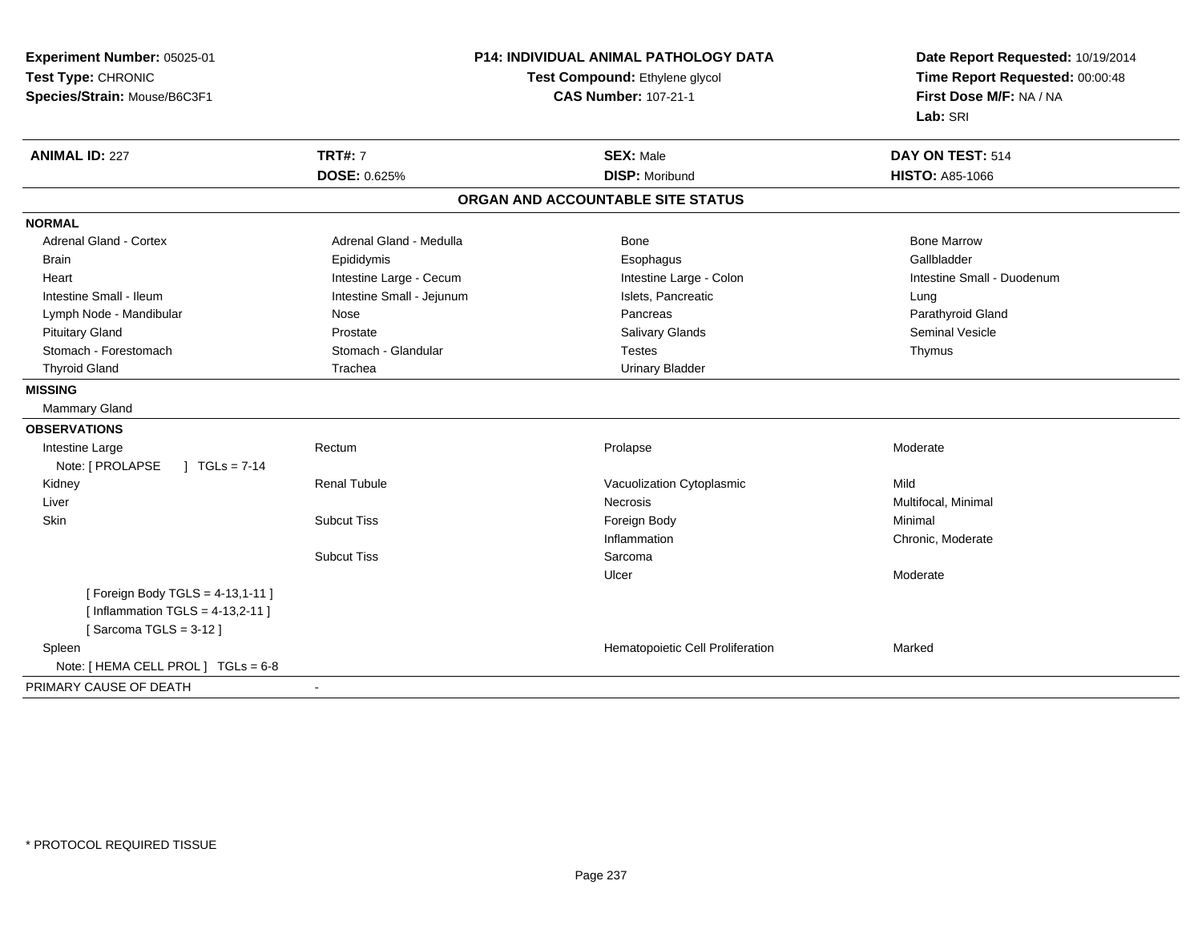**Experiment Number:** 05025-01
**Test Type:** CHRONIC
**Species/Strain:** Mouse/B6C3F1

**P14: INDIVIDUAL ANIMAL PATHOLOGY DATA**
**Test Compound:** Ethylene glycol
**CAS Number:** 107-21-1

**Date Report Requested:** 10/19/2014
**Time Report Requested:** 00:00:48
**First Dose M/F:** NA / NA
**Lab:** SRI

| **ANIMAL ID:** 227 | **TRT#:** 7 | **SEX:** Male | **DAY ON TEST:** 514 |
|---|---|---|---|
| | **DOSE:** 0.625% | **DISP:** Moribund | **HISTO:** A85-1066 |

**ORGAN AND ACCOUNTABLE SITE STATUS**

**NORMAL**

| | | | |
|---|---|---|---|
| Adrenal Gland - Cortex | Adrenal Gland - Medulla | Bone | Bone Marrow |
| Brain | Epididymis | Esophagus | Gallbladder |
| Heart | Intestine Large - Cecum | Intestine Large - Colon | Intestine Small - Duodenum |
| Intestine Small - Ileum | Intestine Small - Jejunum | Islets, Pancreatic | Lung |
| Lymph Node - Mandibular | Nose | Pancreas | Parathyroid Gland |
| Pituitary Gland | Prostate | Salivary Glands | Seminal Vesicle |
| Stomach - Forestomach | Stomach - Glandular | Testes | Thymus |
| Thyroid Gland | Trachea | Urinary Bladder | |

**MISSING**

Mammary Gland

**OBSERVATIONS**

| | | | |
|---|---|---|---|
| Intestine Large | Rectum | Prolapse | Moderate |
| Note: [ PROLAPSE ] TGLs = 7-14 | | | |
| Kidney | Renal Tubule | Vacuolization Cytoplasmic | Mild |
| Liver | | Necrosis | Multifocal, Minimal |
| Skin | Subcut Tiss | Foreign Body | Minimal |
| | | Inflammation | Chronic, Moderate |
| | Subcut Tiss | Sarcoma | |
| | | Ulcer | Moderate |
| [ Foreign Body TGLS = 4-13,1-11 ] | | | |
| [ Inflammation TGLS = 4-13,2-11 ] | | | |
| [ Sarcoma TGLS = 3-12 ] | | | |
| Spleen | | Hematopoietic Cell Proliferation | Marked |
| Note: [ HEMA CELL PROL ] TGLs = 6-8 | | | |

PRIMARY CAUSE OF DEATH -

\* PROTOCOL REQUIRED TISSUE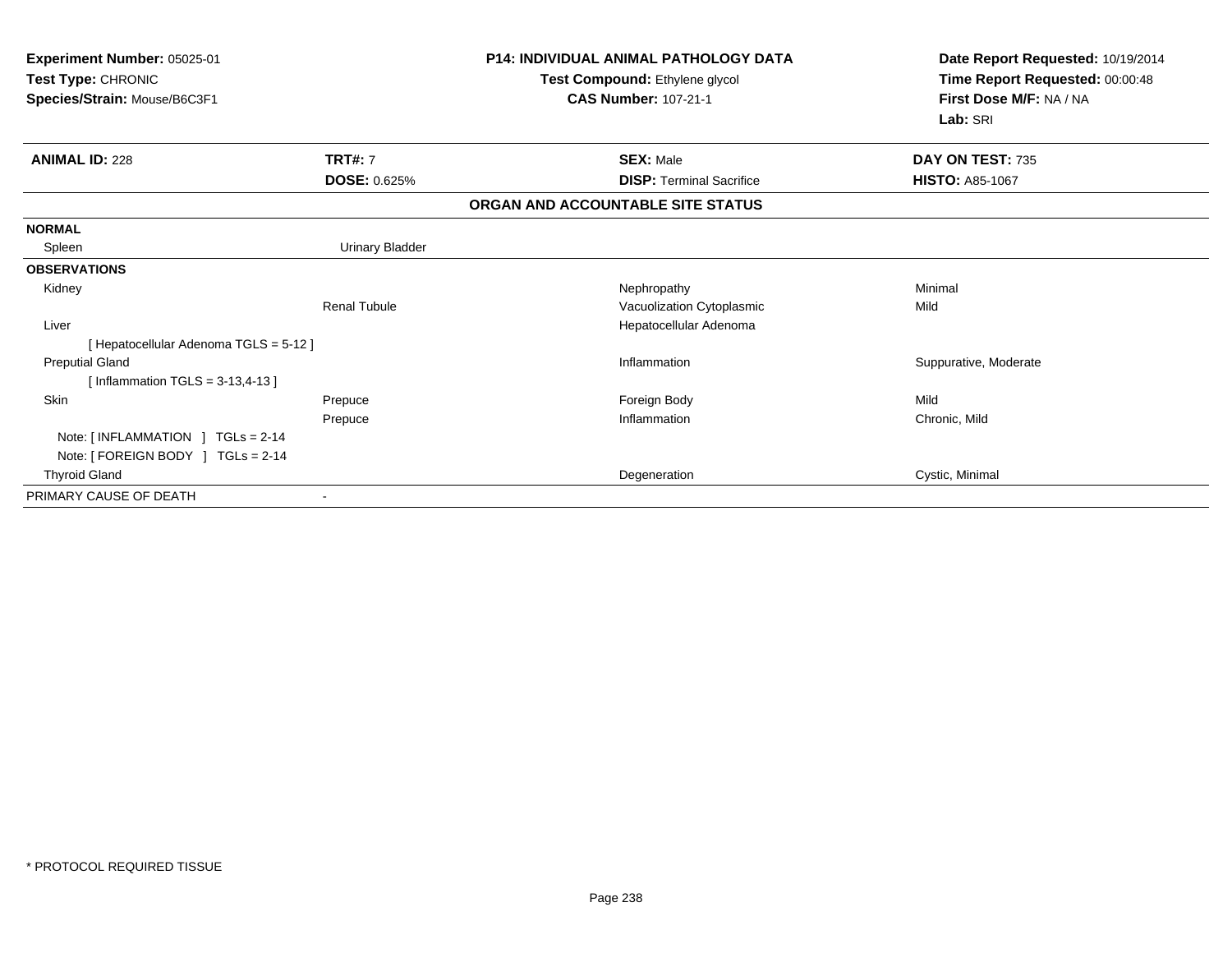**Experiment Number:** 05025-01
**Test Type:** CHRONIC
**Species/Strain:** Mouse/B6C3F1

**P14: INDIVIDUAL ANIMAL PATHOLOGY DATA**
**Test Compound:** Ethylene glycol
**CAS Number:** 107-21-1

**Date Report Requested:** 10/19/2014
**Time Report Requested:** 00:00:48
**First Dose M/F:** NA / NA
**Lab:** SRI

| **ANIMAL ID:** 228 | **TRT#:** 7 | **SEX:** Male | **DAY ON TEST:** 735 |
|---|---|---|---|
| | **DOSE:** 0.625% | **DISP:** Terminal Sacrifice | **HISTO:** A85-1067 |

## ORGAN AND ACCOUNTABLE SITE STATUS

| | | | |
|---|---|---|---|
| **NORMAL** | | | |
| Spleen | Urinary Bladder | | |
| **OBSERVATIONS** | | | |
| Kidney | | Nephropathy | Minimal |
| | Renal Tubule | Vacuolization Cytoplasmic | Mild |
| Liver | | Hepatocellular Adenoma | |
| [ Hepatocellular Adenoma TGLS = 5-12 ] | | | |
| Preputial Gland | | Inflammation | Suppurative, Moderate |
| [ Inflammation TGLS = 3-13,4-13 ] | | | |
| Skin | Prepuce | Foreign Body | Mild |
| | Prepuce | Inflammation | Chronic, Mild |
| Note: [ INFLAMMATION ] TGLs = 2-14 | | | |
| Note: [ FOREIGN BODY ] TGLs = 2-14 | | | |
| Thyroid Gland | | Degeneration | Cystic, Minimal |
| PRIMARY CAUSE OF DEATH | - | | |

* PROTOCOL REQUIRED TISSUE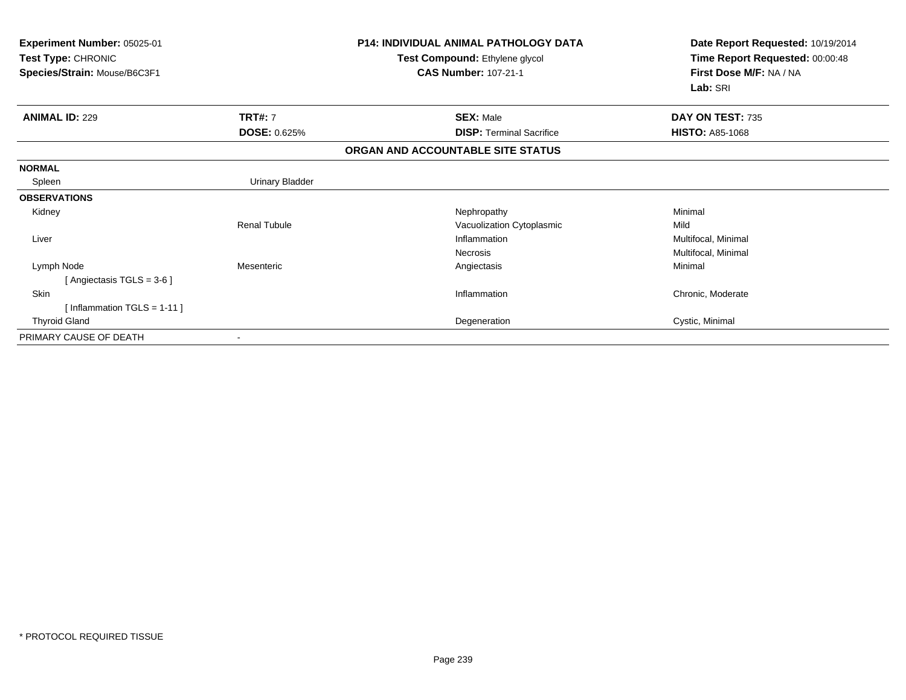| **Experiment Number:** 05025-01 | **P14: INDIVIDUAL ANIMAL PATHOLOGY DATA** | **Date Report Requested:** 10/19/2014 |
|---|---|---|
| **Test Type:** CHRONIC | **Test Compound:** Ethylene glycol | **Time Report Requested:** 00:00:48 |
| **Species/Strain:** Mouse/B6C3F1 | **CAS Number:** 107-21-1 | **First Dose M/F:** NA / NA |
| | | **Lab:** SRI |

| **ANIMAL ID:** 229 | **TRT#:** 7 | **SEX:** Male | **DAY ON TEST:** 735 |
|---|---|---|---|
| | **DOSE:** 0.625% | **DISP:** Terminal Sacrifice | **HISTO:** A85-1068 |

**ORGAN AND ACCOUNTABLE SITE STATUS**

| | | | |
|---|---|---|---|
| **NORMAL** | | | |
| Spleen | Urinary Bladder | | |
| **OBSERVATIONS** | | | |
| Kidney | | Nephropathy | Minimal |
| | Renal Tubule | Vacuolization Cytoplasmic | Mild |
| Liver | | Inflammation | Multifocal, Minimal |
| | | Necrosis | Multifocal, Minimal |
| Lymph Node | Mesenteric | Angiectasis | Minimal |
| [ Angiectasis TGLS = 3-6 ] | | | |
| Skin | | Inflammation | Chronic, Moderate |
| [ Inflammation TGLS = 1-11 ] | | | |
| Thyroid Gland | | Degeneration | Cystic, Minimal |
| PRIMARY CAUSE OF DEATH | - | | |

\* PROTOCOL REQUIRED TISSUE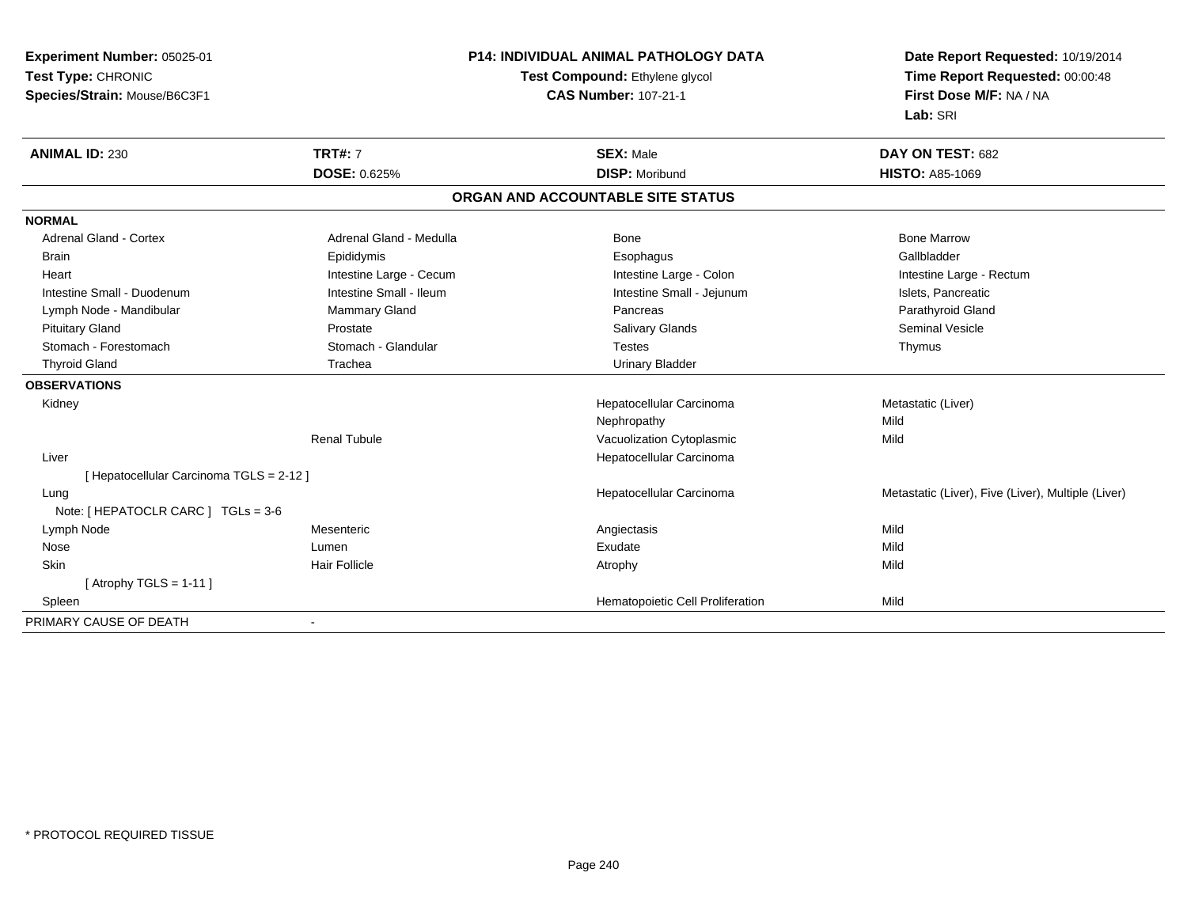**Experiment Number:** 05025-01
**Test Type:** CHRONIC
**Species/Strain:** Mouse/B6C3F1

**P14: INDIVIDUAL ANIMAL PATHOLOGY DATA**
**Test Compound:** Ethylene glycol
**CAS Number:** 107-21-1

**Date Report Requested:** 10/19/2014
**Time Report Requested:** 00:00:48
**First Dose M/F:** NA / NA
**Lab:** SRI

| **ANIMAL ID:** 230 | **TRT#:** 7 | **SEX:** Male | **DAY ON TEST:** 682 |
|---|---|---|---|
| | **DOSE:** 0.625% | **DISP:** Moribund | **HISTO:** A85-1069 |

## ORGAN AND ACCOUNTABLE SITE STATUS

**NORMAL**

| | | | |
|---|---|---|---|
| Adrenal Gland - Cortex | Adrenal Gland - Medulla | Bone | Bone Marrow |
| Brain | Epididymis | Esophagus | Gallbladder |
| Heart | Intestine Large - Cecum | Intestine Large - Colon | Intestine Large - Rectum |
| Intestine Small - Duodenum | Intestine Small - Ileum | Intestine Small - Jejunum | Islets, Pancreatic |
| Lymph Node - Mandibular | Mammary Gland | Pancreas | Parathyroid Gland |
| Pituitary Gland | Prostate | Salivary Glands | Seminal Vesicle |
| Stomach - Forestomach | Stomach - Glandular | Testes | Thymus |
| Thyroid Gland | Trachea | Urinary Bladder | |

**OBSERVATIONS**

| | | | |
|---|---|---|---|
| Kidney | | Hepatocellular Carcinoma | Metastatic (Liver) |
| | | Nephropathy | Mild |
| | Renal Tubule | Vacuolization Cytoplasmic | Mild |
| Liver | | Hepatocellular Carcinoma | |
| [ Hepatocellular Carcinoma TGLS = 2-12 ] | | | |
| Lung | | Hepatocellular Carcinoma | Metastatic (Liver), Five (Liver), Multiple (Liver) |
| Note: [ HEPATOCLR CARC ] TGLs = 3-6 | | | |
| Lymph Node | Mesenteric | Angiectasis | Mild |
| Nose | Lumen | Exudate | Mild |
| Skin | Hair Follicle | Atrophy | Mild |
| [ Atrophy TGLS = 1-11 ] | | | |
| Spleen | | Hematopoietic Cell Proliferation | Mild |

PRIMARY CAUSE OF DEATH -

\* PROTOCOL REQUIRED TISSUE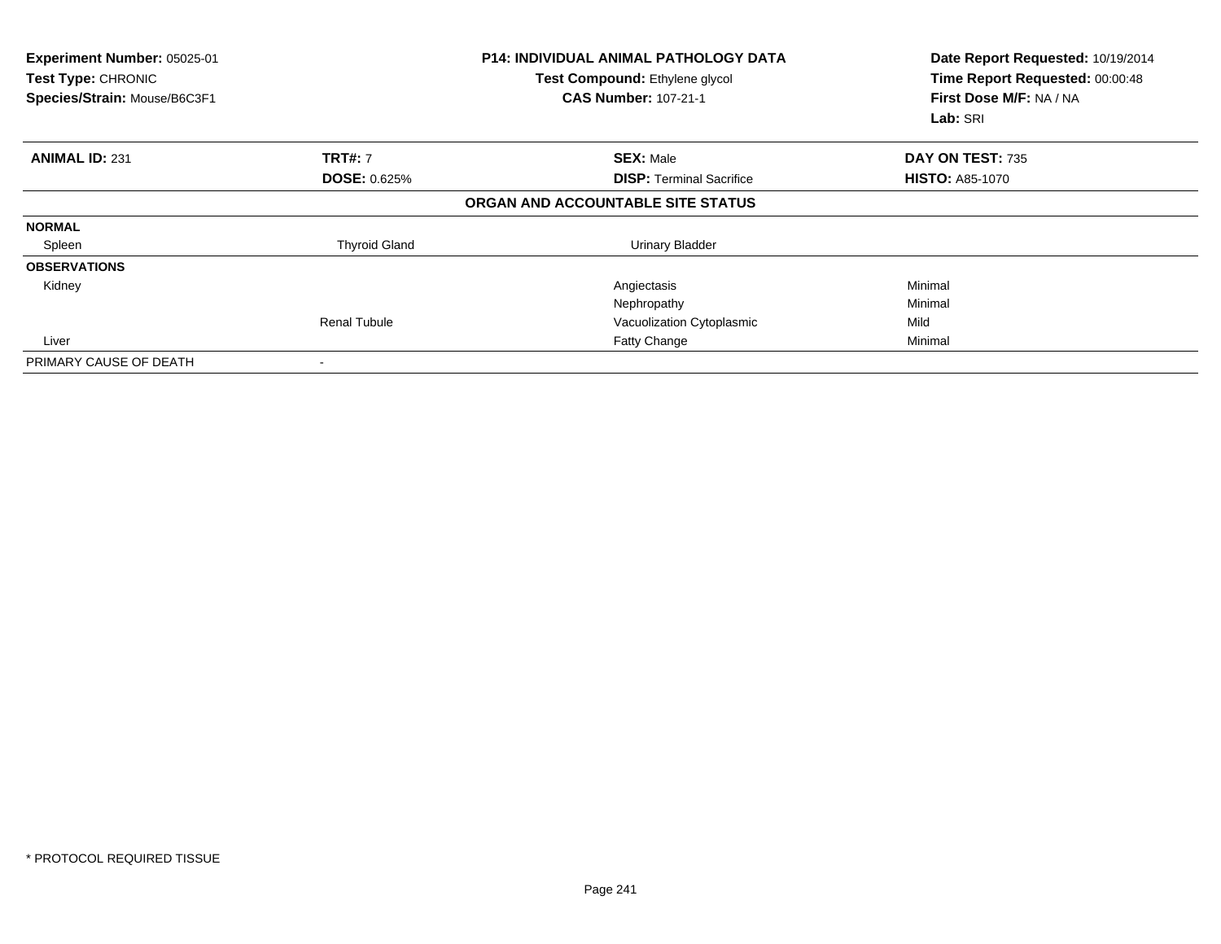| **Experiment Number:** 05025-01 | **P14: INDIVIDUAL ANIMAL PATHOLOGY DATA** | **Date Report Requested:** 10/19/2014 |
|---|---|---|
| **Test Type:** CHRONIC | **Test Compound:** Ethylene glycol | **Time Report Requested:** 00:00:48 |
| **Species/Strain:** Mouse/B6C3F1 | **CAS Number:** 107-21-1 | **First Dose M/F:** NA / NA |
| | | **Lab:** SRI |

| **ANIMAL ID:** 231 | **TRT#:** 7 | **SEX:** Male | **DAY ON TEST:** 735 |
|---|---|---|---|
| | **DOSE:** 0.625% | **DISP:** Terminal Sacrifice | **HISTO:** A85-1070 |
| | | **ORGAN AND ACCOUNTABLE SITE STATUS** | |
| **NORMAL** | | | |
| Spleen | Thyroid Gland | Urinary Bladder | |
| **OBSERVATIONS** | | | |
| Kidney | | Angiectasis | Minimal |
| | | Nephropathy | Minimal |
| | Renal Tubule | Vacuolization Cytoplasmic | Mild |
| Liver | | Fatty Change | Minimal |
| PRIMARY CAUSE OF DEATH | - | | |

\* PROTOCOL REQUIRED TISSUE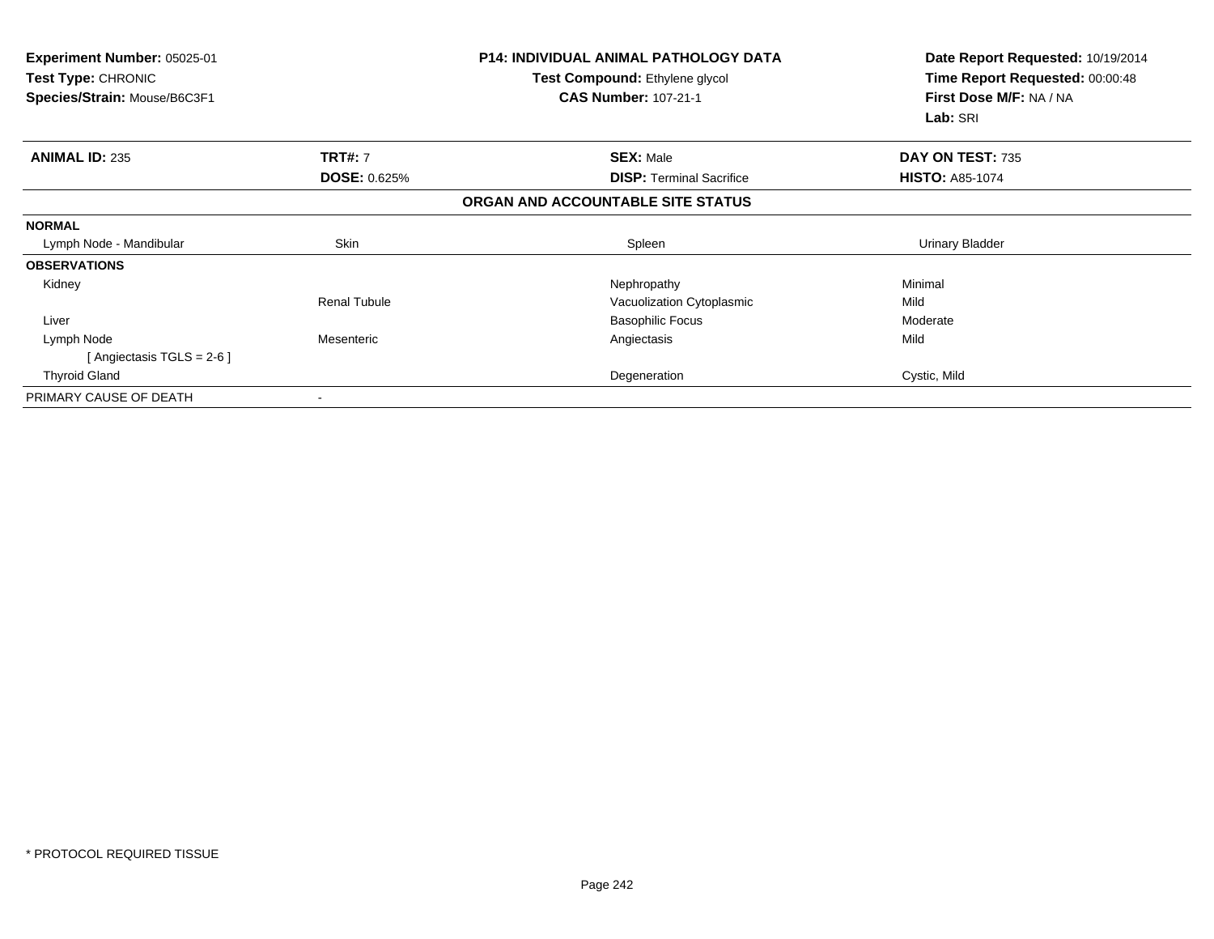**Experiment Number:** 05025-01
**Test Type:** CHRONIC
**Species/Strain:** Mouse/B6C3F1

**P14: INDIVIDUAL ANIMAL PATHOLOGY DATA**
**Test Compound:** Ethylene glycol
**CAS Number:** 107-21-1

**Date Report Requested:** 10/19/2014
**Time Report Requested:** 00:00:48
**First Dose M/F:** NA / NA
**Lab:** SRI

| **ANIMAL ID:** 235 | **TRT#:** 7 | **SEX:** Male | **DAY ON TEST:** 735 |
|---|---|---|---|
| | **DOSE:** 0.625% | **DISP:** Terminal Sacrifice | **HISTO:** A85-1074 |

**ORGAN AND ACCOUNTABLE SITE STATUS**

| | | | |
|---|---|---|---|
| **NORMAL** | | | |
| Lymph Node - Mandibular | Skin | Spleen | Urinary Bladder |
| **OBSERVATIONS** | | | |
| Kidney | | Nephropathy | Minimal |
| | Renal Tubule | Vacuolization Cytoplasmic | Mild |
| Liver | | Basophilic Focus | Moderate |
| Lymph Node | Mesenteric | Angiectasis | Mild |
| [ Angiectasis TGLS = 2-6 ] | | | |
| Thyroid Gland | | Degeneration | Cystic, Mild |
| PRIMARY CAUSE OF DEATH | - | | |

* PROTOCOL REQUIRED TISSUE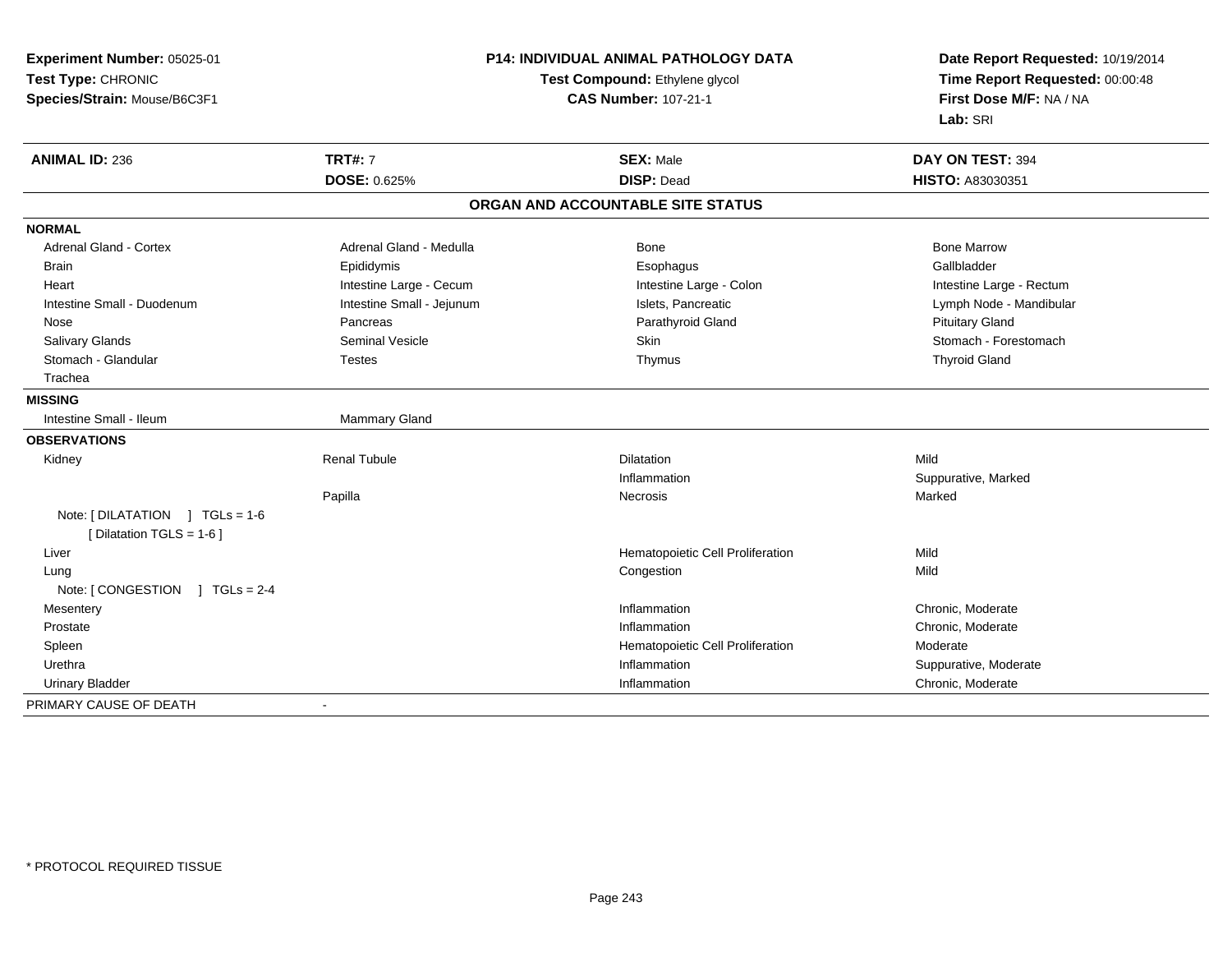**Experiment Number:** 05025-01
**Test Type:** CHRONIC
**Species/Strain:** Mouse/B6C3F1

**P14: INDIVIDUAL ANIMAL PATHOLOGY DATA**
**Test Compound:** Ethylene glycol
**CAS Number:** 107-21-1

**Date Report Requested:** 10/19/2014
**Time Report Requested:** 00:00:48
**First Dose M/F:** NA / NA
**Lab:** SRI

| **ANIMAL ID:** 236 | **TRT#:** 7 | **SEX:** Male | **DAY ON TEST:** 394 |
|---|---|---|---|
| | **DOSE:** 0.625% | **DISP:** Dead | **HISTO:** A83030351 |

## ORGAN AND ACCOUNTABLE SITE STATUS

**NORMAL**

| | | | |
|---|---|---|---|
| Adrenal Gland - Cortex | Adrenal Gland - Medulla | Bone | Bone Marrow |
| Brain | Epididymis | Esophagus | Gallbladder |
| Heart | Intestine Large - Cecum | Intestine Large - Colon | Intestine Large - Rectum |
| Intestine Small - Duodenum | Intestine Small - Jejunum | Islets, Pancreatic | Lymph Node - Mandibular |
| Nose | Pancreas | Parathyroid Gland | Pituitary Gland |
| Salivary Glands | Seminal Vesicle | Skin | Stomach - Forestomach |
| Stomach - Glandular | Testes | Thymus | Thyroid Gland |
| Trachea | | | |

**MISSING**

| | |
|---|---|
| Intestine Small - Ileum | Mammary Gland |

**OBSERVATIONS**

| | | | |
|---|---|---|---|
| Kidney | Renal Tubule | Dilatation | Mild |
| | | Inflammation | Suppurative, Marked |
| | Papilla | Necrosis | Marked |
| Note: [ DILATATION ] TGLs = 1-6 [ Dilatation TGLS = 1-6 ] | | | |
| Liver | | Hematopoietic Cell Proliferation | Mild |
| Lung | | Congestion | Mild |
| Note: [ CONGESTION ] TGLs = 2-4 | | | |
| Mesentery | | Inflammation | Chronic, Moderate |
| Prostate | | Inflammation | Chronic, Moderate |
| Spleen | | Hematopoietic Cell Proliferation | Moderate |
| Urethra | | Inflammation | Suppurative, Moderate |
| Urinary Bladder | | Inflammation | Chronic, Moderate |

PRIMARY CAUSE OF DEATH -

* PROTOCOL REQUIRED TISSUE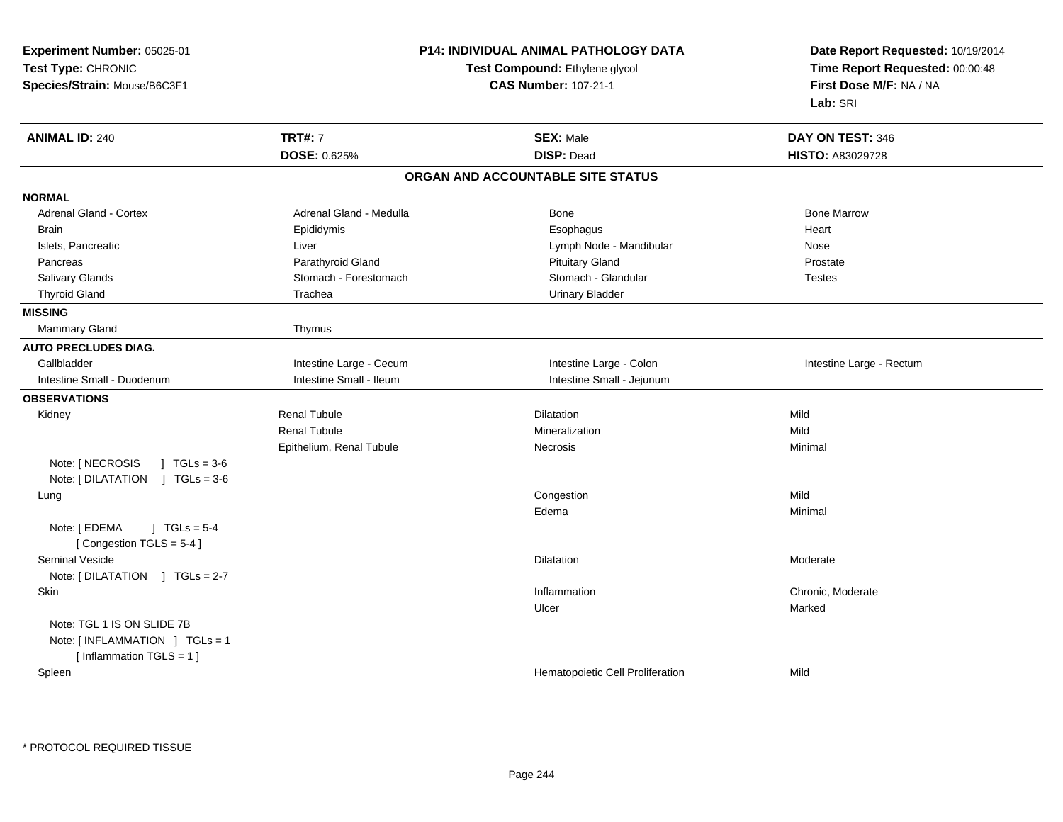**Experiment Number:** 05025-01
**Test Type:** CHRONIC
**Species/Strain:** Mouse/B6C3F1

**P14: INDIVIDUAL ANIMAL PATHOLOGY DATA**
**Test Compound:** Ethylene glycol
**CAS Number:** 107-21-1

**Date Report Requested:** 10/19/2014
**Time Report Requested:** 00:00:48
**First Dose M/F:** NA / NA
**Lab:** SRI

| **ANIMAL ID:** 240 | **TRT#:** 7 | **SEX:** Male | **DAY ON TEST:** 346 |
|---|---|---|---|
| | **DOSE:** 0.625% | **DISP:** Dead | **HISTO:** A83029728 |

## ORGAN AND ACCOUNTABLE SITE STATUS

| | | | |
|---|---|---|---|
| **NORMAL** | | | |
| Adrenal Gland - Cortex | Adrenal Gland - Medulla | Bone | Bone Marrow |
| Brain | Epididymis | Esophagus | Heart |
| Islets, Pancreatic | Liver | Lymph Node - Mandibular | Nose |
| Pancreas | Parathyroid Gland | Pituitary Gland | Prostate |
| Salivary Glands | Stomach - Forestomach | Stomach - Glandular | Testes |
| Thyroid Gland | Trachea | Urinary Bladder | |
| **MISSING** | | | |
| Mammary Gland | Thymus | | |
| **AUTO PRECLUDES DIAG.** | | | |
| Gallbladder | Intestine Large - Cecum | Intestine Large - Colon | Intestine Large - Rectum |
| Intestine Small - Duodenum | Intestine Small - Ileum | Intestine Small - Jejunum | |
| **OBSERVATIONS** | | | |
| Kidney | Renal Tubule | Dilatation | Mild |
| | Renal Tubule | Mineralization | Mild |
| | Epithelium, Renal Tubule | Necrosis | Minimal |
| Note: [ NECROSIS ] TGLs = 3-6 | | | |
| Note: [ DILATATION ] TGLs = 3-6 | | | |
| Lung | | Congestion | Mild |
| | | Edema | Minimal |
| Note: [ EDEMA ] TGLs = 5-4 | | | |
| [ Congestion TGLS = 5-4 ] | | | |
| Seminal Vesicle | | Dilatation | Moderate |
| Note: [ DILATATION ] TGLs = 2-7 | | | |
| Skin | | Inflammation | Chronic, Moderate |
| | | Ulcer | Marked |
| Note: TGL 1 IS ON SLIDE 7B | | | |
| Note: [ INFLAMMATION ] TGLs = 1 | | | |
| [ Inflammation TGLS = 1 ] | | | |
| Spleen | | Hematopoietic Cell Proliferation | Mild |

* PROTOCOL REQUIRED TISSUE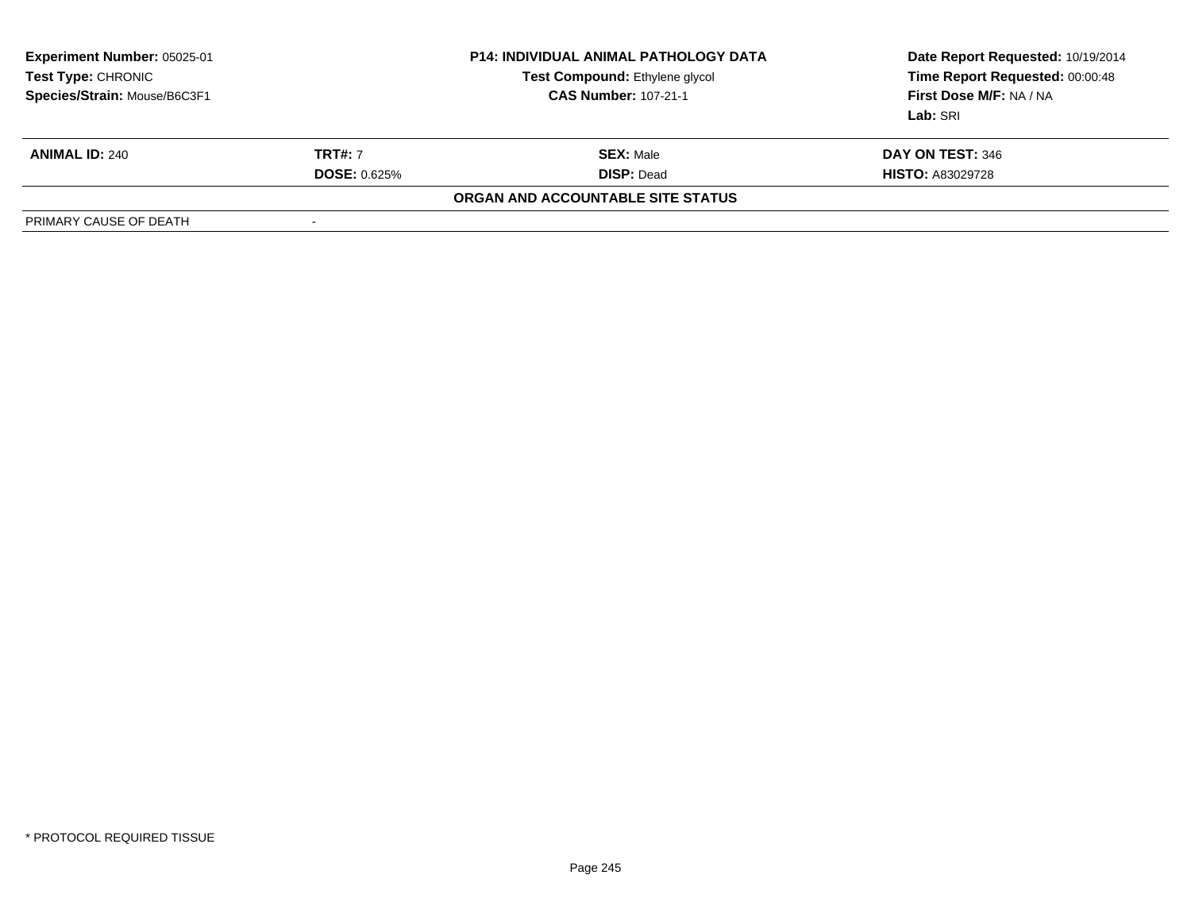**Experiment Number:** 05025-01
**Test Type:** CHRONIC
**Species/Strain:** Mouse/B6C3F1

**P14: INDIVIDUAL ANIMAL PATHOLOGY DATA**
**Test Compound:** Ethylene glycol
**CAS Number:** 107-21-1

**Date Report Requested:** 10/19/2014
**Time Report Requested:** 00:00:48
**First Dose M/F:** NA / NA
**Lab:** SRI

| **ANIMAL ID:** 240 | **TRT#:** 7 | **SEX:** Male | **DAY ON TEST:** 346 |
|---|---|---|---|
| | **DOSE:** 0.625% | **DISP:** Dead | **HISTO:** A83029728 |

**ORGAN AND ACCOUNTABLE SITE STATUS**

| PRIMARY CAUSE OF DEATH | - |
|---|---|

* PROTOCOL REQUIRED TISSUE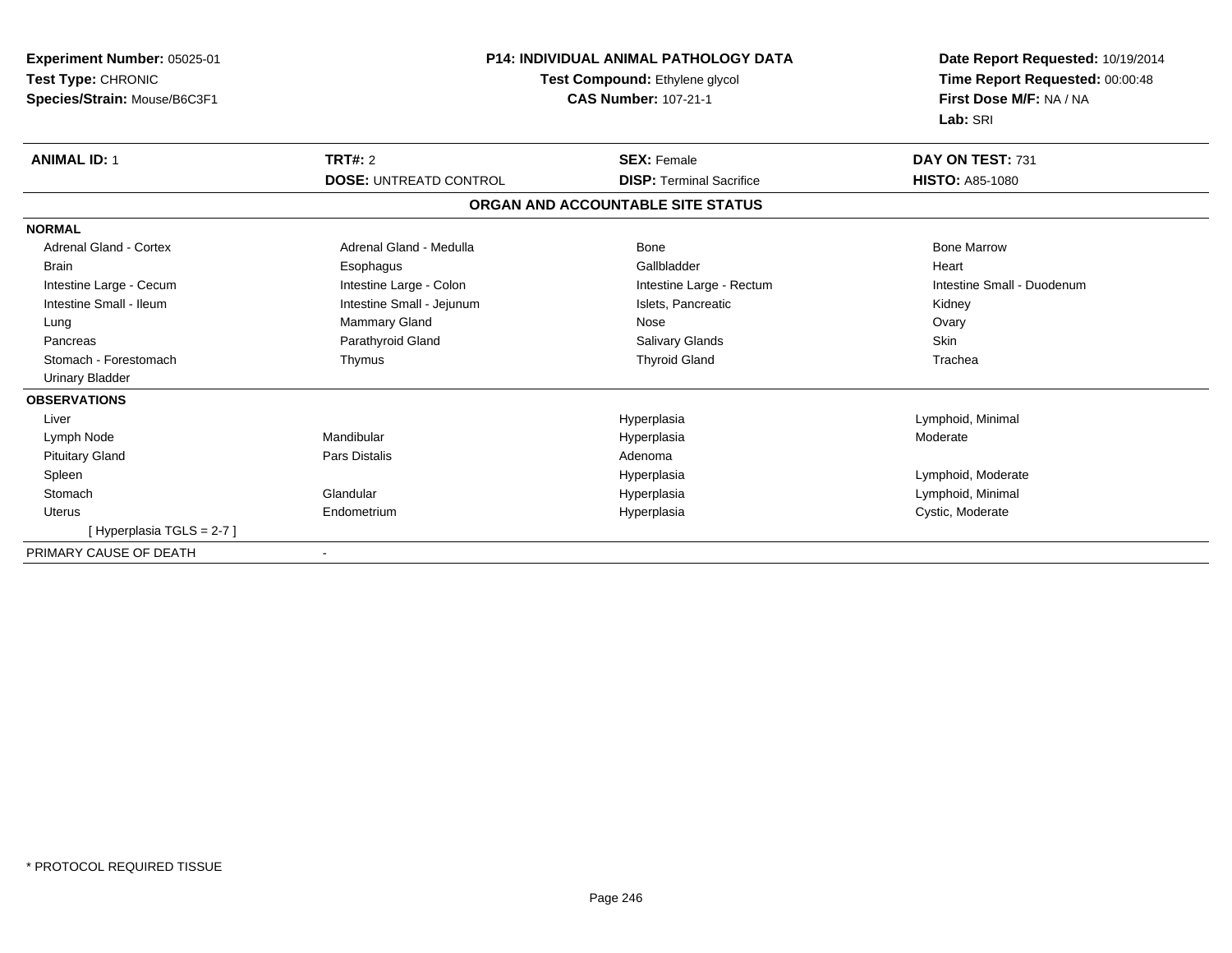**Experiment Number:** 05025-01
**Test Type:** CHRONIC
**Species/Strain:** Mouse/B6C3F1

**P14: INDIVIDUAL ANIMAL PATHOLOGY DATA**
**Test Compound:** Ethylene glycol
**CAS Number:** 107-21-1

**Date Report Requested:** 10/19/2014
**Time Report Requested:** 00:00:48
**First Dose M/F:** NA / NA
**Lab:** SRI

| **ANIMAL ID:** 1 | **TRT#:** 2 | **SEX:** Female | **DAY ON TEST:** 731 |
|---|---|---|---|
| | **DOSE:** UNTREATD CONTROL | **DISP:** Terminal Sacrifice | **HISTO:** A85-1080 |

**ORGAN AND ACCOUNTABLE SITE STATUS**

| | | | |
|---|---|---|---|
| **NORMAL** | | | |
| Adrenal Gland - Cortex | Adrenal Gland - Medulla | Bone | Bone Marrow |
| Brain | Esophagus | Gallbladder | Heart |
| Intestine Large - Cecum | Intestine Large - Colon | Intestine Large - Rectum | Intestine Small - Duodenum |
| Intestine Small - Ileum | Intestine Small - Jejunum | Islets, Pancreatic | Kidney |
| Lung | Mammary Gland | Nose | Ovary |
| Pancreas | Parathyroid Gland | Salivary Glands | Skin |
| Stomach - Forestomach | Thymus | Thyroid Gland | Trachea |
| Urinary Bladder | | | |
| **OBSERVATIONS** | | | |
| Liver | | Hyperplasia | Lymphoid, Minimal |
| Lymph Node | Mandibular | Hyperplasia | Moderate |
| Pituitary Gland | Pars Distalis | Adenoma | |
| Spleen | | Hyperplasia | Lymphoid, Moderate |
| Stomach | Glandular | Hyperplasia | Lymphoid, Minimal |
| Uterus | Endometrium | Hyperplasia | Cystic, Moderate |
| [ Hyperplasia TGLS = 2-7 ] | | | |
| PRIMARY CAUSE OF DEATH | - | | |

* PROTOCOL REQUIRED TISSUE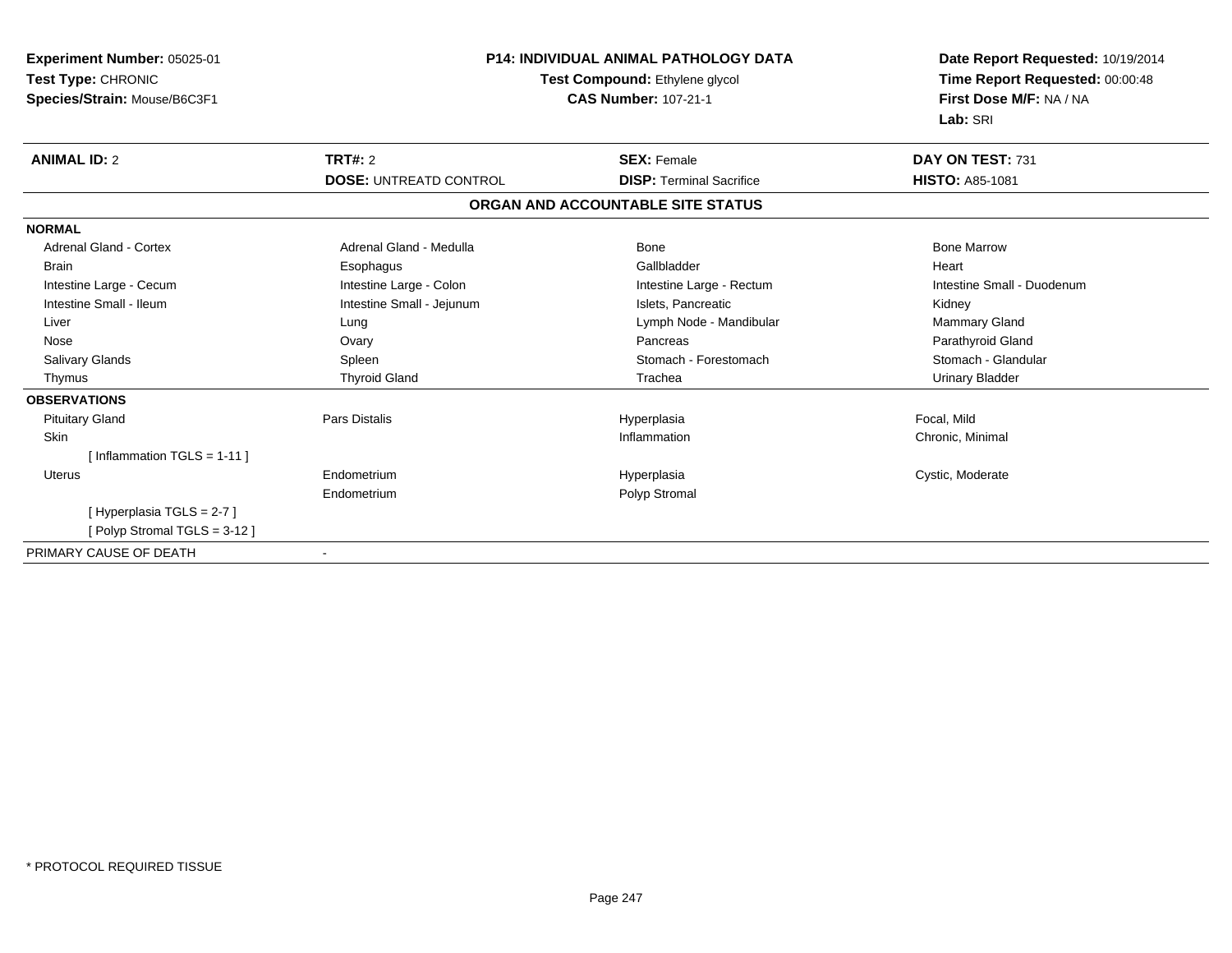**Experiment Number:** 05025-01
**Test Type:** CHRONIC
**Species/Strain:** Mouse/B6C3F1

**P14: INDIVIDUAL ANIMAL PATHOLOGY DATA**
**Test Compound:** Ethylene glycol
**CAS Number:** 107-21-1

**Date Report Requested:** 10/19/2014
**Time Report Requested:** 00:00:48
**First Dose M/F:** NA / NA
**Lab:** SRI

| **ANIMAL ID:** 2 | **TRT#:** 2 | **SEX:** Female | **DAY ON TEST:** 731 |
|---|---|---|---|
| | **DOSE:** UNTREATD CONTROL | **DISP:** Terminal Sacrifice | **HISTO:** A85-1081 |

**ORGAN AND ACCOUNTABLE SITE STATUS**

**NORMAL**

| | | | |
|---|---|---|---|
| Adrenal Gland - Cortex | Adrenal Gland - Medulla | Bone | Bone Marrow |
| Brain | Esophagus | Gallbladder | Heart |
| Intestine Large - Cecum | Intestine Large - Colon | Intestine Large - Rectum | Intestine Small - Duodenum |
| Intestine Small - Ileum | Intestine Small - Jejunum | Islets, Pancreatic | Kidney |
| Liver | Lung | Lymph Node - Mandibular | Mammary Gland |
| Nose | Ovary | Pancreas | Parathyroid Gland |
| Salivary Glands | Spleen | Stomach - Forestomach | Stomach - Glandular |
| Thymus | Thyroid Gland | Trachea | Urinary Bladder |

**OBSERVATIONS**

| | | | |
|---|---|---|---|
| Pituitary Gland | Pars Distalis | Hyperplasia | Focal, Mild |
| Skin | | Inflammation | Chronic, Minimal |
| [ Inflammation TGLS = 1-11 ] | | | |
| Uterus | Endometrium | Hyperplasia | Cystic, Moderate |
| | Endometrium | Polyp Stromal | |
| [ Hyperplasia TGLS = 2-7 ] | | | |
| [ Polyp Stromal TGLS = 3-12 ] | | | |

PRIMARY CAUSE OF DEATH -

* PROTOCOL REQUIRED TISSUE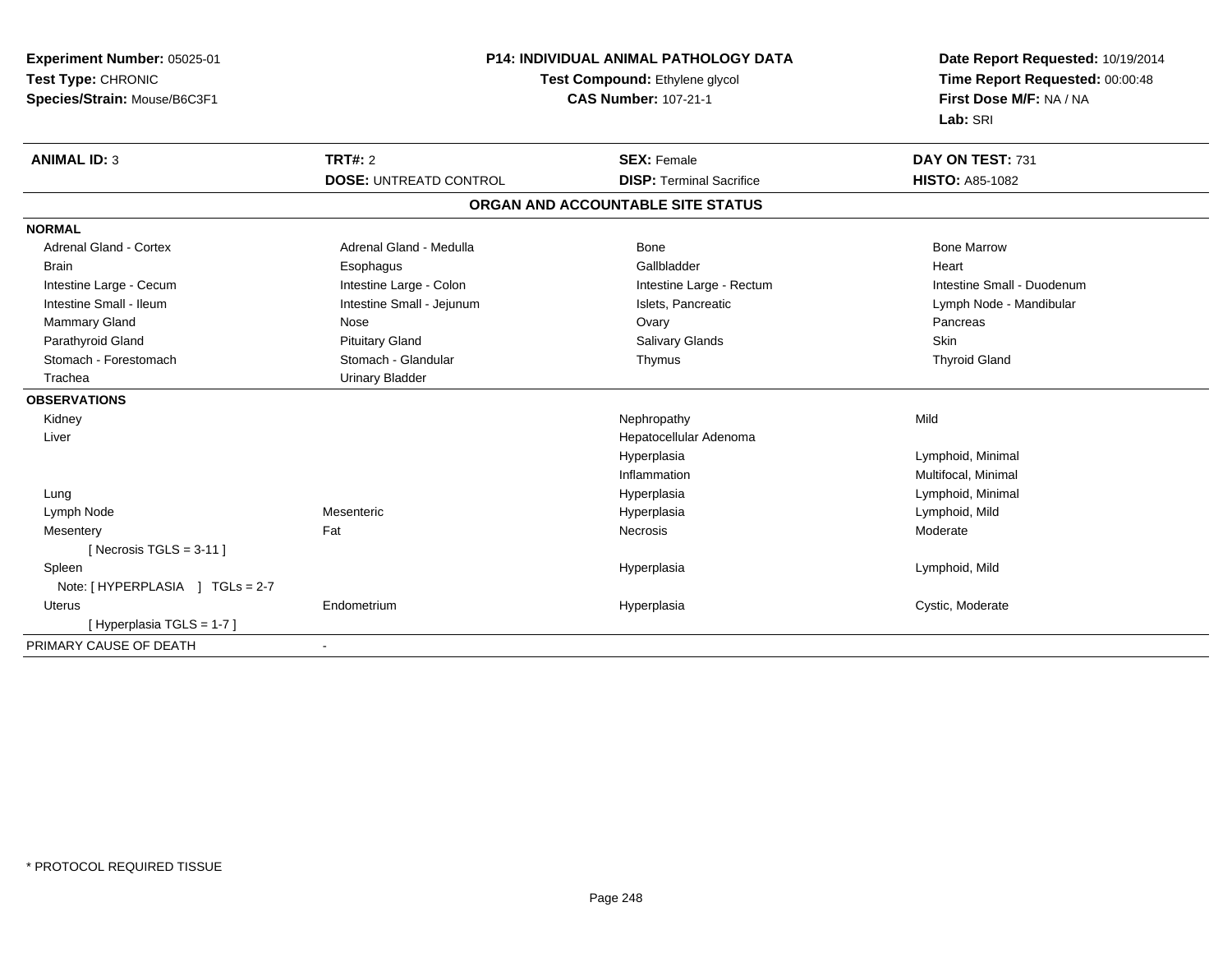**Experiment Number:** 05025-01
**Test Type:** CHRONIC
**Species/Strain:** Mouse/B6C3F1

**P14: INDIVIDUAL ANIMAL PATHOLOGY DATA**
**Test Compound:** Ethylene glycol
**CAS Number:** 107-21-1

**Date Report Requested:** 10/19/2014
**Time Report Requested:** 00:00:48
**First Dose M/F:** NA / NA
**Lab:** SRI

| **ANIMAL ID:** 3 | **TRT#:** 2 | **SEX:** Female | **DAY ON TEST:** 731 |
|---|---|---|---|
| | **DOSE:** UNTREATD CONTROL | **DISP:** Terminal Sacrifice | **HISTO:** A85-1082 |

## ORGAN AND ACCOUNTABLE SITE STATUS

**NORMAL**

| | | | |
|---|---|---|---|
| Adrenal Gland - Cortex | Adrenal Gland - Medulla | Bone | Bone Marrow |
| Brain | Esophagus | Gallbladder | Heart |
| Intestine Large - Cecum | Intestine Large - Colon | Intestine Large - Rectum | Intestine Small - Duodenum |
| Intestine Small - Ileum | Intestine Small - Jejunum | Islets, Pancreatic | Lymph Node - Mandibular |
| Mammary Gland | Nose | Ovary | Pancreas |
| Parathyroid Gland | Pituitary Gland | Salivary Glands | Skin |
| Stomach - Forestomach | Stomach - Glandular | Thymus | Thyroid Gland |
| Trachea | Urinary Bladder | | |

**OBSERVATIONS**

| | | | |
|---|---|---|---|
| Kidney | | Nephropathy | Mild |
| Liver | | Hepatocellular Adenoma | |
| | | Hyperplasia | Lymphoid, Minimal |
| | | Inflammation | Multifocal, Minimal |
| Lung | | Hyperplasia | Lymphoid, Minimal |
| Lymph Node | Mesenteric | Hyperplasia | Lymphoid, Mild |
| Mesentery | Fat | Necrosis | Moderate |
| [ Necrosis TGLS = 3-11 ] | | | |
| Spleen | | Hyperplasia | Lymphoid, Mild |
| Note: [ HYPERPLASIA ] TGLs = 2-7 | | | |
| Uterus | Endometrium | Hyperplasia | Cystic, Moderate |
| [ Hyperplasia TGLS = 1-7 ] | | | |

PRIMARY CAUSE OF DEATH -

\* PROTOCOL REQUIRED TISSUE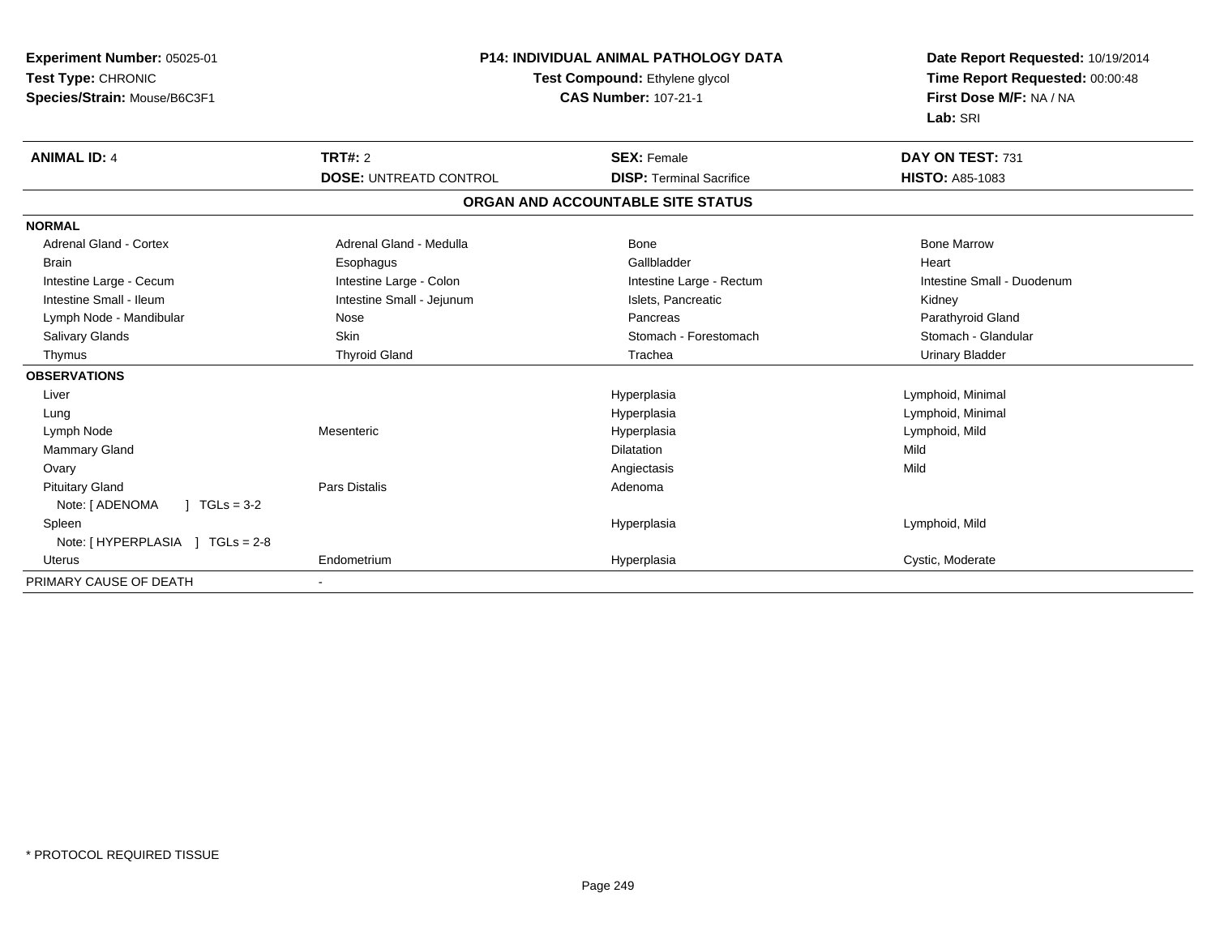**Experiment Number:** 05025-01
**Test Type:** CHRONIC
**Species/Strain:** Mouse/B6C3F1

**P14: INDIVIDUAL ANIMAL PATHOLOGY DATA**
**Test Compound:** Ethylene glycol
**CAS Number:** 107-21-1

**Date Report Requested:** 10/19/2014
**Time Report Requested:** 00:00:48
**First Dose M/F:** NA / NA
**Lab:** SRI

| **ANIMAL ID:** 4 | **TRT#:** 2 | **SEX:** Female | **DAY ON TEST:** 731 |
|---|---|---|---|
| | **DOSE:** UNTREATD CONTROL | **DISP:** Terminal Sacrifice | **HISTO:** A85-1083 |

**ORGAN AND ACCOUNTABLE SITE STATUS**

| | | | |
|---|---|---|---|
| **NORMAL** | | | |
| Adrenal Gland - Cortex | Adrenal Gland - Medulla | Bone | Bone Marrow |
| Brain | Esophagus | Gallbladder | Heart |
| Intestine Large - Cecum | Intestine Large - Colon | Intestine Large - Rectum | Intestine Small - Duodenum |
| Intestine Small - Ileum | Intestine Small - Jejunum | Islets, Pancreatic | Kidney |
| Lymph Node - Mandibular | Nose | Pancreas | Parathyroid Gland |
| Salivary Glands | Skin | Stomach - Forestomach | Stomach - Glandular |
| Thymus | Thyroid Gland | Trachea | Urinary Bladder |
| **OBSERVATIONS** | | | |
| Liver | | Hyperplasia | Lymphoid, Minimal |
| Lung | | Hyperplasia | Lymphoid, Minimal |
| Lymph Node | Mesenteric | Hyperplasia | Lymphoid, Mild |
| Mammary Gland | | Dilatation | Mild |
| Ovary | | Angiectasis | Mild |
| Pituitary Gland | Pars Distalis | Adenoma | |
| Note: [ ADENOMA ] TGLs = 3-2 | | | |
| Spleen | | Hyperplasia | Lymphoid, Mild |
| Note: [ HYPERPLASIA ] TGLs = 2-8 | | | |
| Uterus | Endometrium | Hyperplasia | Cystic, Moderate |
| PRIMARY CAUSE OF DEATH | - | | |

* PROTOCOL REQUIRED TISSUE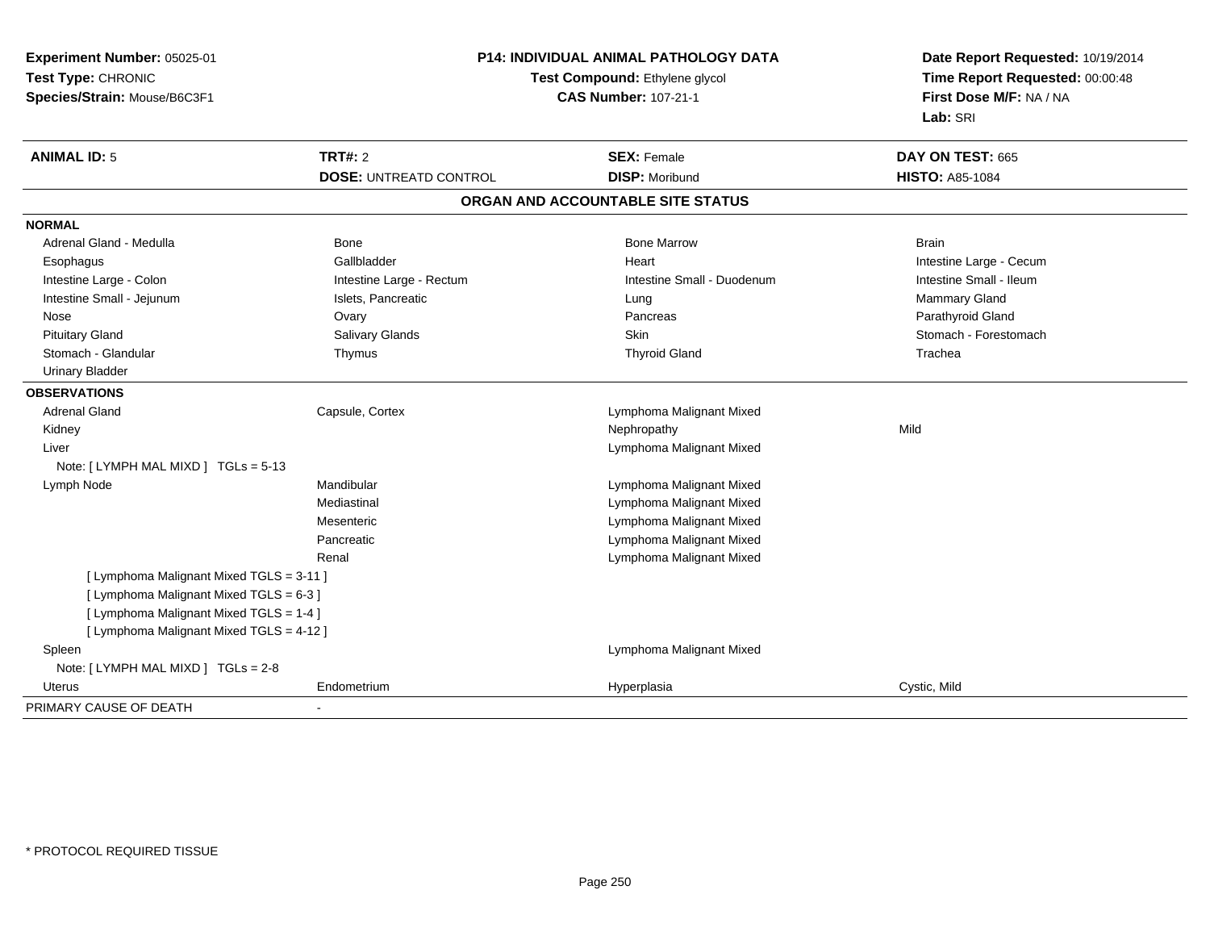**Experiment Number:** 05025-01
**Test Type:** CHRONIC
**Species/Strain:** Mouse/B6C3F1

**P14: INDIVIDUAL ANIMAL PATHOLOGY DATA**
**Test Compound:** Ethylene glycol
**CAS Number:** 107-21-1

**Date Report Requested:** 10/19/2014
**Time Report Requested:** 00:00:48
**First Dose M/F:** NA / NA
**Lab:** SRI

| **ANIMAL ID:** 5 | **TRT#:** 2 | **SEX:** Female | **DAY ON TEST:** 665 |
|---|---|---|---|
| | **DOSE:** UNTREATD CONTROL | **DISP:** Moribund | **HISTO:** A85-1084 |

## ORGAN AND ACCOUNTABLE SITE STATUS

**NORMAL**

| | | | |
|---|---|---|---|
| Adrenal Gland - Medulla | Bone | Bone Marrow | Brain |
| Esophagus | Gallbladder | Heart | Intestine Large - Cecum |
| Intestine Large - Colon | Intestine Large - Rectum | Intestine Small - Duodenum | Intestine Small - Ileum |
| Intestine Small - Jejunum | Islets, Pancreatic | Lung | Mammary Gland |
| Nose | Ovary | Pancreas | Parathyroid Gland |
| Pituitary Gland | Salivary Glands | Skin | Stomach - Forestomach |
| Stomach - Glandular | Thymus | Thyroid Gland | Trachea |
| Urinary Bladder | | | |

**OBSERVATIONS**

| | | | |
|---|---|---|---|
| Adrenal Gland | Capsule, Cortex | Lymphoma Malignant Mixed | |
| Kidney | | Nephropathy | Mild |
| Liver | | Lymphoma Malignant Mixed | |
| Note: [ LYMPH MAL MIXD ] TGLs = 5-13 | | | |
| Lymph Node | Mandibular | Lymphoma Malignant Mixed | |
| | Mediastinal | Lymphoma Malignant Mixed | |
| | Mesenteric | Lymphoma Malignant Mixed | |
| | Pancreatic | Lymphoma Malignant Mixed | |
| | Renal | Lymphoma Malignant Mixed | |
| [ Lymphoma Malignant Mixed TGLS = 3-11 ] | | | |
| [ Lymphoma Malignant Mixed TGLS = 6-3 ] | | | |
| [ Lymphoma Malignant Mixed TGLS = 1-4 ] | | | |
| [ Lymphoma Malignant Mixed TGLS = 4-12 ] | | | |
| Spleen | | Lymphoma Malignant Mixed | |
| Note: [ LYMPH MAL MIXD ] TGLs = 2-8 | | | |
| Uterus | Endometrium | Hyperplasia | Cystic, Mild |

| | |
|---|---|
| PRIMARY CAUSE OF DEATH | - |

* PROTOCOL REQUIRED TISSUE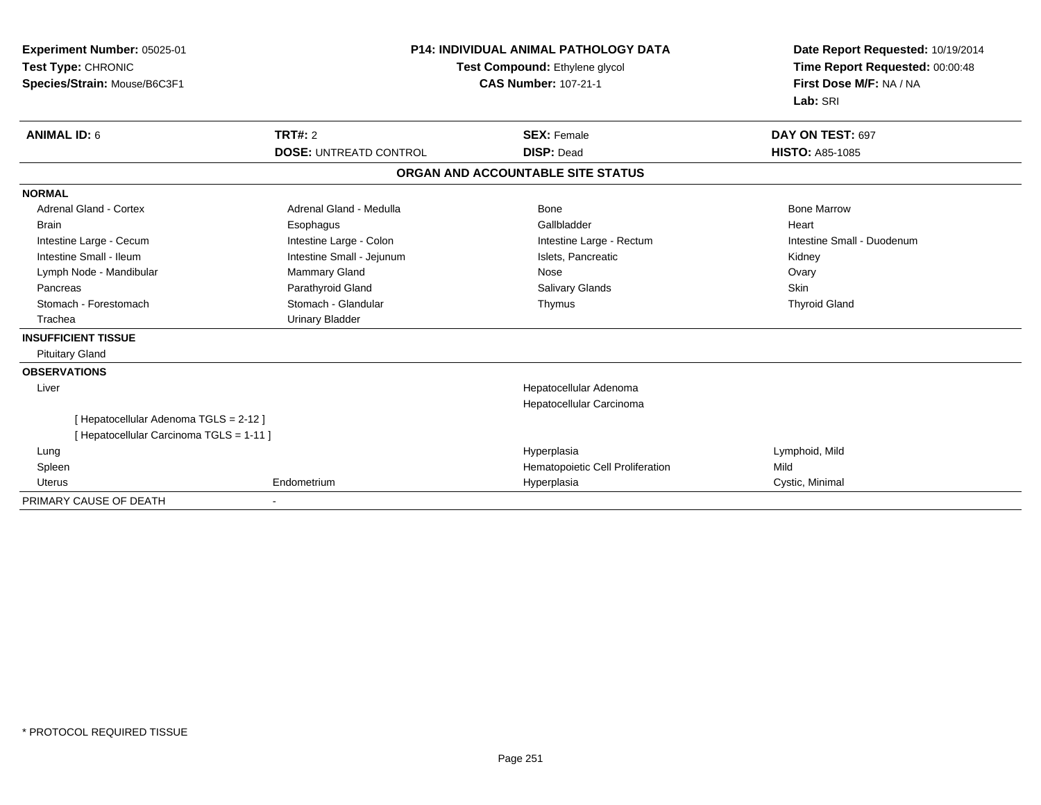**Experiment Number:** 05025-01
**Test Type:** CHRONIC
**Species/Strain:** Mouse/B6C3F1

**P14: INDIVIDUAL ANIMAL PATHOLOGY DATA**
**Test Compound:** Ethylene glycol
**CAS Number:** 107-21-1

**Date Report Requested:** 10/19/2014
**Time Report Requested:** 00:00:48
**First Dose M/F:** NA / NA
**Lab:** SRI

| **ANIMAL ID:** 6 | **TRT#:** 2 | **SEX:** Female | **DAY ON TEST:** 697 |
|---|---|---|---|
| | **DOSE:** UNTREATD CONTROL | **DISP:** Dead | **HISTO:** A85-1085 |

**ORGAN AND ACCOUNTABLE SITE STATUS**

| | | | |
|---|---|---|---|
| **NORMAL** | | | |
| Adrenal Gland - Cortex | Adrenal Gland - Medulla | Bone | Bone Marrow |
| Brain | Esophagus | Gallbladder | Heart |
| Intestine Large - Cecum | Intestine Large - Colon | Intestine Large - Rectum | Intestine Small - Duodenum |
| Intestine Small - Ileum | Intestine Small - Jejunum | Islets, Pancreatic | Kidney |
| Lymph Node - Mandibular | Mammary Gland | Nose | Ovary |
| Pancreas | Parathyroid Gland | Salivary Glands | Skin |
| Stomach - Forestomach | Stomach - Glandular | Thymus | Thyroid Gland |
| Trachea | Urinary Bladder | | |
| **INSUFFICIENT TISSUE** | | | |
| Pituitary Gland | | | |
| **OBSERVATIONS** | | | |
| Liver | | Hepatocellular Adenoma | |
| | | Hepatocellular Carcinoma | |
| [ Hepatocellular Adenoma TGLS = 2-12 ] | | | |
| [ Hepatocellular Carcinoma TGLS = 1-11 ] | | | |
| Lung | | Hyperplasia | Lymphoid, Mild |
| Spleen | | Hematopoietic Cell Proliferation | Mild |
| Uterus | Endometrium | Hyperplasia | Cystic, Minimal |
| PRIMARY CAUSE OF DEATH | - | | |

* PROTOCOL REQUIRED TISSUE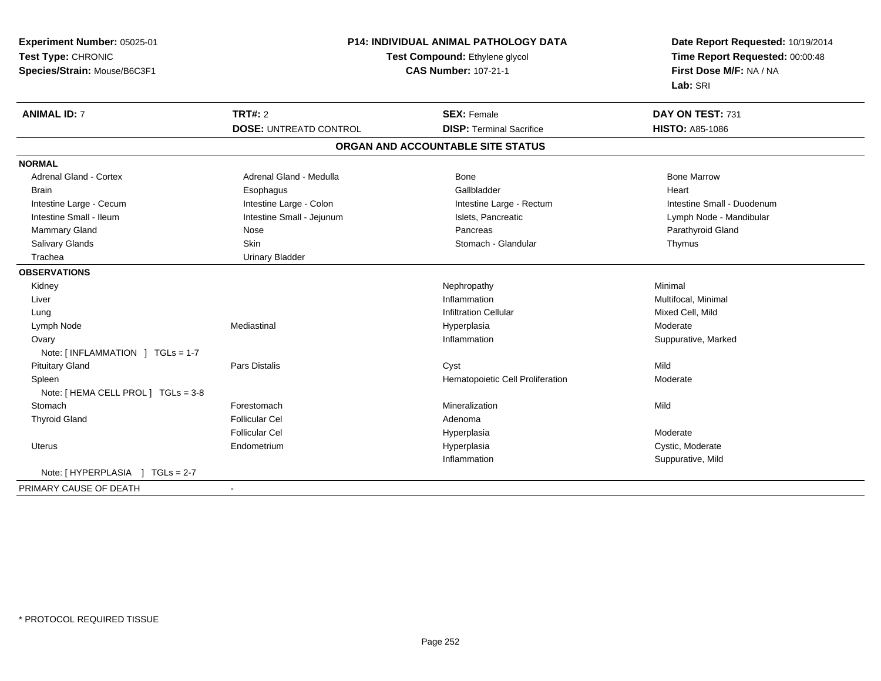**Experiment Number:** 05025-01
**Test Type:** CHRONIC
**Species/Strain:** Mouse/B6C3F1

**P14: INDIVIDUAL ANIMAL PATHOLOGY DATA**
**Test Compound:** Ethylene glycol
**CAS Number:** 107-21-1

**Date Report Requested:** 10/19/2014
**Time Report Requested:** 00:00:48
**First Dose M/F:** NA / NA
**Lab:** SRI

| **ANIMAL ID:** 7 | **TRT#:** 2 | **SEX:** Female | **DAY ON TEST:** 731 |
|---|---|---|---|
| | **DOSE:** UNTREATD CONTROL | **DISP:** Terminal Sacrifice | **HISTO:** A85-1086 |

## ORGAN AND ACCOUNTABLE SITE STATUS

| | | | |
|---|---|---|---|
| **NORMAL** | | | |
| Adrenal Gland - Cortex | Adrenal Gland - Medulla | Bone | Bone Marrow |
| Brain | Esophagus | Gallbladder | Heart |
| Intestine Large - Cecum | Intestine Large - Colon | Intestine Large - Rectum | Intestine Small - Duodenum |
| Intestine Small - Ileum | Intestine Small - Jejunum | Islets, Pancreatic | Lymph Node - Mandibular |
| Mammary Gland | Nose | Pancreas | Parathyroid Gland |
| Salivary Glands | Skin | Stomach - Glandular | Thymus |
| Trachea | Urinary Bladder | | |
| **OBSERVATIONS** | | | |
| Kidney | | Nephropathy | Minimal |
| Liver | | Inflammation | Multifocal, Minimal |
| Lung | | Infiltration Cellular | Mixed Cell, Mild |
| Lymph Node | Mediastinal | Hyperplasia | Moderate |
| Ovary | | Inflammation | Suppurative, Marked |
| Note: [ INFLAMMATION ] TGLs = 1-7 | | | |
| Pituitary Gland | Pars Distalis | Cyst | Mild |
| Spleen | | Hematopoietic Cell Proliferation | Moderate |
| Note: [ HEMA CELL PROL ] TGLs = 3-8 | | | |
| Stomach | Forestomach | Mineralization | Mild |
| Thyroid Gland | Follicular Cel | Adenoma | |
| | Follicular Cel | Hyperplasia | Moderate |
| Uterus | Endometrium | Hyperplasia | Cystic, Moderate |
| | | Inflammation | Suppurative, Mild |
| Note: [ HYPERPLASIA ] TGLs = 2-7 | | | |
| PRIMARY CAUSE OF DEATH | - | | |

* PROTOCOL REQUIRED TISSUE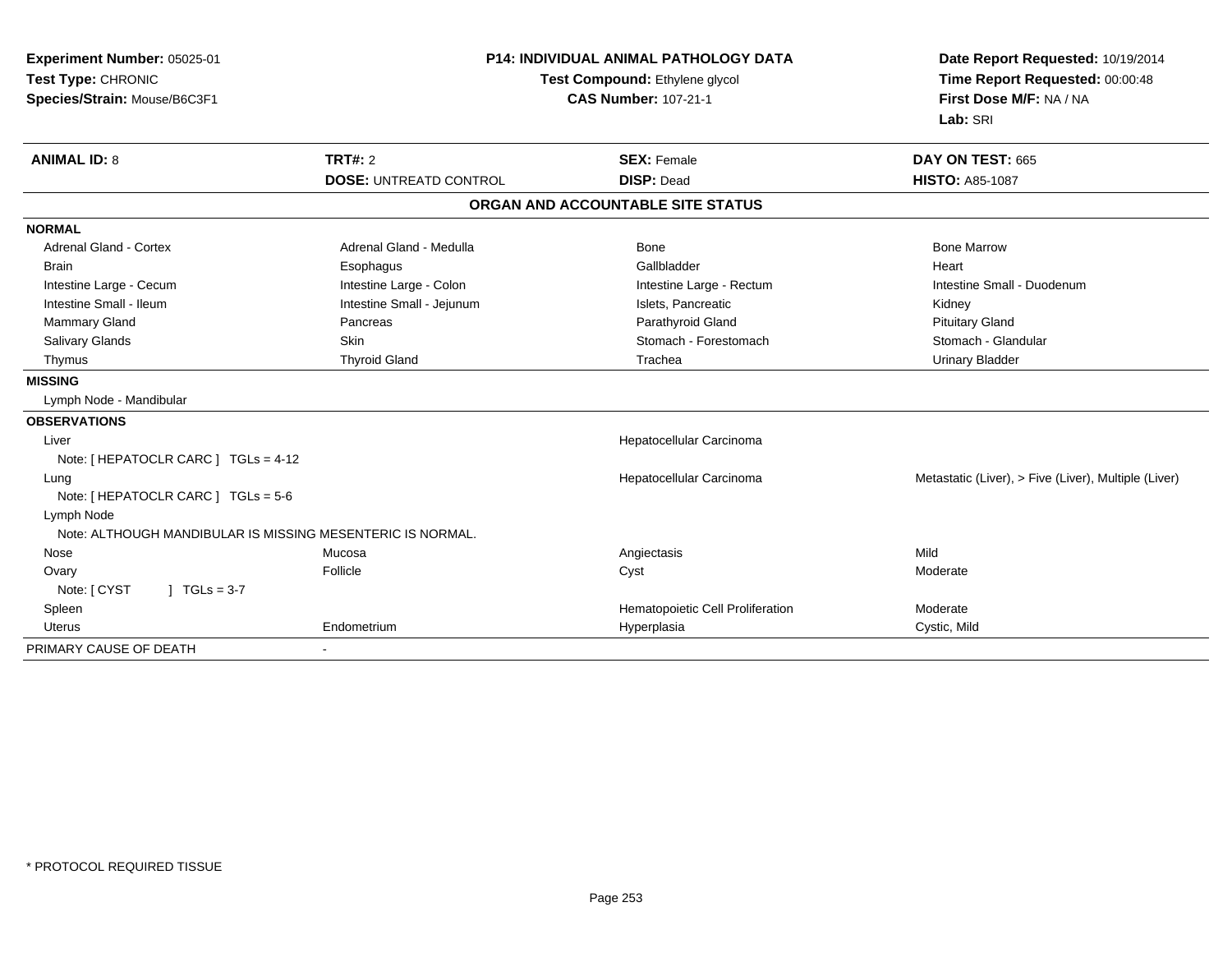**Experiment Number:** 05025-01
**Test Type:** CHRONIC
**Species/Strain:** Mouse/B6C3F1

**P14: INDIVIDUAL ANIMAL PATHOLOGY DATA**
**Test Compound:** Ethylene glycol
**CAS Number:** 107-21-1

**Date Report Requested:** 10/19/2014
**Time Report Requested:** 00:00:48
**First Dose M/F:** NA / NA
**Lab:** SRI

| **ANIMAL ID:** 8 | **TRT#:** 2 | **SEX:** Female | **DAY ON TEST:** 665 |
|---|---|---|---|
| | **DOSE:** UNTREATD CONTROL | **DISP:** Dead | **HISTO:** A85-1087 |

**ORGAN AND ACCOUNTABLE SITE STATUS**

| | | | |
|---|---|---|---|
| **NORMAL** | | | |
| Adrenal Gland - Cortex | Adrenal Gland - Medulla | Bone | Bone Marrow |
| Brain | Esophagus | Gallbladder | Heart |
| Intestine Large - Cecum | Intestine Large - Colon | Intestine Large - Rectum | Intestine Small - Duodenum |
| Intestine Small - Ileum | Intestine Small - Jejunum | Islets, Pancreatic | Kidney |
| Mammary Gland | Pancreas | Parathyroid Gland | Pituitary Gland |
| Salivary Glands | Skin | Stomach - Forestomach | Stomach - Glandular |
| Thymus | Thyroid Gland | Trachea | Urinary Bladder |
| **MISSING** | | | |
| Lymph Node - Mandibular | | | |
| **OBSERVATIONS** | | | |
| Liver | | Hepatocellular Carcinoma | |
| Note: [ HEPATOCLR CARC ] TGLs = 4-12 | | | |
| Lung | | Hepatocellular Carcinoma | Metastatic (Liver), > Five (Liver), Multiple (Liver) |
| Note: [ HEPATOCLR CARC ] TGLs = 5-6 | | | |
| Lymph Node | | | |
| Note: ALTHOUGH MANDIBULAR IS MISSING MESENTERIC IS NORMAL. | | | |
| Nose | Mucosa | Angiectasis | Mild |
| Ovary | Follicle | Cyst | Moderate |
| Note: [ CYST ] TGLs = 3-7 | | | |
| Spleen | | Hematopoietic Cell Proliferation | Moderate |
| Uterus | Endometrium | Hyperplasia | Cystic, Mild |
| PRIMARY CAUSE OF DEATH | - | | |

\* PROTOCOL REQUIRED TISSUE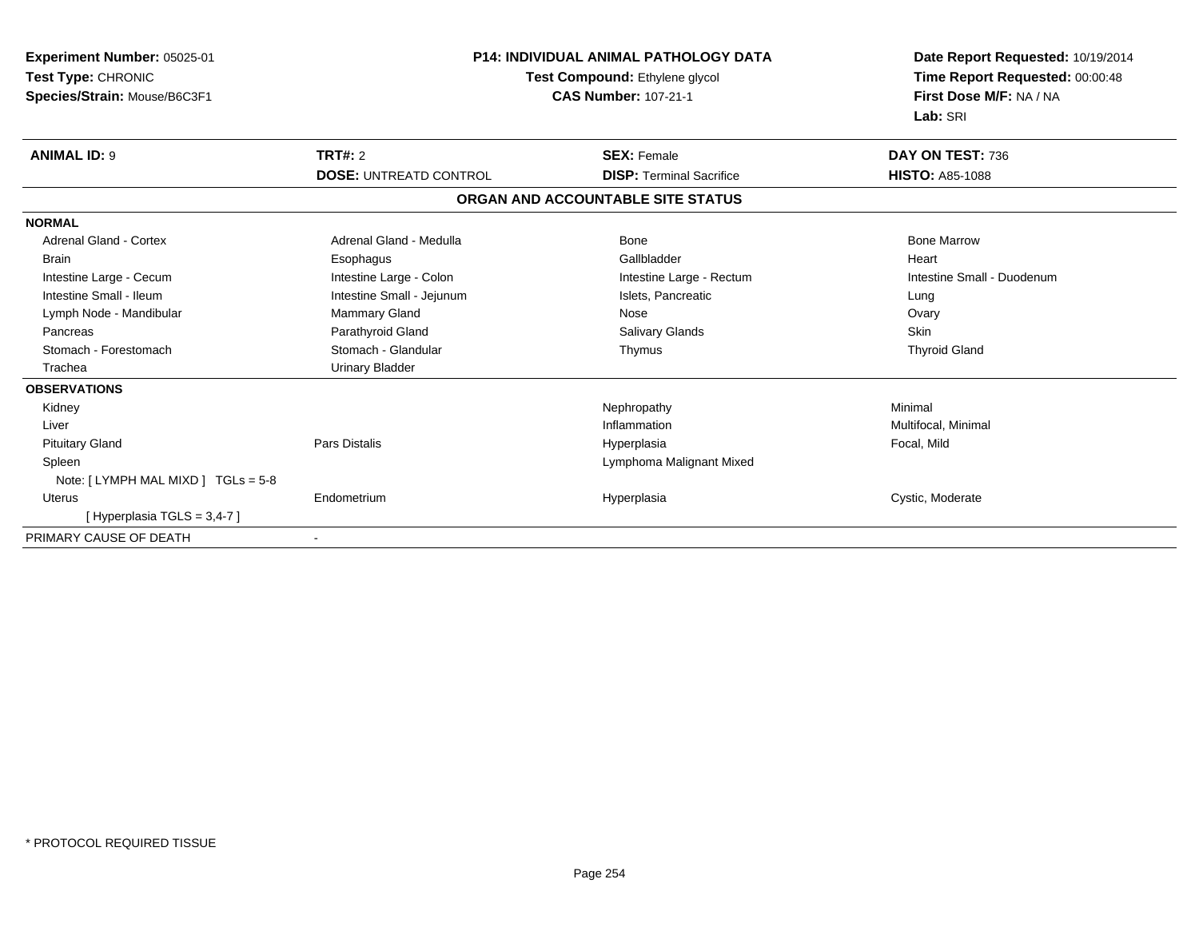**Experiment Number:** 05025-01
**Test Type:** CHRONIC
**Species/Strain:** Mouse/B6C3F1

**P14: INDIVIDUAL ANIMAL PATHOLOGY DATA**
**Test Compound:** Ethylene glycol
**CAS Number:** 107-21-1

**Date Report Requested:** 10/19/2014
**Time Report Requested:** 00:00:48
**First Dose M/F:** NA / NA
**Lab:** SRI

| **ANIMAL ID:** 9 | **TRT#:** 2 | **SEX:** Female | **DAY ON TEST:** 736 |
|---|---|---|---|
| | **DOSE:** UNTREATD CONTROL | **DISP:** Terminal Sacrifice | **HISTO:** A85-1088 |

**ORGAN AND ACCOUNTABLE SITE STATUS**

| | | | |
|---|---|---|---|
| **NORMAL** | | | |
| Adrenal Gland - Cortex | Adrenal Gland - Medulla | Bone | Bone Marrow |
| Brain | Esophagus | Gallbladder | Heart |
| Intestine Large - Cecum | Intestine Large - Colon | Intestine Large - Rectum | Intestine Small - Duodenum |
| Intestine Small - Ileum | Intestine Small - Jejunum | Islets, Pancreatic | Lung |
| Lymph Node - Mandibular | Mammary Gland | Nose | Ovary |
| Pancreas | Parathyroid Gland | Salivary Glands | Skin |
| Stomach - Forestomach | Stomach - Glandular | Thymus | Thyroid Gland |
| Trachea | Urinary Bladder | | |
| **OBSERVATIONS** | | | |
| Kidney | | Nephropathy | Minimal |
| Liver | | Inflammation | Multifocal, Minimal |
| Pituitary Gland | Pars Distalis | Hyperplasia | Focal, Mild |
| Spleen | | Lymphoma Malignant Mixed | |
| Note: [ LYMPH MAL MIXD ] TGLs = 5-8 | | | |
| Uterus | Endometrium | Hyperplasia | Cystic, Moderate |
| [ Hyperplasia TGLS = 3,4-7 ] | | | |
| PRIMARY CAUSE OF DEATH | - | | |

* PROTOCOL REQUIRED TISSUE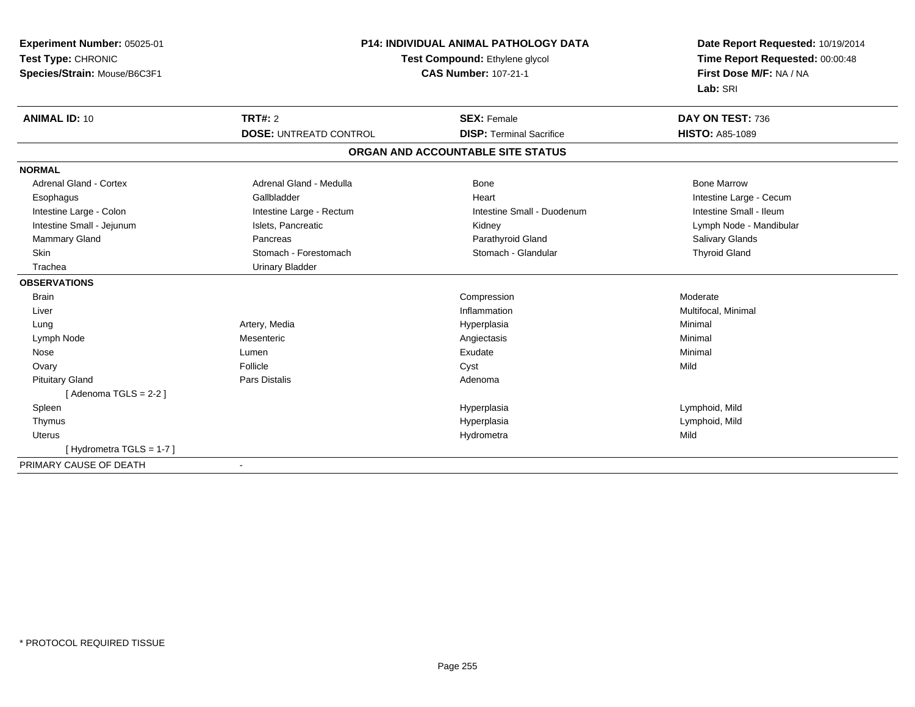**Experiment Number:** 05025-01
**Test Type:** CHRONIC
**Species/Strain:** Mouse/B6C3F1

## P14: INDIVIDUAL ANIMAL PATHOLOGY DATA

**Test Compound:** Ethylene glycol
**CAS Number:** 107-21-1

**Date Report Requested:** 10/19/2014
**Time Report Requested:** 00:00:48
**First Dose M/F:** NA / NA
**Lab:** SRI

| **ANIMAL ID:** 10 | **TRT#:** 2 | **SEX:** Female | **DAY ON TEST:** 736 |
|---|---|---|---|
| | **DOSE:** UNTREATD CONTROL | **DISP:** Terminal Sacrifice | **HISTO:** A85-1089 |

### ORGAN AND ACCOUNTABLE SITE STATUS

| | | | |
|---|---|---|---|
| **NORMAL** | | | |
| Adrenal Gland - Cortex | Adrenal Gland - Medulla | Bone | Bone Marrow |
| Esophagus | Gallbladder | Heart | Intestine Large - Cecum |
| Intestine Large - Colon | Intestine Large - Rectum | Intestine Small - Duodenum | Intestine Small - Ileum |
| Intestine Small - Jejunum | Islets, Pancreatic | Kidney | Lymph Node - Mandibular |
| Mammary Gland | Pancreas | Parathyroid Gland | Salivary Glands |
| Skin | Stomach - Forestomach | Stomach - Glandular | Thyroid Gland |
| Trachea | Urinary Bladder | | |
| **OBSERVATIONS** | | | |
| Brain | | Compression | Moderate |
| Liver | | Inflammation | Multifocal, Minimal |
| Lung | Artery, Media | Hyperplasia | Minimal |
| Lymph Node | Mesenteric | Angiectasis | Minimal |
| Nose | Lumen | Exudate | Minimal |
| Ovary | Follicle | Cyst | Mild |
| Pituitary Gland | Pars Distalis | Adenoma | |
| [ Adenoma TGLS = 2-2 ] | | | |
| Spleen | | Hyperplasia | Lymphoid, Mild |
| Thymus | | Hyperplasia | Lymphoid, Mild |
| Uterus | | Hydrometra | Mild |
| [ Hydrometra TGLS = 1-7 ] | | | |
| PRIMARY CAUSE OF DEATH | - | | |

* PROTOCOL REQUIRED TISSUE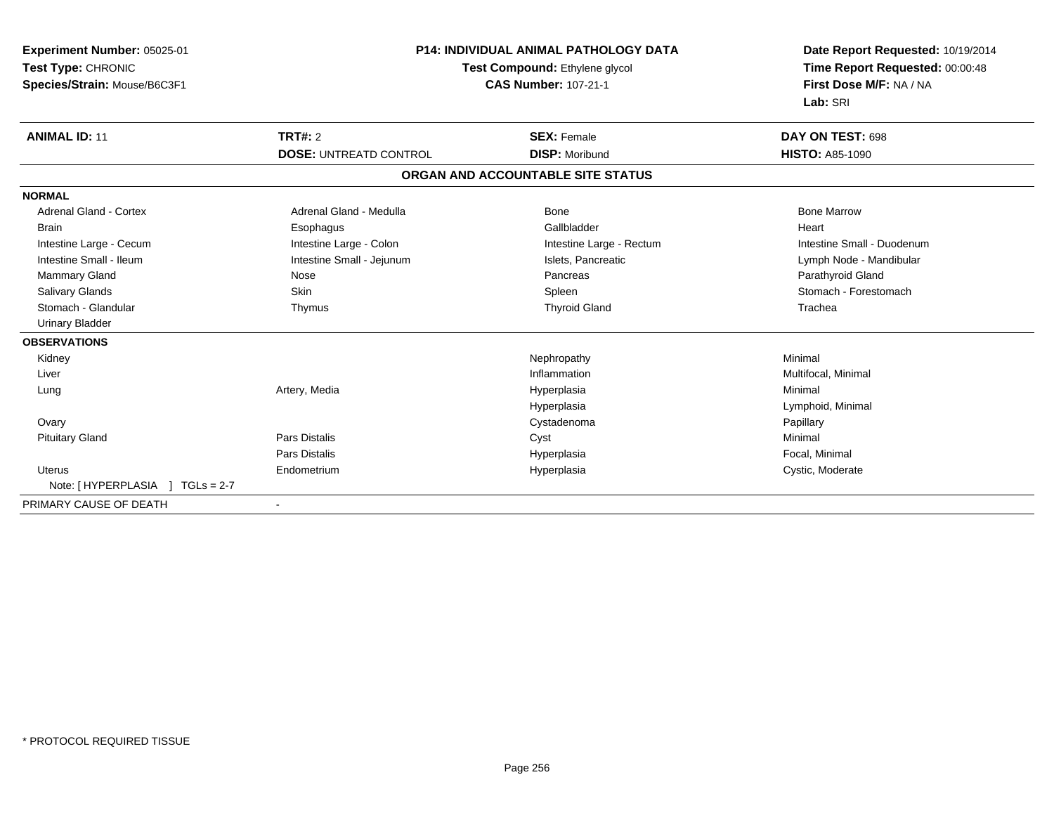**Experiment Number:** 05025-01
**Test Type:** CHRONIC
**Species/Strain:** Mouse/B6C3F1

## P14: INDIVIDUAL ANIMAL PATHOLOGY DATA

**Test Compound:** Ethylene glycol
**CAS Number:** 107-21-1

**Date Report Requested:** 10/19/2014
**Time Report Requested:** 00:00:48
**First Dose M/F:** NA / NA
**Lab:** SRI

| **ANIMAL ID:** 11 | **TRT#:** 2 | **SEX:** Female | **DAY ON TEST:** 698 |
|---|---|---|---|
| | **DOSE:** UNTREATD CONTROL | **DISP:** Moribund | **HISTO:** A85-1090 |

### ORGAN AND ACCOUNTABLE SITE STATUS

**NORMAL**

| | | | |
|---|---|---|---|
| Adrenal Gland - Cortex | Adrenal Gland - Medulla | Bone | Bone Marrow |
| Brain | Esophagus | Gallbladder | Heart |
| Intestine Large - Cecum | Intestine Large - Colon | Intestine Large - Rectum | Intestine Small - Duodenum |
| Intestine Small - Ileum | Intestine Small - Jejunum | Islets, Pancreatic | Lymph Node - Mandibular |
| Mammary Gland | Nose | Pancreas | Parathyroid Gland |
| Salivary Glands | Skin | Spleen | Stomach - Forestomach |
| Stomach - Glandular | Thymus | Thyroid Gland | Trachea |
| Urinary Bladder | | | |

**OBSERVATIONS**

| | | | |
|---|---|---|---|
| Kidney | | Nephropathy | Minimal |
| Liver | | Inflammation | Multifocal, Minimal |
| Lung | Artery, Media | Hyperplasia | Minimal |
| | | Hyperplasia | Lymphoid, Minimal |
| Ovary | | Cystadenoma | Papillary |
| Pituitary Gland | Pars Distalis | Cyst | Minimal |
| | Pars Distalis | Hyperplasia | Focal, Minimal |
| Uterus | Endometrium | Hyperplasia | Cystic, Moderate |
| Note: [ HYPERPLASIA ] TGLs = 2-7 | | | |

| | |
|---|---|
| PRIMARY CAUSE OF DEATH | - |

* PROTOCOL REQUIRED TISSUE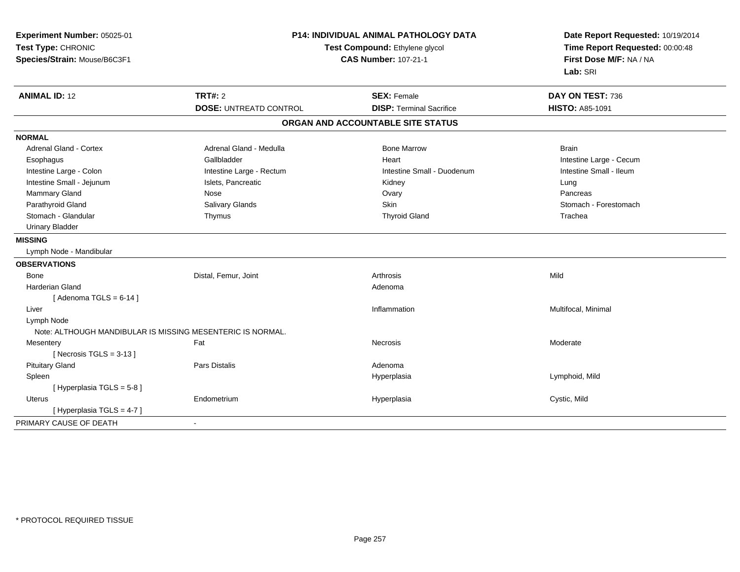**Experiment Number:** 05025-01
**Test Type:** CHRONIC
**Species/Strain:** Mouse/B6C3F1

**P14: INDIVIDUAL ANIMAL PATHOLOGY DATA**
**Test Compound:** Ethylene glycol
**CAS Number:** 107-21-1

**Date Report Requested:** 10/19/2014
**Time Report Requested:** 00:00:48
**First Dose M/F:** NA / NA
**Lab:** SRI

| **ANIMAL ID:** 12 | **TRT#:** 2 | **SEX:** Female | **DAY ON TEST:** 736 |
|---|---|---|---|
| | **DOSE:** UNTREATD CONTROL | **DISP:** Terminal Sacrifice | **HISTO:** A85-1091 |

## ORGAN AND ACCOUNTABLE SITE STATUS

| | | | |
|---|---|---|---|
| **NORMAL** | | | |
| Adrenal Gland - Cortex | Adrenal Gland - Medulla | Bone Marrow | Brain |
| Esophagus | Gallbladder | Heart | Intestine Large - Cecum |
| Intestine Large - Colon | Intestine Large - Rectum | Intestine Small - Duodenum | Intestine Small - Ileum |
| Intestine Small - Jejunum | Islets, Pancreatic | Kidney | Lung |
| Mammary Gland | Nose | Ovary | Pancreas |
| Parathyroid Gland | Salivary Glands | Skin | Stomach - Forestomach |
| Stomach - Glandular | Thymus | Thyroid Gland | Trachea |
| Urinary Bladder | | | |
| **MISSING** | | | |
| Lymph Node - Mandibular | | | |
| **OBSERVATIONS** | | | |
| Bone | Distal, Femur, Joint | Arthrosis | Mild |
| Harderian Gland | | Adenoma | |
| [ Adenoma TGLS = 6-14 ] | | | |
| Liver | | Inflammation | Multifocal, Minimal |
| Lymph Node | | | |
| Note: ALTHOUGH MANDIBULAR IS MISSING MESENTERIC IS NORMAL. | | | |
| Mesentery | Fat | Necrosis | Moderate |
| [ Necrosis TGLS = 3-13 ] | | | |
| Pituitary Gland | Pars Distalis | Adenoma | |
| Spleen | | Hyperplasia | Lymphoid, Mild |
| [ Hyperplasia TGLS = 5-8 ] | | | |
| Uterus | Endometrium | Hyperplasia | Cystic, Mild |
| [ Hyperplasia TGLS = 4-7 ] | | | |
| PRIMARY CAUSE OF DEATH | - | | |

* PROTOCOL REQUIRED TISSUE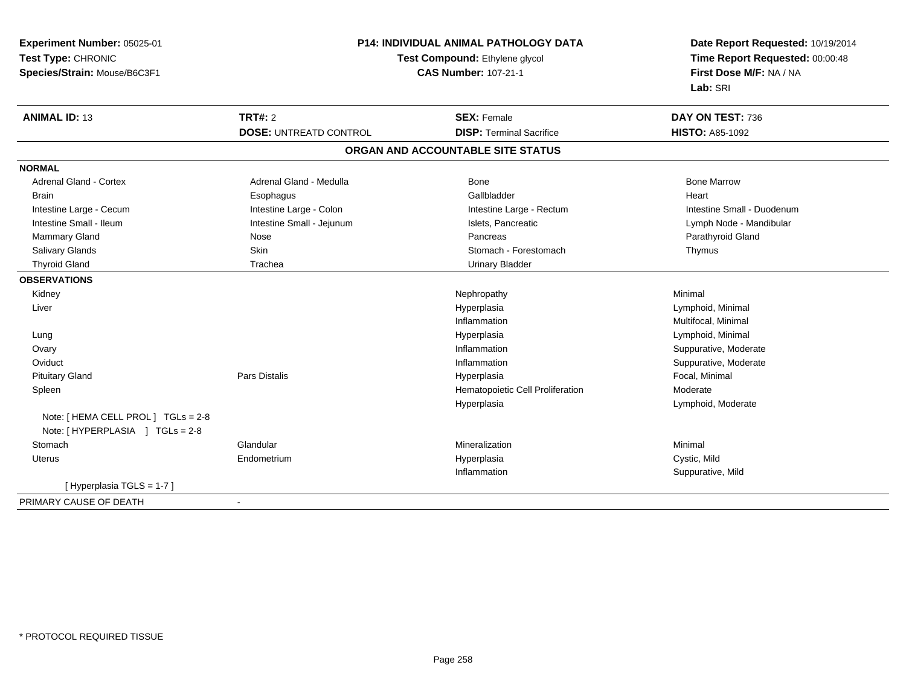**Experiment Number:** 05025-01
**Test Type:** CHRONIC
**Species/Strain:** Mouse/B6C3F1

**P14: INDIVIDUAL ANIMAL PATHOLOGY DATA**
**Test Compound:** Ethylene glycol
**CAS Number:** 107-21-1

**Date Report Requested:** 10/19/2014
**Time Report Requested:** 00:00:48
**First Dose M/F:** NA / NA
**Lab:** SRI

| **ANIMAL ID:** 13 | **TRT#:** 2 | **SEX:** Female | **DAY ON TEST:** 736 |
|---|---|---|---|
| | **DOSE:** UNTREATD CONTROL | **DISP:** Terminal Sacrifice | **HISTO:** A85-1092 |

## ORGAN AND ACCOUNTABLE SITE STATUS

**NORMAL**

| | | | |
|---|---|---|---|
| Adrenal Gland - Cortex | Adrenal Gland - Medulla | Bone | Bone Marrow |
| Brain | Esophagus | Gallbladder | Heart |
| Intestine Large - Cecum | Intestine Large - Colon | Intestine Large - Rectum | Intestine Small - Duodenum |
| Intestine Small - Ileum | Intestine Small - Jejunum | Islets, Pancreatic | Lymph Node - Mandibular |
| Mammary Gland | Nose | Pancreas | Parathyroid Gland |
| Salivary Glands | Skin | Stomach - Forestomach | Thymus |
| Thyroid Gland | Trachea | Urinary Bladder | |

**OBSERVATIONS**

| | | | |
|---|---|---|---|
| Kidney | | Nephropathy | Minimal |
| Liver | | Hyperplasia | Lymphoid, Minimal |
| | | Inflammation | Multifocal, Minimal |
| Lung | | Hyperplasia | Lymphoid, Minimal |
| Ovary | | Inflammation | Suppurative, Moderate |
| Oviduct | | Inflammation | Suppurative, Moderate |
| Pituitary Gland | Pars Distalis | Hyperplasia | Focal, Minimal |
| Spleen | | Hematopoietic Cell Proliferation | Moderate |
| | | Hyperplasia | Lymphoid, Moderate |
| Note: [ HEMA CELL PROL ] TGLs = 2-8 | | | |
| Note: [ HYPERPLASIA ] TGLs = 2-8 | | | |
| Stomach | Glandular | Mineralization | Minimal |
| Uterus | Endometrium | Hyperplasia | Cystic, Mild |
| | | Inflammation | Suppurative, Mild |
| [ Hyperplasia TGLS = 1-7 ] | | | |

PRIMARY CAUSE OF DEATH -

* PROTOCOL REQUIRED TISSUE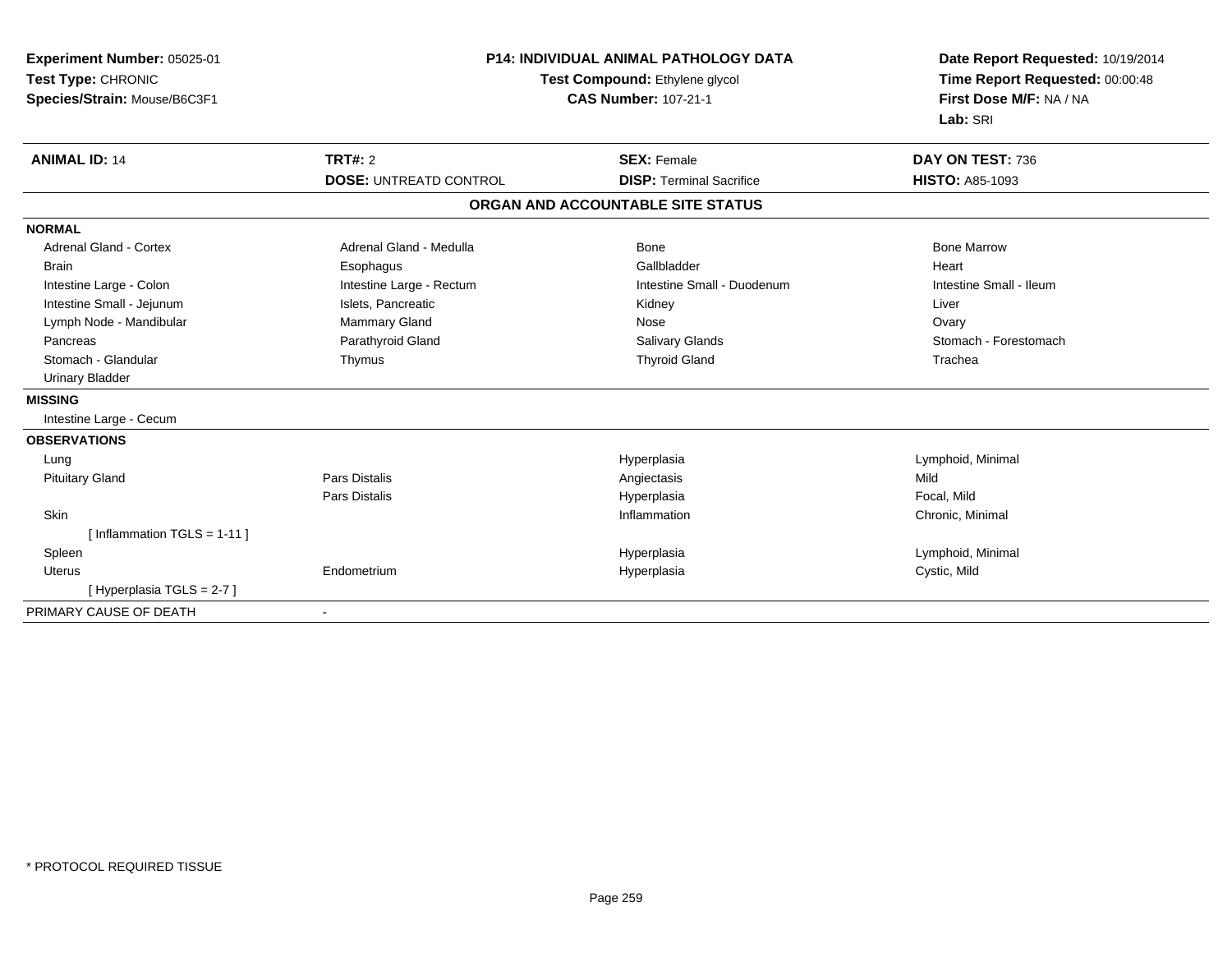**Experiment Number:** 05025-01
**Test Type:** CHRONIC
**Species/Strain:** Mouse/B6C3F1

**P14: INDIVIDUAL ANIMAL PATHOLOGY DATA**
**Test Compound:** Ethylene glycol
**CAS Number:** 107-21-1

**Date Report Requested:** 10/19/2014
**Time Report Requested:** 00:00:48
**First Dose M/F:** NA / NA
**Lab:** SRI

| **ANIMAL ID:** 14 | **TRT#:** 2 | **SEX:** Female | **DAY ON TEST:** 736 |
|---|---|---|---|
| | **DOSE:** UNTREATD CONTROL | **DISP:** Terminal Sacrifice | **HISTO:** A85-1093 |

**ORGAN AND ACCOUNTABLE SITE STATUS**

| | | | |
|---|---|---|---|
| **NORMAL** | | | |
| Adrenal Gland - Cortex | Adrenal Gland - Medulla | Bone | Bone Marrow |
| Brain | Esophagus | Gallbladder | Heart |
| Intestine Large - Colon | Intestine Large - Rectum | Intestine Small - Duodenum | Intestine Small - Ileum |
| Intestine Small - Jejunum | Islets, Pancreatic | Kidney | Liver |
| Lymph Node - Mandibular | Mammary Gland | Nose | Ovary |
| Pancreas | Parathyroid Gland | Salivary Glands | Stomach - Forestomach |
| Stomach - Glandular | Thymus | Thyroid Gland | Trachea |
| Urinary Bladder | | | |
| **MISSING** | | | |
| Intestine Large - Cecum | | | |
| **OBSERVATIONS** | | | |
| Lung | | Hyperplasia | Lymphoid, Minimal |
| Pituitary Gland | Pars Distalis | Angiectasis | Mild |
| | Pars Distalis | Hyperplasia | Focal, Mild |
| Skin | | Inflammation | Chronic, Minimal |
| [ Inflammation TGLS = 1-11 ] | | | |
| Spleen | | Hyperplasia | Lymphoid, Minimal |
| Uterus | Endometrium | Hyperplasia | Cystic, Mild |
| [ Hyperplasia TGLS = 2-7 ] | | | |
| PRIMARY CAUSE OF DEATH | - | | |

* PROTOCOL REQUIRED TISSUE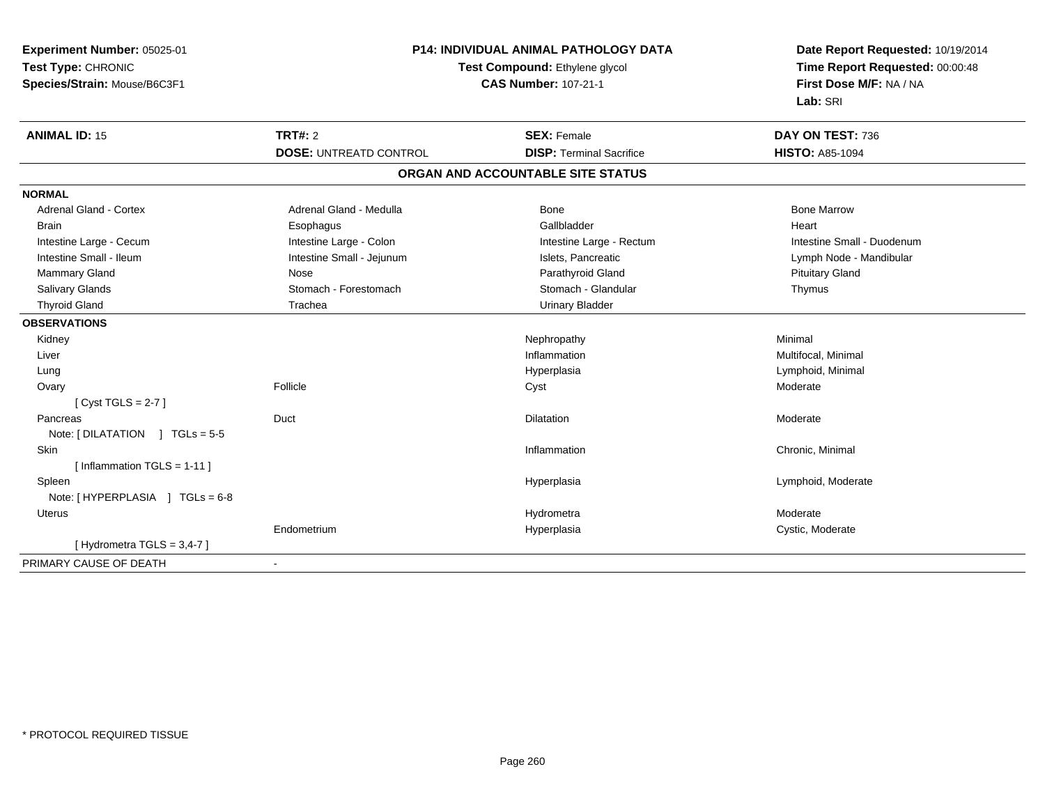**Experiment Number:** 05025-01
**Test Type:** CHRONIC
**Species/Strain:** Mouse/B6C3F1

**P14: INDIVIDUAL ANIMAL PATHOLOGY DATA**
**Test Compound:** Ethylene glycol
**CAS Number:** 107-21-1

**Date Report Requested:** 10/19/2014
**Time Report Requested:** 00:00:48
**First Dose M/F:** NA / NA
**Lab:** SRI

| **ANIMAL ID:** 15 | **TRT#:** 2 | **SEX:** Female | **DAY ON TEST:** 736 |
|---|---|---|---|
| | **DOSE:** UNTREATD CONTROL | **DISP:** Terminal Sacrifice | **HISTO:** A85-1094 |

## ORGAN AND ACCOUNTABLE SITE STATUS

| **NORMAL** | | | |
|---|---|---|---|
| Adrenal Gland - Cortex | Adrenal Gland - Medulla | Bone | Bone Marrow |
| Brain | Esophagus | Gallbladder | Heart |
| Intestine Large - Cecum | Intestine Large - Colon | Intestine Large - Rectum | Intestine Small - Duodenum |
| Intestine Small - Ileum | Intestine Small - Jejunum | Islets, Pancreatic | Lymph Node - Mandibular |
| Mammary Gland | Nose | Parathyroid Gland | Pituitary Gland |
| Salivary Glands | Stomach - Forestomach | Stomach - Glandular | Thymus |
| Thyroid Gland | Trachea | Urinary Bladder | |
| **OBSERVATIONS** | | | |
| Kidney | | Nephropathy | Minimal |
| Liver | | Inflammation | Multifocal, Minimal |
| Lung | | Hyperplasia | Lymphoid, Minimal |
| Ovary | Follicle | Cyst | Moderate |
| [ Cyst TGLS = 2-7 ] | | | |
| Pancreas | Duct | Dilatation | Moderate |
| Note: [ DILATATION ] TGLs = 5-5 | | | |
| Skin | | Inflammation | Chronic, Minimal |
| [ Inflammation TGLS = 1-11 ] | | | |
| Spleen | | Hyperplasia | Lymphoid, Moderate |
| Note: [ HYPERPLASIA ] TGLs = 6-8 | | | |
| Uterus | | Hydrometra | Moderate |
| | Endometrium | Hyperplasia | Cystic, Moderate |
| [ Hydrometra TGLS = 3,4-7 ] | | | |
| PRIMARY CAUSE OF DEATH | - | | |

* PROTOCOL REQUIRED TISSUE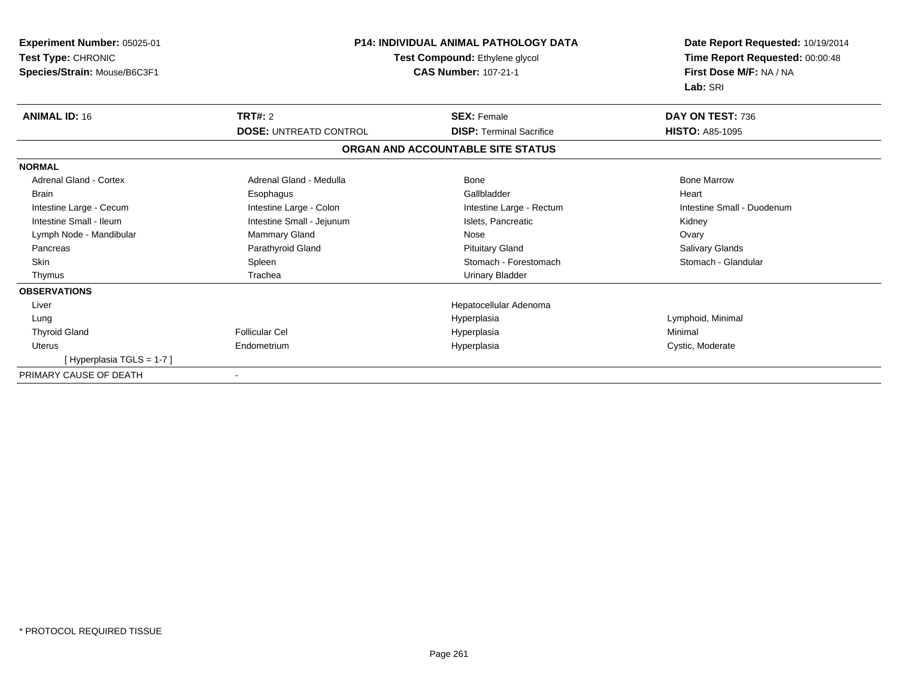**Experiment Number:** 05025-01
**Test Type:** CHRONIC
**Species/Strain:** Mouse/B6C3F1

**P14: INDIVIDUAL ANIMAL PATHOLOGY DATA**
**Test Compound:** Ethylene glycol
**CAS Number:** 107-21-1

**Date Report Requested:** 10/19/2014
**Time Report Requested:** 00:00:48
**First Dose M/F:** NA / NA
**Lab:** SRI

| **ANIMAL ID:** 16 | **TRT#:** 2 | **SEX:** Female | **DAY ON TEST:** 736 |
|---|---|---|---|
| | **DOSE:** UNTREATD CONTROL | **DISP:** Terminal Sacrifice | **HISTO:** A85-1095 |

## ORGAN AND ACCOUNTABLE SITE STATUS

| | | | |
|---|---|---|---|
| **NORMAL** | | | |
| Adrenal Gland - Cortex | Adrenal Gland - Medulla | Bone | Bone Marrow |
| Brain | Esophagus | Gallbladder | Heart |
| Intestine Large - Cecum | Intestine Large - Colon | Intestine Large - Rectum | Intestine Small - Duodenum |
| Intestine Small - Ileum | Intestine Small - Jejunum | Islets, Pancreatic | Kidney |
| Lymph Node - Mandibular | Mammary Gland | Nose | Ovary |
| Pancreas | Parathyroid Gland | Pituitary Gland | Salivary Glands |
| Skin | Spleen | Stomach - Forestomach | Stomach - Glandular |
| Thymus | Trachea | Urinary Bladder | |
| **OBSERVATIONS** | | | |
| Liver | | Hepatocellular Adenoma | |
| Lung | | Hyperplasia | Lymphoid, Minimal |
| Thyroid Gland | Follicular Cel | Hyperplasia | Minimal |
| Uterus | Endometrium | Hyperplasia | Cystic, Moderate |
| [ Hyperplasia TGLS = 1-7 ] | | | |
| PRIMARY CAUSE OF DEATH | - | | |

* PROTOCOL REQUIRED TISSUE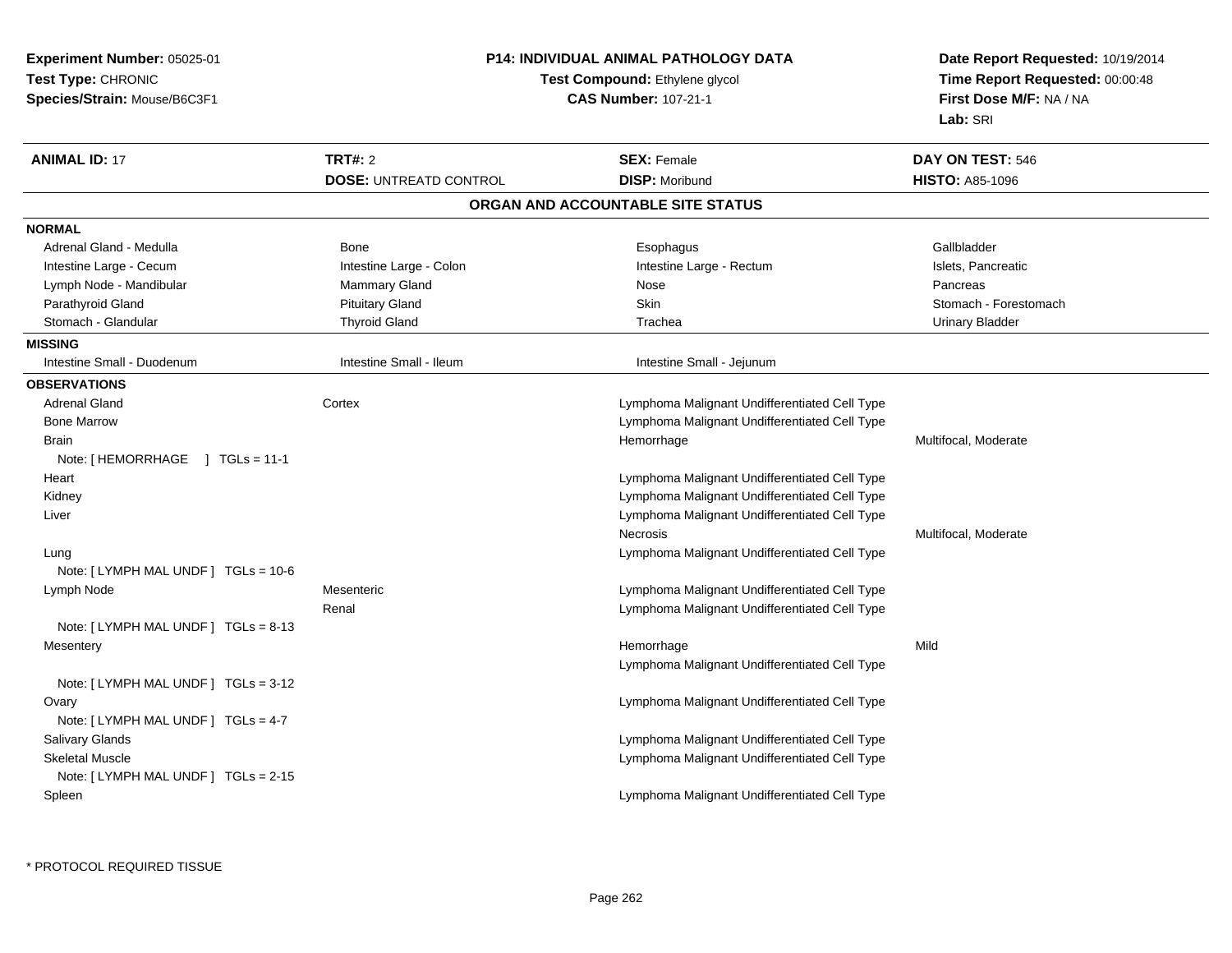**Experiment Number:** 05025-01
**Test Type:** CHRONIC
**Species/Strain:** Mouse/B6C3F1

**P14: INDIVIDUAL ANIMAL PATHOLOGY DATA**
**Test Compound:** Ethylene glycol
**CAS Number:** 107-21-1

**Date Report Requested:** 10/19/2014
**Time Report Requested:** 00:00:48
**First Dose M/F:** NA / NA
**Lab:** SRI

| **ANIMAL ID:** 17 | **TRT#:** 2 | **SEX:** Female | **DAY ON TEST:** 546 |
|---|---|---|---|
| | **DOSE:** UNTREATD CONTROL | **DISP:** Moribund | **HISTO:** A85-1096 |

## ORGAN AND ACCOUNTABLE SITE STATUS

**NORMAL**

| | | | |
|---|---|---|---|
| Adrenal Gland - Medulla | Bone | Esophagus | Gallbladder |
| Intestine Large - Cecum | Intestine Large - Colon | Intestine Large - Rectum | Islets, Pancreatic |
| Lymph Node - Mandibular | Mammary Gland | Nose | Pancreas |
| Parathyroid Gland | Pituitary Gland | Skin | Stomach - Forestomach |
| Stomach - Glandular | Thyroid Gland | Trachea | Urinary Bladder |

**MISSING**

| | | |
|---|---|---|
| Intestine Small - Duodenum | Intestine Small - Ileum | Intestine Small - Jejunum |

**OBSERVATIONS**

| Organ | Site | Observation | Severity |
|---|---|---|---|
| Adrenal Gland | Cortex | Lymphoma Malignant Undifferentiated Cell Type | |
| Bone Marrow | | Lymphoma Malignant Undifferentiated Cell Type | |
| Brain | | Hemorrhage | Multifocal, Moderate |
| Note: [ HEMORRHAGE ] TGLs = 11-1 | | | |
| Heart | | Lymphoma Malignant Undifferentiated Cell Type | |
| Kidney | | Lymphoma Malignant Undifferentiated Cell Type | |
| Liver | | Lymphoma Malignant Undifferentiated Cell Type | |
| | | Necrosis | Multifocal, Moderate |
| Lung | | Lymphoma Malignant Undifferentiated Cell Type | |
| Note: [ LYMPH MAL UNDF ] TGLs = 10-6 | | | |
| Lymph Node | Mesenteric | Lymphoma Malignant Undifferentiated Cell Type | |
| | Renal | Lymphoma Malignant Undifferentiated Cell Type | |
| Note: [ LYMPH MAL UNDF ] TGLs = 8-13 | | | |
| Mesentery | | Hemorrhage | Mild |
| | | Lymphoma Malignant Undifferentiated Cell Type | |
| Note: [ LYMPH MAL UNDF ] TGLs = 3-12 | | | |
| Ovary | | Lymphoma Malignant Undifferentiated Cell Type | |
| Note: [ LYMPH MAL UNDF ] TGLs = 4-7 | | | |
| Salivary Glands | | Lymphoma Malignant Undifferentiated Cell Type | |
| Skeletal Muscle | | Lymphoma Malignant Undifferentiated Cell Type | |
| Note: [ LYMPH MAL UNDF ] TGLs = 2-15 | | | |
| Spleen | | Lymphoma Malignant Undifferentiated Cell Type | |

* PROTOCOL REQUIRED TISSUE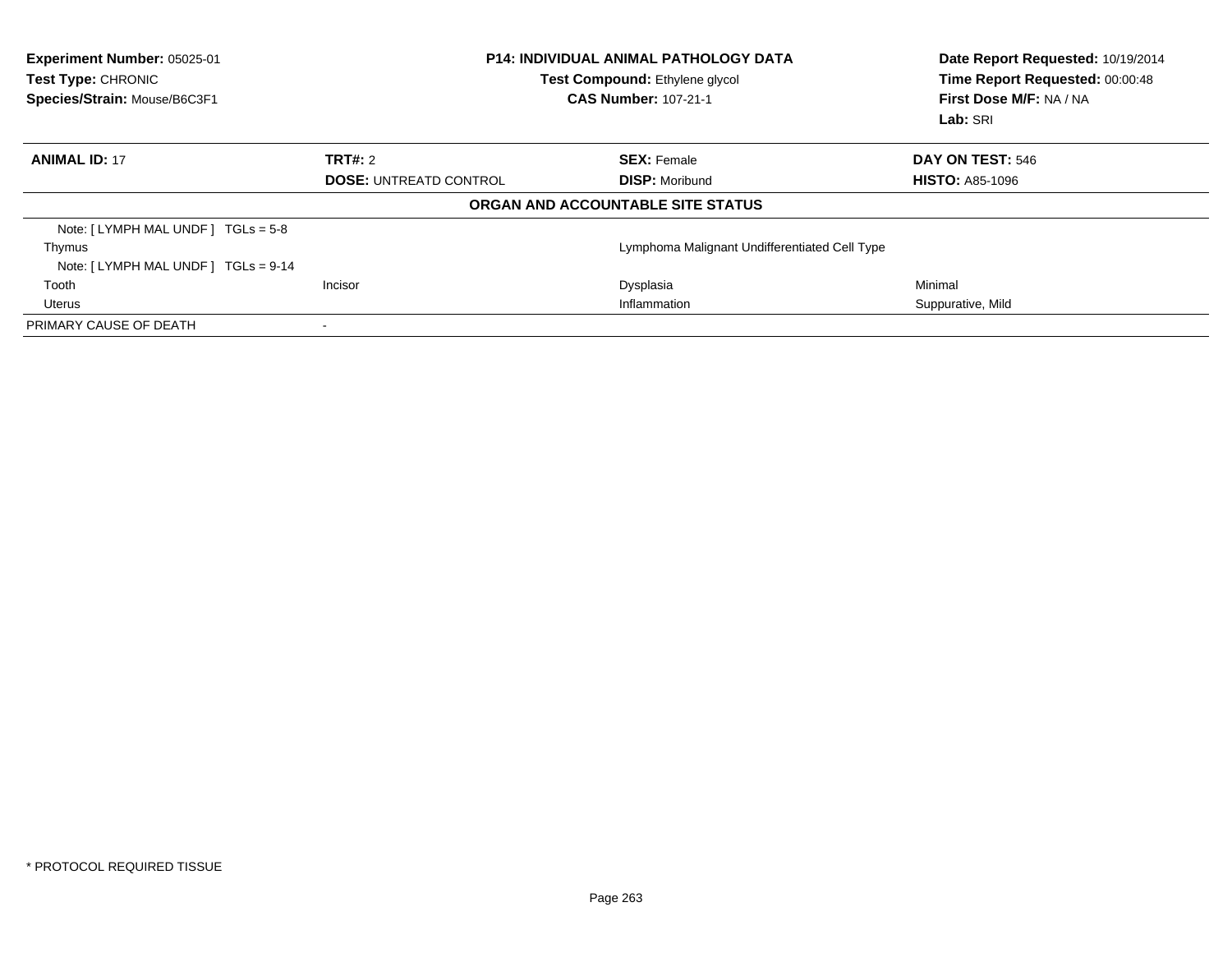**Experiment Number:** 05025-01
**Test Type:** CHRONIC
**Species/Strain:** Mouse/B6C3F1

**P14: INDIVIDUAL ANIMAL PATHOLOGY DATA**
**Test Compound:** Ethylene glycol
**CAS Number:** 107-21-1

**Date Report Requested:** 10/19/2014
**Time Report Requested:** 00:00:48
**First Dose M/F:** NA / NA
**Lab:** SRI

| **ANIMAL ID:** 17 | **TRT#:** 2 | **SEX:** Female | **DAY ON TEST:** 546 |
|---|---|---|---|
| | **DOSE:** UNTREATD CONTROL | **DISP:** Moribund | **HISTO:** A85-1096 |

**ORGAN AND ACCOUNTABLE SITE STATUS**

| | | | |
|---|---|---|---|
| Note: [ LYMPH MAL UNDF ] TGLs = 5-8 | | | |
| Thymus | | Lymphoma Malignant Undifferentiated Cell Type | |
| Note: [ LYMPH MAL UNDF ] TGLs = 9-14 | | | |
| Tooth | Incisor | Dysplasia | Minimal |
| Uterus | | Inflammation | Suppurative, Mild |
| PRIMARY CAUSE OF DEATH | - | | |

* PROTOCOL REQUIRED TISSUE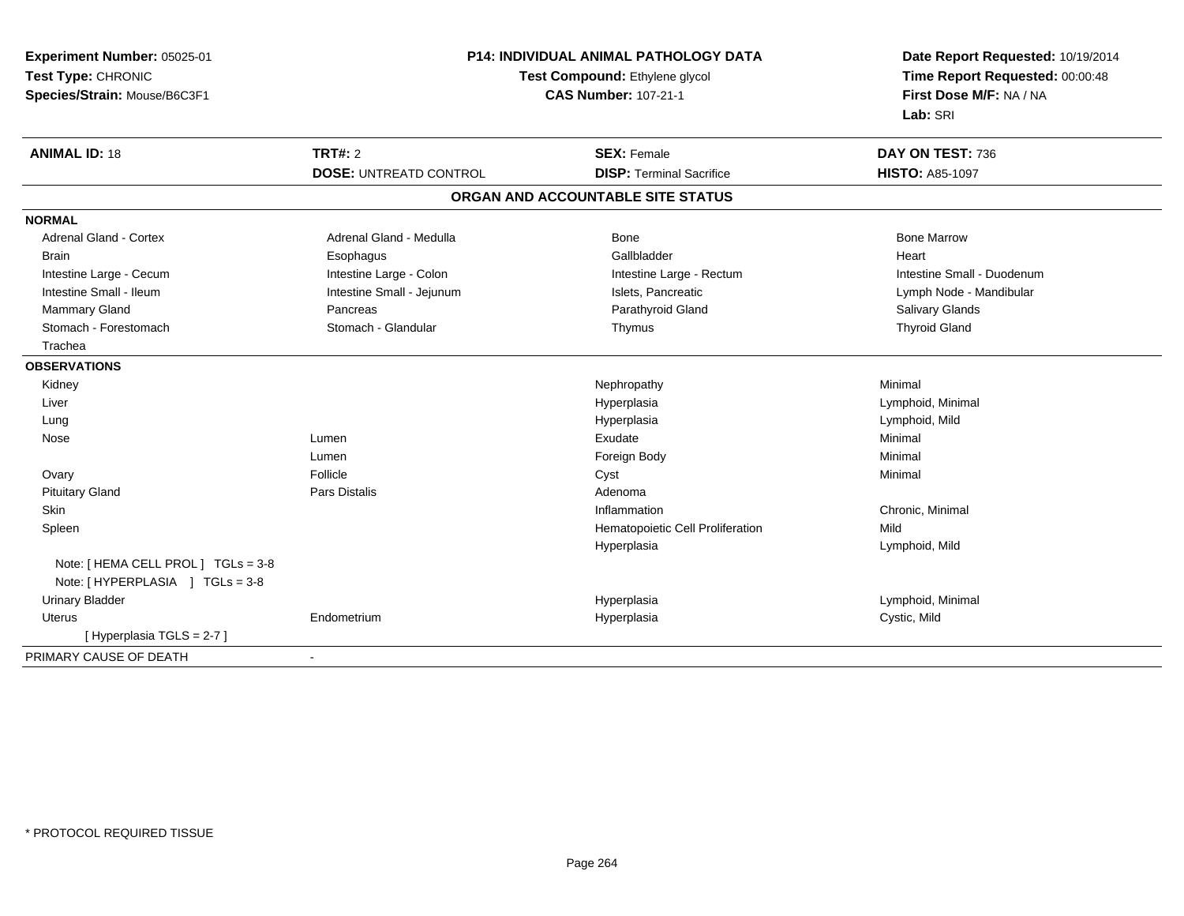**Experiment Number:** 05025-01
**Test Type:** CHRONIC
**Species/Strain:** Mouse/B6C3F1

**P14: INDIVIDUAL ANIMAL PATHOLOGY DATA**
**Test Compound:** Ethylene glycol
**CAS Number:** 107-21-1

**Date Report Requested:** 10/19/2014
**Time Report Requested:** 00:00:48
**First Dose M/F:** NA / NA
**Lab:** SRI

| **ANIMAL ID:** 18 | **TRT#:** 2 | **SEX:** Female | **DAY ON TEST:** 736 |
|---|---|---|---|
| | **DOSE:** UNTREATD CONTROL | **DISP:** Terminal Sacrifice | **HISTO:** A85-1097 |

## ORGAN AND ACCOUNTABLE SITE STATUS

| | | | |
|---|---|---|---|
| **NORMAL** | | | |
| Adrenal Gland - Cortex | Adrenal Gland - Medulla | Bone | Bone Marrow |
| Brain | Esophagus | Gallbladder | Heart |
| Intestine Large - Cecum | Intestine Large - Colon | Intestine Large - Rectum | Intestine Small - Duodenum |
| Intestine Small - Ileum | Intestine Small - Jejunum | Islets, Pancreatic | Lymph Node - Mandibular |
| Mammary Gland | Pancreas | Parathyroid Gland | Salivary Glands |
| Stomach - Forestomach | Stomach - Glandular | Thymus | Thyroid Gland |
| Trachea | | | |
| **OBSERVATIONS** | | | |
| Kidney | | Nephropathy | Minimal |
| Liver | | Hyperplasia | Lymphoid, Minimal |
| Lung | | Hyperplasia | Lymphoid, Mild |
| Nose | Lumen | Exudate | Minimal |
| | Lumen | Foreign Body | Minimal |
| Ovary | Follicle | Cyst | Minimal |
| Pituitary Gland | Pars Distalis | Adenoma | |
| Skin | | Inflammation | Chronic, Minimal |
| Spleen | | Hematopoietic Cell Proliferation | Mild |
| | | Hyperplasia | Lymphoid, Mild |
| Note: [ HEMA CELL PROL ] TGLs = 3-8 | | | |
| Note: [ HYPERPLASIA ] TGLs = 3-8 | | | |
| Urinary Bladder | | Hyperplasia | Lymphoid, Minimal |
| Uterus | Endometrium | Hyperplasia | Cystic, Mild |
| [ Hyperplasia TGLS = 2-7 ] | | | |
| PRIMARY CAUSE OF DEATH | - | | |

* PROTOCOL REQUIRED TISSUE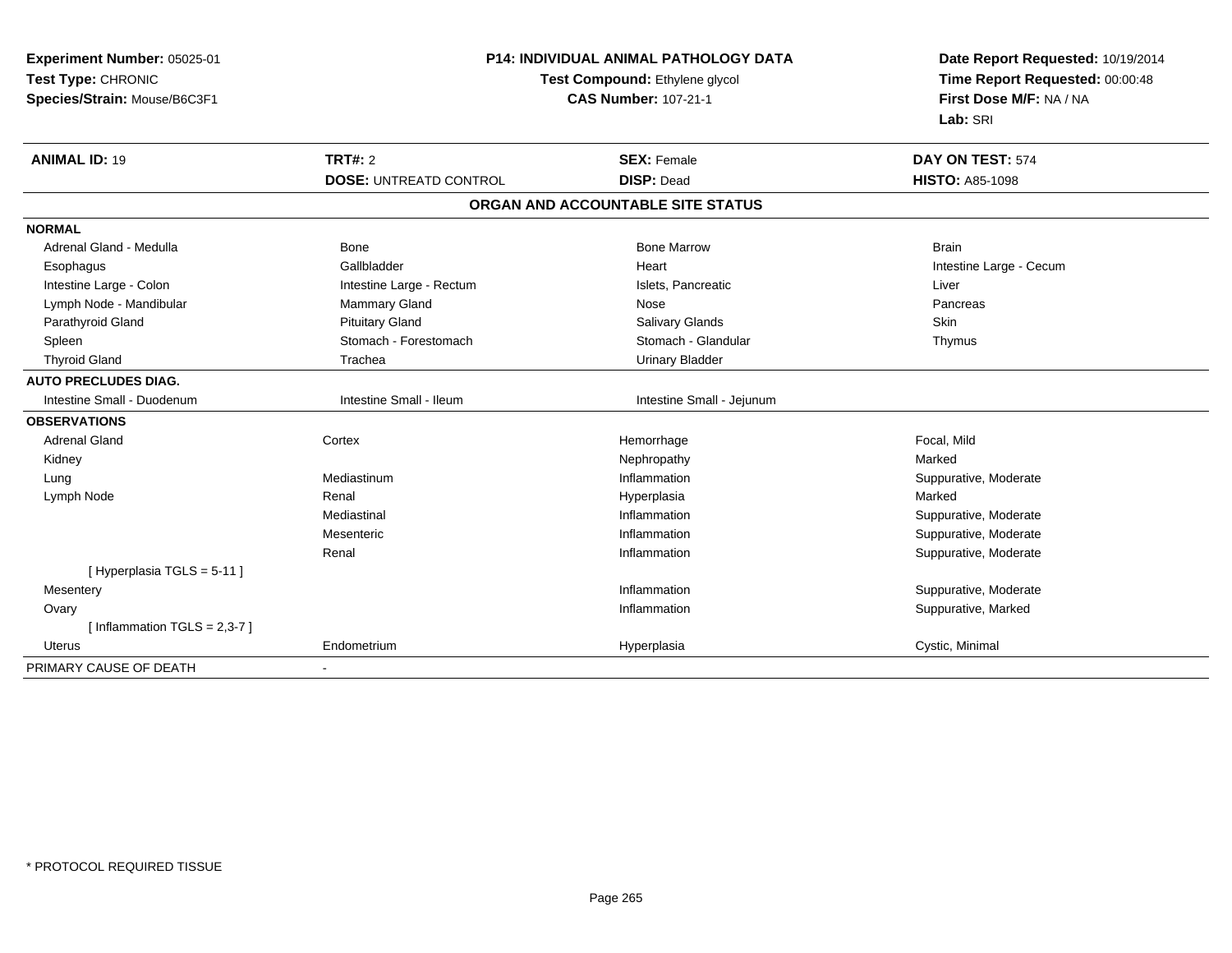**Experiment Number:** 05025-01
**Test Type:** CHRONIC
**Species/Strain:** Mouse/B6C3F1

**P14: INDIVIDUAL ANIMAL PATHOLOGY DATA**
**Test Compound:** Ethylene glycol
**CAS Number:** 107-21-1

**Date Report Requested:** 10/19/2014
**Time Report Requested:** 00:00:48
**First Dose M/F:** NA / NA
**Lab:** SRI

| **ANIMAL ID:** 19 | **TRT#:** 2 | **SEX:** Female | **DAY ON TEST:** 574 |
|---|---|---|---|
| | **DOSE:** UNTREATD CONTROL | **DISP:** Dead | **HISTO:** A85-1098 |

## ORGAN AND ACCOUNTABLE SITE STATUS

| | | | |
|---|---|---|---|
| **NORMAL** | | | |
| Adrenal Gland - Medulla | Bone | Bone Marrow | Brain |
| Esophagus | Gallbladder | Heart | Intestine Large - Cecum |
| Intestine Large - Colon | Intestine Large - Rectum | Islets, Pancreatic | Liver |
| Lymph Node - Mandibular | Mammary Gland | Nose | Pancreas |
| Parathyroid Gland | Pituitary Gland | Salivary Glands | Skin |
| Spleen | Stomach - Forestomach | Stomach - Glandular | Thymus |
| Thyroid Gland | Trachea | Urinary Bladder | |
| **AUTO PRECLUDES DIAG.** | | | |
| Intestine Small - Duodenum | Intestine Small - Ileum | Intestine Small - Jejunum | |
| **OBSERVATIONS** | | | |
| Adrenal Gland | Cortex | Hemorrhage | Focal, Mild |
| Kidney | | Nephropathy | Marked |
| Lung | Mediastinum | Inflammation | Suppurative, Moderate |
| Lymph Node | Renal | Hyperplasia | Marked |
| | Mediastinal | Inflammation | Suppurative, Moderate |
| | Mesenteric | Inflammation | Suppurative, Moderate |
| | Renal | Inflammation | Suppurative, Moderate |
| [ Hyperplasia TGLS = 5-11 ] | | | |
| Mesentery | | Inflammation | Suppurative, Moderate |
| Ovary | | Inflammation | Suppurative, Marked |
| [ Inflammation TGLS = 2,3-7 ] | | | |
| Uterus | Endometrium | Hyperplasia | Cystic, Minimal |
| PRIMARY CAUSE OF DEATH | - | | |

* PROTOCOL REQUIRED TISSUE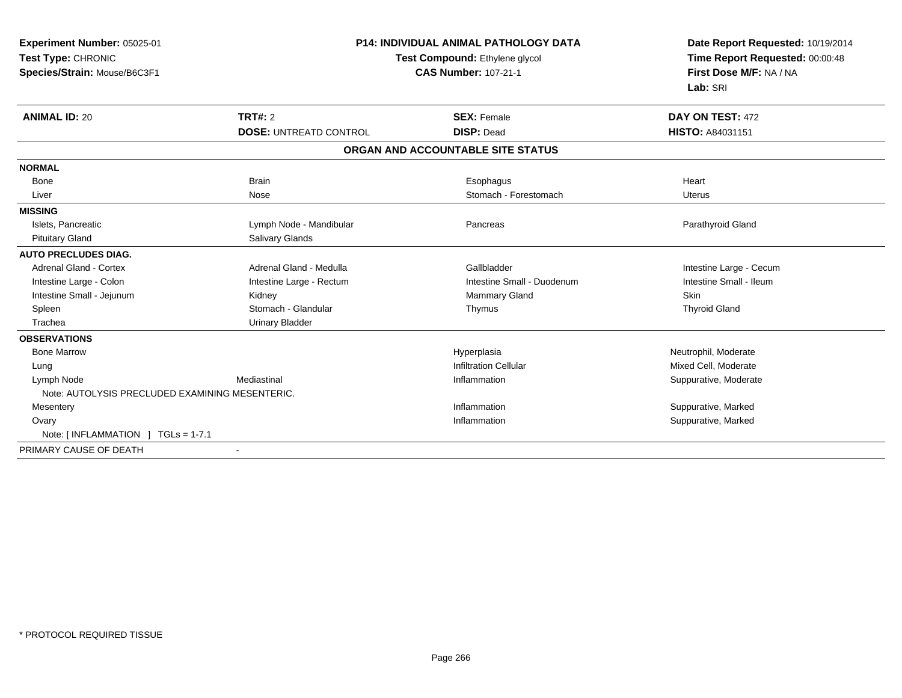**Experiment Number:** 05025-01
**Test Type:** CHRONIC
**Species/Strain:** Mouse/B6C3F1

**P14: INDIVIDUAL ANIMAL PATHOLOGY DATA**
**Test Compound:** Ethylene glycol
**CAS Number:** 107-21-1

**Date Report Requested:** 10/19/2014
**Time Report Requested:** 00:00:48
**First Dose M/F:** NA / NA
**Lab:** SRI

| **ANIMAL ID:** 20 | **TRT#:** 2 | **SEX:** Female | **DAY ON TEST:** 472 |
|---|---|---|---|
| | **DOSE:** UNTREATD CONTROL | **DISP:** Dead | **HISTO:** A84031151 |

**ORGAN AND ACCOUNTABLE SITE STATUS**

| | | | |
|---|---|---|---|
| **NORMAL** | | | |
| Bone | Brain | Esophagus | Heart |
| Liver | Nose | Stomach - Forestomach | Uterus |
| **MISSING** | | | |
| Islets, Pancreatic | Lymph Node - Mandibular | Pancreas | Parathyroid Gland |
| Pituitary Gland | Salivary Glands | | |
| **AUTO PRECLUDES DIAG.** | | | |
| Adrenal Gland - Cortex | Adrenal Gland - Medulla | Gallbladder | Intestine Large - Cecum |
| Intestine Large - Colon | Intestine Large - Rectum | Intestine Small - Duodenum | Intestine Small - Ileum |
| Intestine Small - Jejunum | Kidney | Mammary Gland | Skin |
| Spleen | Stomach - Glandular | Thymus | Thyroid Gland |
| Trachea | Urinary Bladder | | |
| **OBSERVATIONS** | | | |
| Bone Marrow | | Hyperplasia | Neutrophil, Moderate |
| Lung | | Infiltration Cellular | Mixed Cell, Moderate |
| Lymph Node | Mediastinal | Inflammation | Suppurative, Moderate |
| Note: AUTOLYSIS PRECLUDED EXAMINING MESENTERIC. | | | |
| Mesentery | | Inflammation | Suppurative, Marked |
| Ovary | | Inflammation | Suppurative, Marked |
| Note: [ INFLAMMATION ] TGLs = 1-7.1 | | | |
| PRIMARY CAUSE OF DEATH | - | | |

\* PROTOCOL REQUIRED TISSUE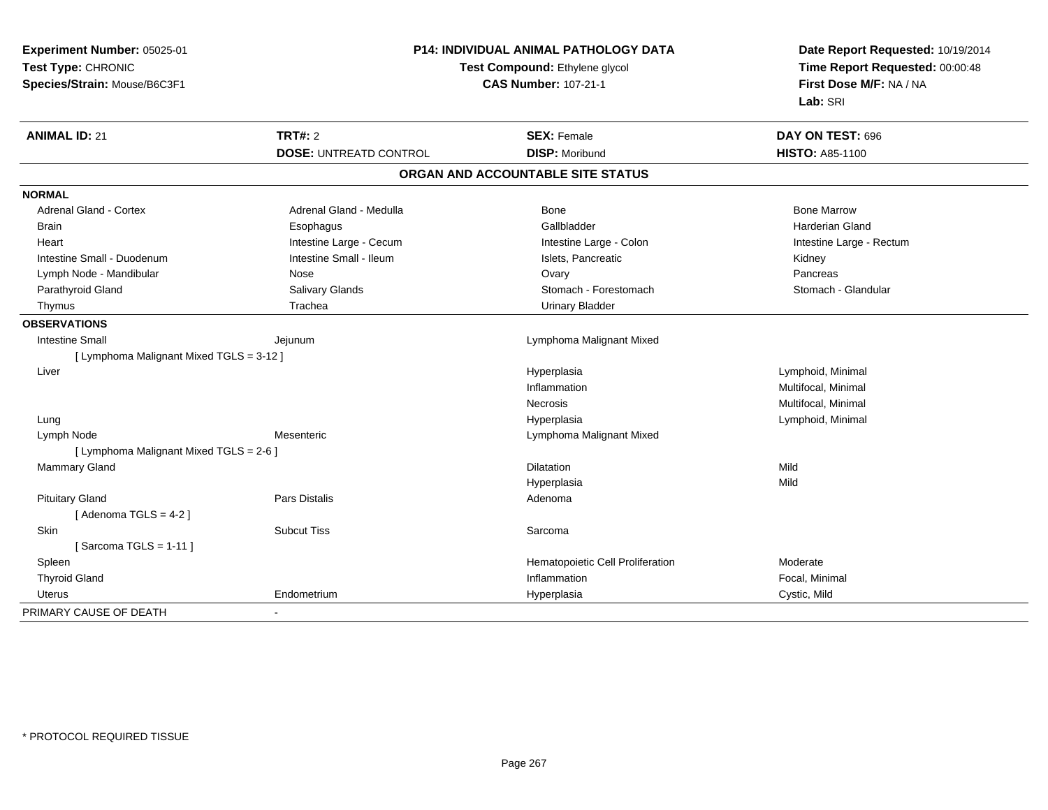**Experiment Number:** 05025-01
**Test Type:** CHRONIC
**Species/Strain:** Mouse/B6C3F1

**P14: INDIVIDUAL ANIMAL PATHOLOGY DATA**
**Test Compound:** Ethylene glycol
**CAS Number:** 107-21-1

**Date Report Requested:** 10/19/2014
**Time Report Requested:** 00:00:48
**First Dose M/F:** NA / NA
**Lab:** SRI

| **ANIMAL ID:** 21 | **TRT#:** 2 | **SEX:** Female | **DAY ON TEST:** 696 |
|---|---|---|---|
| | **DOSE:** UNTREATD CONTROL | **DISP:** Moribund | **HISTO:** A85-1100 |

**ORGAN AND ACCOUNTABLE SITE STATUS**

**NORMAL**

| | | | |
|---|---|---|---|
| Adrenal Gland - Cortex | Adrenal Gland - Medulla | Bone | Bone Marrow |
| Brain | Esophagus | Gallbladder | Harderian Gland |
| Heart | Intestine Large - Cecum | Intestine Large - Colon | Intestine Large - Rectum |
| Intestine Small - Duodenum | Intestine Small - Ileum | Islets, Pancreatic | Kidney |
| Lymph Node - Mandibular | Nose | Ovary | Pancreas |
| Parathyroid Gland | Salivary Glands | Stomach - Forestomach | Stomach - Glandular |
| Thymus | Trachea | Urinary Bladder | |

**OBSERVATIONS**

| | | | |
|---|---|---|---|
| Intestine Small | Jejunum | Lymphoma Malignant Mixed | |
| [ Lymphoma Malignant Mixed TGLS = 3-12 ] | | | |
| Liver | | Hyperplasia | Lymphoid, Minimal |
| | | Inflammation | Multifocal, Minimal |
| | | Necrosis | Multifocal, Minimal |
| Lung | | Hyperplasia | Lymphoid, Minimal |
| Lymph Node | Mesenteric | Lymphoma Malignant Mixed | |
| [ Lymphoma Malignant Mixed TGLS = 2-6 ] | | | |
| Mammary Gland | | Dilatation | Mild |
| | | Hyperplasia | Mild |
| Pituitary Gland | Pars Distalis | Adenoma | |
| [ Adenoma TGLS = 4-2 ] | | | |
| Skin | Subcut Tiss | Sarcoma | |
| [ Sarcoma TGLS = 1-11 ] | | | |
| Spleen | | Hematopoietic Cell Proliferation | Moderate |
| Thyroid Gland | | Inflammation | Focal, Minimal |
| Uterus | Endometrium | Hyperplasia | Cystic, Mild |

PRIMARY CAUSE OF DEATH -

* PROTOCOL REQUIRED TISSUE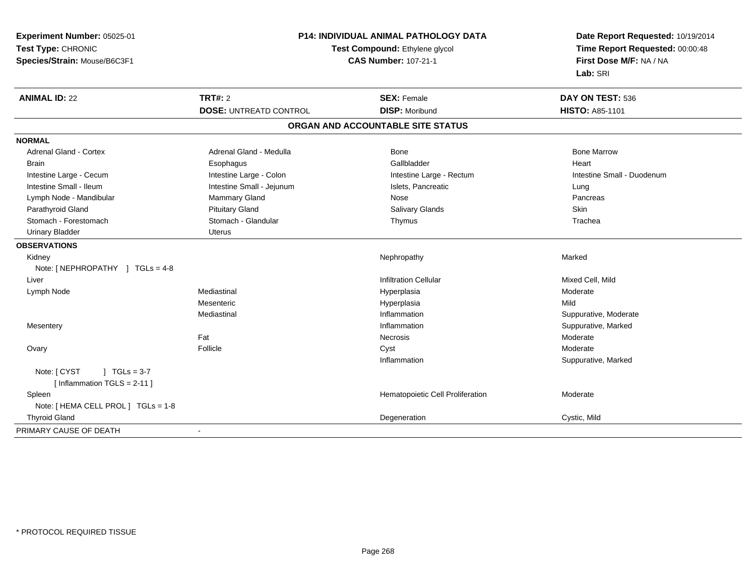**Experiment Number:** 05025-01
**Test Type:** CHRONIC
**Species/Strain:** Mouse/B6C3F1

**P14: INDIVIDUAL ANIMAL PATHOLOGY DATA**
**Test Compound:** Ethylene glycol
**CAS Number:** 107-21-1

**Date Report Requested:** 10/19/2014
**Time Report Requested:** 00:00:48
**First Dose M/F:** NA / NA
**Lab:** SRI

| **ANIMAL ID:** 22 | **TRT#:** 2 | **SEX:** Female | **DAY ON TEST:** 536 |
|---|---|---|---|
| | **DOSE:** UNTREATD CONTROL | **DISP:** Moribund | **HISTO:** A85-1101 |

## ORGAN AND ACCOUNTABLE SITE STATUS

| | | | |
|---|---|---|---|
| **NORMAL** | | | |
| Adrenal Gland - Cortex | Adrenal Gland - Medulla | Bone | Bone Marrow |
| Brain | Esophagus | Gallbladder | Heart |
| Intestine Large - Cecum | Intestine Large - Colon | Intestine Large - Rectum | Intestine Small - Duodenum |
| Intestine Small - Ileum | Intestine Small - Jejunum | Islets, Pancreatic | Lung |
| Lymph Node - Mandibular | Mammary Gland | Nose | Pancreas |
| Parathyroid Gland | Pituitary Gland | Salivary Glands | Skin |
| Stomach - Forestomach | Stomach - Glandular | Thymus | Trachea |
| Urinary Bladder | Uterus | | |
| **OBSERVATIONS** | | | |
| Kidney | | Nephropathy | Marked |
| Note: [ NEPHROPATHY ] TGLs = 4-8 | | | |
| Liver | | Infiltration Cellular | Mixed Cell, Mild |
| Lymph Node | Mediastinal | Hyperplasia | Moderate |
| | Mesenteric | Hyperplasia | Mild |
| | Mediastinal | Inflammation | Suppurative, Moderate |
| Mesentery | | Inflammation | Suppurative, Marked |
| | Fat | Necrosis | Moderate |
| Ovary | Follicle | Cyst | Moderate |
| | | Inflammation | Suppurative, Marked |
| Note: [ CYST ] TGLs = 3-7 [ Inflammation TGLS = 2-11 ] | | | |
| Spleen | | Hematopoietic Cell Proliferation | Moderate |
| Note: [ HEMA CELL PROL ] TGLs = 1-8 | | | |
| Thyroid Gland | | Degeneration | Cystic, Mild |
| PRIMARY CAUSE OF DEATH | - | | |

* PROTOCOL REQUIRED TISSUE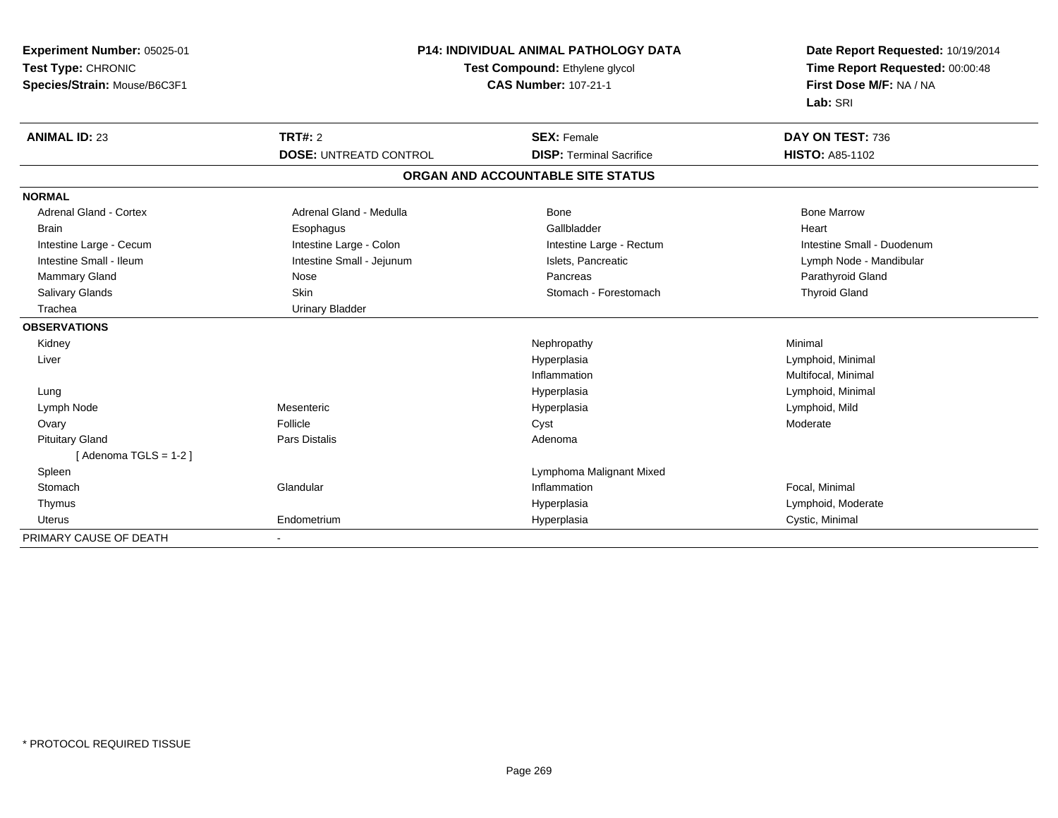**Experiment Number:** 05025-01
**Test Type:** CHRONIC
**Species/Strain:** Mouse/B6C3F1

**P14: INDIVIDUAL ANIMAL PATHOLOGY DATA**
**Test Compound:** Ethylene glycol
**CAS Number:** 107-21-1

**Date Report Requested:** 10/19/2014
**Time Report Requested:** 00:00:48
**First Dose M/F:** NA / NA
**Lab:** SRI

| **ANIMAL ID:** 23 | **TRT#:** 2 | **SEX:** Female | **DAY ON TEST:** 736 |
|---|---|---|---|
| | **DOSE:** UNTREATD CONTROL | **DISP:** Terminal Sacrifice | **HISTO:** A85-1102 |

**ORGAN AND ACCOUNTABLE SITE STATUS**

| | | | |
|---|---|---|---|
| **NORMAL** | | | |
| Adrenal Gland - Cortex | Adrenal Gland - Medulla | Bone | Bone Marrow |
| Brain | Esophagus | Gallbladder | Heart |
| Intestine Large - Cecum | Intestine Large - Colon | Intestine Large - Rectum | Intestine Small - Duodenum |
| Intestine Small - Ileum | Intestine Small - Jejunum | Islets, Pancreatic | Lymph Node - Mandibular |
| Mammary Gland | Nose | Pancreas | Parathyroid Gland |
| Salivary Glands | Skin | Stomach - Forestomach | Thyroid Gland |
| Trachea | Urinary Bladder | | |
| **OBSERVATIONS** | | | |
| Kidney | | Nephropathy | Minimal |
| Liver | | Hyperplasia | Lymphoid, Minimal |
| | | Inflammation | Multifocal, Minimal |
| Lung | | Hyperplasia | Lymphoid, Minimal |
| Lymph Node | Mesenteric | Hyperplasia | Lymphoid, Mild |
| Ovary | Follicle | Cyst | Moderate |
| Pituitary Gland | Pars Distalis | Adenoma | |
| [ Adenoma TGLS = 1-2 ] | | | |
| Spleen | | Lymphoma Malignant Mixed | |
| Stomach | Glandular | Inflammation | Focal, Minimal |
| Thymus | | Hyperplasia | Lymphoid, Moderate |
| Uterus | Endometrium | Hyperplasia | Cystic, Minimal |
| PRIMARY CAUSE OF DEATH | - | | |

* PROTOCOL REQUIRED TISSUE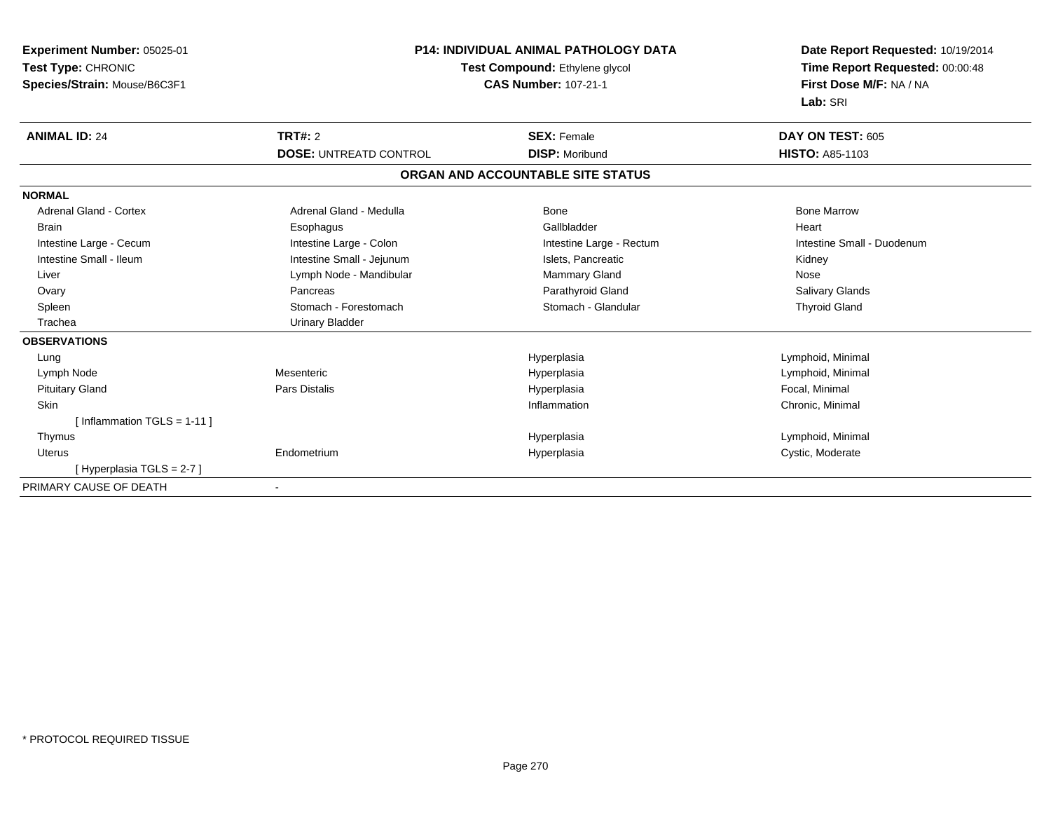**Experiment Number:** 05025-01
**Test Type:** CHRONIC
**Species/Strain:** Mouse/B6C3F1

**P14: INDIVIDUAL ANIMAL PATHOLOGY DATA**
**Test Compound:** Ethylene glycol
**CAS Number:** 107-21-1

**Date Report Requested:** 10/19/2014
**Time Report Requested:** 00:00:48
**First Dose M/F:** NA / NA
**Lab:** SRI

| **ANIMAL ID:** 24 | **TRT#:** 2 | **SEX:** Female | **DAY ON TEST:** 605 |
|---|---|---|---|
| | **DOSE:** UNTREATD CONTROL | **DISP:** Moribund | **HISTO:** A85-1103 |

## ORGAN AND ACCOUNTABLE SITE STATUS

| | | | |
|---|---|---|---|
| **NORMAL** | | | |
| Adrenal Gland - Cortex | Adrenal Gland - Medulla | Bone | Bone Marrow |
| Brain | Esophagus | Gallbladder | Heart |
| Intestine Large - Cecum | Intestine Large - Colon | Intestine Large - Rectum | Intestine Small - Duodenum |
| Intestine Small - Ileum | Intestine Small - Jejunum | Islets, Pancreatic | Kidney |
| Liver | Lymph Node - Mandibular | Mammary Gland | Nose |
| Ovary | Pancreas | Parathyroid Gland | Salivary Glands |
| Spleen | Stomach - Forestomach | Stomach - Glandular | Thyroid Gland |
| Trachea | Urinary Bladder | | |
| **OBSERVATIONS** | | | |
| Lung | | Hyperplasia | Lymphoid, Minimal |
| Lymph Node | Mesenteric | Hyperplasia | Lymphoid, Minimal |
| Pituitary Gland | Pars Distalis | Hyperplasia | Focal, Minimal |
| Skin | | Inflammation | Chronic, Minimal |
| [ Inflammation TGLS = 1-11 ] | | | |
| Thymus | | Hyperplasia | Lymphoid, Minimal |
| Uterus | Endometrium | Hyperplasia | Cystic, Moderate |
| [ Hyperplasia TGLS = 2-7 ] | | | |
| PRIMARY CAUSE OF DEATH | - | | |

\* PROTOCOL REQUIRED TISSUE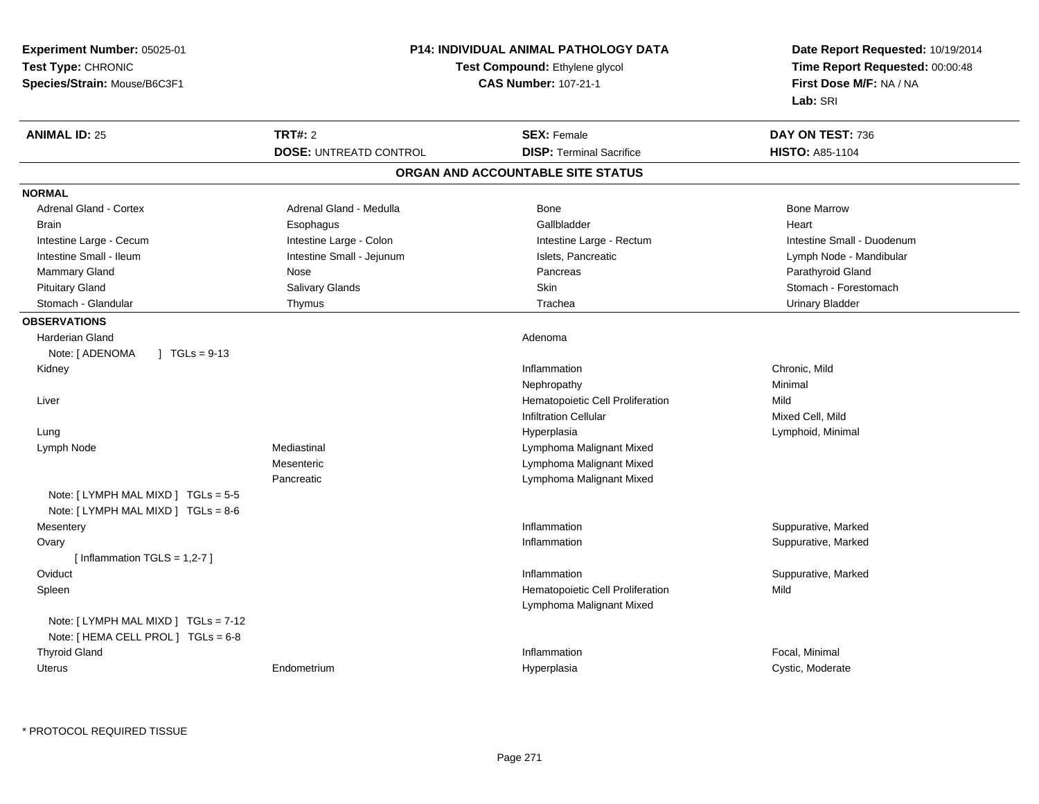**Experiment Number:** 05025-01
**Test Type:** CHRONIC
**Species/Strain:** Mouse/B6C3F1

**P14: INDIVIDUAL ANIMAL PATHOLOGY DATA**
**Test Compound:** Ethylene glycol
**CAS Number:** 107-21-1

**Date Report Requested:** 10/19/2014
**Time Report Requested:** 00:00:48
**First Dose M/F:** NA / NA
**Lab:** SRI

| **ANIMAL ID:** 25 | **TRT#:** 2 | **SEX:** Female | **DAY ON TEST:** 736 |
|---|---|---|---|
| | **DOSE:** UNTREATD CONTROL | **DISP:** Terminal Sacrifice | **HISTO:** A85-1104 |

## ORGAN AND ACCOUNTABLE SITE STATUS

**NORMAL**

| | | | |
|---|---|---|---|
| Adrenal Gland - Cortex | Adrenal Gland - Medulla | Bone | Bone Marrow |
| Brain | Esophagus | Gallbladder | Heart |
| Intestine Large - Cecum | Intestine Large - Colon | Intestine Large - Rectum | Intestine Small - Duodenum |
| Intestine Small - Ileum | Intestine Small - Jejunum | Islets, Pancreatic | Lymph Node - Mandibular |
| Mammary Gland | Nose | Pancreas | Parathyroid Gland |
| Pituitary Gland | Salivary Glands | Skin | Stomach - Forestomach |
| Stomach - Glandular | Thymus | Trachea | Urinary Bladder |

**OBSERVATIONS**

| | | | |
|---|---|---|---|
| Harderian Gland | | Adenoma | |
| Note: [ ADENOMA ] TGLs = 9-13 | | | |
| Kidney | | Inflammation | Chronic, Mild |
| | | Nephropathy | Minimal |
| Liver | | Hematopoietic Cell Proliferation | Mild |
| | | Infiltration Cellular | Mixed Cell, Mild |
| Lung | | Hyperplasia | Lymphoid, Minimal |
| Lymph Node | Mediastinal | Lymphoma Malignant Mixed | |
| | Mesenteric | Lymphoma Malignant Mixed | |
| | Pancreatic | Lymphoma Malignant Mixed | |
| Note: [ LYMPH MAL MIXD ] TGLs = 5-5 | | | |
| Note: [ LYMPH MAL MIXD ] TGLs = 8-6 | | | |
| Mesentery | | Inflammation | Suppurative, Marked |
| Ovary | | Inflammation | Suppurative, Marked |
| [ Inflammation TGLS = 1,2-7 ] | | | |
| Oviduct | | Inflammation | Suppurative, Marked |
| Spleen | | Hematopoietic Cell Proliferation | Mild |
| | | Lymphoma Malignant Mixed | |
| Note: [ LYMPH MAL MIXD ] TGLs = 7-12 | | | |
| Note: [ HEMA CELL PROL ] TGLs = 6-8 | | | |
| Thyroid Gland | | Inflammation | Focal, Minimal |
| Uterus | Endometrium | Hyperplasia | Cystic, Moderate |

\* PROTOCOL REQUIRED TISSUE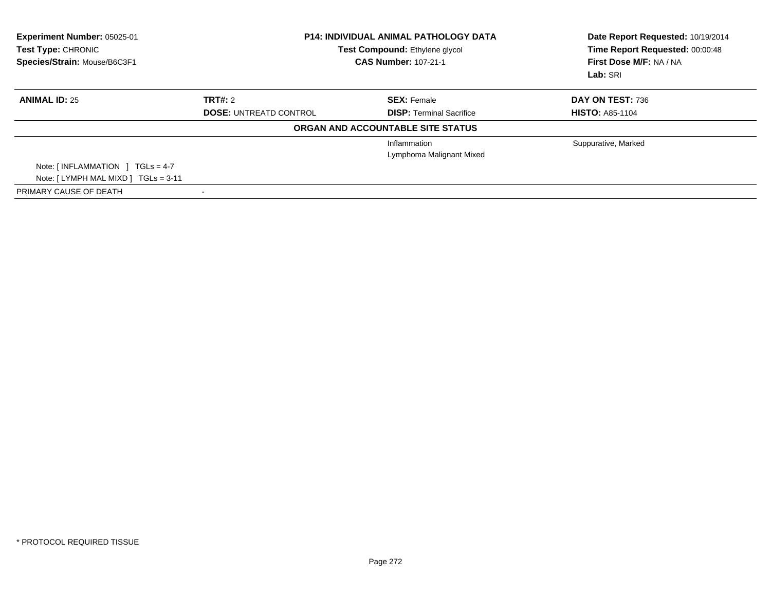**Experiment Number:** 05025-01
**Test Type:** CHRONIC
**Species/Strain:** Mouse/B6C3F1

**P14: INDIVIDUAL ANIMAL PATHOLOGY DATA**
**Test Compound:** Ethylene glycol
**CAS Number:** 107-21-1

**Date Report Requested:** 10/19/2014
**Time Report Requested:** 00:00:48
**First Dose M/F:** NA / NA
**Lab:** SRI

| **ANIMAL ID:** 25 | **TRT#:** 2 | **SEX:** Female | **DAY ON TEST:** 736 |
|---|---|---|---|
| | **DOSE:** UNTREATD CONTROL | **DISP:** Terminal Sacrifice | **HISTO:** A85-1104 |

**ORGAN AND ACCOUNTABLE SITE STATUS**

| | | | |
|---|---|---|---|
| | | Inflammation | Suppurative, Marked |
| | | Lymphoma Malignant Mixed | |
| Note: [ INFLAMMATION ] TGLs = 4-7 | | | |
| Note: [ LYMPH MAL MIXD ] TGLs = 3-11 | | | |
| PRIMARY CAUSE OF DEATH | - | | |

* PROTOCOL REQUIRED TISSUE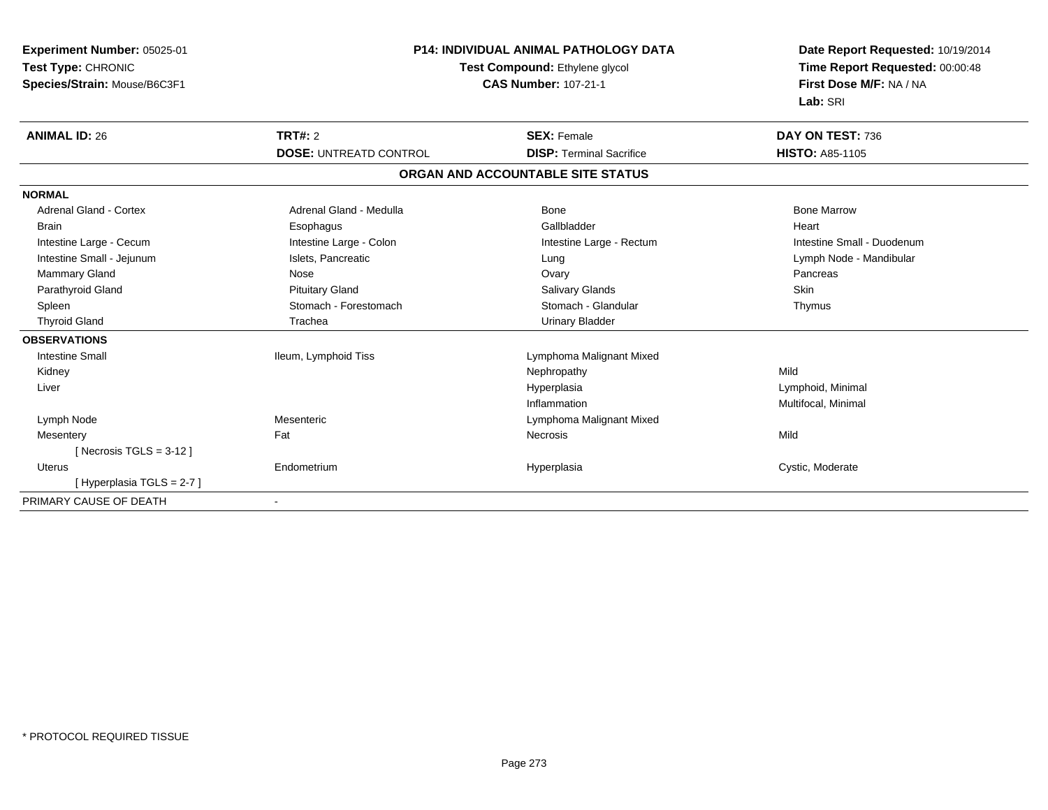**Experiment Number:** 05025-01
**Test Type:** CHRONIC
**Species/Strain:** Mouse/B6C3F1

**P14: INDIVIDUAL ANIMAL PATHOLOGY DATA**
**Test Compound:** Ethylene glycol
**CAS Number:** 107-21-1

**Date Report Requested:** 10/19/2014
**Time Report Requested:** 00:00:48
**First Dose M/F:** NA / NA
**Lab:** SRI

| **ANIMAL ID:** 26 | **TRT#:** 2 | **SEX:** Female | **DAY ON TEST:** 736 |
|---|---|---|---|
| | **DOSE:** UNTREATD CONTROL | **DISP:** Terminal Sacrifice | **HISTO:** A85-1105 |

## ORGAN AND ACCOUNTABLE SITE STATUS

| | | | |
|---|---|---|---|
| **NORMAL** | | | |
| Adrenal Gland - Cortex | Adrenal Gland - Medulla | Bone | Bone Marrow |
| Brain | Esophagus | Gallbladder | Heart |
| Intestine Large - Cecum | Intestine Large - Colon | Intestine Large - Rectum | Intestine Small - Duodenum |
| Intestine Small - Jejunum | Islets, Pancreatic | Lung | Lymph Node - Mandibular |
| Mammary Gland | Nose | Ovary | Pancreas |
| Parathyroid Gland | Pituitary Gland | Salivary Glands | Skin |
| Spleen | Stomach - Forestomach | Stomach - Glandular | Thymus |
| Thyroid Gland | Trachea | Urinary Bladder | |
| **OBSERVATIONS** | | | |
| Intestine Small | Ileum, Lymphoid Tiss | Lymphoma Malignant Mixed | |
| Kidney | | Nephropathy | Mild |
| Liver | | Hyperplasia | Lymphoid, Minimal |
| | | Inflammation | Multifocal, Minimal |
| Lymph Node | Mesenteric | Lymphoma Malignant Mixed | |
| Mesentery | Fat | Necrosis | Mild |
| [ Necrosis TGLS = 3-12 ] | | | |
| Uterus | Endometrium | Hyperplasia | Cystic, Moderate |
| [ Hyperplasia TGLS = 2-7 ] | | | |
| PRIMARY CAUSE OF DEATH | - | | |

* PROTOCOL REQUIRED TISSUE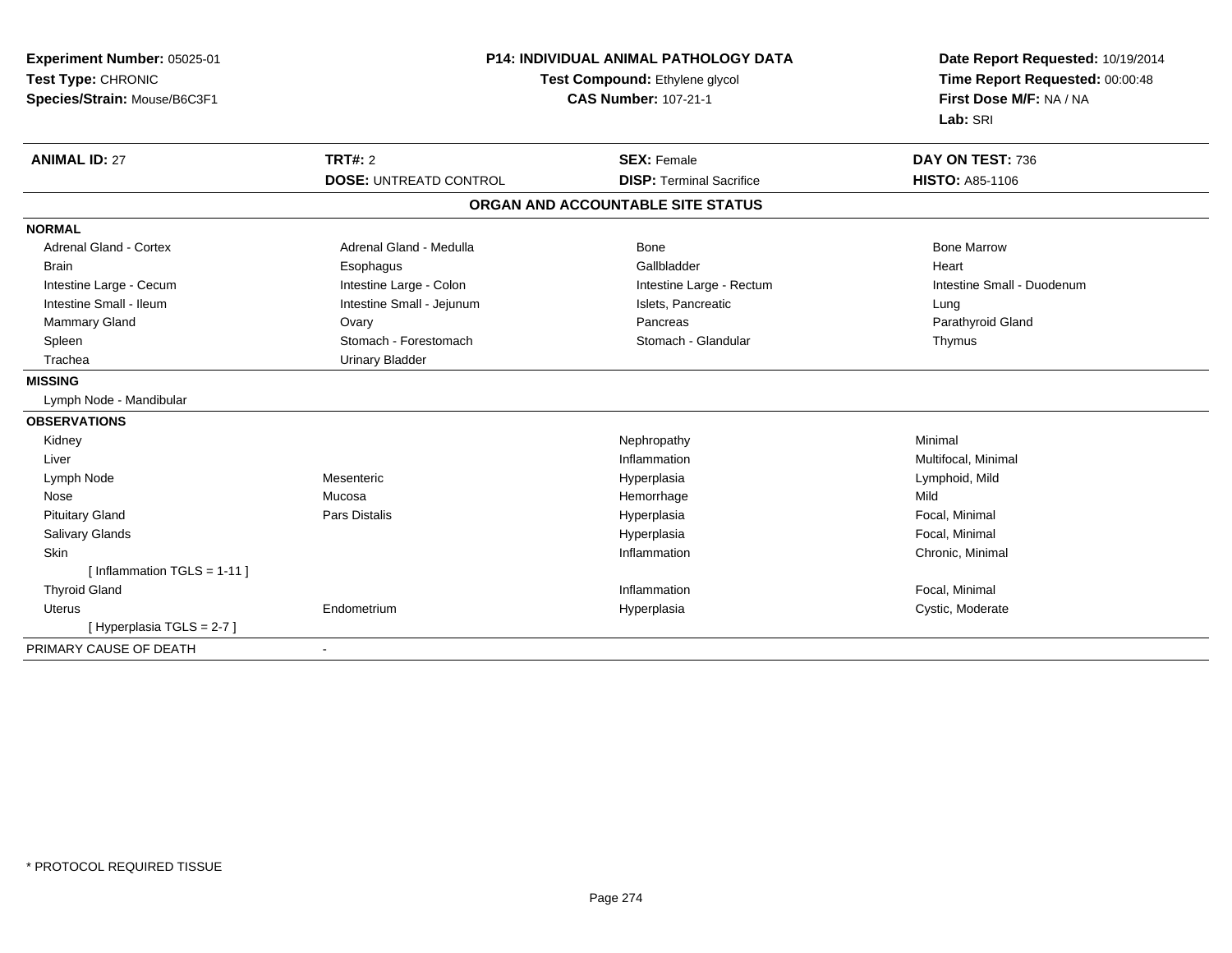**Experiment Number:** 05025-01
**Test Type:** CHRONIC
**Species/Strain:** Mouse/B6C3F1

**P14: INDIVIDUAL ANIMAL PATHOLOGY DATA**
**Test Compound:** Ethylene glycol
**CAS Number:** 107-21-1

**Date Report Requested:** 10/19/2014
**Time Report Requested:** 00:00:48
**First Dose M/F:** NA / NA
**Lab:** SRI

| **ANIMAL ID:** 27 | **TRT#:** 2 | **SEX:** Female | **DAY ON TEST:** 736 |
|---|---|---|---|
| | **DOSE:** UNTREATD CONTROL | **DISP:** Terminal Sacrifice | **HISTO:** A85-1106 |

## ORGAN AND ACCOUNTABLE SITE STATUS

| | | | |
|---|---|---|---|
| **NORMAL** | | | |
| Adrenal Gland - Cortex | Adrenal Gland - Medulla | Bone | Bone Marrow |
| Brain | Esophagus | Gallbladder | Heart |
| Intestine Large - Cecum | Intestine Large - Colon | Intestine Large - Rectum | Intestine Small - Duodenum |
| Intestine Small - Ileum | Intestine Small - Jejunum | Islets, Pancreatic | Lung |
| Mammary Gland | Ovary | Pancreas | Parathyroid Gland |
| Spleen | Stomach - Forestomach | Stomach - Glandular | Thymus |
| Trachea | Urinary Bladder | | |
| **MISSING** | | | |
| Lymph Node - Mandibular | | | |
| **OBSERVATIONS** | | | |
| Kidney | | Nephropathy | Minimal |
| Liver | | Inflammation | Multifocal, Minimal |
| Lymph Node | Mesenteric | Hyperplasia | Lymphoid, Mild |
| Nose | Mucosa | Hemorrhage | Mild |
| Pituitary Gland | Pars Distalis | Hyperplasia | Focal, Minimal |
| Salivary Glands | | Hyperplasia | Focal, Minimal |
| Skin | | Inflammation | Chronic, Minimal |
| [ Inflammation TGLS = 1-11 ] | | | |
| Thyroid Gland | | Inflammation | Focal, Minimal |
| Uterus | Endometrium | Hyperplasia | Cystic, Moderate |
| [ Hyperplasia TGLS = 2-7 ] | | | |
| PRIMARY CAUSE OF DEATH | - | | |

* PROTOCOL REQUIRED TISSUE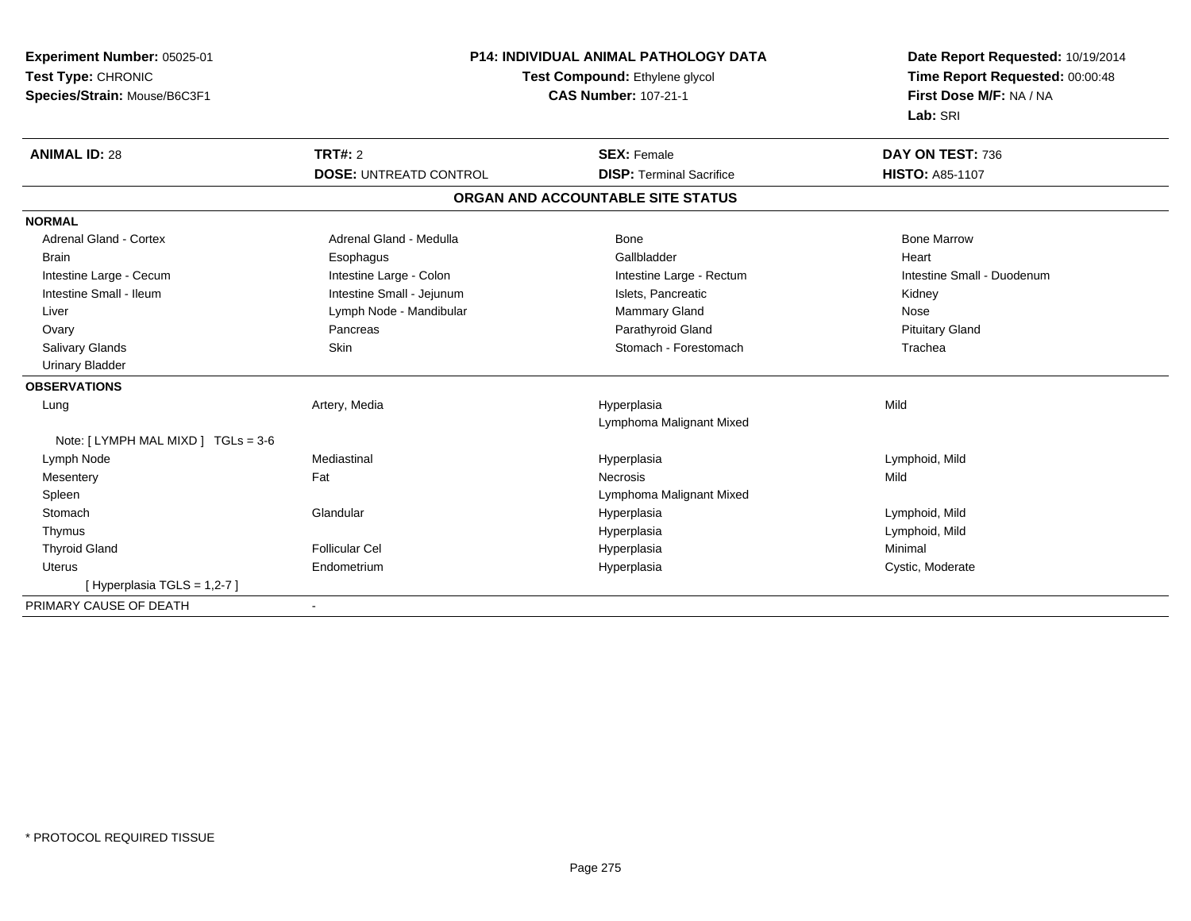**Experiment Number:** 05025-01
**Test Type:** CHRONIC
**Species/Strain:** Mouse/B6C3F1

**P14: INDIVIDUAL ANIMAL PATHOLOGY DATA**
**Test Compound:** Ethylene glycol
**CAS Number:** 107-21-1

**Date Report Requested:** 10/19/2014
**Time Report Requested:** 00:00:48
**First Dose M/F:** NA / NA
**Lab:** SRI

| **ANIMAL ID:** 28 | **TRT#:** 2 | **SEX:** Female | **DAY ON TEST:** 736 |
|---|---|---|---|
| | **DOSE:** UNTREATD CONTROL | **DISP:** Terminal Sacrifice | **HISTO:** A85-1107 |

## ORGAN AND ACCOUNTABLE SITE STATUS

**NORMAL**

| | | | |
|---|---|---|---|
| Adrenal Gland - Cortex | Adrenal Gland - Medulla | Bone | Bone Marrow |
| Brain | Esophagus | Gallbladder | Heart |
| Intestine Large - Cecum | Intestine Large - Colon | Intestine Large - Rectum | Intestine Small - Duodenum |
| Intestine Small - Ileum | Intestine Small - Jejunum | Islets, Pancreatic | Kidney |
| Liver | Lymph Node - Mandibular | Mammary Gland | Nose |
| Ovary | Pancreas | Parathyroid Gland | Pituitary Gland |
| Salivary Glands | Skin | Stomach - Forestomach | Trachea |
| Urinary Bladder | | | |

**OBSERVATIONS**

| | | | |
|---|---|---|---|
| Lung | Artery, Media | Hyperplasia | Mild |
| | | Lymphoma Malignant Mixed | |
| Note: [ LYMPH MAL MIXD ] TGLs = 3-6 | | | |
| Lymph Node | Mediastinal | Hyperplasia | Lymphoid, Mild |
| Mesentery | Fat | Necrosis | Mild |
| Spleen | | Lymphoma Malignant Mixed | |
| Stomach | Glandular | Hyperplasia | Lymphoid, Mild |
| Thymus | | Hyperplasia | Lymphoid, Mild |
| Thyroid Gland | Follicular Cel | Hyperplasia | Minimal |
| Uterus | Endometrium | Hyperplasia | Cystic, Moderate |
| [ Hyperplasia TGLS = 1,2-7 ] | | | |

PRIMARY CAUSE OF DEATH -

* PROTOCOL REQUIRED TISSUE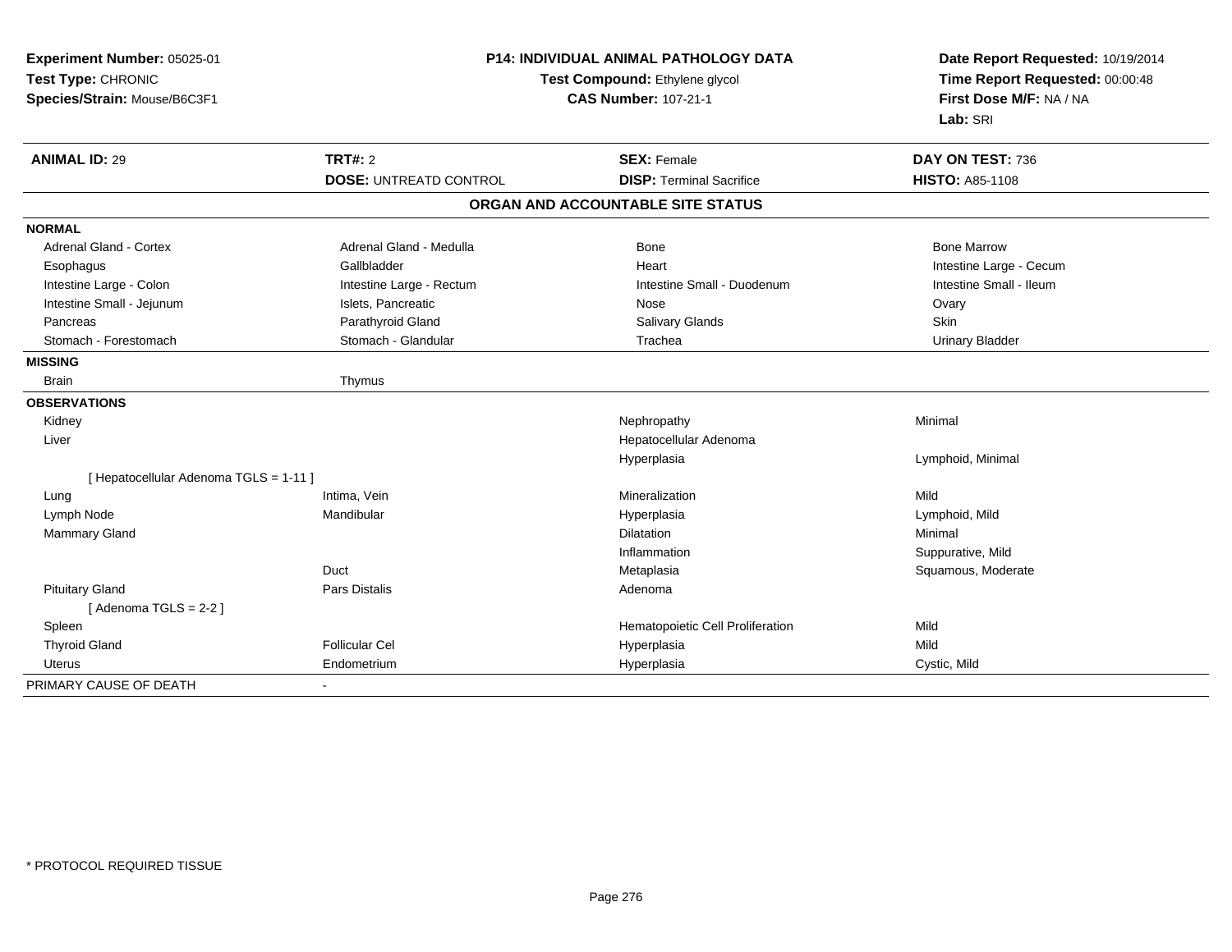**Experiment Number:** 05025-01
**Test Type:** CHRONIC
**Species/Strain:** Mouse/B6C3F1

**P14: INDIVIDUAL ANIMAL PATHOLOGY DATA**
**Test Compound:** Ethylene glycol
**CAS Number:** 107-21-1

**Date Report Requested:** 10/19/2014
**Time Report Requested:** 00:00:48
**First Dose M/F:** NA / NA
**Lab:** SRI

| **ANIMAL ID:** 29 | **TRT#:** 2 | **SEX:** Female | **DAY ON TEST:** 736 |
|---|---|---|---|
| | **DOSE:** UNTREATD CONTROL | **DISP:** Terminal Sacrifice | **HISTO:** A85-1108 |

## ORGAN AND ACCOUNTABLE SITE STATUS

| | | | |
|---|---|---|---|
| **NORMAL** | | | |
| Adrenal Gland - Cortex | Adrenal Gland - Medulla | Bone | Bone Marrow |
| Esophagus | Gallbladder | Heart | Intestine Large - Cecum |
| Intestine Large - Colon | Intestine Large - Rectum | Intestine Small - Duodenum | Intestine Small - Ileum |
| Intestine Small - Jejunum | Islets, Pancreatic | Nose | Ovary |
| Pancreas | Parathyroid Gland | Salivary Glands | Skin |
| Stomach - Forestomach | Stomach - Glandular | Trachea | Urinary Bladder |
| **MISSING** | | | |
| Brain | Thymus | | |
| **OBSERVATIONS** | | | |
| Kidney | | Nephropathy | Minimal |
| Liver | | Hepatocellular Adenoma | |
| | | Hyperplasia | Lymphoid, Minimal |
| [ Hepatocellular Adenoma TGLS = 1-11 ] | | | |
| Lung | Intima, Vein | Mineralization | Mild |
| Lymph Node | Mandibular | Hyperplasia | Lymphoid, Mild |
| Mammary Gland | | Dilatation | Minimal |
| | | Inflammation | Suppurative, Mild |
| | Duct | Metaplasia | Squamous, Moderate |
| Pituitary Gland | Pars Distalis | Adenoma | |
| [ Adenoma TGLS = 2-2 ] | | | |
| Spleen | | Hematopoietic Cell Proliferation | Mild |
| Thyroid Gland | Follicular Cel | Hyperplasia | Mild |
| Uterus | Endometrium | Hyperplasia | Cystic, Mild |
| PRIMARY CAUSE OF DEATH | - | | |

* PROTOCOL REQUIRED TISSUE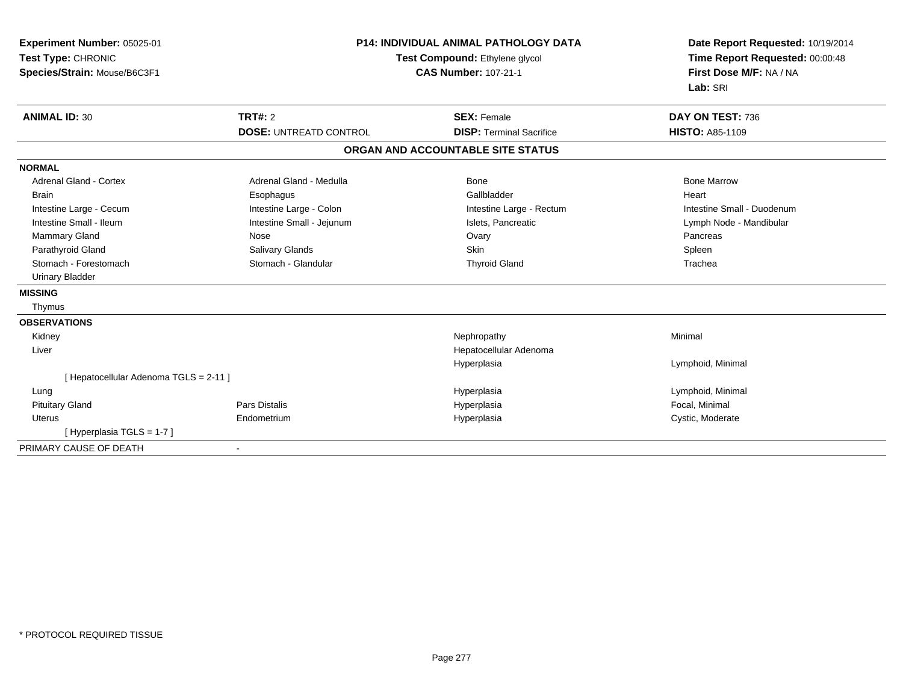**Experiment Number:** 05025-01
**Test Type:** CHRONIC
**Species/Strain:** Mouse/B6C3F1

**P14: INDIVIDUAL ANIMAL PATHOLOGY DATA**
**Test Compound:** Ethylene glycol
**CAS Number:** 107-21-1

**Date Report Requested:** 10/19/2014
**Time Report Requested:** 00:00:48
**First Dose M/F:** NA / NA
**Lab:** SRI

| **ANIMAL ID:** 30 | **TRT#:** 2 | **SEX:** Female | **DAY ON TEST:** 736 |
|---|---|---|---|
| | **DOSE:** UNTREATD CONTROL | **DISP:** Terminal Sacrifice | **HISTO:** A85-1109 |

**ORGAN AND ACCOUNTABLE SITE STATUS**

**NORMAL**

| | | | |
|---|---|---|---|
| Adrenal Gland - Cortex | Adrenal Gland - Medulla | Bone | Bone Marrow |
| Brain | Esophagus | Gallbladder | Heart |
| Intestine Large - Cecum | Intestine Large - Colon | Intestine Large - Rectum | Intestine Small - Duodenum |
| Intestine Small - Ileum | Intestine Small - Jejunum | Islets, Pancreatic | Lymph Node - Mandibular |
| Mammary Gland | Nose | Ovary | Pancreas |
| Parathyroid Gland | Salivary Glands | Skin | Spleen |
| Stomach - Forestomach | Stomach - Glandular | Thyroid Gland | Trachea |
| Urinary Bladder | | | |

**MISSING**

Thymus

**OBSERVATIONS**

| | | | |
|---|---|---|---|
| Kidney | | Nephropathy | Minimal |
| Liver | | Hepatocellular Adenoma | |
| | | Hyperplasia | Lymphoid, Minimal |
| [ Hepatocellular Adenoma TGLS = 2-11 ] | | | |
| Lung | | Hyperplasia | Lymphoid, Minimal |
| Pituitary Gland | Pars Distalis | Hyperplasia | Focal, Minimal |
| Uterus | Endometrium | Hyperplasia | Cystic, Moderate |
| [ Hyperplasia TGLS = 1-7 ] | | | |

PRIMARY CAUSE OF DEATH -

* PROTOCOL REQUIRED TISSUE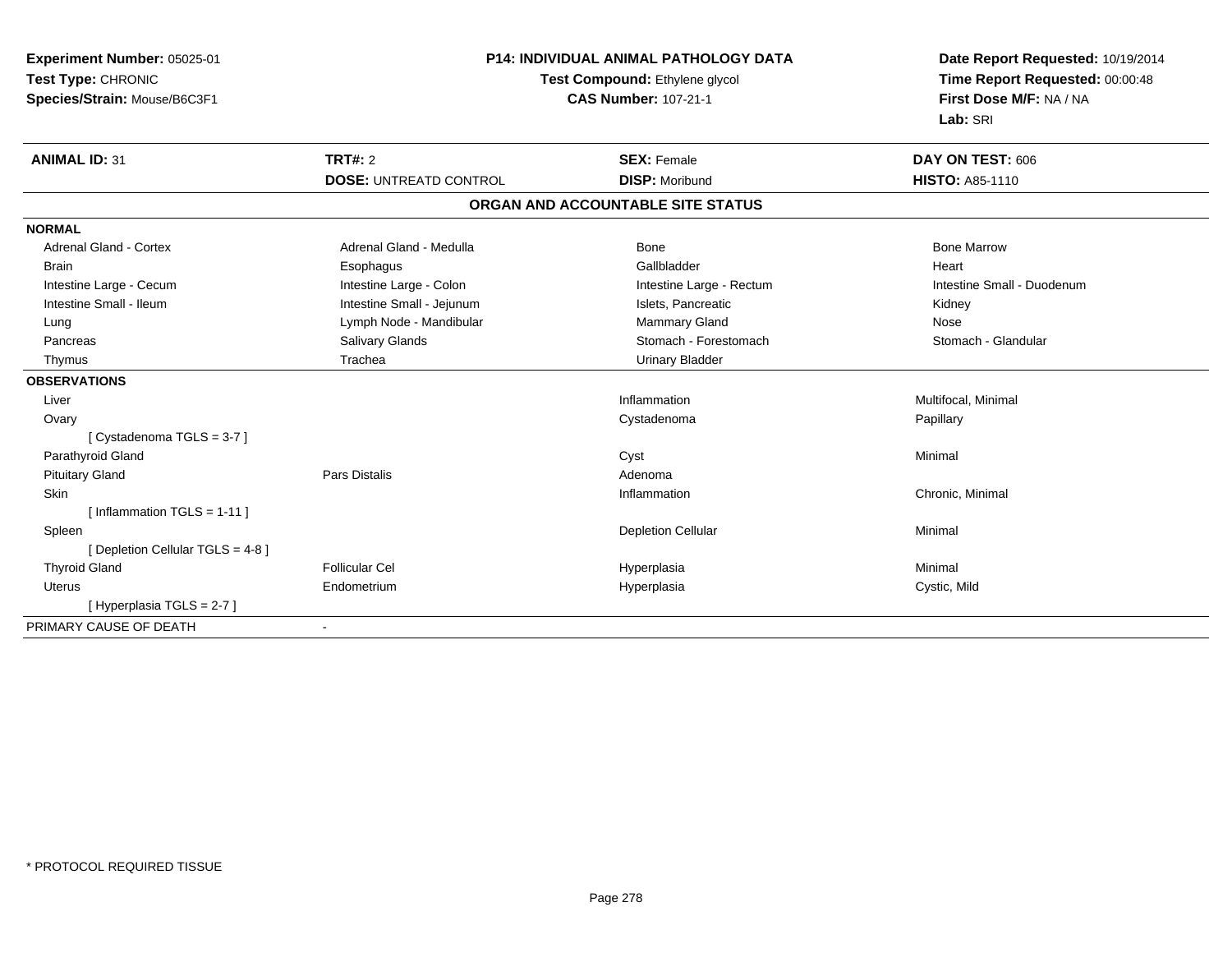**Experiment Number:** 05025-01
**Test Type:** CHRONIC
**Species/Strain:** Mouse/B6C3F1

**P14: INDIVIDUAL ANIMAL PATHOLOGY DATA**
**Test Compound:** Ethylene glycol
**CAS Number:** 107-21-1

**Date Report Requested:** 10/19/2014
**Time Report Requested:** 00:00:48
**First Dose M/F:** NA / NA
**Lab:** SRI

| **ANIMAL ID:** 31 | **TRT#:** 2 | **SEX:** Female | **DAY ON TEST:** 606 |
|---|---|---|---|
| | **DOSE:** UNTREATD CONTROL | **DISP:** Moribund | **HISTO:** A85-1110 |

## ORGAN AND ACCOUNTABLE SITE STATUS

| | | | |
|---|---|---|---|
| **NORMAL** | | | |
| Adrenal Gland - Cortex | Adrenal Gland - Medulla | Bone | Bone Marrow |
| Brain | Esophagus | Gallbladder | Heart |
| Intestine Large - Cecum | Intestine Large - Colon | Intestine Large - Rectum | Intestine Small - Duodenum |
| Intestine Small - Ileum | Intestine Small - Jejunum | Islets, Pancreatic | Kidney |
| Lung | Lymph Node - Mandibular | Mammary Gland | Nose |
| Pancreas | Salivary Glands | Stomach - Forestomach | Stomach - Glandular |
| Thymus | Trachea | Urinary Bladder | |
| **OBSERVATIONS** | | | |
| Liver | | Inflammation | Multifocal, Minimal |
| Ovary | | Cystadenoma | Papillary |
| [ Cystadenoma TGLS = 3-7 ] | | | |
| Parathyroid Gland | | Cyst | Minimal |
| Pituitary Gland | Pars Distalis | Adenoma | |
| Skin | | Inflammation | Chronic, Minimal |
| [ Inflammation TGLS = 1-11 ] | | | |
| Spleen | | Depletion Cellular | Minimal |
| [ Depletion Cellular TGLS = 4-8 ] | | | |
| Thyroid Gland | Follicular Cel | Hyperplasia | Minimal |
| Uterus | Endometrium | Hyperplasia | Cystic, Mild |
| [ Hyperplasia TGLS = 2-7 ] | | | |
| PRIMARY CAUSE OF DEATH | - | | |

\* PROTOCOL REQUIRED TISSUE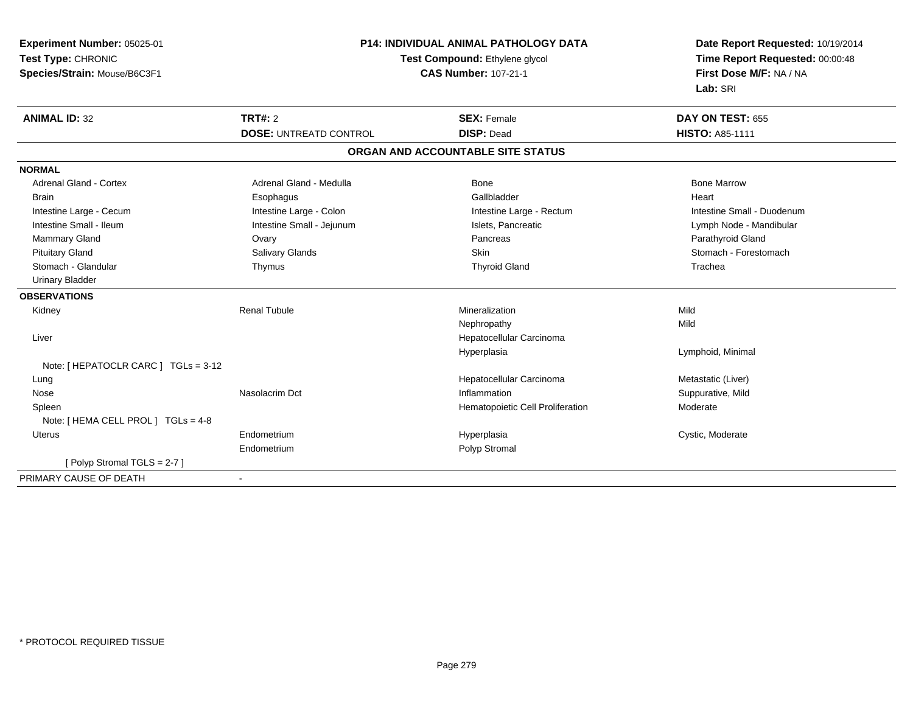**Experiment Number:** 05025-01
**Test Type:** CHRONIC
**Species/Strain:** Mouse/B6C3F1

**P14: INDIVIDUAL ANIMAL PATHOLOGY DATA**
**Test Compound:** Ethylene glycol
**CAS Number:** 107-21-1

**Date Report Requested:** 10/19/2014
**Time Report Requested:** 00:00:48
**First Dose M/F:** NA / NA
**Lab:** SRI

| **ANIMAL ID:** 32 | **TRT#:** 2 | **SEX:** Female | **DAY ON TEST:** 655 |
|---|---|---|---|
| | **DOSE:** UNTREATD CONTROL | **DISP:** Dead | **HISTO:** A85-1111 |

**ORGAN AND ACCOUNTABLE SITE STATUS**

**NORMAL**

| | | | |
|---|---|---|---|
| Adrenal Gland - Cortex | Adrenal Gland - Medulla | Bone | Bone Marrow |
| Brain | Esophagus | Gallbladder | Heart |
| Intestine Large - Cecum | Intestine Large - Colon | Intestine Large - Rectum | Intestine Small - Duodenum |
| Intestine Small - Ileum | Intestine Small - Jejunum | Islets, Pancreatic | Lymph Node - Mandibular |
| Mammary Gland | Ovary | Pancreas | Parathyroid Gland |
| Pituitary Gland | Salivary Glands | Skin | Stomach - Forestomach |
| Stomach - Glandular | Thymus | Thyroid Gland | Trachea |
| Urinary Bladder | | | |

**OBSERVATIONS**

| | | | |
|---|---|---|---|
| Kidney | Renal Tubule | Mineralization | Mild |
| | | Nephropathy | Mild |
| Liver | | Hepatocellular Carcinoma | |
| | | Hyperplasia | Lymphoid, Minimal |
| Note: [ HEPATOCLR CARC ] TGLs = 3-12 | | | |
| Lung | | Hepatocellular Carcinoma | Metastatic (Liver) |
| Nose | Nasolacrim Dct | Inflammation | Suppurative, Mild |
| Spleen | | Hematopoietic Cell Proliferation | Moderate |
| Note: [ HEMA CELL PROL ] TGLs = 4-8 | | | |
| Uterus | Endometrium | Hyperplasia | Cystic, Moderate |
| | Endometrium | Polyp Stromal | |
| [ Polyp Stromal TGLS = 2-7 ] | | | |

PRIMARY CAUSE OF DEATH -

* PROTOCOL REQUIRED TISSUE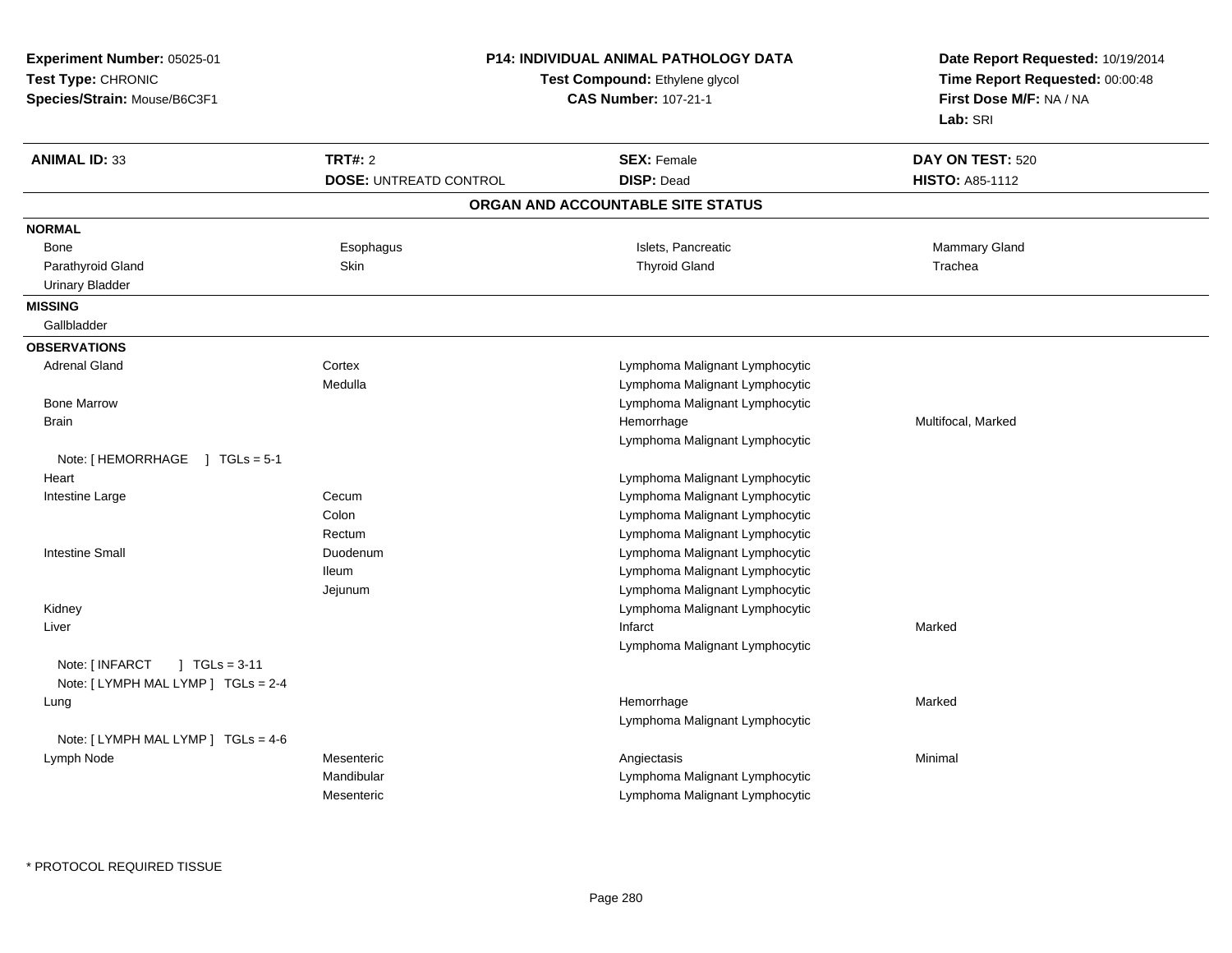**Experiment Number:** 05025-01
**Test Type:** CHRONIC
**Species/Strain:** Mouse/B6C3F1

**P14: INDIVIDUAL ANIMAL PATHOLOGY DATA**
**Test Compound:** Ethylene glycol
**CAS Number:** 107-21-1

**Date Report Requested:** 10/19/2014
**Time Report Requested:** 00:00:48
**First Dose M/F:** NA / NA
**Lab:** SRI

| **ANIMAL ID:** 33 | **TRT#:** 2 | **SEX:** Female | **DAY ON TEST:** 520 |
|---|---|---|---|
| | **DOSE:** UNTREATD CONTROL | **DISP:** Dead | **HISTO:** A85-1112 |

## ORGAN AND ACCOUNTABLE SITE STATUS

**NORMAL**

| | | | |
|---|---|---|---|
| Bone | Esophagus | Islets, Pancreatic | Mammary Gland |
| Parathyroid Gland | Skin | Thyroid Gland | Trachea |
| Urinary Bladder | | | |

**MISSING**

Gallbladder

**OBSERVATIONS**

| Organ | Site | Observation | Severity |
|---|---|---|---|
| Adrenal Gland | Cortex | Lymphoma Malignant Lymphocytic | |
| | Medulla | Lymphoma Malignant Lymphocytic | |
| Bone Marrow | | Lymphoma Malignant Lymphocytic | |
| Brain | | Hemorrhage | Multifocal, Marked |
| | | Lymphoma Malignant Lymphocytic | |
| Note: [ HEMORRHAGE ] TGLs = 5-1 | | | |
| Heart | | Lymphoma Malignant Lymphocytic | |
| Intestine Large | Cecum | Lymphoma Malignant Lymphocytic | |
| | Colon | Lymphoma Malignant Lymphocytic | |
| | Rectum | Lymphoma Malignant Lymphocytic | |
| Intestine Small | Duodenum | Lymphoma Malignant Lymphocytic | |
| | Ileum | Lymphoma Malignant Lymphocytic | |
| | Jejunum | Lymphoma Malignant Lymphocytic | |
| Kidney | | Lymphoma Malignant Lymphocytic | |
| Liver | | Infarct | Marked |
| | | Lymphoma Malignant Lymphocytic | |
| Note: [ INFARCT ] TGLs = 3-11 | | | |
| Note: [ LYMPH MAL LYMP ] TGLs = 2-4 | | | |
| Lung | | Hemorrhage | Marked |
| | | Lymphoma Malignant Lymphocytic | |
| Note: [ LYMPH MAL LYMP ] TGLs = 4-6 | | | |
| Lymph Node | Mesenteric | Angiectasis | Minimal |
| | Mandibular | Lymphoma Malignant Lymphocytic | |
| | Mesenteric | Lymphoma Malignant Lymphocytic | |

* PROTOCOL REQUIRED TISSUE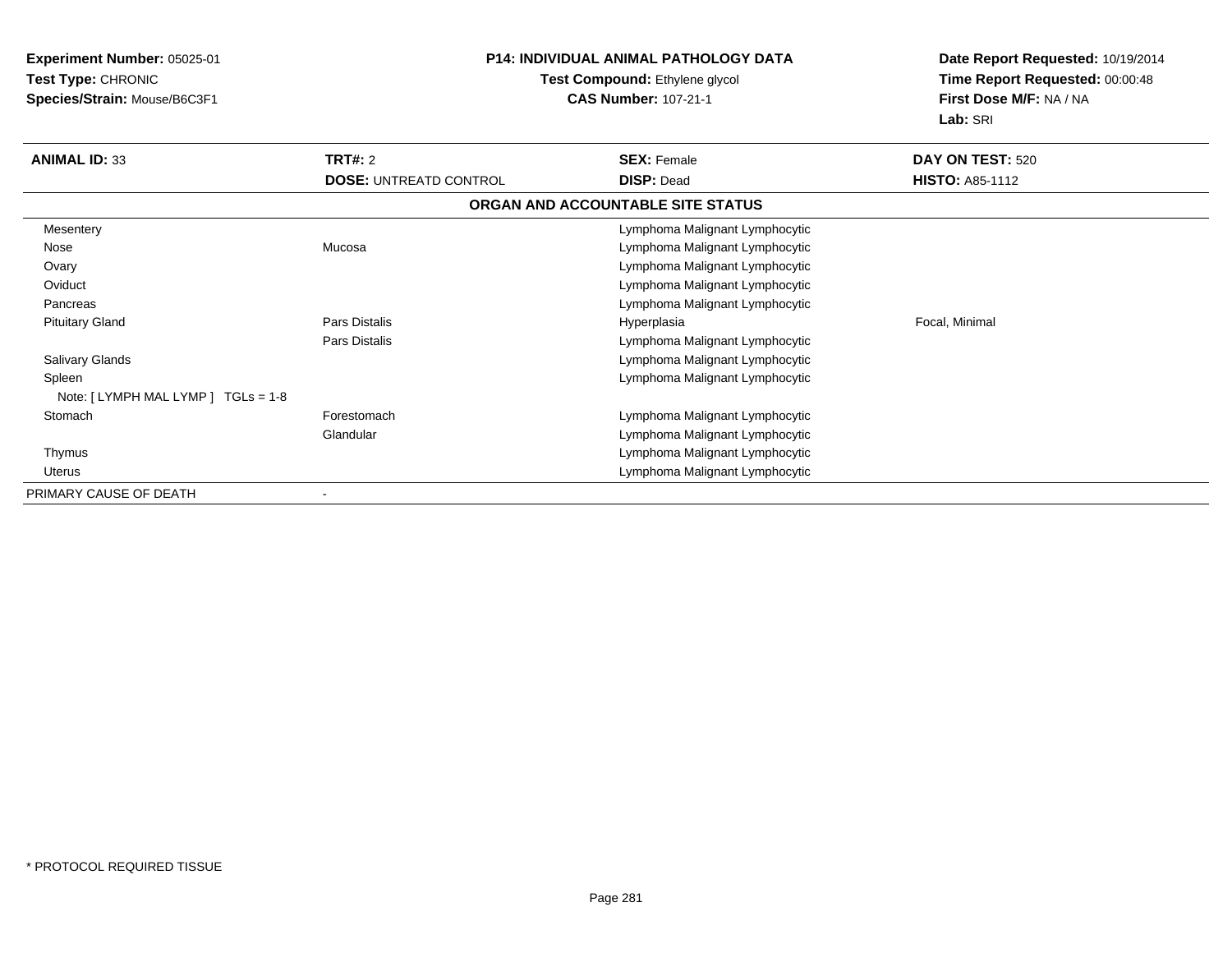**Experiment Number:** 05025-01
**Test Type:** CHRONIC
**Species/Strain:** Mouse/B6C3F1

**P14: INDIVIDUAL ANIMAL PATHOLOGY DATA**
**Test Compound:** Ethylene glycol
**CAS Number:** 107-21-1

**Date Report Requested:** 10/19/2014
**Time Report Requested:** 00:00:48
**First Dose M/F:** NA / NA
**Lab:** SRI

| **ANIMAL ID:** 33 | **TRT#:** 2 | **SEX:** Female | **DAY ON TEST:** 520 |
|---|---|---|---|
| | **DOSE:** UNTREATD CONTROL | **DISP:** Dead | **HISTO:** A85-1112 |

**ORGAN AND ACCOUNTABLE SITE STATUS**

| Organ | Site | Status | Qualifier |
|---|---|---|---|
| Mesentery | | Lymphoma Malignant Lymphocytic | |
| Nose | Mucosa | Lymphoma Malignant Lymphocytic | |
| Ovary | | Lymphoma Malignant Lymphocytic | |
| Oviduct | | Lymphoma Malignant Lymphocytic | |
| Pancreas | | Lymphoma Malignant Lymphocytic | |
| Pituitary Gland | Pars Distalis | Hyperplasia | Focal, Minimal |
| | Pars Distalis | Lymphoma Malignant Lymphocytic | |
| Salivary Glands | | Lymphoma Malignant Lymphocytic | |
| Spleen | | Lymphoma Malignant Lymphocytic | |
| Note: [ LYMPH MAL LYMP ] TGLs = 1-8 | | | |
| Stomach | Forestomach | Lymphoma Malignant Lymphocytic | |
| | Glandular | Lymphoma Malignant Lymphocytic | |
| Thymus | | Lymphoma Malignant Lymphocytic | |
| Uterus | | Lymphoma Malignant Lymphocytic | |
| PRIMARY CAUSE OF DEATH | - | | |

* PROTOCOL REQUIRED TISSUE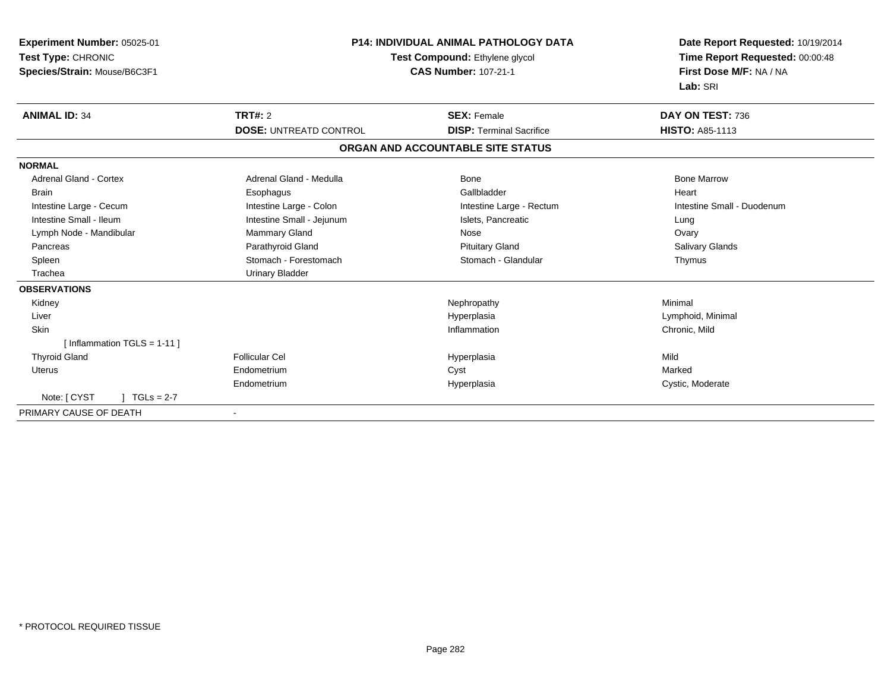**Experiment Number:** 05025-01
**Test Type:** CHRONIC
**Species/Strain:** Mouse/B6C3F1

**P14: INDIVIDUAL ANIMAL PATHOLOGY DATA**
**Test Compound:** Ethylene glycol
**CAS Number:** 107-21-1

**Date Report Requested:** 10/19/2014
**Time Report Requested:** 00:00:48
**First Dose M/F:** NA / NA
**Lab:** SRI

| **ANIMAL ID:** 34 | **TRT#:** 2 | **SEX:** Female | **DAY ON TEST:** 736 |
|---|---|---|---|
| | **DOSE:** UNTREATD CONTROL | **DISP:** Terminal Sacrifice | **HISTO:** A85-1113 |

**ORGAN AND ACCOUNTABLE SITE STATUS**

**NORMAL**

| | | | |
|---|---|---|---|
| Adrenal Gland - Cortex | Adrenal Gland - Medulla | Bone | Bone Marrow |
| Brain | Esophagus | Gallbladder | Heart |
| Intestine Large - Cecum | Intestine Large - Colon | Intestine Large - Rectum | Intestine Small - Duodenum |
| Intestine Small - Ileum | Intestine Small - Jejunum | Islets, Pancreatic | Lung |
| Lymph Node - Mandibular | Mammary Gland | Nose | Ovary |
| Pancreas | Parathyroid Gland | Pituitary Gland | Salivary Glands |
| Spleen | Stomach - Forestomach | Stomach - Glandular | Thymus |
| Trachea | Urinary Bladder | | |

**OBSERVATIONS**

| | | | |
|---|---|---|---|
| Kidney | | Nephropathy | Minimal |
| Liver | | Hyperplasia | Lymphoid, Minimal |
| Skin | | Inflammation | Chronic, Mild |
| [ Inflammation TGLS = 1-11 ] | | | |
| Thyroid Gland | Follicular Cel | Hyperplasia | Mild |
| Uterus | Endometrium | Cyst | Marked |
| | Endometrium | Hyperplasia | Cystic, Moderate |
| Note: [ CYST ] TGLs = 2-7 | | | |

PRIMARY CAUSE OF DEATH -

* PROTOCOL REQUIRED TISSUE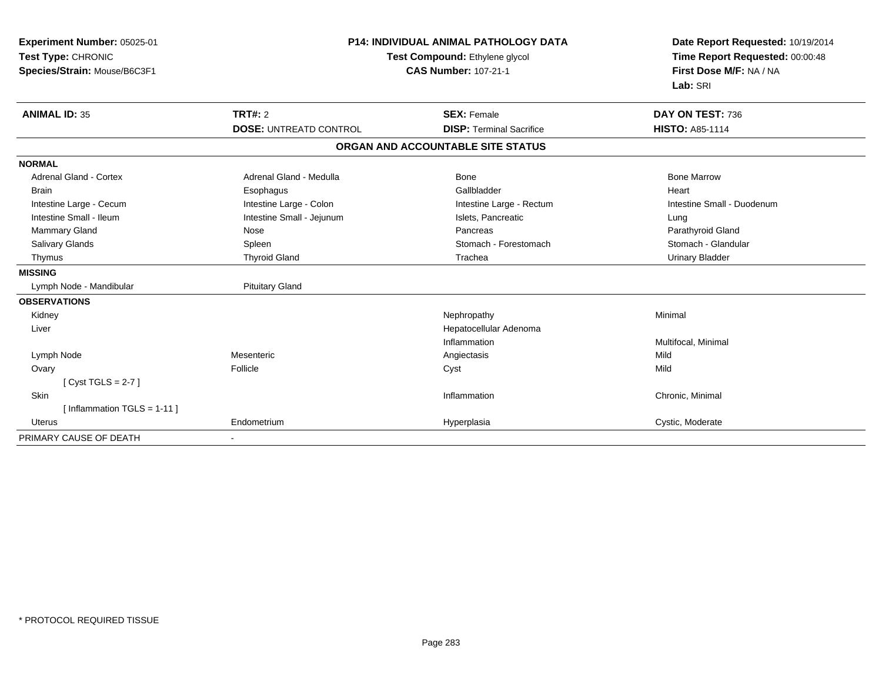**Experiment Number:** 05025-01
**Test Type:** CHRONIC
**Species/Strain:** Mouse/B6C3F1

**P14: INDIVIDUAL ANIMAL PATHOLOGY DATA**
**Test Compound:** Ethylene glycol
**CAS Number:** 107-21-1

**Date Report Requested:** 10/19/2014
**Time Report Requested:** 00:00:48
**First Dose M/F:** NA / NA
**Lab:** SRI

| **ANIMAL ID:** 35 | **TRT#:** 2 | **SEX:** Female | **DAY ON TEST:** 736 |
|---|---|---|---|
| | **DOSE:** UNTREATD CONTROL | **DISP:** Terminal Sacrifice | **HISTO:** A85-1114 |

**ORGAN AND ACCOUNTABLE SITE STATUS**

| | | | |
|---|---|---|---|
| **NORMAL** | | | |
| Adrenal Gland - Cortex | Adrenal Gland - Medulla | Bone | Bone Marrow |
| Brain | Esophagus | Gallbladder | Heart |
| Intestine Large - Cecum | Intestine Large - Colon | Intestine Large - Rectum | Intestine Small - Duodenum |
| Intestine Small - Ileum | Intestine Small - Jejunum | Islets, Pancreatic | Lung |
| Mammary Gland | Nose | Pancreas | Parathyroid Gland |
| Salivary Glands | Spleen | Stomach - Forestomach | Stomach - Glandular |
| Thymus | Thyroid Gland | Trachea | Urinary Bladder |
| **MISSING** | | | |
| Lymph Node - Mandibular | Pituitary Gland | | |
| **OBSERVATIONS** | | | |
| Kidney | | Nephropathy | Minimal |
| Liver | | Hepatocellular Adenoma | |
| | | Inflammation | Multifocal, Minimal |
| Lymph Node | Mesenteric | Angiectasis | Mild |
| Ovary | Follicle | Cyst | Mild |
| [ Cyst TGLS = 2-7 ] | | | |
| Skin | | Inflammation | Chronic, Minimal |
| [ Inflammation TGLS = 1-11 ] | | | |
| Uterus | Endometrium | Hyperplasia | Cystic, Moderate |
| PRIMARY CAUSE OF DEATH | - | | |

* PROTOCOL REQUIRED TISSUE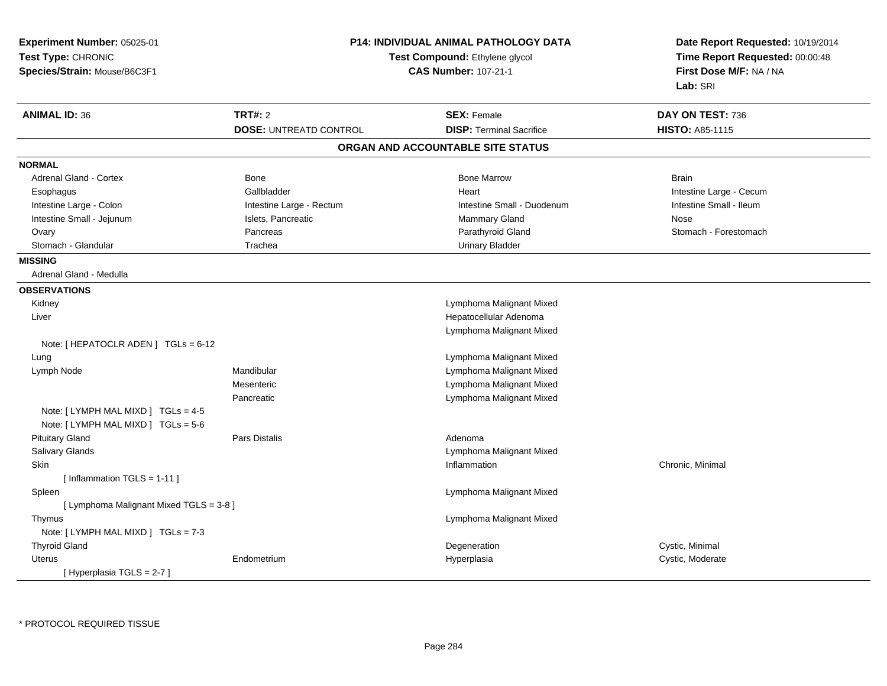**Experiment Number:** 05025-01
**Test Type:** CHRONIC
**Species/Strain:** Mouse/B6C3F1

**P14: INDIVIDUAL ANIMAL PATHOLOGY DATA**
**Test Compound:** Ethylene glycol
**CAS Number:** 107-21-1

**Date Report Requested:** 10/19/2014
**Time Report Requested:** 00:00:48
**First Dose M/F:** NA / NA
**Lab:** SRI

| **ANIMAL ID:** 36 | **TRT#:** 2 | **SEX:** Female | **DAY ON TEST:** 736 |
|---|---|---|---|
| | **DOSE:** UNTREATD CONTROL | **DISP:** Terminal Sacrifice | **HISTO:** A85-1115 |

## ORGAN AND ACCOUNTABLE SITE STATUS

**NORMAL**

| | | | |
|---|---|---|---|
| Adrenal Gland - Cortex | Bone | Bone Marrow | Brain |
| Esophagus | Gallbladder | Heart | Intestine Large - Cecum |
| Intestine Large - Colon | Intestine Large - Rectum | Intestine Small - Duodenum | Intestine Small - Ileum |
| Intestine Small - Jejunum | Islets, Pancreatic | Mammary Gland | Nose |
| Ovary | Pancreas | Parathyroid Gland | Stomach - Forestomach |
| Stomach - Glandular | Trachea | Urinary Bladder | |

**MISSING**

Adrenal Gland - Medulla

**OBSERVATIONS**

| | | | |
|---|---|---|---|
| Kidney | | Lymphoma Malignant Mixed | |
| Liver | | Hepatocellular Adenoma | |
| | | Lymphoma Malignant Mixed | |
| Note: [ HEPATOCLR ADEN ] TGLs = 6-12 | | | |
| Lung | | Lymphoma Malignant Mixed | |
| Lymph Node | Mandibular | Lymphoma Malignant Mixed | |
| | Mesenteric | Lymphoma Malignant Mixed | |
| | Pancreatic | Lymphoma Malignant Mixed | |
| Note: [ LYMPH MAL MIXD ] TGLs = 4-5 | | | |
| Note: [ LYMPH MAL MIXD ] TGLs = 5-6 | | | |
| Pituitary Gland | Pars Distalis | Adenoma | |
| Salivary Glands | | Lymphoma Malignant Mixed | |
| Skin | | Inflammation | Chronic, Minimal |
| [ Inflammation TGLS = 1-11 ] | | | |
| Spleen | | Lymphoma Malignant Mixed | |
| [ Lymphoma Malignant Mixed TGLS = 3-8 ] | | | |
| Thymus | | Lymphoma Malignant Mixed | |
| Note: [ LYMPH MAL MIXD ] TGLs = 7-3 | | | |
| Thyroid Gland | | Degeneration | Cystic, Minimal |
| Uterus | Endometrium | Hyperplasia | Cystic, Moderate |
| [ Hyperplasia TGLS = 2-7 ] | | | |

* PROTOCOL REQUIRED TISSUE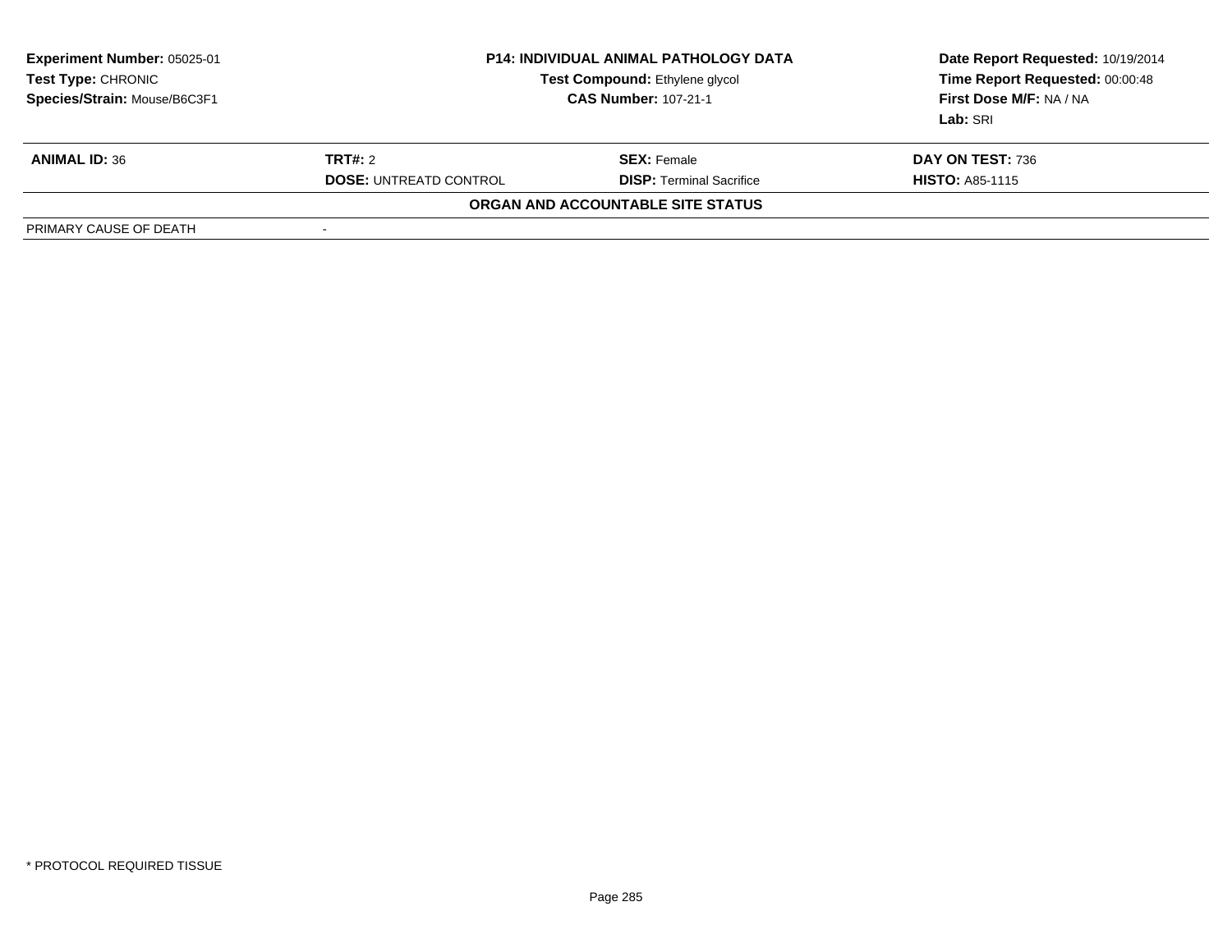**Experiment Number:** 05025-01
**Test Type:** CHRONIC
**Species/Strain:** Mouse/B6C3F1

**P14: INDIVIDUAL ANIMAL PATHOLOGY DATA**
**Test Compound:** Ethylene glycol
**CAS Number:** 107-21-1

**Date Report Requested:** 10/19/2014
**Time Report Requested:** 00:00:48
**First Dose M/F:** NA / NA
**Lab:** SRI

| **ANIMAL ID:** 36 | **TRT#:** 2 | **SEX:** Female | **DAY ON TEST:** 736 |
|---|---|---|---|
| | **DOSE:** UNTREATD CONTROL | **DISP:** Terminal Sacrifice | **HISTO:** A85-1115 |

**ORGAN AND ACCOUNTABLE SITE STATUS**

| PRIMARY CAUSE OF DEATH | - |
|---|---|

* PROTOCOL REQUIRED TISSUE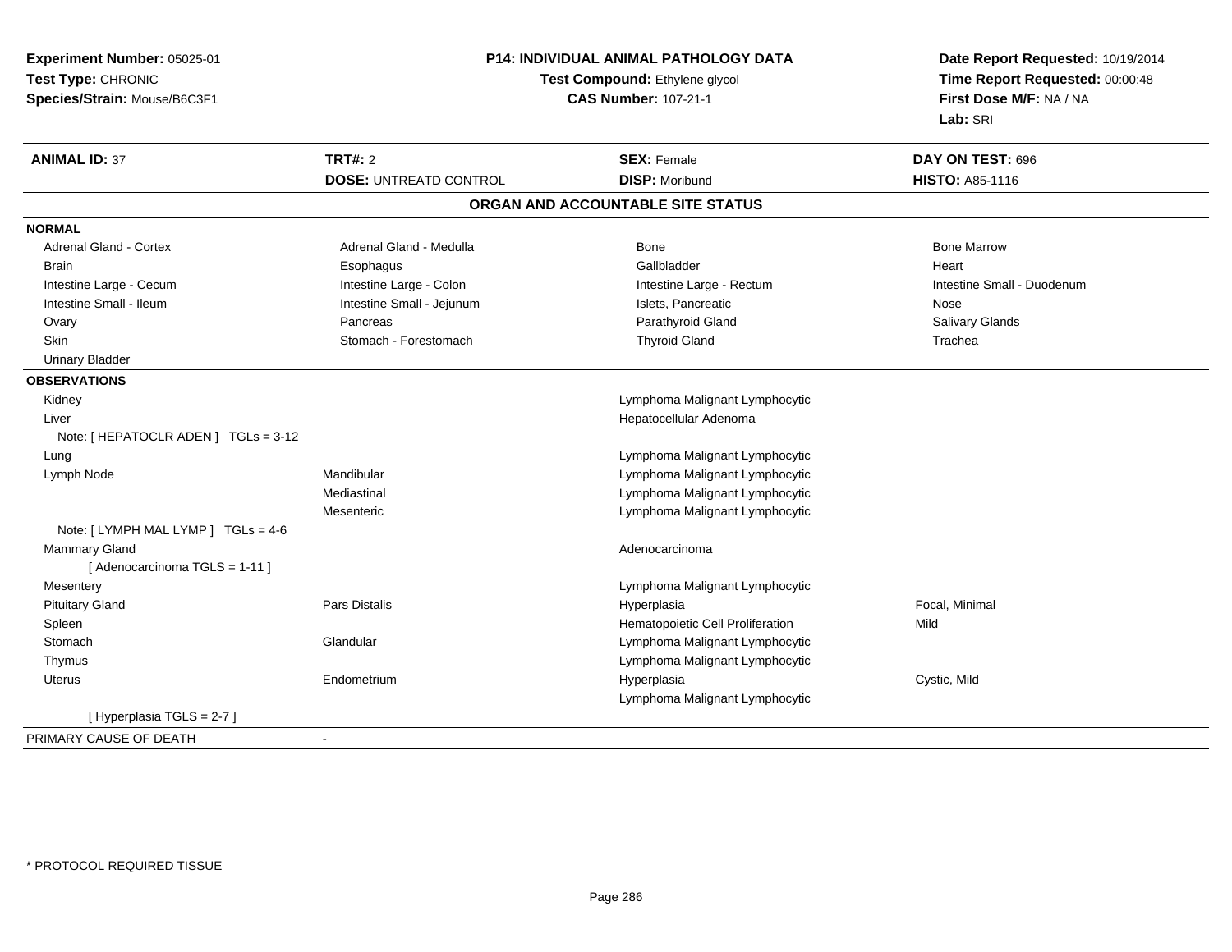**Experiment Number:** 05025-01
**Test Type:** CHRONIC
**Species/Strain:** Mouse/B6C3F1

## P14: INDIVIDUAL ANIMAL PATHOLOGY DATA

**Test Compound:** Ethylene glycol
**CAS Number:** 107-21-1

**Date Report Requested:** 10/19/2014
**Time Report Requested:** 00:00:48
**First Dose M/F:** NA / NA
**Lab:** SRI

| **ANIMAL ID:** 37 | **TRT#:** 2 | **SEX:** Female | **DAY ON TEST:** 696 |
|---|---|---|---|
| | **DOSE:** UNTREATD CONTROL | **DISP:** Moribund | **HISTO:** A85-1116 |

### ORGAN AND ACCOUNTABLE SITE STATUS

**NORMAL**

| | | | |
|---|---|---|---|
| Adrenal Gland - Cortex | Adrenal Gland - Medulla | Bone | Bone Marrow |
| Brain | Esophagus | Gallbladder | Heart |
| Intestine Large - Cecum | Intestine Large - Colon | Intestine Large - Rectum | Intestine Small - Duodenum |
| Intestine Small - Ileum | Intestine Small - Jejunum | Islets, Pancreatic | Nose |
| Ovary | Pancreas | Parathyroid Gland | Salivary Glands |
| Skin | Stomach - Forestomach | Thyroid Gland | Trachea |
| Urinary Bladder | | | |

**OBSERVATIONS**

| | | | |
|---|---|---|---|
| Kidney | | Lymphoma Malignant Lymphocytic | |
| Liver | | Hepatocellular Adenoma | |
| Note: [ HEPATOCLR ADEN ] TGLs = 3-12 | | | |
| Lung | | Lymphoma Malignant Lymphocytic | |
| Lymph Node | Mandibular | Lymphoma Malignant Lymphocytic | |
| | Mediastinal | Lymphoma Malignant Lymphocytic | |
| | Mesenteric | Lymphoma Malignant Lymphocytic | |
| Note: [ LYMPH MAL LYMP ] TGLs = 4-6 | | | |
| Mammary Gland | | Adenocarcinoma | |
| [ Adenocarcinoma TGLS = 1-11 ] | | | |
| Mesentery | | Lymphoma Malignant Lymphocytic | |
| Pituitary Gland | Pars Distalis | Hyperplasia | Focal, Minimal |
| Spleen | | Hematopoietic Cell Proliferation | Mild |
| Stomach | Glandular | Lymphoma Malignant Lymphocytic | |
| Thymus | | Lymphoma Malignant Lymphocytic | |
| Uterus | Endometrium | Hyperplasia | Cystic, Mild |
| | | Lymphoma Malignant Lymphocytic | |
| [ Hyperplasia TGLS = 2-7 ] | | | |

PRIMARY CAUSE OF DEATH -

* PROTOCOL REQUIRED TISSUE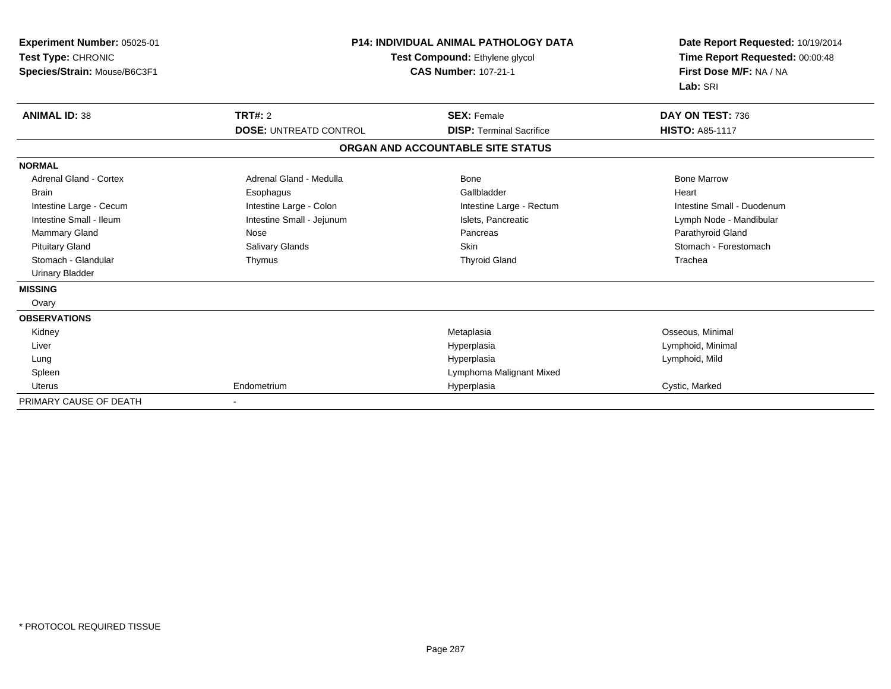**Experiment Number:** 05025-01
**Test Type:** CHRONIC
**Species/Strain:** Mouse/B6C3F1

**P14: INDIVIDUAL ANIMAL PATHOLOGY DATA**
**Test Compound:** Ethylene glycol
**CAS Number:** 107-21-1

**Date Report Requested:** 10/19/2014
**Time Report Requested:** 00:00:48
**First Dose M/F:** NA / NA
**Lab:** SRI

| **ANIMAL ID:** 38 | **TRT#:** 2 | **SEX:** Female | **DAY ON TEST:** 736 |
|---|---|---|---|
| | **DOSE:** UNTREATD CONTROL | **DISP:** Terminal Sacrifice | **HISTO:** A85-1117 |

## ORGAN AND ACCOUNTABLE SITE STATUS

| | | | |
|---|---|---|---|
| **NORMAL** | | | |
| Adrenal Gland - Cortex | Adrenal Gland - Medulla | Bone | Bone Marrow |
| Brain | Esophagus | Gallbladder | Heart |
| Intestine Large - Cecum | Intestine Large - Colon | Intestine Large - Rectum | Intestine Small - Duodenum |
| Intestine Small - Ileum | Intestine Small - Jejunum | Islets, Pancreatic | Lymph Node - Mandibular |
| Mammary Gland | Nose | Pancreas | Parathyroid Gland |
| Pituitary Gland | Salivary Glands | Skin | Stomach - Forestomach |
| Stomach - Glandular | Thymus | Thyroid Gland | Trachea |
| Urinary Bladder | | | |
| **MISSING** | | | |
| Ovary | | | |
| **OBSERVATIONS** | | | |
| Kidney | | Metaplasia | Osseous, Minimal |
| Liver | | Hyperplasia | Lymphoid, Minimal |
| Lung | | Hyperplasia | Lymphoid, Mild |
| Spleen | | Lymphoma Malignant Mixed | |
| Uterus | Endometrium | Hyperplasia | Cystic, Marked |
| PRIMARY CAUSE OF DEATH | - | | |

\* PROTOCOL REQUIRED TISSUE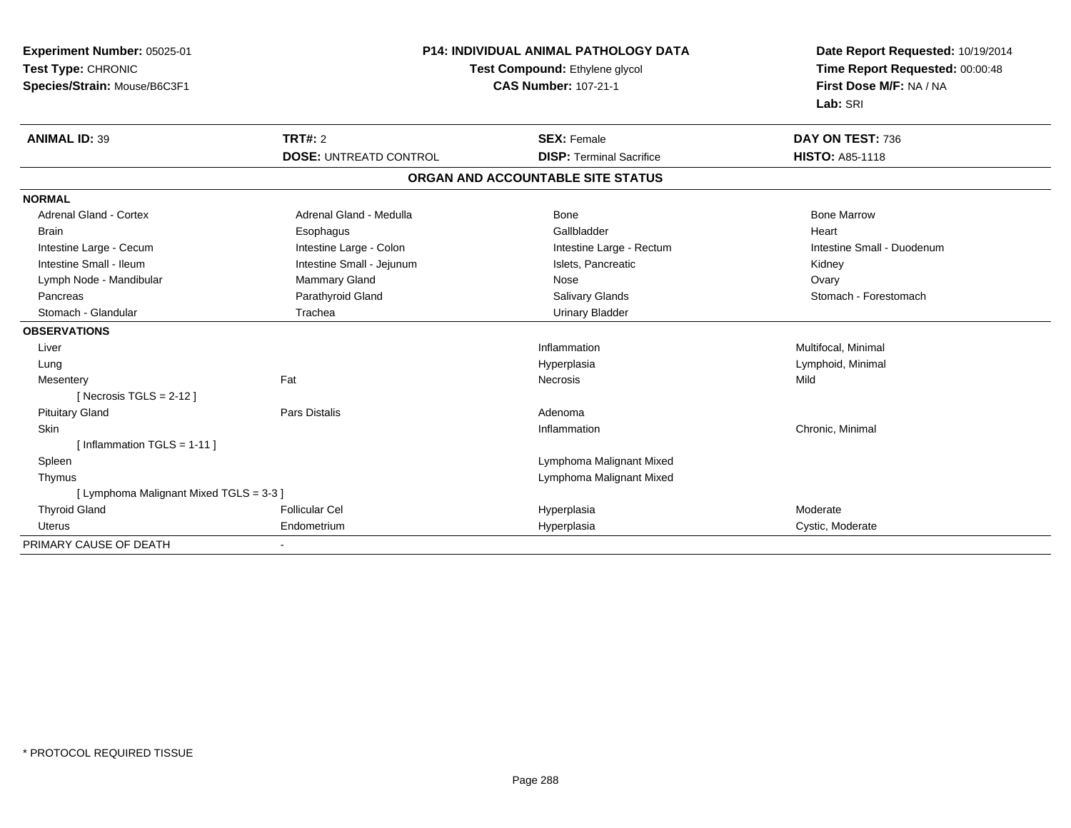**Experiment Number:** 05025-01
**Test Type:** CHRONIC
**Species/Strain:** Mouse/B6C3F1

**P14: INDIVIDUAL ANIMAL PATHOLOGY DATA**
**Test Compound:** Ethylene glycol
**CAS Number:** 107-21-1

**Date Report Requested:** 10/19/2014
**Time Report Requested:** 00:00:48
**First Dose M/F:** NA / NA
**Lab:** SRI

| **ANIMAL ID:** 39 | **TRT#:** 2 | **SEX:** Female | **DAY ON TEST:** 736 |
|---|---|---|---|
| | **DOSE:** UNTREATD CONTROL | **DISP:** Terminal Sacrifice | **HISTO:** A85-1118 |

## ORGAN AND ACCOUNTABLE SITE STATUS

| | | | |
|---|---|---|---|
| **NORMAL** | | | |
| Adrenal Gland - Cortex | Adrenal Gland - Medulla | Bone | Bone Marrow |
| Brain | Esophagus | Gallbladder | Heart |
| Intestine Large - Cecum | Intestine Large - Colon | Intestine Large - Rectum | Intestine Small - Duodenum |
| Intestine Small - Ileum | Intestine Small - Jejunum | Islets, Pancreatic | Kidney |
| Lymph Node - Mandibular | Mammary Gland | Nose | Ovary |
| Pancreas | Parathyroid Gland | Salivary Glands | Stomach - Forestomach |
| Stomach - Glandular | Trachea | Urinary Bladder | |
| **OBSERVATIONS** | | | |
| Liver | | Inflammation | Multifocal, Minimal |
| Lung | | Hyperplasia | Lymphoid, Minimal |
| Mesentery | Fat | Necrosis | Mild |
| [ Necrosis TGLS = 2-12 ] | | | |
| Pituitary Gland | Pars Distalis | Adenoma | |
| Skin | | Inflammation | Chronic, Minimal |
| [ Inflammation TGLS = 1-11 ] | | | |
| Spleen | | Lymphoma Malignant Mixed | |
| Thymus | | Lymphoma Malignant Mixed | |
| [ Lymphoma Malignant Mixed TGLS = 3-3 ] | | | |
| Thyroid Gland | Follicular Cel | Hyperplasia | Moderate |
| Uterus | Endometrium | Hyperplasia | Cystic, Moderate |
| PRIMARY CAUSE OF DEATH | - | | |

\* PROTOCOL REQUIRED TISSUE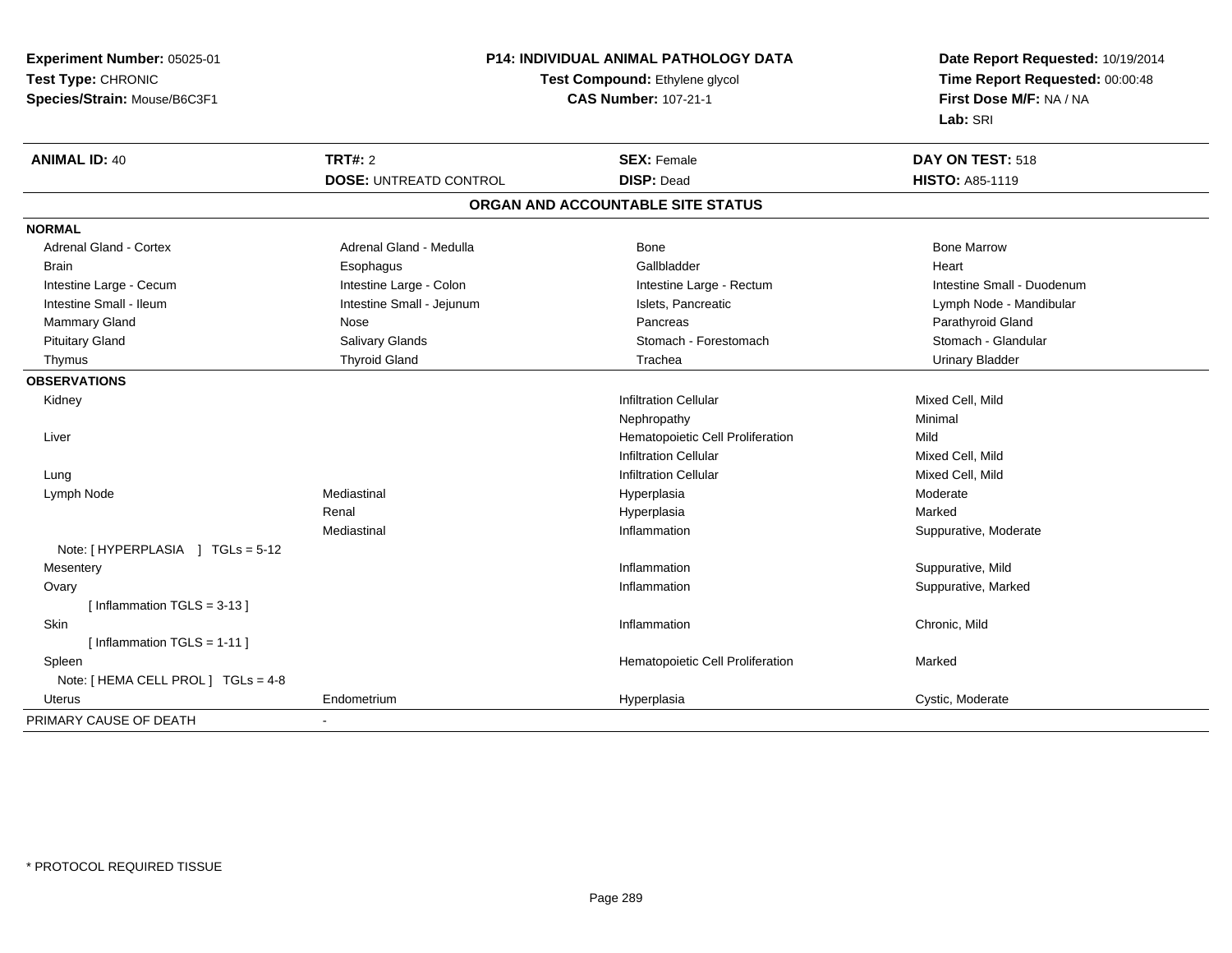**Experiment Number:** 05025-01
**Test Type:** CHRONIC
**Species/Strain:** Mouse/B6C3F1

**P14: INDIVIDUAL ANIMAL PATHOLOGY DATA**
**Test Compound:** Ethylene glycol
**CAS Number:** 107-21-1

**Date Report Requested:** 10/19/2014
**Time Report Requested:** 00:00:48
**First Dose M/F:** NA / NA
**Lab:** SRI

| **ANIMAL ID:** 40 | **TRT#:** 2 | **SEX:** Female | **DAY ON TEST:** 518 |
|---|---|---|---|
| | **DOSE:** UNTREATD CONTROL | **DISP:** Dead | **HISTO:** A85-1119 |

## ORGAN AND ACCOUNTABLE SITE STATUS

| | | | |
|---|---|---|---|
| **NORMAL** | | | |
| Adrenal Gland - Cortex | Adrenal Gland - Medulla | Bone | Bone Marrow |
| Brain | Esophagus | Gallbladder | Heart |
| Intestine Large - Cecum | Intestine Large - Colon | Intestine Large - Rectum | Intestine Small - Duodenum |
| Intestine Small - Ileum | Intestine Small - Jejunum | Islets, Pancreatic | Lymph Node - Mandibular |
| Mammary Gland | Nose | Pancreas | Parathyroid Gland |
| Pituitary Gland | Salivary Glands | Stomach - Forestomach | Stomach - Glandular |
| Thymus | Thyroid Gland | Trachea | Urinary Bladder |
| **OBSERVATIONS** | | | |
| Kidney | | Infiltration Cellular | Mixed Cell, Mild |
| | | Nephropathy | Minimal |
| Liver | | Hematopoietic Cell Proliferation | Mild |
| | | Infiltration Cellular | Mixed Cell, Mild |
| Lung | | Infiltration Cellular | Mixed Cell, Mild |
| Lymph Node | Mediastinal | Hyperplasia | Moderate |
| | Renal | Hyperplasia | Marked |
| | Mediastinal | Inflammation | Suppurative, Moderate |
| Note: [ HYPERPLASIA ] TGLs = 5-12 | | | |
| Mesentery | | Inflammation | Suppurative, Mild |
| Ovary | | Inflammation | Suppurative, Marked |
| [ Inflammation TGLS = 3-13 ] | | | |
| Skin | | Inflammation | Chronic, Mild |
| [ Inflammation TGLS = 1-11 ] | | | |
| Spleen | | Hematopoietic Cell Proliferation | Marked |
| Note: [ HEMA CELL PROL ] TGLs = 4-8 | | | |
| Uterus | Endometrium | Hyperplasia | Cystic, Moderate |
| PRIMARY CAUSE OF DEATH | - | | |

* PROTOCOL REQUIRED TISSUE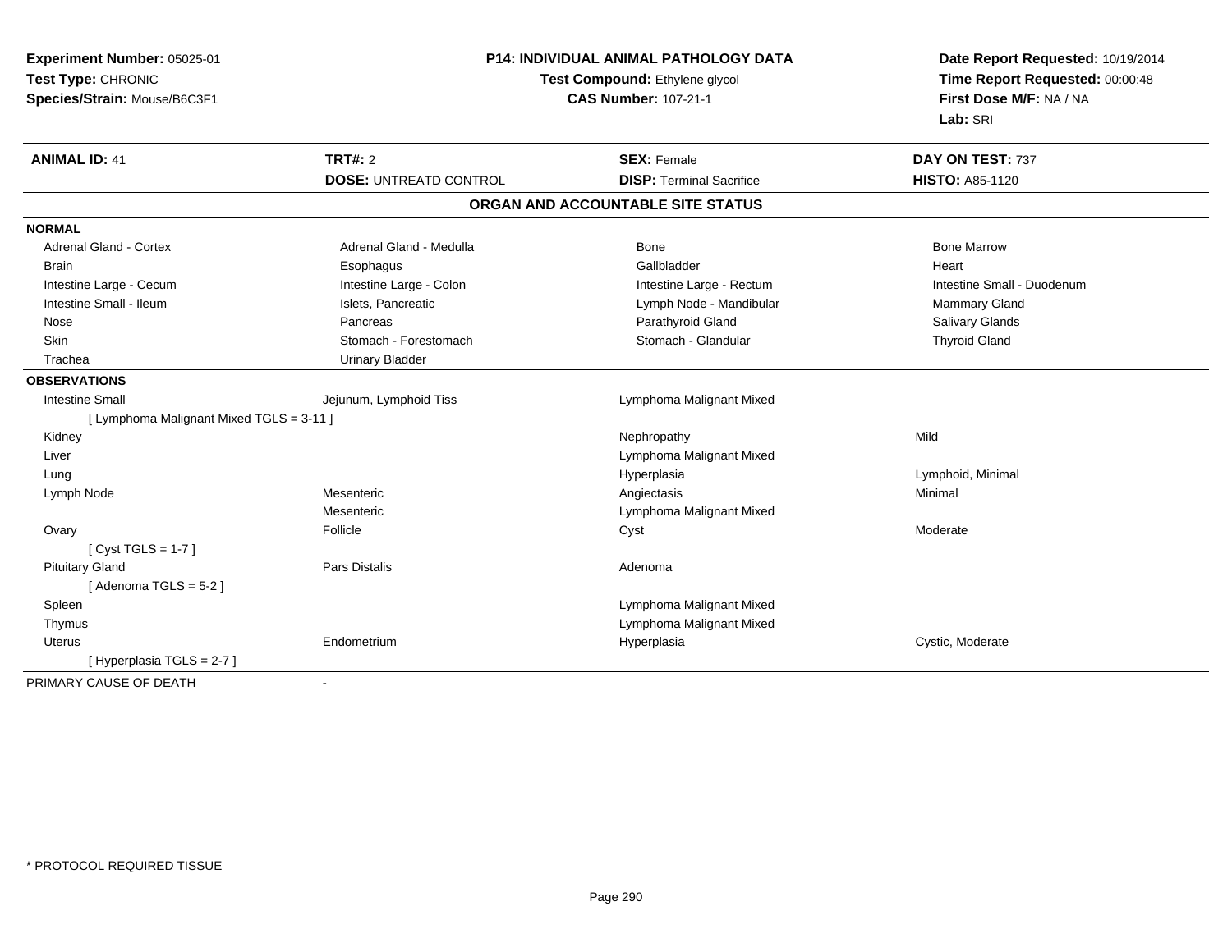**Experiment Number:** 05025-01
**Test Type:** CHRONIC
**Species/Strain:** Mouse/B6C3F1

**P14: INDIVIDUAL ANIMAL PATHOLOGY DATA**
**Test Compound:** Ethylene glycol
**CAS Number:** 107-21-1

**Date Report Requested:** 10/19/2014
**Time Report Requested:** 00:00:48
**First Dose M/F:** NA / NA
**Lab:** SRI

| **ANIMAL ID:** 41 | **TRT#:** 2 | **SEX:** Female | **DAY ON TEST:** 737 |
|---|---|---|---|
| | **DOSE:** UNTREATD CONTROL | **DISP:** Terminal Sacrifice | **HISTO:** A85-1120 |

## ORGAN AND ACCOUNTABLE SITE STATUS

**NORMAL**

| | | | |
|---|---|---|---|
| Adrenal Gland - Cortex | Adrenal Gland - Medulla | Bone | Bone Marrow |
| Brain | Esophagus | Gallbladder | Heart |
| Intestine Large - Cecum | Intestine Large - Colon | Intestine Large - Rectum | Intestine Small - Duodenum |
| Intestine Small - Ileum | Islets, Pancreatic | Lymph Node - Mandibular | Mammary Gland |
| Nose | Pancreas | Parathyroid Gland | Salivary Glands |
| Skin | Stomach - Forestomach | Stomach - Glandular | Thyroid Gland |
| Trachea | Urinary Bladder | | |

**OBSERVATIONS**

| | | | |
|---|---|---|---|
| Intestine Small | Jejunum, Lymphoid Tiss | Lymphoma Malignant Mixed | |
| [ Lymphoma Malignant Mixed TGLS = 3-11 ] | | | |
| Kidney | | Nephropathy | Mild |
| Liver | | Lymphoma Malignant Mixed | |
| Lung | | Hyperplasia | Lymphoid, Minimal |
| Lymph Node | Mesenteric | Angiectasis | Minimal |
| | Mesenteric | Lymphoma Malignant Mixed | |
| Ovary | Follicle | Cyst | Moderate |
| [ Cyst TGLS = 1-7 ] | | | |
| Pituitary Gland | Pars Distalis | Adenoma | |
| [ Adenoma TGLS = 5-2 ] | | | |
| Spleen | | Lymphoma Malignant Mixed | |
| Thymus | | Lymphoma Malignant Mixed | |
| Uterus | Endometrium | Hyperplasia | Cystic, Moderate |
| [ Hyperplasia TGLS = 2-7 ] | | | |

PRIMARY CAUSE OF DEATH -

* PROTOCOL REQUIRED TISSUE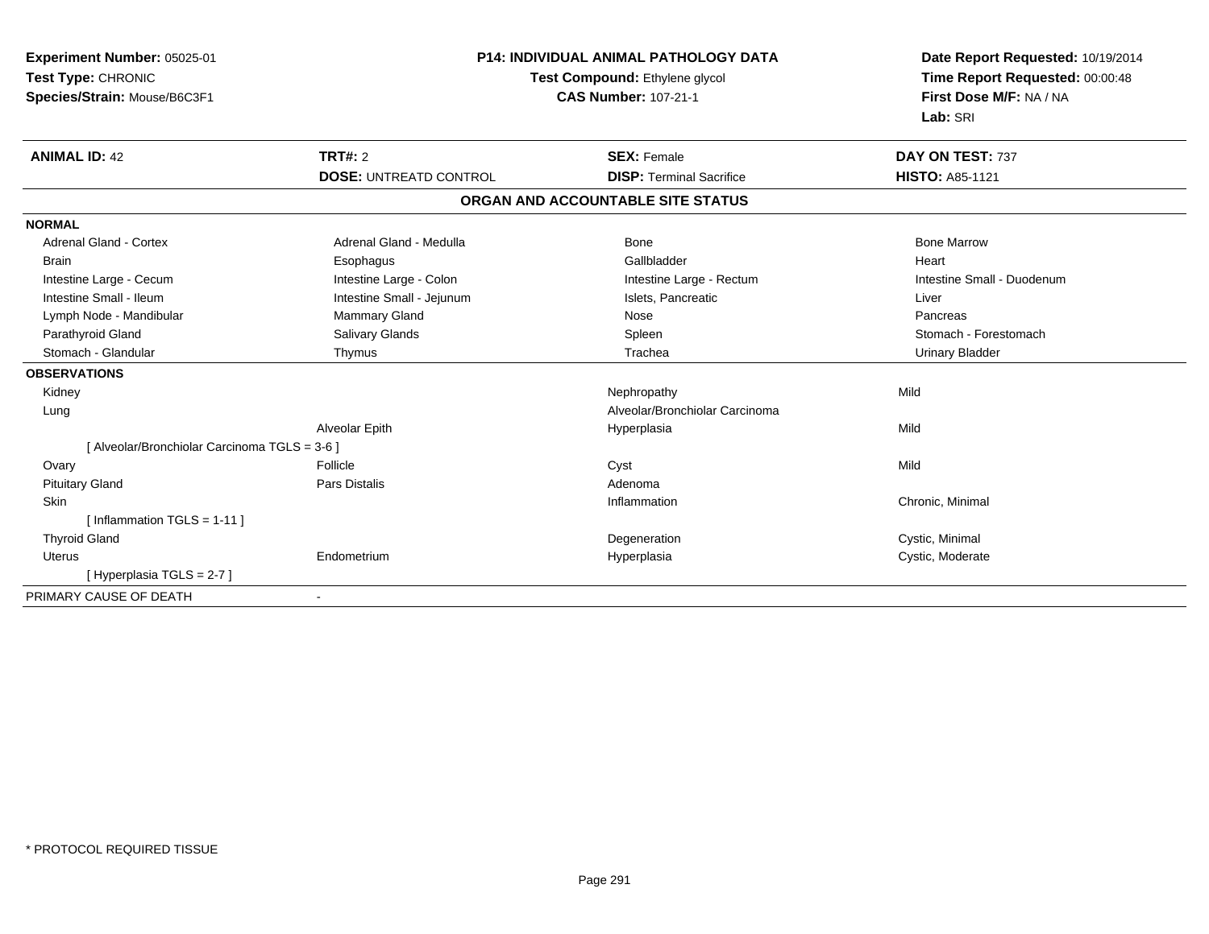**Experiment Number:** 05025-01
**Test Type:** CHRONIC
**Species/Strain:** Mouse/B6C3F1

**P14: INDIVIDUAL ANIMAL PATHOLOGY DATA**
**Test Compound:** Ethylene glycol
**CAS Number:** 107-21-1

**Date Report Requested:** 10/19/2014
**Time Report Requested:** 00:00:48
**First Dose M/F:** NA / NA
**Lab:** SRI

| **ANIMAL ID:** 42 | **TRT#:** 2 | **SEX:** Female | **DAY ON TEST:** 737 |
|---|---|---|---|
| | **DOSE:** UNTREATD CONTROL | **DISP:** Terminal Sacrifice | **HISTO:** A85-1121 |

## ORGAN AND ACCOUNTABLE SITE STATUS

| | | | |
|---|---|---|---|
| **NORMAL** | | | |
| Adrenal Gland - Cortex | Adrenal Gland - Medulla | Bone | Bone Marrow |
| Brain | Esophagus | Gallbladder | Heart |
| Intestine Large - Cecum | Intestine Large - Colon | Intestine Large - Rectum | Intestine Small - Duodenum |
| Intestine Small - Ileum | Intestine Small - Jejunum | Islets, Pancreatic | Liver |
| Lymph Node - Mandibular | Mammary Gland | Nose | Pancreas |
| Parathyroid Gland | Salivary Glands | Spleen | Stomach - Forestomach |
| Stomach - Glandular | Thymus | Trachea | Urinary Bladder |
| **OBSERVATIONS** | | | |
| Kidney | | Nephropathy | Mild |
| Lung | | Alveolar/Bronchiolar Carcinoma | |
| | Alveolar Epith | Hyperplasia | Mild |
| [ Alveolar/Bronchiolar Carcinoma TGLS = 3-6 ] | | | |
| Ovary | Follicle | Cyst | Mild |
| Pituitary Gland | Pars Distalis | Adenoma | |
| Skin | | Inflammation | Chronic, Minimal |
| [ Inflammation TGLS = 1-11 ] | | | |
| Thyroid Gland | | Degeneration | Cystic, Minimal |
| Uterus | Endometrium | Hyperplasia | Cystic, Moderate |
| [ Hyperplasia TGLS = 2-7 ] | | | |
| PRIMARY CAUSE OF DEATH | - | | |

\* PROTOCOL REQUIRED TISSUE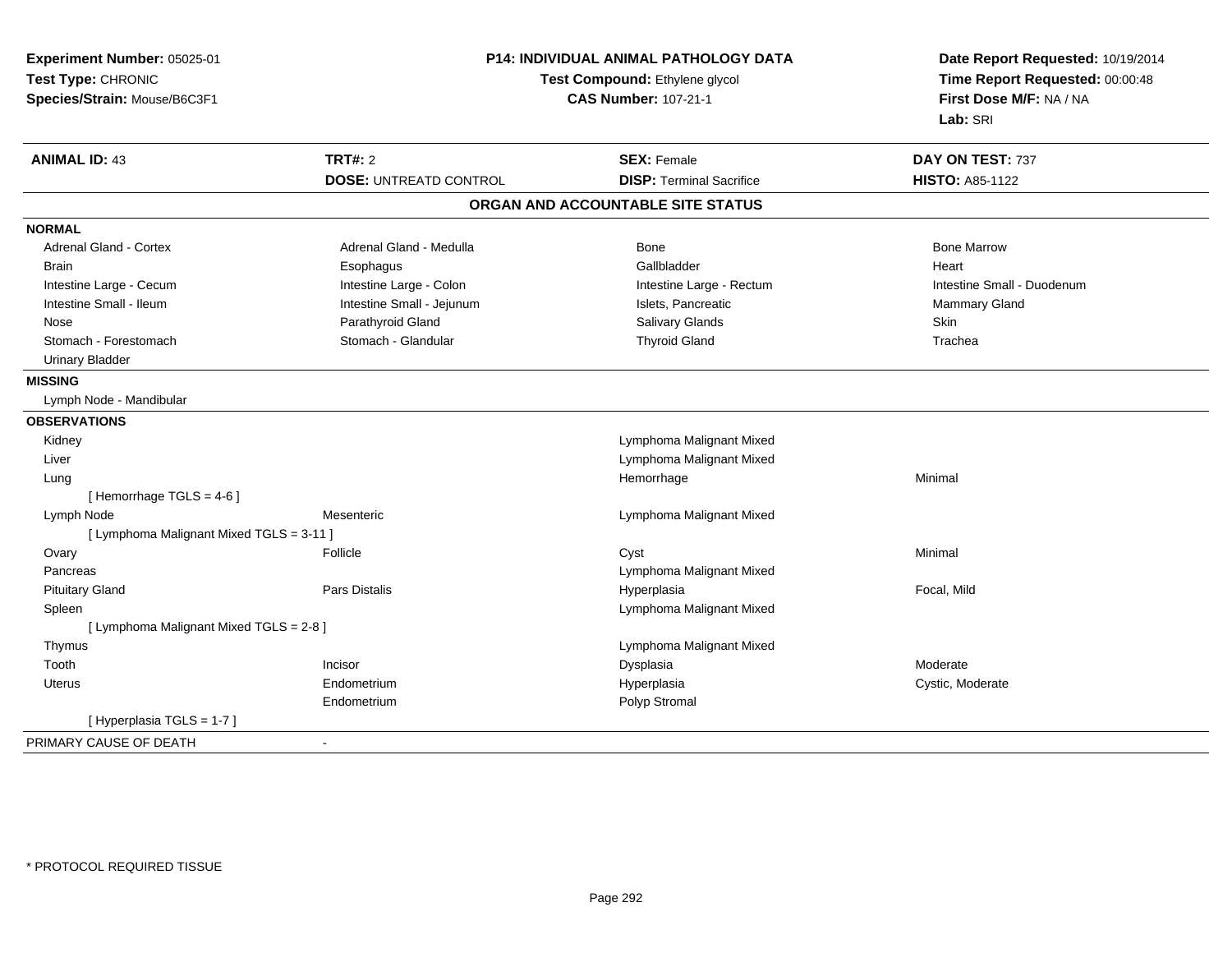**Experiment Number:** 05025-01
**Test Type:** CHRONIC
**Species/Strain:** Mouse/B6C3F1

**P14: INDIVIDUAL ANIMAL PATHOLOGY DATA**
**Test Compound:** Ethylene glycol
**CAS Number:** 107-21-1

**Date Report Requested:** 10/19/2014
**Time Report Requested:** 00:00:48
**First Dose M/F:** NA / NA
**Lab:** SRI

| **ANIMAL ID:** 43 | **TRT#:** 2 | **SEX:** Female | **DAY ON TEST:** 737 |
|---|---|---|---|
| | **DOSE:** UNTREATD CONTROL | **DISP:** Terminal Sacrifice | **HISTO:** A85-1122 |

**ORGAN AND ACCOUNTABLE SITE STATUS**

**NORMAL**

| | | | |
|---|---|---|---|
| Adrenal Gland - Cortex | Adrenal Gland - Medulla | Bone | Bone Marrow |
| Brain | Esophagus | Gallbladder | Heart |
| Intestine Large - Cecum | Intestine Large - Colon | Intestine Large - Rectum | Intestine Small - Duodenum |
| Intestine Small - Ileum | Intestine Small - Jejunum | Islets, Pancreatic | Mammary Gland |
| Nose | Parathyroid Gland | Salivary Glands | Skin |
| Stomach - Forestomach | Stomach - Glandular | Thyroid Gland | Trachea |
| Urinary Bladder | | | |

**MISSING**

Lymph Node - Mandibular

**OBSERVATIONS**

| | | | |
|---|---|---|---|
| Kidney | | Lymphoma Malignant Mixed | |
| Liver | | Lymphoma Malignant Mixed | |
| Lung | | Hemorrhage | Minimal |
| [ Hemorrhage TGLS = 4-6 ] | | | |
| Lymph Node | Mesenteric | Lymphoma Malignant Mixed | |
| [ Lymphoma Malignant Mixed TGLS = 3-11 ] | | | |
| Ovary | Follicle | Cyst | Minimal |
| Pancreas | | Lymphoma Malignant Mixed | |
| Pituitary Gland | Pars Distalis | Hyperplasia | Focal, Mild |
| Spleen | | Lymphoma Malignant Mixed | |
| [ Lymphoma Malignant Mixed TGLS = 2-8 ] | | | |
| Thymus | | Lymphoma Malignant Mixed | |
| Tooth | Incisor | Dysplasia | Moderate |
| Uterus | Endometrium | Hyperplasia | Cystic, Moderate |
| | Endometrium | Polyp Stromal | |
| [ Hyperplasia TGLS = 1-7 ] | | | |

PRIMARY CAUSE OF DEATH -

* PROTOCOL REQUIRED TISSUE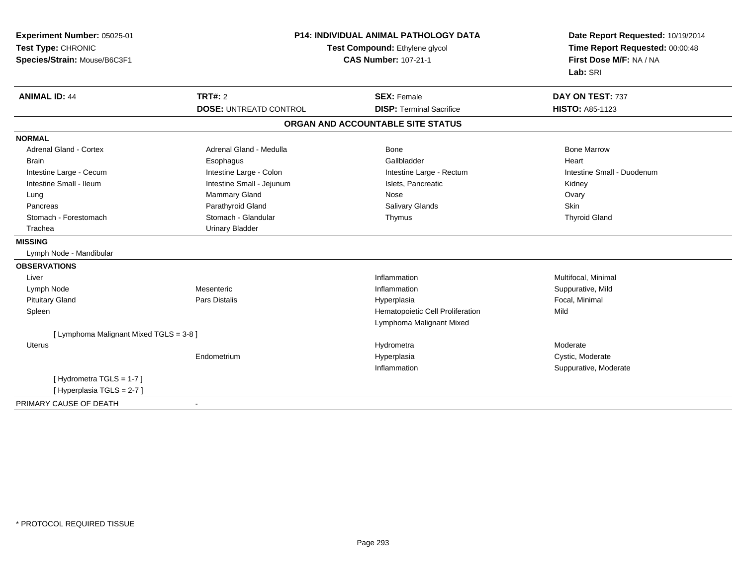**Experiment Number:** 05025-01
**Test Type:** CHRONIC
**Species/Strain:** Mouse/B6C3F1

**P14: INDIVIDUAL ANIMAL PATHOLOGY DATA**
**Test Compound:** Ethylene glycol
**CAS Number:** 107-21-1

**Date Report Requested:** 10/19/2014
**Time Report Requested:** 00:00:48
**First Dose M/F:** NA / NA
**Lab:** SRI

| **ANIMAL ID:** 44 | **TRT#:** 2 | **SEX:** Female | **DAY ON TEST:** 737 |
|---|---|---|---|
| | **DOSE:** UNTREATD CONTROL | **DISP:** Terminal Sacrifice | **HISTO:** A85-1123 |

## ORGAN AND ACCOUNTABLE SITE STATUS

**NORMAL**

| | | | |
|---|---|---|---|
| Adrenal Gland - Cortex | Adrenal Gland - Medulla | Bone | Bone Marrow |
| Brain | Esophagus | Gallbladder | Heart |
| Intestine Large - Cecum | Intestine Large - Colon | Intestine Large - Rectum | Intestine Small - Duodenum |
| Intestine Small - Ileum | Intestine Small - Jejunum | Islets, Pancreatic | Kidney |
| Lung | Mammary Gland | Nose | Ovary |
| Pancreas | Parathyroid Gland | Salivary Glands | Skin |
| Stomach - Forestomach | Stomach - Glandular | Thymus | Thyroid Gland |
| Trachea | Urinary Bladder | | |

**MISSING**

Lymph Node - Mandibular

**OBSERVATIONS**

| | | | |
|---|---|---|---|
| Liver | | Inflammation | Multifocal, Minimal |
| Lymph Node | Mesenteric | Inflammation | Suppurative, Mild |
| Pituitary Gland | Pars Distalis | Hyperplasia | Focal, Minimal |
| Spleen | | Hematopoietic Cell Proliferation | Mild |
| | | Lymphoma Malignant Mixed | |
| [ Lymphoma Malignant Mixed TGLS = 3-8 ] | | | |
| Uterus | | Hydrometra | Moderate |
| | Endometrium | Hyperplasia | Cystic, Moderate |
| | | Inflammation | Suppurative, Moderate |
| [ Hydrometra TGLS = 1-7 ] | | | |
| [ Hyperplasia TGLS = 2-7 ] | | | |

PRIMARY CAUSE OF DEATH -

* PROTOCOL REQUIRED TISSUE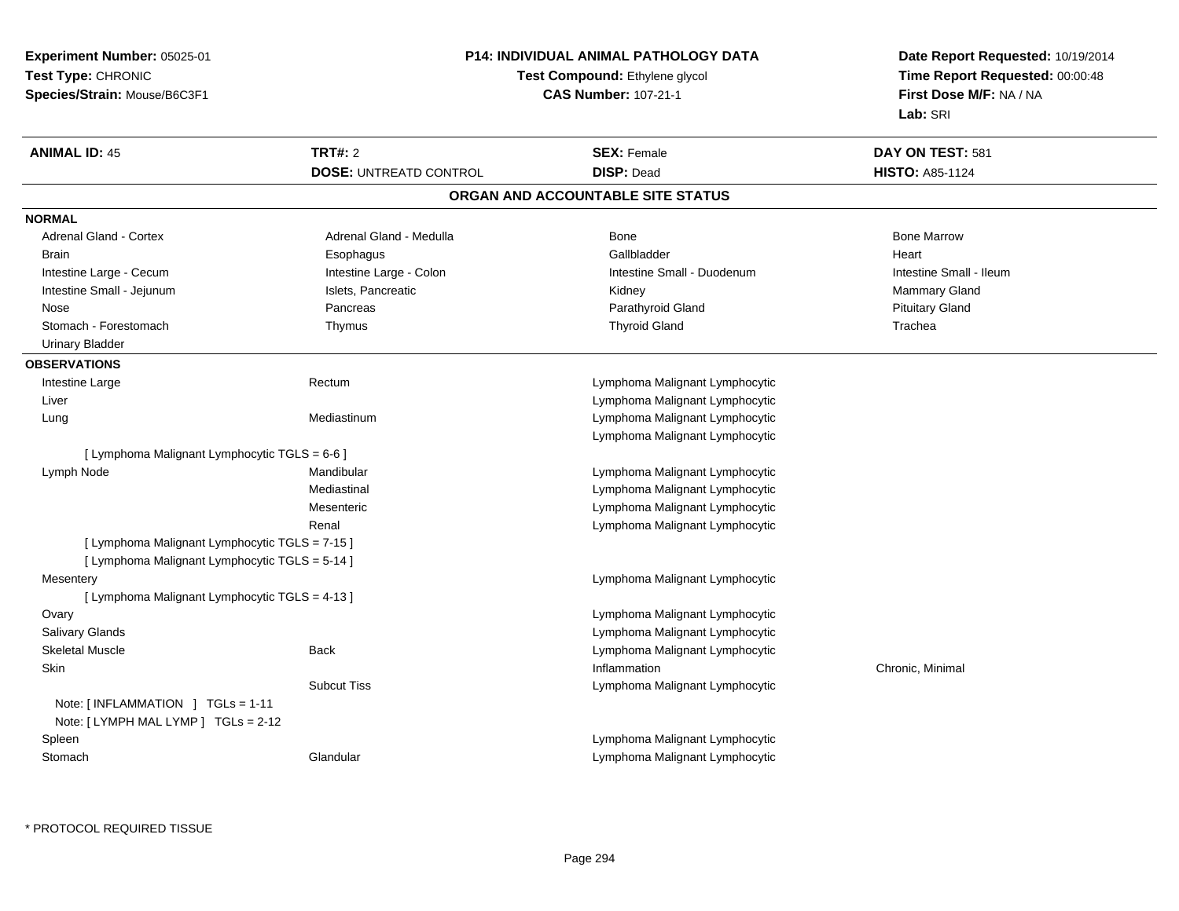**Experiment Number:** 05025-01
**Test Type:** CHRONIC
**Species/Strain:** Mouse/B6C3F1

**P14: INDIVIDUAL ANIMAL PATHOLOGY DATA**
**Test Compound:** Ethylene glycol
**CAS Number:** 107-21-1

**Date Report Requested:** 10/19/2014
**Time Report Requested:** 00:00:48
**First Dose M/F:** NA / NA
**Lab:** SRI

| **ANIMAL ID:** 45 | **TRT#:** 2 | **SEX:** Female | **DAY ON TEST:** 581 |
|---|---|---|---|
| | **DOSE:** UNTREATD CONTROL | **DISP:** Dead | **HISTO:** A85-1124 |

## ORGAN AND ACCOUNTABLE SITE STATUS

**NORMAL**

| | | | |
|---|---|---|---|
| Adrenal Gland - Cortex | Adrenal Gland - Medulla | Bone | Bone Marrow |
| Brain | Esophagus | Gallbladder | Heart |
| Intestine Large - Cecum | Intestine Large - Colon | Intestine Small - Duodenum | Intestine Small - Ileum |
| Intestine Small - Jejunum | Islets, Pancreatic | Kidney | Mammary Gland |
| Nose | Pancreas | Parathyroid Gland | Pituitary Gland |
| Stomach - Forestomach | Thymus | Thyroid Gland | Trachea |
| Urinary Bladder | | | |

**OBSERVATIONS**

| | | | |
|---|---|---|---|
| Intestine Large | Rectum | Lymphoma Malignant Lymphocytic | |
| Liver | | Lymphoma Malignant Lymphocytic | |
| Lung | Mediastinum | Lymphoma Malignant Lymphocytic | |
| | | Lymphoma Malignant Lymphocytic | |
| [ Lymphoma Malignant Lymphocytic TGLS = 6-6 ] | | | |
| Lymph Node | Mandibular | Lymphoma Malignant Lymphocytic | |
| | Mediastinal | Lymphoma Malignant Lymphocytic | |
| | Mesenteric | Lymphoma Malignant Lymphocytic | |
| | Renal | Lymphoma Malignant Lymphocytic | |
| [ Lymphoma Malignant Lymphocytic TGLS = 7-15 ] | | | |
| [ Lymphoma Malignant Lymphocytic TGLS = 5-14 ] | | | |
| Mesentery | | Lymphoma Malignant Lymphocytic | |
| [ Lymphoma Malignant Lymphocytic TGLS = 4-13 ] | | | |
| Ovary | | Lymphoma Malignant Lymphocytic | |
| Salivary Glands | | Lymphoma Malignant Lymphocytic | |
| Skeletal Muscle | Back | Lymphoma Malignant Lymphocytic | |
| Skin | | Inflammation | Chronic, Minimal |
| | Subcut Tiss | Lymphoma Malignant Lymphocytic | |
| Note: [ INFLAMMATION ] TGLs = 1-11 | | | |
| Note: [ LYMPH MAL LYMP ] TGLs = 2-12 | | | |
| Spleen | | Lymphoma Malignant Lymphocytic | |
| Stomach | Glandular | Lymphoma Malignant Lymphocytic | |

* PROTOCOL REQUIRED TISSUE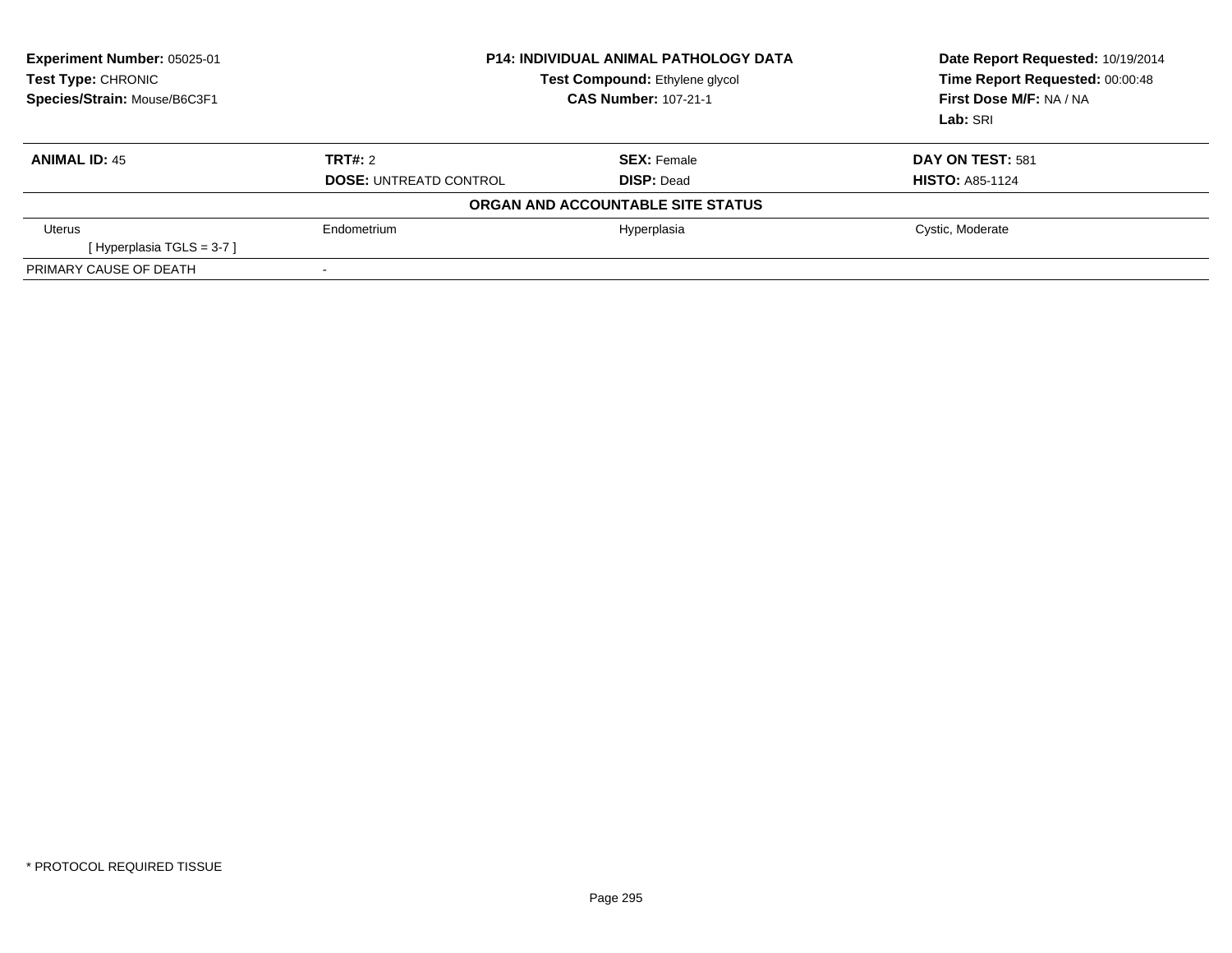**Experiment Number:** 05025-01
**Test Type:** CHRONIC
**Species/Strain:** Mouse/B6C3F1

**P14: INDIVIDUAL ANIMAL PATHOLOGY DATA**
**Test Compound:** Ethylene glycol
**CAS Number:** 107-21-1

**Date Report Requested:** 10/19/2014
**Time Report Requested:** 00:00:48
**First Dose M/F:** NA / NA
**Lab:** SRI

| **ANIMAL ID:** 45 | **TRT#:** 2 | **SEX:** Female | **DAY ON TEST:** 581 |
|---|---|---|---|
| | **DOSE:** UNTREATD CONTROL | **DISP:** Dead | **HISTO:** A85-1124 |
| | | **ORGAN AND ACCOUNTABLE SITE STATUS** | |
| Uterus | Endometrium | Hyperplasia | Cystic, Moderate |
| [ Hyperplasia TGLS = 3-7 ] | | | |
| PRIMARY CAUSE OF DEATH | - | | |

* PROTOCOL REQUIRED TISSUE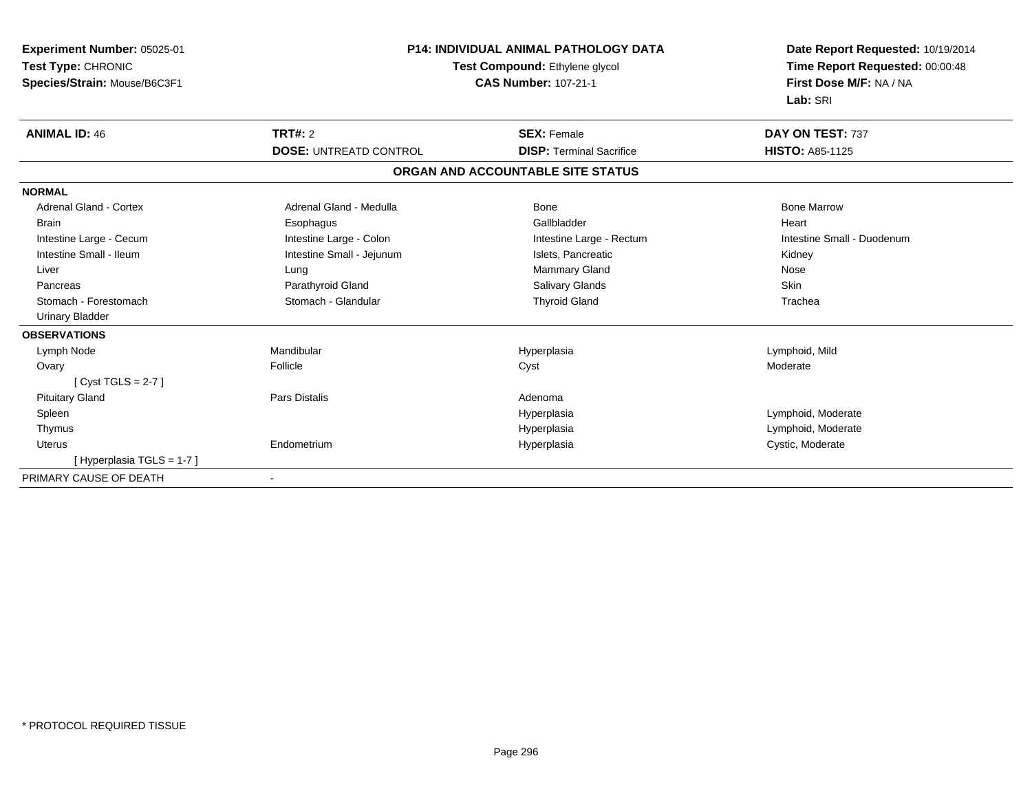**Experiment Number:** 05025-01
**Test Type:** CHRONIC
**Species/Strain:** Mouse/B6C3F1

**P14: INDIVIDUAL ANIMAL PATHOLOGY DATA**
**Test Compound:** Ethylene glycol
**CAS Number:** 107-21-1

**Date Report Requested:** 10/19/2014
**Time Report Requested:** 00:00:48
**First Dose M/F:** NA / NA
**Lab:** SRI

| **ANIMAL ID:** 46 | **TRT#:** 2 | **SEX:** Female | **DAY ON TEST:** 737 |
|---|---|---|---|
| | **DOSE:** UNTREATD CONTROL | **DISP:** Terminal Sacrifice | **HISTO:** A85-1125 |

## ORGAN AND ACCOUNTABLE SITE STATUS

| | | | |
|---|---|---|---|
| **NORMAL** | | | |
| Adrenal Gland - Cortex | Adrenal Gland - Medulla | Bone | Bone Marrow |
| Brain | Esophagus | Gallbladder | Heart |
| Intestine Large - Cecum | Intestine Large - Colon | Intestine Large - Rectum | Intestine Small - Duodenum |
| Intestine Small - Ileum | Intestine Small - Jejunum | Islets, Pancreatic | Kidney |
| Liver | Lung | Mammary Gland | Nose |
| Pancreas | Parathyroid Gland | Salivary Glands | Skin |
| Stomach - Forestomach | Stomach - Glandular | Thyroid Gland | Trachea |
| Urinary Bladder | | | |
| **OBSERVATIONS** | | | |
| Lymph Node | Mandibular | Hyperplasia | Lymphoid, Mild |
| Ovary | Follicle | Cyst | Moderate |
| [ Cyst TGLS = 2-7 ] | | | |
| Pituitary Gland | Pars Distalis | Adenoma | |
| Spleen | | Hyperplasia | Lymphoid, Moderate |
| Thymus | | Hyperplasia | Lymphoid, Moderate |
| Uterus | Endometrium | Hyperplasia | Cystic, Moderate |
| [ Hyperplasia TGLS = 1-7 ] | | | |
| PRIMARY CAUSE OF DEATH | - | | |

\* PROTOCOL REQUIRED TISSUE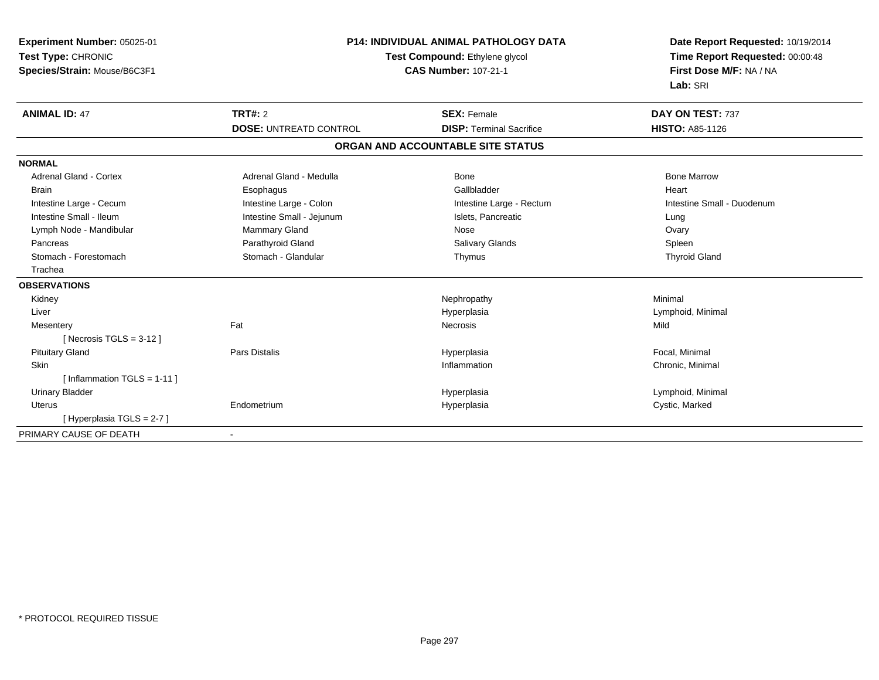**Experiment Number:** 05025-01
**Test Type:** CHRONIC
**Species/Strain:** Mouse/B6C3F1

**P14: INDIVIDUAL ANIMAL PATHOLOGY DATA**
**Test Compound:** Ethylene glycol
**CAS Number:** 107-21-1

**Date Report Requested:** 10/19/2014
**Time Report Requested:** 00:00:48
**First Dose M/F:** NA / NA
**Lab:** SRI

| **ANIMAL ID:** 47 | **TRT#:** 2 | **SEX:** Female | **DAY ON TEST:** 737 |
|---|---|---|---|
| | **DOSE:** UNTREATD CONTROL | **DISP:** Terminal Sacrifice | **HISTO:** A85-1126 |

**ORGAN AND ACCOUNTABLE SITE STATUS**

| | | | |
|---|---|---|---|
| **NORMAL** | | | |
| Adrenal Gland - Cortex | Adrenal Gland - Medulla | Bone | Bone Marrow |
| Brain | Esophagus | Gallbladder | Heart |
| Intestine Large - Cecum | Intestine Large - Colon | Intestine Large - Rectum | Intestine Small - Duodenum |
| Intestine Small - Ileum | Intestine Small - Jejunum | Islets, Pancreatic | Lung |
| Lymph Node - Mandibular | Mammary Gland | Nose | Ovary |
| Pancreas | Parathyroid Gland | Salivary Glands | Spleen |
| Stomach - Forestomach | Stomach - Glandular | Thymus | Thyroid Gland |
| Trachea | | | |
| **OBSERVATIONS** | | | |
| Kidney | | Nephropathy | Minimal |
| Liver | | Hyperplasia | Lymphoid, Minimal |
| Mesentery | Fat | Necrosis | Mild |
| [ Necrosis TGLS = 3-12 ] | | | |
| Pituitary Gland | Pars Distalis | Hyperplasia | Focal, Minimal |
| Skin | | Inflammation | Chronic, Minimal |
| [ Inflammation TGLS = 1-11 ] | | | |
| Urinary Bladder | | Hyperplasia | Lymphoid, Minimal |
| Uterus | Endometrium | Hyperplasia | Cystic, Marked |
| [ Hyperplasia TGLS = 2-7 ] | | | |
| PRIMARY CAUSE OF DEATH | - | | |

* PROTOCOL REQUIRED TISSUE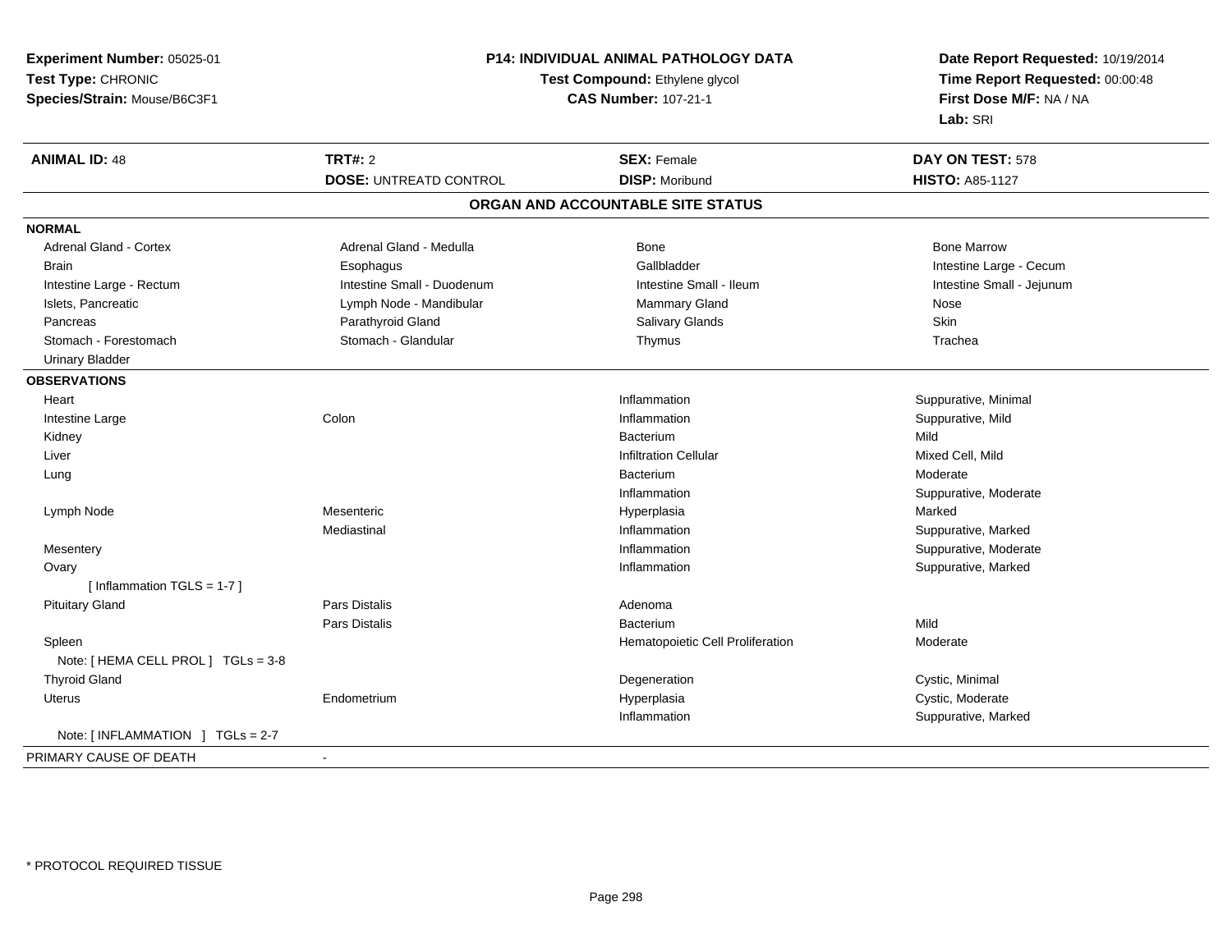**Experiment Number:** 05025-01
**Test Type:** CHRONIC
**Species/Strain:** Mouse/B6C3F1

**P14: INDIVIDUAL ANIMAL PATHOLOGY DATA**
**Test Compound:** Ethylene glycol
**CAS Number:** 107-21-1

**Date Report Requested:** 10/19/2014
**Time Report Requested:** 00:00:48
**First Dose M/F:** NA / NA
**Lab:** SRI

| **ANIMAL ID:** 48 | **TRT#:** 2 | **SEX:** Female | **DAY ON TEST:** 578 |
|---|---|---|---|
| | **DOSE:** UNTREATD CONTROL | **DISP:** Moribund | **HISTO:** A85-1127 |

## ORGAN AND ACCOUNTABLE SITE STATUS

**NORMAL**

| | | | |
|---|---|---|---|
| Adrenal Gland - Cortex | Adrenal Gland - Medulla | Bone | Bone Marrow |
| Brain | Esophagus | Gallbladder | Intestine Large - Cecum |
| Intestine Large - Rectum | Intestine Small - Duodenum | Intestine Small - Ileum | Intestine Small - Jejunum |
| Islets, Pancreatic | Lymph Node - Mandibular | Mammary Gland | Nose |
| Pancreas | Parathyroid Gland | Salivary Glands | Skin |
| Stomach - Forestomach | Stomach - Glandular | Thymus | Trachea |
| Urinary Bladder | | | |

**OBSERVATIONS**

| | | | |
|---|---|---|---|
| Heart | | Inflammation | Suppurative, Minimal |
| Intestine Large | Colon | Inflammation | Suppurative, Mild |
| Kidney | | Bacterium | Mild |
| Liver | | Infiltration Cellular | Mixed Cell, Mild |
| Lung | | Bacterium | Moderate |
| | | Inflammation | Suppurative, Moderate |
| Lymph Node | Mesenteric | Hyperplasia | Marked |
| | Mediastinal | Inflammation | Suppurative, Marked |
| Mesentery | | Inflammation | Suppurative, Moderate |
| Ovary | | Inflammation | Suppurative, Marked |
| [ Inflammation TGLS = 1-7 ] | | | |
| Pituitary Gland | Pars Distalis | Adenoma | |
| | Pars Distalis | Bacterium | Mild |
| Spleen | | Hematopoietic Cell Proliferation | Moderate |
| Note: [ HEMA CELL PROL ] TGLs = 3-8 | | | |
| Thyroid Gland | | Degeneration | Cystic, Minimal |
| Uterus | Endometrium | Hyperplasia | Cystic, Moderate |
| | | Inflammation | Suppurative, Marked |
| Note: [ INFLAMMATION ] TGLs = 2-7 | | | |

PRIMARY CAUSE OF DEATH -

* PROTOCOL REQUIRED TISSUE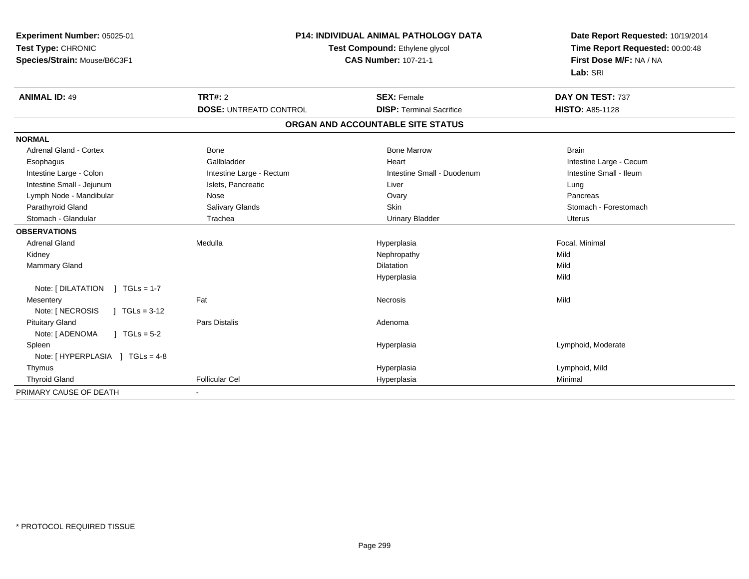**Experiment Number:** 05025-01
**Test Type:** CHRONIC
**Species/Strain:** Mouse/B6C3F1

**P14: INDIVIDUAL ANIMAL PATHOLOGY DATA**
**Test Compound:** Ethylene glycol
**CAS Number:** 107-21-1

**Date Report Requested:** 10/19/2014
**Time Report Requested:** 00:00:48
**First Dose M/F:** NA / NA
**Lab:** SRI

| **ANIMAL ID:** 49 | **TRT#:** 2 | **SEX:** Female | **DAY ON TEST:** 737 |
|---|---|---|---|
| | **DOSE:** UNTREATD CONTROL | **DISP:** Terminal Sacrifice | **HISTO:** A85-1128 |

**ORGAN AND ACCOUNTABLE SITE STATUS**

| | | | |
|---|---|---|---|
| **NORMAL** | | | |
| Adrenal Gland - Cortex | Bone | Bone Marrow | Brain |
| Esophagus | Gallbladder | Heart | Intestine Large - Cecum |
| Intestine Large - Colon | Intestine Large - Rectum | Intestine Small - Duodenum | Intestine Small - Ileum |
| Intestine Small - Jejunum | Islets, Pancreatic | Liver | Lung |
| Lymph Node - Mandibular | Nose | Ovary | Pancreas |
| Parathyroid Gland | Salivary Glands | Skin | Stomach - Forestomach |
| Stomach - Glandular | Trachea | Urinary Bladder | Uterus |
| **OBSERVATIONS** | | | |
| Adrenal Gland | Medulla | Hyperplasia | Focal, Minimal |
| Kidney | | Nephropathy | Mild |
| Mammary Gland | | Dilatation | Mild |
| | | Hyperplasia | Mild |
| Note: [ DILATATION ] TGLs = 1-7 | | | |
| Mesentery | Fat | Necrosis | Mild |
| Note: [ NECROSIS ] TGLs = 3-12 | | | |
| Pituitary Gland | Pars Distalis | Adenoma | |
| Note: [ ADENOMA ] TGLs = 5-2 | | | |
| Spleen | | Hyperplasia | Lymphoid, Moderate |
| Note: [ HYPERPLASIA ] TGLs = 4-8 | | | |
| Thymus | | Hyperplasia | Lymphoid, Mild |
| Thyroid Gland | Follicular Cel | Hyperplasia | Minimal |
| PRIMARY CAUSE OF DEATH | - | | |

* PROTOCOL REQUIRED TISSUE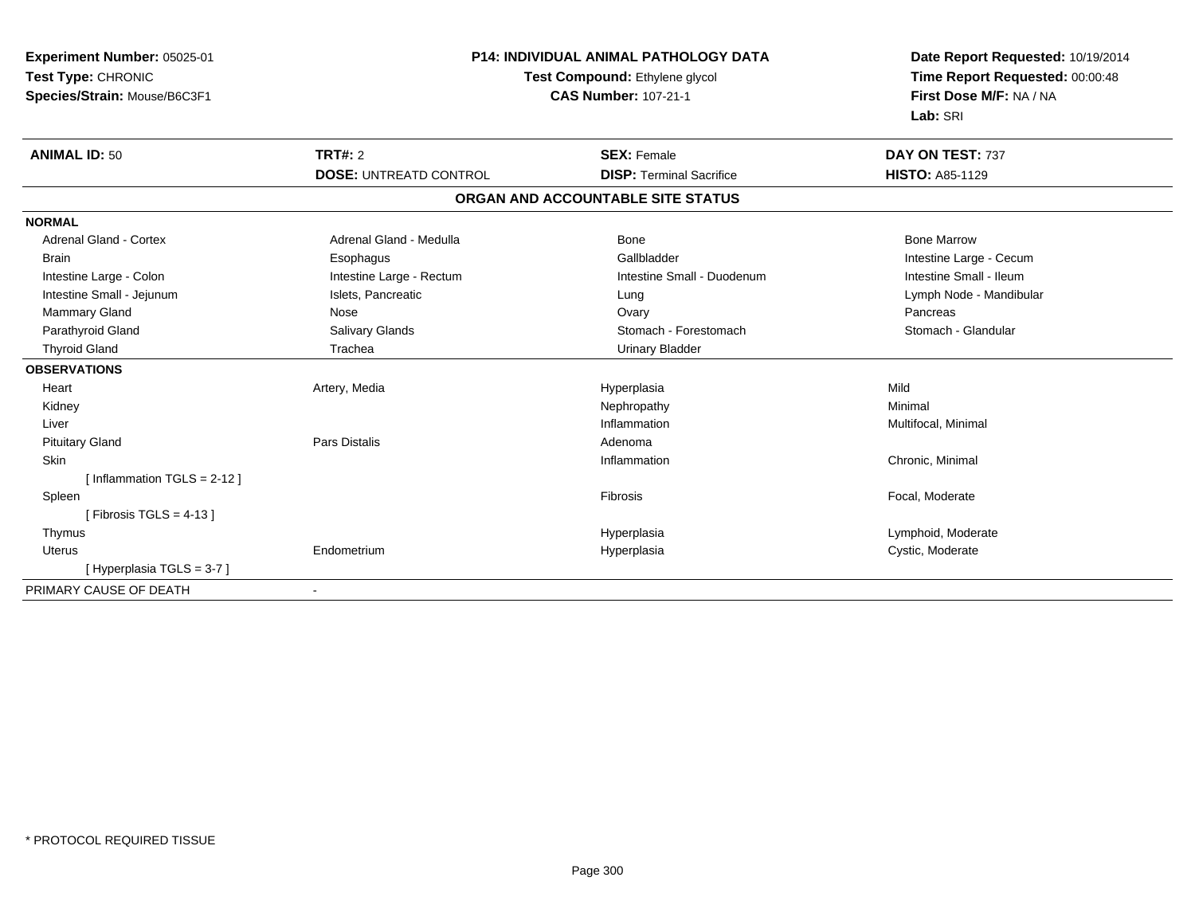**Experiment Number:** 05025-01
**Test Type:** CHRONIC
**Species/Strain:** Mouse/B6C3F1

**P14: INDIVIDUAL ANIMAL PATHOLOGY DATA**
**Test Compound:** Ethylene glycol
**CAS Number:** 107-21-1

**Date Report Requested:** 10/19/2014
**Time Report Requested:** 00:00:48
**First Dose M/F:** NA / NA
**Lab:** SRI

| **ANIMAL ID:** 50 | **TRT#:** 2 | **SEX:** Female | **DAY ON TEST:** 737 |
|---|---|---|---|
| | **DOSE:** UNTREATD CONTROL | **DISP:** Terminal Sacrifice | **HISTO:** A85-1129 |

**ORGAN AND ACCOUNTABLE SITE STATUS**

| | | | |
|---|---|---|---|
| **NORMAL** | | | |
| Adrenal Gland - Cortex | Adrenal Gland - Medulla | Bone | Bone Marrow |
| Brain | Esophagus | Gallbladder | Intestine Large - Cecum |
| Intestine Large - Colon | Intestine Large - Rectum | Intestine Small - Duodenum | Intestine Small - Ileum |
| Intestine Small - Jejunum | Islets, Pancreatic | Lung | Lymph Node - Mandibular |
| Mammary Gland | Nose | Ovary | Pancreas |
| Parathyroid Gland | Salivary Glands | Stomach - Forestomach | Stomach - Glandular |
| Thyroid Gland | Trachea | Urinary Bladder | |
| **OBSERVATIONS** | | | |
| Heart | Artery, Media | Hyperplasia | Mild |
| Kidney | | Nephropathy | Minimal |
| Liver | | Inflammation | Multifocal, Minimal |
| Pituitary Gland | Pars Distalis | Adenoma | |
| Skin | | Inflammation | Chronic, Minimal |
| [ Inflammation TGLS = 2-12 ] | | | |
| Spleen | | Fibrosis | Focal, Moderate |
| [ Fibrosis TGLS = 4-13 ] | | | |
| Thymus | | Hyperplasia | Lymphoid, Moderate |
| Uterus | Endometrium | Hyperplasia | Cystic, Moderate |
| [ Hyperplasia TGLS = 3-7 ] | | | |
| PRIMARY CAUSE OF DEATH | - | | |

* PROTOCOL REQUIRED TISSUE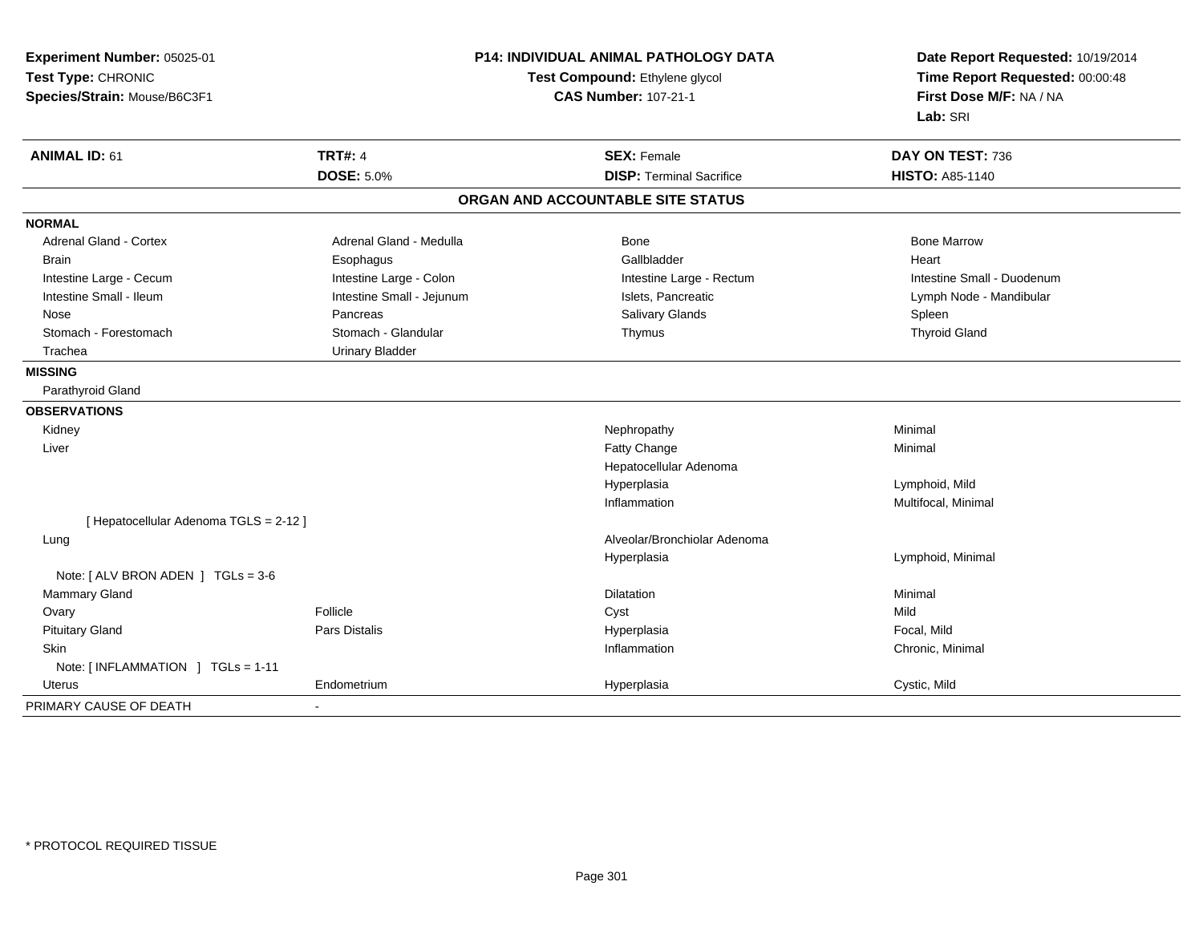**Experiment Number:** 05025-01
**Test Type:** CHRONIC
**Species/Strain:** Mouse/B6C3F1

**P14: INDIVIDUAL ANIMAL PATHOLOGY DATA**
**Test Compound:** Ethylene glycol
**CAS Number:** 107-21-1

**Date Report Requested:** 10/19/2014
**Time Report Requested:** 00:00:48
**First Dose M/F:** NA / NA
**Lab:** SRI

| **ANIMAL ID:** 61 | **TRT#:** 4 | **SEX:** Female | **DAY ON TEST:** 736 |
|---|---|---|---|
| | **DOSE:** 5.0% | **DISP:** Terminal Sacrifice | **HISTO:** A85-1140 |

## ORGAN AND ACCOUNTABLE SITE STATUS

| | | | |
|---|---|---|---|
| **NORMAL** | | | |
| Adrenal Gland - Cortex | Adrenal Gland - Medulla | Bone | Bone Marrow |
| Brain | Esophagus | Gallbladder | Heart |
| Intestine Large - Cecum | Intestine Large - Colon | Intestine Large - Rectum | Intestine Small - Duodenum |
| Intestine Small - Ileum | Intestine Small - Jejunum | Islets, Pancreatic | Lymph Node - Mandibular |
| Nose | Pancreas | Salivary Glands | Spleen |
| Stomach - Forestomach | Stomach - Glandular | Thymus | Thyroid Gland |
| Trachea | Urinary Bladder | | |
| **MISSING** | | | |
| Parathyroid Gland | | | |
| **OBSERVATIONS** | | | |
| Kidney | | Nephropathy | Minimal |
| Liver | | Fatty Change | Minimal |
| | | Hepatocellular Adenoma | |
| | | Hyperplasia | Lymphoid, Mild |
| | | Inflammation | Multifocal, Minimal |
| [ Hepatocellular Adenoma TGLS = 2-12 ] | | | |
| Lung | | Alveolar/Bronchiolar Adenoma | |
| | | Hyperplasia | Lymphoid, Minimal |
| Note: [ ALV BRON ADEN ] TGLs = 3-6 | | | |
| Mammary Gland | | Dilatation | Minimal |
| Ovary | Follicle | Cyst | Mild |
| Pituitary Gland | Pars Distalis | Hyperplasia | Focal, Mild |
| Skin | | Inflammation | Chronic, Minimal |
| Note: [ INFLAMMATION ] TGLs = 1-11 | | | |
| Uterus | Endometrium | Hyperplasia | Cystic, Mild |
| PRIMARY CAUSE OF DEATH | - | | |

* PROTOCOL REQUIRED TISSUE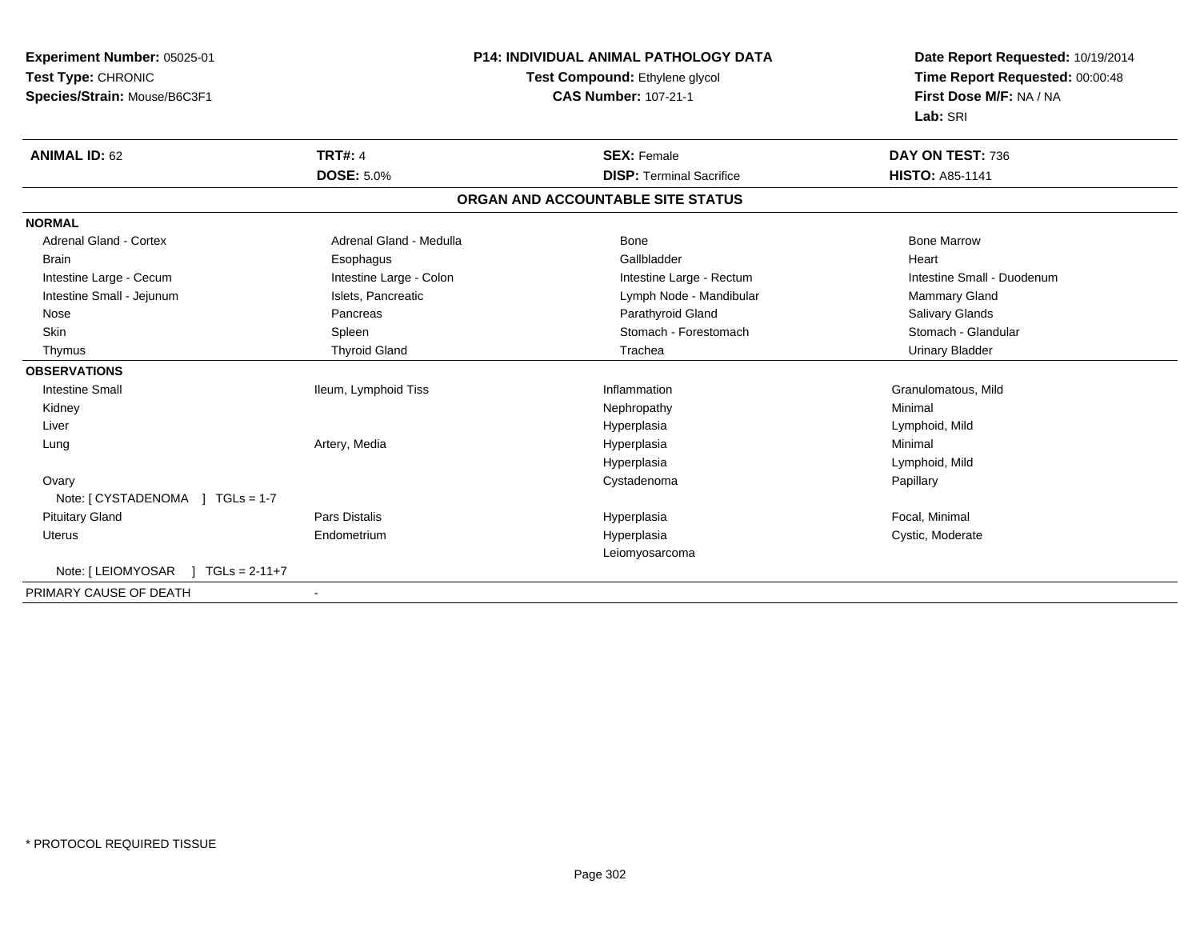**Experiment Number:** 05025-01
**Test Type:** CHRONIC
**Species/Strain:** Mouse/B6C3F1

**P14: INDIVIDUAL ANIMAL PATHOLOGY DATA**
**Test Compound:** Ethylene glycol
**CAS Number:** 107-21-1

**Date Report Requested:** 10/19/2014
**Time Report Requested:** 00:00:48
**First Dose M/F:** NA / NA
**Lab:** SRI

| **ANIMAL ID:** 62 | **TRT#:** 4 | **SEX:** Female | **DAY ON TEST:** 736 |
|---|---|---|---|
| | **DOSE:** 5.0% | **DISP:** Terminal Sacrifice | **HISTO:** A85-1141 |

**ORGAN AND ACCOUNTABLE SITE STATUS**

| | | | |
|---|---|---|---|
| **NORMAL** | | | |
| Adrenal Gland - Cortex | Adrenal Gland - Medulla | Bone | Bone Marrow |
| Brain | Esophagus | Gallbladder | Heart |
| Intestine Large - Cecum | Intestine Large - Colon | Intestine Large - Rectum | Intestine Small - Duodenum |
| Intestine Small - Jejunum | Islets, Pancreatic | Lymph Node - Mandibular | Mammary Gland |
| Nose | Pancreas | Parathyroid Gland | Salivary Glands |
| Skin | Spleen | Stomach - Forestomach | Stomach - Glandular |
| Thymus | Thyroid Gland | Trachea | Urinary Bladder |
| **OBSERVATIONS** | | | |
| Intestine Small | Ileum, Lymphoid Tiss | Inflammation | Granulomatous, Mild |
| Kidney | | Nephropathy | Minimal |
| Liver | | Hyperplasia | Lymphoid, Mild |
| Lung | Artery, Media | Hyperplasia | Minimal |
| | | Hyperplasia | Lymphoid, Mild |
| Ovary | | Cystadenoma | Papillary |
| Note: [ CYSTADENOMA ] TGLs = 1-7 | | | |
| Pituitary Gland | Pars Distalis | Hyperplasia | Focal, Minimal |
| Uterus | Endometrium | Hyperplasia | Cystic, Moderate |
| | | Leiomyosarcoma | |
| Note: [ LEIOMYOSAR ] TGLs = 2-11+7 | | | |
| PRIMARY CAUSE OF DEATH | - | | |

* PROTOCOL REQUIRED TISSUE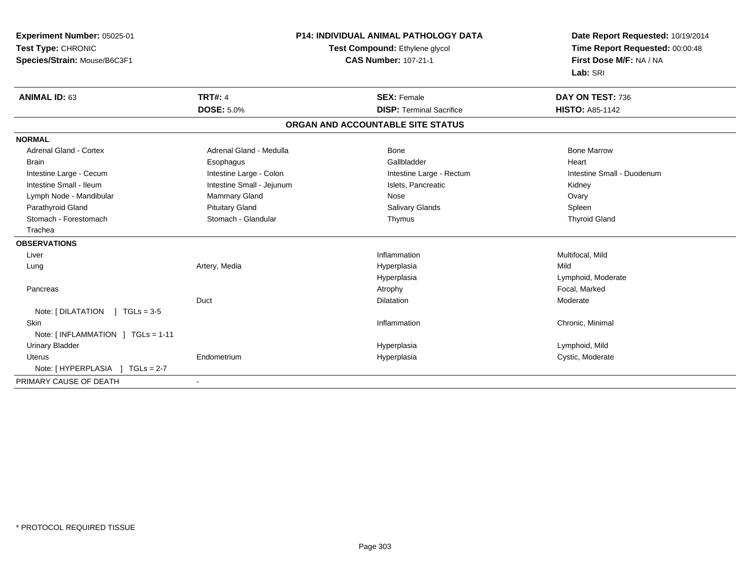**Experiment Number:** 05025-01
**Test Type:** CHRONIC
**Species/Strain:** Mouse/B6C3F1

**P14: INDIVIDUAL ANIMAL PATHOLOGY DATA**
**Test Compound:** Ethylene glycol
**CAS Number:** 107-21-1

**Date Report Requested:** 10/19/2014
**Time Report Requested:** 00:00:48
**First Dose M/F:** NA / NA
**Lab:** SRI

| **ANIMAL ID:** 63 | **TRT#:** 4 | **SEX:** Female | **DAY ON TEST:** 736 |
|---|---|---|---|
| | **DOSE:** 5.0% | **DISP:** Terminal Sacrifice | **HISTO:** A85-1142 |

**ORGAN AND ACCOUNTABLE SITE STATUS**

| | | | |
|---|---|---|---|
| **NORMAL** | | | |
| Adrenal Gland - Cortex | Adrenal Gland - Medulla | Bone | Bone Marrow |
| Brain | Esophagus | Gallbladder | Heart |
| Intestine Large - Cecum | Intestine Large - Colon | Intestine Large - Rectum | Intestine Small - Duodenum |
| Intestine Small - Ileum | Intestine Small - Jejunum | Islets, Pancreatic | Kidney |
| Lymph Node - Mandibular | Mammary Gland | Nose | Ovary |
| Parathyroid Gland | Pituitary Gland | Salivary Glands | Spleen |
| Stomach - Forestomach | Stomach - Glandular | Thymus | Thyroid Gland |
| Trachea | | | |
| **OBSERVATIONS** | | | |
| Liver | | Inflammation | Multifocal, Mild |
| Lung | Artery, Media | Hyperplasia | Mild |
| | | Hyperplasia | Lymphoid, Moderate |
| Pancreas | | Atrophy | Focal, Marked |
| | Duct | Dilatation | Moderate |
| Note: [ DILATATION ] TGLs = 3-5 | | | |
| Skin | | Inflammation | Chronic, Minimal |
| Note: [ INFLAMMATION ] TGLs = 1-11 | | | |
| Urinary Bladder | | Hyperplasia | Lymphoid, Mild |
| Uterus | Endometrium | Hyperplasia | Cystic, Moderate |
| Note: [ HYPERPLASIA ] TGLs = 2-7 | | | |
| PRIMARY CAUSE OF DEATH | - | | |

* PROTOCOL REQUIRED TISSUE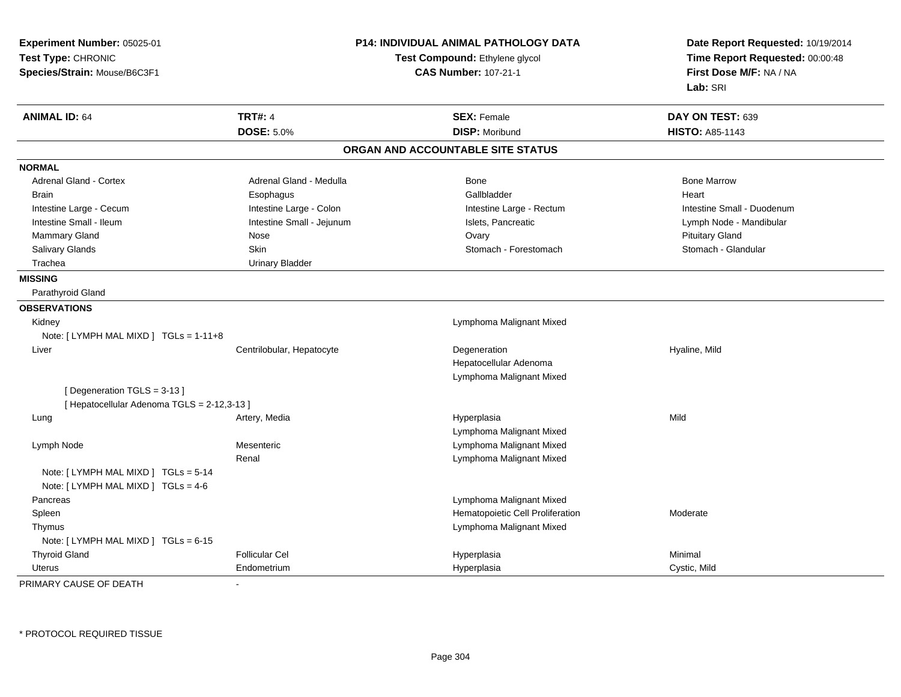**Experiment Number:** 05025-01
**Test Type:** CHRONIC
**Species/Strain:** Mouse/B6C3F1

**P14: INDIVIDUAL ANIMAL PATHOLOGY DATA**
**Test Compound:** Ethylene glycol
**CAS Number:** 107-21-1

**Date Report Requested:** 10/19/2014
**Time Report Requested:** 00:00:48
**First Dose M/F:** NA / NA
**Lab:** SRI

| **ANIMAL ID:** 64 | **TRT#:** 4 | **SEX:** Female | **DAY ON TEST:** 639 |
|---|---|---|---|
| | **DOSE:** 5.0% | **DISP:** Moribund | **HISTO:** A85-1143 |

## ORGAN AND ACCOUNTABLE SITE STATUS

**NORMAL**

| | | | |
|---|---|---|---|
| Adrenal Gland - Cortex | Adrenal Gland - Medulla | Bone | Bone Marrow |
| Brain | Esophagus | Gallbladder | Heart |
| Intestine Large - Cecum | Intestine Large - Colon | Intestine Large - Rectum | Intestine Small - Duodenum |
| Intestine Small - Ileum | Intestine Small - Jejunum | Islets, Pancreatic | Lymph Node - Mandibular |
| Mammary Gland | Nose | Ovary | Pituitary Gland |
| Salivary Glands | Skin | Stomach - Forestomach | Stomach - Glandular |
| Trachea | Urinary Bladder | | |

**MISSING**

Parathyroid Gland

**OBSERVATIONS**

| | | | |
|---|---|---|---|
| Kidney | | Lymphoma Malignant Mixed | |
| Note: [ LYMPH MAL MIXD ] TGLs = 1-11+8 | | | |
| Liver | Centrilobular, Hepatocyte | Degeneration | Hyaline, Mild |
| | | Hepatocellular Adenoma | |
| | | Lymphoma Malignant Mixed | |
| [ Degeneration TGLS = 3-13 ] | | | |
| [ Hepatocellular Adenoma TGLS = 2-12,3-13 ] | | | |
| Lung | Artery, Media | Hyperplasia | Mild |
| | | Lymphoma Malignant Mixed | |
| Lymph Node | Mesenteric | Lymphoma Malignant Mixed | |
| | Renal | Lymphoma Malignant Mixed | |
| Note: [ LYMPH MAL MIXD ] TGLs = 5-14 | | | |
| Note: [ LYMPH MAL MIXD ] TGLs = 4-6 | | | |
| Pancreas | | Lymphoma Malignant Mixed | |
| Spleen | | Hematopoietic Cell Proliferation | Moderate |
| Thymus | | Lymphoma Malignant Mixed | |
| Note: [ LYMPH MAL MIXD ] TGLs = 6-15 | | | |
| Thyroid Gland | Follicular Cel | Hyperplasia | Minimal |
| Uterus | Endometrium | Hyperplasia | Cystic, Mild |

PRIMARY CAUSE OF DEATH -

* PROTOCOL REQUIRED TISSUE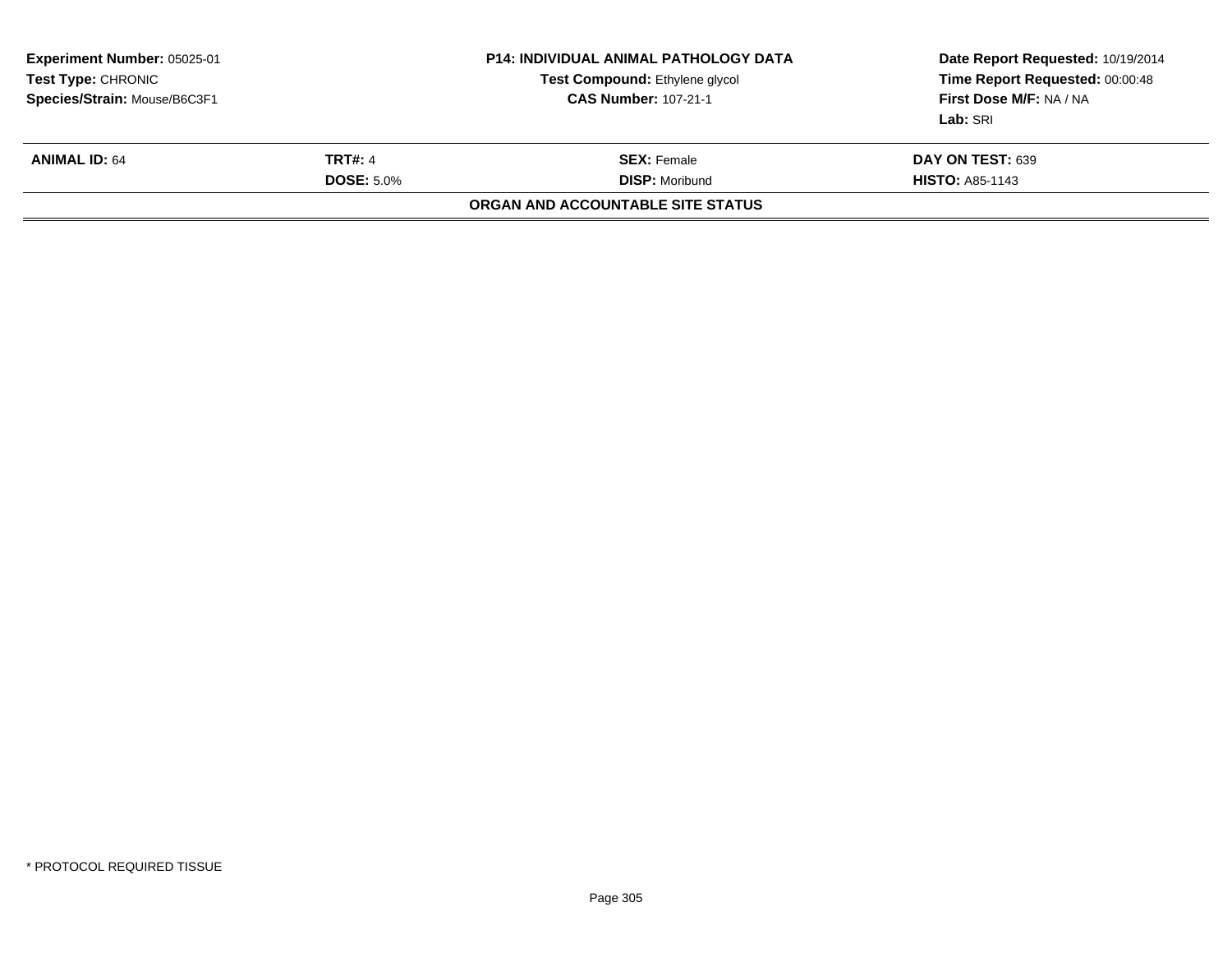**Experiment Number:** 05025-01
**Test Type:** CHRONIC
**Species/Strain:** Mouse/B6C3F1

**P14: INDIVIDUAL ANIMAL PATHOLOGY DATA**
**Test Compound:** Ethylene glycol
**CAS Number:** 107-21-1

**Date Report Requested:** 10/19/2014
**Time Report Requested:** 00:00:48
**First Dose M/F:** NA / NA
**Lab:** SRI

| | | | |
|---|---|---|---|
| **ANIMAL ID:** 64 | **TRT#:** 4 | **SEX:** Female | **DAY ON TEST:** 639 |
| | **DOSE:** 5.0% | **DISP:** Moribund | **HISTO:** A85-1143 |

**ORGAN AND ACCOUNTABLE SITE STATUS**

\* PROTOCOL REQUIRED TISSUE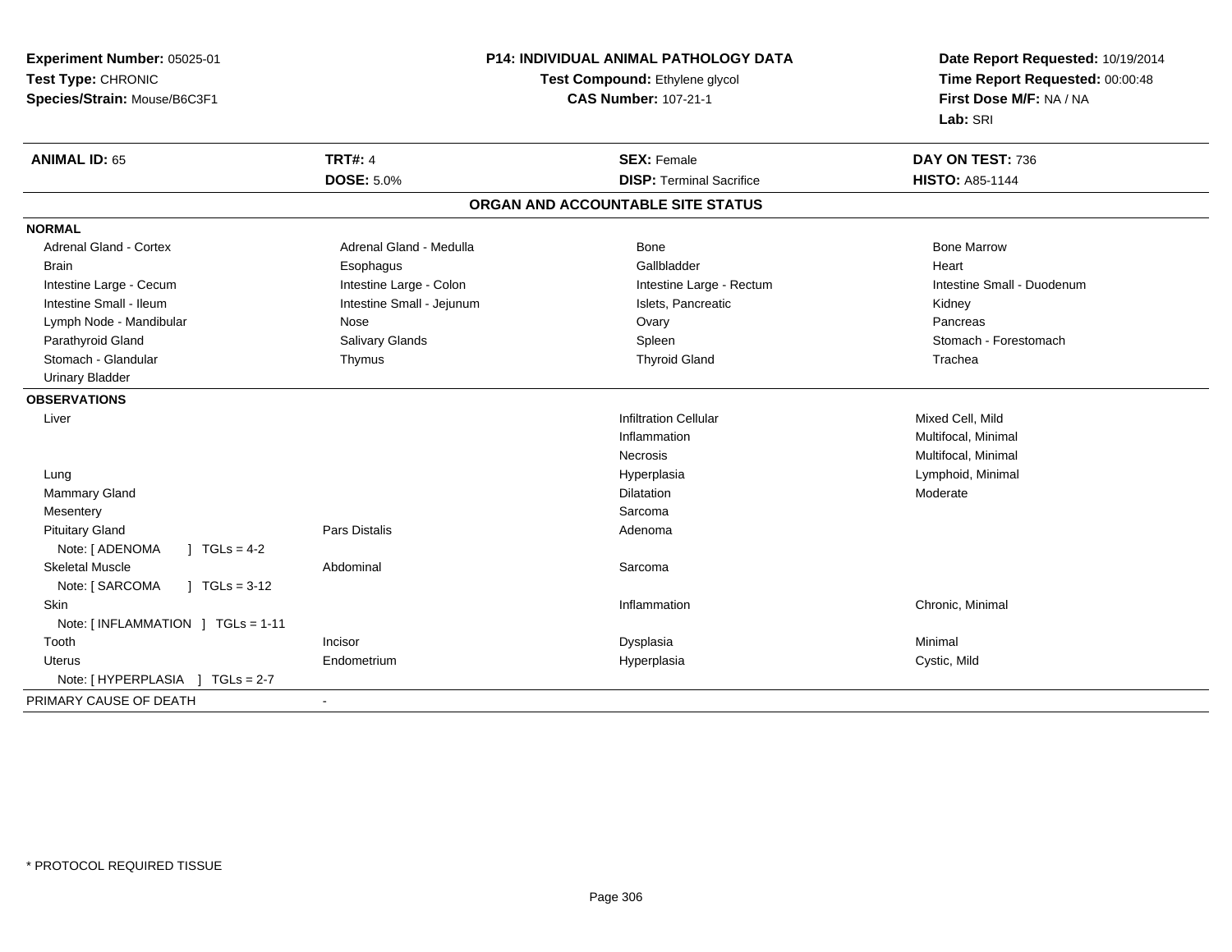**Experiment Number:** 05025-01
**Test Type:** CHRONIC
**Species/Strain:** Mouse/B6C3F1

**P14: INDIVIDUAL ANIMAL PATHOLOGY DATA**
**Test Compound:** Ethylene glycol
**CAS Number:** 107-21-1

**Date Report Requested:** 10/19/2014
**Time Report Requested:** 00:00:48
**First Dose M/F:** NA / NA
**Lab:** SRI

| **ANIMAL ID:** 65 | **TRT#:** 4 | **SEX:** Female | **DAY ON TEST:** 736 |
|---|---|---|---|
| | **DOSE:** 5.0% | **DISP:** Terminal Sacrifice | **HISTO:** A85-1144 |

## ORGAN AND ACCOUNTABLE SITE STATUS

**NORMAL**

| | | | |
|---|---|---|---|
| Adrenal Gland - Cortex | Adrenal Gland - Medulla | Bone | Bone Marrow |
| Brain | Esophagus | Gallbladder | Heart |
| Intestine Large - Cecum | Intestine Large - Colon | Intestine Large - Rectum | Intestine Small - Duodenum |
| Intestine Small - Ileum | Intestine Small - Jejunum | Islets, Pancreatic | Kidney |
| Lymph Node - Mandibular | Nose | Ovary | Pancreas |
| Parathyroid Gland | Salivary Glands | Spleen | Stomach - Forestomach |
| Stomach - Glandular | Thymus | Thyroid Gland | Trachea |
| Urinary Bladder | | | |

**OBSERVATIONS**

| | | | |
|---|---|---|---|
| Liver | | Infiltration Cellular | Mixed Cell, Mild |
| | | Inflammation | Multifocal, Minimal |
| | | Necrosis | Multifocal, Minimal |
| Lung | | Hyperplasia | Lymphoid, Minimal |
| Mammary Gland | | Dilatation | Moderate |
| Mesentery | | Sarcoma | |
| Pituitary Gland | Pars Distalis | Adenoma | |
| Note: [ ADENOMA ] TGLs = 4-2 | | | |
| Skeletal Muscle | Abdominal | Sarcoma | |
| Note: [ SARCOMA ] TGLs = 3-12 | | | |
| Skin | | Inflammation | Chronic, Minimal |
| Note: [ INFLAMMATION ] TGLs = 1-11 | | | |
| Tooth | Incisor | Dysplasia | Minimal |
| Uterus | Endometrium | Hyperplasia | Cystic, Mild |
| Note: [ HYPERPLASIA ] TGLs = 2-7 | | | |

PRIMARY CAUSE OF DEATH -

\* PROTOCOL REQUIRED TISSUE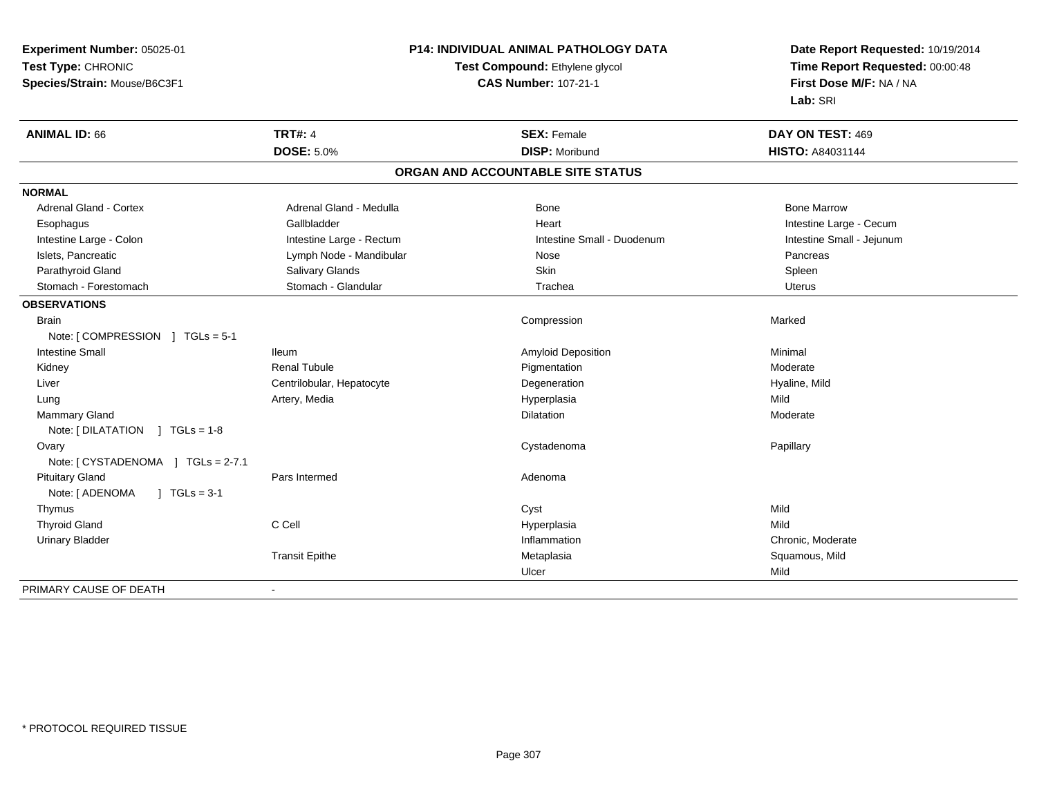**Experiment Number:** 05025-01
**Test Type:** CHRONIC
**Species/Strain:** Mouse/B6C3F1

**P14: INDIVIDUAL ANIMAL PATHOLOGY DATA**
**Test Compound:** Ethylene glycol
**CAS Number:** 107-21-1

**Date Report Requested:** 10/19/2014
**Time Report Requested:** 00:00:48
**First Dose M/F:** NA / NA
**Lab:** SRI

| **ANIMAL ID:** 66 | **TRT#:** 4 | **SEX:** Female | **DAY ON TEST:** 469 |
|---|---|---|---|
| | **DOSE:** 5.0% | **DISP:** Moribund | **HISTO:** A84031144 |

## ORGAN AND ACCOUNTABLE SITE STATUS

| | | | |
|---|---|---|---|
| **NORMAL** | | | |
| Adrenal Gland - Cortex | Adrenal Gland - Medulla | Bone | Bone Marrow |
| Esophagus | Gallbladder | Heart | Intestine Large - Cecum |
| Intestine Large - Colon | Intestine Large - Rectum | Intestine Small - Duodenum | Intestine Small - Jejunum |
| Islets, Pancreatic | Lymph Node - Mandibular | Nose | Pancreas |
| Parathyroid Gland | Salivary Glands | Skin | Spleen |
| Stomach - Forestomach | Stomach - Glandular | Trachea | Uterus |
| **OBSERVATIONS** | | | |
| Brain | | Compression | Marked |
| Note: [ COMPRESSION ] TGLs = 5-1 | | | |
| Intestine Small | Ileum | Amyloid Deposition | Minimal |
| Kidney | Renal Tubule | Pigmentation | Moderate |
| Liver | Centrilobular, Hepatocyte | Degeneration | Hyaline, Mild |
| Lung | Artery, Media | Hyperplasia | Mild |
| Mammary Gland | | Dilatation | Moderate |
| Note: [ DILATATION ] TGLs = 1-8 | | | |
| Ovary | | Cystadenoma | Papillary |
| Note: [ CYSTADENOMA ] TGLs = 2-7.1 | | | |
| Pituitary Gland | Pars Intermed | Adenoma | |
| Note: [ ADENOMA ] TGLs = 3-1 | | | |
| Thymus | | Cyst | Mild |
| Thyroid Gland | C Cell | Hyperplasia | Mild |
| Urinary Bladder | | Inflammation | Chronic, Moderate |
| | Transit Epithe | Metaplasia | Squamous, Mild |
| | | Ulcer | Mild |
| PRIMARY CAUSE OF DEATH | - | | |

* PROTOCOL REQUIRED TISSUE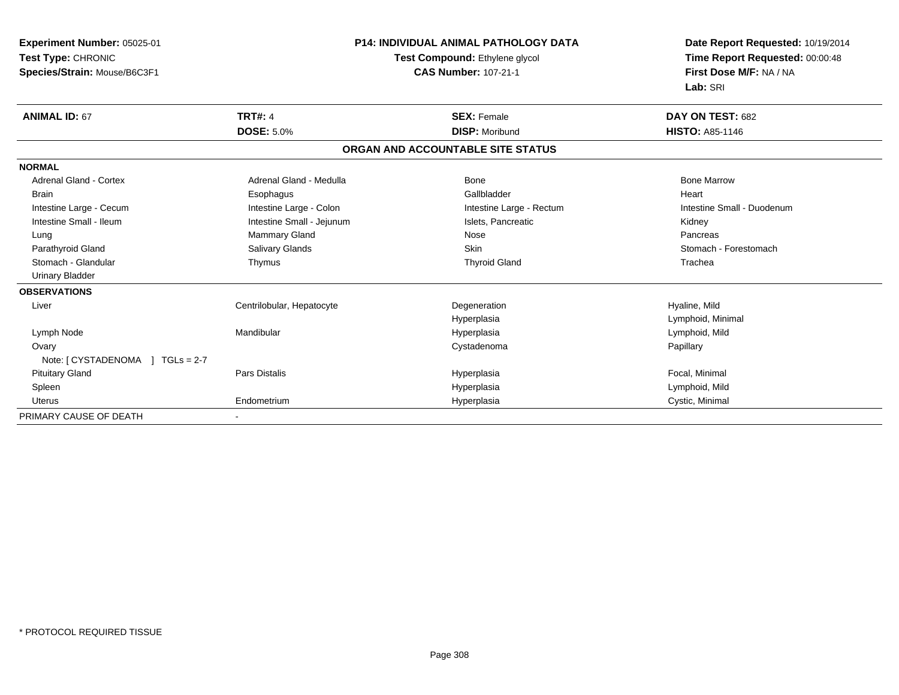**Experiment Number:** 05025-01
**Test Type:** CHRONIC
**Species/Strain:** Mouse/B6C3F1

**P14: INDIVIDUAL ANIMAL PATHOLOGY DATA**
**Test Compound:** Ethylene glycol
**CAS Number:** 107-21-1

**Date Report Requested:** 10/19/2014
**Time Report Requested:** 00:00:48
**First Dose M/F:** NA / NA
**Lab:** SRI

| **ANIMAL ID:** 67 | **TRT#:** 4 | **SEX:** Female | **DAY ON TEST:** 682 |
|---|---|---|---|
| | **DOSE:** 5.0% | **DISP:** Moribund | **HISTO:** A85-1146 |

## ORGAN AND ACCOUNTABLE SITE STATUS

| | | | |
|---|---|---|---|
| **NORMAL** | | | |
| Adrenal Gland - Cortex | Adrenal Gland - Medulla | Bone | Bone Marrow |
| Brain | Esophagus | Gallbladder | Heart |
| Intestine Large - Cecum | Intestine Large - Colon | Intestine Large - Rectum | Intestine Small - Duodenum |
| Intestine Small - Ileum | Intestine Small - Jejunum | Islets, Pancreatic | Kidney |
| Lung | Mammary Gland | Nose | Pancreas |
| Parathyroid Gland | Salivary Glands | Skin | Stomach - Forestomach |
| Stomach - Glandular | Thymus | Thyroid Gland | Trachea |
| Urinary Bladder | | | |
| **OBSERVATIONS** | | | |
| Liver | Centrilobular, Hepatocyte | Degeneration | Hyaline, Mild |
| | | Hyperplasia | Lymphoid, Minimal |
| Lymph Node | Mandibular | Hyperplasia | Lymphoid, Mild |
| Ovary | | Cystadenoma | Papillary |
| Note: [ CYSTADENOMA ] TGLs = 2-7 | | | |
| Pituitary Gland | Pars Distalis | Hyperplasia | Focal, Minimal |
| Spleen | | Hyperplasia | Lymphoid, Mild |
| Uterus | Endometrium | Hyperplasia | Cystic, Minimal |
| PRIMARY CAUSE OF DEATH | - | | |

* PROTOCOL REQUIRED TISSUE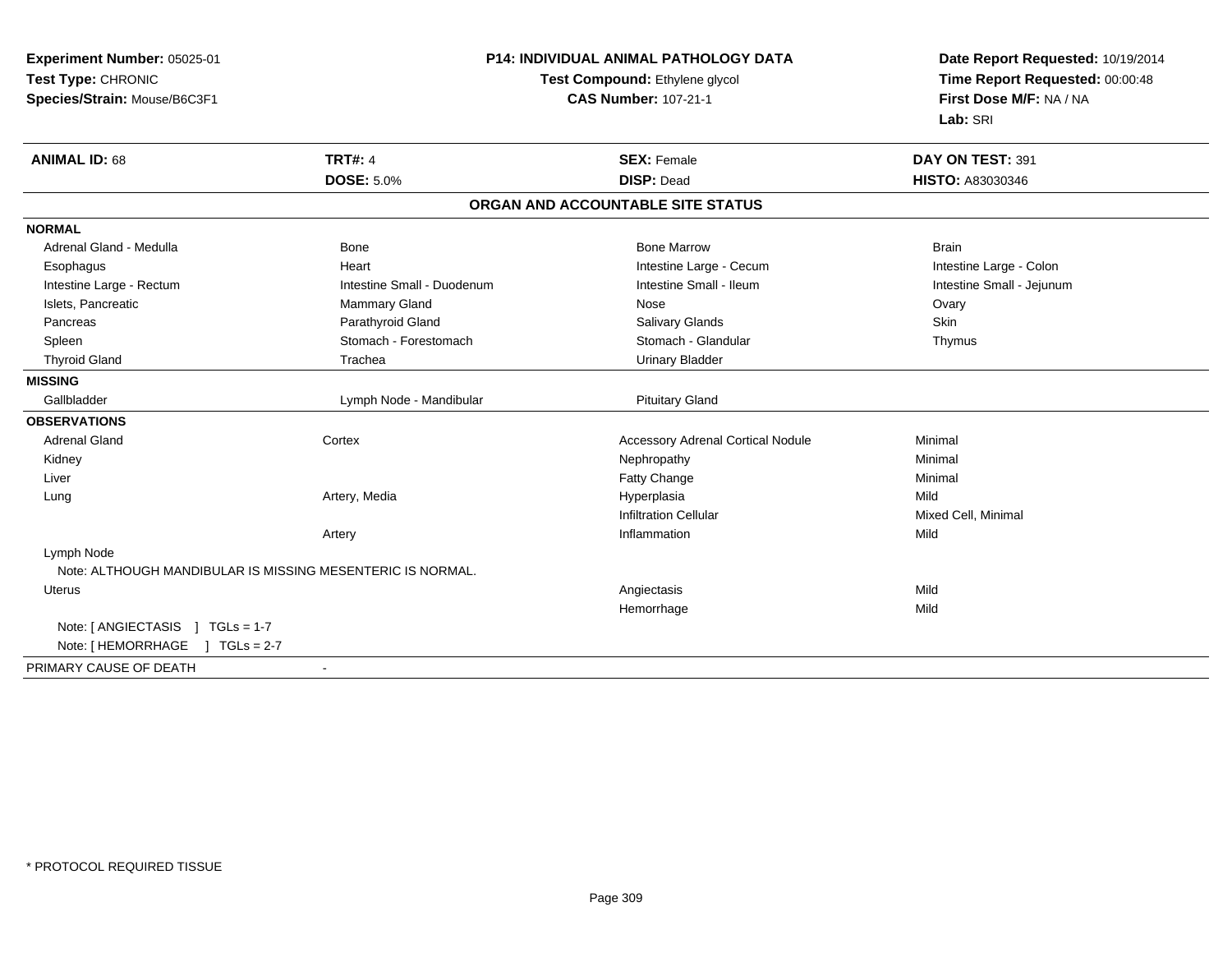**Experiment Number:** 05025-01
**Test Type:** CHRONIC
**Species/Strain:** Mouse/B6C3F1

**P14: INDIVIDUAL ANIMAL PATHOLOGY DATA**
**Test Compound:** Ethylene glycol
**CAS Number:** 107-21-1

**Date Report Requested:** 10/19/2014
**Time Report Requested:** 00:00:48
**First Dose M/F:** NA / NA
**Lab:** SRI

| **ANIMAL ID:** 68 | **TRT#:** 4 | **SEX:** Female | **DAY ON TEST:** 391 |
|---|---|---|---|
| | **DOSE:** 5.0% | **DISP:** Dead | **HISTO:** A83030346 |

## ORGAN AND ACCOUNTABLE SITE STATUS

| | | | |
|---|---|---|---|
| **NORMAL** | | | |
| Adrenal Gland - Medulla | Bone | Bone Marrow | Brain |
| Esophagus | Heart | Intestine Large - Cecum | Intestine Large - Colon |
| Intestine Large - Rectum | Intestine Small - Duodenum | Intestine Small - Ileum | Intestine Small - Jejunum |
| Islets, Pancreatic | Mammary Gland | Nose | Ovary |
| Pancreas | Parathyroid Gland | Salivary Glands | Skin |
| Spleen | Stomach - Forestomach | Stomach - Glandular | Thymus |
| Thyroid Gland | Trachea | Urinary Bladder | |
| **MISSING** | | | |
| Gallbladder | Lymph Node - Mandibular | Pituitary Gland | |
| **OBSERVATIONS** | | | |
| Adrenal Gland | Cortex | Accessory Adrenal Cortical Nodule | Minimal |
| Kidney | | Nephropathy | Minimal |
| Liver | | Fatty Change | Minimal |
| Lung | Artery, Media | Hyperplasia | Mild |
| | | Infiltration Cellular | Mixed Cell, Minimal |
| | Artery | Inflammation | Mild |
| Lymph Node | | | |
| Note: ALTHOUGH MANDIBULAR IS MISSING MESENTERIC IS NORMAL. | | | |
| Uterus | | Angiectasis | Mild |
| | | Hemorrhage | Mild |
| Note: [ ANGIECTASIS ] TGLs = 1-7 | | | |
| Note: [ HEMORRHAGE ] TGLs = 2-7 | | | |
| PRIMARY CAUSE OF DEATH | - | | |

* PROTOCOL REQUIRED TISSUE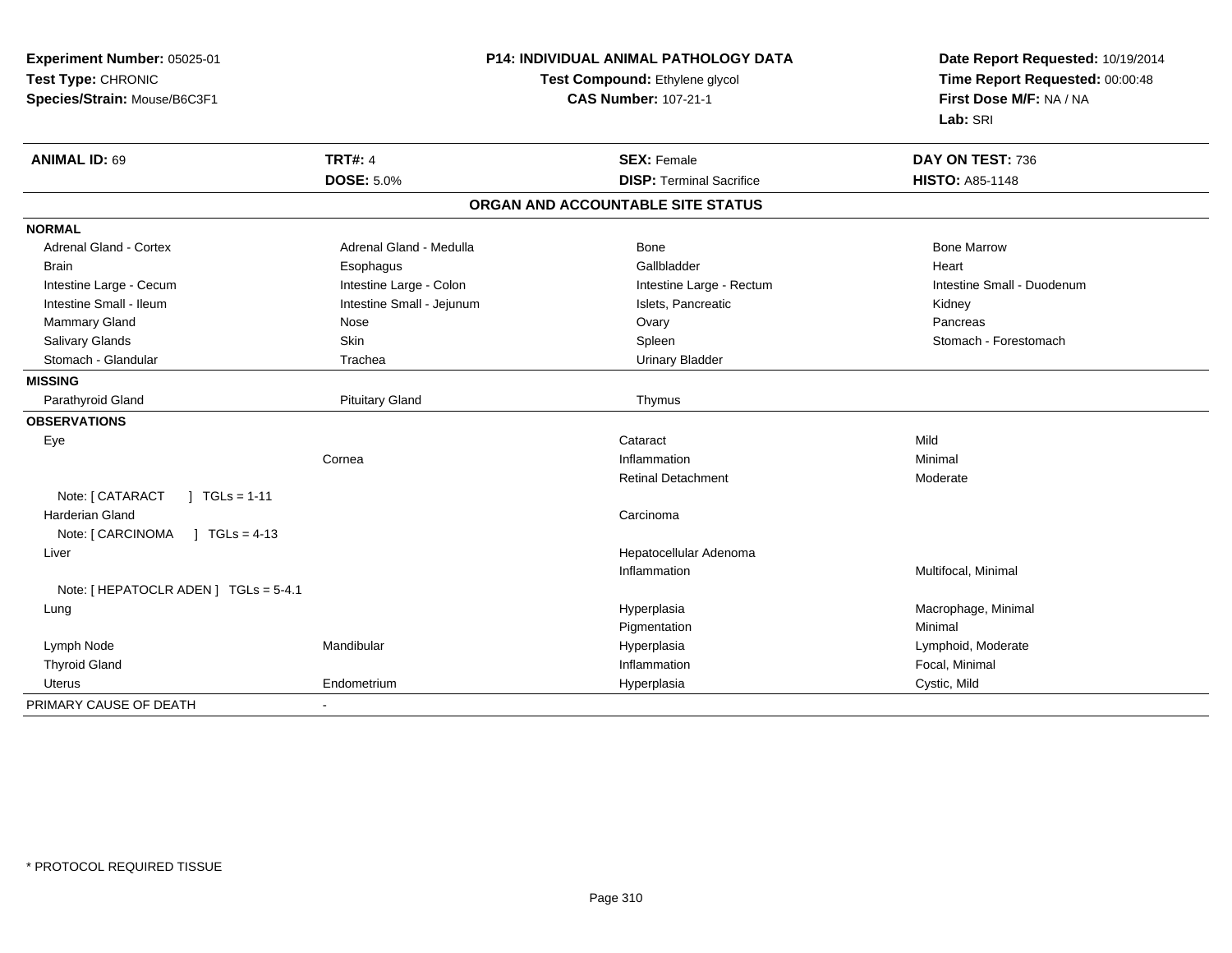**Experiment Number:** 05025-01
**Test Type:** CHRONIC
**Species/Strain:** Mouse/B6C3F1

**P14: INDIVIDUAL ANIMAL PATHOLOGY DATA**
**Test Compound:** Ethylene glycol
**CAS Number:** 107-21-1

**Date Report Requested:** 10/19/2014
**Time Report Requested:** 00:00:48
**First Dose M/F:** NA / NA
**Lab:** SRI

| **ANIMAL ID:** 69 | **TRT#:** 4 | **SEX:** Female | **DAY ON TEST:** 736 |
|---|---|---|---|
| | **DOSE:** 5.0% | **DISP:** Terminal Sacrifice | **HISTO:** A85-1148 |

## ORGAN AND ACCOUNTABLE SITE STATUS

| | | | |
|---|---|---|---|
| **NORMAL** | | | |
| Adrenal Gland - Cortex | Adrenal Gland - Medulla | Bone | Bone Marrow |
| Brain | Esophagus | Gallbladder | Heart |
| Intestine Large - Cecum | Intestine Large - Colon | Intestine Large - Rectum | Intestine Small - Duodenum |
| Intestine Small - Ileum | Intestine Small - Jejunum | Islets, Pancreatic | Kidney |
| Mammary Gland | Nose | Ovary | Pancreas |
| Salivary Glands | Skin | Spleen | Stomach - Forestomach |
| Stomach - Glandular | Trachea | Urinary Bladder | |
| **MISSING** | | | |
| Parathyroid Gland | Pituitary Gland | Thymus | |
| **OBSERVATIONS** | | | |
| Eye | | Cataract | Mild |
| | Cornea | Inflammation | Minimal |
| | | Retinal Detachment | Moderate |
| Note: [ CATARACT ] TGLs = 1-11 | | | |
| Harderian Gland | | Carcinoma | |
| Note: [ CARCINOMA ] TGLs = 4-13 | | | |
| Liver | | Hepatocellular Adenoma | |
| | | Inflammation | Multifocal, Minimal |
| Note: [ HEPATOCLR ADEN ] TGLs = 5-4.1 | | | |
| Lung | | Hyperplasia | Macrophage, Minimal |
| | | Pigmentation | Minimal |
| Lymph Node | Mandibular | Hyperplasia | Lymphoid, Moderate |
| Thyroid Gland | | Inflammation | Focal, Minimal |
| Uterus | Endometrium | Hyperplasia | Cystic, Mild |
| PRIMARY CAUSE OF DEATH | - | | |

* PROTOCOL REQUIRED TISSUE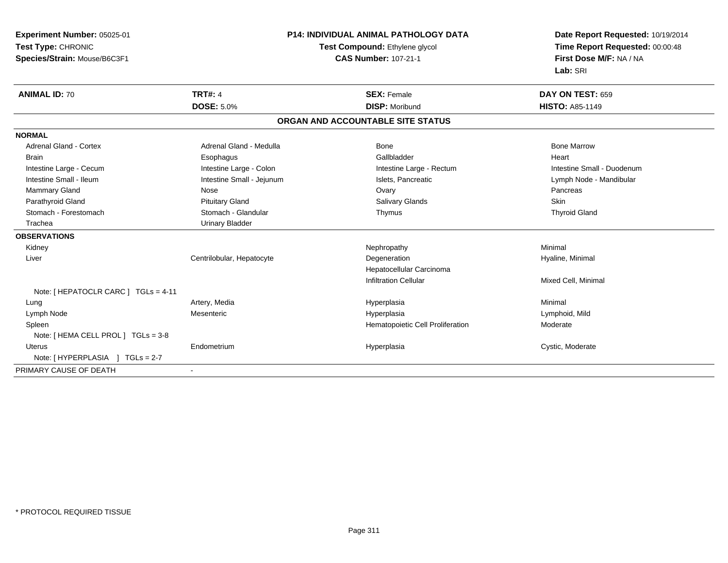**Experiment Number:** 05025-01
**Test Type:** CHRONIC
**Species/Strain:** Mouse/B6C3F1

**P14: INDIVIDUAL ANIMAL PATHOLOGY DATA**
**Test Compound:** Ethylene glycol
**CAS Number:** 107-21-1

**Date Report Requested:** 10/19/2014
**Time Report Requested:** 00:00:48
**First Dose M/F:** NA / NA
**Lab:** SRI

| **ANIMAL ID:** 70 | **TRT#:** 4 | **SEX:** Female | **DAY ON TEST:** 659 |
|---|---|---|---|
| | **DOSE:** 5.0% | **DISP:** Moribund | **HISTO:** A85-1149 |

## ORGAN AND ACCOUNTABLE SITE STATUS

| | | | |
|---|---|---|---|
| **NORMAL** | | | |
| Adrenal Gland - Cortex | Adrenal Gland - Medulla | Bone | Bone Marrow |
| Brain | Esophagus | Gallbladder | Heart |
| Intestine Large - Cecum | Intestine Large - Colon | Intestine Large - Rectum | Intestine Small - Duodenum |
| Intestine Small - Ileum | Intestine Small - Jejunum | Islets, Pancreatic | Lymph Node - Mandibular |
| Mammary Gland | Nose | Ovary | Pancreas |
| Parathyroid Gland | Pituitary Gland | Salivary Glands | Skin |
| Stomach - Forestomach | Stomach - Glandular | Thymus | Thyroid Gland |
| Trachea | Urinary Bladder | | |
| **OBSERVATIONS** | | | |
| Kidney | | Nephropathy | Minimal |
| Liver | Centrilobular, Hepatocyte | Degeneration | Hyaline, Minimal |
| | | Hepatocellular Carcinoma | |
| | | Infiltration Cellular | Mixed Cell, Minimal |
| Note: [ HEPATOCLR CARC ] TGLs = 4-11 | | | |
| Lung | Artery, Media | Hyperplasia | Minimal |
| Lymph Node | Mesenteric | Hyperplasia | Lymphoid, Mild |
| Spleen | | Hematopoietic Cell Proliferation | Moderate |
| Note: [ HEMA CELL PROL ] TGLs = 3-8 | | | |
| Uterus | Endometrium | Hyperplasia | Cystic, Moderate |
| Note: [ HYPERPLASIA ] TGLs = 2-7 | | | |
| PRIMARY CAUSE OF DEATH | - | | |

* PROTOCOL REQUIRED TISSUE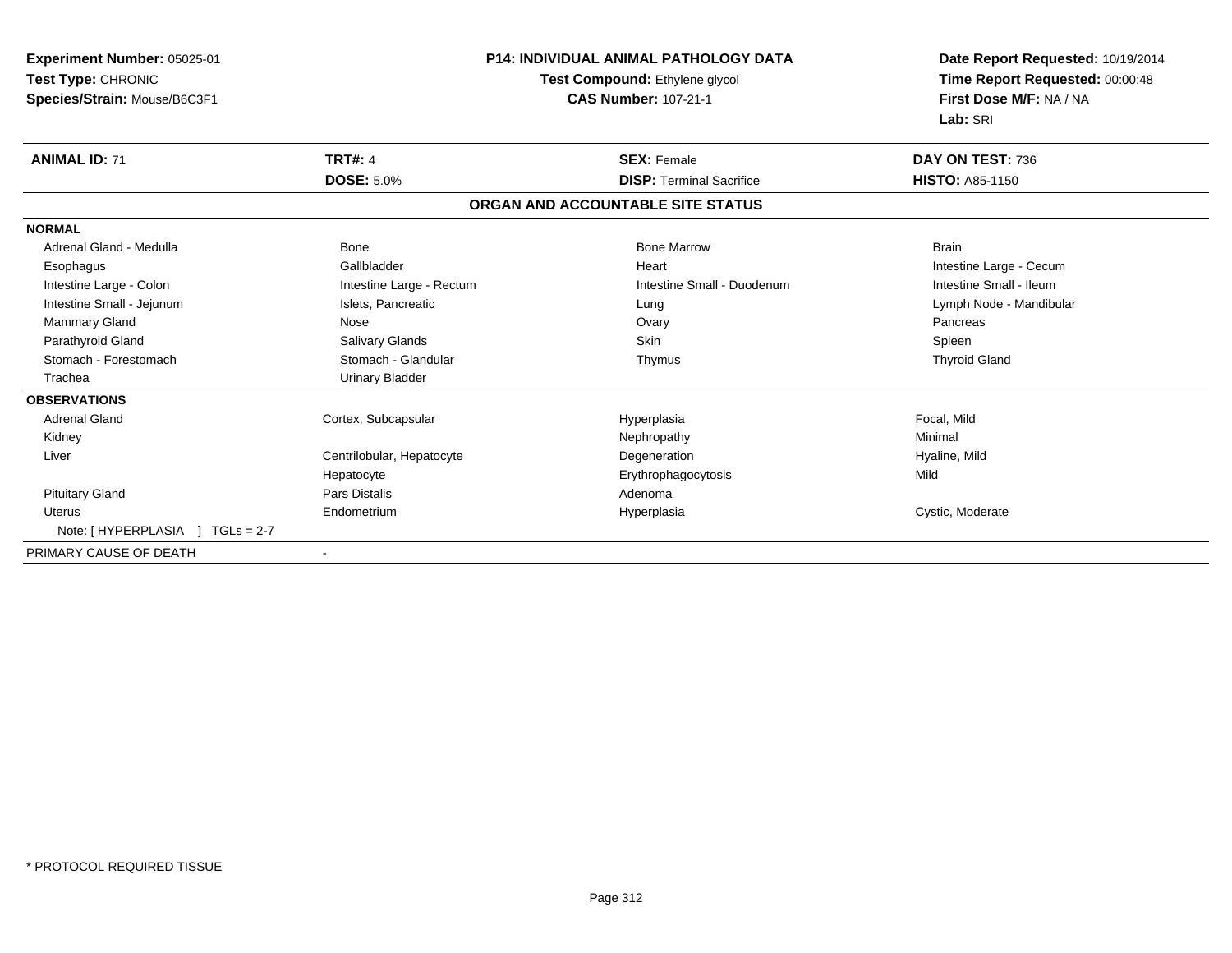**Experiment Number:** 05025-01
**Test Type:** CHRONIC
**Species/Strain:** Mouse/B6C3F1

**P14: INDIVIDUAL ANIMAL PATHOLOGY DATA**
**Test Compound:** Ethylene glycol
**CAS Number:** 107-21-1

**Date Report Requested:** 10/19/2014
**Time Report Requested:** 00:00:48
**First Dose M/F:** NA / NA
**Lab:** SRI

| **ANIMAL ID:** 71 | **TRT#:** 4 | **SEX:** Female | **DAY ON TEST:** 736 |
|---|---|---|---|
| | **DOSE:** 5.0% | **DISP:** Terminal Sacrifice | **HISTO:** A85-1150 |

**ORGAN AND ACCOUNTABLE SITE STATUS**

| | | | |
|---|---|---|---|
| **NORMAL** | | | |
| Adrenal Gland - Medulla | Bone | Bone Marrow | Brain |
| Esophagus | Gallbladder | Heart | Intestine Large - Cecum |
| Intestine Large - Colon | Intestine Large - Rectum | Intestine Small - Duodenum | Intestine Small - Ileum |
| Intestine Small - Jejunum | Islets, Pancreatic | Lung | Lymph Node - Mandibular |
| Mammary Gland | Nose | Ovary | Pancreas |
| Parathyroid Gland | Salivary Glands | Skin | Spleen |
| Stomach - Forestomach | Stomach - Glandular | Thymus | Thyroid Gland |
| Trachea | Urinary Bladder | | |
| **OBSERVATIONS** | | | |
| Adrenal Gland | Cortex, Subcapsular | Hyperplasia | Focal, Mild |
| Kidney | | Nephropathy | Minimal |
| Liver | Centrilobular, Hepatocyte | Degeneration | Hyaline, Mild |
| | Hepatocyte | Erythrophagocytosis | Mild |
| Pituitary Gland | Pars Distalis | Adenoma | |
| Uterus | Endometrium | Hyperplasia | Cystic, Moderate |
| Note: [ HYPERPLASIA ] TGLs = 2-7 | | | |
| PRIMARY CAUSE OF DEATH | - | | |

* PROTOCOL REQUIRED TISSUE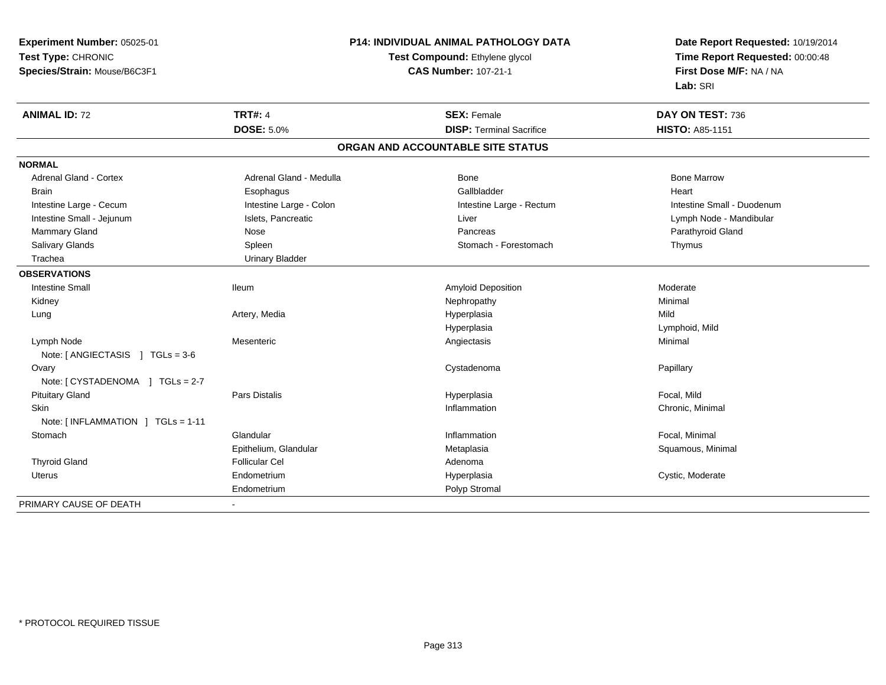**Experiment Number:** 05025-01
**Test Type:** CHRONIC
**Species/Strain:** Mouse/B6C3F1

**P14: INDIVIDUAL ANIMAL PATHOLOGY DATA**
**Test Compound:** Ethylene glycol
**CAS Number:** 107-21-1

**Date Report Requested:** 10/19/2014
**Time Report Requested:** 00:00:48
**First Dose M/F:** NA / NA
**Lab:** SRI

| **ANIMAL ID:** 72 | **TRT#:** 4 | **SEX:** Female | **DAY ON TEST:** 736 |
|---|---|---|---|
| | **DOSE:** 5.0% | **DISP:** Terminal Sacrifice | **HISTO:** A85-1151 |

## ORGAN AND ACCOUNTABLE SITE STATUS

**NORMAL**

| | | | |
|---|---|---|---|
| Adrenal Gland - Cortex | Adrenal Gland - Medulla | Bone | Bone Marrow |
| Brain | Esophagus | Gallbladder | Heart |
| Intestine Large - Cecum | Intestine Large - Colon | Intestine Large - Rectum | Intestine Small - Duodenum |
| Intestine Small - Jejunum | Islets, Pancreatic | Liver | Lymph Node - Mandibular |
| Mammary Gland | Nose | Pancreas | Parathyroid Gland |
| Salivary Glands | Spleen | Stomach - Forestomach | Thymus |
| Trachea | Urinary Bladder | | |

**OBSERVATIONS**

| | | | |
|---|---|---|---|
| Intestine Small | Ileum | Amyloid Deposition | Moderate |
| Kidney | | Nephropathy | Minimal |
| Lung | Artery, Media | Hyperplasia | Mild |
| | | Hyperplasia | Lymphoid, Mild |
| Lymph Node | Mesenteric | Angiectasis | Minimal |
| Note: [ ANGIECTASIS ] TGLs = 3-6 | | | |
| Ovary | | Cystadenoma | Papillary |
| Note: [ CYSTADENOMA ] TGLs = 2-7 | | | |
| Pituitary Gland | Pars Distalis | Hyperplasia | Focal, Mild |
| Skin | | Inflammation | Chronic, Minimal |
| Note: [ INFLAMMATION ] TGLs = 1-11 | | | |
| Stomach | Glandular | Inflammation | Focal, Minimal |
| | Epithelium, Glandular | Metaplasia | Squamous, Minimal |
| Thyroid Gland | Follicular Cel | Adenoma | |
| Uterus | Endometrium | Hyperplasia | Cystic, Moderate |
| | Endometrium | Polyp Stromal | |

PRIMARY CAUSE OF DEATH -

\* PROTOCOL REQUIRED TISSUE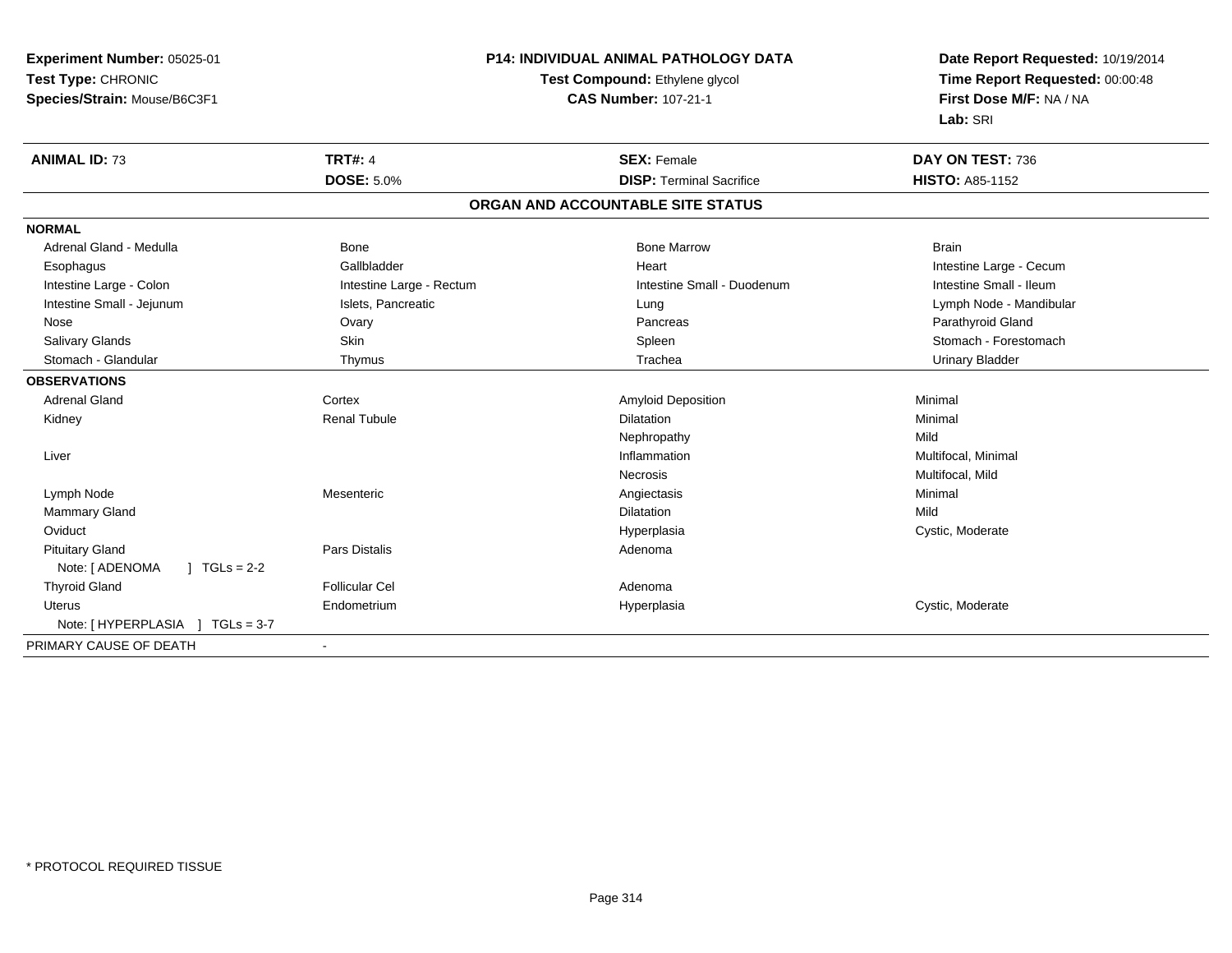**Experiment Number:** 05025-01
**Test Type:** CHRONIC
**Species/Strain:** Mouse/B6C3F1

**P14: INDIVIDUAL ANIMAL PATHOLOGY DATA**
**Test Compound:** Ethylene glycol
**CAS Number:** 107-21-1

**Date Report Requested:** 10/19/2014
**Time Report Requested:** 00:00:48
**First Dose M/F:** NA / NA
**Lab:** SRI

| **ANIMAL ID:** 73 | **TRT#:** 4 | **SEX:** Female | **DAY ON TEST:** 736 |
|---|---|---|---|
| | **DOSE:** 5.0% | **DISP:** Terminal Sacrifice | **HISTO:** A85-1152 |

## ORGAN AND ACCOUNTABLE SITE STATUS

| | | | |
|---|---|---|---|
| **NORMAL** | | | |
| Adrenal Gland - Medulla | Bone | Bone Marrow | Brain |
| Esophagus | Gallbladder | Heart | Intestine Large - Cecum |
| Intestine Large - Colon | Intestine Large - Rectum | Intestine Small - Duodenum | Intestine Small - Ileum |
| Intestine Small - Jejunum | Islets, Pancreatic | Lung | Lymph Node - Mandibular |
| Nose | Ovary | Pancreas | Parathyroid Gland |
| Salivary Glands | Skin | Spleen | Stomach - Forestomach |
| Stomach - Glandular | Thymus | Trachea | Urinary Bladder |
| **OBSERVATIONS** | | | |
| Adrenal Gland | Cortex | Amyloid Deposition | Minimal |
| Kidney | Renal Tubule | Dilatation | Minimal |
| | | Nephropathy | Mild |
| Liver | | Inflammation | Multifocal, Minimal |
| | | Necrosis | Multifocal, Mild |
| Lymph Node | Mesenteric | Angiectasis | Minimal |
| Mammary Gland | | Dilatation | Mild |
| Oviduct | | Hyperplasia | Cystic, Moderate |
| Pituitary Gland | Pars Distalis | Adenoma | |
| Note: [ ADENOMA ] TGLs = 2-2 | | | |
| Thyroid Gland | Follicular Cel | Adenoma | |
| Uterus | Endometrium | Hyperplasia | Cystic, Moderate |
| Note: [ HYPERPLASIA ] TGLs = 3-7 | | | |
| PRIMARY CAUSE OF DEATH | - | | |

* PROTOCOL REQUIRED TISSUE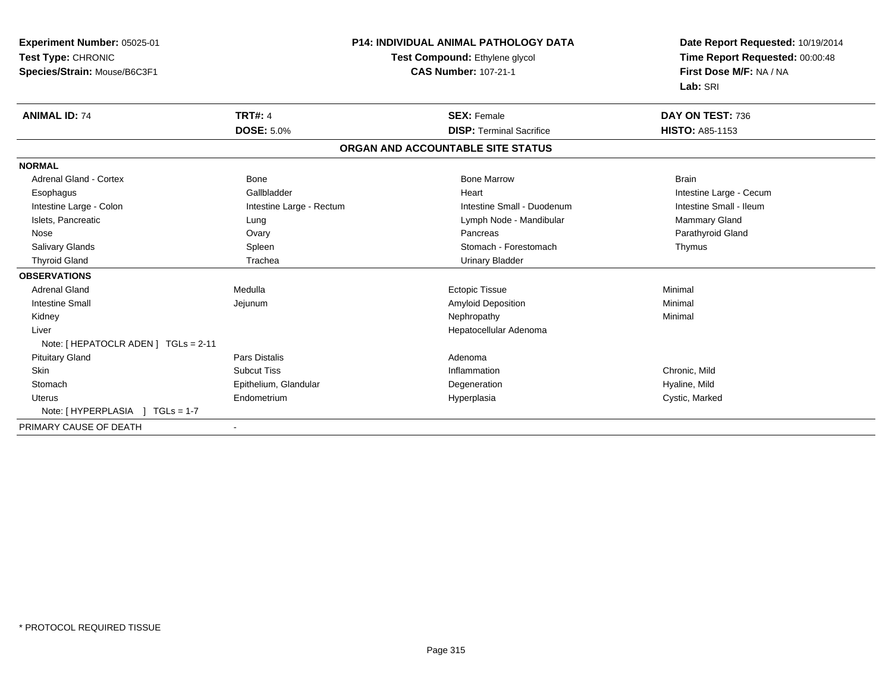**Experiment Number:** 05025-01
**Test Type:** CHRONIC
**Species/Strain:** Mouse/B6C3F1

**P14: INDIVIDUAL ANIMAL PATHOLOGY DATA**
**Test Compound:** Ethylene glycol
**CAS Number:** 107-21-1

**Date Report Requested:** 10/19/2014
**Time Report Requested:** 00:00:48
**First Dose M/F:** NA / NA
**Lab:** SRI

| **ANIMAL ID:** 74 | **TRT#:** 4 | **SEX:** Female | **DAY ON TEST:** 736 |
|---|---|---|---|
| | **DOSE:** 5.0% | **DISP:** Terminal Sacrifice | **HISTO:** A85-1153 |

**ORGAN AND ACCOUNTABLE SITE STATUS**

| | | | |
|---|---|---|---|
| **NORMAL** | | | |
| Adrenal Gland - Cortex | Bone | Bone Marrow | Brain |
| Esophagus | Gallbladder | Heart | Intestine Large - Cecum |
| Intestine Large - Colon | Intestine Large - Rectum | Intestine Small - Duodenum | Intestine Small - Ileum |
| Islets, Pancreatic | Lung | Lymph Node - Mandibular | Mammary Gland |
| Nose | Ovary | Pancreas | Parathyroid Gland |
| Salivary Glands | Spleen | Stomach - Forestomach | Thymus |
| Thyroid Gland | Trachea | Urinary Bladder | |
| **OBSERVATIONS** | | | |
| Adrenal Gland | Medulla | Ectopic Tissue | Minimal |
| Intestine Small | Jejunum | Amyloid Deposition | Minimal |
| Kidney | | Nephropathy | Minimal |
| Liver | | Hepatocellular Adenoma | |
| Note: [ HEPATOCLR ADEN ] TGLs = 2-11 | | | |
| Pituitary Gland | Pars Distalis | Adenoma | |
| Skin | Subcut Tiss | Inflammation | Chronic, Mild |
| Stomach | Epithelium, Glandular | Degeneration | Hyaline, Mild |
| Uterus | Endometrium | Hyperplasia | Cystic, Marked |
| Note: [ HYPERPLASIA ] TGLs = 1-7 | | | |
| PRIMARY CAUSE OF DEATH | - | | |

* PROTOCOL REQUIRED TISSUE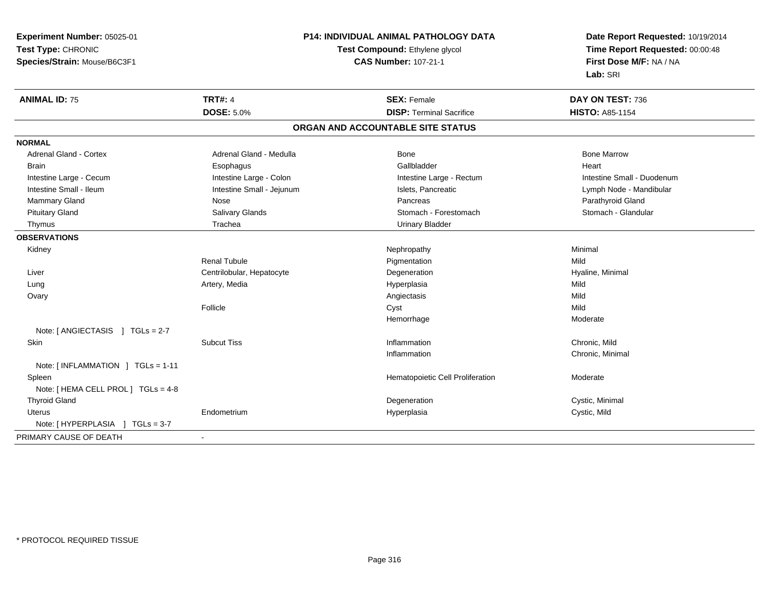**Experiment Number:** 05025-01
**Test Type:** CHRONIC
**Species/Strain:** Mouse/B6C3F1

**P14: INDIVIDUAL ANIMAL PATHOLOGY DATA**
**Test Compound:** Ethylene glycol
**CAS Number:** 107-21-1

**Date Report Requested:** 10/19/2014
**Time Report Requested:** 00:00:48
**First Dose M/F:** NA / NA
**Lab:** SRI

| **ANIMAL ID:** 75 | **TRT#:** 4 | **SEX:** Female | **DAY ON TEST:** 736 |
|---|---|---|---|
| | **DOSE:** 5.0% | **DISP:** Terminal Sacrifice | **HISTO:** A85-1154 |

## ORGAN AND ACCOUNTABLE SITE STATUS

| | | | |
|---|---|---|---|
| **NORMAL** | | | |
| Adrenal Gland - Cortex | Adrenal Gland - Medulla | Bone | Bone Marrow |
| Brain | Esophagus | Gallbladder | Heart |
| Intestine Large - Cecum | Intestine Large - Colon | Intestine Large - Rectum | Intestine Small - Duodenum |
| Intestine Small - Ileum | Intestine Small - Jejunum | Islets, Pancreatic | Lymph Node - Mandibular |
| Mammary Gland | Nose | Pancreas | Parathyroid Gland |
| Pituitary Gland | Salivary Glands | Stomach - Forestomach | Stomach - Glandular |
| Thymus | Trachea | Urinary Bladder | |
| **OBSERVATIONS** | | | |
| Kidney | | Nephropathy | Minimal |
| | Renal Tubule | Pigmentation | Mild |
| Liver | Centrilobular, Hepatocyte | Degeneration | Hyaline, Minimal |
| Lung | Artery, Media | Hyperplasia | Mild |
| Ovary | | Angiectasis | Mild |
| | Follicle | Cyst | Mild |
| | | Hemorrhage | Moderate |
| Note: [ ANGIECTASIS ] TGLs = 2-7 | | | |
| Skin | Subcut Tiss | Inflammation | Chronic, Mild |
| | | Inflammation | Chronic, Minimal |
| Note: [ INFLAMMATION ] TGLs = 1-11 | | | |
| Spleen | | Hematopoietic Cell Proliferation | Moderate |
| Note: [ HEMA CELL PROL ] TGLs = 4-8 | | | |
| Thyroid Gland | | Degeneration | Cystic, Minimal |
| Uterus | Endometrium | Hyperplasia | Cystic, Mild |
| Note: [ HYPERPLASIA ] TGLs = 3-7 | | | |
| PRIMARY CAUSE OF DEATH | - | | |

\* PROTOCOL REQUIRED TISSUE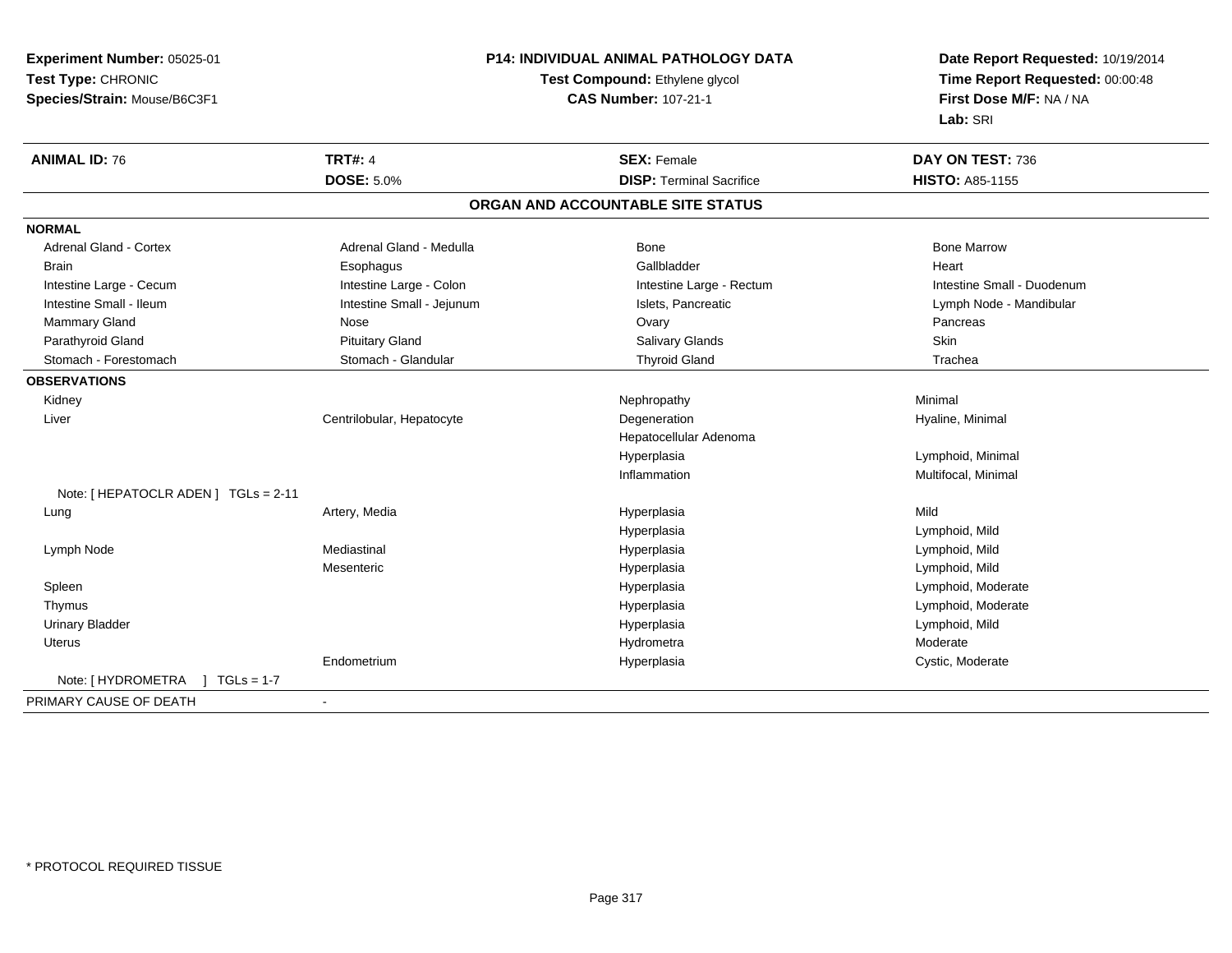**Experiment Number:** 05025-01
**Test Type:** CHRONIC
**Species/Strain:** Mouse/B6C3F1

**P14: INDIVIDUAL ANIMAL PATHOLOGY DATA**
**Test Compound:** Ethylene glycol
**CAS Number:** 107-21-1

**Date Report Requested:** 10/19/2014
**Time Report Requested:** 00:00:48
**First Dose M/F:** NA / NA
**Lab:** SRI

| **ANIMAL ID:** 76 | **TRT#:** 4 | **SEX:** Female | **DAY ON TEST:** 736 |
|---|---|---|---|
| | **DOSE:** 5.0% | **DISP:** Terminal Sacrifice | **HISTO:** A85-1155 |

**ORGAN AND ACCOUNTABLE SITE STATUS**

**NORMAL**

| | | | |
|---|---|---|---|
| Adrenal Gland - Cortex | Adrenal Gland - Medulla | Bone | Bone Marrow |
| Brain | Esophagus | Gallbladder | Heart |
| Intestine Large - Cecum | Intestine Large - Colon | Intestine Large - Rectum | Intestine Small - Duodenum |
| Intestine Small - Ileum | Intestine Small - Jejunum | Islets, Pancreatic | Lymph Node - Mandibular |
| Mammary Gland | Nose | Ovary | Pancreas |
| Parathyroid Gland | Pituitary Gland | Salivary Glands | Skin |
| Stomach - Forestomach | Stomach - Glandular | Thyroid Gland | Trachea |

**OBSERVATIONS**

| | | | |
|---|---|---|---|
| Kidney | | Nephropathy | Minimal |
| Liver | Centrilobular, Hepatocyte | Degeneration | Hyaline, Minimal |
| | | Hepatocellular Adenoma | |
| | | Hyperplasia | Lymphoid, Minimal |
| | | Inflammation | Multifocal, Minimal |
| Note: [ HEPATOCLR ADEN ] TGLs = 2-11 | | | |
| Lung | Artery, Media | Hyperplasia | Mild |
| | | Hyperplasia | Lymphoid, Mild |
| Lymph Node | Mediastinal | Hyperplasia | Lymphoid, Mild |
| | Mesenteric | Hyperplasia | Lymphoid, Mild |
| Spleen | | Hyperplasia | Lymphoid, Moderate |
| Thymus | | Hyperplasia | Lymphoid, Moderate |
| Urinary Bladder | | Hyperplasia | Lymphoid, Mild |
| Uterus | | Hydrometra | Moderate |
| | Endometrium | Hyperplasia | Cystic, Moderate |
| Note: [ HYDROMETRA ] TGLs = 1-7 | | | |

PRIMARY CAUSE OF DEATH -

* PROTOCOL REQUIRED TISSUE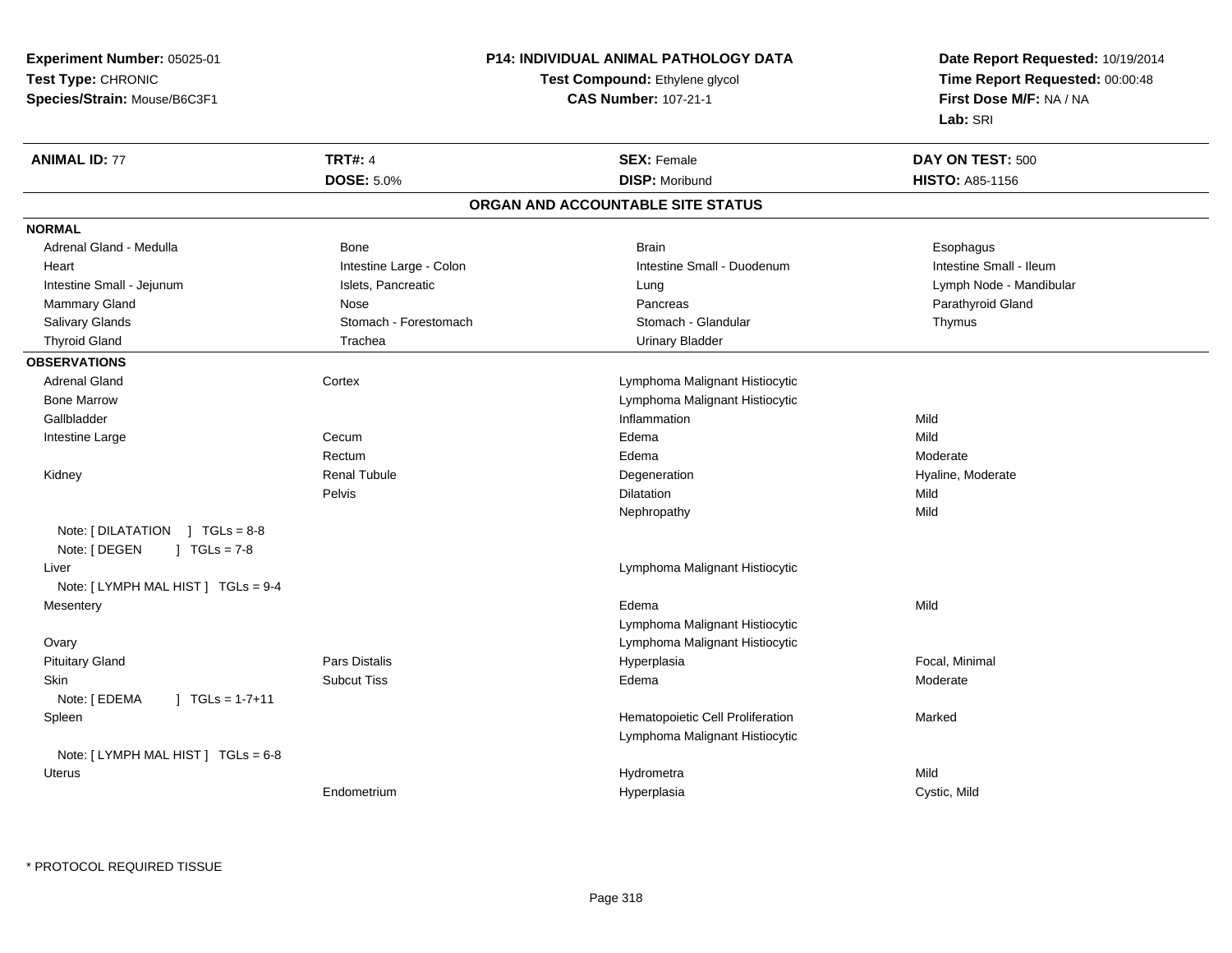**Experiment Number:** 05025-01
**Test Type:** CHRONIC
**Species/Strain:** Mouse/B6C3F1

**P14: INDIVIDUAL ANIMAL PATHOLOGY DATA**
**Test Compound:** Ethylene glycol
**CAS Number:** 107-21-1

**Date Report Requested:** 10/19/2014
**Time Report Requested:** 00:00:48
**First Dose M/F:** NA / NA
**Lab:** SRI

| **ANIMAL ID:** 77 | **TRT#:** 4 | **SEX:** Female | **DAY ON TEST:** 500 |
|---|---|---|---|
| | **DOSE:** 5.0% | **DISP:** Moribund | **HISTO:** A85-1156 |

## ORGAN AND ACCOUNTABLE SITE STATUS

**NORMAL**

| | | | |
|---|---|---|---|
| Adrenal Gland - Medulla | Bone | Brain | Esophagus |
| Heart | Intestine Large - Colon | Intestine Small - Duodenum | Intestine Small - Ileum |
| Intestine Small - Jejunum | Islets, Pancreatic | Lung | Lymph Node - Mandibular |
| Mammary Gland | Nose | Pancreas | Parathyroid Gland |
| Salivary Glands | Stomach - Forestomach | Stomach - Glandular | Thymus |
| Thyroid Gland | Trachea | Urinary Bladder | |

**OBSERVATIONS**

| Organ | Site | Observation | Severity |
|---|---|---|---|
| Adrenal Gland | Cortex | Lymphoma Malignant Histiocytic | |
| Bone Marrow | | Lymphoma Malignant Histiocytic | |
| Gallbladder | | Inflammation | Mild |
| Intestine Large | Cecum | Edema | Mild |
| | Rectum | Edema | Moderate |
| Kidney | Renal Tubule | Degeneration | Hyaline, Moderate |
| | Pelvis | Dilatation | Mild |
| | | Nephropathy | Mild |
| Note: [ DILATATION ] TGLs = 8-8 | | | |
| Note: [ DEGEN ] TGLs = 7-8 | | | |
| Liver | | Lymphoma Malignant Histiocytic | |
| Note: [ LYMPH MAL HIST ] TGLs = 9-4 | | | |
| Mesentery | | Edema | Mild |
| | | Lymphoma Malignant Histiocytic | |
| Ovary | | Lymphoma Malignant Histiocytic | |
| Pituitary Gland | Pars Distalis | Hyperplasia | Focal, Minimal |
| Skin | Subcut Tiss | Edema | Moderate |
| Note: [ EDEMA ] TGLs = 1-7+11 | | | |
| Spleen | | Hematopoietic Cell Proliferation | Marked |
| | | Lymphoma Malignant Histiocytic | |
| Note: [ LYMPH MAL HIST ] TGLs = 6-8 | | | |
| Uterus | | Hydrometra | Mild |
| | Endometrium | Hyperplasia | Cystic, Mild |

* PROTOCOL REQUIRED TISSUE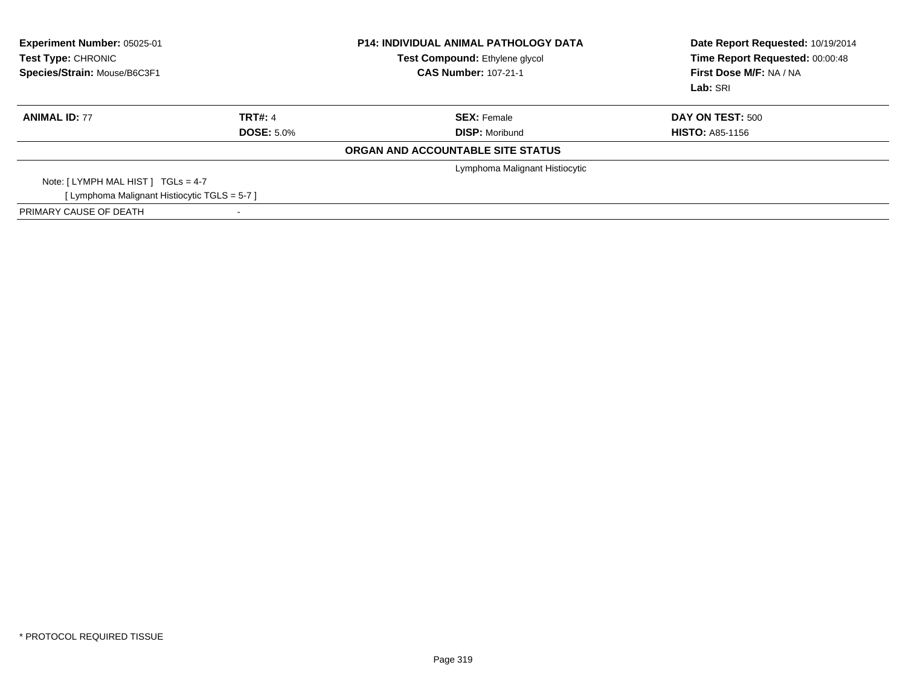**Experiment Number:** 05025-01
**Test Type:** CHRONIC
**Species/Strain:** Mouse/B6C3F1

**P14: INDIVIDUAL ANIMAL PATHOLOGY DATA**
**Test Compound:** Ethylene glycol
**CAS Number:** 107-21-1

**Date Report Requested:** 10/19/2014
**Time Report Requested:** 00:00:48
**First Dose M/F:** NA / NA
**Lab:** SRI

| **ANIMAL ID:** 77 | **TRT#:** 4 | **SEX:** Female | **DAY ON TEST:** 500 |
|---|---|---|---|
| | **DOSE:** 5.0% | **DISP:** Moribund | **HISTO:** A85-1156 |

**ORGAN AND ACCOUNTABLE SITE STATUS**

Lymphoma Malignant Histiocytic

Note: [ LYMPH MAL HIST ] TGLs = 4-7
[ Lymphoma Malignant Histiocytic TGLS = 5-7 ]

PRIMARY CAUSE OF DEATH -

* PROTOCOL REQUIRED TISSUE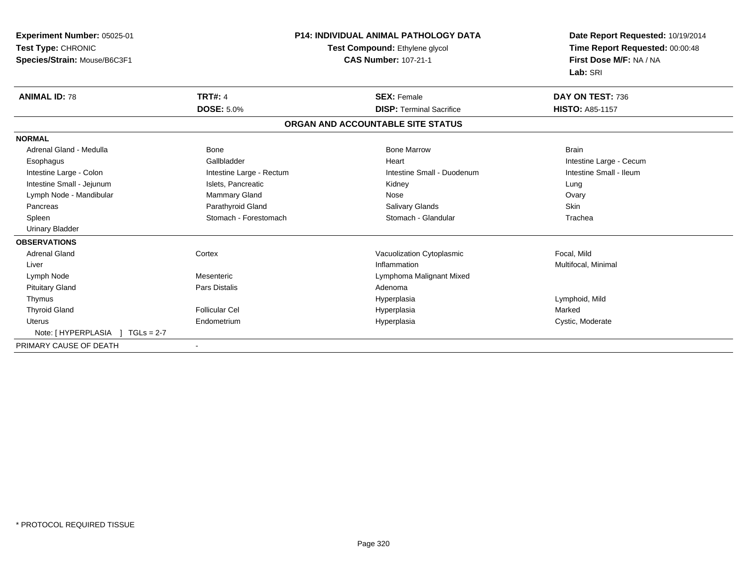**Experiment Number:** 05025-01
**Test Type:** CHRONIC
**Species/Strain:** Mouse/B6C3F1

**P14: INDIVIDUAL ANIMAL PATHOLOGY DATA**
**Test Compound:** Ethylene glycol
**CAS Number:** 107-21-1

**Date Report Requested:** 10/19/2014
**Time Report Requested:** 00:00:48
**First Dose M/F:** NA / NA
**Lab:** SRI

| **ANIMAL ID:** 78 | **TRT#:** 4 | **SEX:** Female | **DAY ON TEST:** 736 |
|---|---|---|---|
| | **DOSE:** 5.0% | **DISP:** Terminal Sacrifice | **HISTO:** A85-1157 |

**ORGAN AND ACCOUNTABLE SITE STATUS**

| | | | |
|---|---|---|---|
| **NORMAL** | | | |
| Adrenal Gland - Medulla | Bone | Bone Marrow | Brain |
| Esophagus | Gallbladder | Heart | Intestine Large - Cecum |
| Intestine Large - Colon | Intestine Large - Rectum | Intestine Small - Duodenum | Intestine Small - Ileum |
| Intestine Small - Jejunum | Islets, Pancreatic | Kidney | Lung |
| Lymph Node - Mandibular | Mammary Gland | Nose | Ovary |
| Pancreas | Parathyroid Gland | Salivary Glands | Skin |
| Spleen | Stomach - Forestomach | Stomach - Glandular | Trachea |
| Urinary Bladder | | | |
| **OBSERVATIONS** | | | |
| Adrenal Gland | Cortex | Vacuolization Cytoplasmic | Focal, Mild |
| Liver | | Inflammation | Multifocal, Minimal |
| Lymph Node | Mesenteric | Lymphoma Malignant Mixed | |
| Pituitary Gland | Pars Distalis | Adenoma | |
| Thymus | | Hyperplasia | Lymphoid, Mild |
| Thyroid Gland | Follicular Cel | Hyperplasia | Marked |
| Uterus | Endometrium | Hyperplasia | Cystic, Moderate |
| Note: [ HYPERPLASIA ] TGLs = 2-7 | | | |
| PRIMARY CAUSE OF DEATH | - | | |

\* PROTOCOL REQUIRED TISSUE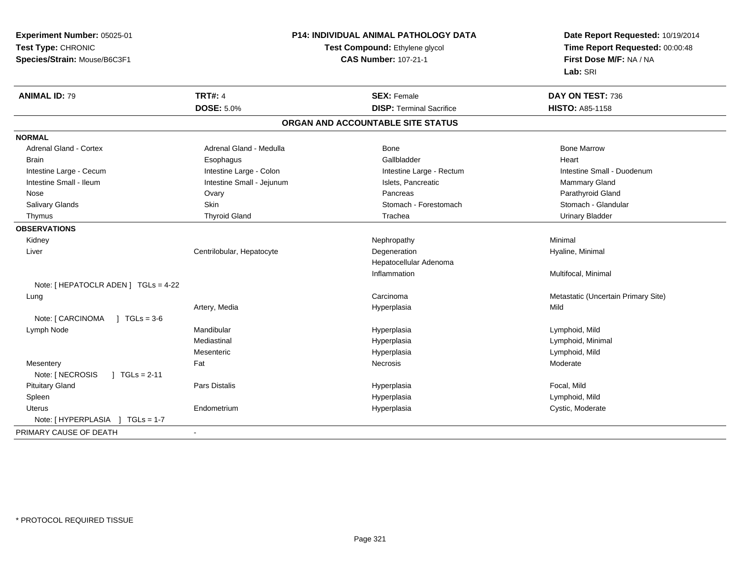**Experiment Number:** 05025-01
**Test Type:** CHRONIC
**Species/Strain:** Mouse/B6C3F1

**P14: INDIVIDUAL ANIMAL PATHOLOGY DATA**
**Test Compound:** Ethylene glycol
**CAS Number:** 107-21-1

**Date Report Requested:** 10/19/2014
**Time Report Requested:** 00:00:48
**First Dose M/F:** NA / NA
**Lab:** SRI

| **ANIMAL ID:** 79 | **TRT#:** 4 | **SEX:** Female | **DAY ON TEST:** 736 |
|---|---|---|---|
| | **DOSE:** 5.0% | **DISP:** Terminal Sacrifice | **HISTO:** A85-1158 |

**ORGAN AND ACCOUNTABLE SITE STATUS**

**NORMAL**

| | | | |
|---|---|---|---|
| Adrenal Gland - Cortex | Adrenal Gland - Medulla | Bone | Bone Marrow |
| Brain | Esophagus | Gallbladder | Heart |
| Intestine Large - Cecum | Intestine Large - Colon | Intestine Large - Rectum | Intestine Small - Duodenum |
| Intestine Small - Ileum | Intestine Small - Jejunum | Islets, Pancreatic | Mammary Gland |
| Nose | Ovary | Pancreas | Parathyroid Gland |
| Salivary Glands | Skin | Stomach - Forestomach | Stomach - Glandular |
| Thymus | Thyroid Gland | Trachea | Urinary Bladder |

**OBSERVATIONS**

| | | | |
|---|---|---|---|
| Kidney | | Nephropathy | Minimal |
| Liver | Centrilobular, Hepatocyte | Degeneration | Hyaline, Minimal |
| | | Hepatocellular Adenoma | |
| | | Inflammation | Multifocal, Minimal |
| Note: [ HEPATOCLR ADEN ] TGLs = 4-22 | | | |
| Lung | | Carcinoma | Metastatic (Uncertain Primary Site) |
| | Artery, Media | Hyperplasia | Mild |
| Note: [ CARCINOMA ] TGLs = 3-6 | | | |
| Lymph Node | Mandibular | Hyperplasia | Lymphoid, Mild |
| | Mediastinal | Hyperplasia | Lymphoid, Minimal |
| | Mesenteric | Hyperplasia | Lymphoid, Mild |
| Mesentery | Fat | Necrosis | Moderate |
| Note: [ NECROSIS ] TGLs = 2-11 | | | |
| Pituitary Gland | Pars Distalis | Hyperplasia | Focal, Mild |
| Spleen | | Hyperplasia | Lymphoid, Mild |
| Uterus | Endometrium | Hyperplasia | Cystic, Moderate |
| Note: [ HYPERPLASIA ] TGLs = 1-7 | | | |

PRIMARY CAUSE OF DEATH -

* PROTOCOL REQUIRED TISSUE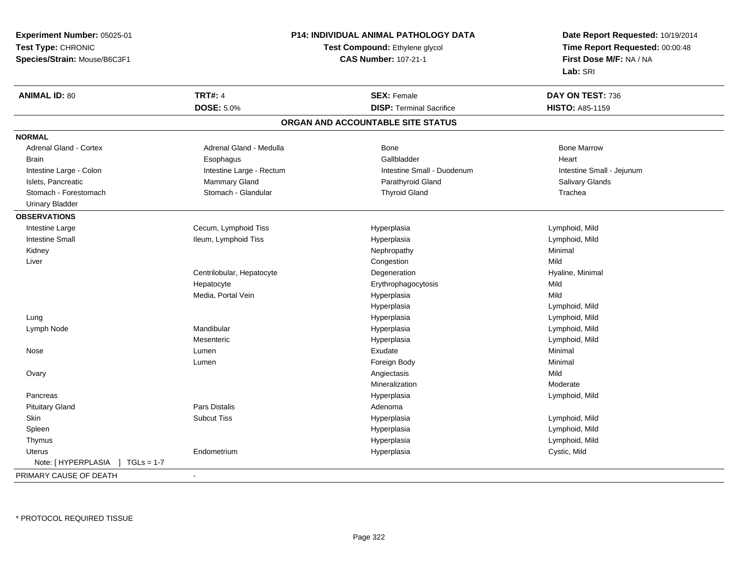**Experiment Number:** 05025-01
**Test Type:** CHRONIC
**Species/Strain:** Mouse/B6C3F1

**P14: INDIVIDUAL ANIMAL PATHOLOGY DATA**
**Test Compound:** Ethylene glycol
**CAS Number:** 107-21-1

**Date Report Requested:** 10/19/2014
**Time Report Requested:** 00:00:48
**First Dose M/F:** NA / NA
**Lab:** SRI

| **ANIMAL ID:** 80 | **TRT#:** 4 | **SEX:** Female | **DAY ON TEST:** 736 |
|---|---|---|---|
| | **DOSE:** 5.0% | **DISP:** Terminal Sacrifice | **HISTO:** A85-1159 |

## ORGAN AND ACCOUNTABLE SITE STATUS

**NORMAL**

| | | | |
|---|---|---|---|
| Adrenal Gland - Cortex | Adrenal Gland - Medulla | Bone | Bone Marrow |
| Brain | Esophagus | Gallbladder | Heart |
| Intestine Large - Colon | Intestine Large - Rectum | Intestine Small - Duodenum | Intestine Small - Jejunum |
| Islets, Pancreatic | Mammary Gland | Parathyroid Gland | Salivary Glands |
| Stomach - Forestomach | Stomach - Glandular | Thyroid Gland | Trachea |
| Urinary Bladder | | | |

**OBSERVATIONS**

| | | | |
|---|---|---|---|
| Intestine Large | Cecum, Lymphoid Tiss | Hyperplasia | Lymphoid, Mild |
| Intestine Small | Ileum, Lymphoid Tiss | Hyperplasia | Lymphoid, Mild |
| Kidney | | Nephropathy | Minimal |
| Liver | | Congestion | Mild |
| | Centrilobular, Hepatocyte | Degeneration | Hyaline, Minimal |
| | Hepatocyte | Erythrophagocytosis | Mild |
| | Media, Portal Vein | Hyperplasia | Mild |
| | | Hyperplasia | Lymphoid, Mild |
| Lung | | Hyperplasia | Lymphoid, Mild |
| Lymph Node | Mandibular | Hyperplasia | Lymphoid, Mild |
| | Mesenteric | Hyperplasia | Lymphoid, Mild |
| Nose | Lumen | Exudate | Minimal |
| | Lumen | Foreign Body | Minimal |
| Ovary | | Angiectasis | Mild |
| | | Mineralization | Moderate |
| Pancreas | | Hyperplasia | Lymphoid, Mild |
| Pituitary Gland | Pars Distalis | Adenoma | |
| Skin | Subcut Tiss | Hyperplasia | Lymphoid, Mild |
| Spleen | | Hyperplasia | Lymphoid, Mild |
| Thymus | | Hyperplasia | Lymphoid, Mild |
| Uterus | Endometrium | Hyperplasia | Cystic, Mild |

Note: [ HYPERPLASIA ] TGLs = 1-7

PRIMARY CAUSE OF DEATH -

* PROTOCOL REQUIRED TISSUE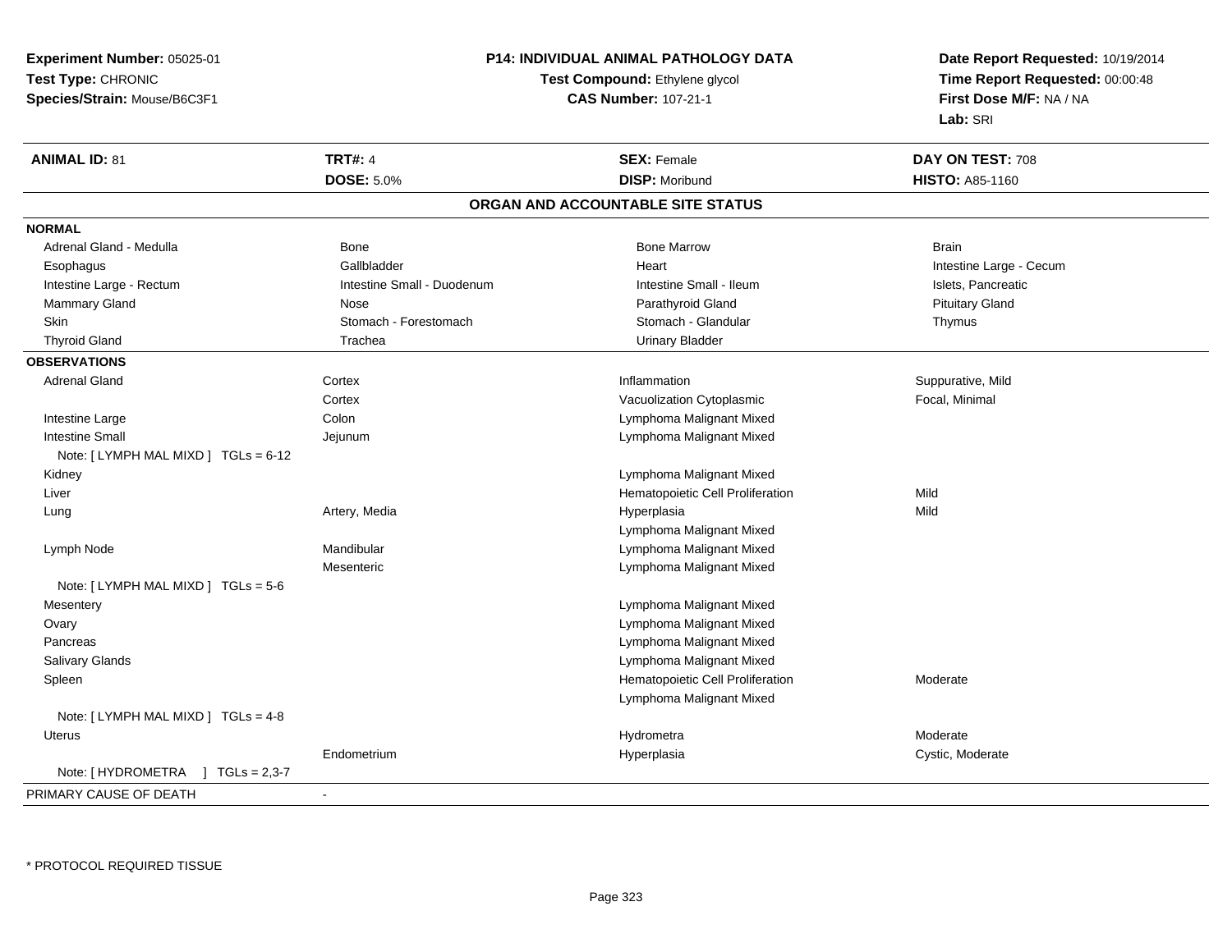**Experiment Number:** 05025-01
**Test Type:** CHRONIC
**Species/Strain:** Mouse/B6C3F1

**P14: INDIVIDUAL ANIMAL PATHOLOGY DATA**
**Test Compound:** Ethylene glycol
**CAS Number:** 107-21-1

**Date Report Requested:** 10/19/2014
**Time Report Requested:** 00:00:48
**First Dose M/F:** NA / NA
**Lab:** SRI

| **ANIMAL ID:** 81 | **TRT#:** 4 | **SEX:** Female | **DAY ON TEST:** 708 |
|---|---|---|---|
| | **DOSE:** 5.0% | **DISP:** Moribund | **HISTO:** A85-1160 |

## ORGAN AND ACCOUNTABLE SITE STATUS

| | | | |
|---|---|---|---|
| **NORMAL** | | | |
| Adrenal Gland - Medulla | Bone | Bone Marrow | Brain |
| Esophagus | Gallbladder | Heart | Intestine Large - Cecum |
| Intestine Large - Rectum | Intestine Small - Duodenum | Intestine Small - Ileum | Islets, Pancreatic |
| Mammary Gland | Nose | Parathyroid Gland | Pituitary Gland |
| Skin | Stomach - Forestomach | Stomach - Glandular | Thymus |
| Thyroid Gland | Trachea | Urinary Bladder | |
| **OBSERVATIONS** | | | |
| Adrenal Gland | Cortex | Inflammation | Suppurative, Mild |
| | Cortex | Vacuolization Cytoplasmic | Focal, Minimal |
| Intestine Large | Colon | Lymphoma Malignant Mixed | |
| Intestine Small | Jejunum | Lymphoma Malignant Mixed | |
| Note: [ LYMPH MAL MIXD ] TGLs = 6-12 | | | |
| Kidney | | Lymphoma Malignant Mixed | |
| Liver | | Hematopoietic Cell Proliferation | Mild |
| Lung | Artery, Media | Hyperplasia | Mild |
| | | Lymphoma Malignant Mixed | |
| Lymph Node | Mandibular | Lymphoma Malignant Mixed | |
| | Mesenteric | Lymphoma Malignant Mixed | |
| Note: [ LYMPH MAL MIXD ] TGLs = 5-6 | | | |
| Mesentery | | Lymphoma Malignant Mixed | |
| Ovary | | Lymphoma Malignant Mixed | |
| Pancreas | | Lymphoma Malignant Mixed | |
| Salivary Glands | | Lymphoma Malignant Mixed | |
| Spleen | | Hematopoietic Cell Proliferation | Moderate |
| | | Lymphoma Malignant Mixed | |
| Note: [ LYMPH MAL MIXD ] TGLs = 4-8 | | | |
| Uterus | | Hydrometra | Moderate |
| | Endometrium | Hyperplasia | Cystic, Moderate |
| Note: [ HYDROMETRA ] TGLs = 2,3-7 | | | |
| PRIMARY CAUSE OF DEATH | - | | |

* PROTOCOL REQUIRED TISSUE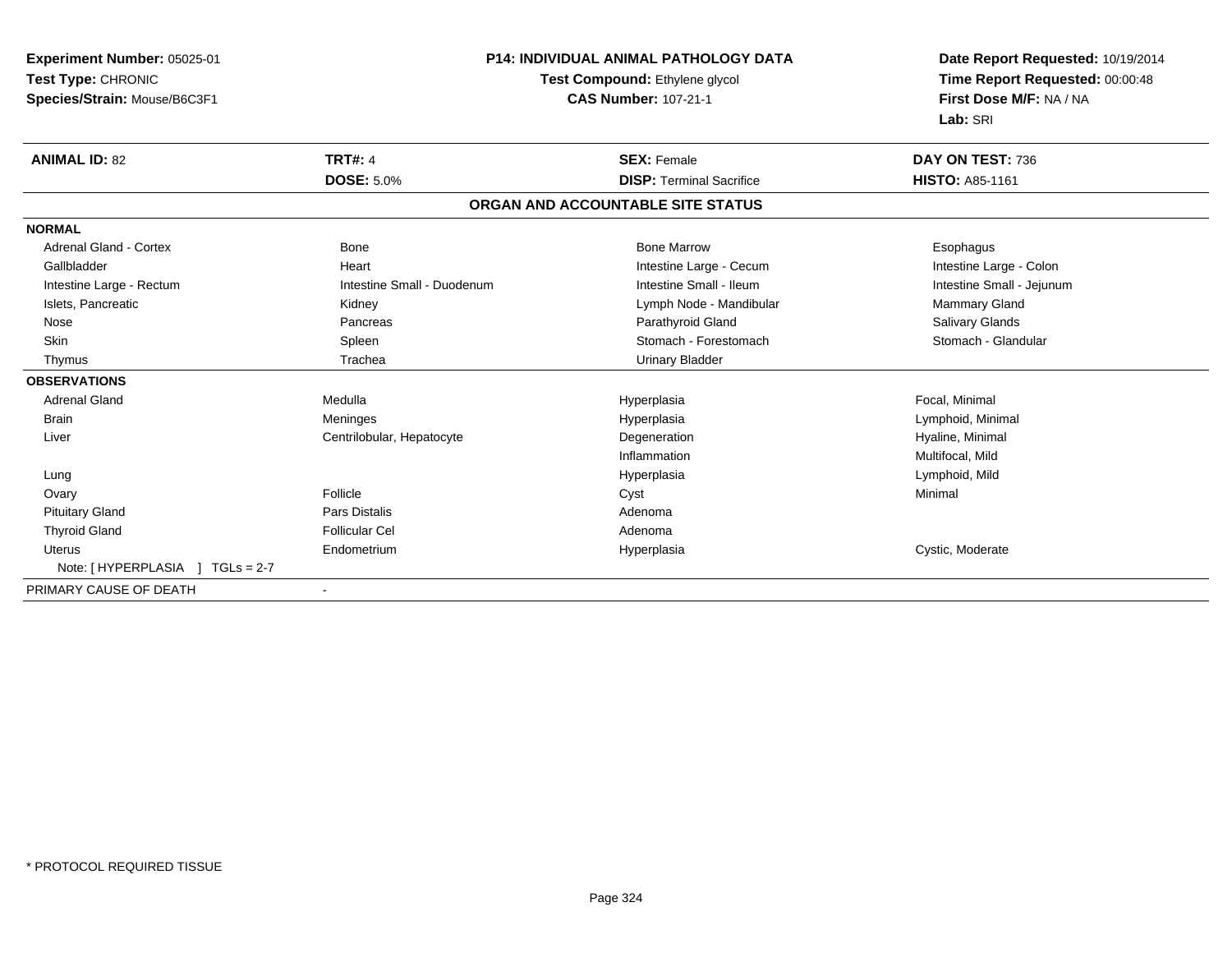**Experiment Number:** 05025-01
**Test Type:** CHRONIC
**Species/Strain:** Mouse/B6C3F1

**P14: INDIVIDUAL ANIMAL PATHOLOGY DATA**
**Test Compound:** Ethylene glycol
**CAS Number:** 107-21-1

**Date Report Requested:** 10/19/2014
**Time Report Requested:** 00:00:48
**First Dose M/F:** NA / NA
**Lab:** SRI

| **ANIMAL ID:** 82 | **TRT#:** 4 | **SEX:** Female | **DAY ON TEST:** 736 |
|---|---|---|---|
| | **DOSE:** 5.0% | **DISP:** Terminal Sacrifice | **HISTO:** A85-1161 |

**ORGAN AND ACCOUNTABLE SITE STATUS**

| | | | |
|---|---|---|---|
| **NORMAL** | | | |
| Adrenal Gland - Cortex | Bone | Bone Marrow | Esophagus |
| Gallbladder | Heart | Intestine Large - Cecum | Intestine Large - Colon |
| Intestine Large - Rectum | Intestine Small - Duodenum | Intestine Small - Ileum | Intestine Small - Jejunum |
| Islets, Pancreatic | Kidney | Lymph Node - Mandibular | Mammary Gland |
| Nose | Pancreas | Parathyroid Gland | Salivary Glands |
| Skin | Spleen | Stomach - Forestomach | Stomach - Glandular |
| Thymus | Trachea | Urinary Bladder | |
| **OBSERVATIONS** | | | |
| Adrenal Gland | Medulla | Hyperplasia | Focal, Minimal |
| Brain | Meninges | Hyperplasia | Lymphoid, Minimal |
| Liver | Centrilobular, Hepatocyte | Degeneration | Hyaline, Minimal |
| | | Inflammation | Multifocal, Mild |
| Lung | | Hyperplasia | Lymphoid, Mild |
| Ovary | Follicle | Cyst | Minimal |
| Pituitary Gland | Pars Distalis | Adenoma | |
| Thyroid Gland | Follicular Cel | Adenoma | |
| Uterus | Endometrium | Hyperplasia | Cystic, Moderate |
| Note: [ HYPERPLASIA ] TGLs = 2-7 | | | |
| PRIMARY CAUSE OF DEATH | - | | |

* PROTOCOL REQUIRED TISSUE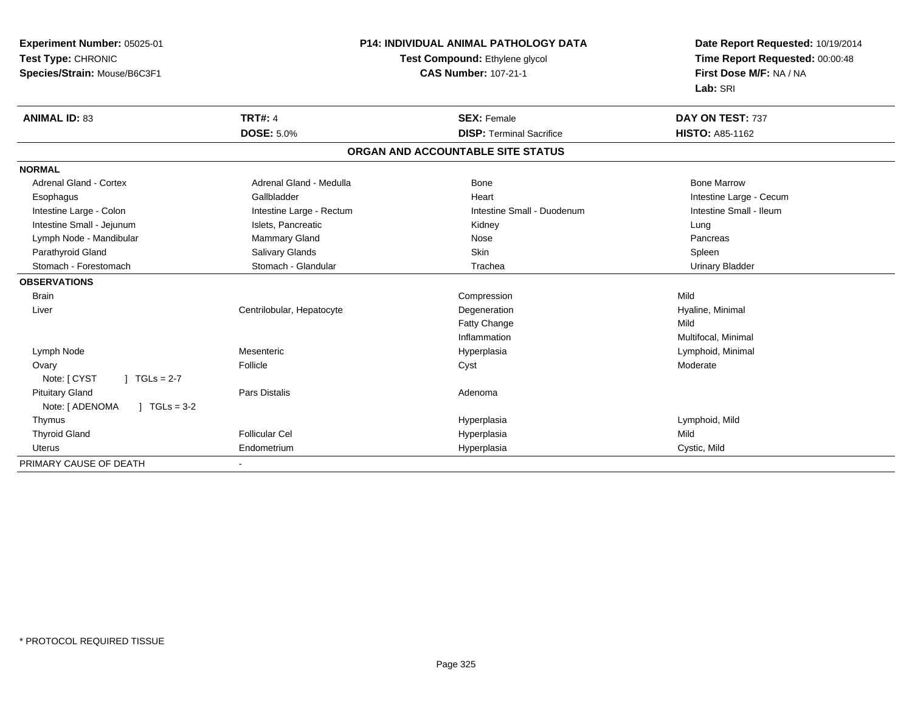**Experiment Number:** 05025-01
**Test Type:** CHRONIC
**Species/Strain:** Mouse/B6C3F1

**P14: INDIVIDUAL ANIMAL PATHOLOGY DATA**
**Test Compound:** Ethylene glycol
**CAS Number:** 107-21-1

**Date Report Requested:** 10/19/2014
**Time Report Requested:** 00:00:48
**First Dose M/F:** NA / NA
**Lab:** SRI

| **ANIMAL ID:** 83 | **TRT#:** 4 | **SEX:** Female | **DAY ON TEST:** 737 |
|---|---|---|---|
| | **DOSE:** 5.0% | **DISP:** Terminal Sacrifice | **HISTO:** A85-1162 |

**ORGAN AND ACCOUNTABLE SITE STATUS**

| | | | |
|---|---|---|---|
| **NORMAL** | | | |
| Adrenal Gland - Cortex | Adrenal Gland - Medulla | Bone | Bone Marrow |
| Esophagus | Gallbladder | Heart | Intestine Large - Cecum |
| Intestine Large - Colon | Intestine Large - Rectum | Intestine Small - Duodenum | Intestine Small - Ileum |
| Intestine Small - Jejunum | Islets, Pancreatic | Kidney | Lung |
| Lymph Node - Mandibular | Mammary Gland | Nose | Pancreas |
| Parathyroid Gland | Salivary Glands | Skin | Spleen |
| Stomach - Forestomach | Stomach - Glandular | Trachea | Urinary Bladder |
| **OBSERVATIONS** | | | |
| Brain | | Compression | Mild |
| Liver | Centrilobular, Hepatocyte | Degeneration | Hyaline, Minimal |
| | | Fatty Change | Mild |
| | | Inflammation | Multifocal, Minimal |
| Lymph Node | Mesenteric | Hyperplasia | Lymphoid, Minimal |
| Ovary | Follicle | Cyst | Moderate |
| Note: [ CYST ] TGLs = 2-7 | | | |
| Pituitary Gland | Pars Distalis | Adenoma | |
| Note: [ ADENOMA ] TGLs = 3-2 | | | |
| Thymus | | Hyperplasia | Lymphoid, Mild |
| Thyroid Gland | Follicular Cel | Hyperplasia | Mild |
| Uterus | Endometrium | Hyperplasia | Cystic, Mild |
| PRIMARY CAUSE OF DEATH | - | | |

* PROTOCOL REQUIRED TISSUE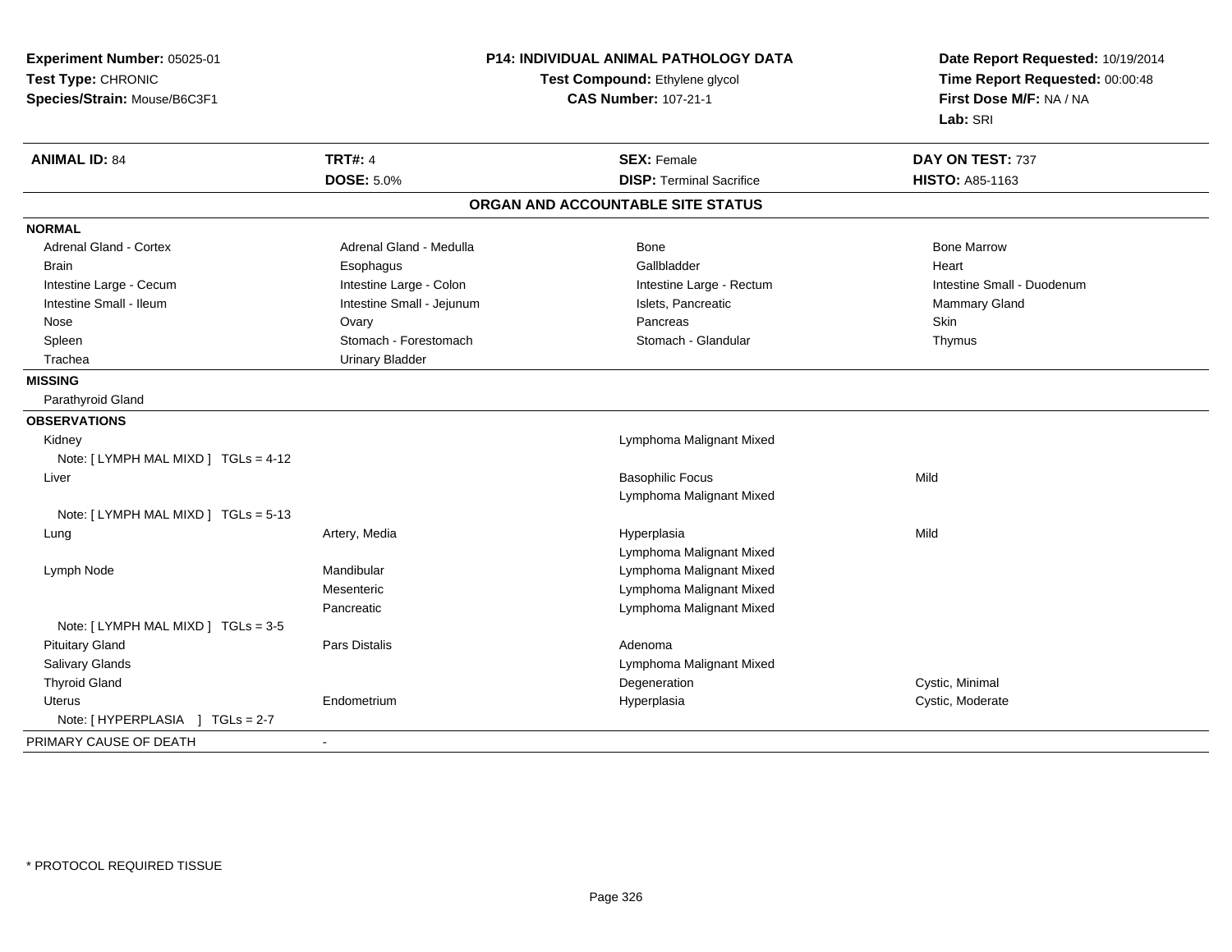**Experiment Number:** 05025-01
**Test Type:** CHRONIC
**Species/Strain:** Mouse/B6C3F1

**P14: INDIVIDUAL ANIMAL PATHOLOGY DATA**
**Test Compound:** Ethylene glycol
**CAS Number:** 107-21-1

**Date Report Requested:** 10/19/2014
**Time Report Requested:** 00:00:48
**First Dose M/F:** NA / NA
**Lab:** SRI

| **ANIMAL ID:** 84 | **TRT#:** 4 | **SEX:** Female | **DAY ON TEST:** 737 |
|---|---|---|---|
| | **DOSE:** 5.0% | **DISP:** Terminal Sacrifice | **HISTO:** A85-1163 |

## ORGAN AND ACCOUNTABLE SITE STATUS

**NORMAL**

| | | | |
|---|---|---|---|
| Adrenal Gland - Cortex | Adrenal Gland - Medulla | Bone | Bone Marrow |
| Brain | Esophagus | Gallbladder | Heart |
| Intestine Large - Cecum | Intestine Large - Colon | Intestine Large - Rectum | Intestine Small - Duodenum |
| Intestine Small - Ileum | Intestine Small - Jejunum | Islets, Pancreatic | Mammary Gland |
| Nose | Ovary | Pancreas | Skin |
| Spleen | Stomach - Forestomach | Stomach - Glandular | Thymus |
| Trachea | Urinary Bladder | | |

**MISSING**

Parathyroid Gland

**OBSERVATIONS**

| | | | |
|---|---|---|---|
| Kidney | | Lymphoma Malignant Mixed | |
| Note: [ LYMPH MAL MIXD ] TGLs = 4-12 | | | |
| Liver | | Basophilic Focus | Mild |
| | | Lymphoma Malignant Mixed | |
| Note: [ LYMPH MAL MIXD ] TGLs = 5-13 | | | |
| Lung | Artery, Media | Hyperplasia | Mild |
| | | Lymphoma Malignant Mixed | |
| Lymph Node | Mandibular | Lymphoma Malignant Mixed | |
| | Mesenteric | Lymphoma Malignant Mixed | |
| | Pancreatic | Lymphoma Malignant Mixed | |
| Note: [ LYMPH MAL MIXD ] TGLs = 3-5 | | | |
| Pituitary Gland | Pars Distalis | Adenoma | |
| Salivary Glands | | Lymphoma Malignant Mixed | |
| Thyroid Gland | | Degeneration | Cystic, Minimal |
| Uterus | Endometrium | Hyperplasia | Cystic, Moderate |
| Note: [ HYPERPLASIA ] TGLs = 2-7 | | | |

PRIMARY CAUSE OF DEATH -

* PROTOCOL REQUIRED TISSUE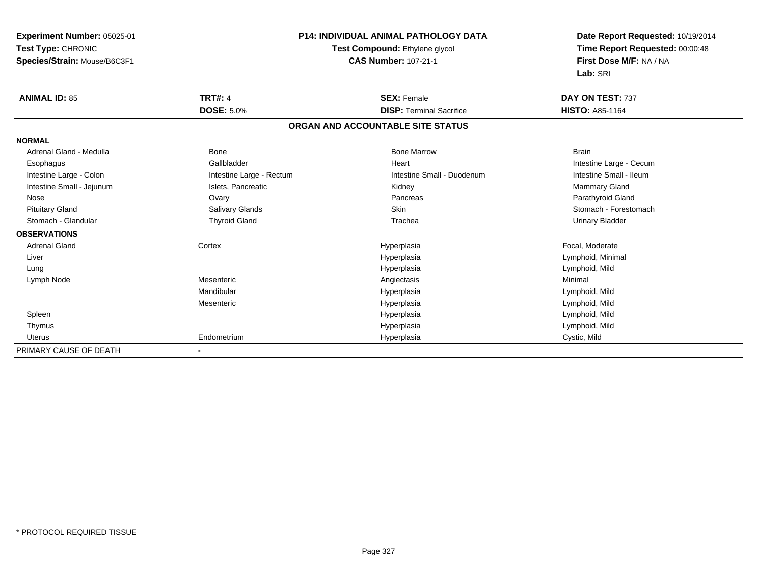**Experiment Number:** 05025-01
**Test Type:** CHRONIC
**Species/Strain:** Mouse/B6C3F1

# P14: INDIVIDUAL ANIMAL PATHOLOGY DATA

**Test Compound:** Ethylene glycol
**CAS Number:** 107-21-1

**Date Report Requested:** 10/19/2014
**Time Report Requested:** 00:00:48
**First Dose M/F:** NA / NA
**Lab:** SRI

| **ANIMAL ID:** 85 | **TRT#:** 4 | **SEX:** Female | **DAY ON TEST:** 737 |
|---|---|---|---|
| | **DOSE:** 5.0% | **DISP:** Terminal Sacrifice | **HISTO:** A85-1164 |

## ORGAN AND ACCOUNTABLE SITE STATUS

| | | | |
|---|---|---|---|
| **NORMAL** | | | |
| Adrenal Gland - Medulla | Bone | Bone Marrow | Brain |
| Esophagus | Gallbladder | Heart | Intestine Large - Cecum |
| Intestine Large - Colon | Intestine Large - Rectum | Intestine Small - Duodenum | Intestine Small - Ileum |
| Intestine Small - Jejunum | Islets, Pancreatic | Kidney | Mammary Gland |
| Nose | Ovary | Pancreas | Parathyroid Gland |
| Pituitary Gland | Salivary Glands | Skin | Stomach - Forestomach |
| Stomach - Glandular | Thyroid Gland | Trachea | Urinary Bladder |
| **OBSERVATIONS** | | | |
| Adrenal Gland | Cortex | Hyperplasia | Focal, Moderate |
| Liver | | Hyperplasia | Lymphoid, Minimal |
| Lung | | Hyperplasia | Lymphoid, Mild |
| Lymph Node | Mesenteric | Angiectasis | Minimal |
| | Mandibular | Hyperplasia | Lymphoid, Mild |
| | Mesenteric | Hyperplasia | Lymphoid, Mild |
| Spleen | | Hyperplasia | Lymphoid, Mild |
| Thymus | | Hyperplasia | Lymphoid, Mild |
| Uterus | Endometrium | Hyperplasia | Cystic, Mild |
| PRIMARY CAUSE OF DEATH | - | | |

* PROTOCOL REQUIRED TISSUE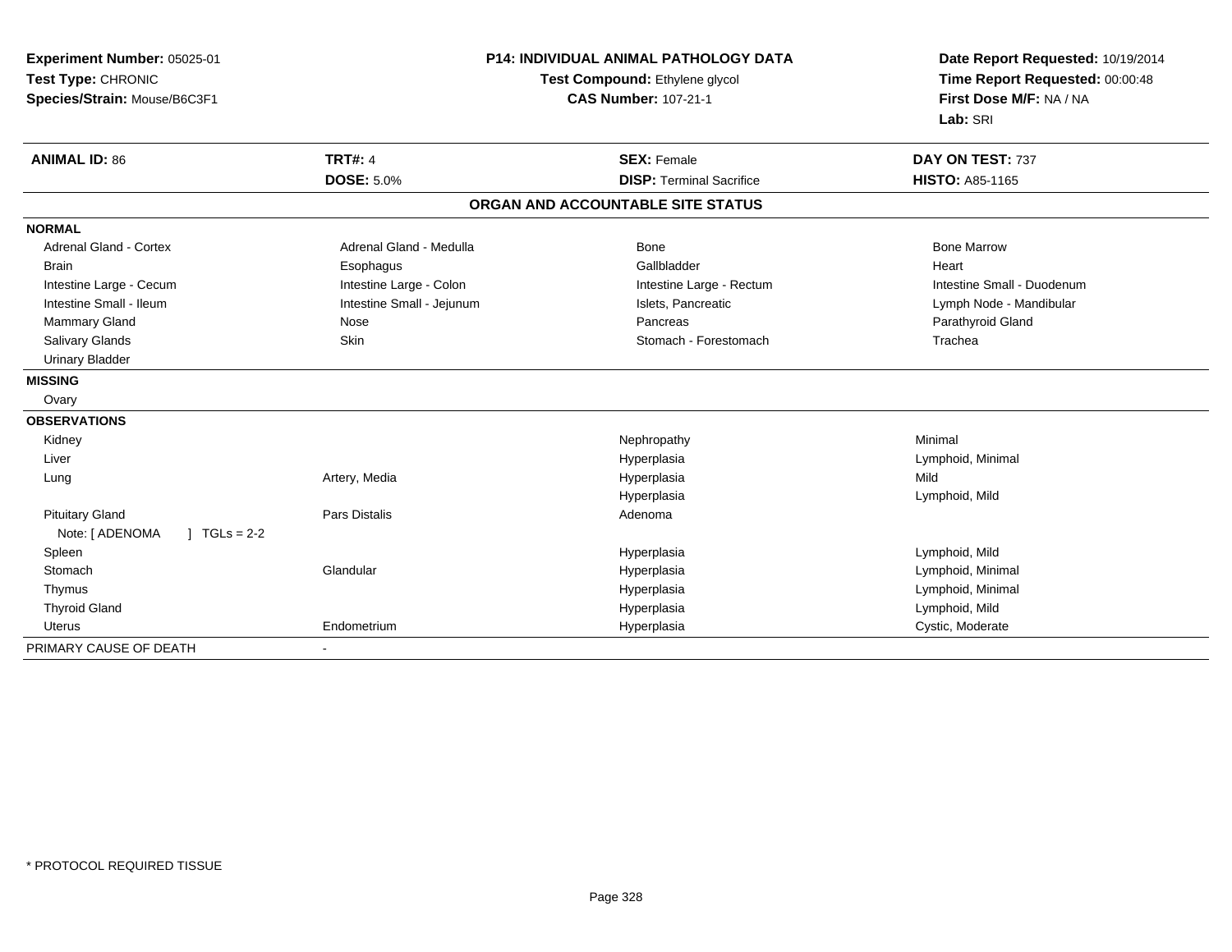**Experiment Number:** 05025-01
**Test Type:** CHRONIC
**Species/Strain:** Mouse/B6C3F1

**P14: INDIVIDUAL ANIMAL PATHOLOGY DATA**
**Test Compound:** Ethylene glycol
**CAS Number:** 107-21-1

**Date Report Requested:** 10/19/2014
**Time Report Requested:** 00:00:48
**First Dose M/F:** NA / NA
**Lab:** SRI

| **ANIMAL ID:** 86 | **TRT#:** 4 | **SEX:** Female | **DAY ON TEST:** 737 |
|---|---|---|---|
| | **DOSE:** 5.0% | **DISP:** Terminal Sacrifice | **HISTO:** A85-1165 |

**ORGAN AND ACCOUNTABLE SITE STATUS**

| | | | |
|---|---|---|---|
| **NORMAL** | | | |
| Adrenal Gland - Cortex | Adrenal Gland - Medulla | Bone | Bone Marrow |
| Brain | Esophagus | Gallbladder | Heart |
| Intestine Large - Cecum | Intestine Large - Colon | Intestine Large - Rectum | Intestine Small - Duodenum |
| Intestine Small - Ileum | Intestine Small - Jejunum | Islets, Pancreatic | Lymph Node - Mandibular |
| Mammary Gland | Nose | Pancreas | Parathyroid Gland |
| Salivary Glands | Skin | Stomach - Forestomach | Trachea |
| Urinary Bladder | | | |
| **MISSING** | | | |
| Ovary | | | |
| **OBSERVATIONS** | | | |
| Kidney | | Nephropathy | Minimal |
| Liver | | Hyperplasia | Lymphoid, Minimal |
| Lung | Artery, Media | Hyperplasia | Mild |
| | | Hyperplasia | Lymphoid, Mild |
| Pituitary Gland | Pars Distalis | Adenoma | |
| Note: [ ADENOMA ] TGLs = 2-2 | | | |
| Spleen | | Hyperplasia | Lymphoid, Mild |
| Stomach | Glandular | Hyperplasia | Lymphoid, Minimal |
| Thymus | | Hyperplasia | Lymphoid, Minimal |
| Thyroid Gland | | Hyperplasia | Lymphoid, Mild |
| Uterus | Endometrium | Hyperplasia | Cystic, Moderate |
| PRIMARY CAUSE OF DEATH | - | | |

\* PROTOCOL REQUIRED TISSUE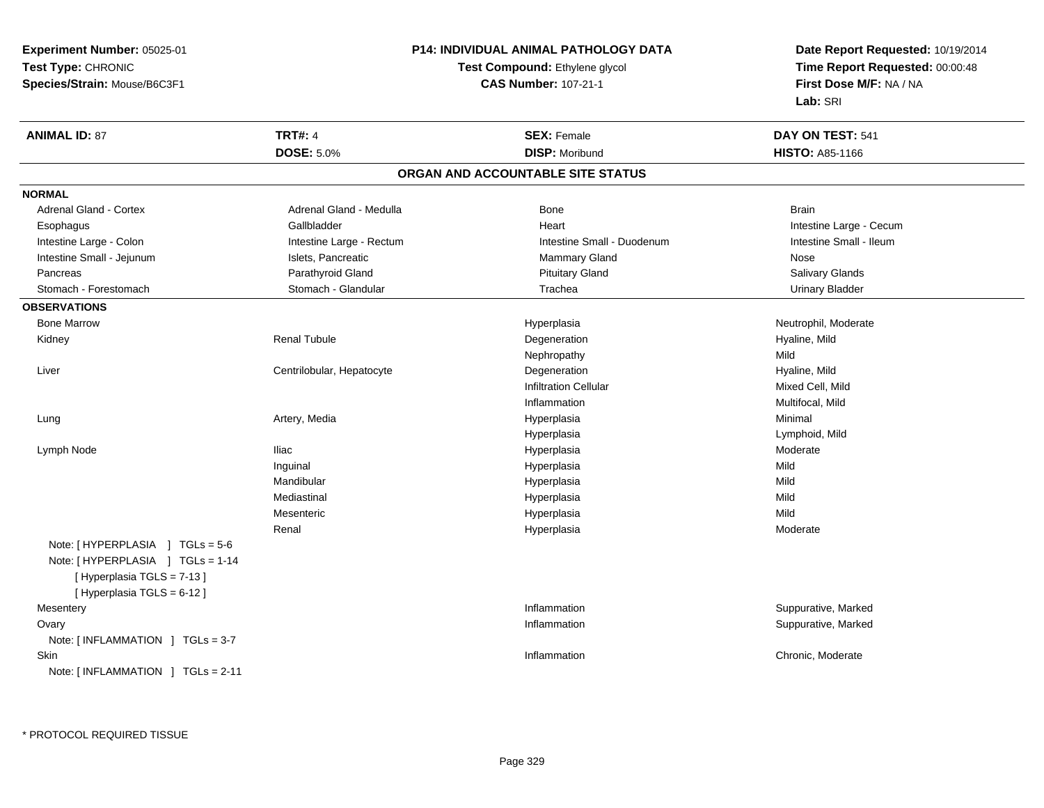**Experiment Number:** 05025-01
**Test Type:** CHRONIC
**Species/Strain:** Mouse/B6C3F1

**P14: INDIVIDUAL ANIMAL PATHOLOGY DATA**
**Test Compound:** Ethylene glycol
**CAS Number:** 107-21-1

**Date Report Requested:** 10/19/2014
**Time Report Requested:** 00:00:48
**First Dose M/F:** NA / NA
**Lab:** SRI

| **ANIMAL ID:** 87 | **TRT#:** 4 | **SEX:** Female | **DAY ON TEST:** 541 |
|---|---|---|---|
| | **DOSE:** 5.0% | **DISP:** Moribund | **HISTO:** A85-1166 |

## ORGAN AND ACCOUNTABLE SITE STATUS

**NORMAL**

| | | | |
|---|---|---|---|
| Adrenal Gland - Cortex | Adrenal Gland - Medulla | Bone | Brain |
| Esophagus | Gallbladder | Heart | Intestine Large - Cecum |
| Intestine Large - Colon | Intestine Large - Rectum | Intestine Small - Duodenum | Intestine Small - Ileum |
| Intestine Small - Jejunum | Islets, Pancreatic | Mammary Gland | Nose |
| Pancreas | Parathyroid Gland | Pituitary Gland | Salivary Glands |
| Stomach - Forestomach | Stomach - Glandular | Trachea | Urinary Bladder |

**OBSERVATIONS**

| | | | |
|---|---|---|---|
| Bone Marrow | | Hyperplasia | Neutrophil, Moderate |
| Kidney | Renal Tubule | Degeneration | Hyaline, Mild |
| | | Nephropathy | Mild |
| Liver | Centrilobular, Hepatocyte | Degeneration | Hyaline, Mild |
| | | Infiltration Cellular | Mixed Cell, Mild |
| | | Inflammation | Multifocal, Mild |
| Lung | Artery, Media | Hyperplasia | Minimal |
| | | Hyperplasia | Lymphoid, Mild |
| Lymph Node | Iliac | Hyperplasia | Moderate |
| | Inguinal | Hyperplasia | Mild |
| | Mandibular | Hyperplasia | Mild |
| | Mediastinal | Hyperplasia | Mild |
| | Mesenteric | Hyperplasia | Mild |
| | Renal | Hyperplasia | Moderate |
| Note: [ HYPERPLASIA ] TGLs = 5-6 | | | |
| Note: [ HYPERPLASIA ] TGLs = 1-14 | | | |
| [ Hyperplasia TGLS = 7-13 ] | | | |
| [ Hyperplasia TGLS = 6-12 ] | | | |
| Mesentery | | Inflammation | Suppurative, Marked |
| Ovary | | Inflammation | Suppurative, Marked |
| Note: [ INFLAMMATION ] TGLs = 3-7 | | | |
| Skin | | Inflammation | Chronic, Moderate |
| Note: [ INFLAMMATION ] TGLs = 2-11 | | | |

* PROTOCOL REQUIRED TISSUE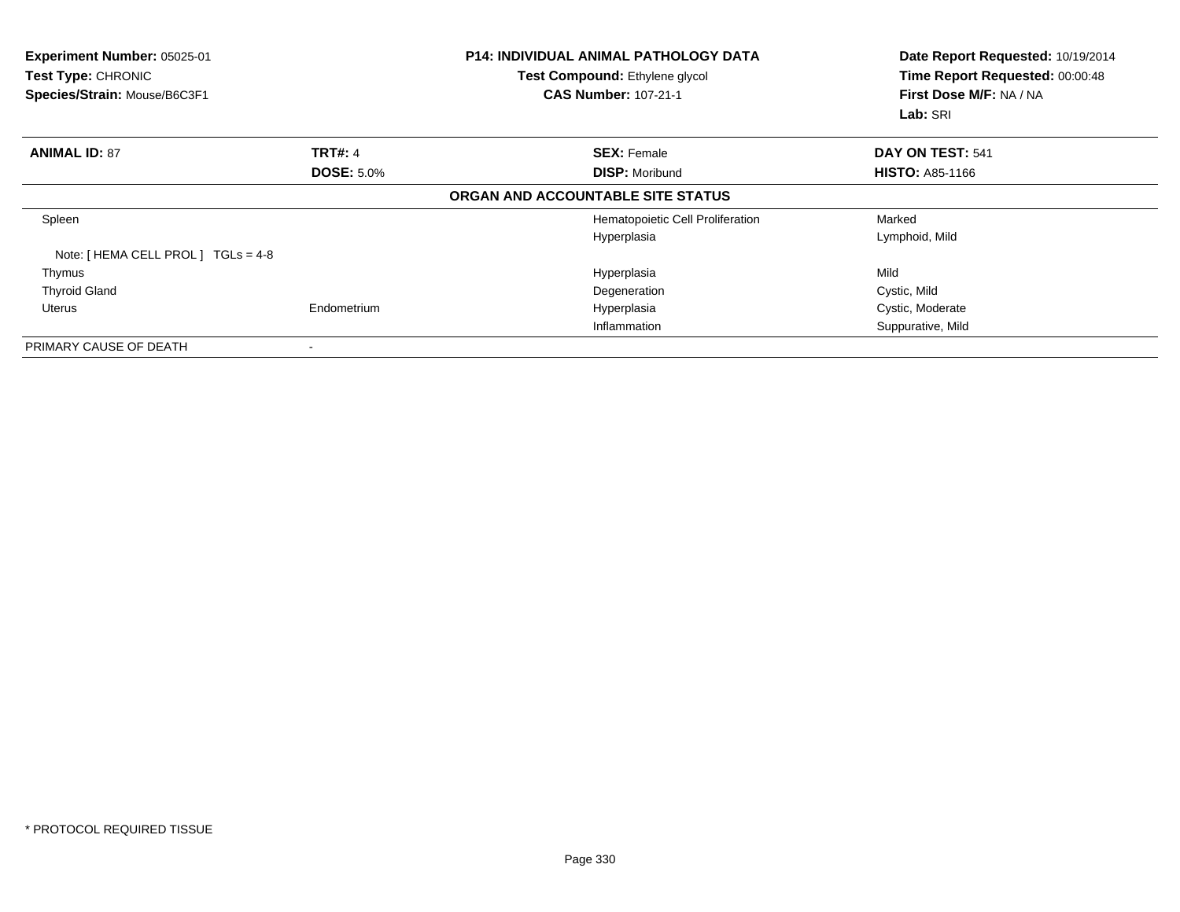**Experiment Number:** 05025-01
**Test Type:** CHRONIC
**Species/Strain:** Mouse/B6C3F1

**P14: INDIVIDUAL ANIMAL PATHOLOGY DATA**
**Test Compound:** Ethylene glycol
**CAS Number:** 107-21-1

**Date Report Requested:** 10/19/2014
**Time Report Requested:** 00:00:48
**First Dose M/F:** NA / NA
**Lab:** SRI

| **ANIMAL ID:** 87 | **TRT#:** 4 | **SEX:** Female | **DAY ON TEST:** 541 |
|---|---|---|---|
| | **DOSE:** 5.0% | **DISP:** Moribund | **HISTO:** A85-1166 |

**ORGAN AND ACCOUNTABLE SITE STATUS**

| | | | |
|---|---|---|---|
| Spleen | | Hematopoietic Cell Proliferation | Marked |
| | | Hyperplasia | Lymphoid, Mild |
| Note: [ HEMA CELL PROL ] TGLs = 4-8 | | | |
| Thymus | | Hyperplasia | Mild |
| Thyroid Gland | | Degeneration | Cystic, Mild |
| Uterus | Endometrium | Hyperplasia | Cystic, Moderate |
| | | Inflammation | Suppurative, Mild |
| PRIMARY CAUSE OF DEATH | - | | |

* PROTOCOL REQUIRED TISSUE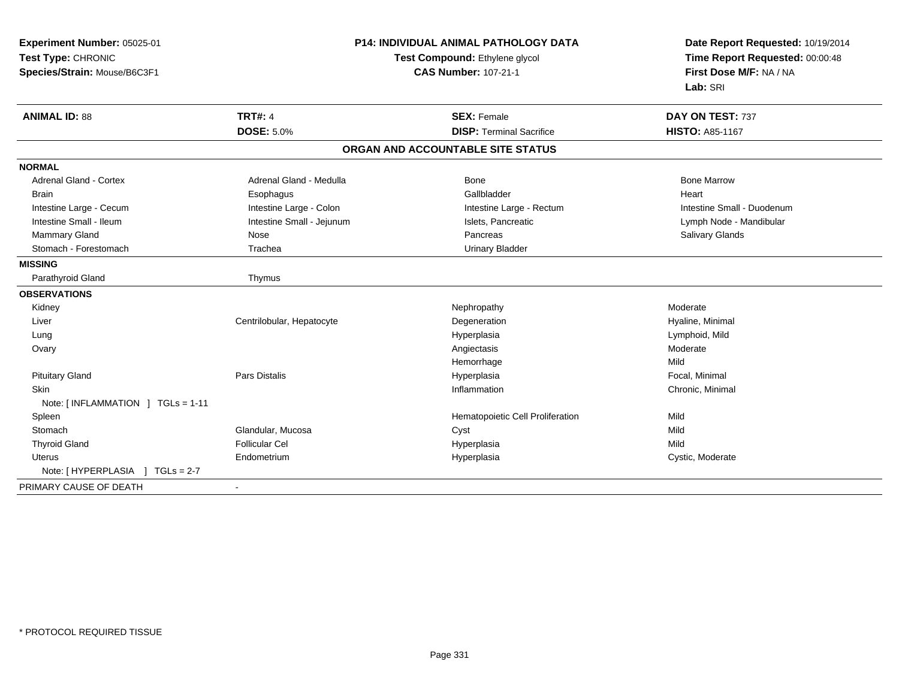**Experiment Number:** 05025-01
**Test Type:** CHRONIC
**Species/Strain:** Mouse/B6C3F1

**P14: INDIVIDUAL ANIMAL PATHOLOGY DATA**
**Test Compound:** Ethylene glycol
**CAS Number:** 107-21-1

**Date Report Requested:** 10/19/2014
**Time Report Requested:** 00:00:48
**First Dose M/F:** NA / NA
**Lab:** SRI

| **ANIMAL ID:** 88 | **TRT#:** 4 | **SEX:** Female | **DAY ON TEST:** 737 |
|---|---|---|---|
| | **DOSE:** 5.0% | **DISP:** Terminal Sacrifice | **HISTO:** A85-1167 |

## ORGAN AND ACCOUNTABLE SITE STATUS

| | | | |
|---|---|---|---|
| **NORMAL** | | | |
| Adrenal Gland - Cortex | Adrenal Gland - Medulla | Bone | Bone Marrow |
| Brain | Esophagus | Gallbladder | Heart |
| Intestine Large - Cecum | Intestine Large - Colon | Intestine Large - Rectum | Intestine Small - Duodenum |
| Intestine Small - Ileum | Intestine Small - Jejunum | Islets, Pancreatic | Lymph Node - Mandibular |
| Mammary Gland | Nose | Pancreas | Salivary Glands |
| Stomach - Forestomach | Trachea | Urinary Bladder | |
| **MISSING** | | | |
| Parathyroid Gland | Thymus | | |
| **OBSERVATIONS** | | | |
| Kidney | | Nephropathy | Moderate |
| Liver | Centrilobular, Hepatocyte | Degeneration | Hyaline, Minimal |
| Lung | | Hyperplasia | Lymphoid, Mild |
| Ovary | | Angiectasis | Moderate |
| | | Hemorrhage | Mild |
| Pituitary Gland | Pars Distalis | Hyperplasia | Focal, Minimal |
| Skin | | Inflammation | Chronic, Minimal |
| Note: [ INFLAMMATION ] TGLs = 1-11 | | | |
| Spleen | | Hematopoietic Cell Proliferation | Mild |
| Stomach | Glandular, Mucosa | Cyst | Mild |
| Thyroid Gland | Follicular Cel | Hyperplasia | Mild |
| Uterus | Endometrium | Hyperplasia | Cystic, Moderate |
| Note: [ HYPERPLASIA ] TGLs = 2-7 | | | |
| PRIMARY CAUSE OF DEATH | - | | |

\* PROTOCOL REQUIRED TISSUE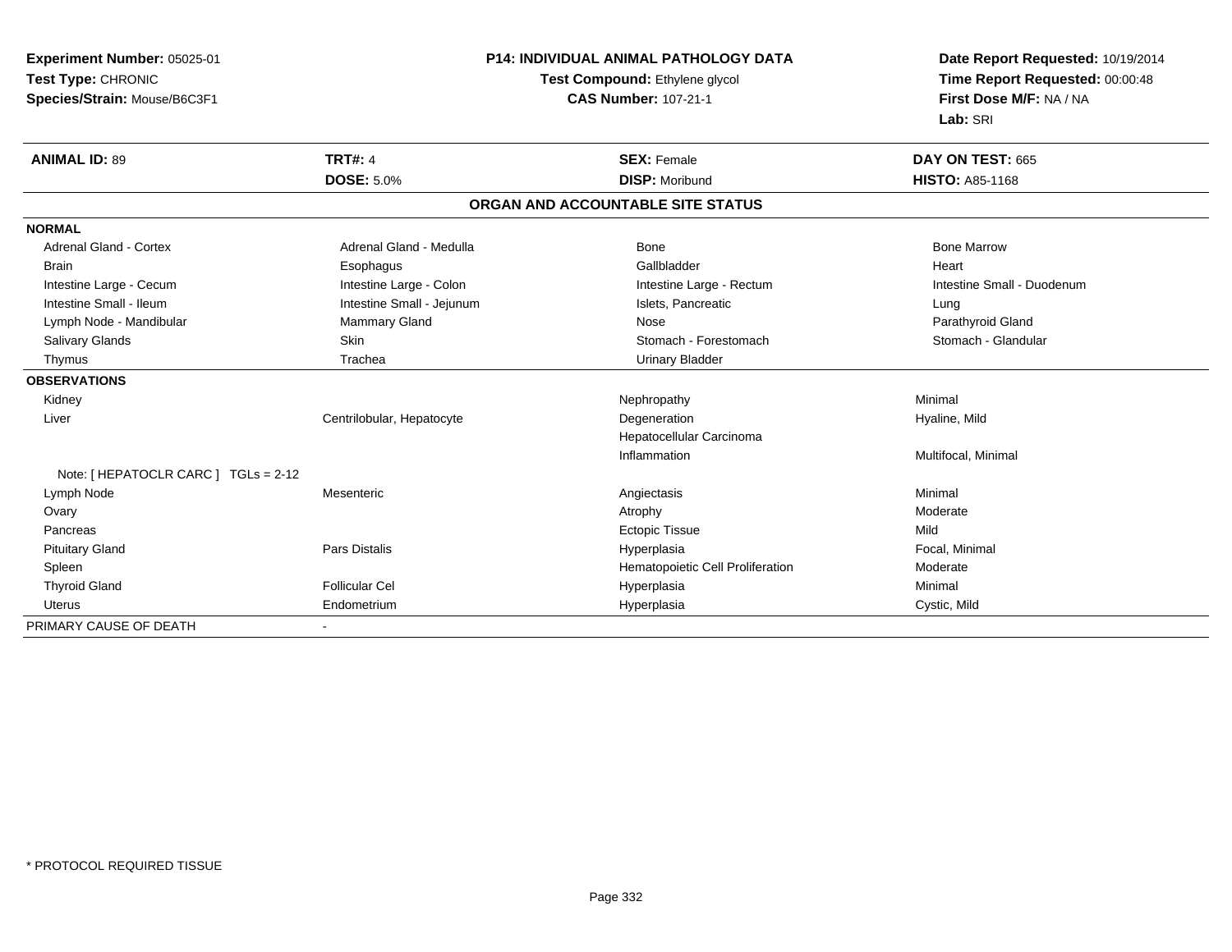**Experiment Number:** 05025-01
**Test Type:** CHRONIC
**Species/Strain:** Mouse/B6C3F1

**P14: INDIVIDUAL ANIMAL PATHOLOGY DATA**
**Test Compound:** Ethylene glycol
**CAS Number:** 107-21-1

**Date Report Requested:** 10/19/2014
**Time Report Requested:** 00:00:48
**First Dose M/F:** NA / NA
**Lab:** SRI

| **ANIMAL ID:** 89 | **TRT#:** 4 | **SEX:** Female | **DAY ON TEST:** 665 |
|---|---|---|---|
| | **DOSE:** 5.0% | **DISP:** Moribund | **HISTO:** A85-1168 |

## ORGAN AND ACCOUNTABLE SITE STATUS

| | | | |
|---|---|---|---|
| **NORMAL** | | | |
| Adrenal Gland - Cortex | Adrenal Gland - Medulla | Bone | Bone Marrow |
| Brain | Esophagus | Gallbladder | Heart |
| Intestine Large - Cecum | Intestine Large - Colon | Intestine Large - Rectum | Intestine Small - Duodenum |
| Intestine Small - Ileum | Intestine Small - Jejunum | Islets, Pancreatic | Lung |
| Lymph Node - Mandibular | Mammary Gland | Nose | Parathyroid Gland |
| Salivary Glands | Skin | Stomach - Forestomach | Stomach - Glandular |
| Thymus | Trachea | Urinary Bladder | |
| **OBSERVATIONS** | | | |
| Kidney | | Nephropathy | Minimal |
| Liver | Centrilobular, Hepatocyte | Degeneration | Hyaline, Mild |
| | | Hepatocellular Carcinoma | |
| | | Inflammation | Multifocal, Minimal |
| Note: [ HEPATOCLR CARC ] TGLs = 2-12 | | | |
| Lymph Node | Mesenteric | Angiectasis | Minimal |
| Ovary | | Atrophy | Moderate |
| Pancreas | | Ectopic Tissue | Mild |
| Pituitary Gland | Pars Distalis | Hyperplasia | Focal, Minimal |
| Spleen | | Hematopoietic Cell Proliferation | Moderate |
| Thyroid Gland | Follicular Cel | Hyperplasia | Minimal |
| Uterus | Endometrium | Hyperplasia | Cystic, Mild |
| PRIMARY CAUSE OF DEATH | - | | |

* PROTOCOL REQUIRED TISSUE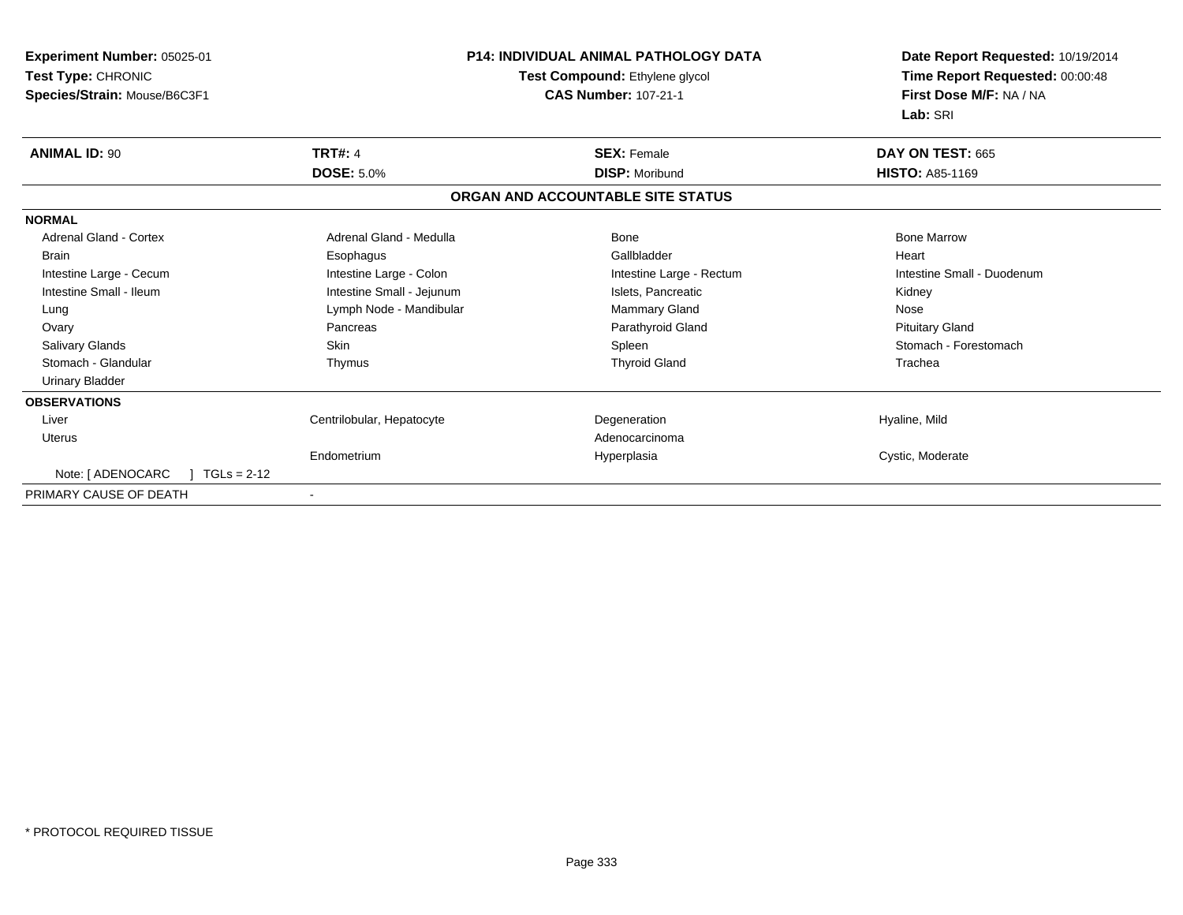**Experiment Number:** 05025-01
**Test Type:** CHRONIC
**Species/Strain:** Mouse/B6C3F1

**P14: INDIVIDUAL ANIMAL PATHOLOGY DATA**
**Test Compound:** Ethylene glycol
**CAS Number:** 107-21-1

**Date Report Requested:** 10/19/2014
**Time Report Requested:** 00:00:48
**First Dose M/F:** NA / NA
**Lab:** SRI

| **ANIMAL ID:** 90 | **TRT#:** 4 | **SEX:** Female | **DAY ON TEST:** 665 |
|---|---|---|---|
| | **DOSE:** 5.0% | **DISP:** Moribund | **HISTO:** A85-1169 |

## ORGAN AND ACCOUNTABLE SITE STATUS

**NORMAL**

| | | | |
|---|---|---|---|
| Adrenal Gland - Cortex | Adrenal Gland - Medulla | Bone | Bone Marrow |
| Brain | Esophagus | Gallbladder | Heart |
| Intestine Large - Cecum | Intestine Large - Colon | Intestine Large - Rectum | Intestine Small - Duodenum |
| Intestine Small - Ileum | Intestine Small - Jejunum | Islets, Pancreatic | Kidney |
| Lung | Lymph Node - Mandibular | Mammary Gland | Nose |
| Ovary | Pancreas | Parathyroid Gland | Pituitary Gland |
| Salivary Glands | Skin | Spleen | Stomach - Forestomach |
| Stomach - Glandular | Thymus | Thyroid Gland | Trachea |
| Urinary Bladder | | | |

**OBSERVATIONS**

| | | | |
|---|---|---|---|
| Liver | Centrilobular, Hepatocyte | Degeneration | Hyaline, Mild |
| Uterus | | Adenocarcinoma | |
| | Endometrium | Hyperplasia | Cystic, Moderate |
| Note: [ ADENOCARC ] TGLs = 2-12 | | | |

PRIMARY CAUSE OF DEATH -

* PROTOCOL REQUIRED TISSUE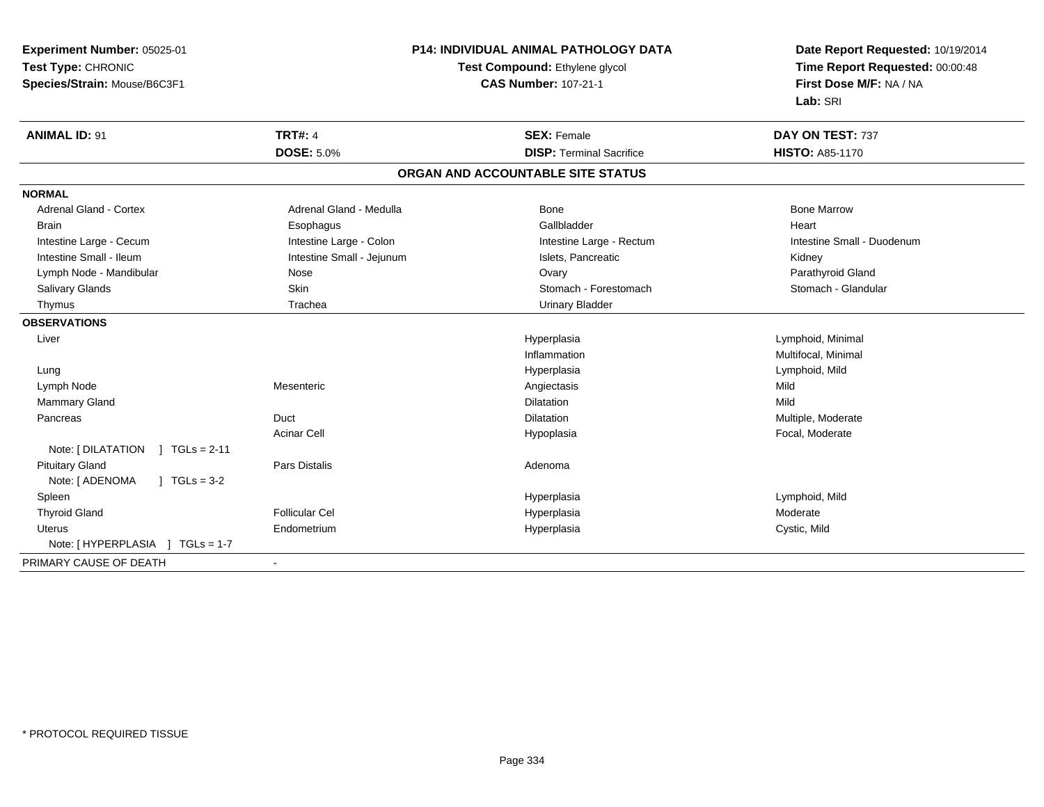**Experiment Number:** 05025-01
**Test Type:** CHRONIC
**Species/Strain:** Mouse/B6C3F1

**P14: INDIVIDUAL ANIMAL PATHOLOGY DATA**
**Test Compound:** Ethylene glycol
**CAS Number:** 107-21-1

**Date Report Requested:** 10/19/2014
**Time Report Requested:** 00:00:48
**First Dose M/F:** NA / NA
**Lab:** SRI

| **ANIMAL ID:** 91 | **TRT#:** 4 | **SEX:** Female | **DAY ON TEST:** 737 |
|---|---|---|---|
| | **DOSE:** 5.0% | **DISP:** Terminal Sacrifice | **HISTO:** A85-1170 |

## ORGAN AND ACCOUNTABLE SITE STATUS

**NORMAL**

| | | | |
|---|---|---|---|
| Adrenal Gland - Cortex | Adrenal Gland - Medulla | Bone | Bone Marrow |
| Brain | Esophagus | Gallbladder | Heart |
| Intestine Large - Cecum | Intestine Large - Colon | Intestine Large - Rectum | Intestine Small - Duodenum |
| Intestine Small - Ileum | Intestine Small - Jejunum | Islets, Pancreatic | Kidney |
| Lymph Node - Mandibular | Nose | Ovary | Parathyroid Gland |
| Salivary Glands | Skin | Stomach - Forestomach | Stomach - Glandular |
| Thymus | Trachea | Urinary Bladder | |

**OBSERVATIONS**

| | | | |
|---|---|---|---|
| Liver | | Hyperplasia | Lymphoid, Minimal |
| | | Inflammation | Multifocal, Minimal |
| Lung | | Hyperplasia | Lymphoid, Mild |
| Lymph Node | Mesenteric | Angiectasis | Mild |
| Mammary Gland | | Dilatation | Mild |
| Pancreas | Duct | Dilatation | Multiple, Moderate |
| | Acinar Cell | Hypoplasia | Focal, Moderate |
| Note: [ DILATATION ] TGLs = 2-11 | | | |
| Pituitary Gland | Pars Distalis | Adenoma | |
| Note: [ ADENOMA ] TGLs = 3-2 | | | |
| Spleen | | Hyperplasia | Lymphoid, Mild |
| Thyroid Gland | Follicular Cel | Hyperplasia | Moderate |
| Uterus | Endometrium | Hyperplasia | Cystic, Mild |
| Note: [ HYPERPLASIA ] TGLs = 1-7 | | | |

PRIMARY CAUSE OF DEATH -

* PROTOCOL REQUIRED TISSUE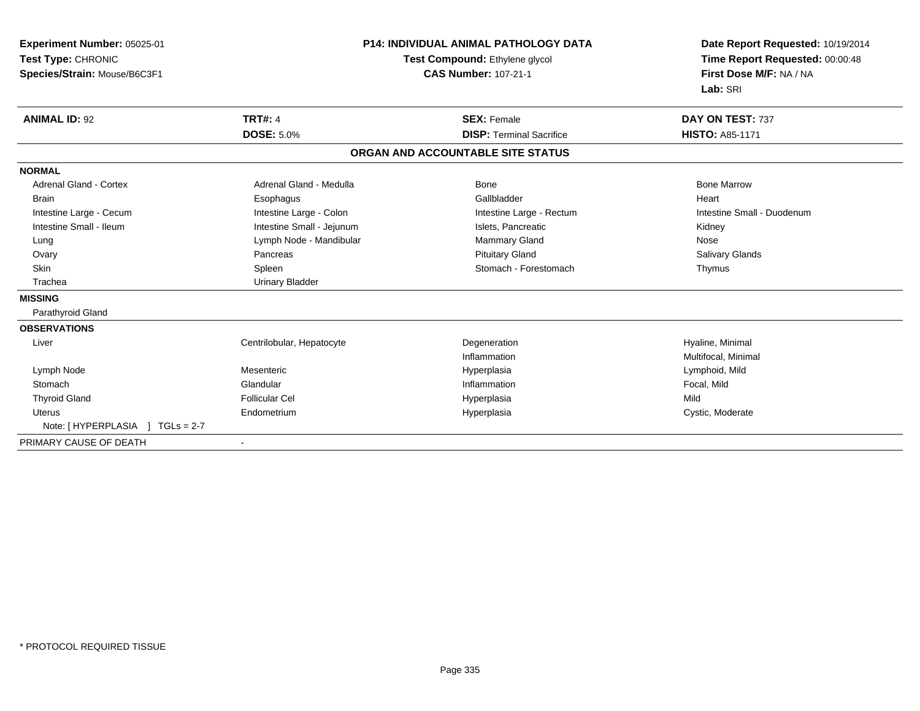**Experiment Number:** 05025-01
**Test Type:** CHRONIC
**Species/Strain:** Mouse/B6C3F1

**P14: INDIVIDUAL ANIMAL PATHOLOGY DATA**
**Test Compound:** Ethylene glycol
**CAS Number:** 107-21-1

**Date Report Requested:** 10/19/2014
**Time Report Requested:** 00:00:48
**First Dose M/F:** NA / NA
**Lab:** SRI

| **ANIMAL ID:** 92 | **TRT#:** 4 | **SEX:** Female | **DAY ON TEST:** 737 |
|---|---|---|---|
| | **DOSE:** 5.0% | **DISP:** Terminal Sacrifice | **HISTO:** A85-1171 |

## ORGAN AND ACCOUNTABLE SITE STATUS

**NORMAL**

| | | | |
|---|---|---|---|
| Adrenal Gland - Cortex | Adrenal Gland - Medulla | Bone | Bone Marrow |
| Brain | Esophagus | Gallbladder | Heart |
| Intestine Large - Cecum | Intestine Large - Colon | Intestine Large - Rectum | Intestine Small - Duodenum |
| Intestine Small - Ileum | Intestine Small - Jejunum | Islets, Pancreatic | Kidney |
| Lung | Lymph Node - Mandibular | Mammary Gland | Nose |
| Ovary | Pancreas | Pituitary Gland | Salivary Glands |
| Skin | Spleen | Stomach - Forestomach | Thymus |
| Trachea | Urinary Bladder | | |

**MISSING**

Parathyroid Gland

**OBSERVATIONS**

| | | | |
|---|---|---|---|
| Liver | Centrilobular, Hepatocyte | Degeneration | Hyaline, Minimal |
| | | Inflammation | Multifocal, Minimal |
| Lymph Node | Mesenteric | Hyperplasia | Lymphoid, Mild |
| Stomach | Glandular | Inflammation | Focal, Mild |
| Thyroid Gland | Follicular Cel | Hyperplasia | Mild |
| Uterus | Endometrium | Hyperplasia | Cystic, Moderate |

Note: [ HYPERPLASIA ] TGLs = 2-7

PRIMARY CAUSE OF DEATH -

* PROTOCOL REQUIRED TISSUE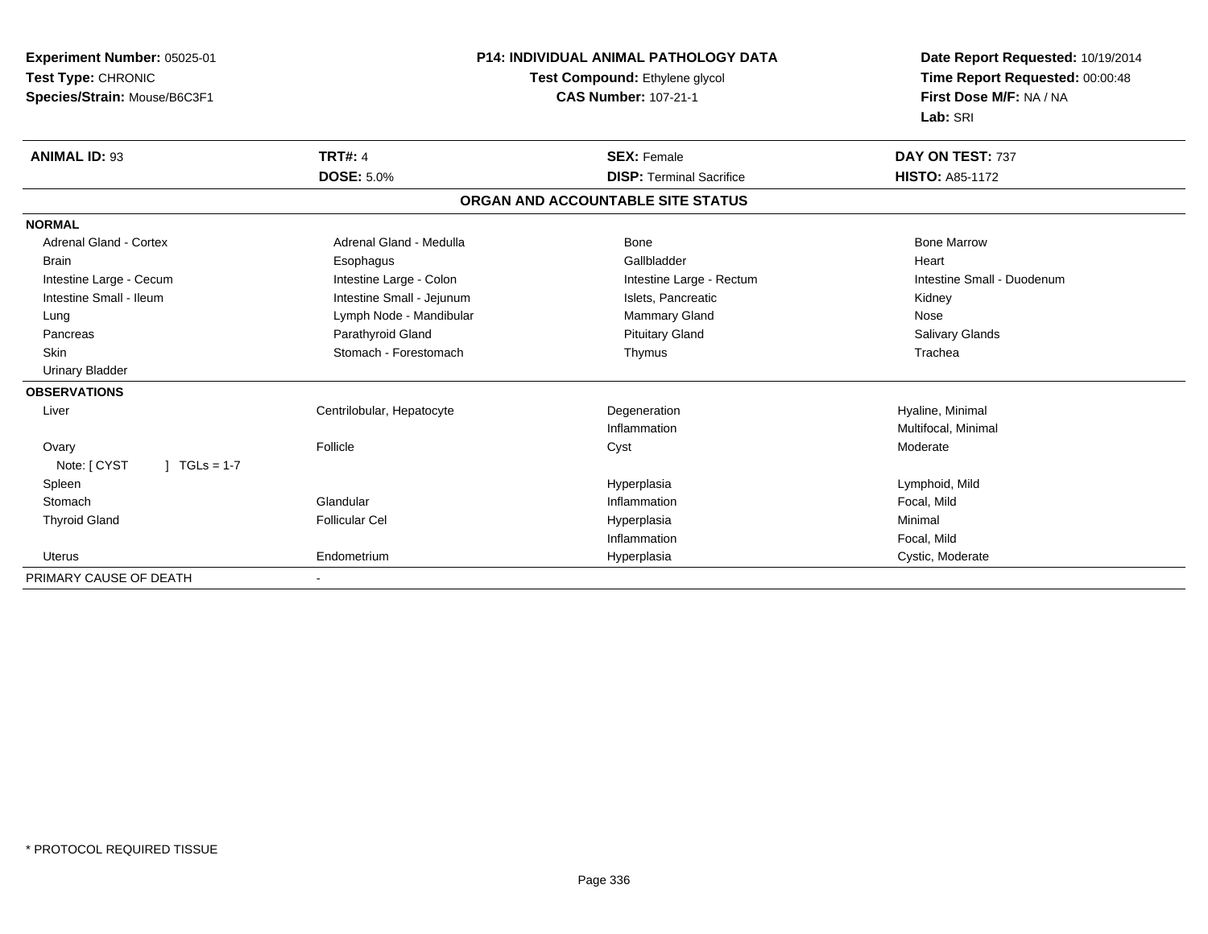**Experiment Number:** 05025-01
**Test Type:** CHRONIC
**Species/Strain:** Mouse/B6C3F1

**P14: INDIVIDUAL ANIMAL PATHOLOGY DATA**
**Test Compound:** Ethylene glycol
**CAS Number:** 107-21-1

**Date Report Requested:** 10/19/2014
**Time Report Requested:** 00:00:48
**First Dose M/F:** NA / NA
**Lab:** SRI

| **ANIMAL ID:** 93 | **TRT#:** 4 | **SEX:** Female | **DAY ON TEST:** 737 |
|---|---|---|---|
| | **DOSE:** 5.0% | **DISP:** Terminal Sacrifice | **HISTO:** A85-1172 |

## ORGAN AND ACCOUNTABLE SITE STATUS

| | | | |
|---|---|---|---|
| **NORMAL** | | | |
| Adrenal Gland - Cortex | Adrenal Gland - Medulla | Bone | Bone Marrow |
| Brain | Esophagus | Gallbladder | Heart |
| Intestine Large - Cecum | Intestine Large - Colon | Intestine Large - Rectum | Intestine Small - Duodenum |
| Intestine Small - Ileum | Intestine Small - Jejunum | Islets, Pancreatic | Kidney |
| Lung | Lymph Node - Mandibular | Mammary Gland | Nose |
| Pancreas | Parathyroid Gland | Pituitary Gland | Salivary Glands |
| Skin | Stomach - Forestomach | Thymus | Trachea |
| Urinary Bladder | | | |
| **OBSERVATIONS** | | | |
| Liver | Centrilobular, Hepatocyte | Degeneration | Hyaline, Minimal |
| | | Inflammation | Multifocal, Minimal |
| Ovary | Follicle | Cyst | Moderate |
| Note: [ CYST ] TGLs = 1-7 | | | |
| Spleen | | Hyperplasia | Lymphoid, Mild |
| Stomach | Glandular | Inflammation | Focal, Mild |
| Thyroid Gland | Follicular Cel | Hyperplasia | Minimal |
| | | Inflammation | Focal, Mild |
| Uterus | Endometrium | Hyperplasia | Cystic, Moderate |
| PRIMARY CAUSE OF DEATH | - | | |

* PROTOCOL REQUIRED TISSUE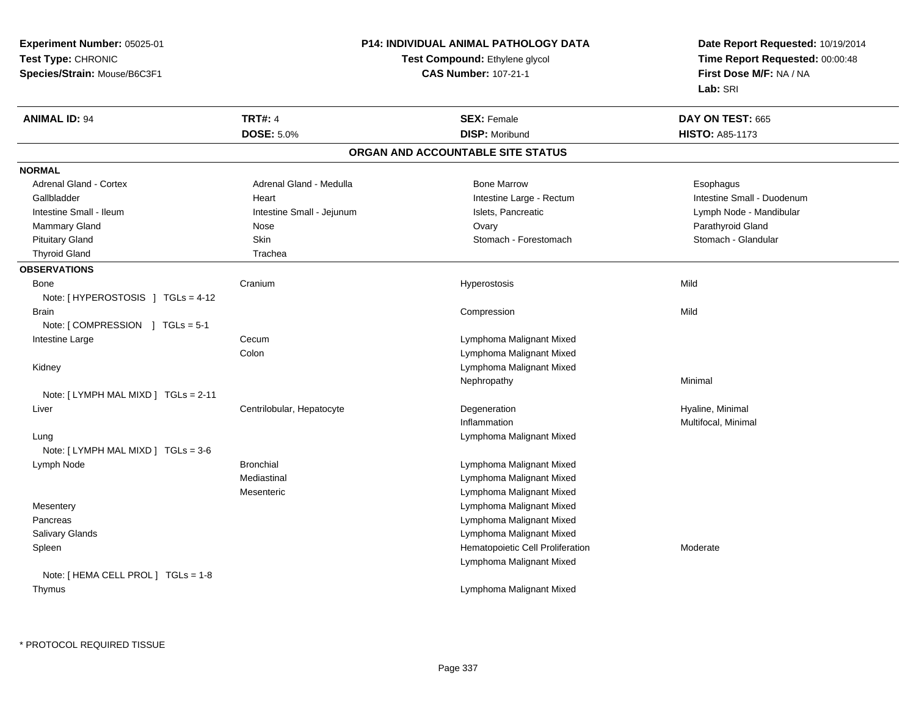**Experiment Number:** 05025-01
**Test Type:** CHRONIC
**Species/Strain:** Mouse/B6C3F1

**P14: INDIVIDUAL ANIMAL PATHOLOGY DATA**
**Test Compound:** Ethylene glycol
**CAS Number:** 107-21-1

**Date Report Requested:** 10/19/2014
**Time Report Requested:** 00:00:48
**First Dose M/F:** NA / NA
**Lab:** SRI

| **ANIMAL ID:** 94 | **TRT#:** 4 | **SEX:** Female | **DAY ON TEST:** 665 |
|---|---|---|---|
| | **DOSE:** 5.0% | **DISP:** Moribund | **HISTO:** A85-1173 |

## ORGAN AND ACCOUNTABLE SITE STATUS

**NORMAL**

| | | | |
|---|---|---|---|
| Adrenal Gland - Cortex | Adrenal Gland - Medulla | Bone Marrow | Esophagus |
| Gallbladder | Heart | Intestine Large - Rectum | Intestine Small - Duodenum |
| Intestine Small - Ileum | Intestine Small - Jejunum | Islets, Pancreatic | Lymph Node - Mandibular |
| Mammary Gland | Nose | Ovary | Parathyroid Gland |
| Pituitary Gland | Skin | Stomach - Forestomach | Stomach - Glandular |
| Thyroid Gland | Trachea | | |

**OBSERVATIONS**

| Organ | Site | Observation | Severity |
|---|---|---|---|
| Bone | Cranium | Hyperostosis | Mild |
| Note: [ HYPEROSTOSIS ] TGLs = 4-12 | | | |
| Brain | | Compression | Mild |
| Note: [ COMPRESSION ] TGLs = 5-1 | | | |
| Intestine Large | Cecum | Lymphoma Malignant Mixed | |
| | Colon | Lymphoma Malignant Mixed | |
| Kidney | | Lymphoma Malignant Mixed | |
| | | Nephropathy | Minimal |
| Note: [ LYMPH MAL MIXD ] TGLs = 2-11 | | | |
| Liver | Centrilobular, Hepatocyte | Degeneration | Hyaline, Minimal |
| | | Inflammation | Multifocal, Minimal |
| Lung | | Lymphoma Malignant Mixed | |
| Note: [ LYMPH MAL MIXD ] TGLs = 3-6 | | | |
| Lymph Node | Bronchial | Lymphoma Malignant Mixed | |
| | Mediastinal | Lymphoma Malignant Mixed | |
| | Mesenteric | Lymphoma Malignant Mixed | |
| Mesentery | | Lymphoma Malignant Mixed | |
| Pancreas | | Lymphoma Malignant Mixed | |
| Salivary Glands | | Lymphoma Malignant Mixed | |
| Spleen | | Hematopoietic Cell Proliferation | Moderate |
| | | Lymphoma Malignant Mixed | |
| Note: [ HEMA CELL PROL ] TGLs = 1-8 | | | |
| Thymus | | Lymphoma Malignant Mixed | |

* PROTOCOL REQUIRED TISSUE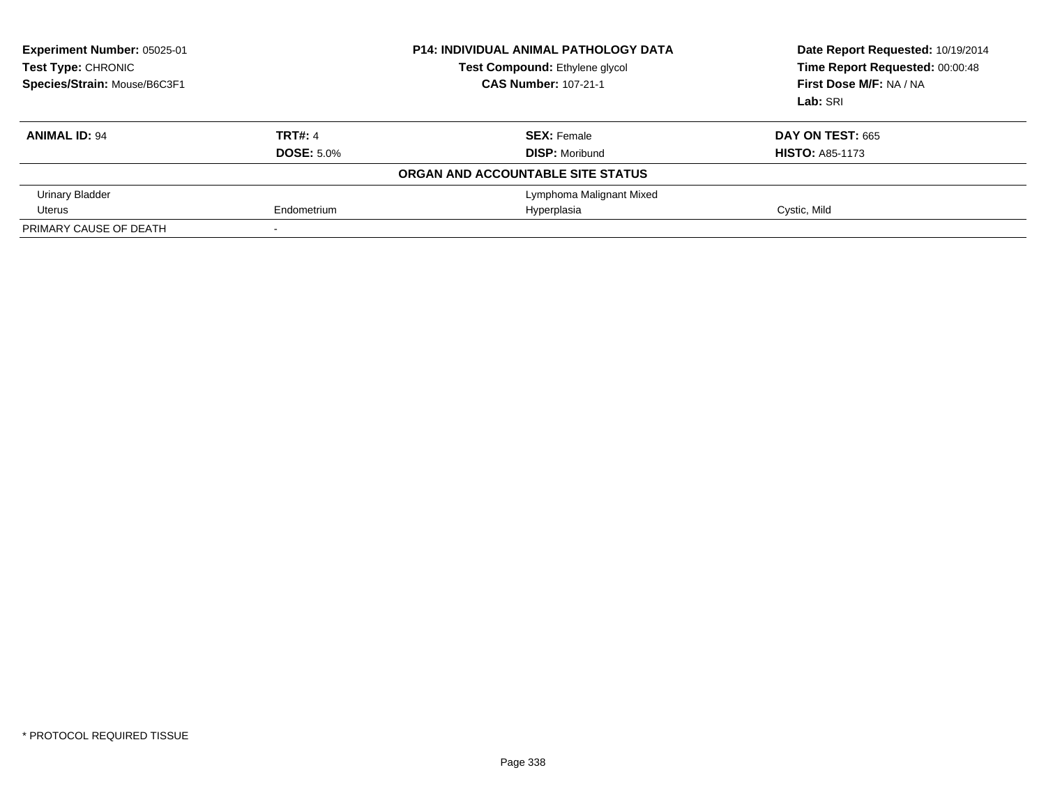**Experiment Number:** 05025-01
**Test Type:** CHRONIC
**Species/Strain:** Mouse/B6C3F1

**P14: INDIVIDUAL ANIMAL PATHOLOGY DATA**
**Test Compound:** Ethylene glycol
**CAS Number:** 107-21-1

**Date Report Requested:** 10/19/2014
**Time Report Requested:** 00:00:48
**First Dose M/F:** NA / NA
**Lab:** SRI

| **ANIMAL ID:** 94 | **TRT#:** 4 | **SEX:** Female | **DAY ON TEST:** 665 |
|---|---|---|---|
| | **DOSE:** 5.0% | **DISP:** Moribund | **HISTO:** A85-1173 |
| **ORGAN AND ACCOUNTABLE SITE STATUS** | | | |
| Urinary Bladder | | Lymphoma Malignant Mixed | |
| Uterus | Endometrium | Hyperplasia | Cystic, Mild |
| PRIMARY CAUSE OF DEATH | - | | |

* PROTOCOL REQUIRED TISSUE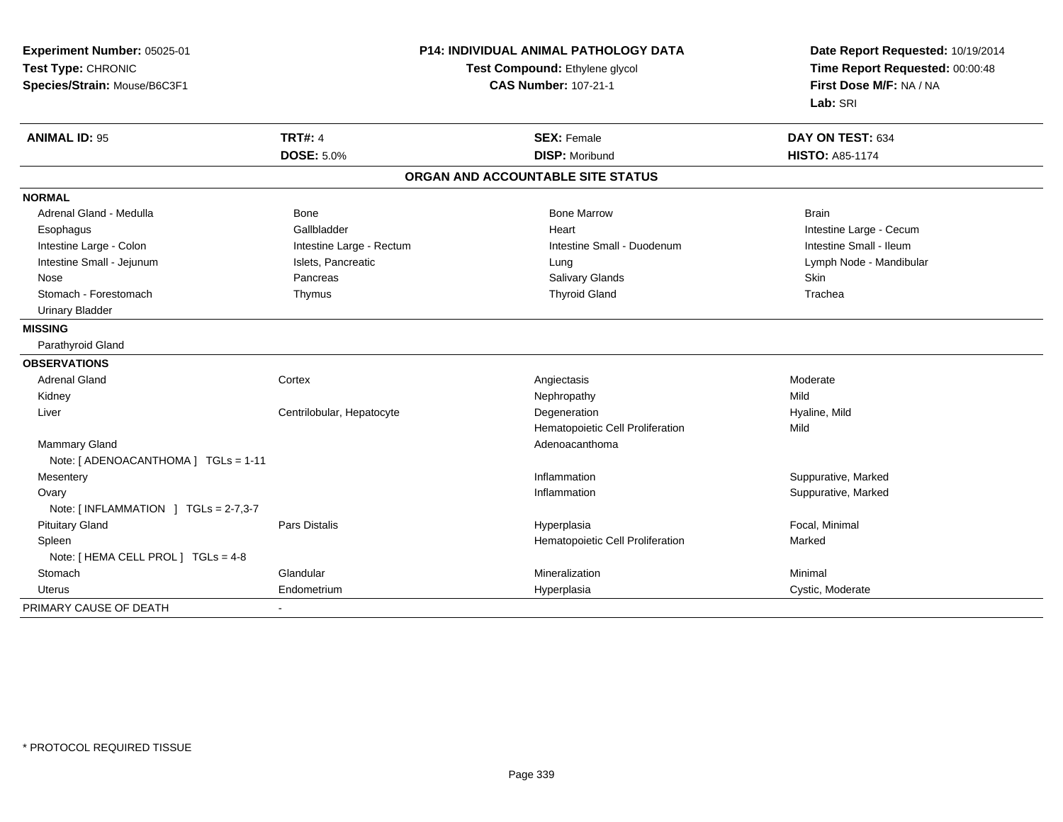**Experiment Number:** 05025-01
**Test Type:** CHRONIC
**Species/Strain:** Mouse/B6C3F1

**P14: INDIVIDUAL ANIMAL PATHOLOGY DATA**
**Test Compound:** Ethylene glycol
**CAS Number:** 107-21-1

**Date Report Requested:** 10/19/2014
**Time Report Requested:** 00:00:48
**First Dose M/F:** NA / NA
**Lab:** SRI

| **ANIMAL ID:** 95 | **TRT#:** 4 | **SEX:** Female | **DAY ON TEST:** 634 |
|---|---|---|---|
| | **DOSE:** 5.0% | **DISP:** Moribund | **HISTO:** A85-1174 |

**ORGAN AND ACCOUNTABLE SITE STATUS**

| | | | |
|---|---|---|---|
| **NORMAL** | | | |
| Adrenal Gland - Medulla | Bone | Bone Marrow | Brain |
| Esophagus | Gallbladder | Heart | Intestine Large - Cecum |
| Intestine Large - Colon | Intestine Large - Rectum | Intestine Small - Duodenum | Intestine Small - Ileum |
| Intestine Small - Jejunum | Islets, Pancreatic | Lung | Lymph Node - Mandibular |
| Nose | Pancreas | Salivary Glands | Skin |
| Stomach - Forestomach | Thymus | Thyroid Gland | Trachea |
| Urinary Bladder | | | |
| **MISSING** | | | |
| Parathyroid Gland | | | |
| **OBSERVATIONS** | | | |
| Adrenal Gland | Cortex | Angiectasis | Moderate |
| Kidney | | Nephropathy | Mild |
| Liver | Centrilobular, Hepatocyte | Degeneration | Hyaline, Mild |
| | | Hematopoietic Cell Proliferation | Mild |
| Mammary Gland | | Adenoacanthoma | |
| Note: [ ADENOACANTHOMA ] TGLs = 1-11 | | | |
| Mesentery | | Inflammation | Suppurative, Marked |
| Ovary | | Inflammation | Suppurative, Marked |
| Note: [ INFLAMMATION ] TGLs = 2-7,3-7 | | | |
| Pituitary Gland | Pars Distalis | Hyperplasia | Focal, Minimal |
| Spleen | | Hematopoietic Cell Proliferation | Marked |
| Note: [ HEMA CELL PROL ] TGLs = 4-8 | | | |
| Stomach | Glandular | Mineralization | Minimal |
| Uterus | Endometrium | Hyperplasia | Cystic, Moderate |
| PRIMARY CAUSE OF DEATH | - | | |

* PROTOCOL REQUIRED TISSUE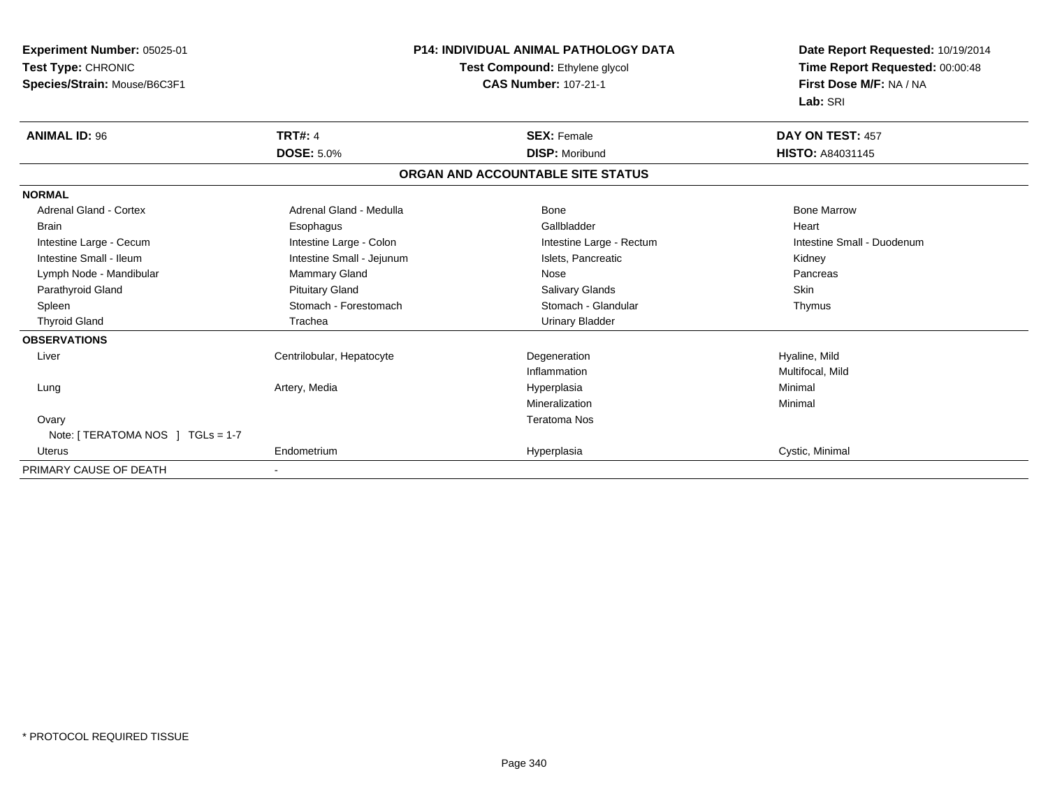**Experiment Number:** 05025-01
**Test Type:** CHRONIC
**Species/Strain:** Mouse/B6C3F1

**P14: INDIVIDUAL ANIMAL PATHOLOGY DATA**
**Test Compound:** Ethylene glycol
**CAS Number:** 107-21-1

**Date Report Requested:** 10/19/2014
**Time Report Requested:** 00:00:48
**First Dose M/F:** NA / NA
**Lab:** SRI

| **ANIMAL ID:** 96 | **TRT#:** 4 | **SEX:** Female | **DAY ON TEST:** 457 |
|---|---|---|---|
| | **DOSE:** 5.0% | **DISP:** Moribund | **HISTO:** A84031145 |

## ORGAN AND ACCOUNTABLE SITE STATUS

| | | | |
|---|---|---|---|
| **NORMAL** | | | |
| Adrenal Gland - Cortex | Adrenal Gland - Medulla | Bone | Bone Marrow |
| Brain | Esophagus | Gallbladder | Heart |
| Intestine Large - Cecum | Intestine Large - Colon | Intestine Large - Rectum | Intestine Small - Duodenum |
| Intestine Small - Ileum | Intestine Small - Jejunum | Islets, Pancreatic | Kidney |
| Lymph Node - Mandibular | Mammary Gland | Nose | Pancreas |
| Parathyroid Gland | Pituitary Gland | Salivary Glands | Skin |
| Spleen | Stomach - Forestomach | Stomach - Glandular | Thymus |
| Thyroid Gland | Trachea | Urinary Bladder | |
| **OBSERVATIONS** | | | |
| Liver | Centrilobular, Hepatocyte | Degeneration | Hyaline, Mild |
| | | Inflammation | Multifocal, Mild |
| Lung | Artery, Media | Hyperplasia | Minimal |
| | | Mineralization | Minimal |
| Ovary | | Teratoma Nos | |
| Note: [ TERATOMA NOS ] TGLs = 1-7 | | | |
| Uterus | Endometrium | Hyperplasia | Cystic, Minimal |
| PRIMARY CAUSE OF DEATH | - | | |

* PROTOCOL REQUIRED TISSUE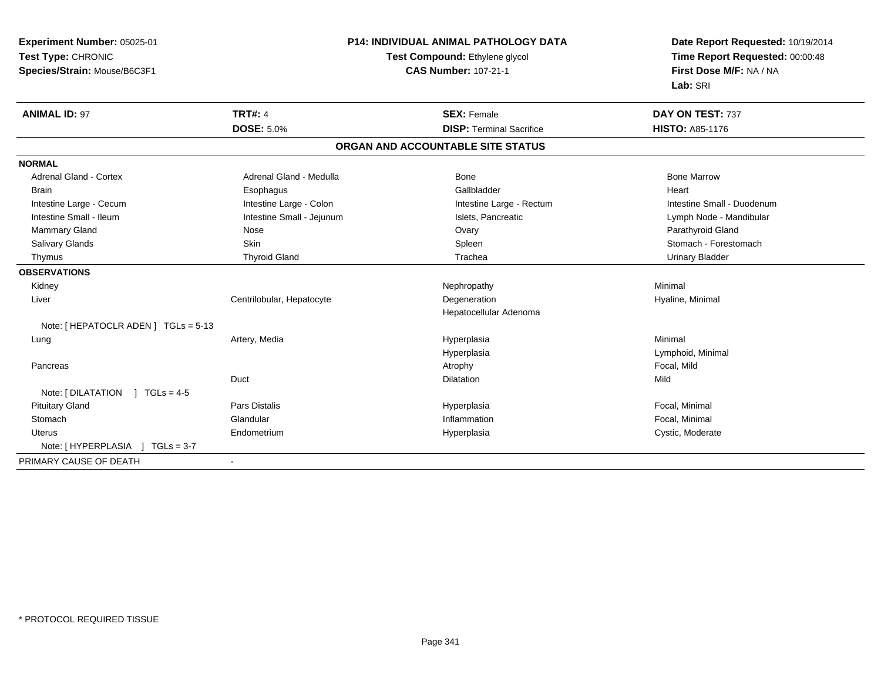**Experiment Number:** 05025-01
**Test Type:** CHRONIC
**Species/Strain:** Mouse/B6C3F1

**P14: INDIVIDUAL ANIMAL PATHOLOGY DATA**
**Test Compound:** Ethylene glycol
**CAS Number:** 107-21-1

**Date Report Requested:** 10/19/2014
**Time Report Requested:** 00:00:48
**First Dose M/F:** NA / NA
**Lab:** SRI

| **ANIMAL ID:** 97 | **TRT#:** 4 | **SEX:** Female | **DAY ON TEST:** 737 |
|---|---|---|---|
| | **DOSE:** 5.0% | **DISP:** Terminal Sacrifice | **HISTO:** A85-1176 |

### ORGAN AND ACCOUNTABLE SITE STATUS

| | | | |
|---|---|---|---|
| **NORMAL** | | | |
| Adrenal Gland - Cortex | Adrenal Gland - Medulla | Bone | Bone Marrow |
| Brain | Esophagus | Gallbladder | Heart |
| Intestine Large - Cecum | Intestine Large - Colon | Intestine Large - Rectum | Intestine Small - Duodenum |
| Intestine Small - Ileum | Intestine Small - Jejunum | Islets, Pancreatic | Lymph Node - Mandibular |
| Mammary Gland | Nose | Ovary | Parathyroid Gland |
| Salivary Glands | Skin | Spleen | Stomach - Forestomach |
| Thymus | Thyroid Gland | Trachea | Urinary Bladder |
| **OBSERVATIONS** | | | |
| Kidney | | Nephropathy | Minimal |
| Liver | Centrilobular, Hepatocyte | Degeneration | Hyaline, Minimal |
| | | Hepatocellular Adenoma | |
| Note: [ HEPATOCLR ADEN ] TGLs = 5-13 | | | |
| Lung | Artery, Media | Hyperplasia | Minimal |
| | | Hyperplasia | Lymphoid, Minimal |
| Pancreas | | Atrophy | Focal, Mild |
| | Duct | Dilatation | Mild |
| Note: [ DILATATION ] TGLs = 4-5 | | | |
| Pituitary Gland | Pars Distalis | Hyperplasia | Focal, Minimal |
| Stomach | Glandular | Inflammation | Focal, Minimal |
| Uterus | Endometrium | Hyperplasia | Cystic, Moderate |
| Note: [ HYPERPLASIA ] TGLs = 3-7 | | | |
| PRIMARY CAUSE OF DEATH | - | | |

* PROTOCOL REQUIRED TISSUE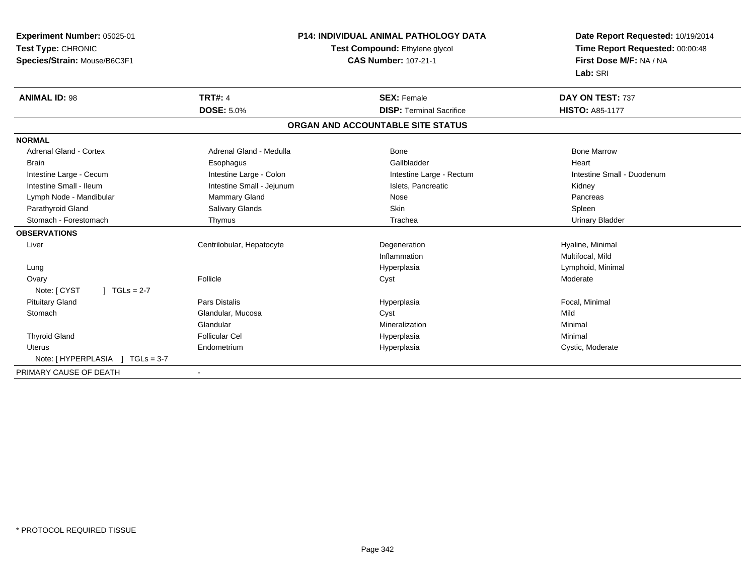**Experiment Number:** 05025-01
**Test Type:** CHRONIC
**Species/Strain:** Mouse/B6C3F1

**P14: INDIVIDUAL ANIMAL PATHOLOGY DATA**
**Test Compound:** Ethylene glycol
**CAS Number:** 107-21-1

**Date Report Requested:** 10/19/2014
**Time Report Requested:** 00:00:48
**First Dose M/F:** NA / NA
**Lab:** SRI

| **ANIMAL ID:** 98 | **TRT#:** 4 | **SEX:** Female | **DAY ON TEST:** 737 |
|---|---|---|---|
| | **DOSE:** 5.0% | **DISP:** Terminal Sacrifice | **HISTO:** A85-1177 |

## ORGAN AND ACCOUNTABLE SITE STATUS

| | | | |
|---|---|---|---|
| **NORMAL** | | | |
| Adrenal Gland - Cortex | Adrenal Gland - Medulla | Bone | Bone Marrow |
| Brain | Esophagus | Gallbladder | Heart |
| Intestine Large - Cecum | Intestine Large - Colon | Intestine Large - Rectum | Intestine Small - Duodenum |
| Intestine Small - Ileum | Intestine Small - Jejunum | Islets, Pancreatic | Kidney |
| Lymph Node - Mandibular | Mammary Gland | Nose | Pancreas |
| Parathyroid Gland | Salivary Glands | Skin | Spleen |
| Stomach - Forestomach | Thymus | Trachea | Urinary Bladder |
| **OBSERVATIONS** | | | |
| Liver | Centrilobular, Hepatocyte | Degeneration | Hyaline, Minimal |
| | | Inflammation | Multifocal, Mild |
| Lung | | Hyperplasia | Lymphoid, Minimal |
| Ovary | Follicle | Cyst | Moderate |
| Note: [ CYST ] TGLs = 2-7 | | | |
| Pituitary Gland | Pars Distalis | Hyperplasia | Focal, Minimal |
| Stomach | Glandular, Mucosa | Cyst | Mild |
| | Glandular | Mineralization | Minimal |
| Thyroid Gland | Follicular Cel | Hyperplasia | Minimal |
| Uterus | Endometrium | Hyperplasia | Cystic, Moderate |
| Note: [ HYPERPLASIA ] TGLs = 3-7 | | | |
| PRIMARY CAUSE OF DEATH | - | | |

* PROTOCOL REQUIRED TISSUE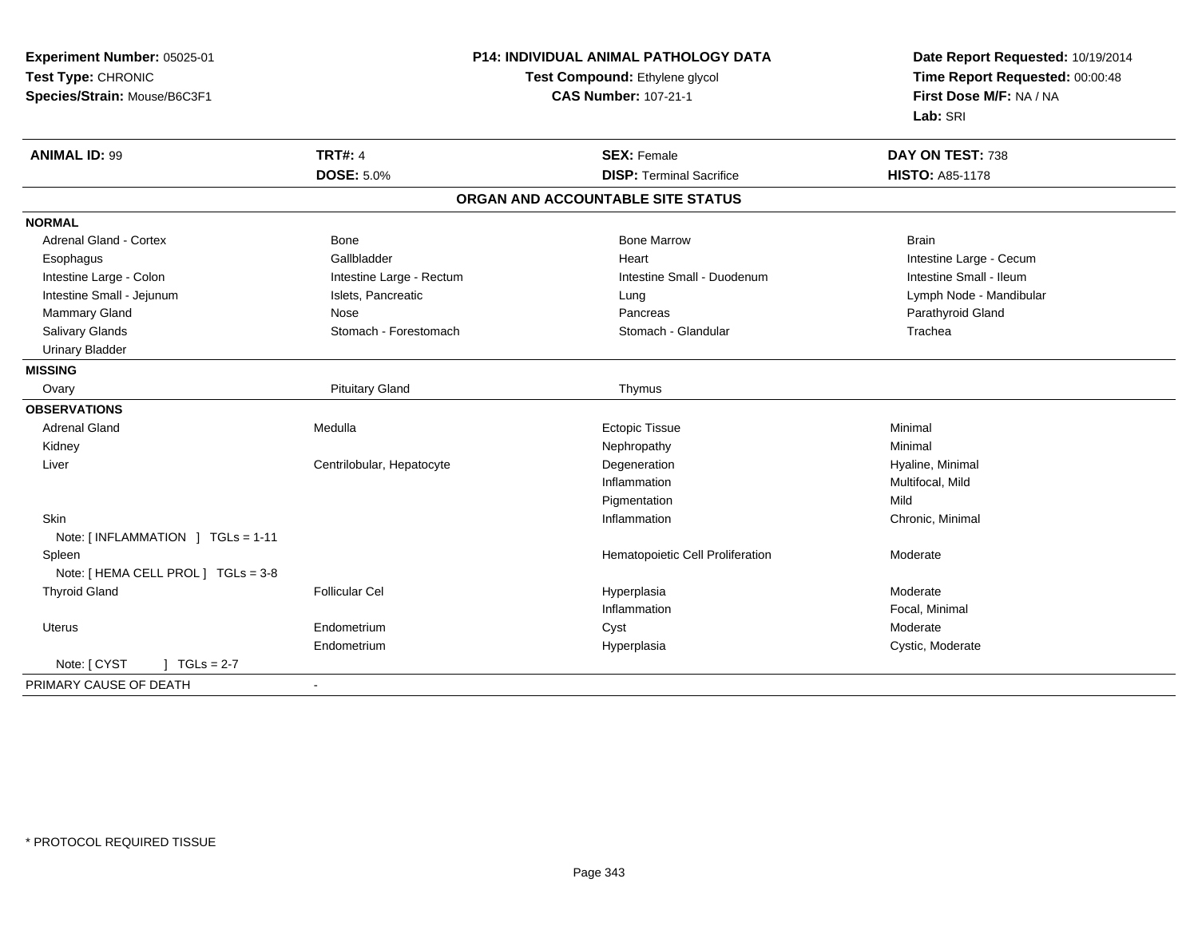**Experiment Number:** 05025-01
**Test Type:** CHRONIC
**Species/Strain:** Mouse/B6C3F1

**P14: INDIVIDUAL ANIMAL PATHOLOGY DATA**
**Test Compound:** Ethylene glycol
**CAS Number:** 107-21-1

**Date Report Requested:** 10/19/2014
**Time Report Requested:** 00:00:48
**First Dose M/F:** NA / NA
**Lab:** SRI

| **ANIMAL ID:** 99 | **TRT#:** 4 | **SEX:** Female | **DAY ON TEST:** 738 |
|---|---|---|---|
| | **DOSE:** 5.0% | **DISP:** Terminal Sacrifice | **HISTO:** A85-1178 |

**ORGAN AND ACCOUNTABLE SITE STATUS**

| | | | |
|---|---|---|---|
| **NORMAL** | | | |
| Adrenal Gland - Cortex | Bone | Bone Marrow | Brain |
| Esophagus | Gallbladder | Heart | Intestine Large - Cecum |
| Intestine Large - Colon | Intestine Large - Rectum | Intestine Small - Duodenum | Intestine Small - Ileum |
| Intestine Small - Jejunum | Islets, Pancreatic | Lung | Lymph Node - Mandibular |
| Mammary Gland | Nose | Pancreas | Parathyroid Gland |
| Salivary Glands | Stomach - Forestomach | Stomach - Glandular | Trachea |
| Urinary Bladder | | | |
| **MISSING** | | | |
| Ovary | Pituitary Gland | Thymus | |
| **OBSERVATIONS** | | | |
| Adrenal Gland | Medulla | Ectopic Tissue | Minimal |
| Kidney | | Nephropathy | Minimal |
| Liver | Centrilobular, Hepatocyte | Degeneration | Hyaline, Minimal |
| | | Inflammation | Multifocal, Mild |
| | | Pigmentation | Mild |
| Skin | | Inflammation | Chronic, Minimal |
| Note: [ INFLAMMATION ] TGLs = 1-11 | | | |
| Spleen | | Hematopoietic Cell Proliferation | Moderate |
| Note: [ HEMA CELL PROL ] TGLs = 3-8 | | | |
| Thyroid Gland | Follicular Cel | Hyperplasia | Moderate |
| | | Inflammation | Focal, Minimal |
| Uterus | Endometrium | Cyst | Moderate |
| | Endometrium | Hyperplasia | Cystic, Moderate |
| Note: [ CYST ] TGLs = 2-7 | | | |
| PRIMARY CAUSE OF DEATH | - | | |

* PROTOCOL REQUIRED TISSUE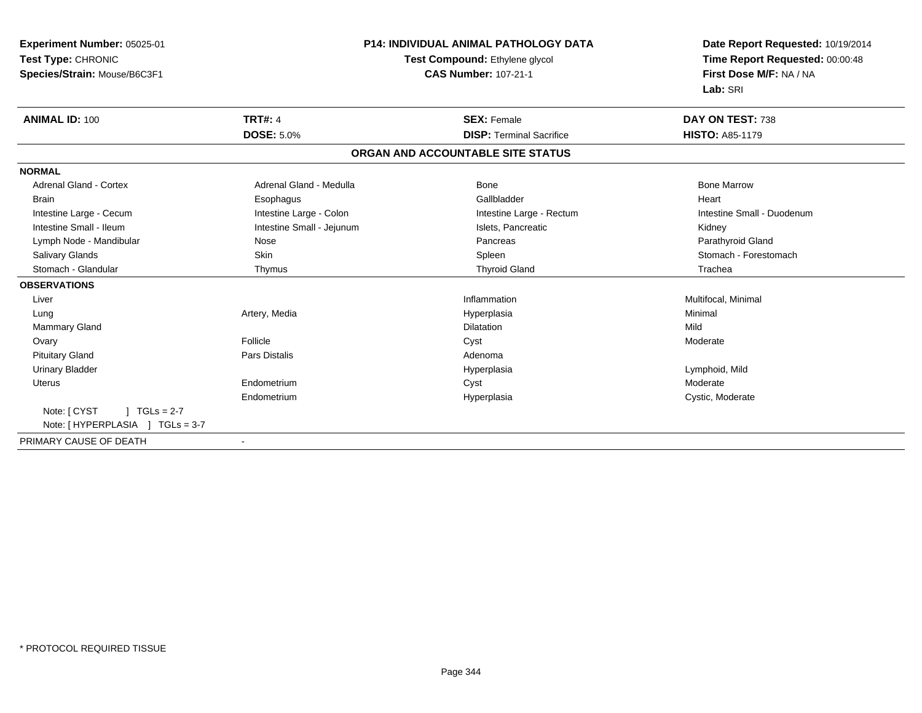**Experiment Number:** 05025-01
**Test Type:** CHRONIC
**Species/Strain:** Mouse/B6C3F1

**P14: INDIVIDUAL ANIMAL PATHOLOGY DATA**
**Test Compound:** Ethylene glycol
**CAS Number:** 107-21-1

**Date Report Requested:** 10/19/2014
**Time Report Requested:** 00:00:48
**First Dose M/F:** NA / NA
**Lab:** SRI

| **ANIMAL ID:** 100 | **TRT#:** 4 | **SEX:** Female | **DAY ON TEST:** 738 |
|---|---|---|---|
| | **DOSE:** 5.0% | **DISP:** Terminal Sacrifice | **HISTO:** A85-1179 |

## ORGAN AND ACCOUNTABLE SITE STATUS

| | | | |
|---|---|---|---|
| **NORMAL** | | | |
| Adrenal Gland - Cortex | Adrenal Gland - Medulla | Bone | Bone Marrow |
| Brain | Esophagus | Gallbladder | Heart |
| Intestine Large - Cecum | Intestine Large - Colon | Intestine Large - Rectum | Intestine Small - Duodenum |
| Intestine Small - Ileum | Intestine Small - Jejunum | Islets, Pancreatic | Kidney |
| Lymph Node - Mandibular | Nose | Pancreas | Parathyroid Gland |
| Salivary Glands | Skin | Spleen | Stomach - Forestomach |
| Stomach - Glandular | Thymus | Thyroid Gland | Trachea |
| **OBSERVATIONS** | | | |
| Liver | | Inflammation | Multifocal, Minimal |
| Lung | Artery, Media | Hyperplasia | Minimal |
| Mammary Gland | | Dilatation | Mild |
| Ovary | Follicle | Cyst | Moderate |
| Pituitary Gland | Pars Distalis | Adenoma | |
| Urinary Bladder | | Hyperplasia | Lymphoid, Mild |
| Uterus | Endometrium | Cyst | Moderate |
| | Endometrium | Hyperplasia | Cystic, Moderate |
| Note: [ CYST ] TGLs = 2-7 | | | |
| Note: [ HYPERPLASIA ] TGLs = 3-7 | | | |
| PRIMARY CAUSE OF DEATH | - | | |

* PROTOCOL REQUIRED TISSUE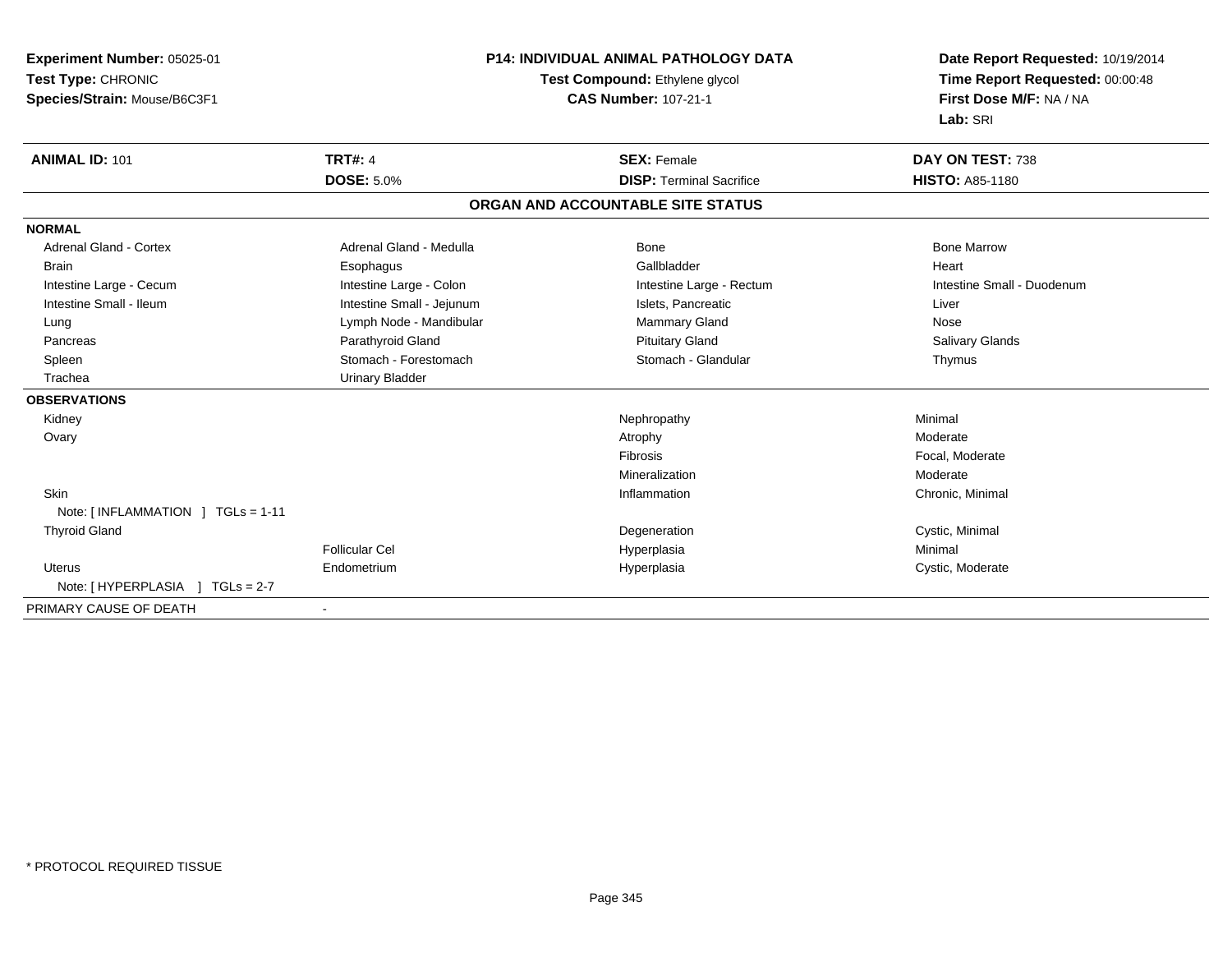**Experiment Number:** 05025-01
**Test Type:** CHRONIC
**Species/Strain:** Mouse/B6C3F1

**P14: INDIVIDUAL ANIMAL PATHOLOGY DATA**
**Test Compound:** Ethylene glycol
**CAS Number:** 107-21-1

**Date Report Requested:** 10/19/2014
**Time Report Requested:** 00:00:48
**First Dose M/F:** NA / NA
**Lab:** SRI

| **ANIMAL ID:** 101 | **TRT#:** 4 | **SEX:** Female | **DAY ON TEST:** 738 |
|---|---|---|---|
| | **DOSE:** 5.0% | **DISP:** Terminal Sacrifice | **HISTO:** A85-1180 |

## ORGAN AND ACCOUNTABLE SITE STATUS

| | | | |
|---|---|---|---|
| **NORMAL** | | | |
| Adrenal Gland - Cortex | Adrenal Gland - Medulla | Bone | Bone Marrow |
| Brain | Esophagus | Gallbladder | Heart |
| Intestine Large - Cecum | Intestine Large - Colon | Intestine Large - Rectum | Intestine Small - Duodenum |
| Intestine Small - Ileum | Intestine Small - Jejunum | Islets, Pancreatic | Liver |
| Lung | Lymph Node - Mandibular | Mammary Gland | Nose |
| Pancreas | Parathyroid Gland | Pituitary Gland | Salivary Glands |
| Spleen | Stomach - Forestomach | Stomach - Glandular | Thymus |
| Trachea | Urinary Bladder | | |
| **OBSERVATIONS** | | | |
| Kidney | | Nephropathy | Minimal |
| Ovary | | Atrophy | Moderate |
| | | Fibrosis | Focal, Moderate |
| | | Mineralization | Moderate |
| Skin | | Inflammation | Chronic, Minimal |
| Note: [ INFLAMMATION ] TGLs = 1-11 | | | |
| Thyroid Gland | | Degeneration | Cystic, Minimal |
| | Follicular Cel | Hyperplasia | Minimal |
| Uterus | Endometrium | Hyperplasia | Cystic, Moderate |
| Note: [ HYPERPLASIA ] TGLs = 2-7 | | | |
| PRIMARY CAUSE OF DEATH | - | | |

* PROTOCOL REQUIRED TISSUE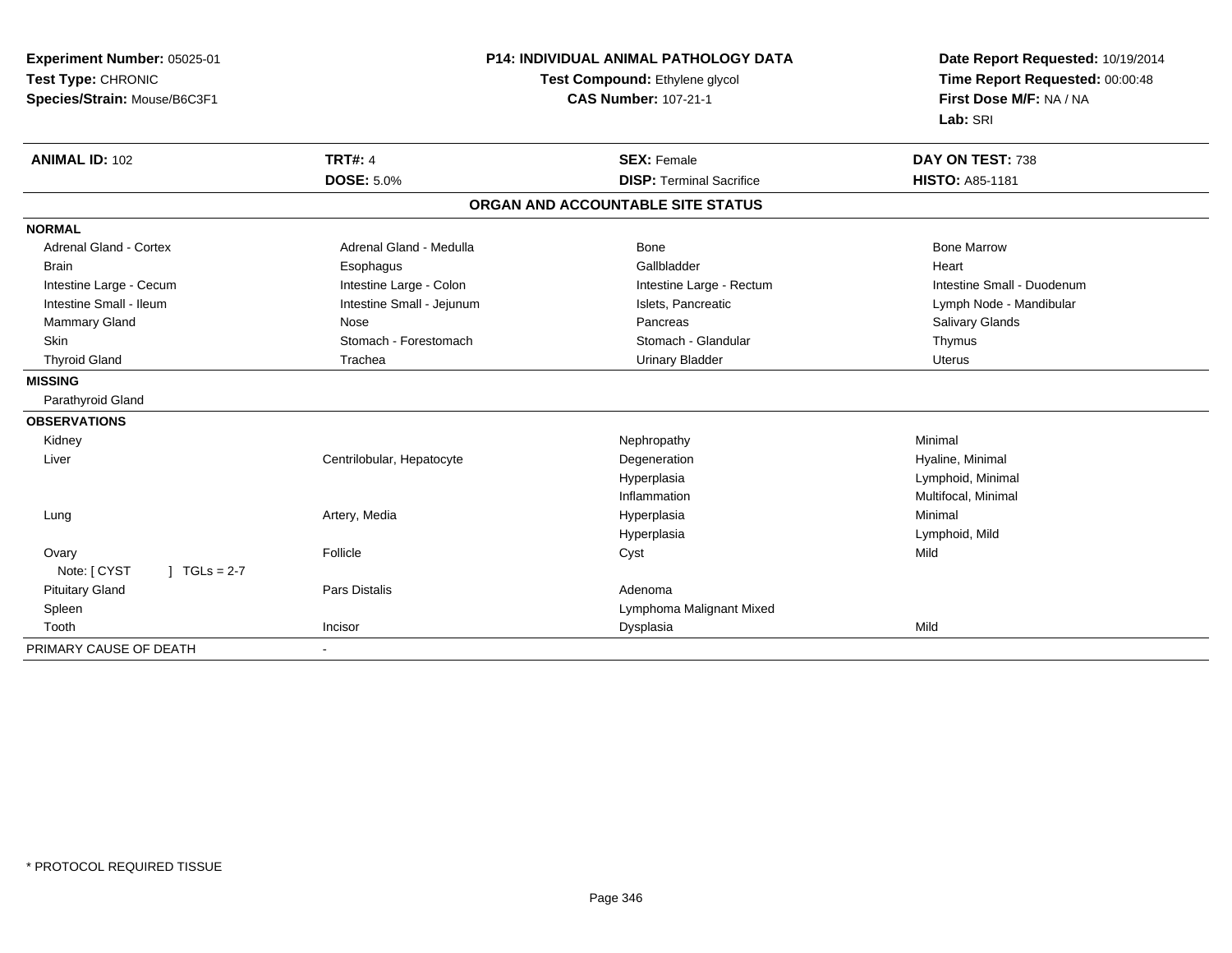**Experiment Number:** 05025-01
**Test Type:** CHRONIC
**Species/Strain:** Mouse/B6C3F1

**P14: INDIVIDUAL ANIMAL PATHOLOGY DATA**
**Test Compound:** Ethylene glycol
**CAS Number:** 107-21-1

**Date Report Requested:** 10/19/2014
**Time Report Requested:** 00:00:48
**First Dose M/F:** NA / NA
**Lab:** SRI

| **ANIMAL ID:** 102 | **TRT#:** 4 | **SEX:** Female | **DAY ON TEST:** 738 |
|---|---|---|---|
| | **DOSE:** 5.0% | **DISP:** Terminal Sacrifice | **HISTO:** A85-1181 |

## ORGAN AND ACCOUNTABLE SITE STATUS

| | | | |
|---|---|---|---|
| **NORMAL** | | | |
| Adrenal Gland - Cortex | Adrenal Gland - Medulla | Bone | Bone Marrow |
| Brain | Esophagus | Gallbladder | Heart |
| Intestine Large - Cecum | Intestine Large - Colon | Intestine Large - Rectum | Intestine Small - Duodenum |
| Intestine Small - Ileum | Intestine Small - Jejunum | Islets, Pancreatic | Lymph Node - Mandibular |
| Mammary Gland | Nose | Pancreas | Salivary Glands |
| Skin | Stomach - Forestomach | Stomach - Glandular | Thymus |
| Thyroid Gland | Trachea | Urinary Bladder | Uterus |
| **MISSING** | | | |
| Parathyroid Gland | | | |
| **OBSERVATIONS** | | | |
| Kidney | | Nephropathy | Minimal |
| Liver | Centrilobular, Hepatocyte | Degeneration | Hyaline, Minimal |
| | | Hyperplasia | Lymphoid, Minimal |
| | | Inflammation | Multifocal, Minimal |
| Lung | Artery, Media | Hyperplasia | Minimal |
| | | Hyperplasia | Lymphoid, Mild |
| Ovary | Follicle | Cyst | Mild |
| Note: [ CYST ] TGLs = 2-7 | | | |
| Pituitary Gland | Pars Distalis | Adenoma | |
| Spleen | | Lymphoma Malignant Mixed | |
| Tooth | Incisor | Dysplasia | Mild |
| PRIMARY CAUSE OF DEATH | - | | |

* PROTOCOL REQUIRED TISSUE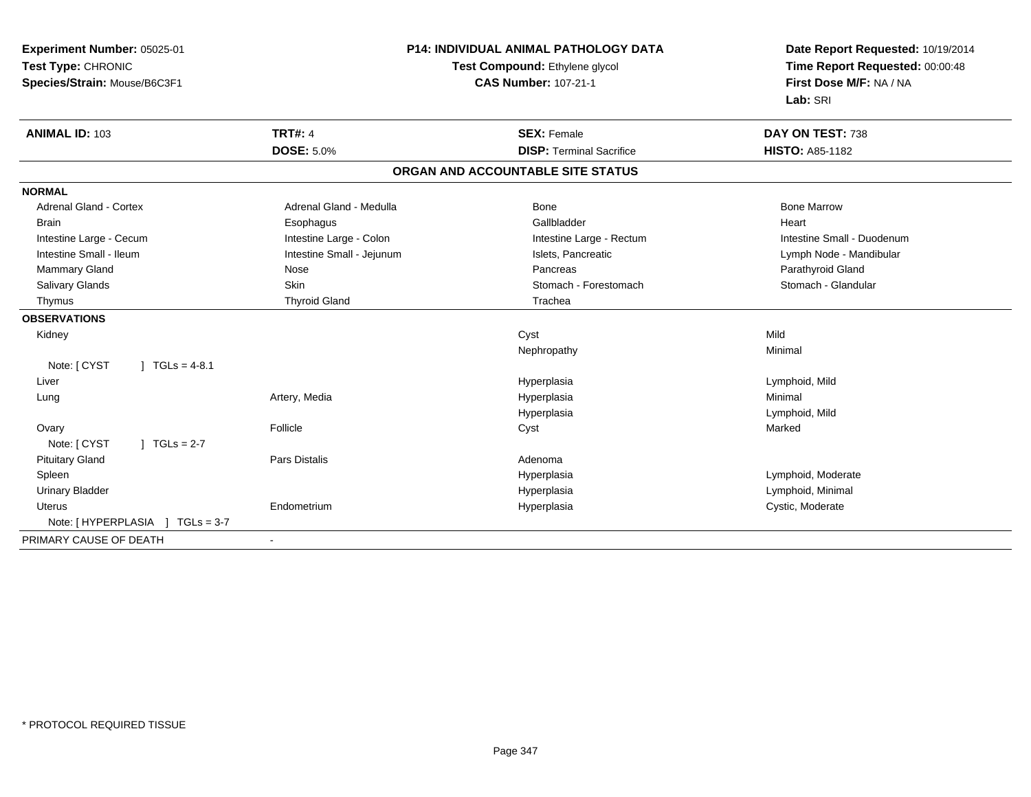**Experiment Number:** 05025-01
**Test Type:** CHRONIC
**Species/Strain:** Mouse/B6C3F1

**P14: INDIVIDUAL ANIMAL PATHOLOGY DATA**
**Test Compound:** Ethylene glycol
**CAS Number:** 107-21-1

**Date Report Requested:** 10/19/2014
**Time Report Requested:** 00:00:48
**First Dose M/F:** NA / NA
**Lab:** SRI

| **ANIMAL ID:** 103 | **TRT#:** 4 | **SEX:** Female | **DAY ON TEST:** 738 |
|---|---|---|---|
| | **DOSE:** 5.0% | **DISP:** Terminal Sacrifice | **HISTO:** A85-1182 |

## ORGAN AND ACCOUNTABLE SITE STATUS

**NORMAL**

| | | | |
|---|---|---|---|
| Adrenal Gland - Cortex | Adrenal Gland - Medulla | Bone | Bone Marrow |
| Brain | Esophagus | Gallbladder | Heart |
| Intestine Large - Cecum | Intestine Large - Colon | Intestine Large - Rectum | Intestine Small - Duodenum |
| Intestine Small - Ileum | Intestine Small - Jejunum | Islets, Pancreatic | Lymph Node - Mandibular |
| Mammary Gland | Nose | Pancreas | Parathyroid Gland |
| Salivary Glands | Skin | Stomach - Forestomach | Stomach - Glandular |
| Thymus | Thyroid Gland | Trachea | |

**OBSERVATIONS**

| | | | |
|---|---|---|---|
| Kidney | | Cyst | Mild |
| | | Nephropathy | Minimal |
| Note: [ CYST ] TGLs = 4-8.1 | | | |
| Liver | | Hyperplasia | Lymphoid, Mild |
| Lung | Artery, Media | Hyperplasia | Minimal |
| | | Hyperplasia | Lymphoid, Mild |
| Ovary | Follicle | Cyst | Marked |
| Note: [ CYST ] TGLs = 2-7 | | | |
| Pituitary Gland | Pars Distalis | Adenoma | |
| Spleen | | Hyperplasia | Lymphoid, Moderate |
| Urinary Bladder | | Hyperplasia | Lymphoid, Minimal |
| Uterus | Endometrium | Hyperplasia | Cystic, Moderate |
| Note: [ HYPERPLASIA ] TGLs = 3-7 | | | |

PRIMARY CAUSE OF DEATH -

* PROTOCOL REQUIRED TISSUE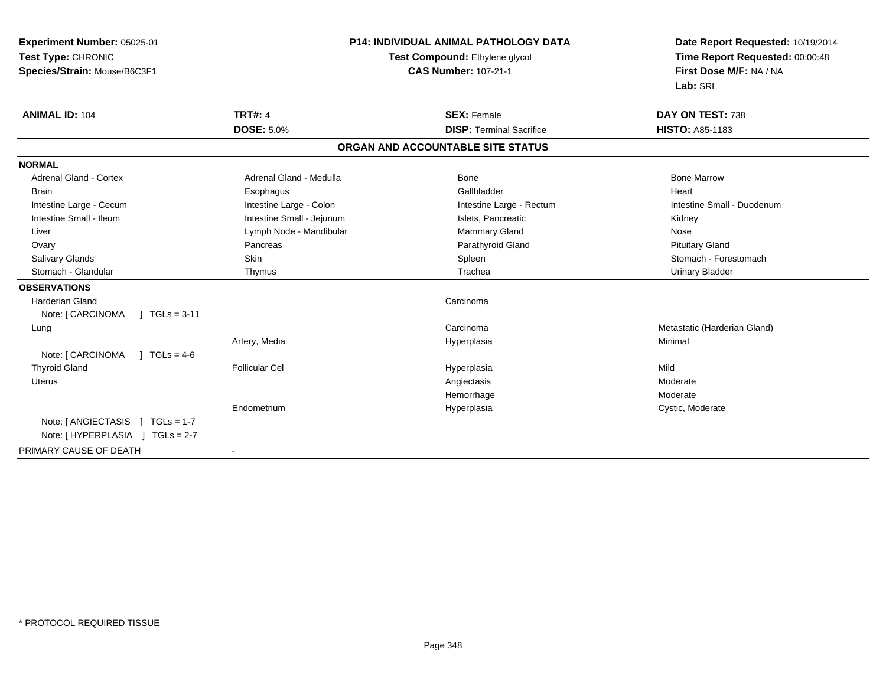**Experiment Number:** 05025-01
**Test Type:** CHRONIC
**Species/Strain:** Mouse/B6C3F1

**P14: INDIVIDUAL ANIMAL PATHOLOGY DATA**
**Test Compound:** Ethylene glycol
**CAS Number:** 107-21-1

**Date Report Requested:** 10/19/2014
**Time Report Requested:** 00:00:48
**First Dose M/F:** NA / NA
**Lab:** SRI

| **ANIMAL ID:** 104 | **TRT#:** 4 | **SEX:** Female | **DAY ON TEST:** 738 |
|---|---|---|---|
| | **DOSE:** 5.0% | **DISP:** Terminal Sacrifice | **HISTO:** A85-1183 |

## ORGAN AND ACCOUNTABLE SITE STATUS

| | | | |
|---|---|---|---|
| **NORMAL** | | | |
| Adrenal Gland - Cortex | Adrenal Gland - Medulla | Bone | Bone Marrow |
| Brain | Esophagus | Gallbladder | Heart |
| Intestine Large - Cecum | Intestine Large - Colon | Intestine Large - Rectum | Intestine Small - Duodenum |
| Intestine Small - Ileum | Intestine Small - Jejunum | Islets, Pancreatic | Kidney |
| Liver | Lymph Node - Mandibular | Mammary Gland | Nose |
| Ovary | Pancreas | Parathyroid Gland | Pituitary Gland |
| Salivary Glands | Skin | Spleen | Stomach - Forestomach |
| Stomach - Glandular | Thymus | Trachea | Urinary Bladder |
| **OBSERVATIONS** | | | |
| Harderian Gland | | Carcinoma | |
| Note: [ CARCINOMA ] TGLs = 3-11 | | | |
| Lung | | Carcinoma | Metastatic (Harderian Gland) |
| | Artery, Media | Hyperplasia | Minimal |
| Note: [ CARCINOMA ] TGLs = 4-6 | | | |
| Thyroid Gland | Follicular Cel | Hyperplasia | Mild |
| Uterus | | Angiectasis | Moderate |
| | | Hemorrhage | Moderate |
| | Endometrium | Hyperplasia | Cystic, Moderate |
| Note: [ ANGIECTASIS ] TGLs = 1-7 | | | |
| Note: [ HYPERPLASIA ] TGLs = 2-7 | | | |
| PRIMARY CAUSE OF DEATH | - | | |

* PROTOCOL REQUIRED TISSUE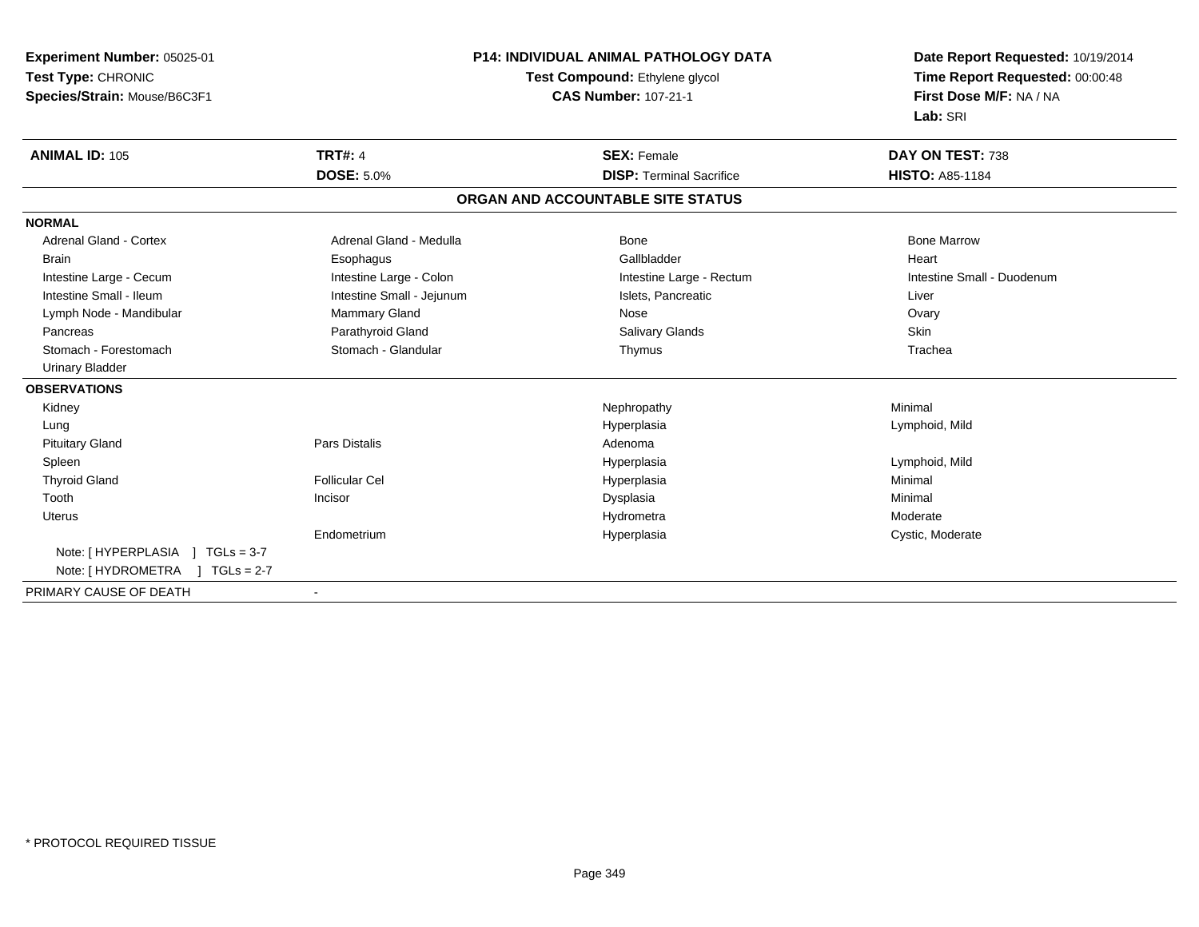**Experiment Number:** 05025-01
**Test Type:** CHRONIC
**Species/Strain:** Mouse/B6C3F1

**P14: INDIVIDUAL ANIMAL PATHOLOGY DATA**
**Test Compound:** Ethylene glycol
**CAS Number:** 107-21-1

**Date Report Requested:** 10/19/2014
**Time Report Requested:** 00:00:48
**First Dose M/F:** NA / NA
**Lab:** SRI

| **ANIMAL ID:** 105 | **TRT#:** 4 | **SEX:** Female | **DAY ON TEST:** 738 |
|---|---|---|---|
| | **DOSE:** 5.0% | **DISP:** Terminal Sacrifice | **HISTO:** A85-1184 |

## ORGAN AND ACCOUNTABLE SITE STATUS

| | | | |
|---|---|---|---|
| **NORMAL** | | | |
| Adrenal Gland - Cortex | Adrenal Gland - Medulla | Bone | Bone Marrow |
| Brain | Esophagus | Gallbladder | Heart |
| Intestine Large - Cecum | Intestine Large - Colon | Intestine Large - Rectum | Intestine Small - Duodenum |
| Intestine Small - Ileum | Intestine Small - Jejunum | Islets, Pancreatic | Liver |
| Lymph Node - Mandibular | Mammary Gland | Nose | Ovary |
| Pancreas | Parathyroid Gland | Salivary Glands | Skin |
| Stomach - Forestomach | Stomach - Glandular | Thymus | Trachea |
| Urinary Bladder | | | |
| **OBSERVATIONS** | | | |
| Kidney | | Nephropathy | Minimal |
| Lung | | Hyperplasia | Lymphoid, Mild |
| Pituitary Gland | Pars Distalis | Adenoma | |
| Spleen | | Hyperplasia | Lymphoid, Mild |
| Thyroid Gland | Follicular Cel | Hyperplasia | Minimal |
| Tooth | Incisor | Dysplasia | Minimal |
| Uterus | | Hydrometra | Moderate |
| | Endometrium | Hyperplasia | Cystic, Moderate |
| Note: [ HYPERPLASIA ] TGLs = 3-7 | | | |
| Note: [ HYDROMETRA ] TGLs = 2-7 | | | |
| PRIMARY CAUSE OF DEATH | - | | |

* PROTOCOL REQUIRED TISSUE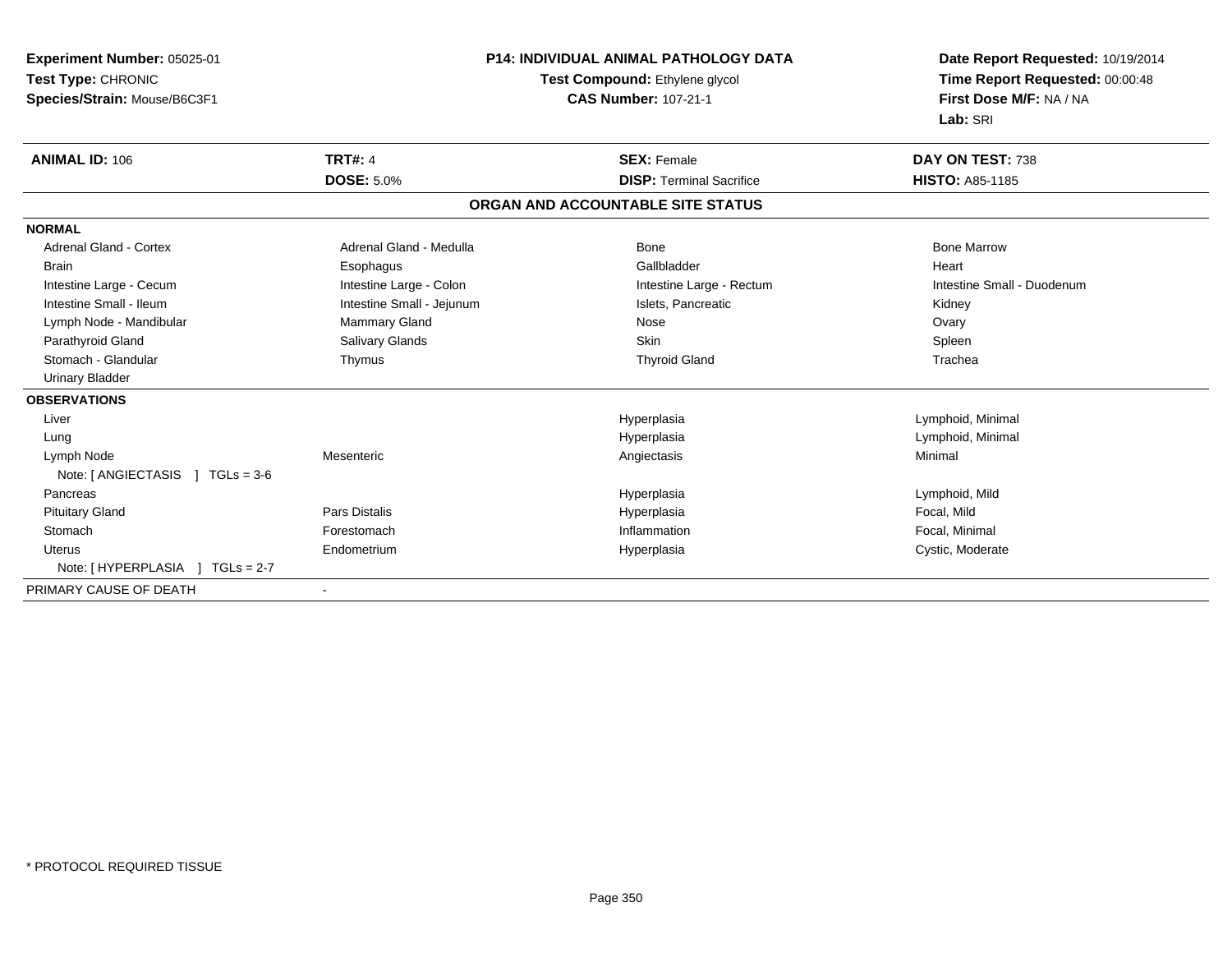**Experiment Number:** 05025-01
**Test Type:** CHRONIC
**Species/Strain:** Mouse/B6C3F1

**P14: INDIVIDUAL ANIMAL PATHOLOGY DATA**
**Test Compound:** Ethylene glycol
**CAS Number:** 107-21-1

**Date Report Requested:** 10/19/2014
**Time Report Requested:** 00:00:48
**First Dose M/F:** NA / NA
**Lab:** SRI

| **ANIMAL ID:** 106 | **TRT#:** 4 | **SEX:** Female | **DAY ON TEST:** 738 |
|---|---|---|---|
| | **DOSE:** 5.0% | **DISP:** Terminal Sacrifice | **HISTO:** A85-1185 |

**ORGAN AND ACCOUNTABLE SITE STATUS**

| | | | |
|---|---|---|---|
| **NORMAL** | | | |
| Adrenal Gland - Cortex | Adrenal Gland - Medulla | Bone | Bone Marrow |
| Brain | Esophagus | Gallbladder | Heart |
| Intestine Large - Cecum | Intestine Large - Colon | Intestine Large - Rectum | Intestine Small - Duodenum |
| Intestine Small - Ileum | Intestine Small - Jejunum | Islets, Pancreatic | Kidney |
| Lymph Node - Mandibular | Mammary Gland | Nose | Ovary |
| Parathyroid Gland | Salivary Glands | Skin | Spleen |
| Stomach - Glandular | Thymus | Thyroid Gland | Trachea |
| Urinary Bladder | | | |
| **OBSERVATIONS** | | | |
| Liver | | Hyperplasia | Lymphoid, Minimal |
| Lung | | Hyperplasia | Lymphoid, Minimal |
| Lymph Node | Mesenteric | Angiectasis | Minimal |
| Note: [ ANGIECTASIS ] TGLs = 3-6 | | | |
| Pancreas | | Hyperplasia | Lymphoid, Mild |
| Pituitary Gland | Pars Distalis | Hyperplasia | Focal, Mild |
| Stomach | Forestomach | Inflammation | Focal, Minimal |
| Uterus | Endometrium | Hyperplasia | Cystic, Moderate |
| Note: [ HYPERPLASIA ] TGLs = 2-7 | | | |
| PRIMARY CAUSE OF DEATH | - | | |

* PROTOCOL REQUIRED TISSUE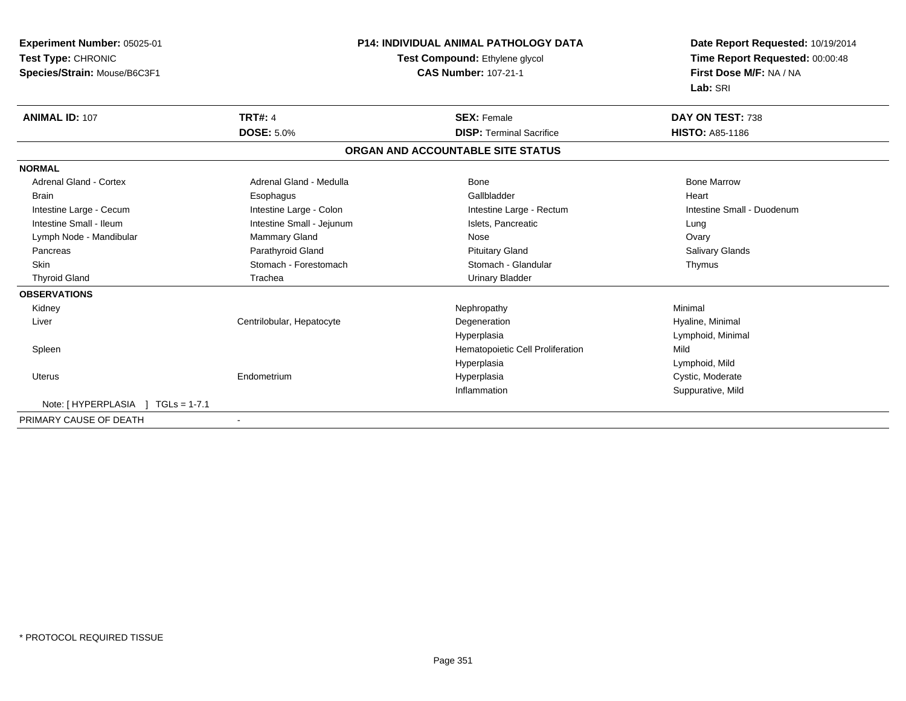**Experiment Number:** 05025-01
**Test Type:** CHRONIC
**Species/Strain:** Mouse/B6C3F1

**P14: INDIVIDUAL ANIMAL PATHOLOGY DATA**
**Test Compound:** Ethylene glycol
**CAS Number:** 107-21-1

**Date Report Requested:** 10/19/2014
**Time Report Requested:** 00:00:48
**First Dose M/F:** NA / NA
**Lab:** SRI

| **ANIMAL ID:** 107 | **TRT#:** 4 | **SEX:** Female | **DAY ON TEST:** 738 |
|---|---|---|---|
| | **DOSE:** 5.0% | **DISP:** Terminal Sacrifice | **HISTO:** A85-1186 |

## ORGAN AND ACCOUNTABLE SITE STATUS

**NORMAL**

| | | | |
|---|---|---|---|
| Adrenal Gland - Cortex | Adrenal Gland - Medulla | Bone | Bone Marrow |
| Brain | Esophagus | Gallbladder | Heart |
| Intestine Large - Cecum | Intestine Large - Colon | Intestine Large - Rectum | Intestine Small - Duodenum |
| Intestine Small - Ileum | Intestine Small - Jejunum | Islets, Pancreatic | Lung |
| Lymph Node - Mandibular | Mammary Gland | Nose | Ovary |
| Pancreas | Parathyroid Gland | Pituitary Gland | Salivary Glands |
| Skin | Stomach - Forestomach | Stomach - Glandular | Thymus |
| Thyroid Gland | Trachea | Urinary Bladder | |

**OBSERVATIONS**

| | | | |
|---|---|---|---|
| Kidney | | Nephropathy | Minimal |
| Liver | Centrilobular, Hepatocyte | Degeneration | Hyaline, Minimal |
| | | Hyperplasia | Lymphoid, Minimal |
| Spleen | | Hematopoietic Cell Proliferation | Mild |
| | | Hyperplasia | Lymphoid, Mild |
| Uterus | Endometrium | Hyperplasia | Cystic, Moderate |
| | | Inflammation | Suppurative, Mild |

Note: [ HYPERPLASIA ] TGLs = 1-7.1

PRIMARY CAUSE OF DEATH -

* PROTOCOL REQUIRED TISSUE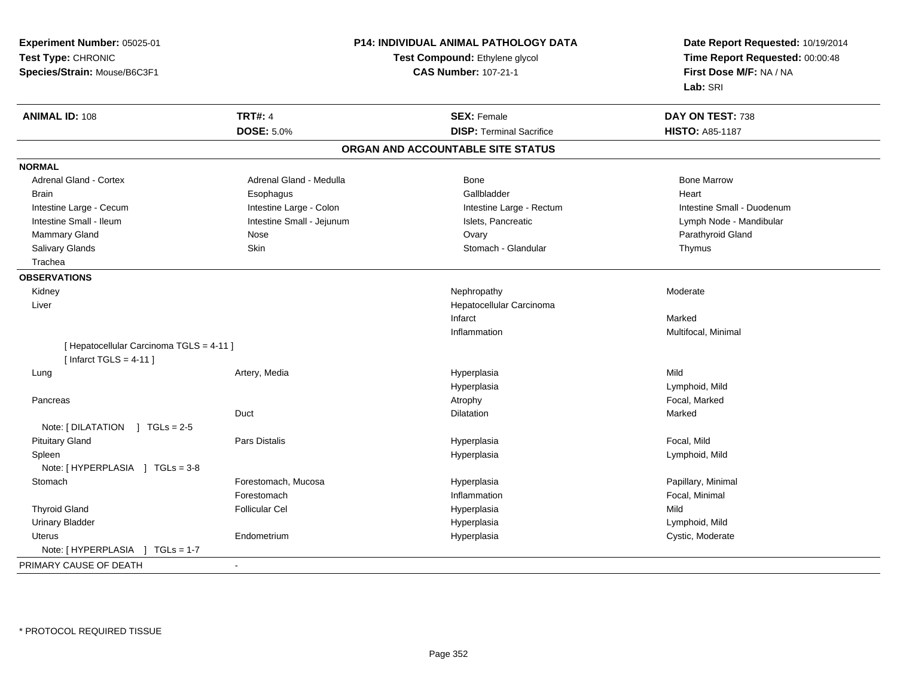**Experiment Number:** 05025-01
**Test Type:** CHRONIC
**Species/Strain:** Mouse/B6C3F1

# P14: INDIVIDUAL ANIMAL PATHOLOGY DATA

**Test Compound:** Ethylene glycol
**CAS Number:** 107-21-1

**Date Report Requested:** 10/19/2014
**Time Report Requested:** 00:00:48
**First Dose M/F:** NA / NA
**Lab:** SRI

| **ANIMAL ID:** 108 | **TRT#:** 4 | **SEX:** Female | **DAY ON TEST:** 738 |
|---|---|---|---|
| | **DOSE:** 5.0% | **DISP:** Terminal Sacrifice | **HISTO:** A85-1187 |

## ORGAN AND ACCOUNTABLE SITE STATUS

**NORMAL**

| | | | |
|---|---|---|---|
| Adrenal Gland - Cortex | Adrenal Gland - Medulla | Bone | Bone Marrow |
| Brain | Esophagus | Gallbladder | Heart |
| Intestine Large - Cecum | Intestine Large - Colon | Intestine Large - Rectum | Intestine Small - Duodenum |
| Intestine Small - Ileum | Intestine Small - Jejunum | Islets, Pancreatic | Lymph Node - Mandibular |
| Mammary Gland | Nose | Ovary | Parathyroid Gland |
| Salivary Glands | Skin | Stomach - Glandular | Thymus |
| Trachea | | | |

**OBSERVATIONS**

| | | | |
|---|---|---|---|
| Kidney | | Nephropathy | Moderate |
| Liver | | Hepatocellular Carcinoma | |
| | | Infarct | Marked |
| | | Inflammation | Multifocal, Minimal |
| [ Hepatocellular Carcinoma TGLS = 4-11 ] | | | |
| [ Infarct TGLS = 4-11 ] | | | |
| Lung | Artery, Media | Hyperplasia | Mild |
| | | Hyperplasia | Lymphoid, Mild |
| Pancreas | | Atrophy | Focal, Marked |
| | Duct | Dilatation | Marked |
| Note: [ DILATATION ] TGLs = 2-5 | | | |
| Pituitary Gland | Pars Distalis | Hyperplasia | Focal, Mild |
| Spleen | | Hyperplasia | Lymphoid, Mild |
| Note: [ HYPERPLASIA ] TGLs = 3-8 | | | |
| Stomach | Forestomach, Mucosa | Hyperplasia | Papillary, Minimal |
| | Forestomach | Inflammation | Focal, Minimal |
| Thyroid Gland | Follicular Cel | Hyperplasia | Mild |
| Urinary Bladder | | Hyperplasia | Lymphoid, Mild |
| Uterus | Endometrium | Hyperplasia | Cystic, Moderate |
| Note: [ HYPERPLASIA ] TGLs = 1-7 | | | |

PRIMARY CAUSE OF DEATH -

\* PROTOCOL REQUIRED TISSUE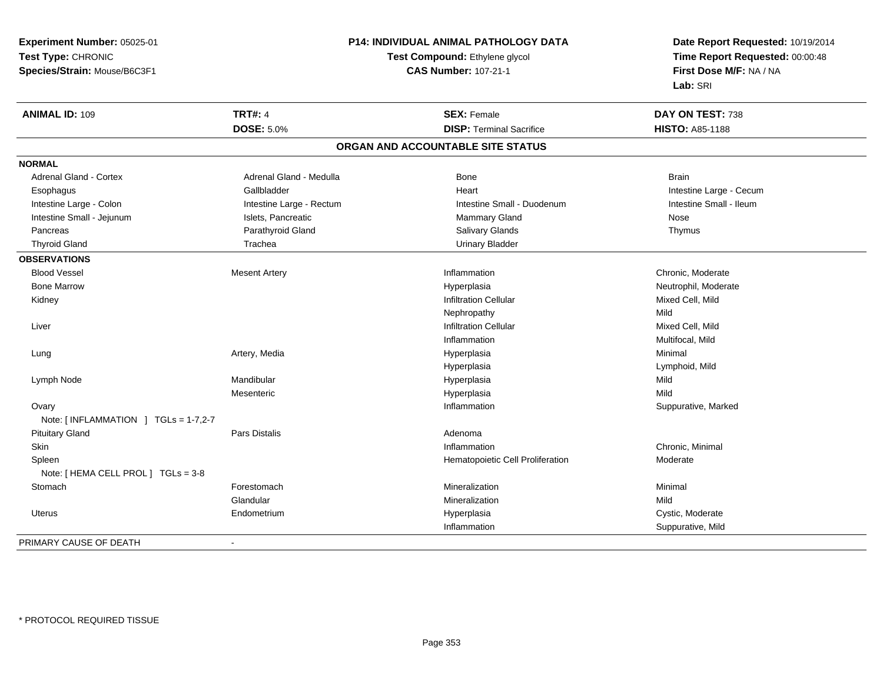**Experiment Number:** 05025-01
**Test Type:** CHRONIC
**Species/Strain:** Mouse/B6C3F1

**P14: INDIVIDUAL ANIMAL PATHOLOGY DATA**
**Test Compound:** Ethylene glycol
**CAS Number:** 107-21-1

**Date Report Requested:** 10/19/2014
**Time Report Requested:** 00:00:48
**First Dose M/F:** NA / NA
**Lab:** SRI

| **ANIMAL ID:** 109 | **TRT#:** 4 | **SEX:** Female | **DAY ON TEST:** 738 |
|---|---|---|---|
| | **DOSE:** 5.0% | **DISP:** Terminal Sacrifice | **HISTO:** A85-1188 |

## ORGAN AND ACCOUNTABLE SITE STATUS

| | | | |
|---|---|---|---|
| **NORMAL** | | | |
| Adrenal Gland - Cortex | Adrenal Gland - Medulla | Bone | Brain |
| Esophagus | Gallbladder | Heart | Intestine Large - Cecum |
| Intestine Large - Colon | Intestine Large - Rectum | Intestine Small - Duodenum | Intestine Small - Ileum |
| Intestine Small - Jejunum | Islets, Pancreatic | Mammary Gland | Nose |
| Pancreas | Parathyroid Gland | Salivary Glands | Thymus |
| Thyroid Gland | Trachea | Urinary Bladder | |
| **OBSERVATIONS** | | | |
| Blood Vessel | Mesent Artery | Inflammation | Chronic, Moderate |
| Bone Marrow | | Hyperplasia | Neutrophil, Moderate |
| Kidney | | Infiltration Cellular | Mixed Cell, Mild |
| | | Nephropathy | Mild |
| Liver | | Infiltration Cellular | Mixed Cell, Mild |
| | | Inflammation | Multifocal, Mild |
| Lung | Artery, Media | Hyperplasia | Minimal |
| | | Hyperplasia | Lymphoid, Mild |
| Lymph Node | Mandibular | Hyperplasia | Mild |
| | Mesenteric | Hyperplasia | Mild |
| Ovary | | Inflammation | Suppurative, Marked |
| Note: [ INFLAMMATION ] TGLs = 1-7,2-7 | | | |
| Pituitary Gland | Pars Distalis | Adenoma | |
| Skin | | Inflammation | Chronic, Minimal |
| Spleen | | Hematopoietic Cell Proliferation | Moderate |
| Note: [ HEMA CELL PROL ] TGLs = 3-8 | | | |
| Stomach | Forestomach | Mineralization | Minimal |
| | Glandular | Mineralization | Mild |
| Uterus | Endometrium | Hyperplasia | Cystic, Moderate |
| | | Inflammation | Suppurative, Mild |
| PRIMARY CAUSE OF DEATH | - | | |

* PROTOCOL REQUIRED TISSUE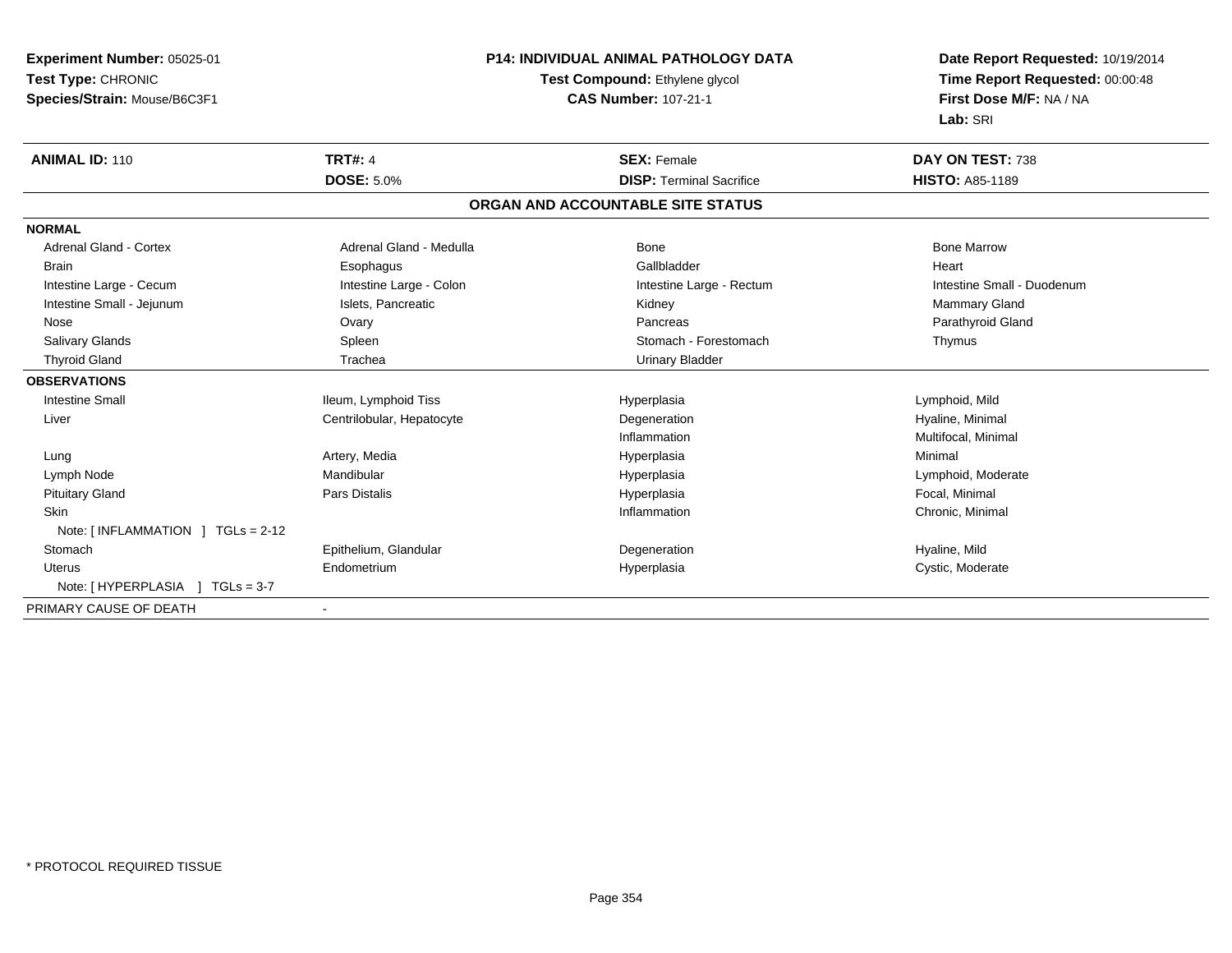**Experiment Number:** 05025-01
**Test Type:** CHRONIC
**Species/Strain:** Mouse/B6C3F1

**P14: INDIVIDUAL ANIMAL PATHOLOGY DATA**
**Test Compound:** Ethylene glycol
**CAS Number:** 107-21-1

**Date Report Requested:** 10/19/2014
**Time Report Requested:** 00:00:48
**First Dose M/F:** NA / NA
**Lab:** SRI

| **ANIMAL ID:** 110 | **TRT#:** 4 | **SEX:** Female | **DAY ON TEST:** 738 |
|---|---|---|---|
| | **DOSE:** 5.0% | **DISP:** Terminal Sacrifice | **HISTO:** A85-1189 |

**ORGAN AND ACCOUNTABLE SITE STATUS**

| | | | |
|---|---|---|---|
| **NORMAL** | | | |
| Adrenal Gland - Cortex | Adrenal Gland - Medulla | Bone | Bone Marrow |
| Brain | Esophagus | Gallbladder | Heart |
| Intestine Large - Cecum | Intestine Large - Colon | Intestine Large - Rectum | Intestine Small - Duodenum |
| Intestine Small - Jejunum | Islets, Pancreatic | Kidney | Mammary Gland |
| Nose | Ovary | Pancreas | Parathyroid Gland |
| Salivary Glands | Spleen | Stomach - Forestomach | Thymus |
| Thyroid Gland | Trachea | Urinary Bladder | |
| **OBSERVATIONS** | | | |
| Intestine Small | Ileum, Lymphoid Tiss | Hyperplasia | Lymphoid, Mild |
| Liver | Centrilobular, Hepatocyte | Degeneration | Hyaline, Minimal |
| | | Inflammation | Multifocal, Minimal |
| Lung | Artery, Media | Hyperplasia | Minimal |
| Lymph Node | Mandibular | Hyperplasia | Lymphoid, Moderate |
| Pituitary Gland | Pars Distalis | Hyperplasia | Focal, Minimal |
| Skin | | Inflammation | Chronic, Minimal |
| Note: [ INFLAMMATION ] TGLs = 2-12 | | | |
| Stomach | Epithelium, Glandular | Degeneration | Hyaline, Mild |
| Uterus | Endometrium | Hyperplasia | Cystic, Moderate |
| Note: [ HYPERPLASIA ] TGLs = 3-7 | | | |
| PRIMARY CAUSE OF DEATH | - | | |

* PROTOCOL REQUIRED TISSUE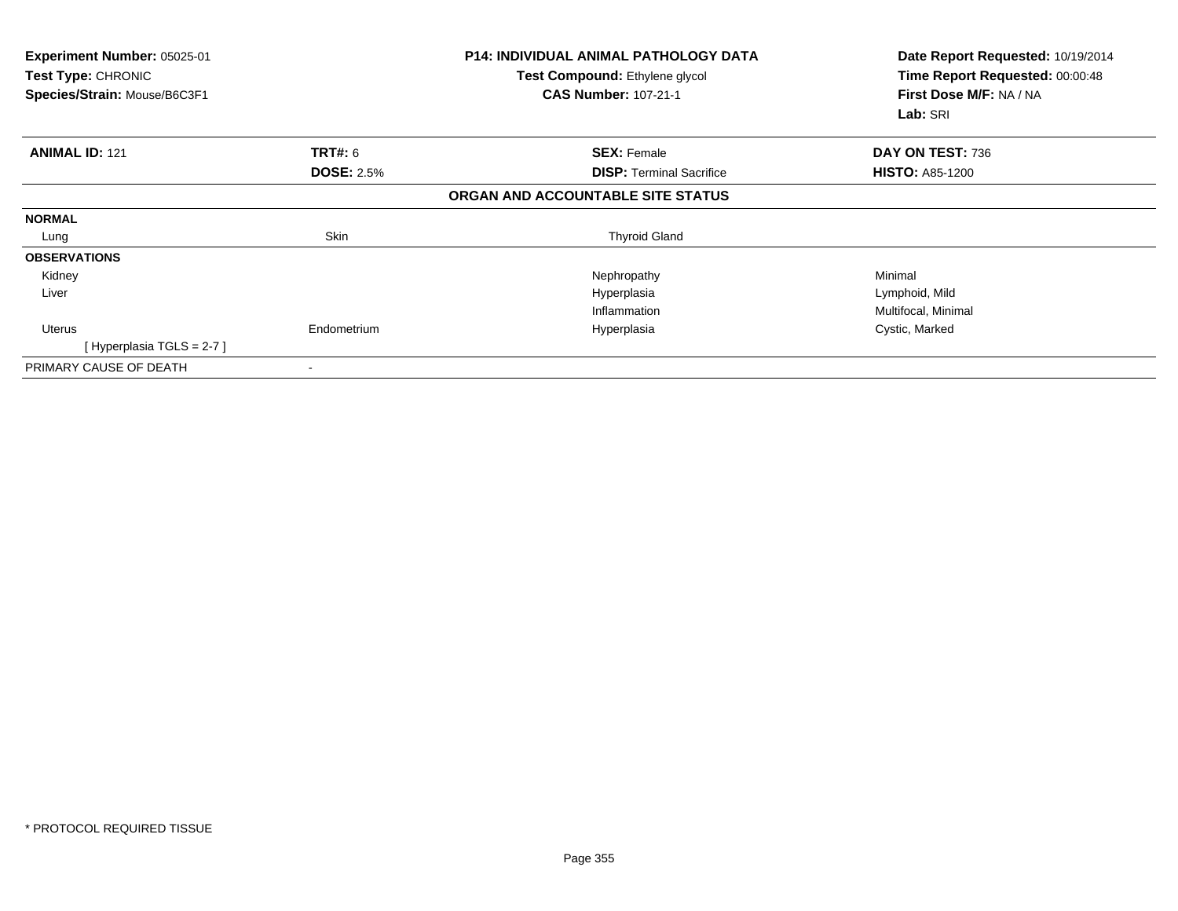**Experiment Number:** 05025-01
**Test Type:** CHRONIC
**Species/Strain:** Mouse/B6C3F1

**P14: INDIVIDUAL ANIMAL PATHOLOGY DATA**
**Test Compound:** Ethylene glycol
**CAS Number:** 107-21-1

**Date Report Requested:** 10/19/2014
**Time Report Requested:** 00:00:48
**First Dose M/F:** NA / NA
**Lab:** SRI

| **ANIMAL ID:** 121 | **TRT#:** 6 | **SEX:** Female | **DAY ON TEST:** 736 |
|---|---|---|---|
| | **DOSE:** 2.5% | **DISP:** Terminal Sacrifice | **HISTO:** A85-1200 |

**ORGAN AND ACCOUNTABLE SITE STATUS**

| | | | |
|---|---|---|---|
| **NORMAL** | | | |
| Lung | Skin | Thyroid Gland | |
| **OBSERVATIONS** | | | |
| Kidney | | Nephropathy | Minimal |
| Liver | | Hyperplasia | Lymphoid, Mild |
| | | Inflammation | Multifocal, Minimal |
| Uterus | Endometrium | Hyperplasia | Cystic, Marked |
| [ Hyperplasia TGLS = 2-7 ] | | | |
| PRIMARY CAUSE OF DEATH | - | | |

* PROTOCOL REQUIRED TISSUE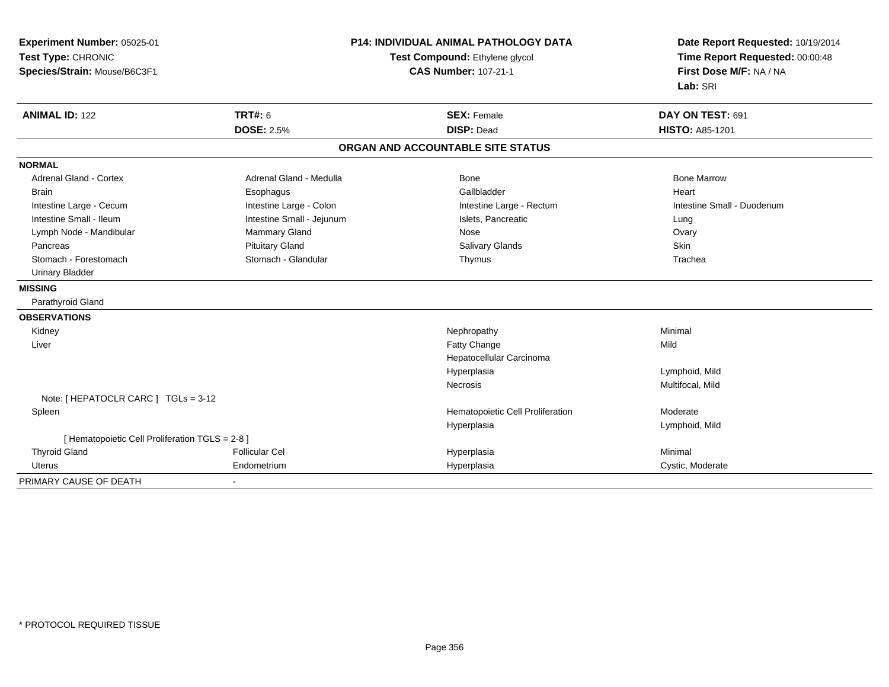**Experiment Number:** 05025-01
**Test Type:** CHRONIC
**Species/Strain:** Mouse/B6C3F1

**P14: INDIVIDUAL ANIMAL PATHOLOGY DATA**
**Test Compound:** Ethylene glycol
**CAS Number:** 107-21-1

**Date Report Requested:** 10/19/2014
**Time Report Requested:** 00:00:48
**First Dose M/F:** NA / NA
**Lab:** SRI

| **ANIMAL ID:** 122 | **TRT#:** 6 | **SEX:** Female | **DAY ON TEST:** 691 |
|---|---|---|---|
| | **DOSE:** 2.5% | **DISP:** Dead | **HISTO:** A85-1201 |

## ORGAN AND ACCOUNTABLE SITE STATUS

**NORMAL**

| | | | |
|---|---|---|---|
| Adrenal Gland - Cortex | Adrenal Gland - Medulla | Bone | Bone Marrow |
| Brain | Esophagus | Gallbladder | Heart |
| Intestine Large - Cecum | Intestine Large - Colon | Intestine Large - Rectum | Intestine Small - Duodenum |
| Intestine Small - Ileum | Intestine Small - Jejunum | Islets, Pancreatic | Lung |
| Lymph Node - Mandibular | Mammary Gland | Nose | Ovary |
| Pancreas | Pituitary Gland | Salivary Glands | Skin |
| Stomach - Forestomach | Stomach - Glandular | Thymus | Trachea |
| Urinary Bladder | | | |

**MISSING**

Parathyroid Gland

**OBSERVATIONS**

| | | | |
|---|---|---|---|
| Kidney | | Nephropathy | Minimal |
| Liver | | Fatty Change | Mild |
| | | Hepatocellular Carcinoma | |
| | | Hyperplasia | Lymphoid, Mild |
| | | Necrosis | Multifocal, Mild |
| Note: [ HEPATOCLR CARC ] TGLs = 3-12 | | | |
| Spleen | | Hematopoietic Cell Proliferation | Moderate |
| | | Hyperplasia | Lymphoid, Mild |
| [ Hematopoietic Cell Proliferation TGLS = 2-8 ] | | | |
| Thyroid Gland | Follicular Cel | Hyperplasia | Minimal |
| Uterus | Endometrium | Hyperplasia | Cystic, Moderate |

PRIMARY CAUSE OF DEATH -

\* PROTOCOL REQUIRED TISSUE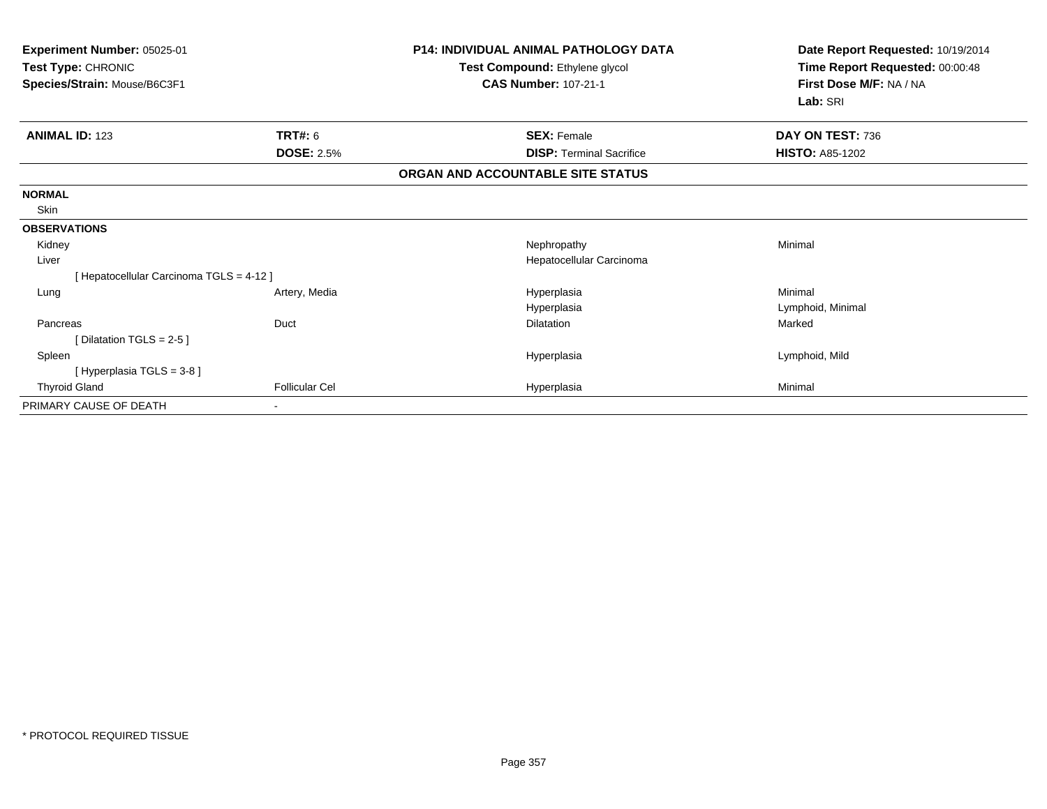**Experiment Number:** 05025-01
**Test Type:** CHRONIC
**Species/Strain:** Mouse/B6C3F1

**P14: INDIVIDUAL ANIMAL PATHOLOGY DATA**
**Test Compound:** Ethylene glycol
**CAS Number:** 107-21-1

**Date Report Requested:** 10/19/2014
**Time Report Requested:** 00:00:48
**First Dose M/F:** NA / NA
**Lab:** SRI

| **ANIMAL ID:** 123 | **TRT#:** 6 | **SEX:** Female | **DAY ON TEST:** 736 |
|---|---|---|---|
| | **DOSE:** 2.5% | **DISP:** Terminal Sacrifice | **HISTO:** A85-1202 |

**ORGAN AND ACCOUNTABLE SITE STATUS**

| | | | |
|---|---|---|---|
| **NORMAL** | | | |
| Skin | | | |
| **OBSERVATIONS** | | | |
| Kidney | | Nephropathy | Minimal |
| Liver | | Hepatocellular Carcinoma | |
| [ Hepatocellular Carcinoma TGLS = 4-12 ] | | | |
| Lung | Artery, Media | Hyperplasia | Minimal |
| | | Hyperplasia | Lymphoid, Minimal |
| Pancreas | Duct | Dilatation | Marked |
| [ Dilatation TGLS = 2-5 ] | | | |
| Spleen | | Hyperplasia | Lymphoid, Mild |
| [ Hyperplasia TGLS = 3-8 ] | | | |
| Thyroid Gland | Follicular Cel | Hyperplasia | Minimal |
| PRIMARY CAUSE OF DEATH | - | | |

* PROTOCOL REQUIRED TISSUE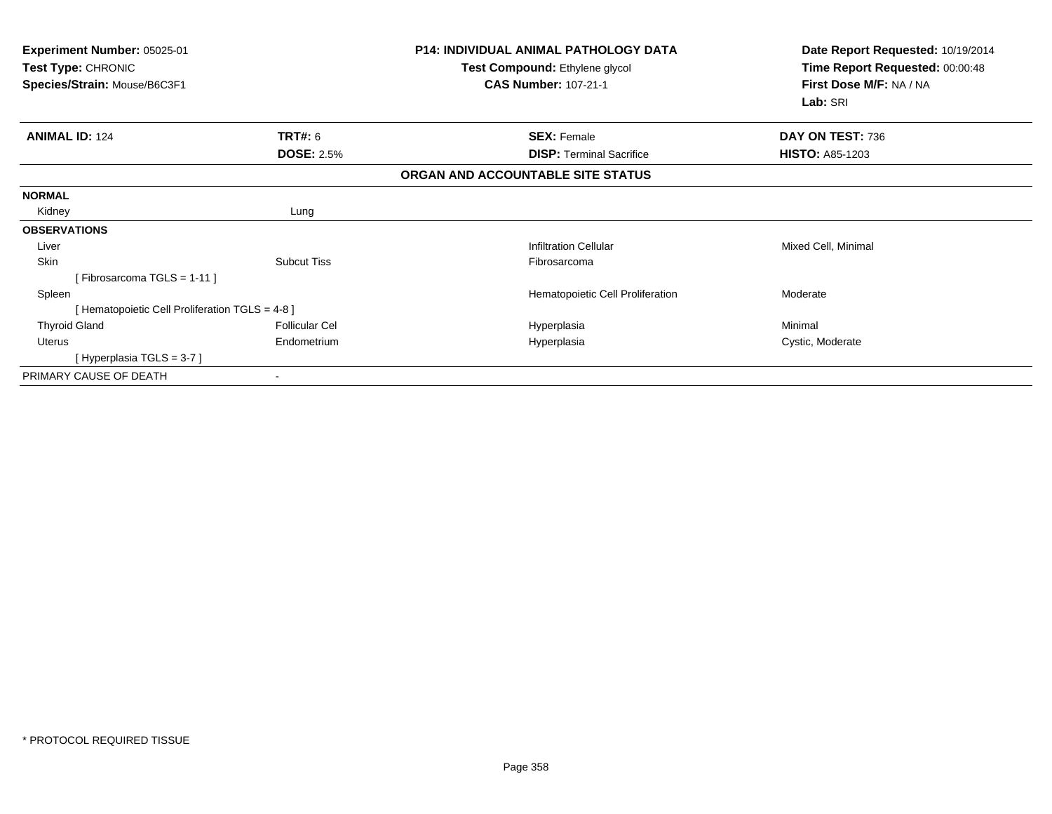**Experiment Number:** 05025-01
**Test Type:** CHRONIC
**Species/Strain:** Mouse/B6C3F1

**P14: INDIVIDUAL ANIMAL PATHOLOGY DATA**
**Test Compound:** Ethylene glycol
**CAS Number:** 107-21-1

**Date Report Requested:** 10/19/2014
**Time Report Requested:** 00:00:48
**First Dose M/F:** NA / NA
**Lab:** SRI

| **ANIMAL ID:** 124 | **TRT#:** 6 | **SEX:** Female | **DAY ON TEST:** 736 |
|---|---|---|---|
| | **DOSE:** 2.5% | **DISP:** Terminal Sacrifice | **HISTO:** A85-1203 |

**ORGAN AND ACCOUNTABLE SITE STATUS**

| | | | |
|---|---|---|---|
| **NORMAL** | | | |
| Kidney | Lung | | |
| **OBSERVATIONS** | | | |
| Liver | | Infiltration Cellular | Mixed Cell, Minimal |
| Skin | Subcut Tiss | Fibrosarcoma | |
| [ Fibrosarcoma TGLS = 1-11 ] | | | |
| Spleen | | Hematopoietic Cell Proliferation | Moderate |
| [ Hematopoietic Cell Proliferation TGLS = 4-8 ] | | | |
| Thyroid Gland | Follicular Cel | Hyperplasia | Minimal |
| Uterus | Endometrium | Hyperplasia | Cystic, Moderate |
| [ Hyperplasia TGLS = 3-7 ] | | | |
| PRIMARY CAUSE OF DEATH | - | | |

* PROTOCOL REQUIRED TISSUE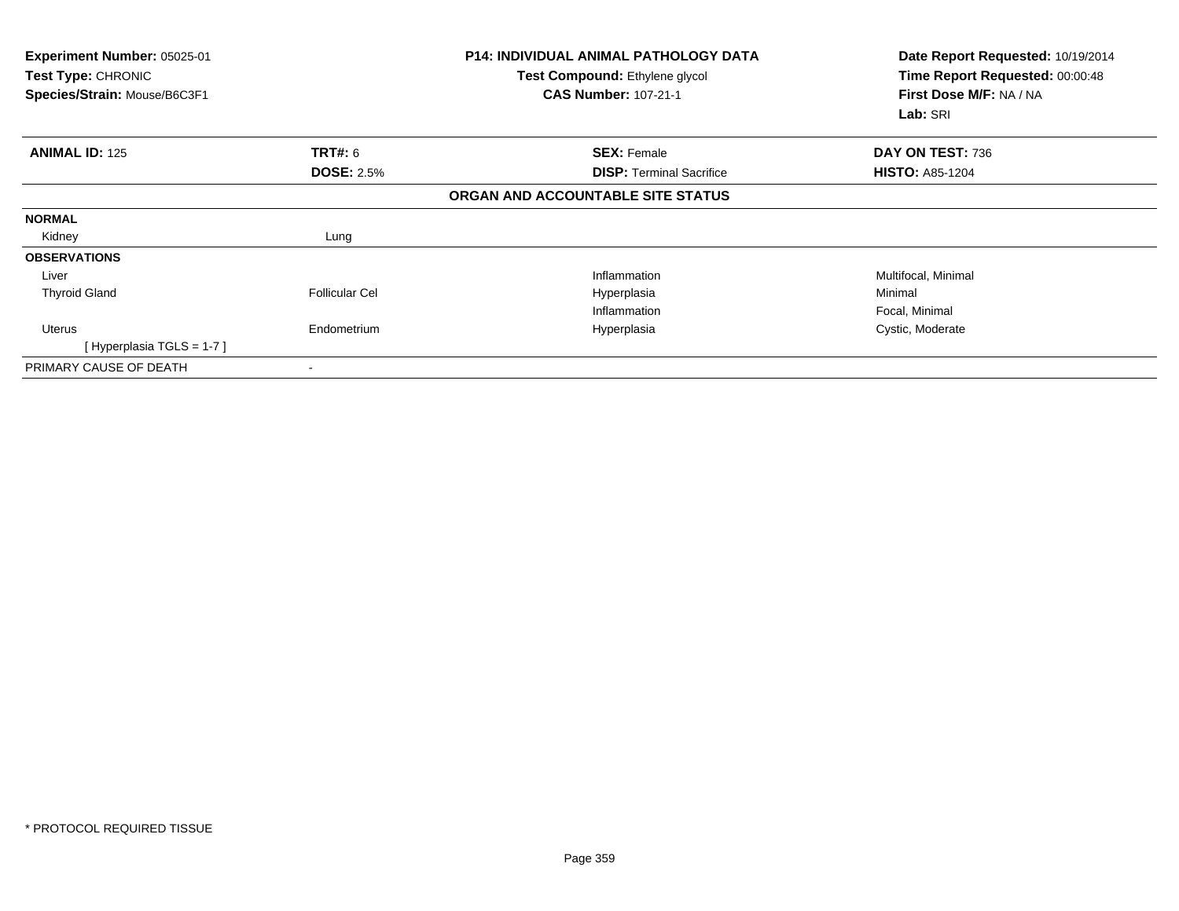**Experiment Number:** 05025-01
**Test Type:** CHRONIC
**Species/Strain:** Mouse/B6C3F1

**P14: INDIVIDUAL ANIMAL PATHOLOGY DATA**
**Test Compound:** Ethylene glycol
**CAS Number:** 107-21-1

**Date Report Requested:** 10/19/2014
**Time Report Requested:** 00:00:48
**First Dose M/F:** NA / NA
**Lab:** SRI

| **ANIMAL ID:** 125 | **TRT#:** 6 | **SEX:** Female | **DAY ON TEST:** 736 |
|---|---|---|---|
| | **DOSE:** 2.5% | **DISP:** Terminal Sacrifice | **HISTO:** A85-1204 |

**ORGAN AND ACCOUNTABLE SITE STATUS**

| | | | |
|---|---|---|---|
| **NORMAL** | | | |
| Kidney | Lung | | |
| **OBSERVATIONS** | | | |
| Liver | | Inflammation | Multifocal, Minimal |
| Thyroid Gland | Follicular Cel | Hyperplasia | Minimal |
| | | Inflammation | Focal, Minimal |
| Uterus | Endometrium | Hyperplasia | Cystic, Moderate |
| [ Hyperplasia TGLS = 1-7 ] | | | |
| PRIMARY CAUSE OF DEATH | - | | |

* PROTOCOL REQUIRED TISSUE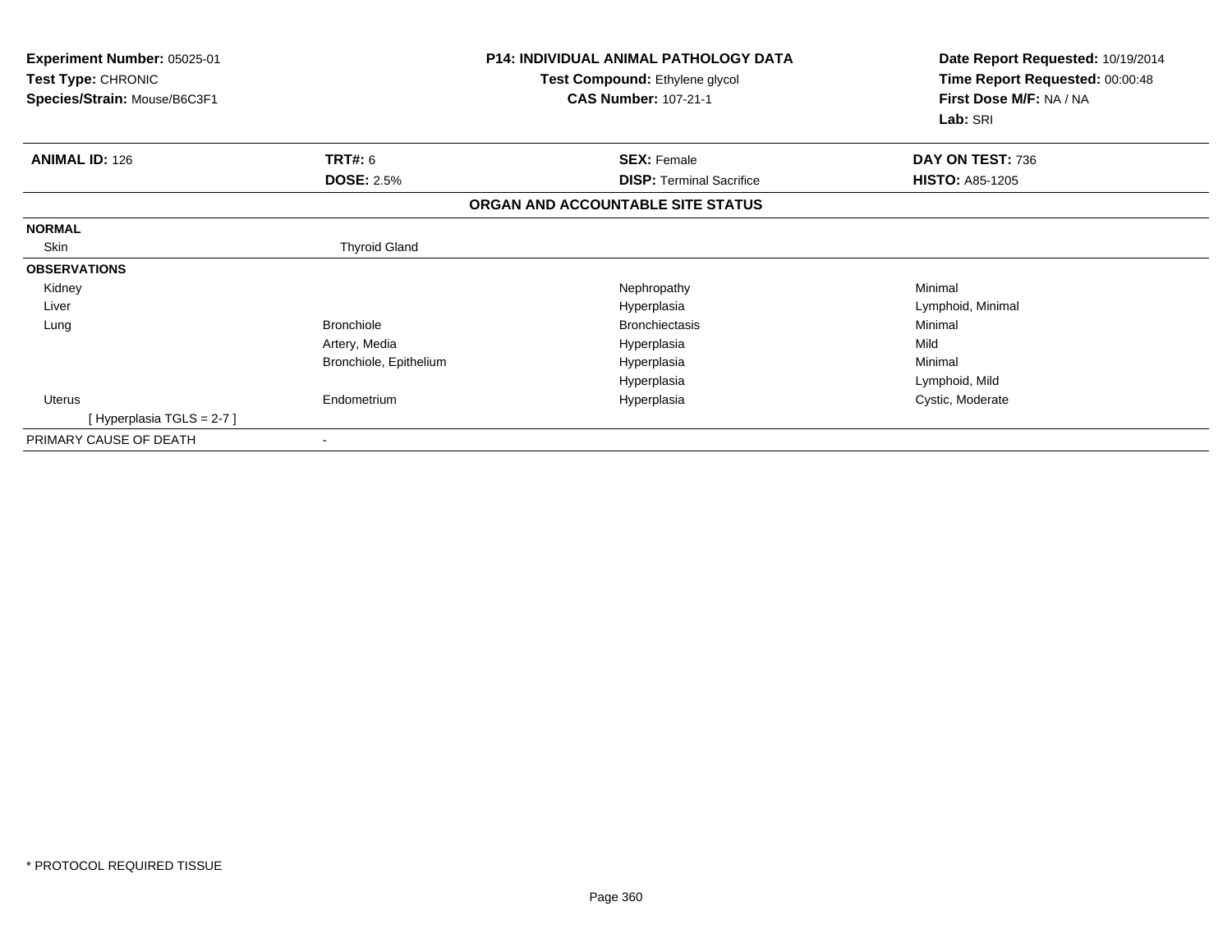**Experiment Number:** 05025-01
**Test Type:** CHRONIC
**Species/Strain:** Mouse/B6C3F1

**P14: INDIVIDUAL ANIMAL PATHOLOGY DATA**
**Test Compound:** Ethylene glycol
**CAS Number:** 107-21-1

**Date Report Requested:** 10/19/2014
**Time Report Requested:** 00:00:48
**First Dose M/F:** NA / NA
**Lab:** SRI

| **ANIMAL ID:** 126 | **TRT#:** 6 | **SEX:** Female | **DAY ON TEST:** 736 |
|---|---|---|---|
| | **DOSE:** 2.5% | **DISP:** Terminal Sacrifice | **HISTO:** A85-1205 |

**ORGAN AND ACCOUNTABLE SITE STATUS**

| | | | |
|---|---|---|---|
| **NORMAL** | | | |
| Skin | Thyroid Gland | | |
| **OBSERVATIONS** | | | |
| Kidney | | Nephropathy | Minimal |
| Liver | | Hyperplasia | Lymphoid, Minimal |
| Lung | Bronchiole | Bronchiectasis | Minimal |
| | Artery, Media | Hyperplasia | Mild |
| | Bronchiole, Epithelium | Hyperplasia | Minimal |
| | | Hyperplasia | Lymphoid, Mild |
| Uterus | Endometrium | Hyperplasia | Cystic, Moderate |
| [ Hyperplasia TGLS = 2-7 ] | | | |
| PRIMARY CAUSE OF DEATH | - | | |

* PROTOCOL REQUIRED TISSUE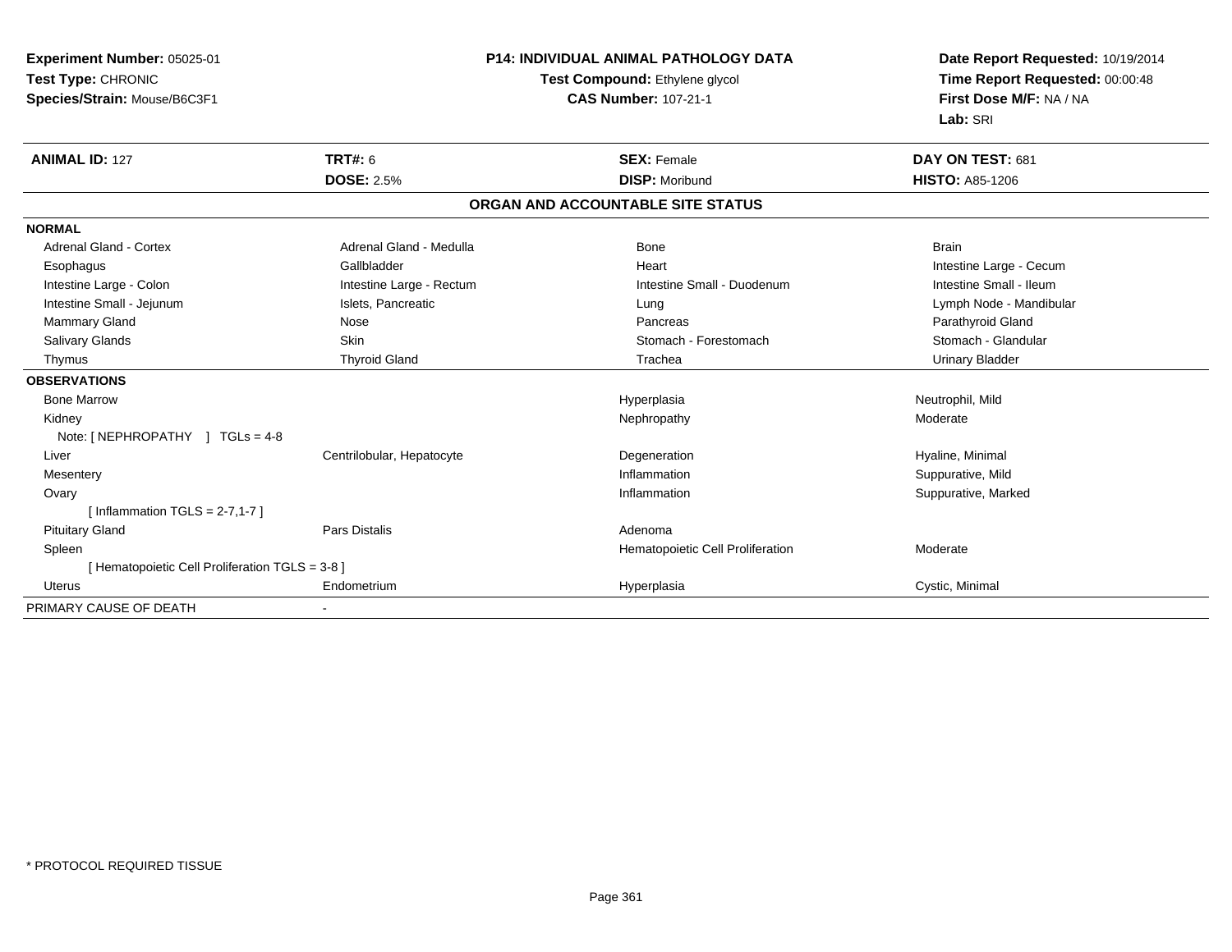**Experiment Number:** 05025-01
**Test Type:** CHRONIC
**Species/Strain:** Mouse/B6C3F1

**P14: INDIVIDUAL ANIMAL PATHOLOGY DATA**
**Test Compound:** Ethylene glycol
**CAS Number:** 107-21-1

**Date Report Requested:** 10/19/2014
**Time Report Requested:** 00:00:48
**First Dose M/F:** NA / NA
**Lab:** SRI

| **ANIMAL ID:** 127 | **TRT#:** 6 | **SEX:** Female | **DAY ON TEST:** 681 |
|---|---|---|---|
| | **DOSE:** 2.5% | **DISP:** Moribund | **HISTO:** A85-1206 |

## ORGAN AND ACCOUNTABLE SITE STATUS

| | | | |
|---|---|---|---|
| **NORMAL** | | | |
| Adrenal Gland - Cortex | Adrenal Gland - Medulla | Bone | Brain |
| Esophagus | Gallbladder | Heart | Intestine Large - Cecum |
| Intestine Large - Colon | Intestine Large - Rectum | Intestine Small - Duodenum | Intestine Small - Ileum |
| Intestine Small - Jejunum | Islets, Pancreatic | Lung | Lymph Node - Mandibular |
| Mammary Gland | Nose | Pancreas | Parathyroid Gland |
| Salivary Glands | Skin | Stomach - Forestomach | Stomach - Glandular |
| Thymus | Thyroid Gland | Trachea | Urinary Bladder |
| **OBSERVATIONS** | | | |
| Bone Marrow | | Hyperplasia | Neutrophil, Mild |
| Kidney | | Nephropathy | Moderate |
| Note: [ NEPHROPATHY ] TGLs = 4-8 | | | |
| Liver | Centrilobular, Hepatocyte | Degeneration | Hyaline, Minimal |
| Mesentery | | Inflammation | Suppurative, Mild |
| Ovary | | Inflammation | Suppurative, Marked |
| [ Inflammation TGLS = 2-7,1-7 ] | | | |
| Pituitary Gland | Pars Distalis | Adenoma | |
| Spleen | | Hematopoietic Cell Proliferation | Moderate |
| [ Hematopoietic Cell Proliferation TGLS = 3-8 ] | | | |
| Uterus | Endometrium | Hyperplasia | Cystic, Minimal |
| PRIMARY CAUSE OF DEATH | - | | |

* PROTOCOL REQUIRED TISSUE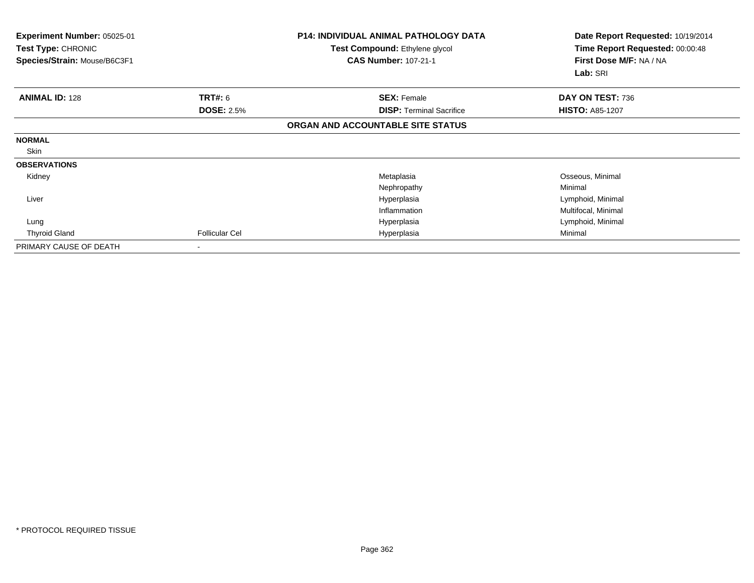**Experiment Number:** 05025-01
**Test Type:** CHRONIC
**Species/Strain:** Mouse/B6C3F1

**P14: INDIVIDUAL ANIMAL PATHOLOGY DATA**
**Test Compound:** Ethylene glycol
**CAS Number:** 107-21-1

**Date Report Requested:** 10/19/2014
**Time Report Requested:** 00:00:48
**First Dose M/F:** NA / NA
**Lab:** SRI

| **ANIMAL ID:** 128 | **TRT#:** 6 | **SEX:** Female | **DAY ON TEST:** 736 |
|---|---|---|---|
| | **DOSE:** 2.5% | **DISP:** Terminal Sacrifice | **HISTO:** A85-1207 |

**ORGAN AND ACCOUNTABLE SITE STATUS**

| | | | |
|---|---|---|---|
| **NORMAL** | | | |
| Skin | | | |
| **OBSERVATIONS** | | | |
| Kidney | | Metaplasia | Osseous, Minimal |
| | | Nephropathy | Minimal |
| Liver | | Hyperplasia | Lymphoid, Minimal |
| | | Inflammation | Multifocal, Minimal |
| Lung | | Hyperplasia | Lymphoid, Minimal |
| Thyroid Gland | Follicular Cel | Hyperplasia | Minimal |
| PRIMARY CAUSE OF DEATH | - | | |

\* PROTOCOL REQUIRED TISSUE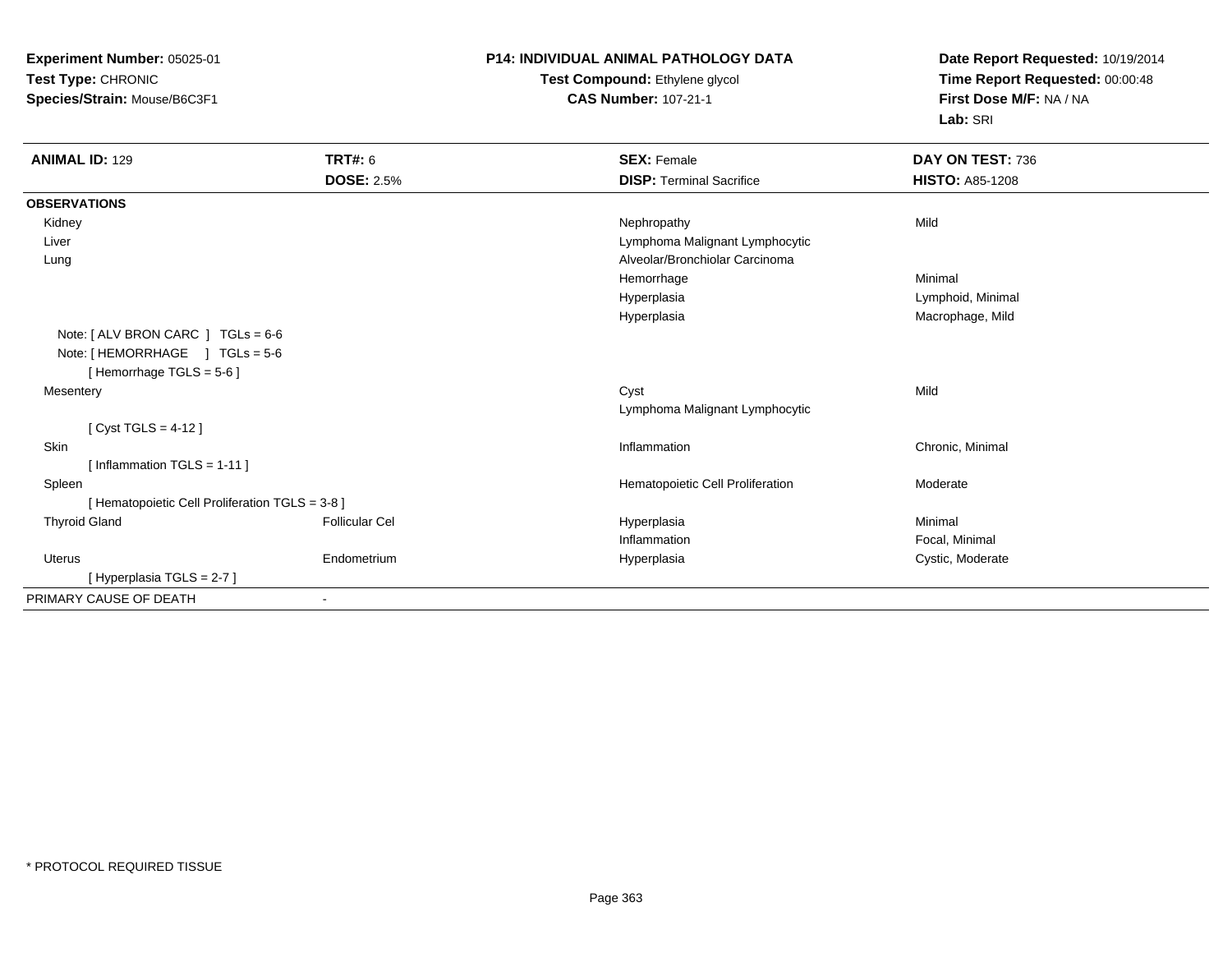**Experiment Number:** 05025-01
**Test Type:** CHRONIC
**Species/Strain:** Mouse/B6C3F1

**P14: INDIVIDUAL ANIMAL PATHOLOGY DATA**
**Test Compound:** Ethylene glycol
**CAS Number:** 107-21-1

**Date Report Requested:** 10/19/2014
**Time Report Requested:** 00:00:48
**First Dose M/F:** NA / NA
**Lab:** SRI

| **ANIMAL ID:** 129 | **TRT#:** 6 | **SEX:** Female | **DAY ON TEST:** 736 |
|---|---|---|---|
| | **DOSE:** 2.5% | **DISP:** Terminal Sacrifice | **HISTO:** A85-1208 |
| **OBSERVATIONS** | | | |
| Kidney | | Nephropathy | Mild |
| Liver | | Lymphoma Malignant Lymphocytic | |
| Lung | | Alveolar/Bronchiolar Carcinoma | |
| | | Hemorrhage | Minimal |
| | | Hyperplasia | Lymphoid, Minimal |
| | | Hyperplasia | Macrophage, Mild |
| Note: [ ALV BRON CARC ] TGLs = 6-6 | | | |
| Note: [ HEMORRHAGE ] TGLs = 5-6 | | | |
| [ Hemorrhage TGLS = 5-6 ] | | | |
| Mesentery | | Cyst | Mild |
| | | Lymphoma Malignant Lymphocytic | |
| [ Cyst TGLS = 4-12 ] | | | |
| Skin | | Inflammation | Chronic, Minimal |
| [ Inflammation TGLS = 1-11 ] | | | |
| Spleen | | Hematopoietic Cell Proliferation | Moderate |
| [ Hematopoietic Cell Proliferation TGLS = 3-8 ] | | | |
| Thyroid Gland | Follicular Cel | Hyperplasia | Minimal |
| | | Inflammation | Focal, Minimal |
| Uterus | Endometrium | Hyperplasia | Cystic, Moderate |
| [ Hyperplasia TGLS = 2-7 ] | | | |
| PRIMARY CAUSE OF DEATH | - | | |

\* PROTOCOL REQUIRED TISSUE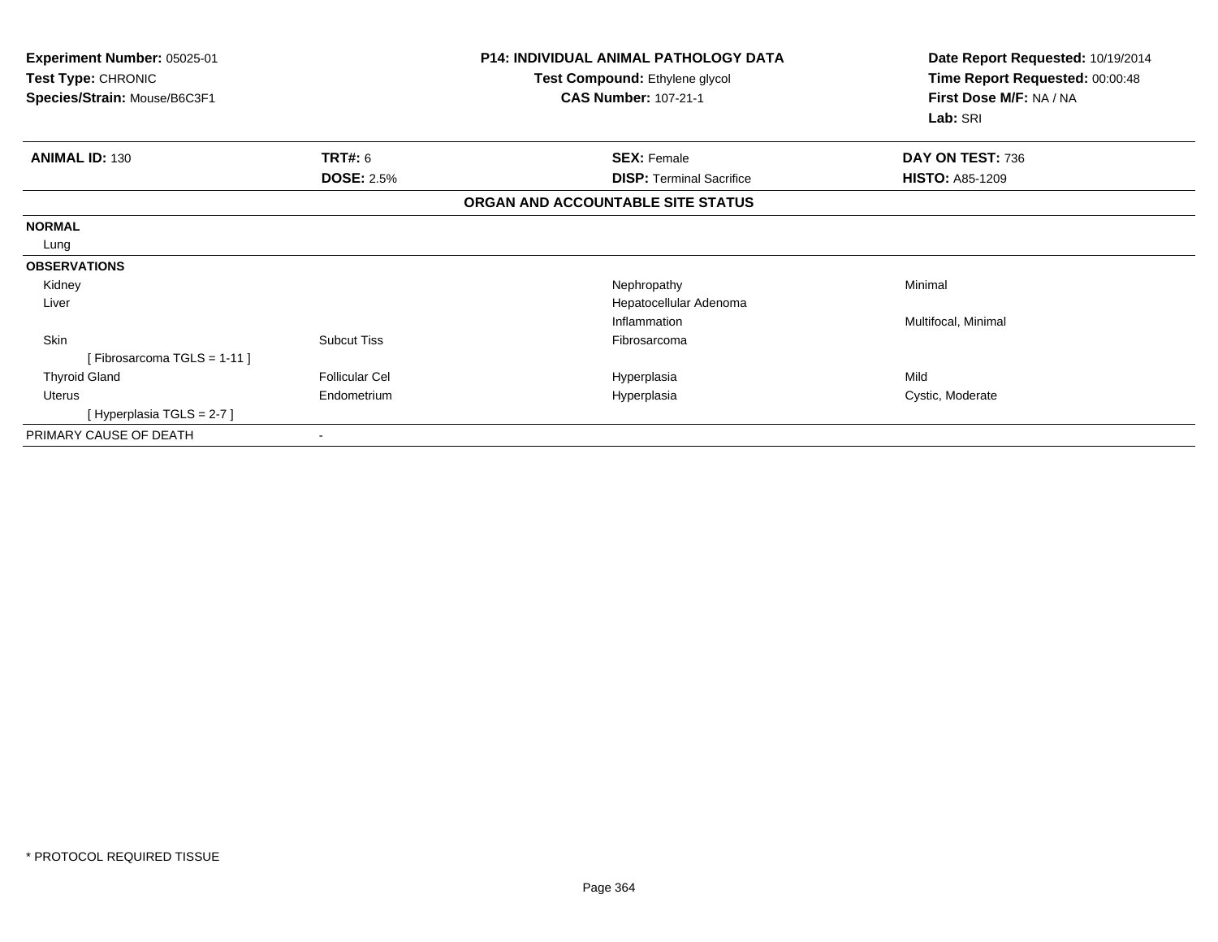**Experiment Number:** 05025-01
**Test Type:** CHRONIC
**Species/Strain:** Mouse/B6C3F1

**P14: INDIVIDUAL ANIMAL PATHOLOGY DATA**
**Test Compound:** Ethylene glycol
**CAS Number:** 107-21-1

**Date Report Requested:** 10/19/2014
**Time Report Requested:** 00:00:48
**First Dose M/F:** NA / NA
**Lab:** SRI

| **ANIMAL ID:** 130 | **TRT#:** 6 | **SEX:** Female | **DAY ON TEST:** 736 |
|---|---|---|---|
| | **DOSE:** 2.5% | **DISP:** Terminal Sacrifice | **HISTO:** A85-1209 |

**ORGAN AND ACCOUNTABLE SITE STATUS**

| | | | |
|---|---|---|---|
| **NORMAL** | | | |
| Lung | | | |
| **OBSERVATIONS** | | | |
| Kidney | | Nephropathy | Minimal |
| Liver | | Hepatocellular Adenoma | |
| | | Inflammation | Multifocal, Minimal |
| Skin | Subcut Tiss | Fibrosarcoma | |
| [ Fibrosarcoma TGLS = 1-11 ] | | | |
| Thyroid Gland | Follicular Cel | Hyperplasia | Mild |
| Uterus | Endometrium | Hyperplasia | Cystic, Moderate |
| [ Hyperplasia TGLS = 2-7 ] | | | |
| PRIMARY CAUSE OF DEATH | - | | |

* PROTOCOL REQUIRED TISSUE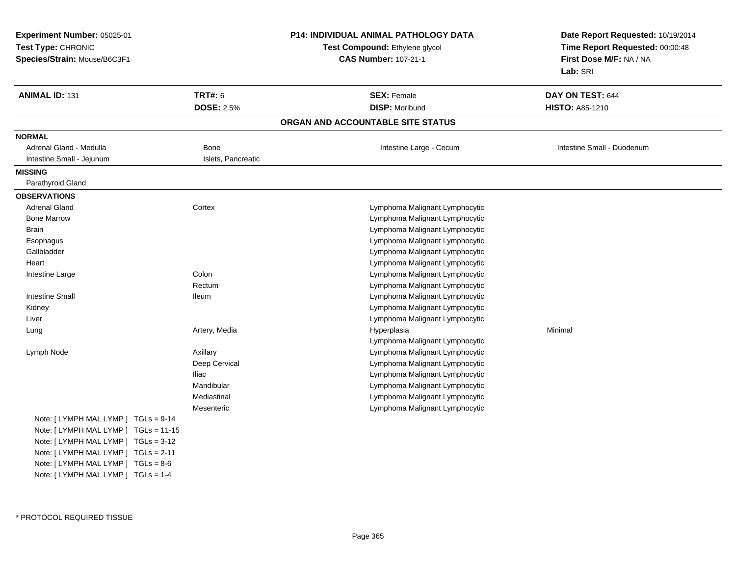**Experiment Number:** 05025-01
**Test Type:** CHRONIC
**Species/Strain:** Mouse/B6C3F1

**P14: INDIVIDUAL ANIMAL PATHOLOGY DATA**
**Test Compound:** Ethylene glycol
**CAS Number:** 107-21-1

**Date Report Requested:** 10/19/2014
**Time Report Requested:** 00:00:48
**First Dose M/F:** NA / NA
**Lab:** SRI

| **ANIMAL ID:** 131 | **TRT#:** 6 | **SEX:** Female | **DAY ON TEST:** 644 |
|---|---|---|---|
| | **DOSE:** 2.5% | **DISP:** Moribund | **HISTO:** A85-1210 |

## ORGAN AND ACCOUNTABLE SITE STATUS

**NORMAL**

| | | | |
|---|---|---|---|
| Adrenal Gland - Medulla | Bone | Intestine Large - Cecum | Intestine Small - Duodenum |
| Intestine Small - Jejunum | Islets, Pancreatic | | |

**MISSING**

Parathyroid Gland

**OBSERVATIONS**

| | | | |
|---|---|---|---|
| Adrenal Gland | Cortex | Lymphoma Malignant Lymphocytic | |
| Bone Marrow | | Lymphoma Malignant Lymphocytic | |
| Brain | | Lymphoma Malignant Lymphocytic | |
| Esophagus | | Lymphoma Malignant Lymphocytic | |
| Gallbladder | | Lymphoma Malignant Lymphocytic | |
| Heart | | Lymphoma Malignant Lymphocytic | |
| Intestine Large | Colon | Lymphoma Malignant Lymphocytic | |
| | Rectum | Lymphoma Malignant Lymphocytic | |
| Intestine Small | Ileum | Lymphoma Malignant Lymphocytic | |
| Kidney | | Lymphoma Malignant Lymphocytic | |
| Liver | | Lymphoma Malignant Lymphocytic | |
| Lung | Artery, Media | Hyperplasia | Minimal |
| | | Lymphoma Malignant Lymphocytic | |
| Lymph Node | Axillary | Lymphoma Malignant Lymphocytic | |
| | Deep Cervical | Lymphoma Malignant Lymphocytic | |
| | Iliac | Lymphoma Malignant Lymphocytic | |
| | Mandibular | Lymphoma Malignant Lymphocytic | |
| | Mediastinal | Lymphoma Malignant Lymphocytic | |
| | Mesenteric | Lymphoma Malignant Lymphocytic | |

Note: [ LYMPH MAL LYMP ] TGLs = 9-14
Note: [ LYMPH MAL LYMP ] TGLs = 11-15
Note: [ LYMPH MAL LYMP ] TGLs = 3-12
Note: [ LYMPH MAL LYMP ] TGLs = 2-11
Note: [ LYMPH MAL LYMP ] TGLs = 8-6
Note: [ LYMPH MAL LYMP ] TGLs = 1-4

* PROTOCOL REQUIRED TISSUE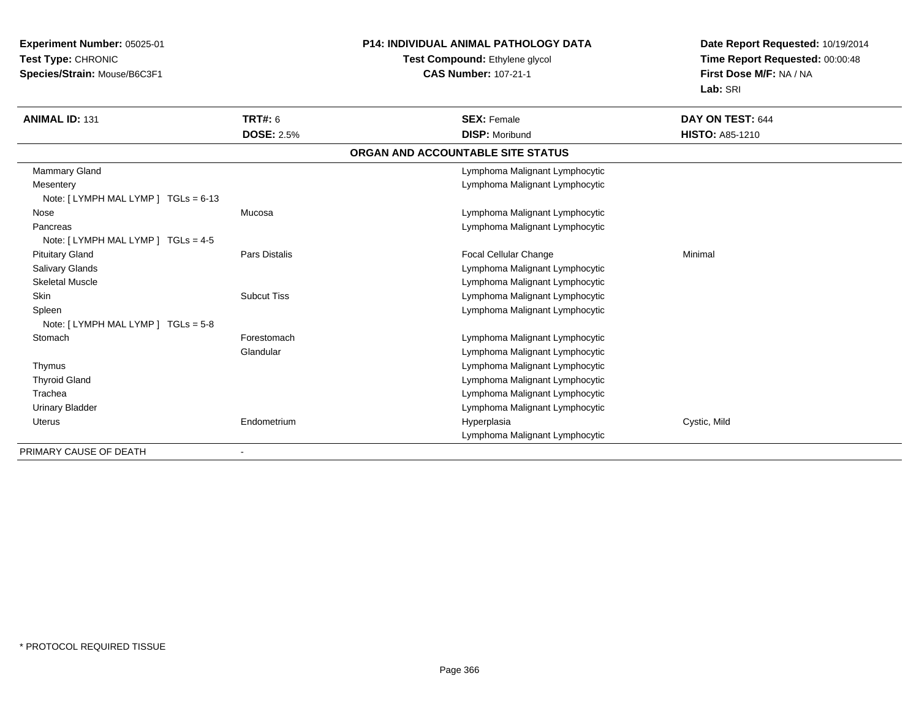**Experiment Number:** 05025-01
**Test Type:** CHRONIC
**Species/Strain:** Mouse/B6C3F1

**P14: INDIVIDUAL ANIMAL PATHOLOGY DATA**
**Test Compound:** Ethylene glycol
**CAS Number:** 107-21-1

**Date Report Requested:** 10/19/2014
**Time Report Requested:** 00:00:48
**First Dose M/F:** NA / NA
**Lab:** SRI

| **ANIMAL ID:** 131 | **TRT#:** 6 | **SEX:** Female | **DAY ON TEST:** 644 |
|---|---|---|---|
| | **DOSE:** 2.5% | **DISP:** Moribund | **HISTO:** A85-1210 |

**ORGAN AND ACCOUNTABLE SITE STATUS**

| Organ | Site | Finding | Severity |
|---|---|---|---|
| Mammary Gland | | Lymphoma Malignant Lymphocytic | |
| Mesentery | | Lymphoma Malignant Lymphocytic | |
| Note: [ LYMPH MAL LYMP ] TGLs = 6-13 | | | |
| Nose | Mucosa | Lymphoma Malignant Lymphocytic | |
| Pancreas | | Lymphoma Malignant Lymphocytic | |
| Note: [ LYMPH MAL LYMP ] TGLs = 4-5 | | | |
| Pituitary Gland | Pars Distalis | Focal Cellular Change | Minimal |
| Salivary Glands | | Lymphoma Malignant Lymphocytic | |
| Skeletal Muscle | | Lymphoma Malignant Lymphocytic | |
| Skin | Subcut Tiss | Lymphoma Malignant Lymphocytic | |
| Spleen | | Lymphoma Malignant Lymphocytic | |
| Note: [ LYMPH MAL LYMP ] TGLs = 5-8 | | | |
| Stomach | Forestomach | Lymphoma Malignant Lymphocytic | |
| | Glandular | Lymphoma Malignant Lymphocytic | |
| Thymus | | Lymphoma Malignant Lymphocytic | |
| Thyroid Gland | | Lymphoma Malignant Lymphocytic | |
| Trachea | | Lymphoma Malignant Lymphocytic | |
| Urinary Bladder | | Lymphoma Malignant Lymphocytic | |
| Uterus | Endometrium | Hyperplasia | Cystic, Mild |
| | | Lymphoma Malignant Lymphocytic | |
| PRIMARY CAUSE OF DEATH | - | | |

\* PROTOCOL REQUIRED TISSUE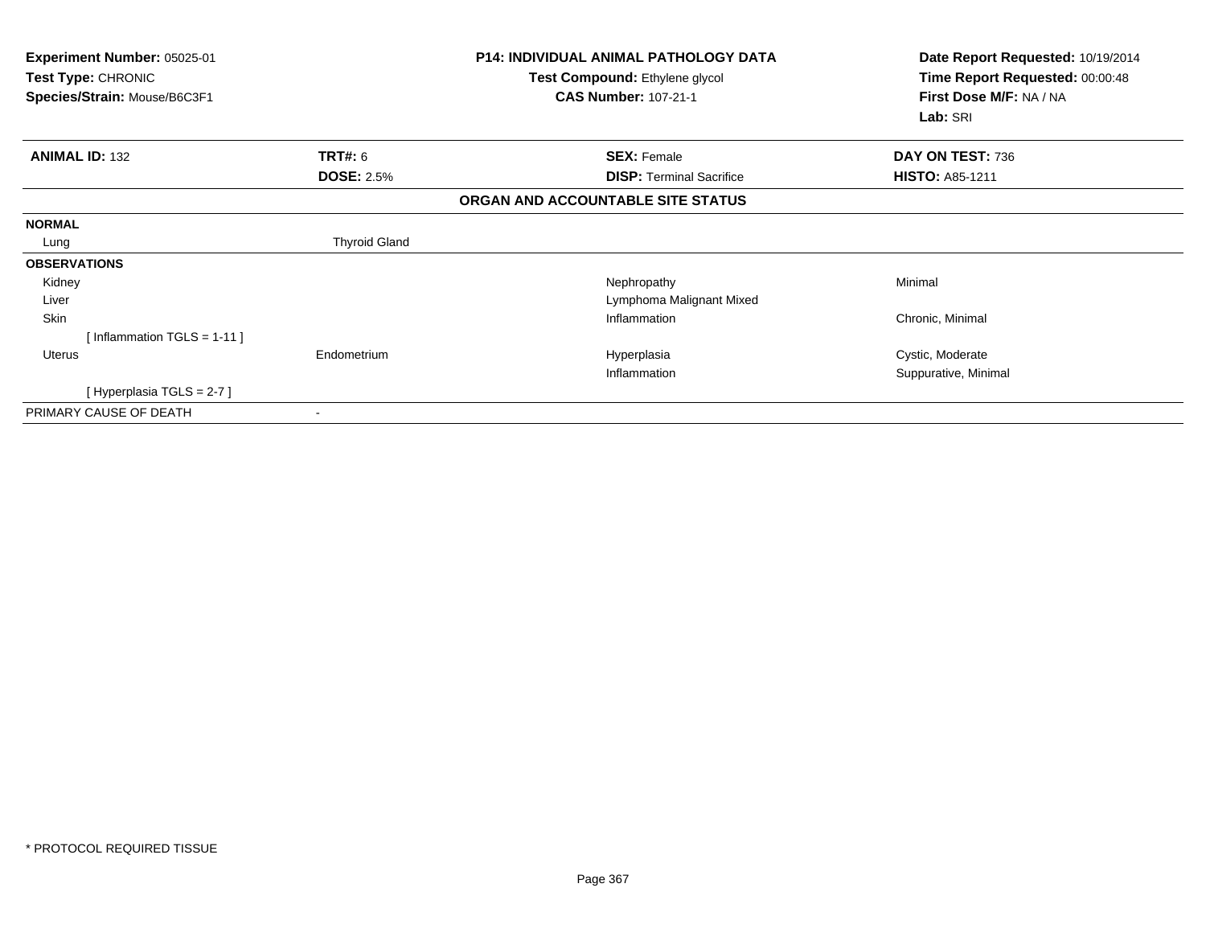**Experiment Number:** 05025-01
**Test Type:** CHRONIC
**Species/Strain:** Mouse/B6C3F1

**P14: INDIVIDUAL ANIMAL PATHOLOGY DATA**
**Test Compound:** Ethylene glycol
**CAS Number:** 107-21-1

**Date Report Requested:** 10/19/2014
**Time Report Requested:** 00:00:48
**First Dose M/F:** NA / NA
**Lab:** SRI

| **ANIMAL ID:** 132 | **TRT#:** 6 | **SEX:** Female | **DAY ON TEST:** 736 |
|---|---|---|---|
| | **DOSE:** 2.5% | **DISP:** Terminal Sacrifice | **HISTO:** A85-1211 |

**ORGAN AND ACCOUNTABLE SITE STATUS**

| | | | |
|---|---|---|---|
| **NORMAL** | | | |
| Lung | Thyroid Gland | | |
| **OBSERVATIONS** | | | |
| Kidney | | Nephropathy | Minimal |
| Liver | | Lymphoma Malignant Mixed | |
| Skin | | Inflammation | Chronic, Minimal |
| [ Inflammation TGLS = 1-11 ] | | | |
| Uterus | Endometrium | Hyperplasia | Cystic, Moderate |
| | | Inflammation | Suppurative, Minimal |
| [ Hyperplasia TGLS = 2-7 ] | | | |
| PRIMARY CAUSE OF DEATH | - | | |

* PROTOCOL REQUIRED TISSUE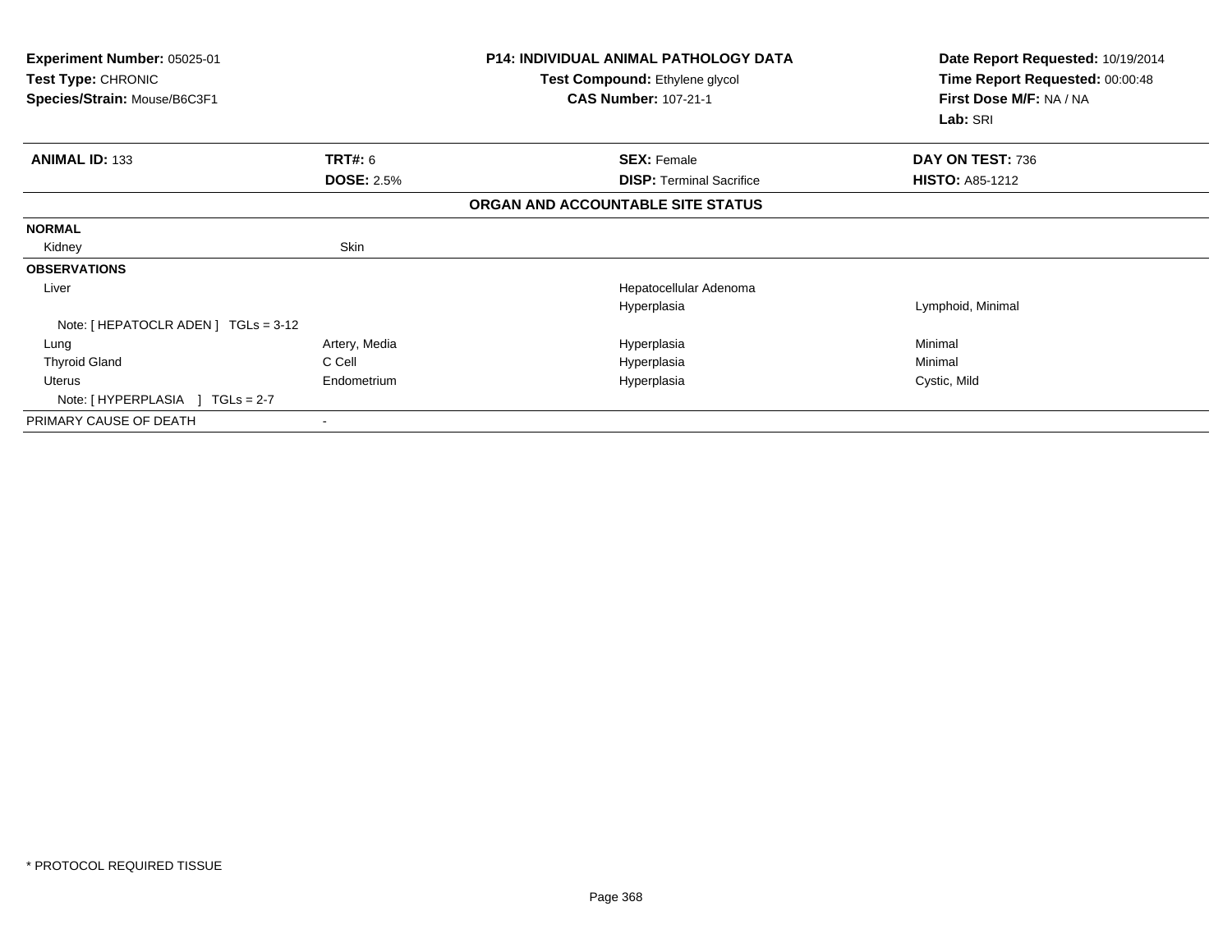**Experiment Number:** 05025-01
**Test Type:** CHRONIC
**Species/Strain:** Mouse/B6C3F1

**P14: INDIVIDUAL ANIMAL PATHOLOGY DATA**
**Test Compound:** Ethylene glycol
**CAS Number:** 107-21-1

**Date Report Requested:** 10/19/2014
**Time Report Requested:** 00:00:48
**First Dose M/F:** NA / NA
**Lab:** SRI

| **ANIMAL ID:** 133 | **TRT#:** 6 | **SEX:** Female | **DAY ON TEST:** 736 |
|---|---|---|---|
| | **DOSE:** 2.5% | **DISP:** Terminal Sacrifice | **HISTO:** A85-1212 |

**ORGAN AND ACCOUNTABLE SITE STATUS**

| | | | |
|---|---|---|---|
| **NORMAL** | | | |
| Kidney | Skin | | |
| **OBSERVATIONS** | | | |
| Liver | | Hepatocellular Adenoma | |
| | | Hyperplasia | Lymphoid, Minimal |
| Note: [ HEPATOCLR ADEN ] TGLs = 3-12 | | | |
| Lung | Artery, Media | Hyperplasia | Minimal |
| Thyroid Gland | C Cell | Hyperplasia | Minimal |
| Uterus | Endometrium | Hyperplasia | Cystic, Mild |
| Note: [ HYPERPLASIA ] TGLs = 2-7 | | | |
| PRIMARY CAUSE OF DEATH | - | | |

* PROTOCOL REQUIRED TISSUE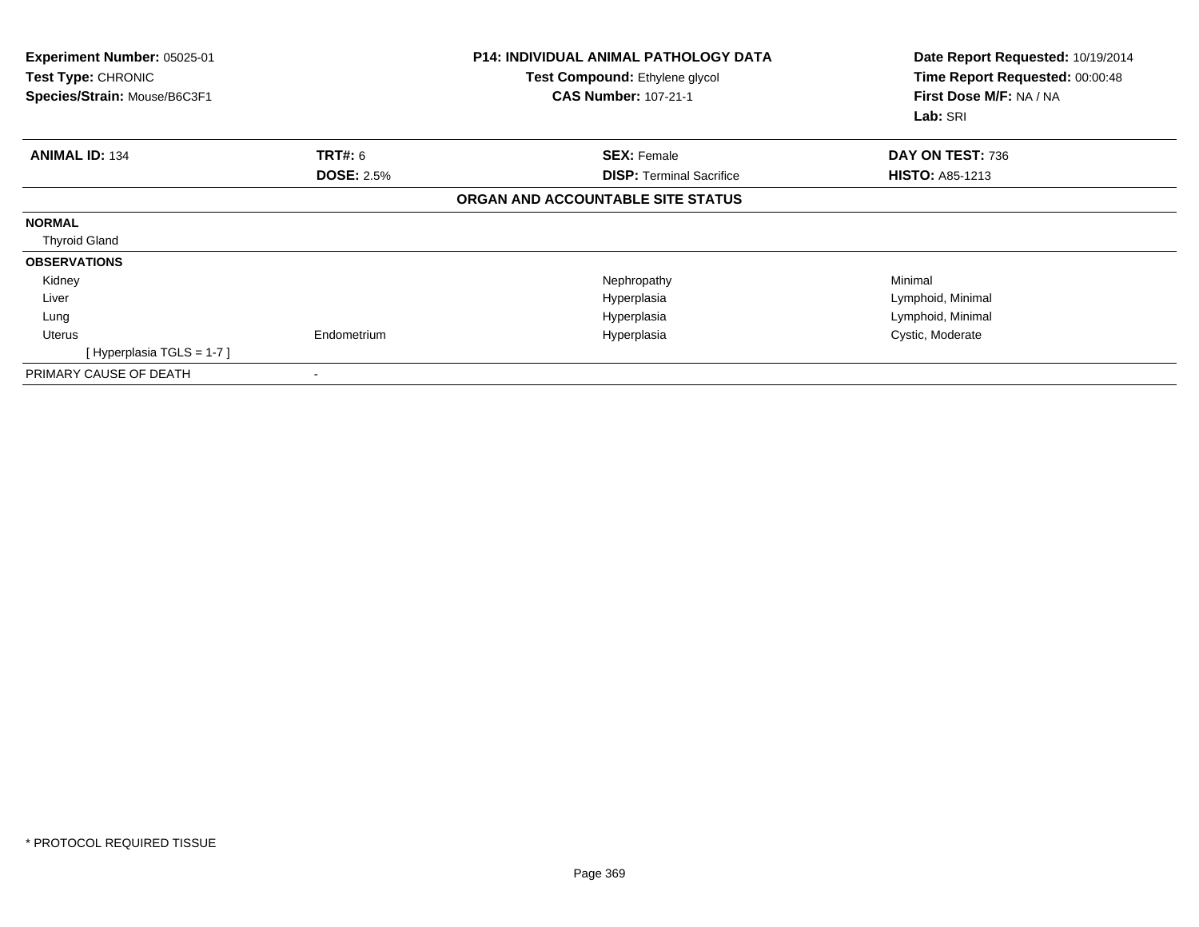| **Experiment Number:** 05025-01 | **P14: INDIVIDUAL ANIMAL PATHOLOGY DATA** | **Date Report Requested:** 10/19/2014 |
|---|---|---|
| **Test Type:** CHRONIC | **Test Compound:** Ethylene glycol | **Time Report Requested:** 00:00:48 |
| **Species/Strain:** Mouse/B6C3F1 | **CAS Number:** 107-21-1 | **First Dose M/F:** NA / NA |
| | | **Lab:** SRI |

| **ANIMAL ID:** 134 | **TRT#:** 6 | **SEX:** Female | **DAY ON TEST:** 736 |
|---|---|---|---|
| | **DOSE:** 2.5% | **DISP:** Terminal Sacrifice | **HISTO:** A85-1213 |

**ORGAN AND ACCOUNTABLE SITE STATUS**

| | | | |
|---|---|---|---|
| **NORMAL** | | | |
| Thyroid Gland | | | |
| **OBSERVATIONS** | | | |
| Kidney | | Nephropathy | Minimal |
| Liver | | Hyperplasia | Lymphoid, Minimal |
| Lung | | Hyperplasia | Lymphoid, Minimal |
| Uterus | Endometrium | Hyperplasia | Cystic, Moderate |
| [ Hyperplasia TGLS = 1-7 ] | | | |
| PRIMARY CAUSE OF DEATH | - | | |

* PROTOCOL REQUIRED TISSUE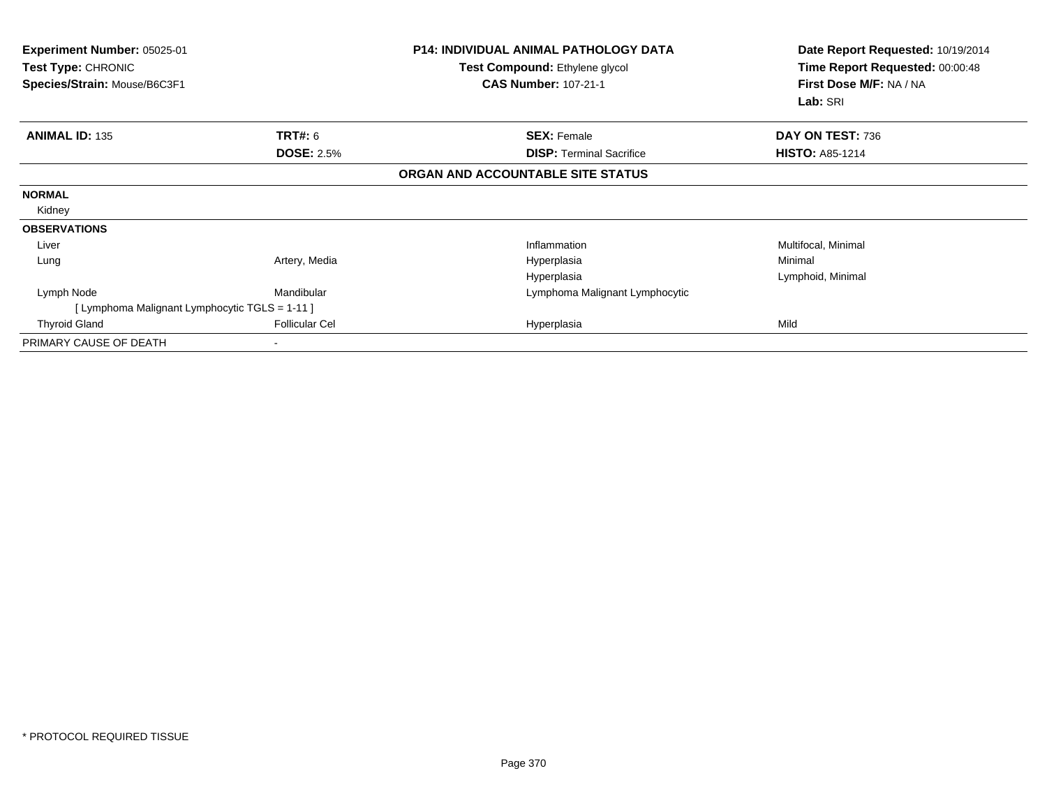**Experiment Number:** 05025-01
**Test Type:** CHRONIC
**Species/Strain:** Mouse/B6C3F1

**P14: INDIVIDUAL ANIMAL PATHOLOGY DATA**
**Test Compound:** Ethylene glycol
**CAS Number:** 107-21-1

**Date Report Requested:** 10/19/2014
**Time Report Requested:** 00:00:48
**First Dose M/F:** NA / NA
**Lab:** SRI

| **ANIMAL ID:** 135 | **TRT#:** 6 | **SEX:** Female | **DAY ON TEST:** 736 |
|---|---|---|---|
| | **DOSE:** 2.5% | **DISP:** Terminal Sacrifice | **HISTO:** A85-1214 |

**ORGAN AND ACCOUNTABLE SITE STATUS**

| | | | |
|---|---|---|---|
| **NORMAL** | | | |
| Kidney | | | |
| **OBSERVATIONS** | | | |
| Liver | | Inflammation | Multifocal, Minimal |
| Lung | Artery, Media | Hyperplasia | Minimal |
| | | Hyperplasia | Lymphoid, Minimal |
| Lymph Node | Mandibular | Lymphoma Malignant Lymphocytic | |
| [ Lymphoma Malignant Lymphocytic TGLS = 1-11 ] | | | |
| Thyroid Gland | Follicular Cel | Hyperplasia | Mild |
| PRIMARY CAUSE OF DEATH | - | | |

* PROTOCOL REQUIRED TISSUE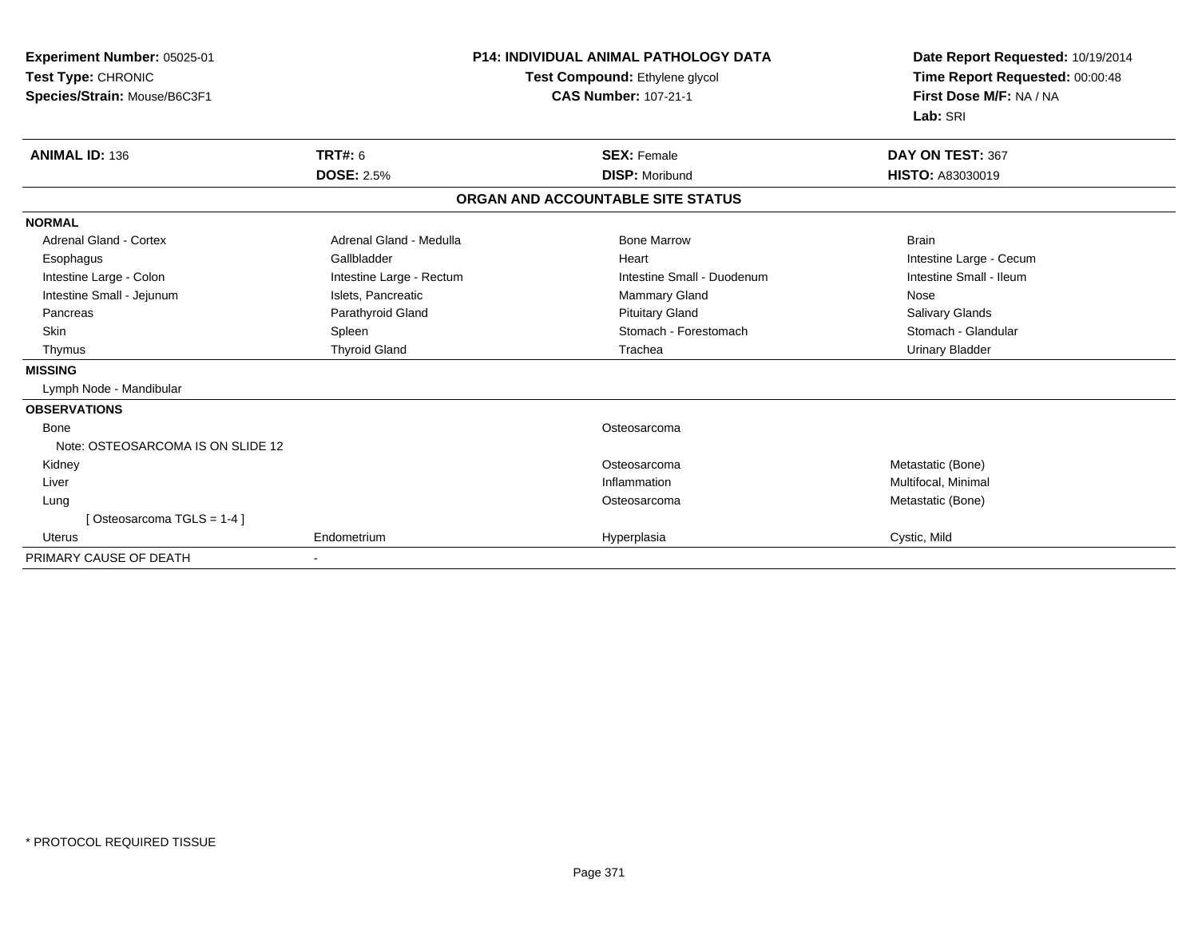**Experiment Number:** 05025-01
**Test Type:** CHRONIC
**Species/Strain:** Mouse/B6C3F1

**P14: INDIVIDUAL ANIMAL PATHOLOGY DATA**
**Test Compound:** Ethylene glycol
**CAS Number:** 107-21-1

**Date Report Requested:** 10/19/2014
**Time Report Requested:** 00:00:48
**First Dose M/F:** NA / NA
**Lab:** SRI

| **ANIMAL ID:** 136 | **TRT#:** 6 | **SEX:** Female | **DAY ON TEST:** 367 |
|---|---|---|---|
| | **DOSE:** 2.5% | **DISP:** Moribund | **HISTO:** A83030019 |

## ORGAN AND ACCOUNTABLE SITE STATUS

| | | | |
|---|---|---|---|
| **NORMAL** | | | |
| Adrenal Gland - Cortex | Adrenal Gland - Medulla | Bone Marrow | Brain |
| Esophagus | Gallbladder | Heart | Intestine Large - Cecum |
| Intestine Large - Colon | Intestine Large - Rectum | Intestine Small - Duodenum | Intestine Small - Ileum |
| Intestine Small - Jejunum | Islets, Pancreatic | Mammary Gland | Nose |
| Pancreas | Parathyroid Gland | Pituitary Gland | Salivary Glands |
| Skin | Spleen | Stomach - Forestomach | Stomach - Glandular |
| Thymus | Thyroid Gland | Trachea | Urinary Bladder |
| **MISSING** | | | |
| Lymph Node - Mandibular | | | |
| **OBSERVATIONS** | | | |
| Bone | | Osteosarcoma | |
| Note: OSTEOSARCOMA IS ON SLIDE 12 | | | |
| Kidney | | Osteosarcoma | Metastatic (Bone) |
| Liver | | Inflammation | Multifocal, Minimal |
| Lung | | Osteosarcoma | Metastatic (Bone) |
| [ Osteosarcoma TGLS = 1-4 ] | | | |
| Uterus | Endometrium | Hyperplasia | Cystic, Mild |
| PRIMARY CAUSE OF DEATH | - | | |

\* PROTOCOL REQUIRED TISSUE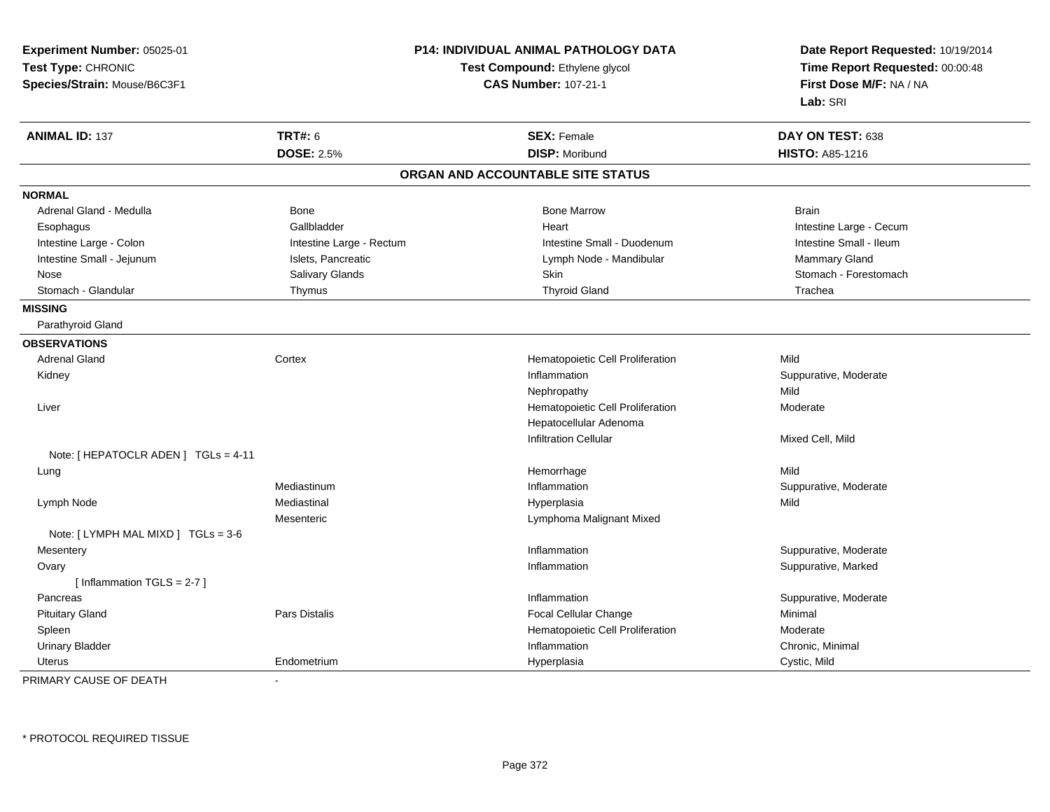**Experiment Number:** 05025-01
**Test Type:** CHRONIC
**Species/Strain:** Mouse/B6C3F1

# P14: INDIVIDUAL ANIMAL PATHOLOGY DATA

**Test Compound:** Ethylene glycol
**CAS Number:** 107-21-1

**Date Report Requested:** 10/19/2014
**Time Report Requested:** 00:00:48
**First Dose M/F:** NA / NA
**Lab:** SRI

| **ANIMAL ID:** 137 | **TRT#:** 6 | **SEX:** Female | **DAY ON TEST:** 638 |
|---|---|---|---|
| | **DOSE:** 2.5% | **DISP:** Moribund | **HISTO:** A85-1216 |

## ORGAN AND ACCOUNTABLE SITE STATUS

**NORMAL**

| | | | |
|---|---|---|---|
| Adrenal Gland - Medulla | Bone | Bone Marrow | Brain |
| Esophagus | Gallbladder | Heart | Intestine Large - Cecum |
| Intestine Large - Colon | Intestine Large - Rectum | Intestine Small - Duodenum | Intestine Small - Ileum |
| Intestine Small - Jejunum | Islets, Pancreatic | Lymph Node - Mandibular | Mammary Gland |
| Nose | Salivary Glands | Skin | Stomach - Forestomach |
| Stomach - Glandular | Thymus | Thyroid Gland | Trachea |

**MISSING**

Parathyroid Gland

**OBSERVATIONS**

| | | | |
|---|---|---|---|
| Adrenal Gland | Cortex | Hematopoietic Cell Proliferation | Mild |
| Kidney | | Inflammation | Suppurative, Moderate |
| | | Nephropathy | Mild |
| Liver | | Hematopoietic Cell Proliferation | Moderate |
| | | Hepatocellular Adenoma | |
| | | Infiltration Cellular | Mixed Cell, Mild |
| Note: [ HEPATOCLR ADEN ] TGLs = 4-11 | | | |
| Lung | | Hemorrhage | Mild |
| | Mediastinum | Inflammation | Suppurative, Moderate |
| Lymph Node | Mediastinal | Hyperplasia | Mild |
| | Mesenteric | Lymphoma Malignant Mixed | |
| Note: [ LYMPH MAL MIXD ] TGLs = 3-6 | | | |
| Mesentery | | Inflammation | Suppurative, Moderate |
| Ovary | | Inflammation | Suppurative, Marked |
| [ Inflammation TGLS = 2-7 ] | | | |
| Pancreas | | Inflammation | Suppurative, Moderate |
| Pituitary Gland | Pars Distalis | Focal Cellular Change | Minimal |
| Spleen | | Hematopoietic Cell Proliferation | Moderate |
| Urinary Bladder | | Inflammation | Chronic, Minimal |
| Uterus | Endometrium | Hyperplasia | Cystic, Mild |

PRIMARY CAUSE OF DEATH -

\* PROTOCOL REQUIRED TISSUE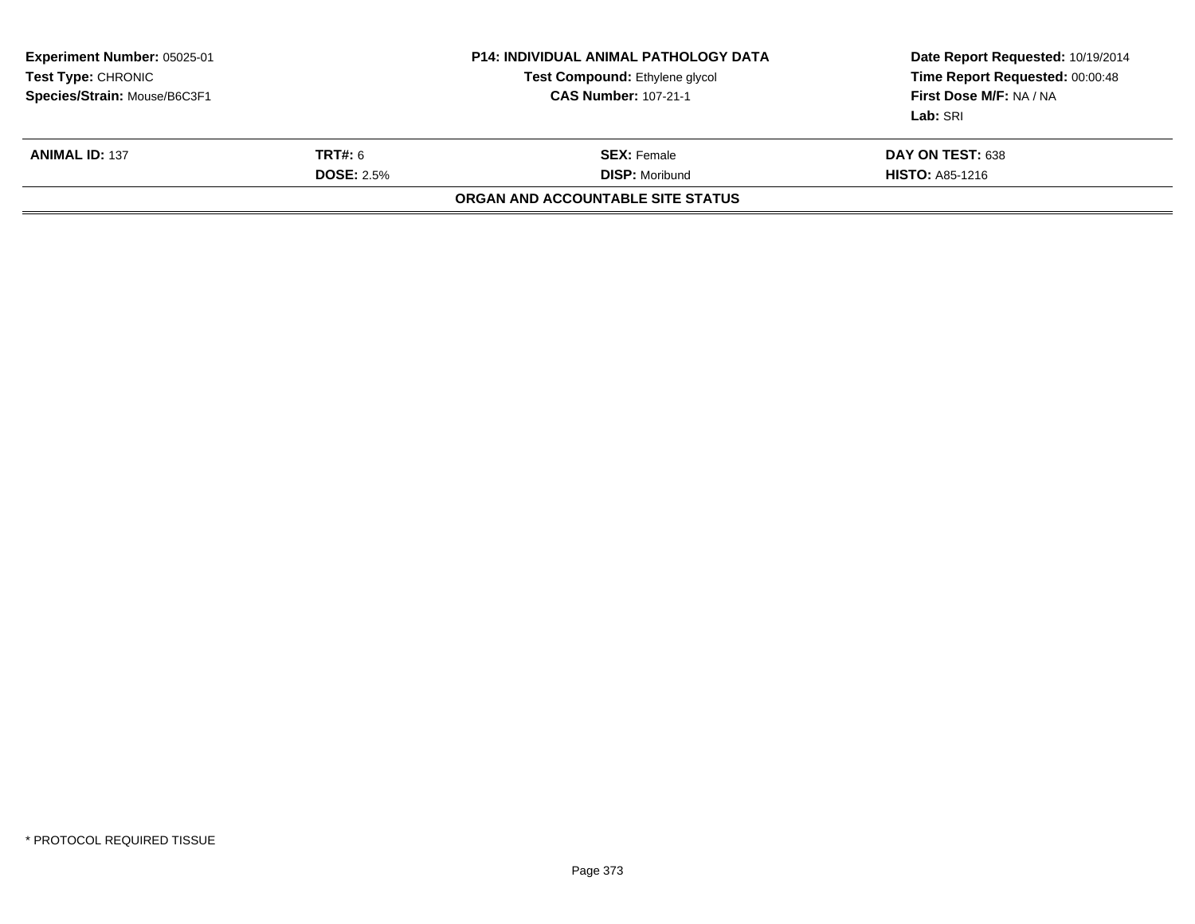**Experiment Number:** 05025-01
**Test Type:** CHRONIC
**Species/Strain:** Mouse/B6C3F1

**P14: INDIVIDUAL ANIMAL PATHOLOGY DATA**
**Test Compound:** Ethylene glycol
**CAS Number:** 107-21-1

**Date Report Requested:** 10/19/2014
**Time Report Requested:** 00:00:48
**First Dose M/F:** NA / NA
**Lab:** SRI

| **ANIMAL ID:** 137 | **TRT#:** 6 | **SEX:** Female | **DAY ON TEST:** 638 |
|---|---|---|---|
| | **DOSE:** 2.5% | **DISP:** Moribund | **HISTO:** A85-1216 |

**ORGAN AND ACCOUNTABLE SITE STATUS**

\* PROTOCOL REQUIRED TISSUE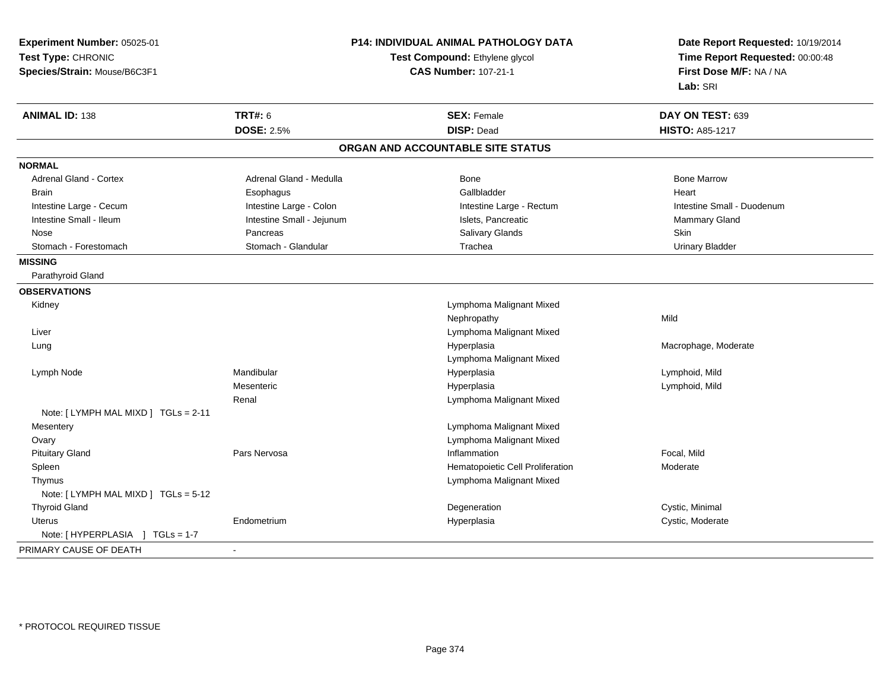**Experiment Number:** 05025-01
**Test Type:** CHRONIC
**Species/Strain:** Mouse/B6C3F1

**P14: INDIVIDUAL ANIMAL PATHOLOGY DATA**
**Test Compound:** Ethylene glycol
**CAS Number:** 107-21-1

**Date Report Requested:** 10/19/2014
**Time Report Requested:** 00:00:48
**First Dose M/F:** NA / NA
**Lab:** SRI

| **ANIMAL ID:** 138 | **TRT#:** 6 | **SEX:** Female | **DAY ON TEST:** 639 |
|---|---|---|---|
| | **DOSE:** 2.5% | **DISP:** Dead | **HISTO:** A85-1217 |

## ORGAN AND ACCOUNTABLE SITE STATUS

| | | | |
|---|---|---|---|
| **NORMAL** | | | |
| Adrenal Gland - Cortex | Adrenal Gland - Medulla | Bone | Bone Marrow |
| Brain | Esophagus | Gallbladder | Heart |
| Intestine Large - Cecum | Intestine Large - Colon | Intestine Large - Rectum | Intestine Small - Duodenum |
| Intestine Small - Ileum | Intestine Small - Jejunum | Islets, Pancreatic | Mammary Gland |
| Nose | Pancreas | Salivary Glands | Skin |
| Stomach - Forestomach | Stomach - Glandular | Trachea | Urinary Bladder |
| **MISSING** | | | |
| Parathyroid Gland | | | |
| **OBSERVATIONS** | | | |
| Kidney | | Lymphoma Malignant Mixed | |
| | | Nephropathy | Mild |
| Liver | | Lymphoma Malignant Mixed | |
| Lung | | Hyperplasia | Macrophage, Moderate |
| | | Lymphoma Malignant Mixed | |
| Lymph Node | Mandibular | Hyperplasia | Lymphoid, Mild |
| | Mesenteric | Hyperplasia | Lymphoid, Mild |
| | Renal | Lymphoma Malignant Mixed | |
| Note: [ LYMPH MAL MIXD ] TGLs = 2-11 | | | |
| Mesentery | | Lymphoma Malignant Mixed | |
| Ovary | | Lymphoma Malignant Mixed | |
| Pituitary Gland | Pars Nervosa | Inflammation | Focal, Mild |
| Spleen | | Hematopoietic Cell Proliferation | Moderate |
| Thymus | | Lymphoma Malignant Mixed | |
| Note: [ LYMPH MAL MIXD ] TGLs = 5-12 | | | |
| Thyroid Gland | | Degeneration | Cystic, Minimal |
| Uterus | Endometrium | Hyperplasia | Cystic, Moderate |
| Note: [ HYPERPLASIA ] TGLs = 1-7 | | | |
| PRIMARY CAUSE OF DEATH | - | | |

* PROTOCOL REQUIRED TISSUE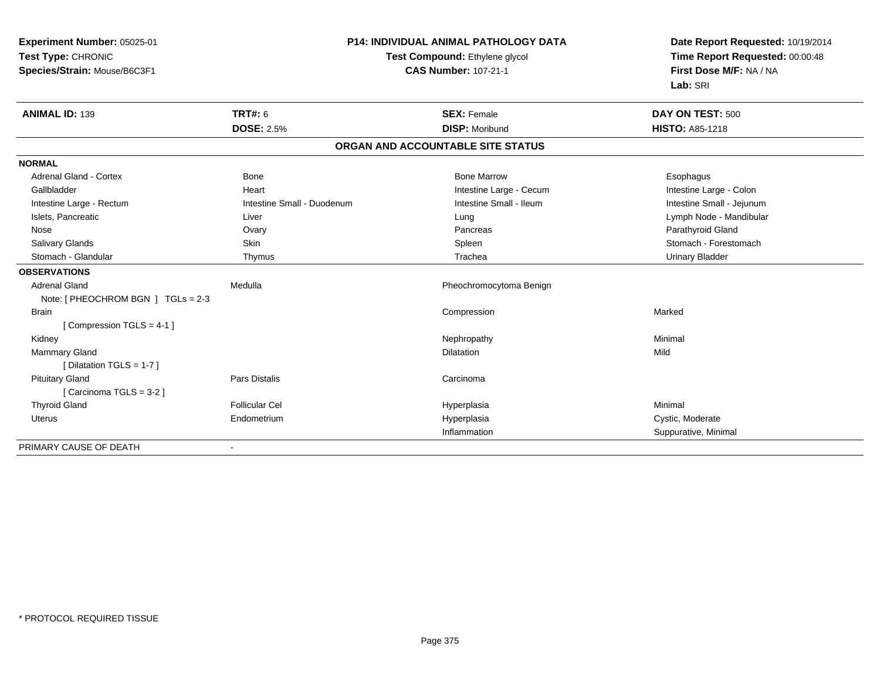**Experiment Number:** 05025-01
**Test Type:** CHRONIC
**Species/Strain:** Mouse/B6C3F1

**P14: INDIVIDUAL ANIMAL PATHOLOGY DATA**
**Test Compound:** Ethylene glycol
**CAS Number:** 107-21-1

**Date Report Requested:** 10/19/2014
**Time Report Requested:** 00:00:48
**First Dose M/F:** NA / NA
**Lab:** SRI

| **ANIMAL ID:** 139 | **TRT#:** 6 | **SEX:** Female | **DAY ON TEST:** 500 |
|---|---|---|---|
| | **DOSE:** 2.5% | **DISP:** Moribund | **HISTO:** A85-1218 |

## ORGAN AND ACCOUNTABLE SITE STATUS

| | | | |
|---|---|---|---|
| **NORMAL** | | | |
| Adrenal Gland - Cortex | Bone | Bone Marrow | Esophagus |
| Gallbladder | Heart | Intestine Large - Cecum | Intestine Large - Colon |
| Intestine Large - Rectum | Intestine Small - Duodenum | Intestine Small - Ileum | Intestine Small - Jejunum |
| Islets, Pancreatic | Liver | Lung | Lymph Node - Mandibular |
| Nose | Ovary | Pancreas | Parathyroid Gland |
| Salivary Glands | Skin | Spleen | Stomach - Forestomach |
| Stomach - Glandular | Thymus | Trachea | Urinary Bladder |
| **OBSERVATIONS** | | | |
| Adrenal Gland | Medulla | Pheochromocytoma Benign | |
| Note: [ PHEOCHROM BGN ] TGLs = 2-3 | | | |
| Brain | | Compression | Marked |
| [ Compression TGLS = 4-1 ] | | | |
| Kidney | | Nephropathy | Minimal |
| Mammary Gland | | Dilatation | Mild |
| [ Dilatation TGLS = 1-7 ] | | | |
| Pituitary Gland | Pars Distalis | Carcinoma | |
| [ Carcinoma TGLS = 3-2 ] | | | |
| Thyroid Gland | Follicular Cel | Hyperplasia | Minimal |
| Uterus | Endometrium | Hyperplasia | Cystic, Moderate |
| | | Inflammation | Suppurative, Minimal |
| PRIMARY CAUSE OF DEATH | - | | |

* PROTOCOL REQUIRED TISSUE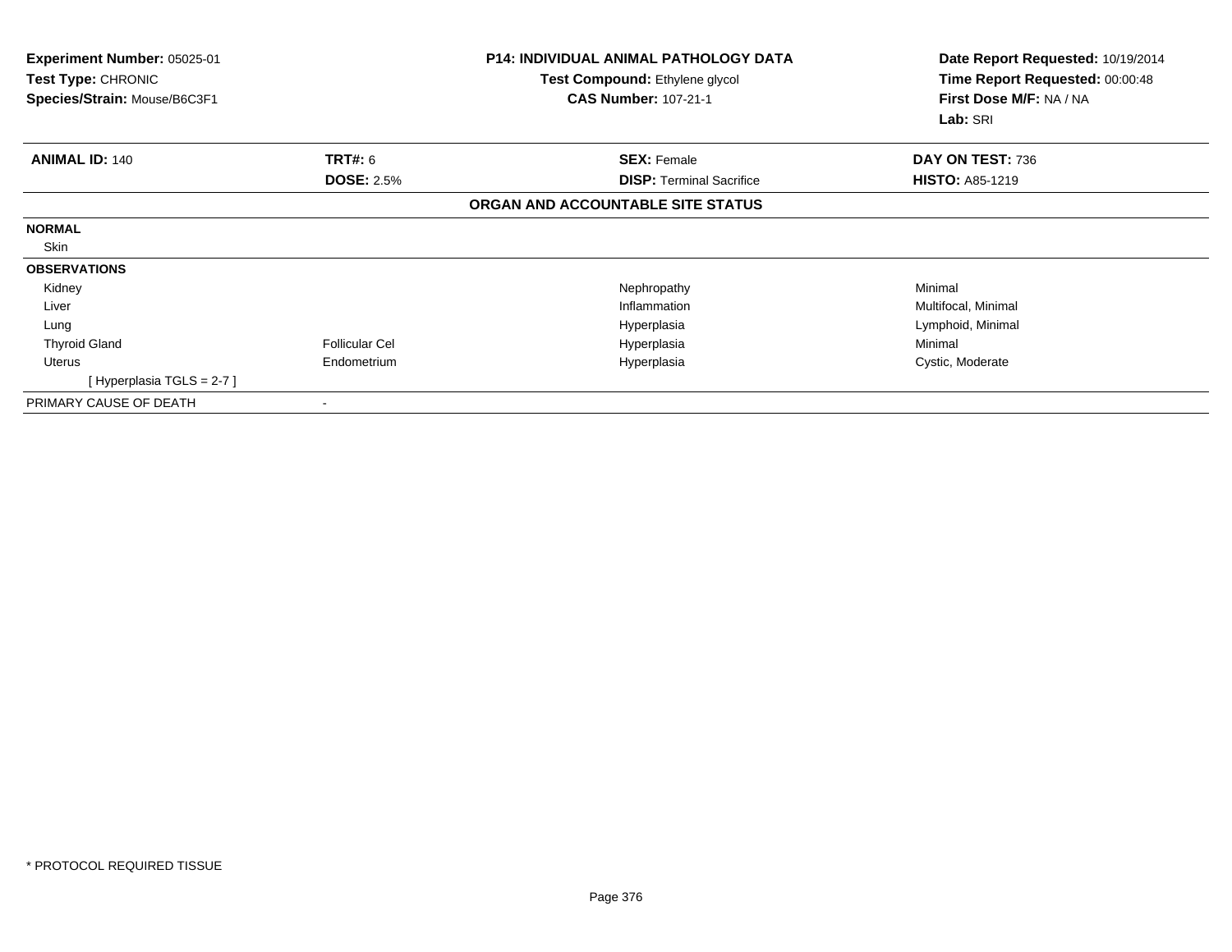**Experiment Number:** 05025-01
**Test Type:** CHRONIC
**Species/Strain:** Mouse/B6C3F1

**P14: INDIVIDUAL ANIMAL PATHOLOGY DATA**
**Test Compound:** Ethylene glycol
**CAS Number:** 107-21-1

**Date Report Requested:** 10/19/2014
**Time Report Requested:** 00:00:48
**First Dose M/F:** NA / NA
**Lab:** SRI

| **ANIMAL ID:** 140 | **TRT#:** 6 | **SEX:** Female | **DAY ON TEST:** 736 |
|---|---|---|---|
| | **DOSE:** 2.5% | **DISP:** Terminal Sacrifice | **HISTO:** A85-1219 |

**ORGAN AND ACCOUNTABLE SITE STATUS**

| | | | |
|---|---|---|---|
| **NORMAL** | | | |
| Skin | | | |
| **OBSERVATIONS** | | | |
| Kidney | | Nephropathy | Minimal |
| Liver | | Inflammation | Multifocal, Minimal |
| Lung | | Hyperplasia | Lymphoid, Minimal |
| Thyroid Gland | Follicular Cel | Hyperplasia | Minimal |
| Uterus | Endometrium | Hyperplasia | Cystic, Moderate |
| [ Hyperplasia TGLS = 2-7 ] | | | |
| PRIMARY CAUSE OF DEATH | - | | |

* PROTOCOL REQUIRED TISSUE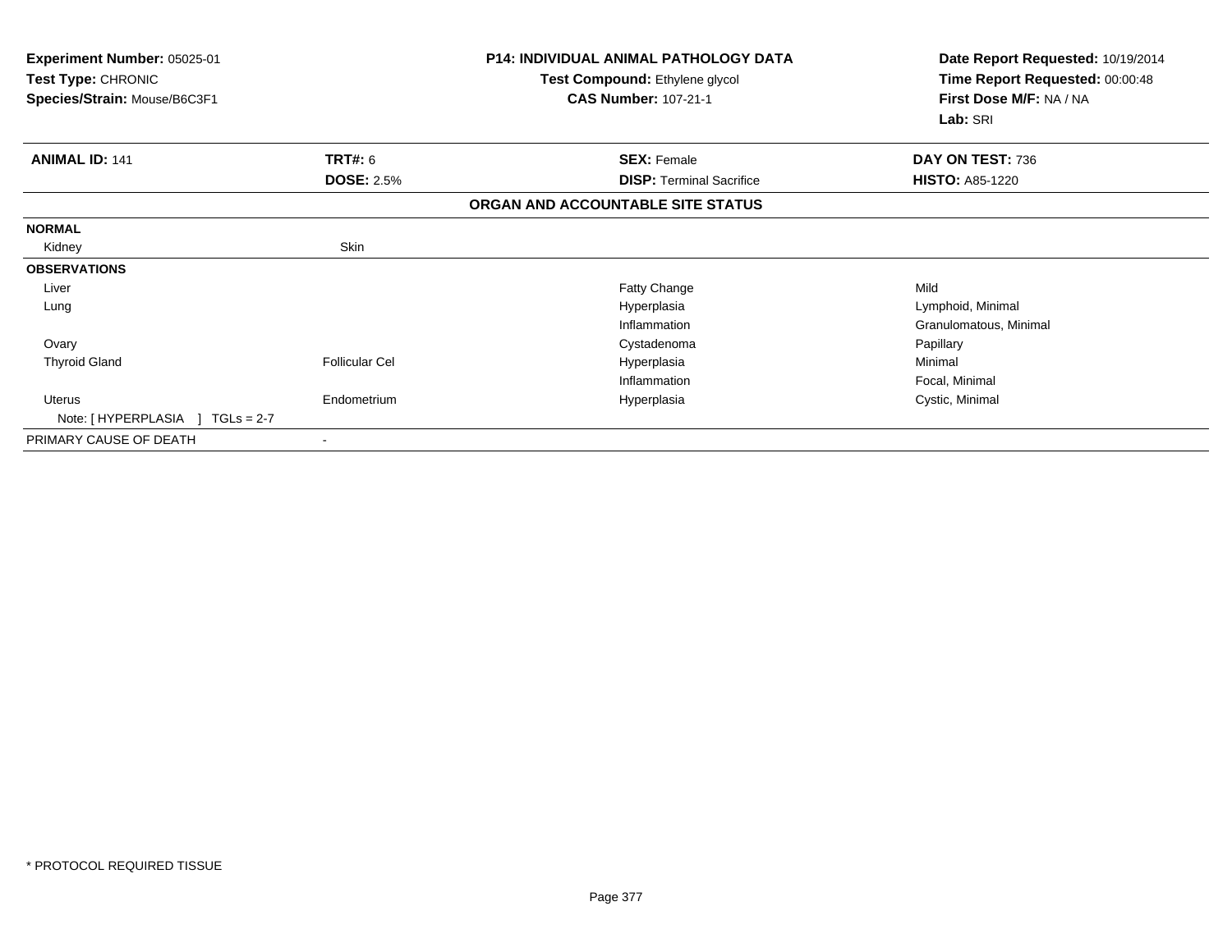**Experiment Number:** 05025-01
**Test Type:** CHRONIC
**Species/Strain:** Mouse/B6C3F1

**P14: INDIVIDUAL ANIMAL PATHOLOGY DATA**
**Test Compound:** Ethylene glycol
**CAS Number:** 107-21-1

**Date Report Requested:** 10/19/2014
**Time Report Requested:** 00:00:48
**First Dose M/F:** NA / NA
**Lab:** SRI

| **ANIMAL ID:** 141 | **TRT#:** 6 | **SEX:** Female | **DAY ON TEST:** 736 |
|---|---|---|---|
| | **DOSE:** 2.5% | **DISP:** Terminal Sacrifice | **HISTO:** A85-1220 |

**ORGAN AND ACCOUNTABLE SITE STATUS**

| | | | |
|---|---|---|---|
| **NORMAL** | | | |
| Kidney | Skin | | |
| **OBSERVATIONS** | | | |
| Liver | | Fatty Change | Mild |
| Lung | | Hyperplasia | Lymphoid, Minimal |
| | | Inflammation | Granulomatous, Minimal |
| Ovary | | Cystadenoma | Papillary |
| Thyroid Gland | Follicular Cel | Hyperplasia | Minimal |
| | | Inflammation | Focal, Minimal |
| Uterus | Endometrium | Hyperplasia | Cystic, Minimal |
| Note: [ HYPERPLASIA ] TGLs = 2-7 | | | |
| PRIMARY CAUSE OF DEATH | - | | |

\* PROTOCOL REQUIRED TISSUE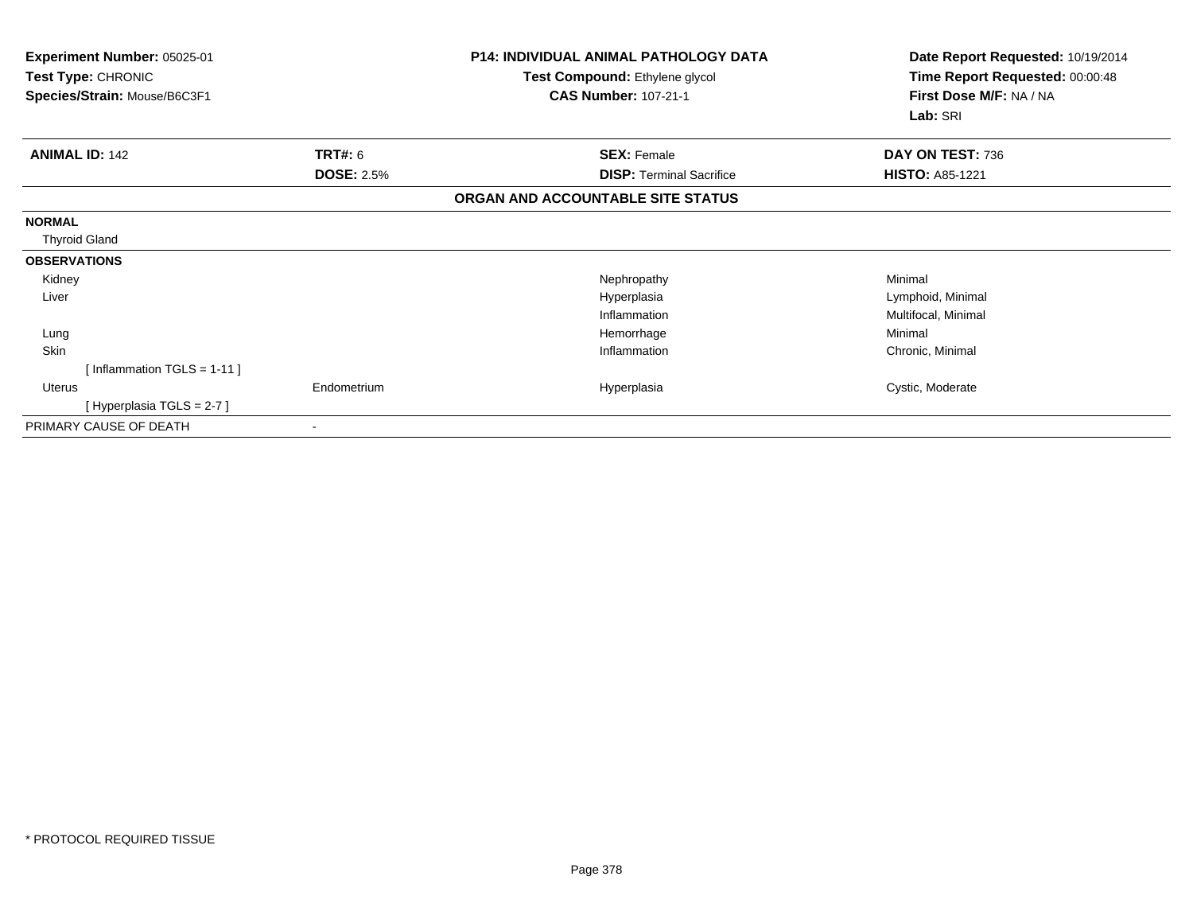**Experiment Number:** 05025-01
**Test Type:** CHRONIC
**Species/Strain:** Mouse/B6C3F1

**P14: INDIVIDUAL ANIMAL PATHOLOGY DATA**
**Test Compound:** Ethylene glycol
**CAS Number:** 107-21-1

**Date Report Requested:** 10/19/2014
**Time Report Requested:** 00:00:48
**First Dose M/F:** NA / NA
**Lab:** SRI

| **ANIMAL ID:** 142 | **TRT#:** 6 | **SEX:** Female | **DAY ON TEST:** 736 |
|---|---|---|---|
| | **DOSE:** 2.5% | **DISP:** Terminal Sacrifice | **HISTO:** A85-1221 |

**ORGAN AND ACCOUNTABLE SITE STATUS**

| | | | |
|---|---|---|---|
| **NORMAL** | | | |
| Thyroid Gland | | | |
| **OBSERVATIONS** | | | |
| Kidney | | Nephropathy | Minimal |
| Liver | | Hyperplasia | Lymphoid, Minimal |
| | | Inflammation | Multifocal, Minimal |
| Lung | | Hemorrhage | Minimal |
| Skin | | Inflammation | Chronic, Minimal |
| [ Inflammation TGLS = 1-11 ] | | | |
| Uterus | Endometrium | Hyperplasia | Cystic, Moderate |
| [ Hyperplasia TGLS = 2-7 ] | | | |
| PRIMARY CAUSE OF DEATH | - | | |

* PROTOCOL REQUIRED TISSUE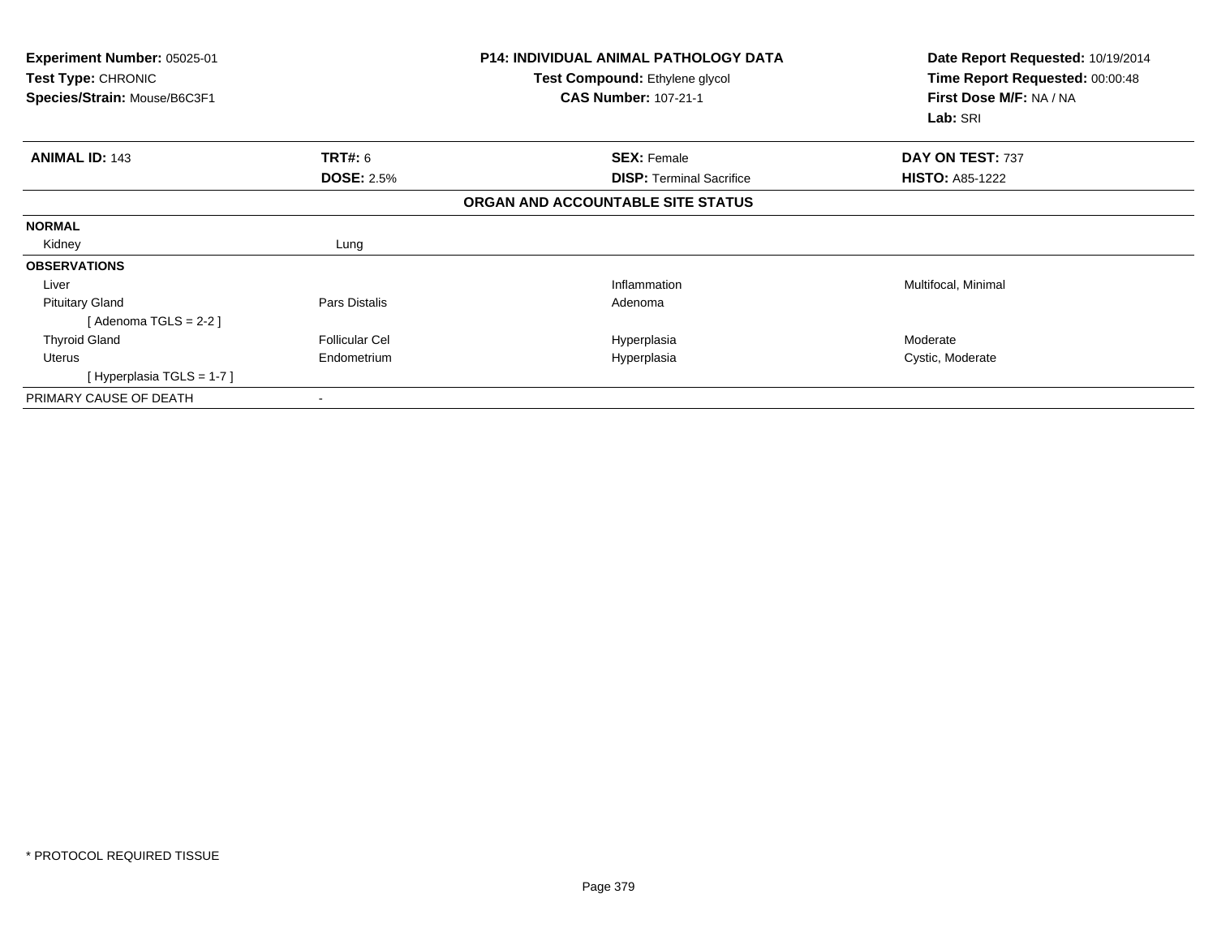**Experiment Number:** 05025-01
**Test Type:** CHRONIC
**Species/Strain:** Mouse/B6C3F1

**P14: INDIVIDUAL ANIMAL PATHOLOGY DATA**
**Test Compound:** Ethylene glycol
**CAS Number:** 107-21-1

**Date Report Requested:** 10/19/2014
**Time Report Requested:** 00:00:48
**First Dose M/F:** NA / NA
**Lab:** SRI

| **ANIMAL ID:** 143 | **TRT#:** 6 | **SEX:** Female | **DAY ON TEST:** 737 |
|---|---|---|---|
| | **DOSE:** 2.5% | **DISP:** Terminal Sacrifice | **HISTO:** A85-1222 |

**ORGAN AND ACCOUNTABLE SITE STATUS**

| | | | |
|---|---|---|---|
| **NORMAL** | | | |
| Kidney | Lung | | |
| **OBSERVATIONS** | | | |
| Liver | | Inflammation | Multifocal, Minimal |
| Pituitary Gland | Pars Distalis | Adenoma | |
| [ Adenoma TGLS = 2-2 ] | | | |
| Thyroid Gland | Follicular Cel | Hyperplasia | Moderate |
| Uterus | Endometrium | Hyperplasia | Cystic, Moderate |
| [ Hyperplasia TGLS = 1-7 ] | | | |
| PRIMARY CAUSE OF DEATH | - | | |

* PROTOCOL REQUIRED TISSUE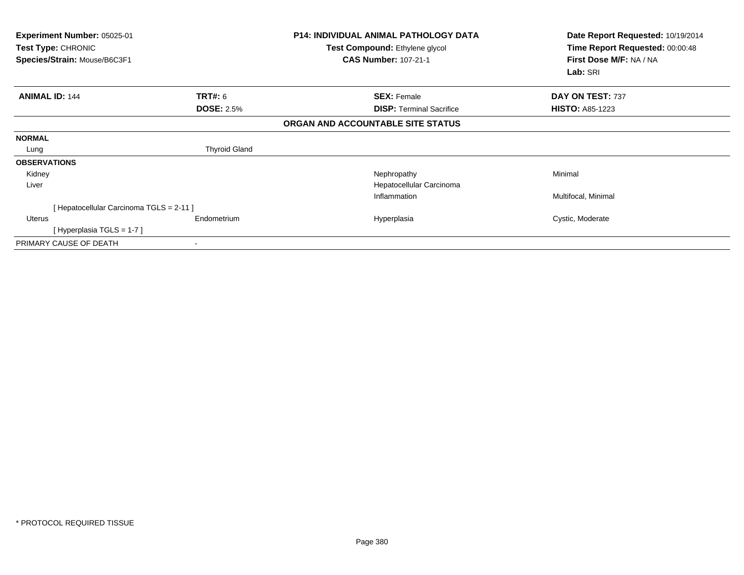**Experiment Number:** 05025-01
**Test Type:** CHRONIC
**Species/Strain:** Mouse/B6C3F1

**P14: INDIVIDUAL ANIMAL PATHOLOGY DATA**
**Test Compound:** Ethylene glycol
**CAS Number:** 107-21-1

**Date Report Requested:** 10/19/2014
**Time Report Requested:** 00:00:48
**First Dose M/F:** NA / NA
**Lab:** SRI

| **ANIMAL ID:** 144 | **TRT#:** 6 | **SEX:** Female | **DAY ON TEST:** 737 |
|---|---|---|---|
| | **DOSE:** 2.5% | **DISP:** Terminal Sacrifice | **HISTO:** A85-1223 |

## ORGAN AND ACCOUNTABLE SITE STATUS

| | | | |
|---|---|---|---|
| **NORMAL** | | | |
| Lung | Thyroid Gland | | |
| **OBSERVATIONS** | | | |
| Kidney | | Nephropathy | Minimal |
| Liver | | Hepatocellular Carcinoma | |
| | | Inflammation | Multifocal, Minimal |
| [ Hepatocellular Carcinoma TGLS = 2-11 ] | | | |
| Uterus | Endometrium | Hyperplasia | Cystic, Moderate |
| [ Hyperplasia TGLS = 1-7 ] | | | |
| PRIMARY CAUSE OF DEATH | - | | |

* PROTOCOL REQUIRED TISSUE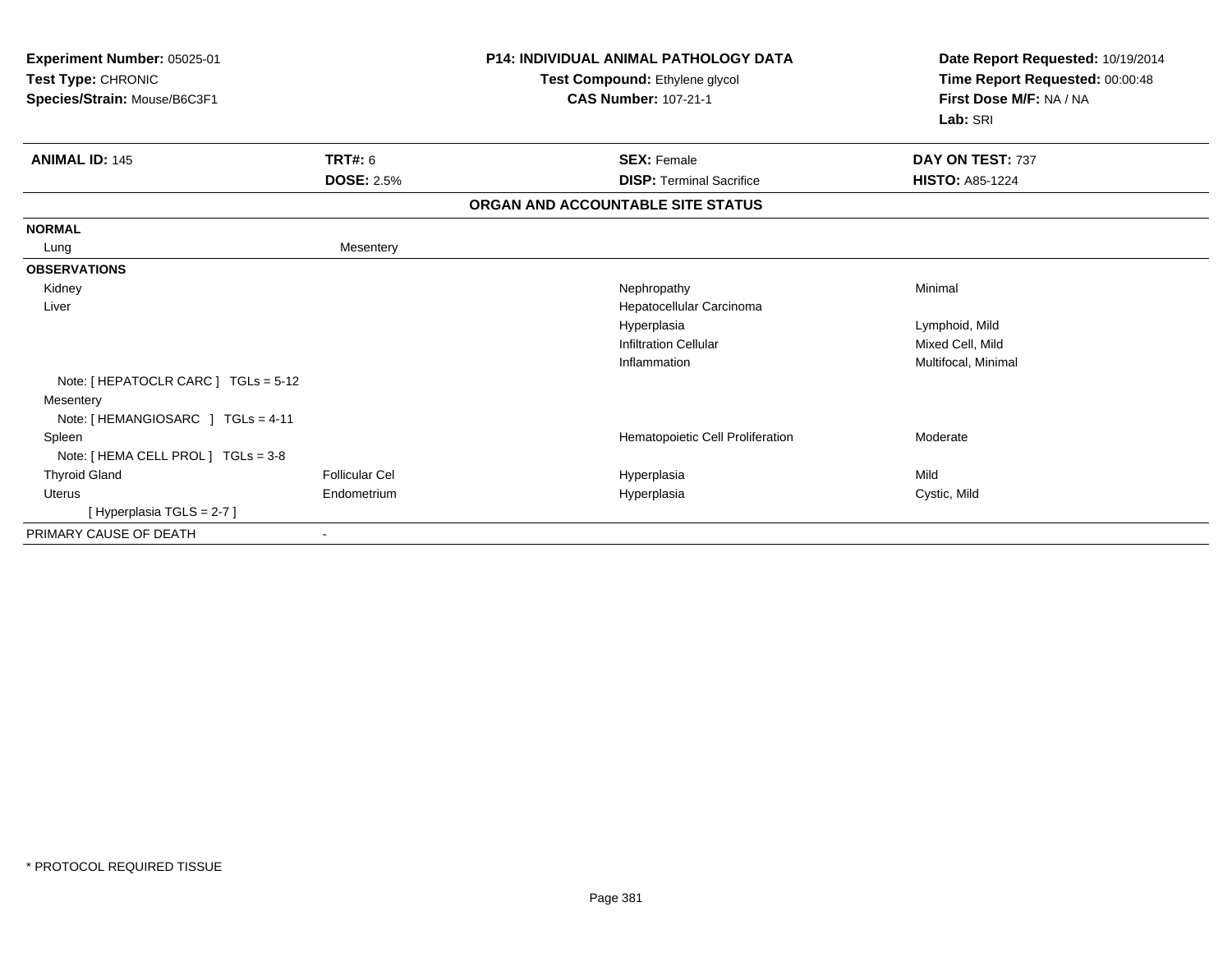**Experiment Number:** 05025-01
**Test Type:** CHRONIC
**Species/Strain:** Mouse/B6C3F1

**P14: INDIVIDUAL ANIMAL PATHOLOGY DATA**
**Test Compound:** Ethylene glycol
**CAS Number:** 107-21-1

**Date Report Requested:** 10/19/2014
**Time Report Requested:** 00:00:48
**First Dose M/F:** NA / NA
**Lab:** SRI

| **ANIMAL ID:** 145 | **TRT#:** 6 | **SEX:** Female | **DAY ON TEST:** 737 |
|---|---|---|---|
| | **DOSE:** 2.5% | **DISP:** Terminal Sacrifice | **HISTO:** A85-1224 |

**ORGAN AND ACCOUNTABLE SITE STATUS**

| | | | |
|---|---|---|---|
| **NORMAL** | | | |
| Lung | Mesentery | | |
| **OBSERVATIONS** | | | |
| Kidney | | Nephropathy | Minimal |
| Liver | | Hepatocellular Carcinoma | |
| | | Hyperplasia | Lymphoid, Mild |
| | | Infiltration Cellular | Mixed Cell, Mild |
| | | Inflammation | Multifocal, Minimal |
| Note: [ HEPATOCLR CARC ] TGLs = 5-12 | | | |
| Mesentery | | | |
| Note: [ HEMANGIOSARC ] TGLs = 4-11 | | | |
| Spleen | | Hematopoietic Cell Proliferation | Moderate |
| Note: [ HEMA CELL PROL ] TGLs = 3-8 | | | |
| Thyroid Gland | Follicular Cel | Hyperplasia | Mild |
| Uterus | Endometrium | Hyperplasia | Cystic, Mild |
| [ Hyperplasia TGLS = 2-7 ] | | | |
| PRIMARY CAUSE OF DEATH | - | | |

\* PROTOCOL REQUIRED TISSUE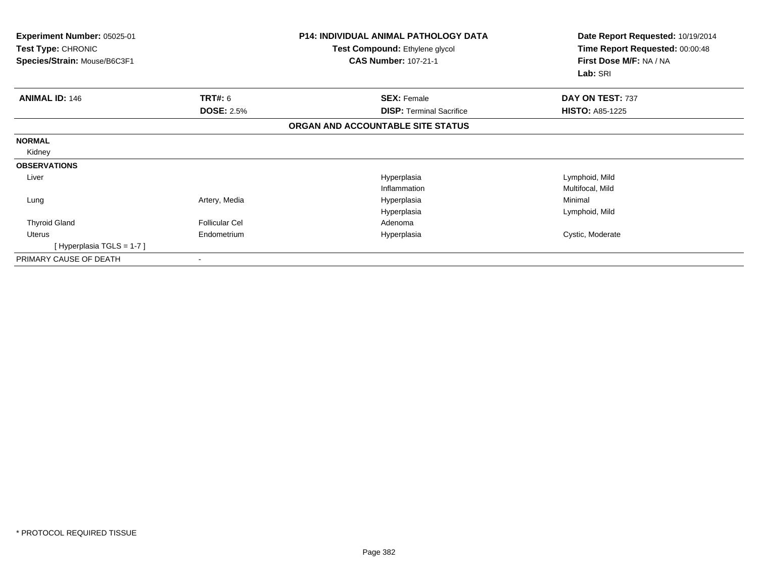**Experiment Number:** 05025-01
**Test Type:** CHRONIC
**Species/Strain:** Mouse/B6C3F1

**P14: INDIVIDUAL ANIMAL PATHOLOGY DATA**
**Test Compound:** Ethylene glycol
**CAS Number:** 107-21-1

**Date Report Requested:** 10/19/2014
**Time Report Requested:** 00:00:48
**First Dose M/F:** NA / NA
**Lab:** SRI

| **ANIMAL ID:** 146 | **TRT#:** 6 | **SEX:** Female | **DAY ON TEST:** 737 |
|---|---|---|---|
| | **DOSE:** 2.5% | **DISP:** Terminal Sacrifice | **HISTO:** A85-1225 |

**ORGAN AND ACCOUNTABLE SITE STATUS**

| | | | |
|---|---|---|---|
| **NORMAL** | | | |
| Kidney | | | |
| **OBSERVATIONS** | | | |
| Liver | | Hyperplasia | Lymphoid, Mild |
| | | Inflammation | Multifocal, Mild |
| Lung | Artery, Media | Hyperplasia | Minimal |
| | | Hyperplasia | Lymphoid, Mild |
| Thyroid Gland | Follicular Cel | Adenoma | |
| Uterus | Endometrium | Hyperplasia | Cystic, Moderate |
| [ Hyperplasia TGLS = 1-7 ] | | | |
| PRIMARY CAUSE OF DEATH | - | | |

* PROTOCOL REQUIRED TISSUE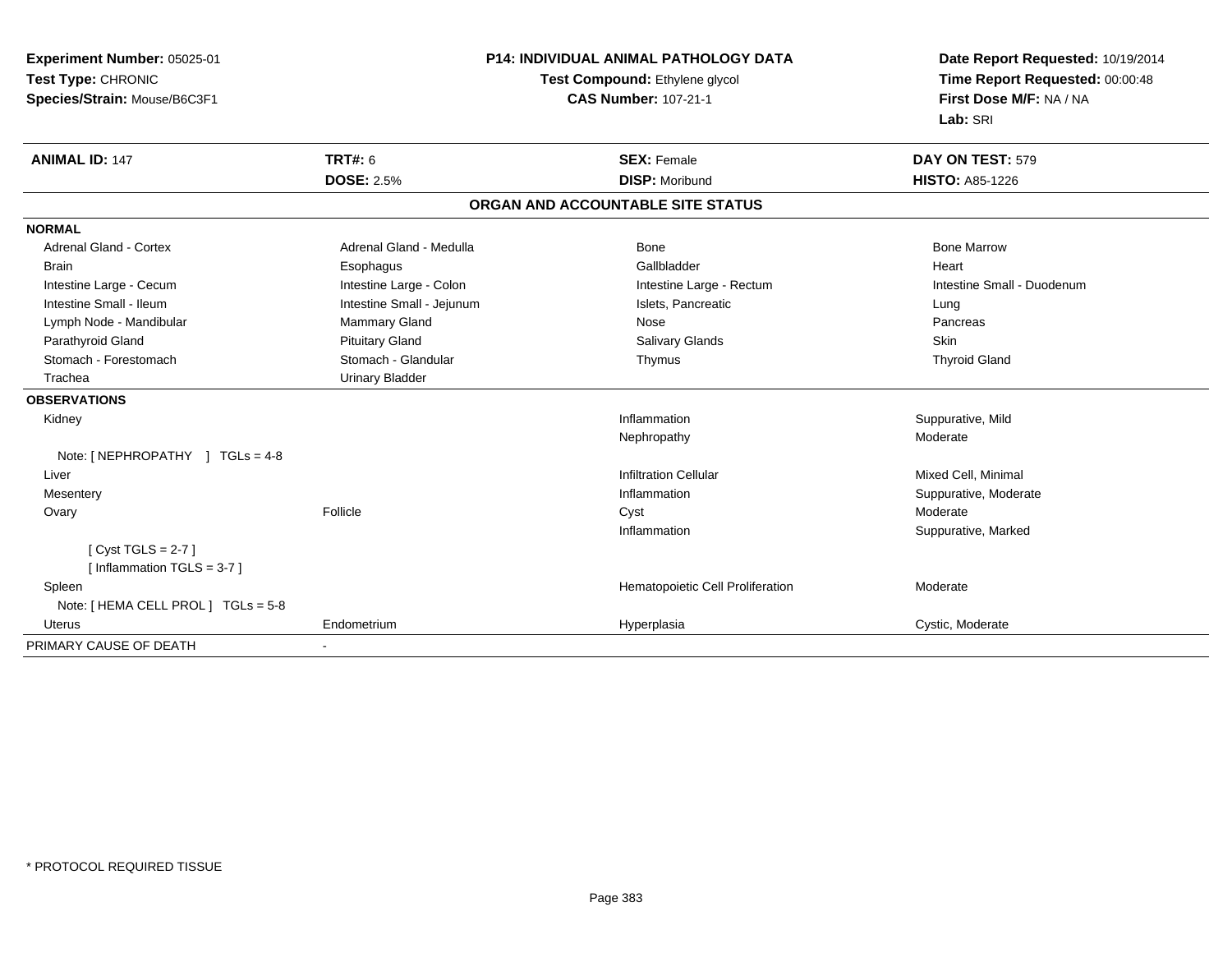**Experiment Number:** 05025-01
**Test Type:** CHRONIC
**Species/Strain:** Mouse/B6C3F1

**P14: INDIVIDUAL ANIMAL PATHOLOGY DATA**
**Test Compound:** Ethylene glycol
**CAS Number:** 107-21-1

**Date Report Requested:** 10/19/2014
**Time Report Requested:** 00:00:48
**First Dose M/F:** NA / NA
**Lab:** SRI

| **ANIMAL ID:** 147 | **TRT#:** 6 | **SEX:** Female | **DAY ON TEST:** 579 |
|---|---|---|---|
| | **DOSE:** 2.5% | **DISP:** Moribund | **HISTO:** A85-1226 |

## ORGAN AND ACCOUNTABLE SITE STATUS

**NORMAL**

| | | | |
|---|---|---|---|
| Adrenal Gland - Cortex | Adrenal Gland - Medulla | Bone | Bone Marrow |
| Brain | Esophagus | Gallbladder | Heart |
| Intestine Large - Cecum | Intestine Large - Colon | Intestine Large - Rectum | Intestine Small - Duodenum |
| Intestine Small - Ileum | Intestine Small - Jejunum | Islets, Pancreatic | Lung |
| Lymph Node - Mandibular | Mammary Gland | Nose | Pancreas |
| Parathyroid Gland | Pituitary Gland | Salivary Glands | Skin |
| Stomach - Forestomach | Stomach - Glandular | Thymus | Thyroid Gland |
| Trachea | Urinary Bladder | | |

**OBSERVATIONS**

| | | | |
|---|---|---|---|
| Kidney | | Inflammation | Suppurative, Mild |
| | | Nephropathy | Moderate |
| Note: [ NEPHROPATHY ] TGLs = 4-8 | | | |
| Liver | | Infiltration Cellular | Mixed Cell, Minimal |
| Mesentery | | Inflammation | Suppurative, Moderate |
| Ovary | Follicle | Cyst | Moderate |
| | | Inflammation | Suppurative, Marked |
| [ Cyst TGLS = 2-7 ] | | | |
| [ Inflammation TGLS = 3-7 ] | | | |
| Spleen | | Hematopoietic Cell Proliferation | Moderate |
| Note: [ HEMA CELL PROL ] TGLs = 5-8 | | | |
| Uterus | Endometrium | Hyperplasia | Cystic, Moderate |

PRIMARY CAUSE OF DEATH -

* PROTOCOL REQUIRED TISSUE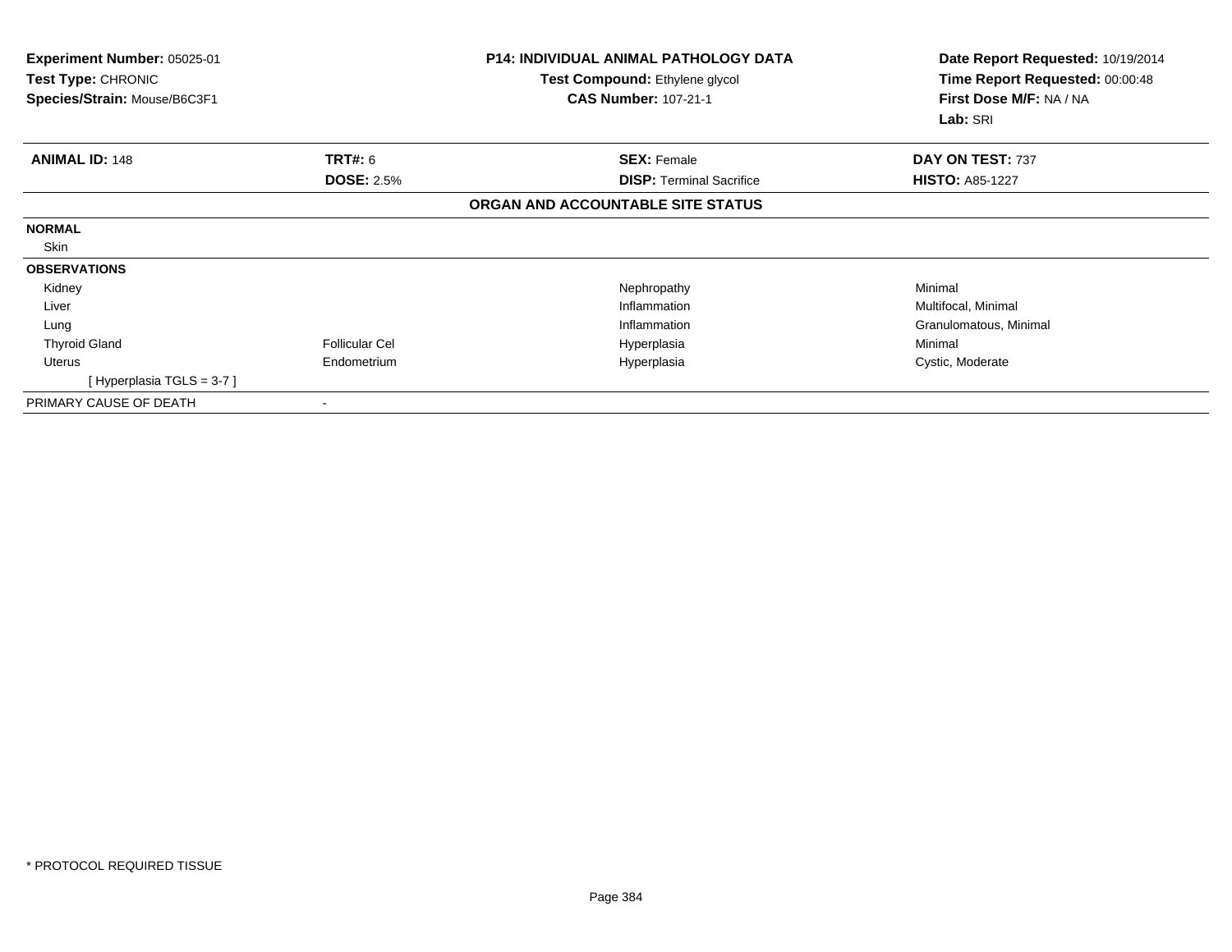**Experiment Number:** 05025-01
**Test Type:** CHRONIC
**Species/Strain:** Mouse/B6C3F1

**P14: INDIVIDUAL ANIMAL PATHOLOGY DATA**
**Test Compound:** Ethylene glycol
**CAS Number:** 107-21-1

**Date Report Requested:** 10/19/2014
**Time Report Requested:** 00:00:48
**First Dose M/F:** NA / NA
**Lab:** SRI

| **ANIMAL ID:** 148 | **TRT#:** 6 | **SEX:** Female | **DAY ON TEST:** 737 |
|---|---|---|---|
| | **DOSE:** 2.5% | **DISP:** Terminal Sacrifice | **HISTO:** A85-1227 |

**ORGAN AND ACCOUNTABLE SITE STATUS**

| | | | |
|---|---|---|---|
| **NORMAL** | | | |
| Skin | | | |
| **OBSERVATIONS** | | | |
| Kidney | | Nephropathy | Minimal |
| Liver | | Inflammation | Multifocal, Minimal |
| Lung | | Inflammation | Granulomatous, Minimal |
| Thyroid Gland | Follicular Cel | Hyperplasia | Minimal |
| Uterus | Endometrium | Hyperplasia | Cystic, Moderate |
| [ Hyperplasia TGLS = 3-7 ] | | | |
| PRIMARY CAUSE OF DEATH | - | | |

* PROTOCOL REQUIRED TISSUE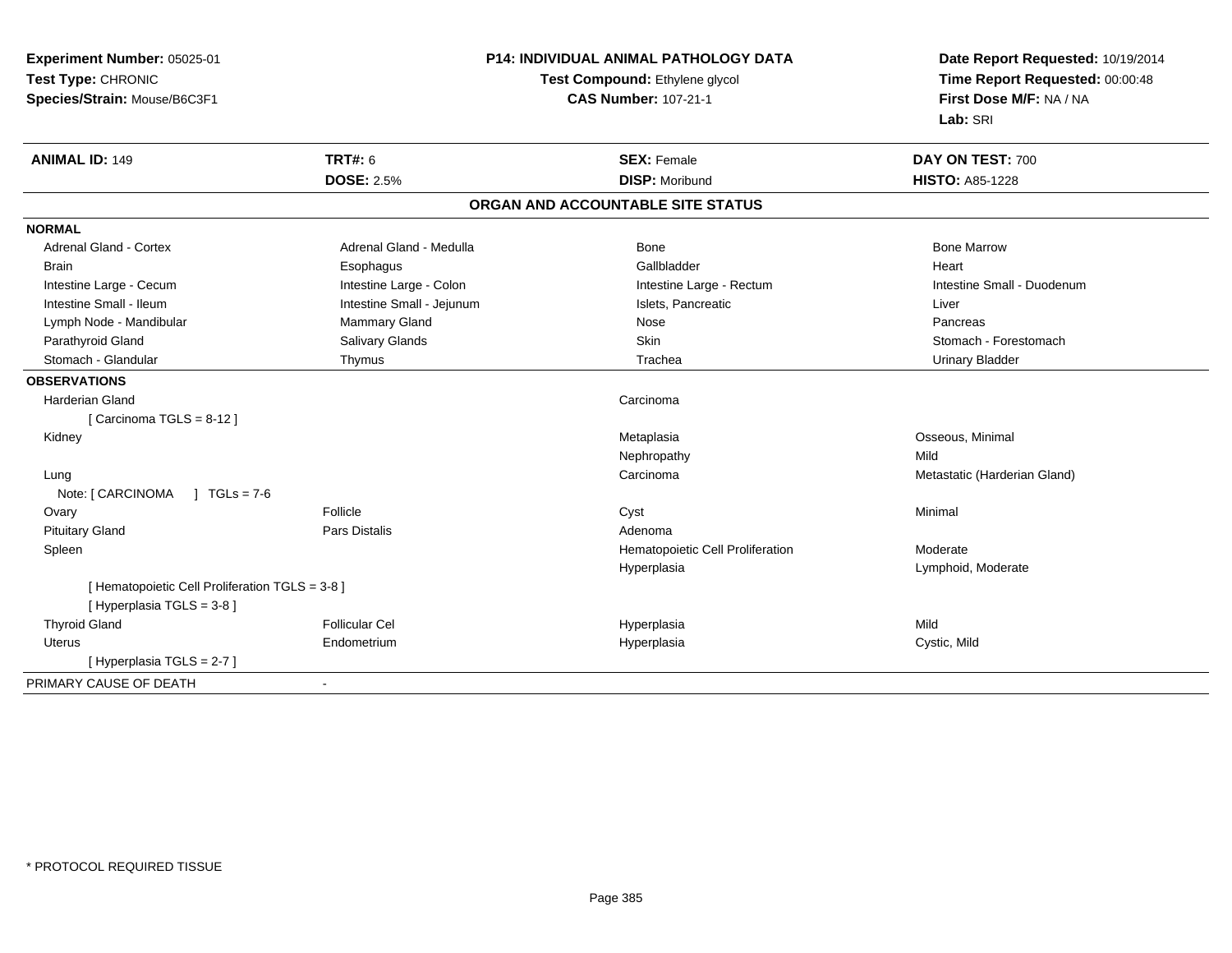**Experiment Number:** 05025-01
**Test Type:** CHRONIC
**Species/Strain:** Mouse/B6C3F1

**P14: INDIVIDUAL ANIMAL PATHOLOGY DATA**
**Test Compound:** Ethylene glycol
**CAS Number:** 107-21-1

**Date Report Requested:** 10/19/2014
**Time Report Requested:** 00:00:48
**First Dose M/F:** NA / NA
**Lab:** SRI

| **ANIMAL ID:** 149 | **TRT#:** 6 | **SEX:** Female | **DAY ON TEST:** 700 |
|---|---|---|---|
| | **DOSE:** 2.5% | **DISP:** Moribund | **HISTO:** A85-1228 |

## ORGAN AND ACCOUNTABLE SITE STATUS

| | | | |
|---|---|---|---|
| **NORMAL** | | | |
| Adrenal Gland - Cortex | Adrenal Gland - Medulla | Bone | Bone Marrow |
| Brain | Esophagus | Gallbladder | Heart |
| Intestine Large - Cecum | Intestine Large - Colon | Intestine Large - Rectum | Intestine Small - Duodenum |
| Intestine Small - Ileum | Intestine Small - Jejunum | Islets, Pancreatic | Liver |
| Lymph Node - Mandibular | Mammary Gland | Nose | Pancreas |
| Parathyroid Gland | Salivary Glands | Skin | Stomach - Forestomach |
| Stomach - Glandular | Thymus | Trachea | Urinary Bladder |
| **OBSERVATIONS** | | | |
| Harderian Gland | | Carcinoma | |
| [ Carcinoma TGLS = 8-12 ] | | | |
| Kidney | | Metaplasia | Osseous, Minimal |
| | | Nephropathy | Mild |
| Lung | | Carcinoma | Metastatic (Harderian Gland) |
| Note: [ CARCINOMA ] TGLs = 7-6 | | | |
| Ovary | Follicle | Cyst | Minimal |
| Pituitary Gland | Pars Distalis | Adenoma | |
| Spleen | | Hematopoietic Cell Proliferation | Moderate |
| | | Hyperplasia | Lymphoid, Moderate |
| [ Hematopoietic Cell Proliferation TGLS = 3-8 ] | | | |
| [ Hyperplasia TGLS = 3-8 ] | | | |
| Thyroid Gland | Follicular Cel | Hyperplasia | Mild |
| Uterus | Endometrium | Hyperplasia | Cystic, Mild |
| [ Hyperplasia TGLS = 2-7 ] | | | |
| PRIMARY CAUSE OF DEATH | - | | |

* PROTOCOL REQUIRED TISSUE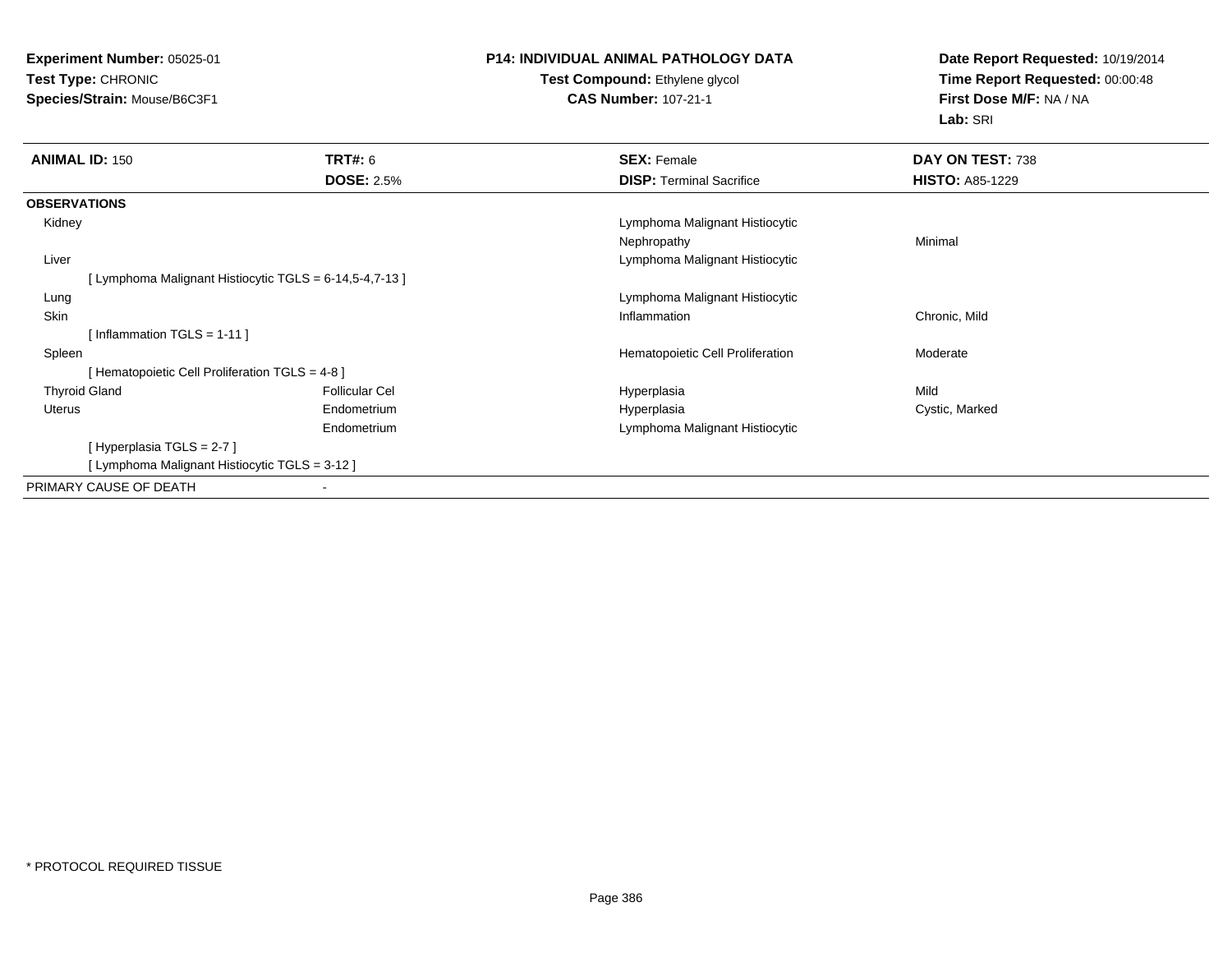**Experiment Number:** 05025-01
**Test Type:** CHRONIC
**Species/Strain:** Mouse/B6C3F1

**P14: INDIVIDUAL ANIMAL PATHOLOGY DATA**
**Test Compound:** Ethylene glycol
**CAS Number:** 107-21-1

**Date Report Requested:** 10/19/2014
**Time Report Requested:** 00:00:48
**First Dose M/F:** NA / NA
**Lab:** SRI

| **ANIMAL ID:** 150 | **TRT#:** 6 | **SEX:** Female | **DAY ON TEST:** 738 |
|---|---|---|---|
| | **DOSE:** 2.5% | **DISP:** Terminal Sacrifice | **HISTO:** A85-1229 |

**OBSERVATIONS**

| Tissue | Site | Observation | Qualifier |
|---|---|---|---|
| Kidney | | Lymphoma Malignant Histiocytic | |
| | | Nephropathy | Minimal |
| Liver | | Lymphoma Malignant Histiocytic | |
| [ Lymphoma Malignant Histiocytic TGLS = 6-14,5-4,7-13 ] | | | |
| Lung | | Lymphoma Malignant Histiocytic | |
| Skin | | Inflammation | Chronic, Mild |
| [ Inflammation TGLS = 1-11 ] | | | |
| Spleen | | Hematopoietic Cell Proliferation | Moderate |
| [ Hematopoietic Cell Proliferation TGLS = 4-8 ] | | | |
| Thyroid Gland | Follicular Cel | Hyperplasia | Mild |
| Uterus | Endometrium | Hyperplasia | Cystic, Marked |
| | Endometrium | Lymphoma Malignant Histiocytic | |
| [ Hyperplasia TGLS = 2-7 ] | | | |
| [ Lymphoma Malignant Histiocytic TGLS = 3-12 ] | | | |

PRIMARY CAUSE OF DEATH -

* PROTOCOL REQUIRED TISSUE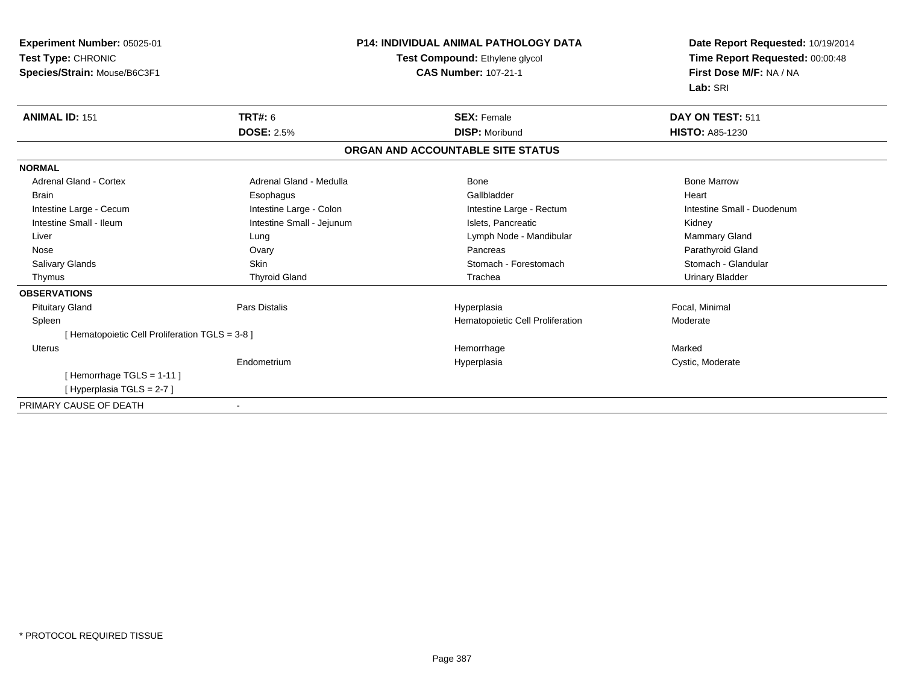**Experiment Number:** 05025-01
**Test Type:** CHRONIC
**Species/Strain:** Mouse/B6C3F1

**P14: INDIVIDUAL ANIMAL PATHOLOGY DATA**
**Test Compound:** Ethylene glycol
**CAS Number:** 107-21-1

**Date Report Requested:** 10/19/2014
**Time Report Requested:** 00:00:48
**First Dose M/F:** NA / NA
**Lab:** SRI

| **ANIMAL ID:** 151 | **TRT#:** 6 | **SEX:** Female | **DAY ON TEST:** 511 |
|---|---|---|---|
| | **DOSE:** 2.5% | **DISP:** Moribund | **HISTO:** A85-1230 |

## ORGAN AND ACCOUNTABLE SITE STATUS

| | | | |
|---|---|---|---|
| **NORMAL** | | | |
| Adrenal Gland - Cortex | Adrenal Gland - Medulla | Bone | Bone Marrow |
| Brain | Esophagus | Gallbladder | Heart |
| Intestine Large - Cecum | Intestine Large - Colon | Intestine Large - Rectum | Intestine Small - Duodenum |
| Intestine Small - Ileum | Intestine Small - Jejunum | Islets, Pancreatic | Kidney |
| Liver | Lung | Lymph Node - Mandibular | Mammary Gland |
| Nose | Ovary | Pancreas | Parathyroid Gland |
| Salivary Glands | Skin | Stomach - Forestomach | Stomach - Glandular |
| Thymus | Thyroid Gland | Trachea | Urinary Bladder |
| **OBSERVATIONS** | | | |
| Pituitary Gland | Pars Distalis | Hyperplasia | Focal, Minimal |
| Spleen | | Hematopoietic Cell Proliferation | Moderate |
| [ Hematopoietic Cell Proliferation TGLS = 3-8 ] | | | |
| Uterus | | Hemorrhage | Marked |
| | Endometrium | Hyperplasia | Cystic, Moderate |
| [ Hemorrhage TGLS = 1-11 ] | | | |
| [ Hyperplasia TGLS = 2-7 ] | | | |
| PRIMARY CAUSE OF DEATH | - | | |

* PROTOCOL REQUIRED TISSUE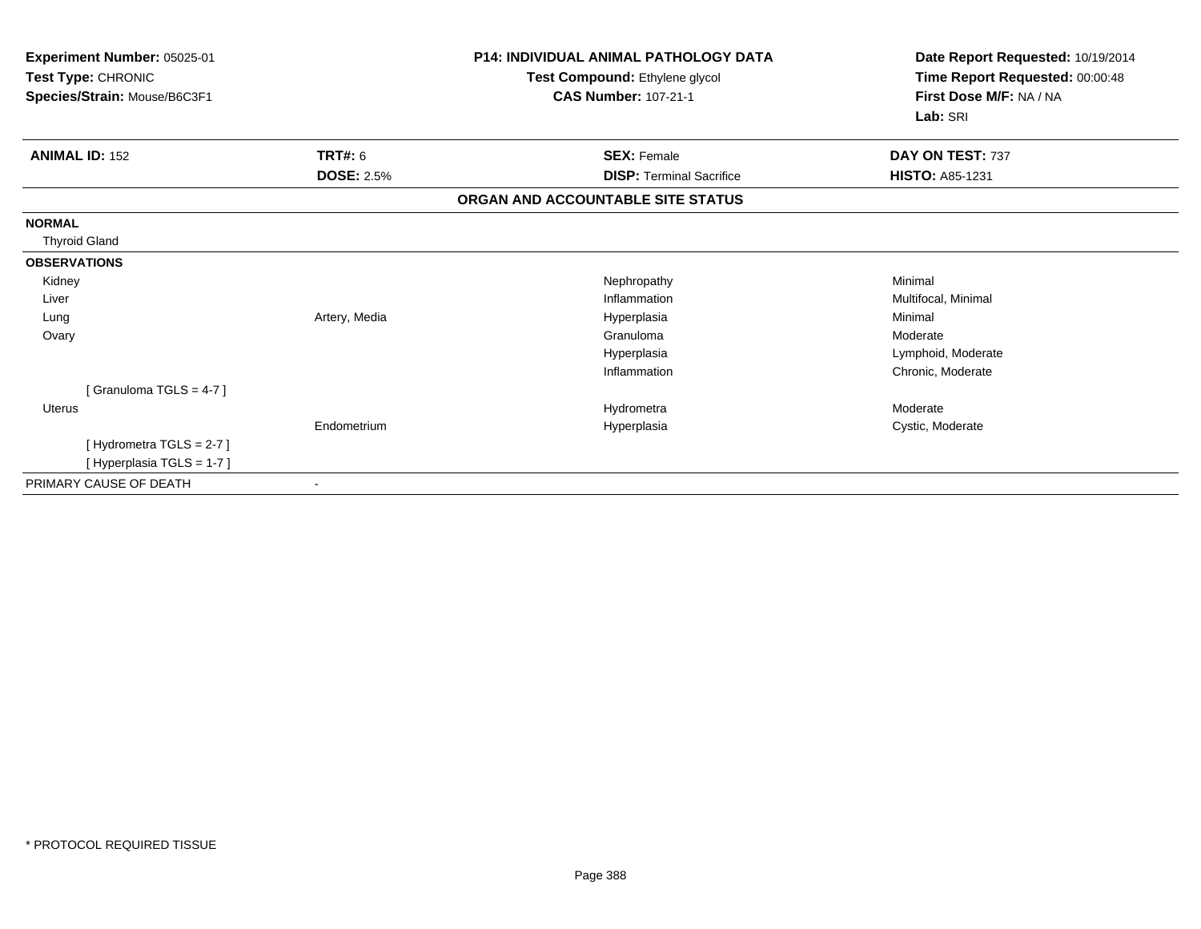**Experiment Number:** 05025-01
**Test Type:** CHRONIC
**Species/Strain:** Mouse/B6C3F1

**P14: INDIVIDUAL ANIMAL PATHOLOGY DATA**
**Test Compound:** Ethylene glycol
**CAS Number:** 107-21-1

**Date Report Requested:** 10/19/2014
**Time Report Requested:** 00:00:48
**First Dose M/F:** NA / NA
**Lab:** SRI

| **ANIMAL ID:** 152 | **TRT#:** 6 | **SEX:** Female | **DAY ON TEST:** 737 |
|---|---|---|---|
| | **DOSE:** 2.5% | **DISP:** Terminal Sacrifice | **HISTO:** A85-1231 |

## ORGAN AND ACCOUNTABLE SITE STATUS

| | | | |
|---|---|---|---|
| **NORMAL** | | | |
| Thyroid Gland | | | |
| **OBSERVATIONS** | | | |
| Kidney | | Nephropathy | Minimal |
| Liver | | Inflammation | Multifocal, Minimal |
| Lung | Artery, Media | Hyperplasia | Minimal |
| Ovary | | Granuloma | Moderate |
| | | Hyperplasia | Lymphoid, Moderate |
| | | Inflammation | Chronic, Moderate |
| [ Granuloma TGLS = 4-7 ] | | | |
| Uterus | | Hydrometra | Moderate |
| | Endometrium | Hyperplasia | Cystic, Moderate |
| [ Hydrometra TGLS = 2-7 ] | | | |
| [ Hyperplasia TGLS = 1-7 ] | | | |
| PRIMARY CAUSE OF DEATH | - | | |

\* PROTOCOL REQUIRED TISSUE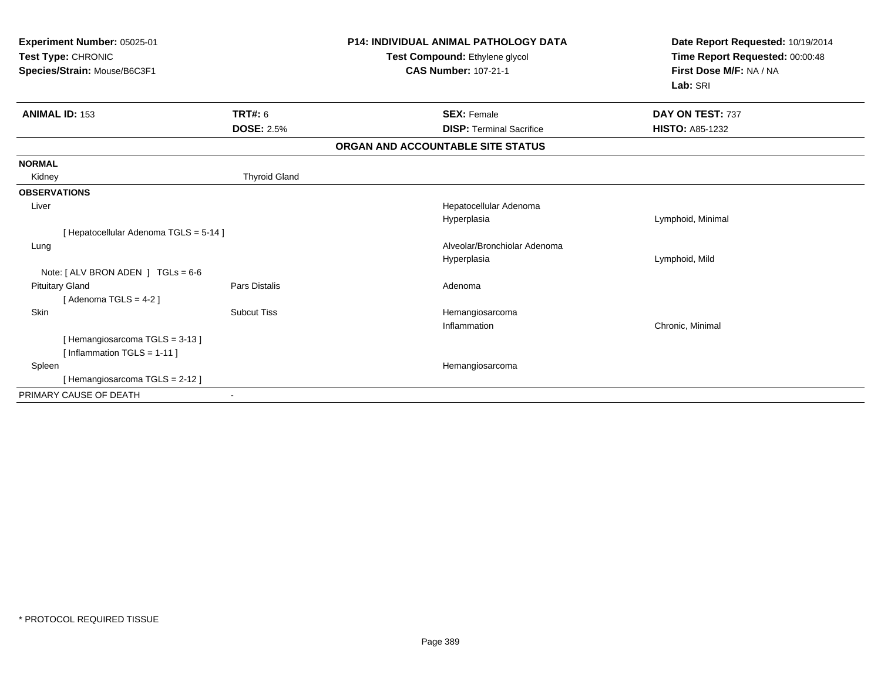**Experiment Number:** 05025-01
**Test Type:** CHRONIC
**Species/Strain:** Mouse/B6C3F1

**P14: INDIVIDUAL ANIMAL PATHOLOGY DATA**
**Test Compound:** Ethylene glycol
**CAS Number:** 107-21-1

**Date Report Requested:** 10/19/2014
**Time Report Requested:** 00:00:48
**First Dose M/F:** NA / NA
**Lab:** SRI

| **ANIMAL ID:** 153 | **TRT#:** 6 | **SEX:** Female | **DAY ON TEST:** 737 |
|---|---|---|---|
| | **DOSE:** 2.5% | **DISP:** Terminal Sacrifice | **HISTO:** A85-1232 |

**ORGAN AND ACCOUNTABLE SITE STATUS**

| | | | |
|---|---|---|---|
| **NORMAL** | | | |
| Kidney | Thyroid Gland | | |
| **OBSERVATIONS** | | | |
| Liver | | Hepatocellular Adenoma | |
| | | Hyperplasia | Lymphoid, Minimal |
| [ Hepatocellular Adenoma TGLS = 5-14 ] | | | |
| Lung | | Alveolar/Bronchiolar Adenoma | |
| | | Hyperplasia | Lymphoid, Mild |
| Note: [ ALV BRON ADEN ] TGLs = 6-6 | | | |
| Pituitary Gland | Pars Distalis | Adenoma | |
| [ Adenoma TGLS = 4-2 ] | | | |
| Skin | Subcut Tiss | Hemangiosarcoma | |
| | | Inflammation | Chronic, Minimal |
| [ Hemangiosarcoma TGLS = 3-13 ] | | | |
| [ Inflammation TGLS = 1-11 ] | | | |
| Spleen | | Hemangiosarcoma | |
| [ Hemangiosarcoma TGLS = 2-12 ] | | | |
| PRIMARY CAUSE OF DEATH | - | | |

* PROTOCOL REQUIRED TISSUE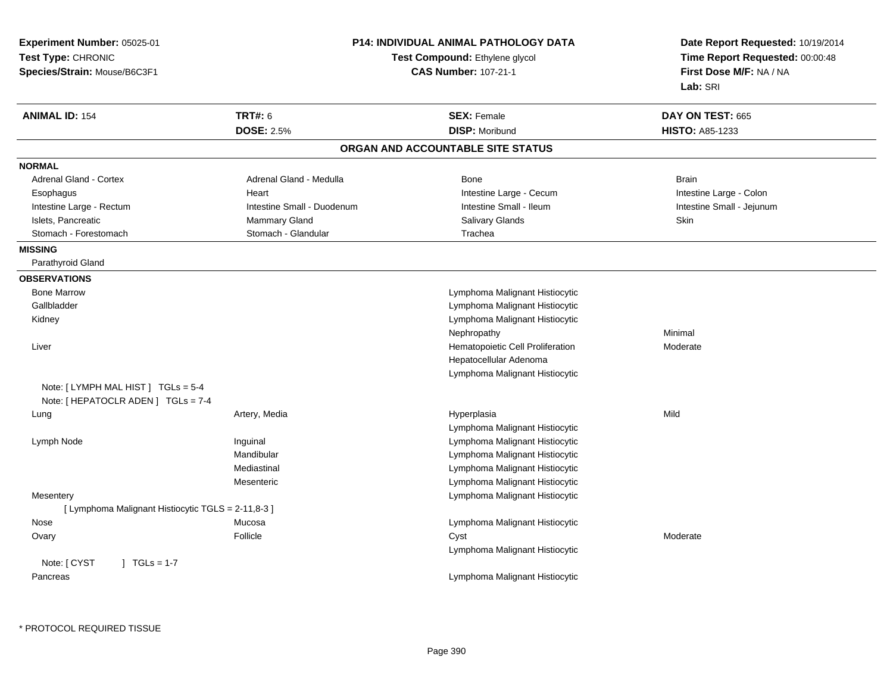**Experiment Number:** 05025-01
**Test Type:** CHRONIC
**Species/Strain:** Mouse/B6C3F1

**P14: INDIVIDUAL ANIMAL PATHOLOGY DATA**
**Test Compound:** Ethylene glycol
**CAS Number:** 107-21-1

**Date Report Requested:** 10/19/2014
**Time Report Requested:** 00:00:48
**First Dose M/F:** NA / NA
**Lab:** SRI

| **ANIMAL ID:** 154 | **TRT#:** 6 | **SEX:** Female | **DAY ON TEST:** 665 |
|---|---|---|---|
| | **DOSE:** 2.5% | **DISP:** Moribund | **HISTO:** A85-1233 |

## ORGAN AND ACCOUNTABLE SITE STATUS

**NORMAL**

| | | | |
|---|---|---|---|
| Adrenal Gland - Cortex | Adrenal Gland - Medulla | Bone | Brain |
| Esophagus | Heart | Intestine Large - Cecum | Intestine Large - Colon |
| Intestine Large - Rectum | Intestine Small - Duodenum | Intestine Small - Ileum | Intestine Small - Jejunum |
| Islets, Pancreatic | Mammary Gland | Salivary Glands | Skin |
| Stomach - Forestomach | Stomach - Glandular | Trachea | |

**MISSING**

Parathyroid Gland

**OBSERVATIONS**

| Organ | Site | Observation | Severity |
|---|---|---|---|
| Bone Marrow | | Lymphoma Malignant Histiocytic | |
| Gallbladder | | Lymphoma Malignant Histiocytic | |
| Kidney | | Lymphoma Malignant Histiocytic | |
| | | Nephropathy | Minimal |
| Liver | | Hematopoietic Cell Proliferation | Moderate |
| | | Hepatocellular Adenoma | |
| | | Lymphoma Malignant Histiocytic | |
| Note: [ LYMPH MAL HIST ] TGLs = 5-4 | | | |
| Note: [ HEPATOCLR ADEN ] TGLs = 7-4 | | | |
| Lung | Artery, Media | Hyperplasia | Mild |
| | | Lymphoma Malignant Histiocytic | |
| Lymph Node | Inguinal | Lymphoma Malignant Histiocytic | |
| | Mandibular | Lymphoma Malignant Histiocytic | |
| | Mediastinal | Lymphoma Malignant Histiocytic | |
| | Mesenteric | Lymphoma Malignant Histiocytic | |
| Mesentery | | Lymphoma Malignant Histiocytic | |
| [ Lymphoma Malignant Histiocytic TGLS = 2-11,8-3 ] | | | |
| Nose | Mucosa | Lymphoma Malignant Histiocytic | |
| Ovary | Follicle | Cyst | Moderate |
| | | Lymphoma Malignant Histiocytic | |
| Note: [ CYST ] TGLs = 1-7 | | | |
| Pancreas | | Lymphoma Malignant Histiocytic | |

\* PROTOCOL REQUIRED TISSUE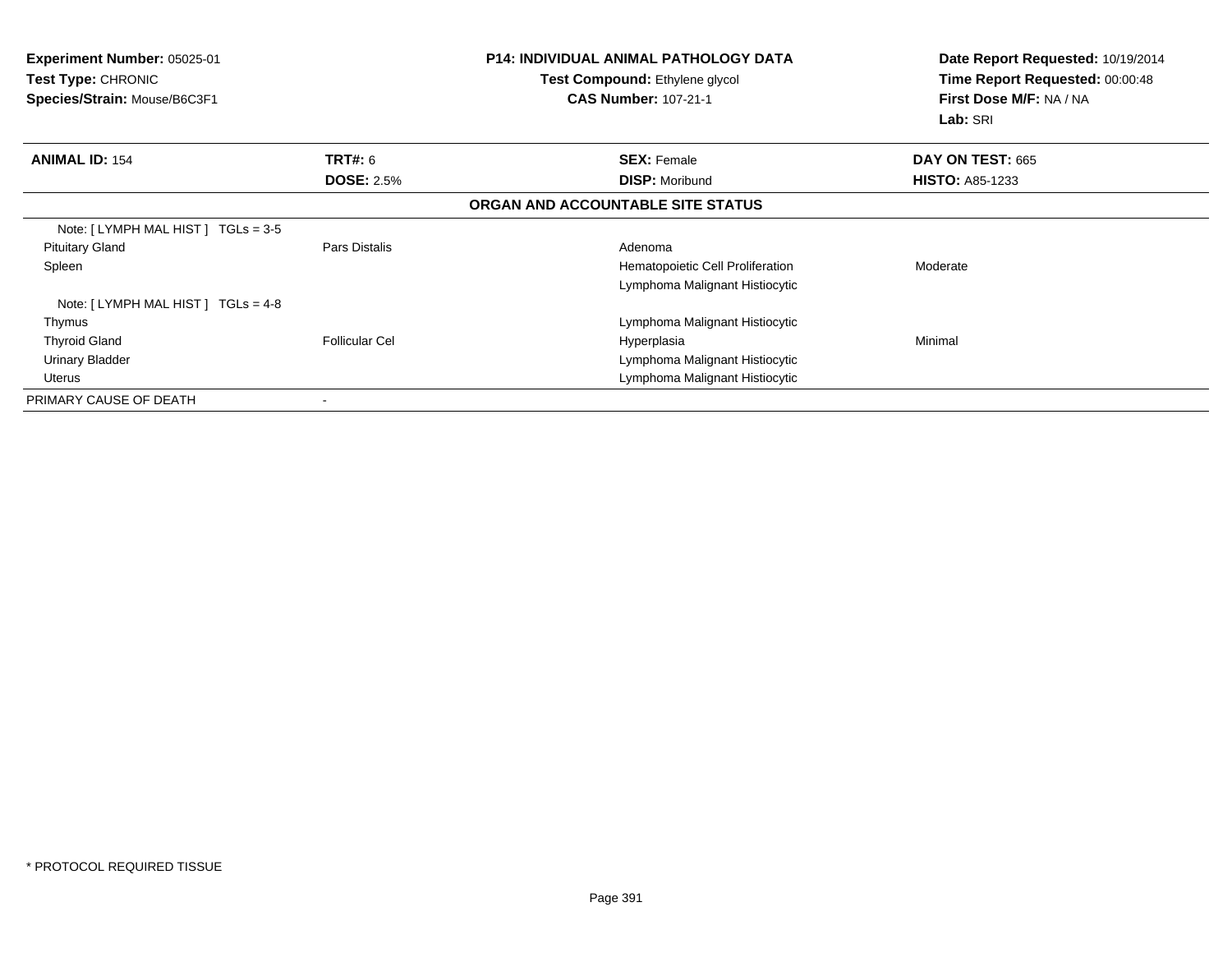**Experiment Number:** 05025-01
**Test Type:** CHRONIC
**Species/Strain:** Mouse/B6C3F1

**P14: INDIVIDUAL ANIMAL PATHOLOGY DATA**
**Test Compound:** Ethylene glycol
**CAS Number:** 107-21-1

**Date Report Requested:** 10/19/2014
**Time Report Requested:** 00:00:48
**First Dose M/F:** NA / NA
**Lab:** SRI

| **ANIMAL ID:** 154 | **TRT#:** 6 | **SEX:** Female | **DAY ON TEST:** 665 |
|---|---|---|---|
| | **DOSE:** 2.5% | **DISP:** Moribund | **HISTO:** A85-1233 |

**ORGAN AND ACCOUNTABLE SITE STATUS**

| | | | |
|---|---|---|---|
| Note: [ LYMPH MAL HIST ] TGLs = 3-5 | | | |
| Pituitary Gland | Pars Distalis | Adenoma | |
| Spleen | | Hematopoietic Cell Proliferation | Moderate |
| | | Lymphoma Malignant Histiocytic | |
| Note: [ LYMPH MAL HIST ] TGLs = 4-8 | | | |
| Thymus | | Lymphoma Malignant Histiocytic | |
| Thyroid Gland | Follicular Cel | Hyperplasia | Minimal |
| Urinary Bladder | | Lymphoma Malignant Histiocytic | |
| Uterus | | Lymphoma Malignant Histiocytic | |
| PRIMARY CAUSE OF DEATH | - | | |

* PROTOCOL REQUIRED TISSUE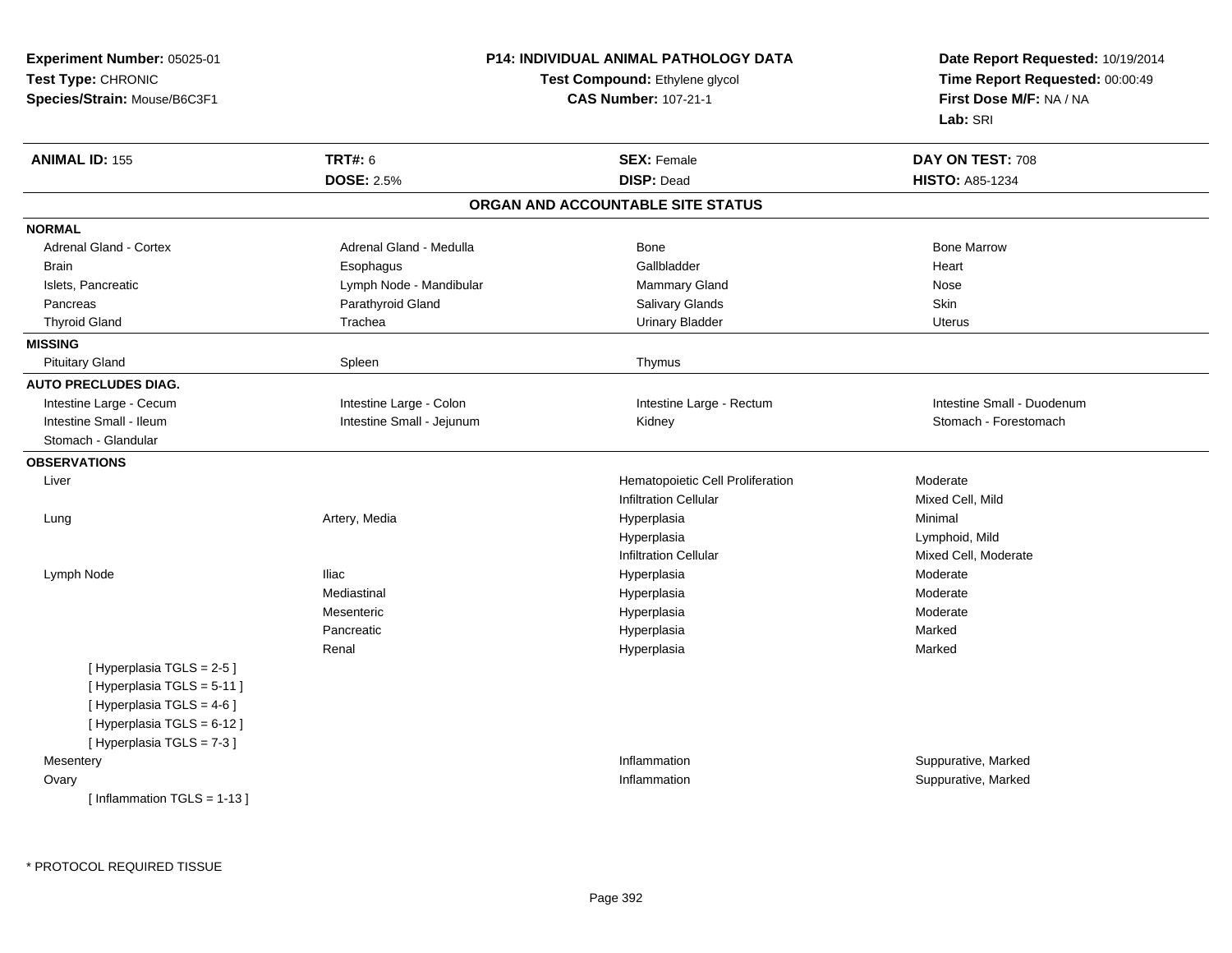**Experiment Number:** 05025-01
**Test Type:** CHRONIC
**Species/Strain:** Mouse/B6C3F1

**P14: INDIVIDUAL ANIMAL PATHOLOGY DATA**
**Test Compound:** Ethylene glycol
**CAS Number:** 107-21-1

**Date Report Requested:** 10/19/2014
**Time Report Requested:** 00:00:49
**First Dose M/F:** NA / NA
**Lab:** SRI

| **ANIMAL ID:** 155 | **TRT#:** 6 | **SEX:** Female | **DAY ON TEST:** 708 |
|---|---|---|---|
| | **DOSE:** 2.5% | **DISP:** Dead | **HISTO:** A85-1234 |

## ORGAN AND ACCOUNTABLE SITE STATUS

| | | | |
|---|---|---|---|
| **NORMAL** | | | |
| Adrenal Gland - Cortex | Adrenal Gland - Medulla | Bone | Bone Marrow |
| Brain | Esophagus | Gallbladder | Heart |
| Islets, Pancreatic | Lymph Node - Mandibular | Mammary Gland | Nose |
| Pancreas | Parathyroid Gland | Salivary Glands | Skin |
| Thyroid Gland | Trachea | Urinary Bladder | Uterus |
| **MISSING** | | | |
| Pituitary Gland | Spleen | Thymus | |
| **AUTO PRECLUDES DIAG.** | | | |
| Intestine Large - Cecum | Intestine Large - Colon | Intestine Large - Rectum | Intestine Small - Duodenum |
| Intestine Small - Ileum | Intestine Small - Jejunum | Kidney | Stomach - Forestomach |
| Stomach - Glandular | | | |
| **OBSERVATIONS** | | | |
| Liver | | Hematopoietic Cell Proliferation | Moderate |
| | | Infiltration Cellular | Mixed Cell, Mild |
| Lung | Artery, Media | Hyperplasia | Minimal |
| | | Hyperplasia | Lymphoid, Mild |
| | | Infiltration Cellular | Mixed Cell, Moderate |
| Lymph Node | Iliac | Hyperplasia | Moderate |
| | Mediastinal | Hyperplasia | Moderate |
| | Mesenteric | Hyperplasia | Moderate |
| | Pancreatic | Hyperplasia | Marked |
| | Renal | Hyperplasia | Marked |
| [ Hyperplasia TGLS = 2-5 ] | | | |
| [ Hyperplasia TGLS = 5-11 ] | | | |
| [ Hyperplasia TGLS = 4-6 ] | | | |
| [ Hyperplasia TGLS = 6-12 ] | | | |
| [ Hyperplasia TGLS = 7-3 ] | | | |
| Mesentery | | Inflammation | Suppurative, Marked |
| Ovary | | Inflammation | Suppurative, Marked |
| [ Inflammation TGLS = 1-13 ] | | | |

* PROTOCOL REQUIRED TISSUE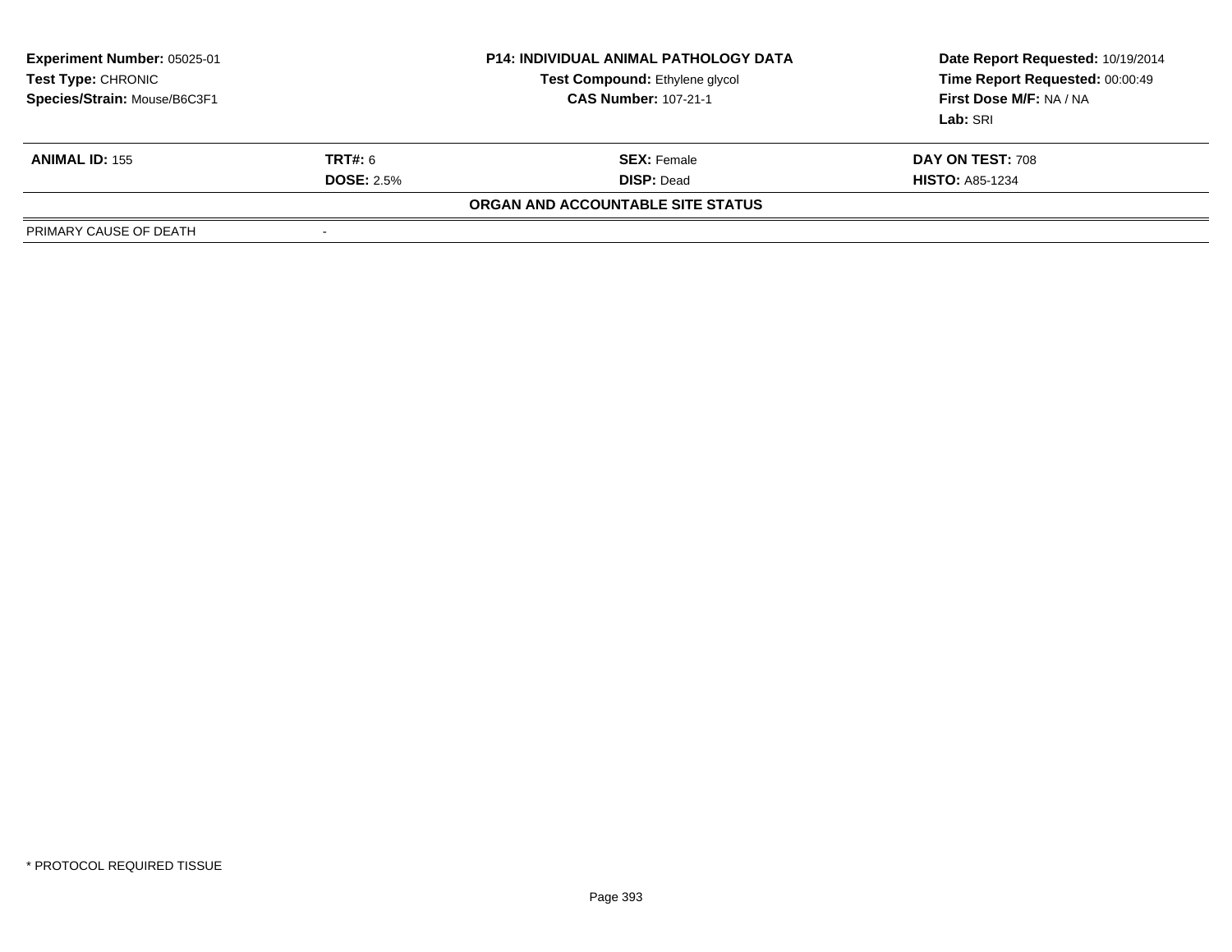**Experiment Number:** 05025-01
**Test Type:** CHRONIC
**Species/Strain:** Mouse/B6C3F1

**P14: INDIVIDUAL ANIMAL PATHOLOGY DATA**
**Test Compound:** Ethylene glycol
**CAS Number:** 107-21-1

**Date Report Requested:** 10/19/2014
**Time Report Requested:** 00:00:49
**First Dose M/F:** NA / NA
**Lab:** SRI

| **ANIMAL ID:** 155 | **TRT#:** 6 | **SEX:** Female | **DAY ON TEST:** 708 |
|---|---|---|---|
| | **DOSE:** 2.5% | **DISP:** Dead | **HISTO:** A85-1234 |

**ORGAN AND ACCOUNTABLE SITE STATUS**

| | |
|---|---|
| PRIMARY CAUSE OF DEATH | - |

\* PROTOCOL REQUIRED TISSUE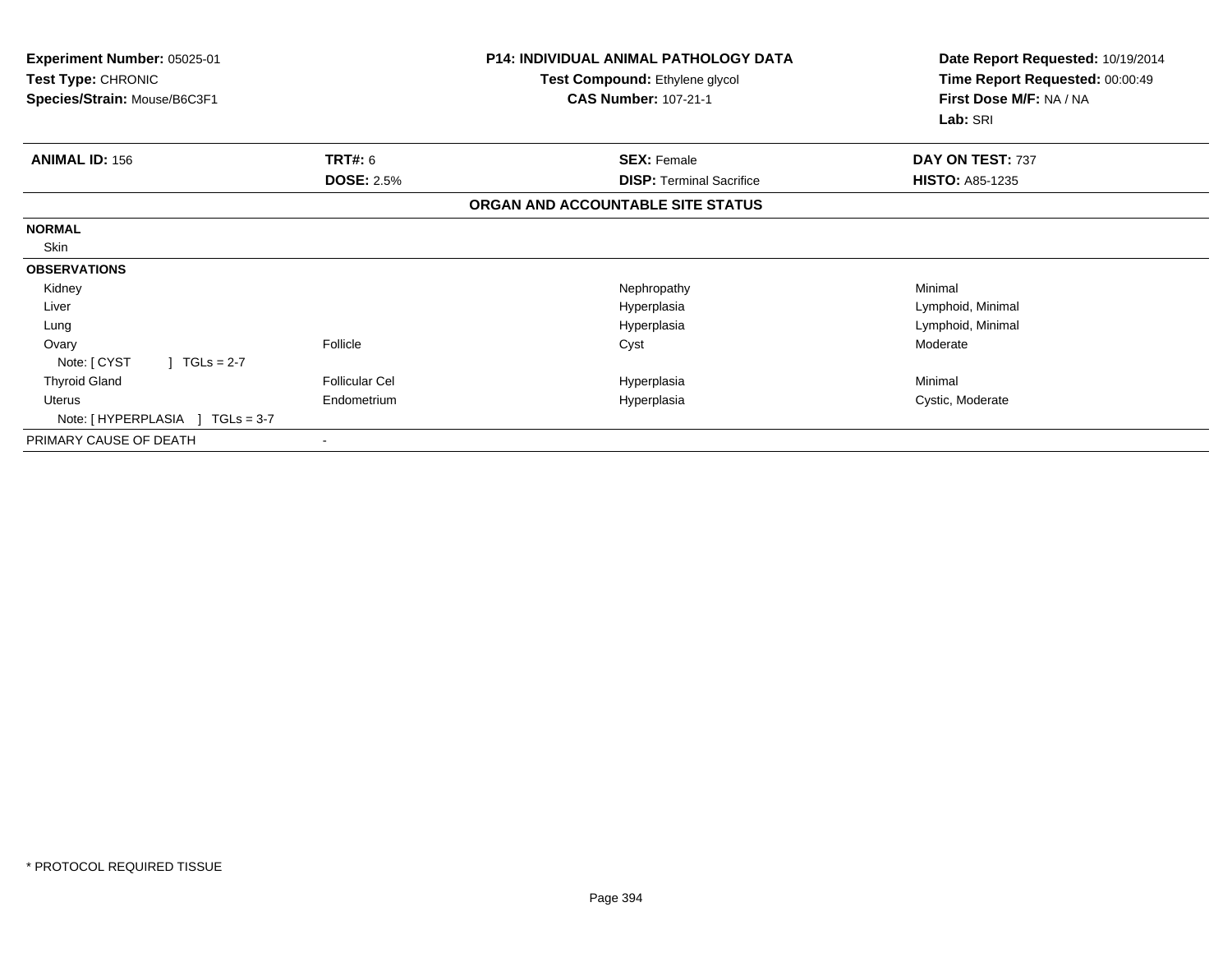**Experiment Number:** 05025-01
**Test Type:** CHRONIC
**Species/Strain:** Mouse/B6C3F1

**P14: INDIVIDUAL ANIMAL PATHOLOGY DATA**
**Test Compound:** Ethylene glycol
**CAS Number:** 107-21-1

**Date Report Requested:** 10/19/2014
**Time Report Requested:** 00:00:49
**First Dose M/F:** NA / NA
**Lab:** SRI

| **ANIMAL ID:** 156 | **TRT#:** 6 | **SEX:** Female | **DAY ON TEST:** 737 |
|---|---|---|---|
| | **DOSE:** 2.5% | **DISP:** Terminal Sacrifice | **HISTO:** A85-1235 |

**ORGAN AND ACCOUNTABLE SITE STATUS**

| | | | |
|---|---|---|---|
| **NORMAL** | | | |
| Skin | | | |
| **OBSERVATIONS** | | | |
| Kidney | | Nephropathy | Minimal |
| Liver | | Hyperplasia | Lymphoid, Minimal |
| Lung | | Hyperplasia | Lymphoid, Minimal |
| Ovary | Follicle | Cyst | Moderate |
| Note: [ CYST ] TGLs = 2-7 | | | |
| Thyroid Gland | Follicular Cel | Hyperplasia | Minimal |
| Uterus | Endometrium | Hyperplasia | Cystic, Moderate |
| Note: [ HYPERPLASIA ] TGLs = 3-7 | | | |
| PRIMARY CAUSE OF DEATH | - | | |

* PROTOCOL REQUIRED TISSUE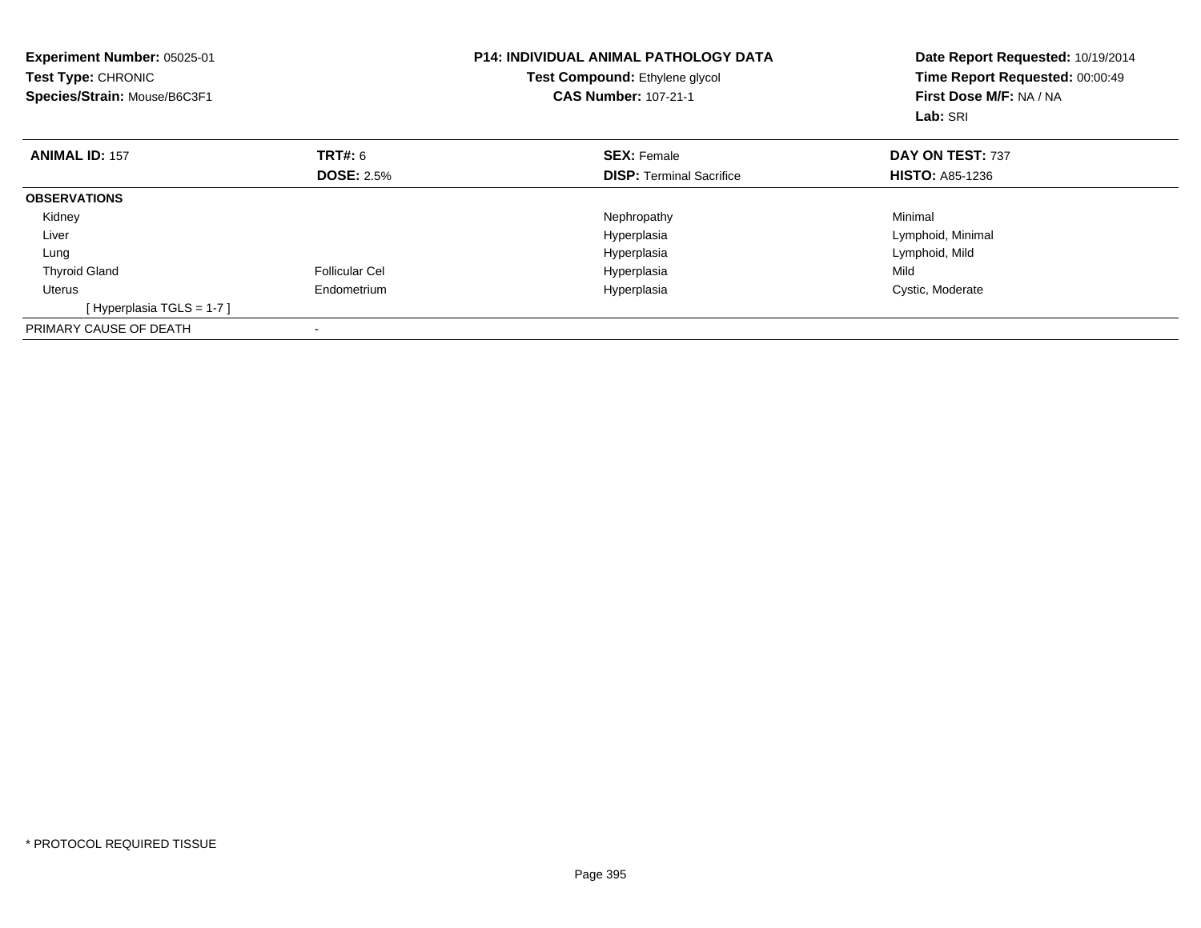**Experiment Number:** 05025-01
**Test Type:** CHRONIC
**Species/Strain:** Mouse/B6C3F1

**P14: INDIVIDUAL ANIMAL PATHOLOGY DATA**
**Test Compound:** Ethylene glycol
**CAS Number:** 107-21-1

**Date Report Requested:** 10/19/2014
**Time Report Requested:** 00:00:49
**First Dose M/F:** NA / NA
**Lab:** SRI

| **ANIMAL ID:** 157 | **TRT#:** 6 | **SEX:** Female | **DAY ON TEST:** 737 |
|---|---|---|---|
| | **DOSE:** 2.5% | **DISP:** Terminal Sacrifice | **HISTO:** A85-1236 |
| **OBSERVATIONS** | | | |
| Kidney | | Nephropathy | Minimal |
| Liver | | Hyperplasia | Lymphoid, Minimal |
| Lung | | Hyperplasia | Lymphoid, Mild |
| Thyroid Gland | Follicular Cel | Hyperplasia | Mild |
| Uterus | Endometrium | Hyperplasia | Cystic, Moderate |
| [ Hyperplasia TGLS = 1-7 ] | | | |
| PRIMARY CAUSE OF DEATH | - | | |

* PROTOCOL REQUIRED TISSUE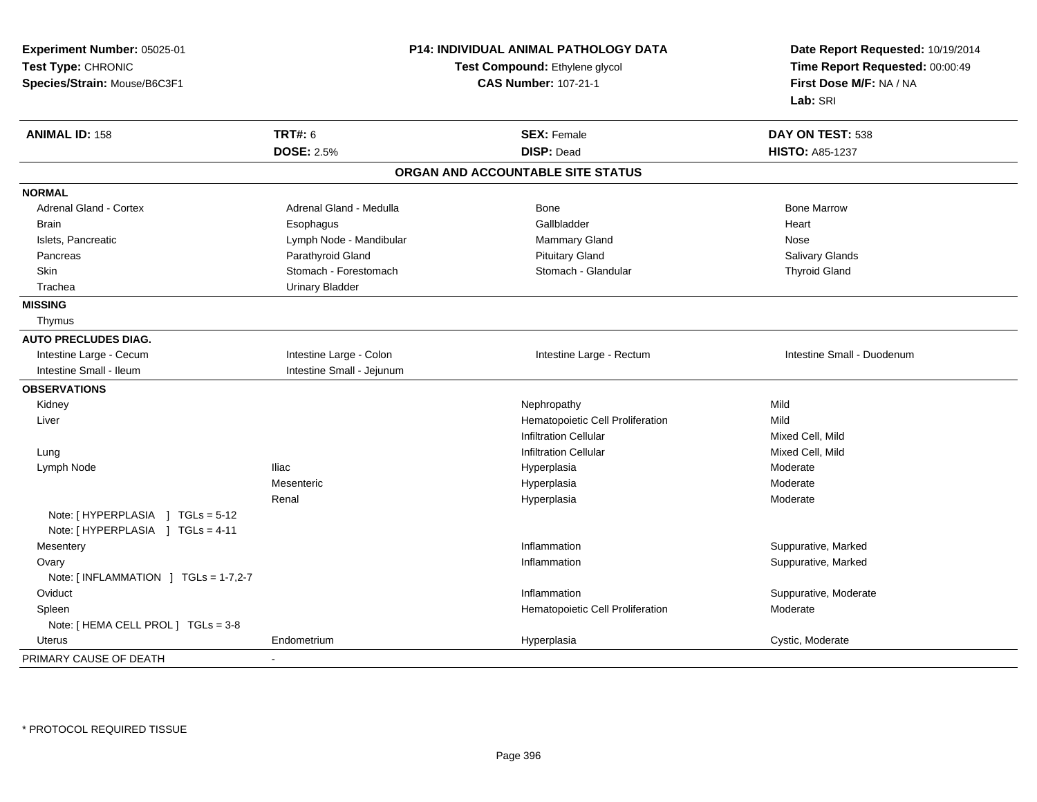**Experiment Number:** 05025-01
**Test Type:** CHRONIC
**Species/Strain:** Mouse/B6C3F1

**P14: INDIVIDUAL ANIMAL PATHOLOGY DATA**
**Test Compound:** Ethylene glycol
**CAS Number:** 107-21-1

**Date Report Requested:** 10/19/2014
**Time Report Requested:** 00:00:49
**First Dose M/F:** NA / NA
**Lab:** SRI

| **ANIMAL ID:** 158 | **TRT#:** 6 | **SEX:** Female | **DAY ON TEST:** 538 |
|---|---|---|---|
| | **DOSE:** 2.5% | **DISP:** Dead | **HISTO:** A85-1237 |

## ORGAN AND ACCOUNTABLE SITE STATUS

| | | | |
|---|---|---|---|
| **NORMAL** | | | |
| Adrenal Gland - Cortex | Adrenal Gland - Medulla | Bone | Bone Marrow |
| Brain | Esophagus | Gallbladder | Heart |
| Islets, Pancreatic | Lymph Node - Mandibular | Mammary Gland | Nose |
| Pancreas | Parathyroid Gland | Pituitary Gland | Salivary Glands |
| Skin | Stomach - Forestomach | Stomach - Glandular | Thyroid Gland |
| Trachea | Urinary Bladder | | |
| **MISSING** | | | |
| Thymus | | | |
| **AUTO PRECLUDES DIAG.** | | | |
| Intestine Large - Cecum | Intestine Large - Colon | Intestine Large - Rectum | Intestine Small - Duodenum |
| Intestine Small - Ileum | Intestine Small - Jejunum | | |
| **OBSERVATIONS** | | | |
| Kidney | | Nephropathy | Mild |
| Liver | | Hematopoietic Cell Proliferation | Mild |
| | | Infiltration Cellular | Mixed Cell, Mild |
| Lung | | Infiltration Cellular | Mixed Cell, Mild |
| Lymph Node | Iliac | Hyperplasia | Moderate |
| | Mesenteric | Hyperplasia | Moderate |
| | Renal | Hyperplasia | Moderate |
| Note: [ HYPERPLASIA ] TGLs = 5-12 | | | |
| Note: [ HYPERPLASIA ] TGLs = 4-11 | | | |
| Mesentery | | Inflammation | Suppurative, Marked |
| Ovary | | Inflammation | Suppurative, Marked |
| Note: [ INFLAMMATION ] TGLs = 1-7,2-7 | | | |
| Oviduct | | Inflammation | Suppurative, Moderate |
| Spleen | | Hematopoietic Cell Proliferation | Moderate |
| Note: [ HEMA CELL PROL ] TGLs = 3-8 | | | |
| Uterus | Endometrium | Hyperplasia | Cystic, Moderate |
| PRIMARY CAUSE OF DEATH | - | | |

* PROTOCOL REQUIRED TISSUE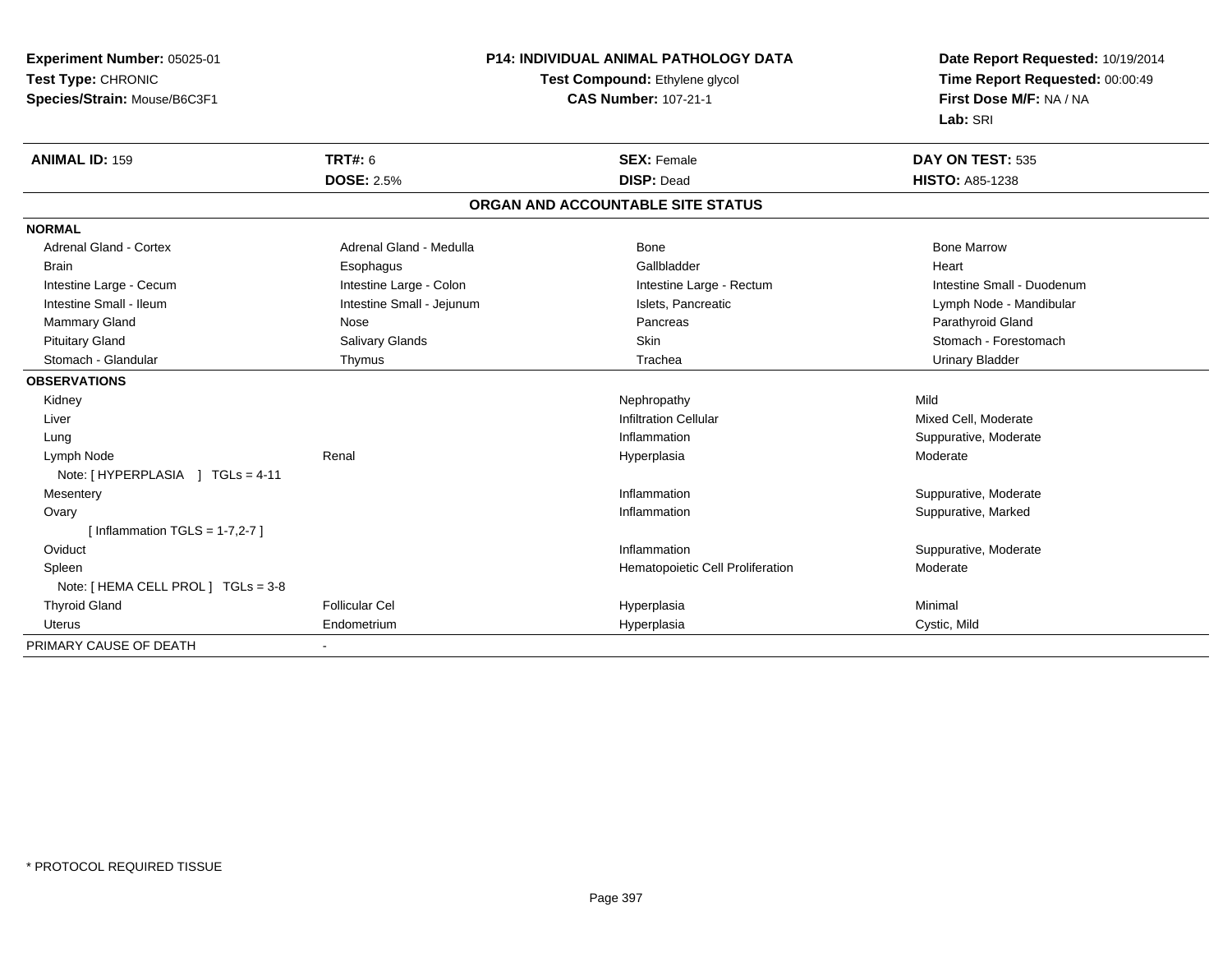**Experiment Number:** 05025-01
**Test Type:** CHRONIC
**Species/Strain:** Mouse/B6C3F1

**P14: INDIVIDUAL ANIMAL PATHOLOGY DATA**
**Test Compound:** Ethylene glycol
**CAS Number:** 107-21-1

**Date Report Requested:** 10/19/2014
**Time Report Requested:** 00:00:49
**First Dose M/F:** NA / NA
**Lab:** SRI

| **ANIMAL ID:** 159 | **TRT#:** 6 | **SEX:** Female | **DAY ON TEST:** 535 |
|---|---|---|---|
| | **DOSE:** 2.5% | **DISP:** Dead | **HISTO:** A85-1238 |

## ORGAN AND ACCOUNTABLE SITE STATUS

**NORMAL**

| | | | |
|---|---|---|---|
| Adrenal Gland - Cortex | Adrenal Gland - Medulla | Bone | Bone Marrow |
| Brain | Esophagus | Gallbladder | Heart |
| Intestine Large - Cecum | Intestine Large - Colon | Intestine Large - Rectum | Intestine Small - Duodenum |
| Intestine Small - Ileum | Intestine Small - Jejunum | Islets, Pancreatic | Lymph Node - Mandibular |
| Mammary Gland | Nose | Pancreas | Parathyroid Gland |
| Pituitary Gland | Salivary Glands | Skin | Stomach - Forestomach |
| Stomach - Glandular | Thymus | Trachea | Urinary Bladder |

**OBSERVATIONS**

| | | | |
|---|---|---|---|
| Kidney | | Nephropathy | Mild |
| Liver | | Infiltration Cellular | Mixed Cell, Moderate |
| Lung | | Inflammation | Suppurative, Moderate |
| Lymph Node | Renal | Hyperplasia | Moderate |
| Note: [ HYPERPLASIA ] TGLs = 4-11 | | | |
| Mesentery | | Inflammation | Suppurative, Moderate |
| Ovary | | Inflammation | Suppurative, Marked |
| [ Inflammation TGLS = 1-7,2-7 ] | | | |
| Oviduct | | Inflammation | Suppurative, Moderate |
| Spleen | | Hematopoietic Cell Proliferation | Moderate |
| Note: [ HEMA CELL PROL ] TGLs = 3-8 | | | |
| Thyroid Gland | Follicular Cel | Hyperplasia | Minimal |
| Uterus | Endometrium | Hyperplasia | Cystic, Mild |

PRIMARY CAUSE OF DEATH -

* PROTOCOL REQUIRED TISSUE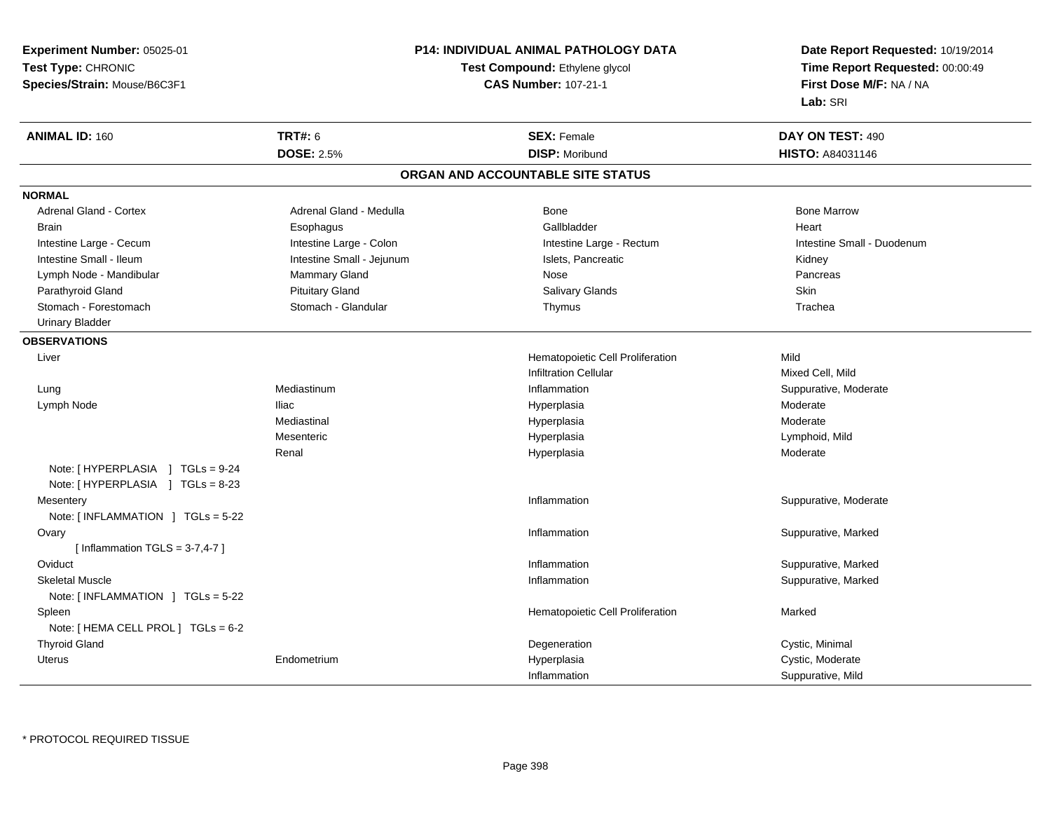**Experiment Number:** 05025-01
**Test Type:** CHRONIC
**Species/Strain:** Mouse/B6C3F1

**P14: INDIVIDUAL ANIMAL PATHOLOGY DATA**
**Test Compound:** Ethylene glycol
**CAS Number:** 107-21-1

**Date Report Requested:** 10/19/2014
**Time Report Requested:** 00:00:49
**First Dose M/F:** NA / NA
**Lab:** SRI

| **ANIMAL ID:** 160 | **TRT#:** 6 | **SEX:** Female | **DAY ON TEST:** 490 |
|---|---|---|---|
| | **DOSE:** 2.5% | **DISP:** Moribund | **HISTO:** A84031146 |

## ORGAN AND ACCOUNTABLE SITE STATUS

### NORMAL

| | | | |
|---|---|---|---|
| Adrenal Gland - Cortex | Adrenal Gland - Medulla | Bone | Bone Marrow |
| Brain | Esophagus | Gallbladder | Heart |
| Intestine Large - Cecum | Intestine Large - Colon | Intestine Large - Rectum | Intestine Small - Duodenum |
| Intestine Small - Ileum | Intestine Small - Jejunum | Islets, Pancreatic | Kidney |
| Lymph Node - Mandibular | Mammary Gland | Nose | Pancreas |
| Parathyroid Gland | Pituitary Gland | Salivary Glands | Skin |
| Stomach - Forestomach | Stomach - Glandular | Thymus | Trachea |
| Urinary Bladder | | | |

### OBSERVATIONS

| Organ | Site | Observation | Severity |
|---|---|---|---|
| Liver | | Hematopoietic Cell Proliferation | Mild |
| | | Infiltration Cellular | Mixed Cell, Mild |
| Lung | Mediastinum | Inflammation | Suppurative, Moderate |
| Lymph Node | Iliac | Hyperplasia | Moderate |
| | Mediastinal | Hyperplasia | Moderate |
| | Mesenteric | Hyperplasia | Lymphoid, Mild |
| | Renal | Hyperplasia | Moderate |
| Note: [ HYPERPLASIA ] TGLs = 9-24 | | | |
| Note: [ HYPERPLASIA ] TGLs = 8-23 | | | |
| Mesentery | | Inflammation | Suppurative, Moderate |
| Note: [ INFLAMMATION ] TGLs = 5-22 | | | |
| Ovary | | Inflammation | Suppurative, Marked |
| [ Inflammation TGLS = 3-7,4-7 ] | | | |
| Oviduct | | Inflammation | Suppurative, Marked |
| Skeletal Muscle | | Inflammation | Suppurative, Marked |
| Note: [ INFLAMMATION ] TGLs = 5-22 | | | |
| Spleen | | Hematopoietic Cell Proliferation | Marked |
| Note: [ HEMA CELL PROL ] TGLs = 6-2 | | | |
| Thyroid Gland | | Degeneration | Cystic, Minimal |
| Uterus | Endometrium | Hyperplasia | Cystic, Moderate |
| | | Inflammation | Suppurative, Mild |

* PROTOCOL REQUIRED TISSUE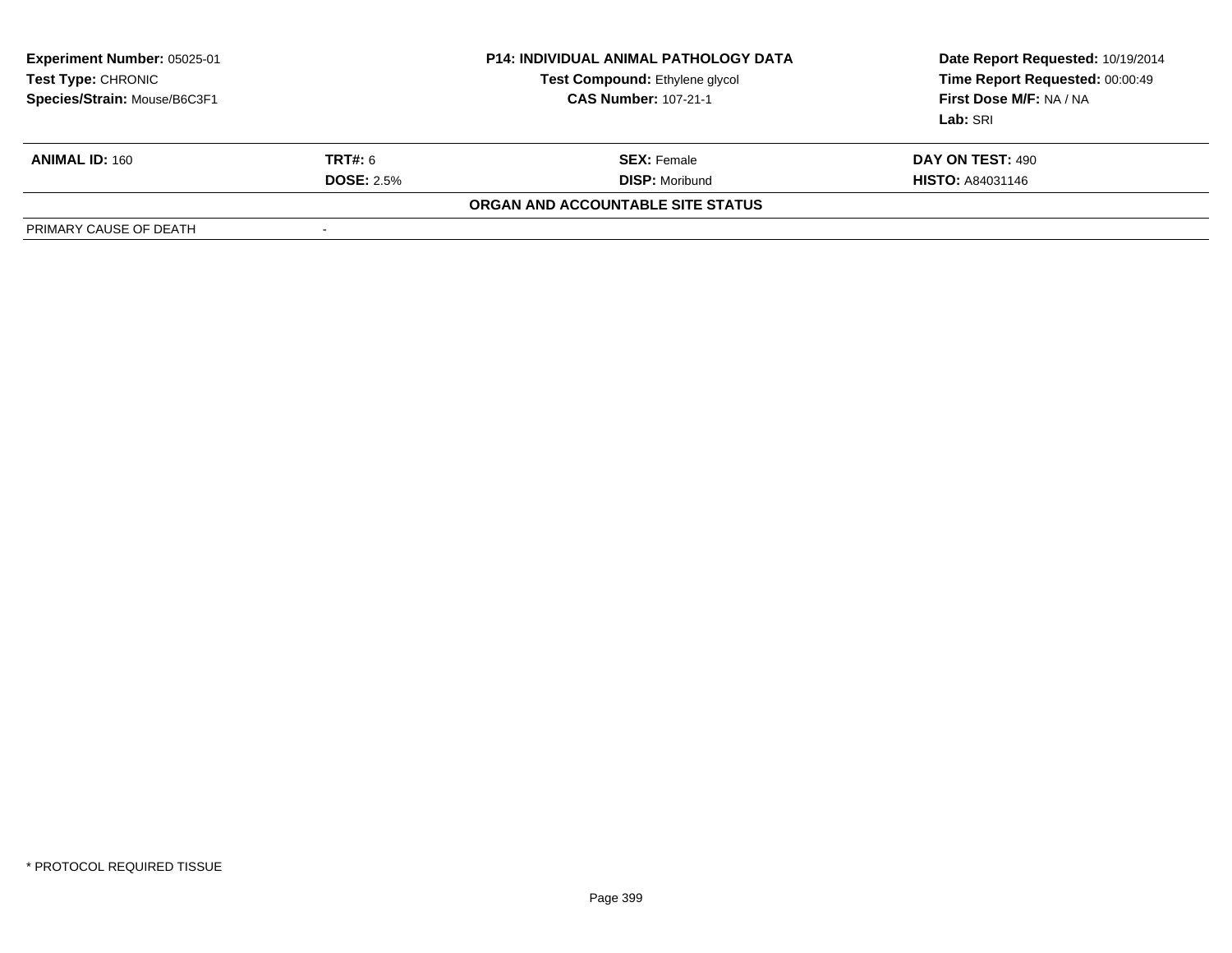**Experiment Number:** 05025-01
**Test Type:** CHRONIC
**Species/Strain:** Mouse/B6C3F1

**P14: INDIVIDUAL ANIMAL PATHOLOGY DATA**
**Test Compound:** Ethylene glycol
**CAS Number:** 107-21-1

**Date Report Requested:** 10/19/2014
**Time Report Requested:** 00:00:49
**First Dose M/F:** NA / NA
**Lab:** SRI

| **ANIMAL ID:** 160 | **TRT#:** 6 | **SEX:** Female | **DAY ON TEST:** 490 |
|---|---|---|---|
| | **DOSE:** 2.5% | **DISP:** Moribund | **HISTO:** A84031146 |

**ORGAN AND ACCOUNTABLE SITE STATUS**

| PRIMARY CAUSE OF DEATH | - |
|---|---|

\* PROTOCOL REQUIRED TISSUE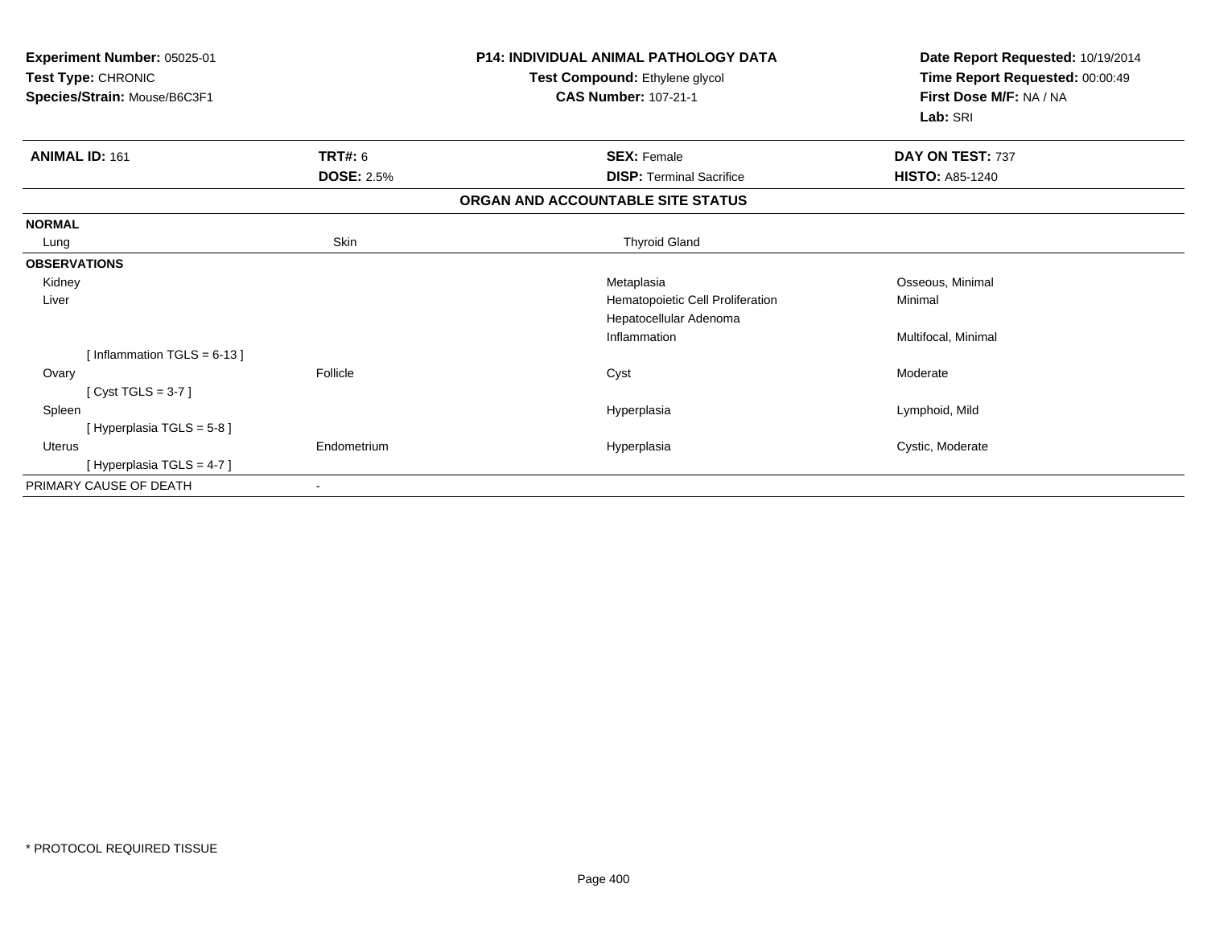**Experiment Number:** 05025-01
**Test Type:** CHRONIC
**Species/Strain:** Mouse/B6C3F1

**P14: INDIVIDUAL ANIMAL PATHOLOGY DATA**
**Test Compound:** Ethylene glycol
**CAS Number:** 107-21-1

**Date Report Requested:** 10/19/2014
**Time Report Requested:** 00:00:49
**First Dose M/F:** NA / NA
**Lab:** SRI

| **ANIMAL ID:** 161 | **TRT#:** 6 | **SEX:** Female | **DAY ON TEST:** 737 |
|---|---|---|---|
| | **DOSE:** 2.5% | **DISP:** Terminal Sacrifice | **HISTO:** A85-1240 |

**ORGAN AND ACCOUNTABLE SITE STATUS**

| | | | |
|---|---|---|---|
| **NORMAL** | | | |
| Lung | Skin | Thyroid Gland | |
| **OBSERVATIONS** | | | |
| Kidney | | Metaplasia | Osseous, Minimal |
| Liver | | Hematopoietic Cell Proliferation | Minimal |
| | | Hepatocellular Adenoma | |
| | | Inflammation | Multifocal, Minimal |
| [ Inflammation TGLS = 6-13 ] | | | |
| Ovary | Follicle | Cyst | Moderate |
| [ Cyst TGLS = 3-7 ] | | | |
| Spleen | | Hyperplasia | Lymphoid, Mild |
| [ Hyperplasia TGLS = 5-8 ] | | | |
| Uterus | Endometrium | Hyperplasia | Cystic, Moderate |
| [ Hyperplasia TGLS = 4-7 ] | | | |
| PRIMARY CAUSE OF DEATH | - | | |

* PROTOCOL REQUIRED TISSUE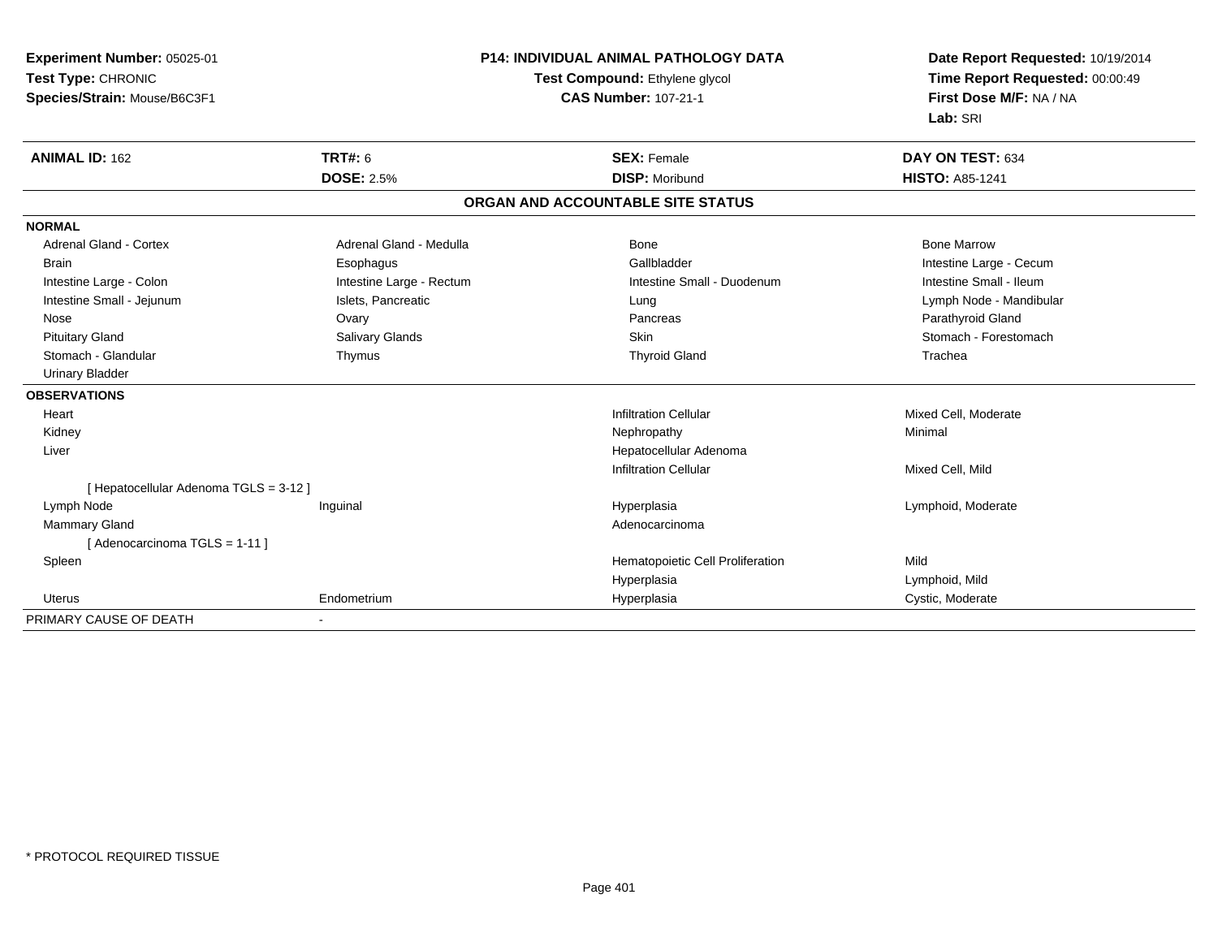**Experiment Number:** 05025-01
**Test Type:** CHRONIC
**Species/Strain:** Mouse/B6C3F1

**P14: INDIVIDUAL ANIMAL PATHOLOGY DATA**
**Test Compound:** Ethylene glycol
**CAS Number:** 107-21-1

**Date Report Requested:** 10/19/2014
**Time Report Requested:** 00:00:49
**First Dose M/F:** NA / NA
**Lab:** SRI

| **ANIMAL ID:** 162 | **TRT#:** 6 | **SEX:** Female | **DAY ON TEST:** 634 |
|---|---|---|---|
| | **DOSE:** 2.5% | **DISP:** Moribund | **HISTO:** A85-1241 |

## ORGAN AND ACCOUNTABLE SITE STATUS

**NORMAL**

| | | | |
|---|---|---|---|
| Adrenal Gland - Cortex | Adrenal Gland - Medulla | Bone | Bone Marrow |
| Brain | Esophagus | Gallbladder | Intestine Large - Cecum |
| Intestine Large - Colon | Intestine Large - Rectum | Intestine Small - Duodenum | Intestine Small - Ileum |
| Intestine Small - Jejunum | Islets, Pancreatic | Lung | Lymph Node - Mandibular |
| Nose | Ovary | Pancreas | Parathyroid Gland |
| Pituitary Gland | Salivary Glands | Skin | Stomach - Forestomach |
| Stomach - Glandular | Thymus | Thyroid Gland | Trachea |
| Urinary Bladder | | | |

**OBSERVATIONS**

| | | | |
|---|---|---|---|
| Heart | | Infiltration Cellular | Mixed Cell, Moderate |
| Kidney | | Nephropathy | Minimal |
| Liver | | Hepatocellular Adenoma | |
| | | Infiltration Cellular | Mixed Cell, Mild |
| [ Hepatocellular Adenoma TGLS = 3-12 ] | | | |
| Lymph Node | Inguinal | Hyperplasia | Lymphoid, Moderate |
| Mammary Gland | | Adenocarcinoma | |
| [ Adenocarcinoma TGLS = 1-11 ] | | | |
| Spleen | | Hematopoietic Cell Proliferation | Mild |
| | | Hyperplasia | Lymphoid, Mild |
| Uterus | Endometrium | Hyperplasia | Cystic, Moderate |

PRIMARY CAUSE OF DEATH -

\* PROTOCOL REQUIRED TISSUE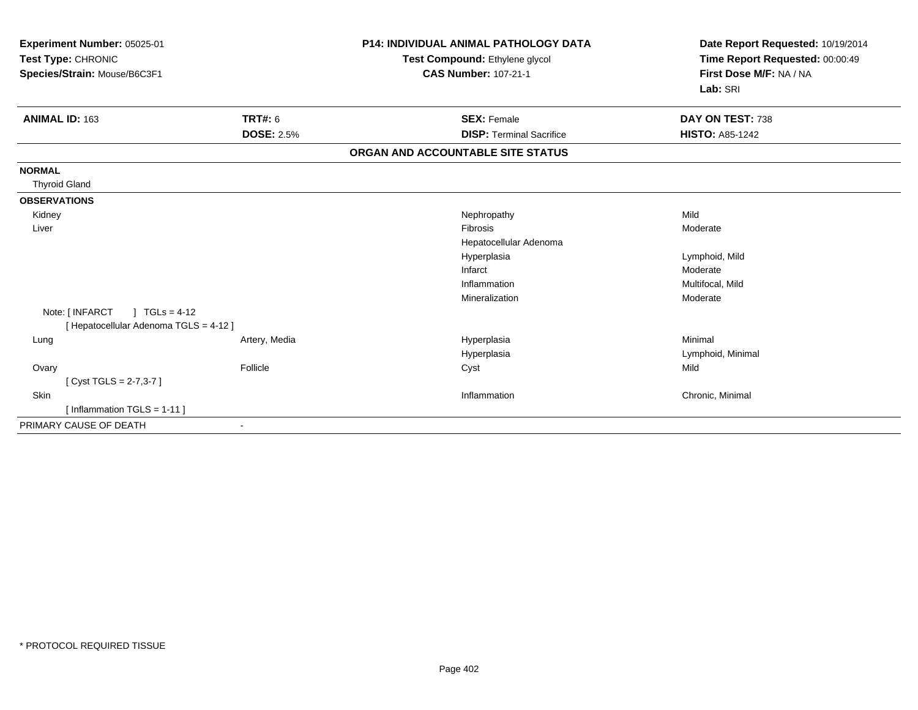**Experiment Number:** 05025-01
**Test Type:** CHRONIC
**Species/Strain:** Mouse/B6C3F1

**P14: INDIVIDUAL ANIMAL PATHOLOGY DATA**
**Test Compound:** Ethylene glycol
**CAS Number:** 107-21-1

**Date Report Requested:** 10/19/2014
**Time Report Requested:** 00:00:49
**First Dose M/F:** NA / NA
**Lab:** SRI

| **ANIMAL ID:** 163 | **TRT#:** 6 | **SEX:** Female | **DAY ON TEST:** 738 |
|---|---|---|---|
| | **DOSE:** 2.5% | **DISP:** Terminal Sacrifice | **HISTO:** A85-1242 |

**ORGAN AND ACCOUNTABLE SITE STATUS**

| | | | |
|---|---|---|---|
| **NORMAL** | | | |
| Thyroid Gland | | | |
| **OBSERVATIONS** | | | |
| Kidney | | Nephropathy | Mild |
| Liver | | Fibrosis | Moderate |
| | | Hepatocellular Adenoma | |
| | | Hyperplasia | Lymphoid, Mild |
| | | Infarct | Moderate |
| | | Inflammation | Multifocal, Mild |
| | | Mineralization | Moderate |
| Note: [ INFARCT ] TGLs = 4-12 | | | |
| [ Hepatocellular Adenoma TGLS = 4-12 ] | | | |
| Lung | Artery, Media | Hyperplasia | Minimal |
| | | Hyperplasia | Lymphoid, Minimal |
| Ovary | Follicle | Cyst | Mild |
| [ Cyst TGLS = 2-7,3-7 ] | | | |
| Skin | | Inflammation | Chronic, Minimal |
| [ Inflammation TGLS = 1-11 ] | | | |
| PRIMARY CAUSE OF DEATH | - | | |

* PROTOCOL REQUIRED TISSUE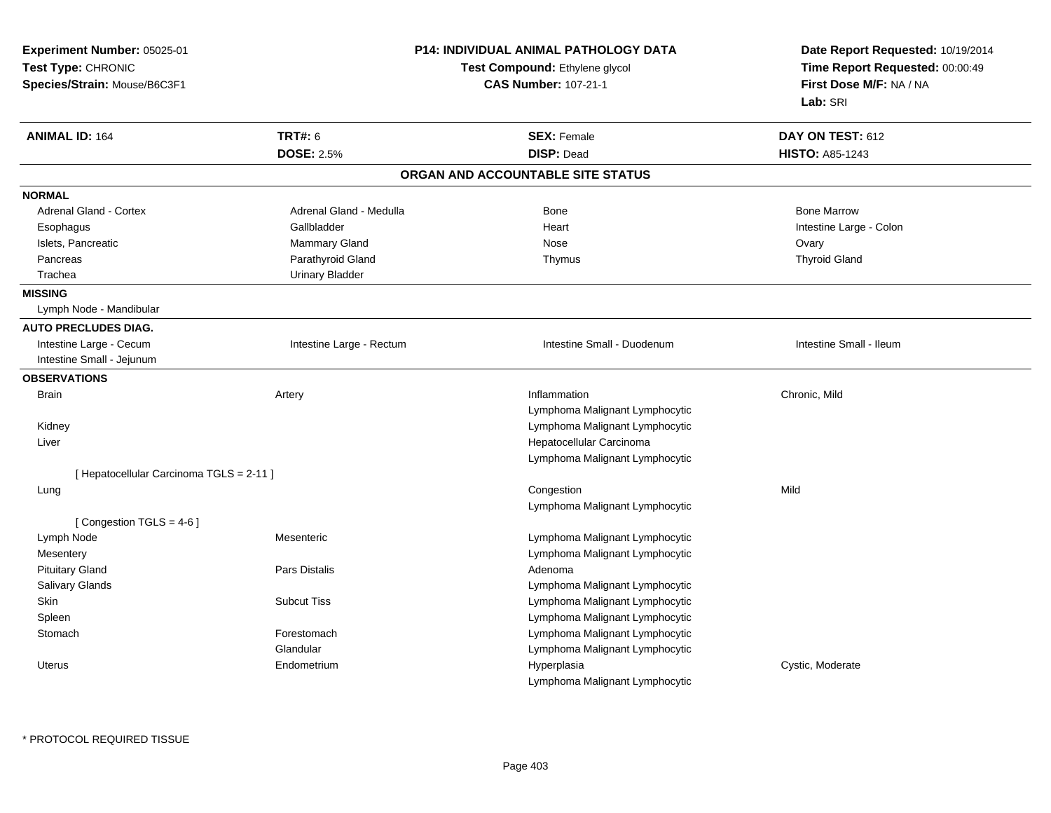**Experiment Number:** 05025-01
**Test Type:** CHRONIC
**Species/Strain:** Mouse/B6C3F1

**P14: INDIVIDUAL ANIMAL PATHOLOGY DATA**
**Test Compound:** Ethylene glycol
**CAS Number:** 107-21-1

**Date Report Requested:** 10/19/2014
**Time Report Requested:** 00:00:49
**First Dose M/F:** NA / NA
**Lab:** SRI

| **ANIMAL ID:** 164 | **TRT#:** 6 | **SEX:** Female | **DAY ON TEST:** 612 |
|---|---|---|---|
| | **DOSE:** 2.5% | **DISP:** Dead | **HISTO:** A85-1243 |

## ORGAN AND ACCOUNTABLE SITE STATUS

**NORMAL**

| | | | |
|---|---|---|---|
| Adrenal Gland - Cortex | Adrenal Gland - Medulla | Bone | Bone Marrow |
| Esophagus | Gallbladder | Heart | Intestine Large - Colon |
| Islets, Pancreatic | Mammary Gland | Nose | Ovary |
| Pancreas | Parathyroid Gland | Thymus | Thyroid Gland |
| Trachea | Urinary Bladder | | |

**MISSING**

Lymph Node - Mandibular

**AUTO PRECLUDES DIAG.**

| | | | |
|---|---|---|---|
| Intestine Large - Cecum | Intestine Large - Rectum | Intestine Small - Duodenum | Intestine Small - Ileum |
| Intestine Small - Jejunum | | | |

**OBSERVATIONS**

| | | | |
|---|---|---|---|
| Brain | Artery | Inflammation | Chronic, Mild |
| | | Lymphoma Malignant Lymphocytic | |
| Kidney | | Lymphoma Malignant Lymphocytic | |
| Liver | | Hepatocellular Carcinoma | |
| | | Lymphoma Malignant Lymphocytic | |
| [ Hepatocellular Carcinoma TGLS = 2-11 ] | | | |
| Lung | | Congestion | Mild |
| | | Lymphoma Malignant Lymphocytic | |
| [ Congestion TGLS = 4-6 ] | | | |
| Lymph Node | Mesenteric | Lymphoma Malignant Lymphocytic | |
| Mesentery | | Lymphoma Malignant Lymphocytic | |
| Pituitary Gland | Pars Distalis | Adenoma | |
| Salivary Glands | | Lymphoma Malignant Lymphocytic | |
| Skin | Subcut Tiss | Lymphoma Malignant Lymphocytic | |
| Spleen | | Lymphoma Malignant Lymphocytic | |
| Stomach | Forestomach | Lymphoma Malignant Lymphocytic | |
| | Glandular | Lymphoma Malignant Lymphocytic | |
| Uterus | Endometrium | Hyperplasia | Cystic, Moderate |
| | | Lymphoma Malignant Lymphocytic | |

* PROTOCOL REQUIRED TISSUE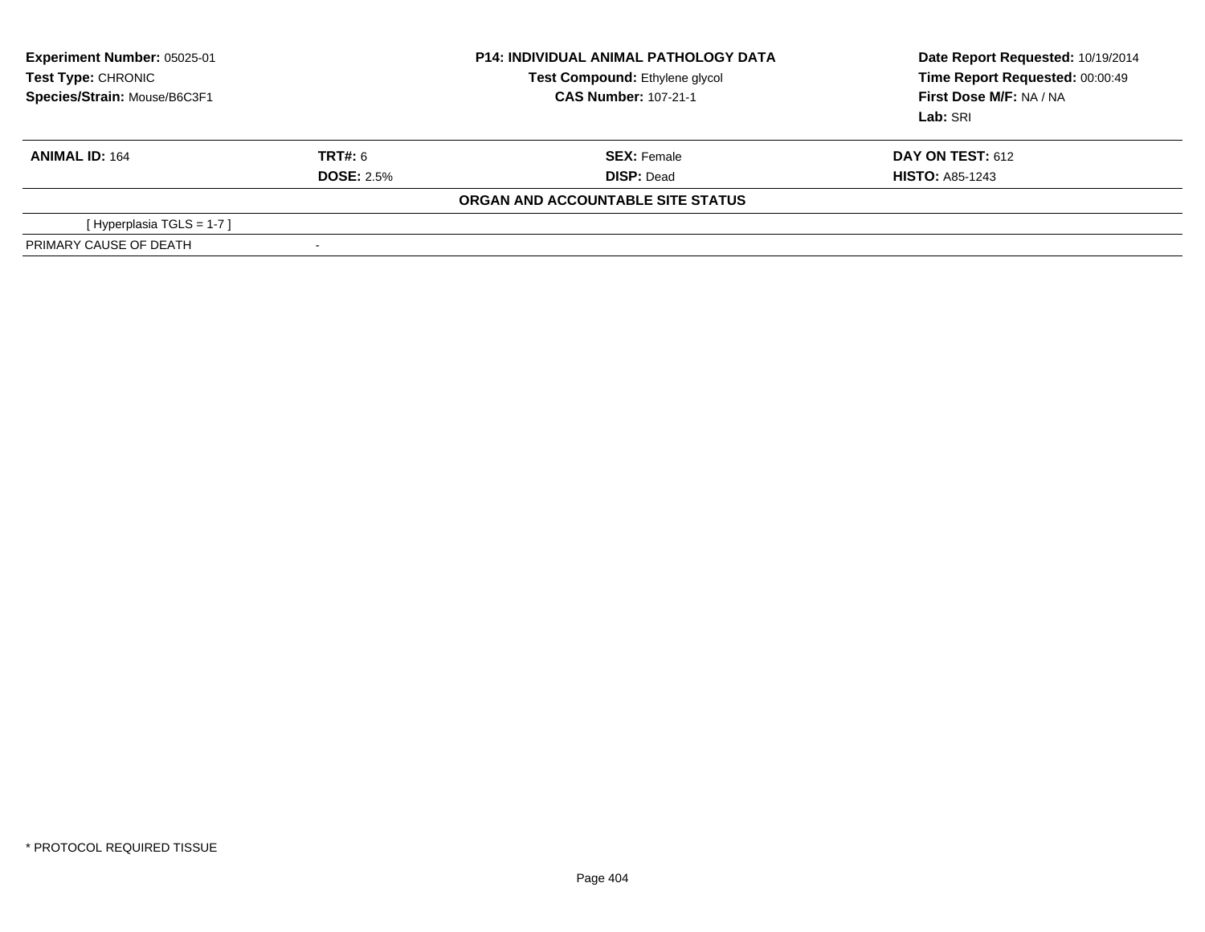**Experiment Number:** 05025-01
**Test Type:** CHRONIC
**Species/Strain:** Mouse/B6C3F1

**P14: INDIVIDUAL ANIMAL PATHOLOGY DATA**
**Test Compound:** Ethylene glycol
**CAS Number:** 107-21-1

**Date Report Requested:** 10/19/2014
**Time Report Requested:** 00:00:49
**First Dose M/F:** NA / NA
**Lab:** SRI

| **ANIMAL ID:** 164 | **TRT#:** 6 | **SEX:** Female | **DAY ON TEST:** 612 |
|---|---|---|---|
| | **DOSE:** 2.5% | **DISP:** Dead | **HISTO:** A85-1243 |

**ORGAN AND ACCOUNTABLE SITE STATUS**

[ Hyperplasia TGLS = 1-7 ]

PRIMARY CAUSE OF DEATH -

* PROTOCOL REQUIRED TISSUE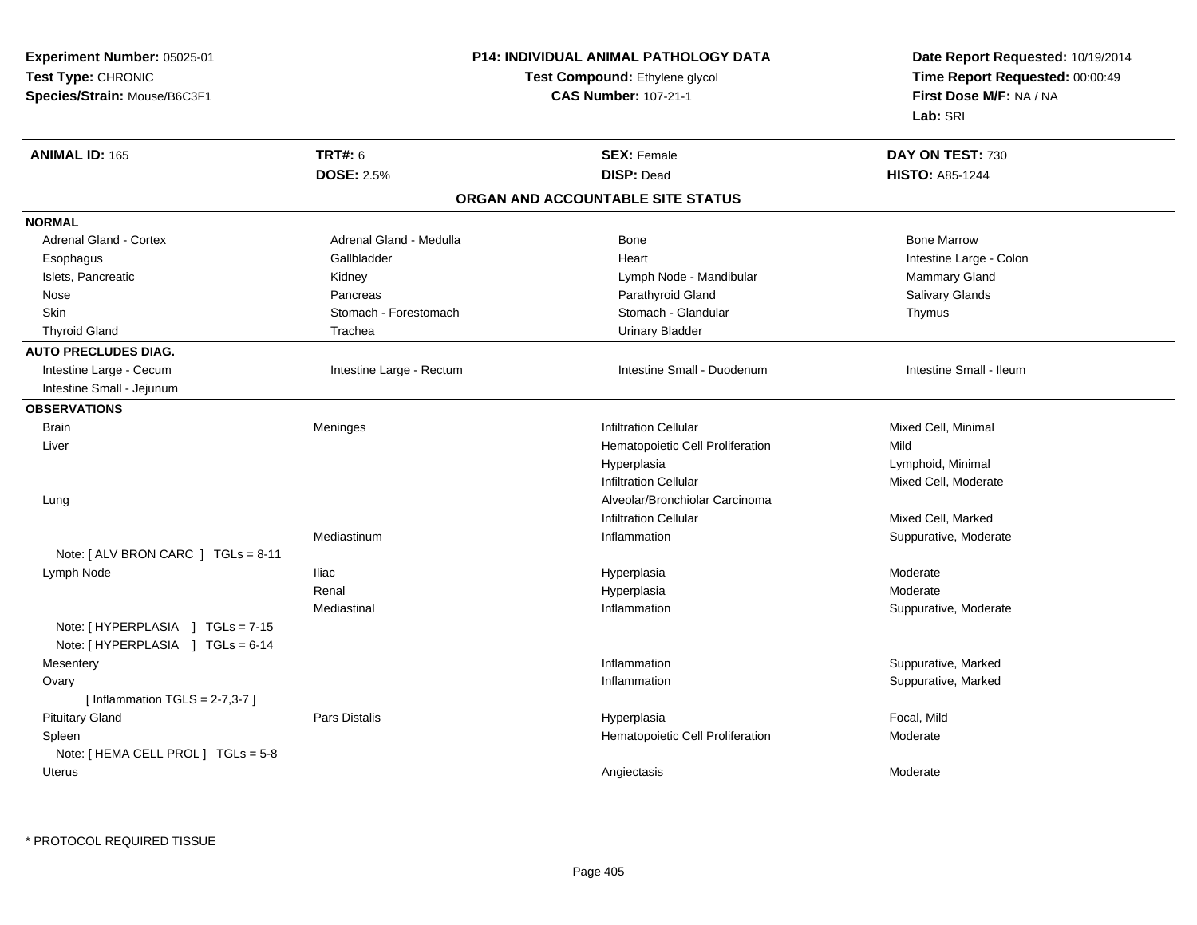**Experiment Number:** 05025-01
**Test Type:** CHRONIC
**Species/Strain:** Mouse/B6C3F1

**P14: INDIVIDUAL ANIMAL PATHOLOGY DATA**
**Test Compound:** Ethylene glycol
**CAS Number:** 107-21-1

**Date Report Requested:** 10/19/2014
**Time Report Requested:** 00:00:49
**First Dose M/F:** NA / NA
**Lab:** SRI

| **ANIMAL ID:** 165 | **TRT#:** 6 | **SEX:** Female | **DAY ON TEST:** 730 |
|---|---|---|---|
| | **DOSE:** 2.5% | **DISP:** Dead | **HISTO:** A85-1244 |

## ORGAN AND ACCOUNTABLE SITE STATUS

| | | | |
|---|---|---|---|
| **NORMAL** | | | |
| Adrenal Gland - Cortex | Adrenal Gland - Medulla | Bone | Bone Marrow |
| Esophagus | Gallbladder | Heart | Intestine Large - Colon |
| Islets, Pancreatic | Kidney | Lymph Node - Mandibular | Mammary Gland |
| Nose | Pancreas | Parathyroid Gland | Salivary Glands |
| Skin | Stomach - Forestomach | Stomach - Glandular | Thymus |
| Thyroid Gland | Trachea | Urinary Bladder | |
| **AUTO PRECLUDES DIAG.** | | | |
| Intestine Large - Cecum | Intestine Large - Rectum | Intestine Small - Duodenum | Intestine Small - Ileum |
| Intestine Small - Jejunum | | | |
| **OBSERVATIONS** | | | |
| Brain | Meninges | Infiltration Cellular | Mixed Cell, Minimal |
| Liver | | Hematopoietic Cell Proliferation | Mild |
| | | Hyperplasia | Lymphoid, Minimal |
| | | Infiltration Cellular | Mixed Cell, Moderate |
| Lung | | Alveolar/Bronchiolar Carcinoma | |
| | | Infiltration Cellular | Mixed Cell, Marked |
| | Mediastinum | Inflammation | Suppurative, Moderate |
| Note: [ ALV BRON CARC ] TGLs = 8-11 | | | |
| Lymph Node | Iliac | Hyperplasia | Moderate |
| | Renal | Hyperplasia | Moderate |
| | Mediastinal | Inflammation | Suppurative, Moderate |
| Note: [ HYPERPLASIA ] TGLs = 7-15 | | | |
| Note: [ HYPERPLASIA ] TGLs = 6-14 | | | |
| Mesentery | | Inflammation | Suppurative, Marked |
| Ovary | | Inflammation | Suppurative, Marked |
| [ Inflammation TGLS = 2-7,3-7 ] | | | |
| Pituitary Gland | Pars Distalis | Hyperplasia | Focal, Mild |
| Spleen | | Hematopoietic Cell Proliferation | Moderate |
| Note: [ HEMA CELL PROL ] TGLs = 5-8 | | | |
| Uterus | | Angiectasis | Moderate |

* PROTOCOL REQUIRED TISSUE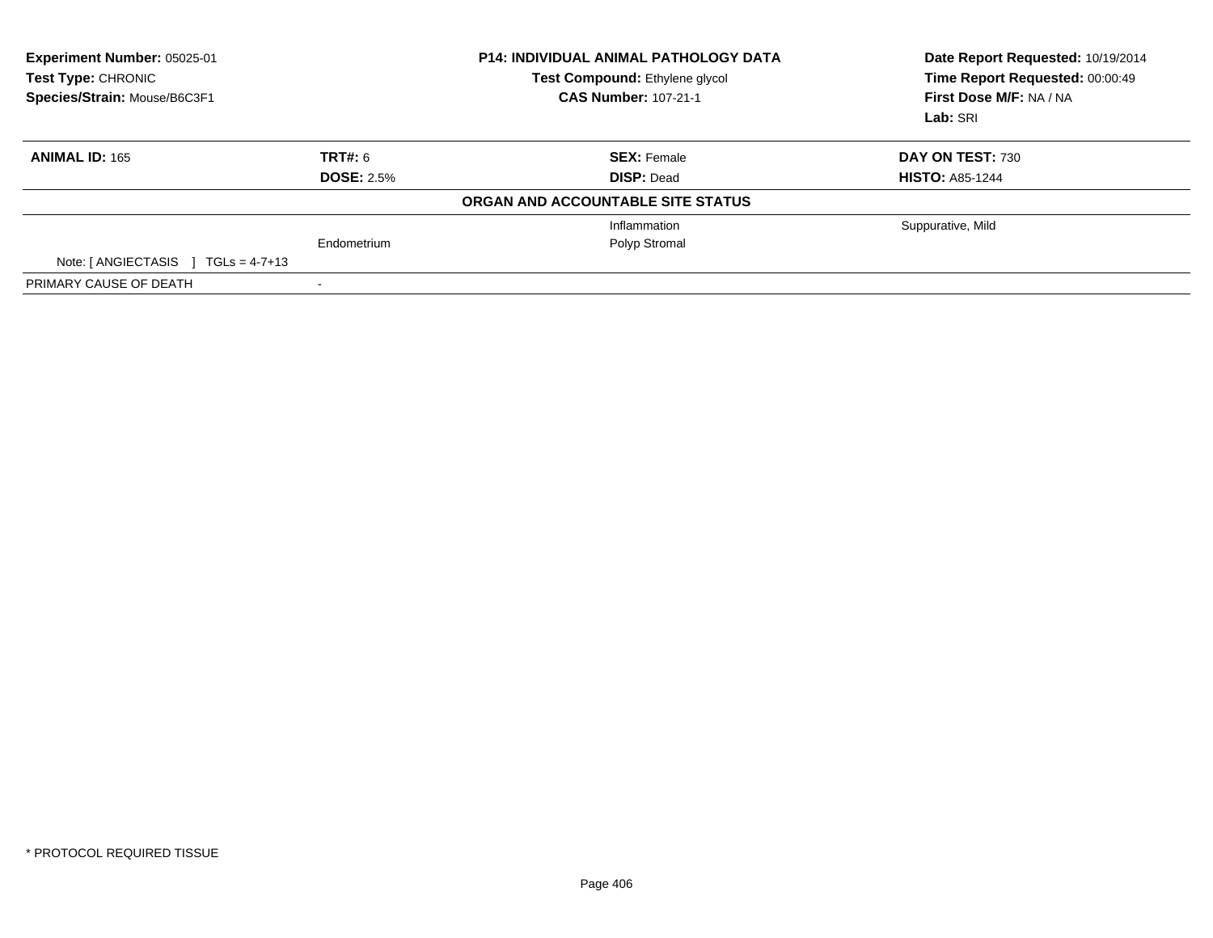**Experiment Number:** 05025-01
**Test Type:** CHRONIC
**Species/Strain:** Mouse/B6C3F1

**P14: INDIVIDUAL ANIMAL PATHOLOGY DATA**
**Test Compound:** Ethylene glycol
**CAS Number:** 107-21-1

**Date Report Requested:** 10/19/2014
**Time Report Requested:** 00:00:49
**First Dose M/F:** NA / NA
**Lab:** SRI

| **ANIMAL ID:** 165 | **TRT#:** 6 | **SEX:** Female | **DAY ON TEST:** 730 |
|---|---|---|---|
| | **DOSE:** 2.5% | **DISP:** Dead | **HISTO:** A85-1244 |
| | | **ORGAN AND ACCOUNTABLE SITE STATUS** | |
| | | Inflammation | Suppurative, Mild |
| | Endometrium | Polyp Stromal | |
| Note: [ ANGIECTASIS ] TGLs = 4-7+13 | | | |
| PRIMARY CAUSE OF DEATH | - | | |

* PROTOCOL REQUIRED TISSUE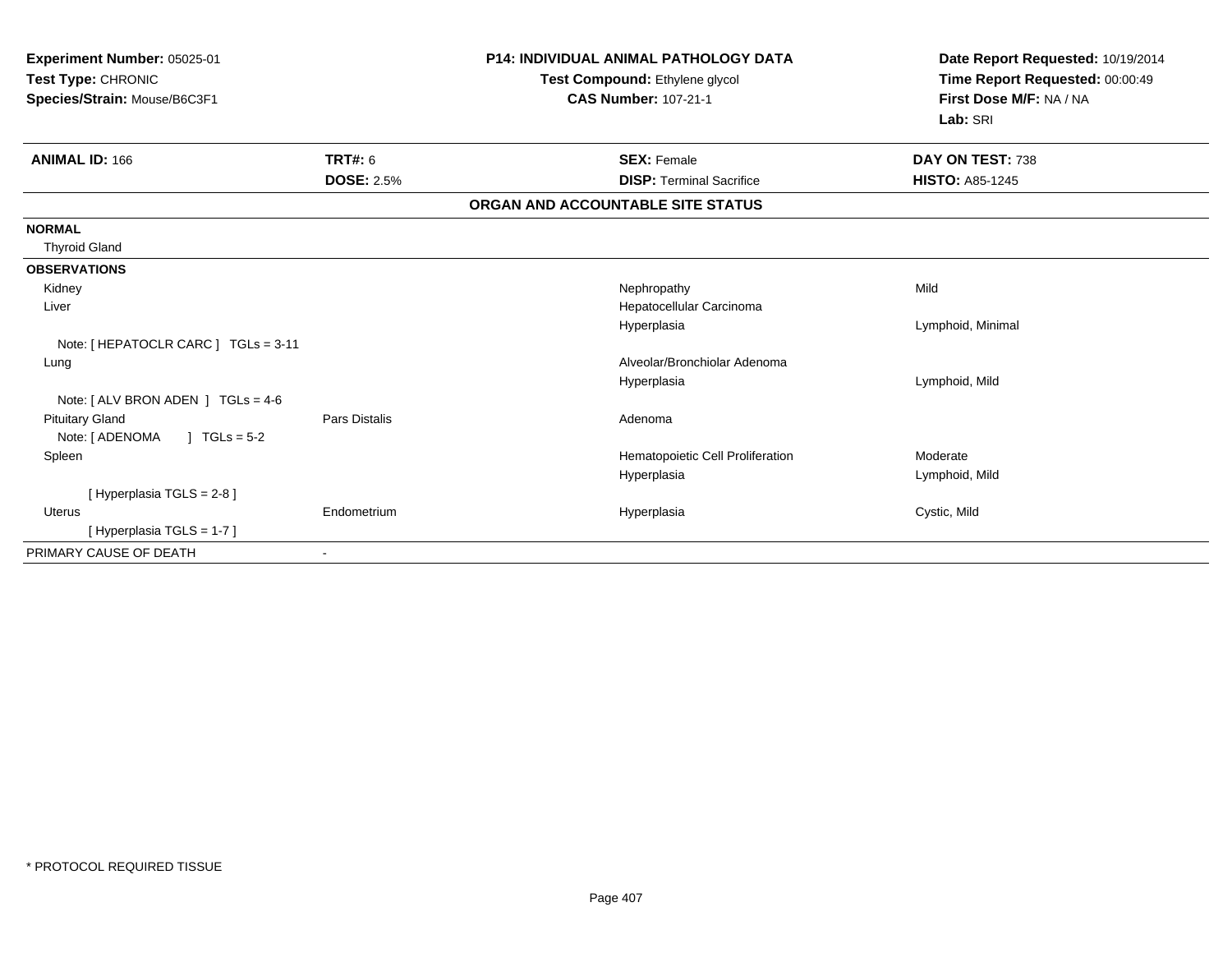**Experiment Number:** 05025-01
**Test Type:** CHRONIC
**Species/Strain:** Mouse/B6C3F1

**P14: INDIVIDUAL ANIMAL PATHOLOGY DATA**
**Test Compound:** Ethylene glycol
**CAS Number:** 107-21-1

**Date Report Requested:** 10/19/2014
**Time Report Requested:** 00:00:49
**First Dose M/F:** NA / NA
**Lab:** SRI

| **ANIMAL ID:** 166 | **TRT#:** 6 | **SEX:** Female | **DAY ON TEST:** 738 |
|---|---|---|---|
| | **DOSE:** 2.5% | **DISP:** Terminal Sacrifice | **HISTO:** A85-1245 |

**ORGAN AND ACCOUNTABLE SITE STATUS**

| | | | |
|---|---|---|---|
| **NORMAL** | | | |
| Thyroid Gland | | | |
| **OBSERVATIONS** | | | |
| Kidney | | Nephropathy | Mild |
| Liver | | Hepatocellular Carcinoma | |
| | | Hyperplasia | Lymphoid, Minimal |
| Note: [ HEPATOCLR CARC ] TGLs = 3-11 | | | |
| Lung | | Alveolar/Bronchiolar Adenoma | |
| | | Hyperplasia | Lymphoid, Mild |
| Note: [ ALV BRON ADEN ] TGLs = 4-6 | | | |
| Pituitary Gland | Pars Distalis | Adenoma | |
| Note: [ ADENOMA ] TGLs = 5-2 | | | |
| Spleen | | Hematopoietic Cell Proliferation | Moderate |
| | | Hyperplasia | Lymphoid, Mild |
| [ Hyperplasia TGLS = 2-8 ] | | | |
| Uterus | Endometrium | Hyperplasia | Cystic, Mild |
| [ Hyperplasia TGLS = 1-7 ] | | | |
| PRIMARY CAUSE OF DEATH | - | | |

* PROTOCOL REQUIRED TISSUE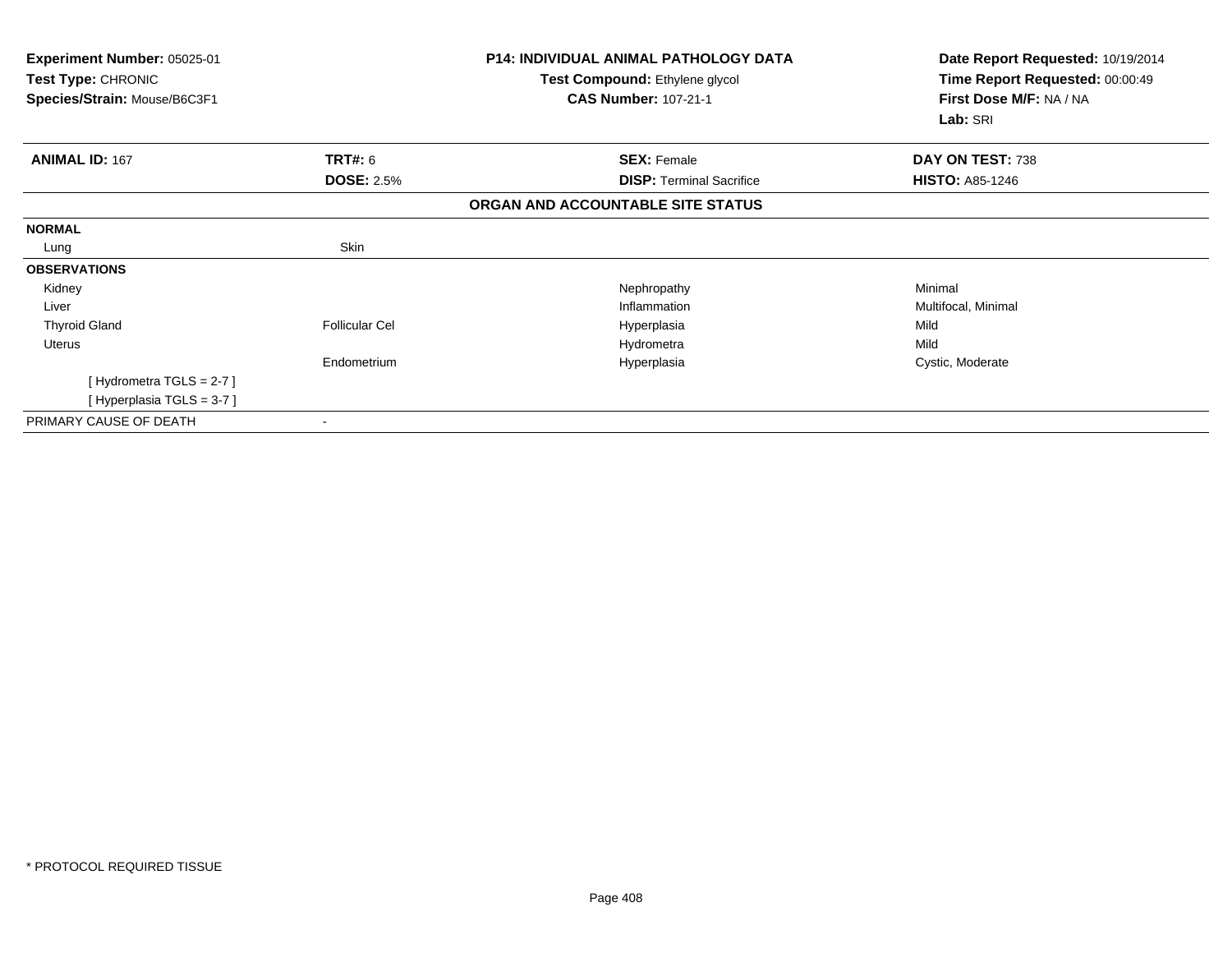**Experiment Number:** 05025-01
**Test Type:** CHRONIC
**Species/Strain:** Mouse/B6C3F1

**P14: INDIVIDUAL ANIMAL PATHOLOGY DATA**
**Test Compound:** Ethylene glycol
**CAS Number:** 107-21-1

**Date Report Requested:** 10/19/2014
**Time Report Requested:** 00:00:49
**First Dose M/F:** NA / NA
**Lab:** SRI

| **ANIMAL ID:** 167 | **TRT#:** 6 | **SEX:** Female | **DAY ON TEST:** 738 |
|---|---|---|---|
| | **DOSE:** 2.5% | **DISP:** Terminal Sacrifice | **HISTO:** A85-1246 |

**ORGAN AND ACCOUNTABLE SITE STATUS**

| | | | |
|---|---|---|---|
| **NORMAL** | | | |
| Lung | Skin | | |
| **OBSERVATIONS** | | | |
| Kidney | | Nephropathy | Minimal |
| Liver | | Inflammation | Multifocal, Minimal |
| Thyroid Gland | Follicular Cel | Hyperplasia | Mild |
| Uterus | | Hydrometra | Mild |
| | Endometrium | Hyperplasia | Cystic, Moderate |
| [ Hydrometra TGLS = 2-7 ] | | | |
| [ Hyperplasia TGLS = 3-7 ] | | | |
| PRIMARY CAUSE OF DEATH | - | | |

\* PROTOCOL REQUIRED TISSUE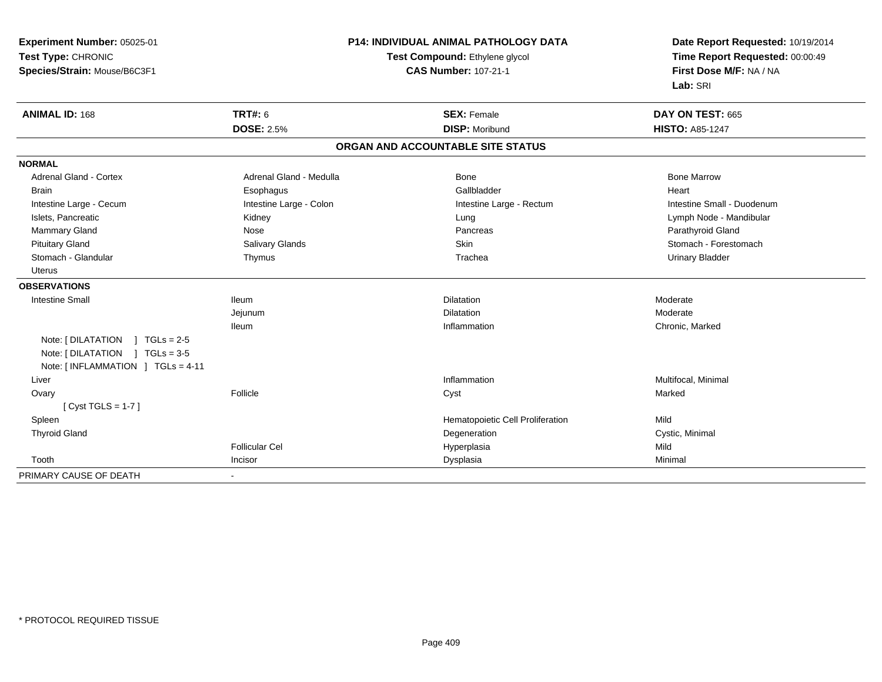**Experiment Number:** 05025-01
**Test Type:** CHRONIC
**Species/Strain:** Mouse/B6C3F1

# P14: INDIVIDUAL ANIMAL PATHOLOGY DATA

**Test Compound:** Ethylene glycol
**CAS Number:** 107-21-1

**Date Report Requested:** 10/19/2014
**Time Report Requested:** 00:00:49
**First Dose M/F:** NA / NA
**Lab:** SRI

| **ANIMAL ID:** 168 | **TRT#:** 6 | **SEX:** Female | **DAY ON TEST:** 665 |
|---|---|---|---|
| | **DOSE:** 2.5% | **DISP:** Moribund | **HISTO:** A85-1247 |

## ORGAN AND ACCOUNTABLE SITE STATUS

**NORMAL**

| | | | |
|---|---|---|---|
| Adrenal Gland - Cortex | Adrenal Gland - Medulla | Bone | Bone Marrow |
| Brain | Esophagus | Gallbladder | Heart |
| Intestine Large - Cecum | Intestine Large - Colon | Intestine Large - Rectum | Intestine Small - Duodenum |
| Islets, Pancreatic | Kidney | Lung | Lymph Node - Mandibular |
| Mammary Gland | Nose | Pancreas | Parathyroid Gland |
| Pituitary Gland | Salivary Glands | Skin | Stomach - Forestomach |
| Stomach - Glandular | Thymus | Trachea | Urinary Bladder |
| Uterus | | | |

**OBSERVATIONS**

| | | | |
|---|---|---|---|
| Intestine Small | Ileum | Dilatation | Moderate |
| | Jejunum | Dilatation | Moderate |
| | Ileum | Inflammation | Chronic, Marked |
| Note: [ DILATATION ] TGLs = 2-5 | | | |
| Note: [ DILATATION ] TGLs = 3-5 | | | |
| Note: [ INFLAMMATION ] TGLs = 4-11 | | | |
| Liver | | Inflammation | Multifocal, Minimal |
| Ovary | Follicle | Cyst | Marked |
| [ Cyst TGLS = 1-7 ] | | | |
| Spleen | | Hematopoietic Cell Proliferation | Mild |
| Thyroid Gland | | Degeneration | Cystic, Minimal |
| | Follicular Cel | Hyperplasia | Mild |
| Tooth | Incisor | Dysplasia | Minimal |

PRIMARY CAUSE OF DEATH -

\* PROTOCOL REQUIRED TISSUE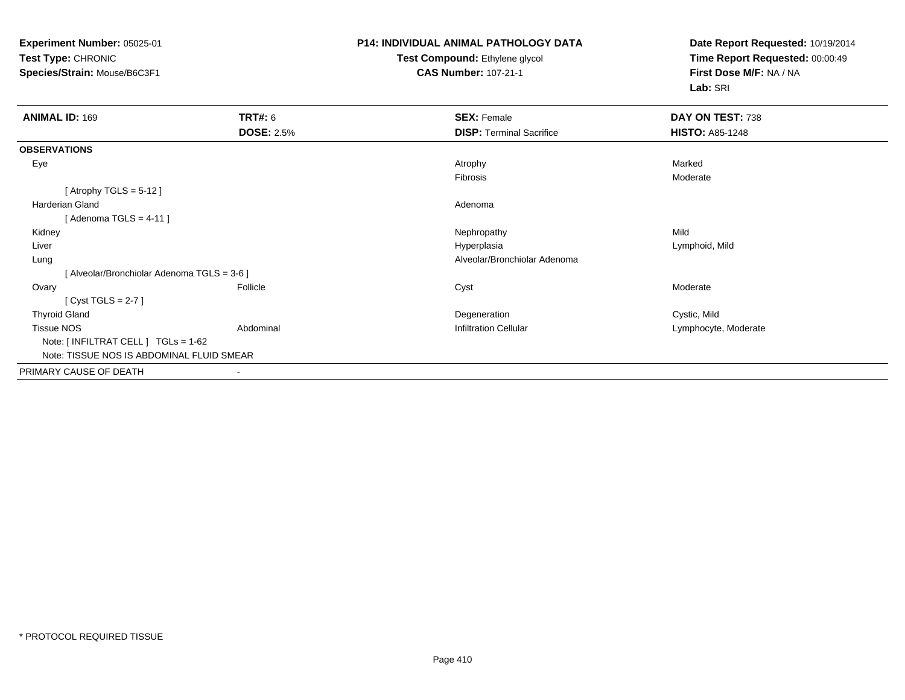**Experiment Number:** 05025-01
**Test Type:** CHRONIC
**Species/Strain:** Mouse/B6C3F1

**P14: INDIVIDUAL ANIMAL PATHOLOGY DATA**
**Test Compound:** Ethylene glycol
**CAS Number:** 107-21-1

**Date Report Requested:** 10/19/2014
**Time Report Requested:** 00:00:49
**First Dose M/F:** NA / NA
**Lab:** SRI

| **ANIMAL ID:** 169 | **TRT#:** 6 | **SEX:** Female | **DAY ON TEST:** 738 |
|---|---|---|---|
| | **DOSE:** 2.5% | **DISP:** Terminal Sacrifice | **HISTO:** A85-1248 |
| **OBSERVATIONS** | | | |
| Eye | | Atrophy | Marked |
| | | Fibrosis | Moderate |
| [ Atrophy TGLS = 5-12 ] | | | |
| Harderian Gland | | Adenoma | |
| [ Adenoma TGLS = 4-11 ] | | | |
| Kidney | | Nephropathy | Mild |
| Liver | | Hyperplasia | Lymphoid, Mild |
| Lung | | Alveolar/Bronchiolar Adenoma | |
| [ Alveolar/Bronchiolar Adenoma TGLS = 3-6 ] | | | |
| Ovary | Follicle | Cyst | Moderate |
| [ Cyst TGLS = 2-7 ] | | | |
| Thyroid Gland | | Degeneration | Cystic, Mild |
| Tissue NOS | Abdominal | Infiltration Cellular | Lymphocyte, Moderate |
| Note: [ INFILTRAT CELL ] TGLs = 1-62 | | | |
| Note: TISSUE NOS IS ABDOMINAL FLUID SMEAR | | | |
| PRIMARY CAUSE OF DEATH | - | | |

* PROTOCOL REQUIRED TISSUE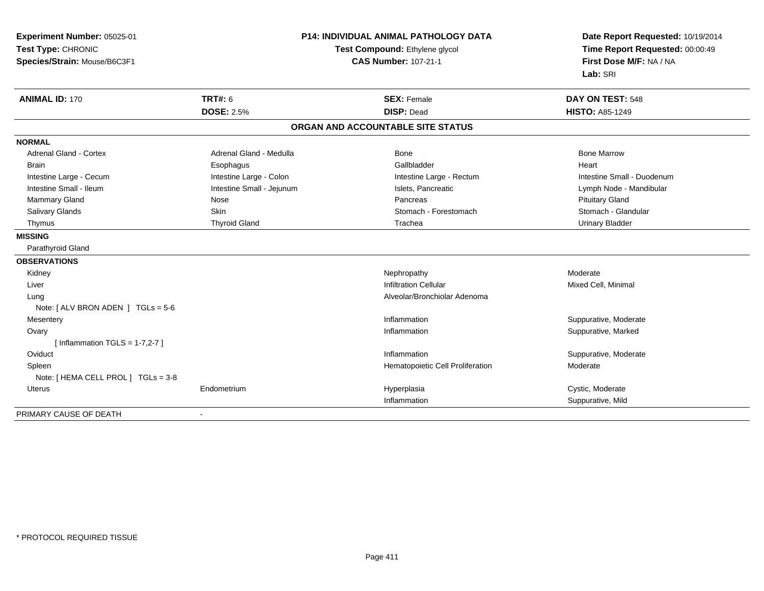**Experiment Number:** 05025-01
**Test Type:** CHRONIC
**Species/Strain:** Mouse/B6C3F1

**P14: INDIVIDUAL ANIMAL PATHOLOGY DATA**
**Test Compound:** Ethylene glycol
**CAS Number:** 107-21-1

**Date Report Requested:** 10/19/2014
**Time Report Requested:** 00:00:49
**First Dose M/F:** NA / NA
**Lab:** SRI

| **ANIMAL ID:** 170 | **TRT#:** 6 | **SEX:** Female | **DAY ON TEST:** 548 |
|---|---|---|---|
| | **DOSE:** 2.5% | **DISP:** Dead | **HISTO:** A85-1249 |

## ORGAN AND ACCOUNTABLE SITE STATUS

**NORMAL**

| | | | |
|---|---|---|---|
| Adrenal Gland - Cortex | Adrenal Gland - Medulla | Bone | Bone Marrow |
| Brain | Esophagus | Gallbladder | Heart |
| Intestine Large - Cecum | Intestine Large - Colon | Intestine Large - Rectum | Intestine Small - Duodenum |
| Intestine Small - Ileum | Intestine Small - Jejunum | Islets, Pancreatic | Lymph Node - Mandibular |
| Mammary Gland | Nose | Pancreas | Pituitary Gland |
| Salivary Glands | Skin | Stomach - Forestomach | Stomach - Glandular |
| Thymus | Thyroid Gland | Trachea | Urinary Bladder |

**MISSING**

Parathyroid Gland

**OBSERVATIONS**

| | | | |
|---|---|---|---|
| Kidney | | Nephropathy | Moderate |
| Liver | | Infiltration Cellular | Mixed Cell, Minimal |
| Lung | | Alveolar/Bronchiolar Adenoma | |
| Note: [ ALV BRON ADEN ] TGLs = 5-6 | | | |
| Mesentery | | Inflammation | Suppurative, Moderate |
| Ovary | | Inflammation | Suppurative, Marked |
| [ Inflammation TGLS = 1-7,2-7 ] | | | |
| Oviduct | | Inflammation | Suppurative, Moderate |
| Spleen | | Hematopoietic Cell Proliferation | Moderate |
| Note: [ HEMA CELL PROL ] TGLs = 3-8 | | | |
| Uterus | Endometrium | Hyperplasia | Cystic, Moderate |
| | | Inflammation | Suppurative, Mild |

PRIMARY CAUSE OF DEATH -

\* PROTOCOL REQUIRED TISSUE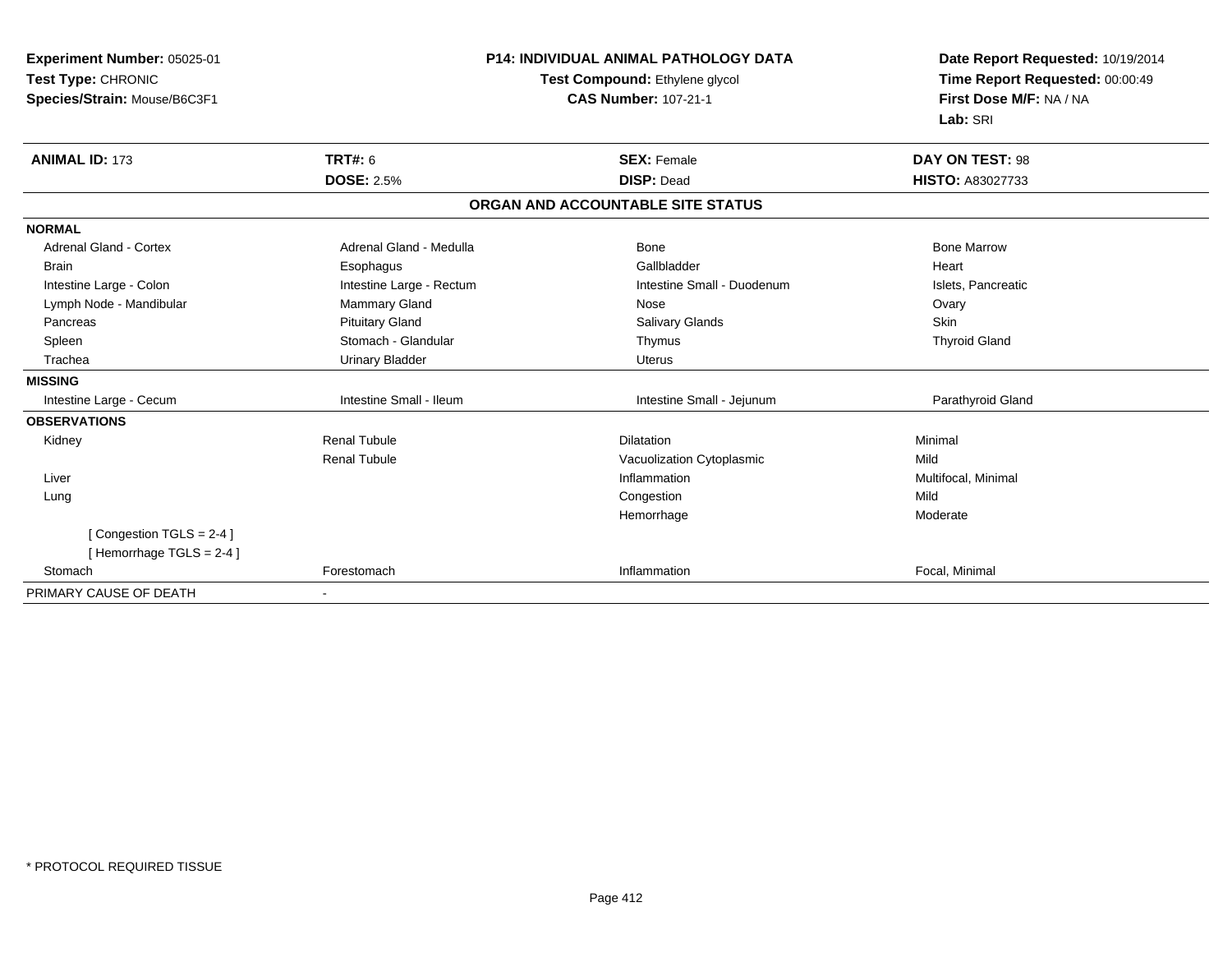**Experiment Number:** 05025-01
**Test Type:** CHRONIC
**Species/Strain:** Mouse/B6C3F1

**P14: INDIVIDUAL ANIMAL PATHOLOGY DATA**
**Test Compound:** Ethylene glycol
**CAS Number:** 107-21-1

**Date Report Requested:** 10/19/2014
**Time Report Requested:** 00:00:49
**First Dose M/F:** NA / NA
**Lab:** SRI

| **ANIMAL ID:** 173 | **TRT#:** 6 | **SEX:** Female | **DAY ON TEST:** 98 |
|---|---|---|---|
| | **DOSE:** 2.5% | **DISP:** Dead | **HISTO:** A83027733 |

## ORGAN AND ACCOUNTABLE SITE STATUS

| | | | |
|---|---|---|---|
| **NORMAL** | | | |
| Adrenal Gland - Cortex | Adrenal Gland - Medulla | Bone | Bone Marrow |
| Brain | Esophagus | Gallbladder | Heart |
| Intestine Large - Colon | Intestine Large - Rectum | Intestine Small - Duodenum | Islets, Pancreatic |
| Lymph Node - Mandibular | Mammary Gland | Nose | Ovary |
| Pancreas | Pituitary Gland | Salivary Glands | Skin |
| Spleen | Stomach - Glandular | Thymus | Thyroid Gland |
| Trachea | Urinary Bladder | Uterus | |
| **MISSING** | | | |
| Intestine Large - Cecum | Intestine Small - Ileum | Intestine Small - Jejunum | Parathyroid Gland |
| **OBSERVATIONS** | | | |
| Kidney | Renal Tubule | Dilatation | Minimal |
| | Renal Tubule | Vacuolization Cytoplasmic | Mild |
| Liver | | Inflammation | Multifocal, Minimal |
| Lung | | Congestion | Mild |
| | | Hemorrhage | Moderate |
| [ Congestion TGLS = 2-4 ] | | | |
| [ Hemorrhage TGLS = 2-4 ] | | | |
| Stomach | Forestomach | Inflammation | Focal, Minimal |
| PRIMARY CAUSE OF DEATH | - | | |

* PROTOCOL REQUIRED TISSUE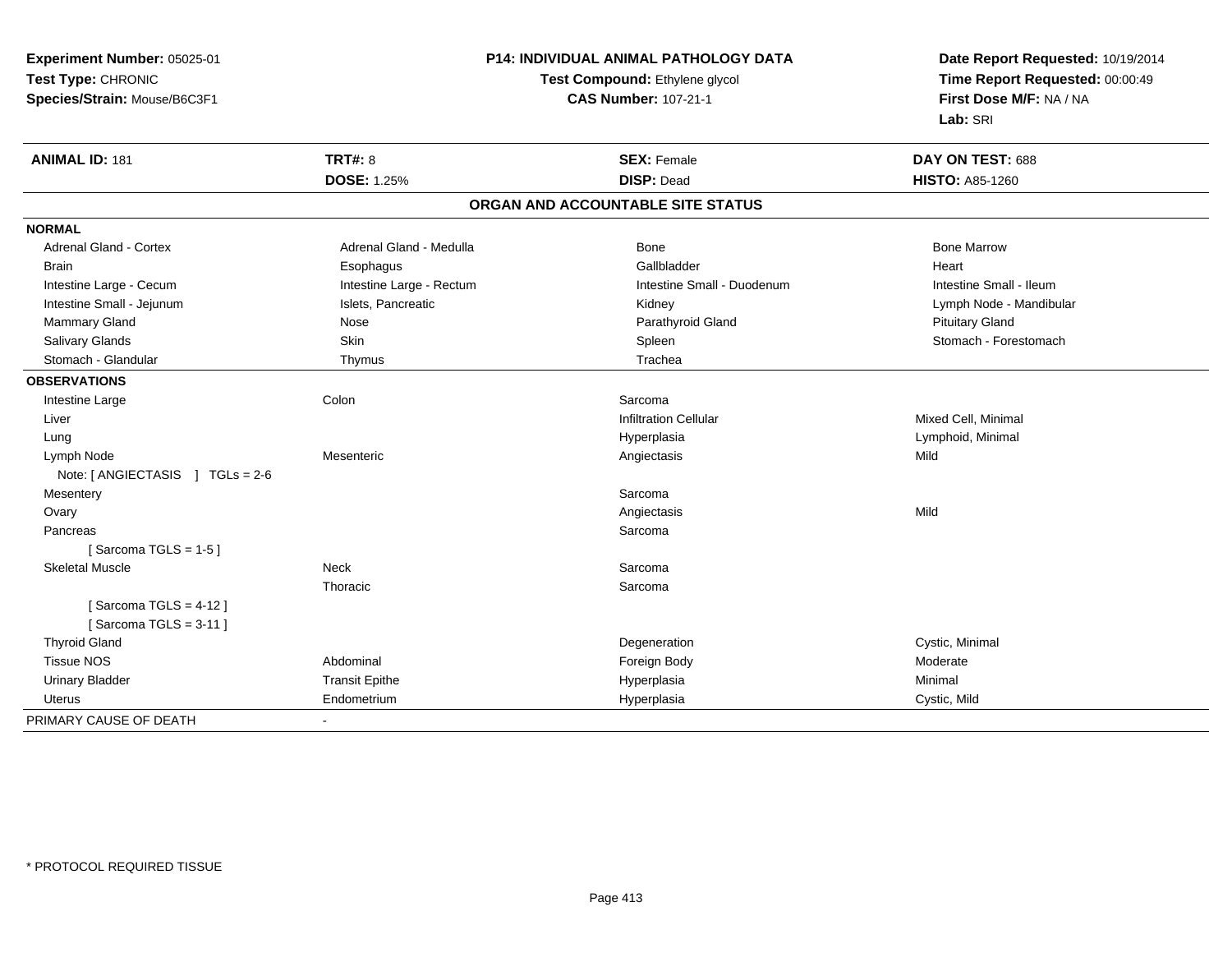**Experiment Number:** 05025-01
**Test Type:** CHRONIC
**Species/Strain:** Mouse/B6C3F1

**P14: INDIVIDUAL ANIMAL PATHOLOGY DATA**
**Test Compound:** Ethylene glycol
**CAS Number:** 107-21-1

**Date Report Requested:** 10/19/2014
**Time Report Requested:** 00:00:49
**First Dose M/F:** NA / NA
**Lab:** SRI

| **ANIMAL ID:** 181 | **TRT#:** 8 | **SEX:** Female | **DAY ON TEST:** 688 |
|---|---|---|---|
| | **DOSE:** 1.25% | **DISP:** Dead | **HISTO:** A85-1260 |

## ORGAN AND ACCOUNTABLE SITE STATUS

| | | | |
|---|---|---|---|
| **NORMAL** | | | |
| Adrenal Gland - Cortex | Adrenal Gland - Medulla | Bone | Bone Marrow |
| Brain | Esophagus | Gallbladder | Heart |
| Intestine Large - Cecum | Intestine Large - Rectum | Intestine Small - Duodenum | Intestine Small - Ileum |
| Intestine Small - Jejunum | Islets, Pancreatic | Kidney | Lymph Node - Mandibular |
| Mammary Gland | Nose | Parathyroid Gland | Pituitary Gland |
| Salivary Glands | Skin | Spleen | Stomach - Forestomach |
| Stomach - Glandular | Thymus | Trachea | |
| **OBSERVATIONS** | | | |
| Intestine Large | Colon | Sarcoma | |
| Liver | | Infiltration Cellular | Mixed Cell, Minimal |
| Lung | | Hyperplasia | Lymphoid, Minimal |
| Lymph Node | Mesenteric | Angiectasis | Mild |
| Note: [ ANGIECTASIS ] TGLs = 2-6 | | | |
| Mesentery | | Sarcoma | |
| Ovary | | Angiectasis | Mild |
| Pancreas | | Sarcoma | |
| [ Sarcoma TGLS = 1-5 ] | | | |
| Skeletal Muscle | Neck | Sarcoma | |
| | Thoracic | Sarcoma | |
| [ Sarcoma TGLS = 4-12 ] | | | |
| [ Sarcoma TGLS = 3-11 ] | | | |
| Thyroid Gland | | Degeneration | Cystic, Minimal |
| Tissue NOS | Abdominal | Foreign Body | Moderate |
| Urinary Bladder | Transit Epithe | Hyperplasia | Minimal |
| Uterus | Endometrium | Hyperplasia | Cystic, Mild |
| PRIMARY CAUSE OF DEATH | - | | |

* PROTOCOL REQUIRED TISSUE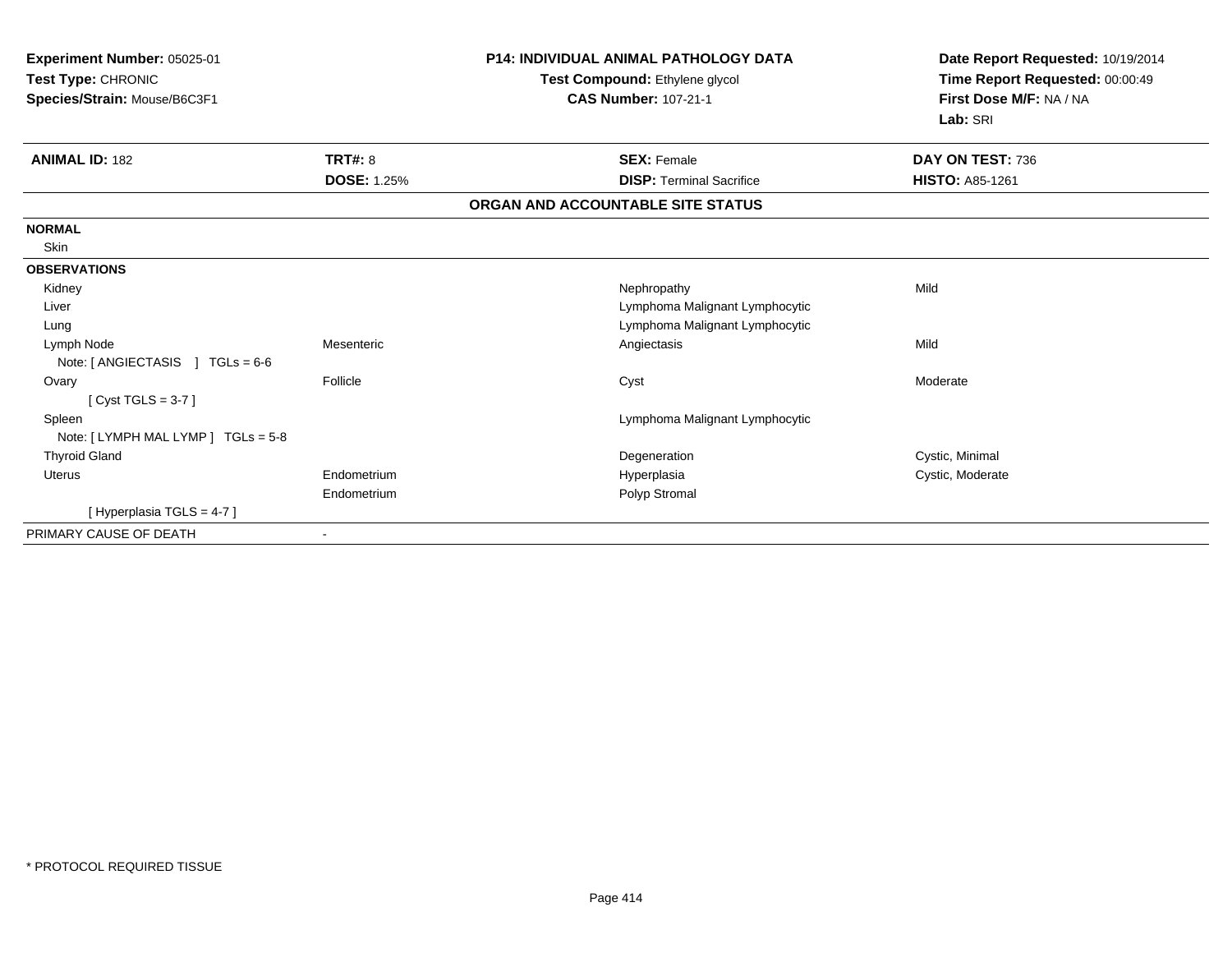**Experiment Number:** 05025-01
**Test Type:** CHRONIC
**Species/Strain:** Mouse/B6C3F1

**P14: INDIVIDUAL ANIMAL PATHOLOGY DATA**
**Test Compound:** Ethylene glycol
**CAS Number:** 107-21-1

**Date Report Requested:** 10/19/2014
**Time Report Requested:** 00:00:49
**First Dose M/F:** NA / NA
**Lab:** SRI

| **ANIMAL ID:** 182 | **TRT#:** 8 | **SEX:** Female | **DAY ON TEST:** 736 |
|---|---|---|---|
| | **DOSE:** 1.25% | **DISP:** Terminal Sacrifice | **HISTO:** A85-1261 |

**ORGAN AND ACCOUNTABLE SITE STATUS**

| | | | |
|---|---|---|---|
| **NORMAL** | | | |
| Skin | | | |
| **OBSERVATIONS** | | | |
| Kidney | | Nephropathy | Mild |
| Liver | | Lymphoma Malignant Lymphocytic | |
| Lung | | Lymphoma Malignant Lymphocytic | |
| Lymph Node | Mesenteric | Angiectasis | Mild |
| Note: [ ANGIECTASIS ] TGLs = 6-6 | | | |
| Ovary | Follicle | Cyst | Moderate |
| [ Cyst TGLS = 3-7 ] | | | |
| Spleen | | Lymphoma Malignant Lymphocytic | |
| Note: [ LYMPH MAL LYMP ] TGLs = 5-8 | | | |
| Thyroid Gland | | Degeneration | Cystic, Minimal |
| Uterus | Endometrium | Hyperplasia | Cystic, Moderate |
| | Endometrium | Polyp Stromal | |
| [ Hyperplasia TGLS = 4-7 ] | | | |
| PRIMARY CAUSE OF DEATH | - | | |

* PROTOCOL REQUIRED TISSUE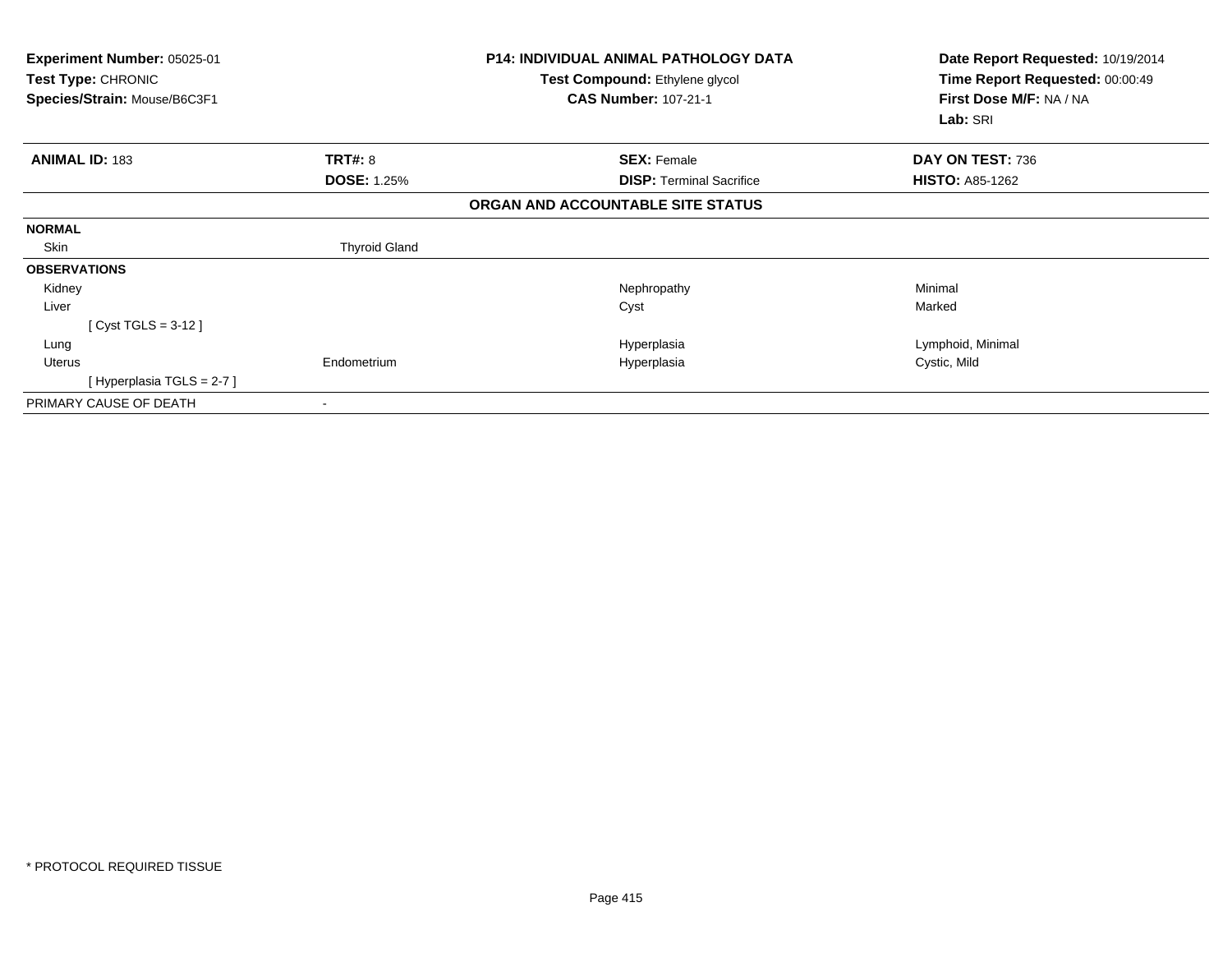**Experiment Number:** 05025-01
**Test Type:** CHRONIC
**Species/Strain:** Mouse/B6C3F1

**P14: INDIVIDUAL ANIMAL PATHOLOGY DATA**
**Test Compound:** Ethylene glycol
**CAS Number:** 107-21-1

**Date Report Requested:** 10/19/2014
**Time Report Requested:** 00:00:49
**First Dose M/F:** NA / NA
**Lab:** SRI

| **ANIMAL ID:** 183 | **TRT#:** 8 | **SEX:** Female | **DAY ON TEST:** 736 |
|---|---|---|---|
| | **DOSE:** 1.25% | **DISP:** Terminal Sacrifice | **HISTO:** A85-1262 |

**ORGAN AND ACCOUNTABLE SITE STATUS**

| | | | |
|---|---|---|---|
| **NORMAL** | | | |
| Skin | Thyroid Gland | | |
| **OBSERVATIONS** | | | |
| Kidney | | Nephropathy | Minimal |
| Liver | | Cyst | Marked |
| [ Cyst TGLS = 3-12 ] | | | |
| Lung | | Hyperplasia | Lymphoid, Minimal |
| Uterus | Endometrium | Hyperplasia | Cystic, Mild |
| [ Hyperplasia TGLS = 2-7 ] | | | |
| PRIMARY CAUSE OF DEATH | - | | |

* PROTOCOL REQUIRED TISSUE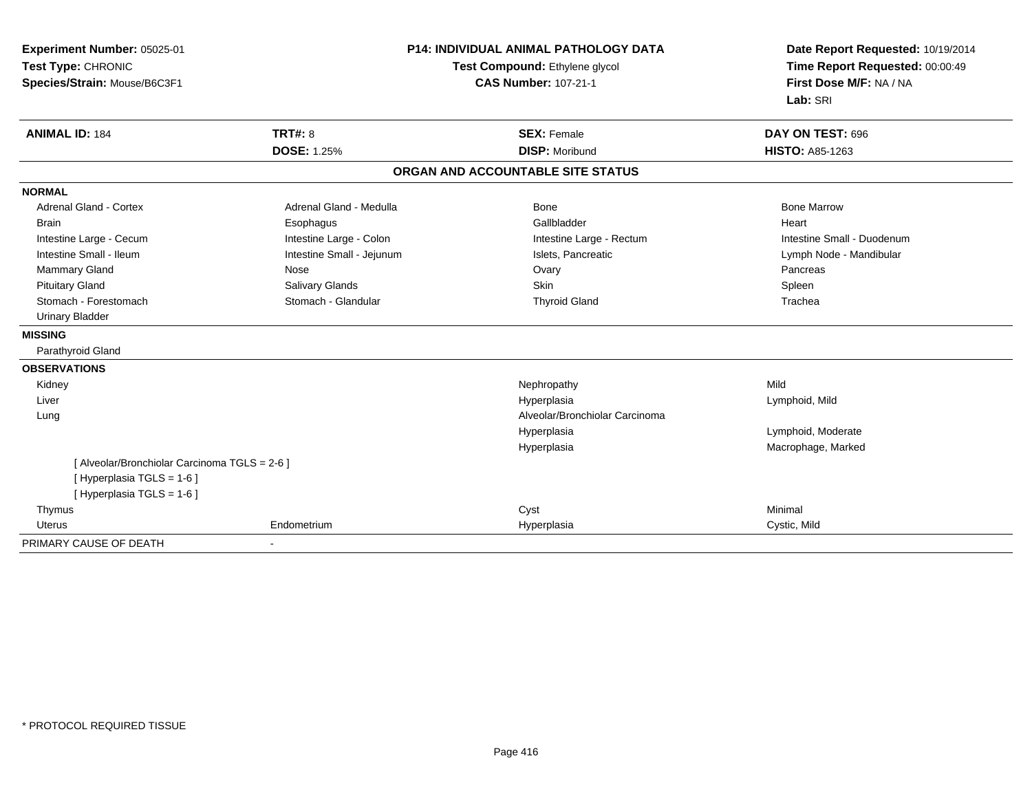**Experiment Number:** 05025-01
**Test Type:** CHRONIC
**Species/Strain:** Mouse/B6C3F1

**P14: INDIVIDUAL ANIMAL PATHOLOGY DATA**
**Test Compound:** Ethylene glycol
**CAS Number:** 107-21-1

**Date Report Requested:** 10/19/2014
**Time Report Requested:** 00:00:49
**First Dose M/F:** NA / NA
**Lab:** SRI

| **ANIMAL ID:** 184 | **TRT#:** 8 | **SEX:** Female | **DAY ON TEST:** 696 |
|---|---|---|---|
| | **DOSE:** 1.25% | **DISP:** Moribund | **HISTO:** A85-1263 |

## ORGAN AND ACCOUNTABLE SITE STATUS

| | | | |
|---|---|---|---|
| **NORMAL** | | | |
| Adrenal Gland - Cortex | Adrenal Gland - Medulla | Bone | Bone Marrow |
| Brain | Esophagus | Gallbladder | Heart |
| Intestine Large - Cecum | Intestine Large - Colon | Intestine Large - Rectum | Intestine Small - Duodenum |
| Intestine Small - Ileum | Intestine Small - Jejunum | Islets, Pancreatic | Lymph Node - Mandibular |
| Mammary Gland | Nose | Ovary | Pancreas |
| Pituitary Gland | Salivary Glands | Skin | Spleen |
| Stomach - Forestomach | Stomach - Glandular | Thyroid Gland | Trachea |
| Urinary Bladder | | | |
| **MISSING** | | | |
| Parathyroid Gland | | | |
| **OBSERVATIONS** | | | |
| Kidney | | Nephropathy | Mild |
| Liver | | Hyperplasia | Lymphoid, Mild |
| Lung | | Alveolar/Bronchiolar Carcinoma | |
| | | Hyperplasia | Lymphoid, Moderate |
| | | Hyperplasia | Macrophage, Marked |
| [ Alveolar/Bronchiolar Carcinoma TGLS = 2-6 ] | | | |
| [ Hyperplasia TGLS = 1-6 ] | | | |
| [ Hyperplasia TGLS = 1-6 ] | | | |
| Thymus | | Cyst | Minimal |
| Uterus | Endometrium | Hyperplasia | Cystic, Mild |
| PRIMARY CAUSE OF DEATH | - | | |

\* PROTOCOL REQUIRED TISSUE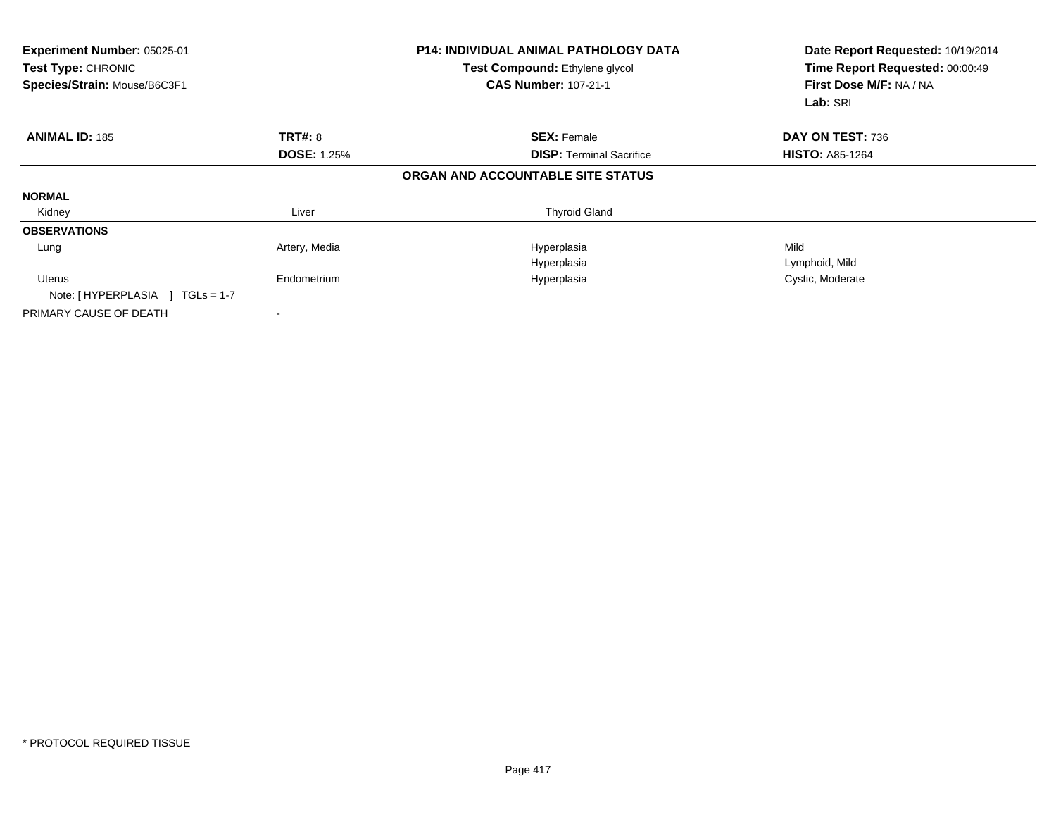**Experiment Number:** 05025-01
**Test Type:** CHRONIC
**Species/Strain:** Mouse/B6C3F1

**P14: INDIVIDUAL ANIMAL PATHOLOGY DATA**
**Test Compound:** Ethylene glycol
**CAS Number:** 107-21-1

**Date Report Requested:** 10/19/2014
**Time Report Requested:** 00:00:49
**First Dose M/F:** NA / NA
**Lab:** SRI

| **ANIMAL ID:** 185 | **TRT#:** 8 | **SEX:** Female | **DAY ON TEST:** 736 |
|---|---|---|---|
| | **DOSE:** 1.25% | **DISP:** Terminal Sacrifice | **HISTO:** A85-1264 |

**ORGAN AND ACCOUNTABLE SITE STATUS**

| | | | |
|---|---|---|---|
| **NORMAL** | | | |
| Kidney | Liver | Thyroid Gland | |
| **OBSERVATIONS** | | | |
| Lung | Artery, Media | Hyperplasia | Mild |
| | | Hyperplasia | Lymphoid, Mild |
| Uterus | Endometrium | Hyperplasia | Cystic, Moderate |
| Note: [ HYPERPLASIA ] TGLs = 1-7 | | | |
| PRIMARY CAUSE OF DEATH | - | | |

\* PROTOCOL REQUIRED TISSUE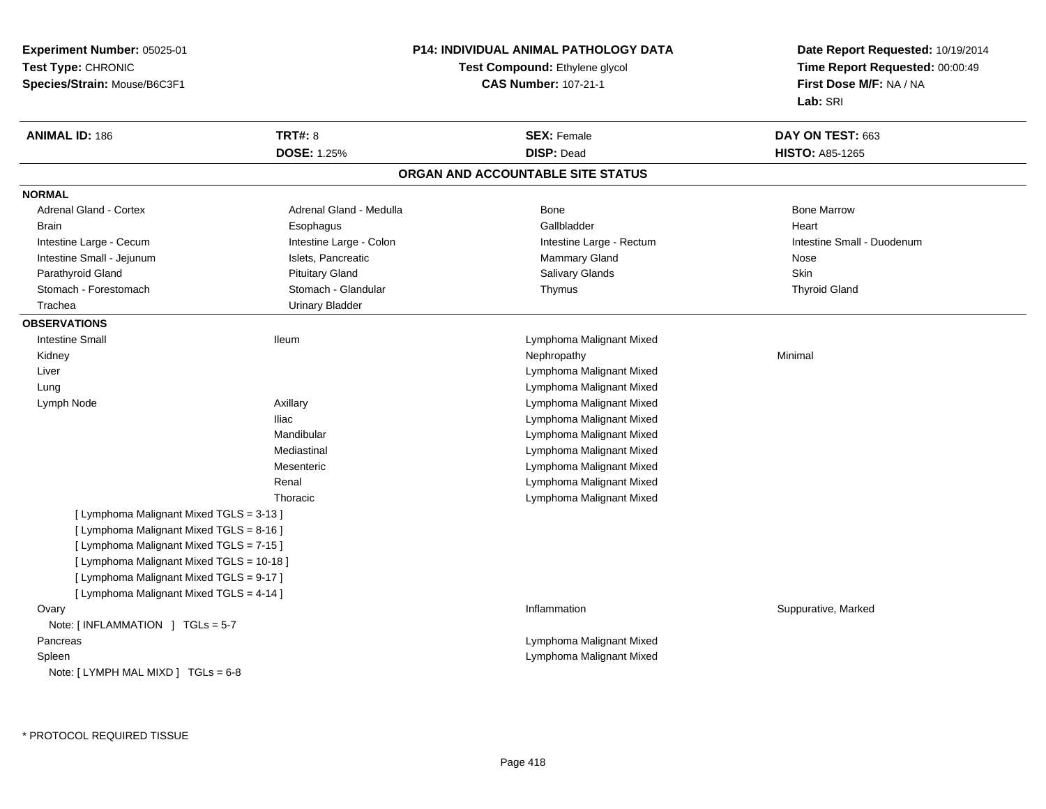**Experiment Number:** 05025-01
**Test Type:** CHRONIC
**Species/Strain:** Mouse/B6C3F1

**P14: INDIVIDUAL ANIMAL PATHOLOGY DATA**
**Test Compound:** Ethylene glycol
**CAS Number:** 107-21-1

**Date Report Requested:** 10/19/2014
**Time Report Requested:** 00:00:49
**First Dose M/F:** NA / NA
**Lab:** SRI

| **ANIMAL ID:** 186 | **TRT#:** 8 | **SEX:** Female | **DAY ON TEST:** 663 |
|---|---|---|---|
| | **DOSE:** 1.25% | **DISP:** Dead | **HISTO:** A85-1265 |

## ORGAN AND ACCOUNTABLE SITE STATUS

**NORMAL**

| | | | |
|---|---|---|---|
| Adrenal Gland - Cortex | Adrenal Gland - Medulla | Bone | Bone Marrow |
| Brain | Esophagus | Gallbladder | Heart |
| Intestine Large - Cecum | Intestine Large - Colon | Intestine Large - Rectum | Intestine Small - Duodenum |
| Intestine Small - Jejunum | Islets, Pancreatic | Mammary Gland | Nose |
| Parathyroid Gland | Pituitary Gland | Salivary Glands | Skin |
| Stomach - Forestomach | Stomach - Glandular | Thymus | Thyroid Gland |
| Trachea | Urinary Bladder | | |

**OBSERVATIONS**

| | | | |
|---|---|---|---|
| Intestine Small | Ileum | Lymphoma Malignant Mixed | |
| Kidney | | Nephropathy | Minimal |
| Liver | | Lymphoma Malignant Mixed | |
| Lung | | Lymphoma Malignant Mixed | |
| Lymph Node | Axillary | Lymphoma Malignant Mixed | |
| | Iliac | Lymphoma Malignant Mixed | |
| | Mandibular | Lymphoma Malignant Mixed | |
| | Mediastinal | Lymphoma Malignant Mixed | |
| | Mesenteric | Lymphoma Malignant Mixed | |
| | Renal | Lymphoma Malignant Mixed | |
| | Thoracic | Lymphoma Malignant Mixed | |

[ Lymphoma Malignant Mixed TGLS = 3-13 ]
[ Lymphoma Malignant Mixed TGLS = 8-16 ]
[ Lymphoma Malignant Mixed TGLS = 7-15 ]
[ Lymphoma Malignant Mixed TGLS = 10-18 ]
[ Lymphoma Malignant Mixed TGLS = 9-17 ]
[ Lymphoma Malignant Mixed TGLS = 4-14 ]

| | | | |
|---|---|---|---|
| Ovary | | Inflammation | Suppurative, Marked |

Note: [ INFLAMMATION ] TGLs = 5-7

| | | | |
|---|---|---|---|
| Pancreas | | Lymphoma Malignant Mixed | |
| Spleen | | Lymphoma Malignant Mixed | |

Note: [ LYMPH MAL MIXD ] TGLs = 6-8

\* PROTOCOL REQUIRED TISSUE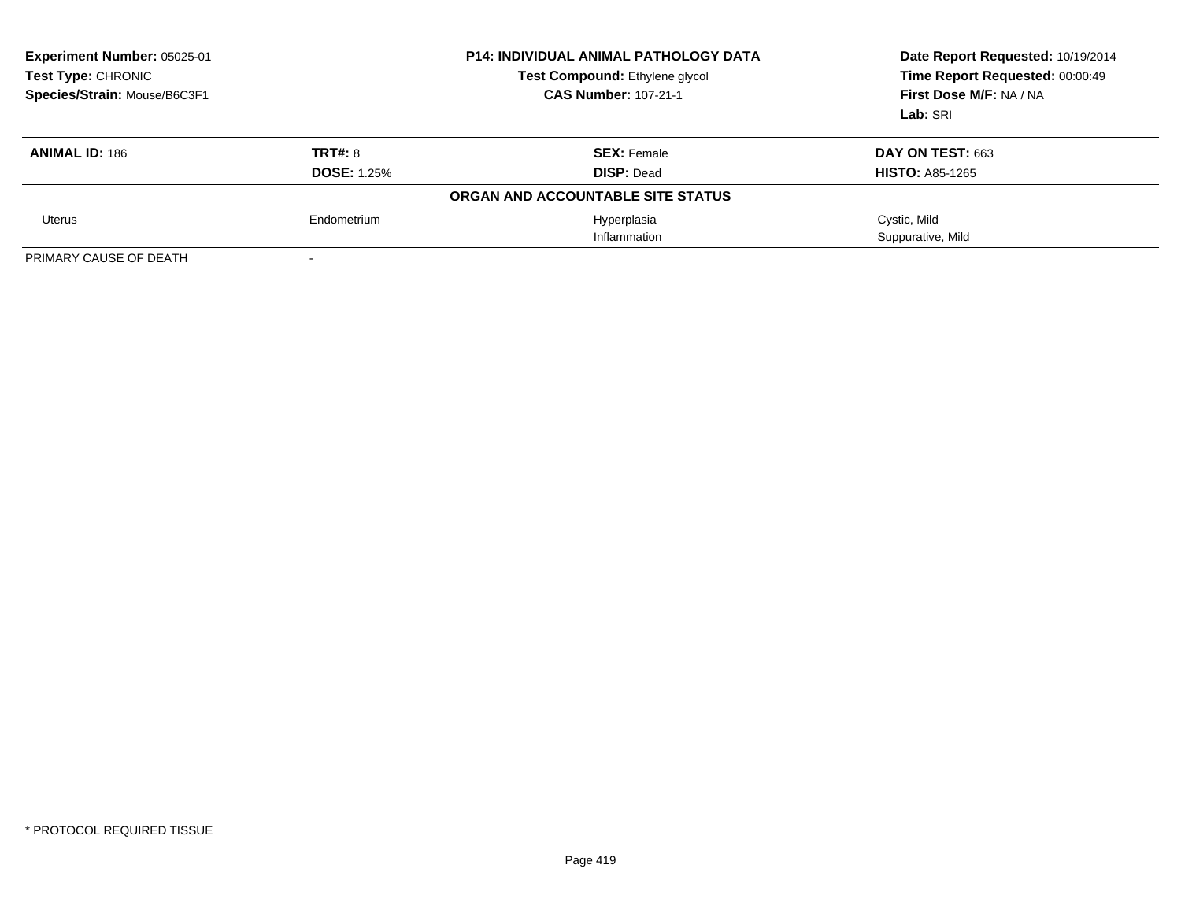**Experiment Number:** 05025-01
**Test Type:** CHRONIC
**Species/Strain:** Mouse/B6C3F1

**P14: INDIVIDUAL ANIMAL PATHOLOGY DATA**
**Test Compound:** Ethylene glycol
**CAS Number:** 107-21-1

**Date Report Requested:** 10/19/2014
**Time Report Requested:** 00:00:49
**First Dose M/F:** NA / NA
**Lab:** SRI

| **ANIMAL ID:** 186 | **TRT#:** 8 | **SEX:** Female | **DAY ON TEST:** 663 |
|---|---|---|---|
| | **DOSE:** 1.25% | **DISP:** Dead | **HISTO:** A85-1265 |
| | | **ORGAN AND ACCOUNTABLE SITE STATUS** | |
| Uterus | Endometrium | Hyperplasia | Cystic, Mild |
| | | Inflammation | Suppurative, Mild |
| PRIMARY CAUSE OF DEATH | - | | |

* PROTOCOL REQUIRED TISSUE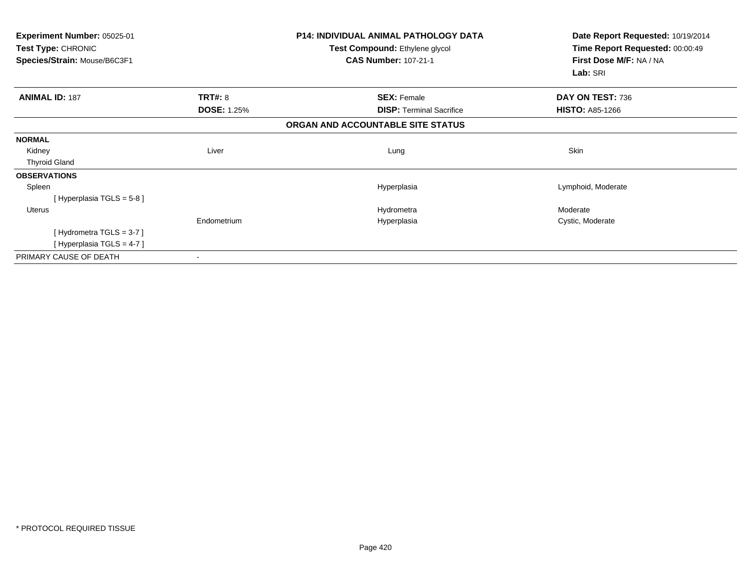| **Experiment Number:** 05025-01 | **P14: INDIVIDUAL ANIMAL PATHOLOGY DATA** | **Date Report Requested:** 10/19/2014 |
|---|---|---|
| **Test Type:** CHRONIC | **Test Compound:** Ethylene glycol | **Time Report Requested:** 00:00:49 |
| **Species/Strain:** Mouse/B6C3F1 | **CAS Number:** 107-21-1 | **First Dose M/F:** NA / NA |
| | | **Lab:** SRI |

| **ANIMAL ID:** 187 | **TRT#:** 8 | **SEX:** Female | **DAY ON TEST:** 736 |
|---|---|---|---|
| | **DOSE:** 1.25% | **DISP:** Terminal Sacrifice | **HISTO:** A85-1266 |

**ORGAN AND ACCOUNTABLE SITE STATUS**

| | | | |
|---|---|---|---|
| **NORMAL** | | | |
| Kidney | Liver | Lung | Skin |
| Thyroid Gland | | | |
| **OBSERVATIONS** | | | |
| Spleen | | Hyperplasia | Lymphoid, Moderate |
| [ Hyperplasia TGLS = 5-8 ] | | | |
| Uterus | | Hydrometra | Moderate |
| | Endometrium | Hyperplasia | Cystic, Moderate |
| [ Hydrometra TGLS = 3-7 ] | | | |
| [ Hyperplasia TGLS = 4-7 ] | | | |
| PRIMARY CAUSE OF DEATH | - | | |

* PROTOCOL REQUIRED TISSUE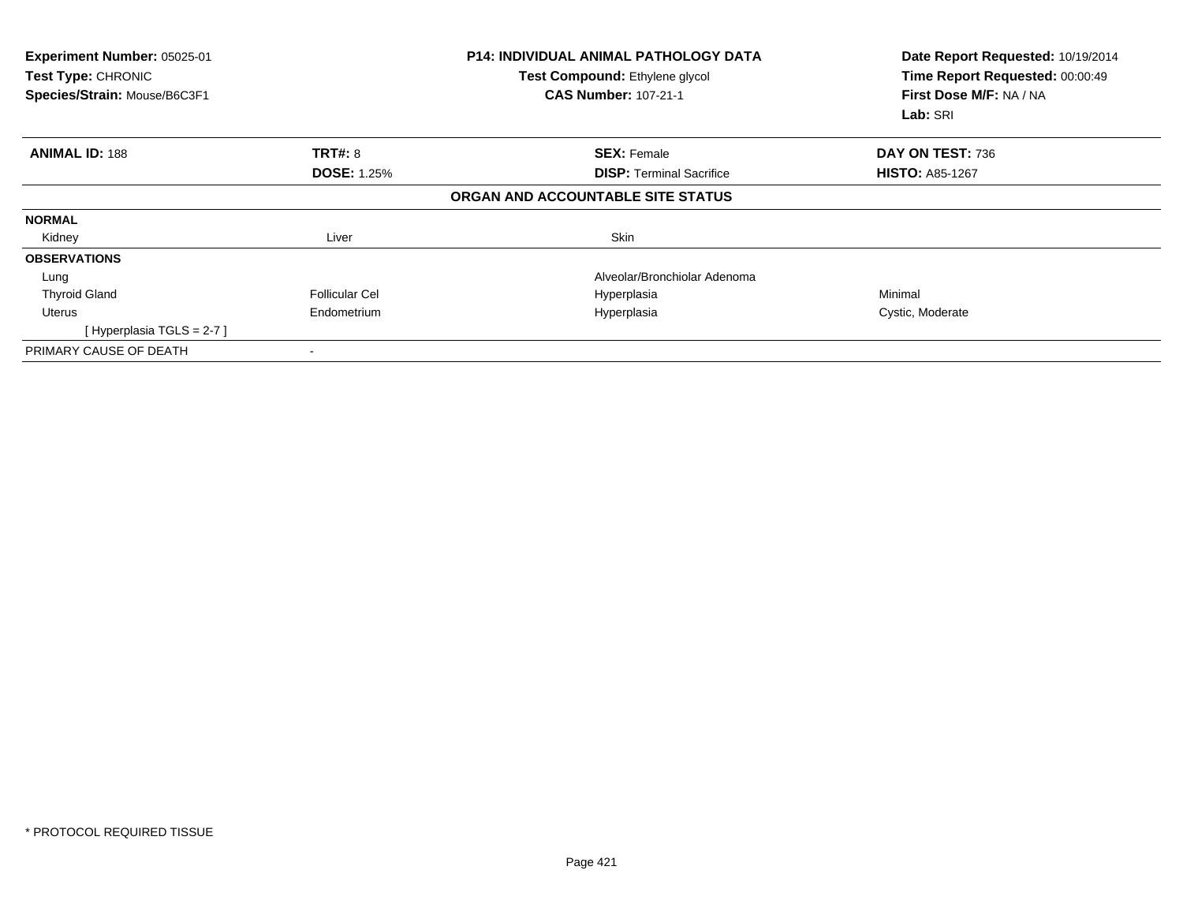**Experiment Number:** 05025-01
**Test Type:** CHRONIC
**Species/Strain:** Mouse/B6C3F1

**P14: INDIVIDUAL ANIMAL PATHOLOGY DATA**
**Test Compound:** Ethylene glycol
**CAS Number:** 107-21-1

**Date Report Requested:** 10/19/2014
**Time Report Requested:** 00:00:49
**First Dose M/F:** NA / NA
**Lab:** SRI

| **ANIMAL ID:** 188 | **TRT#:** 8 | **SEX:** Female | **DAY ON TEST:** 736 |
|---|---|---|---|
| | **DOSE:** 1.25% | **DISP:** Terminal Sacrifice | **HISTO:** A85-1267 |

**ORGAN AND ACCOUNTABLE SITE STATUS**

| | | | |
|---|---|---|---|
| **NORMAL** | | | |
| Kidney | Liver | Skin | |
| **OBSERVATIONS** | | | |
| Lung | | Alveolar/Bronchiolar Adenoma | |
| Thyroid Gland | Follicular Cel | Hyperplasia | Minimal |
| Uterus | Endometrium | Hyperplasia | Cystic, Moderate |
| [ Hyperplasia TGLS = 2-7 ] | | | |
| PRIMARY CAUSE OF DEATH | - | | |

* PROTOCOL REQUIRED TISSUE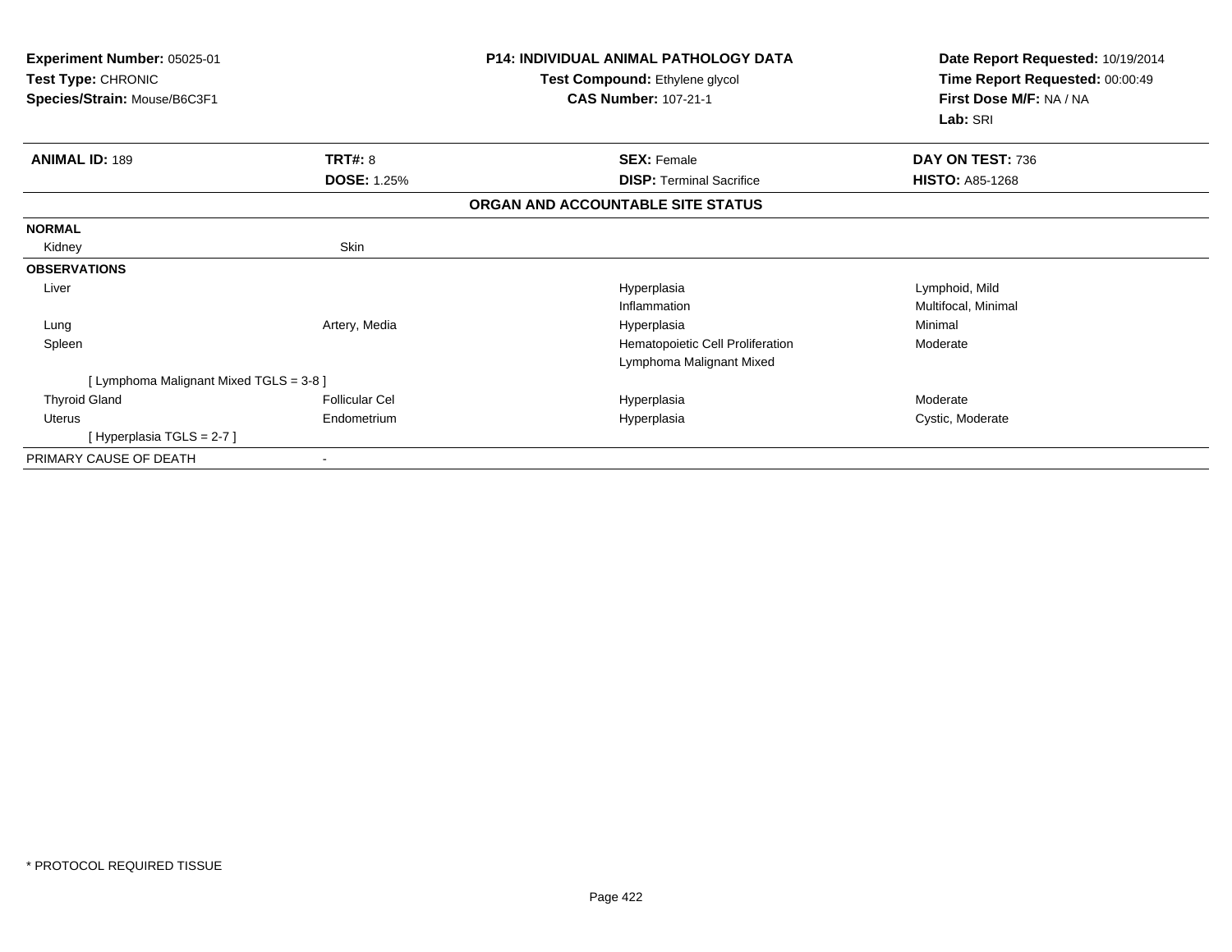**Experiment Number:** 05025-01
**Test Type:** CHRONIC
**Species/Strain:** Mouse/B6C3F1

**P14: INDIVIDUAL ANIMAL PATHOLOGY DATA**
**Test Compound:** Ethylene glycol
**CAS Number:** 107-21-1

**Date Report Requested:** 10/19/2014
**Time Report Requested:** 00:00:49
**First Dose M/F:** NA / NA
**Lab:** SRI

| **ANIMAL ID:** 189 | **TRT#:** 8 | **SEX:** Female | **DAY ON TEST:** 736 |
|---|---|---|---|
| | **DOSE:** 1.25% | **DISP:** Terminal Sacrifice | **HISTO:** A85-1268 |

**ORGAN AND ACCOUNTABLE SITE STATUS**

| | | | |
|---|---|---|---|
| **NORMAL** | | | |
| Kidney | Skin | | |
| **OBSERVATIONS** | | | |
| Liver | | Hyperplasia | Lymphoid, Mild |
| | | Inflammation | Multifocal, Minimal |
| Lung | Artery, Media | Hyperplasia | Minimal |
| Spleen | | Hematopoietic Cell Proliferation | Moderate |
| | | Lymphoma Malignant Mixed | |
| [ Lymphoma Malignant Mixed TGLS = 3-8 ] | | | |
| Thyroid Gland | Follicular Cel | Hyperplasia | Moderate |
| Uterus | Endometrium | Hyperplasia | Cystic, Moderate |
| [ Hyperplasia TGLS = 2-7 ] | | | |
| PRIMARY CAUSE OF DEATH | - | | |

* PROTOCOL REQUIRED TISSUE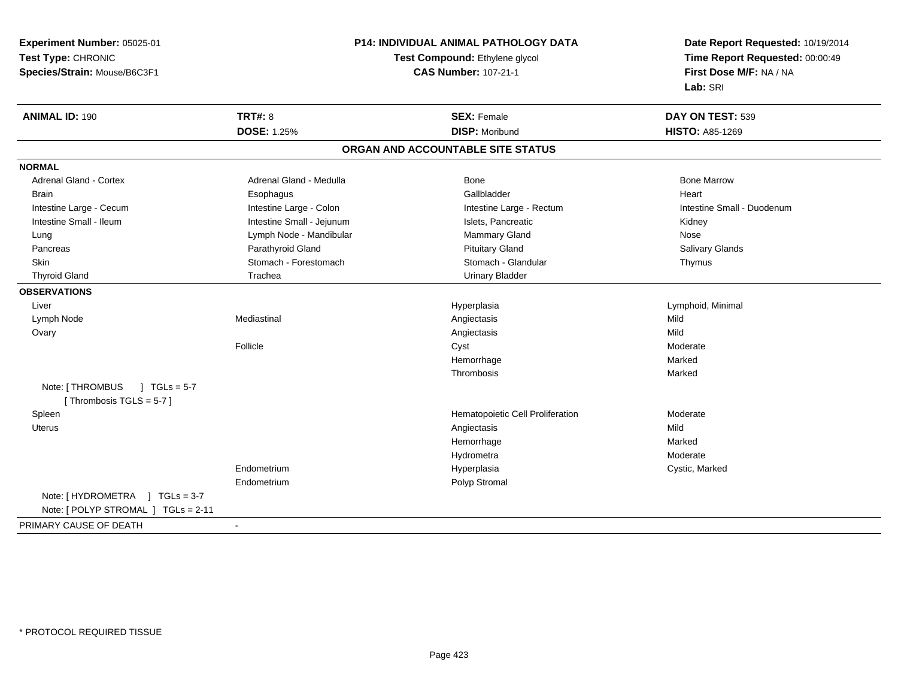**Experiment Number:** 05025-01
**Test Type:** CHRONIC
**Species/Strain:** Mouse/B6C3F1

**P14: INDIVIDUAL ANIMAL PATHOLOGY DATA**
**Test Compound:** Ethylene glycol
**CAS Number:** 107-21-1

**Date Report Requested:** 10/19/2014
**Time Report Requested:** 00:00:49
**First Dose M/F:** NA / NA
**Lab:** SRI

| **ANIMAL ID:** 190 | **TRT#:** 8 | **SEX:** Female | **DAY ON TEST:** 539 |
|---|---|---|---|
| | **DOSE:** 1.25% | **DISP:** Moribund | **HISTO:** A85-1269 |

## ORGAN AND ACCOUNTABLE SITE STATUS

**NORMAL**

| | | | |
|---|---|---|---|
| Adrenal Gland - Cortex | Adrenal Gland - Medulla | Bone | Bone Marrow |
| Brain | Esophagus | Gallbladder | Heart |
| Intestine Large - Cecum | Intestine Large - Colon | Intestine Large - Rectum | Intestine Small - Duodenum |
| Intestine Small - Ileum | Intestine Small - Jejunum | Islets, Pancreatic | Kidney |
| Lung | Lymph Node - Mandibular | Mammary Gland | Nose |
| Pancreas | Parathyroid Gland | Pituitary Gland | Salivary Glands |
| Skin | Stomach - Forestomach | Stomach - Glandular | Thymus |
| Thyroid Gland | Trachea | Urinary Bladder | |

**OBSERVATIONS**

| | | | |
|---|---|---|---|
| Liver | | Hyperplasia | Lymphoid, Minimal |
| Lymph Node | Mediastinal | Angiectasis | Mild |
| Ovary | | Angiectasis | Mild |
| | Follicle | Cyst | Moderate |
| | | Hemorrhage | Marked |
| | | Thrombosis | Marked |
| Note: [ THROMBUS ] TGLs = 5-7 [ Thrombosis TGLS = 5-7 ] | | | |
| Spleen | | Hematopoietic Cell Proliferation | Moderate |
| Uterus | | Angiectasis | Mild |
| | | Hemorrhage | Marked |
| | | Hydrometra | Moderate |
| | Endometrium | Hyperplasia | Cystic, Marked |
| | Endometrium | Polyp Stromal | |
| Note: [ HYDROMETRA ] TGLs = 3-7 | | | |
| Note: [ POLYP STROMAL ] TGLs = 2-11 | | | |

PRIMARY CAUSE OF DEATH -

* PROTOCOL REQUIRED TISSUE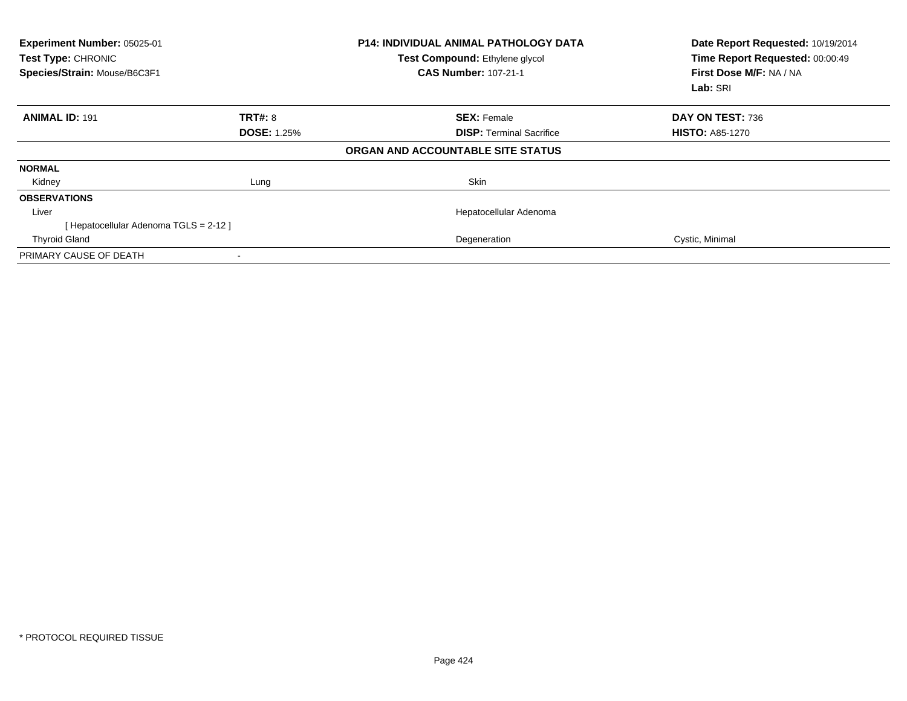| Experiment Number: 05025-01 | P14: INDIVIDUAL ANIMAL PATHOLOGY DATA | Date Report Requested: 10/19/2014 |
|---|---|---|
| Test Type: CHRONIC | Test Compound: Ethylene glycol | Time Report Requested: 00:00:49 |
| Species/Strain: Mouse/B6C3F1 | CAS Number: 107-21-1 | First Dose M/F: NA / NA |
| | | Lab: SRI |

| ANIMAL ID: 191 | TRT#: 8 | SEX: Female | DAY ON TEST: 736 |
|---|---|---|---|
| | DOSE: 1.25% | DISP: Terminal Sacrifice | HISTO: A85-1270 |

**ORGAN AND ACCOUNTABLE SITE STATUS**

| | | | |
|---|---|---|---|
| **NORMAL** | | | |
| Kidney | Lung | Skin | |
| **OBSERVATIONS** | | | |
| Liver | | Hepatocellular Adenoma | |
| [ Hepatocellular Adenoma TGLS = 2-12 ] | | | |
| Thyroid Gland | | Degeneration | Cystic, Minimal |
| PRIMARY CAUSE OF DEATH | - | | |

* PROTOCOL REQUIRED TISSUE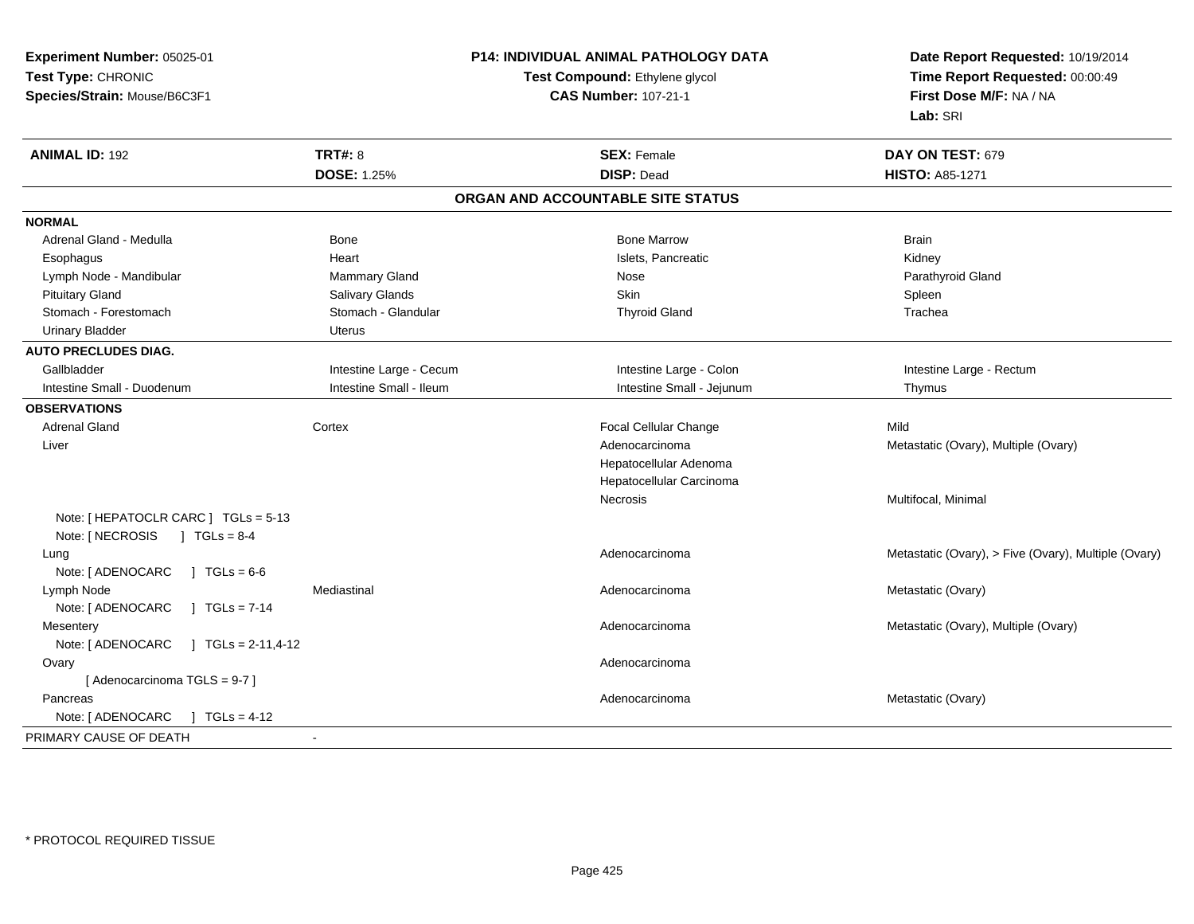**Experiment Number:** 05025-01
**Test Type:** CHRONIC
**Species/Strain:** Mouse/B6C3F1

**P14: INDIVIDUAL ANIMAL PATHOLOGY DATA**
**Test Compound:** Ethylene glycol
**CAS Number:** 107-21-1

**Date Report Requested:** 10/19/2014
**Time Report Requested:** 00:00:49
**First Dose M/F:** NA / NA
**Lab:** SRI

| **ANIMAL ID:** 192 | **TRT#:** 8 | **SEX:** Female | **DAY ON TEST:** 679 |
|---|---|---|---|
| | **DOSE:** 1.25% | **DISP:** Dead | **HISTO:** A85-1271 |

## ORGAN AND ACCOUNTABLE SITE STATUS

| | | | |
|---|---|---|---|
| **NORMAL** | | | |
| Adrenal Gland - Medulla | Bone | Bone Marrow | Brain |
| Esophagus | Heart | Islets, Pancreatic | Kidney |
| Lymph Node - Mandibular | Mammary Gland | Nose | Parathyroid Gland |
| Pituitary Gland | Salivary Glands | Skin | Spleen |
| Stomach - Forestomach | Stomach - Glandular | Thyroid Gland | Trachea |
| Urinary Bladder | Uterus | | |
| **AUTO PRECLUDES DIAG.** | | | |
| Gallbladder | Intestine Large - Cecum | Intestine Large - Colon | Intestine Large - Rectum |
| Intestine Small - Duodenum | Intestine Small - Ileum | Intestine Small - Jejunum | Thymus |
| **OBSERVATIONS** | | | |
| Adrenal Gland | Cortex | Focal Cellular Change | Mild |
| Liver | | Adenocarcinoma | Metastatic (Ovary), Multiple (Ovary) |
| | | Hepatocellular Adenoma | |
| | | Hepatocellular Carcinoma | |
| | | Necrosis | Multifocal, Minimal |
| Note: [ HEPATOCLR CARC ] TGLs = 5-13 | | | |
| Note: [ NECROSIS ] TGLs = 8-4 | | | |
| Lung | | Adenocarcinoma | Metastatic (Ovary), > Five (Ovary), Multiple (Ovary) |
| Note: [ ADENOCARC ] TGLs = 6-6 | | | |
| Lymph Node | Mediastinal | Adenocarcinoma | Metastatic (Ovary) |
| Note: [ ADENOCARC ] TGLs = 7-14 | | | |
| Mesentery | | Adenocarcinoma | Metastatic (Ovary), Multiple (Ovary) |
| Note: [ ADENOCARC ] TGLs = 2-11,4-12 | | | |
| Ovary | | Adenocarcinoma | |
| [ Adenocarcinoma TGLS = 9-7 ] | | | |
| Pancreas | | Adenocarcinoma | Metastatic (Ovary) |
| Note: [ ADENOCARC ] TGLs = 4-12 | | | |
| PRIMARY CAUSE OF DEATH | - | | |

* PROTOCOL REQUIRED TISSUE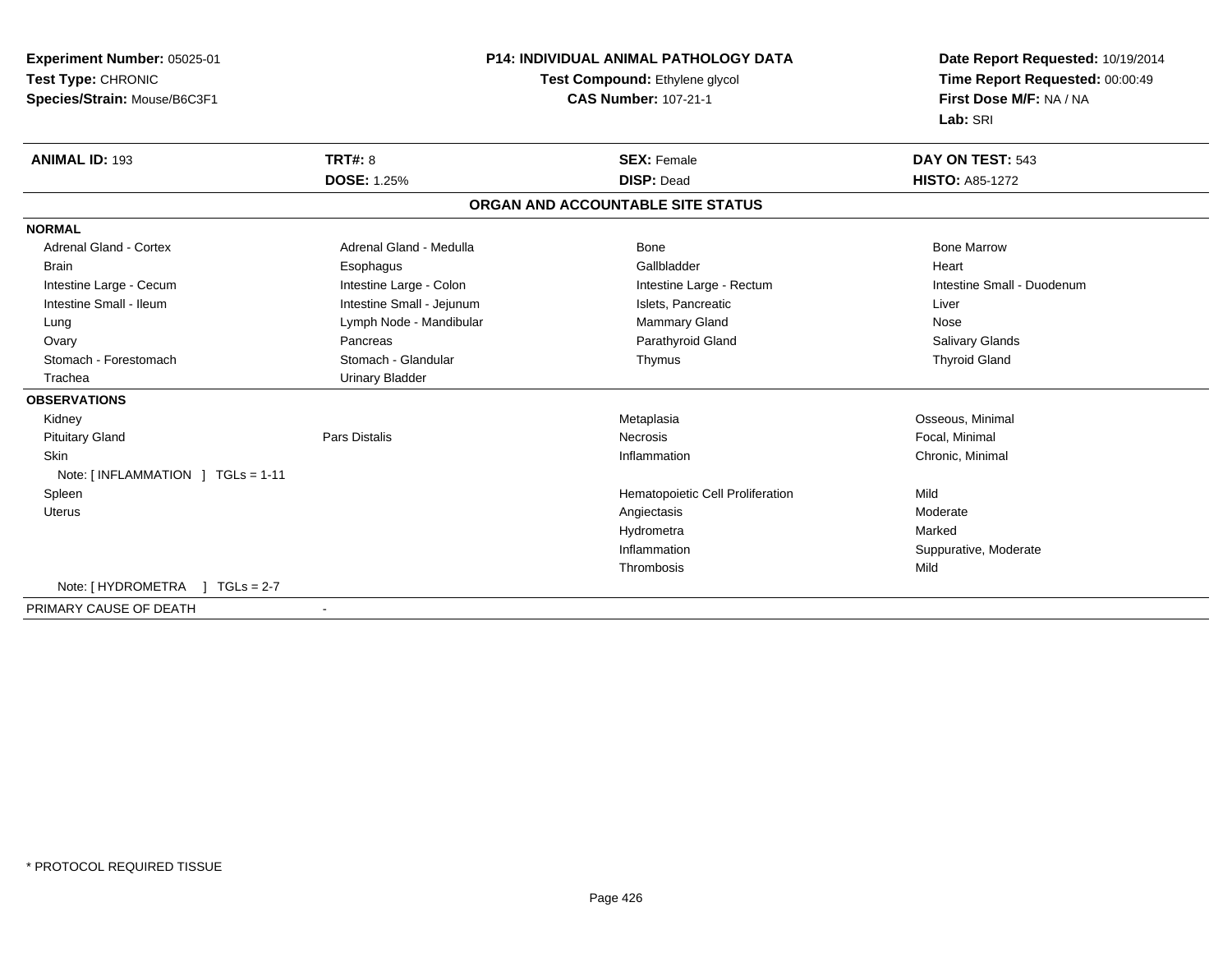**Experiment Number:** 05025-01
**Test Type:** CHRONIC
**Species/Strain:** Mouse/B6C3F1

# P14: INDIVIDUAL ANIMAL PATHOLOGY DATA

**Test Compound:** Ethylene glycol
**CAS Number:** 107-21-1

**Date Report Requested:** 10/19/2014
**Time Report Requested:** 00:00:49
**First Dose M/F:** NA / NA
**Lab:** SRI

| **ANIMAL ID:** 193 | **TRT#:** 8 | **SEX:** Female | **DAY ON TEST:** 543 |
|---|---|---|---|
| | **DOSE:** 1.25% | **DISP:** Dead | **HISTO:** A85-1272 |

## ORGAN AND ACCOUNTABLE SITE STATUS

**NORMAL**

| | | | |
|---|---|---|---|
| Adrenal Gland - Cortex | Adrenal Gland - Medulla | Bone | Bone Marrow |
| Brain | Esophagus | Gallbladder | Heart |
| Intestine Large - Cecum | Intestine Large - Colon | Intestine Large - Rectum | Intestine Small - Duodenum |
| Intestine Small - Ileum | Intestine Small - Jejunum | Islets, Pancreatic | Liver |
| Lung | Lymph Node - Mandibular | Mammary Gland | Nose |
| Ovary | Pancreas | Parathyroid Gland | Salivary Glands |
| Stomach - Forestomach | Stomach - Glandular | Thymus | Thyroid Gland |
| Trachea | Urinary Bladder | | |

**OBSERVATIONS**

| | | | |
|---|---|---|---|
| Kidney | | Metaplasia | Osseous, Minimal |
| Pituitary Gland | Pars Distalis | Necrosis | Focal, Minimal |
| Skin | | Inflammation | Chronic, Minimal |
| Note: [ INFLAMMATION ] TGLs = 1-11 | | | |
| Spleen | | Hematopoietic Cell Proliferation | Mild |
| Uterus | | Angiectasis | Moderate |
| | | Hydrometra | Marked |
| | | Inflammation | Suppurative, Moderate |
| | | Thrombosis | Mild |
| Note: [ HYDROMETRA ] TGLs = 2-7 | | | |

PRIMARY CAUSE OF DEATH -

\* PROTOCOL REQUIRED TISSUE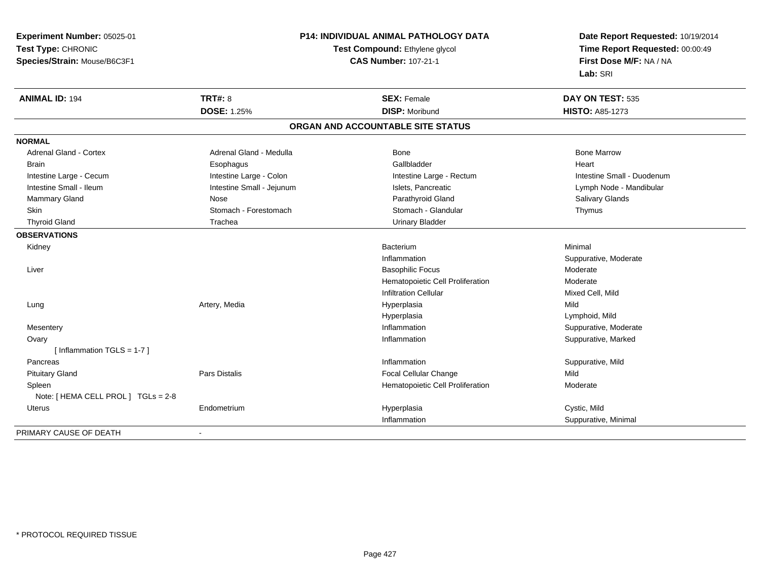**Experiment Number:** 05025-01
**Test Type:** CHRONIC
**Species/Strain:** Mouse/B6C3F1

## P14: INDIVIDUAL ANIMAL PATHOLOGY DATA

**Test Compound:** Ethylene glycol
**CAS Number:** 107-21-1

**Date Report Requested:** 10/19/2014
**Time Report Requested:** 00:00:49
**First Dose M/F:** NA / NA
**Lab:** SRI

| **ANIMAL ID:** 194 | **TRT#:** 8 | **SEX:** Female | **DAY ON TEST:** 535 |
|---|---|---|---|
| | **DOSE:** 1.25% | **DISP:** Moribund | **HISTO:** A85-1273 |

### ORGAN AND ACCOUNTABLE SITE STATUS

**NORMAL**

| | | | |
|---|---|---|---|
| Adrenal Gland - Cortex | Adrenal Gland - Medulla | Bone | Bone Marrow |
| Brain | Esophagus | Gallbladder | Heart |
| Intestine Large - Cecum | Intestine Large - Colon | Intestine Large - Rectum | Intestine Small - Duodenum |
| Intestine Small - Ileum | Intestine Small - Jejunum | Islets, Pancreatic | Lymph Node - Mandibular |
| Mammary Gland | Nose | Parathyroid Gland | Salivary Glands |
| Skin | Stomach - Forestomach | Stomach - Glandular | Thymus |
| Thyroid Gland | Trachea | Urinary Bladder | |

**OBSERVATIONS**

| Organ | Site | Observation | Severity |
|---|---|---|---|
| Kidney | | Bacterium | Minimal |
| | | Inflammation | Suppurative, Moderate |
| Liver | | Basophilic Focus | Moderate |
| | | Hematopoietic Cell Proliferation | Moderate |
| | | Infiltration Cellular | Mixed Cell, Mild |
| Lung | Artery, Media | Hyperplasia | Mild |
| | | Hyperplasia | Lymphoid, Mild |
| Mesentery | | Inflammation | Suppurative, Moderate |
| Ovary | | Inflammation | Suppurative, Marked |
| [ Inflammation TGLS = 1-7 ] | | | |
| Pancreas | | Inflammation | Suppurative, Mild |
| Pituitary Gland | Pars Distalis | Focal Cellular Change | Mild |
| Spleen | | Hematopoietic Cell Proliferation | Moderate |
| Note: [ HEMA CELL PROL ] TGLs = 2-8 | | | |
| Uterus | Endometrium | Hyperplasia | Cystic, Mild |
| | | Inflammation | Suppurative, Minimal |

PRIMARY CAUSE OF DEATH -

* PROTOCOL REQUIRED TISSUE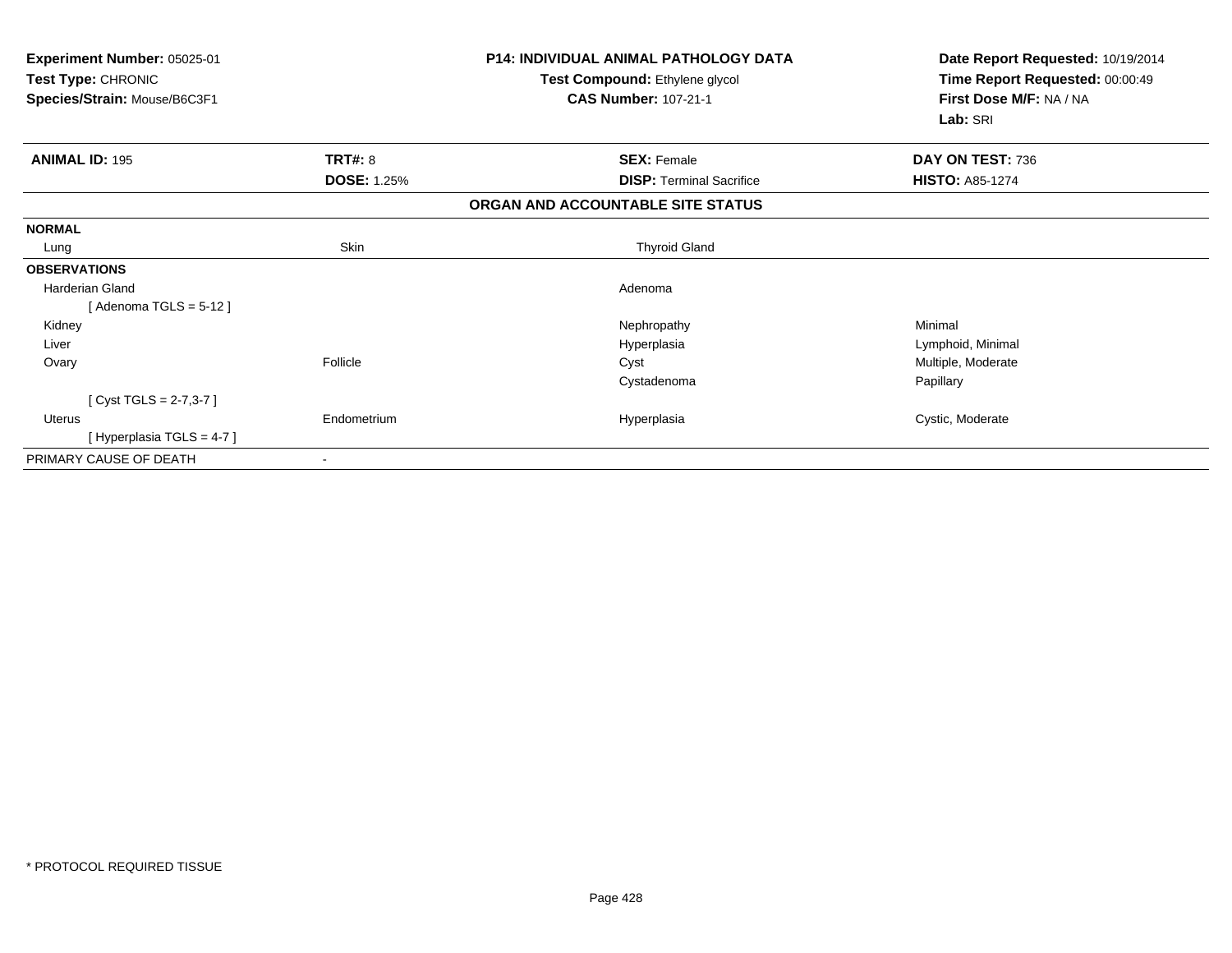**Experiment Number:** 05025-01
**Test Type:** CHRONIC
**Species/Strain:** Mouse/B6C3F1

**P14: INDIVIDUAL ANIMAL PATHOLOGY DATA**
**Test Compound:** Ethylene glycol
**CAS Number:** 107-21-1

**Date Report Requested:** 10/19/2014
**Time Report Requested:** 00:00:49
**First Dose M/F:** NA / NA
**Lab:** SRI

| **ANIMAL ID:** 195 | **TRT#:** 8 | **SEX:** Female | **DAY ON TEST:** 736 |
|---|---|---|---|
| | **DOSE:** 1.25% | **DISP:** Terminal Sacrifice | **HISTO:** A85-1274 |

**ORGAN AND ACCOUNTABLE SITE STATUS**

| | | | |
|---|---|---|---|
| **NORMAL** | | | |
| Lung | Skin | Thyroid Gland | |
| **OBSERVATIONS** | | | |
| Harderian Gland | | Adenoma | |
| [ Adenoma TGLS = 5-12 ] | | | |
| Kidney | | Nephropathy | Minimal |
| Liver | | Hyperplasia | Lymphoid, Minimal |
| Ovary | Follicle | Cyst | Multiple, Moderate |
| | | Cystadenoma | Papillary |
| [ Cyst TGLS = 2-7,3-7 ] | | | |
| Uterus | Endometrium | Hyperplasia | Cystic, Moderate |
| [ Hyperplasia TGLS = 4-7 ] | | | |
| PRIMARY CAUSE OF DEATH | - | | |

* PROTOCOL REQUIRED TISSUE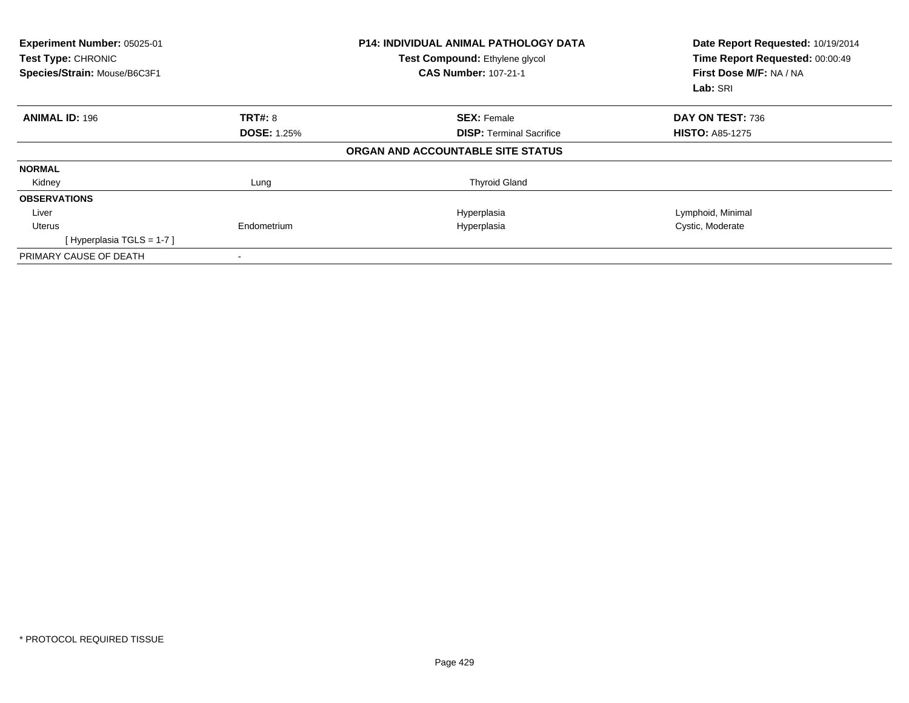**Experiment Number:** 05025-01
**Test Type:** CHRONIC
**Species/Strain:** Mouse/B6C3F1

**P14: INDIVIDUAL ANIMAL PATHOLOGY DATA**
**Test Compound:** Ethylene glycol
**CAS Number:** 107-21-1

**Date Report Requested:** 10/19/2014
**Time Report Requested:** 00:00:49
**First Dose M/F:** NA / NA
**Lab:** SRI

| **ANIMAL ID:** 196 | **TRT#:** 8 | **SEX:** Female | **DAY ON TEST:** 736 |
|---|---|---|---|
| | **DOSE:** 1.25% | **DISP:** Terminal Sacrifice | **HISTO:** A85-1275 |

**ORGAN AND ACCOUNTABLE SITE STATUS**

| | | | |
|---|---|---|---|
| **NORMAL** | | | |
| Kidney | Lung | Thyroid Gland | |
| **OBSERVATIONS** | | | |
| Liver | | Hyperplasia | Lymphoid, Minimal |
| Uterus | Endometrium | Hyperplasia | Cystic, Moderate |
| [ Hyperplasia TGLS = 1-7 ] | | | |
| PRIMARY CAUSE OF DEATH | - | | |

* PROTOCOL REQUIRED TISSUE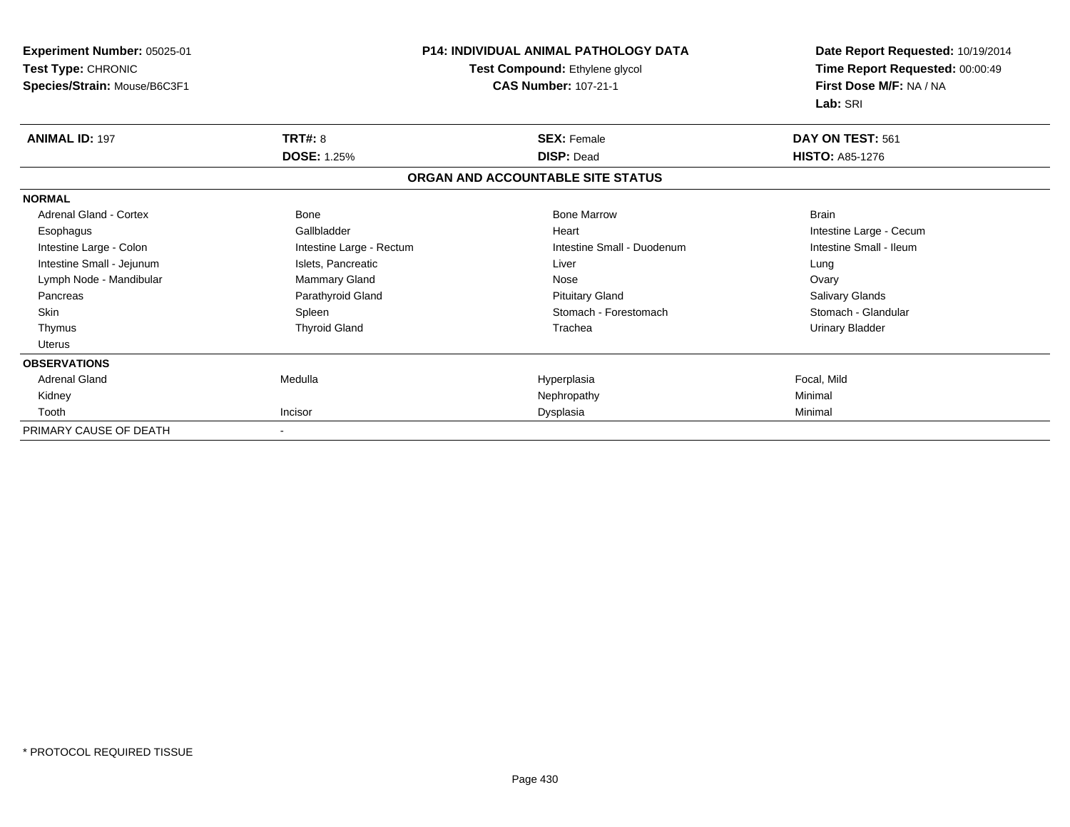**Experiment Number:** 05025-01
**Test Type:** CHRONIC
**Species/Strain:** Mouse/B6C3F1

**P14: INDIVIDUAL ANIMAL PATHOLOGY DATA**
**Test Compound:** Ethylene glycol
**CAS Number:** 107-21-1

**Date Report Requested:** 10/19/2014
**Time Report Requested:** 00:00:49
**First Dose M/F:** NA / NA
**Lab:** SRI

| **ANIMAL ID:** 197 | **TRT#:** 8 | **SEX:** Female | **DAY ON TEST:** 561 |
|---|---|---|---|
| | **DOSE:** 1.25% | **DISP:** Dead | **HISTO:** A85-1276 |

**ORGAN AND ACCOUNTABLE SITE STATUS**

| **NORMAL** | | | |
|---|---|---|---|
| Adrenal Gland - Cortex | Bone | Bone Marrow | Brain |
| Esophagus | Gallbladder | Heart | Intestine Large - Cecum |
| Intestine Large - Colon | Intestine Large - Rectum | Intestine Small - Duodenum | Intestine Small - Ileum |
| Intestine Small - Jejunum | Islets, Pancreatic | Liver | Lung |
| Lymph Node - Mandibular | Mammary Gland | Nose | Ovary |
| Pancreas | Parathyroid Gland | Pituitary Gland | Salivary Glands |
| Skin | Spleen | Stomach - Forestomach | Stomach - Glandular |
| Thymus | Thyroid Gland | Trachea | Urinary Bladder |
| Uterus | | | |
| **OBSERVATIONS** | | | |
| Adrenal Gland | Medulla | Hyperplasia | Focal, Mild |
| Kidney | | Nephropathy | Minimal |
| Tooth | Incisor | Dysplasia | Minimal |
| PRIMARY CAUSE OF DEATH | - | | |

* PROTOCOL REQUIRED TISSUE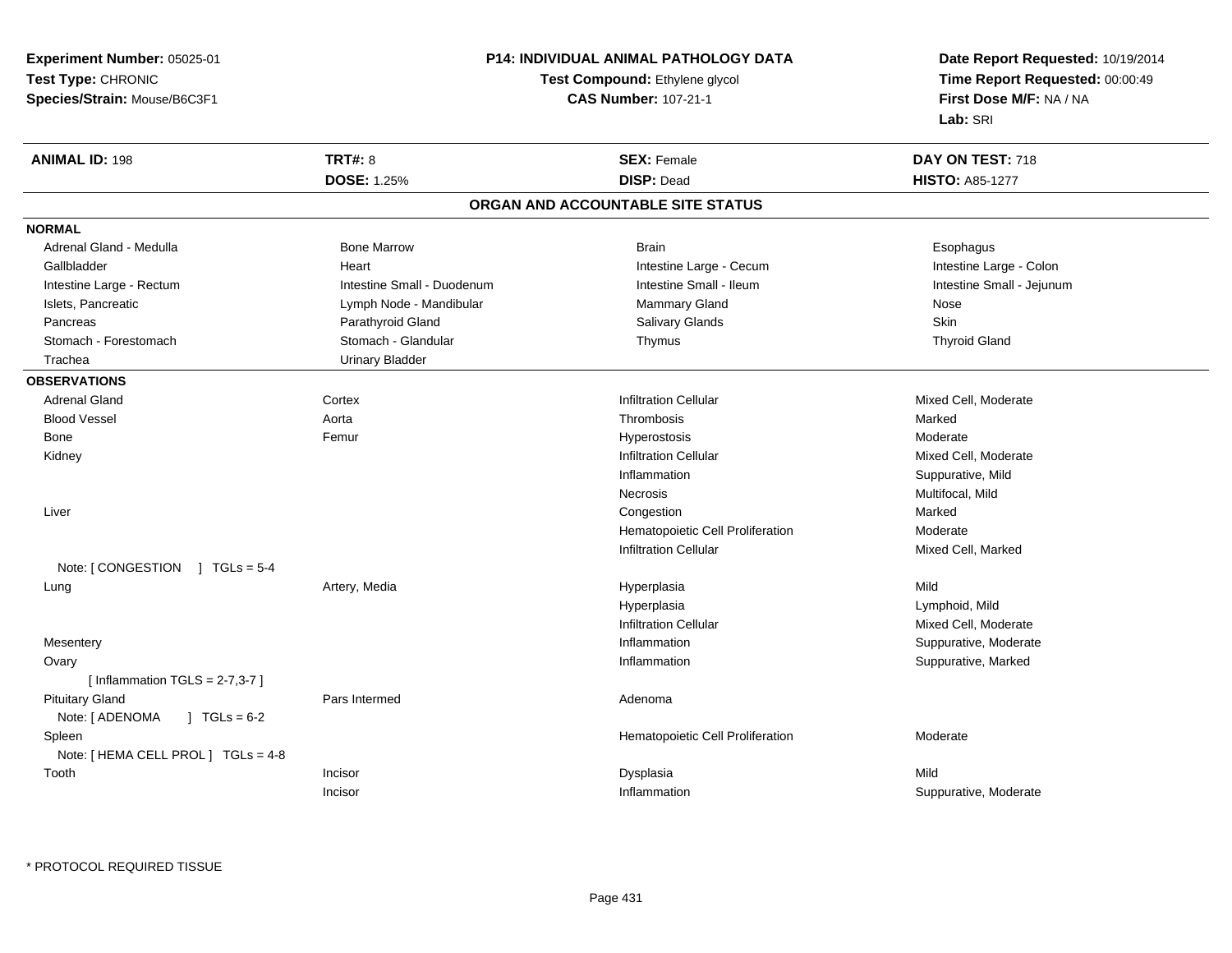**Experiment Number:** 05025-01
**Test Type:** CHRONIC
**Species/Strain:** Mouse/B6C3F1

**P14: INDIVIDUAL ANIMAL PATHOLOGY DATA**
**Test Compound:** Ethylene glycol
**CAS Number:** 107-21-1

**Date Report Requested:** 10/19/2014
**Time Report Requested:** 00:00:49
**First Dose M/F:** NA / NA
**Lab:** SRI

| **ANIMAL ID:** 198 | **TRT#:** 8 | **SEX:** Female | **DAY ON TEST:** 718 |
|---|---|---|---|
| | **DOSE:** 1.25% | **DISP:** Dead | **HISTO:** A85-1277 |

## ORGAN AND ACCOUNTABLE SITE STATUS

**NORMAL**

| | | | |
|---|---|---|---|
| Adrenal Gland - Medulla | Bone Marrow | Brain | Esophagus |
| Gallbladder | Heart | Intestine Large - Cecum | Intestine Large - Colon |
| Intestine Large - Rectum | Intestine Small - Duodenum | Intestine Small - Ileum | Intestine Small - Jejunum |
| Islets, Pancreatic | Lymph Node - Mandibular | Mammary Gland | Nose |
| Pancreas | Parathyroid Gland | Salivary Glands | Skin |
| Stomach - Forestomach | Stomach - Glandular | Thymus | Thyroid Gland |
| Trachea | Urinary Bladder | | |

**OBSERVATIONS**

| | | | |
|---|---|---|---|
| Adrenal Gland | Cortex | Infiltration Cellular | Mixed Cell, Moderate |
| Blood Vessel | Aorta | Thrombosis | Marked |
| Bone | Femur | Hyperostosis | Moderate |
| Kidney | | Infiltration Cellular | Mixed Cell, Moderate |
| | | Inflammation | Suppurative, Mild |
| | | Necrosis | Multifocal, Mild |
| Liver | | Congestion | Marked |
| | | Hematopoietic Cell Proliferation | Moderate |
| | | Infiltration Cellular | Mixed Cell, Marked |
| Note: [ CONGESTION ] TGLs = 5-4 | | | |
| Lung | Artery, Media | Hyperplasia | Mild |
| | | Hyperplasia | Lymphoid, Mild |
| | | Infiltration Cellular | Mixed Cell, Moderate |
| Mesentery | | Inflammation | Suppurative, Moderate |
| Ovary | | Inflammation | Suppurative, Marked |
| [ Inflammation TGLS = 2-7,3-7 ] | | | |
| Pituitary Gland | Pars Intermed | Adenoma | |
| Note: [ ADENOMA ] TGLs = 6-2 | | | |
| Spleen | | Hematopoietic Cell Proliferation | Moderate |
| Note: [ HEMA CELL PROL ] TGLs = 4-8 | | | |
| Tooth | Incisor | Dysplasia | Mild |
| | Incisor | Inflammation | Suppurative, Moderate |

* PROTOCOL REQUIRED TISSUE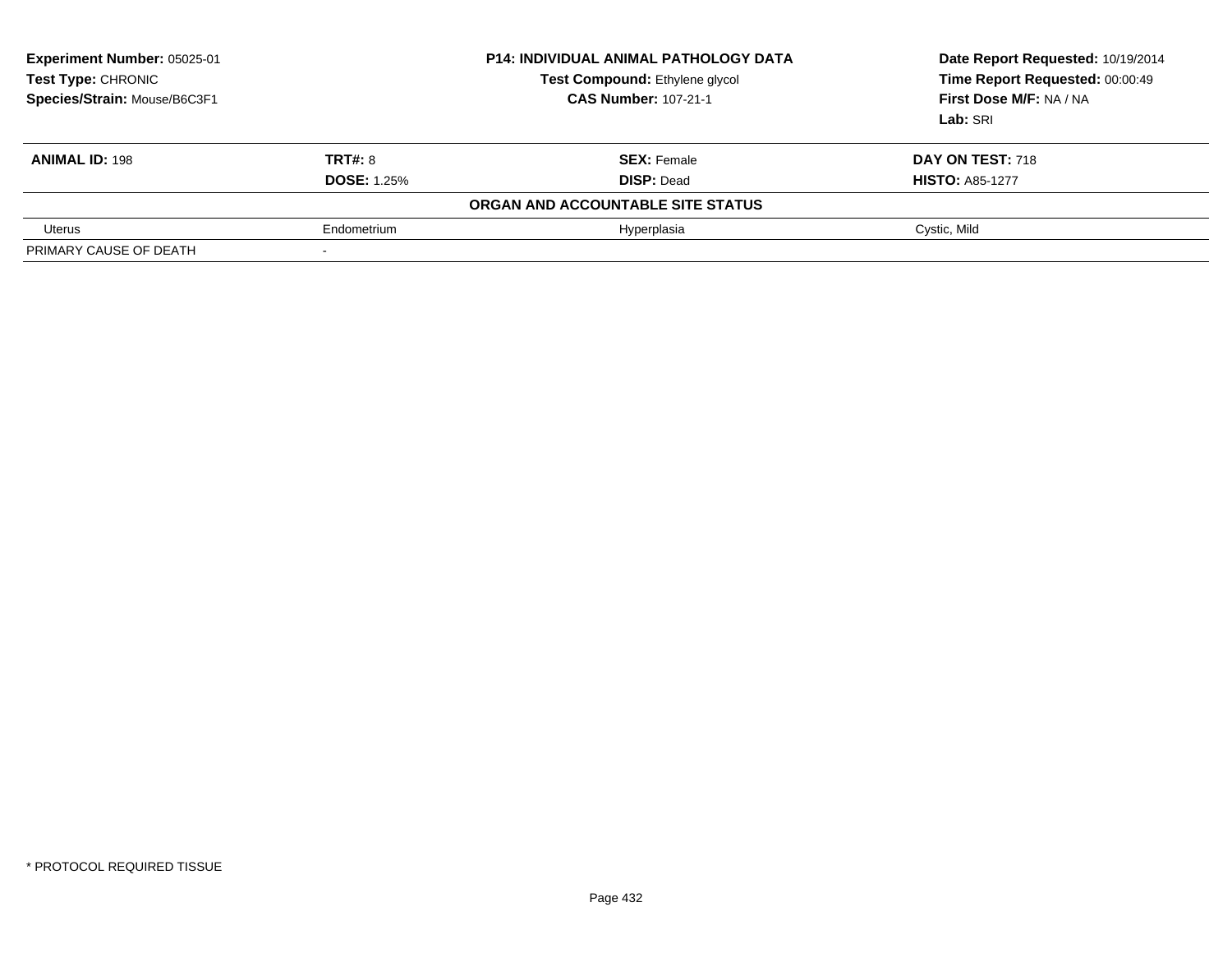**Experiment Number:** 05025-01
**Test Type:** CHRONIC
**Species/Strain:** Mouse/B6C3F1

**P14: INDIVIDUAL ANIMAL PATHOLOGY DATA**
**Test Compound:** Ethylene glycol
**CAS Number:** 107-21-1

**Date Report Requested:** 10/19/2014
**Time Report Requested:** 00:00:49
**First Dose M/F:** NA / NA
**Lab:** SRI

| **ANIMAL ID:** 198 | **TRT#:** 8 | **SEX:** Female | **DAY ON TEST:** 718 |
|---|---|---|---|
| | **DOSE:** 1.25% | **DISP:** Dead | **HISTO:** A85-1277 |
| | | **ORGAN AND ACCOUNTABLE SITE STATUS** | |
| Uterus | Endometrium | Hyperplasia | Cystic, Mild |
| PRIMARY CAUSE OF DEATH | - | | |

* PROTOCOL REQUIRED TISSUE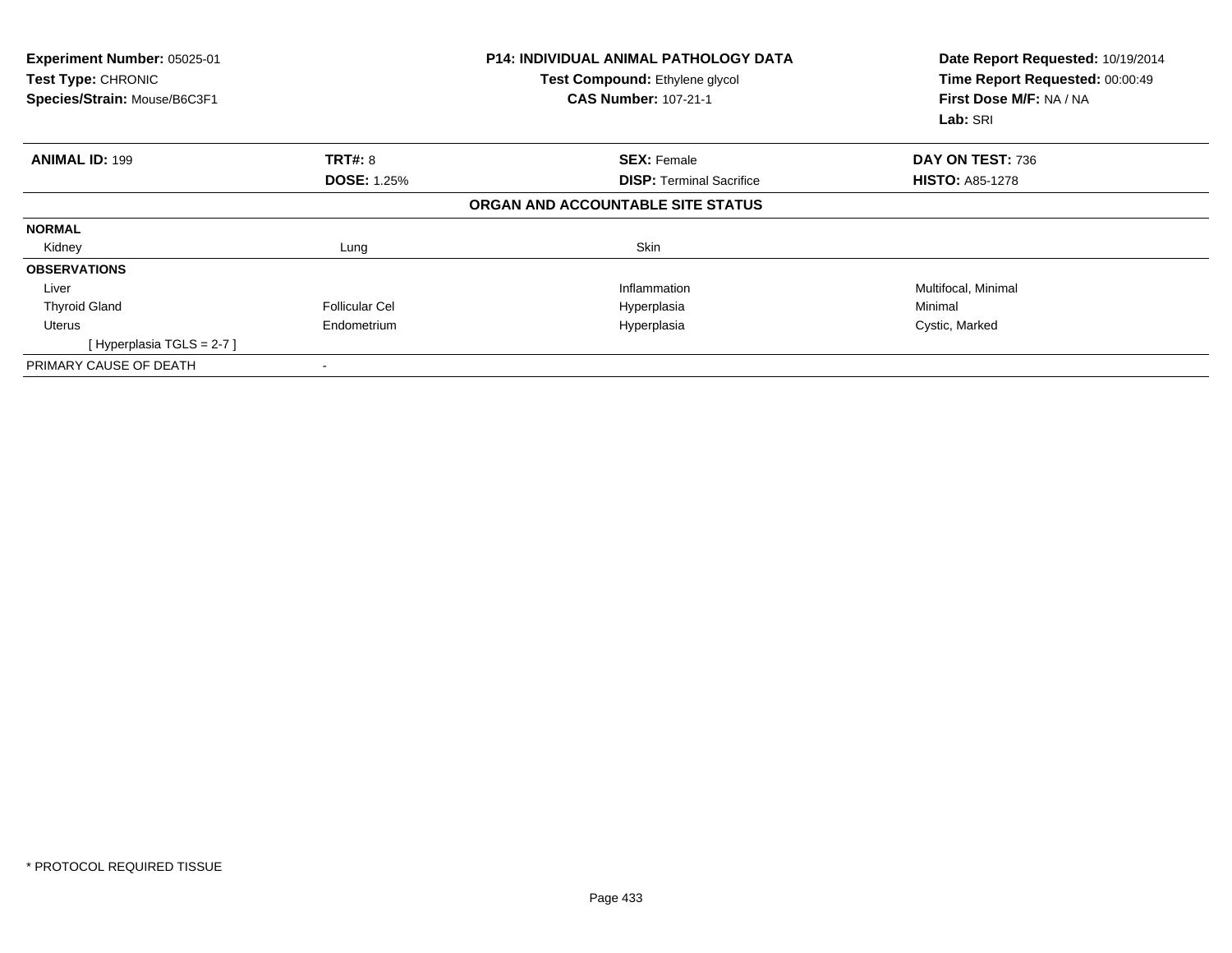**Experiment Number:** 05025-01
**Test Type:** CHRONIC
**Species/Strain:** Mouse/B6C3F1

**P14: INDIVIDUAL ANIMAL PATHOLOGY DATA**
**Test Compound:** Ethylene glycol
**CAS Number:** 107-21-1

**Date Report Requested:** 10/19/2014
**Time Report Requested:** 00:00:49
**First Dose M/F:** NA / NA
**Lab:** SRI

| **ANIMAL ID:** 199 | **TRT#:** 8 | **SEX:** Female | **DAY ON TEST:** 736 |
|---|---|---|---|
| | **DOSE:** 1.25% | **DISP:** Terminal Sacrifice | **HISTO:** A85-1278 |

**ORGAN AND ACCOUNTABLE SITE STATUS**

| | | | |
|---|---|---|---|
| **NORMAL** | | | |
| Kidney | Lung | Skin | |
| **OBSERVATIONS** | | | |
| Liver | | Inflammation | Multifocal, Minimal |
| Thyroid Gland | Follicular Cel | Hyperplasia | Minimal |
| Uterus | Endometrium | Hyperplasia | Cystic, Marked |
| [ Hyperplasia TGLS = 2-7 ] | | | |
| PRIMARY CAUSE OF DEATH | - | | |

* PROTOCOL REQUIRED TISSUE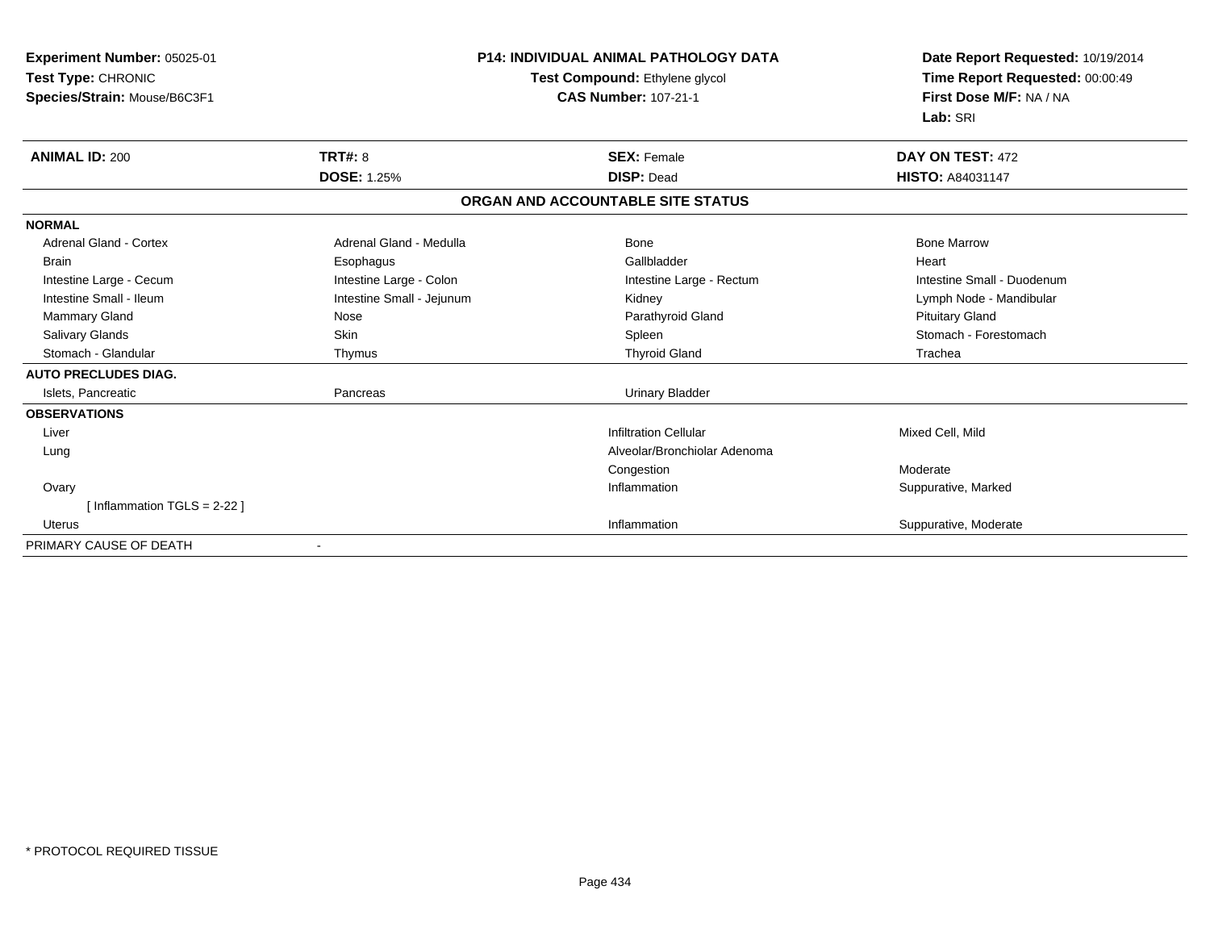**Experiment Number:** 05025-01
**Test Type:** CHRONIC
**Species/Strain:** Mouse/B6C3F1

**P14: INDIVIDUAL ANIMAL PATHOLOGY DATA**
**Test Compound:** Ethylene glycol
**CAS Number:** 107-21-1

**Date Report Requested:** 10/19/2014
**Time Report Requested:** 00:00:49
**First Dose M/F:** NA / NA
**Lab:** SRI

| **ANIMAL ID:** 200 | **TRT#:** 8 | **SEX:** Female | **DAY ON TEST:** 472 |
|---|---|---|---|
| | **DOSE:** 1.25% | **DISP:** Dead | **HISTO:** A84031147 |

**ORGAN AND ACCOUNTABLE SITE STATUS**

| | | | |
|---|---|---|---|
| **NORMAL** | | | |
| Adrenal Gland - Cortex | Adrenal Gland - Medulla | Bone | Bone Marrow |
| Brain | Esophagus | Gallbladder | Heart |
| Intestine Large - Cecum | Intestine Large - Colon | Intestine Large - Rectum | Intestine Small - Duodenum |
| Intestine Small - Ileum | Intestine Small - Jejunum | Kidney | Lymph Node - Mandibular |
| Mammary Gland | Nose | Parathyroid Gland | Pituitary Gland |
| Salivary Glands | Skin | Spleen | Stomach - Forestomach |
| Stomach - Glandular | Thymus | Thyroid Gland | Trachea |
| **AUTO PRECLUDES DIAG.** | | | |
| Islets, Pancreatic | Pancreas | Urinary Bladder | |
| **OBSERVATIONS** | | | |
| Liver | | Infiltration Cellular | Mixed Cell, Mild |
| Lung | | Alveolar/Bronchiolar Adenoma | |
| | | Congestion | Moderate |
| Ovary | | Inflammation | Suppurative, Marked |
| [ Inflammation TGLS = 2-22 ] | | | |
| Uterus | | Inflammation | Suppurative, Moderate |
| PRIMARY CAUSE OF DEATH | - | | |

* PROTOCOL REQUIRED TISSUE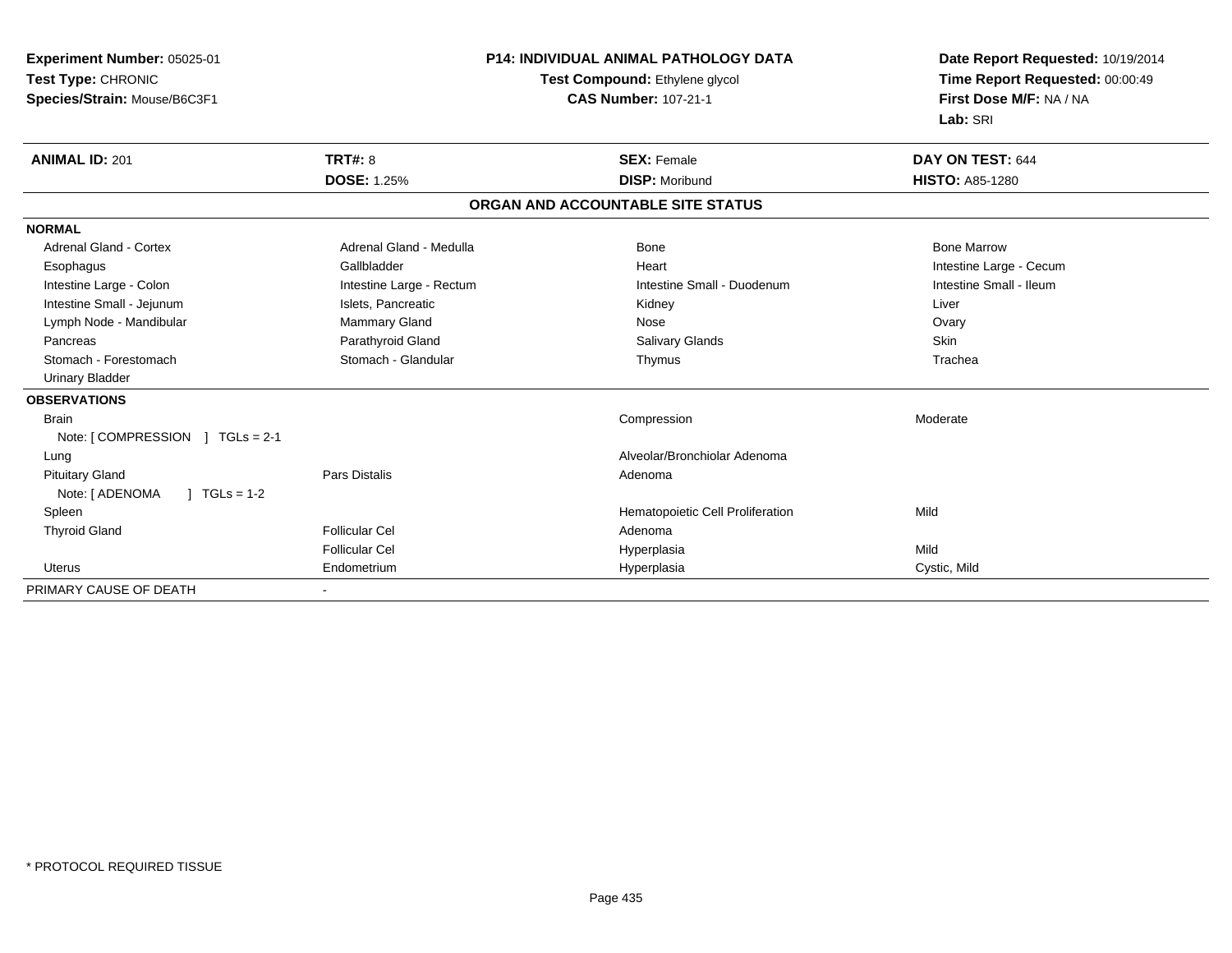**Experiment Number:** 05025-01
**Test Type:** CHRONIC
**Species/Strain:** Mouse/B6C3F1

**P14: INDIVIDUAL ANIMAL PATHOLOGY DATA**
**Test Compound:** Ethylene glycol
**CAS Number:** 107-21-1

**Date Report Requested:** 10/19/2014
**Time Report Requested:** 00:00:49
**First Dose M/F:** NA / NA
**Lab:** SRI

| **ANIMAL ID:** 201 | **TRT#:** 8 | **SEX:** Female | **DAY ON TEST:** 644 |
|---|---|---|---|
| | **DOSE:** 1.25% | **DISP:** Moribund | **HISTO:** A85-1280 |

**ORGAN AND ACCOUNTABLE SITE STATUS**

| | | | |
|---|---|---|---|
| **NORMAL** | | | |
| Adrenal Gland - Cortex | Adrenal Gland - Medulla | Bone | Bone Marrow |
| Esophagus | Gallbladder | Heart | Intestine Large - Cecum |
| Intestine Large - Colon | Intestine Large - Rectum | Intestine Small - Duodenum | Intestine Small - Ileum |
| Intestine Small - Jejunum | Islets, Pancreatic | Kidney | Liver |
| Lymph Node - Mandibular | Mammary Gland | Nose | Ovary |
| Pancreas | Parathyroid Gland | Salivary Glands | Skin |
| Stomach - Forestomach | Stomach - Glandular | Thymus | Trachea |
| Urinary Bladder | | | |
| **OBSERVATIONS** | | | |
| Brain | | Compression | Moderate |
| Note: [ COMPRESSION ] TGLs = 2-1 | | | |
| Lung | | Alveolar/Bronchiolar Adenoma | |
| Pituitary Gland | Pars Distalis | Adenoma | |
| Note: [ ADENOMA ] TGLs = 1-2 | | | |
| Spleen | | Hematopoietic Cell Proliferation | Mild |
| Thyroid Gland | Follicular Cel | Adenoma | |
| | Follicular Cel | Hyperplasia | Mild |
| Uterus | Endometrium | Hyperplasia | Cystic, Mild |
| PRIMARY CAUSE OF DEATH | - | | |

\* PROTOCOL REQUIRED TISSUE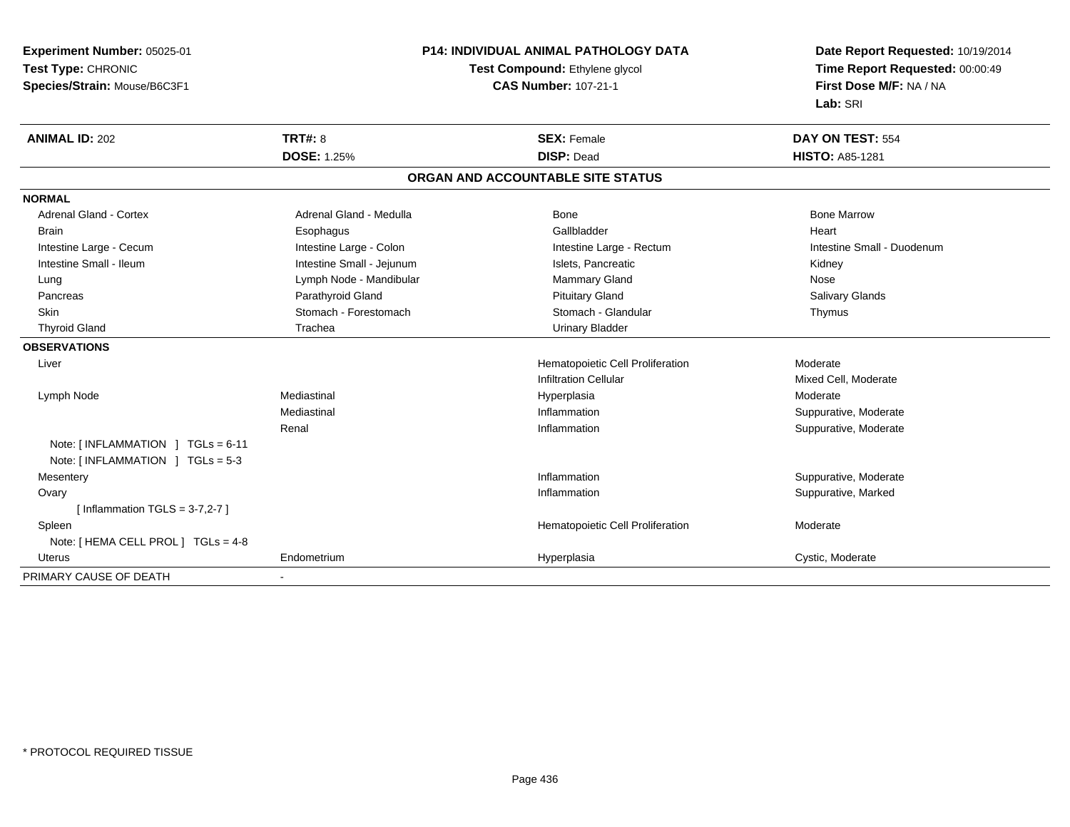**Experiment Number:** 05025-01
**Test Type:** CHRONIC
**Species/Strain:** Mouse/B6C3F1

**P14: INDIVIDUAL ANIMAL PATHOLOGY DATA**
**Test Compound:** Ethylene glycol
**CAS Number:** 107-21-1

**Date Report Requested:** 10/19/2014
**Time Report Requested:** 00:00:49
**First Dose M/F:** NA / NA
**Lab:** SRI

| **ANIMAL ID:** 202 | **TRT#:** 8 | **SEX:** Female | **DAY ON TEST:** 554 |
|---|---|---|---|
| | **DOSE:** 1.25% | **DISP:** Dead | **HISTO:** A85-1281 |

## ORGAN AND ACCOUNTABLE SITE STATUS

| | | | |
|---|---|---|---|
| **NORMAL** | | | |
| Adrenal Gland - Cortex | Adrenal Gland - Medulla | Bone | Bone Marrow |
| Brain | Esophagus | Gallbladder | Heart |
| Intestine Large - Cecum | Intestine Large - Colon | Intestine Large - Rectum | Intestine Small - Duodenum |
| Intestine Small - Ileum | Intestine Small - Jejunum | Islets, Pancreatic | Kidney |
| Lung | Lymph Node - Mandibular | Mammary Gland | Nose |
| Pancreas | Parathyroid Gland | Pituitary Gland | Salivary Glands |
| Skin | Stomach - Forestomach | Stomach - Glandular | Thymus |
| Thyroid Gland | Trachea | Urinary Bladder | |
| **OBSERVATIONS** | | | |
| Liver | | Hematopoietic Cell Proliferation | Moderate |
| | | Infiltration Cellular | Mixed Cell, Moderate |
| Lymph Node | Mediastinal | Hyperplasia | Moderate |
| | Mediastinal | Inflammation | Suppurative, Moderate |
| | Renal | Inflammation | Suppurative, Moderate |
| Note: [ INFLAMMATION ] TGLs = 6-11 | | | |
| Note: [ INFLAMMATION ] TGLs = 5-3 | | | |
| Mesentery | | Inflammation | Suppurative, Moderate |
| Ovary | | Inflammation | Suppurative, Marked |
| [ Inflammation TGLS = 3-7,2-7 ] | | | |
| Spleen | | Hematopoietic Cell Proliferation | Moderate |
| Note: [ HEMA CELL PROL ] TGLs = 4-8 | | | |
| Uterus | Endometrium | Hyperplasia | Cystic, Moderate |
| PRIMARY CAUSE OF DEATH | - | | |

* PROTOCOL REQUIRED TISSUE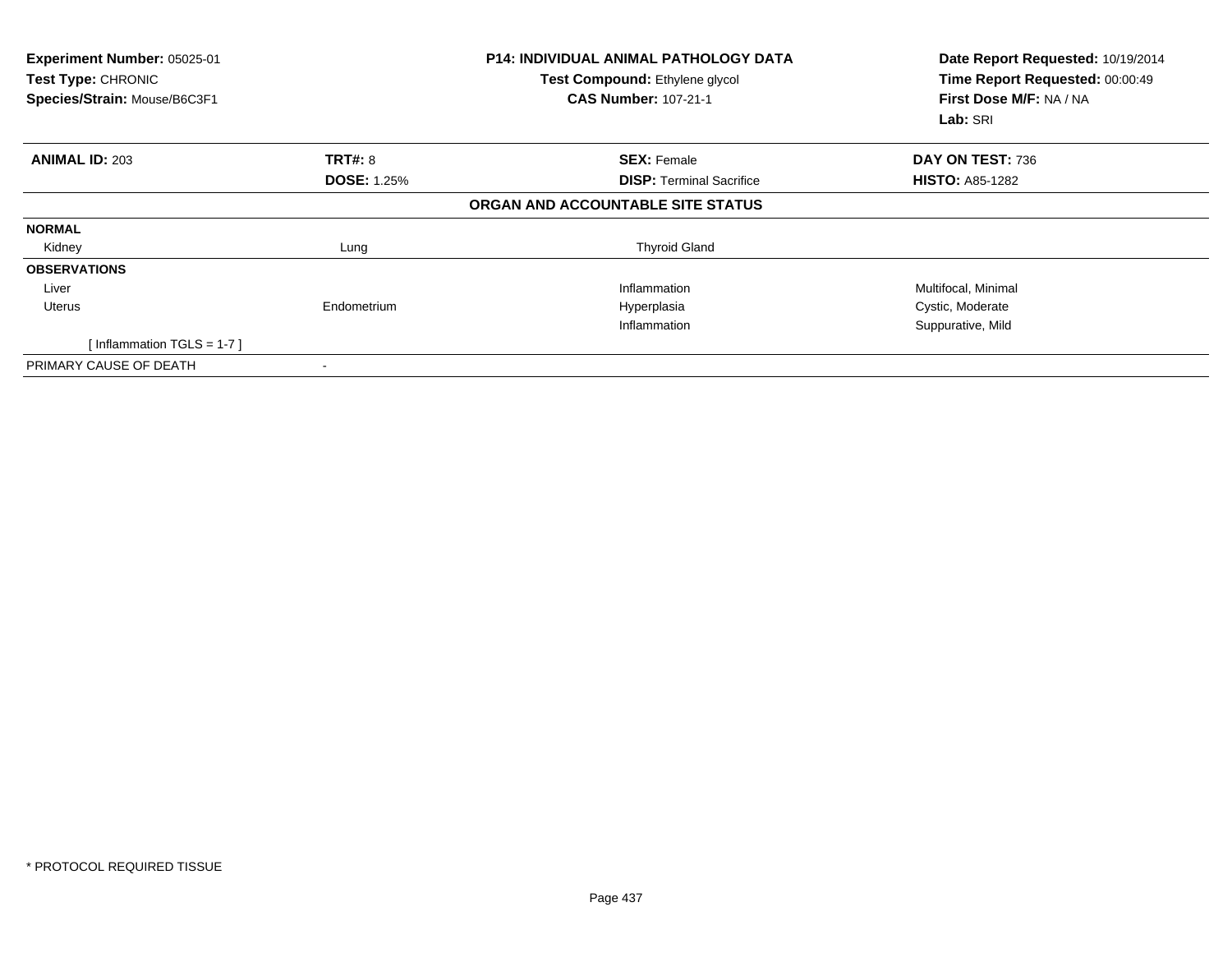**Experiment Number:** 05025-01
**Test Type:** CHRONIC
**Species/Strain:** Mouse/B6C3F1

**P14: INDIVIDUAL ANIMAL PATHOLOGY DATA**
**Test Compound:** Ethylene glycol
**CAS Number:** 107-21-1

**Date Report Requested:** 10/19/2014
**Time Report Requested:** 00:00:49
**First Dose M/F:** NA / NA
**Lab:** SRI

| **ANIMAL ID:** 203 | **TRT#:** 8 | **SEX:** Female | **DAY ON TEST:** 736 |
|---|---|---|---|
| | **DOSE:** 1.25% | **DISP:** Terminal Sacrifice | **HISTO:** A85-1282 |

**ORGAN AND ACCOUNTABLE SITE STATUS**

| | | | |
|---|---|---|---|
| **NORMAL** | | | |
| Kidney | Lung | Thyroid Gland | |
| **OBSERVATIONS** | | | |
| Liver | | Inflammation | Multifocal, Minimal |
| Uterus | Endometrium | Hyperplasia | Cystic, Moderate |
| | | Inflammation | Suppurative, Mild |
| [ Inflammation TGLS = 1-7 ] | | | |
| PRIMARY CAUSE OF DEATH | - | | |

* PROTOCOL REQUIRED TISSUE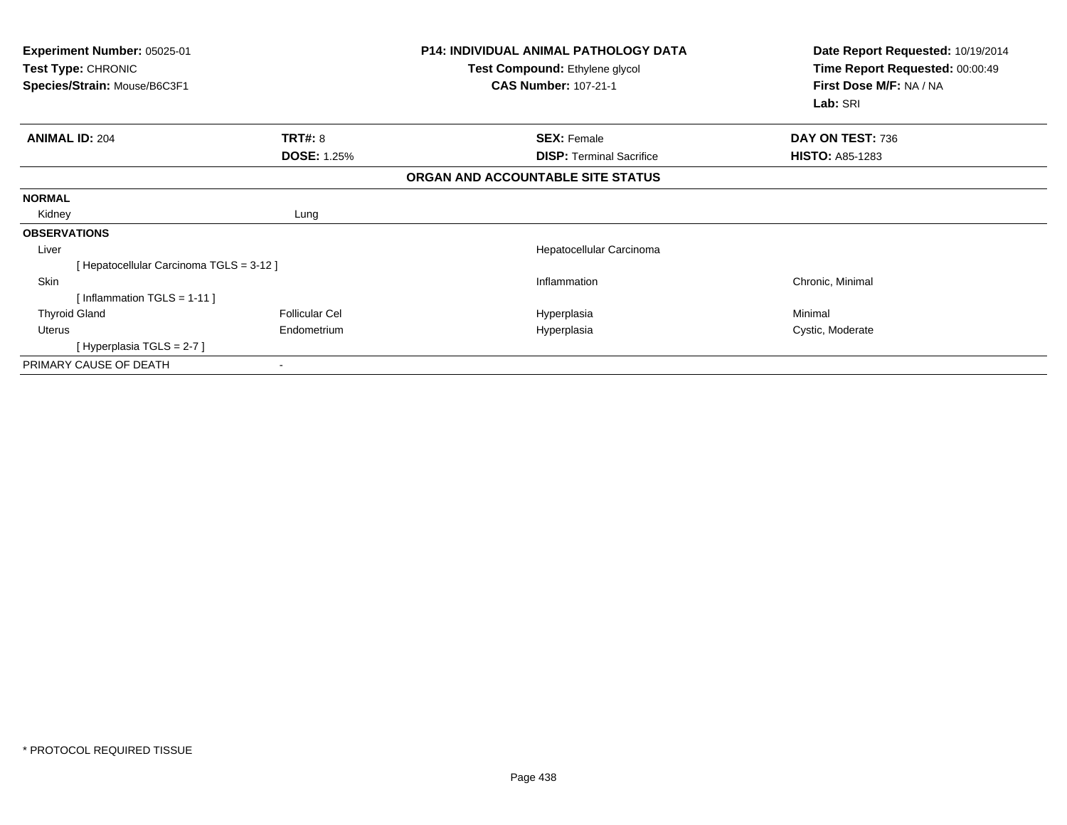**Experiment Number:** 05025-01
**Test Type:** CHRONIC
**Species/Strain:** Mouse/B6C3F1

**P14: INDIVIDUAL ANIMAL PATHOLOGY DATA**
**Test Compound:** Ethylene glycol
**CAS Number:** 107-21-1

**Date Report Requested:** 10/19/2014
**Time Report Requested:** 00:00:49
**First Dose M/F:** NA / NA
**Lab:** SRI

| **ANIMAL ID:** 204 | **TRT#:** 8 | **SEX:** Female | **DAY ON TEST:** 736 |
|---|---|---|---|
| | **DOSE:** 1.25% | **DISP:** Terminal Sacrifice | **HISTO:** A85-1283 |

**ORGAN AND ACCOUNTABLE SITE STATUS**

| | | | |
|---|---|---|---|
| **NORMAL** | | | |
| Kidney | Lung | | |
| **OBSERVATIONS** | | | |
| Liver | | Hepatocellular Carcinoma | |
| [ Hepatocellular Carcinoma TGLS = 3-12 ] | | | |
| Skin | | Inflammation | Chronic, Minimal |
| [ Inflammation TGLS = 1-11 ] | | | |
| Thyroid Gland | Follicular Cel | Hyperplasia | Minimal |
| Uterus | Endometrium | Hyperplasia | Cystic, Moderate |
| [ Hyperplasia TGLS = 2-7 ] | | | |
| PRIMARY CAUSE OF DEATH | - | | |

* PROTOCOL REQUIRED TISSUE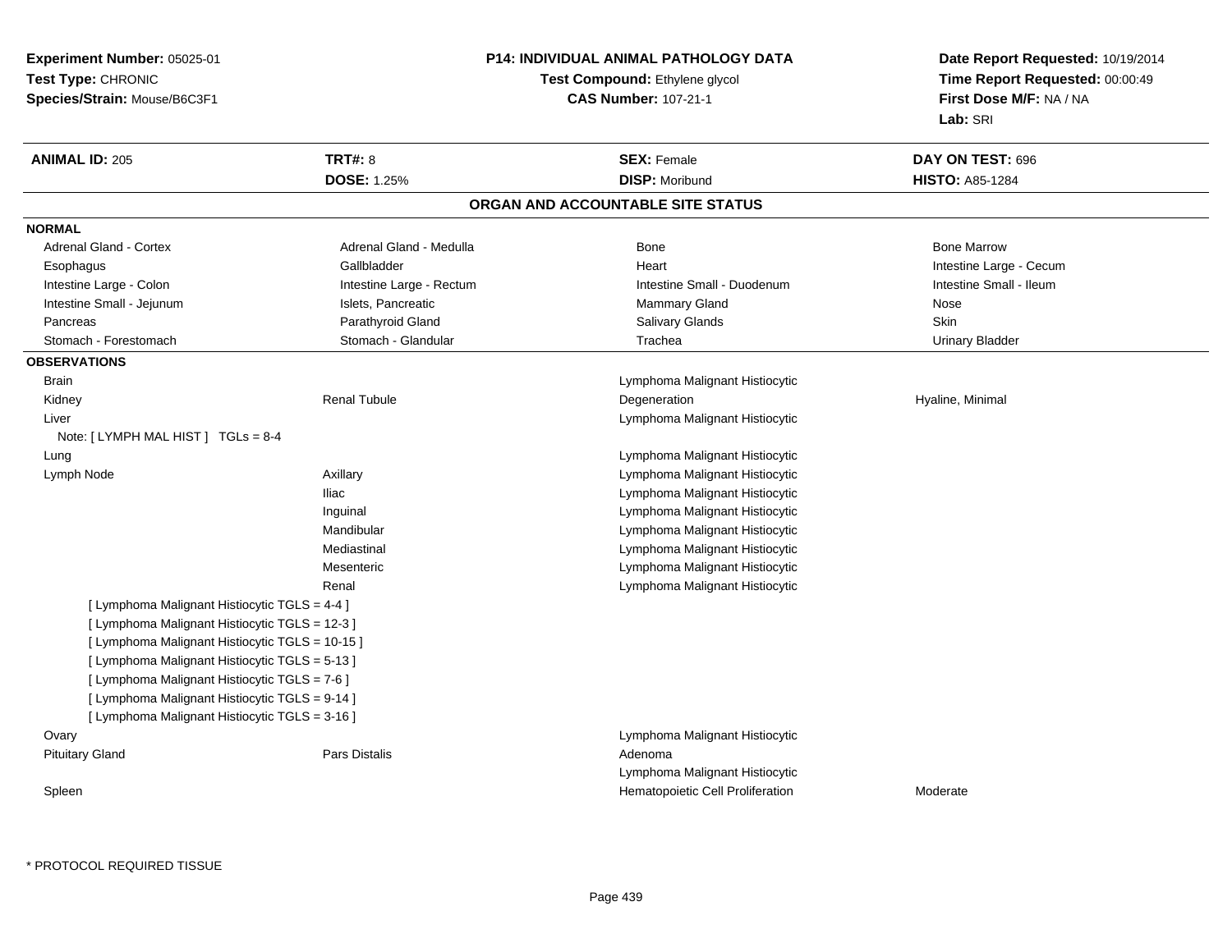**Experiment Number:** 05025-01
**Test Type:** CHRONIC
**Species/Strain:** Mouse/B6C3F1

**P14: INDIVIDUAL ANIMAL PATHOLOGY DATA**
**Test Compound:** Ethylene glycol
**CAS Number:** 107-21-1

**Date Report Requested:** 10/19/2014
**Time Report Requested:** 00:00:49
**First Dose M/F:** NA / NA
**Lab:** SRI

| **ANIMAL ID:** 205 | **TRT#:** 8 | **SEX:** Female | **DAY ON TEST:** 696 |
|---|---|---|---|
| | **DOSE:** 1.25% | **DISP:** Moribund | **HISTO:** A85-1284 |

## ORGAN AND ACCOUNTABLE SITE STATUS

**NORMAL**

| | | | |
|---|---|---|---|
| Adrenal Gland - Cortex | Adrenal Gland - Medulla | Bone | Bone Marrow |
| Esophagus | Gallbladder | Heart | Intestine Large - Cecum |
| Intestine Large - Colon | Intestine Large - Rectum | Intestine Small - Duodenum | Intestine Small - Ileum |
| Intestine Small - Jejunum | Islets, Pancreatic | Mammary Gland | Nose |
| Pancreas | Parathyroid Gland | Salivary Glands | Skin |
| Stomach - Forestomach | Stomach - Glandular | Trachea | Urinary Bladder |

**OBSERVATIONS**

| | | | |
|---|---|---|---|
| Brain | | Lymphoma Malignant Histiocytic | |
| Kidney | Renal Tubule | Degeneration | Hyaline, Minimal |
| Liver | | Lymphoma Malignant Histiocytic | |
| Note: [ LYMPH MAL HIST ] TGLs = 8-4 | | | |
| Lung | | Lymphoma Malignant Histiocytic | |
| Lymph Node | Axillary | Lymphoma Malignant Histiocytic | |
| | Iliac | Lymphoma Malignant Histiocytic | |
| | Inguinal | Lymphoma Malignant Histiocytic | |
| | Mandibular | Lymphoma Malignant Histiocytic | |
| | Mediastinal | Lymphoma Malignant Histiocytic | |
| | Mesenteric | Lymphoma Malignant Histiocytic | |
| | Renal | Lymphoma Malignant Histiocytic | |
| [ Lymphoma Malignant Histiocytic TGLS = 4-4 ] | | | |
| [ Lymphoma Malignant Histiocytic TGLS = 12-3 ] | | | |
| [ Lymphoma Malignant Histiocytic TGLS = 10-15 ] | | | |
| [ Lymphoma Malignant Histiocytic TGLS = 5-13 ] | | | |
| [ Lymphoma Malignant Histiocytic TGLS = 7-6 ] | | | |
| [ Lymphoma Malignant Histiocytic TGLS = 9-14 ] | | | |
| [ Lymphoma Malignant Histiocytic TGLS = 3-16 ] | | | |
| Ovary | | Lymphoma Malignant Histiocytic | |
| Pituitary Gland | Pars Distalis | Adenoma | |
| | | Lymphoma Malignant Histiocytic | |
| Spleen | | Hematopoietic Cell Proliferation | Moderate |

* PROTOCOL REQUIRED TISSUE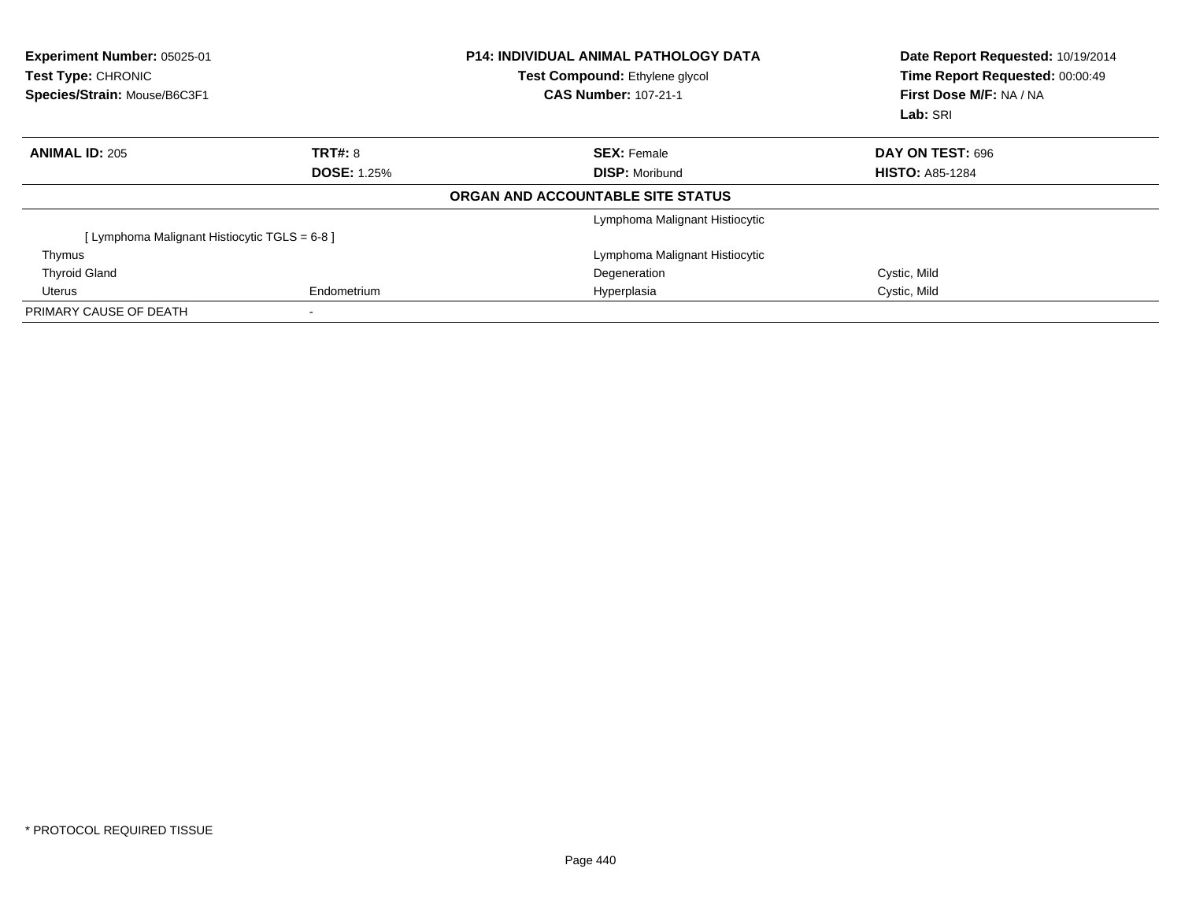**Experiment Number:** 05025-01
**Test Type:** CHRONIC
**Species/Strain:** Mouse/B6C3F1

**P14: INDIVIDUAL ANIMAL PATHOLOGY DATA**
**Test Compound:** Ethylene glycol
**CAS Number:** 107-21-1

**Date Report Requested:** 10/19/2014
**Time Report Requested:** 00:00:49
**First Dose M/F:** NA / NA
**Lab:** SRI

| **ANIMAL ID:** 205 | **TRT#:** 8 | **SEX:** Female | **DAY ON TEST:** 696 |
|---|---|---|---|
| | **DOSE:** 1.25% | **DISP:** Moribund | **HISTO:** A85-1284 |

**ORGAN AND ACCOUNTABLE SITE STATUS**

| | | | |
|---|---|---|---|
| | | Lymphoma Malignant Histiocytic | |
| [ Lymphoma Malignant Histiocytic TGLS = 6-8 ] | | | |
| Thymus | | Lymphoma Malignant Histiocytic | |
| Thyroid Gland | | Degeneration | Cystic, Mild |
| Uterus | Endometrium | Hyperplasia | Cystic, Mild |
| PRIMARY CAUSE OF DEATH | - | | |

* PROTOCOL REQUIRED TISSUE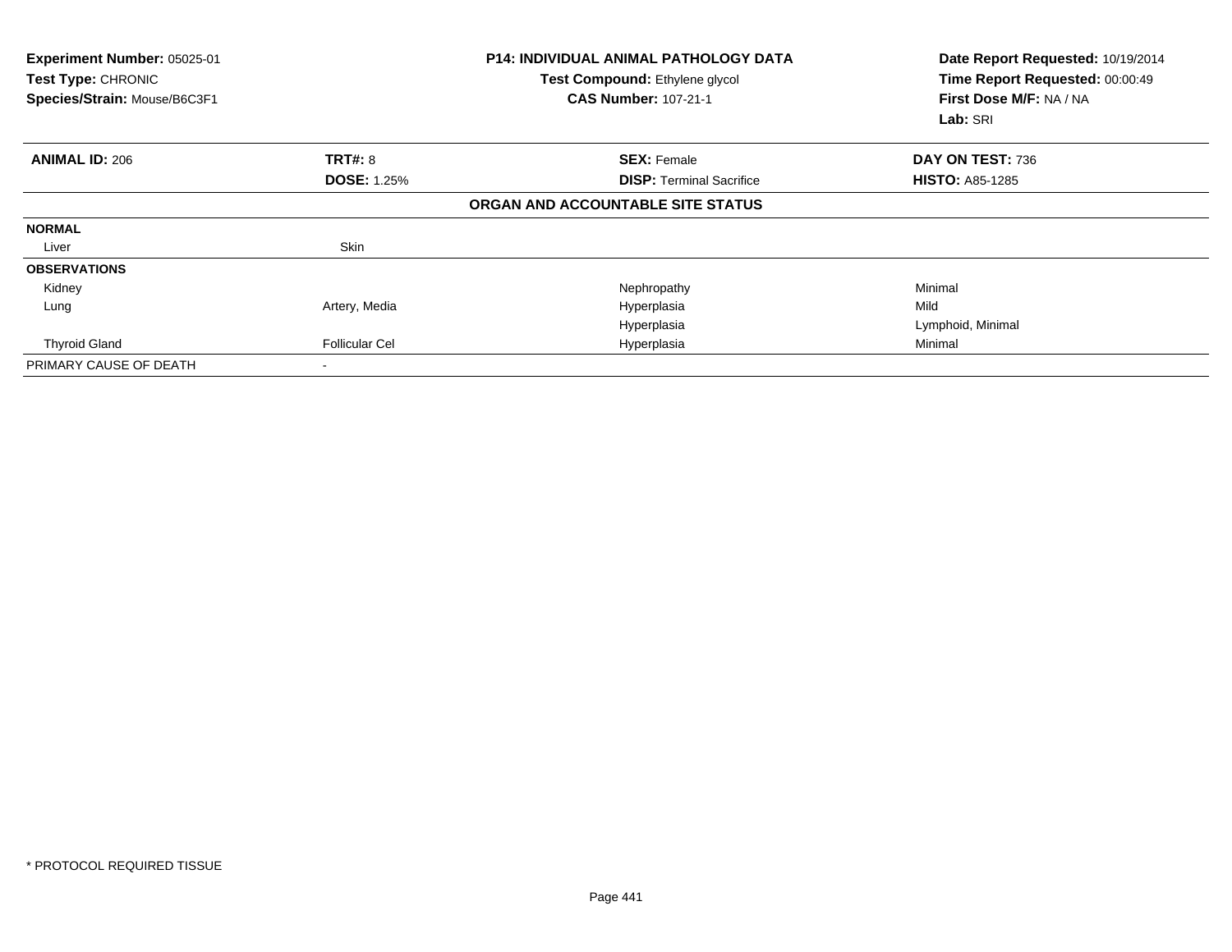**Experiment Number:** 05025-01
**Test Type:** CHRONIC
**Species/Strain:** Mouse/B6C3F1

**P14: INDIVIDUAL ANIMAL PATHOLOGY DATA**
**Test Compound:** Ethylene glycol
**CAS Number:** 107-21-1

**Date Report Requested:** 10/19/2014
**Time Report Requested:** 00:00:49
**First Dose M/F:** NA / NA
**Lab:** SRI

| **ANIMAL ID:** 206 | **TRT#:** 8 | **SEX:** Female | **DAY ON TEST:** 736 |
|---|---|---|---|
| | **DOSE:** 1.25% | **DISP:** Terminal Sacrifice | **HISTO:** A85-1285 |
| | | **ORGAN AND ACCOUNTABLE SITE STATUS** | |
| **NORMAL** | | | |
| Liver | Skin | | |
| **OBSERVATIONS** | | | |
| Kidney | | Nephropathy | Minimal |
| Lung | Artery, Media | Hyperplasia | Mild |
| | | Hyperplasia | Lymphoid, Minimal |
| Thyroid Gland | Follicular Cel | Hyperplasia | Minimal |
| PRIMARY CAUSE OF DEATH | - | | |

* PROTOCOL REQUIRED TISSUE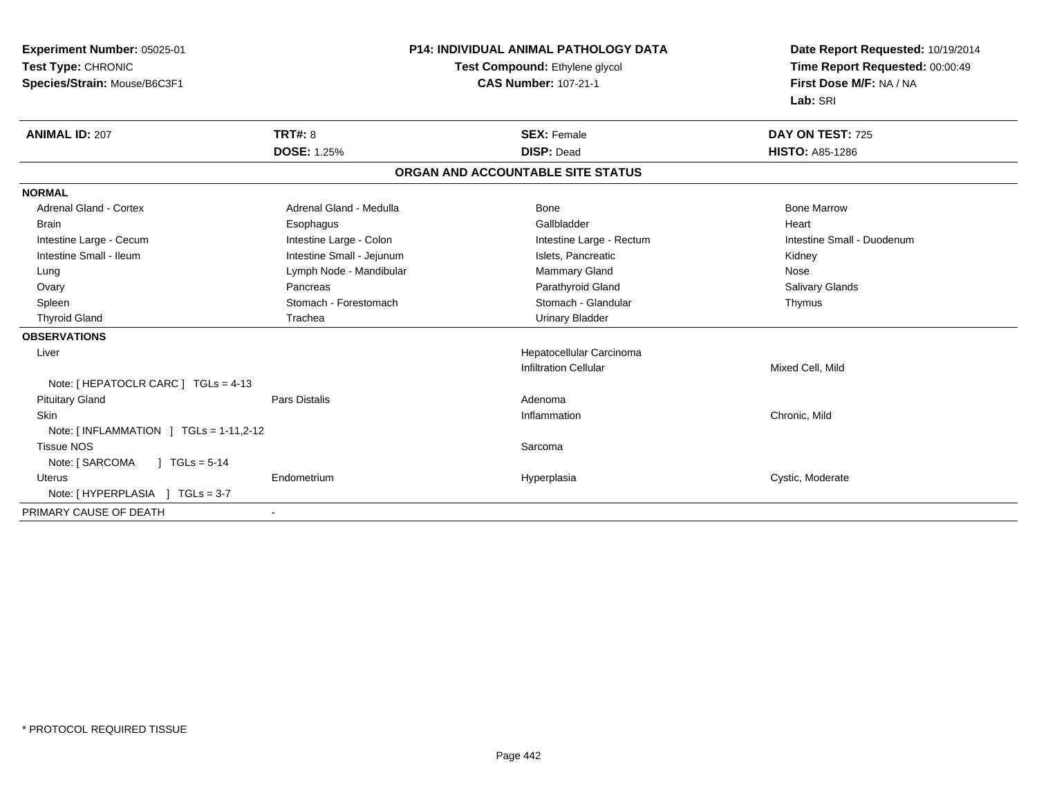**Experiment Number:** 05025-01
**Test Type:** CHRONIC
**Species/Strain:** Mouse/B6C3F1

**P14: INDIVIDUAL ANIMAL PATHOLOGY DATA**
**Test Compound:** Ethylene glycol
**CAS Number:** 107-21-1

**Date Report Requested:** 10/19/2014
**Time Report Requested:** 00:00:49
**First Dose M/F:** NA / NA
**Lab:** SRI

| **ANIMAL ID:** 207 | **TRT#:** 8 | **SEX:** Female | **DAY ON TEST:** 725 |
|---|---|---|---|
| | **DOSE:** 1.25% | **DISP:** Dead | **HISTO:** A85-1286 |

## ORGAN AND ACCOUNTABLE SITE STATUS

| | | | |
|---|---|---|---|
| **NORMAL** | | | |
| Adrenal Gland - Cortex | Adrenal Gland - Medulla | Bone | Bone Marrow |
| Brain | Esophagus | Gallbladder | Heart |
| Intestine Large - Cecum | Intestine Large - Colon | Intestine Large - Rectum | Intestine Small - Duodenum |
| Intestine Small - Ileum | Intestine Small - Jejunum | Islets, Pancreatic | Kidney |
| Lung | Lymph Node - Mandibular | Mammary Gland | Nose |
| Ovary | Pancreas | Parathyroid Gland | Salivary Glands |
| Spleen | Stomach - Forestomach | Stomach - Glandular | Thymus |
| Thyroid Gland | Trachea | Urinary Bladder | |
| **OBSERVATIONS** | | | |
| Liver | | Hepatocellular Carcinoma | |
| | | Infiltration Cellular | Mixed Cell, Mild |
| Note: [ HEPATOCLR CARC ] TGLs = 4-13 | | | |
| Pituitary Gland | Pars Distalis | Adenoma | |
| Skin | | Inflammation | Chronic, Mild |
| Note: [ INFLAMMATION ] TGLs = 1-11,2-12 | | | |
| Tissue NOS | | Sarcoma | |
| Note: [ SARCOMA ] TGLs = 5-14 | | | |
| Uterus | Endometrium | Hyperplasia | Cystic, Moderate |
| Note: [ HYPERPLASIA ] TGLs = 3-7 | | | |
| PRIMARY CAUSE OF DEATH | - | | |

* PROTOCOL REQUIRED TISSUE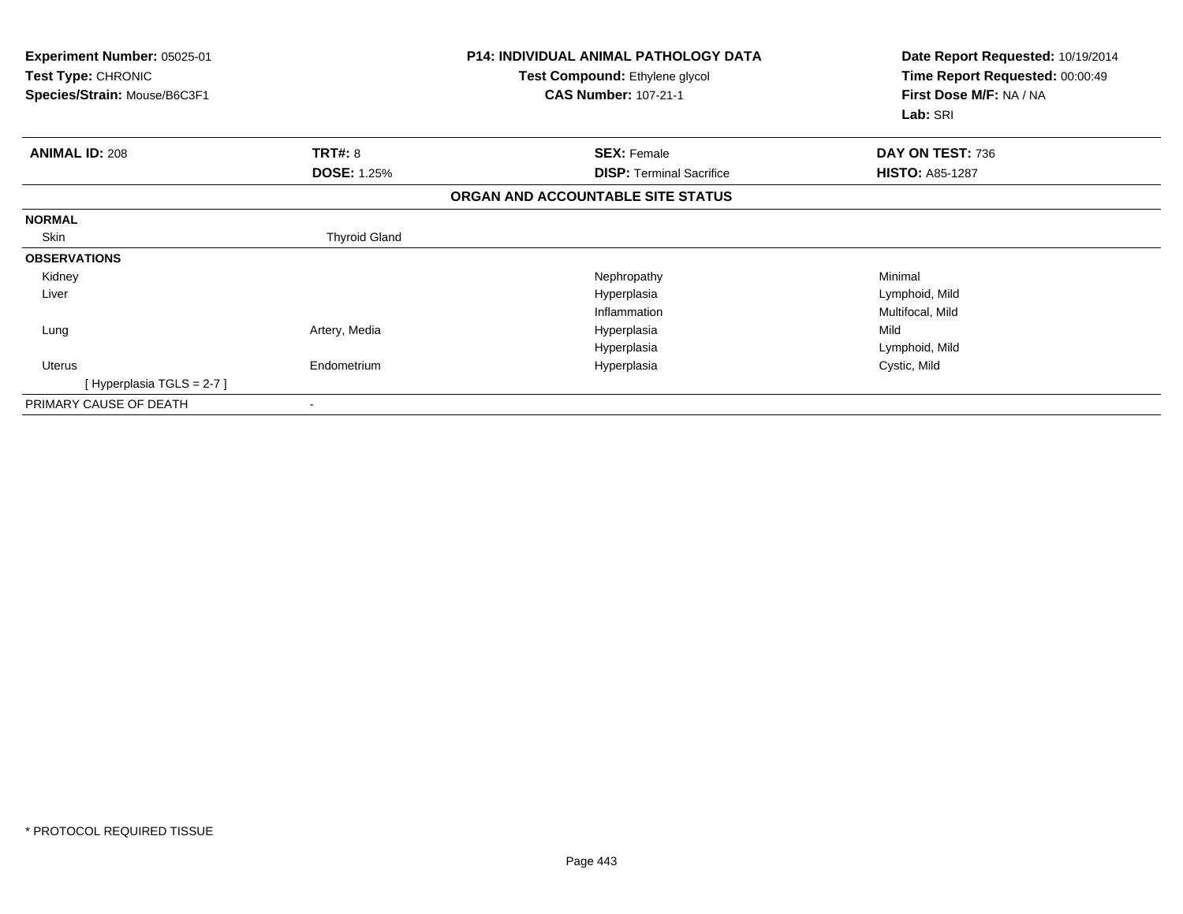**Experiment Number:** 05025-01
**Test Type:** CHRONIC
**Species/Strain:** Mouse/B6C3F1

**P14: INDIVIDUAL ANIMAL PATHOLOGY DATA**
**Test Compound:** Ethylene glycol
**CAS Number:** 107-21-1

**Date Report Requested:** 10/19/2014
**Time Report Requested:** 00:00:49
**First Dose M/F:** NA / NA
**Lab:** SRI

| **ANIMAL ID:** 208 | **TRT#:** 8 | **SEX:** Female | **DAY ON TEST:** 736 |
|---|---|---|---|
| | **DOSE:** 1.25% | **DISP:** Terminal Sacrifice | **HISTO:** A85-1287 |

**ORGAN AND ACCOUNTABLE SITE STATUS**

| | | | |
|---|---|---|---|
| **NORMAL** | | | |
| Skin | Thyroid Gland | | |
| **OBSERVATIONS** | | | |
| Kidney | | Nephropathy | Minimal |
| Liver | | Hyperplasia | Lymphoid, Mild |
| | | Inflammation | Multifocal, Mild |
| Lung | Artery, Media | Hyperplasia | Mild |
| | | Hyperplasia | Lymphoid, Mild |
| Uterus | Endometrium | Hyperplasia | Cystic, Mild |
| [ Hyperplasia TGLS = 2-7 ] | | | |
| PRIMARY CAUSE OF DEATH | - | | |

* PROTOCOL REQUIRED TISSUE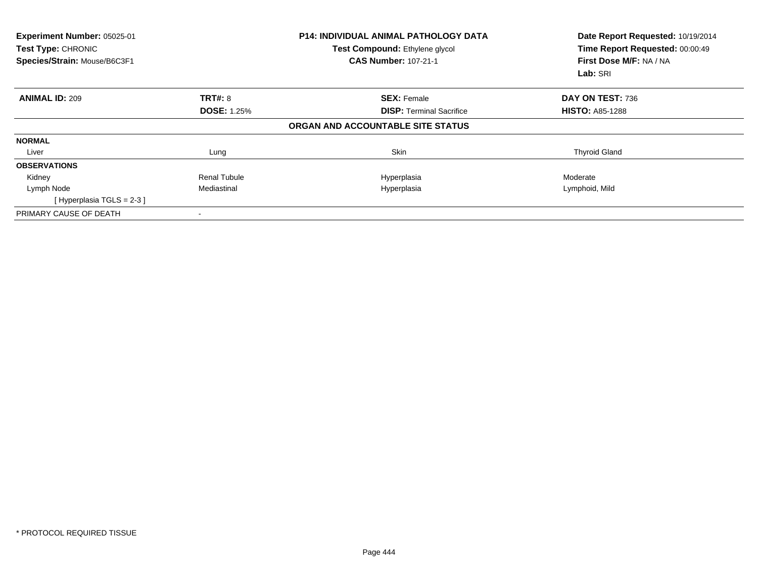**Experiment Number:** 05025-01
**Test Type:** CHRONIC
**Species/Strain:** Mouse/B6C3F1

**P14: INDIVIDUAL ANIMAL PATHOLOGY DATA**
**Test Compound:** Ethylene glycol
**CAS Number:** 107-21-1

**Date Report Requested:** 10/19/2014
**Time Report Requested:** 00:00:49
**First Dose M/F:** NA / NA
**Lab:** SRI

| **ANIMAL ID:** 209 | **TRT#:** 8 | **SEX:** Female | **DAY ON TEST:** 736 |
|---|---|---|---|
| | **DOSE:** 1.25% | **DISP:** Terminal Sacrifice | **HISTO:** A85-1288 |

**ORGAN AND ACCOUNTABLE SITE STATUS**

| | | | |
|---|---|---|---|
| **NORMAL** | | | |
| Liver | Lung | Skin | Thyroid Gland |
| **OBSERVATIONS** | | | |
| Kidney | Renal Tubule | Hyperplasia | Moderate |
| Lymph Node | Mediastinal | Hyperplasia | Lymphoid, Mild |
| [ Hyperplasia TGLS = 2-3 ] | | | |
| PRIMARY CAUSE OF DEATH | - | | |

* PROTOCOL REQUIRED TISSUE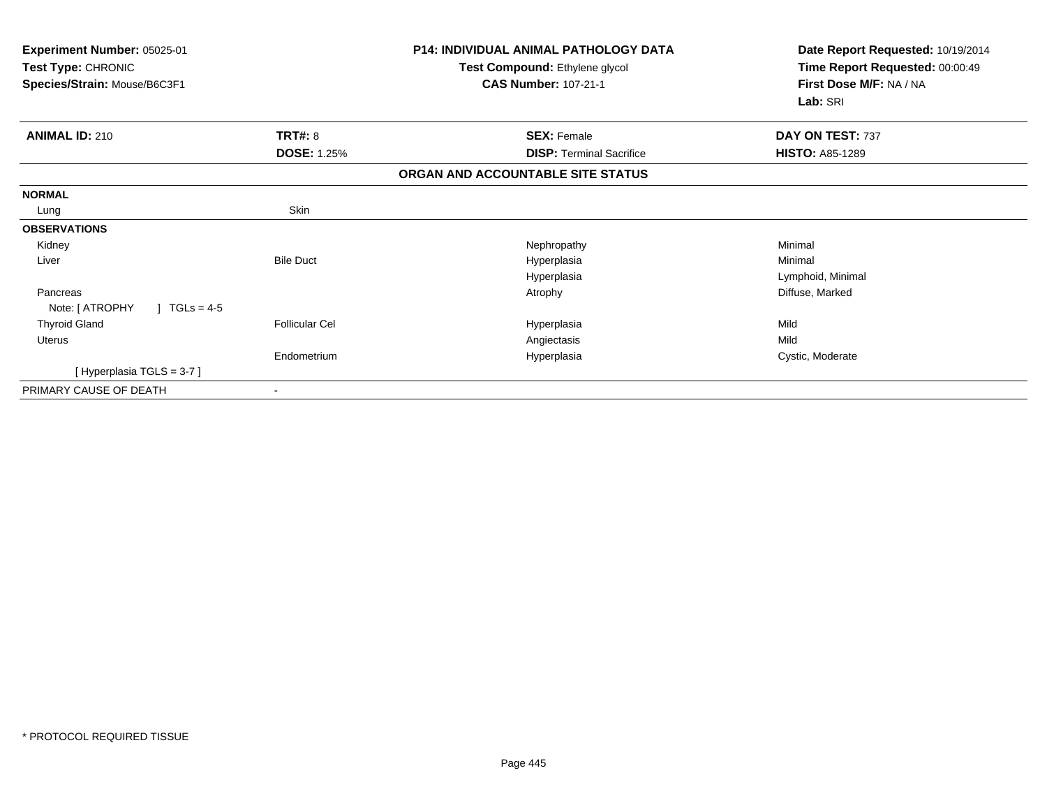**Experiment Number:** 05025-01
**Test Type:** CHRONIC
**Species/Strain:** Mouse/B6C3F1

**P14: INDIVIDUAL ANIMAL PATHOLOGY DATA**
**Test Compound:** Ethylene glycol
**CAS Number:** 107-21-1

**Date Report Requested:** 10/19/2014
**Time Report Requested:** 00:00:49
**First Dose M/F:** NA / NA
**Lab:** SRI

| **ANIMAL ID:** 210 | **TRT#:** 8 | **SEX:** Female | **DAY ON TEST:** 737 |
|---|---|---|---|
| | **DOSE:** 1.25% | **DISP:** Terminal Sacrifice | **HISTO:** A85-1289 |

**ORGAN AND ACCOUNTABLE SITE STATUS**

| | | | |
|---|---|---|---|
| **NORMAL** | | | |
| Lung | Skin | | |
| **OBSERVATIONS** | | | |
| Kidney | | Nephropathy | Minimal |
| Liver | Bile Duct | Hyperplasia | Minimal |
| | | Hyperplasia | Lymphoid, Minimal |
| Pancreas | | Atrophy | Diffuse, Marked |
| Note: [ ATROPHY ] TGLs = 4-5 | | | |
| Thyroid Gland | Follicular Cel | Hyperplasia | Mild |
| Uterus | | Angiectasis | Mild |
| | Endometrium | Hyperplasia | Cystic, Moderate |
| [ Hyperplasia TGLS = 3-7 ] | | | |
| PRIMARY CAUSE OF DEATH | - | | |

* PROTOCOL REQUIRED TISSUE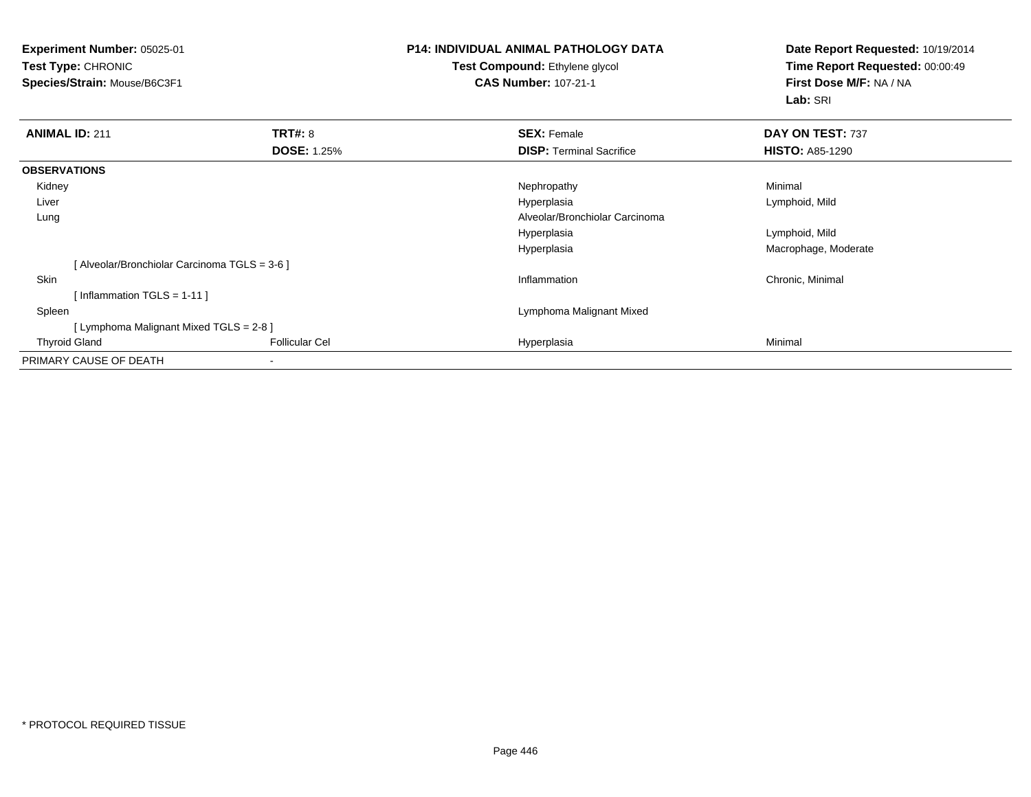**Experiment Number:** 05025-01
**Test Type:** CHRONIC
**Species/Strain:** Mouse/B6C3F1

**P14: INDIVIDUAL ANIMAL PATHOLOGY DATA**
**Test Compound:** Ethylene glycol
**CAS Number:** 107-21-1

**Date Report Requested:** 10/19/2014
**Time Report Requested:** 00:00:49
**First Dose M/F:** NA / NA
**Lab:** SRI

| **ANIMAL ID:** 211 | **TRT#:** 8 | **SEX:** Female | **DAY ON TEST:** 737 |
|---|---|---|---|
| | **DOSE:** 1.25% | **DISP:** Terminal Sacrifice | **HISTO:** A85-1290 |
| **OBSERVATIONS** | | | |
| Kidney | | Nephropathy | Minimal |
| Liver | | Hyperplasia | Lymphoid, Mild |
| Lung | | Alveolar/Bronchiolar Carcinoma | |
| | | Hyperplasia | Lymphoid, Mild |
| | | Hyperplasia | Macrophage, Moderate |
| [ Alveolar/Bronchiolar Carcinoma TGLS = 3-6 ] | | | |
| Skin | | Inflammation | Chronic, Minimal |
| [ Inflammation TGLS = 1-11 ] | | | |
| Spleen | | Lymphoma Malignant Mixed | |
| [ Lymphoma Malignant Mixed TGLS = 2-8 ] | | | |
| Thyroid Gland | Follicular Cel | Hyperplasia | Minimal |
| PRIMARY CAUSE OF DEATH | - | | |

* PROTOCOL REQUIRED TISSUE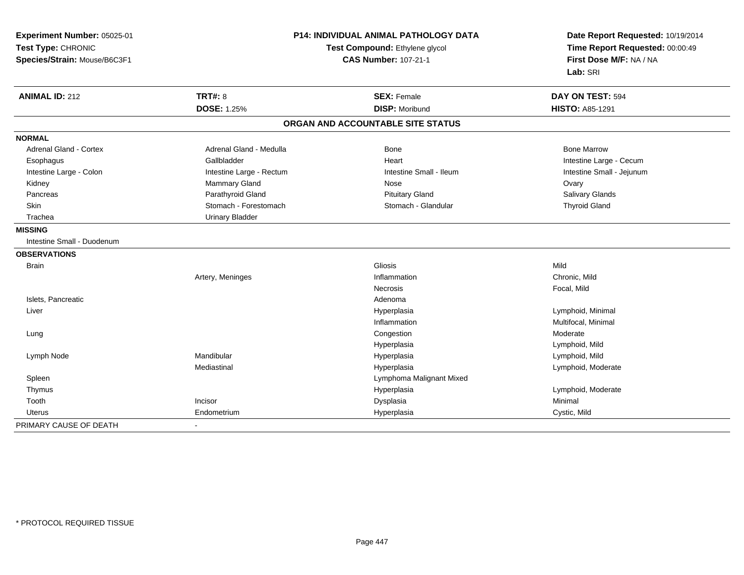**Experiment Number:** 05025-01
**Test Type:** CHRONIC
**Species/Strain:** Mouse/B6C3F1

**P14: INDIVIDUAL ANIMAL PATHOLOGY DATA**
**Test Compound:** Ethylene glycol
**CAS Number:** 107-21-1

**Date Report Requested:** 10/19/2014
**Time Report Requested:** 00:00:49
**First Dose M/F:** NA / NA
**Lab:** SRI

| **ANIMAL ID:** 212 | **TRT#:** 8 | **SEX:** Female | **DAY ON TEST:** 594 |
|---|---|---|---|
| | **DOSE:** 1.25% | **DISP:** Moribund | **HISTO:** A85-1291 |

## ORGAN AND ACCOUNTABLE SITE STATUS

| | | | |
|---|---|---|---|
| **NORMAL** | | | |
| Adrenal Gland - Cortex | Adrenal Gland - Medulla | Bone | Bone Marrow |
| Esophagus | Gallbladder | Heart | Intestine Large - Cecum |
| Intestine Large - Colon | Intestine Large - Rectum | Intestine Small - Ileum | Intestine Small - Jejunum |
| Kidney | Mammary Gland | Nose | Ovary |
| Pancreas | Parathyroid Gland | Pituitary Gland | Salivary Glands |
| Skin | Stomach - Forestomach | Stomach - Glandular | Thyroid Gland |
| Trachea | Urinary Bladder | | |
| **MISSING** | | | |
| Intestine Small - Duodenum | | | |
| **OBSERVATIONS** | | | |
| Brain | | Gliosis | Mild |
| | Artery, Meninges | Inflammation | Chronic, Mild |
| | | Necrosis | Focal, Mild |
| Islets, Pancreatic | | Adenoma | |
| Liver | | Hyperplasia | Lymphoid, Minimal |
| | | Inflammation | Multifocal, Minimal |
| Lung | | Congestion | Moderate |
| | | Hyperplasia | Lymphoid, Mild |
| Lymph Node | Mandibular | Hyperplasia | Lymphoid, Mild |
| | Mediastinal | Hyperplasia | Lymphoid, Moderate |
| Spleen | | Lymphoma Malignant Mixed | |
| Thymus | | Hyperplasia | Lymphoid, Moderate |
| Tooth | Incisor | Dysplasia | Minimal |
| Uterus | Endometrium | Hyperplasia | Cystic, Mild |
| PRIMARY CAUSE OF DEATH | - | | |

* PROTOCOL REQUIRED TISSUE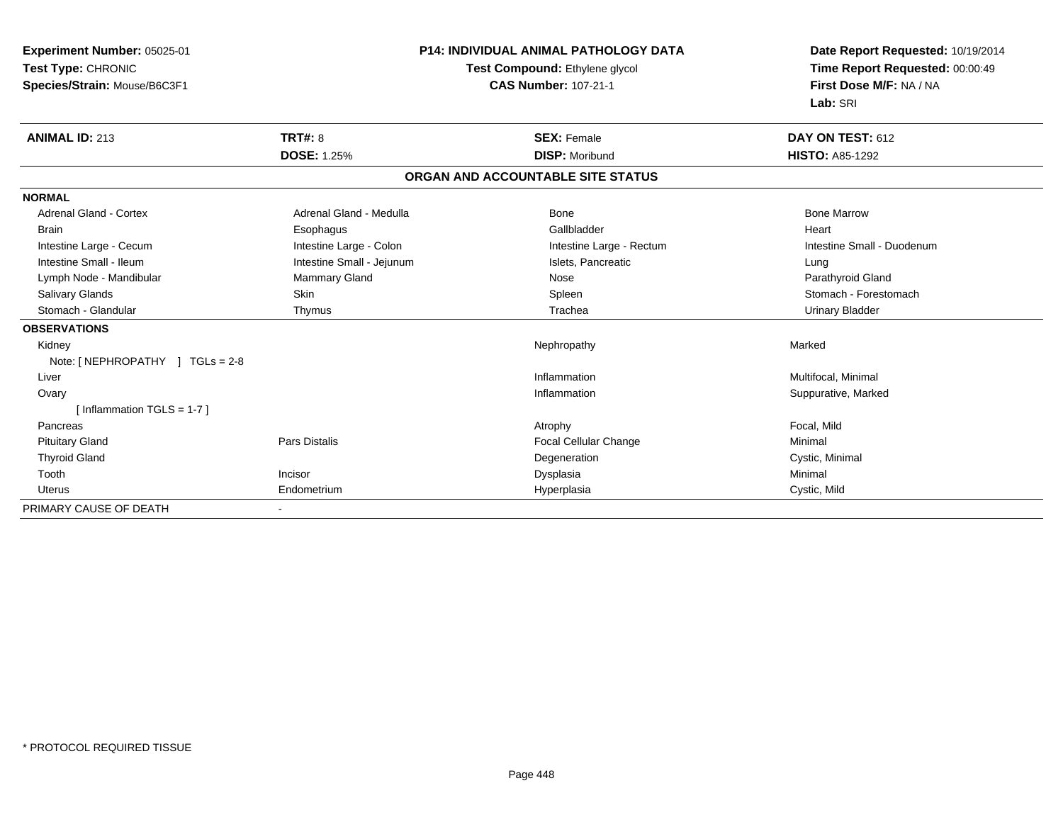**Experiment Number:** 05025-01
**Test Type:** CHRONIC
**Species/Strain:** Mouse/B6C3F1

**P14: INDIVIDUAL ANIMAL PATHOLOGY DATA**
**Test Compound:** Ethylene glycol
**CAS Number:** 107-21-1

**Date Report Requested:** 10/19/2014
**Time Report Requested:** 00:00:49
**First Dose M/F:** NA / NA
**Lab:** SRI

| **ANIMAL ID:** 213 | **TRT#:** 8 | **SEX:** Female | **DAY ON TEST:** 612 |
|---|---|---|---|
| | **DOSE:** 1.25% | **DISP:** Moribund | **HISTO:** A85-1292 |

**ORGAN AND ACCOUNTABLE SITE STATUS**

| | | | |
|---|---|---|---|
| **NORMAL** | | | |
| Adrenal Gland - Cortex | Adrenal Gland - Medulla | Bone | Bone Marrow |
| Brain | Esophagus | Gallbladder | Heart |
| Intestine Large - Cecum | Intestine Large - Colon | Intestine Large - Rectum | Intestine Small - Duodenum |
| Intestine Small - Ileum | Intestine Small - Jejunum | Islets, Pancreatic | Lung |
| Lymph Node - Mandibular | Mammary Gland | Nose | Parathyroid Gland |
| Salivary Glands | Skin | Spleen | Stomach - Forestomach |
| Stomach - Glandular | Thymus | Trachea | Urinary Bladder |
| **OBSERVATIONS** | | | |
| Kidney | | Nephropathy | Marked |
| Note: [ NEPHROPATHY ] TGLs = 2-8 | | | |
| Liver | | Inflammation | Multifocal, Minimal |
| Ovary | | Inflammation | Suppurative, Marked |
| [ Inflammation TGLS = 1-7 ] | | | |
| Pancreas | | Atrophy | Focal, Mild |
| Pituitary Gland | Pars Distalis | Focal Cellular Change | Minimal |
| Thyroid Gland | | Degeneration | Cystic, Minimal |
| Tooth | Incisor | Dysplasia | Minimal |
| Uterus | Endometrium | Hyperplasia | Cystic, Mild |
| PRIMARY CAUSE OF DEATH | - | | |

* PROTOCOL REQUIRED TISSUE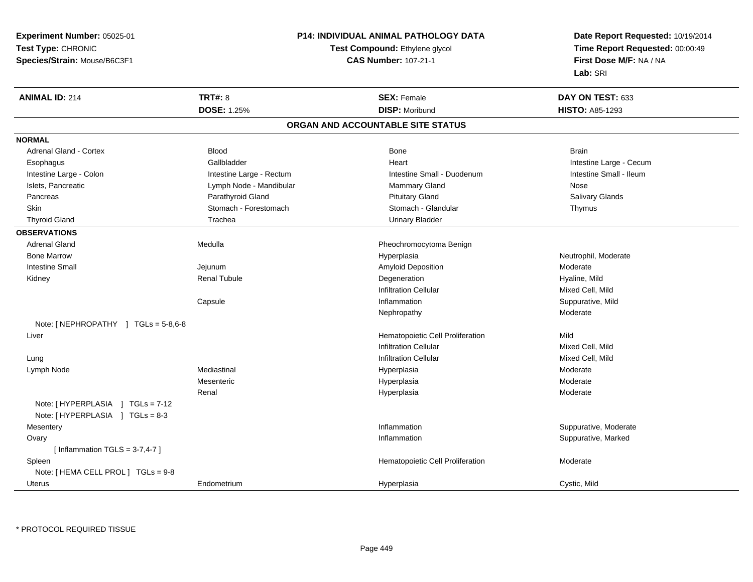**Experiment Number:** 05025-01
**Test Type:** CHRONIC
**Species/Strain:** Mouse/B6C3F1

**P14: INDIVIDUAL ANIMAL PATHOLOGY DATA**
**Test Compound:** Ethylene glycol
**CAS Number:** 107-21-1

**Date Report Requested:** 10/19/2014
**Time Report Requested:** 00:00:49
**First Dose M/F:** NA / NA
**Lab:** SRI

| **ANIMAL ID:** 214 | **TRT#:** 8 | **SEX:** Female | **DAY ON TEST:** 633 |
|---|---|---|---|
| | **DOSE:** 1.25% | **DISP:** Moribund | **HISTO:** A85-1293 |

## ORGAN AND ACCOUNTABLE SITE STATUS

**NORMAL**

| | | | |
|---|---|---|---|
| Adrenal Gland - Cortex | Blood | Bone | Brain |
| Esophagus | Gallbladder | Heart | Intestine Large - Cecum |
| Intestine Large - Colon | Intestine Large - Rectum | Intestine Small - Duodenum | Intestine Small - Ileum |
| Islets, Pancreatic | Lymph Node - Mandibular | Mammary Gland | Nose |
| Pancreas | Parathyroid Gland | Pituitary Gland | Salivary Glands |
| Skin | Stomach - Forestomach | Stomach - Glandular | Thymus |
| Thyroid Gland | Trachea | Urinary Bladder | |

**OBSERVATIONS**

| | | | |
|---|---|---|---|
| Adrenal Gland | Medulla | Pheochromocytoma Benign | |
| Bone Marrow | | Hyperplasia | Neutrophil, Moderate |
| Intestine Small | Jejunum | Amyloid Deposition | Moderate |
| Kidney | Renal Tubule | Degeneration | Hyaline, Mild |
| | | Infiltration Cellular | Mixed Cell, Mild |
| | Capsule | Inflammation | Suppurative, Mild |
| | | Nephropathy | Moderate |
| Note: [ NEPHROPATHY ] TGLs = 5-8,6-8 | | | |
| Liver | | Hematopoietic Cell Proliferation | Mild |
| | | Infiltration Cellular | Mixed Cell, Mild |
| Lung | | Infiltration Cellular | Mixed Cell, Mild |
| Lymph Node | Mediastinal | Hyperplasia | Moderate |
| | Mesenteric | Hyperplasia | Moderate |
| | Renal | Hyperplasia | Moderate |
| Note: [ HYPERPLASIA ] TGLs = 7-12 | | | |
| Note: [ HYPERPLASIA ] TGLs = 8-3 | | | |
| Mesentery | | Inflammation | Suppurative, Moderate |
| Ovary | | Inflammation | Suppurative, Marked |
| [ Inflammation TGLS = 3-7,4-7 ] | | | |
| Spleen | | Hematopoietic Cell Proliferation | Moderate |
| Note: [ HEMA CELL PROL ] TGLs = 9-8 | | | |
| Uterus | Endometrium | Hyperplasia | Cystic, Mild |

* PROTOCOL REQUIRED TISSUE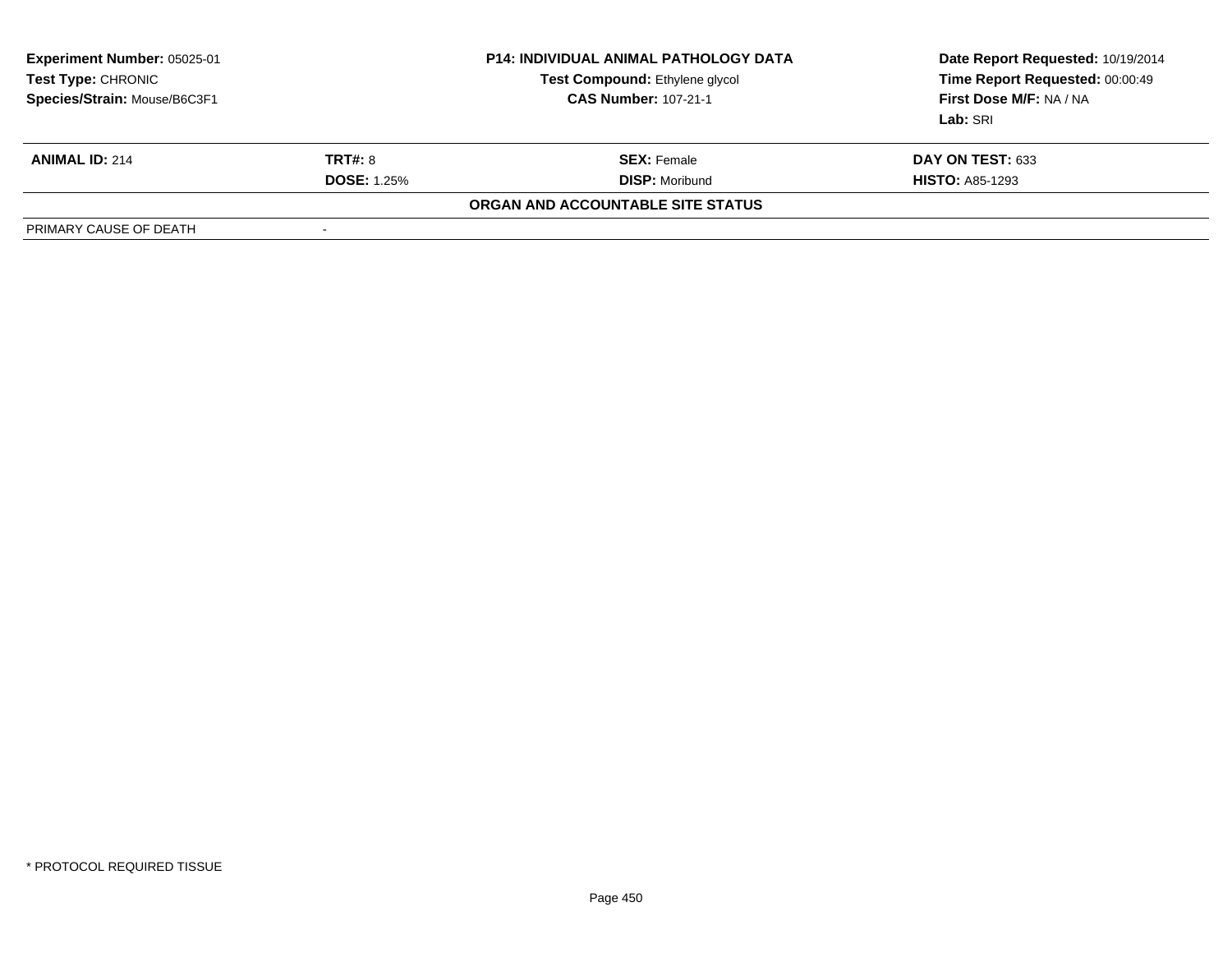| Experiment Number: 05025-01 | P14: INDIVIDUAL ANIMAL PATHOLOGY DATA | Date Report Requested: 10/19/2014 |
|---|---|---|
| Test Type: CHRONIC | Test Compound: Ethylene glycol | Time Report Requested: 00:00:49 |
| Species/Strain: Mouse/B6C3F1 | CAS Number: 107-21-1 | First Dose M/F: NA / NA |
| | | Lab: SRI |

| ANIMAL ID: 214 | TRT#: 8 | SEX: Female | DAY ON TEST: 633 |
|---|---|---|---|
| | DOSE: 1.25% | DISP: Moribund | HISTO: A85-1293 |

**ORGAN AND ACCOUNTABLE SITE STATUS**

| PRIMARY CAUSE OF DEATH | - |
|---|---|

* PROTOCOL REQUIRED TISSUE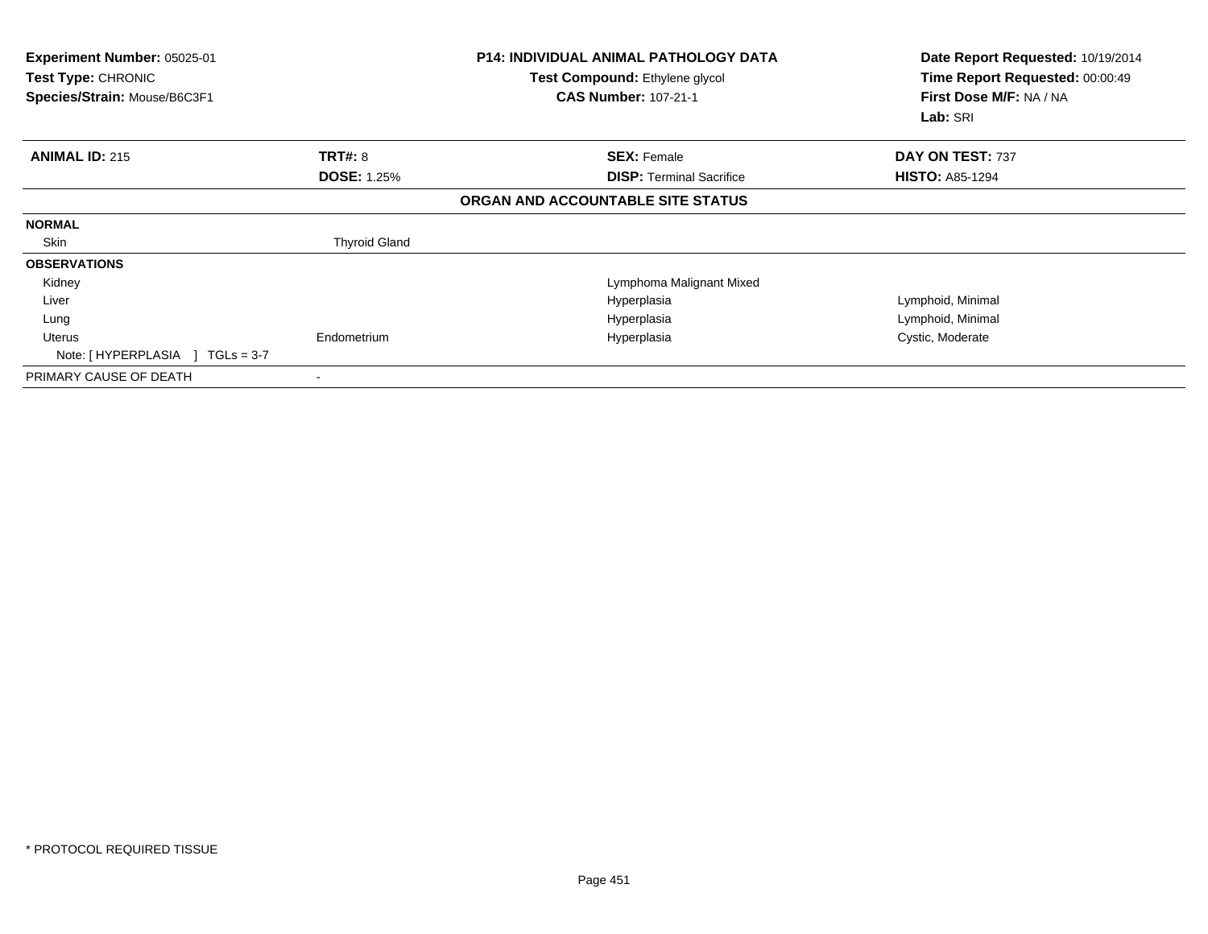**Experiment Number:** 05025-01
**Test Type:** CHRONIC
**Species/Strain:** Mouse/B6C3F1

**P14: INDIVIDUAL ANIMAL PATHOLOGY DATA**
**Test Compound:** Ethylene glycol
**CAS Number:** 107-21-1

**Date Report Requested:** 10/19/2014
**Time Report Requested:** 00:00:49
**First Dose M/F:** NA / NA
**Lab:** SRI

| **ANIMAL ID:** 215 | **TRT#:** 8 | **SEX:** Female | **DAY ON TEST:** 737 |
|---|---|---|---|
| | **DOSE:** 1.25% | **DISP:** Terminal Sacrifice | **HISTO:** A85-1294 |

**ORGAN AND ACCOUNTABLE SITE STATUS**

| | | | |
|---|---|---|---|
| **NORMAL** | | | |
| Skin | Thyroid Gland | | |
| **OBSERVATIONS** | | | |
| Kidney | | Lymphoma Malignant Mixed | |
| Liver | | Hyperplasia | Lymphoid, Minimal |
| Lung | | Hyperplasia | Lymphoid, Minimal |
| Uterus | Endometrium | Hyperplasia | Cystic, Moderate |
| Note: [ HYPERPLASIA ] TGLs = 3-7 | | | |
| PRIMARY CAUSE OF DEATH | - | | |

* PROTOCOL REQUIRED TISSUE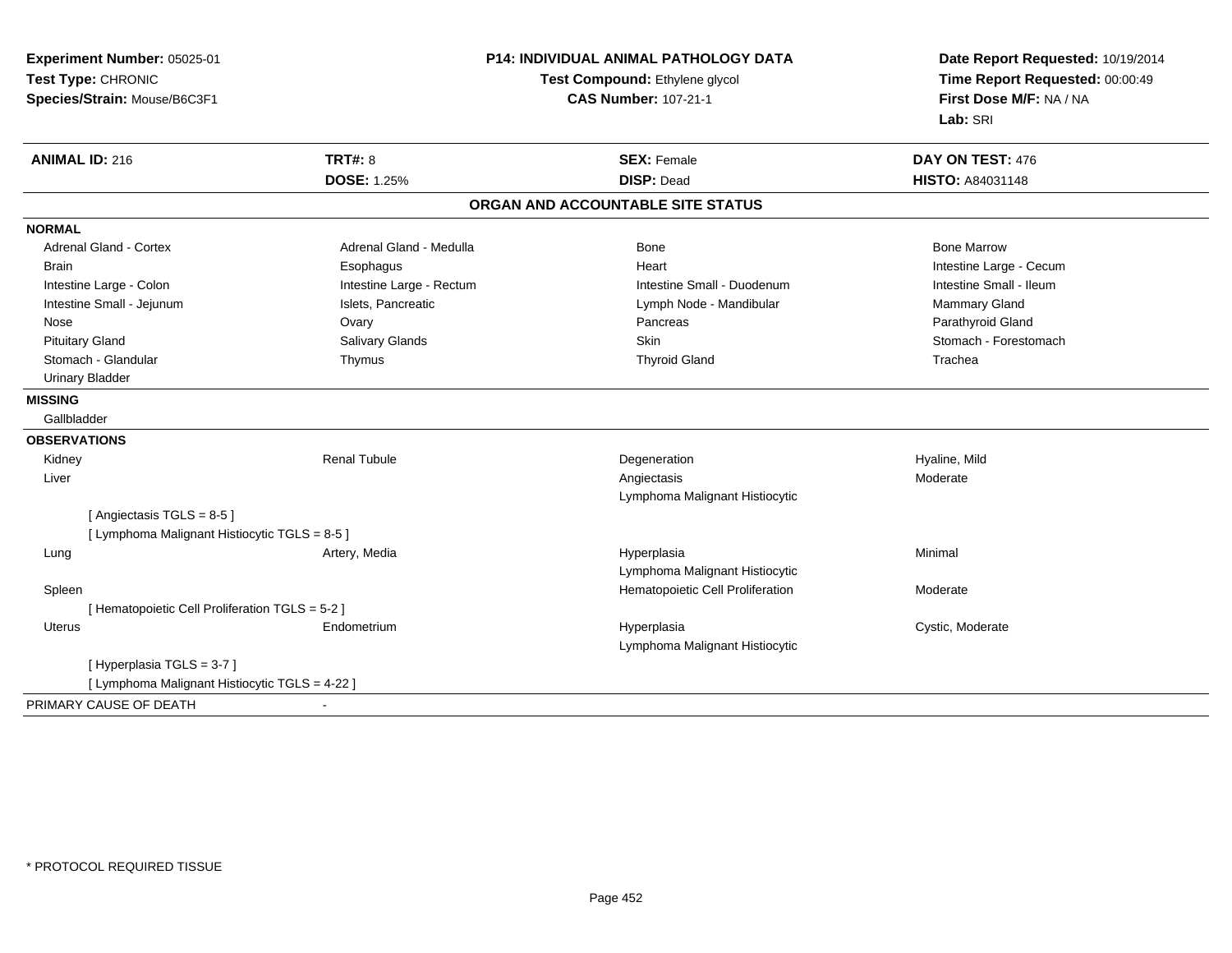**Experiment Number:** 05025-01
**Test Type:** CHRONIC
**Species/Strain:** Mouse/B6C3F1

**P14: INDIVIDUAL ANIMAL PATHOLOGY DATA**
**Test Compound:** Ethylene glycol
**CAS Number:** 107-21-1

**Date Report Requested:** 10/19/2014
**Time Report Requested:** 00:00:49
**First Dose M/F:** NA / NA
**Lab:** SRI

| **ANIMAL ID:** 216 | **TRT#:** 8 | **SEX:** Female | **DAY ON TEST:** 476 |
|---|---|---|---|
| | **DOSE:** 1.25% | **DISP:** Dead | **HISTO:** A84031148 |

## ORGAN AND ACCOUNTABLE SITE STATUS

**NORMAL**

| | | | |
|---|---|---|---|
| Adrenal Gland - Cortex | Adrenal Gland - Medulla | Bone | Bone Marrow |
| Brain | Esophagus | Heart | Intestine Large - Cecum |
| Intestine Large - Colon | Intestine Large - Rectum | Intestine Small - Duodenum | Intestine Small - Ileum |
| Intestine Small - Jejunum | Islets, Pancreatic | Lymph Node - Mandibular | Mammary Gland |
| Nose | Ovary | Pancreas | Parathyroid Gland |
| Pituitary Gland | Salivary Glands | Skin | Stomach - Forestomach |
| Stomach - Glandular | Thymus | Thyroid Gland | Trachea |
| Urinary Bladder | | | |

**MISSING**

Gallbladder

**OBSERVATIONS**

| | | | |
|---|---|---|---|
| Kidney | Renal Tubule | Degeneration | Hyaline, Mild |
| Liver | | Angiectasis | Moderate |
| | | Lymphoma Malignant Histiocytic | |
| [ Angiectasis TGLS = 8-5 ] | | | |
| [ Lymphoma Malignant Histiocytic TGLS = 8-5 ] | | | |
| Lung | Artery, Media | Hyperplasia | Minimal |
| | | Lymphoma Malignant Histiocytic | |
| Spleen | | Hematopoietic Cell Proliferation | Moderate |
| [ Hematopoietic Cell Proliferation TGLS = 5-2 ] | | | |
| Uterus | Endometrium | Hyperplasia | Cystic, Moderate |
| | | Lymphoma Malignant Histiocytic | |
| [ Hyperplasia TGLS = 3-7 ] | | | |
| [ Lymphoma Malignant Histiocytic TGLS = 4-22 ] | | | |

PRIMARY CAUSE OF DEATH -

\* PROTOCOL REQUIRED TISSUE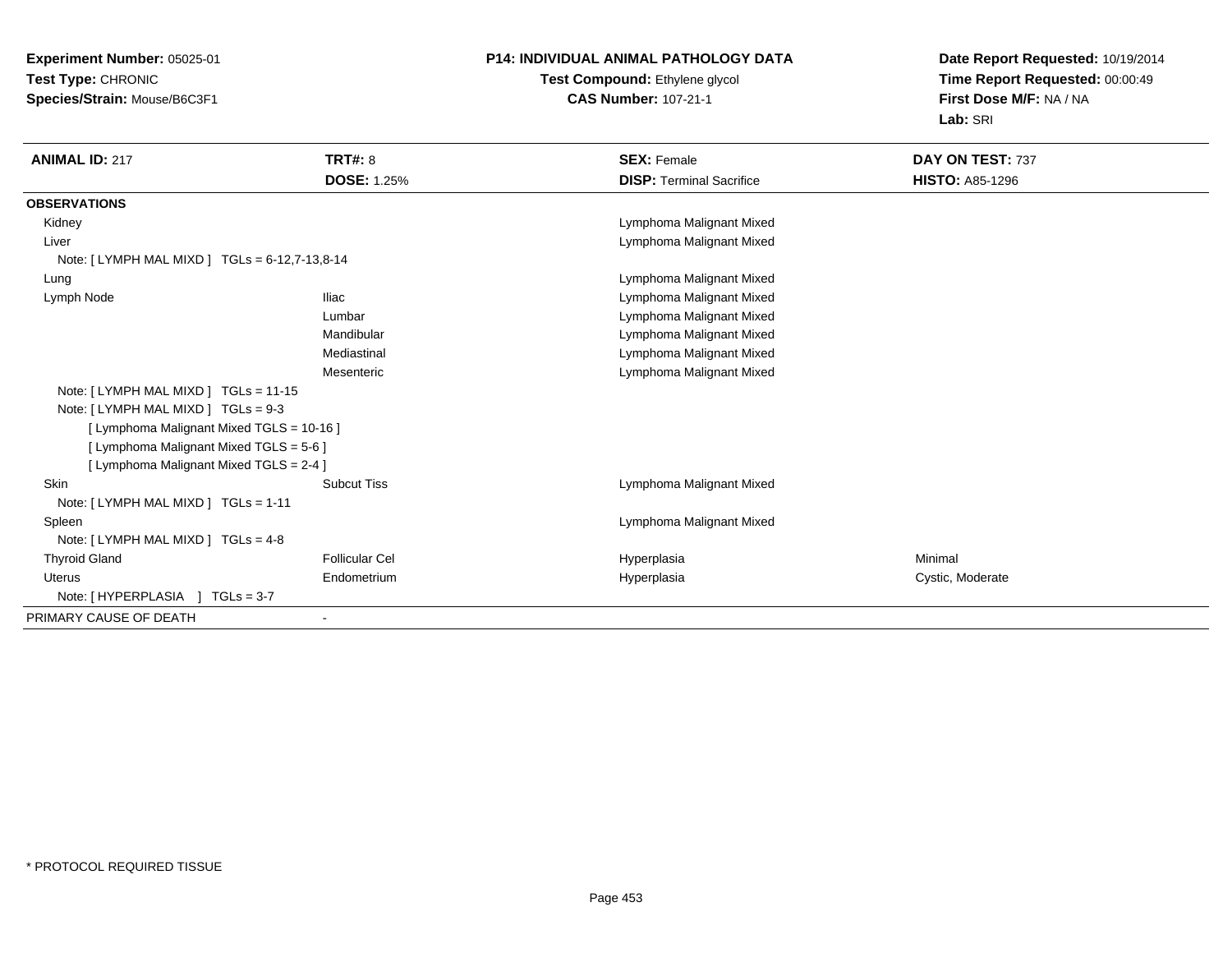**Experiment Number:** 05025-01
**Test Type:** CHRONIC
**Species/Strain:** Mouse/B6C3F1

**P14: INDIVIDUAL ANIMAL PATHOLOGY DATA**
**Test Compound:** Ethylene glycol
**CAS Number:** 107-21-1

**Date Report Requested:** 10/19/2014
**Time Report Requested:** 00:00:49
**First Dose M/F:** NA / NA
**Lab:** SRI

| **ANIMAL ID:** 217 | **TRT#:** 8 | **SEX:** Female | **DAY ON TEST:** 737 |
|---|---|---|---|
| | **DOSE:** 1.25% | **DISP:** Terminal Sacrifice | **HISTO:** A85-1296 |
| **OBSERVATIONS** | | | |
| Kidney | | Lymphoma Malignant Mixed | |
| Liver | | Lymphoma Malignant Mixed | |
| Note: [ LYMPH MAL MIXD ] TGLs = 6-12,7-13,8-14 | | | |
| Lung | | Lymphoma Malignant Mixed | |
| Lymph Node | Iliac | Lymphoma Malignant Mixed | |
| | Lumbar | Lymphoma Malignant Mixed | |
| | Mandibular | Lymphoma Malignant Mixed | |
| | Mediastinal | Lymphoma Malignant Mixed | |
| | Mesenteric | Lymphoma Malignant Mixed | |
| Note: [ LYMPH MAL MIXD ] TGLs = 11-15 | | | |
| Note: [ LYMPH MAL MIXD ] TGLs = 9-3 | | | |
| [ Lymphoma Malignant Mixed TGLS = 10-16 ] | | | |
| [ Lymphoma Malignant Mixed TGLS = 5-6 ] | | | |
| [ Lymphoma Malignant Mixed TGLS = 2-4 ] | | | |
| Skin | Subcut Tiss | Lymphoma Malignant Mixed | |
| Note: [ LYMPH MAL MIXD ] TGLs = 1-11 | | | |
| Spleen | | Lymphoma Malignant Mixed | |
| Note: [ LYMPH MAL MIXD ] TGLs = 4-8 | | | |
| Thyroid Gland | Follicular Cel | Hyperplasia | Minimal |
| Uterus | Endometrium | Hyperplasia | Cystic, Moderate |
| Note: [ HYPERPLASIA ] TGLs = 3-7 | | | |
| PRIMARY CAUSE OF DEATH | - | | |

\* PROTOCOL REQUIRED TISSUE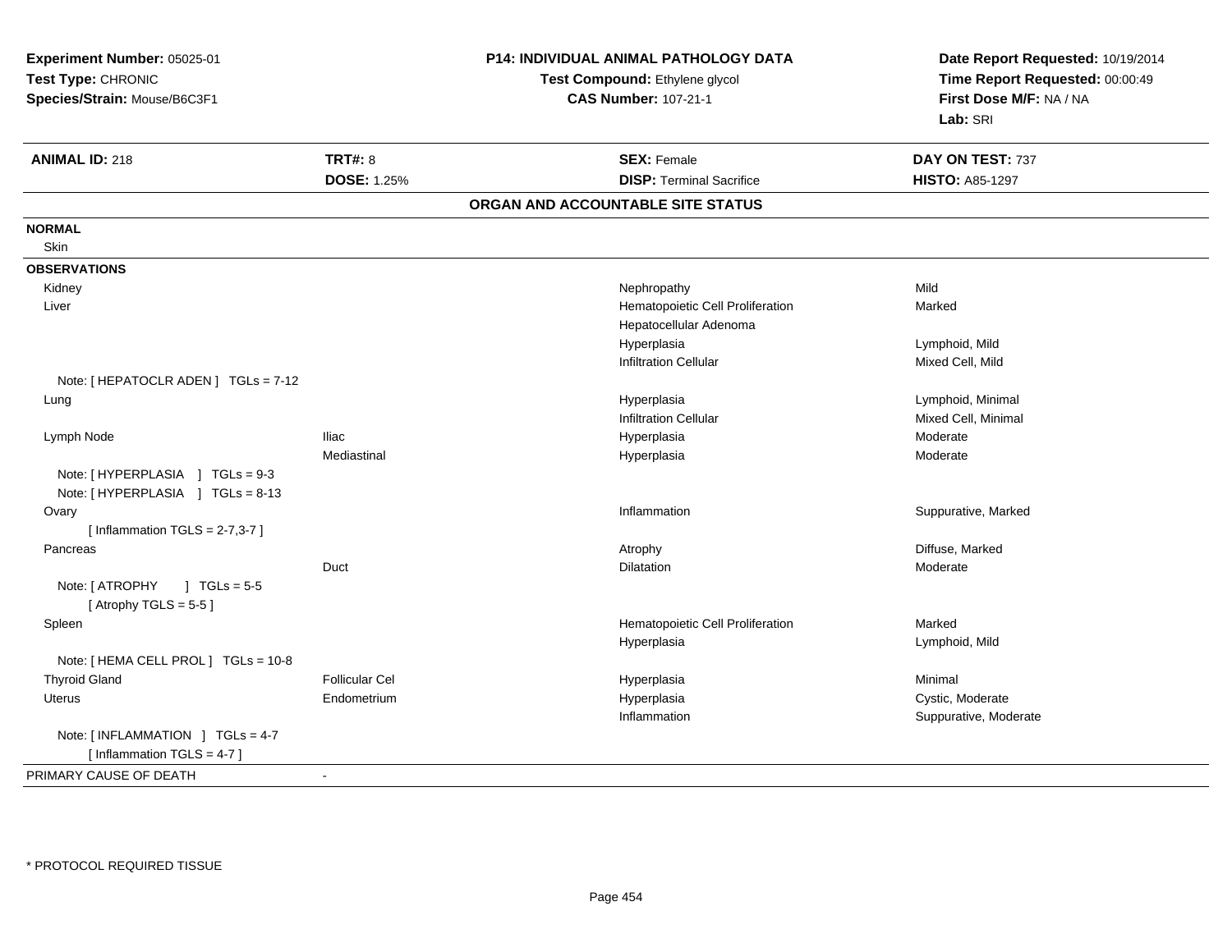**Experiment Number:** 05025-01
**Test Type:** CHRONIC
**Species/Strain:** Mouse/B6C3F1

**P14: INDIVIDUAL ANIMAL PATHOLOGY DATA**
**Test Compound:** Ethylene glycol
**CAS Number:** 107-21-1

**Date Report Requested:** 10/19/2014
**Time Report Requested:** 00:00:49
**First Dose M/F:** NA / NA
**Lab:** SRI

| **ANIMAL ID:** 218 | **TRT#:** 8 | **SEX:** Female | **DAY ON TEST:** 737 |
|---|---|---|---|
| | **DOSE:** 1.25% | **DISP:** Terminal Sacrifice | **HISTO:** A85-1297 |

## ORGAN AND ACCOUNTABLE SITE STATUS

**NORMAL**

Skin

**OBSERVATIONS**

| Organ | Site | Observation | Qualifier |
|---|---|---|---|
| Kidney | | Nephropathy | Mild |
| Liver | | Hematopoietic Cell Proliferation | Marked |
| | | Hepatocellular Adenoma | |
| | | Hyperplasia | Lymphoid, Mild |
| | | Infiltration Cellular | Mixed Cell, Mild |
| Note: [ HEPATOCLR ADEN ] TGLs = 7-12 | | | |
| Lung | | Hyperplasia | Lymphoid, Minimal |
| | | Infiltration Cellular | Mixed Cell, Minimal |
| Lymph Node | Iliac | Hyperplasia | Moderate |
| | Mediastinal | Hyperplasia | Moderate |
| Note: [ HYPERPLASIA ] TGLs = 9-3 | | | |
| Note: [ HYPERPLASIA ] TGLs = 8-13 | | | |
| Ovary | | Inflammation | Suppurative, Marked |
| [ Inflammation TGLS = 2-7,3-7 ] | | | |
| Pancreas | | Atrophy | Diffuse, Marked |
| | Duct | Dilatation | Moderate |
| Note: [ ATROPHY ] TGLs = 5-5 | | | |
| [ Atrophy TGLS = 5-5 ] | | | |
| Spleen | | Hematopoietic Cell Proliferation | Marked |
| | | Hyperplasia | Lymphoid, Mild |
| Note: [ HEMA CELL PROL ] TGLs = 10-8 | | | |
| Thyroid Gland | Follicular Cel | Hyperplasia | Minimal |
| Uterus | Endometrium | Hyperplasia | Cystic, Moderate |
| | | Inflammation | Suppurative, Moderate |
| Note: [ INFLAMMATION ] TGLs = 4-7 | | | |
| [ Inflammation TGLS = 4-7 ] | | | |

PRIMARY CAUSE OF DEATH -

* PROTOCOL REQUIRED TISSUE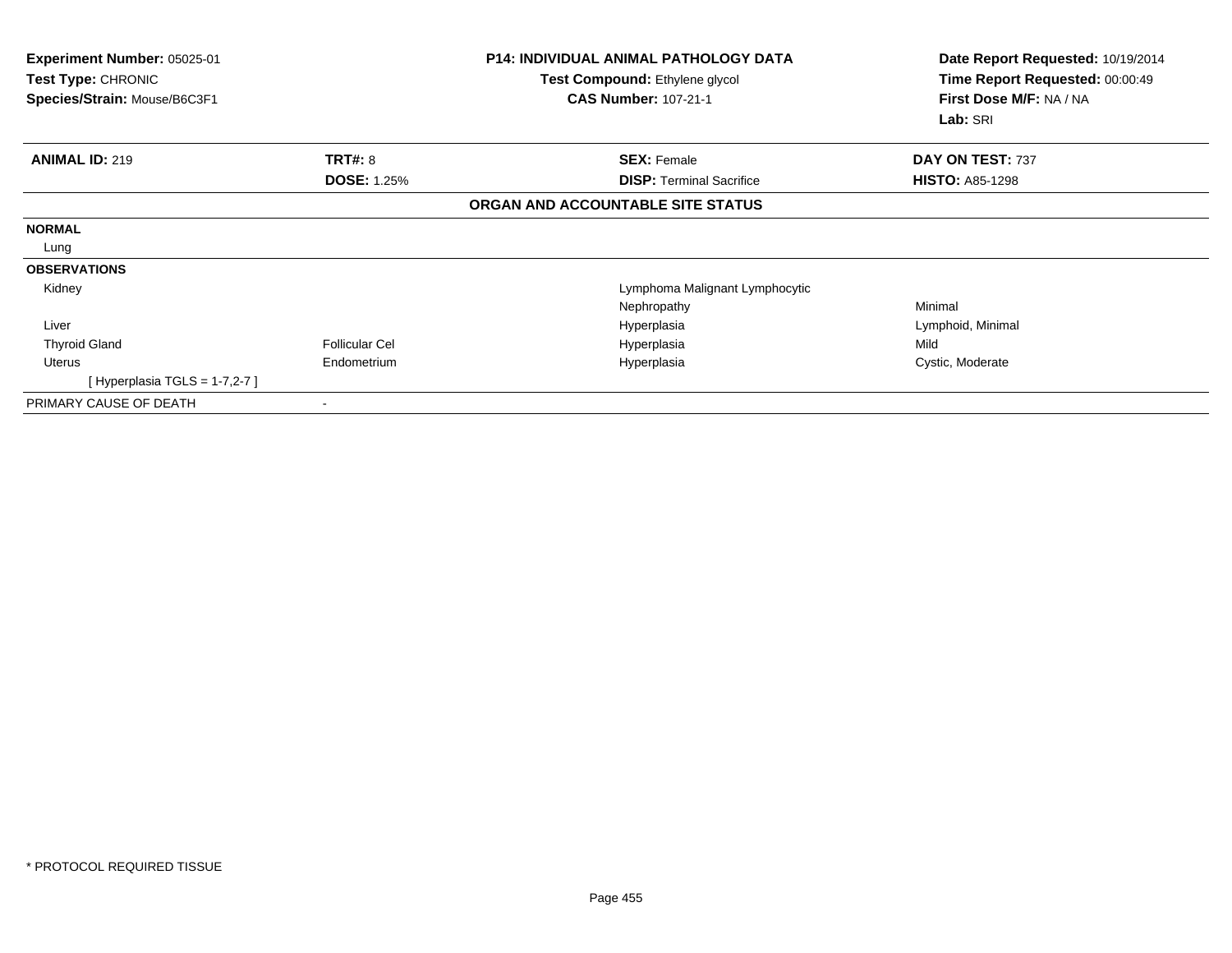**Experiment Number:** 05025-01
**Test Type:** CHRONIC
**Species/Strain:** Mouse/B6C3F1

**P14: INDIVIDUAL ANIMAL PATHOLOGY DATA**
**Test Compound:** Ethylene glycol
**CAS Number:** 107-21-1

**Date Report Requested:** 10/19/2014
**Time Report Requested:** 00:00:49
**First Dose M/F:** NA / NA
**Lab:** SRI

| **ANIMAL ID:** 219 | **TRT#:** 8 | **SEX:** Female | **DAY ON TEST:** 737 |
|---|---|---|---|
| | **DOSE:** 1.25% | **DISP:** Terminal Sacrifice | **HISTO:** A85-1298 |

**ORGAN AND ACCOUNTABLE SITE STATUS**

| | | | |
|---|---|---|---|
| **NORMAL** | | | |
| Lung | | | |
| **OBSERVATIONS** | | | |
| Kidney | | Lymphoma Malignant Lymphocytic | |
| | | Nephropathy | Minimal |
| Liver | | Hyperplasia | Lymphoid, Minimal |
| Thyroid Gland | Follicular Cel | Hyperplasia | Mild |
| Uterus | Endometrium | Hyperplasia | Cystic, Moderate |
| [ Hyperplasia TGLS = 1-7,2-7 ] | | | |
| PRIMARY CAUSE OF DEATH | - | | |

\* PROTOCOL REQUIRED TISSUE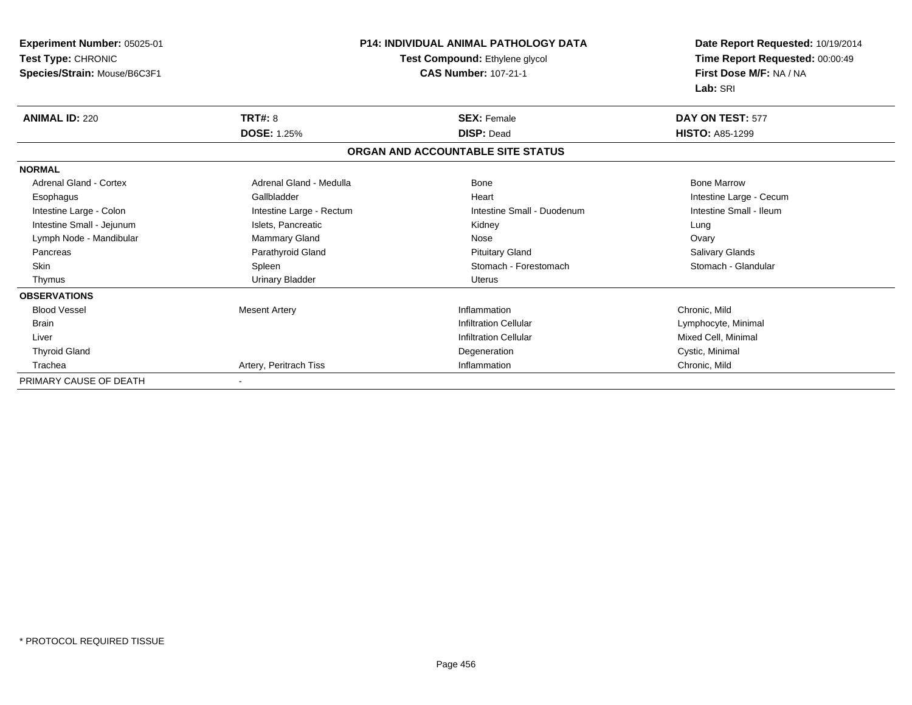**Experiment Number:** 05025-01
**Test Type:** CHRONIC
**Species/Strain:** Mouse/B6C3F1

**P14: INDIVIDUAL ANIMAL PATHOLOGY DATA**
**Test Compound:** Ethylene glycol
**CAS Number:** 107-21-1

**Date Report Requested:** 10/19/2014
**Time Report Requested:** 00:00:49
**First Dose M/F:** NA / NA
**Lab:** SRI

| **ANIMAL ID:** 220 | **TRT#:** 8 | **SEX:** Female | **DAY ON TEST:** 577 |
|---|---|---|---|
| | **DOSE:** 1.25% | **DISP:** Dead | **HISTO:** A85-1299 |

**ORGAN AND ACCOUNTABLE SITE STATUS**

| | | | |
|---|---|---|---|
| **NORMAL** | | | |
| Adrenal Gland - Cortex | Adrenal Gland - Medulla | Bone | Bone Marrow |
| Esophagus | Gallbladder | Heart | Intestine Large - Cecum |
| Intestine Large - Colon | Intestine Large - Rectum | Intestine Small - Duodenum | Intestine Small - Ileum |
| Intestine Small - Jejunum | Islets, Pancreatic | Kidney | Lung |
| Lymph Node - Mandibular | Mammary Gland | Nose | Ovary |
| Pancreas | Parathyroid Gland | Pituitary Gland | Salivary Glands |
| Skin | Spleen | Stomach - Forestomach | Stomach - Glandular |
| Thymus | Urinary Bladder | Uterus | |
| **OBSERVATIONS** | | | |
| Blood Vessel | Mesent Artery | Inflammation | Chronic, Mild |
| Brain | | Infiltration Cellular | Lymphocyte, Minimal |
| Liver | | Infiltration Cellular | Mixed Cell, Minimal |
| Thyroid Gland | | Degeneration | Cystic, Minimal |
| Trachea | Artery, Peritrach Tiss | Inflammation | Chronic, Mild |
| PRIMARY CAUSE OF DEATH | - | | |

* PROTOCOL REQUIRED TISSUE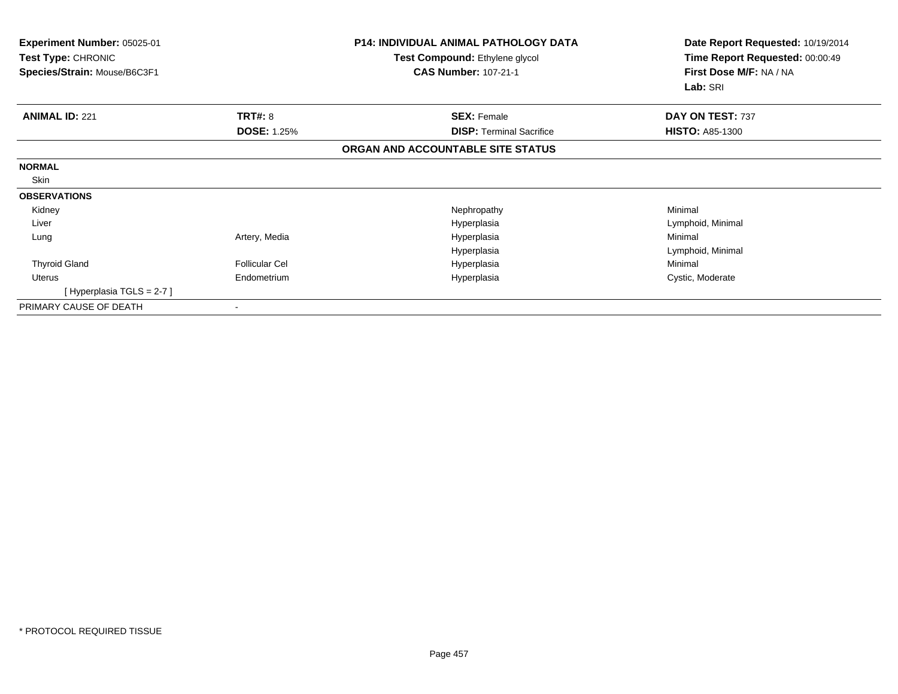**Experiment Number:** 05025-01
**Test Type:** CHRONIC
**Species/Strain:** Mouse/B6C3F1

**P14: INDIVIDUAL ANIMAL PATHOLOGY DATA**
**Test Compound:** Ethylene glycol
**CAS Number:** 107-21-1

**Date Report Requested:** 10/19/2014
**Time Report Requested:** 00:00:49
**First Dose M/F:** NA / NA
**Lab:** SRI

| **ANIMAL ID:** 221 | **TRT#:** 8 | **SEX:** Female | **DAY ON TEST:** 737 |
|---|---|---|---|
| | **DOSE:** 1.25% | **DISP:** Terminal Sacrifice | **HISTO:** A85-1300 |

**ORGAN AND ACCOUNTABLE SITE STATUS**

| | | | |
|---|---|---|---|
| **NORMAL** | | | |
| Skin | | | |
| **OBSERVATIONS** | | | |
| Kidney | | Nephropathy | Minimal |
| Liver | | Hyperplasia | Lymphoid, Minimal |
| Lung | Artery, Media | Hyperplasia | Minimal |
| | | Hyperplasia | Lymphoid, Minimal |
| Thyroid Gland | Follicular Cel | Hyperplasia | Minimal |
| Uterus | Endometrium | Hyperplasia | Cystic, Moderate |
| [ Hyperplasia TGLS = 2-7 ] | | | |
| PRIMARY CAUSE OF DEATH | - | | |

* PROTOCOL REQUIRED TISSUE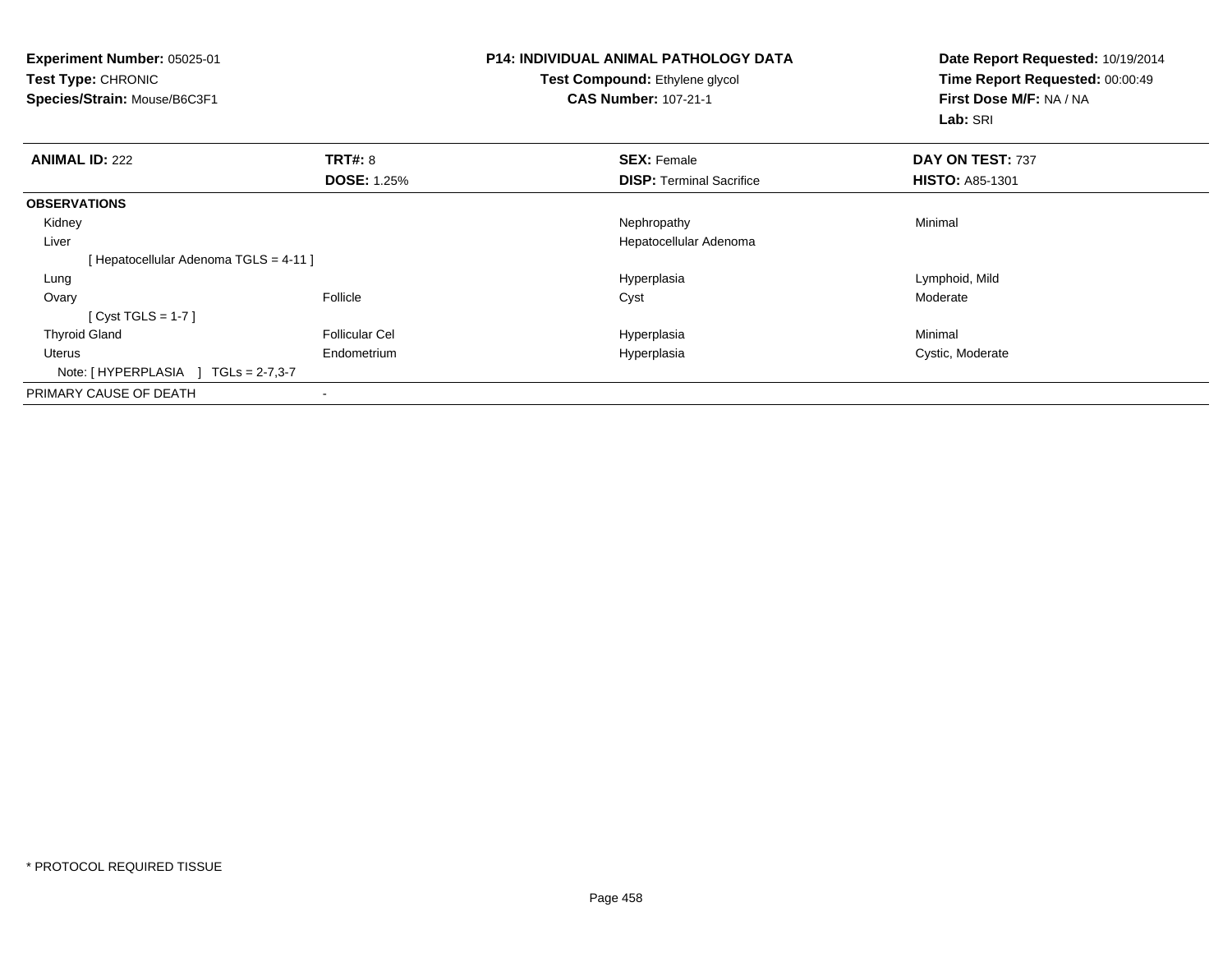**Experiment Number:** 05025-01
**Test Type:** CHRONIC
**Species/Strain:** Mouse/B6C3F1

**P14: INDIVIDUAL ANIMAL PATHOLOGY DATA**
**Test Compound:** Ethylene glycol
**CAS Number:** 107-21-1

**Date Report Requested:** 10/19/2014
**Time Report Requested:** 00:00:49
**First Dose M/F:** NA / NA
**Lab:** SRI

| **ANIMAL ID:** 222 | **TRT#:** 8 | **SEX:** Female | **DAY ON TEST:** 737 |
|---|---|---|---|
| | **DOSE:** 1.25% | **DISP:** Terminal Sacrifice | **HISTO:** A85-1301 |
| **OBSERVATIONS** | | | |
| Kidney | | Nephropathy | Minimal |
| Liver | | Hepatocellular Adenoma | |
| [ Hepatocellular Adenoma TGLS = 4-11 ] | | | |
| Lung | | Hyperplasia | Lymphoid, Mild |
| Ovary | Follicle | Cyst | Moderate |
| [ Cyst TGLS = 1-7 ] | | | |
| Thyroid Gland | Follicular Cel | Hyperplasia | Minimal |
| Uterus | Endometrium | Hyperplasia | Cystic, Moderate |
| Note: [ HYPERPLASIA ] TGLs = 2-7,3-7 | | | |
| PRIMARY CAUSE OF DEATH | - | | |

* PROTOCOL REQUIRED TISSUE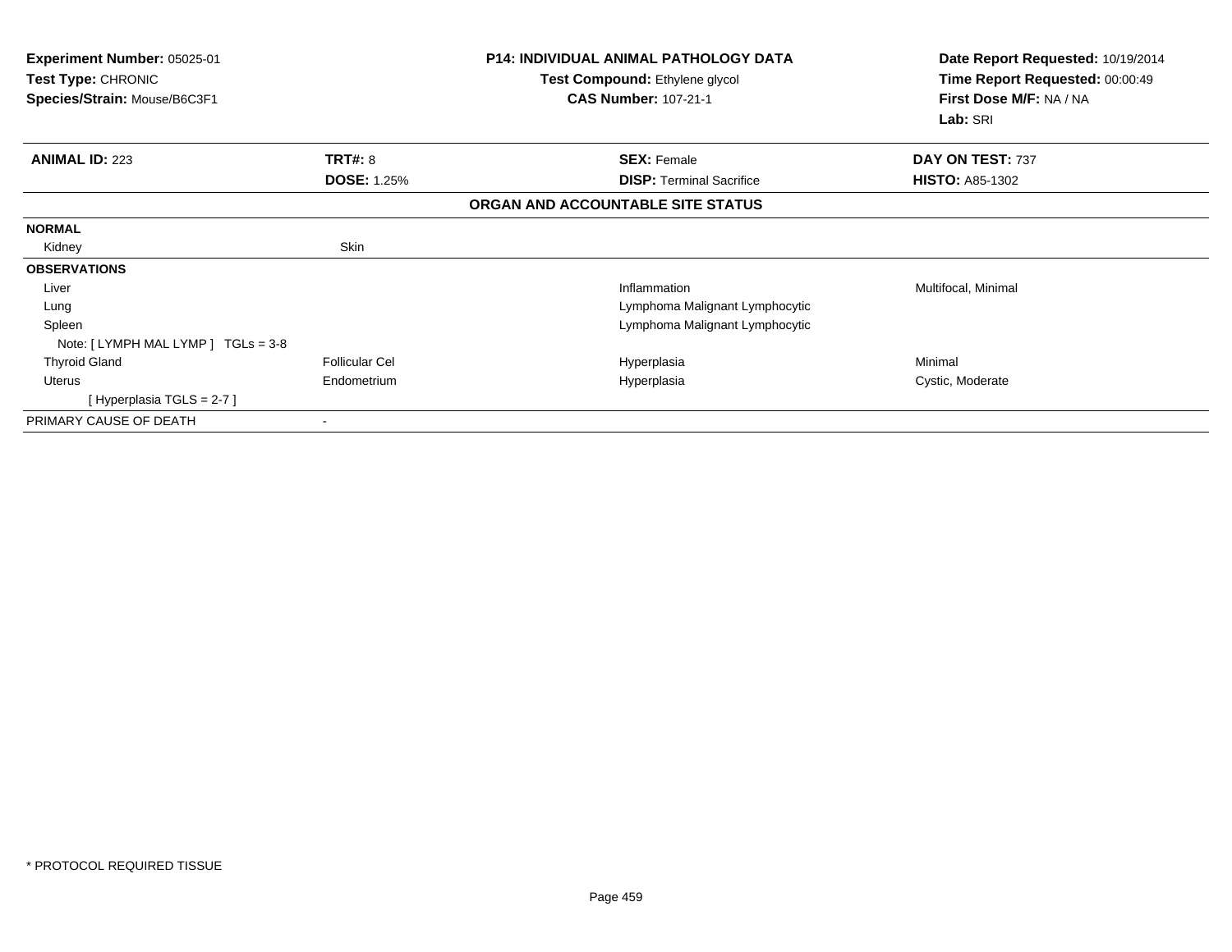**Experiment Number:** 05025-01
**Test Type:** CHRONIC
**Species/Strain:** Mouse/B6C3F1

**P14: INDIVIDUAL ANIMAL PATHOLOGY DATA**
**Test Compound:** Ethylene glycol
**CAS Number:** 107-21-1

**Date Report Requested:** 10/19/2014
**Time Report Requested:** 00:00:49
**First Dose M/F:** NA / NA
**Lab:** SRI

| **ANIMAL ID:** 223 | **TRT#:** 8 | **SEX:** Female | **DAY ON TEST:** 737 |
|---|---|---|---|
| | **DOSE:** 1.25% | **DISP:** Terminal Sacrifice | **HISTO:** A85-1302 |

**ORGAN AND ACCOUNTABLE SITE STATUS**

| | | | |
|---|---|---|---|
| **NORMAL** | | | |
| Kidney | Skin | | |
| **OBSERVATIONS** | | | |
| Liver | | Inflammation | Multifocal, Minimal |
| Lung | | Lymphoma Malignant Lymphocytic | |
| Spleen | | Lymphoma Malignant Lymphocytic | |
| Note: [ LYMPH MAL LYMP ] TGLs = 3-8 | | | |
| Thyroid Gland | Follicular Cel | Hyperplasia | Minimal |
| Uterus | Endometrium | Hyperplasia | Cystic, Moderate |
| [ Hyperplasia TGLS = 2-7 ] | | | |
| PRIMARY CAUSE OF DEATH | - | | |

* PROTOCOL REQUIRED TISSUE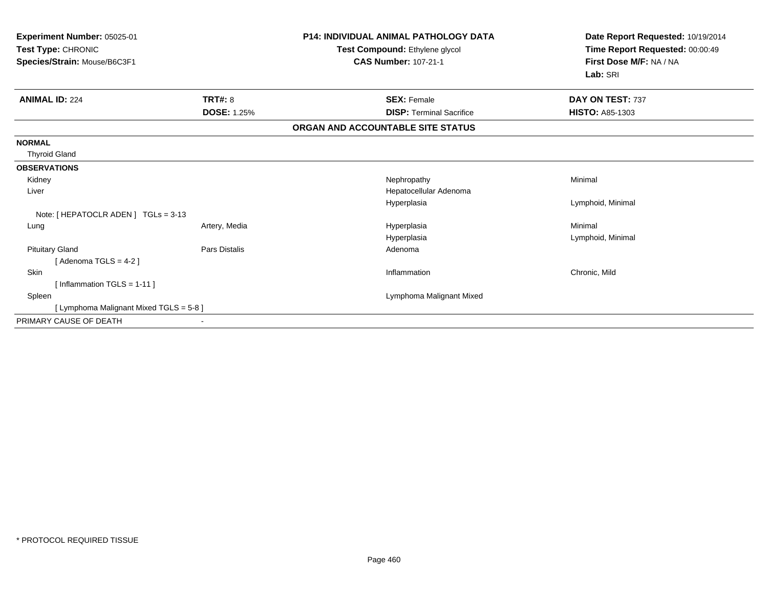**Experiment Number:** 05025-01
**Test Type:** CHRONIC
**Species/Strain:** Mouse/B6C3F1

**P14: INDIVIDUAL ANIMAL PATHOLOGY DATA**
**Test Compound:** Ethylene glycol
**CAS Number:** 107-21-1

**Date Report Requested:** 10/19/2014
**Time Report Requested:** 00:00:49
**First Dose M/F:** NA / NA
**Lab:** SRI

| **ANIMAL ID:** 224 | **TRT#:** 8 | **SEX:** Female | **DAY ON TEST:** 737 |
|---|---|---|---|
| | **DOSE:** 1.25% | **DISP:** Terminal Sacrifice | **HISTO:** A85-1303 |

**ORGAN AND ACCOUNTABLE SITE STATUS**

| | | | |
|---|---|---|---|
| **NORMAL** | | | |
| Thyroid Gland | | | |
| **OBSERVATIONS** | | | |
| Kidney | | Nephropathy | Minimal |
| Liver | | Hepatocellular Adenoma | |
| | | Hyperplasia | Lymphoid, Minimal |
| Note: [ HEPATOCLR ADEN ] TGLs = 3-13 | | | |
| Lung | Artery, Media | Hyperplasia | Minimal |
| | | Hyperplasia | Lymphoid, Minimal |
| Pituitary Gland | Pars Distalis | Adenoma | |
| [ Adenoma TGLS = 4-2 ] | | | |
| Skin | | Inflammation | Chronic, Mild |
| [ Inflammation TGLS = 1-11 ] | | | |
| Spleen | | Lymphoma Malignant Mixed | |
| [ Lymphoma Malignant Mixed TGLS = 5-8 ] | | | |
| PRIMARY CAUSE OF DEATH | - | | |

* PROTOCOL REQUIRED TISSUE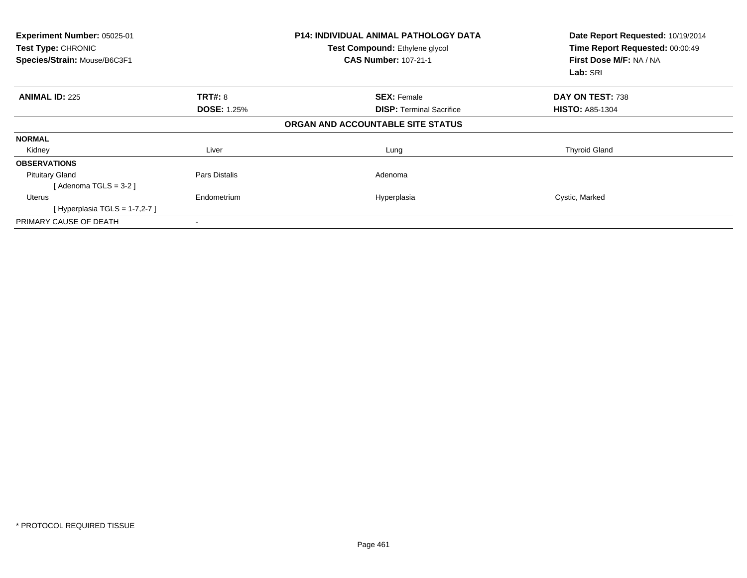**Experiment Number:** 05025-01
**Test Type:** CHRONIC
**Species/Strain:** Mouse/B6C3F1

**P14: INDIVIDUAL ANIMAL PATHOLOGY DATA**
**Test Compound:** Ethylene glycol
**CAS Number:** 107-21-1

**Date Report Requested:** 10/19/2014
**Time Report Requested:** 00:00:49
**First Dose M/F:** NA / NA
**Lab:** SRI

| **ANIMAL ID:** 225 | **TRT#:** 8 | **SEX:** Female | **DAY ON TEST:** 738 |
|---|---|---|---|
| | **DOSE:** 1.25% | **DISP:** Terminal Sacrifice | **HISTO:** A85-1304 |

**ORGAN AND ACCOUNTABLE SITE STATUS**

| | | | |
|---|---|---|---|
| **NORMAL** | | | |
| Kidney | Liver | Lung | Thyroid Gland |
| **OBSERVATIONS** | | | |
| Pituitary Gland | Pars Distalis | Adenoma | |
| [ Adenoma TGLS = 3-2 ] | | | |
| Uterus | Endometrium | Hyperplasia | Cystic, Marked |
| [ Hyperplasia TGLS = 1-7,2-7 ] | | | |
| PRIMARY CAUSE OF DEATH | - | | |

* PROTOCOL REQUIRED TISSUE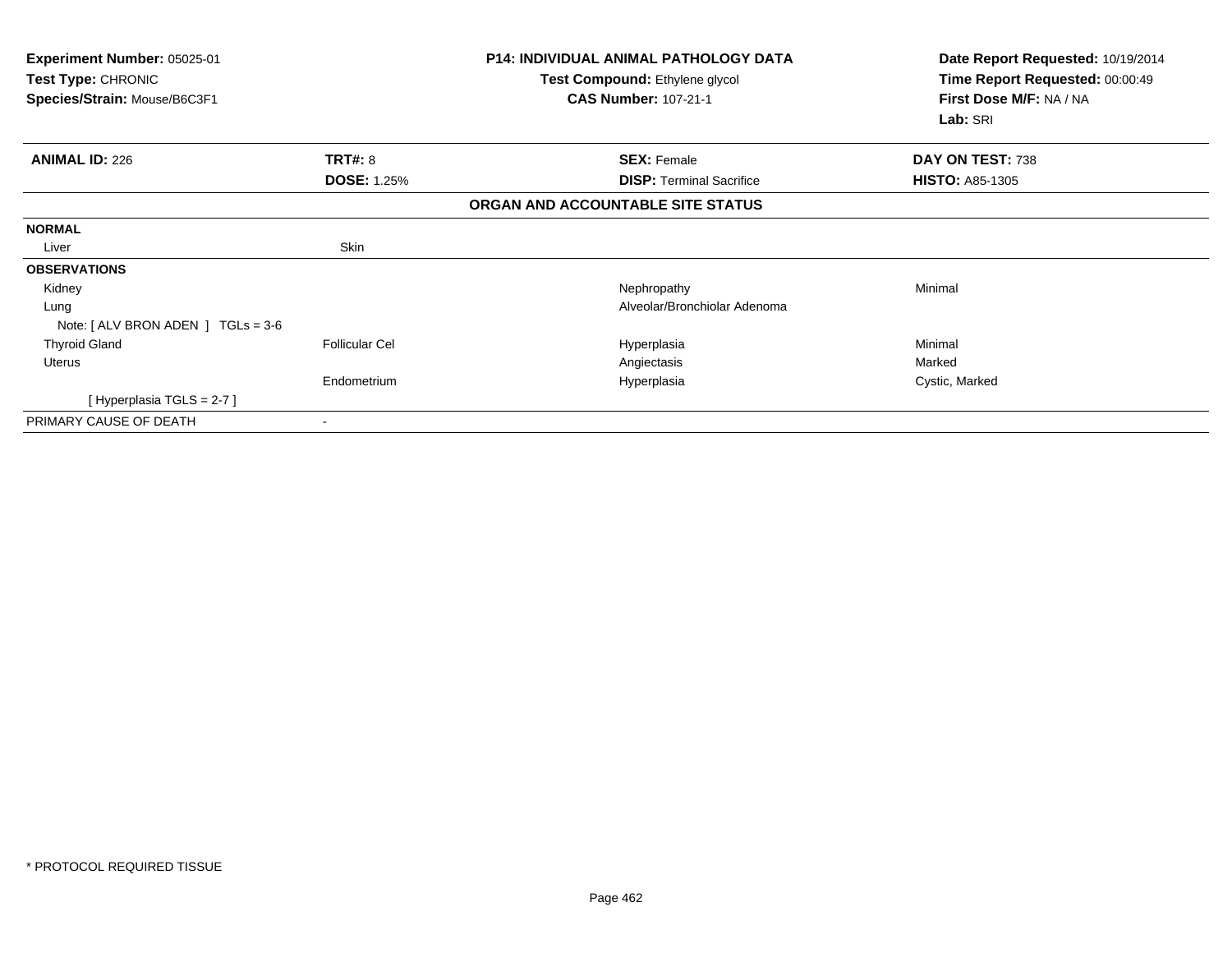**Experiment Number:** 05025-01
**Test Type:** CHRONIC
**Species/Strain:** Mouse/B6C3F1

**P14: INDIVIDUAL ANIMAL PATHOLOGY DATA**
**Test Compound:** Ethylene glycol
**CAS Number:** 107-21-1

**Date Report Requested:** 10/19/2014
**Time Report Requested:** 00:00:49
**First Dose M/F:** NA / NA
**Lab:** SRI

| **ANIMAL ID:** 226 | **TRT#:** 8 | **SEX:** Female | **DAY ON TEST:** 738 |
|---|---|---|---|
| | **DOSE:** 1.25% | **DISP:** Terminal Sacrifice | **HISTO:** A85-1305 |

**ORGAN AND ACCOUNTABLE SITE STATUS**

| | | | |
|---|---|---|---|
| **NORMAL** | | | |
| Liver | Skin | | |
| **OBSERVATIONS** | | | |
| Kidney | | Nephropathy | Minimal |
| Lung | | Alveolar/Bronchiolar Adenoma | |
| Note: [ ALV BRON ADEN ] TGLs = 3-6 | | | |
| Thyroid Gland | Follicular Cel | Hyperplasia | Minimal |
| Uterus | | Angiectasis | Marked |
| | Endometrium | Hyperplasia | Cystic, Marked |
| [ Hyperplasia TGLS = 2-7 ] | | | |
| PRIMARY CAUSE OF DEATH | - | | |

\* PROTOCOL REQUIRED TISSUE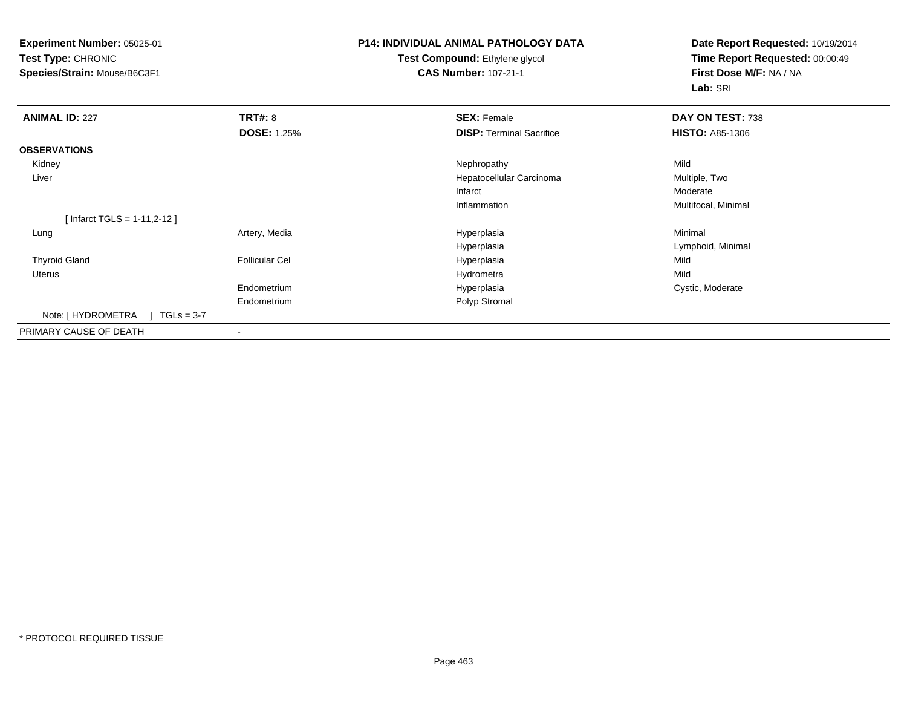**Experiment Number:** 05025-01
**Test Type:** CHRONIC
**Species/Strain:** Mouse/B6C3F1

**P14: INDIVIDUAL ANIMAL PATHOLOGY DATA**
**Test Compound:** Ethylene glycol
**CAS Number:** 107-21-1

**Date Report Requested:** 10/19/2014
**Time Report Requested:** 00:00:49
**First Dose M/F:** NA / NA
**Lab:** SRI

| **ANIMAL ID:** 227 | **TRT#:** 8 | **SEX:** Female | **DAY ON TEST:** 738 |
|---|---|---|---|
| | **DOSE:** 1.25% | **DISP:** Terminal Sacrifice | **HISTO:** A85-1306 |
| **OBSERVATIONS** | | | |
| Kidney | | Nephropathy | Mild |
| Liver | | Hepatocellular Carcinoma | Multiple, Two |
| | | Infarct | Moderate |
| | | Inflammation | Multifocal, Minimal |
| [ Infarct TGLS = 1-11,2-12 ] | | | |
| Lung | Artery, Media | Hyperplasia | Minimal |
| | | Hyperplasia | Lymphoid, Minimal |
| Thyroid Gland | Follicular Cel | Hyperplasia | Mild |
| Uterus | | Hydrometra | Mild |
| | Endometrium | Hyperplasia | Cystic, Moderate |
| | Endometrium | Polyp Stromal | |
| Note: [ HYDROMETRA ] TGLs = 3-7 | | | |
| PRIMARY CAUSE OF DEATH | - | | |

* PROTOCOL REQUIRED TISSUE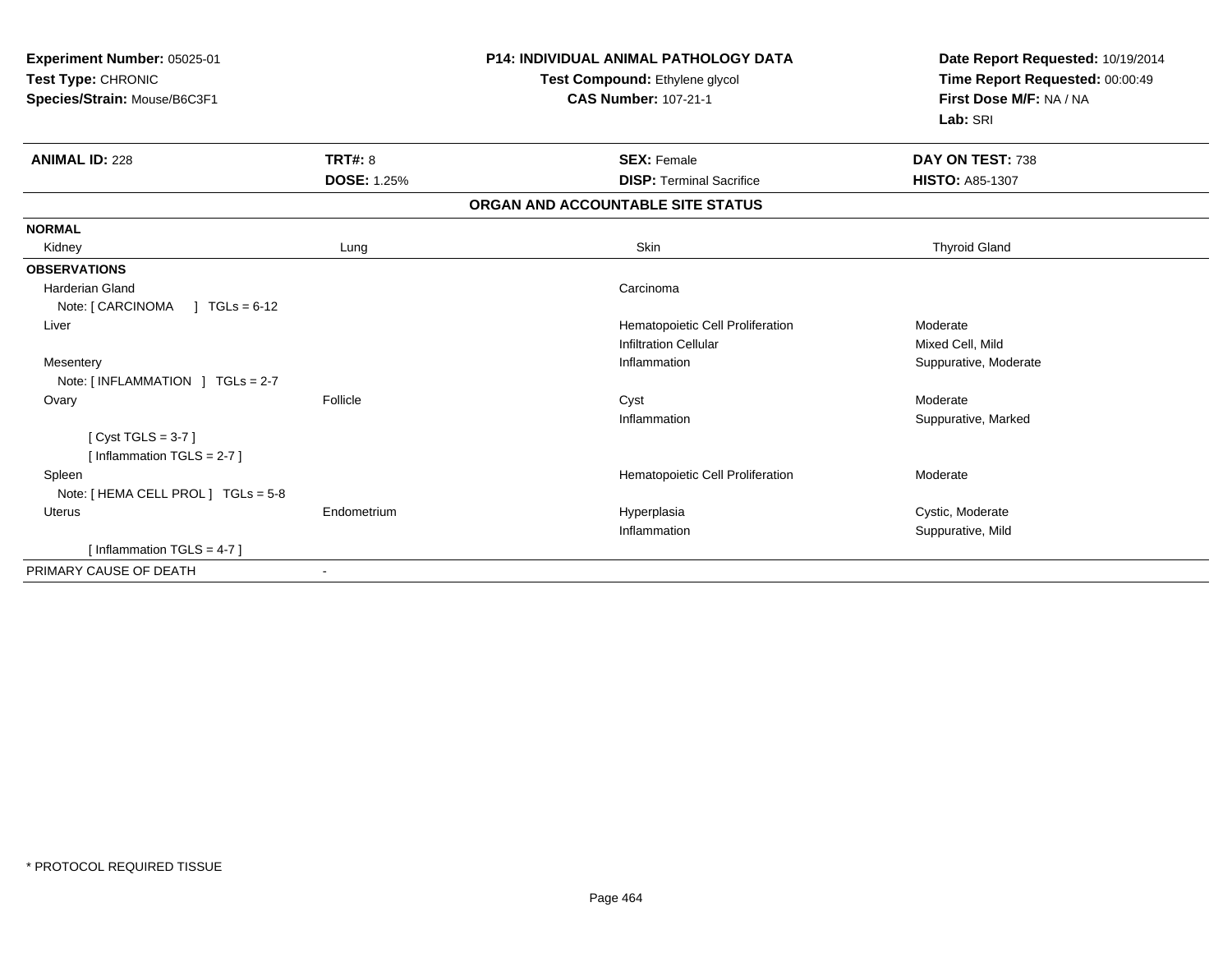**Experiment Number:** 05025-01
**Test Type:** CHRONIC
**Species/Strain:** Mouse/B6C3F1

**P14: INDIVIDUAL ANIMAL PATHOLOGY DATA**
**Test Compound:** Ethylene glycol
**CAS Number:** 107-21-1

**Date Report Requested:** 10/19/2014
**Time Report Requested:** 00:00:49
**First Dose M/F:** NA / NA
**Lab:** SRI

| **ANIMAL ID:** 228 | **TRT#:** 8 | **SEX:** Female | **DAY ON TEST:** 738 |
|---|---|---|---|
| | **DOSE:** 1.25% | **DISP:** Terminal Sacrifice | **HISTO:** A85-1307 |

## ORGAN AND ACCOUNTABLE SITE STATUS

| | | | |
|---|---|---|---|
| **NORMAL** | | | |
| Kidney | Lung | Skin | Thyroid Gland |
| **OBSERVATIONS** | | | |
| Harderian Gland | | Carcinoma | |
| Note: [ CARCINOMA ] TGLs = 6-12 | | | |
| Liver | | Hematopoietic Cell Proliferation | Moderate |
| | | Infiltration Cellular | Mixed Cell, Mild |
| Mesentery | | Inflammation | Suppurative, Moderate |
| Note: [ INFLAMMATION ] TGLs = 2-7 | | | |
| Ovary | Follicle | Cyst | Moderate |
| | | Inflammation | Suppurative, Marked |
| [ Cyst TGLS = 3-7 ] | | | |
| [ Inflammation TGLS = 2-7 ] | | | |
| Spleen | | Hematopoietic Cell Proliferation | Moderate |
| Note: [ HEMA CELL PROL ] TGLs = 5-8 | | | |
| Uterus | Endometrium | Hyperplasia | Cystic, Moderate |
| | | Inflammation | Suppurative, Mild |
| [ Inflammation TGLS = 4-7 ] | | | |
| PRIMARY CAUSE OF DEATH | - | | |

* PROTOCOL REQUIRED TISSUE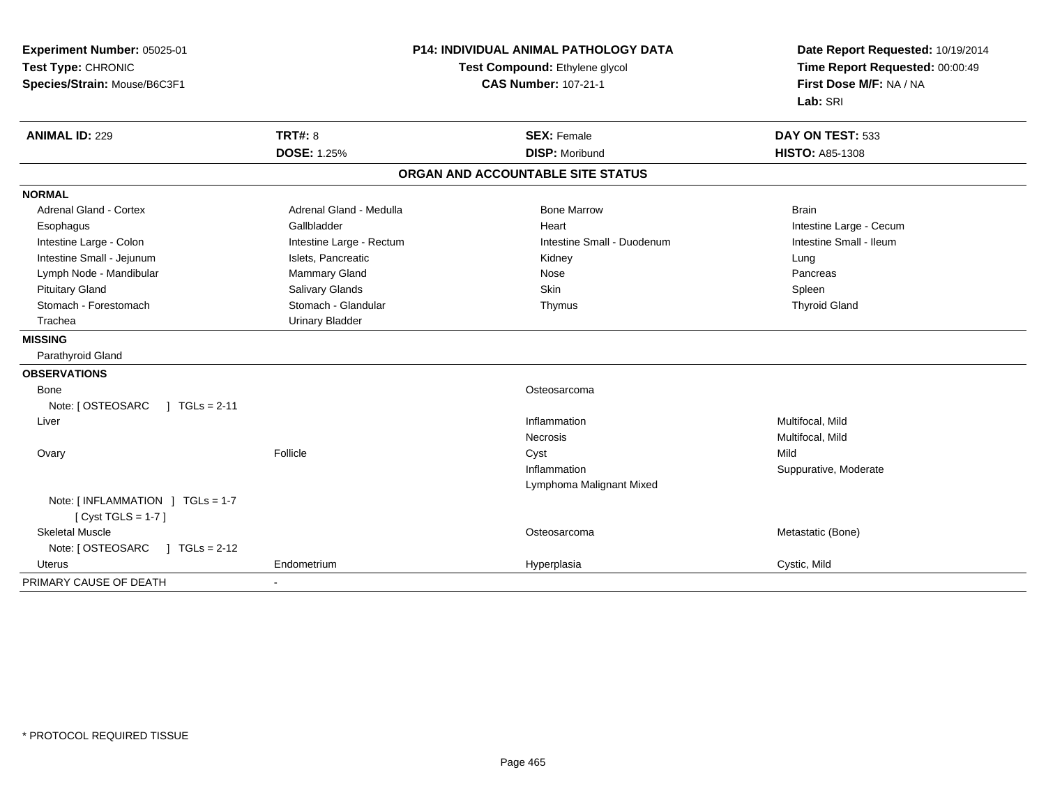**Experiment Number:** 05025-01
**Test Type:** CHRONIC
**Species/Strain:** Mouse/B6C3F1

**P14: INDIVIDUAL ANIMAL PATHOLOGY DATA**
**Test Compound:** Ethylene glycol
**CAS Number:** 107-21-1

**Date Report Requested:** 10/19/2014
**Time Report Requested:** 00:00:49
**First Dose M/F:** NA / NA
**Lab:** SRI

| **ANIMAL ID:** 229 | **TRT#:** 8 | **SEX:** Female | **DAY ON TEST:** 533 |
|---|---|---|---|
| | **DOSE:** 1.25% | **DISP:** Moribund | **HISTO:** A85-1308 |

## ORGAN AND ACCOUNTABLE SITE STATUS

**NORMAL**

| | | | |
|---|---|---|---|
| Adrenal Gland - Cortex | Adrenal Gland - Medulla | Bone Marrow | Brain |
| Esophagus | Gallbladder | Heart | Intestine Large - Cecum |
| Intestine Large - Colon | Intestine Large - Rectum | Intestine Small - Duodenum | Intestine Small - Ileum |
| Intestine Small - Jejunum | Islets, Pancreatic | Kidney | Lung |
| Lymph Node - Mandibular | Mammary Gland | Nose | Pancreas |
| Pituitary Gland | Salivary Glands | Skin | Spleen |
| Stomach - Forestomach | Stomach - Glandular | Thymus | Thyroid Gland |
| Trachea | Urinary Bladder | | |

**MISSING**

Parathyroid Gland

**OBSERVATIONS**

| | | | |
|---|---|---|---|
| Bone | | Osteosarcoma | |
| Note: [ OSTEOSARC ] TGLs = 2-11 | | | |
| Liver | | Inflammation | Multifocal, Mild |
| | | Necrosis | Multifocal, Mild |
| Ovary | Follicle | Cyst | Mild |
| | | Inflammation | Suppurative, Moderate |
| | | Lymphoma Malignant Mixed | |
| Note: [ INFLAMMATION ] TGLs = 1-7 [ Cyst TGLS = 1-7 ] | | | |
| Skeletal Muscle | | Osteosarcoma | Metastatic (Bone) |
| Note: [ OSTEOSARC ] TGLs = 2-12 | | | |
| Uterus | Endometrium | Hyperplasia | Cystic, Mild |

PRIMARY CAUSE OF DEATH -

\* PROTOCOL REQUIRED TISSUE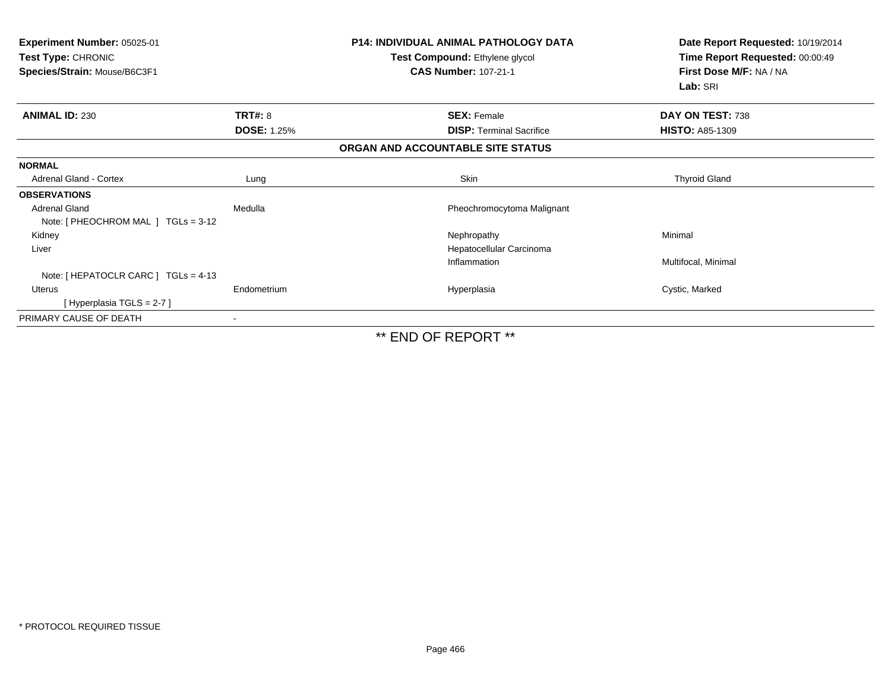**Experiment Number:** 05025-01
**Test Type:** CHRONIC
**Species/Strain:** Mouse/B6C3F1

**P14: INDIVIDUAL ANIMAL PATHOLOGY DATA**
**Test Compound:** Ethylene glycol
**CAS Number:** 107-21-1

**Date Report Requested:** 10/19/2014
**Time Report Requested:** 00:00:49
**First Dose M/F:** NA / NA
**Lab:** SRI

| | | | |
|---|---|---|---|
| **ANIMAL ID:** 230 | **TRT#:** 8 | **SEX:** Female | **DAY ON TEST:** 738 |
| | **DOSE:** 1.25% | **DISP:** Terminal Sacrifice | **HISTO:** A85-1309 |

**ORGAN AND ACCOUNTABLE SITE STATUS**

| | | | |
|---|---|---|---|
| **NORMAL** | | | |
| Adrenal Gland - Cortex | Lung | Skin | Thyroid Gland |
| **OBSERVATIONS** | | | |
| Adrenal Gland | Medulla | Pheochromocytoma Malignant | |
| Note: [ PHEOCHROM MAL ] TGLs = 3-12 | | | |
| Kidney | | Nephropathy | Minimal |
| Liver | | Hepatocellular Carcinoma | |
| | | Inflammation | Multifocal, Minimal |
| Note: [ HEPATOCLR CARC ] TGLs = 4-13 | | | |
| Uterus | Endometrium | Hyperplasia | Cystic, Marked |
| [ Hyperplasia TGLS = 2-7 ] | | | |
| PRIMARY CAUSE OF DEATH | - | | |

** END OF REPORT **

* PROTOCOL REQUIRED TISSUE